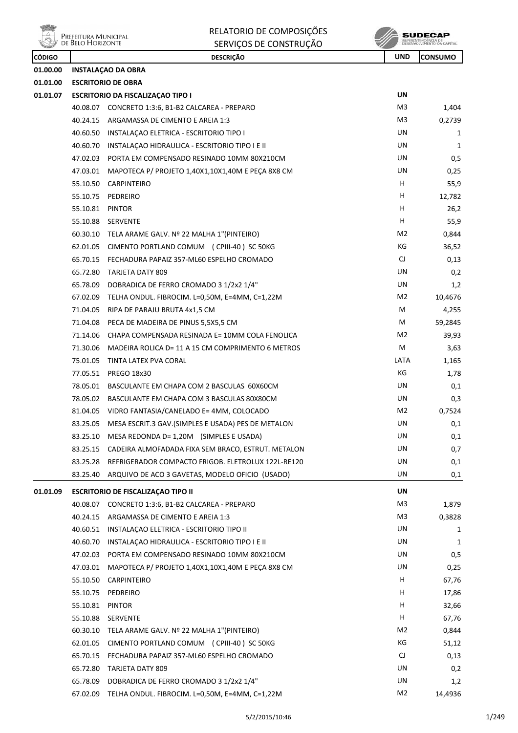# RELATORIO DE COMPOSIÇÕES
## SERVIÇOS DE CONSTRUÇÃO

| CÓDIGO | | DESCRIÇÃO | UND | CONSUMO |
|---|---|---|---|---|
| 01.00.00 | INSTALAÇAO DA OBRA | | | |
| 01.01.00 | ESCRITORIO DE OBRA | | | |
| 01.01.07 | ESCRITORIO DA FISCALIZAÇAO TIPO I | | UN | |
| | 40.08.07 | CONCRETO 1:3:6, B1-B2 CALCAREA - PREPARO | M3 | 1,404 |
| | 40.24.15 | ARGAMASSA DE CIMENTO E AREIA 1:3 | M3 | 0,2739 |
| | 40.60.50 | INSTALAÇAO ELETRICA - ESCRITORIO TIPO I | UN | 1 |
| | 40.60.70 | INSTALAÇAO HIDRAULICA - ESCRITORIO TIPO I E II | UN | 1 |
| | 47.02.03 | PORTA EM COMPENSADO RESINADO 10MM 80X210CM | UN | 0,5 |
| | 47.03.01 | MAPOTECA P/ PROJETO 1,40X1,10X1,40M E PEÇA 8X8 CM | UN | 0,25 |
| | 55.10.50 | CARPINTEIRO | H | 55,9 |
| | 55.10.75 | PEDREIRO | H | 12,782 |
| | 55.10.81 | PINTOR | H | 26,2 |
| | 55.10.88 | SERVENTE | H | 55,9 |
| | 60.30.10 | TELA ARAME GALV. Nº 22 MALHA 1"(PINTEIRO) | M2 | 0,844 |
| | 62.01.05 | CIMENTO PORTLAND COMUM ( CPIII-40 ) SC 50KG | KG | 36,52 |
| | 65.70.15 | FECHADURA PAPAIZ 357-ML60 ESPELHO CROMADO | CJ | 0,13 |
| | 65.72.80 | TARJETA DATY 809 | UN | 0,2 |
| | 65.78.09 | DOBRADICA DE FERRO CROMADO 3 1/2x2 1/4" | UN | 1,2 |
| | 67.02.09 | TELHA ONDUL. FIBROCIM. L=0,50M, E=4MM, C=1,22M | M2 | 10,4676 |
| | 71.04.05 | RIPA DE PARAJU BRUTA 4x1,5 CM | M | 4,255 |
| | 71.04.08 | PECA DE MADEIRA DE PINUS 5,5X5,5 CM | M | 59,2845 |
| | 71.14.06 | CHAPA COMPENSADA RESINADA E= 10MM COLA FENOLICA | M2 | 39,93 |
| | 71.30.06 | MADEIRA ROLICA D= 11 A 15 CM COMPRIMENTO 6 METROS | M | 3,63 |
| | 75.01.05 | TINTA LATEX PVA CORAL | LATA | 1,165 |
| | 77.05.51 | PREGO 18x30 | KG | 1,78 |
| | 78.05.01 | BASCULANTE EM CHAPA COM 2 BASCULAS 60X60CM | UN | 0,1 |
| | 78.05.02 | BASCULANTE EM CHAPA COM 3 BASCULAS 80X80CM | UN | 0,3 |
| | 81.04.05 | VIDRO FANTASIA/CANELADO E= 4MM, COLOCADO | M2 | 0,7524 |
| | 83.25.05 | MESA ESCRIT.3 GAV.(SIMPLES E USADA) PES DE METALON | UN | 0,1 |
| | 83.25.10 | MESA REDONDA D= 1,20M (SIMPLES E USADA) | UN | 0,1 |
| | 83.25.15 | CADEIRA ALMOFADADA FIXA SEM BRACO, ESTRUT. METALON | UN | 0,7 |
| | 83.25.28 | REFRIGERADOR COMPACTO FRIGOB. ELETROLUX 122L-RE120 | UN | 0,1 |
| | 83.25.40 | ARQUIVO DE ACO 3 GAVETAS, MODELO OFICIO (USADO) | UN | 0,1 |
| 01.01.09 | ESCRITORIO DE FISCALIZAÇAO TIPO II | | UN | |
| | 40.08.07 | CONCRETO 1:3:6, B1-B2 CALCAREA - PREPARO | M3 | 1,879 |
| | 40.24.15 | ARGAMASSA DE CIMENTO E AREIA 1:3 | M3 | 0,3828 |
| | 40.60.51 | INSTALAÇAO ELETRICA - ESCRITORIO TIPO II | UN | 1 |
| | 40.60.70 | INSTALAÇAO HIDRAULICA - ESCRITORIO TIPO I E II | UN | 1 |
| | 47.02.03 | PORTA EM COMPENSADO RESINADO 10MM 80X210CM | UN | 0,5 |
| | 47.03.01 | MAPOTECA P/ PROJETO 1,40X1,10X1,40M E PEÇA 8X8 CM | UN | 0,25 |
| | 55.10.50 | CARPINTEIRO | H | 67,76 |
| | 55.10.75 | PEDREIRO | H | 17,86 |
| | 55.10.81 | PINTOR | H | 32,66 |
| | 55.10.88 | SERVENTE | H | 67,76 |
| | 60.30.10 | TELA ARAME GALV. Nº 22 MALHA 1"(PINTEIRO) | M2 | 0,844 |
| | 62.01.05 | CIMENTO PORTLAND COMUM ( CPIII-40 ) SC 50KG | KG | 51,12 |
| | 65.70.15 | FECHADURA PAPAIZ 357-ML60 ESPELHO CROMADO | CJ | 0,13 |
| | 65.72.80 | TARJETA DATY 809 | UN | 0,2 |
| | 65.78.09 | DOBRADICA DE FERRO CROMADO 3 1/2x2 1/4" | UN | 1,2 |
| | 67.02.09 | TELHA ONDUL. FIBROCIM. L=0,50M, E=4MM, C=1,22M | M2 | 14,4936 |

5/2/2015/10:46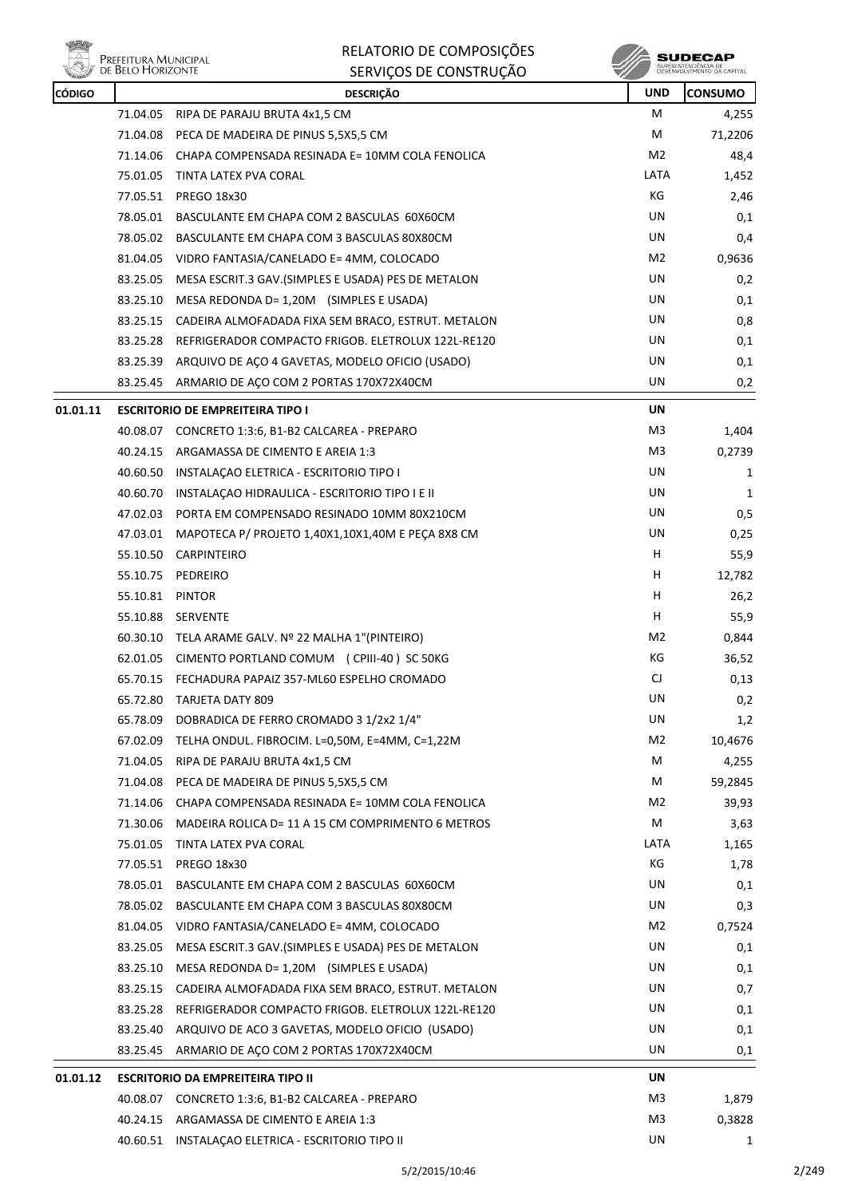| CÓDIGO | | DESCRIÇÃO | UND | CONSUMO |
|---|---|---|---|---|
| | 71.04.05 | RIPA DE PARAJU BRUTA 4x1,5 CM | M | 4,255 |
| | 71.04.08 | PECA DE MADEIRA DE PINUS 5,5X5,5 CM | M | 71,2206 |
| | 71.14.06 | CHAPA COMPENSADA RESINADA E= 10MM COLA FENOLICA | M2 | 48,4 |
| | 75.01.05 | TINTA LATEX PVA CORAL | LATA | 1,452 |
| | 77.05.51 | PREGO 18x30 | KG | 2,46 |
| | 78.05.01 | BASCULANTE EM CHAPA COM 2 BASCULAS 60X60CM | UN | 0,1 |
| | 78.05.02 | BASCULANTE EM CHAPA COM 3 BASCULAS 80X80CM | UN | 0,4 |
| | 81.04.05 | VIDRO FANTASIA/CANELADO E= 4MM, COLOCADO | M2 | 0,9636 |
| | 83.25.05 | MESA ESCRIT.3 GAV.(SIMPLES E USADA) PES DE METALON | UN | 0,2 |
| | 83.25.10 | MESA REDONDA D= 1,20M (SIMPLES E USADA) | UN | 0,1 |
| | 83.25.15 | CADEIRA ALMOFADADA FIXA SEM BRACO, ESTRUT. METALON | UN | 0,8 |
| | 83.25.28 | REFRIGERADOR COMPACTO FRIGOB. ELETROLUX 122L-RE120 | UN | 0,1 |
| | 83.25.39 | ARQUIVO DE AÇO 4 GAVETAS, MODELO OFICIO (USADO) | UN | 0,1 |
| | 83.25.45 | ARMARIO DE AÇO COM 2 PORTAS 170X72X40CM | UN | 0,2 |
| **01.01.11** | | **ESCRITORIO DE EMPREITEIRA TIPO I** | **UN** | |
| | 40.08.07 | CONCRETO 1:3:6, B1-B2 CALCAREA - PREPARO | M3 | 1,404 |
| | 40.24.15 | ARGAMASSA DE CIMENTO E AREIA 1:3 | M3 | 0,2739 |
| | 40.60.50 | INSTALAÇAO ELETRICA - ESCRITORIO TIPO I | UN | 1 |
| | 40.60.70 | INSTALAÇAO HIDRAULICA - ESCRITORIO TIPO I E II | UN | 1 |
| | 47.02.03 | PORTA EM COMPENSADO RESINADO 10MM 80X210CM | UN | 0,5 |
| | 47.03.01 | MAPOTECA P/ PROJETO 1,40X1,10X1,40M E PEÇA 8X8 CM | UN | 0,25 |
| | 55.10.50 | CARPINTEIRO | H | 55,9 |
| | 55.10.75 | PEDREIRO | H | 12,782 |
| | 55.10.81 | PINTOR | H | 26,2 |
| | 55.10.88 | SERVENTE | H | 55,9 |
| | 60.30.10 | TELA ARAME GALV. Nº 22 MALHA 1"(PINTEIRO) | M2 | 0,844 |
| | 62.01.05 | CIMENTO PORTLAND COMUM (CPIII-40 ) SC 50KG | KG | 36,52 |
| | 65.70.15 | FECHADURA PAPAIZ 357-ML60 ESPELHO CROMADO | CJ | 0,13 |
| | 65.72.80 | TARJETA DATY 809 | UN | 0,2 |
| | 65.78.09 | DOBRADICA DE FERRO CROMADO 3 1/2x2 1/4" | UN | 1,2 |
| | 67.02.09 | TELHA ONDUL. FIBROCIM. L=0,50M, E=4MM, C=1,22M | M2 | 10,4676 |
| | 71.04.05 | RIPA DE PARAJU BRUTA 4x1,5 CM | M | 4,255 |
| | 71.04.08 | PECA DE MADEIRA DE PINUS 5,5X5,5 CM | M | 59,2845 |
| | 71.14.06 | CHAPA COMPENSADA RESINADA E= 10MM COLA FENOLICA | M2 | 39,93 |
| | 71.30.06 | MADEIRA ROLICA D= 11 A 15 CM COMPRIMENTO 6 METROS | M | 3,63 |
| | 75.01.05 | TINTA LATEX PVA CORAL | LATA | 1,165 |
| | 77.05.51 | PREGO 18x30 | KG | 1,78 |
| | 78.05.01 | BASCULANTE EM CHAPA COM 2 BASCULAS 60X60CM | UN | 0,1 |
| | 78.05.02 | BASCULANTE EM CHAPA COM 3 BASCULAS 80X80CM | UN | 0,3 |
| | 81.04.05 | VIDRO FANTASIA/CANELADO E= 4MM, COLOCADO | M2 | 0,7524 |
| | 83.25.05 | MESA ESCRIT.3 GAV.(SIMPLES E USADA) PES DE METALON | UN | 0,1 |
| | 83.25.10 | MESA REDONDA D= 1,20M (SIMPLES E USADA) | UN | 0,1 |
| | 83.25.15 | CADEIRA ALMOFADADA FIXA SEM BRACO, ESTRUT. METALON | UN | 0,7 |
| | 83.25.28 | REFRIGERADOR COMPACTO FRIGOB. ELETROLUX 122L-RE120 | UN | 0,1 |
| | 83.25.40 | ARQUIVO DE ACO 3 GAVETAS, MODELO OFICIO (USADO) | UN | 0,1 |
| | 83.25.45 | ARMARIO DE AÇO COM 2 PORTAS 170X72X40CM | UN | 0,1 |
| **01.01.12** | | **ESCRITORIO DA EMPREITEIRA TIPO II** | **UN** | |
| | 40.08.07 | CONCRETO 1:3:6, B1-B2 CALCAREA - PREPARO | M3 | 1,879 |
| | 40.24.15 | ARGAMASSA DE CIMENTO E AREIA 1:3 | M3 | 0,3828 |
| | 40.60.51 | INSTALAÇAO ELETRICA - ESCRITORIO TIPO II | UN | 1 |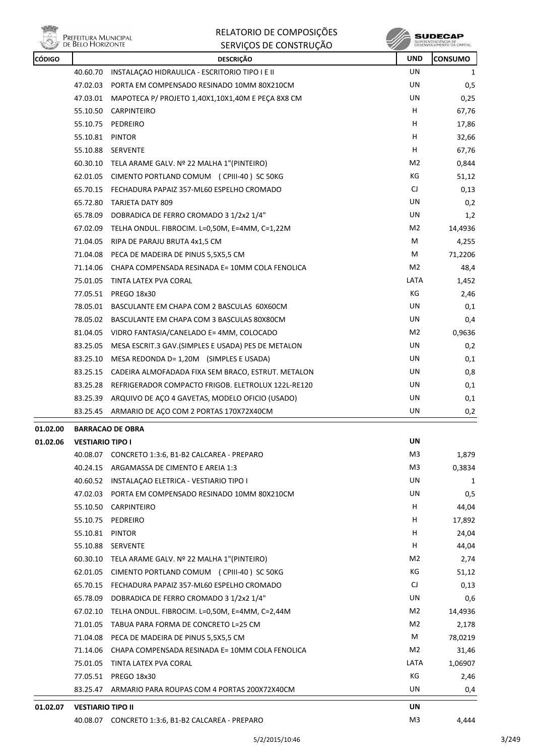| CÓDIGO | | DESCRIÇÃO | UND | CONSUMO |
|---|---|---|---|---|
| | 40.60.70 | INSTALAÇAO HIDRAULICA - ESCRITORIO TIPO I E II | UN | 1 |
| | 47.02.03 | PORTA EM COMPENSADO RESINADO 10MM 80X210CM | UN | 0,5 |
| | 47.03.01 | MAPOTECA P/ PROJETO 1,40X1,10X1,40M E PEÇA 8X8 CM | UN | 0,25 |
| | 55.10.50 | CARPINTEIRO | H | 67,76 |
| | 55.10.75 | PEDREIRO | H | 17,86 |
| | 55.10.81 | PINTOR | H | 32,66 |
| | 55.10.88 | SERVENTE | H | 67,76 |
| | 60.30.10 | TELA ARAME GALV. Nº 22 MALHA 1"(PINTEIRO) | M2 | 0,844 |
| | 62.01.05 | CIMENTO PORTLAND COMUM (CPIII-40 ) SC 50KG | KG | 51,12 |
| | 65.70.15 | FECHADURA PAPAIZ 357-ML60 ESPELHO CROMADO | CJ | 0,13 |
| | 65.72.80 | TARJETA DATY 809 | UN | 0,2 |
| | 65.78.09 | DOBRADICA DE FERRO CROMADO 3 1/2x2 1/4" | UN | 1,2 |
| | 67.02.09 | TELHA ONDUL. FIBROCIM. L=0,50M, E=4MM, C=1,22M | M2 | 14,4936 |
| | 71.04.05 | RIPA DE PARAJU BRUTA 4x1,5 CM | M | 4,255 |
| | 71.04.08 | PECA DE MADEIRA DE PINUS 5,5X5,5 CM | M | 71,2206 |
| | 71.14.06 | CHAPA COMPENSADA RESINADA E= 10MM COLA FENOLICA | M2 | 48,4 |
| | 75.01.05 | TINTA LATEX PVA CORAL | LATA | 1,452 |
| | 77.05.51 | PREGO 18x30 | KG | 2,46 |
| | 78.05.01 | BASCULANTE EM CHAPA COM 2 BASCULAS 60X60CM | UN | 0,1 |
| | 78.05.02 | BASCULANTE EM CHAPA COM 3 BASCULAS 80X80CM | UN | 0,4 |
| | 81.04.05 | VIDRO FANTASIA/CANELADO E= 4MM, COLOCADO | M2 | 0,9636 |
| | 83.25.05 | MESA ESCRIT.3 GAV.(SIMPLES E USADA) PES DE METALON | UN | 0,2 |
| | 83.25.10 | MESA REDONDA D= 1,20M (SIMPLES E USADA) | UN | 0,1 |
| | 83.25.15 | CADEIRA ALMOFADADA FIXA SEM BRACO, ESTRUT. METALON | UN | 0,8 |
| | 83.25.28 | REFRIGERADOR COMPACTO FRIGOB. ELETROLUX 122L-RE120 | UN | 0,1 |
| | 83.25.39 | ARQUIVO DE AÇO 4 GAVETAS, MODELO OFICIO (USADO) | UN | 0,1 |
| | 83.25.45 | ARMARIO DE AÇO COM 2 PORTAS 170X72X40CM | UN | 0,2 |
| **01.02.00** | **BARRACAO DE OBRA** | | | |
| **01.02.06** | **VESTIARIO TIPO I** | | **UN** | |
| | 40.08.07 | CONCRETO 1:3:6, B1-B2 CALCAREA - PREPARO | M3 | 1,879 |
| | 40.24.15 | ARGAMASSA DE CIMENTO E AREIA 1:3 | M3 | 0,3834 |
| | 40.60.52 | INSTALAÇAO ELETRICA - VESTIARIO TIPO I | UN | 1 |
| | 47.02.03 | PORTA EM COMPENSADO RESINADO 10MM 80X210CM | UN | 0,5 |
| | 55.10.50 | CARPINTEIRO | H | 44,04 |
| | 55.10.75 | PEDREIRO | H | 17,892 |
| | 55.10.81 | PINTOR | H | 24,04 |
| | 55.10.88 | SERVENTE | H | 44,04 |
| | 60.30.10 | TELA ARAME GALV. Nº 22 MALHA 1"(PINTEIRO) | M2 | 2,74 |
| | 62.01.05 | CIMENTO PORTLAND COMUM (CPIII-40 ) SC 50KG | KG | 51,12 |
| | 65.70.15 | FECHADURA PAPAIZ 357-ML60 ESPELHO CROMADO | CJ | 0,13 |
| | 65.78.09 | DOBRADICA DE FERRO CROMADO 3 1/2x2 1/4" | UN | 0,6 |
| | 67.02.10 | TELHA ONDUL. FIBROCIM. L=0,50M, E=4MM, C=2,44M | M2 | 14,4936 |
| | 71.01.05 | TABUA PARA FORMA DE CONCRETO L=25 CM | M2 | 2,178 |
| | 71.04.08 | PECA DE MADEIRA DE PINUS 5,5X5,5 CM | M | 78,0219 |
| | 71.14.06 | CHAPA COMPENSADA RESINADA E= 10MM COLA FENOLICA | M2 | 31,46 |
| | 75.01.05 | TINTA LATEX PVA CORAL | LATA | 1,06907 |
| | 77.05.51 | PREGO 18x30 | KG | 2,46 |
| | 83.25.47 | ARMARIO PARA ROUPAS COM 4 PORTAS 200X72X40CM | UN | 0,4 |
| **01.02.07** | **VESTIARIO TIPO II** | | **UN** | |
| | 40.08.07 | CONCRETO 1:3:6, B1-B2 CALCAREA - PREPARO | M3 | 4,444 |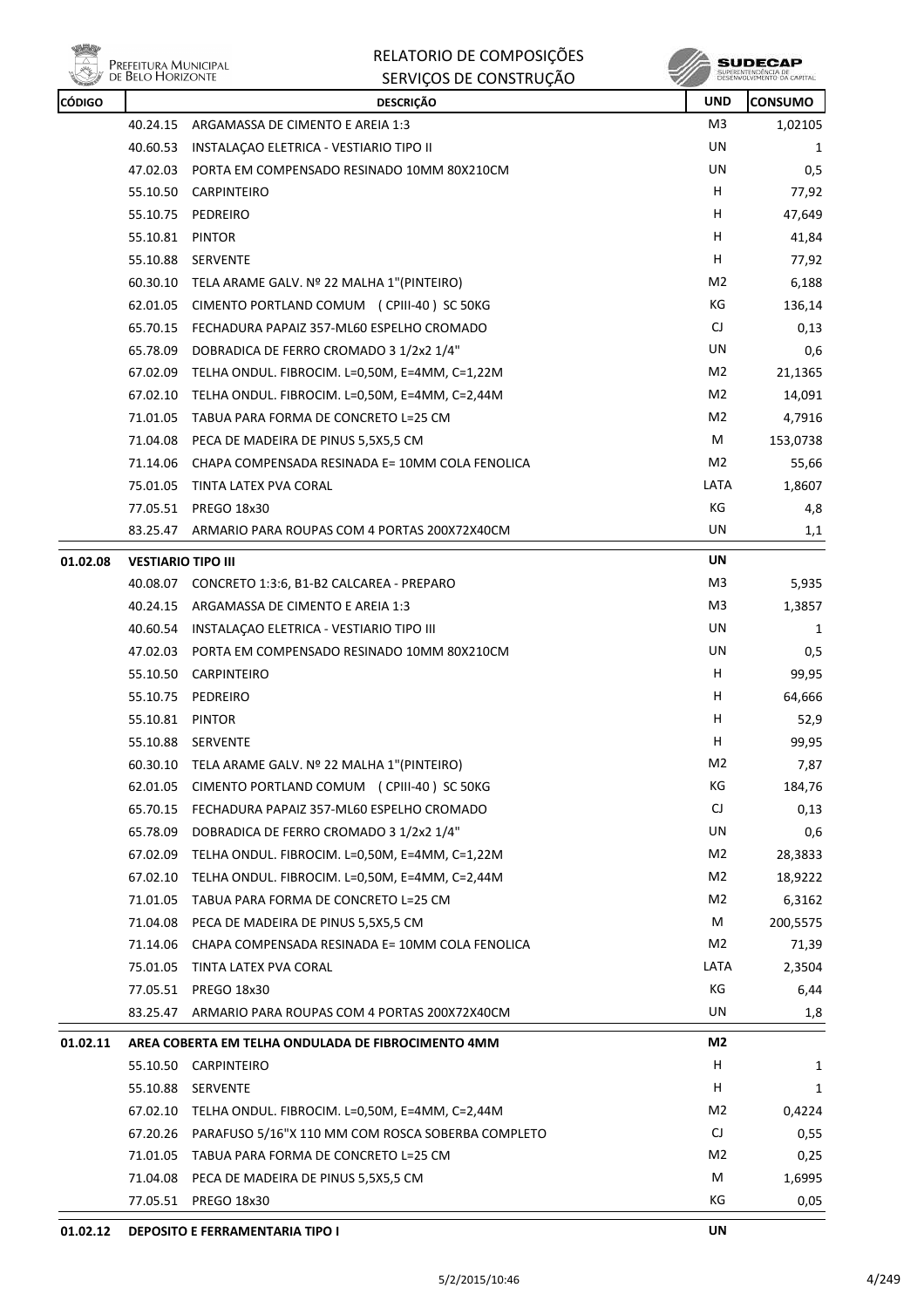| CÓDIGO | | DESCRIÇÃO | UND | CONSUMO |
|---|---|---|---|---|
| | 40.24.15 | ARGAMASSA DE CIMENTO E AREIA 1:3 | M3 | 1,02105 |
| | 40.60.53 | INSTALAÇAO ELETRICA - VESTIARIO TIPO II | UN | 1 |
| | 47.02.03 | PORTA EM COMPENSADO RESINADO 10MM 80X210CM | UN | 0,5 |
| | 55.10.50 | CARPINTEIRO | H | 77,92 |
| | 55.10.75 | PEDREIRO | H | 47,649 |
| | 55.10.81 | PINTOR | H | 41,84 |
| | 55.10.88 | SERVENTE | H | 77,92 |
| | 60.30.10 | TELA ARAME GALV. Nº 22 MALHA 1"(PINTEIRO) | M2 | 6,188 |
| | 62.01.05 | CIMENTO PORTLAND COMUM ( CPIII-40 ) SC 50KG | KG | 136,14 |
| | 65.70.15 | FECHADURA PAPAIZ 357-ML60 ESPELHO CROMADO | CJ | 0,13 |
| | 65.78.09 | DOBRADICA DE FERRO CROMADO 3 1/2x2 1/4" | UN | 0,6 |
| | 67.02.09 | TELHA ONDUL. FIBROCIM. L=0,50M, E=4MM, C=1,22M | M2 | 21,1365 |
| | 67.02.10 | TELHA ONDUL. FIBROCIM. L=0,50M, E=4MM, C=2,44M | M2 | 14,091 |
| | 71.01.05 | TABUA PARA FORMA DE CONCRETO L=25 CM | M2 | 4,7916 |
| | 71.04.08 | PECA DE MADEIRA DE PINUS 5,5X5,5 CM | M | 153,0738 |
| | 71.14.06 | CHAPA COMPENSADA RESINADA E= 10MM COLA FENOLICA | M2 | 55,66 |
| | 75.01.05 | TINTA LATEX PVA CORAL | LATA | 1,8607 |
| | 77.05.51 | PREGO 18x30 | KG | 4,8 |
| | 83.25.47 | ARMARIO PARA ROUPAS COM 4 PORTAS 200X72X40CM | UN | 1,1 |
| **01.02.08** | **VESTIARIO TIPO III** | | **UN** | |
| | 40.08.07 | CONCRETO 1:3:6, B1-B2 CALCAREA - PREPARO | M3 | 5,935 |
| | 40.24.15 | ARGAMASSA DE CIMENTO E AREIA 1:3 | M3 | 1,3857 |
| | 40.60.54 | INSTALAÇAO ELETRICA - VESTIARIO TIPO III | UN | 1 |
| | 47.02.03 | PORTA EM COMPENSADO RESINADO 10MM 80X210CM | UN | 0,5 |
| | 55.10.50 | CARPINTEIRO | H | 99,95 |
| | 55.10.75 | PEDREIRO | H | 64,666 |
| | 55.10.81 | PINTOR | H | 52,9 |
| | 55.10.88 | SERVENTE | H | 99,95 |
| | 60.30.10 | TELA ARAME GALV. Nº 22 MALHA 1"(PINTEIRO) | M2 | 7,87 |
| | 62.01.05 | CIMENTO PORTLAND COMUM ( CPIII-40 ) SC 50KG | KG | 184,76 |
| | 65.70.15 | FECHADURA PAPAIZ 357-ML60 ESPELHO CROMADO | CJ | 0,13 |
| | 65.78.09 | DOBRADICA DE FERRO CROMADO 3 1/2x2 1/4" | UN | 0,6 |
| | 67.02.09 | TELHA ONDUL. FIBROCIM. L=0,50M, E=4MM, C=1,22M | M2 | 28,3833 |
| | 67.02.10 | TELHA ONDUL. FIBROCIM. L=0,50M, E=4MM, C=2,44M | M2 | 18,9222 |
| | 71.01.05 | TABUA PARA FORMA DE CONCRETO L=25 CM | M2 | 6,3162 |
| | 71.04.08 | PECA DE MADEIRA DE PINUS 5,5X5,5 CM | M | 200,5575 |
| | 71.14.06 | CHAPA COMPENSADA RESINADA E= 10MM COLA FENOLICA | M2 | 71,39 |
| | 75.01.05 | TINTA LATEX PVA CORAL | LATA | 2,3504 |
| | 77.05.51 | PREGO 18x30 | KG | 6,44 |
| | 83.25.47 | ARMARIO PARA ROUPAS COM 4 PORTAS 200X72X40CM | UN | 1,8 |
| **01.02.11** | **AREA COBERTA EM TELHA ONDULADA DE FIBROCIMENTO 4MM** | | **M2** | |
| | 55.10.50 | CARPINTEIRO | H | 1 |
| | 55.10.88 | SERVENTE | H | 1 |
| | 67.02.10 | TELHA ONDUL. FIBROCIM. L=0,50M, E=4MM, C=2,44M | M2 | 0,4224 |
| | 67.20.26 | PARAFUSO 5/16"X 110 MM COM ROSCA SOBERBA COMPLETO | CJ | 0,55 |
| | 71.01.05 | TABUA PARA FORMA DE CONCRETO L=25 CM | M2 | 0,25 |
| | 71.04.08 | PECA DE MADEIRA DE PINUS 5,5X5,5 CM | M | 1,6995 |
| | 77.05.51 | PREGO 18x30 | KG | 0,05 |
| **01.02.12** | **DEPOSITO E FERRAMENTARIA TIPO I** | | **UN** | |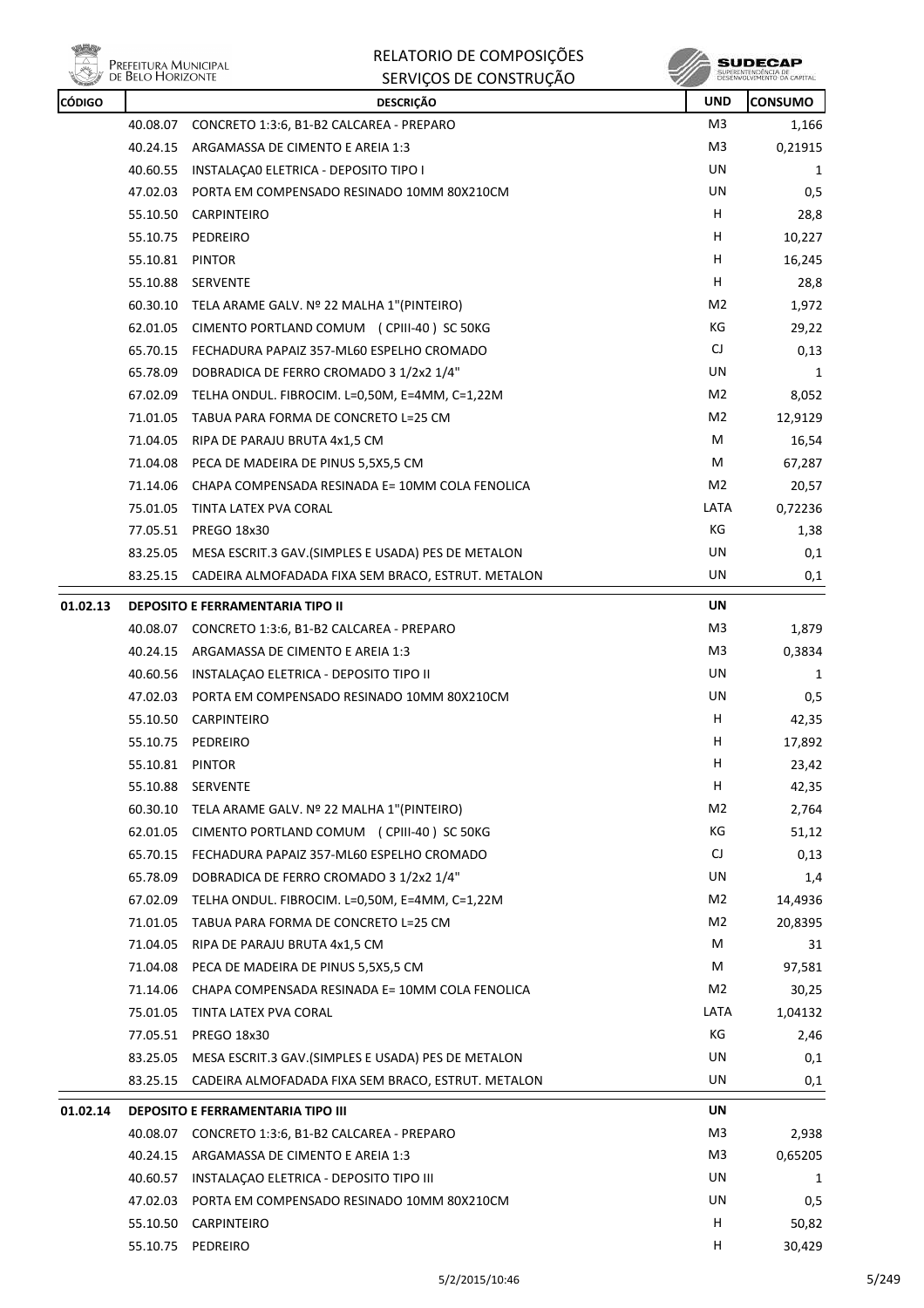| CÓDIGO | | DESCRIÇÃO | UND | CONSUMO |
|---|---|---|---|---|
| | 40.08.07 | CONCRETO 1:3:6, B1-B2 CALCAREA - PREPARO | M3 | 1,166 |
| | 40.24.15 | ARGAMASSA DE CIMENTO E AREIA 1:3 | M3 | 0,21915 |
| | 40.60.55 | INSTALAÇA0 ELETRICA - DEPOSITO TIPO I | UN | 1 |
| | 47.02.03 | PORTA EM COMPENSADO RESINADO 10MM 80X210CM | UN | 0,5 |
| | 55.10.50 | CARPINTEIRO | H | 28,8 |
| | 55.10.75 | PEDREIRO | H | 10,227 |
| | 55.10.81 | PINTOR | H | 16,245 |
| | 55.10.88 | SERVENTE | H | 28,8 |
| | 60.30.10 | TELA ARAME GALV. Nº 22 MALHA 1"(PINTEIRO) | M2 | 1,972 |
| | 62.01.05 | CIMENTO PORTLAND COMUM (CPIII-40) SC 50KG | KG | 29,22 |
| | 65.70.15 | FECHADURA PAPAIZ 357-ML60 ESPELHO CROMADO | CJ | 0,13 |
| | 65.78.09 | DOBRADICA DE FERRO CROMADO 3 1/2x2 1/4" | UN | 1 |
| | 67.02.09 | TELHA ONDUL. FIBROCIM. L=0,50M, E=4MM, C=1,22M | M2 | 8,052 |
| | 71.01.05 | TABUA PARA FORMA DE CONCRETO L=25 CM | M2 | 12,9129 |
| | 71.04.05 | RIPA DE PARAJU BRUTA 4x1,5 CM | M | 16,54 |
| | 71.04.08 | PECA DE MADEIRA DE PINUS 5,5X5,5 CM | M | 67,287 |
| | 71.14.06 | CHAPA COMPENSADA RESINADA E= 10MM COLA FENOLICA | M2 | 20,57 |
| | 75.01.05 | TINTA LATEX PVA CORAL | LATA | 0,72236 |
| | 77.05.51 | PREGO 18x30 | KG | 1,38 |
| | 83.25.05 | MESA ESCRIT.3 GAV.(SIMPLES E USADA) PES DE METALON | UN | 0,1 |
| | 83.25.15 | CADEIRA ALMOFADADA FIXA SEM BRACO, ESTRUT. METALON | UN | 0,1 |
| **01.02.13** | | **DEPOSITO E FERRAMENTARIA TIPO II** | **UN** | |
| | 40.08.07 | CONCRETO 1:3:6, B1-B2 CALCAREA - PREPARO | M3 | 1,879 |
| | 40.24.15 | ARGAMASSA DE CIMENTO E AREIA 1:3 | M3 | 0,3834 |
| | 40.60.56 | INSTALAÇAO ELETRICA - DEPOSITO TIPO II | UN | 1 |
| | 47.02.03 | PORTA EM COMPENSADO RESINADO 10MM 80X210CM | UN | 0,5 |
| | 55.10.50 | CARPINTEIRO | H | 42,35 |
| | 55.10.75 | PEDREIRO | H | 17,892 |
| | 55.10.81 | PINTOR | H | 23,42 |
| | 55.10.88 | SERVENTE | H | 42,35 |
| | 60.30.10 | TELA ARAME GALV. Nº 22 MALHA 1"(PINTEIRO) | M2 | 2,764 |
| | 62.01.05 | CIMENTO PORTLAND COMUM (CPIII-40) SC 50KG | KG | 51,12 |
| | 65.70.15 | FECHADURA PAPAIZ 357-ML60 ESPELHO CROMADO | CJ | 0,13 |
| | 65.78.09 | DOBRADICA DE FERRO CROMADO 3 1/2x2 1/4" | UN | 1,4 |
| | 67.02.09 | TELHA ONDUL. FIBROCIM. L=0,50M, E=4MM, C=1,22M | M2 | 14,4936 |
| | 71.01.05 | TABUA PARA FORMA DE CONCRETO L=25 CM | M2 | 20,8395 |
| | 71.04.05 | RIPA DE PARAJU BRUTA 4x1,5 CM | M | 31 |
| | 71.04.08 | PECA DE MADEIRA DE PINUS 5,5X5,5 CM | M | 97,581 |
| | 71.14.06 | CHAPA COMPENSADA RESINADA E= 10MM COLA FENOLICA | M2 | 30,25 |
| | 75.01.05 | TINTA LATEX PVA CORAL | LATA | 1,04132 |
| | 77.05.51 | PREGO 18x30 | KG | 2,46 |
| | 83.25.05 | MESA ESCRIT.3 GAV.(SIMPLES E USADA) PES DE METALON | UN | 0,1 |
| | 83.25.15 | CADEIRA ALMOFADADA FIXA SEM BRACO, ESTRUT. METALON | UN | 0,1 |
| **01.02.14** | | **DEPOSITO E FERRAMENTARIA TIPO III** | **UN** | |
| | 40.08.07 | CONCRETO 1:3:6, B1-B2 CALCAREA - PREPARO | M3 | 2,938 |
| | 40.24.15 | ARGAMASSA DE CIMENTO E AREIA 1:3 | M3 | 0,65205 |
| | 40.60.57 | INSTALAÇAO ELETRICA - DEPOSITO TIPO III | UN | 1 |
| | 47.02.03 | PORTA EM COMPENSADO RESINADO 10MM 80X210CM | UN | 0,5 |
| | 55.10.50 | CARPINTEIRO | H | 50,82 |
| | 55.10.75 | PEDREIRO | H | 30,429 |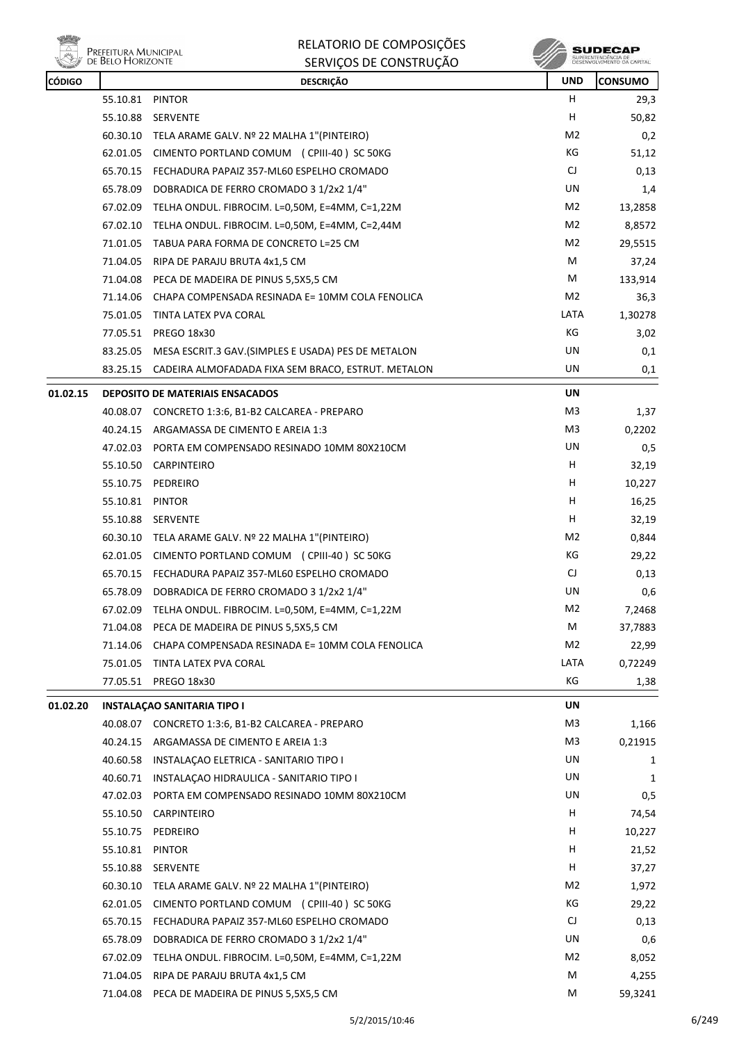| CÓDIGO | | DESCRIÇÃO | UND | CONSUMO |
|---|---|---|---|---|
| | 55.10.81 | PINTOR | H | 29,3 |
| | 55.10.88 | SERVENTE | H | 50,82 |
| | 60.30.10 | TELA ARAME GALV. Nº 22 MALHA 1"(PINTEIRO) | M2 | 0,2 |
| | 62.01.05 | CIMENTO PORTLAND COMUM (CPIII-40) SC 50KG | KG | 51,12 |
| | 65.70.15 | FECHADURA PAPAIZ 357-ML60 ESPELHO CROMADO | CJ | 0,13 |
| | 65.78.09 | DOBRADICA DE FERRO CROMADO 3 1/2x2 1/4" | UN | 1,4 |
| | 67.02.09 | TELHA ONDUL. FIBROCIM. L=0,50M, E=4MM, C=1,22M | M2 | 13,2858 |
| | 67.02.10 | TELHA ONDUL. FIBROCIM. L=0,50M, E=4MM, C=2,44M | M2 | 8,8572 |
| | 71.01.05 | TABUA PARA FORMA DE CONCRETO L=25 CM | M2 | 29,5515 |
| | 71.04.05 | RIPA DE PARAJU BRUTA 4x1,5 CM | M | 37,24 |
| | 71.04.08 | PECA DE MADEIRA DE PINUS 5,5X5,5 CM | M | 133,914 |
| | 71.14.06 | CHAPA COMPENSADA RESINADA E= 10MM COLA FENOLICA | M2 | 36,3 |
| | 75.01.05 | TINTA LATEX PVA CORAL | LATA | 1,30278 |
| | 77.05.51 | PREGO 18x30 | KG | 3,02 |
| | 83.25.05 | MESA ESCRIT.3 GAV.(SIMPLES E USADA) PES DE METALON | UN | 0,1 |
| | 83.25.15 | CADEIRA ALMOFADADA FIXA SEM BRACO, ESTRUT. METALON | UN | 0,1 |
| **01.02.15** | | **DEPOSITO DE MATERIAIS ENSACADOS** | **UN** | |
| | 40.08.07 | CONCRETO 1:3:6, B1-B2 CALCAREA - PREPARO | M3 | 1,37 |
| | 40.24.15 | ARGAMASSA DE CIMENTO E AREIA 1:3 | M3 | 0,2202 |
| | 47.02.03 | PORTA EM COMPENSADO RESINADO 10MM 80X210CM | UN | 0,5 |
| | 55.10.50 | CARPINTEIRO | H | 32,19 |
| | 55.10.75 | PEDREIRO | H | 10,227 |
| | 55.10.81 | PINTOR | H | 16,25 |
| | 55.10.88 | SERVENTE | H | 32,19 |
| | 60.30.10 | TELA ARAME GALV. Nº 22 MALHA 1"(PINTEIRO) | M2 | 0,844 |
| | 62.01.05 | CIMENTO PORTLAND COMUM (CPIII-40) SC 50KG | KG | 29,22 |
| | 65.70.15 | FECHADURA PAPAIZ 357-ML60 ESPELHO CROMADO | CJ | 0,13 |
| | 65.78.09 | DOBRADICA DE FERRO CROMADO 3 1/2x2 1/4" | UN | 0,6 |
| | 67.02.09 | TELHA ONDUL. FIBROCIM. L=0,50M, E=4MM, C=1,22M | M2 | 7,2468 |
| | 71.04.08 | PECA DE MADEIRA DE PINUS 5,5X5,5 CM | M | 37,7883 |
| | 71.14.06 | CHAPA COMPENSADA RESINADA E= 10MM COLA FENOLICA | M2 | 22,99 |
| | 75.01.05 | TINTA LATEX PVA CORAL | LATA | 0,72249 |
| | 77.05.51 | PREGO 18x30 | KG | 1,38 |
| **01.02.20** | | **INSTALAÇAO SANITARIA TIPO I** | **UN** | |
| | 40.08.07 | CONCRETO 1:3:6, B1-B2 CALCAREA - PREPARO | M3 | 1,166 |
| | 40.24.15 | ARGAMASSA DE CIMENTO E AREIA 1:3 | M3 | 0,21915 |
| | 40.60.58 | INSTALAÇAO ELETRICA - SANITARIO TIPO I | UN | 1 |
| | 40.60.71 | INSTALAÇAO HIDRAULICA - SANITARIO TIPO I | UN | 1 |
| | 47.02.03 | PORTA EM COMPENSADO RESINADO 10MM 80X210CM | UN | 0,5 |
| | 55.10.50 | CARPINTEIRO | H | 74,54 |
| | 55.10.75 | PEDREIRO | H | 10,227 |
| | 55.10.81 | PINTOR | H | 21,52 |
| | 55.10.88 | SERVENTE | H | 37,27 |
| | 60.30.10 | TELA ARAME GALV. Nº 22 MALHA 1"(PINTEIRO) | M2 | 1,972 |
| | 62.01.05 | CIMENTO PORTLAND COMUM (CPIII-40) SC 50KG | KG | 29,22 |
| | 65.70.15 | FECHADURA PAPAIZ 357-ML60 ESPELHO CROMADO | CJ | 0,13 |
| | 65.78.09 | DOBRADICA DE FERRO CROMADO 3 1/2x2 1/4" | UN | 0,6 |
| | 67.02.09 | TELHA ONDUL. FIBROCIM. L=0,50M, E=4MM, C=1,22M | M2 | 8,052 |
| | 71.04.05 | RIPA DE PARAJU BRUTA 4x1,5 CM | M | 4,255 |
| | 71.04.08 | PECA DE MADEIRA DE PINUS 5,5X5,5 CM | M | 59,3241 |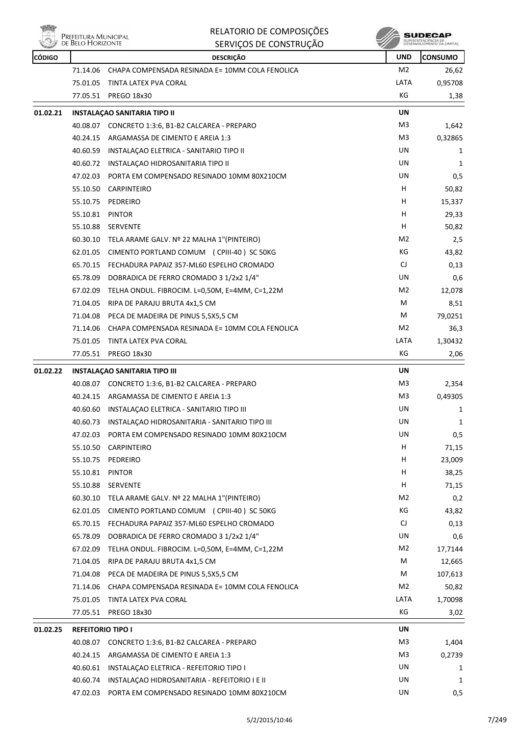| CÓDIGO | | DESCRIÇÃO | UND | CONSUMO |
|---|---|---|---|---|
| | 71.14.06 | CHAPA COMPENSADA RESINADA E= 10MM COLA FENOLICA | M2 | 26,62 |
| | 75.01.05 | TINTA LATEX PVA CORAL | LATA | 0,95708 |
| | 77.05.51 | PREGO 18x30 | KG | 1,38 |
| **01.02.21** | **INSTALAÇAO SANITARIA TIPO II** | | **UN** | |
| | 40.08.07 | CONCRETO 1:3:6, B1-B2 CALCAREA - PREPARO | M3 | 1,642 |
| | 40.24.15 | ARGAMASSA DE CIMENTO E AREIA 1:3 | M3 | 0,32865 |
| | 40.60.59 | INSTALAÇAO ELETRICA - SANITARIO TIPO II | UN | 1 |
| | 40.60.72 | INSTALAÇAO HIDROSANITARIA TIPO II | UN | 1 |
| | 47.02.03 | PORTA EM COMPENSADO RESINADO 10MM 80X210CM | UN | 0,5 |
| | 55.10.50 | CARPINTEIRO | H | 50,82 |
| | 55.10.75 | PEDREIRO | H | 15,337 |
| | 55.10.81 | PINTOR | H | 29,33 |
| | 55.10.88 | SERVENTE | H | 50,82 |
| | 60.30.10 | TELA ARAME GALV. Nº 22 MALHA 1"(PINTEIRO) | M2 | 2,5 |
| | 62.01.05 | CIMENTO PORTLAND COMUM ( CPIII-40 ) SC 50KG | KG | 43,82 |
| | 65.70.15 | FECHADURA PAPAIZ 357-ML60 ESPELHO CROMADO | CJ | 0,13 |
| | 65.78.09 | DOBRADICA DE FERRO CROMADO 3 1/2x2 1/4" | UN | 0,6 |
| | 67.02.09 | TELHA ONDUL. FIBROCIM. L=0,50M, E=4MM, C=1,22M | M2 | 12,078 |
| | 71.04.05 | RIPA DE PARAJU BRUTA 4x1,5 CM | M | 8,51 |
| | 71.04.08 | PECA DE MADEIRA DE PINUS 5,5X5,5 CM | M | 79,0251 |
| | 71.14.06 | CHAPA COMPENSADA RESINADA E= 10MM COLA FENOLICA | M2 | 36,3 |
| | 75.01.05 | TINTA LATEX PVA CORAL | LATA | 1,30432 |
| | 77.05.51 | PREGO 18x30 | KG | 2,06 |
| **01.02.22** | **INSTALAÇAO SANITARIA TIPO III** | | **UN** | |
| | 40.08.07 | CONCRETO 1:3:6, B1-B2 CALCAREA - PREPARO | M3 | 2,354 |
| | 40.24.15 | ARGAMASSA DE CIMENTO E AREIA 1:3 | M3 | 0,49305 |
| | 40.60.60 | INSTALAÇAO ELETRICA - SANITARIO TIPO III | UN | 1 |
| | 40.60.73 | INSTALAÇAO HIDROSANITARIA - SANITARIO TIPO III | UN | 1 |
| | 47.02.03 | PORTA EM COMPENSADO RESINADO 10MM 80X210CM | UN | 0,5 |
| | 55.10.50 | CARPINTEIRO | H | 71,15 |
| | 55.10.75 | PEDREIRO | H | 23,009 |
| | 55.10.81 | PINTOR | H | 38,25 |
| | 55.10.88 | SERVENTE | H | 71,15 |
| | 60.30.10 | TELA ARAME GALV. Nº 22 MALHA 1"(PINTEIRO) | M2 | 0,2 |
| | 62.01.05 | CIMENTO PORTLAND COMUM ( CPIII-40 ) SC 50KG | KG | 43,82 |
| | 65.70.15 | FECHADURA PAPAIZ 357-ML60 ESPELHO CROMADO | CJ | 0,13 |
| | 65.78.09 | DOBRADICA DE FERRO CROMADO 3 1/2x2 1/4" | UN | 0,6 |
| | 67.02.09 | TELHA ONDUL. FIBROCIM. L=0,50M, E=4MM, C=1,22M | M2 | 17,7144 |
| | 71.04.05 | RIPA DE PARAJU BRUTA 4x1,5 CM | M | 12,665 |
| | 71.04.08 | PECA DE MADEIRA DE PINUS 5,5X5,5 CM | M | 107,613 |
| | 71.14.06 | CHAPA COMPENSADA RESINADA E= 10MM COLA FENOLICA | M2 | 50,82 |
| | 75.01.05 | TINTA LATEX PVA CORAL | LATA | 1,70098 |
| | 77.05.51 | PREGO 18x30 | KG | 3,02 |
| **01.02.25** | **REFEITORIO TIPO I** | | **UN** | |
| | 40.08.07 | CONCRETO 1:3:6, B1-B2 CALCAREA - PREPARO | M3 | 1,404 |
| | 40.24.15 | ARGAMASSA DE CIMENTO E AREIA 1:3 | M3 | 0,2739 |
| | 40.60.61 | INSTALAÇAO ELETRICA - REFEITORIO TIPO I | UN | 1 |
| | 40.60.74 | INSTALAÇAO HIDROSANITARIA - REFEITORIO I E II | UN | 1 |
| | 47.02.03 | PORTA EM COMPENSADO RESINADO 10MM 80X210CM | UN | 0,5 |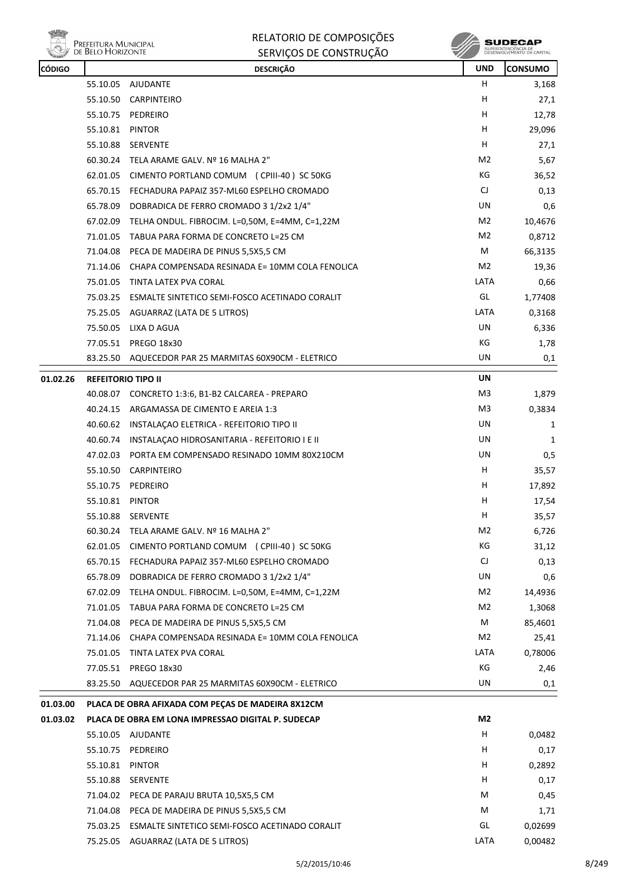| CÓDIGO | | DESCRIÇÃO | UND | CONSUMO |
|---|---|---|---|---|
| | 55.10.05 | AJUDANTE | H | 3,168 |
| | 55.10.50 | CARPINTEIRO | H | 27,1 |
| | 55.10.75 | PEDREIRO | H | 12,78 |
| | 55.10.81 | PINTOR | H | 29,096 |
| | 55.10.88 | SERVENTE | H | 27,1 |
| | 60.30.24 | TELA ARAME GALV. Nº 16 MALHA 2" | M2 | 5,67 |
| | 62.01.05 | CIMENTO PORTLAND COMUM ( CPIII-40 ) SC 50KG | KG | 36,52 |
| | 65.70.15 | FECHADURA PAPAIZ 357-ML60 ESPELHO CROMADO | CJ | 0,13 |
| | 65.78.09 | DOBRADICA DE FERRO CROMADO 3 1/2x2 1/4" | UN | 0,6 |
| | 67.02.09 | TELHA ONDUL. FIBROCIM. L=0,50M, E=4MM, C=1,22M | M2 | 10,4676 |
| | 71.01.05 | TABUA PARA FORMA DE CONCRETO L=25 CM | M2 | 0,8712 |
| | 71.04.08 | PECA DE MADEIRA DE PINUS 5,5X5,5 CM | M | 66,3135 |
| | 71.14.06 | CHAPA COMPENSADA RESINADA E= 10MM COLA FENOLICA | M2 | 19,36 |
| | 75.01.05 | TINTA LATEX PVA CORAL | LATA | 0,66 |
| | 75.03.25 | ESMALTE SINTETICO SEMI-FOSCO ACETINADO CORALIT | GL | 1,77408 |
| | 75.25.05 | AGUARRAZ (LATA DE 5 LITROS) | LATA | 0,3168 |
| | 75.50.05 | LIXA D AGUA | UN | 6,336 |
| | 77.05.51 | PREGO 18x30 | KG | 1,78 |
| | 83.25.50 | AQUECEDOR PAR 25 MARMITAS 60X90CM - ELETRICO | UN | 0,1 |
| **01.02.26** | **REFEITORIO TIPO II** | | **UN** | |
| | 40.08.07 | CONCRETO 1:3:6, B1-B2 CALCAREA - PREPARO | M3 | 1,879 |
| | 40.24.15 | ARGAMASSA DE CIMENTO E AREIA 1:3 | M3 | 0,3834 |
| | 40.60.62 | INSTALAÇAO ELETRICA - REFEITORIO TIPO II | UN | 1 |
| | 40.60.74 | INSTALAÇAO HIDROSANITARIA - REFEITORIO I E II | UN | 1 |
| | 47.02.03 | PORTA EM COMPENSADO RESINADO 10MM 80X210CM | UN | 0,5 |
| | 55.10.50 | CARPINTEIRO | H | 35,57 |
| | 55.10.75 | PEDREIRO | H | 17,892 |
| | 55.10.81 | PINTOR | H | 17,54 |
| | 55.10.88 | SERVENTE | H | 35,57 |
| | 60.30.24 | TELA ARAME GALV. Nº 16 MALHA 2" | M2 | 6,726 |
| | 62.01.05 | CIMENTO PORTLAND COMUM ( CPIII-40 ) SC 50KG | KG | 31,12 |
| | 65.70.15 | FECHADURA PAPAIZ 357-ML60 ESPELHO CROMADO | CJ | 0,13 |
| | 65.78.09 | DOBRADICA DE FERRO CROMADO 3 1/2x2 1/4" | UN | 0,6 |
| | 67.02.09 | TELHA ONDUL. FIBROCIM. L=0,50M, E=4MM, C=1,22M | M2 | 14,4936 |
| | 71.01.05 | TABUA PARA FORMA DE CONCRETO L=25 CM | M2 | 1,3068 |
| | 71.04.08 | PECA DE MADEIRA DE PINUS 5,5X5,5 CM | M | 85,4601 |
| | 71.14.06 | CHAPA COMPENSADA RESINADA E= 10MM COLA FENOLICA | M2 | 25,41 |
| | 75.01.05 | TINTA LATEX PVA CORAL | LATA | 0,78006 |
| | 77.05.51 | PREGO 18x30 | KG | 2,46 |
| | 83.25.50 | AQUECEDOR PAR 25 MARMITAS 60X90CM - ELETRICO | UN | 0,1 |
| **01.03.00** | **PLACA DE OBRA AFIXADA COM PEÇAS DE MADEIRA 8X12CM** | | | |
| **01.03.02** | **PLACA DE OBRA EM LONA IMPRESSAO DIGITAL P. SUDECAP** | | **M2** | |
| | 55.10.05 | AJUDANTE | H | 0,0482 |
| | 55.10.75 | PEDREIRO | H | 0,17 |
| | 55.10.81 | PINTOR | H | 0,2892 |
| | 55.10.88 | SERVENTE | H | 0,17 |
| | 71.04.02 | PECA DE PARAJU BRUTA 10,5X5,5 CM | M | 0,45 |
| | 71.04.08 | PECA DE MADEIRA DE PINUS 5,5X5,5 CM | M | 1,71 |
| | 75.03.25 | ESMALTE SINTETICO SEMI-FOSCO ACETINADO CORALIT | GL | 0,02699 |
| | 75.25.05 | AGUARRAZ (LATA DE 5 LITROS) | LATA | 0,00482 |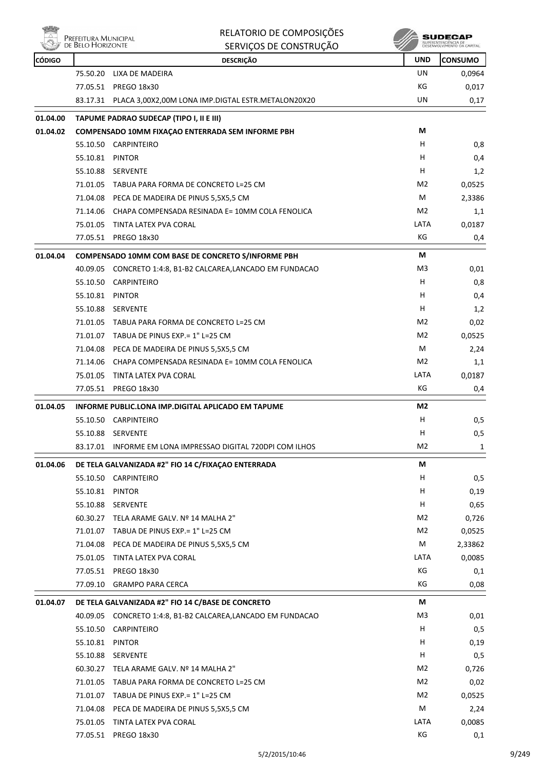| CÓDIGO | | DESCRIÇÃO | UND | CONSUMO |
|---|---|---|---|---|
| | 75.50.20 | LIXA DE MADEIRA | UN | 0,0964 |
| | 77.05.51 | PREGO 18x30 | KG | 0,017 |
| | 83.17.31 | PLACA 3,00X2,00M LONA IMP.DIGTAL ESTR.METALON20X20 | UN | 0,17 |
| **01.04.00** | | **TAPUME PADRAO SUDECAP (TIPO I, II E III)** | | |
| **01.04.02** | | **COMPENSADO 10MM FIXAÇAO ENTERRADA SEM INFORME PBH** | **M** | |
| | 55.10.50 | CARPINTEIRO | H | 0,8 |
| | 55.10.81 | PINTOR | H | 0,4 |
| | 55.10.88 | SERVENTE | H | 1,2 |
| | 71.01.05 | TABUA PARA FORMA DE CONCRETO L=25 CM | M2 | 0,0525 |
| | 71.04.08 | PECA DE MADEIRA DE PINUS 5,5X5,5 CM | M | 2,3386 |
| | 71.14.06 | CHAPA COMPENSADA RESINADA E= 10MM COLA FENOLICA | M2 | 1,1 |
| | 75.01.05 | TINTA LATEX PVA CORAL | LATA | 0,0187 |
| | 77.05.51 | PREGO 18x30 | KG | 0,4 |
| **01.04.04** | | **COMPENSADO 10MM COM BASE DE CONCRETO S/INFORME PBH** | **M** | |
| | 40.09.05 | CONCRETO 1:4:8, B1-B2 CALCAREA,LANCADO EM FUNDACAO | M3 | 0,01 |
| | 55.10.50 | CARPINTEIRO | H | 0,8 |
| | 55.10.81 | PINTOR | H | 0,4 |
| | 55.10.88 | SERVENTE | H | 1,2 |
| | 71.01.05 | TABUA PARA FORMA DE CONCRETO L=25 CM | M2 | 0,02 |
| | 71.01.07 | TABUA DE PINUS EXP.= 1" L=25 CM | M2 | 0,0525 |
| | 71.04.08 | PECA DE MADEIRA DE PINUS 5,5X5,5 CM | M | 2,24 |
| | 71.14.06 | CHAPA COMPENSADA RESINADA E= 10MM COLA FENOLICA | M2 | 1,1 |
| | 75.01.05 | TINTA LATEX PVA CORAL | LATA | 0,0187 |
| | 77.05.51 | PREGO 18x30 | KG | 0,4 |
| **01.04.05** | | **INFORME PUBLIC.LONA IMP.DIGITAL APLICADO EM TAPUME** | **M2** | |
| | 55.10.50 | CARPINTEIRO | H | 0,5 |
| | 55.10.88 | SERVENTE | H | 0,5 |
| | 83.17.01 | INFORME EM LONA IMPRESSAO DIGITAL 720DPI COM ILHOS | M2 | 1 |
| **01.04.06** | | **DE TELA GALVANIZADA #2" FIO 14 C/FIXAÇAO ENTERRADA** | **M** | |
| | 55.10.50 | CARPINTEIRO | H | 0,5 |
| | 55.10.81 | PINTOR | H | 0,19 |
| | 55.10.88 | SERVENTE | H | 0,65 |
| | 60.30.27 | TELA ARAME GALV. Nº 14 MALHA 2" | M2 | 0,726 |
| | 71.01.07 | TABUA DE PINUS EXP.= 1" L=25 CM | M2 | 0,0525 |
| | 71.04.08 | PECA DE MADEIRA DE PINUS 5,5X5,5 CM | M | 2,33862 |
| | 75.01.05 | TINTA LATEX PVA CORAL | LATA | 0,0085 |
| | 77.05.51 | PREGO 18x30 | KG | 0,1 |
| | 77.09.10 | GRAMPO PARA CERCA | KG | 0,08 |
| **01.04.07** | | **DE TELA GALVANIZADA #2" FIO 14 C/BASE DE CONCRETO** | **M** | |
| | 40.09.05 | CONCRETO 1:4:8, B1-B2 CALCAREA,LANCADO EM FUNDACAO | M3 | 0,01 |
| | 55.10.50 | CARPINTEIRO | H | 0,5 |
| | 55.10.81 | PINTOR | H | 0,19 |
| | 55.10.88 | SERVENTE | H | 0,5 |
| | 60.30.27 | TELA ARAME GALV. Nº 14 MALHA 2" | M2 | 0,726 |
| | 71.01.05 | TABUA PARA FORMA DE CONCRETO L=25 CM | M2 | 0,02 |
| | 71.01.07 | TABUA DE PINUS EXP.= 1" L=25 CM | M2 | 0,0525 |
| | 71.04.08 | PECA DE MADEIRA DE PINUS 5,5X5,5 CM | M | 2,24 |
| | 75.01.05 | TINTA LATEX PVA CORAL | LATA | 0,0085 |
| | 77.05.51 | PREGO 18x30 | KG | 0,1 |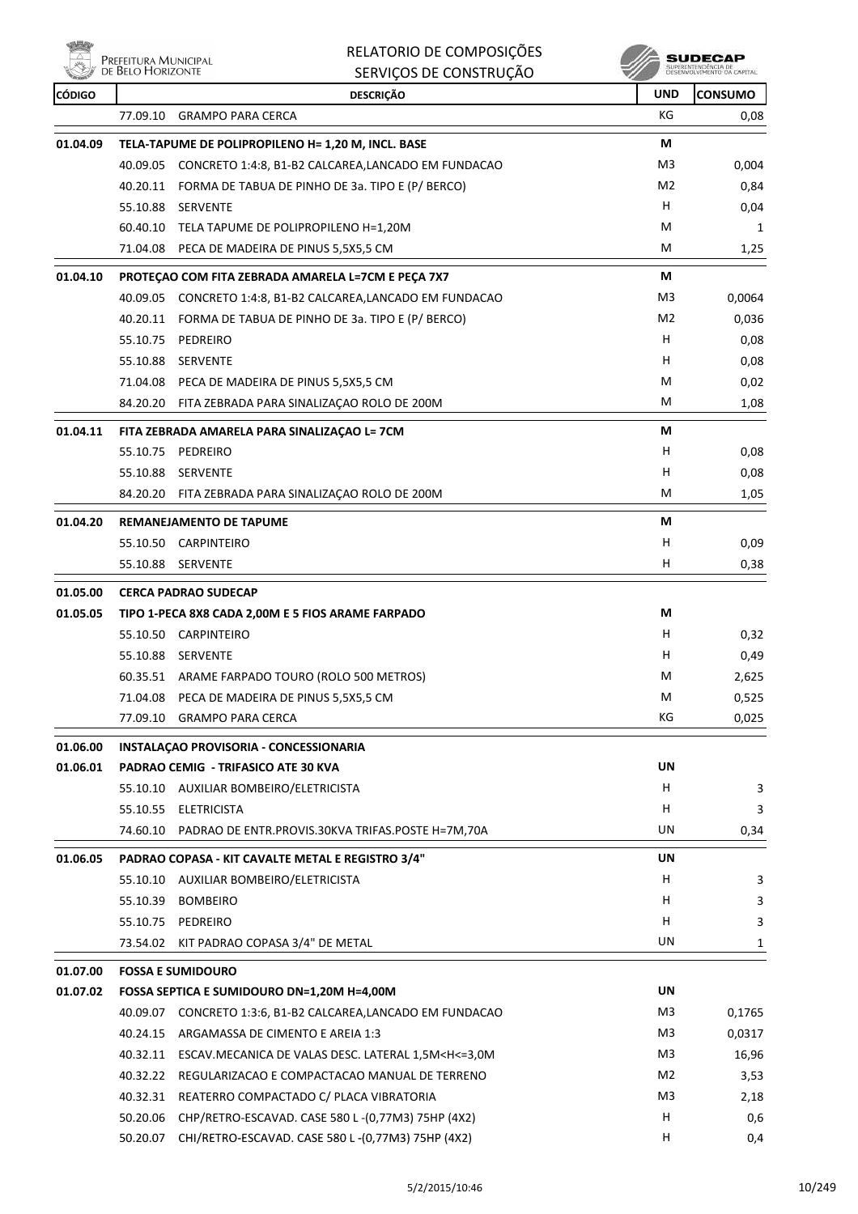| CÓDIGO | | DESCRIÇÃO | UND | CONSUMO |
|---|---|---|---|---|
| | 77.09.10 | GRAMPO PARA CERCA | KG | 0,08 |
| **01.04.09** | | **TELA-TAPUME DE POLIPROPILENO H= 1,20 M, INCL. BASE** | **M** | |
| | 40.09.05 | CONCRETO 1:4:8, B1-B2 CALCAREA,LANCADO EM FUNDACAO | M3 | 0,004 |
| | 40.20.11 | FORMA DE TABUA DE PINHO DE 3a. TIPO E (P/ BERCO) | M2 | 0,84 |
| | 55.10.88 | SERVENTE | H | 0,04 |
| | 60.40.10 | TELA TAPUME DE POLIPROPILENO H=1,20M | M | 1 |
| | 71.04.08 | PECA DE MADEIRA DE PINUS 5,5X5,5 CM | M | 1,25 |
| **01.04.10** | | **PROTEÇAO COM FITA ZEBRADA AMARELA L=7CM E PEÇA 7X7** | **M** | |
| | 40.09.05 | CONCRETO 1:4:8, B1-B2 CALCAREA,LANCADO EM FUNDACAO | M3 | 0,0064 |
| | 40.20.11 | FORMA DE TABUA DE PINHO DE 3a. TIPO E (P/ BERCO) | M2 | 0,036 |
| | 55.10.75 | PEDREIRO | H | 0,08 |
| | 55.10.88 | SERVENTE | H | 0,08 |
| | 71.04.08 | PECA DE MADEIRA DE PINUS 5,5X5,5 CM | M | 0,02 |
| | 84.20.20 | FITA ZEBRADA PARA SINALIZAÇAO ROLO DE 200M | M | 1,08 |
| **01.04.11** | | **FITA ZEBRADA AMARELA PARA SINALIZAÇAO L= 7CM** | **M** | |
| | 55.10.75 | PEDREIRO | H | 0,08 |
| | 55.10.88 | SERVENTE | H | 0,08 |
| | 84.20.20 | FITA ZEBRADA PARA SINALIZAÇAO ROLO DE 200M | M | 1,05 |
| **01.04.20** | | **REMANEJAMENTO DE TAPUME** | **M** | |
| | 55.10.50 | CARPINTEIRO | H | 0,09 |
| | 55.10.88 | SERVENTE | H | 0,38 |
| **01.05.00** | | **CERCA PADRAO SUDECAP** | | |
| **01.05.05** | | **TIPO 1-PECA 8X8 CADA 2,00M E 5 FIOS ARAME FARPADO** | **M** | |
| | 55.10.50 | CARPINTEIRO | H | 0,32 |
| | 55.10.88 | SERVENTE | H | 0,49 |
| | 60.35.51 | ARAME FARPADO TOURO (ROLO 500 METROS) | M | 2,625 |
| | 71.04.08 | PECA DE MADEIRA DE PINUS 5,5X5,5 CM | M | 0,525 |
| | 77.09.10 | GRAMPO PARA CERCA | KG | 0,025 |
| **01.06.00** | | **INSTALAÇAO PROVISORIA - CONCESSIONARIA** | | |
| **01.06.01** | | **PADRAO CEMIG - TRIFASICO ATE 30 KVA** | **UN** | |
| | 55.10.10 | AUXILIAR BOMBEIRO/ELETRICISTA | H | 3 |
| | 55.10.55 | ELETRICISTA | H | 3 |
| | 74.60.10 | PADRAO DE ENTR.PROVIS.30KVA TRIFAS.POSTE H=7M,70A | UN | 0,34 |
| **01.06.05** | | **PADRAO COPASA - KIT CAVALTE METAL E REGISTRO 3/4"** | **UN** | |
| | 55.10.10 | AUXILIAR BOMBEIRO/ELETRICISTA | H | 3 |
| | 55.10.39 | BOMBEIRO | H | 3 |
| | 55.10.75 | PEDREIRO | H | 3 |
| | 73.54.02 | KIT PADRAO COPASA 3/4" DE METAL | UN | 1 |
| **01.07.00** | | **FOSSA E SUMIDOURO** | | |
| **01.07.02** | | **FOSSA SEPTICA E SUMIDOURO DN=1,20M H=4,00M** | **UN** | |
| | 40.09.07 | CONCRETO 1:3:6, B1-B2 CALCAREA,LANCADO EM FUNDACAO | M3 | 0,1765 |
| | 40.24.15 | ARGAMASSA DE CIMENTO E AREIA 1:3 | M3 | 0,0317 |
| | 40.32.11 | ESCAV.MECANICA DE VALAS DESC. LATERAL 1,5M<H<=3,0M | M3 | 16,96 |
| | 40.32.22 | REGULARIZACAO E COMPACTACAO MANUAL DE TERRENO | M2 | 3,53 |
| | 40.32.31 | REATERRO COMPACTADO C/ PLACA VIBRATORIA | M3 | 2,18 |
| | 50.20.06 | CHP/RETRO-ESCAVAD. CASE 580 L -(0,77M3) 75HP (4X2) | H | 0,6 |
| | 50.20.07 | CHI/RETRO-ESCAVAD. CASE 580 L -(0,77M3) 75HP (4X2) | H | 0,4 |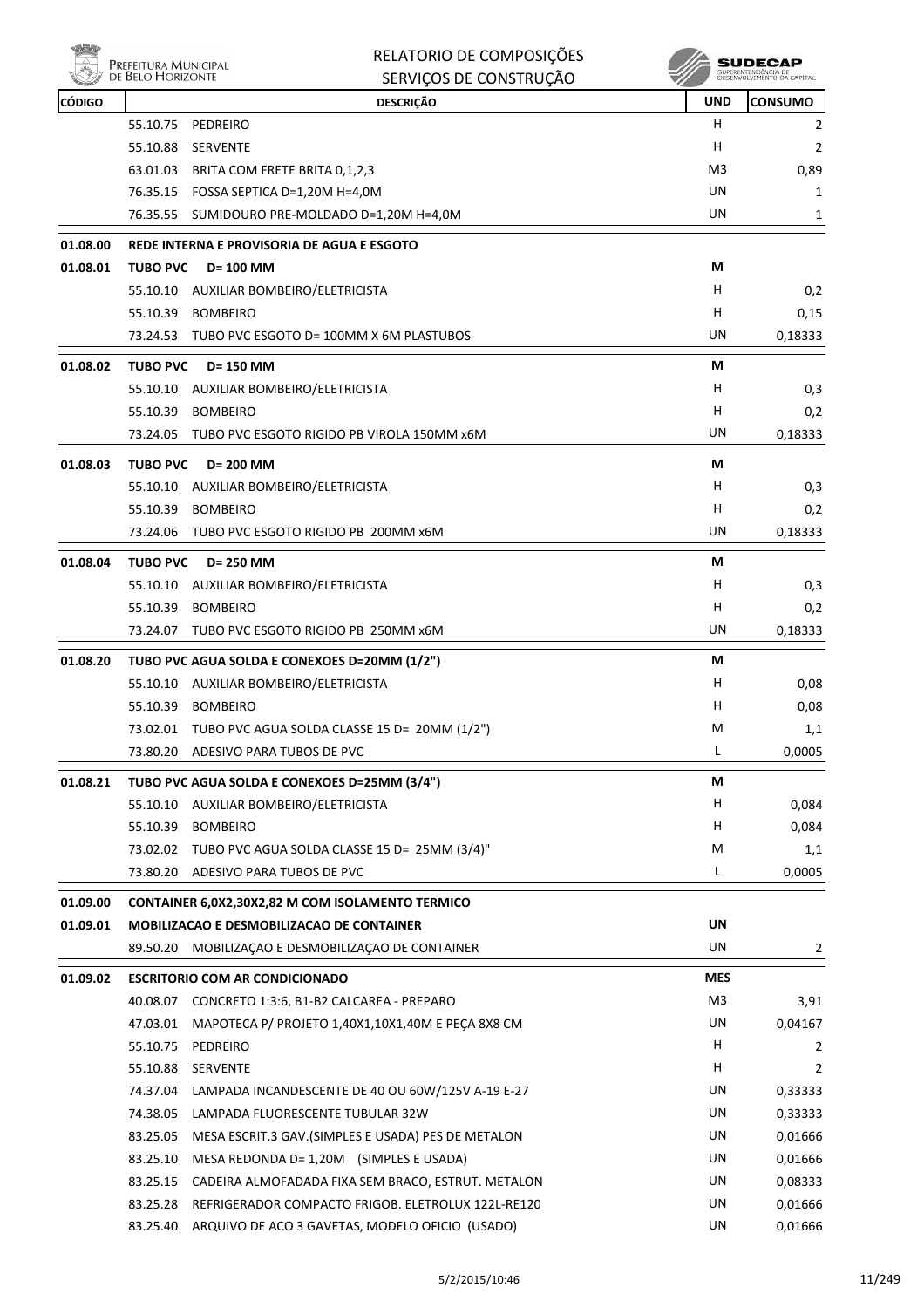| CÓDIGO | DESCRIÇÃO | UND | CONSUMO |
|---|---|---|---|
| | 55.10.75 PEDREIRO | H | 2 |
| | 55.10.88 SERVENTE | H | 2 |
| | 63.01.03 BRITA COM FRETE BRITA 0,1,2,3 | M3 | 0,89 |
| | 76.35.15 FOSSA SEPTICA D=1,20M H=4,0M | UN | 1 |
| | 76.35.55 SUMIDOURO PRE-MOLDADO D=1,20M H=4,0M | UN | 1 |
| **01.08.00** | **REDE INTERNA E PROVISORIA DE AGUA E ESGOTO** | | |
| **01.08.01** | **TUBO PVC D= 100 MM** | **M** | |
| | 55.10.10 AUXILIAR BOMBEIRO/ELETRICISTA | H | 0,2 |
| | 55.10.39 BOMBEIRO | H | 0,15 |
| | 73.24.53 TUBO PVC ESGOTO D= 100MM X 6M PLASTUBOS | UN | 0,18333 |
| **01.08.02** | **TUBO PVC D= 150 MM** | **M** | |
| | 55.10.10 AUXILIAR BOMBEIRO/ELETRICISTA | H | 0,3 |
| | 55.10.39 BOMBEIRO | H | 0,2 |
| | 73.24.05 TUBO PVC ESGOTO RIGIDO PB VIROLA 150MM x6M | UN | 0,18333 |
| **01.08.03** | **TUBO PVC D= 200 MM** | **M** | |
| | 55.10.10 AUXILIAR BOMBEIRO/ELETRICISTA | H | 0,3 |
| | 55.10.39 BOMBEIRO | H | 0,2 |
| | 73.24.06 TUBO PVC ESGOTO RIGIDO PB 200MM x6M | UN | 0,18333 |
| **01.08.04** | **TUBO PVC D= 250 MM** | **M** | |
| | 55.10.10 AUXILIAR BOMBEIRO/ELETRICISTA | H | 0,3 |
| | 55.10.39 BOMBEIRO | H | 0,2 |
| | 73.24.07 TUBO PVC ESGOTO RIGIDO PB 250MM x6M | UN | 0,18333 |
| **01.08.20** | **TUBO PVC AGUA SOLDA E CONEXOES D=20MM (1/2")** | **M** | |
| | 55.10.10 AUXILIAR BOMBEIRO/ELETRICISTA | H | 0,08 |
| | 55.10.39 BOMBEIRO | H | 0,08 |
| | 73.02.01 TUBO PVC AGUA SOLDA CLASSE 15 D= 20MM (1/2") | M | 1,1 |
| | 73.80.20 ADESIVO PARA TUBOS DE PVC | L | 0,0005 |
| **01.08.21** | **TUBO PVC AGUA SOLDA E CONEXOES D=25MM (3/4")** | **M** | |
| | 55.10.10 AUXILIAR BOMBEIRO/ELETRICISTA | H | 0,084 |
| | 55.10.39 BOMBEIRO | H | 0,084 |
| | 73.02.02 TUBO PVC AGUA SOLDA CLASSE 15 D= 25MM (3/4)" | M | 1,1 |
| | 73.80.20 ADESIVO PARA TUBOS DE PVC | L | 0,0005 |
| **01.09.00** | **CONTAINER 6,0X2,30X2,82 M COM ISOLAMENTO TERMICO** | | |
| **01.09.01** | **MOBILIZACAO E DESMOBILIZACAO DE CONTAINER** | **UN** | |
| | 89.50.20 MOBILIZAÇAO E DESMOBILIZAÇAO DE CONTAINER | UN | 2 |
| **01.09.02** | **ESCRITORIO COM AR CONDICIONADO** | **MES** | |
| | 40.08.07 CONCRETO 1:3:6, B1-B2 CALCAREA - PREPARO | M3 | 3,91 |
| | 47.03.01 MAPOTECA P/ PROJETO 1,40X1,10X1,40M E PEÇA 8X8 CM | UN | 0,04167 |
| | 55.10.75 PEDREIRO | H | 2 |
| | 55.10.88 SERVENTE | H | 2 |
| | 74.37.04 LAMPADA INCANDESCENTE DE 40 OU 60W/125V A-19 E-27 | UN | 0,33333 |
| | 74.38.05 LAMPADA FLUORESCENTE TUBULAR 32W | UN | 0,33333 |
| | 83.25.05 MESA ESCRIT.3 GAV.(SIMPLES E USADA) PES DE METALON | UN | 0,01666 |
| | 83.25.10 MESA REDONDA D= 1,20M (SIMPLES E USADA) | UN | 0,01666 |
| | 83.25.15 CADEIRA ALMOFADADA FIXA SEM BRACO, ESTRUT. METALON | UN | 0,08333 |
| | 83.25.28 REFRIGERADOR COMPACTO FRIGOB. ELETROLUX 122L-RE120 | UN | 0,01666 |
| | 83.25.40 ARQUIVO DE ACO 3 GAVETAS, MODELO OFICIO (USADO) | UN | 0,01666 |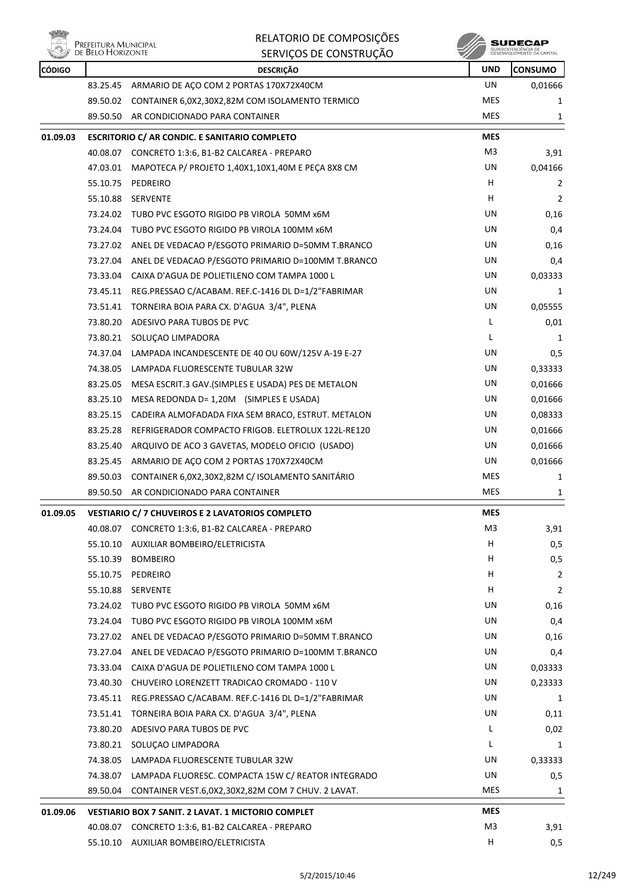| CÓDIGO | | DESCRIÇÃO | UND | CONSUMO |
|---|---|---|---|---|
| | 83.25.45 | ARMARIO DE AÇO COM 2 PORTAS 170X72X40CM | UN | 0,01666 |
| | 89.50.02 | CONTAINER 6,0X2,30X2,82M COM ISOLAMENTO TERMICO | MES | 1 |
| | 89.50.50 | AR CONDICIONADO PARA CONTAINER | MES | 1 |
| **01.09.03** | | **ESCRITORIO C/ AR CONDIC. E SANITARIO COMPLETO** | **MES** | |
| | 40.08.07 | CONCRETO 1:3:6, B1-B2 CALCAREA - PREPARO | M3 | 3,91 |
| | 47.03.01 | MAPOTECA P/ PROJETO 1,40X1,10X1,40M E PEÇA 8X8 CM | UN | 0,04166 |
| | 55.10.75 | PEDREIRO | H | 2 |
| | 55.10.88 | SERVENTE | H | 2 |
| | 73.24.02 | TUBO PVC ESGOTO RIGIDO PB VIROLA 50MM x6M | UN | 0,16 |
| | 73.24.04 | TUBO PVC ESGOTO RIGIDO PB VIROLA 100MM x6M | UN | 0,4 |
| | 73.27.02 | ANEL DE VEDACAO P/ESGOTO PRIMARIO D=50MM T.BRANCO | UN | 0,16 |
| | 73.27.04 | ANEL DE VEDACAO P/ESGOTO PRIMARIO D=100MM T.BRANCO | UN | 0,4 |
| | 73.33.04 | CAIXA D'AGUA DE POLIETILENO COM TAMPA 1000 L | UN | 0,03333 |
| | 73.45.11 | REG.PRESSAO C/ACABAM. REF.C-1416 DL D=1/2"FABRIMAR | UN | 1 |
| | 73.51.41 | TORNEIRA BOIA PARA CX. D'AGUA 3/4", PLENA | UN | 0,05555 |
| | 73.80.20 | ADESIVO PARA TUBOS DE PVC | L | 0,01 |
| | 73.80.21 | SOLUÇAO LIMPADORA | L | 1 |
| | 74.37.04 | LAMPADA INCANDESCENTE DE 40 OU 60W/125V A-19 E-27 | UN | 0,5 |
| | 74.38.05 | LAMPADA FLUORESCENTE TUBULAR 32W | UN | 0,33333 |
| | 83.25.05 | MESA ESCRIT.3 GAV.(SIMPLES E USADA) PES DE METALON | UN | 0,01666 |
| | 83.25.10 | MESA REDONDA D= 1,20M (SIMPLES E USADA) | UN | 0,01666 |
| | 83.25.15 | CADEIRA ALMOFADADA FIXA SEM BRACO, ESTRUT. METALON | UN | 0,08333 |
| | 83.25.28 | REFRIGERADOR COMPACTO FRIGOB. ELETROLUX 122L-RE120 | UN | 0,01666 |
| | 83.25.40 | ARQUIVO DE ACO 3 GAVETAS, MODELO OFICIO (USADO) | UN | 0,01666 |
| | 83.25.45 | ARMARIO DE AÇO COM 2 PORTAS 170X72X40CM | UN | 0,01666 |
| | 89.50.03 | CONTAINER 6,0X2,30X2,82M C/ ISOLAMENTO SANITÁRIO | MES | 1 |
| | 89.50.50 | AR CONDICIONADO PARA CONTAINER | MES | 1 |
| **01.09.05** | | **VESTIARIO C/ 7 CHUVEIROS E 2 LAVATORIOS COMPLETO** | **MES** | |
| | 40.08.07 | CONCRETO 1:3:6, B1-B2 CALCAREA - PREPARO | M3 | 3,91 |
| | 55.10.10 | AUXILIAR BOMBEIRO/ELETRICISTA | H | 0,5 |
| | 55.10.39 | BOMBEIRO | H | 0,5 |
| | 55.10.75 | PEDREIRO | H | 2 |
| | 55.10.88 | SERVENTE | H | 2 |
| | 73.24.02 | TUBO PVC ESGOTO RIGIDO PB VIROLA 50MM x6M | UN | 0,16 |
| | 73.24.04 | TUBO PVC ESGOTO RIGIDO PB VIROLA 100MM x6M | UN | 0,4 |
| | 73.27.02 | ANEL DE VEDACAO P/ESGOTO PRIMARIO D=50MM T.BRANCO | UN | 0,16 |
| | 73.27.04 | ANEL DE VEDACAO P/ESGOTO PRIMARIO D=100MM T.BRANCO | UN | 0,4 |
| | 73.33.04 | CAIXA D'AGUA DE POLIETILENO COM TAMPA 1000 L | UN | 0,03333 |
| | 73.40.30 | CHUVEIRO LORENZETT TRADICAO CROMADO - 110 V | UN | 0,23333 |
| | 73.45.11 | REG.PRESSAO C/ACABAM. REF.C-1416 DL D=1/2"FABRIMAR | UN | 1 |
| | 73.51.41 | TORNEIRA BOIA PARA CX. D'AGUA 3/4", PLENA | UN | 0,11 |
| | 73.80.20 | ADESIVO PARA TUBOS DE PVC | L | 0,02 |
| | 73.80.21 | SOLUÇAO LIMPADORA | L | 1 |
| | 74.38.05 | LAMPADA FLUORESCENTE TUBULAR 32W | UN | 0,33333 |
| | 74.38.07 | LAMPADA FLUORESC. COMPACTA 15W C/ REATOR INTEGRADO | UN | 0,5 |
| | 89.50.04 | CONTAINER VEST.6,0X2,30X2,82M COM 7 CHUV. 2 LAVAT. | MES | 1 |
| **01.09.06** | | **VESTIARIO BOX 7 SANIT. 2 LAVAT. 1 MICTORIO COMPLET** | **MES** | |
| | 40.08.07 | CONCRETO 1:3:6, B1-B2 CALCAREA - PREPARO | M3 | 3,91 |
| | 55.10.10 | AUXILIAR BOMBEIRO/ELETRICISTA | H | 0,5 |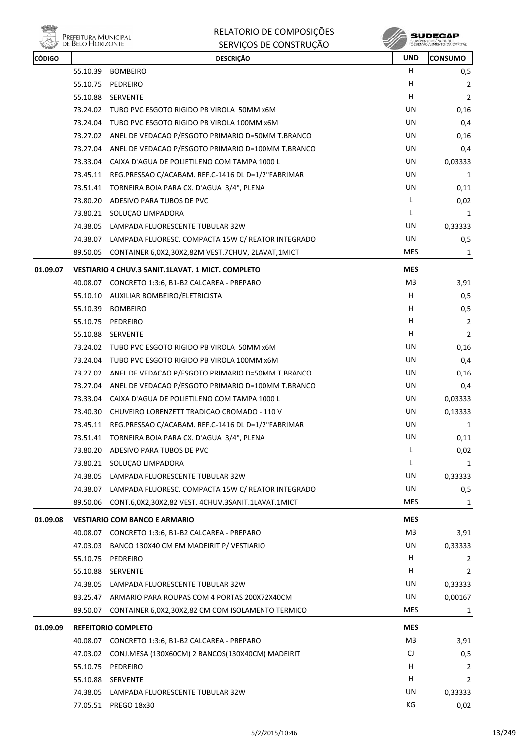# RELATORIO DE COMPOSIÇÕES
## SERVIÇOS DE CONSTRUÇÃO

| CÓDIGO | | DESCRIÇÃO | UND | CONSUMO |
|---|---|---|---|---|
| | 55.10.39 | BOMBEIRO | H | 0,5 |
| | 55.10.75 | PEDREIRO | H | 2 |
| | 55.10.88 | SERVENTE | H | 2 |
| | 73.24.02 | TUBO PVC ESGOTO RIGIDO PB VIROLA 50MM x6M | UN | 0,16 |
| | 73.24.04 | TUBO PVC ESGOTO RIGIDO PB VIROLA 100MM x6M | UN | 0,4 |
| | 73.27.02 | ANEL DE VEDACAO P/ESGOTO PRIMARIO D=50MM T.BRANCO | UN | 0,16 |
| | 73.27.04 | ANEL DE VEDACAO P/ESGOTO PRIMARIO D=100MM T.BRANCO | UN | 0,4 |
| | 73.33.04 | CAIXA D'AGUA DE POLIETILENO COM TAMPA 1000 L | UN | 0,03333 |
| | 73.45.11 | REG.PRESSAO C/ACABAM. REF.C-1416 DL D=1/2"FABRIMAR | UN | 1 |
| | 73.51.41 | TORNEIRA BOIA PARA CX. D'AGUA 3/4", PLENA | UN | 0,11 |
| | 73.80.20 | ADESIVO PARA TUBOS DE PVC | L | 0,02 |
| | 73.80.21 | SOLUÇAO LIMPADORA | L | 1 |
| | 74.38.05 | LAMPADA FLUORESCENTE TUBULAR 32W | UN | 0,33333 |
| | 74.38.07 | LAMPADA FLUORESC. COMPACTA 15W C/ REATOR INTEGRADO | UN | 0,5 |
| | 89.50.05 | CONTAINER 6,0X2,30X2,82M VEST.7CHUV, 2LAVAT,1MICT | MES | 1 |
| **01.09.07** | | **VESTIARIO 4 CHUV.3 SANIT.1LAVAT. 1 MICT. COMPLETO** | **MES** | |
| | 40.08.07 | CONCRETO 1:3:6, B1-B2 CALCAREA - PREPARO | M3 | 3,91 |
| | 55.10.10 | AUXILIAR BOMBEIRO/ELETRICISTA | H | 0,5 |
| | 55.10.39 | BOMBEIRO | H | 0,5 |
| | 55.10.75 | PEDREIRO | H | 2 |
| | 55.10.88 | SERVENTE | H | 2 |
| | 73.24.02 | TUBO PVC ESGOTO RIGIDO PB VIROLA 50MM x6M | UN | 0,16 |
| | 73.24.04 | TUBO PVC ESGOTO RIGIDO PB VIROLA 100MM x6M | UN | 0,4 |
| | 73.27.02 | ANEL DE VEDACAO P/ESGOTO PRIMARIO D=50MM T.BRANCO | UN | 0,16 |
| | 73.27.04 | ANEL DE VEDACAO P/ESGOTO PRIMARIO D=100MM T.BRANCO | UN | 0,4 |
| | 73.33.04 | CAIXA D'AGUA DE POLIETILENO COM TAMPA 1000 L | UN | 0,03333 |
| | 73.40.30 | CHUVEIRO LORENZETT TRADICAO CROMADO - 110 V | UN | 0,13333 |
| | 73.45.11 | REG.PRESSAO C/ACABAM. REF.C-1416 DL D=1/2"FABRIMAR | UN | 1 |
| | 73.51.41 | TORNEIRA BOIA PARA CX. D'AGUA 3/4", PLENA | UN | 0,11 |
| | 73.80.20 | ADESIVO PARA TUBOS DE PVC | L | 0,02 |
| | 73.80.21 | SOLUÇAO LIMPADORA | L | 1 |
| | 74.38.05 | LAMPADA FLUORESCENTE TUBULAR 32W | UN | 0,33333 |
| | 74.38.07 | LAMPADA FLUORESC. COMPACTA 15W C/ REATOR INTEGRADO | UN | 0,5 |
| | 89.50.06 | CONT.6,0X2,30X2,82 VEST. 4CHUV.3SANIT.1LAVAT.1MICT | MES | 1 |
| **01.09.08** | | **VESTIARIO COM BANCO E ARMARIO** | **MES** | |
| | 40.08.07 | CONCRETO 1:3:6, B1-B2 CALCAREA - PREPARO | M3 | 3,91 |
| | 47.03.03 | BANCO 130X40 CM EM MADEIRIT P/ VESTIARIO | UN | 0,33333 |
| | 55.10.75 | PEDREIRO | H | 2 |
| | 55.10.88 | SERVENTE | H | 2 |
| | 74.38.05 | LAMPADA FLUORESCENTE TUBULAR 32W | UN | 0,33333 |
| | 83.25.47 | ARMARIO PARA ROUPAS COM 4 PORTAS 200X72X40CM | UN | 0,00167 |
| | 89.50.07 | CONTAINER 6,0X2,30X2,82 CM COM ISOLAMENTO TERMICO | MES | 1 |
| **01.09.09** | | **REFEITORIO COMPLETO** | **MES** | |
| | 40.08.07 | CONCRETO 1:3:6, B1-B2 CALCAREA - PREPARO | M3 | 3,91 |
| | 47.03.02 | CONJ.MESA (130X60CM) 2 BANCOS(130X40CM) MADEIRIT | CJ | 0,5 |
| | 55.10.75 | PEDREIRO | H | 2 |
| | 55.10.88 | SERVENTE | H | 2 |
| | 74.38.05 | LAMPADA FLUORESCENTE TUBULAR 32W | UN | 0,33333 |
| | 77.05.51 | PREGO 18x30 | KG | 0,02 |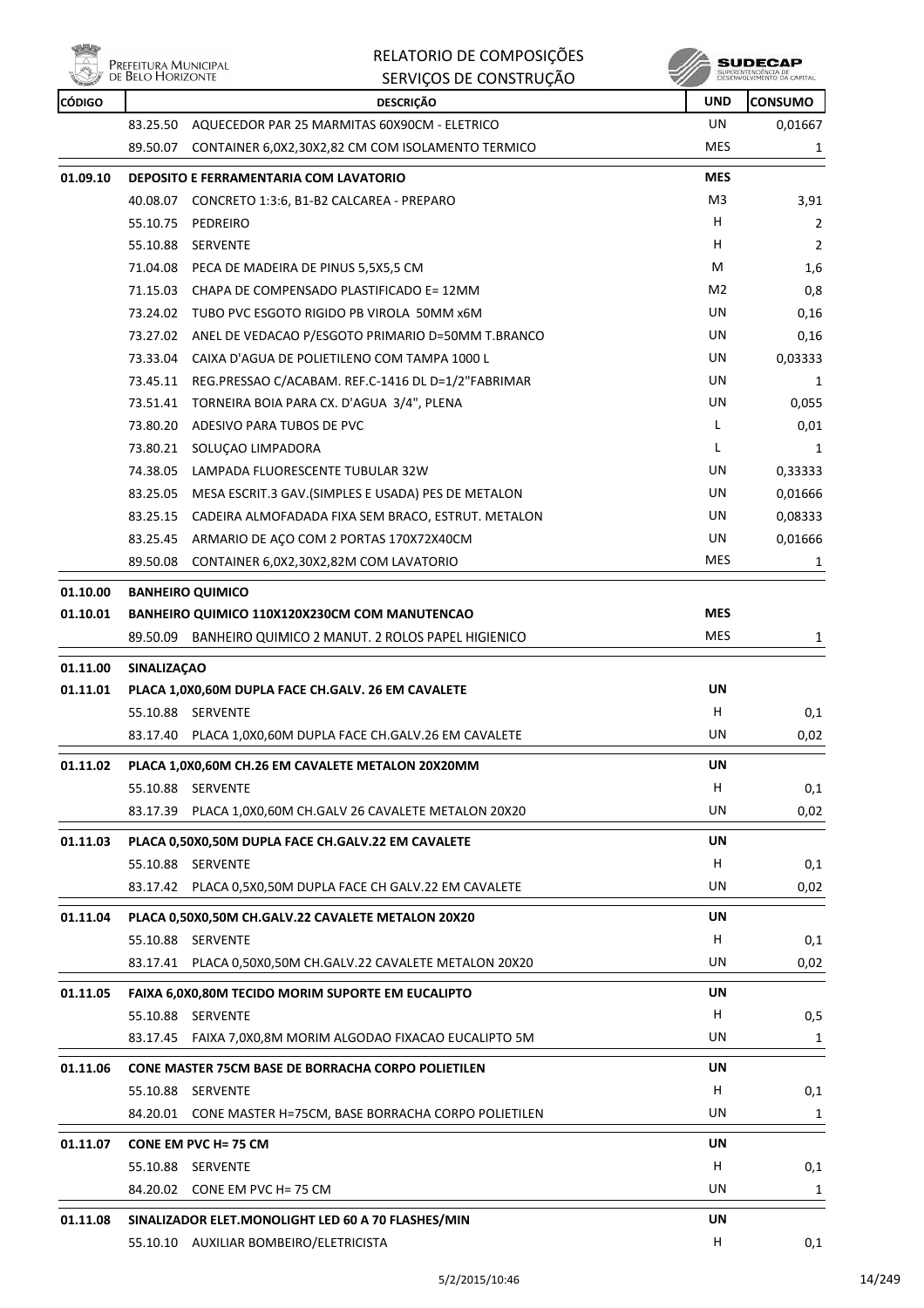# RELATORIO DE COMPOSIÇÕES
## SERVIÇOS DE CONSTRUÇÃO

| CÓDIGO | DESCRIÇÃO | UND | CONSUMO |
|---|---|---|---|
| | 83.25.50 AQUECEDOR PAR 25 MARMITAS 60X90CM - ELETRICO | UN | 0,01667 |
| | 89.50.07 CONTAINER 6,0X2,30X2,82 CM COM ISOLAMENTO TERMICO | MES | 1 |
| **01.09.10** | **DEPOSITO E FERRAMENTARIA COM LAVATORIO** | **MES** | |
| | 40.08.07 CONCRETO 1:3:6, B1-B2 CALCAREA - PREPARO | M3 | 3,91 |
| | 55.10.75 PEDREIRO | H | 2 |
| | 55.10.88 SERVENTE | H | 2 |
| | 71.04.08 PECA DE MADEIRA DE PINUS 5,5X5,5 CM | M | 1,6 |
| | 71.15.03 CHAPA DE COMPENSADO PLASTIFICADO E= 12MM | M2 | 0,8 |
| | 73.24.02 TUBO PVC ESGOTO RIGIDO PB VIROLA 50MM x6M | UN | 0,16 |
| | 73.27.02 ANEL DE VEDACAO P/ESGOTO PRIMARIO D=50MM T.BRANCO | UN | 0,16 |
| | 73.33.04 CAIXA D'AGUA DE POLIETILENO COM TAMPA 1000 L | UN | 0,03333 |
| | 73.45.11 REG.PRESSAO C/ACABAM. REF.C-1416 DL D=1/2"FABRIMAR | UN | 1 |
| | 73.51.41 TORNEIRA BOIA PARA CX. D'AGUA 3/4", PLENA | UN | 0,055 |
| | 73.80.20 ADESIVO PARA TUBOS DE PVC | L | 0,01 |
| | 73.80.21 SOLUÇAO LIMPADORA | L | 1 |
| | 74.38.05 LAMPADA FLUORESCENTE TUBULAR 32W | UN | 0,33333 |
| | 83.25.05 MESA ESCRIT.3 GAV.(SIMPLES E USADA) PES DE METALON | UN | 0,01666 |
| | 83.25.15 CADEIRA ALMOFADADA FIXA SEM BRACO, ESTRUT. METALON | UN | 0,08333 |
| | 83.25.45 ARMARIO DE AÇO COM 2 PORTAS 170X72X40CM | UN | 0,01666 |
| | 89.50.08 CONTAINER 6,0X2,30X2,82M COM LAVATORIO | MES | 1 |
| **01.10.00** | **BANHEIRO QUIMICO** | | |
| **01.10.01** | **BANHEIRO QUIMICO 110X120X230CM COM MANUTENCAO** | **MES** | |
| | 89.50.09 BANHEIRO QUIMICO 2 MANUT. 2 ROLOS PAPEL HIGIENICO | MES | 1 |
| **01.11.00** | **SINALIZAÇAO** | | |
| **01.11.01** | **PLACA 1,0X0,60M DUPLA FACE CH.GALV. 26 EM CAVALETE** | **UN** | |
| | 55.10.88 SERVENTE | H | 0,1 |
| | 83.17.40 PLACA 1,0X0,60M DUPLA FACE CH.GALV.26 EM CAVALETE | UN | 0,02 |
| **01.11.02** | **PLACA 1,0X0,60M CH.26 EM CAVALETE METALON 20X20MM** | **UN** | |
| | 55.10.88 SERVENTE | H | 0,1 |
| | 83.17.39 PLACA 1,0X0,60M CH.GALV 26 CAVALETE METALON 20X20 | UN | 0,02 |
| **01.11.03** | **PLACA 0,50X0,50M DUPLA FACE CH.GALV.22 EM CAVALETE** | **UN** | |
| | 55.10.88 SERVENTE | H | 0,1 |
| | 83.17.42 PLACA 0,5X0,50M DUPLA FACE CH GALV.22 EM CAVALETE | UN | 0,02 |
| **01.11.04** | **PLACA 0,50X0,50M CH.GALV.22 CAVALETE METALON 20X20** | **UN** | |
| | 55.10.88 SERVENTE | H | 0,1 |
| | 83.17.41 PLACA 0,50X0,50M CH.GALV.22 CAVALETE METALON 20X20 | UN | 0,02 |
| **01.11.05** | **FAIXA 6,0X0,80M TECIDO MORIM SUPORTE EM EUCALIPTO** | **UN** | |
| | 55.10.88 SERVENTE | H | 0,5 |
| | 83.17.45 FAIXA 7,0X0,8M MORIM ALGODAO FIXACAO EUCALIPTO 5M | UN | 1 |
| **01.11.06** | **CONE MASTER 75CM BASE DE BORRACHA CORPO POLIETILEN** | **UN** | |
| | 55.10.88 SERVENTE | H | 0,1 |
| | 84.20.01 CONE MASTER H=75CM, BASE BORRACHA CORPO POLIETILEN | UN | 1 |
| **01.11.07** | **CONE EM PVC H= 75 CM** | **UN** | |
| | 55.10.88 SERVENTE | H | 0,1 |
| | 84.20.02 CONE EM PVC H= 75 CM | UN | 1 |
| **01.11.08** | **SINALIZADOR ELET.MONOLIGHT LED 60 A 70 FLASHES/MIN** | **UN** | |
| | 55.10.10 AUXILIAR BOMBEIRO/ELETRICISTA | H | 0,1 |

5/2/2015/10:46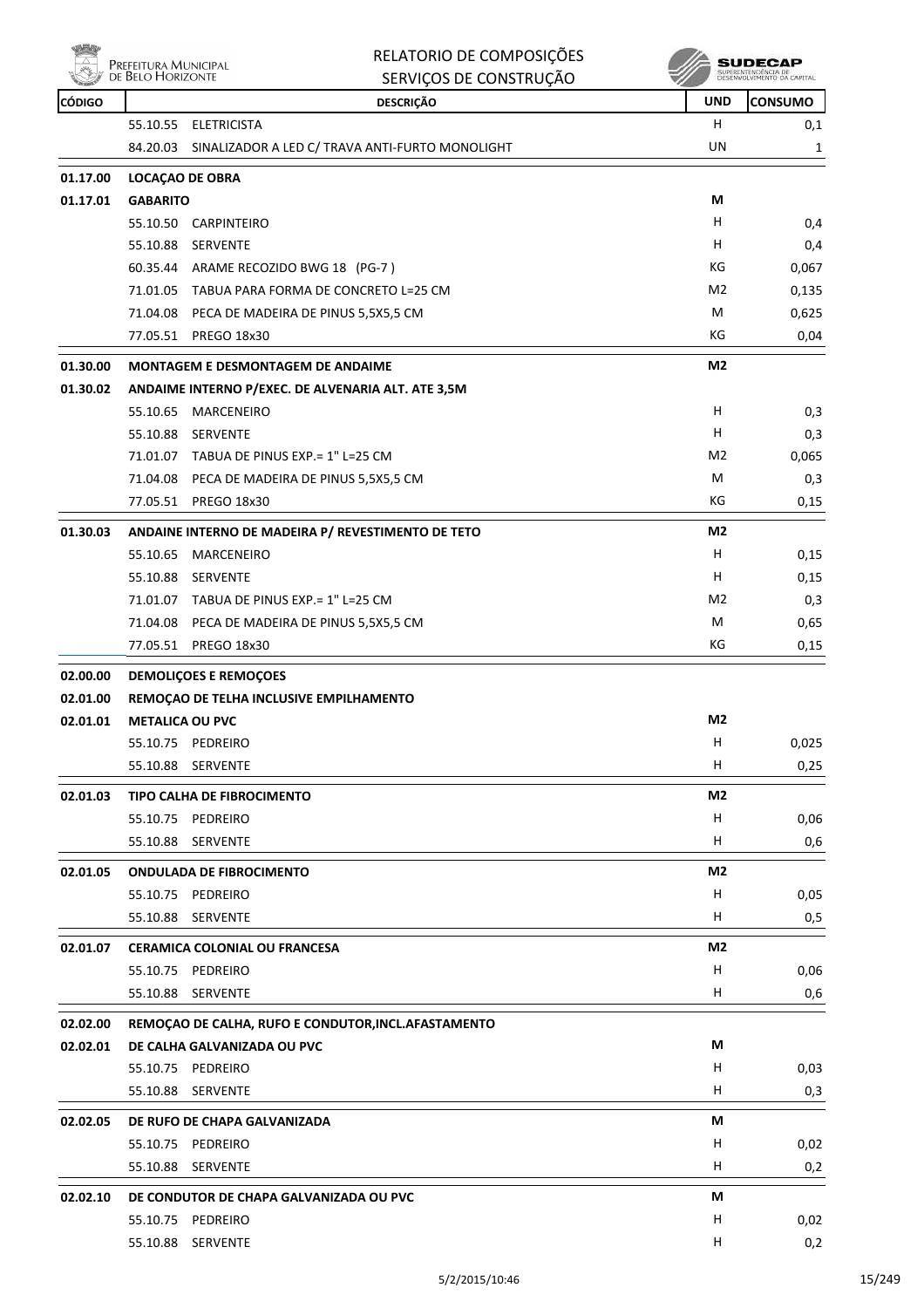| CÓDIGO | DESCRIÇÃO | UND | CONSUMO |
|---|---|---|---|
| | 55.10.55 ELETRICISTA | H | 0,1 |
| | 84.20.03 SINALIZADOR A LED C/ TRAVA ANTI-FURTO MONOLIGHT | UN | 1 |
| **01.17.00** | **LOCAÇAO DE OBRA** | | |
| **01.17.01** | **GABARITO** | **M** | |
| | 55.10.50 CARPINTEIRO | H | 0,4 |
| | 55.10.88 SERVENTE | H | 0,4 |
| | 60.35.44 ARAME RECOZIDO BWG 18 (PG-7 ) | KG | 0,067 |
| | 71.01.05 TABUA PARA FORMA DE CONCRETO L=25 CM | M2 | 0,135 |
| | 71.04.08 PECA DE MADEIRA DE PINUS 5,5X5,5 CM | M | 0,625 |
| | 77.05.51 PREGO 18x30 | KG | 0,04 |
| **01.30.00** | **MONTAGEM E DESMONTAGEM DE ANDAIME** | **M2** | |
| **01.30.02** | **ANDAIME INTERNO P/EXEC. DE ALVENARIA ALT. ATE 3,5M** | | |
| | 55.10.65 MARCENEIRO | H | 0,3 |
| | 55.10.88 SERVENTE | H | 0,3 |
| | 71.01.07 TABUA DE PINUS EXP.= 1" L=25 CM | M2 | 0,065 |
| | 71.04.08 PECA DE MADEIRA DE PINUS 5,5X5,5 CM | M | 0,3 |
| | 77.05.51 PREGO 18x30 | KG | 0,15 |
| **01.30.03** | **ANDAINE INTERNO DE MADEIRA P/ REVESTIMENTO DE TETO** | **M2** | |
| | 55.10.65 MARCENEIRO | H | 0,15 |
| | 55.10.88 SERVENTE | H | 0,15 |
| | 71.01.07 TABUA DE PINUS EXP.= 1" L=25 CM | M2 | 0,3 |
| | 71.04.08 PECA DE MADEIRA DE PINUS 5,5X5,5 CM | M | 0,65 |
| | 77.05.51 PREGO 18x30 | KG | 0,15 |
| **02.00.00** | **DEMOLIÇOES E REMOÇOES** | | |
| **02.01.00** | **REMOÇAO DE TELHA INCLUSIVE EMPILHAMENTO** | | |
| **02.01.01** | **METALICA OU PVC** | **M2** | |
| | 55.10.75 PEDREIRO | H | 0,025 |
| | 55.10.88 SERVENTE | H | 0,25 |
| **02.01.03** | **TIPO CALHA DE FIBROCIMENTO** | **M2** | |
| | 55.10.75 PEDREIRO | H | 0,06 |
| | 55.10.88 SERVENTE | H | 0,6 |
| **02.01.05** | **ONDULADA DE FIBROCIMENTO** | **M2** | |
| | 55.10.75 PEDREIRO | H | 0,05 |
| | 55.10.88 SERVENTE | H | 0,5 |
| **02.01.07** | **CERAMICA COLONIAL OU FRANCESA** | **M2** | |
| | 55.10.75 PEDREIRO | H | 0,06 |
| | 55.10.88 SERVENTE | H | 0,6 |
| **02.02.00** | **REMOÇAO DE CALHA, RUFO E CONDUTOR,INCL.AFASTAMENTO** | | |
| **02.02.01** | **DE CALHA GALVANIZADA OU PVC** | **M** | |
| | 55.10.75 PEDREIRO | H | 0,03 |
| | 55.10.88 SERVENTE | H | 0,3 |
| **02.02.05** | **DE RUFO DE CHAPA GALVANIZADA** | **M** | |
| | 55.10.75 PEDREIRO | H | 0,02 |
| | 55.10.88 SERVENTE | H | 0,2 |
| **02.02.10** | **DE CONDUTOR DE CHAPA GALVANIZADA OU PVC** | **M** | |
| | 55.10.75 PEDREIRO | H | 0,02 |
| | 55.10.88 SERVENTE | H | 0,2 |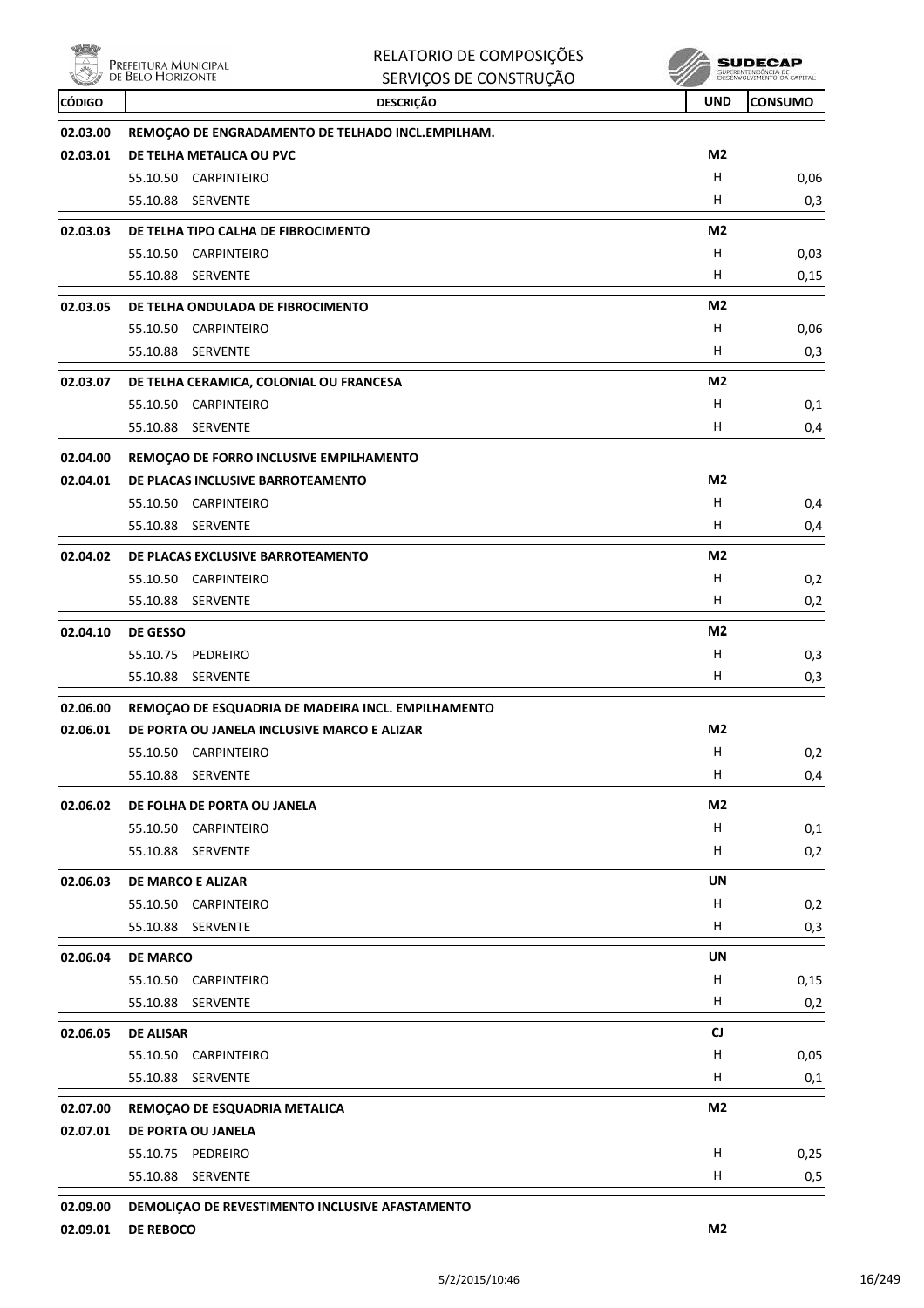| CÓDIGO | DESCRIÇÃO | UND | CONSUMO |
|---|---|---|---|
| **02.03.00** | **REMOÇAO DE ENGRADAMENTO DE TELHADO INCL.EMPILHAM.** | | |
| **02.03.01** | **DE TELHA METALICA OU PVC** | **M2** | |
| | 55.10.50 CARPINTEIRO | H | 0,06 |
| | 55.10.88 SERVENTE | H | 0,3 |
| **02.03.03** | **DE TELHA TIPO CALHA DE FIBROCIMENTO** | **M2** | |
| | 55.10.50 CARPINTEIRO | H | 0,03 |
| | 55.10.88 SERVENTE | H | 0,15 |
| **02.03.05** | **DE TELHA ONDULADA DE FIBROCIMENTO** | **M2** | |
| | 55.10.50 CARPINTEIRO | H | 0,06 |
| | 55.10.88 SERVENTE | H | 0,3 |
| **02.03.07** | **DE TELHA CERAMICA, COLONIAL OU FRANCESA** | **M2** | |
| | 55.10.50 CARPINTEIRO | H | 0,1 |
| | 55.10.88 SERVENTE | H | 0,4 |
| **02.04.00** | **REMOÇAO DE FORRO INCLUSIVE EMPILHAMENTO** | | |
| **02.04.01** | **DE PLACAS INCLUSIVE BARROTEAMENTO** | **M2** | |
| | 55.10.50 CARPINTEIRO | H | 0,4 |
| | 55.10.88 SERVENTE | H | 0,4 |
| **02.04.02** | **DE PLACAS EXCLUSIVE BARROTEAMENTO** | **M2** | |
| | 55.10.50 CARPINTEIRO | H | 0,2 |
| | 55.10.88 SERVENTE | H | 0,2 |
| **02.04.10** | **DE GESSO** | **M2** | |
| | 55.10.75 PEDREIRO | H | 0,3 |
| | 55.10.88 SERVENTE | H | 0,3 |
| **02.06.00** | **REMOÇAO DE ESQUADRIA DE MADEIRA INCL. EMPILHAMENTO** | | |
| **02.06.01** | **DE PORTA OU JANELA INCLUSIVE MARCO E ALIZAR** | **M2** | |
| | 55.10.50 CARPINTEIRO | H | 0,2 |
| | 55.10.88 SERVENTE | H | 0,4 |
| **02.06.02** | **DE FOLHA DE PORTA OU JANELA** | **M2** | |
| | 55.10.50 CARPINTEIRO | H | 0,1 |
| | 55.10.88 SERVENTE | H | 0,2 |
| **02.06.03** | **DE MARCO E ALIZAR** | **UN** | |
| | 55.10.50 CARPINTEIRO | H | 0,2 |
| | 55.10.88 SERVENTE | H | 0,3 |
| **02.06.04** | **DE MARCO** | **UN** | |
| | 55.10.50 CARPINTEIRO | H | 0,15 |
| | 55.10.88 SERVENTE | H | 0,2 |
| **02.06.05** | **DE ALISAR** | **CJ** | |
| | 55.10.50 CARPINTEIRO | H | 0,05 |
| | 55.10.88 SERVENTE | H | 0,1 |
| **02.07.00** | **REMOÇAO DE ESQUADRIA METALICA** | **M2** | |
| **02.07.01** | **DE PORTA OU JANELA** | | |
| | 55.10.75 PEDREIRO | H | 0,25 |
| | 55.10.88 SERVENTE | H | 0,5 |
| **02.09.00** | **DEMOLIÇAO DE REVESTIMENTO INCLUSIVE AFASTAMENTO** | | |
| **02.09.01** | **DE REBOCO** | **M2** | |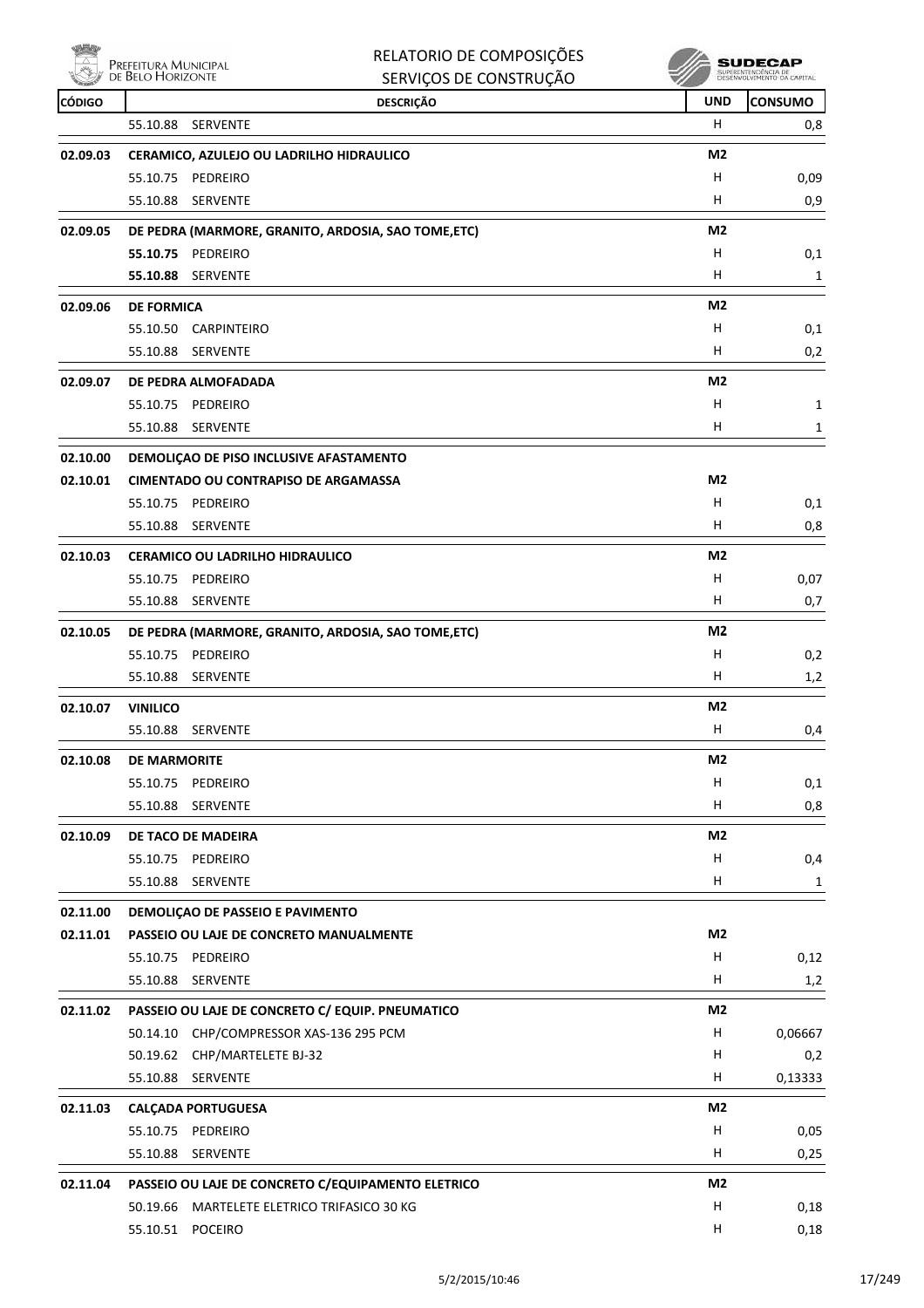| CÓDIGO | DESCRIÇÃO | UND | CONSUMO |
|---|---|---|---|
| | 55.10.88 SERVENTE | H | 0,8 |
| **02.09.03** | **CERAMICO, AZULEJO OU LADRILHO HIDRAULICO** | **M2** | |
| | 55.10.75 PEDREIRO | H | 0,09 |
| | 55.10.88 SERVENTE | H | 0,9 |
| **02.09.05** | **DE PEDRA (MARMORE, GRANITO, ARDOSIA, SAO TOME,ETC)** | **M2** | |
| | **55.10.75** PEDREIRO | H | 0,1 |
| | **55.10.88** SERVENTE | H | 1 |
| **02.09.06** | **DE FORMICA** | **M2** | |
| | 55.10.50 CARPINTEIRO | H | 0,1 |
| | 55.10.88 SERVENTE | H | 0,2 |
| **02.09.07** | **DE PEDRA ALMOFADADA** | **M2** | |
| | 55.10.75 PEDREIRO | H | 1 |
| | 55.10.88 SERVENTE | H | 1 |
| **02.10.00** | **DEMOLIÇAO DE PISO INCLUSIVE AFASTAMENTO** | | |
| **02.10.01** | **CIMENTADO OU CONTRAPISO DE ARGAMASSA** | **M2** | |
| | 55.10.75 PEDREIRO | H | 0,1 |
| | 55.10.88 SERVENTE | H | 0,8 |
| **02.10.03** | **CERAMICO OU LADRILHO HIDRAULICO** | **M2** | |
| | 55.10.75 PEDREIRO | H | 0,07 |
| | 55.10.88 SERVENTE | H | 0,7 |
| **02.10.05** | **DE PEDRA (MARMORE, GRANITO, ARDOSIA, SAO TOME,ETC)** | **M2** | |
| | 55.10.75 PEDREIRO | H | 0,2 |
| | 55.10.88 SERVENTE | H | 1,2 |
| **02.10.07** | **VINILICO** | **M2** | |
| | 55.10.88 SERVENTE | H | 0,4 |
| **02.10.08** | **DE MARMORITE** | **M2** | |
| | 55.10.75 PEDREIRO | H | 0,1 |
| | 55.10.88 SERVENTE | H | 0,8 |
| **02.10.09** | **DE TACO DE MADEIRA** | **M2** | |
| | 55.10.75 PEDREIRO | H | 0,4 |
| | 55.10.88 SERVENTE | H | 1 |
| **02.11.00** | **DEMOLIÇAO DE PASSEIO E PAVIMENTO** | | |
| **02.11.01** | **PASSEIO OU LAJE DE CONCRETO MANUALMENTE** | **M2** | |
| | 55.10.75 PEDREIRO | H | 0,12 |
| | 55.10.88 SERVENTE | H | 1,2 |
| **02.11.02** | **PASSEIO OU LAJE DE CONCRETO C/ EQUIP. PNEUMATICO** | **M2** | |
| | 50.14.10 CHP/COMPRESSOR XAS-136 295 PCM | H | 0,06667 |
| | 50.19.62 CHP/MARTELETE BJ-32 | H | 0,2 |
| | 55.10.88 SERVENTE | H | 0,13333 |
| **02.11.03** | **CALÇADA PORTUGUESA** | **M2** | |
| | 55.10.75 PEDREIRO | H | 0,05 |
| | 55.10.88 SERVENTE | H | 0,25 |
| **02.11.04** | **PASSEIO OU LAJE DE CONCRETO C/EQUIPAMENTO ELETRICO** | **M2** | |
| | 50.19.66 MARTELETE ELETRICO TRIFASICO 30 KG | H | 0,18 |
| | 55.10.51 POCEIRO | H | 0,18 |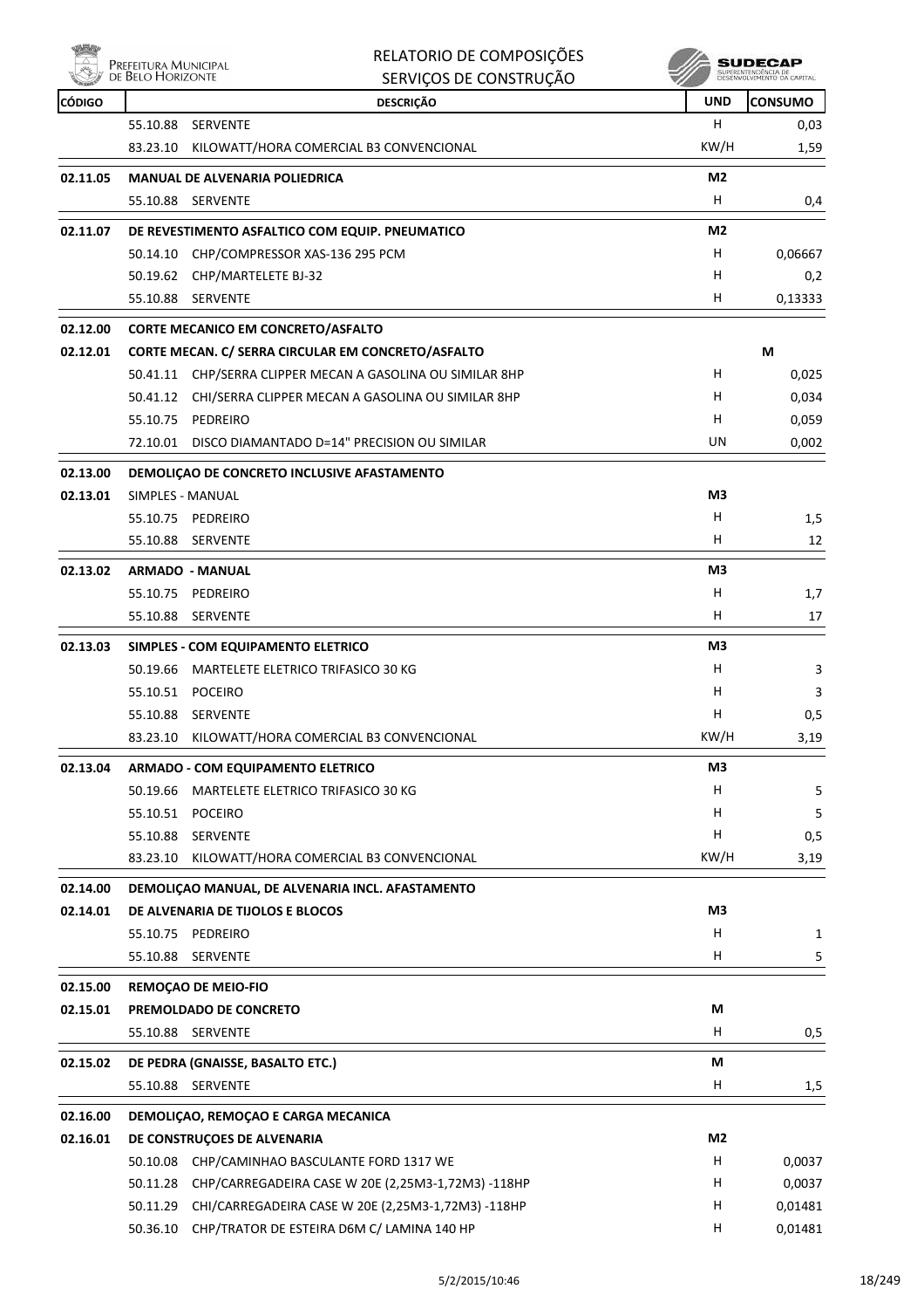| CÓDIGO | DESCRIÇÃO | UND | CONSUMO |
|---|---|---|---|
| | 55.10.88 SERVENTE | H | 0,03 |
| | 83.23.10 KILOWATT/HORA COMERCIAL B3 CONVENCIONAL | KW/H | 1,59 |
| **02.11.05** | **MANUAL DE ALVENARIA POLIEDRICA** | **M2** | |
| | 55.10.88 SERVENTE | H | 0,4 |
| **02.11.07** | **DE REVESTIMENTO ASFALTICO COM EQUIP. PNEUMATICO** | **M2** | |
| | 50.14.10 CHP/COMPRESSOR XAS-136 295 PCM | H | 0,06667 |
| | 50.19.62 CHP/MARTELETE BJ-32 | H | 0,2 |
| | 55.10.88 SERVENTE | H | 0,13333 |
| **02.12.00** | **CORTE MECANICO EM CONCRETO/ASFALTO** | | |
| **02.12.01** | **CORTE MECAN. C/ SERRA CIRCULAR EM CONCRETO/ASFALTO** | | **M** |
| | 50.41.11 CHP/SERRA CLIPPER MECAN A GASOLINA OU SIMILAR 8HP | H | 0,025 |
| | 50.41.12 CHI/SERRA CLIPPER MECAN A GASOLINA OU SIMILAR 8HP | H | 0,034 |
| | 55.10.75 PEDREIRO | H | 0,059 |
| | 72.10.01 DISCO DIAMANTADO D=14" PRECISION OU SIMILAR | UN | 0,002 |
| **02.13.00** | **DEMOLIÇAO DE CONCRETO INCLUSIVE AFASTAMENTO** | | |
| **02.13.01** | SIMPLES - MANUAL | **M3** | |
| | 55.10.75 PEDREIRO | H | 1,5 |
| | 55.10.88 SERVENTE | H | 12 |
| **02.13.02** | **ARMADO - MANUAL** | **M3** | |
| | 55.10.75 PEDREIRO | H | 1,7 |
| | 55.10.88 SERVENTE | H | 17 |
| **02.13.03** | **SIMPLES - COM EQUIPAMENTO ELETRICO** | **M3** | |
| | 50.19.66 MARTELETE ELETRICO TRIFASICO 30 KG | H | 3 |
| | 55.10.51 POCEIRO | H | 3 |
| | 55.10.88 SERVENTE | H | 0,5 |
| | 83.23.10 KILOWATT/HORA COMERCIAL B3 CONVENCIONAL | KW/H | 3,19 |
| **02.13.04** | **ARMADO - COM EQUIPAMENTO ELETRICO** | **M3** | |
| | 50.19.66 MARTELETE ELETRICO TRIFASICO 30 KG | H | 5 |
| | 55.10.51 POCEIRO | H | 5 |
| | 55.10.88 SERVENTE | H | 0,5 |
| | 83.23.10 KILOWATT/HORA COMERCIAL B3 CONVENCIONAL | KW/H | 3,19 |
| **02.14.00** | **DEMOLIÇAO MANUAL, DE ALVENARIA INCL. AFASTAMENTO** | | |
| **02.14.01** | **DE ALVENARIA DE TIJOLOS E BLOCOS** | **M3** | |
| | 55.10.75 PEDREIRO | H | 1 |
| | 55.10.88 SERVENTE | H | 5 |
| **02.15.00** | **REMOÇAO DE MEIO-FIO** | | |
| **02.15.01** | **PREMOLDADO DE CONCRETO** | **M** | |
| | 55.10.88 SERVENTE | H | 0,5 |
| **02.15.02** | **DE PEDRA (GNAISSE, BASALTO ETC.)** | **M** | |
| | 55.10.88 SERVENTE | H | 1,5 |
| **02.16.00** | **DEMOLIÇAO, REMOÇAO E CARGA MECANICA** | | |
| **02.16.01** | **DE CONSTRUÇOES DE ALVENARIA** | **M2** | |
| | 50.10.08 CHP/CAMINHAO BASCULANTE FORD 1317 WE | H | 0,0037 |
| | 50.11.28 CHP/CARREGADEIRA CASE W 20E (2,25M3-1,72M3) -118HP | H | 0,0037 |
| | 50.11.29 CHI/CARREGADEIRA CASE W 20E (2,25M3-1,72M3) -118HP | H | 0,01481 |
| | 50.36.10 CHP/TRATOR DE ESTEIRA D6M C/ LAMINA 140 HP | H | 0,01481 |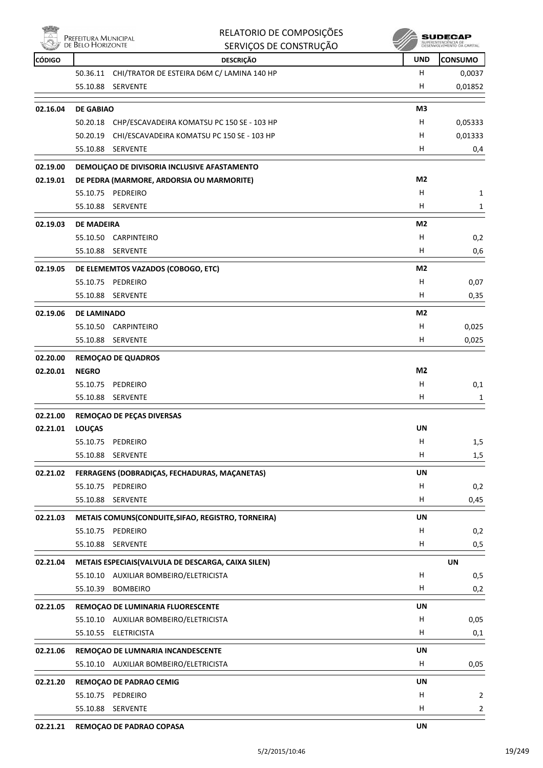| CÓDIGO | DESCRIÇÃO | UND | CONSUMO |
|---|---|---|---|
| | 50.36.11 CHI/TRATOR DE ESTEIRA D6M C/ LAMINA 140 HP | H | 0,0037 |
| | 55.10.88 SERVENTE | H | 0,01852 |
| **02.16.04** | **DE GABIAO** | **M3** | |
| | 50.20.18 CHP/ESCAVADEIRA KOMATSU PC 150 SE - 103 HP | H | 0,05333 |
| | 50.20.19 CHI/ESCAVADEIRA KOMATSU PC 150 SE - 103 HP | H | 0,01333 |
| | 55.10.88 SERVENTE | H | 0,4 |
| **02.19.00** | **DEMOLIÇAO DE DIVISORIA INCLUSIVE AFASTAMENTO** | | |
| **02.19.01** | **DE PEDRA (MARMORE, ARDORSIA OU MARMORITE)** | **M2** | |
| | 55.10.75 PEDREIRO | H | 1 |
| | 55.10.88 SERVENTE | H | 1 |
| **02.19.03** | **DE MADEIRA** | **M2** | |
| | 55.10.50 CARPINTEIRO | H | 0,2 |
| | 55.10.88 SERVENTE | H | 0,6 |
| **02.19.05** | **DE ELEMEMTOS VAZADOS (COBOGO, ETC)** | **M2** | |
| | 55.10.75 PEDREIRO | H | 0,07 |
| | 55.10.88 SERVENTE | H | 0,35 |
| **02.19.06** | **DE LAMINADO** | **M2** | |
| | 55.10.50 CARPINTEIRO | H | 0,025 |
| | 55.10.88 SERVENTE | H | 0,025 |
| **02.20.00** | **REMOÇAO DE QUADROS** | | |
| **02.20.01** | **NEGRO** | **M2** | |
| | 55.10.75 PEDREIRO | H | 0,1 |
| | 55.10.88 SERVENTE | H | 1 |
| **02.21.00** | **REMOÇAO DE PEÇAS DIVERSAS** | | |
| **02.21.01** | **LOUÇAS** | **UN** | |
| | 55.10.75 PEDREIRO | H | 1,5 |
| | 55.10.88 SERVENTE | H | 1,5 |
| **02.21.02** | **FERRAGENS (DOBRADIÇAS, FECHADURAS, MAÇANETAS)** | **UN** | |
| | 55.10.75 PEDREIRO | H | 0,2 |
| | 55.10.88 SERVENTE | H | 0,45 |
| **02.21.03** | **METAIS COMUNS(CONDUITE,SIFAO, REGISTRO, TORNEIRA)** | **UN** | |
| | 55.10.75 PEDREIRO | H | 0,2 |
| | 55.10.88 SERVENTE | H | 0,5 |
| **02.21.04** | **METAIS ESPECIAIS(VALVULA DE DESCARGA, CAIXA SILEN)** | | **UN** |
| | 55.10.10 AUXILIAR BOMBEIRO/ELETRICISTA | H | 0,5 |
| | 55.10.39 BOMBEIRO | H | 0,2 |
| **02.21.05** | **REMOÇAO DE LUMINARIA FLUORESCENTE** | **UN** | |
| | 55.10.10 AUXILIAR BOMBEIRO/ELETRICISTA | H | 0,05 |
| | 55.10.55 ELETRICISTA | H | 0,1 |
| **02.21.06** | **REMOÇAO DE LUMNARIA INCANDESCENTE** | **UN** | |
| | 55.10.10 AUXILIAR BOMBEIRO/ELETRICISTA | H | 0,05 |
| **02.21.20** | **REMOÇAO DE PADRAO CEMIG** | **UN** | |
| | 55.10.75 PEDREIRO | H | 2 |
| | 55.10.88 SERVENTE | H | 2 |
| **02.21.21** | **REMOÇAO DE PADRAO COPASA** | **UN** | |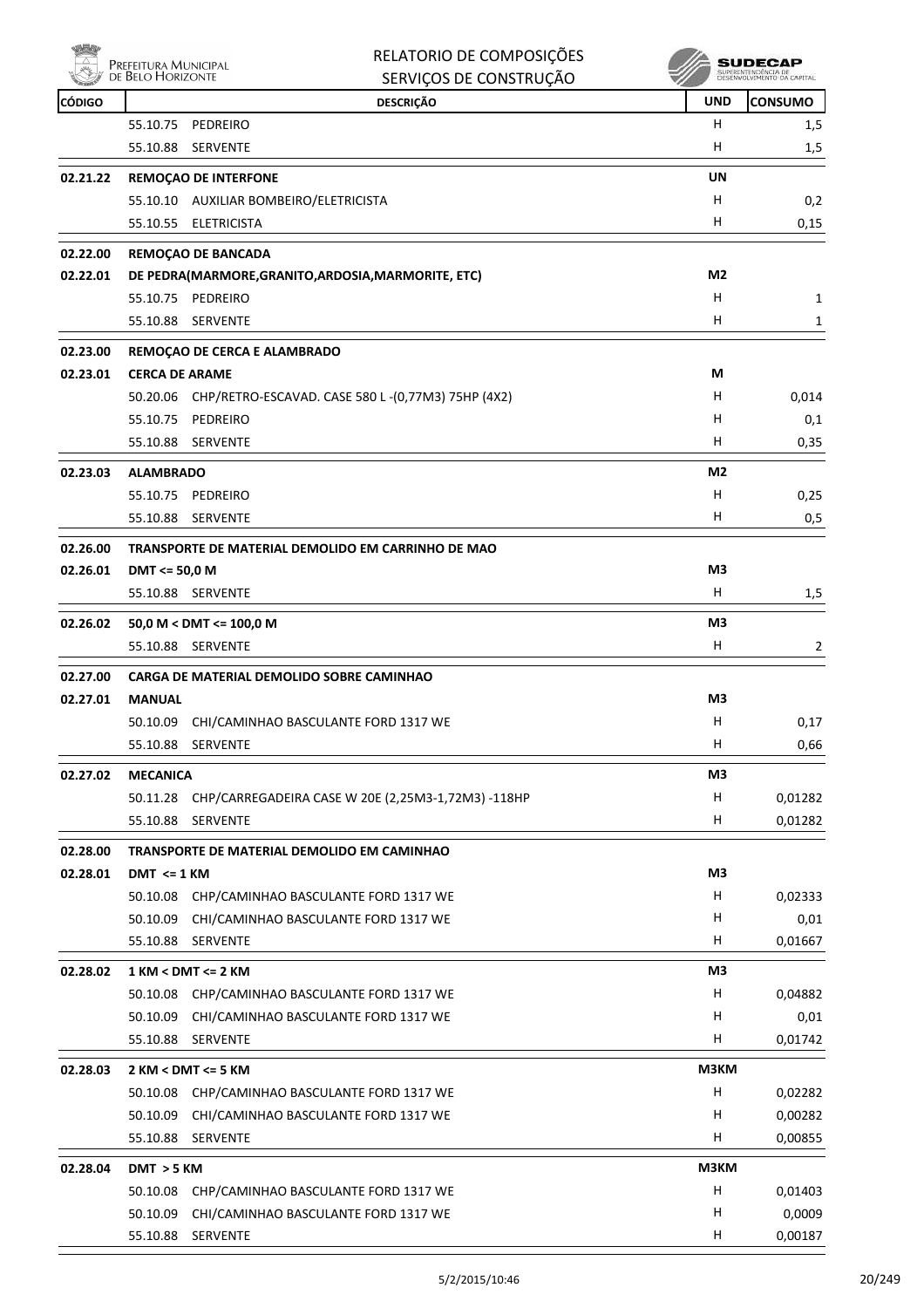| CÓDIGO | DESCRIÇÃO | UND | CONSUMO |
|---|---|---|---|
| | 55.10.75 PEDREIRO | H | 1,5 |
| | 55.10.88 SERVENTE | H | 1,5 |
| **02.21.22** | **REMOÇAO DE INTERFONE** | **UN** | |
| | 55.10.10 AUXILIAR BOMBEIRO/ELETRICISTA | H | 0,2 |
| | 55.10.55 ELETRICISTA | H | 0,15 |
| **02.22.00** | **REMOÇAO DE BANCADA** | | |
| **02.22.01** | **DE PEDRA(MARMORE,GRANITO,ARDOSIA,MARMORITE, ETC)** | **M2** | |
| | 55.10.75 PEDREIRO | H | 1 |
| | 55.10.88 SERVENTE | H | 1 |
| **02.23.00** | **REMOÇAO DE CERCA E ALAMBRADO** | | |
| **02.23.01** | **CERCA DE ARAME** | **M** | |
| | 50.20.06 CHP/RETRO-ESCAVAD. CASE 580 L -(0,77M3) 75HP (4X2) | H | 0,014 |
| | 55.10.75 PEDREIRO | H | 0,1 |
| | 55.10.88 SERVENTE | H | 0,35 |
| **02.23.03** | **ALAMBRADO** | **M2** | |
| | 55.10.75 PEDREIRO | H | 0,25 |
| | 55.10.88 SERVENTE | H | 0,5 |
| **02.26.00** | **TRANSPORTE DE MATERIAL DEMOLIDO EM CARRINHO DE MAO** | | |
| **02.26.01** | **DMT <= 50,0 M** | **M3** | |
| | 55.10.88 SERVENTE | H | 1,5 |
| **02.26.02** | **50,0 M < DMT <= 100,0 M** | **M3** | |
| | 55.10.88 SERVENTE | H | 2 |
| **02.27.00** | **CARGA DE MATERIAL DEMOLIDO SOBRE CAMINHAO** | | |
| **02.27.01** | **MANUAL** | **M3** | |
| | 50.10.09 CHI/CAMINHAO BASCULANTE FORD 1317 WE | H | 0,17 |
| | 55.10.88 SERVENTE | H | 0,66 |
| **02.27.02** | **MECANICA** | **M3** | |
| | 50.11.28 CHP/CARREGADEIRA CASE W 20E (2,25M3-1,72M3) -118HP | H | 0,01282 |
| | 55.10.88 SERVENTE | H | 0,01282 |
| **02.28.00** | **TRANSPORTE DE MATERIAL DEMOLIDO EM CAMINHAO** | | |
| **02.28.01** | **DMT <= 1 KM** | **M3** | |
| | 50.10.08 CHP/CAMINHAO BASCULANTE FORD 1317 WE | H | 0,02333 |
| | 50.10.09 CHI/CAMINHAO BASCULANTE FORD 1317 WE | H | 0,01 |
| | 55.10.88 SERVENTE | H | 0,01667 |
| **02.28.02** | **1 KM < DMT <= 2 KM** | **M3** | |
| | 50.10.08 CHP/CAMINHAO BASCULANTE FORD 1317 WE | H | 0,04882 |
| | 50.10.09 CHI/CAMINHAO BASCULANTE FORD 1317 WE | H | 0,01 |
| | 55.10.88 SERVENTE | H | 0,01742 |
| **02.28.03** | **2 KM < DMT <= 5 KM** | **M3KM** | |
| | 50.10.08 CHP/CAMINHAO BASCULANTE FORD 1317 WE | H | 0,02282 |
| | 50.10.09 CHI/CAMINHAO BASCULANTE FORD 1317 WE | H | 0,00282 |
| | 55.10.88 SERVENTE | H | 0,00855 |
| **02.28.04** | **DMT > 5 KM** | **M3KM** | |
| | 50.10.08 CHP/CAMINHAO BASCULANTE FORD 1317 WE | H | 0,01403 |
| | 50.10.09 CHI/CAMINHAO BASCULANTE FORD 1317 WE | H | 0,0009 |
| | 55.10.88 SERVENTE | H | 0,00187 |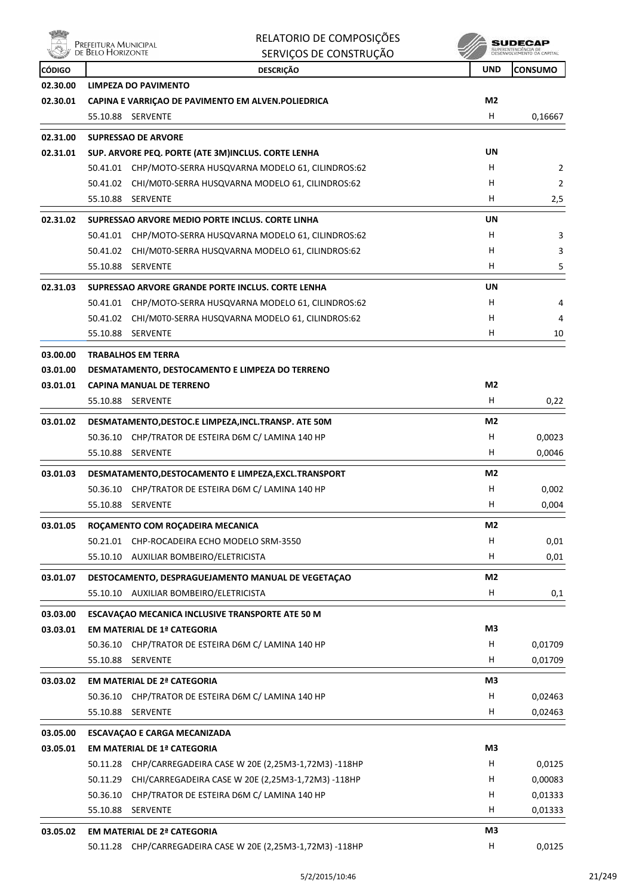| CÓDIGO | DESCRIÇÃO | UND | CONSUMO |
|---|---|---|---|
| 02.30.00 | **LIMPEZA DO PAVIMENTO** | | |
| 02.30.01 | **CAPINA E VARRIÇAO DE PAVIMENTO EM ALVEN.POLIEDRICA** | M2 | |
| | 55.10.88 SERVENTE | H | 0,16667 |
| 02.31.00 | **SUPRESSAO DE ARVORE** | | |
| 02.31.01 | **SUP. ARVORE PEQ. PORTE (ATE 3M)INCLUS. CORTE LENHA** | UN | |
| | 50.41.01 CHP/MOTO-SERRA HUSQVARNA MODELO 61, CILINDROS:62 | H | 2 |
| | 50.41.02 CHI/M0T0-SERRA HUSQVARNA MODELO 61, CILINDROS:62 | H | 2 |
| | 55.10.88 SERVENTE | H | 2,5 |
| 02.31.02 | **SUPRESSAO ARVORE MEDIO PORTE INCLUS. CORTE LINHA** | UN | |
| | 50.41.01 CHP/MOTO-SERRA HUSQVARNA MODELO 61, CILINDROS:62 | H | 3 |
| | 50.41.02 CHI/M0T0-SERRA HUSQVARNA MODELO 61, CILINDROS:62 | H | 3 |
| | 55.10.88 SERVENTE | H | 5 |
| 02.31.03 | **SUPRESSAO ARVORE GRANDE PORTE INCLUS. CORTE LENHA** | UN | |
| | 50.41.01 CHP/MOTO-SERRA HUSQVARNA MODELO 61, CILINDROS:62 | H | 4 |
| | 50.41.02 CHI/M0T0-SERRA HUSQVARNA MODELO 61, CILINDROS:62 | H | 4 |
| | 55.10.88 SERVENTE | H | 10 |
| 03.00.00 | **TRABALHOS EM TERRA** | | |
| 03.01.00 | **DESMATAMENTO, DESTOCAMENTO E LIMPEZA DO TERRENO** | | |
| 03.01.01 | **CAPINA MANUAL DE TERRENO** | M2 | |
| | 55.10.88 SERVENTE | H | 0,22 |
| 03.01.02 | **DESMATAMENTO,DESTOC.E LIMPEZA,INCL.TRANSP. ATE 50M** | M2 | |
| | 50.36.10 CHP/TRATOR DE ESTEIRA D6M C/ LAMINA 140 HP | H | 0,0023 |
| | 55.10.88 SERVENTE | H | 0,0046 |
| 03.01.03 | **DESMATAMENTO,DESTOCAMENTO E LIMPEZA,EXCL.TRANSPORT** | M2 | |
| | 50.36.10 CHP/TRATOR DE ESTEIRA D6M C/ LAMINA 140 HP | H | 0,002 |
| | 55.10.88 SERVENTE | H | 0,004 |
| 03.01.05 | **ROÇAMENTO COM ROÇADEIRA MECANICA** | M2 | |
| | 50.21.01 CHP-ROCADEIRA ECHO MODELO SRM-3550 | H | 0,01 |
| | 55.10.10 AUXILIAR BOMBEIRO/ELETRICISTA | H | 0,01 |
| 03.01.07 | **DESTOCAMENTO, DESPRAGUEJAMENTO MANUAL DE VEGETAÇAO** | M2 | |
| | 55.10.10 AUXILIAR BOMBEIRO/ELETRICISTA | H | 0,1 |
| 03.03.00 | **ESCAVAÇAO MECANICA INCLUSIVE TRANSPORTE ATE 50 M** | | |
| 03.03.01 | **EM MATERIAL DE 1ª CATEGORIA** | M3 | |
| | 50.36.10 CHP/TRATOR DE ESTEIRA D6M C/ LAMINA 140 HP | H | 0,01709 |
| | 55.10.88 SERVENTE | H | 0,01709 |
| 03.03.02 | **EM MATERIAL DE 2ª CATEGORIA** | M3 | |
| | 50.36.10 CHP/TRATOR DE ESTEIRA D6M C/ LAMINA 140 HP | H | 0,02463 |
| | 55.10.88 SERVENTE | H | 0,02463 |
| 03.05.00 | **ESCAVAÇAO E CARGA MECANIZADA** | | |
| 03.05.01 | **EM MATERIAL DE 1ª CATEGORIA** | M3 | |
| | 50.11.28 CHP/CARREGADEIRA CASE W 20E (2,25M3-1,72M3) -118HP | H | 0,0125 |
| | 50.11.29 CHI/CARREGADEIRA CASE W 20E (2,25M3-1,72M3) -118HP | H | 0,00083 |
| | 50.36.10 CHP/TRATOR DE ESTEIRA D6M C/ LAMINA 140 HP | H | 0,01333 |
| | 55.10.88 SERVENTE | H | 0,01333 |
| 03.05.02 | **EM MATERIAL DE 2ª CATEGORIA** | M3 | |
| | 50.11.28 CHP/CARREGADEIRA CASE W 20E (2,25M3-1,72M3) -118HP | H | 0,0125 |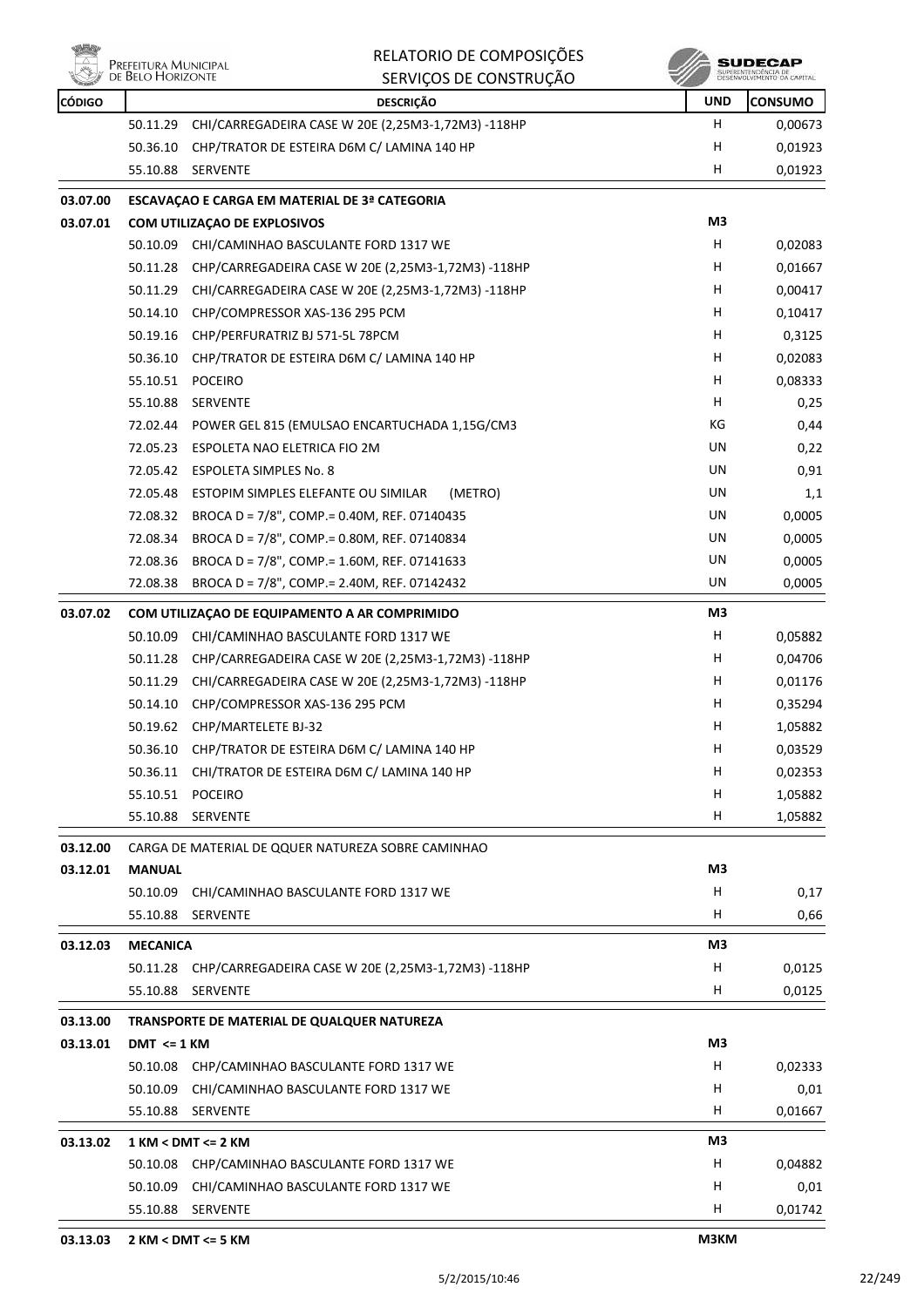| CÓDIGO | DESCRIÇÃO | UND | CONSUMO |
|---|---|---|---|
| | 50.11.29 CHI/CARREGADEIRA CASE W 20E (2,25M3-1,72M3) -118HP | H | 0,00673 |
| | 50.36.10 CHP/TRATOR DE ESTEIRA D6M C/ LAMINA 140 HP | H | 0,01923 |
| | 55.10.88 SERVENTE | H | 0,01923 |
| **03.07.00** | **ESCAVAÇAO E CARGA EM MATERIAL DE 3ª CATEGORIA** | | |
| **03.07.01** | **COM UTILIZAÇAO DE EXPLOSIVOS** | M3 | |
| | 50.10.09 CHI/CAMINHAO BASCULANTE FORD 1317 WE | H | 0,02083 |
| | 50.11.28 CHP/CARREGADEIRA CASE W 20E (2,25M3-1,72M3) -118HP | H | 0,01667 |
| | 50.11.29 CHI/CARREGADEIRA CASE W 20E (2,25M3-1,72M3) -118HP | H | 0,00417 |
| | 50.14.10 CHP/COMPRESSOR XAS-136 295 PCM | H | 0,10417 |
| | 50.19.16 CHP/PERFURATRIZ BJ 571-5L 78PCM | H | 0,3125 |
| | 50.36.10 CHP/TRATOR DE ESTEIRA D6M C/ LAMINA 140 HP | H | 0,02083 |
| | 55.10.51 POCEIRO | H | 0,08333 |
| | 55.10.88 SERVENTE | H | 0,25 |
| | 72.02.44 POWER GEL 815 (EMULSAO ENCARTUCHADA 1,15G/CM3 | KG | 0,44 |
| | 72.05.23 ESPOLETA NAO ELETRICA FIO 2M | UN | 0,22 |
| | 72.05.42 ESPOLETA SIMPLES No. 8 | UN | 0,91 |
| | 72.05.48 ESTOPIM SIMPLES ELEFANTE OU SIMILAR (METRO) | UN | 1,1 |
| | 72.08.32 BROCA D = 7/8", COMP.= 0.40M, REF. 07140435 | UN | 0,0005 |
| | 72.08.34 BROCA D = 7/8", COMP.= 0.80M, REF. 07140834 | UN | 0,0005 |
| | 72.08.36 BROCA D = 7/8", COMP.= 1.60M, REF. 07141633 | UN | 0,0005 |
| | 72.08.38 BROCA D = 7/8", COMP.= 2.40M, REF. 07142432 | UN | 0,0005 |
| **03.07.02** | **COM UTILIZAÇAO DE EQUIPAMENTO A AR COMPRIMIDO** | M3 | |
| | 50.10.09 CHI/CAMINHAO BASCULANTE FORD 1317 WE | H | 0,05882 |
| | 50.11.28 CHP/CARREGADEIRA CASE W 20E (2,25M3-1,72M3) -118HP | H | 0,04706 |
| | 50.11.29 CHI/CARREGADEIRA CASE W 20E (2,25M3-1,72M3) -118HP | H | 0,01176 |
| | 50.14.10 CHP/COMPRESSOR XAS-136 295 PCM | H | 0,35294 |
| | 50.19.62 CHP/MARTELETE BJ-32 | H | 1,05882 |
| | 50.36.10 CHP/TRATOR DE ESTEIRA D6M C/ LAMINA 140 HP | H | 0,03529 |
| | 50.36.11 CHI/TRATOR DE ESTEIRA D6M C/ LAMINA 140 HP | H | 0,02353 |
| | 55.10.51 POCEIRO | H | 1,05882 |
| | 55.10.88 SERVENTE | H | 1,05882 |
| **03.12.00** | CARGA DE MATERIAL DE QQUER NATUREZA SOBRE CAMINHAO | | |
| **03.12.01** | **MANUAL** | M3 | |
| | 50.10.09 CHI/CAMINHAO BASCULANTE FORD 1317 WE | H | 0,17 |
| | 55.10.88 SERVENTE | H | 0,66 |
| **03.12.03** | **MECANICA** | M3 | |
| | 50.11.28 CHP/CARREGADEIRA CASE W 20E (2,25M3-1,72M3) -118HP | H | 0,0125 |
| | 55.10.88 SERVENTE | H | 0,0125 |
| **03.13.00** | **TRANSPORTE DE MATERIAL DE QUALQUER NATUREZA** | | |
| **03.13.01** | **DMT <= 1 KM** | M3 | |
| | 50.10.08 CHP/CAMINHAO BASCULANTE FORD 1317 WE | H | 0,02333 |
| | 50.10.09 CHI/CAMINHAO BASCULANTE FORD 1317 WE | H | 0,01 |
| | 55.10.88 SERVENTE | H | 0,01667 |
| **03.13.02** | **1 KM < DMT <= 2 KM** | M3 | |
| | 50.10.08 CHP/CAMINHAO BASCULANTE FORD 1317 WE | H | 0,04882 |
| | 50.10.09 CHI/CAMINHAO BASCULANTE FORD 1317 WE | H | 0,01 |
| | 55.10.88 SERVENTE | H | 0,01742 |
| **03.13.03** | **2 KM < DMT <= 5 KM** | M3KM | |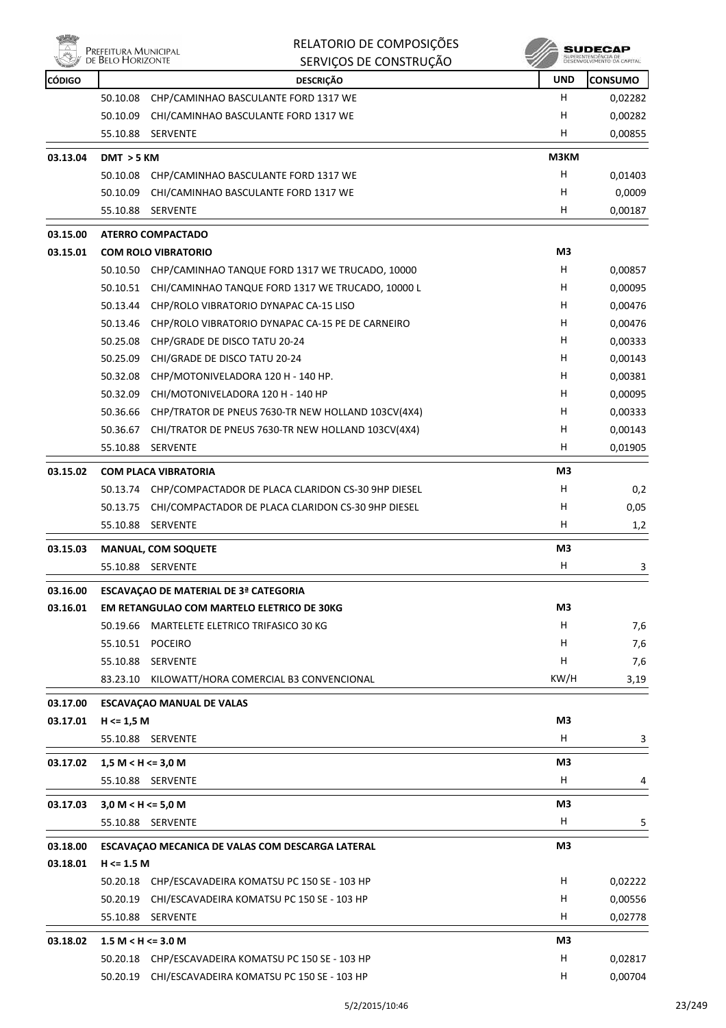| CÓDIGO | DESCRIÇÃO | UND | CONSUMO |
|---|---|---|---|
| | 50.10.08 CHP/CAMINHAO BASCULANTE FORD 1317 WE | H | 0,02282 |
| | 50.10.09 CHI/CAMINHAO BASCULANTE FORD 1317 WE | H | 0,00282 |
| | 55.10.88 SERVENTE | H | 0,00855 |
| 03.13.04 | **DMT > 5 KM** | M3KM | |
| | 50.10.08 CHP/CAMINHAO BASCULANTE FORD 1317 WE | H | 0,01403 |
| | 50.10.09 CHI/CAMINHAO BASCULANTE FORD 1317 WE | H | 0,0009 |
| | 55.10.88 SERVENTE | H | 0,00187 |
| 03.15.00 | **ATERRO COMPACTADO** | | |
| 03.15.01 | **COM ROLO VIBRATORIO** | M3 | |
| | 50.10.50 CHP/CAMINHAO TANQUE FORD 1317 WE TRUCADO, 10000 | H | 0,00857 |
| | 50.10.51 CHI/CAMINHAO TANQUE FORD 1317 WE TRUCADO, 10000 L | H | 0,00095 |
| | 50.13.44 CHP/ROLO VIBRATORIO DYNAPAC CA-15 LISO | H | 0,00476 |
| | 50.13.46 CHP/ROLO VIBRATORIO DYNAPAC CA-15 PE DE CARNEIRO | H | 0,00476 |
| | 50.25.08 CHP/GRADE DE DISCO TATU 20-24 | H | 0,00333 |
| | 50.25.09 CHI/GRADE DE DISCO TATU 20-24 | H | 0,00143 |
| | 50.32.08 CHP/MOTONIVELADORA 120 H - 140 HP. | H | 0,00381 |
| | 50.32.09 CHI/MOTONIVELADORA 120 H - 140 HP | H | 0,00095 |
| | 50.36.66 CHP/TRATOR DE PNEUS 7630-TR NEW HOLLAND 103CV(4X4) | H | 0,00333 |
| | 50.36.67 CHI/TRATOR DE PNEUS 7630-TR NEW HOLLAND 103CV(4X4) | H | 0,00143 |
| | 55.10.88 SERVENTE | H | 0,01905 |
| 03.15.02 | **COM PLACA VIBRATORIA** | M3 | |
| | 50.13.74 CHP/COMPACTADOR DE PLACA CLARIDON CS-30 9HP DIESEL | H | 0,2 |
| | 50.13.75 CHI/COMPACTADOR DE PLACA CLARIDON CS-30 9HP DIESEL | H | 0,05 |
| | 55.10.88 SERVENTE | H | 1,2 |
| 03.15.03 | **MANUAL, COM SOQUETE** | M3 | |
| | 55.10.88 SERVENTE | H | 3 |
| 03.16.00 | **ESCAVAÇAO DE MATERIAL DE 3ª CATEGORIA** | | |
| 03.16.01 | **EM RETANGULAO COM MARTELO ELETRICO DE 30KG** | M3 | |
| | 50.19.66 MARTELETE ELETRICO TRIFASICO 30 KG | H | 7,6 |
| | 55.10.51 POCEIRO | H | 7,6 |
| | 55.10.88 SERVENTE | H | 7,6 |
| | 83.23.10 KILOWATT/HORA COMERCIAL B3 CONVENCIONAL | KW/H | 3,19 |
| 03.17.00 | **ESCAVAÇAO MANUAL DE VALAS** | | |
| 03.17.01 | **H <= 1,5 M** | M3 | |
| | 55.10.88 SERVENTE | H | 3 |
| 03.17.02 | **1,5 M < H <= 3,0 M** | M3 | |
| | 55.10.88 SERVENTE | H | 4 |
| 03.17.03 | **3,0 M < H <= 5,0 M** | M3 | |
| | 55.10.88 SERVENTE | H | 5 |
| 03.18.00 | **ESCAVAÇAO MECANICA DE VALAS COM DESCARGA LATERAL** | M3 | |
| 03.18.01 | **H <= 1.5 M** | | |
| | 50.20.18 CHP/ESCAVADEIRA KOMATSU PC 150 SE - 103 HP | H | 0,02222 |
| | 50.20.19 CHI/ESCAVADEIRA KOMATSU PC 150 SE - 103 HP | H | 0,00556 |
| | 55.10.88 SERVENTE | H | 0,02778 |
| 03.18.02 | **1.5 M < H <= 3.0 M** | M3 | |
| | 50.20.18 CHP/ESCAVADEIRA KOMATSU PC 150 SE - 103 HP | H | 0,02817 |
| | 50.20.19 CHI/ESCAVADEIRA KOMATSU PC 150 SE - 103 HP | H | 0,00704 |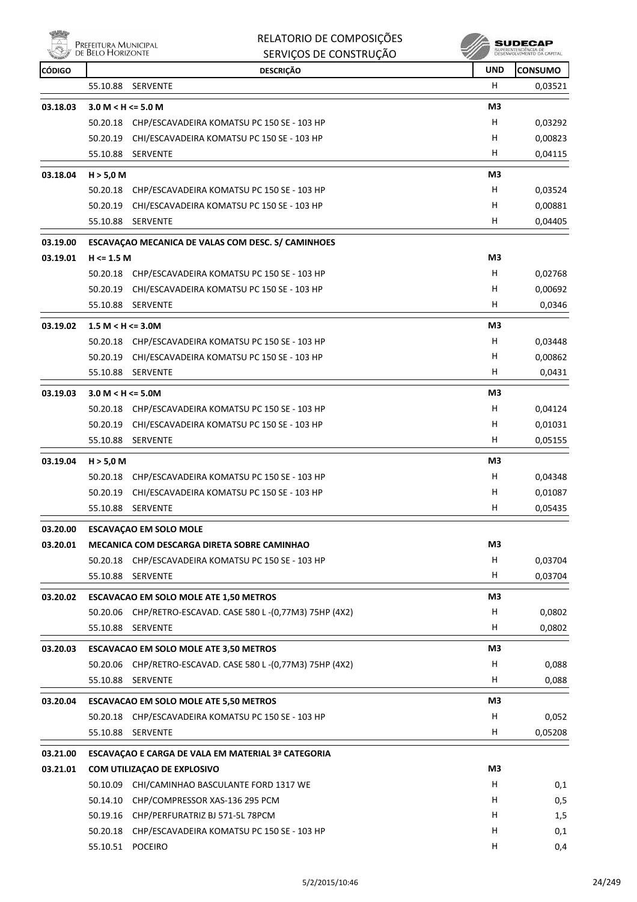| CÓDIGO | DESCRIÇÃO | UND | CONSUMO |
|---|---|---|---|
| | 55.10.88 SERVENTE | H | 0,03521 |
| **03.18.03** | **3.0 M < H <= 5.0 M** | **M3** | |
| | 50.20.18 CHP/ESCAVADEIRA KOMATSU PC 150 SE - 103 HP | H | 0,03292 |
| | 50.20.19 CHI/ESCAVADEIRA KOMATSU PC 150 SE - 103 HP | H | 0,00823 |
| | 55.10.88 SERVENTE | H | 0,04115 |
| **03.18.04** | **H > 5,0 M** | **M3** | |
| | 50.20.18 CHP/ESCAVADEIRA KOMATSU PC 150 SE - 103 HP | H | 0,03524 |
| | 50.20.19 CHI/ESCAVADEIRA KOMATSU PC 150 SE - 103 HP | H | 0,00881 |
| | 55.10.88 SERVENTE | H | 0,04405 |
| **03.19.00** | **ESCAVAÇAO MECANICA DE VALAS COM DESC. S/ CAMINHOES** | | |
| **03.19.01** | **H <= 1.5 M** | **M3** | |
| | 50.20.18 CHP/ESCAVADEIRA KOMATSU PC 150 SE - 103 HP | H | 0,02768 |
| | 50.20.19 CHI/ESCAVADEIRA KOMATSU PC 150 SE - 103 HP | H | 0,00692 |
| | 55.10.88 SERVENTE | H | 0,0346 |
| **03.19.02** | **1.5 M < H <= 3.0M** | **M3** | |
| | 50.20.18 CHP/ESCAVADEIRA KOMATSU PC 150 SE - 103 HP | H | 0,03448 |
| | 50.20.19 CHI/ESCAVADEIRA KOMATSU PC 150 SE - 103 HP | H | 0,00862 |
| | 55.10.88 SERVENTE | H | 0,0431 |
| **03.19.03** | **3.0 M < H <= 5.0M** | **M3** | |
| | 50.20.18 CHP/ESCAVADEIRA KOMATSU PC 150 SE - 103 HP | H | 0,04124 |
| | 50.20.19 CHI/ESCAVADEIRA KOMATSU PC 150 SE - 103 HP | H | 0,01031 |
| | 55.10.88 SERVENTE | H | 0,05155 |
| **03.19.04** | **H > 5,0 M** | **M3** | |
| | 50.20.18 CHP/ESCAVADEIRA KOMATSU PC 150 SE - 103 HP | H | 0,04348 |
| | 50.20.19 CHI/ESCAVADEIRA KOMATSU PC 150 SE - 103 HP | H | 0,01087 |
| | 55.10.88 SERVENTE | H | 0,05435 |
| **03.20.00** | **ESCAVAÇAO EM SOLO MOLE** | | |
| **03.20.01** | **MECANICA COM DESCARGA DIRETA SOBRE CAMINHAO** | **M3** | |
| | 50.20.18 CHP/ESCAVADEIRA KOMATSU PC 150 SE - 103 HP | H | 0,03704 |
| | 55.10.88 SERVENTE | H | 0,03704 |
| **03.20.02** | **ESCAVACAO EM SOLO MOLE ATE 1,50 METROS** | **M3** | |
| | 50.20.06 CHP/RETRO-ESCAVAD. CASE 580 L -(0,77M3) 75HP (4X2) | H | 0,0802 |
| | 55.10.88 SERVENTE | H | 0,0802 |
| **03.20.03** | **ESCAVACAO EM SOLO MOLE ATE 3,50 METROS** | **M3** | |
| | 50.20.06 CHP/RETRO-ESCAVAD. CASE 580 L -(0,77M3) 75HP (4X2) | H | 0,088 |
| | 55.10.88 SERVENTE | H | 0,088 |
| **03.20.04** | **ESCAVACAO EM SOLO MOLE ATE 5,50 METROS** | **M3** | |
| | 50.20.18 CHP/ESCAVADEIRA KOMATSU PC 150 SE - 103 HP | H | 0,052 |
| | 55.10.88 SERVENTE | H | 0,05208 |
| **03.21.00** | **ESCAVAÇAO E CARGA DE VALA EM MATERIAL 3ª CATEGORIA** | | |
| **03.21.01** | **COM UTILIZAÇAO DE EXPLOSIVO** | **M3** | |
| | 50.10.09 CHI/CAMINHAO BASCULANTE FORD 1317 WE | H | 0,1 |
| | 50.14.10 CHP/COMPRESSOR XAS-136 295 PCM | H | 0,5 |
| | 50.19.16 CHP/PERFURATRIZ BJ 571-5L 78PCM | H | 1,5 |
| | 50.20.18 CHP/ESCAVADEIRA KOMATSU PC 150 SE - 103 HP | H | 0,1 |
| | 55.10.51 POCEIRO | H | 0,4 |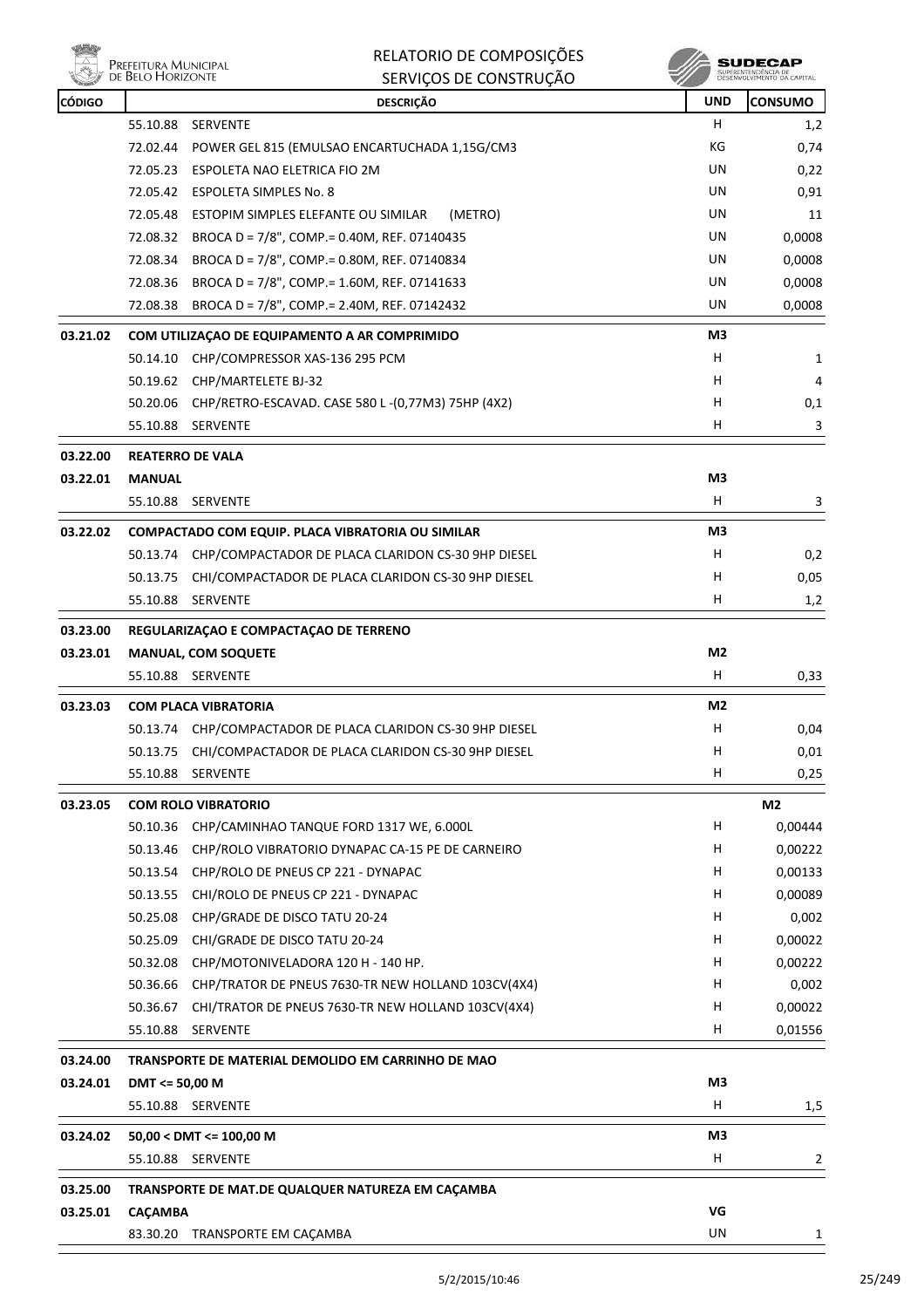| CÓDIGO | DESCRIÇÃO | | UND | CONSUMO |
|---|---|---|---|---|
| | 55.10.88 | SERVENTE | H | 1,2 |
| | 72.02.44 | POWER GEL 815 (EMULSAO ENCARTUCHADA 1,15G/CM3 | KG | 0,74 |
| | 72.05.23 | ESPOLETA NAO ELETRICA FIO 2M | UN | 0,22 |
| | 72.05.42 | ESPOLETA SIMPLES No. 8 | UN | 0,91 |
| | 72.05.48 | ESTOPIM SIMPLES ELEFANTE OU SIMILAR (METRO) | UN | 11 |
| | 72.08.32 | BROCA D = 7/8", COMP.= 0.40M, REF. 07140435 | UN | 0,0008 |
| | 72.08.34 | BROCA D = 7/8", COMP.= 0.80M, REF. 07140834 | UN | 0,0008 |
| | 72.08.36 | BROCA D = 7/8", COMP.= 1.60M, REF. 07141633 | UN | 0,0008 |
| | 72.08.38 | BROCA D = 7/8", COMP.= 2.40M, REF. 07142432 | UN | 0,0008 |
| **03.21.02** | **COM UTILIZAÇAO DE EQUIPAMENTO A AR COMPRIMIDO** | | **M3** | |
| | 50.14.10 | CHP/COMPRESSOR XAS-136 295 PCM | H | 1 |
| | 50.19.62 | CHP/MARTELETE BJ-32 | H | 4 |
| | 50.20.06 | CHP/RETRO-ESCAVAD. CASE 580 L -(0,77M3) 75HP (4X2) | H | 0,1 |
| | 55.10.88 | SERVENTE | H | 3 |
| **03.22.00** | **REATERRO DE VALA** | | | |
| **03.22.01** | **MANUAL** | | **M3** | |
| | 55.10.88 | SERVENTE | H | 3 |
| **03.22.02** | **COMPACTADO COM EQUIP. PLACA VIBRATORIA OU SIMILAR** | | **M3** | |
| | 50.13.74 | CHP/COMPACTADOR DE PLACA CLARIDON CS-30 9HP DIESEL | H | 0,2 |
| | 50.13.75 | CHI/COMPACTADOR DE PLACA CLARIDON CS-30 9HP DIESEL | H | 0,05 |
| | 55.10.88 | SERVENTE | H | 1,2 |
| **03.23.00** | **REGULARIZAÇAO E COMPACTAÇAO DE TERRENO** | | | |
| **03.23.01** | **MANUAL, COM SOQUETE** | | **M2** | |
| | 55.10.88 | SERVENTE | H | 0,33 |
| **03.23.03** | **COM PLACA VIBRATORIA** | | **M2** | |
| | 50.13.74 | CHP/COMPACTADOR DE PLACA CLARIDON CS-30 9HP DIESEL | H | 0,04 |
| | 50.13.75 | CHI/COMPACTADOR DE PLACA CLARIDON CS-30 9HP DIESEL | H | 0,01 |
| | 55.10.88 | SERVENTE | H | 0,25 |
| **03.23.05** | **COM ROLO VIBRATORIO** | | | **M2** |
| | 50.10.36 | CHP/CAMINHAO TANQUE FORD 1317 WE, 6.000L | H | 0,00444 |
| | 50.13.46 | CHP/ROLO VIBRATORIO DYNAPAC CA-15 PE DE CARNEIRO | H | 0,00222 |
| | 50.13.54 | CHP/ROLO DE PNEUS CP 221 - DYNAPAC | H | 0,00133 |
| | 50.13.55 | CHI/ROLO DE PNEUS CP 221 - DYNAPAC | H | 0,00089 |
| | 50.25.08 | CHP/GRADE DE DISCO TATU 20-24 | H | 0,002 |
| | 50.25.09 | CHI/GRADE DE DISCO TATU 20-24 | H | 0,00022 |
| | 50.32.08 | CHP/MOTONIVELADORA 120 H - 140 HP. | H | 0,00222 |
| | 50.36.66 | CHP/TRATOR DE PNEUS 7630-TR NEW HOLLAND 103CV(4X4) | H | 0,002 |
| | 50.36.67 | CHI/TRATOR DE PNEUS 7630-TR NEW HOLLAND 103CV(4X4) | H | 0,00022 |
| | 55.10.88 | SERVENTE | H | 0,01556 |
| **03.24.00** | **TRANSPORTE DE MATERIAL DEMOLIDO EM CARRINHO DE MAO** | | | |
| **03.24.01** | **DMT <= 50,00 M** | | **M3** | |
| | 55.10.88 | SERVENTE | H | 1,5 |
| **03.24.02** | **50,00 < DMT <= 100,00 M** | | **M3** | |
| | 55.10.88 | SERVENTE | H | 2 |
| **03.25.00** | **TRANSPORTE DE MAT.DE QUALQUER NATUREZA EM CAÇAMBA** | | | |
| **03.25.01** | **CAÇAMBA** | | **VG** | |
| | 83.30.20 | TRANSPORTE EM CAÇAMBA | UN | 1 |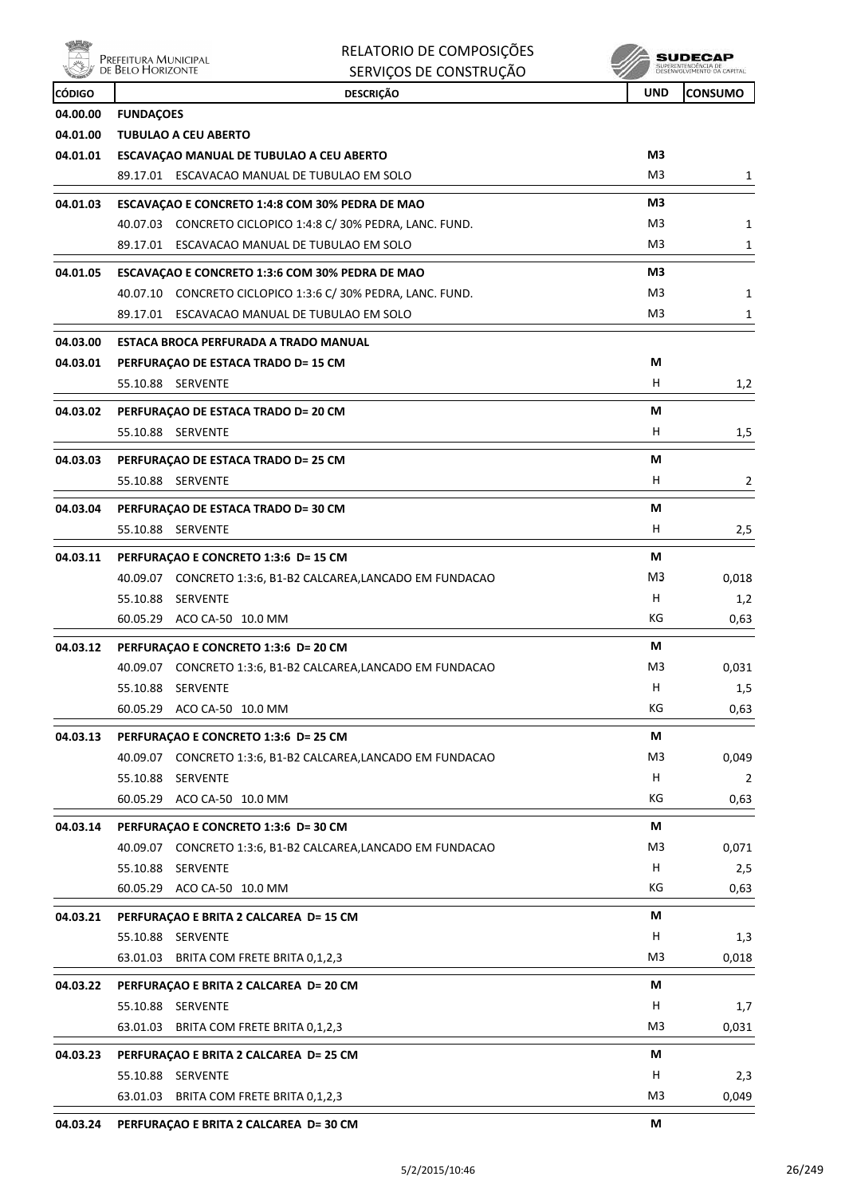| CÓDIGO | DESCRIÇÃO | UND | CONSUMO |
|---|---|---|---|
| 04.00.00 | **FUNDAÇOES** | | |
| 04.01.00 | **TUBULAO A CEU ABERTO** | | |
| 04.01.01 | **ESCAVAÇAO MANUAL DE TUBULAO A CEU ABERTO** | **M3** | |
| | 89.17.01 ESCAVACAO MANUAL DE TUBULAO EM SOLO | M3 | 1 |
| 04.01.03 | **ESCAVAÇAO E CONCRETO 1:4:8 COM 30% PEDRA DE MAO** | **M3** | |
| | 40.07.03 CONCRETO CICLOPICO 1:4:8 C/ 30% PEDRA, LANC. FUND. | M3 | 1 |
| | 89.17.01 ESCAVACAO MANUAL DE TUBULAO EM SOLO | M3 | 1 |
| 04.01.05 | **ESCAVAÇAO E CONCRETO 1:3:6 COM 30% PEDRA DE MAO** | **M3** | |
| | 40.07.10 CONCRETO CICLOPICO 1:3:6 C/ 30% PEDRA, LANC. FUND. | M3 | 1 |
| | 89.17.01 ESCAVACAO MANUAL DE TUBULAO EM SOLO | M3 | 1 |
| 04.03.00 | **ESTACA BROCA PERFURADA A TRADO MANUAL** | | |
| 04.03.01 | **PERFURAÇAO DE ESTACA TRADO D= 15 CM** | **M** | |
| | 55.10.88 SERVENTE | H | 1,2 |
| 04.03.02 | **PERFURAÇAO DE ESTACA TRADO D= 20 CM** | **M** | |
| | 55.10.88 SERVENTE | H | 1,5 |
| 04.03.03 | **PERFURAÇAO DE ESTACA TRADO D= 25 CM** | **M** | |
| | 55.10.88 SERVENTE | H | 2 |
| 04.03.04 | **PERFURAÇAO DE ESTACA TRADO D= 30 CM** | **M** | |
| | 55.10.88 SERVENTE | H | 2,5 |
| 04.03.11 | **PERFURAÇAO E CONCRETO 1:3:6 D= 15 CM** | **M** | |
| | 40.09.07 CONCRETO 1:3:6, B1-B2 CALCAREA,LANCADO EM FUNDACAO | M3 | 0,018 |
| | 55.10.88 SERVENTE | H | 1,2 |
| | 60.05.29 ACO CA-50 10.0 MM | KG | 0,63 |
| 04.03.12 | **PERFURAÇAO E CONCRETO 1:3:6 D= 20 CM** | **M** | |
| | 40.09.07 CONCRETO 1:3:6, B1-B2 CALCAREA,LANCADO EM FUNDACAO | M3 | 0,031 |
| | 55.10.88 SERVENTE | H | 1,5 |
| | 60.05.29 ACO CA-50 10.0 MM | KG | 0,63 |
| 04.03.13 | **PERFURAÇAO E CONCRETO 1:3:6 D= 25 CM** | **M** | |
| | 40.09.07 CONCRETO 1:3:6, B1-B2 CALCAREA,LANCADO EM FUNDACAO | M3 | 0,049 |
| | 55.10.88 SERVENTE | H | 2 |
| | 60.05.29 ACO CA-50 10.0 MM | KG | 0,63 |
| 04.03.14 | **PERFURAÇAO E CONCRETO 1:3:6 D= 30 CM** | **M** | |
| | 40.09.07 CONCRETO 1:3:6, B1-B2 CALCAREA,LANCADO EM FUNDACAO | M3 | 0,071 |
| | 55.10.88 SERVENTE | H | 2,5 |
| | 60.05.29 ACO CA-50 10.0 MM | KG | 0,63 |
| 04.03.21 | **PERFURAÇAO E BRITA 2 CALCAREA D= 15 CM** | **M** | |
| | 55.10.88 SERVENTE | H | 1,3 |
| | 63.01.03 BRITA COM FRETE BRITA 0,1,2,3 | M3 | 0,018 |
| 04.03.22 | **PERFURAÇAO E BRITA 2 CALCAREA D= 20 CM** | **M** | |
| | 55.10.88 SERVENTE | H | 1,7 |
| | 63.01.03 BRITA COM FRETE BRITA 0,1,2,3 | M3 | 0,031 |
| 04.03.23 | **PERFURAÇAO E BRITA 2 CALCAREA D= 25 CM** | **M** | |
| | 55.10.88 SERVENTE | H | 2,3 |
| | 63.01.03 BRITA COM FRETE BRITA 0,1,2,3 | M3 | 0,049 |
| 04.03.24 | **PERFURAÇAO E BRITA 2 CALCAREA D= 30 CM** | **M** | |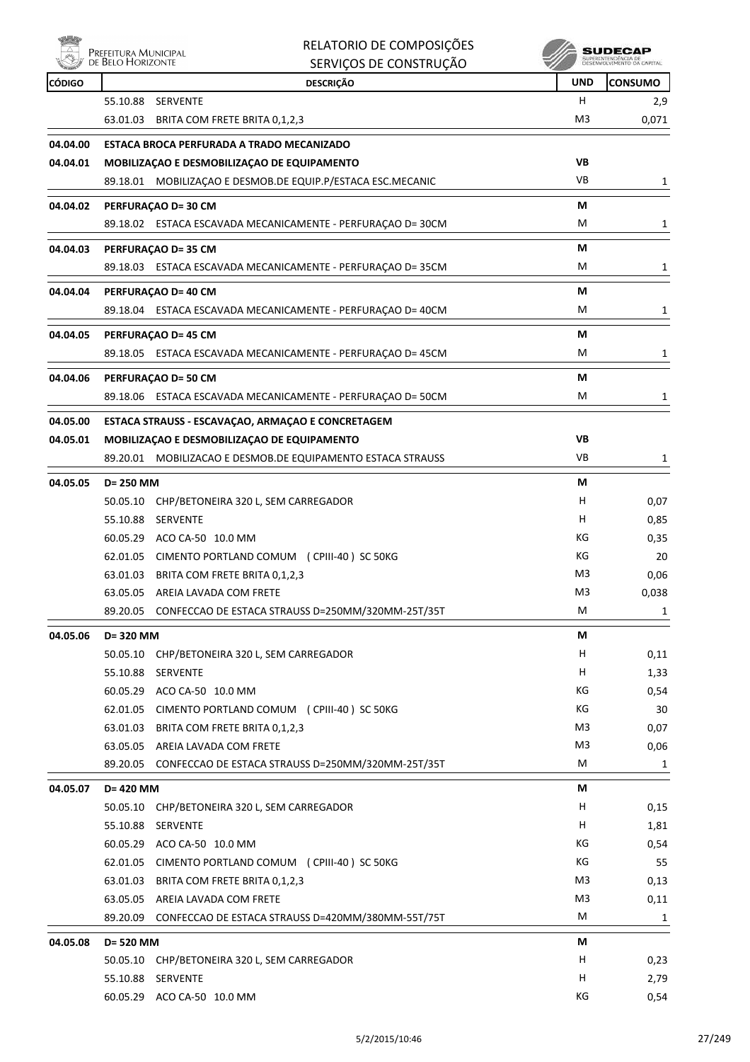| CÓDIGO | DESCRIÇÃO | UND | CONSUMO |
|---|---|---|---|
| | 55.10.88 SERVENTE | H | 2,9 |
| | 63.01.03 BRITA COM FRETE BRITA 0,1,2,3 | M3 | 0,071 |
| **04.04.00** | **ESTACA BROCA PERFURADA A TRADO MECANIZADO** | | |
| **04.04.01** | **MOBILIZAÇAO E DESMOBILIZAÇAO DE EQUIPAMENTO** | **VB** | |
| | 89.18.01 MOBILIZAÇAO E DESMOB.DE EQUIP.P/ESTACA ESC.MECANIC | VB | 1 |
| **04.04.02** | **PERFURAÇAO D= 30 CM** | **M** | |
| | 89.18.02 ESTACA ESCAVADA MECANICAMENTE - PERFURAÇAO D= 30CM | M | 1 |
| **04.04.03** | **PERFURAÇAO D= 35 CM** | **M** | |
| | 89.18.03 ESTACA ESCAVADA MECANICAMENTE - PERFURAÇAO D= 35CM | M | 1 |
| **04.04.04** | **PERFURAÇAO D= 40 CM** | **M** | |
| | 89.18.04 ESTACA ESCAVADA MECANICAMENTE - PERFURAÇAO D= 40CM | M | 1 |
| **04.04.05** | **PERFURAÇAO D= 45 CM** | **M** | |
| | 89.18.05 ESTACA ESCAVADA MECANICAMENTE - PERFURAÇAO D= 45CM | M | 1 |
| **04.04.06** | **PERFURAÇAO D= 50 CM** | **M** | |
| | 89.18.06 ESTACA ESCAVADA MECANICAMENTE - PERFURAÇAO D= 50CM | M | 1 |
| **04.05.00** | **ESTACA STRAUSS - ESCAVAÇAO, ARMAÇAO E CONCRETAGEM** | | |
| **04.05.01** | **MOBILIZAÇAO E DESMOBILIZAÇAO DE EQUIPAMENTO** | **VB** | |
| | 89.20.01 MOBILIZACAO E DESMOB.DE EQUIPAMENTO ESTACA STRAUSS | VB | 1 |
| **04.05.05** | **D= 250 MM** | **M** | |
| | 50.05.10 CHP/BETONEIRA 320 L, SEM CARREGADOR | H | 0,07 |
| | 55.10.88 SERVENTE | H | 0,85 |
| | 60.05.29 ACO CA-50 10.0 MM | KG | 0,35 |
| | 62.01.05 CIMENTO PORTLAND COMUM ( CPIII-40 ) SC 50KG | KG | 20 |
| | 63.01.03 BRITA COM FRETE BRITA 0,1,2,3 | M3 | 0,06 |
| | 63.05.05 AREIA LAVADA COM FRETE | M3 | 0,038 |
| | 89.20.05 CONFECCAO DE ESTACA STRAUSS D=250MM/320MM-25T/35T | M | 1 |
| **04.05.06** | **D= 320 MM** | **M** | |
| | 50.05.10 CHP/BETONEIRA 320 L, SEM CARREGADOR | H | 0,11 |
| | 55.10.88 SERVENTE | H | 1,33 |
| | 60.05.29 ACO CA-50 10.0 MM | KG | 0,54 |
| | 62.01.05 CIMENTO PORTLAND COMUM ( CPIII-40 ) SC 50KG | KG | 30 |
| | 63.01.03 BRITA COM FRETE BRITA 0,1,2,3 | M3 | 0,07 |
| | 63.05.05 AREIA LAVADA COM FRETE | M3 | 0,06 |
| | 89.20.05 CONFECCAO DE ESTACA STRAUSS D=250MM/320MM-25T/35T | M | 1 |
| **04.05.07** | **D= 420 MM** | **M** | |
| | 50.05.10 CHP/BETONEIRA 320 L, SEM CARREGADOR | H | 0,15 |
| | 55.10.88 SERVENTE | H | 1,81 |
| | 60.05.29 ACO CA-50 10.0 MM | KG | 0,54 |
| | 62.01.05 CIMENTO PORTLAND COMUM ( CPIII-40 ) SC 50KG | KG | 55 |
| | 63.01.03 BRITA COM FRETE BRITA 0,1,2,3 | M3 | 0,13 |
| | 63.05.05 AREIA LAVADA COM FRETE | M3 | 0,11 |
| | 89.20.09 CONFECCAO DE ESTACA STRAUSS D=420MM/380MM-55T/75T | M | 1 |
| **04.05.08** | **D= 520 MM** | **M** | |
| | 50.05.10 CHP/BETONEIRA 320 L, SEM CARREGADOR | H | 0,23 |
| | 55.10.88 SERVENTE | H | 2,79 |
| | 60.05.29 ACO CA-50 10.0 MM | KG | 0,54 |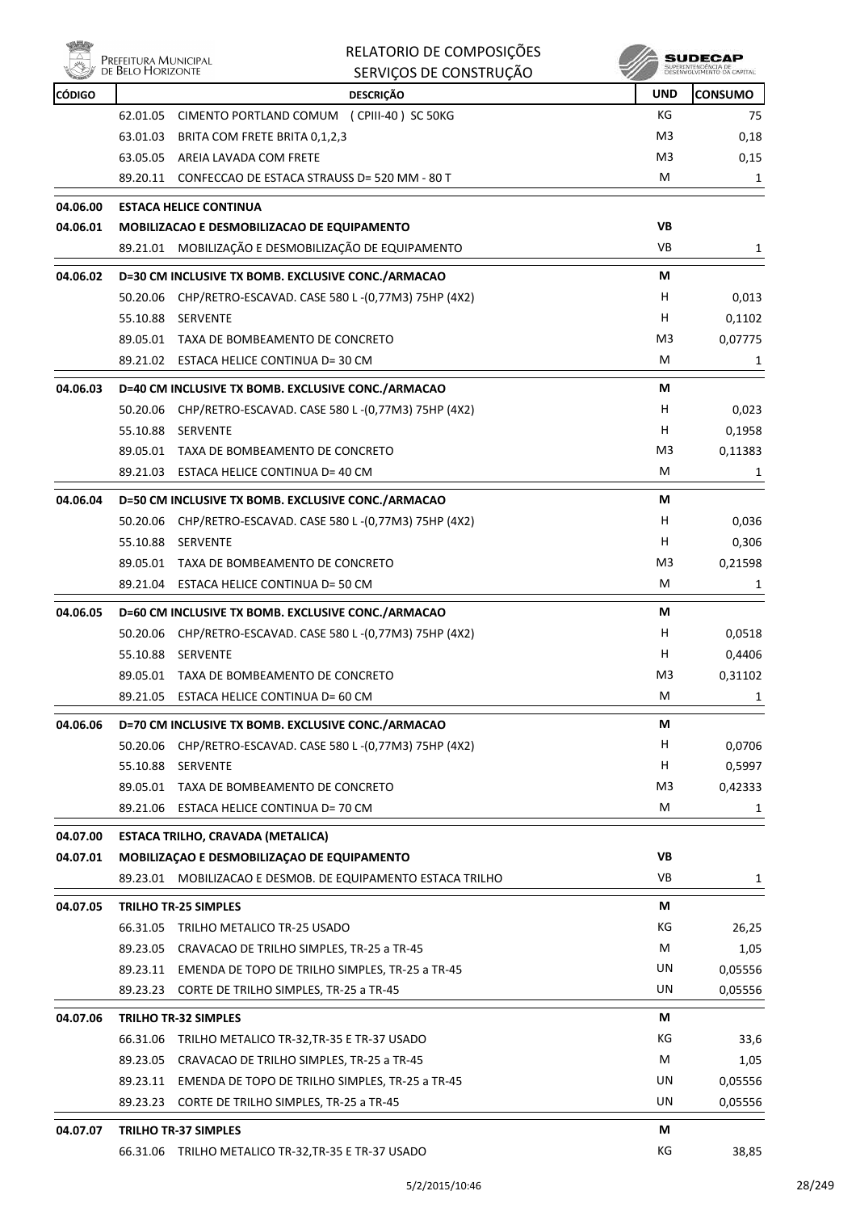| CÓDIGO | DESCRIÇÃO | UND | CONSUMO |
|---|---|---|---|
| | 62.01.05 CIMENTO PORTLAND COMUM (CPIII-40 ) SC 50KG | KG | 75 |
| | 63.01.03 BRITA COM FRETE BRITA 0,1,2,3 | M3 | 0,18 |
| | 63.05.05 AREIA LAVADA COM FRETE | M3 | 0,15 |
| | 89.20.11 CONFECCAO DE ESTACA STRAUSS D= 520 MM - 80 T | M | 1 |
| **04.06.00** | **ESTACA HELICE CONTINUA** | | |
| **04.06.01** | **MOBILIZACAO E DESMOBILIZACAO DE EQUIPAMENTO** | **VB** | |
| | 89.21.01 MOBILIZAÇÃO E DESMOBILIZAÇÃO DE EQUIPAMENTO | VB | 1 |
| **04.06.02** | **D=30 CM INCLUSIVE TX BOMB. EXCLUSIVE CONC./ARMACAO** | **M** | |
| | 50.20.06 CHP/RETRO-ESCAVAD. CASE 580 L -(0,77M3) 75HP (4X2) | H | 0,013 |
| | 55.10.88 SERVENTE | H | 0,1102 |
| | 89.05.01 TAXA DE BOMBEAMENTO DE CONCRETO | M3 | 0,07775 |
| | 89.21.02 ESTACA HELICE CONTINUA D= 30 CM | M | 1 |
| **04.06.03** | **D=40 CM INCLUSIVE TX BOMB. EXCLUSIVE CONC./ARMACAO** | **M** | |
| | 50.20.06 CHP/RETRO-ESCAVAD. CASE 580 L -(0,77M3) 75HP (4X2) | H | 0,023 |
| | 55.10.88 SERVENTE | H | 0,1958 |
| | 89.05.01 TAXA DE BOMBEAMENTO DE CONCRETO | M3 | 0,11383 |
| | 89.21.03 ESTACA HELICE CONTINUA D= 40 CM | M | 1 |
| **04.06.04** | **D=50 CM INCLUSIVE TX BOMB. EXCLUSIVE CONC./ARMACAO** | **M** | |
| | 50.20.06 CHP/RETRO-ESCAVAD. CASE 580 L -(0,77M3) 75HP (4X2) | H | 0,036 |
| | 55.10.88 SERVENTE | H | 0,306 |
| | 89.05.01 TAXA DE BOMBEAMENTO DE CONCRETO | M3 | 0,21598 |
| | 89.21.04 ESTACA HELICE CONTINUA D= 50 CM | M | 1 |
| **04.06.05** | **D=60 CM INCLUSIVE TX BOMB. EXCLUSIVE CONC./ARMACAO** | **M** | |
| | 50.20.06 CHP/RETRO-ESCAVAD. CASE 580 L -(0,77M3) 75HP (4X2) | H | 0,0518 |
| | 55.10.88 SERVENTE | H | 0,4406 |
| | 89.05.01 TAXA DE BOMBEAMENTO DE CONCRETO | M3 | 0,31102 |
| | 89.21.05 ESTACA HELICE CONTINUA D= 60 CM | M | 1 |
| **04.06.06** | **D=70 CM INCLUSIVE TX BOMB. EXCLUSIVE CONC./ARMACAO** | **M** | |
| | 50.20.06 CHP/RETRO-ESCAVAD. CASE 580 L -(0,77M3) 75HP (4X2) | H | 0,0706 |
| | 55.10.88 SERVENTE | H | 0,5997 |
| | 89.05.01 TAXA DE BOMBEAMENTO DE CONCRETO | M3 | 0,42333 |
| | 89.21.06 ESTACA HELICE CONTINUA D= 70 CM | M | 1 |
| **04.07.00** | **ESTACA TRILHO, CRAVADA (METALICA)** | | |
| **04.07.01** | **MOBILIZAÇAO E DESMOBILIZAÇAO DE EQUIPAMENTO** | **VB** | |
| | 89.23.01 MOBILIZACAO E DESMOB. DE EQUIPAMENTO ESTACA TRILHO | VB | 1 |
| **04.07.05** | **TRILHO TR-25 SIMPLES** | **M** | |
| | 66.31.05 TRILHO METALICO TR-25 USADO | KG | 26,25 |
| | 89.23.05 CRAVACAO DE TRILHO SIMPLES, TR-25 a TR-45 | M | 1,05 |
| | 89.23.11 EMENDA DE TOPO DE TRILHO SIMPLES, TR-25 a TR-45 | UN | 0,05556 |
| | 89.23.23 CORTE DE TRILHO SIMPLES, TR-25 a TR-45 | UN | 0,05556 |
| **04.07.06** | **TRILHO TR-32 SIMPLES** | **M** | |
| | 66.31.06 TRILHO METALICO TR-32,TR-35 E TR-37 USADO | KG | 33,6 |
| | 89.23.05 CRAVACAO DE TRILHO SIMPLES, TR-25 a TR-45 | M | 1,05 |
| | 89.23.11 EMENDA DE TOPO DE TRILHO SIMPLES, TR-25 a TR-45 | UN | 0,05556 |
| | 89.23.23 CORTE DE TRILHO SIMPLES, TR-25 a TR-45 | UN | 0,05556 |
| **04.07.07** | **TRILHO TR-37 SIMPLES** | **M** | |
| | 66.31.06 TRILHO METALICO TR-32,TR-35 E TR-37 USADO | KG | 38,85 |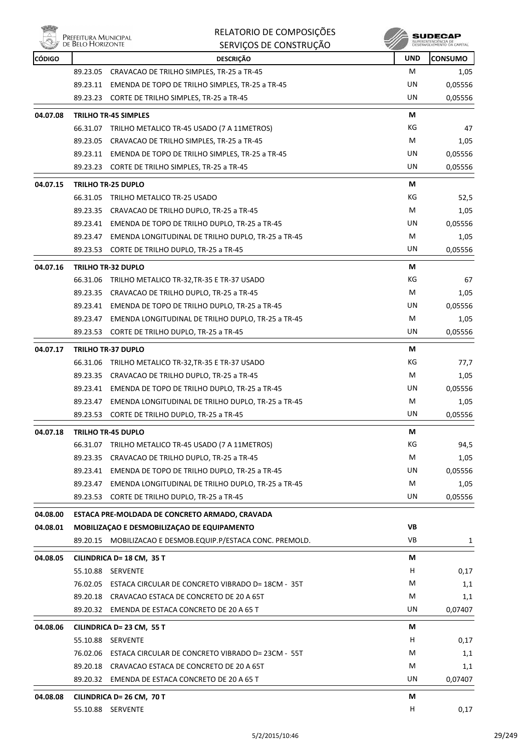| CÓDIGO | DESCRIÇÃO | UND | CONSUMO |
|---|---|---|---|
| | 89.23.05 CRAVACAO DE TRILHO SIMPLES, TR-25 a TR-45 | M | 1,05 |
| | 89.23.11 EMENDA DE TOPO DE TRILHO SIMPLES, TR-25 a TR-45 | UN | 0,05556 |
| | 89.23.23 CORTE DE TRILHO SIMPLES, TR-25 a TR-45 | UN | 0,05556 |
| **04.07.08** | **TRILHO TR-45 SIMPLES** | **M** | |
| | 66.31.07 TRILHO METALICO TR-45 USADO (7 A 11METROS) | KG | 47 |
| | 89.23.05 CRAVACAO DE TRILHO SIMPLES, TR-25 a TR-45 | M | 1,05 |
| | 89.23.11 EMENDA DE TOPO DE TRILHO SIMPLES, TR-25 a TR-45 | UN | 0,05556 |
| | 89.23.23 CORTE DE TRILHO SIMPLES, TR-25 a TR-45 | UN | 0,05556 |
| **04.07.15** | **TRILHO TR-25 DUPLO** | **M** | |
| | 66.31.05 TRILHO METALICO TR-25 USADO | KG | 52,5 |
| | 89.23.35 CRAVACAO DE TRILHO DUPLO, TR-25 a TR-45 | M | 1,05 |
| | 89.23.41 EMENDA DE TOPO DE TRILHO DUPLO, TR-25 a TR-45 | UN | 0,05556 |
| | 89.23.47 EMENDA LONGITUDINAL DE TRILHO DUPLO, TR-25 a TR-45 | M | 1,05 |
| | 89.23.53 CORTE DE TRILHO DUPLO, TR-25 a TR-45 | UN | 0,05556 |
| **04.07.16** | **TRILHO TR-32 DUPLO** | **M** | |
| | 66.31.06 TRILHO METALICO TR-32,TR-35 E TR-37 USADO | KG | 67 |
| | 89.23.35 CRAVACAO DE TRILHO DUPLO, TR-25 a TR-45 | M | 1,05 |
| | 89.23.41 EMENDA DE TOPO DE TRILHO DUPLO, TR-25 a TR-45 | UN | 0,05556 |
| | 89.23.47 EMENDA LONGITUDINAL DE TRILHO DUPLO, TR-25 a TR-45 | M | 1,05 |
| | 89.23.53 CORTE DE TRILHO DUPLO, TR-25 a TR-45 | UN | 0,05556 |
| **04.07.17** | **TRILHO TR-37 DUPLO** | **M** | |
| | 66.31.06 TRILHO METALICO TR-32,TR-35 E TR-37 USADO | KG | 77,7 |
| | 89.23.35 CRAVACAO DE TRILHO DUPLO, TR-25 a TR-45 | M | 1,05 |
| | 89.23.41 EMENDA DE TOPO DE TRILHO DUPLO, TR-25 a TR-45 | UN | 0,05556 |
| | 89.23.47 EMENDA LONGITUDINAL DE TRILHO DUPLO, TR-25 a TR-45 | M | 1,05 |
| | 89.23.53 CORTE DE TRILHO DUPLO, TR-25 a TR-45 | UN | 0,05556 |
| **04.07.18** | **TRILHO TR-45 DUPLO** | **M** | |
| | 66.31.07 TRILHO METALICO TR-45 USADO (7 A 11METROS) | KG | 94,5 |
| | 89.23.35 CRAVACAO DE TRILHO DUPLO, TR-25 a TR-45 | M | 1,05 |
| | 89.23.41 EMENDA DE TOPO DE TRILHO DUPLO, TR-25 a TR-45 | UN | 0,05556 |
| | 89.23.47 EMENDA LONGITUDINAL DE TRILHO DUPLO, TR-25 a TR-45 | M | 1,05 |
| | 89.23.53 CORTE DE TRILHO DUPLO, TR-25 a TR-45 | UN | 0,05556 |
| **04.08.00** | **ESTACA PRE-MOLDADA DE CONCRETO ARMADO, CRAVADA** | | |
| **04.08.01** | **MOBILIZAÇAO E DESMOBILIZAÇAO DE EQUIPAMENTO** | **VB** | |
| | 89.20.15 MOBILIZACAO E DESMOB.EQUIP.P/ESTACA CONC. PREMOLD. | VB | 1 |
| **04.08.05** | **CILINDRICA D= 18 CM, 35 T** | **M** | |
| | 55.10.88 SERVENTE | H | 0,17 |
| | 76.02.05 ESTACA CIRCULAR DE CONCRETO VIBRADO D= 18CM - 35T | M | 1,1 |
| | 89.20.18 CRAVACAO ESTACA DE CONCRETO DE 20 A 65T | M | 1,1 |
| | 89.20.32 EMENDA DE ESTACA CONCRETO DE 20 A 65 T | UN | 0,07407 |
| **04.08.06** | **CILINDRICA D= 23 CM, 55 T** | **M** | |
| | 55.10.88 SERVENTE | H | 0,17 |
| | 76.02.06 ESTACA CIRCULAR DE CONCRETO VIBRADO D= 23CM - 55T | M | 1,1 |
| | 89.20.18 CRAVACAO ESTACA DE CONCRETO DE 20 A 65T | M | 1,1 |
| | 89.20.32 EMENDA DE ESTACA CONCRETO DE 20 A 65 T | UN | 0,07407 |
| **04.08.08** | **CILINDRICA D= 26 CM, 70 T** | **M** | |
| | 55.10.88 SERVENTE | H | 0,17 |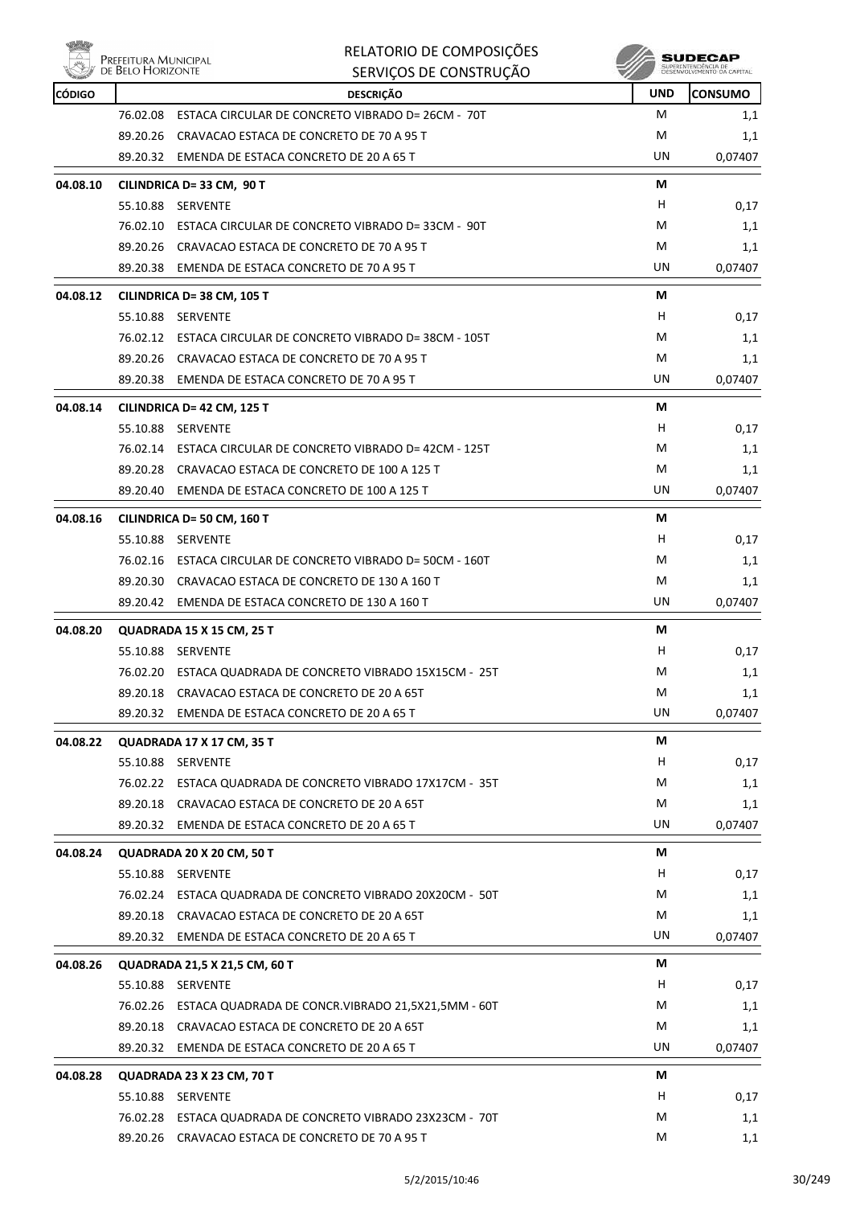| CÓDIGO | DESCRIÇÃO | UND | CONSUMO |
|---|---|---|---|
| | 76.02.08 ESTACA CIRCULAR DE CONCRETO VIBRADO D= 26CM - 70T | M | 1,1 |
| | 89.20.26 CRAVACAO ESTACA DE CONCRETO DE 70 A 95 T | M | 1,1 |
| | 89.20.32 EMENDA DE ESTACA CONCRETO DE 20 A 65 T | UN | 0,07407 |
| **04.08.10** | **CILINDRICA D= 33 CM, 90 T** | **M** | |
| | 55.10.88 SERVENTE | H | 0,17 |
| | 76.02.10 ESTACA CIRCULAR DE CONCRETO VIBRADO D= 33CM - 90T | M | 1,1 |
| | 89.20.26 CRAVACAO ESTACA DE CONCRETO DE 70 A 95 T | M | 1,1 |
| | 89.20.38 EMENDA DE ESTACA CONCRETO DE 70 A 95 T | UN | 0,07407 |
| **04.08.12** | **CILINDRICA D= 38 CM, 105 T** | **M** | |
| | 55.10.88 SERVENTE | H | 0,17 |
| | 76.02.12 ESTACA CIRCULAR DE CONCRETO VIBRADO D= 38CM - 105T | M | 1,1 |
| | 89.20.26 CRAVACAO ESTACA DE CONCRETO DE 70 A 95 T | M | 1,1 |
| | 89.20.38 EMENDA DE ESTACA CONCRETO DE 70 A 95 T | UN | 0,07407 |
| **04.08.14** | **CILINDRICA D= 42 CM, 125 T** | **M** | |
| | 55.10.88 SERVENTE | H | 0,17 |
| | 76.02.14 ESTACA CIRCULAR DE CONCRETO VIBRADO D= 42CM - 125T | M | 1,1 |
| | 89.20.28 CRAVACAO ESTACA DE CONCRETO DE 100 A 125 T | M | 1,1 |
| | 89.20.40 EMENDA DE ESTACA CONCRETO DE 100 A 125 T | UN | 0,07407 |
| **04.08.16** | **CILINDRICA D= 50 CM, 160 T** | **M** | |
| | 55.10.88 SERVENTE | H | 0,17 |
| | 76.02.16 ESTACA CIRCULAR DE CONCRETO VIBRADO D= 50CM - 160T | M | 1,1 |
| | 89.20.30 CRAVACAO ESTACA DE CONCRETO DE 130 A 160 T | M | 1,1 |
| | 89.20.42 EMENDA DE ESTACA CONCRETO DE 130 A 160 T | UN | 0,07407 |
| **04.08.20** | **QUADRADA 15 X 15 CM, 25 T** | **M** | |
| | 55.10.88 SERVENTE | H | 0,17 |
| | 76.02.20 ESTACA QUADRADA DE CONCRETO VIBRADO 15X15CM - 25T | M | 1,1 |
| | 89.20.18 CRAVACAO ESTACA DE CONCRETO DE 20 A 65T | M | 1,1 |
| | 89.20.32 EMENDA DE ESTACA CONCRETO DE 20 A 65 T | UN | 0,07407 |
| **04.08.22** | **QUADRADA 17 X 17 CM, 35 T** | **M** | |
| | 55.10.88 SERVENTE | H | 0,17 |
| | 76.02.22 ESTACA QUADRADA DE CONCRETO VIBRADO 17X17CM - 35T | M | 1,1 |
| | 89.20.18 CRAVACAO ESTACA DE CONCRETO DE 20 A 65T | M | 1,1 |
| | 89.20.32 EMENDA DE ESTACA CONCRETO DE 20 A 65 T | UN | 0,07407 |
| **04.08.24** | **QUADRADA 20 X 20 CM, 50 T** | **M** | |
| | 55.10.88 SERVENTE | H | 0,17 |
| | 76.02.24 ESTACA QUADRADA DE CONCRETO VIBRADO 20X20CM - 50T | M | 1,1 |
| | 89.20.18 CRAVACAO ESTACA DE CONCRETO DE 20 A 65T | M | 1,1 |
| | 89.20.32 EMENDA DE ESTACA CONCRETO DE 20 A 65 T | UN | 0,07407 |
| **04.08.26** | **QUADRADA 21,5 X 21,5 CM, 60 T** | **M** | |
| | 55.10.88 SERVENTE | H | 0,17 |
| | 76.02.26 ESTACA QUADRADA DE CONCR.VIBRADO 21,5X21,5MM - 60T | M | 1,1 |
| | 89.20.18 CRAVACAO ESTACA DE CONCRETO DE 20 A 65T | M | 1,1 |
| | 89.20.32 EMENDA DE ESTACA CONCRETO DE 20 A 65 T | UN | 0,07407 |
| **04.08.28** | **QUADRADA 23 X 23 CM, 70 T** | **M** | |
| | 55.10.88 SERVENTE | H | 0,17 |
| | 76.02.28 ESTACA QUADRADA DE CONCRETO VIBRADO 23X23CM - 70T | M | 1,1 |
| | 89.20.26 CRAVACAO ESTACA DE CONCRETO DE 70 A 95 T | M | 1,1 |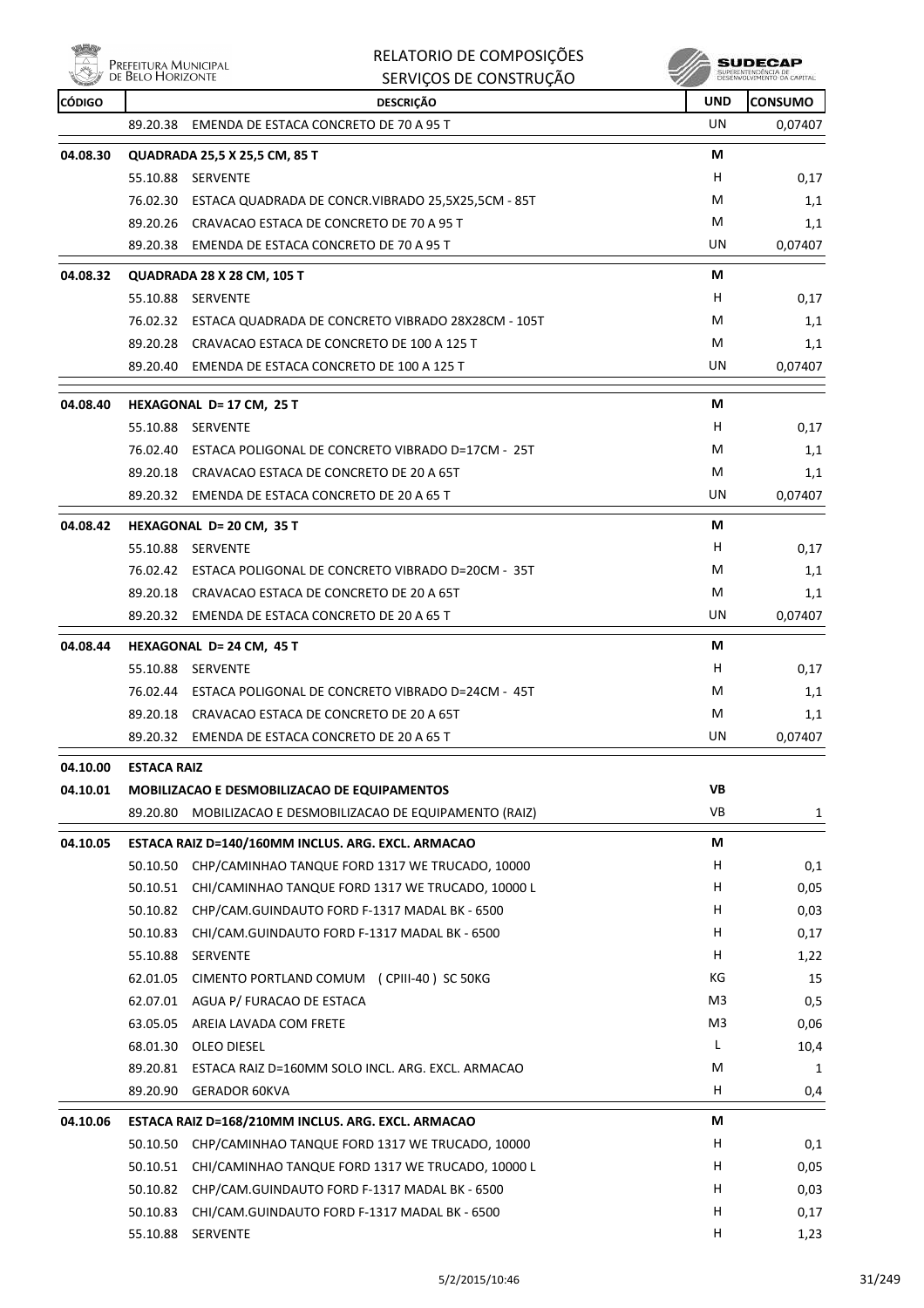# RELATORIO DE COMPOSIÇÕES
## SERVIÇOS DE CONSTRUÇÃO

| CÓDIGO | | DESCRIÇÃO | UND | CONSUMO |
|---|---|---|---|---|
| | 89.20.38 | EMENDA DE ESTACA CONCRETO DE 70 A 95 T | UN | 0,07407 |
| **04.08.30** | | **QUADRADA 25,5 X 25,5 CM, 85 T** | **M** | |
| | 55.10.88 | SERVENTE | H | 0,17 |
| | 76.02.30 | ESTACA QUADRADA DE CONCR.VIBRADO 25,5X25,5CM - 85T | M | 1,1 |
| | 89.20.26 | CRAVACAO ESTACA DE CONCRETO DE 70 A 95 T | M | 1,1 |
| | 89.20.38 | EMENDA DE ESTACA CONCRETO DE 70 A 95 T | UN | 0,07407 |
| **04.08.32** | | **QUADRADA 28 X 28 CM, 105 T** | **M** | |
| | 55.10.88 | SERVENTE | H | 0,17 |
| | 76.02.32 | ESTACA QUADRADA DE CONCRETO VIBRADO 28X28CM - 105T | M | 1,1 |
| | 89.20.28 | CRAVACAO ESTACA DE CONCRETO DE 100 A 125 T | M | 1,1 |
| | 89.20.40 | EMENDA DE ESTACA CONCRETO DE 100 A 125 T | UN | 0,07407 |
| **04.08.40** | | **HEXAGONAL D= 17 CM, 25 T** | **M** | |
| | 55.10.88 | SERVENTE | H | 0,17 |
| | 76.02.40 | ESTACA POLIGONAL DE CONCRETO VIBRADO D=17CM - 25T | M | 1,1 |
| | 89.20.18 | CRAVACAO ESTACA DE CONCRETO DE 20 A 65T | M | 1,1 |
| | 89.20.32 | EMENDA DE ESTACA CONCRETO DE 20 A 65 T | UN | 0,07407 |
| **04.08.42** | | **HEXAGONAL D= 20 CM, 35 T** | **M** | |
| | 55.10.88 | SERVENTE | H | 0,17 |
| | 76.02.42 | ESTACA POLIGONAL DE CONCRETO VIBRADO D=20CM - 35T | M | 1,1 |
| | 89.20.18 | CRAVACAO ESTACA DE CONCRETO DE 20 A 65T | M | 1,1 |
| | 89.20.32 | EMENDA DE ESTACA CONCRETO DE 20 A 65 T | UN | 0,07407 |
| **04.08.44** | | **HEXAGONAL D= 24 CM, 45 T** | **M** | |
| | 55.10.88 | SERVENTE | H | 0,17 |
| | 76.02.44 | ESTACA POLIGONAL DE CONCRETO VIBRADO D=24CM - 45T | M | 1,1 |
| | 89.20.18 | CRAVACAO ESTACA DE CONCRETO DE 20 A 65T | M | 1,1 |
| | 89.20.32 | EMENDA DE ESTACA CONCRETO DE 20 A 65 T | UN | 0,07407 |
| **04.10.00** | | **ESTACA RAIZ** | | |
| **04.10.01** | | **MOBILIZACAO E DESMOBILIZACAO DE EQUIPAMENTOS** | **VB** | |
| | 89.20.80 | MOBILIZACAO E DESMOBILIZACAO DE EQUIPAMENTO (RAIZ) | VB | 1 |
| **04.10.05** | | **ESTACA RAIZ D=140/160MM INCLUS. ARG. EXCL. ARMACAO** | **M** | |
| | 50.10.50 | CHP/CAMINHAO TANQUE FORD 1317 WE TRUCADO, 10000 | H | 0,1 |
| | 50.10.51 | CHI/CAMINHAO TANQUE FORD 1317 WE TRUCADO, 10000 L | H | 0,05 |
| | 50.10.82 | CHP/CAM.GUINDAUTO FORD F-1317 MADAL BK - 6500 | H | 0,03 |
| | 50.10.83 | CHI/CAM.GUINDAUTO FORD F-1317 MADAL BK - 6500 | H | 0,17 |
| | 55.10.88 | SERVENTE | H | 1,22 |
| | 62.01.05 | CIMENTO PORTLAND COMUM ( CPIII-40 ) SC 50KG | KG | 15 |
| | 62.07.01 | AGUA P/ FURACAO DE ESTACA | M3 | 0,5 |
| | 63.05.05 | AREIA LAVADA COM FRETE | M3 | 0,06 |
| | 68.01.30 | OLEO DIESEL | L | 10,4 |
| | 89.20.81 | ESTACA RAIZ D=160MM SOLO INCL. ARG. EXCL. ARMACAO | M | 1 |
| | 89.20.90 | GERADOR 60KVA | H | 0,4 |
| **04.10.06** | | **ESTACA RAIZ D=168/210MM INCLUS. ARG. EXCL. ARMACAO** | **M** | |
| | 50.10.50 | CHP/CAMINHAO TANQUE FORD 1317 WE TRUCADO, 10000 | H | 0,1 |
| | 50.10.51 | CHI/CAMINHAO TANQUE FORD 1317 WE TRUCADO, 10000 L | H | 0,05 |
| | 50.10.82 | CHP/CAM.GUINDAUTO FORD F-1317 MADAL BK - 6500 | H | 0,03 |
| | 50.10.83 | CHI/CAM.GUINDAUTO FORD F-1317 MADAL BK - 6500 | H | 0,17 |
| | 55.10.88 | SERVENTE | H | 1,23 |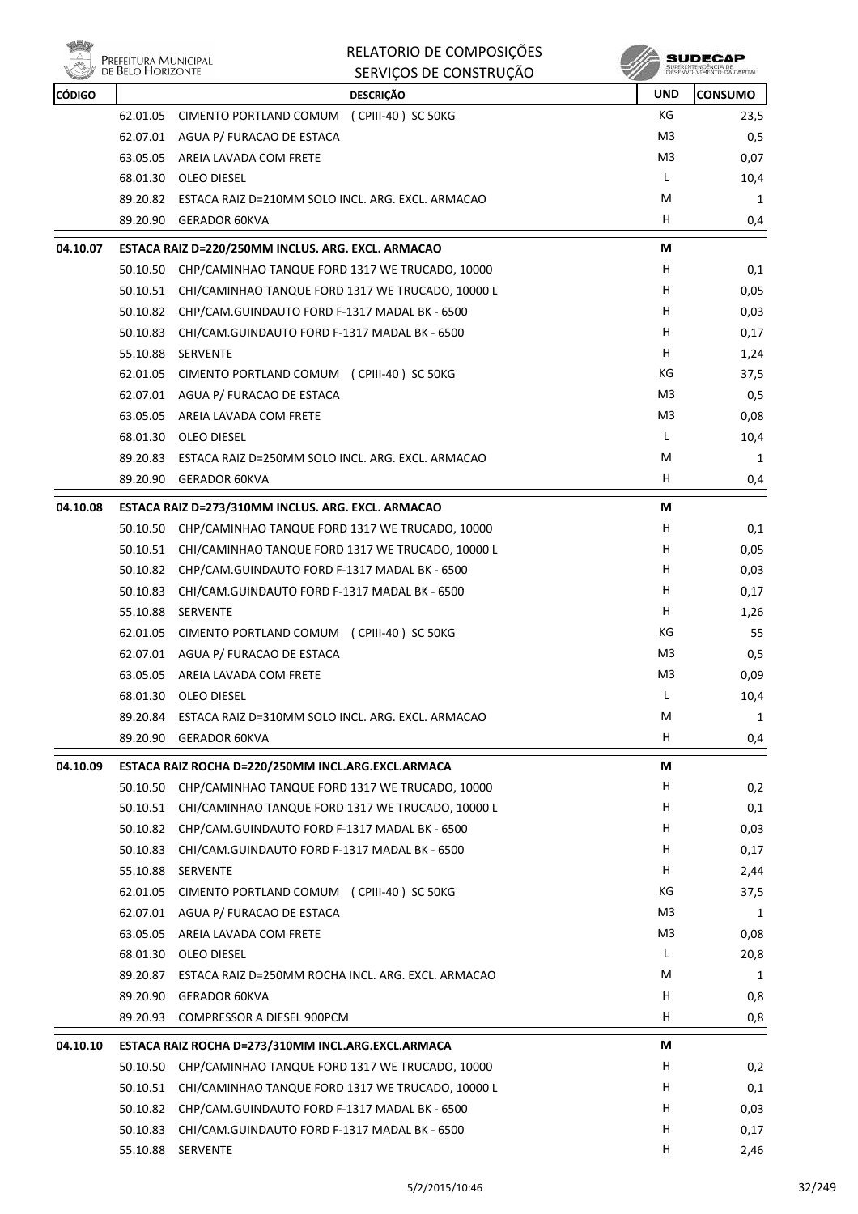| CÓDIGO | | DESCRIÇÃO | UND | CONSUMO |
|---|---|---|---|---|
| | 62.01.05 | CIMENTO PORTLAND COMUM ( CPIII-40 ) SC 50KG | KG | 23,5 |
| | 62.07.01 | AGUA P/ FURACAO DE ESTACA | M3 | 0,5 |
| | 63.05.05 | AREIA LAVADA COM FRETE | M3 | 0,07 |
| | 68.01.30 | OLEO DIESEL | L | 10,4 |
| | 89.20.82 | ESTACA RAIZ D=210MM SOLO INCL. ARG. EXCL. ARMACAO | M | 1 |
| | 89.20.90 | GERADOR 60KVA | H | 0,4 |
| **04.10.07** | | **ESTACA RAIZ D=220/250MM INCLUS. ARG. EXCL. ARMACAO** | **M** | |
| | 50.10.50 | CHP/CAMINHAO TANQUE FORD 1317 WE TRUCADO, 10000 | H | 0,1 |
| | 50.10.51 | CHI/CAMINHAO TANQUE FORD 1317 WE TRUCADO, 10000 L | H | 0,05 |
| | 50.10.82 | CHP/CAM.GUINDAUTO FORD F-1317 MADAL BK - 6500 | H | 0,03 |
| | 50.10.83 | CHI/CAM.GUINDAUTO FORD F-1317 MADAL BK - 6500 | H | 0,17 |
| | 55.10.88 | SERVENTE | H | 1,24 |
| | 62.01.05 | CIMENTO PORTLAND COMUM ( CPIII-40 ) SC 50KG | KG | 37,5 |
| | 62.07.01 | AGUA P/ FURACAO DE ESTACA | M3 | 0,5 |
| | 63.05.05 | AREIA LAVADA COM FRETE | M3 | 0,08 |
| | 68.01.30 | OLEO DIESEL | L | 10,4 |
| | 89.20.83 | ESTACA RAIZ D=250MM SOLO INCL. ARG. EXCL. ARMACAO | M | 1 |
| | 89.20.90 | GERADOR 60KVA | H | 0,4 |
| **04.10.08** | | **ESTACA RAIZ D=273/310MM INCLUS. ARG. EXCL. ARMACAO** | **M** | |
| | 50.10.50 | CHP/CAMINHAO TANQUE FORD 1317 WE TRUCADO, 10000 | H | 0,1 |
| | 50.10.51 | CHI/CAMINHAO TANQUE FORD 1317 WE TRUCADO, 10000 L | H | 0,05 |
| | 50.10.82 | CHP/CAM.GUINDAUTO FORD F-1317 MADAL BK - 6500 | H | 0,03 |
| | 50.10.83 | CHI/CAM.GUINDAUTO FORD F-1317 MADAL BK - 6500 | H | 0,17 |
| | 55.10.88 | SERVENTE | H | 1,26 |
| | 62.01.05 | CIMENTO PORTLAND COMUM ( CPIII-40 ) SC 50KG | KG | 55 |
| | 62.07.01 | AGUA P/ FURACAO DE ESTACA | M3 | 0,5 |
| | 63.05.05 | AREIA LAVADA COM FRETE | M3 | 0,09 |
| | 68.01.30 | OLEO DIESEL | L | 10,4 |
| | 89.20.84 | ESTACA RAIZ D=310MM SOLO INCL. ARG. EXCL. ARMACAO | M | 1 |
| | 89.20.90 | GERADOR 60KVA | H | 0,4 |
| **04.10.09** | | **ESTACA RAIZ ROCHA D=220/250MM INCL.ARG.EXCL.ARMACA** | **M** | |
| | 50.10.50 | CHP/CAMINHAO TANQUE FORD 1317 WE TRUCADO, 10000 | H | 0,2 |
| | 50.10.51 | CHI/CAMINHAO TANQUE FORD 1317 WE TRUCADO, 10000 L | H | 0,1 |
| | 50.10.82 | CHP/CAM.GUINDAUTO FORD F-1317 MADAL BK - 6500 | H | 0,03 |
| | 50.10.83 | CHI/CAM.GUINDAUTO FORD F-1317 MADAL BK - 6500 | H | 0,17 |
| | 55.10.88 | SERVENTE | H | 2,44 |
| | 62.01.05 | CIMENTO PORTLAND COMUM ( CPIII-40 ) SC 50KG | KG | 37,5 |
| | 62.07.01 | AGUA P/ FURACAO DE ESTACA | M3 | 1 |
| | 63.05.05 | AREIA LAVADA COM FRETE | M3 | 0,08 |
| | 68.01.30 | OLEO DIESEL | L | 20,8 |
| | 89.20.87 | ESTACA RAIZ D=250MM ROCHA INCL. ARG. EXCL. ARMACAO | M | 1 |
| | 89.20.90 | GERADOR 60KVA | H | 0,8 |
| | 89.20.93 | COMPRESSOR A DIESEL 900PCM | H | 0,8 |
| **04.10.10** | | **ESTACA RAIZ ROCHA D=273/310MM INCL.ARG.EXCL.ARMACA** | **M** | |
| | 50.10.50 | CHP/CAMINHAO TANQUE FORD 1317 WE TRUCADO, 10000 | H | 0,2 |
| | 50.10.51 | CHI/CAMINHAO TANQUE FORD 1317 WE TRUCADO, 10000 L | H | 0,1 |
| | 50.10.82 | CHP/CAM.GUINDAUTO FORD F-1317 MADAL BK - 6500 | H | 0,03 |
| | 50.10.83 | CHI/CAM.GUINDAUTO FORD F-1317 MADAL BK - 6500 | H | 0,17 |
| | 55.10.88 | SERVENTE | H | 2,46 |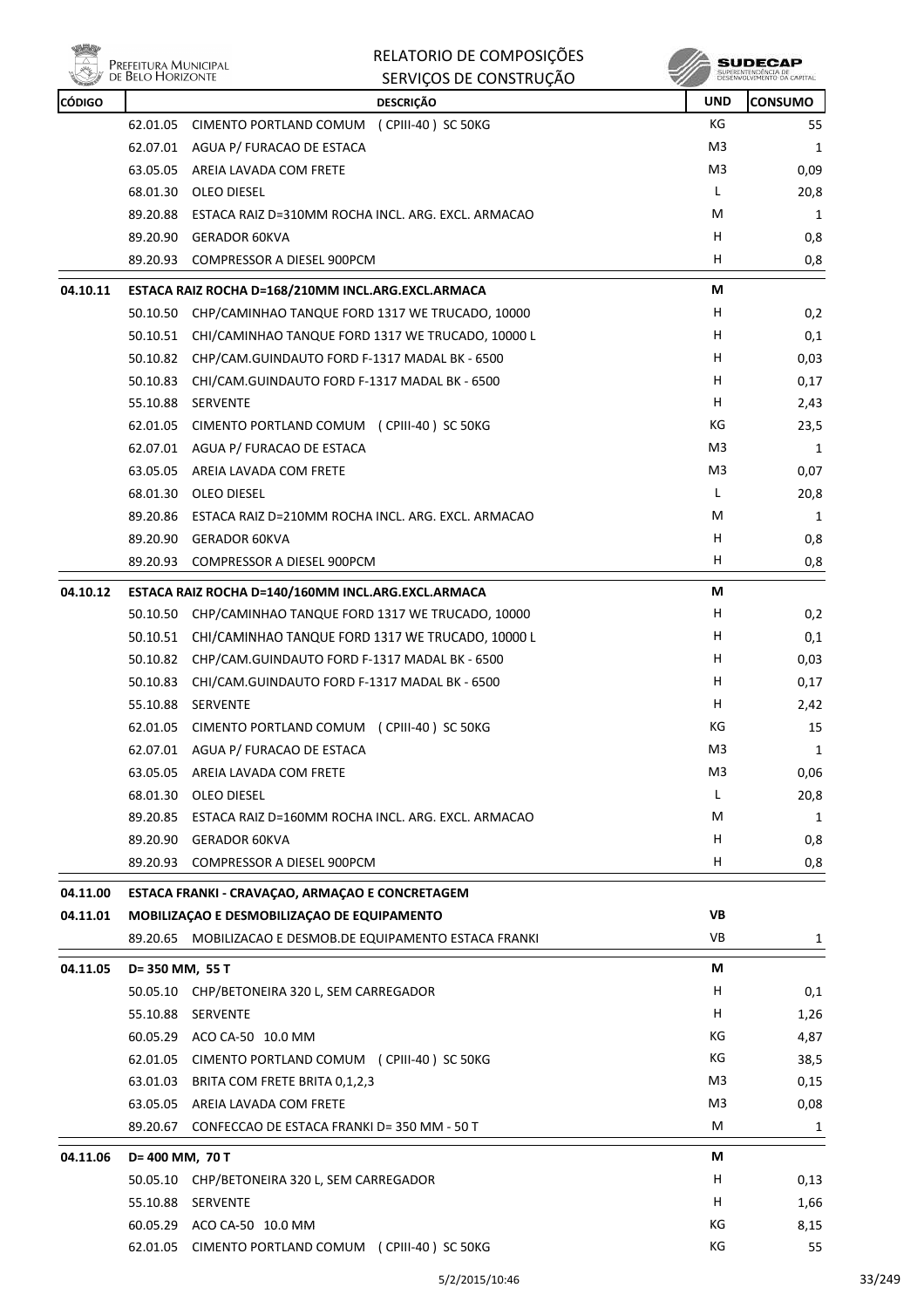| CÓDIGO | | DESCRIÇÃO | UND | CONSUMO |
|---|---|---|---|---|
| | 62.01.05 | CIMENTO PORTLAND COMUM ( CPIII-40 ) SC 50KG | KG | 55 |
| | 62.07.01 | AGUA P/ FURACAO DE ESTACA | M3 | 1 |
| | 63.05.05 | AREIA LAVADA COM FRETE | M3 | 0,09 |
| | 68.01.30 | OLEO DIESEL | L | 20,8 |
| | 89.20.88 | ESTACA RAIZ D=310MM ROCHA INCL. ARG. EXCL. ARMACAO | M | 1 |
| | 89.20.90 | GERADOR 60KVA | H | 0,8 |
| | 89.20.93 | COMPRESSOR A DIESEL 900PCM | H | 0,8 |
| **04.10.11** | | **ESTACA RAIZ ROCHA D=168/210MM INCL.ARG.EXCL.ARMACA** | **M** | |
| | 50.10.50 | CHP/CAMINHAO TANQUE FORD 1317 WE TRUCADO, 10000 | H | 0,2 |
| | 50.10.51 | CHI/CAMINHAO TANQUE FORD 1317 WE TRUCADO, 10000 L | H | 0,1 |
| | 50.10.82 | CHP/CAM.GUINDAUTO FORD F-1317 MADAL BK - 6500 | H | 0,03 |
| | 50.10.83 | CHI/CAM.GUINDAUTO FORD F-1317 MADAL BK - 6500 | H | 0,17 |
| | 55.10.88 | SERVENTE | H | 2,43 |
| | 62.01.05 | CIMENTO PORTLAND COMUM ( CPIII-40 ) SC 50KG | KG | 23,5 |
| | 62.07.01 | AGUA P/ FURACAO DE ESTACA | M3 | 1 |
| | 63.05.05 | AREIA LAVADA COM FRETE | M3 | 0,07 |
| | 68.01.30 | OLEO DIESEL | L | 20,8 |
| | 89.20.86 | ESTACA RAIZ D=210MM ROCHA INCL. ARG. EXCL. ARMACAO | M | 1 |
| | 89.20.90 | GERADOR 60KVA | H | 0,8 |
| | 89.20.93 | COMPRESSOR A DIESEL 900PCM | H | 0,8 |
| **04.10.12** | | **ESTACA RAIZ ROCHA D=140/160MM INCL.ARG.EXCL.ARMACA** | **M** | |
| | 50.10.50 | CHP/CAMINHAO TANQUE FORD 1317 WE TRUCADO, 10000 | H | 0,2 |
| | 50.10.51 | CHI/CAMINHAO TANQUE FORD 1317 WE TRUCADO, 10000 L | H | 0,1 |
| | 50.10.82 | CHP/CAM.GUINDAUTO FORD F-1317 MADAL BK - 6500 | H | 0,03 |
| | 50.10.83 | CHI/CAM.GUINDAUTO FORD F-1317 MADAL BK - 6500 | H | 0,17 |
| | 55.10.88 | SERVENTE | H | 2,42 |
| | 62.01.05 | CIMENTO PORTLAND COMUM ( CPIII-40 ) SC 50KG | KG | 15 |
| | 62.07.01 | AGUA P/ FURACAO DE ESTACA | M3 | 1 |
| | 63.05.05 | AREIA LAVADA COM FRETE | M3 | 0,06 |
| | 68.01.30 | OLEO DIESEL | L | 20,8 |
| | 89.20.85 | ESTACA RAIZ D=160MM ROCHA INCL. ARG. EXCL. ARMACAO | M | 1 |
| | 89.20.90 | GERADOR 60KVA | H | 0,8 |
| | 89.20.93 | COMPRESSOR A DIESEL 900PCM | H | 0,8 |
| **04.11.00** | | **ESTACA FRANKI - CRAVAÇAO, ARMAÇAO E CONCRETAGEM** | | |
| **04.11.01** | | **MOBILIZAÇAO E DESMOBILIZAÇAO DE EQUIPAMENTO** | **VB** | |
| | 89.20.65 | MOBILIZACAO E DESMOB.DE EQUIPAMENTO ESTACA FRANKI | VB | 1 |
| **04.11.05** | | **D= 350 MM, 55 T** | **M** | |
| | 50.05.10 | CHP/BETONEIRA 320 L, SEM CARREGADOR | H | 0,1 |
| | 55.10.88 | SERVENTE | H | 1,26 |
| | 60.05.29 | ACO CA-50 10.0 MM | KG | 4,87 |
| | 62.01.05 | CIMENTO PORTLAND COMUM ( CPIII-40 ) SC 50KG | KG | 38,5 |
| | 63.01.03 | BRITA COM FRETE BRITA 0,1,2,3 | M3 | 0,15 |
| | 63.05.05 | AREIA LAVADA COM FRETE | M3 | 0,08 |
| | 89.20.67 | CONFECCAO DE ESTACA FRANKI D= 350 MM - 50 T | M | 1 |
| **04.11.06** | | **D= 400 MM, 70 T** | **M** | |
| | 50.05.10 | CHP/BETONEIRA 320 L, SEM CARREGADOR | H | 0,13 |
| | 55.10.88 | SERVENTE | H | 1,66 |
| | 60.05.29 | ACO CA-50 10.0 MM | KG | 8,15 |
| | 62.01.05 | CIMENTO PORTLAND COMUM ( CPIII-40 ) SC 50KG | KG | 55 |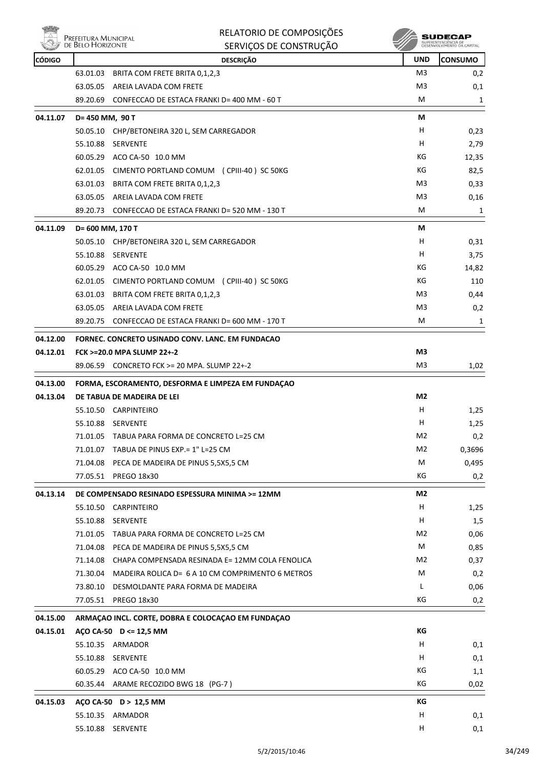| CÓDIGO | DESCRIÇÃO | UND | CONSUMO |
|---|---|---|---|
| | 63.01.03 BRITA COM FRETE BRITA 0,1,2,3 | M3 | 0,2 |
| | 63.05.05 AREIA LAVADA COM FRETE | M3 | 0,1 |
| | 89.20.69 CONFECCAO DE ESTACA FRANKI D= 400 MM - 60 T | M | 1 |
| **04.11.07** | **D= 450 MM, 90 T** | **M** | |
| | 50.05.10 CHP/BETONEIRA 320 L, SEM CARREGADOR | H | 0,23 |
| | 55.10.88 SERVENTE | H | 2,79 |
| | 60.05.29 ACO CA-50 10.0 MM | KG | 12,35 |
| | 62.01.05 CIMENTO PORTLAND COMUM (CPIII-40) SC 50KG | KG | 82,5 |
| | 63.01.03 BRITA COM FRETE BRITA 0,1,2,3 | M3 | 0,33 |
| | 63.05.05 AREIA LAVADA COM FRETE | M3 | 0,16 |
| | 89.20.73 CONFECCAO DE ESTACA FRANKI D= 520 MM - 130 T | M | 1 |
| **04.11.09** | **D= 600 MM, 170 T** | **M** | |
| | 50.05.10 CHP/BETONEIRA 320 L, SEM CARREGADOR | H | 0,31 |
| | 55.10.88 SERVENTE | H | 3,75 |
| | 60.05.29 ACO CA-50 10.0 MM | KG | 14,82 |
| | 62.01.05 CIMENTO PORTLAND COMUM (CPIII-40) SC 50KG | KG | 110 |
| | 63.01.03 BRITA COM FRETE BRITA 0,1,2,3 | M3 | 0,44 |
| | 63.05.05 AREIA LAVADA COM FRETE | M3 | 0,2 |
| | 89.20.75 CONFECCAO DE ESTACA FRANKI D= 600 MM - 170 T | M | 1 |
| **04.12.00** | **FORNEC. CONCRETO USINADO CONV. LANC. EM FUNDACAO** | | |
| **04.12.01** | **FCK >=20.0 MPA SLUMP 22+-2** | **M3** | |
| | 89.06.59 CONCRETO FCK >= 20 MPA. SLUMP 22+-2 | M3 | 1,02 |
| **04.13.00** | **FORMA, ESCORAMENTO, DESFORMA E LIMPEZA EM FUNDAÇAO** | | |
| **04.13.04** | **DE TABUA DE MADEIRA DE LEI** | **M2** | |
| | 55.10.50 CARPINTEIRO | H | 1,25 |
| | 55.10.88 SERVENTE | H | 1,25 |
| | 71.01.05 TABUA PARA FORMA DE CONCRETO L=25 CM | M2 | 0,2 |
| | 71.01.07 TABUA DE PINUS EXP.= 1" L=25 CM | M2 | 0,3696 |
| | 71.04.08 PECA DE MADEIRA DE PINUS 5,5X5,5 CM | M | 0,495 |
| | 77.05.51 PREGO 18x30 | KG | 0,2 |
| **04.13.14** | **DE COMPENSADO RESINADO ESPESSURA MINIMA >= 12MM** | **M2** | |
| | 55.10.50 CARPINTEIRO | H | 1,25 |
| | 55.10.88 SERVENTE | H | 1,5 |
| | 71.01.05 TABUA PARA FORMA DE CONCRETO L=25 CM | M2 | 0,06 |
| | 71.04.08 PECA DE MADEIRA DE PINUS 5,5X5,5 CM | M | 0,85 |
| | 71.14.08 CHAPA COMPENSADA RESINADA E= 12MM COLA FENOLICA | M2 | 0,37 |
| | 71.30.04 MADEIRA ROLICA D= 6 A 10 CM COMPRIMENTO 6 METROS | M | 0,2 |
| | 73.80.10 DESMOLDANTE PARA FORMA DE MADEIRA | L | 0,06 |
| | 77.05.51 PREGO 18x30 | KG | 0,2 |
| **04.15.00** | **ARMAÇAO INCL. CORTE, DOBRA E COLOCAÇAO EM FUNDAÇAO** | | |
| **04.15.01** | **AÇO CA-50 D <= 12,5 MM** | **KG** | |
| | 55.10.35 ARMADOR | H | 0,1 |
| | 55.10.88 SERVENTE | H | 0,1 |
| | 60.05.29 ACO CA-50 10.0 MM | KG | 1,1 |
| | 60.35.44 ARAME RECOZIDO BWG 18 (PG-7) | KG | 0,02 |
| **04.15.03** | **AÇO CA-50 D > 12,5 MM** | **KG** | |
| | 55.10.35 ARMADOR | H | 0,1 |
| | 55.10.88 SERVENTE | H | 0,1 |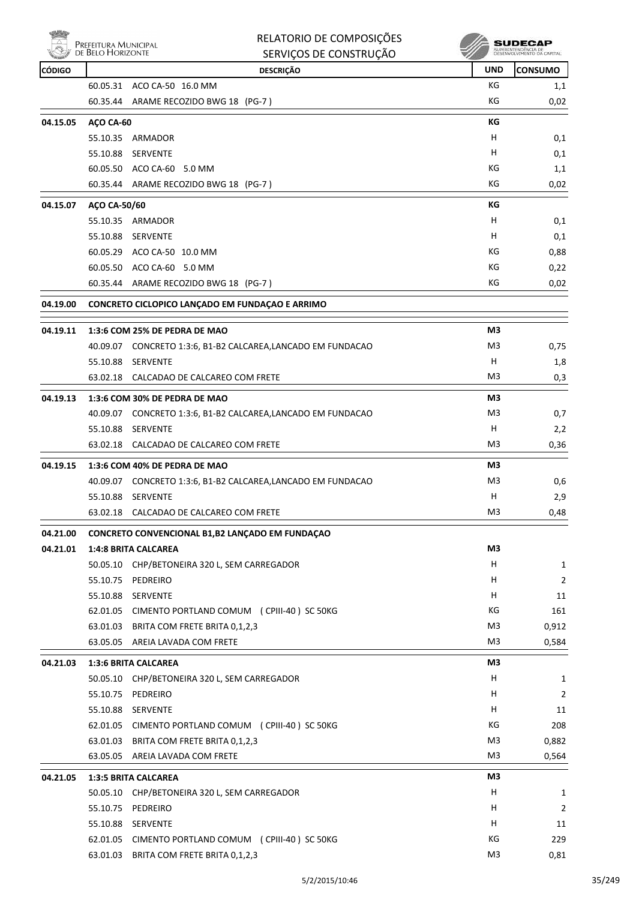| CÓDIGO | DESCRIÇÃO | UND | CONSUMO |
|---|---|---|---|
| | 60.05.31 ACO CA-50 16.0 MM | KG | 1,1 |
| | 60.35.44 ARAME RECOZIDO BWG 18 (PG-7) | KG | 0,02 |
| **04.15.05** | **AÇO CA-60** | **KG** | |
| | 55.10.35 ARMADOR | H | 0,1 |
| | 55.10.88 SERVENTE | H | 0,1 |
| | 60.05.50 ACO CA-60 5.0 MM | KG | 1,1 |
| | 60.35.44 ARAME RECOZIDO BWG 18 (PG-7) | KG | 0,02 |
| **04.15.07** | **AÇO CA-50/60** | **KG** | |
| | 55.10.35 ARMADOR | H | 0,1 |
| | 55.10.88 SERVENTE | H | 0,1 |
| | 60.05.29 ACO CA-50 10.0 MM | KG | 0,88 |
| | 60.05.50 ACO CA-60 5.0 MM | KG | 0,22 |
| | 60.35.44 ARAME RECOZIDO BWG 18 (PG-7) | KG | 0,02 |
| **04.19.00** | **CONCRETO CICLOPICO LANÇADO EM FUNDAÇAO E ARRIMO** | | |
| **04.19.11** | **1:3:6 COM 25% DE PEDRA DE MAO** | **M3** | |
| | 40.09.07 CONCRETO 1:3:6, B1-B2 CALCAREA,LANCADO EM FUNDACAO | M3 | 0,75 |
| | 55.10.88 SERVENTE | H | 1,8 |
| | 63.02.18 CALCADAO DE CALCAREO COM FRETE | M3 | 0,3 |
| **04.19.13** | **1:3:6 COM 30% DE PEDRA DE MAO** | **M3** | |
| | 40.09.07 CONCRETO 1:3:6, B1-B2 CALCAREA,LANCADO EM FUNDACAO | M3 | 0,7 |
| | 55.10.88 SERVENTE | H | 2,2 |
| | 63.02.18 CALCADAO DE CALCAREO COM FRETE | M3 | 0,36 |
| **04.19.15** | **1:3:6 COM 40% DE PEDRA DE MAO** | **M3** | |
| | 40.09.07 CONCRETO 1:3:6, B1-B2 CALCAREA,LANCADO EM FUNDACAO | M3 | 0,6 |
| | 55.10.88 SERVENTE | H | 2,9 |
| | 63.02.18 CALCADAO DE CALCAREO COM FRETE | M3 | 0,48 |
| **04.21.00** | **CONCRETO CONVENCIONAL B1,B2 LANÇADO EM FUNDAÇAO** | | |
| **04.21.01** | **1:4:8 BRITA CALCAREA** | **M3** | |
| | 50.05.10 CHP/BETONEIRA 320 L, SEM CARREGADOR | H | 1 |
| | 55.10.75 PEDREIRO | H | 2 |
| | 55.10.88 SERVENTE | H | 11 |
| | 62.01.05 CIMENTO PORTLAND COMUM (CPIII-40) SC 50KG | KG | 161 |
| | 63.01.03 BRITA COM FRETE BRITA 0,1,2,3 | M3 | 0,912 |
| | 63.05.05 AREIA LAVADA COM FRETE | M3 | 0,584 |
| **04.21.03** | **1:3:6 BRITA CALCAREA** | **M3** | |
| | 50.05.10 CHP/BETONEIRA 320 L, SEM CARREGADOR | H | 1 |
| | 55.10.75 PEDREIRO | H | 2 |
| | 55.10.88 SERVENTE | H | 11 |
| | 62.01.05 CIMENTO PORTLAND COMUM (CPIII-40) SC 50KG | KG | 208 |
| | 63.01.03 BRITA COM FRETE BRITA 0,1,2,3 | M3 | 0,882 |
| | 63.05.05 AREIA LAVADA COM FRETE | M3 | 0,564 |
| **04.21.05** | **1:3:5 BRITA CALCAREA** | **M3** | |
| | 50.05.10 CHP/BETONEIRA 320 L, SEM CARREGADOR | H | 1 |
| | 55.10.75 PEDREIRO | H | 2 |
| | 55.10.88 SERVENTE | H | 11 |
| | 62.01.05 CIMENTO PORTLAND COMUM (CPIII-40) SC 50KG | KG | 229 |
| | 63.01.03 BRITA COM FRETE BRITA 0,1,2,3 | M3 | 0,81 |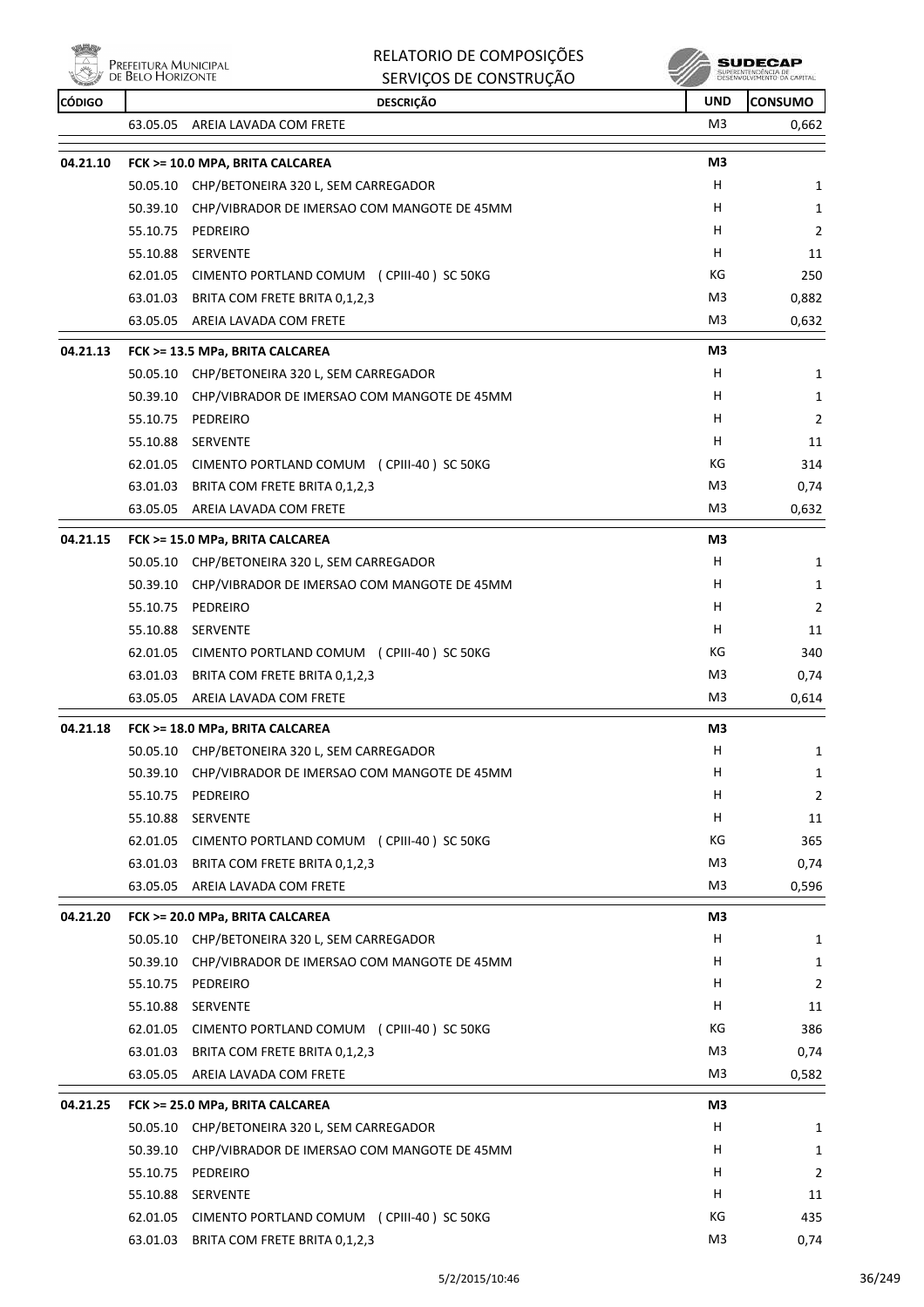| CÓDIGO | DESCRIÇÃO | UND | CONSUMO |
|---|---|---|---|
| | 63.05.05 AREIA LAVADA COM FRETE | M3 | 0,662 |
| **04.21.10** | **FCK >= 10.0 MPA, BRITA CALCAREA** | **M3** | |
| | 50.05.10 CHP/BETONEIRA 320 L, SEM CARREGADOR | H | 1 |
| | 50.39.10 CHP/VIBRADOR DE IMERSAO COM MANGOTE DE 45MM | H | 1 |
| | 55.10.75 PEDREIRO | H | 2 |
| | 55.10.88 SERVENTE | H | 11 |
| | 62.01.05 CIMENTO PORTLAND COMUM (CPIII-40) SC 50KG | KG | 250 |
| | 63.01.03 BRITA COM FRETE BRITA 0,1,2,3 | M3 | 0,882 |
| | 63.05.05 AREIA LAVADA COM FRETE | M3 | 0,632 |
| **04.21.13** | **FCK >= 13.5 MPa, BRITA CALCAREA** | **M3** | |
| | 50.05.10 CHP/BETONEIRA 320 L, SEM CARREGADOR | H | 1 |
| | 50.39.10 CHP/VIBRADOR DE IMERSAO COM MANGOTE DE 45MM | H | 1 |
| | 55.10.75 PEDREIRO | H | 2 |
| | 55.10.88 SERVENTE | H | 11 |
| | 62.01.05 CIMENTO PORTLAND COMUM (CPIII-40) SC 50KG | KG | 314 |
| | 63.01.03 BRITA COM FRETE BRITA 0,1,2,3 | M3 | 0,74 |
| | 63.05.05 AREIA LAVADA COM FRETE | M3 | 0,632 |
| **04.21.15** | **FCK >= 15.0 MPa, BRITA CALCAREA** | **M3** | |
| | 50.05.10 CHP/BETONEIRA 320 L, SEM CARREGADOR | H | 1 |
| | 50.39.10 CHP/VIBRADOR DE IMERSAO COM MANGOTE DE 45MM | H | 1 |
| | 55.10.75 PEDREIRO | H | 2 |
| | 55.10.88 SERVENTE | H | 11 |
| | 62.01.05 CIMENTO PORTLAND COMUM (CPIII-40) SC 50KG | KG | 340 |
| | 63.01.03 BRITA COM FRETE BRITA 0,1,2,3 | M3 | 0,74 |
| | 63.05.05 AREIA LAVADA COM FRETE | M3 | 0,614 |
| **04.21.18** | **FCK >= 18.0 MPa, BRITA CALCAREA** | **M3** | |
| | 50.05.10 CHP/BETONEIRA 320 L, SEM CARREGADOR | H | 1 |
| | 50.39.10 CHP/VIBRADOR DE IMERSAO COM MANGOTE DE 45MM | H | 1 |
| | 55.10.75 PEDREIRO | H | 2 |
| | 55.10.88 SERVENTE | H | 11 |
| | 62.01.05 CIMENTO PORTLAND COMUM (CPIII-40) SC 50KG | KG | 365 |
| | 63.01.03 BRITA COM FRETE BRITA 0,1,2,3 | M3 | 0,74 |
| | 63.05.05 AREIA LAVADA COM FRETE | M3 | 0,596 |
| **04.21.20** | **FCK >= 20.0 MPa, BRITA CALCAREA** | **M3** | |
| | 50.05.10 CHP/BETONEIRA 320 L, SEM CARREGADOR | H | 1 |
| | 50.39.10 CHP/VIBRADOR DE IMERSAO COM MANGOTE DE 45MM | H | 1 |
| | 55.10.75 PEDREIRO | H | 2 |
| | 55.10.88 SERVENTE | H | 11 |
| | 62.01.05 CIMENTO PORTLAND COMUM (CPIII-40) SC 50KG | KG | 386 |
| | 63.01.03 BRITA COM FRETE BRITA 0,1,2,3 | M3 | 0,74 |
| | 63.05.05 AREIA LAVADA COM FRETE | M3 | 0,582 |
| **04.21.25** | **FCK >= 25.0 MPa, BRITA CALCAREA** | **M3** | |
| | 50.05.10 CHP/BETONEIRA 320 L, SEM CARREGADOR | H | 1 |
| | 50.39.10 CHP/VIBRADOR DE IMERSAO COM MANGOTE DE 45MM | H | 1 |
| | 55.10.75 PEDREIRO | H | 2 |
| | 55.10.88 SERVENTE | H | 11 |
| | 62.01.05 CIMENTO PORTLAND COMUM (CPIII-40) SC 50KG | KG | 435 |
| | 63.01.03 BRITA COM FRETE BRITA 0,1,2,3 | M3 | 0,74 |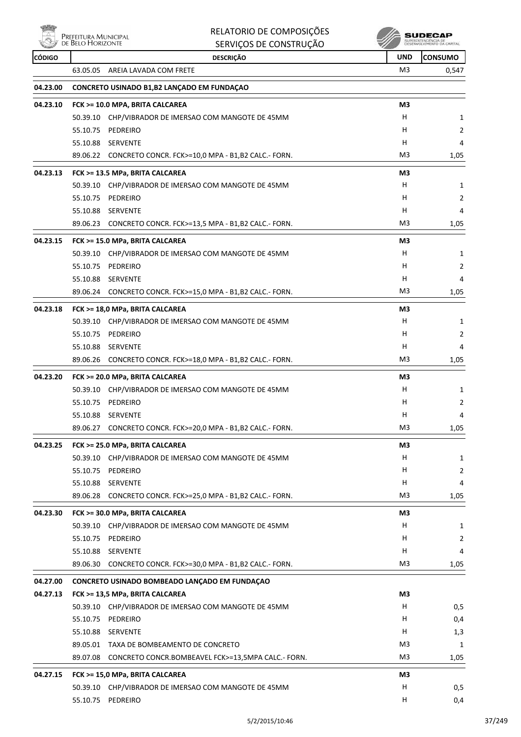| CÓDIGO | | DESCRIÇÃO | UND | CONSUMO |
|---|---|---|---|---|
| | 63.05.05 | AREIA LAVADA COM FRETE | M3 | 0,547 |
| **04.23.00** | | **CONCRETO USINADO B1,B2 LANÇADO EM FUNDAÇAO** | | |
| **04.23.10** | | **FCK >= 10.0 MPA, BRITA CALCAREA** | **M3** | |
| | 50.39.10 | CHP/VIBRADOR DE IMERSAO COM MANGOTE DE 45MM | H | 1 |
| | 55.10.75 | PEDREIRO | H | 2 |
| | 55.10.88 | SERVENTE | H | 4 |
| | 89.06.22 | CONCRETO CONCR. FCK>=10,0 MPA - B1,B2 CALC.- FORN. | M3 | 1,05 |
| **04.23.13** | | **FCK >= 13.5 MPa, BRITA CALCAREA** | **M3** | |
| | 50.39.10 | CHP/VIBRADOR DE IMERSAO COM MANGOTE DE 45MM | H | 1 |
| | 55.10.75 | PEDREIRO | H | 2 |
| | 55.10.88 | SERVENTE | H | 4 |
| | 89.06.23 | CONCRETO CONCR. FCK>=13,5 MPA - B1,B2 CALC.- FORN. | M3 | 1,05 |
| **04.23.15** | | **FCK >= 15.0 MPa, BRITA CALCAREA** | **M3** | |
| | 50.39.10 | CHP/VIBRADOR DE IMERSAO COM MANGOTE DE 45MM | H | 1 |
| | 55.10.75 | PEDREIRO | H | 2 |
| | 55.10.88 | SERVENTE | H | 4 |
| | 89.06.24 | CONCRETO CONCR. FCK>=15,0 MPA - B1,B2 CALC.- FORN. | M3 | 1,05 |
| **04.23.18** | | **FCK >= 18,0 MPa, BRITA CALCAREA** | **M3** | |
| | 50.39.10 | CHP/VIBRADOR DE IMERSAO COM MANGOTE DE 45MM | H | 1 |
| | 55.10.75 | PEDREIRO | H | 2 |
| | 55.10.88 | SERVENTE | H | 4 |
| | 89.06.26 | CONCRETO CONCR. FCK>=18,0 MPA - B1,B2 CALC.- FORN. | M3 | 1,05 |
| **04.23.20** | | **FCK >= 20.0 MPa, BRITA CALCAREA** | **M3** | |
| | 50.39.10 | CHP/VIBRADOR DE IMERSAO COM MANGOTE DE 45MM | H | 1 |
| | 55.10.75 | PEDREIRO | H | 2 |
| | 55.10.88 | SERVENTE | H | 4 |
| | 89.06.27 | CONCRETO CONCR. FCK>=20,0 MPA - B1,B2 CALC.- FORN. | M3 | 1,05 |
| **04.23.25** | | **FCK >= 25.0 MPa, BRITA CALCAREA** | **M3** | |
| | 50.39.10 | CHP/VIBRADOR DE IMERSAO COM MANGOTE DE 45MM | H | 1 |
| | 55.10.75 | PEDREIRO | H | 2 |
| | 55.10.88 | SERVENTE | H | 4 |
| | 89.06.28 | CONCRETO CONCR. FCK>=25,0 MPA - B1,B2 CALC.- FORN. | M3 | 1,05 |
| **04.23.30** | | **FCK >= 30.0 MPa, BRITA CALCAREA** | **M3** | |
| | 50.39.10 | CHP/VIBRADOR DE IMERSAO COM MANGOTE DE 45MM | H | 1 |
| | 55.10.75 | PEDREIRO | H | 2 |
| | 55.10.88 | SERVENTE | H | 4 |
| | 89.06.30 | CONCRETO CONCR. FCK>=30,0 MPA - B1,B2 CALC.- FORN. | M3 | 1,05 |
| **04.27.00** | | **CONCRETO USINADO BOMBEADO LANÇADO EM FUNDAÇAO** | | |
| **04.27.13** | | **FCK >= 13,5 MPa, BRITA CALCAREA** | **M3** | |
| | 50.39.10 | CHP/VIBRADOR DE IMERSAO COM MANGOTE DE 45MM | H | 0,5 |
| | 55.10.75 | PEDREIRO | H | 0,4 |
| | 55.10.88 | SERVENTE | H | 1,3 |
| | 89.05.01 | TAXA DE BOMBEAMENTO DE CONCRETO | M3 | 1 |
| | 89.07.08 | CONCRETO CONCR.BOMBEAVEL FCK>=13,5MPA CALC.- FORN. | M3 | 1,05 |
| **04.27.15** | | **FCK >= 15,0 MPa, BRITA CALCAREA** | **M3** | |
| | 50.39.10 | CHP/VIBRADOR DE IMERSAO COM MANGOTE DE 45MM | H | 0,5 |
| | 55.10.75 | PEDREIRO | H | 0,4 |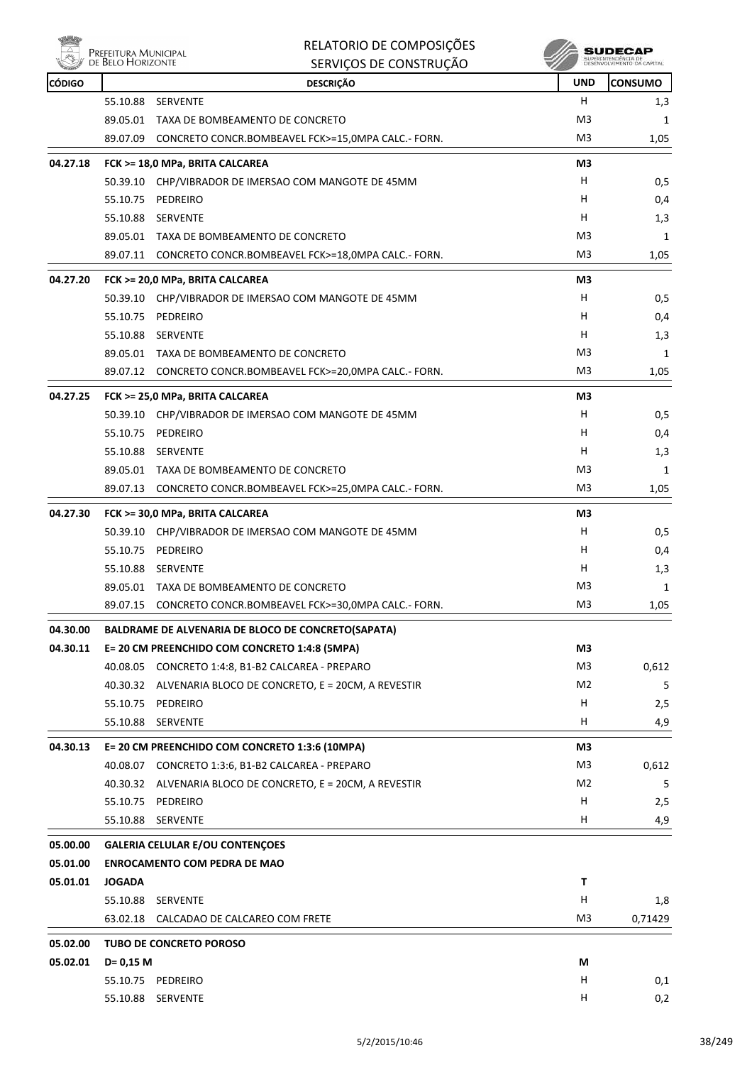| CÓDIGO | DESCRIÇÃO | UND | CONSUMO |
|---|---|---|---|
| | 55.10.88 SERVENTE | H | 1,3 |
| | 89.05.01 TAXA DE BOMBEAMENTO DE CONCRETO | M3 | 1 |
| | 89.07.09 CONCRETO CONCR.BOMBEAVEL FCK>=15,0MPA CALC.- FORN. | M3 | 1,05 |
| **04.27.18** | **FCK >= 18,0 MPa, BRITA CALCAREA** | **M3** | |
| | 50.39.10 CHP/VIBRADOR DE IMERSAO COM MANGOTE DE 45MM | H | 0,5 |
| | 55.10.75 PEDREIRO | H | 0,4 |
| | 55.10.88 SERVENTE | H | 1,3 |
| | 89.05.01 TAXA DE BOMBEAMENTO DE CONCRETO | M3 | 1 |
| | 89.07.11 CONCRETO CONCR.BOMBEAVEL FCK>=18,0MPA CALC.- FORN. | M3 | 1,05 |
| **04.27.20** | **FCK >= 20,0 MPa, BRITA CALCAREA** | **M3** | |
| | 50.39.10 CHP/VIBRADOR DE IMERSAO COM MANGOTE DE 45MM | H | 0,5 |
| | 55.10.75 PEDREIRO | H | 0,4 |
| | 55.10.88 SERVENTE | H | 1,3 |
| | 89.05.01 TAXA DE BOMBEAMENTO DE CONCRETO | M3 | 1 |
| | 89.07.12 CONCRETO CONCR.BOMBEAVEL FCK>=20,0MPA CALC.- FORN. | M3 | 1,05 |
| **04.27.25** | **FCK >= 25,0 MPa, BRITA CALCAREA** | **M3** | |
| | 50.39.10 CHP/VIBRADOR DE IMERSAO COM MANGOTE DE 45MM | H | 0,5 |
| | 55.10.75 PEDREIRO | H | 0,4 |
| | 55.10.88 SERVENTE | H | 1,3 |
| | 89.05.01 TAXA DE BOMBEAMENTO DE CONCRETO | M3 | 1 |
| | 89.07.13 CONCRETO CONCR.BOMBEAVEL FCK>=25,0MPA CALC.- FORN. | M3 | 1,05 |
| **04.27.30** | **FCK >= 30,0 MPa, BRITA CALCAREA** | **M3** | |
| | 50.39.10 CHP/VIBRADOR DE IMERSAO COM MANGOTE DE 45MM | H | 0,5 |
| | 55.10.75 PEDREIRO | H | 0,4 |
| | 55.10.88 SERVENTE | H | 1,3 |
| | 89.05.01 TAXA DE BOMBEAMENTO DE CONCRETO | M3 | 1 |
| | 89.07.15 CONCRETO CONCR.BOMBEAVEL FCK>=30,0MPA CALC.- FORN. | M3 | 1,05 |
| **04.30.00** | **BALDRAME DE ALVENARIA DE BLOCO DE CONCRETO(SAPATA)** | | |
| **04.30.11** | **E= 20 CM PREENCHIDO COM CONCRETO 1:4:8 (5MPA)** | **M3** | |
| | 40.08.05 CONCRETO 1:4:8, B1-B2 CALCAREA - PREPARO | M3 | 0,612 |
| | 40.30.32 ALVENARIA BLOCO DE CONCRETO, E = 20CM, A REVESTIR | M2 | 5 |
| | 55.10.75 PEDREIRO | H | 2,5 |
| | 55.10.88 SERVENTE | H | 4,9 |
| **04.30.13** | **E= 20 CM PREENCHIDO COM CONCRETO 1:3:6 (10MPA)** | **M3** | |
| | 40.08.07 CONCRETO 1:3:6, B1-B2 CALCAREA - PREPARO | M3 | 0,612 |
| | 40.30.32 ALVENARIA BLOCO DE CONCRETO, E = 20CM, A REVESTIR | M2 | 5 |
| | 55.10.75 PEDREIRO | H | 2,5 |
| | 55.10.88 SERVENTE | H | 4,9 |
| **05.00.00** | **GALERIA CELULAR E/OU CONTENÇOES** | | |
| **05.01.00** | **ENROCAMENTO COM PEDRA DE MAO** | | |
| **05.01.01** | **JOGADA** | **T** | |
| | 55.10.88 SERVENTE | H | 1,8 |
| | 63.02.18 CALCADAO DE CALCAREO COM FRETE | M3 | 0,71429 |
| **05.02.00** | **TUBO DE CONCRETO POROSO** | | |
| **05.02.01** | **D= 0,15 M** | **M** | |
| | 55.10.75 PEDREIRO | H | 0,1 |
| | 55.10.88 SERVENTE | H | 0,2 |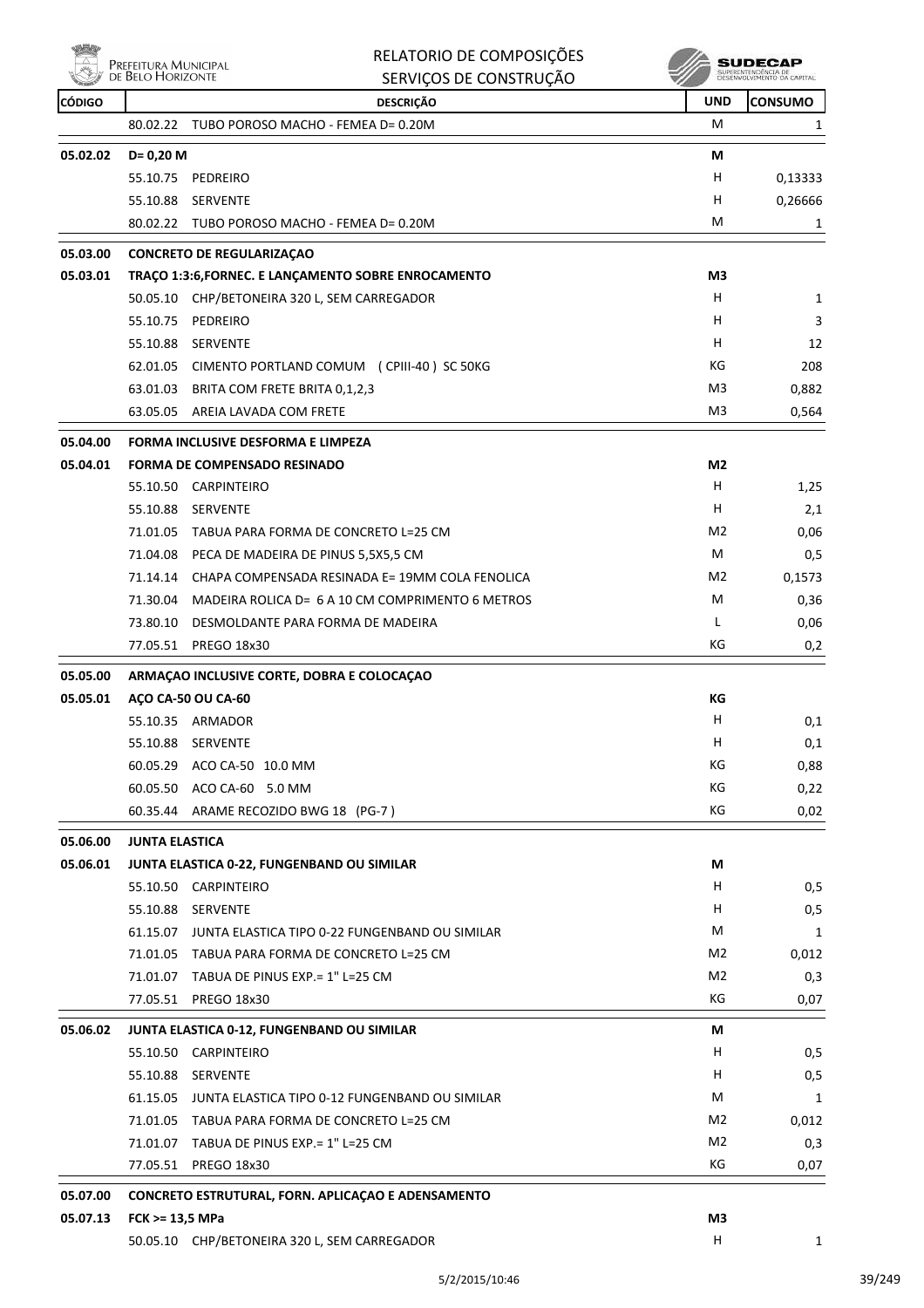| CÓDIGO | DESCRIÇÃO | UND | CONSUMO |
|---|---|---|---|
| | 80.02.22 TUBO POROSO MACHO - FEMEA D= 0.20M | M | 1 |
| **05.02.02** | **D= 0,20 M** | **M** | |
| | 55.10.75 PEDREIRO | H | 0,13333 |
| | 55.10.88 SERVENTE | H | 0,26666 |
| | 80.02.22 TUBO POROSO MACHO - FEMEA D= 0.20M | M | 1 |
| **05.03.00** | **CONCRETO DE REGULARIZAÇAO** | | |
| **05.03.01** | **TRAÇO 1:3:6,FORNEC. E LANÇAMENTO SOBRE ENROCAMENTO** | **M3** | |
| | 50.05.10 CHP/BETONEIRA 320 L, SEM CARREGADOR | H | 1 |
| | 55.10.75 PEDREIRO | H | 3 |
| | 55.10.88 SERVENTE | H | 12 |
| | 62.01.05 CIMENTO PORTLAND COMUM ( CPIII-40 ) SC 50KG | KG | 208 |
| | 63.01.03 BRITA COM FRETE BRITA 0,1,2,3 | M3 | 0,882 |
| | 63.05.05 AREIA LAVADA COM FRETE | M3 | 0,564 |
| **05.04.00** | **FORMA INCLUSIVE DESFORMA E LIMPEZA** | | |
| **05.04.01** | **FORMA DE COMPENSADO RESINADO** | **M2** | |
| | 55.10.50 CARPINTEIRO | H | 1,25 |
| | 55.10.88 SERVENTE | H | 2,1 |
| | 71.01.05 TABUA PARA FORMA DE CONCRETO L=25 CM | M2 | 0,06 |
| | 71.04.08 PECA DE MADEIRA DE PINUS 5,5X5,5 CM | M | 0,5 |
| | 71.14.14 CHAPA COMPENSADA RESINADA E= 19MM COLA FENOLICA | M2 | 0,1573 |
| | 71.30.04 MADEIRA ROLICA D= 6 A 10 CM COMPRIMENTO 6 METROS | M | 0,36 |
| | 73.80.10 DESMOLDANTE PARA FORMA DE MADEIRA | L | 0,06 |
| | 77.05.51 PREGO 18x30 | KG | 0,2 |
| **05.05.00** | **ARMAÇAO INCLUSIVE CORTE, DOBRA E COLOCAÇAO** | | |
| **05.05.01** | **AÇO CA-50 OU CA-60** | **KG** | |
| | 55.10.35 ARMADOR | H | 0,1 |
| | 55.10.88 SERVENTE | H | 0,1 |
| | 60.05.29 ACO CA-50 10.0 MM | KG | 0,88 |
| | 60.05.50 ACO CA-60 5.0 MM | KG | 0,22 |
| | 60.35.44 ARAME RECOZIDO BWG 18 (PG-7 ) | KG | 0,02 |
| **05.06.00** | **JUNTA ELASTICA** | | |
| **05.06.01** | **JUNTA ELASTICA 0-22, FUNGENBAND OU SIMILAR** | **M** | |
| | 55.10.50 CARPINTEIRO | H | 0,5 |
| | 55.10.88 SERVENTE | H | 0,5 |
| | 61.15.07 JUNTA ELASTICA TIPO 0-22 FUNGENBAND OU SIMILAR | M | 1 |
| | 71.01.05 TABUA PARA FORMA DE CONCRETO L=25 CM | M2 | 0,012 |
| | 71.01.07 TABUA DE PINUS EXP.= 1" L=25 CM | M2 | 0,3 |
| | 77.05.51 PREGO 18x30 | KG | 0,07 |
| **05.06.02** | **JUNTA ELASTICA 0-12, FUNGENBAND OU SIMILAR** | **M** | |
| | 55.10.50 CARPINTEIRO | H | 0,5 |
| | 55.10.88 SERVENTE | H | 0,5 |
| | 61.15.05 JUNTA ELASTICA TIPO 0-12 FUNGENBAND OU SIMILAR | M | 1 |
| | 71.01.05 TABUA PARA FORMA DE CONCRETO L=25 CM | M2 | 0,012 |
| | 71.01.07 TABUA DE PINUS EXP.= 1" L=25 CM | M2 | 0,3 |
| | 77.05.51 PREGO 18x30 | KG | 0,07 |
| **05.07.00** | **CONCRETO ESTRUTURAL, FORN. APLICAÇAO E ADENSAMENTO** | | |
| **05.07.13** | **FCK >= 13,5 MPa** | **M3** | |
| | 50.05.10 CHP/BETONEIRA 320 L, SEM CARREGADOR | H | 1 |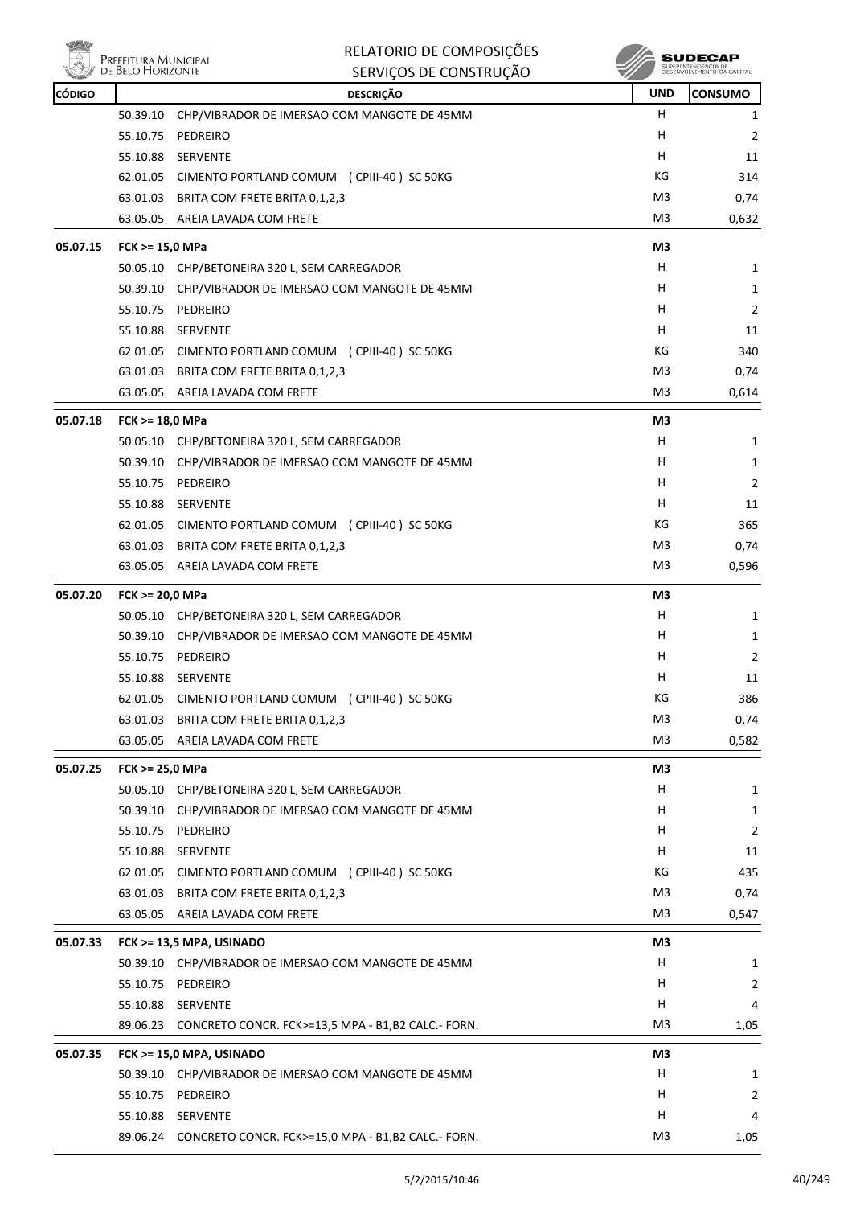| CÓDIGO | DESCRIÇÃO | | UND | CONSUMO |
|---|---|---|---|---|
| | 50.39.10 | CHP/VIBRADOR DE IMERSAO COM MANGOTE DE 45MM | H | 1 |
| | 55.10.75 | PEDREIRO | H | 2 |
| | 55.10.88 | SERVENTE | H | 11 |
| | 62.01.05 | CIMENTO PORTLAND COMUM (CPIII-40) SC 50KG | KG | 314 |
| | 63.01.03 | BRITA COM FRETE BRITA 0,1,2,3 | M3 | 0,74 |
| | 63.05.05 | AREIA LAVADA COM FRETE | M3 | 0,632 |
| **05.07.15** | **FCK >= 15,0 MPa** | | **M3** | |
| | 50.05.10 | CHP/BETONEIRA 320 L, SEM CARREGADOR | H | 1 |
| | 50.39.10 | CHP/VIBRADOR DE IMERSAO COM MANGOTE DE 45MM | H | 1 |
| | 55.10.75 | PEDREIRO | H | 2 |
| | 55.10.88 | SERVENTE | H | 11 |
| | 62.01.05 | CIMENTO PORTLAND COMUM (CPIII-40) SC 50KG | KG | 340 |
| | 63.01.03 | BRITA COM FRETE BRITA 0,1,2,3 | M3 | 0,74 |
| | 63.05.05 | AREIA LAVADA COM FRETE | M3 | 0,614 |
| **05.07.18** | **FCK >= 18,0 MPa** | | **M3** | |
| | 50.05.10 | CHP/BETONEIRA 320 L, SEM CARREGADOR | H | 1 |
| | 50.39.10 | CHP/VIBRADOR DE IMERSAO COM MANGOTE DE 45MM | H | 1 |
| | 55.10.75 | PEDREIRO | H | 2 |
| | 55.10.88 | SERVENTE | H | 11 |
| | 62.01.05 | CIMENTO PORTLAND COMUM (CPIII-40) SC 50KG | KG | 365 |
| | 63.01.03 | BRITA COM FRETE BRITA 0,1,2,3 | M3 | 0,74 |
| | 63.05.05 | AREIA LAVADA COM FRETE | M3 | 0,596 |
| **05.07.20** | **FCK >= 20,0 MPa** | | **M3** | |
| | 50.05.10 | CHP/BETONEIRA 320 L, SEM CARREGADOR | H | 1 |
| | 50.39.10 | CHP/VIBRADOR DE IMERSAO COM MANGOTE DE 45MM | H | 1 |
| | 55.10.75 | PEDREIRO | H | 2 |
| | 55.10.88 | SERVENTE | H | 11 |
| | 62.01.05 | CIMENTO PORTLAND COMUM (CPIII-40) SC 50KG | KG | 386 |
| | 63.01.03 | BRITA COM FRETE BRITA 0,1,2,3 | M3 | 0,74 |
| | 63.05.05 | AREIA LAVADA COM FRETE | M3 | 0,582 |
| **05.07.25** | **FCK >= 25,0 MPa** | | **M3** | |
| | 50.05.10 | CHP/BETONEIRA 320 L, SEM CARREGADOR | H | 1 |
| | 50.39.10 | CHP/VIBRADOR DE IMERSAO COM MANGOTE DE 45MM | H | 1 |
| | 55.10.75 | PEDREIRO | H | 2 |
| | 55.10.88 | SERVENTE | H | 11 |
| | 62.01.05 | CIMENTO PORTLAND COMUM (CPIII-40) SC 50KG | KG | 435 |
| | 63.01.03 | BRITA COM FRETE BRITA 0,1,2,3 | M3 | 0,74 |
| | 63.05.05 | AREIA LAVADA COM FRETE | M3 | 0,547 |
| **05.07.33** | **FCK >= 13,5 MPA, USINADO** | | **M3** | |
| | 50.39.10 | CHP/VIBRADOR DE IMERSAO COM MANGOTE DE 45MM | H | 1 |
| | 55.10.75 | PEDREIRO | H | 2 |
| | 55.10.88 | SERVENTE | H | 4 |
| | 89.06.23 | CONCRETO CONCR. FCK>=13,5 MPA - B1,B2 CALC.- FORN. | M3 | 1,05 |
| **05.07.35** | **FCK >= 15,0 MPA, USINADO** | | **M3** | |
| | 50.39.10 | CHP/VIBRADOR DE IMERSAO COM MANGOTE DE 45MM | H | 1 |
| | 55.10.75 | PEDREIRO | H | 2 |
| | 55.10.88 | SERVENTE | H | 4 |
| | 89.06.24 | CONCRETO CONCR. FCK>=15,0 MPA - B1,B2 CALC.- FORN. | M3 | 1,05 |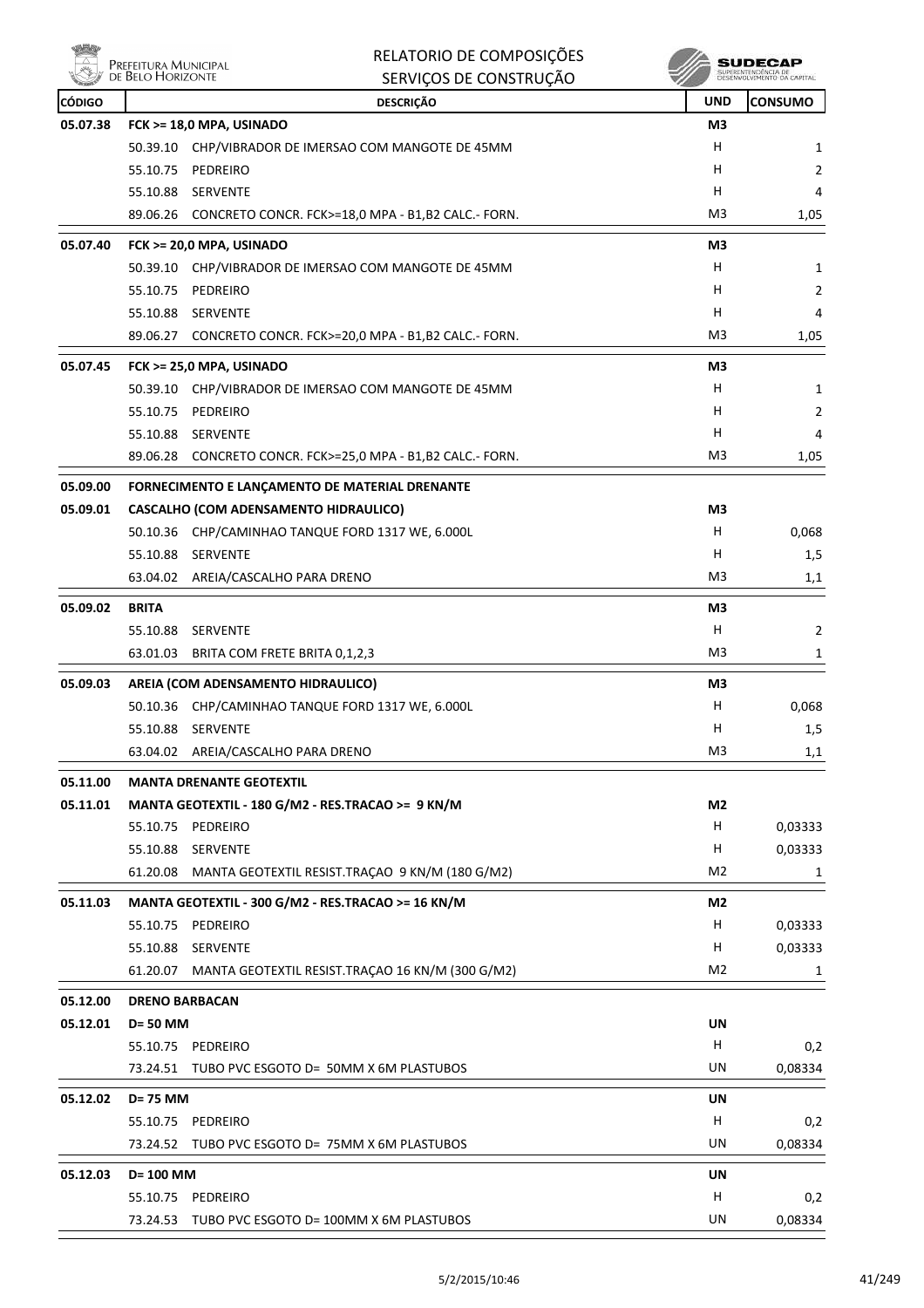# RELATORIO DE COMPOSIÇÕES
## SERVIÇOS DE CONSTRUÇÃO

| CÓDIGO | DESCRIÇÃO | UND | CONSUMO |
|---|---|---|---|
| 05.07.38 | **FCK >= 18,0 MPA, USINADO** | **M3** | |
| | 50.39.10 CHP/VIBRADOR DE IMERSAO COM MANGOTE DE 45MM | H | 1 |
| | 55.10.75 PEDREIRO | H | 2 |
| | 55.10.88 SERVENTE | H | 4 |
| | 89.06.26 CONCRETO CONCR. FCK>=18,0 MPA - B1,B2 CALC.- FORN. | M3 | 1,05 |
| 05.07.40 | **FCK >= 20,0 MPA, USINADO** | **M3** | |
| | 50.39.10 CHP/VIBRADOR DE IMERSAO COM MANGOTE DE 45MM | H | 1 |
| | 55.10.75 PEDREIRO | H | 2 |
| | 55.10.88 SERVENTE | H | 4 |
| | 89.06.27 CONCRETO CONCR. FCK>=20,0 MPA - B1,B2 CALC.- FORN. | M3 | 1,05 |
| 05.07.45 | **FCK >= 25,0 MPA, USINADO** | **M3** | |
| | 50.39.10 CHP/VIBRADOR DE IMERSAO COM MANGOTE DE 45MM | H | 1 |
| | 55.10.75 PEDREIRO | H | 2 |
| | 55.10.88 SERVENTE | H | 4 |
| | 89.06.28 CONCRETO CONCR. FCK>=25,0 MPA - B1,B2 CALC.- FORN. | M3 | 1,05 |
| 05.09.00 | **FORNECIMENTO E LANÇAMENTO DE MATERIAL DRENANTE** | | |
| 05.09.01 | **CASCALHO (COM ADENSAMENTO HIDRAULICO)** | **M3** | |
| | 50.10.36 CHP/CAMINHAO TANQUE FORD 1317 WE, 6.000L | H | 0,068 |
| | 55.10.88 SERVENTE | H | 1,5 |
| | 63.04.02 AREIA/CASCALHO PARA DRENO | M3 | 1,1 |
| 05.09.02 | **BRITA** | **M3** | |
| | 55.10.88 SERVENTE | H | 2 |
| | 63.01.03 BRITA COM FRETE BRITA 0,1,2,3 | M3 | 1 |
| 05.09.03 | **AREIA (COM ADENSAMENTO HIDRAULICO)** | **M3** | |
| | 50.10.36 CHP/CAMINHAO TANQUE FORD 1317 WE, 6.000L | H | 0,068 |
| | 55.10.88 SERVENTE | H | 1,5 |
| | 63.04.02 AREIA/CASCALHO PARA DRENO | M3 | 1,1 |
| 05.11.00 | **MANTA DRENANTE GEOTEXTIL** | | |
| 05.11.01 | **MANTA GEOTEXTIL - 180 G/M2 - RES.TRACAO >= 9 KN/M** | **M2** | |
| | 55.10.75 PEDREIRO | H | 0,03333 |
| | 55.10.88 SERVENTE | H | 0,03333 |
| | 61.20.08 MANTA GEOTEXTIL RESIST.TRAÇAO 9 KN/M (180 G/M2) | M2 | 1 |
| 05.11.03 | **MANTA GEOTEXTIL - 300 G/M2 - RES.TRACAO >= 16 KN/M** | **M2** | |
| | 55.10.75 PEDREIRO | H | 0,03333 |
| | 55.10.88 SERVENTE | H | 0,03333 |
| | 61.20.07 MANTA GEOTEXTIL RESIST.TRAÇAO 16 KN/M (300 G/M2) | M2 | 1 |
| 05.12.00 | **DRENO BARBACAN** | | |
| 05.12.01 | **D= 50 MM** | **UN** | |
| | 55.10.75 PEDREIRO | H | 0,2 |
| | 73.24.51 TUBO PVC ESGOTO D= 50MM X 6M PLASTUBOS | UN | 0,08334 |
| 05.12.02 | **D= 75 MM** | **UN** | |
| | 55.10.75 PEDREIRO | H | 0,2 |
| | 73.24.52 TUBO PVC ESGOTO D= 75MM X 6M PLASTUBOS | UN | 0,08334 |
| 05.12.03 | **D= 100 MM** | **UN** | |
| | 55.10.75 PEDREIRO | H | 0,2 |
| | 73.24.53 TUBO PVC ESGOTO D= 100MM X 6M PLASTUBOS | UN | 0,08334 |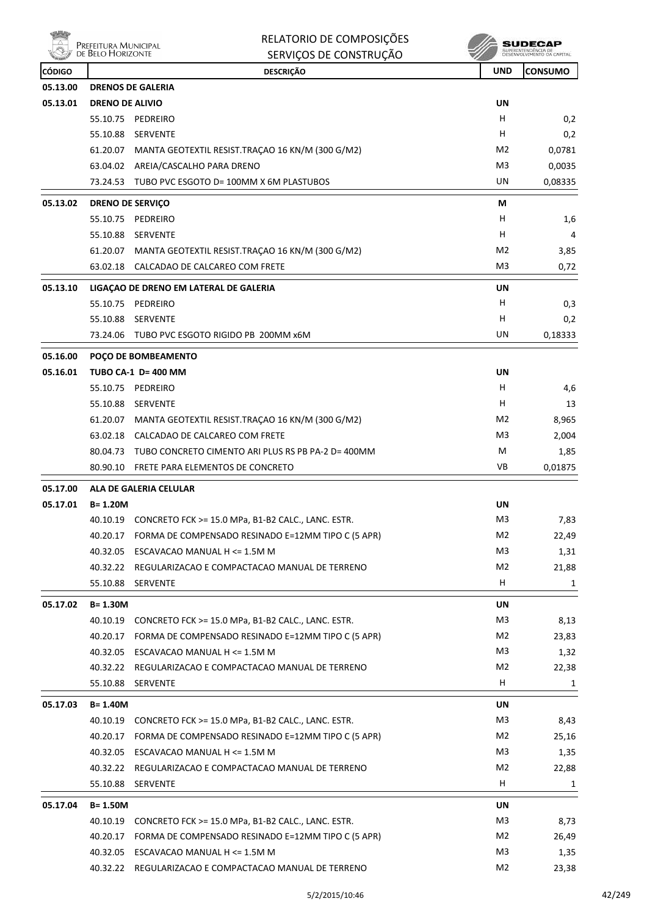| CÓDIGO | DESCRIÇÃO | | UND | CONSUMO |
|---|---|---|---|---|
| **05.13.00** | **DRENOS DE GALERIA** | | | |
| **05.13.01** | **DRENO DE ALIVIO** | | **UN** | |
| | 55.10.75 | PEDREIRO | H | 0,2 |
| | 55.10.88 | SERVENTE | H | 0,2 |
| | 61.20.07 | MANTA GEOTEXTIL RESIST.TRAÇAO 16 KN/M (300 G/M2) | M2 | 0,0781 |
| | 63.04.02 | AREIA/CASCALHO PARA DRENO | M3 | 0,0035 |
| | 73.24.53 | TUBO PVC ESGOTO D= 100MM X 6M PLASTUBOS | UN | 0,08335 |
| **05.13.02** | **DRENO DE SERVIÇO** | | **M** | |
| | 55.10.75 | PEDREIRO | H | 1,6 |
| | 55.10.88 | SERVENTE | H | 4 |
| | 61.20.07 | MANTA GEOTEXTIL RESIST.TRAÇAO 16 KN/M (300 G/M2) | M2 | 3,85 |
| | 63.02.18 | CALCADAO DE CALCAREO COM FRETE | M3 | 0,72 |
| **05.13.10** | **LIGAÇAO DE DRENO EM LATERAL DE GALERIA** | | **UN** | |
| | 55.10.75 | PEDREIRO | H | 0,3 |
| | 55.10.88 | SERVENTE | H | 0,2 |
| | 73.24.06 | TUBO PVC ESGOTO RIGIDO PB 200MM x6M | UN | 0,18333 |
| **05.16.00** | **POÇO DE BOMBEAMENTO** | | | |
| **05.16.01** | **TUBO CA-1 D= 400 MM** | | **UN** | |
| | 55.10.75 | PEDREIRO | H | 4,6 |
| | 55.10.88 | SERVENTE | H | 13 |
| | 61.20.07 | MANTA GEOTEXTIL RESIST.TRAÇAO 16 KN/M (300 G/M2) | M2 | 8,965 |
| | 63.02.18 | CALCADAO DE CALCAREO COM FRETE | M3 | 2,004 |
| | 80.04.73 | TUBO CONCRETO CIMENTO ARI PLUS RS PB PA-2 D= 400MM | M | 1,85 |
| | 80.90.10 | FRETE PARA ELEMENTOS DE CONCRETO | VB | 0,01875 |
| **05.17.00** | **ALA DE GALERIA CELULAR** | | | |
| **05.17.01** | **B= 1.20M** | | **UN** | |
| | 40.10.19 | CONCRETO FCK >= 15.0 MPa, B1-B2 CALC., LANC. ESTR. | M3 | 7,83 |
| | 40.20.17 | FORMA DE COMPENSADO RESINADO E=12MM TIPO C (5 APR) | M2 | 22,49 |
| | 40.32.05 | ESCAVACAO MANUAL H <= 1.5M M | M3 | 1,31 |
| | 40.32.22 | REGULARIZACAO E COMPACTACAO MANUAL DE TERRENO | M2 | 21,88 |
| | 55.10.88 | SERVENTE | H | 1 |
| **05.17.02** | **B= 1.30M** | | **UN** | |
| | 40.10.19 | CONCRETO FCK >= 15.0 MPa, B1-B2 CALC., LANC. ESTR. | M3 | 8,13 |
| | 40.20.17 | FORMA DE COMPENSADO RESINADO E=12MM TIPO C (5 APR) | M2 | 23,83 |
| | 40.32.05 | ESCAVACAO MANUAL H <= 1.5M M | M3 | 1,32 |
| | 40.32.22 | REGULARIZACAO E COMPACTACAO MANUAL DE TERRENO | M2 | 22,38 |
| | 55.10.88 | SERVENTE | H | 1 |
| **05.17.03** | **B= 1.40M** | | **UN** | |
| | 40.10.19 | CONCRETO FCK >= 15.0 MPa, B1-B2 CALC., LANC. ESTR. | M3 | 8,43 |
| | 40.20.17 | FORMA DE COMPENSADO RESINADO E=12MM TIPO C (5 APR) | M2 | 25,16 |
| | 40.32.05 | ESCAVACAO MANUAL H <= 1.5M M | M3 | 1,35 |
| | 40.32.22 | REGULARIZACAO E COMPACTACAO MANUAL DE TERRENO | M2 | 22,88 |
| | 55.10.88 | SERVENTE | H | 1 |
| **05.17.04** | **B= 1.50M** | | **UN** | |
| | 40.10.19 | CONCRETO FCK >= 15.0 MPa, B1-B2 CALC., LANC. ESTR. | M3 | 8,73 |
| | 40.20.17 | FORMA DE COMPENSADO RESINADO E=12MM TIPO C (5 APR) | M2 | 26,49 |
| | 40.32.05 | ESCAVACAO MANUAL H <= 1.5M M | M3 | 1,35 |
| | 40.32.22 | REGULARIZACAO E COMPACTACAO MANUAL DE TERRENO | M2 | 23,38 |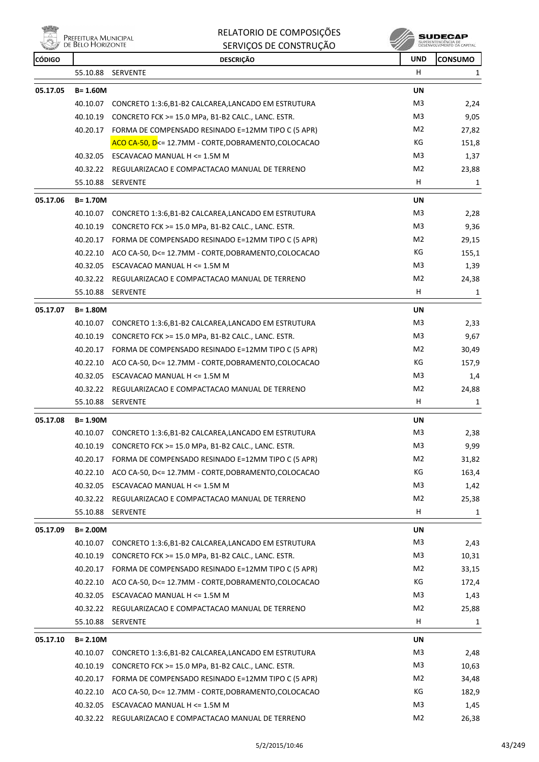| CÓDIGO | | DESCRIÇÃO | UND | CONSUMO |
|---|---|---|---|---|
| | 55.10.88 | SERVENTE | H | 1 |
| 05.17.05 | B= 1.60M | | UN | |
| | 40.10.07 | CONCRETO 1:3:6,B1-B2 CALCAREA,LANCADO EM ESTRUTURA | M3 | 2,24 |
| | 40.10.19 | CONCRETO FCK >= 15.0 MPa, B1-B2 CALC., LANC. ESTR. | M3 | 9,05 |
| | 40.20.17 | FORMA DE COMPENSADO RESINADO E=12MM TIPO C (5 APR) | M2 | 27,82 |
| | | ACO CA-50, D<= 12.7MM - CORTE,DOBRAMENTO,COLOCACAO | KG | 151,8 |
| | 40.32.05 | ESCAVACAO MANUAL H <= 1.5M M | M3 | 1,37 |
| | 40.32.22 | REGULARIZACAO E COMPACTACAO MANUAL DE TERRENO | M2 | 23,88 |
| | 55.10.88 | SERVENTE | H | 1 |
| 05.17.06 | B= 1.70M | | UN | |
| | 40.10.07 | CONCRETO 1:3:6,B1-B2 CALCAREA,LANCADO EM ESTRUTURA | M3 | 2,28 |
| | 40.10.19 | CONCRETO FCK >= 15.0 MPa, B1-B2 CALC., LANC. ESTR. | M3 | 9,36 |
| | 40.20.17 | FORMA DE COMPENSADO RESINADO E=12MM TIPO C (5 APR) | M2 | 29,15 |
| | 40.22.10 | ACO CA-50, D<= 12.7MM - CORTE,DOBRAMENTO,COLOCACAO | KG | 155,1 |
| | 40.32.05 | ESCAVACAO MANUAL H <= 1.5M M | M3 | 1,39 |
| | 40.32.22 | REGULARIZACAO E COMPACTACAO MANUAL DE TERRENO | M2 | 24,38 |
| | 55.10.88 | SERVENTE | H | 1 |
| 05.17.07 | B= 1.80M | | UN | |
| | 40.10.07 | CONCRETO 1:3:6,B1-B2 CALCAREA,LANCADO EM ESTRUTURA | M3 | 2,33 |
| | 40.10.19 | CONCRETO FCK >= 15.0 MPa, B1-B2 CALC., LANC. ESTR. | M3 | 9,67 |
| | 40.20.17 | FORMA DE COMPENSADO RESINADO E=12MM TIPO C (5 APR) | M2 | 30,49 |
| | 40.22.10 | ACO CA-50, D<= 12.7MM - CORTE,DOBRAMENTO,COLOCACAO | KG | 157,9 |
| | 40.32.05 | ESCAVACAO MANUAL H <= 1.5M M | M3 | 1,4 |
| | 40.32.22 | REGULARIZACAO E COMPACTACAO MANUAL DE TERRENO | M2 | 24,88 |
| | 55.10.88 | SERVENTE | H | 1 |
| 05.17.08 | B= 1.90M | | UN | |
| | 40.10.07 | CONCRETO 1:3:6,B1-B2 CALCAREA,LANCADO EM ESTRUTURA | M3 | 2,38 |
| | 40.10.19 | CONCRETO FCK >= 15.0 MPa, B1-B2 CALC., LANC. ESTR. | M3 | 9,99 |
| | 40.20.17 | FORMA DE COMPENSADO RESINADO E=12MM TIPO C (5 APR) | M2 | 31,82 |
| | 40.22.10 | ACO CA-50, D<= 12.7MM - CORTE,DOBRAMENTO,COLOCACAO | KG | 163,4 |
| | 40.32.05 | ESCAVACAO MANUAL H <= 1.5M M | M3 | 1,42 |
| | 40.32.22 | REGULARIZACAO E COMPACTACAO MANUAL DE TERRENO | M2 | 25,38 |
| | 55.10.88 | SERVENTE | H | 1 |
| 05.17.09 | B= 2.00M | | UN | |
| | 40.10.07 | CONCRETO 1:3:6,B1-B2 CALCAREA,LANCADO EM ESTRUTURA | M3 | 2,43 |
| | 40.10.19 | CONCRETO FCK >= 15.0 MPa, B1-B2 CALC., LANC. ESTR. | M3 | 10,31 |
| | 40.20.17 | FORMA DE COMPENSADO RESINADO E=12MM TIPO C (5 APR) | M2 | 33,15 |
| | 40.22.10 | ACO CA-50, D<= 12.7MM - CORTE,DOBRAMENTO,COLOCACAO | KG | 172,4 |
| | 40.32.05 | ESCAVACAO MANUAL H <= 1.5M M | M3 | 1,43 |
| | 40.32.22 | REGULARIZACAO E COMPACTACAO MANUAL DE TERRENO | M2 | 25,88 |
| | 55.10.88 | SERVENTE | H | 1 |
| 05.17.10 | B= 2.10M | | UN | |
| | 40.10.07 | CONCRETO 1:3:6,B1-B2 CALCAREA,LANCADO EM ESTRUTURA | M3 | 2,48 |
| | 40.10.19 | CONCRETO FCK >= 15.0 MPa, B1-B2 CALC., LANC. ESTR. | M3 | 10,63 |
| | 40.20.17 | FORMA DE COMPENSADO RESINADO E=12MM TIPO C (5 APR) | M2 | 34,48 |
| | 40.22.10 | ACO CA-50, D<= 12.7MM - CORTE,DOBRAMENTO,COLOCACAO | KG | 182,9 |
| | 40.32.05 | ESCAVACAO MANUAL H <= 1.5M M | M3 | 1,45 |
| | 40.32.22 | REGULARIZACAO E COMPACTACAO MANUAL DE TERRENO | M2 | 26,38 |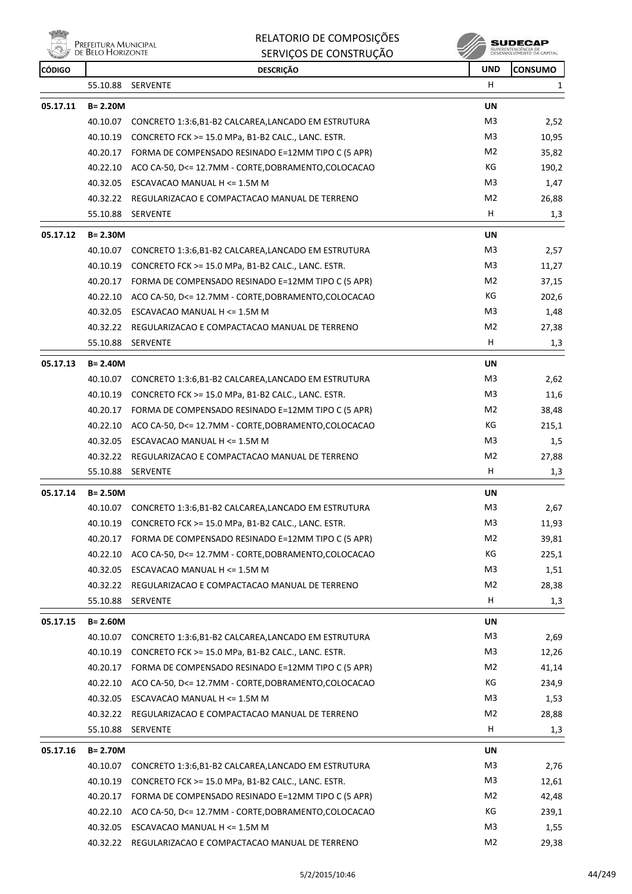| CÓDIGO | | DESCRIÇÃO | UND | CONSUMO |
|---|---|---|---|---|
| | 55.10.88 | SERVENTE | H | 1 |
| 05.17.11 | B= 2.20M | | UN | |
| | 40.10.07 | CONCRETO 1:3:6,B1-B2 CALCAREA,LANCADO EM ESTRUTURA | M3 | 2,52 |
| | 40.10.19 | CONCRETO FCK >= 15.0 MPa, B1-B2 CALC., LANC. ESTR. | M3 | 10,95 |
| | 40.20.17 | FORMA DE COMPENSADO RESINADO E=12MM TIPO C (5 APR) | M2 | 35,82 |
| | 40.22.10 | ACO CA-50, D<= 12.7MM - CORTE,DOBRAMENTO,COLOCACAO | KG | 190,2 |
| | 40.32.05 | ESCAVACAO MANUAL H <= 1.5M M | M3 | 1,47 |
| | 40.32.22 | REGULARIZACAO E COMPACTACAO MANUAL DE TERRENO | M2 | 26,88 |
| | 55.10.88 | SERVENTE | H | 1,3 |
| 05.17.12 | B= 2.30M | | UN | |
| | 40.10.07 | CONCRETO 1:3:6,B1-B2 CALCAREA,LANCADO EM ESTRUTURA | M3 | 2,57 |
| | 40.10.19 | CONCRETO FCK >= 15.0 MPa, B1-B2 CALC., LANC. ESTR. | M3 | 11,27 |
| | 40.20.17 | FORMA DE COMPENSADO RESINADO E=12MM TIPO C (5 APR) | M2 | 37,15 |
| | 40.22.10 | ACO CA-50, D<= 12.7MM - CORTE,DOBRAMENTO,COLOCACAO | KG | 202,6 |
| | 40.32.05 | ESCAVACAO MANUAL H <= 1.5M M | M3 | 1,48 |
| | 40.32.22 | REGULARIZACAO E COMPACTACAO MANUAL DE TERRENO | M2 | 27,38 |
| | 55.10.88 | SERVENTE | H | 1,3 |
| 05.17.13 | B= 2.40M | | UN | |
| | 40.10.07 | CONCRETO 1:3:6,B1-B2 CALCAREA,LANCADO EM ESTRUTURA | M3 | 2,62 |
| | 40.10.19 | CONCRETO FCK >= 15.0 MPa, B1-B2 CALC., LANC. ESTR. | M3 | 11,6 |
| | 40.20.17 | FORMA DE COMPENSADO RESINADO E=12MM TIPO C (5 APR) | M2 | 38,48 |
| | 40.22.10 | ACO CA-50, D<= 12.7MM - CORTE,DOBRAMENTO,COLOCACAO | KG | 215,1 |
| | 40.32.05 | ESCAVACAO MANUAL H <= 1.5M M | M3 | 1,5 |
| | 40.32.22 | REGULARIZACAO E COMPACTACAO MANUAL DE TERRENO | M2 | 27,88 |
| | 55.10.88 | SERVENTE | H | 1,3 |
| 05.17.14 | B= 2.50M | | UN | |
| | 40.10.07 | CONCRETO 1:3:6,B1-B2 CALCAREA,LANCADO EM ESTRUTURA | M3 | 2,67 |
| | 40.10.19 | CONCRETO FCK >= 15.0 MPa, B1-B2 CALC., LANC. ESTR. | M3 | 11,93 |
| | 40.20.17 | FORMA DE COMPENSADO RESINADO E=12MM TIPO C (5 APR) | M2 | 39,81 |
| | 40.22.10 | ACO CA-50, D<= 12.7MM - CORTE,DOBRAMENTO,COLOCACAO | KG | 225,1 |
| | 40.32.05 | ESCAVACAO MANUAL H <= 1.5M M | M3 | 1,51 |
| | 40.32.22 | REGULARIZACAO E COMPACTACAO MANUAL DE TERRENO | M2 | 28,38 |
| | 55.10.88 | SERVENTE | H | 1,3 |
| 05.17.15 | B= 2.60M | | UN | |
| | 40.10.07 | CONCRETO 1:3:6,B1-B2 CALCAREA,LANCADO EM ESTRUTURA | M3 | 2,69 |
| | 40.10.19 | CONCRETO FCK >= 15.0 MPa, B1-B2 CALC., LANC. ESTR. | M3 | 12,26 |
| | 40.20.17 | FORMA DE COMPENSADO RESINADO E=12MM TIPO C (5 APR) | M2 | 41,14 |
| | 40.22.10 | ACO CA-50, D<= 12.7MM - CORTE,DOBRAMENTO,COLOCACAO | KG | 234,9 |
| | 40.32.05 | ESCAVACAO MANUAL H <= 1.5M M | M3 | 1,53 |
| | 40.32.22 | REGULARIZACAO E COMPACTACAO MANUAL DE TERRENO | M2 | 28,88 |
| | 55.10.88 | SERVENTE | H | 1,3 |
| 05.17.16 | B= 2.70M | | UN | |
| | 40.10.07 | CONCRETO 1:3:6,B1-B2 CALCAREA,LANCADO EM ESTRUTURA | M3 | 2,76 |
| | 40.10.19 | CONCRETO FCK >= 15.0 MPa, B1-B2 CALC., LANC. ESTR. | M3 | 12,61 |
| | 40.20.17 | FORMA DE COMPENSADO RESINADO E=12MM TIPO C (5 APR) | M2 | 42,48 |
| | 40.22.10 | ACO CA-50, D<= 12.7MM - CORTE,DOBRAMENTO,COLOCACAO | KG | 239,1 |
| | 40.32.05 | ESCAVACAO MANUAL H <= 1.5M M | M3 | 1,55 |
| | 40.32.22 | REGULARIZACAO E COMPACTACAO MANUAL DE TERRENO | M2 | 29,38 |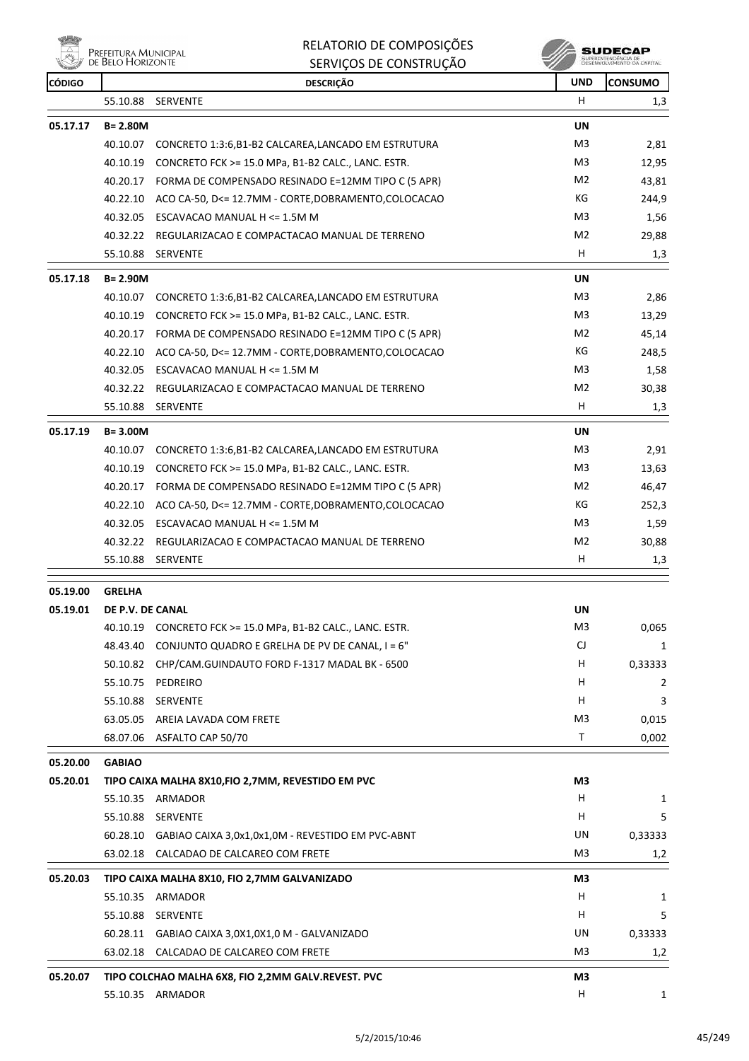| CÓDIGO | | DESCRIÇÃO | UND | CONSUMO |
|---|---|---|---|---|
| | 55.10.88 | SERVENTE | H | 1,3 |
| **05.17.17** | **B= 2.80M** | | **UN** | |
| | 40.10.07 | CONCRETO 1:3:6,B1-B2 CALCAREA,LANCADO EM ESTRUTURA | M3 | 2,81 |
| | 40.10.19 | CONCRETO FCK >= 15.0 MPa, B1-B2 CALC., LANC. ESTR. | M3 | 12,95 |
| | 40.20.17 | FORMA DE COMPENSADO RESINADO E=12MM TIPO C (5 APR) | M2 | 43,81 |
| | 40.22.10 | ACO CA-50, D<= 12.7MM - CORTE,DOBRAMENTO,COLOCACAO | KG | 244,9 |
| | 40.32.05 | ESCAVACAO MANUAL H <= 1.5M M | M3 | 1,56 |
| | 40.32.22 | REGULARIZACAO E COMPACTACAO MANUAL DE TERRENO | M2 | 29,88 |
| | 55.10.88 | SERVENTE | H | 1,3 |
| **05.17.18** | **B= 2.90M** | | **UN** | |
| | 40.10.07 | CONCRETO 1:3:6,B1-B2 CALCAREA,LANCADO EM ESTRUTURA | M3 | 2,86 |
| | 40.10.19 | CONCRETO FCK >= 15.0 MPa, B1-B2 CALC., LANC. ESTR. | M3 | 13,29 |
| | 40.20.17 | FORMA DE COMPENSADO RESINADO E=12MM TIPO C (5 APR) | M2 | 45,14 |
| | 40.22.10 | ACO CA-50, D<= 12.7MM - CORTE,DOBRAMENTO,COLOCACAO | KG | 248,5 |
| | 40.32.05 | ESCAVACAO MANUAL H <= 1.5M M | M3 | 1,58 |
| | 40.32.22 | REGULARIZACAO E COMPACTACAO MANUAL DE TERRENO | M2 | 30,38 |
| | 55.10.88 | SERVENTE | H | 1,3 |
| **05.17.19** | **B= 3.00M** | | **UN** | |
| | 40.10.07 | CONCRETO 1:3:6,B1-B2 CALCAREA,LANCADO EM ESTRUTURA | M3 | 2,91 |
| | 40.10.19 | CONCRETO FCK >= 15.0 MPa, B1-B2 CALC., LANC. ESTR. | M3 | 13,63 |
| | 40.20.17 | FORMA DE COMPENSADO RESINADO E=12MM TIPO C (5 APR) | M2 | 46,47 |
| | 40.22.10 | ACO CA-50, D<= 12.7MM - CORTE,DOBRAMENTO,COLOCACAO | KG | 252,3 |
| | 40.32.05 | ESCAVACAO MANUAL H <= 1.5M M | M3 | 1,59 |
| | 40.32.22 | REGULARIZACAO E COMPACTACAO MANUAL DE TERRENO | M2 | 30,88 |
| | 55.10.88 | SERVENTE | H | 1,3 |
| **05.19.00** | **GRELHA** | | | |
| **05.19.01** | **DE P.V. DE CANAL** | | **UN** | |
| | 40.10.19 | CONCRETO FCK >= 15.0 MPa, B1-B2 CALC., LANC. ESTR. | M3 | 0,065 |
| | 48.43.40 | CONJUNTO QUADRO E GRELHA DE PV DE CANAL, I = 6" | CJ | 1 |
| | 50.10.82 | CHP/CAM.GUINDAUTO FORD F-1317 MADAL BK - 6500 | H | 0,33333 |
| | 55.10.75 | PEDREIRO | H | 2 |
| | 55.10.88 | SERVENTE | H | 3 |
| | 63.05.05 | AREIA LAVADA COM FRETE | M3 | 0,015 |
| | 68.07.06 | ASFALTO CAP 50/70 | T | 0,002 |
| **05.20.00** | **GABIAO** | | | |
| **05.20.01** | **TIPO CAIXA MALHA 8X10,FIO 2,7MM, REVESTIDO EM PVC** | | **M3** | |
| | 55.10.35 | ARMADOR | H | 1 |
| | 55.10.88 | SERVENTE | H | 5 |
| | 60.28.10 | GABIAO CAIXA 3,0x1,0x1,0M - REVESTIDO EM PVC-ABNT | UN | 0,33333 |
| | 63.02.18 | CALCADAO DE CALCAREO COM FRETE | M3 | 1,2 |
| **05.20.03** | **TIPO CAIXA MALHA 8X10, FIO 2,7MM GALVANIZADO** | | **M3** | |
| | 55.10.35 | ARMADOR | H | 1 |
| | 55.10.88 | SERVENTE | H | 5 |
| | 60.28.11 | GABIAO CAIXA 3,0X1,0X1,0 M - GALVANIZADO | UN | 0,33333 |
| | 63.02.18 | CALCADAO DE CALCAREO COM FRETE | M3 | 1,2 |
| **05.20.07** | **TIPO COLCHAO MALHA 6X8, FIO 2,2MM GALV.REVEST. PVC** | | **M3** | |
| | 55.10.35 | ARMADOR | H | 1 |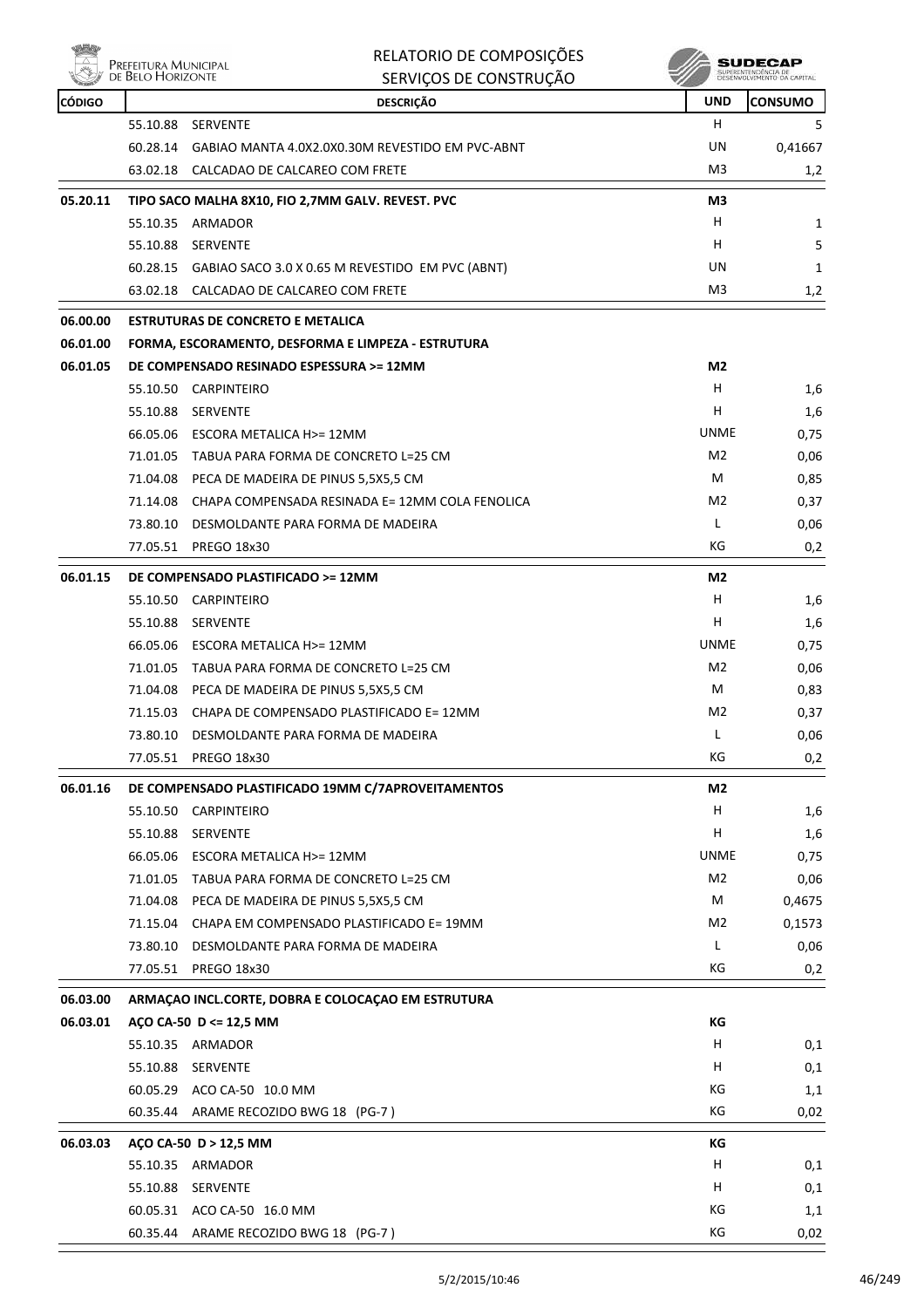# RELATORIO DE COMPOSIÇÕES
## SERVIÇOS DE CONSTRUÇÃO

| CÓDIGO | | DESCRIÇÃO | UND | CONSUMO |
|---|---|---|---|---|
| | 55.10.88 | SERVENTE | H | 5 |
| | 60.28.14 | GABIAO MANTA 4.0X2.0X0.30M REVESTIDO EM PVC-ABNT | UN | 0,41667 |
| | 63.02.18 | CALCADAO DE CALCAREO COM FRETE | M3 | 1,2 |
| **05.20.11** | | **TIPO SACO MALHA 8X10, FIO 2,7MM GALV. REVEST. PVC** | **M3** | |
| | 55.10.35 | ARMADOR | H | 1 |
| | 55.10.88 | SERVENTE | H | 5 |
| | 60.28.15 | GABIAO SACO 3.0 X 0.65 M REVESTIDO EM PVC (ABNT) | UN | 1 |
| | 63.02.18 | CALCADAO DE CALCAREO COM FRETE | M3 | 1,2 |
| **06.00.00** | | **ESTRUTURAS DE CONCRETO E METALICA** | | |
| **06.01.00** | | **FORMA, ESCORAMENTO, DESFORMA E LIMPEZA - ESTRUTURA** | | |
| **06.01.05** | | **DE COMPENSADO RESINADO ESPESSURA >= 12MM** | **M2** | |
| | 55.10.50 | CARPINTEIRO | H | 1,6 |
| | 55.10.88 | SERVENTE | H | 1,6 |
| | 66.05.06 | ESCORA METALICA H>= 12MM | UNME | 0,75 |
| | 71.01.05 | TABUA PARA FORMA DE CONCRETO L=25 CM | M2 | 0,06 |
| | 71.04.08 | PECA DE MADEIRA DE PINUS 5,5X5,5 CM | M | 0,85 |
| | 71.14.08 | CHAPA COMPENSADA RESINADA E= 12MM COLA FENOLICA | M2 | 0,37 |
| | 73.80.10 | DESMOLDANTE PARA FORMA DE MADEIRA | L | 0,06 |
| | 77.05.51 | PREGO 18x30 | KG | 0,2 |
| **06.01.15** | | **DE COMPENSADO PLASTIFICADO >= 12MM** | **M2** | |
| | 55.10.50 | CARPINTEIRO | H | 1,6 |
| | 55.10.88 | SERVENTE | H | 1,6 |
| | 66.05.06 | ESCORA METALICA H>= 12MM | UNME | 0,75 |
| | 71.01.05 | TABUA PARA FORMA DE CONCRETO L=25 CM | M2 | 0,06 |
| | 71.04.08 | PECA DE MADEIRA DE PINUS 5,5X5,5 CM | M | 0,83 |
| | 71.15.03 | CHAPA DE COMPENSADO PLASTIFICADO E= 12MM | M2 | 0,37 |
| | 73.80.10 | DESMOLDANTE PARA FORMA DE MADEIRA | L | 0,06 |
| | 77.05.51 | PREGO 18x30 | KG | 0,2 |
| **06.01.16** | | **DE COMPENSADO PLASTIFICADO 19MM C/7APROVEITAMENTOS** | **M2** | |
| | 55.10.50 | CARPINTEIRO | H | 1,6 |
| | 55.10.88 | SERVENTE | H | 1,6 |
| | 66.05.06 | ESCORA METALICA H>= 12MM | UNME | 0,75 |
| | 71.01.05 | TABUA PARA FORMA DE CONCRETO L=25 CM | M2 | 0,06 |
| | 71.04.08 | PECA DE MADEIRA DE PINUS 5,5X5,5 CM | M | 0,4675 |
| | 71.15.04 | CHAPA EM COMPENSADO PLASTIFICADO E= 19MM | M2 | 0,1573 |
| | 73.80.10 | DESMOLDANTE PARA FORMA DE MADEIRA | L | 0,06 |
| | 77.05.51 | PREGO 18x30 | KG | 0,2 |
| **06.03.00** | | **ARMAÇAO INCL.CORTE, DOBRA E COLOCAÇAO EM ESTRUTURA** | | |
| **06.03.01** | | **AÇO CA-50 D <= 12,5 MM** | **KG** | |
| | 55.10.35 | ARMADOR | H | 0,1 |
| | 55.10.88 | SERVENTE | H | 0,1 |
| | 60.05.29 | ACO CA-50 10.0 MM | KG | 1,1 |
| | 60.35.44 | ARAME RECOZIDO BWG 18 (PG-7 ) | KG | 0,02 |
| **06.03.03** | | **AÇO CA-50 D > 12,5 MM** | **KG** | |
| | 55.10.35 | ARMADOR | H | 0,1 |
| | 55.10.88 | SERVENTE | H | 0,1 |
| | 60.05.31 | ACO CA-50 16.0 MM | KG | 1,1 |
| | 60.35.44 | ARAME RECOZIDO BWG 18 (PG-7 ) | KG | 0,02 |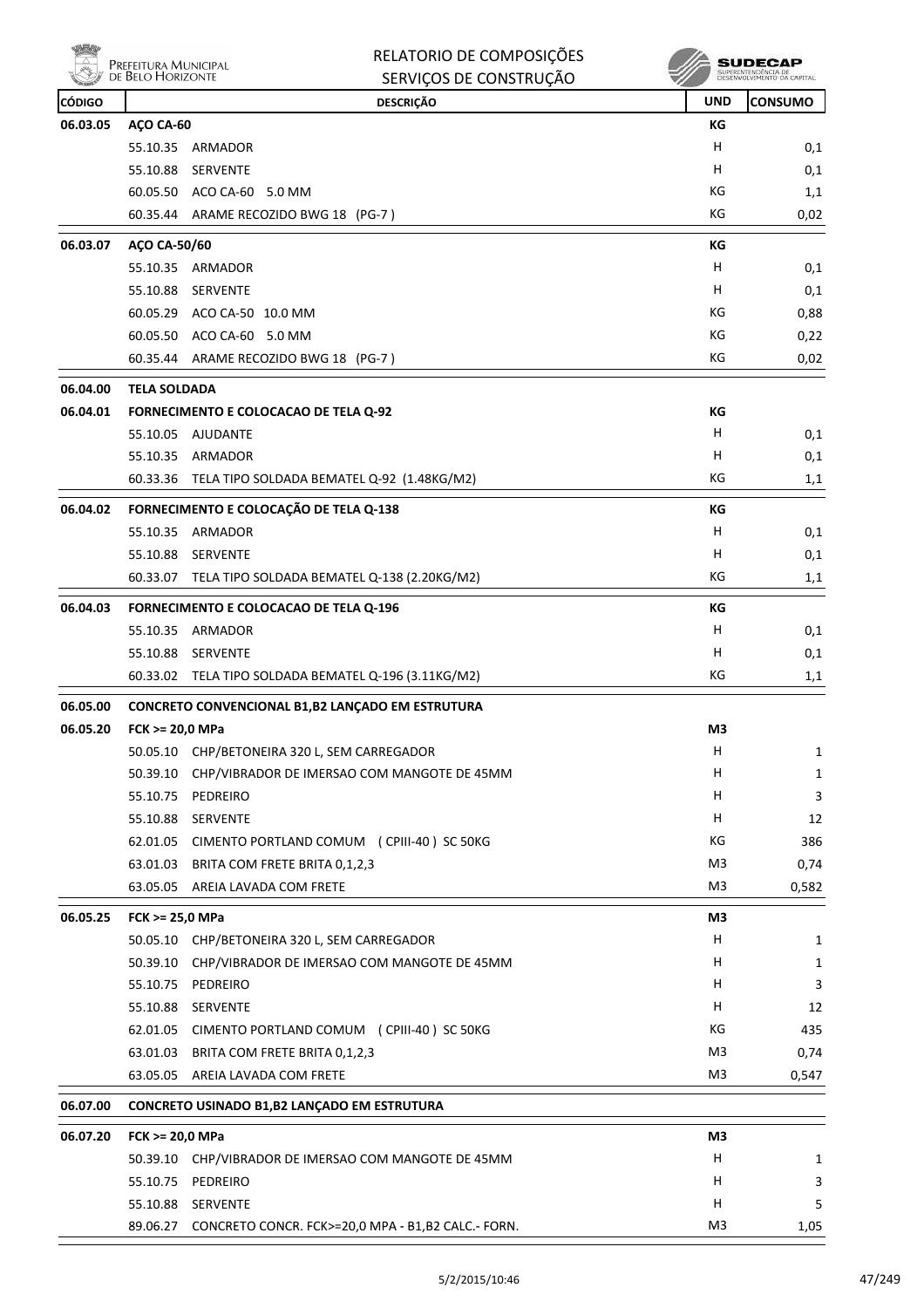| CÓDIGO | DESCRIÇÃO | UND | CONSUMO |
|---|---|---|---|
| 06.03.05 | **AÇO CA-60** | **KG** | |
| | 55.10.35 ARMADOR | H | 0,1 |
| | 55.10.88 SERVENTE | H | 0,1 |
| | 60.05.50 ACO CA-60 5.0 MM | KG | 1,1 |
| | 60.35.44 ARAME RECOZIDO BWG 18 (PG-7) | KG | 0,02 |
| 06.03.07 | **AÇO CA-50/60** | **KG** | |
| | 55.10.35 ARMADOR | H | 0,1 |
| | 55.10.88 SERVENTE | H | 0,1 |
| | 60.05.29 ACO CA-50 10.0 MM | KG | 0,88 |
| | 60.05.50 ACO CA-60 5.0 MM | KG | 0,22 |
| | 60.35.44 ARAME RECOZIDO BWG 18 (PG-7) | KG | 0,02 |
| 06.04.00 | **TELA SOLDADA** | | |
| 06.04.01 | **FORNECIMENTO E COLOCACAO DE TELA Q-92** | **KG** | |
| | 55.10.05 AJUDANTE | H | 0,1 |
| | 55.10.35 ARMADOR | H | 0,1 |
| | 60.33.36 TELA TIPO SOLDADA BEMATEL Q-92 (1.48KG/M2) | KG | 1,1 |
| 06.04.02 | **FORNECIMENTO E COLOCAÇÃO DE TELA Q-138** | **KG** | |
| | 55.10.35 ARMADOR | H | 0,1 |
| | 55.10.88 SERVENTE | H | 0,1 |
| | 60.33.07 TELA TIPO SOLDADA BEMATEL Q-138 (2.20KG/M2) | KG | 1,1 |
| 06.04.03 | **FORNECIMENTO E COLOCACAO DE TELA Q-196** | **KG** | |
| | 55.10.35 ARMADOR | H | 0,1 |
| | 55.10.88 SERVENTE | H | 0,1 |
| | 60.33.02 TELA TIPO SOLDADA BEMATEL Q-196 (3.11KG/M2) | KG | 1,1 |
| 06.05.00 | **CONCRETO CONVENCIONAL B1,B2 LANÇADO EM ESTRUTURA** | | |
| 06.05.20 | **FCK >= 20,0 MPa** | **M3** | |
| | 50.05.10 CHP/BETONEIRA 320 L, SEM CARREGADOR | H | 1 |
| | 50.39.10 CHP/VIBRADOR DE IMERSAO COM MANGOTE DE 45MM | H | 1 |
| | 55.10.75 PEDREIRO | H | 3 |
| | 55.10.88 SERVENTE | H | 12 |
| | 62.01.05 CIMENTO PORTLAND COMUM (CPIII-40) SC 50KG | KG | 386 |
| | 63.01.03 BRITA COM FRETE BRITA 0,1,2,3 | M3 | 0,74 |
| | 63.05.05 AREIA LAVADA COM FRETE | M3 | 0,582 |
| 06.05.25 | **FCK >= 25,0 MPa** | **M3** | |
| | 50.05.10 CHP/BETONEIRA 320 L, SEM CARREGADOR | H | 1 |
| | 50.39.10 CHP/VIBRADOR DE IMERSAO COM MANGOTE DE 45MM | H | 1 |
| | 55.10.75 PEDREIRO | H | 3 |
| | 55.10.88 SERVENTE | H | 12 |
| | 62.01.05 CIMENTO PORTLAND COMUM (CPIII-40) SC 50KG | KG | 435 |
| | 63.01.03 BRITA COM FRETE BRITA 0,1,2,3 | M3 | 0,74 |
| | 63.05.05 AREIA LAVADA COM FRETE | M3 | 0,547 |
| 06.07.00 | **CONCRETO USINADO B1,B2 LANÇADO EM ESTRUTURA** | | |
| 06.07.20 | **FCK >= 20,0 MPa** | **M3** | |
| | 50.39.10 CHP/VIBRADOR DE IMERSAO COM MANGOTE DE 45MM | H | 1 |
| | 55.10.75 PEDREIRO | H | 3 |
| | 55.10.88 SERVENTE | H | 5 |
| | 89.06.27 CONCRETO CONCR. FCK>=20,0 MPA - B1,B2 CALC.- FORN. | M3 | 1,05 |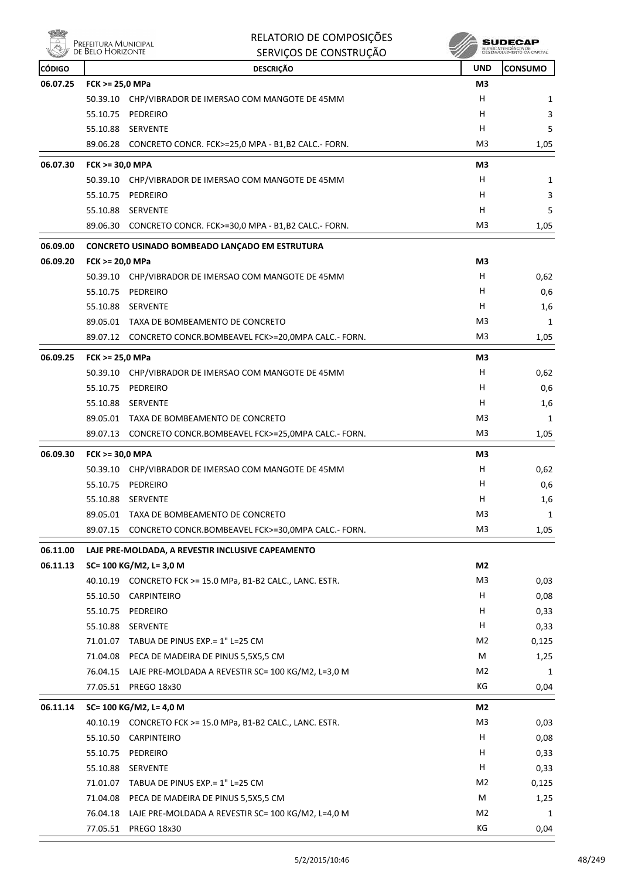# RELATORIO DE COMPOSIÇÕES
## SERVIÇOS DE CONSTRUÇÃO

| CÓDIGO | | DESCRIÇÃO | UND | CONSUMO |
|---|---|---|---|---|
| **06.07.25** | **FCK >= 25,0 MPa** | | **M3** | |
| | 50.39.10 | CHP/VIBRADOR DE IMERSAO COM MANGOTE DE 45MM | H | 1 |
| | 55.10.75 | PEDREIRO | H | 3 |
| | 55.10.88 | SERVENTE | H | 5 |
| | 89.06.28 | CONCRETO CONCR. FCK>=25,0 MPA - B1,B2 CALC.- FORN. | M3 | 1,05 |
| **06.07.30** | **FCK >= 30,0 MPA** | | **M3** | |
| | 50.39.10 | CHP/VIBRADOR DE IMERSAO COM MANGOTE DE 45MM | H | 1 |
| | 55.10.75 | PEDREIRO | H | 3 |
| | 55.10.88 | SERVENTE | H | 5 |
| | 89.06.30 | CONCRETO CONCR. FCK>=30,0 MPA - B1,B2 CALC.- FORN. | M3 | 1,05 |
| **06.09.00** | **CONCRETO USINADO BOMBEADO LANÇADO EM ESTRUTURA** | | | |
| **06.09.20** | **FCK >= 20,0 MPa** | | **M3** | |
| | 50.39.10 | CHP/VIBRADOR DE IMERSAO COM MANGOTE DE 45MM | H | 0,62 |
| | 55.10.75 | PEDREIRO | H | 0,6 |
| | 55.10.88 | SERVENTE | H | 1,6 |
| | 89.05.01 | TAXA DE BOMBEAMENTO DE CONCRETO | M3 | 1 |
| | 89.07.12 | CONCRETO CONCR.BOMBEAVEL FCK>=20,0MPA CALC.- FORN. | M3 | 1,05 |
| **06.09.25** | **FCK >= 25,0 MPa** | | **M3** | |
| | 50.39.10 | CHP/VIBRADOR DE IMERSAO COM MANGOTE DE 45MM | H | 0,62 |
| | 55.10.75 | PEDREIRO | H | 0,6 |
| | 55.10.88 | SERVENTE | H | 1,6 |
| | 89.05.01 | TAXA DE BOMBEAMENTO DE CONCRETO | M3 | 1 |
| | 89.07.13 | CONCRETO CONCR.BOMBEAVEL FCK>=25,0MPA CALC.- FORN. | M3 | 1,05 |
| **06.09.30** | **FCK >= 30,0 MPA** | | **M3** | |
| | 50.39.10 | CHP/VIBRADOR DE IMERSAO COM MANGOTE DE 45MM | H | 0,62 |
| | 55.10.75 | PEDREIRO | H | 0,6 |
| | 55.10.88 | SERVENTE | H | 1,6 |
| | 89.05.01 | TAXA DE BOMBEAMENTO DE CONCRETO | M3 | 1 |
| | 89.07.15 | CONCRETO CONCR.BOMBEAVEL FCK>=30,0MPA CALC.- FORN. | M3 | 1,05 |
| **06.11.00** | **LAJE PRE-MOLDADA, A REVESTIR INCLUSIVE CAPEAMENTO** | | | |
| **06.11.13** | **SC= 100 KG/M2, L= 3,0 M** | | **M2** | |
| | 40.10.19 | CONCRETO FCK >= 15.0 MPa, B1-B2 CALC., LANC. ESTR. | M3 | 0,03 |
| | 55.10.50 | CARPINTEIRO | H | 0,08 |
| | 55.10.75 | PEDREIRO | H | 0,33 |
| | 55.10.88 | SERVENTE | H | 0,33 |
| | 71.01.07 | TABUA DE PINUS EXP.= 1" L=25 CM | M2 | 0,125 |
| | 71.04.08 | PECA DE MADEIRA DE PINUS 5,5X5,5 CM | M | 1,25 |
| | 76.04.15 | LAJE PRE-MOLDADA A REVESTIR SC= 100 KG/M2, L=3,0 M | M2 | 1 |
| | 77.05.51 | PREGO 18x30 | KG | 0,04 |
| **06.11.14** | **SC= 100 KG/M2, L= 4,0 M** | | **M2** | |
| | 40.10.19 | CONCRETO FCK >= 15.0 MPa, B1-B2 CALC., LANC. ESTR. | M3 | 0,03 |
| | 55.10.50 | CARPINTEIRO | H | 0,08 |
| | 55.10.75 | PEDREIRO | H | 0,33 |
| | 55.10.88 | SERVENTE | H | 0,33 |
| | 71.01.07 | TABUA DE PINUS EXP.= 1" L=25 CM | M2 | 0,125 |
| | 71.04.08 | PECA DE MADEIRA DE PINUS 5,5X5,5 CM | M | 1,25 |
| | 76.04.18 | LAJE PRE-MOLDADA A REVESTIR SC= 100 KG/M2, L=4,0 M | M2 | 1 |
| | 77.05.51 | PREGO 18x30 | KG | 0,04 |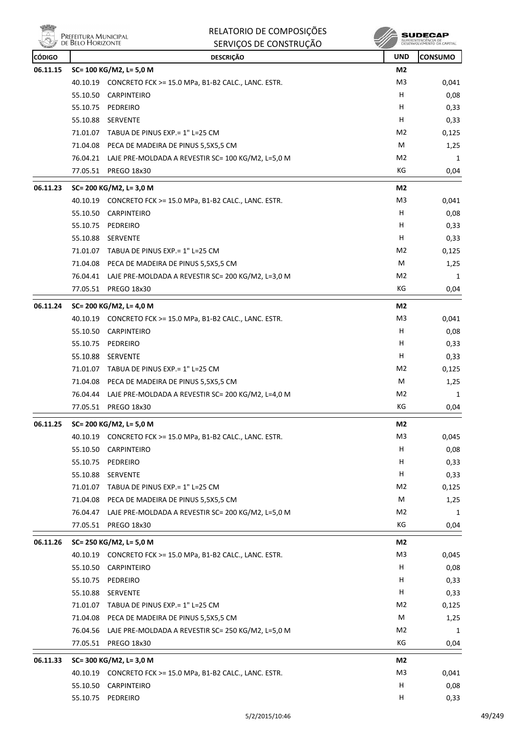| CÓDIGO | DESCRIÇÃO | UND | CONSUMO |
|---|---|---|---|
| **06.11.15** | **SC= 100 KG/M2, L= 5,0 M** | **M2** | |
| | 40.10.19 CONCRETO FCK >= 15.0 MPa, B1-B2 CALC., LANC. ESTR. | M3 | 0,041 |
| | 55.10.50 CARPINTEIRO | H | 0,08 |
| | 55.10.75 PEDREIRO | H | 0,33 |
| | 55.10.88 SERVENTE | H | 0,33 |
| | 71.01.07 TABUA DE PINUS EXP.= 1" L=25 CM | M2 | 0,125 |
| | 71.04.08 PECA DE MADEIRA DE PINUS 5,5X5,5 CM | M | 1,25 |
| | 76.04.21 LAJE PRE-MOLDADA A REVESTIR SC= 100 KG/M2, L=5,0 M | M2 | 1 |
| | 77.05.51 PREGO 18x30 | KG | 0,04 |
| **06.11.23** | **SC= 200 KG/M2, L= 3,0 M** | **M2** | |
| | 40.10.19 CONCRETO FCK >= 15.0 MPa, B1-B2 CALC., LANC. ESTR. | M3 | 0,041 |
| | 55.10.50 CARPINTEIRO | H | 0,08 |
| | 55.10.75 PEDREIRO | H | 0,33 |
| | 55.10.88 SERVENTE | H | 0,33 |
| | 71.01.07 TABUA DE PINUS EXP.= 1" L=25 CM | M2 | 0,125 |
| | 71.04.08 PECA DE MADEIRA DE PINUS 5,5X5,5 CM | M | 1,25 |
| | 76.04.41 LAJE PRE-MOLDADA A REVESTIR SC= 200 KG/M2, L=3,0 M | M2 | 1 |
| | 77.05.51 PREGO 18x30 | KG | 0,04 |
| **06.11.24** | **SC= 200 KG/M2, L= 4,0 M** | **M2** | |
| | 40.10.19 CONCRETO FCK >= 15.0 MPa, B1-B2 CALC., LANC. ESTR. | M3 | 0,041 |
| | 55.10.50 CARPINTEIRO | H | 0,08 |
| | 55.10.75 PEDREIRO | H | 0,33 |
| | 55.10.88 SERVENTE | H | 0,33 |
| | 71.01.07 TABUA DE PINUS EXP.= 1" L=25 CM | M2 | 0,125 |
| | 71.04.08 PECA DE MADEIRA DE PINUS 5,5X5,5 CM | M | 1,25 |
| | 76.04.44 LAJE PRE-MOLDADA A REVESTIR SC= 200 KG/M2, L=4,0 M | M2 | 1 |
| | 77.05.51 PREGO 18x30 | KG | 0,04 |
| **06.11.25** | **SC= 200 KG/M2, L= 5,0 M** | **M2** | |
| | 40.10.19 CONCRETO FCK >= 15.0 MPa, B1-B2 CALC., LANC. ESTR. | M3 | 0,045 |
| | 55.10.50 CARPINTEIRO | H | 0,08 |
| | 55.10.75 PEDREIRO | H | 0,33 |
| | 55.10.88 SERVENTE | H | 0,33 |
| | 71.01.07 TABUA DE PINUS EXP.= 1" L=25 CM | M2 | 0,125 |
| | 71.04.08 PECA DE MADEIRA DE PINUS 5,5X5,5 CM | M | 1,25 |
| | 76.04.47 LAJE PRE-MOLDADA A REVESTIR SC= 200 KG/M2, L=5,0 M | M2 | 1 |
| | 77.05.51 PREGO 18x30 | KG | 0,04 |
| **06.11.26** | **SC= 250 KG/M2, L= 5,0 M** | **M2** | |
| | 40.10.19 CONCRETO FCK >= 15.0 MPa, B1-B2 CALC., LANC. ESTR. | M3 | 0,045 |
| | 55.10.50 CARPINTEIRO | H | 0,08 |
| | 55.10.75 PEDREIRO | H | 0,33 |
| | 55.10.88 SERVENTE | H | 0,33 |
| | 71.01.07 TABUA DE PINUS EXP.= 1" L=25 CM | M2 | 0,125 |
| | 71.04.08 PECA DE MADEIRA DE PINUS 5,5X5,5 CM | M | 1,25 |
| | 76.04.56 LAJE PRE-MOLDADA A REVESTIR SC= 250 KG/M2, L=5,0 M | M2 | 1 |
| | 77.05.51 PREGO 18x30 | KG | 0,04 |
| **06.11.33** | **SC= 300 KG/M2, L= 3,0 M** | **M2** | |
| | 40.10.19 CONCRETO FCK >= 15.0 MPa, B1-B2 CALC., LANC. ESTR. | M3 | 0,041 |
| | 55.10.50 CARPINTEIRO | H | 0,08 |
| | 55.10.75 PEDREIRO | H | 0,33 |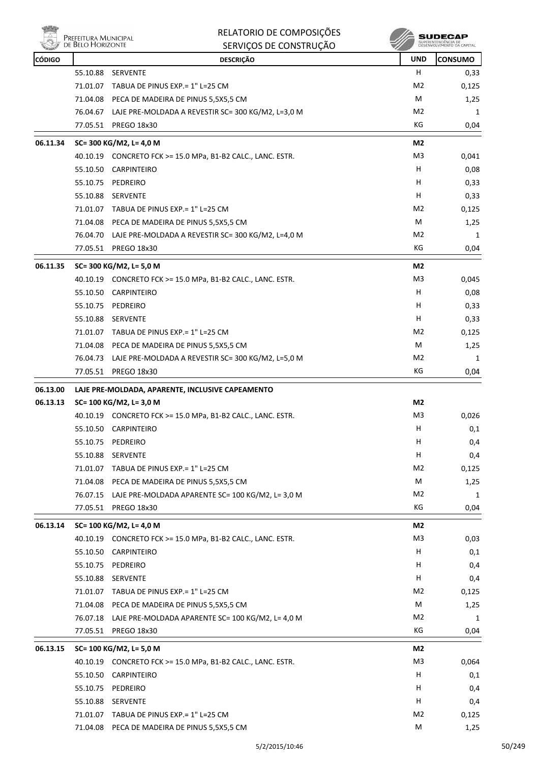| CÓDIGO | DESCRIÇÃO | UND | CONSUMO |
|---|---|---|---|
| | 55.10.88 SERVENTE | H | 0,33 |
| | 71.01.07 TABUA DE PINUS EXP.= 1" L=25 CM | M2 | 0,125 |
| | 71.04.08 PECA DE MADEIRA DE PINUS 5,5X5,5 CM | M | 1,25 |
| | 76.04.67 LAJE PRE-MOLDADA A REVESTIR SC= 300 KG/M2, L=3,0 M | M2 | 1 |
| | 77.05.51 PREGO 18x30 | KG | 0,04 |
| **06.11.34** | **SC= 300 KG/M2, L= 4,0 M** | **M2** | |
| | 40.10.19 CONCRETO FCK >= 15.0 MPa, B1-B2 CALC., LANC. ESTR. | M3 | 0,041 |
| | 55.10.50 CARPINTEIRO | H | 0,08 |
| | 55.10.75 PEDREIRO | H | 0,33 |
| | 55.10.88 SERVENTE | H | 0,33 |
| | 71.01.07 TABUA DE PINUS EXP.= 1" L=25 CM | M2 | 0,125 |
| | 71.04.08 PECA DE MADEIRA DE PINUS 5,5X5,5 CM | M | 1,25 |
| | 76.04.70 LAJE PRE-MOLDADA A REVESTIR SC= 300 KG/M2, L=4,0 M | M2 | 1 |
| | 77.05.51 PREGO 18x30 | KG | 0,04 |
| **06.11.35** | **SC= 300 KG/M2, L= 5,0 M** | **M2** | |
| | 40.10.19 CONCRETO FCK >= 15.0 MPa, B1-B2 CALC., LANC. ESTR. | M3 | 0,045 |
| | 55.10.50 CARPINTEIRO | H | 0,08 |
| | 55.10.75 PEDREIRO | H | 0,33 |
| | 55.10.88 SERVENTE | H | 0,33 |
| | 71.01.07 TABUA DE PINUS EXP.= 1" L=25 CM | M2 | 0,125 |
| | 71.04.08 PECA DE MADEIRA DE PINUS 5,5X5,5 CM | M | 1,25 |
| | 76.04.73 LAJE PRE-MOLDADA A REVESTIR SC= 300 KG/M2, L=5,0 M | M2 | 1 |
| | 77.05.51 PREGO 18x30 | KG | 0,04 |
| **06.13.00** | **LAJE PRE-MOLDADA, APARENTE, INCLUSIVE CAPEAMENTO** | | |
| **06.13.13** | **SC= 100 KG/M2, L= 3,0 M** | **M2** | |
| | 40.10.19 CONCRETO FCK >= 15.0 MPa, B1-B2 CALC., LANC. ESTR. | M3 | 0,026 |
| | 55.10.50 CARPINTEIRO | H | 0,1 |
| | 55.10.75 PEDREIRO | H | 0,4 |
| | 55.10.88 SERVENTE | H | 0,4 |
| | 71.01.07 TABUA DE PINUS EXP.= 1" L=25 CM | M2 | 0,125 |
| | 71.04.08 PECA DE MADEIRA DE PINUS 5,5X5,5 CM | M | 1,25 |
| | 76.07.15 LAJE PRE-MOLDADA APARENTE SC= 100 KG/M2, L= 3,0 M | M2 | 1 |
| | 77.05.51 PREGO 18x30 | KG | 0,04 |
| **06.13.14** | **SC= 100 KG/M2, L= 4,0 M** | **M2** | |
| | 40.10.19 CONCRETO FCK >= 15.0 MPa, B1-B2 CALC., LANC. ESTR. | M3 | 0,03 |
| | 55.10.50 CARPINTEIRO | H | 0,1 |
| | 55.10.75 PEDREIRO | H | 0,4 |
| | 55.10.88 SERVENTE | H | 0,4 |
| | 71.01.07 TABUA DE PINUS EXP.= 1" L=25 CM | M2 | 0,125 |
| | 71.04.08 PECA DE MADEIRA DE PINUS 5,5X5,5 CM | M | 1,25 |
| | 76.07.18 LAJE PRE-MOLDADA APARENTE SC= 100 KG/M2, L= 4,0 M | M2 | 1 |
| | 77.05.51 PREGO 18x30 | KG | 0,04 |
| **06.13.15** | **SC= 100 KG/M2, L= 5,0 M** | **M2** | |
| | 40.10.19 CONCRETO FCK >= 15.0 MPa, B1-B2 CALC., LANC. ESTR. | M3 | 0,064 |
| | 55.10.50 CARPINTEIRO | H | 0,1 |
| | 55.10.75 PEDREIRO | H | 0,4 |
| | 55.10.88 SERVENTE | H | 0,4 |
| | 71.01.07 TABUA DE PINUS EXP.= 1" L=25 CM | M2 | 0,125 |
| | 71.04.08 PECA DE MADEIRA DE PINUS 5,5X5,5 CM | M | 1,25 |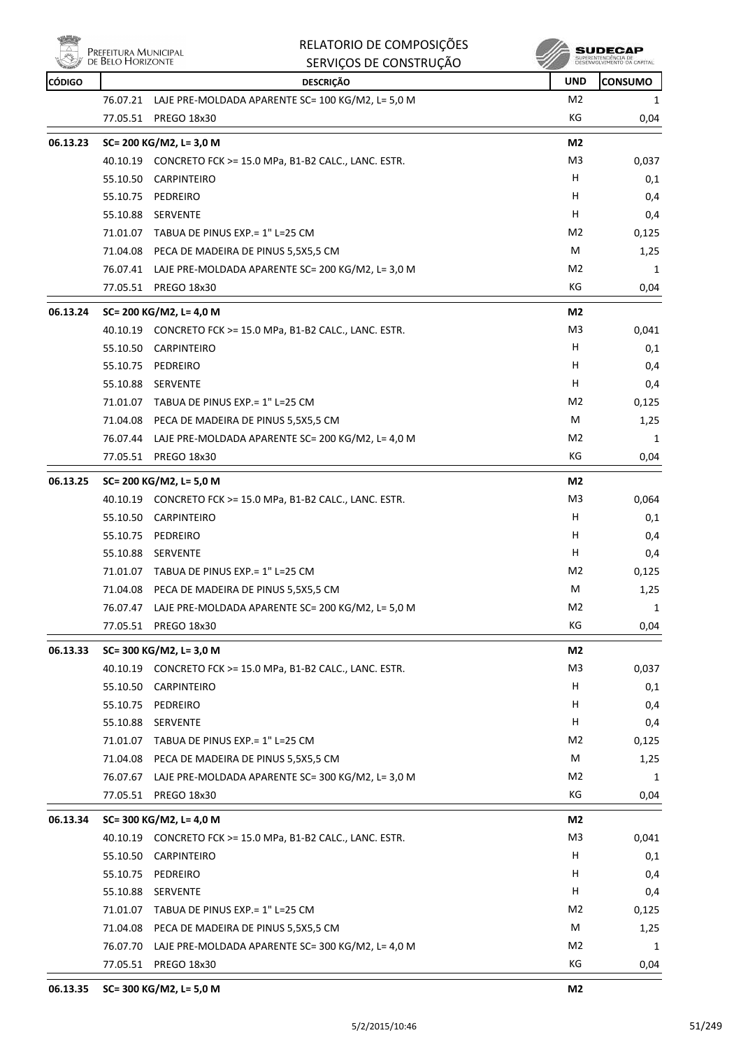| CÓDIGO | DESCRIÇÃO | | UND | CONSUMO |
|---|---|---|---|---|
| | 76.07.21 | LAJE PRE-MOLDADA APARENTE SC= 100 KG/M2, L= 5,0 M | M2 | 1 |
| | 77.05.51 | PREGO 18x30 | KG | 0,04 |
| **06.13.23** | **SC= 200 KG/M2, L= 3,0 M** | | **M2** | |
| | 40.10.19 | CONCRETO FCK >= 15.0 MPa, B1-B2 CALC., LANC. ESTR. | M3 | 0,037 |
| | 55.10.50 | CARPINTEIRO | H | 0,1 |
| | 55.10.75 | PEDREIRO | H | 0,4 |
| | 55.10.88 | SERVENTE | H | 0,4 |
| | 71.01.07 | TABUA DE PINUS EXP.= 1" L=25 CM | M2 | 0,125 |
| | 71.04.08 | PECA DE MADEIRA DE PINUS 5,5X5,5 CM | M | 1,25 |
| | 76.07.41 | LAJE PRE-MOLDADA APARENTE SC= 200 KG/M2, L= 3,0 M | M2 | 1 |
| | 77.05.51 | PREGO 18x30 | KG | 0,04 |
| **06.13.24** | **SC= 200 KG/M2, L= 4,0 M** | | **M2** | |
| | 40.10.19 | CONCRETO FCK >= 15.0 MPa, B1-B2 CALC., LANC. ESTR. | M3 | 0,041 |
| | 55.10.50 | CARPINTEIRO | H | 0,1 |
| | 55.10.75 | PEDREIRO | H | 0,4 |
| | 55.10.88 | SERVENTE | H | 0,4 |
| | 71.01.07 | TABUA DE PINUS EXP.= 1" L=25 CM | M2 | 0,125 |
| | 71.04.08 | PECA DE MADEIRA DE PINUS 5,5X5,5 CM | M | 1,25 |
| | 76.07.44 | LAJE PRE-MOLDADA APARENTE SC= 200 KG/M2, L= 4,0 M | M2 | 1 |
| | 77.05.51 | PREGO 18x30 | KG | 0,04 |
| **06.13.25** | **SC= 200 KG/M2, L= 5,0 M** | | **M2** | |
| | 40.10.19 | CONCRETO FCK >= 15.0 MPa, B1-B2 CALC., LANC. ESTR. | M3 | 0,064 |
| | 55.10.50 | CARPINTEIRO | H | 0,1 |
| | 55.10.75 | PEDREIRO | H | 0,4 |
| | 55.10.88 | SERVENTE | H | 0,4 |
| | 71.01.07 | TABUA DE PINUS EXP.= 1" L=25 CM | M2 | 0,125 |
| | 71.04.08 | PECA DE MADEIRA DE PINUS 5,5X5,5 CM | M | 1,25 |
| | 76.07.47 | LAJE PRE-MOLDADA APARENTE SC= 200 KG/M2, L= 5,0 M | M2 | 1 |
| | 77.05.51 | PREGO 18x30 | KG | 0,04 |
| **06.13.33** | **SC= 300 KG/M2, L= 3,0 M** | | **M2** | |
| | 40.10.19 | CONCRETO FCK >= 15.0 MPa, B1-B2 CALC., LANC. ESTR. | M3 | 0,037 |
| | 55.10.50 | CARPINTEIRO | H | 0,1 |
| | 55.10.75 | PEDREIRO | H | 0,4 |
| | 55.10.88 | SERVENTE | H | 0,4 |
| | 71.01.07 | TABUA DE PINUS EXP.= 1" L=25 CM | M2 | 0,125 |
| | 71.04.08 | PECA DE MADEIRA DE PINUS 5,5X5,5 CM | M | 1,25 |
| | 76.07.67 | LAJE PRE-MOLDADA APARENTE SC= 300 KG/M2, L= 3,0 M | M2 | 1 |
| | 77.05.51 | PREGO 18x30 | KG | 0,04 |
| **06.13.34** | **SC= 300 KG/M2, L= 4,0 M** | | **M2** | |
| | 40.10.19 | CONCRETO FCK >= 15.0 MPa, B1-B2 CALC., LANC. ESTR. | M3 | 0,041 |
| | 55.10.50 | CARPINTEIRO | H | 0,1 |
| | 55.10.75 | PEDREIRO | H | 0,4 |
| | 55.10.88 | SERVENTE | H | 0,4 |
| | 71.01.07 | TABUA DE PINUS EXP.= 1" L=25 CM | M2 | 0,125 |
| | 71.04.08 | PECA DE MADEIRA DE PINUS 5,5X5,5 CM | M | 1,25 |
| | 76.07.70 | LAJE PRE-MOLDADA APARENTE SC= 300 KG/M2, L= 4,0 M | M2 | 1 |
| | 77.05.51 | PREGO 18x30 | KG | 0,04 |
| **06.13.35** | **SC= 300 KG/M2, L= 5,0 M** | | **M2** | |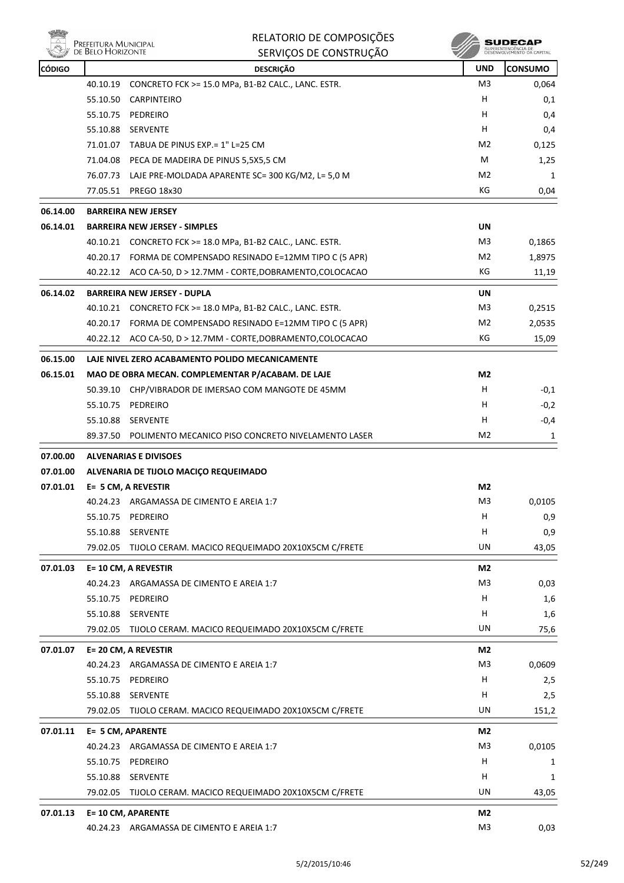| CÓDIGO | | DESCRIÇÃO | UND | CONSUMO |
|---|---|---|---|---|
| | 40.10.19 | CONCRETO FCK >= 15.0 MPa, B1-B2 CALC., LANC. ESTR. | M3 | 0,064 |
| | 55.10.50 | CARPINTEIRO | H | 0,1 |
| | 55.10.75 | PEDREIRO | H | 0,4 |
| | 55.10.88 | SERVENTE | H | 0,4 |
| | 71.01.07 | TABUA DE PINUS EXP.= 1" L=25 CM | M2 | 0,125 |
| | 71.04.08 | PECA DE MADEIRA DE PINUS 5,5X5,5 CM | M | 1,25 |
| | 76.07.73 | LAJE PRE-MOLDADA APARENTE SC= 300 KG/M2, L= 5,0 M | M2 | 1 |
| | 77.05.51 | PREGO 18x30 | KG | 0,04 |
| **06.14.00** | **BARREIRA NEW JERSEY** | | | |
| **06.14.01** | **BARREIRA NEW JERSEY - SIMPLES** | | **UN** | |
| | 40.10.21 | CONCRETO FCK >= 18.0 MPa, B1-B2 CALC., LANC. ESTR. | M3 | 0,1865 |
| | 40.20.17 | FORMA DE COMPENSADO RESINADO E=12MM TIPO C (5 APR) | M2 | 1,8975 |
| | 40.22.12 | ACO CA-50, D > 12.7MM - CORTE,DOBRAMENTO,COLOCACAO | KG | 11,19 |
| **06.14.02** | **BARREIRA NEW JERSEY - DUPLA** | | **UN** | |
| | 40.10.21 | CONCRETO FCK >= 18.0 MPa, B1-B2 CALC., LANC. ESTR. | M3 | 0,2515 |
| | 40.20.17 | FORMA DE COMPENSADO RESINADO E=12MM TIPO C (5 APR) | M2 | 2,0535 |
| | 40.22.12 | ACO CA-50, D > 12.7MM - CORTE,DOBRAMENTO,COLOCACAO | KG | 15,09 |
| **06.15.00** | **LAJE NIVEL ZERO ACABAMENTO POLIDO MECANICAMENTE** | | | |
| **06.15.01** | **MAO DE OBRA MECAN. COMPLEMENTAR P/ACABAM. DE LAJE** | | **M2** | |
| | 50.39.10 | CHP/VIBRADOR DE IMERSAO COM MANGOTE DE 45MM | H | -0,1 |
| | 55.10.75 | PEDREIRO | H | -0,2 |
| | 55.10.88 | SERVENTE | H | -0,4 |
| | 89.37.50 | POLIMENTO MECANICO PISO CONCRETO NIVELAMENTO LASER | M2 | 1 |
| **07.00.00** | **ALVENARIAS E DIVISOES** | | | |
| **07.01.00** | **ALVENARIA DE TIJOLO MACIÇO REQUEIMADO** | | | |
| **07.01.01** | **E= 5 CM, A REVESTIR** | | **M2** | |
| | 40.24.23 | ARGAMASSA DE CIMENTO E AREIA 1:7 | M3 | 0,0105 |
| | 55.10.75 | PEDREIRO | H | 0,9 |
| | 55.10.88 | SERVENTE | H | 0,9 |
| | 79.02.05 | TIJOLO CERAM. MACICO REQUEIMADO 20X10X5CM C/FRETE | UN | 43,05 |
| **07.01.03** | **E= 10 CM, A REVESTIR** | | **M2** | |
| | 40.24.23 | ARGAMASSA DE CIMENTO E AREIA 1:7 | M3 | 0,03 |
| | 55.10.75 | PEDREIRO | H | 1,6 |
| | 55.10.88 | SERVENTE | H | 1,6 |
| | 79.02.05 | TIJOLO CERAM. MACICO REQUEIMADO 20X10X5CM C/FRETE | UN | 75,6 |
| **07.01.07** | **E= 20 CM, A REVESTIR** | | **M2** | |
| | 40.24.23 | ARGAMASSA DE CIMENTO E AREIA 1:7 | M3 | 0,0609 |
| | 55.10.75 | PEDREIRO | H | 2,5 |
| | 55.10.88 | SERVENTE | H | 2,5 |
| | 79.02.05 | TIJOLO CERAM. MACICO REQUEIMADO 20X10X5CM C/FRETE | UN | 151,2 |
| **07.01.11** | **E= 5 CM, APARENTE** | | **M2** | |
| | 40.24.23 | ARGAMASSA DE CIMENTO E AREIA 1:7 | M3 | 0,0105 |
| | 55.10.75 | PEDREIRO | H | 1 |
| | 55.10.88 | SERVENTE | H | 1 |
| | 79.02.05 | TIJOLO CERAM. MACICO REQUEIMADO 20X10X5CM C/FRETE | UN | 43,05 |
| **07.01.13** | **E= 10 CM, APARENTE** | | **M2** | |
| | 40.24.23 | ARGAMASSA DE CIMENTO E AREIA 1:7 | M3 | 0,03 |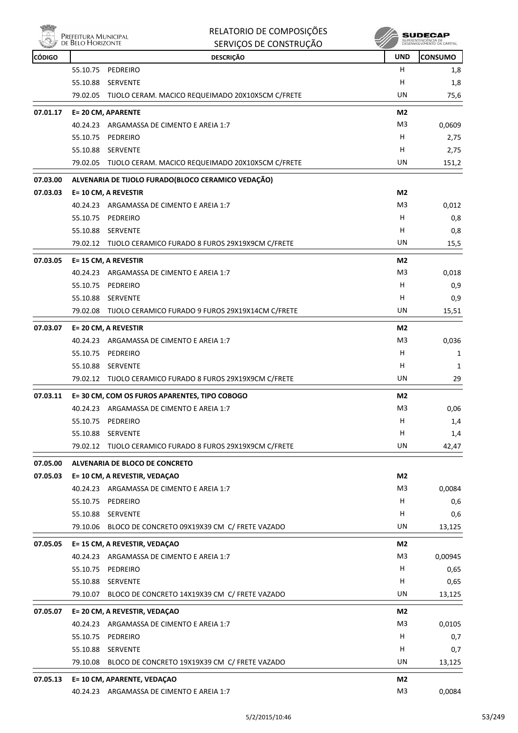| CÓDIGO | DESCRIÇÃO | UND | CONSUMO |
|---|---|---|---|
| | 55.10.75 PEDREIRO | H | 1,8 |
| | 55.10.88 SERVENTE | H | 1,8 |
| | 79.02.05 TIJOLO CERAM. MACICO REQUEIMADO 20X10X5CM C/FRETE | UN | 75,6 |
| **07.01.17** | **E= 20 CM, APARENTE** | **M2** | |
| | 40.24.23 ARGAMASSA DE CIMENTO E AREIA 1:7 | M3 | 0,0609 |
| | 55.10.75 PEDREIRO | H | 2,75 |
| | 55.10.88 SERVENTE | H | 2,75 |
| | 79.02.05 TIJOLO CERAM. MACICO REQUEIMADO 20X10X5CM C/FRETE | UN | 151,2 |
| **07.03.00** | **ALVENARIA DE TIJOLO FURADO(BLOCO CERAMICO VEDAÇÃO)** | | |
| **07.03.03** | **E= 10 CM, A REVESTIR** | **M2** | |
| | 40.24.23 ARGAMASSA DE CIMENTO E AREIA 1:7 | M3 | 0,012 |
| | 55.10.75 PEDREIRO | H | 0,8 |
| | 55.10.88 SERVENTE | H | 0,8 |
| | 79.02.12 TIJOLO CERAMICO FURADO 8 FUROS 29X19X9CM C/FRETE | UN | 15,5 |
| **07.03.05** | **E= 15 CM, A REVESTIR** | **M2** | |
| | 40.24.23 ARGAMASSA DE CIMENTO E AREIA 1:7 | M3 | 0,018 |
| | 55.10.75 PEDREIRO | H | 0,9 |
| | 55.10.88 SERVENTE | H | 0,9 |
| | 79.02.08 TIJOLO CERAMICO FURADO 9 FUROS 29X19X14CM C/FRETE | UN | 15,51 |
| **07.03.07** | **E= 20 CM, A REVESTIR** | **M2** | |
| | 40.24.23 ARGAMASSA DE CIMENTO E AREIA 1:7 | M3 | 0,036 |
| | 55.10.75 PEDREIRO | H | 1 |
| | 55.10.88 SERVENTE | H | 1 |
| | 79.02.12 TIJOLO CERAMICO FURADO 8 FUROS 29X19X9CM C/FRETE | UN | 29 |
| **07.03.11** | **E= 30 CM, COM OS FUROS APARENTES, TIPO COBOGO** | **M2** | |
| | 40.24.23 ARGAMASSA DE CIMENTO E AREIA 1:7 | M3 | 0,06 |
| | 55.10.75 PEDREIRO | H | 1,4 |
| | 55.10.88 SERVENTE | H | 1,4 |
| | 79.02.12 TIJOLO CERAMICO FURADO 8 FUROS 29X19X9CM C/FRETE | UN | 42,47 |
| **07.05.00** | **ALVENARIA DE BLOCO DE CONCRETO** | | |
| **07.05.03** | **E= 10 CM, A REVESTIR, VEDAÇAO** | **M2** | |
| | 40.24.23 ARGAMASSA DE CIMENTO E AREIA 1:7 | M3 | 0,0084 |
| | 55.10.75 PEDREIRO | H | 0,6 |
| | 55.10.88 SERVENTE | H | 0,6 |
| | 79.10.06 BLOCO DE CONCRETO 09X19X39 CM C/ FRETE VAZADO | UN | 13,125 |
| **07.05.05** | **E= 15 CM, A REVESTIR, VEDAÇAO** | **M2** | |
| | 40.24.23 ARGAMASSA DE CIMENTO E AREIA 1:7 | M3 | 0,00945 |
| | 55.10.75 PEDREIRO | H | 0,65 |
| | 55.10.88 SERVENTE | H | 0,65 |
| | 79.10.07 BLOCO DE CONCRETO 14X19X39 CM C/ FRETE VAZADO | UN | 13,125 |
| **07.05.07** | **E= 20 CM, A REVESTIR, VEDAÇAO** | **M2** | |
| | 40.24.23 ARGAMASSA DE CIMENTO E AREIA 1:7 | M3 | 0,0105 |
| | 55.10.75 PEDREIRO | H | 0,7 |
| | 55.10.88 SERVENTE | H | 0,7 |
| | 79.10.08 BLOCO DE CONCRETO 19X19X39 CM C/ FRETE VAZADO | UN | 13,125 |
| **07.05.13** | **E= 10 CM, APARENTE, VEDAÇAO** | **M2** | |
| | 40.24.23 ARGAMASSA DE CIMENTO E AREIA 1:7 | M3 | 0,0084 |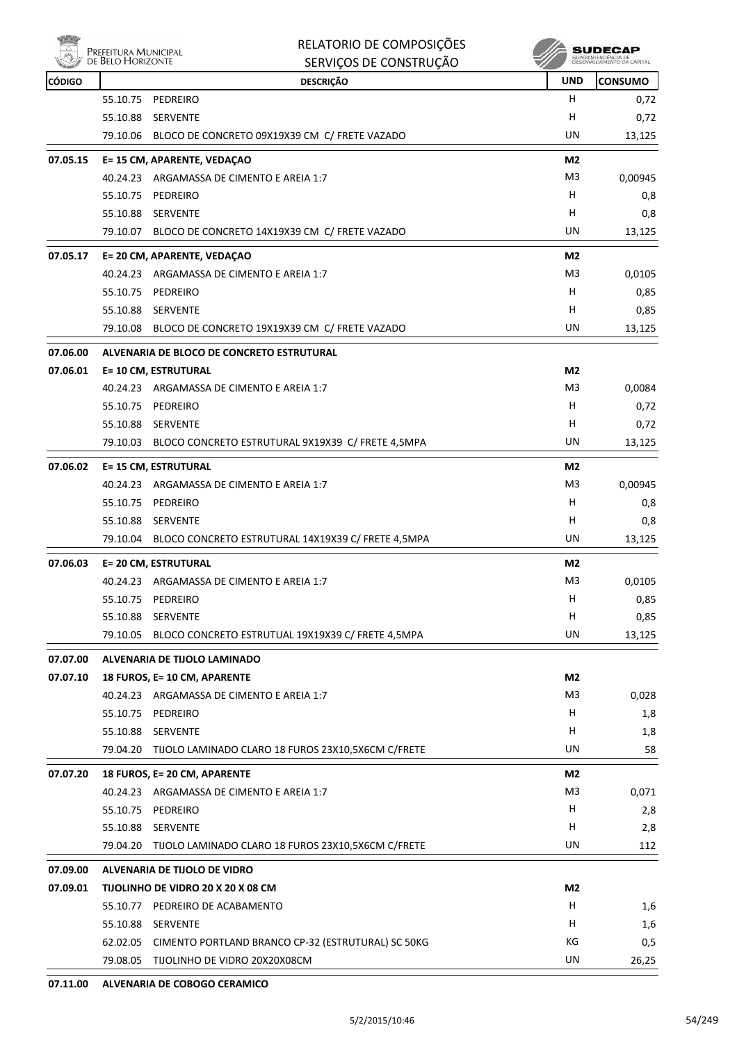| CÓDIGO | DESCRIÇÃO | UND | CONSUMO |
|---|---|---|---|
| | 55.10.75 PEDREIRO | H | 0,72 |
| | 55.10.88 SERVENTE | H | 0,72 |
| | 79.10.06 BLOCO DE CONCRETO 09X19X39 CM C/ FRETE VAZADO | UN | 13,125 |
| **07.05.15** | **E= 15 CM, APARENTE, VEDAÇAO** | **M2** | |
| | 40.24.23 ARGAMASSA DE CIMENTO E AREIA 1:7 | M3 | 0,00945 |
| | 55.10.75 PEDREIRO | H | 0,8 |
| | 55.10.88 SERVENTE | H | 0,8 |
| | 79.10.07 BLOCO DE CONCRETO 14X19X39 CM C/ FRETE VAZADO | UN | 13,125 |
| **07.05.17** | **E= 20 CM, APARENTE, VEDAÇAO** | **M2** | |
| | 40.24.23 ARGAMASSA DE CIMENTO E AREIA 1:7 | M3 | 0,0105 |
| | 55.10.75 PEDREIRO | H | 0,85 |
| | 55.10.88 SERVENTE | H | 0,85 |
| | 79.10.08 BLOCO DE CONCRETO 19X19X39 CM C/ FRETE VAZADO | UN | 13,125 |
| **07.06.00** | **ALVENARIA DE BLOCO DE CONCRETO ESTRUTURAL** | | |
| **07.06.01** | **E= 10 CM, ESTRUTURAL** | **M2** | |
| | 40.24.23 ARGAMASSA DE CIMENTO E AREIA 1:7 | M3 | 0,0084 |
| | 55.10.75 PEDREIRO | H | 0,72 |
| | 55.10.88 SERVENTE | H | 0,72 |
| | 79.10.03 BLOCO CONCRETO ESTRUTURAL 9X19X39 C/ FRETE 4,5MPA | UN | 13,125 |
| **07.06.02** | **E= 15 CM, ESTRUTURAL** | **M2** | |
| | 40.24.23 ARGAMASSA DE CIMENTO E AREIA 1:7 | M3 | 0,00945 |
| | 55.10.75 PEDREIRO | H | 0,8 |
| | 55.10.88 SERVENTE | H | 0,8 |
| | 79.10.04 BLOCO CONCRETO ESTRUTURAL 14X19X39 C/ FRETE 4,5MPA | UN | 13,125 |
| **07.06.03** | **E= 20 CM, ESTRUTURAL** | **M2** | |
| | 40.24.23 ARGAMASSA DE CIMENTO E AREIA 1:7 | M3 | 0,0105 |
| | 55.10.75 PEDREIRO | H | 0,85 |
| | 55.10.88 SERVENTE | H | 0,85 |
| | 79.10.05 BLOCO CONCRETO ESTRUTUAL 19X19X39 C/ FRETE 4,5MPA | UN | 13,125 |
| **07.07.00** | **ALVENARIA DE TIJOLO LAMINADO** | | |
| **07.07.10** | **18 FUROS, E= 10 CM, APARENTE** | **M2** | |
| | 40.24.23 ARGAMASSA DE CIMENTO E AREIA 1:7 | M3 | 0,028 |
| | 55.10.75 PEDREIRO | H | 1,8 |
| | 55.10.88 SERVENTE | H | 1,8 |
| | 79.04.20 TIJOLO LAMINADO CLARO 18 FUROS 23X10,5X6CM C/FRETE | UN | 58 |
| **07.07.20** | **18 FUROS, E= 20 CM, APARENTE** | **M2** | |
| | 40.24.23 ARGAMASSA DE CIMENTO E AREIA 1:7 | M3 | 0,071 |
| | 55.10.75 PEDREIRO | H | 2,8 |
| | 55.10.88 SERVENTE | H | 2,8 |
| | 79.04.20 TIJOLO LAMINADO CLARO 18 FUROS 23X10,5X6CM C/FRETE | UN | 112 |
| **07.09.00** | **ALVENARIA DE TIJOLO DE VIDRO** | | |
| **07.09.01** | **TIJOLINHO DE VIDRO 20 X 20 X 08 CM** | **M2** | |
| | 55.10.77 PEDREIRO DE ACABAMENTO | H | 1,6 |
| | 55.10.88 SERVENTE | H | 1,6 |
| | 62.02.05 CIMENTO PORTLAND BRANCO CP-32 (ESTRUTURAL) SC 50KG | KG | 0,5 |
| | 79.08.05 TIJOLINHO DE VIDRO 20X20X08CM | UN | 26,25 |
| **07.11.00** | **ALVENARIA DE COBOGO CERAMICO** | | |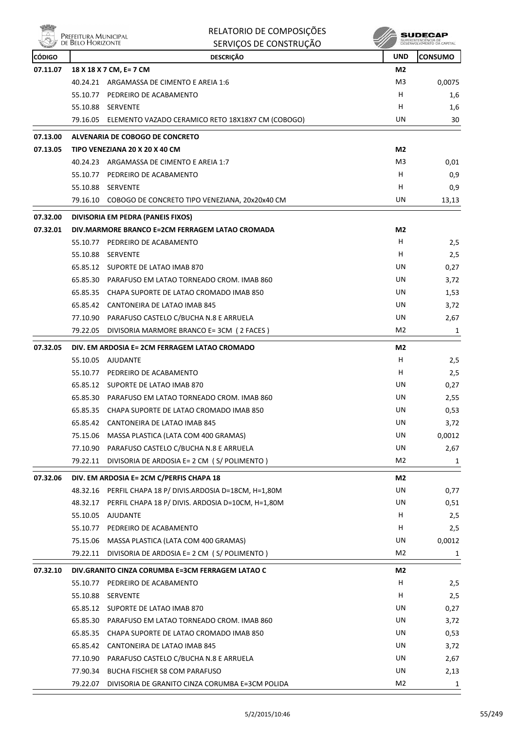| CÓDIGO | DESCRIÇÃO | UND | CONSUMO |
|---|---|---|---|
| 07.11.07 | **18 X 18 X 7 CM, E= 7 CM** | **M2** | |
| | 40.24.21 ARGAMASSA DE CIMENTO E AREIA 1:6 | M3 | 0,0075 |
| | 55.10.77 PEDREIRO DE ACABAMENTO | H | 1,6 |
| | 55.10.88 SERVENTE | H | 1,6 |
| | 79.16.05 ELEMENTO VAZADO CERAMICO RETO 18X18X7 CM (COBOGO) | UN | 30 |
| 07.13.00 | **ALVENARIA DE COBOGO DE CONCRETO** | | |
| 07.13.05 | **TIPO VENEZIANA 20 X 20 X 40 CM** | **M2** | |
| | 40.24.23 ARGAMASSA DE CIMENTO E AREIA 1:7 | M3 | 0,01 |
| | 55.10.77 PEDREIRO DE ACABAMENTO | H | 0,9 |
| | 55.10.88 SERVENTE | H | 0,9 |
| | 79.16.10 COBOGO DE CONCRETO TIPO VENEZIANA, 20x20x40 CM | UN | 13,13 |
| 07.32.00 | **DIVISORIA EM PEDRA (PANEIS FIXOS)** | | |
| 07.32.01 | **DIV.MARMORE BRANCO E=2CM FERRAGEM LATAO CROMADA** | **M2** | |
| | 55.10.77 PEDREIRO DE ACABAMENTO | H | 2,5 |
| | 55.10.88 SERVENTE | H | 2,5 |
| | 65.85.12 SUPORTE DE LATAO IMAB 870 | UN | 0,27 |
| | 65.85.30 PARAFUSO EM LATAO TORNEADO CROM. IMAB 860 | UN | 3,72 |
| | 65.85.35 CHAPA SUPORTE DE LATAO CROMADO IMAB 850 | UN | 1,53 |
| | 65.85.42 CANTONEIRA DE LATAO IMAB 845 | UN | 3,72 |
| | 77.10.90 PARAFUSO CASTELO C/BUCHA N.8 E ARRUELA | UN | 2,67 |
| | 79.22.05 DIVISORIA MARMORE BRANCO E= 3CM ( 2 FACES ) | M2 | 1 |
| 07.32.05 | **DIV. EM ARDOSIA E= 2CM FERRAGEM LATAO CROMADO** | **M2** | |
| | 55.10.05 AJUDANTE | H | 2,5 |
| | 55.10.77 PEDREIRO DE ACABAMENTO | H | 2,5 |
| | 65.85.12 SUPORTE DE LATAO IMAB 870 | UN | 0,27 |
| | 65.85.30 PARAFUSO EM LATAO TORNEADO CROM. IMAB 860 | UN | 2,55 |
| | 65.85.35 CHAPA SUPORTE DE LATAO CROMADO IMAB 850 | UN | 0,53 |
| | 65.85.42 CANTONEIRA DE LATAO IMAB 845 | UN | 3,72 |
| | 75.15.06 MASSA PLASTICA (LATA COM 400 GRAMAS) | UN | 0,0012 |
| | 77.10.90 PARAFUSO CASTELO C/BUCHA N.8 E ARRUELA | UN | 2,67 |
| | 79.22.11 DIVISORIA DE ARDOSIA E= 2 CM ( S/ POLIMENTO ) | M2 | 1 |
| 07.32.06 | **DIV. EM ARDOSIA E= 2CM C/PERFIS CHAPA 18** | **M2** | |
| | 48.32.16 PERFIL CHAPA 18 P/ DIVIS.ARDOSIA D=18CM, H=1,80M | UN | 0,77 |
| | 48.32.17 PERFIL CHAPA 18 P/ DIVIS. ARDOSIA D=10CM, H=1,80M | UN | 0,51 |
| | 55.10.05 AJUDANTE | H | 2,5 |
| | 55.10.77 PEDREIRO DE ACABAMENTO | H | 2,5 |
| | 75.15.06 MASSA PLASTICA (LATA COM 400 GRAMAS) | UN | 0,0012 |
| | 79.22.11 DIVISORIA DE ARDOSIA E= 2 CM ( S/ POLIMENTO ) | M2 | 1 |
| 07.32.10 | **DIV.GRANITO CINZA CORUMBA E=3CM FERRAGEM LATAO C** | **M2** | |
| | 55.10.77 PEDREIRO DE ACABAMENTO | H | 2,5 |
| | 55.10.88 SERVENTE | H | 2,5 |
| | 65.85.12 SUPORTE DE LATAO IMAB 870 | UN | 0,27 |
| | 65.85.30 PARAFUSO EM LATAO TORNEADO CROM. IMAB 860 | UN | 3,72 |
| | 65.85.35 CHAPA SUPORTE DE LATAO CROMADO IMAB 850 | UN | 0,53 |
| | 65.85.42 CANTONEIRA DE LATAO IMAB 845 | UN | 3,72 |
| | 77.10.90 PARAFUSO CASTELO C/BUCHA N.8 E ARRUELA | UN | 2,67 |
| | 77.90.34 BUCHA FISCHER S8 COM PARAFUSO | UN | 2,13 |
| | 79.22.07 DIVISORIA DE GRANITO CINZA CORUMBA E=3CM POLIDA | M2 | 1 |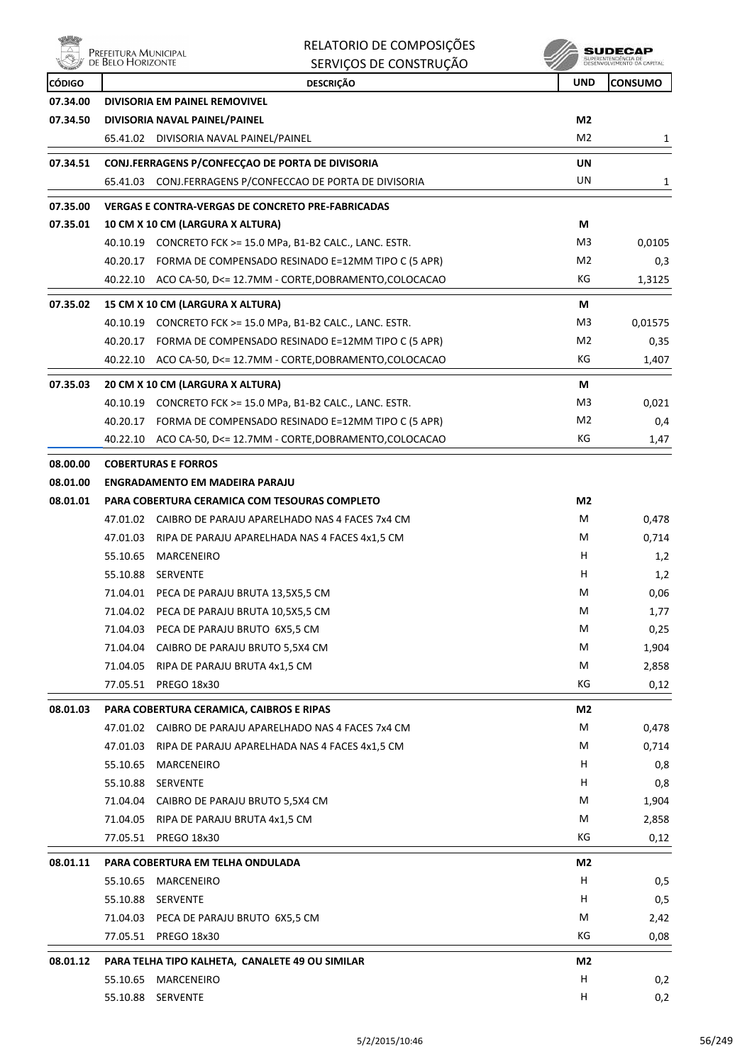| CÓDIGO | DESCRIÇÃO | UND | CONSUMO |
|---|---|---|---|
| **07.34.00** | **DIVISORIA EM PAINEL REMOVIVEL** | | |
| **07.34.50** | **DIVISORIA NAVAL PAINEL/PAINEL** | **M2** | |
| | 65.41.02 DIVISORIA NAVAL PAINEL/PAINEL | M2 | 1 |
| **07.34.51** | **CONJ.FERRAGENS P/CONFECÇAO DE PORTA DE DIVISORIA** | **UN** | |
| | 65.41.03 CONJ.FERRAGENS P/CONFECCAO DE PORTA DE DIVISORIA | UN | 1 |
| **07.35.00** | **VERGAS E CONTRA-VERGAS DE CONCRETO PRE-FABRICADAS** | | |
| **07.35.01** | **10 CM X 10 CM (LARGURA X ALTURA)** | **M** | |
| | 40.10.19 CONCRETO FCK >= 15.0 MPa, B1-B2 CALC., LANC. ESTR. | M3 | 0,0105 |
| | 40.20.17 FORMA DE COMPENSADO RESINADO E=12MM TIPO C (5 APR) | M2 | 0,3 |
| | 40.22.10 ACO CA-50, D<= 12.7MM - CORTE,DOBRAMENTO,COLOCACAO | KG | 1,3125 |
| **07.35.02** | **15 CM X 10 CM (LARGURA X ALTURA)** | **M** | |
| | 40.10.19 CONCRETO FCK >= 15.0 MPa, B1-B2 CALC., LANC. ESTR. | M3 | 0,01575 |
| | 40.20.17 FORMA DE COMPENSADO RESINADO E=12MM TIPO C (5 APR) | M2 | 0,35 |
| | 40.22.10 ACO CA-50, D<= 12.7MM - CORTE,DOBRAMENTO,COLOCACAO | KG | 1,407 |
| **07.35.03** | **20 CM X 10 CM (LARGURA X ALTURA)** | **M** | |
| | 40.10.19 CONCRETO FCK >= 15.0 MPa, B1-B2 CALC., LANC. ESTR. | M3 | 0,021 |
| | 40.20.17 FORMA DE COMPENSADO RESINADO E=12MM TIPO C (5 APR) | M2 | 0,4 |
| | 40.22.10 ACO CA-50, D<= 12.7MM - CORTE,DOBRAMENTO,COLOCACAO | KG | 1,47 |
| **08.00.00** | **COBERTURAS E FORROS** | | |
| **08.01.00** | **ENGRADAMENTO EM MADEIRA PARAJU** | | |
| **08.01.01** | **PARA COBERTURA CERAMICA COM TESOURAS COMPLETO** | **M2** | |
| | 47.01.02 CAIBRO DE PARAJU APARELHADO NAS 4 FACES 7x4 CM | M | 0,478 |
| | 47.01.03 RIPA DE PARAJU APARELHADA NAS 4 FACES 4x1,5 CM | M | 0,714 |
| | 55.10.65 MARCENEIRO | H | 1,2 |
| | 55.10.88 SERVENTE | H | 1,2 |
| | 71.04.01 PECA DE PARAJU BRUTA 13,5X5,5 CM | M | 0,06 |
| | 71.04.02 PECA DE PARAJU BRUTA 10,5X5,5 CM | M | 1,77 |
| | 71.04.03 PECA DE PARAJU BRUTO 6X5,5 CM | M | 0,25 |
| | 71.04.04 CAIBRO DE PARAJU BRUTO 5,5X4 CM | M | 1,904 |
| | 71.04.05 RIPA DE PARAJU BRUTA 4x1,5 CM | M | 2,858 |
| | 77.05.51 PREGO 18x30 | KG | 0,12 |
| **08.01.03** | **PARA COBERTURA CERAMICA, CAIBROS E RIPAS** | **M2** | |
| | 47.01.02 CAIBRO DE PARAJU APARELHADO NAS 4 FACES 7x4 CM | M | 0,478 |
| | 47.01.03 RIPA DE PARAJU APARELHADA NAS 4 FACES 4x1,5 CM | M | 0,714 |
| | 55.10.65 MARCENEIRO | H | 0,8 |
| | 55.10.88 SERVENTE | H | 0,8 |
| | 71.04.04 CAIBRO DE PARAJU BRUTO 5,5X4 CM | M | 1,904 |
| | 71.04.05 RIPA DE PARAJU BRUTA 4x1,5 CM | M | 2,858 |
| | 77.05.51 PREGO 18x30 | KG | 0,12 |
| **08.01.11** | **PARA COBERTURA EM TELHA ONDULADA** | **M2** | |
| | 55.10.65 MARCENEIRO | H | 0,5 |
| | 55.10.88 SERVENTE | H | 0,5 |
| | 71.04.03 PECA DE PARAJU BRUTO 6X5,5 CM | M | 2,42 |
| | 77.05.51 PREGO 18x30 | KG | 0,08 |
| **08.01.12** | **PARA TELHA TIPO KALHETA, CANALETE 49 OU SIMILAR** | **M2** | |
| | 55.10.65 MARCENEIRO | H | 0,2 |
| | 55.10.88 SERVENTE | H | 0,2 |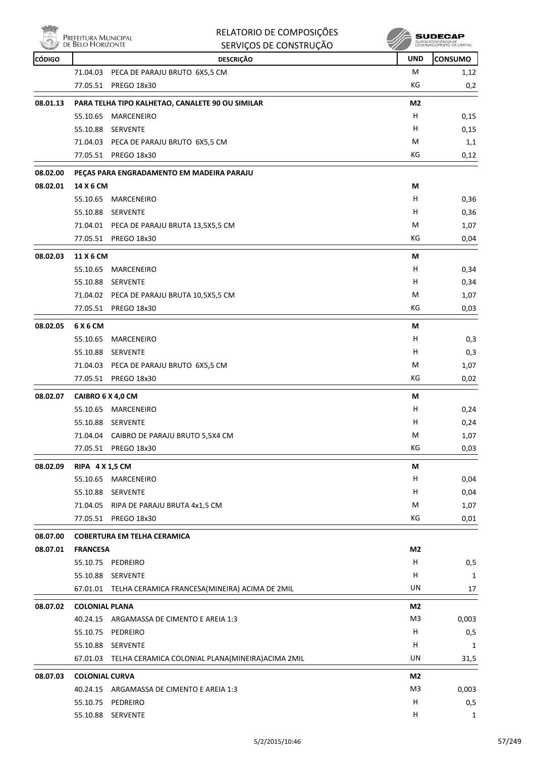| CÓDIGO | DESCRIÇÃO | UND | CONSUMO |
|---|---|---|---|
| | 71.04.03 PECA DE PARAJU BRUTO 6X5,5 CM | M | 1,12 |
| | 77.05.51 PREGO 18x30 | KG | 0,2 |
| **08.01.13** | **PARA TELHA TIPO KALHETAO, CANALETE 90 OU SIMILAR** | **M2** | |
| | 55.10.65 MARCENEIRO | H | 0,15 |
| | 55.10.88 SERVENTE | H | 0,15 |
| | 71.04.03 PECA DE PARAJU BRUTO 6X5,5 CM | M | 1,1 |
| | 77.05.51 PREGO 18x30 | KG | 0,12 |
| **08.02.00** | **PEÇAS PARA ENGRADAMENTO EM MADEIRA PARAJU** | | |
| **08.02.01** | **14 X 6 CM** | **M** | |
| | 55.10.65 MARCENEIRO | H | 0,36 |
| | 55.10.88 SERVENTE | H | 0,36 |
| | 71.04.01 PECA DE PARAJU BRUTA 13,5X5,5 CM | M | 1,07 |
| | 77.05.51 PREGO 18x30 | KG | 0,04 |
| **08.02.03** | **11 X 6 CM** | **M** | |
| | 55.10.65 MARCENEIRO | H | 0,34 |
| | 55.10.88 SERVENTE | H | 0,34 |
| | 71.04.02 PECA DE PARAJU BRUTA 10,5X5,5 CM | M | 1,07 |
| | 77.05.51 PREGO 18x30 | KG | 0,03 |
| **08.02.05** | **6 X 6 CM** | **M** | |
| | 55.10.65 MARCENEIRO | H | 0,3 |
| | 55.10.88 SERVENTE | H | 0,3 |
| | 71.04.03 PECA DE PARAJU BRUTO 6X5,5 CM | M | 1,07 |
| | 77.05.51 PREGO 18x30 | KG | 0,02 |
| **08.02.07** | **CAIBRO 6 X 4,0 CM** | **M** | |
| | 55.10.65 MARCENEIRO | H | 0,24 |
| | 55.10.88 SERVENTE | H | 0,24 |
| | 71.04.04 CAIBRO DE PARAJU BRUTO 5,5X4 CM | M | 1,07 |
| | 77.05.51 PREGO 18x30 | KG | 0,03 |
| **08.02.09** | **RIPA 4 X 1,5 CM** | **M** | |
| | 55.10.65 MARCENEIRO | H | 0,04 |
| | 55.10.88 SERVENTE | H | 0,04 |
| | 71.04.05 RIPA DE PARAJU BRUTA 4x1,5 CM | M | 1,07 |
| | 77.05.51 PREGO 18x30 | KG | 0,01 |
| **08.07.00** | **COBERTURA EM TELHA CERAMICA** | | |
| **08.07.01** | **FRANCESA** | **M2** | |
| | 55.10.75 PEDREIRO | H | 0,5 |
| | 55.10.88 SERVENTE | H | 1 |
| | 67.01.01 TELHA CERAMICA FRANCESA(MINEIRA) ACIMA DE 2MIL | UN | 17 |
| **08.07.02** | **COLONIAL PLANA** | **M2** | |
| | 40.24.15 ARGAMASSA DE CIMENTO E AREIA 1:3 | M3 | 0,003 |
| | 55.10.75 PEDREIRO | H | 0,5 |
| | 55.10.88 SERVENTE | H | 1 |
| | 67.01.03 TELHA CERAMICA COLONIAL PLANA(MINEIRA)ACIMA 2MIL | UN | 31,5 |
| **08.07.03** | **COLONIAL CURVA** | **M2** | |
| | 40.24.15 ARGAMASSA DE CIMENTO E AREIA 1:3 | M3 | 0,003 |
| | 55.10.75 PEDREIRO | H | 0,5 |
| | 55.10.88 SERVENTE | H | 1 |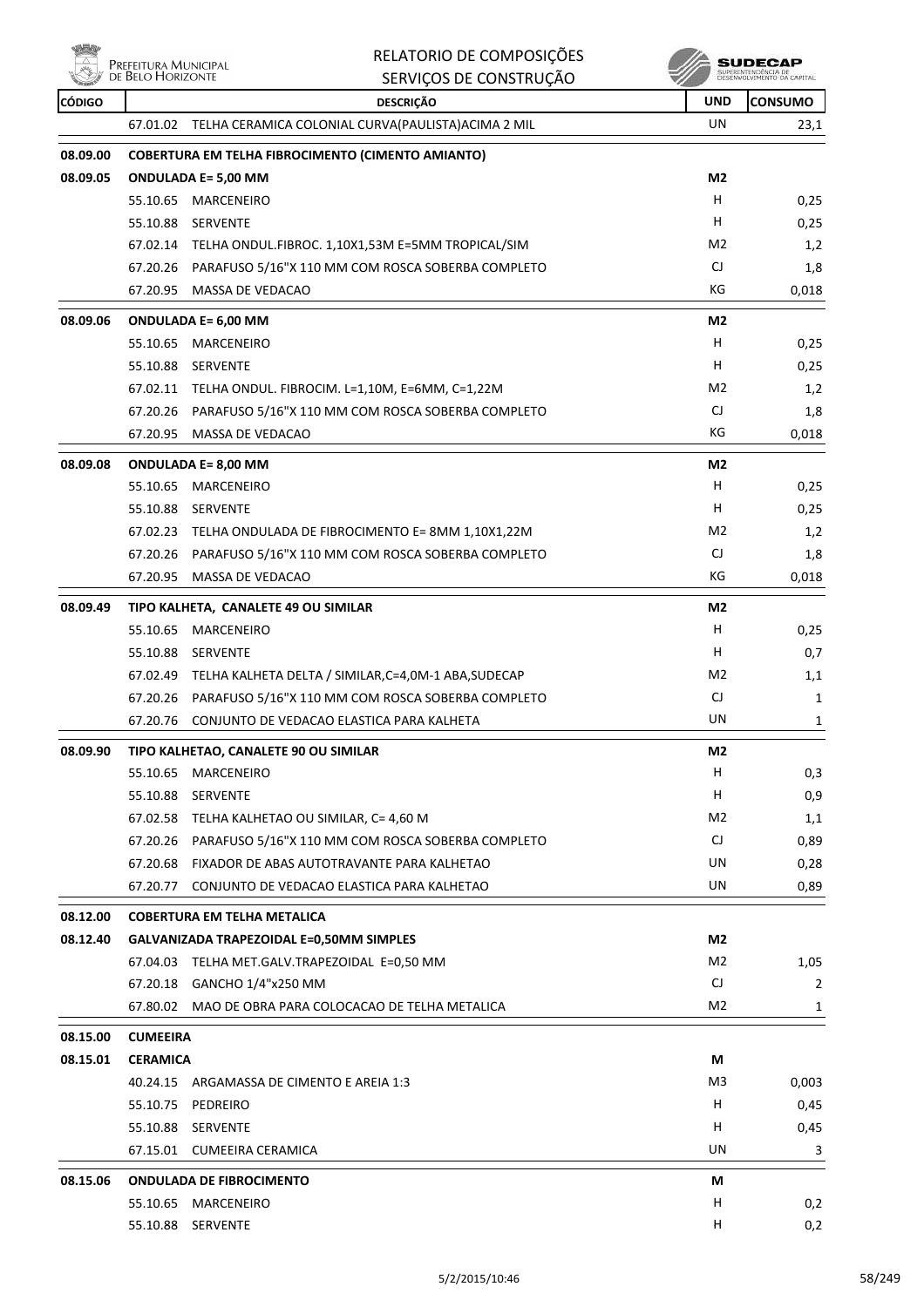| CÓDIGO | DESCRIÇÃO | UND | CONSUMO |
|---|---|---|---|
| | 67.01.02 TELHA CERAMICA COLONIAL CURVA(PAULISTA)ACIMA 2 MIL | UN | 23,1 |
| **08.09.00** | **COBERTURA EM TELHA FIBROCIMENTO (CIMENTO AMIANTO)** | | |
| **08.09.05** | **ONDULADA E= 5,00 MM** | **M2** | |
| | 55.10.65 MARCENEIRO | H | 0,25 |
| | 55.10.88 SERVENTE | H | 0,25 |
| | 67.02.14 TELHA ONDUL.FIBROC. 1,10X1,53M E=5MM TROPICAL/SIM | M2 | 1,2 |
| | 67.20.26 PARAFUSO 5/16"X 110 MM COM ROSCA SOBERBA COMPLETO | CJ | 1,8 |
| | 67.20.95 MASSA DE VEDACAO | KG | 0,018 |
| **08.09.06** | **ONDULADA E= 6,00 MM** | **M2** | |
| | 55.10.65 MARCENEIRO | H | 0,25 |
| | 55.10.88 SERVENTE | H | 0,25 |
| | 67.02.11 TELHA ONDUL. FIBROCIM. L=1,10M, E=6MM, C=1,22M | M2 | 1,2 |
| | 67.20.26 PARAFUSO 5/16"X 110 MM COM ROSCA SOBERBA COMPLETO | CJ | 1,8 |
| | 67.20.95 MASSA DE VEDACAO | KG | 0,018 |
| **08.09.08** | **ONDULADA E= 8,00 MM** | **M2** | |
| | 55.10.65 MARCENEIRO | H | 0,25 |
| | 55.10.88 SERVENTE | H | 0,25 |
| | 67.02.23 TELHA ONDULADA DE FIBROCIMENTO E= 8MM 1,10X1,22M | M2 | 1,2 |
| | 67.20.26 PARAFUSO 5/16"X 110 MM COM ROSCA SOBERBA COMPLETO | CJ | 1,8 |
| | 67.20.95 MASSA DE VEDACAO | KG | 0,018 |
| **08.09.49** | **TIPO KALHETA, CANALETE 49 OU SIMILAR** | **M2** | |
| | 55.10.65 MARCENEIRO | H | 0,25 |
| | 55.10.88 SERVENTE | H | 0,7 |
| | 67.02.49 TELHA KALHETA DELTA / SIMILAR,C=4,0M-1 ABA,SUDECAP | M2 | 1,1 |
| | 67.20.26 PARAFUSO 5/16"X 110 MM COM ROSCA SOBERBA COMPLETO | CJ | 1 |
| | 67.20.76 CONJUNTO DE VEDACAO ELASTICA PARA KALHETA | UN | 1 |
| **08.09.90** | **TIPO KALHETAO, CANALETE 90 OU SIMILAR** | **M2** | |
| | 55.10.65 MARCENEIRO | H | 0,3 |
| | 55.10.88 SERVENTE | H | 0,9 |
| | 67.02.58 TELHA KALHETAO OU SIMILAR, C= 4,60 M | M2 | 1,1 |
| | 67.20.26 PARAFUSO 5/16"X 110 MM COM ROSCA SOBERBA COMPLETO | CJ | 0,89 |
| | 67.20.68 FIXADOR DE ABAS AUTOTRAVANTE PARA KALHETAO | UN | 0,28 |
| | 67.20.77 CONJUNTO DE VEDACAO ELASTICA PARA KALHETAO | UN | 0,89 |
| **08.12.00** | **COBERTURA EM TELHA METALICA** | | |
| **08.12.40** | **GALVANIZADA TRAPEZOIDAL E=0,50MM SIMPLES** | **M2** | |
| | 67.04.03 TELHA MET.GALV.TRAPEZOIDAL E=0,50 MM | M2 | 1,05 |
| | 67.20.18 GANCHO 1/4"x250 MM | CJ | 2 |
| | 67.80.02 MAO DE OBRA PARA COLOCACAO DE TELHA METALICA | M2 | 1 |
| **08.15.00** | **CUMEEIRA** | | |
| **08.15.01** | **CERAMICA** | **M** | |
| | 40.24.15 ARGAMASSA DE CIMENTO E AREIA 1:3 | M3 | 0,003 |
| | 55.10.75 PEDREIRO | H | 0,45 |
| | 55.10.88 SERVENTE | H | 0,45 |
| | 67.15.01 CUMEEIRA CERAMICA | UN | 3 |
| **08.15.06** | **ONDULADA DE FIBROCIMENTO** | **M** | |
| | 55.10.65 MARCENEIRO | H | 0,2 |
| | 55.10.88 SERVENTE | H | 0,2 |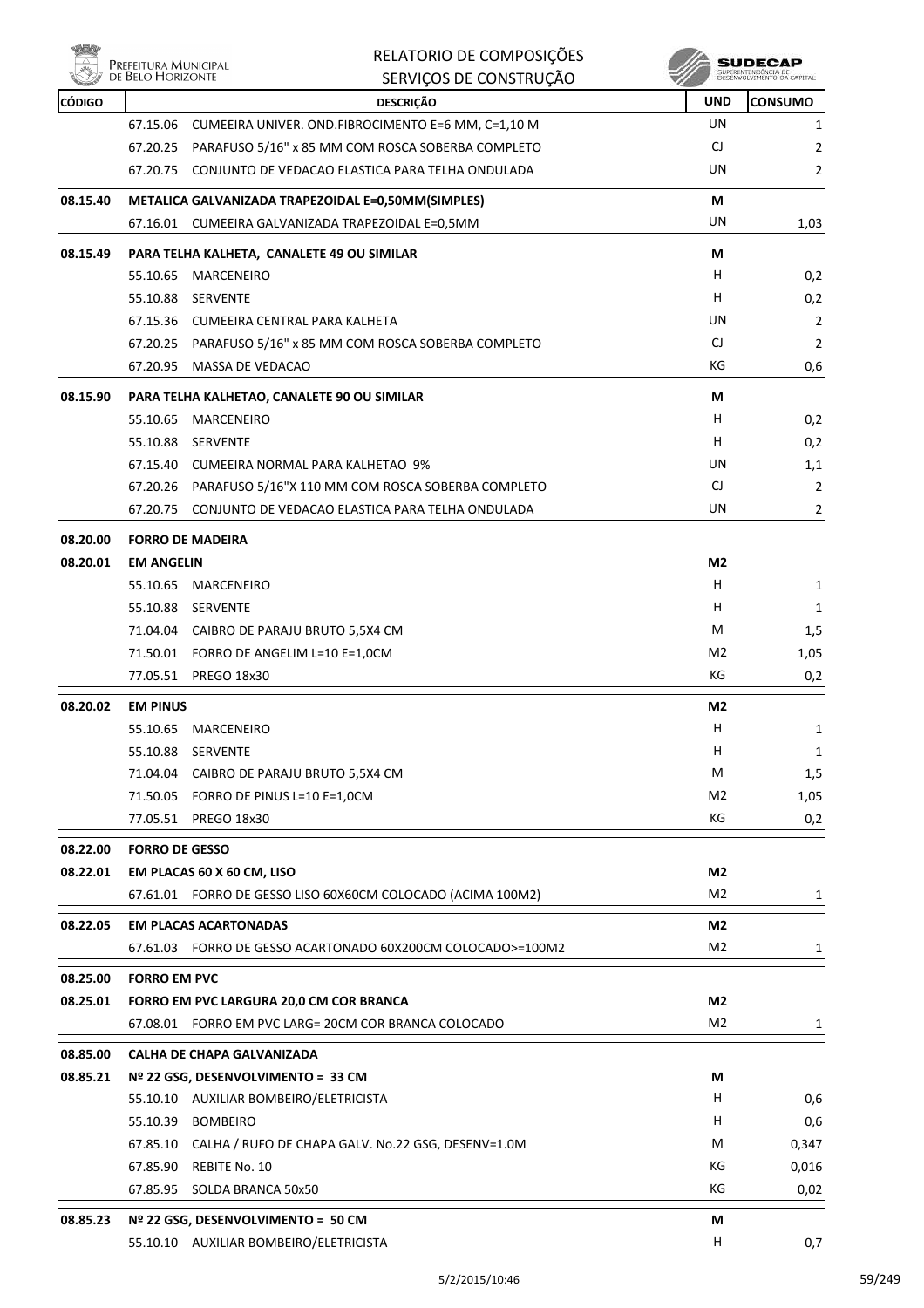| CÓDIGO | DESCRIÇÃO | UND | CONSUMO |
|---|---|---|---|
| | 67.15.06 CUMEEIRA UNIVER. OND.FIBROCIMENTO E=6 MM, C=1,10 M | UN | 1 |
| | 67.20.25 PARAFUSO 5/16" x 85 MM COM ROSCA SOBERBA COMPLETO | CJ | 2 |
| | 67.20.75 CONJUNTO DE VEDACAO ELASTICA PARA TELHA ONDULADA | UN | 2 |
| **08.15.40** | **METALICA GALVANIZADA TRAPEZOIDAL E=0,50MM(SIMPLES)** | **M** | |
| | 67.16.01 CUMEEIRA GALVANIZADA TRAPEZOIDAL E=0,5MM | UN | 1,03 |
| **08.15.49** | **PARA TELHA KALHETA, CANALETE 49 OU SIMILAR** | **M** | |
| | 55.10.65 MARCENEIRO | H | 0,2 |
| | 55.10.88 SERVENTE | H | 0,2 |
| | 67.15.36 CUMEEIRA CENTRAL PARA KALHETA | UN | 2 |
| | 67.20.25 PARAFUSO 5/16" x 85 MM COM ROSCA SOBERBA COMPLETO | CJ | 2 |
| | 67.20.95 MASSA DE VEDACAO | KG | 0,6 |
| **08.15.90** | **PARA TELHA KALHETAO, CANALETE 90 OU SIMILAR** | **M** | |
| | 55.10.65 MARCENEIRO | H | 0,2 |
| | 55.10.88 SERVENTE | H | 0,2 |
| | 67.15.40 CUMEEIRA NORMAL PARA KALHETAO 9% | UN | 1,1 |
| | 67.20.26 PARAFUSO 5/16"X 110 MM COM ROSCA SOBERBA COMPLETO | CJ | 2 |
| | 67.20.75 CONJUNTO DE VEDACAO ELASTICA PARA TELHA ONDULADA | UN | 2 |
| **08.20.00** | **FORRO DE MADEIRA** | | |
| **08.20.01** | **EM ANGELIN** | **M2** | |
| | 55.10.65 MARCENEIRO | H | 1 |
| | 55.10.88 SERVENTE | H | 1 |
| | 71.04.04 CAIBRO DE PARAJU BRUTO 5,5X4 CM | M | 1,5 |
| | 71.50.01 FORRO DE ANGELIM L=10 E=1,0CM | M2 | 1,05 |
| | 77.05.51 PREGO 18x30 | KG | 0,2 |
| **08.20.02** | **EM PINUS** | **M2** | |
| | 55.10.65 MARCENEIRO | H | 1 |
| | 55.10.88 SERVENTE | H | 1 |
| | 71.04.04 CAIBRO DE PARAJU BRUTO 5,5X4 CM | M | 1,5 |
| | 71.50.05 FORRO DE PINUS L=10 E=1,0CM | M2 | 1,05 |
| | 77.05.51 PREGO 18x30 | KG | 0,2 |
| **08.22.00** | **FORRO DE GESSO** | | |
| **08.22.01** | **EM PLACAS 60 X 60 CM, LISO** | **M2** | |
| | 67.61.01 FORRO DE GESSO LISO 60X60CM COLOCADO (ACIMA 100M2) | M2 | 1 |
| **08.22.05** | **EM PLACAS ACARTONADAS** | **M2** | |
| | 67.61.03 FORRO DE GESSO ACARTONADO 60X200CM COLOCADO>=100M2 | M2 | 1 |
| **08.25.00** | **FORRO EM PVC** | | |
| **08.25.01** | **FORRO EM PVC LARGURA 20,0 CM COR BRANCA** | **M2** | |
| | 67.08.01 FORRO EM PVC LARG= 20CM COR BRANCA COLOCADO | M2 | 1 |
| **08.85.00** | **CALHA DE CHAPA GALVANIZADA** | | |
| **08.85.21** | **Nº 22 GSG, DESENVOLVIMENTO = 33 CM** | **M** | |
| | 55.10.10 AUXILIAR BOMBEIRO/ELETRICISTA | H | 0,6 |
| | 55.10.39 BOMBEIRO | H | 0,6 |
| | 67.85.10 CALHA / RUFO DE CHAPA GALV. No.22 GSG, DESENV=1.0M | M | 0,347 |
| | 67.85.90 REBITE No. 10 | KG | 0,016 |
| | 67.85.95 SOLDA BRANCA 50x50 | KG | 0,02 |
| **08.85.23** | **Nº 22 GSG, DESENVOLVIMENTO = 50 CM** | **M** | |
| | 55.10.10 AUXILIAR BOMBEIRO/ELETRICISTA | H | 0,7 |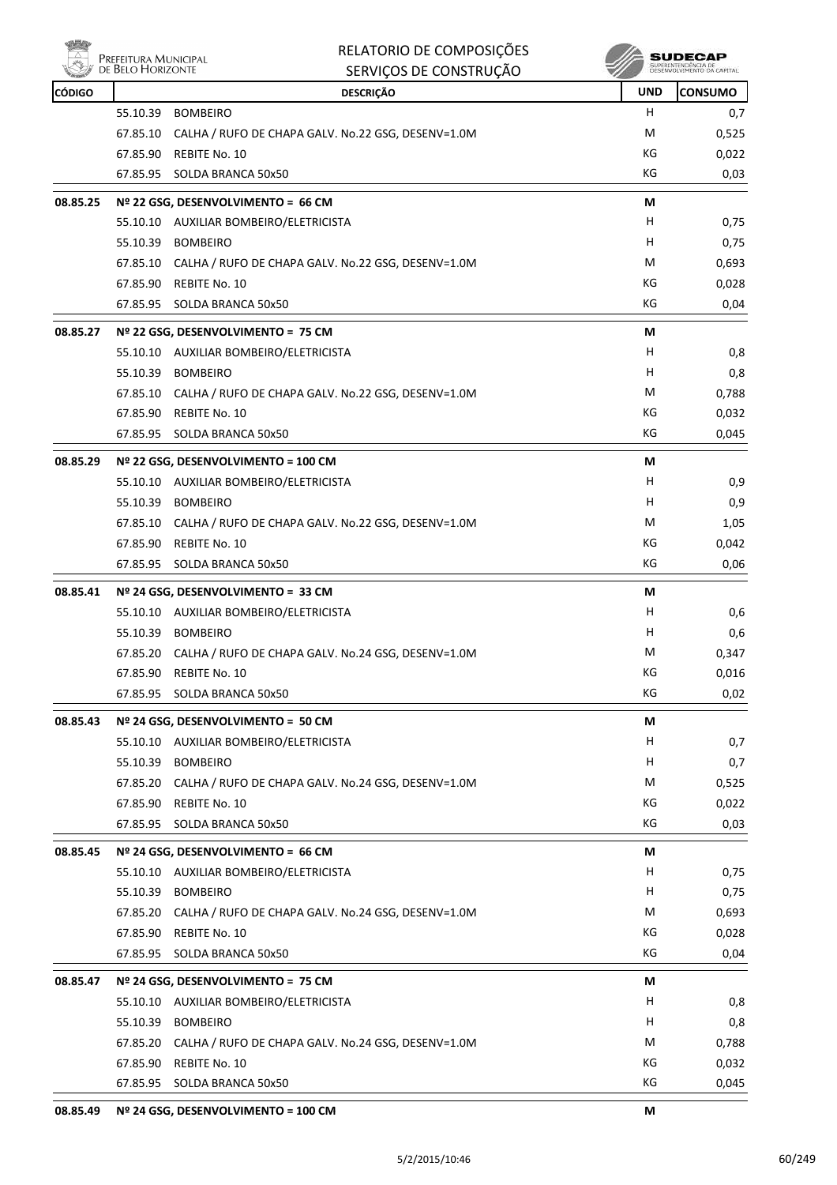| CÓDIGO | DESCRIÇÃO | UND | CONSUMO |
|---|---|---|---|
| | 55.10.39 BOMBEIRO | H | 0,7 |
| | 67.85.10 CALHA / RUFO DE CHAPA GALV. No.22 GSG, DESENV=1.0M | M | 0,525 |
| | 67.85.90 REBITE No. 10 | KG | 0,022 |
| | 67.85.95 SOLDA BRANCA 50x50 | KG | 0,03 |
| **08.85.25** | **Nº 22 GSG, DESENVOLVIMENTO = 66 CM** | **M** | |
| | 55.10.10 AUXILIAR BOMBEIRO/ELETRICISTA | H | 0,75 |
| | 55.10.39 BOMBEIRO | H | 0,75 |
| | 67.85.10 CALHA / RUFO DE CHAPA GALV. No.22 GSG, DESENV=1.0M | M | 0,693 |
| | 67.85.90 REBITE No. 10 | KG | 0,028 |
| | 67.85.95 SOLDA BRANCA 50x50 | KG | 0,04 |
| **08.85.27** | **Nº 22 GSG, DESENVOLVIMENTO = 75 CM** | **M** | |
| | 55.10.10 AUXILIAR BOMBEIRO/ELETRICISTA | H | 0,8 |
| | 55.10.39 BOMBEIRO | H | 0,8 |
| | 67.85.10 CALHA / RUFO DE CHAPA GALV. No.22 GSG, DESENV=1.0M | M | 0,788 |
| | 67.85.90 REBITE No. 10 | KG | 0,032 |
| | 67.85.95 SOLDA BRANCA 50x50 | KG | 0,045 |
| **08.85.29** | **Nº 22 GSG, DESENVOLVIMENTO = 100 CM** | **M** | |
| | 55.10.10 AUXILIAR BOMBEIRO/ELETRICISTA | H | 0,9 |
| | 55.10.39 BOMBEIRO | H | 0,9 |
| | 67.85.10 CALHA / RUFO DE CHAPA GALV. No.22 GSG, DESENV=1.0M | M | 1,05 |
| | 67.85.90 REBITE No. 10 | KG | 0,042 |
| | 67.85.95 SOLDA BRANCA 50x50 | KG | 0,06 |
| **08.85.41** | **Nº 24 GSG, DESENVOLVIMENTO = 33 CM** | **M** | |
| | 55.10.10 AUXILIAR BOMBEIRO/ELETRICISTA | H | 0,6 |
| | 55.10.39 BOMBEIRO | H | 0,6 |
| | 67.85.20 CALHA / RUFO DE CHAPA GALV. No.24 GSG, DESENV=1.0M | M | 0,347 |
| | 67.85.90 REBITE No. 10 | KG | 0,016 |
| | 67.85.95 SOLDA BRANCA 50x50 | KG | 0,02 |
| **08.85.43** | **Nº 24 GSG, DESENVOLVIMENTO = 50 CM** | **M** | |
| | 55.10.10 AUXILIAR BOMBEIRO/ELETRICISTA | H | 0,7 |
| | 55.10.39 BOMBEIRO | H | 0,7 |
| | 67.85.20 CALHA / RUFO DE CHAPA GALV. No.24 GSG, DESENV=1.0M | M | 0,525 |
| | 67.85.90 REBITE No. 10 | KG | 0,022 |
| | 67.85.95 SOLDA BRANCA 50x50 | KG | 0,03 |
| **08.85.45** | **Nº 24 GSG, DESENVOLVIMENTO = 66 CM** | **M** | |
| | 55.10.10 AUXILIAR BOMBEIRO/ELETRICISTA | H | 0,75 |
| | 55.10.39 BOMBEIRO | H | 0,75 |
| | 67.85.20 CALHA / RUFO DE CHAPA GALV. No.24 GSG, DESENV=1.0M | M | 0,693 |
| | 67.85.90 REBITE No. 10 | KG | 0,028 |
| | 67.85.95 SOLDA BRANCA 50x50 | KG | 0,04 |
| **08.85.47** | **Nº 24 GSG, DESENVOLVIMENTO = 75 CM** | **M** | |
| | 55.10.10 AUXILIAR BOMBEIRO/ELETRICISTA | H | 0,8 |
| | 55.10.39 BOMBEIRO | H | 0,8 |
| | 67.85.20 CALHA / RUFO DE CHAPA GALV. No.24 GSG, DESENV=1.0M | M | 0,788 |
| | 67.85.90 REBITE No. 10 | KG | 0,032 |
| | 67.85.95 SOLDA BRANCA 50x50 | KG | 0,045 |
| **08.85.49** | **Nº 24 GSG, DESENVOLVIMENTO = 100 CM** | **M** | |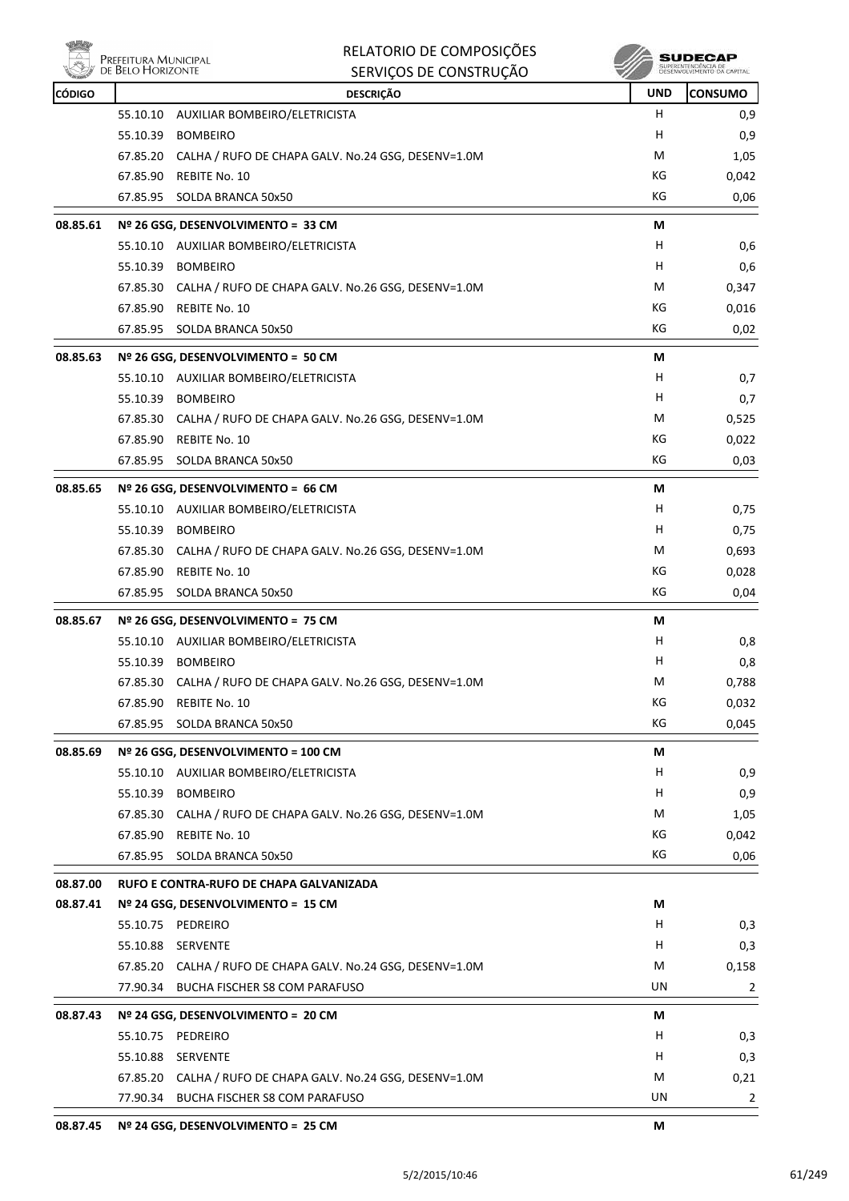| CÓDIGO | DESCRIÇÃO | UND | CONSUMO |
|---|---|---|---|
| | 55.10.10 AUXILIAR BOMBEIRO/ELETRICISTA | H | 0,9 |
| | 55.10.39 BOMBEIRO | H | 0,9 |
| | 67.85.20 CALHA / RUFO DE CHAPA GALV. No.24 GSG, DESENV=1.0M | M | 1,05 |
| | 67.85.90 REBITE No. 10 | KG | 0,042 |
| | 67.85.95 SOLDA BRANCA 50x50 | KG | 0,06 |
| **08.85.61** | **Nº 26 GSG, DESENVOLVIMENTO = 33 CM** | **M** | |
| | 55.10.10 AUXILIAR BOMBEIRO/ELETRICISTA | H | 0,6 |
| | 55.10.39 BOMBEIRO | H | 0,6 |
| | 67.85.30 CALHA / RUFO DE CHAPA GALV. No.26 GSG, DESENV=1.0M | M | 0,347 |
| | 67.85.90 REBITE No. 10 | KG | 0,016 |
| | 67.85.95 SOLDA BRANCA 50x50 | KG | 0,02 |
| **08.85.63** | **Nº 26 GSG, DESENVOLVIMENTO = 50 CM** | **M** | |
| | 55.10.10 AUXILIAR BOMBEIRO/ELETRICISTA | H | 0,7 |
| | 55.10.39 BOMBEIRO | H | 0,7 |
| | 67.85.30 CALHA / RUFO DE CHAPA GALV. No.26 GSG, DESENV=1.0M | M | 0,525 |
| | 67.85.90 REBITE No. 10 | KG | 0,022 |
| | 67.85.95 SOLDA BRANCA 50x50 | KG | 0,03 |
| **08.85.65** | **Nº 26 GSG, DESENVOLVIMENTO = 66 CM** | **M** | |
| | 55.10.10 AUXILIAR BOMBEIRO/ELETRICISTA | H | 0,75 |
| | 55.10.39 BOMBEIRO | H | 0,75 |
| | 67.85.30 CALHA / RUFO DE CHAPA GALV. No.26 GSG, DESENV=1.0M | M | 0,693 |
| | 67.85.90 REBITE No. 10 | KG | 0,028 |
| | 67.85.95 SOLDA BRANCA 50x50 | KG | 0,04 |
| **08.85.67** | **Nº 26 GSG, DESENVOLVIMENTO = 75 CM** | **M** | |
| | 55.10.10 AUXILIAR BOMBEIRO/ELETRICISTA | H | 0,8 |
| | 55.10.39 BOMBEIRO | H | 0,8 |
| | 67.85.30 CALHA / RUFO DE CHAPA GALV. No.26 GSG, DESENV=1.0M | M | 0,788 |
| | 67.85.90 REBITE No. 10 | KG | 0,032 |
| | 67.85.95 SOLDA BRANCA 50x50 | KG | 0,045 |
| **08.85.69** | **Nº 26 GSG, DESENVOLVIMENTO = 100 CM** | **M** | |
| | 55.10.10 AUXILIAR BOMBEIRO/ELETRICISTA | H | 0,9 |
| | 55.10.39 BOMBEIRO | H | 0,9 |
| | 67.85.30 CALHA / RUFO DE CHAPA GALV. No.26 GSG, DESENV=1.0M | M | 1,05 |
| | 67.85.90 REBITE No. 10 | KG | 0,042 |
| | 67.85.95 SOLDA BRANCA 50x50 | KG | 0,06 |
| **08.87.00** | **RUFO E CONTRA-RUFO DE CHAPA GALVANIZADA** | | |
| **08.87.41** | **Nº 24 GSG, DESENVOLVIMENTO = 15 CM** | **M** | |
| | 55.10.75 PEDREIRO | H | 0,3 |
| | 55.10.88 SERVENTE | H | 0,3 |
| | 67.85.20 CALHA / RUFO DE CHAPA GALV. No.24 GSG, DESENV=1.0M | M | 0,158 |
| | 77.90.34 BUCHA FISCHER S8 COM PARAFUSO | UN | 2 |
| **08.87.43** | **Nº 24 GSG, DESENVOLVIMENTO = 20 CM** | **M** | |
| | 55.10.75 PEDREIRO | H | 0,3 |
| | 55.10.88 SERVENTE | H | 0,3 |
| | 67.85.20 CALHA / RUFO DE CHAPA GALV. No.24 GSG, DESENV=1.0M | M | 0,21 |
| | 77.90.34 BUCHA FISCHER S8 COM PARAFUSO | UN | 2 |
| **08.87.45** | **Nº 24 GSG, DESENVOLVIMENTO = 25 CM** | **M** | |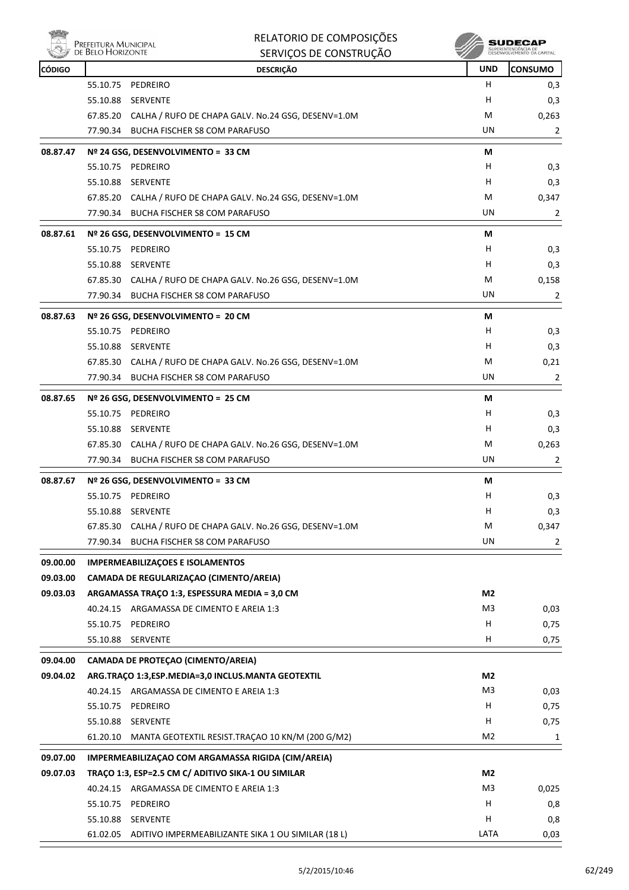| CÓDIGO | DESCRIÇÃO | | UND | CONSUMO |
|---|---|---|---|---|
| | 55.10.75 | PEDREIRO | H | 0,3 |
| | 55.10.88 | SERVENTE | H | 0,3 |
| | 67.85.20 | CALHA / RUFO DE CHAPA GALV. No.24 GSG, DESENV=1.0M | M | 0,263 |
| | 77.90.34 | BUCHA FISCHER S8 COM PARAFUSO | UN | 2 |
| **08.87.47** | **Nº 24 GSG, DESENVOLVIMENTO = 33 CM** | | **M** | |
| | 55.10.75 | PEDREIRO | H | 0,3 |
| | 55.10.88 | SERVENTE | H | 0,3 |
| | 67.85.20 | CALHA / RUFO DE CHAPA GALV. No.24 GSG, DESENV=1.0M | M | 0,347 |
| | 77.90.34 | BUCHA FISCHER S8 COM PARAFUSO | UN | 2 |
| **08.87.61** | **Nº 26 GSG, DESENVOLVIMENTO = 15 CM** | | **M** | |
| | 55.10.75 | PEDREIRO | H | 0,3 |
| | 55.10.88 | SERVENTE | H | 0,3 |
| | 67.85.30 | CALHA / RUFO DE CHAPA GALV. No.26 GSG, DESENV=1.0M | M | 0,158 |
| | 77.90.34 | BUCHA FISCHER S8 COM PARAFUSO | UN | 2 |
| **08.87.63** | **Nº 26 GSG, DESENVOLVIMENTO = 20 CM** | | **M** | |
| | 55.10.75 | PEDREIRO | H | 0,3 |
| | 55.10.88 | SERVENTE | H | 0,3 |
| | 67.85.30 | CALHA / RUFO DE CHAPA GALV. No.26 GSG, DESENV=1.0M | M | 0,21 |
| | 77.90.34 | BUCHA FISCHER S8 COM PARAFUSO | UN | 2 |
| **08.87.65** | **Nº 26 GSG, DESENVOLVIMENTO = 25 CM** | | **M** | |
| | 55.10.75 | PEDREIRO | H | 0,3 |
| | 55.10.88 | SERVENTE | H | 0,3 |
| | 67.85.30 | CALHA / RUFO DE CHAPA GALV. No.26 GSG, DESENV=1.0M | M | 0,263 |
| | 77.90.34 | BUCHA FISCHER S8 COM PARAFUSO | UN | 2 |
| **08.87.67** | **Nº 26 GSG, DESENVOLVIMENTO = 33 CM** | | **M** | |
| | 55.10.75 | PEDREIRO | H | 0,3 |
| | 55.10.88 | SERVENTE | H | 0,3 |
| | 67.85.30 | CALHA / RUFO DE CHAPA GALV. No.26 GSG, DESENV=1.0M | M | 0,347 |
| | 77.90.34 | BUCHA FISCHER S8 COM PARAFUSO | UN | 2 |
| **09.00.00** | **IMPERMEABILIZAÇOES E ISOLAMENTOS** | | | |
| **09.03.00** | **CAMADA DE REGULARIZAÇAO (CIMENTO/AREIA)** | | | |
| **09.03.03** | **ARGAMASSA TRAÇO 1:3, ESPESSURA MEDIA = 3,0 CM** | | **M2** | |
| | 40.24.15 | ARGAMASSA DE CIMENTO E AREIA 1:3 | M3 | 0,03 |
| | 55.10.75 | PEDREIRO | H | 0,75 |
| | 55.10.88 | SERVENTE | H | 0,75 |
| **09.04.00** | **CAMADA DE PROTEÇAO (CIMENTO/AREIA)** | | | |
| **09.04.02** | **ARG.TRAÇO 1:3,ESP.MEDIA=3,0 INCLUS.MANTA GEOTEXTIL** | | **M2** | |
| | 40.24.15 | ARGAMASSA DE CIMENTO E AREIA 1:3 | M3 | 0,03 |
| | 55.10.75 | PEDREIRO | H | 0,75 |
| | 55.10.88 | SERVENTE | H | 0,75 |
| | 61.20.10 | MANTA GEOTEXTIL RESIST.TRAÇAO 10 KN/M (200 G/M2) | M2 | 1 |
| **09.07.00** | **IMPERMEABILIZAÇAO COM ARGAMASSA RIGIDA (CIM/AREIA)** | | | |
| **09.07.03** | **TRAÇO 1:3, ESP=2.5 CM C/ ADITIVO SIKA-1 OU SIMILAR** | | **M2** | |
| | 40.24.15 | ARGAMASSA DE CIMENTO E AREIA 1:3 | M3 | 0,025 |
| | 55.10.75 | PEDREIRO | H | 0,8 |
| | 55.10.88 | SERVENTE | H | 0,8 |
| | 61.02.05 | ADITIVO IMPERMEABILIZANTE SIKA 1 OU SIMILAR (18 L) | LATA | 0,03 |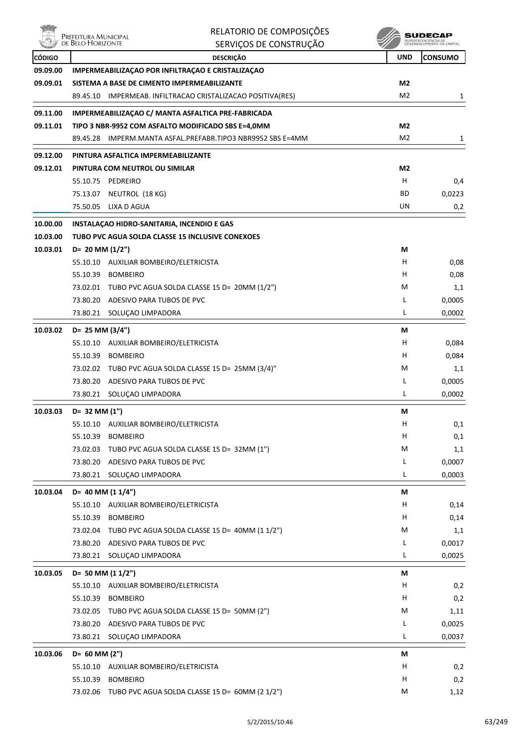| CÓDIGO | DESCRIÇÃO | UND | CONSUMO |
|---|---|---|---|
| **09.09.00** | **IMPERMEABILIZAÇAO POR INFILTRAÇAO E CRISTALIZAÇAO** | | |
| **09.09.01** | **SISTEMA A BASE DE CIMENTO IMPERMEABILIZANTE** | **M2** | |
| | 89.45.10 IMPERMEAB. INFILTRACAO CRISTALIZACAO POSITIVA(RES) | M2 | 1 |
| **09.11.00** | **IMPERMEABILIZAÇAO C/ MANTA ASFALTICA PRE-FABRICADA** | | |
| **09.11.01** | **TIPO 3 NBR-9952 COM ASFALTO MODIFICADO SBS E=4,0MM** | **M2** | |
| | 89.45.28 IMPERM.MANTA ASFAL.PREFABR.TIPO3 NBR9952 SBS E=4MM | M2 | 1 |
| **09.12.00** | **PINTURA ASFALTICA IMPERMEABILIZANTE** | | |
| **09.12.01** | **PINTURA COM NEUTROL OU SIMILAR** | **M2** | |
| | 55.10.75 PEDREIRO | H | 0,4 |
| | 75.13.07 NEUTROL (18 KG) | BD | 0,0223 |
| | 75.50.05 LIXA D AGUA | UN | 0,2 |
| **10.00.00** | **INSTALAÇAO HIDRO-SANITARIA, INCENDIO E GAS** | | |
| **10.03.00** | **TUBO PVC AGUA SOLDA CLASSE 15 INCLUSIVE CONEXOES** | | |
| **10.03.01** | **D= 20 MM (1/2")** | **M** | |
| | 55.10.10 AUXILIAR BOMBEIRO/ELETRICISTA | H | 0,08 |
| | 55.10.39 BOMBEIRO | H | 0,08 |
| | 73.02.01 TUBO PVC AGUA SOLDA CLASSE 15 D= 20MM (1/2") | M | 1,1 |
| | 73.80.20 ADESIVO PARA TUBOS DE PVC | L | 0,0005 |
| | 73.80.21 SOLUÇAO LIMPADORA | L | 0,0002 |
| **10.03.02** | **D= 25 MM (3/4")** | **M** | |
| | 55.10.10 AUXILIAR BOMBEIRO/ELETRICISTA | H | 0,084 |
| | 55.10.39 BOMBEIRO | H | 0,084 |
| | 73.02.02 TUBO PVC AGUA SOLDA CLASSE 15 D= 25MM (3/4)" | M | 1,1 |
| | 73.80.20 ADESIVO PARA TUBOS DE PVC | L | 0,0005 |
| | 73.80.21 SOLUÇAO LIMPADORA | L | 0,0002 |
| **10.03.03** | **D= 32 MM (1")** | **M** | |
| | 55.10.10 AUXILIAR BOMBEIRO/ELETRICISTA | H | 0,1 |
| | 55.10.39 BOMBEIRO | H | 0,1 |
| | 73.02.03 TUBO PVC AGUA SOLDA CLASSE 15 D= 32MM (1") | M | 1,1 |
| | 73.80.20 ADESIVO PARA TUBOS DE PVC | L | 0,0007 |
| | 73.80.21 SOLUÇAO LIMPADORA | L | 0,0003 |
| **10.03.04** | **D= 40 MM (1 1/4")** | **M** | |
| | 55.10.10 AUXILIAR BOMBEIRO/ELETRICISTA | H | 0,14 |
| | 55.10.39 BOMBEIRO | H | 0,14 |
| | 73.02.04 TUBO PVC AGUA SOLDA CLASSE 15 D= 40MM (1 1/2") | M | 1,1 |
| | 73.80.20 ADESIVO PARA TUBOS DE PVC | L | 0,0017 |
| | 73.80.21 SOLUÇAO LIMPADORA | L | 0,0025 |
| **10.03.05** | **D= 50 MM (1 1/2")** | **M** | |
| | 55.10.10 AUXILIAR BOMBEIRO/ELETRICISTA | H | 0,2 |
| | 55.10.39 BOMBEIRO | H | 0,2 |
| | 73.02.05 TUBO PVC AGUA SOLDA CLASSE 15 D= 50MM (2") | M | 1,11 |
| | 73.80.20 ADESIVO PARA TUBOS DE PVC | L | 0,0025 |
| | 73.80.21 SOLUÇAO LIMPADORA | L | 0,0037 |
| **10.03.06** | **D= 60 MM (2")** | **M** | |
| | 55.10.10 AUXILIAR BOMBEIRO/ELETRICISTA | H | 0,2 |
| | 55.10.39 BOMBEIRO | H | 0,2 |
| | 73.02.06 TUBO PVC AGUA SOLDA CLASSE 15 D= 60MM (2 1/2") | M | 1,12 |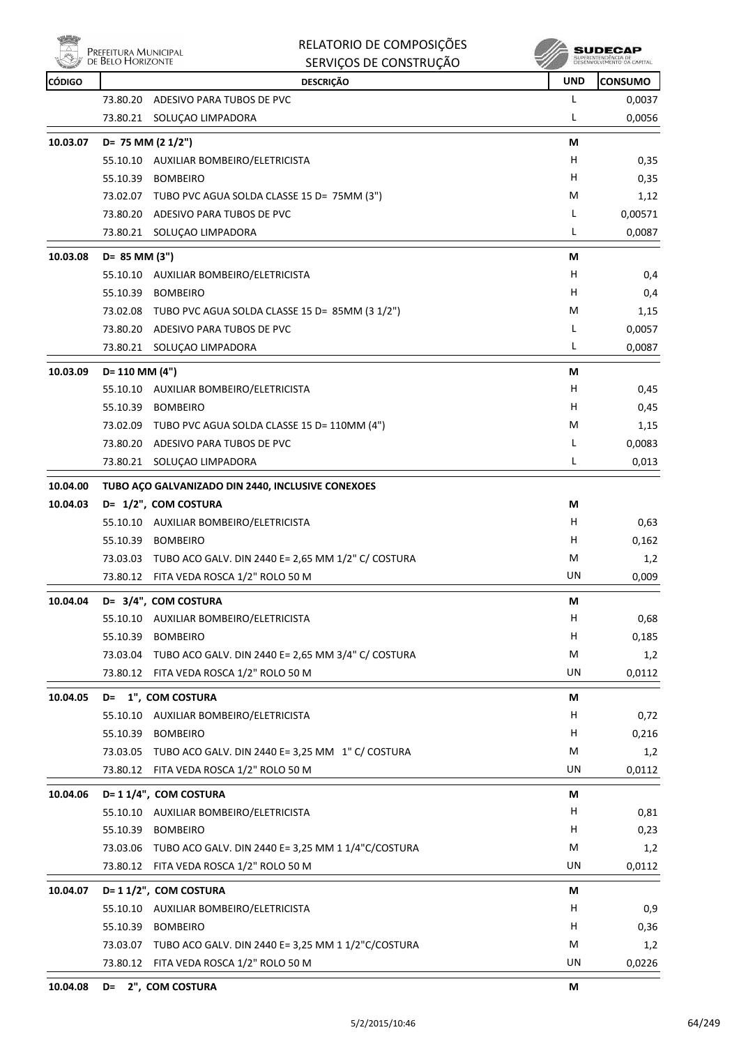| CÓDIGO | DESCRIÇÃO | UND | CONSUMO |
|---|---|---|---|
| | 73.80.20 ADESIVO PARA TUBOS DE PVC | L | 0,0037 |
| | 73.80.21 SOLUÇAO LIMPADORA | L | 0,0056 |
| **10.03.07** | **D= 75 MM (2 1/2")** | **M** | |
| | 55.10.10 AUXILIAR BOMBEIRO/ELETRICISTA | H | 0,35 |
| | 55.10.39 BOMBEIRO | H | 0,35 |
| | 73.02.07 TUBO PVC AGUA SOLDA CLASSE 15 D= 75MM (3") | M | 1,12 |
| | 73.80.20 ADESIVO PARA TUBOS DE PVC | L | 0,00571 |
| | 73.80.21 SOLUÇAO LIMPADORA | L | 0,0087 |
| **10.03.08** | **D= 85 MM (3")** | **M** | |
| | 55.10.10 AUXILIAR BOMBEIRO/ELETRICISTA | H | 0,4 |
| | 55.10.39 BOMBEIRO | H | 0,4 |
| | 73.02.08 TUBO PVC AGUA SOLDA CLASSE 15 D= 85MM (3 1/2") | M | 1,15 |
| | 73.80.20 ADESIVO PARA TUBOS DE PVC | L | 0,0057 |
| | 73.80.21 SOLUÇAO LIMPADORA | L | 0,0087 |
| **10.03.09** | **D= 110 MM (4")** | **M** | |
| | 55.10.10 AUXILIAR BOMBEIRO/ELETRICISTA | H | 0,45 |
| | 55.10.39 BOMBEIRO | H | 0,45 |
| | 73.02.09 TUBO PVC AGUA SOLDA CLASSE 15 D= 110MM (4") | M | 1,15 |
| | 73.80.20 ADESIVO PARA TUBOS DE PVC | L | 0,0083 |
| | 73.80.21 SOLUÇAO LIMPADORA | L | 0,013 |
| **10.04.00** | **TUBO AÇO GALVANIZADO DIN 2440, INCLUSIVE CONEXOES** | | |
| **10.04.03** | **D= 1/2", COM COSTURA** | **M** | |
| | 55.10.10 AUXILIAR BOMBEIRO/ELETRICISTA | H | 0,63 |
| | 55.10.39 BOMBEIRO | H | 0,162 |
| | 73.03.03 TUBO ACO GALV. DIN 2440 E= 2,65 MM 1/2" C/ COSTURA | M | 1,2 |
| | 73.80.12 FITA VEDA ROSCA 1/2" ROLO 50 M | UN | 0,009 |
| **10.04.04** | **D= 3/4", COM COSTURA** | **M** | |
| | 55.10.10 AUXILIAR BOMBEIRO/ELETRICISTA | H | 0,68 |
| | 55.10.39 BOMBEIRO | H | 0,185 |
| | 73.03.04 TUBO ACO GALV. DIN 2440 E= 2,65 MM 3/4" C/ COSTURA | M | 1,2 |
| | 73.80.12 FITA VEDA ROSCA 1/2" ROLO 50 M | UN | 0,0112 |
| **10.04.05** | **D= 1", COM COSTURA** | **M** | |
| | 55.10.10 AUXILIAR BOMBEIRO/ELETRICISTA | H | 0,72 |
| | 55.10.39 BOMBEIRO | H | 0,216 |
| | 73.03.05 TUBO ACO GALV. DIN 2440 E= 3,25 MM 1" C/ COSTURA | M | 1,2 |
| | 73.80.12 FITA VEDA ROSCA 1/2" ROLO 50 M | UN | 0,0112 |
| **10.04.06** | **D= 1 1/4", COM COSTURA** | **M** | |
| | 55.10.10 AUXILIAR BOMBEIRO/ELETRICISTA | H | 0,81 |
| | 55.10.39 BOMBEIRO | H | 0,23 |
| | 73.03.06 TUBO ACO GALV. DIN 2440 E= 3,25 MM 1 1/4"C/COSTURA | M | 1,2 |
| | 73.80.12 FITA VEDA ROSCA 1/2" ROLO 50 M | UN | 0,0112 |
| **10.04.07** | **D= 1 1/2", COM COSTURA** | **M** | |
| | 55.10.10 AUXILIAR BOMBEIRO/ELETRICISTA | H | 0,9 |
| | 55.10.39 BOMBEIRO | H | 0,36 |
| | 73.03.07 TUBO ACO GALV. DIN 2440 E= 3,25 MM 1 1/2"C/COSTURA | M | 1,2 |
| | 73.80.12 FITA VEDA ROSCA 1/2" ROLO 50 M | UN | 0,0226 |
| **10.04.08** | **D= 2", COM COSTURA** | **M** | |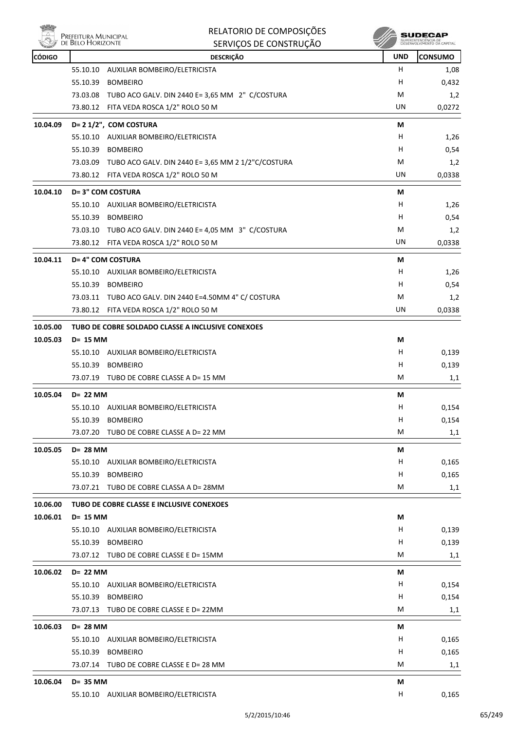| CÓDIGO | DESCRIÇÃO | UND | CONSUMO |
|---|---|---|---|
| | 55.10.10 AUXILIAR BOMBEIRO/ELETRICISTA | H | 1,08 |
| | 55.10.39 BOMBEIRO | H | 0,432 |
| | 73.03.08 TUBO ACO GALV. DIN 2440 E= 3,65 MM 2" C/COSTURA | M | 1,2 |
| | 73.80.12 FITA VEDA ROSCA 1/2" ROLO 50 M | UN | 0,0272 |
| **10.04.09** | **D= 2 1/2", COM COSTURA** | **M** | |
| | 55.10.10 AUXILIAR BOMBEIRO/ELETRICISTA | H | 1,26 |
| | 55.10.39 BOMBEIRO | H | 0,54 |
| | 73.03.09 TUBO ACO GALV. DIN 2440 E= 3,65 MM 2 1/2"C/COSTURA | M | 1,2 |
| | 73.80.12 FITA VEDA ROSCA 1/2" ROLO 50 M | UN | 0,0338 |
| **10.04.10** | **D= 3" COM COSTURA** | **M** | |
| | 55.10.10 AUXILIAR BOMBEIRO/ELETRICISTA | H | 1,26 |
| | 55.10.39 BOMBEIRO | H | 0,54 |
| | 73.03.10 TUBO ACO GALV. DIN 2440 E= 4,05 MM 3" C/COSTURA | M | 1,2 |
| | 73.80.12 FITA VEDA ROSCA 1/2" ROLO 50 M | UN | 0,0338 |
| **10.04.11** | **D= 4" COM COSTURA** | **M** | |
| | 55.10.10 AUXILIAR BOMBEIRO/ELETRICISTA | H | 1,26 |
| | 55.10.39 BOMBEIRO | H | 0,54 |
| | 73.03.11 TUBO ACO GALV. DIN 2440 E=4.50MM 4" C/ COSTURA | M | 1,2 |
| | 73.80.12 FITA VEDA ROSCA 1/2" ROLO 50 M | UN | 0,0338 |
| **10.05.00** | **TUBO DE COBRE SOLDADO CLASSE A INCLUSIVE CONEXOES** | | |
| **10.05.03** | **D= 15 MM** | **M** | |
| | 55.10.10 AUXILIAR BOMBEIRO/ELETRICISTA | H | 0,139 |
| | 55.10.39 BOMBEIRO | H | 0,139 |
| | 73.07.19 TUBO DE COBRE CLASSE A D= 15 MM | M | 1,1 |
| **10.05.04** | **D= 22 MM** | **M** | |
| | 55.10.10 AUXILIAR BOMBEIRO/ELETRICISTA | H | 0,154 |
| | 55.10.39 BOMBEIRO | H | 0,154 |
| | 73.07.20 TUBO DE COBRE CLASSE A D= 22 MM | M | 1,1 |
| **10.05.05** | **D= 28 MM** | **M** | |
| | 55.10.10 AUXILIAR BOMBEIRO/ELETRICISTA | H | 0,165 |
| | 55.10.39 BOMBEIRO | H | 0,165 |
| | 73.07.21 TUBO DE COBRE CLASSA A D= 28MM | M | 1,1 |
| **10.06.00** | **TUBO DE COBRE CLASSE E INCLUSIVE CONEXOES** | | |
| **10.06.01** | **D= 15 MM** | **M** | |
| | 55.10.10 AUXILIAR BOMBEIRO/ELETRICISTA | H | 0,139 |
| | 55.10.39 BOMBEIRO | H | 0,139 |
| | 73.07.12 TUBO DE COBRE CLASSE E D= 15MM | M | 1,1 |
| **10.06.02** | **D= 22 MM** | **M** | |
| | 55.10.10 AUXILIAR BOMBEIRO/ELETRICISTA | H | 0,154 |
| | 55.10.39 BOMBEIRO | H | 0,154 |
| | 73.07.13 TUBO DE COBRE CLASSE E D= 22MM | M | 1,1 |
| **10.06.03** | **D= 28 MM** | **M** | |
| | 55.10.10 AUXILIAR BOMBEIRO/ELETRICISTA | H | 0,165 |
| | 55.10.39 BOMBEIRO | H | 0,165 |
| | 73.07.14 TUBO DE COBRE CLASSE E D= 28 MM | M | 1,1 |
| **10.06.04** | **D= 35 MM** | **M** | |
| | 55.10.10 AUXILIAR BOMBEIRO/ELETRICISTA | H | 0,165 |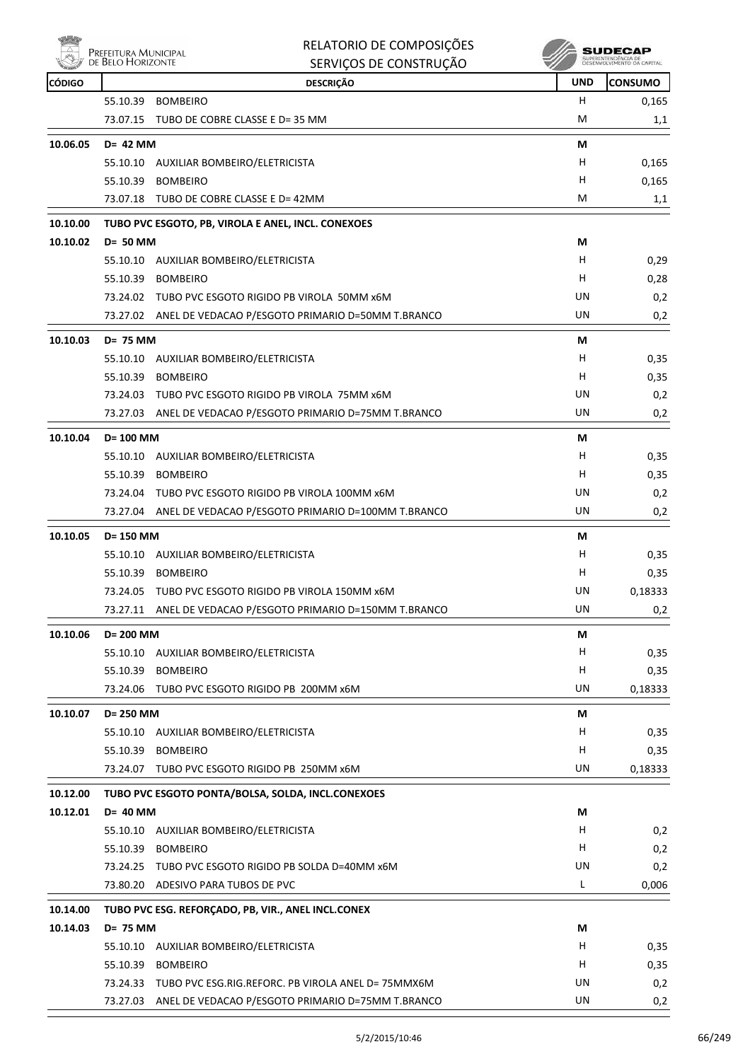| CÓDIGO | DESCRIÇÃO | UND | CONSUMO |
|---|---|---|---|
| | 55.10.39 BOMBEIRO | H | 0,165 |
| | 73.07.15 TUBO DE COBRE CLASSE E D= 35 MM | M | 1,1 |
| **10.06.05** | **D= 42 MM** | **M** | |
| | 55.10.10 AUXILIAR BOMBEIRO/ELETRICISTA | H | 0,165 |
| | 55.10.39 BOMBEIRO | H | 0,165 |
| | 73.07.18 TUBO DE COBRE CLASSE E D= 42MM | M | 1,1 |
| **10.10.00** | **TUBO PVC ESGOTO, PB, VIROLA E ANEL, INCL. CONEXOES** | | |
| **10.10.02** | **D= 50 MM** | **M** | |
| | 55.10.10 AUXILIAR BOMBEIRO/ELETRICISTA | H | 0,29 |
| | 55.10.39 BOMBEIRO | H | 0,28 |
| | 73.24.02 TUBO PVC ESGOTO RIGIDO PB VIROLA 50MM x6M | UN | 0,2 |
| | 73.27.02 ANEL DE VEDACAO P/ESGOTO PRIMARIO D=50MM T.BRANCO | UN | 0,2 |
| **10.10.03** | **D= 75 MM** | **M** | |
| | 55.10.10 AUXILIAR BOMBEIRO/ELETRICISTA | H | 0,35 |
| | 55.10.39 BOMBEIRO | H | 0,35 |
| | 73.24.03 TUBO PVC ESGOTO RIGIDO PB VIROLA 75MM x6M | UN | 0,2 |
| | 73.27.03 ANEL DE VEDACAO P/ESGOTO PRIMARIO D=75MM T.BRANCO | UN | 0,2 |
| **10.10.04** | **D= 100 MM** | **M** | |
| | 55.10.10 AUXILIAR BOMBEIRO/ELETRICISTA | H | 0,35 |
| | 55.10.39 BOMBEIRO | H | 0,35 |
| | 73.24.04 TUBO PVC ESGOTO RIGIDO PB VIROLA 100MM x6M | UN | 0,2 |
| | 73.27.04 ANEL DE VEDACAO P/ESGOTO PRIMARIO D=100MM T.BRANCO | UN | 0,2 |
| **10.10.05** | **D= 150 MM** | **M** | |
| | 55.10.10 AUXILIAR BOMBEIRO/ELETRICISTA | H | 0,35 |
| | 55.10.39 BOMBEIRO | H | 0,35 |
| | 73.24.05 TUBO PVC ESGOTO RIGIDO PB VIROLA 150MM x6M | UN | 0,18333 |
| | 73.27.11 ANEL DE VEDACAO P/ESGOTO PRIMARIO D=150MM T.BRANCO | UN | 0,2 |
| **10.10.06** | **D= 200 MM** | **M** | |
| | 55.10.10 AUXILIAR BOMBEIRO/ELETRICISTA | H | 0,35 |
| | 55.10.39 BOMBEIRO | H | 0,35 |
| | 73.24.06 TUBO PVC ESGOTO RIGIDO PB 200MM x6M | UN | 0,18333 |
| **10.10.07** | **D= 250 MM** | **M** | |
| | 55.10.10 AUXILIAR BOMBEIRO/ELETRICISTA | H | 0,35 |
| | 55.10.39 BOMBEIRO | H | 0,35 |
| | 73.24.07 TUBO PVC ESGOTO RIGIDO PB 250MM x6M | UN | 0,18333 |
| **10.12.00** | **TUBO PVC ESGOTO PONTA/BOLSA, SOLDA, INCL.CONEXOES** | | |
| **10.12.01** | **D= 40 MM** | **M** | |
| | 55.10.10 AUXILIAR BOMBEIRO/ELETRICISTA | H | 0,2 |
| | 55.10.39 BOMBEIRO | H | 0,2 |
| | 73.24.25 TUBO PVC ESGOTO RIGIDO PB SOLDA D=40MM x6M | UN | 0,2 |
| | 73.80.20 ADESIVO PARA TUBOS DE PVC | L | 0,006 |
| **10.14.00** | **TUBO PVC ESG. REFORÇADO, PB, VIR., ANEL INCL.CONEX** | | |
| **10.14.03** | **D= 75 MM** | **M** | |
| | 55.10.10 AUXILIAR BOMBEIRO/ELETRICISTA | H | 0,35 |
| | 55.10.39 BOMBEIRO | H | 0,35 |
| | 73.24.33 TUBO PVC ESG.RIG.REFORC. PB VIROLA ANEL D= 75MMX6M | UN | 0,2 |
| | 73.27.03 ANEL DE VEDACAO P/ESGOTO PRIMARIO D=75MM T.BRANCO | UN | 0,2 |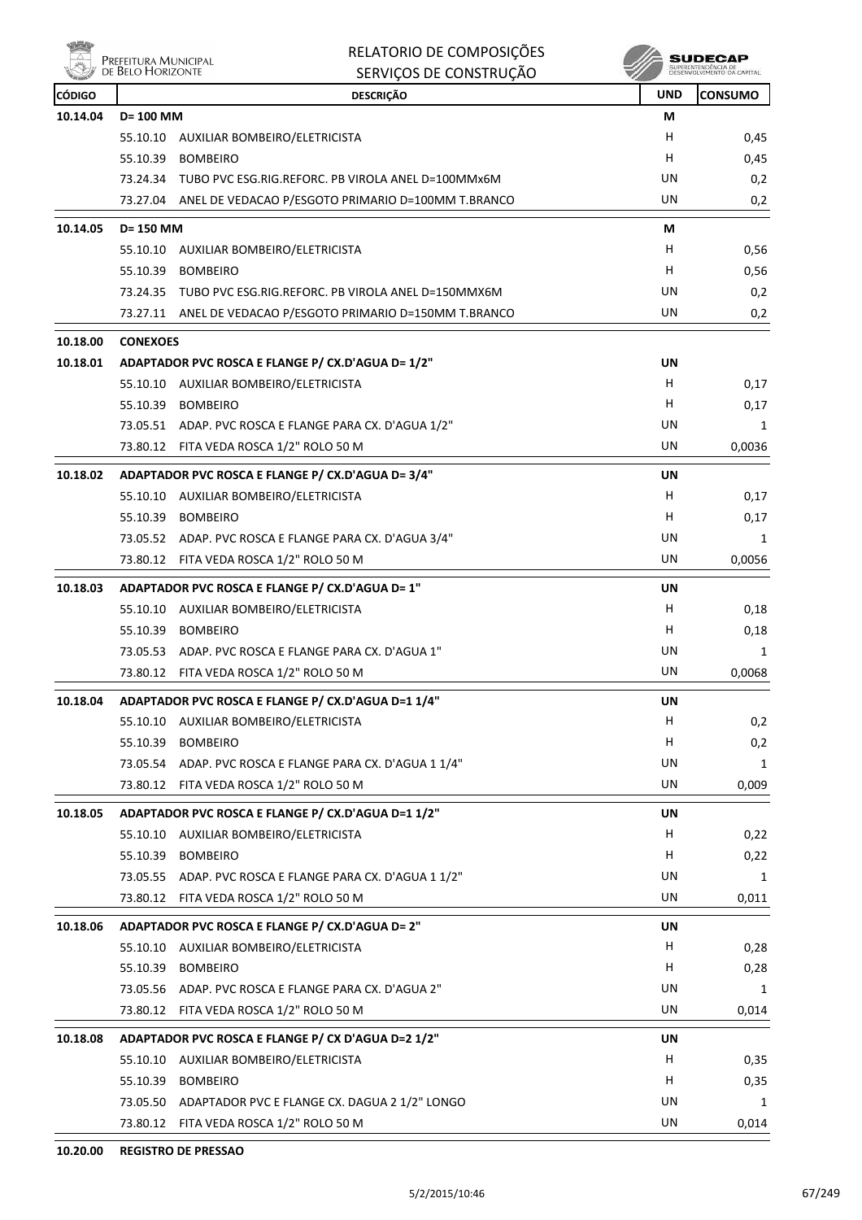| CÓDIGO | DESCRIÇÃO | UND | CONSUMO |
|---|---|---|---|
| 10.14.04 | **D= 100 MM** | **M** | |
| | 55.10.10 AUXILIAR BOMBEIRO/ELETRICISTA | H | 0,45 |
| | 55.10.39 BOMBEIRO | H | 0,45 |
| | 73.24.34 TUBO PVC ESG.RIG.REFORC. PB VIROLA ANEL D=100MMx6M | UN | 0,2 |
| | 73.27.04 ANEL DE VEDACAO P/ESGOTO PRIMARIO D=100MM T.BRANCO | UN | 0,2 |
| 10.14.05 | **D= 150 MM** | **M** | |
| | 55.10.10 AUXILIAR BOMBEIRO/ELETRICISTA | H | 0,56 |
| | 55.10.39 BOMBEIRO | H | 0,56 |
| | 73.24.35 TUBO PVC ESG.RIG.REFORC. PB VIROLA ANEL D=150MMX6M | UN | 0,2 |
| | 73.27.11 ANEL DE VEDACAO P/ESGOTO PRIMARIO D=150MM T.BRANCO | UN | 0,2 |
| 10.18.00 | **CONEXOES** | | |
| 10.18.01 | **ADAPTADOR PVC ROSCA E FLANGE P/ CX.D'AGUA D= 1/2"** | **UN** | |
| | 55.10.10 AUXILIAR BOMBEIRO/ELETRICISTA | H | 0,17 |
| | 55.10.39 BOMBEIRO | H | 0,17 |
| | 73.05.51 ADAP. PVC ROSCA E FLANGE PARA CX. D'AGUA 1/2" | UN | 1 |
| | 73.80.12 FITA VEDA ROSCA 1/2" ROLO 50 M | UN | 0,0036 |
| 10.18.02 | **ADAPTADOR PVC ROSCA E FLANGE P/ CX.D'AGUA D= 3/4"** | **UN** | |
| | 55.10.10 AUXILIAR BOMBEIRO/ELETRICISTA | H | 0,17 |
| | 55.10.39 BOMBEIRO | H | 0,17 |
| | 73.05.52 ADAP. PVC ROSCA E FLANGE PARA CX. D'AGUA 3/4" | UN | 1 |
| | 73.80.12 FITA VEDA ROSCA 1/2" ROLO 50 M | UN | 0,0056 |
| 10.18.03 | **ADAPTADOR PVC ROSCA E FLANGE P/ CX.D'AGUA D= 1"** | **UN** | |
| | 55.10.10 AUXILIAR BOMBEIRO/ELETRICISTA | H | 0,18 |
| | 55.10.39 BOMBEIRO | H | 0,18 |
| | 73.05.53 ADAP. PVC ROSCA E FLANGE PARA CX. D'AGUA 1" | UN | 1 |
| | 73.80.12 FITA VEDA ROSCA 1/2" ROLO 50 M | UN | 0,0068 |
| 10.18.04 | **ADAPTADOR PVC ROSCA E FLANGE P/ CX.D'AGUA D=1 1/4"** | **UN** | |
| | 55.10.10 AUXILIAR BOMBEIRO/ELETRICISTA | H | 0,2 |
| | 55.10.39 BOMBEIRO | H | 0,2 |
| | 73.05.54 ADAP. PVC ROSCA E FLANGE PARA CX. D'AGUA 1 1/4" | UN | 1 |
| | 73.80.12 FITA VEDA ROSCA 1/2" ROLO 50 M | UN | 0,009 |
| 10.18.05 | **ADAPTADOR PVC ROSCA E FLANGE P/ CX.D'AGUA D=1 1/2"** | **UN** | |
| | 55.10.10 AUXILIAR BOMBEIRO/ELETRICISTA | H | 0,22 |
| | 55.10.39 BOMBEIRO | H | 0,22 |
| | 73.05.55 ADAP. PVC ROSCA E FLANGE PARA CX. D'AGUA 1 1/2" | UN | 1 |
| | 73.80.12 FITA VEDA ROSCA 1/2" ROLO 50 M | UN | 0,011 |
| 10.18.06 | **ADAPTADOR PVC ROSCA E FLANGE P/ CX.D'AGUA D= 2"** | **UN** | |
| | 55.10.10 AUXILIAR BOMBEIRO/ELETRICISTA | H | 0,28 |
| | 55.10.39 BOMBEIRO | H | 0,28 |
| | 73.05.56 ADAP. PVC ROSCA E FLANGE PARA CX. D'AGUA 2" | UN | 1 |
| | 73.80.12 FITA VEDA ROSCA 1/2" ROLO 50 M | UN | 0,014 |
| 10.18.08 | **ADAPTADOR PVC ROSCA E FLANGE P/ CX D'AGUA D=2 1/2"** | **UN** | |
| | 55.10.10 AUXILIAR BOMBEIRO/ELETRICISTA | H | 0,35 |
| | 55.10.39 BOMBEIRO | H | 0,35 |
| | 73.05.50 ADAPTADOR PVC E FLANGE CX. DAGUA 2 1/2" LONGO | UN | 1 |
| | 73.80.12 FITA VEDA ROSCA 1/2" ROLO 50 M | UN | 0,014 |
| 10.20.00 | **REGISTRO DE PRESSAO** | | |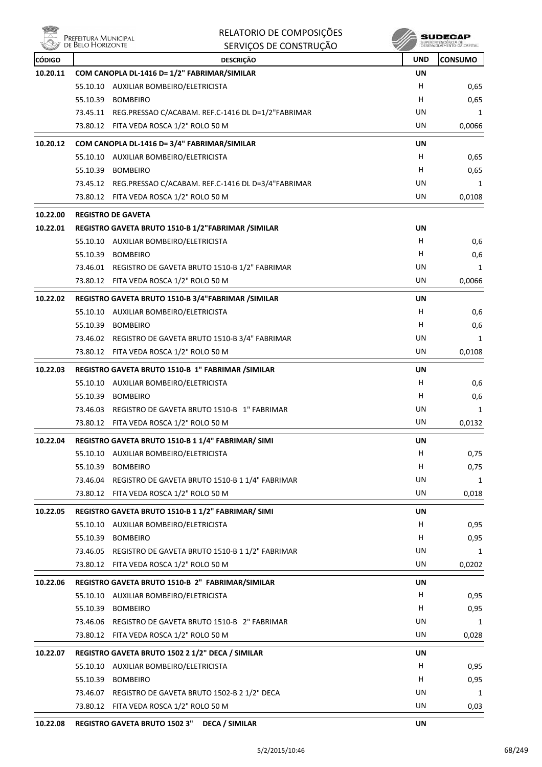| CÓDIGO | DESCRIÇÃO | UND | CONSUMO |
|---|---|---|---|
| **10.20.11** | **COM CANOPLA DL-1416 D= 1/2" FABRIMAR/SIMILAR** | **UN** | |
| | 55.10.10 AUXILIAR BOMBEIRO/ELETRICISTA | H | 0,65 |
| | 55.10.39 BOMBEIRO | H | 0,65 |
| | 73.45.11 REG.PRESSAO C/ACABAM. REF.C-1416 DL D=1/2"FABRIMAR | UN | 1 |
| | 73.80.12 FITA VEDA ROSCA 1/2" ROLO 50 M | UN | 0,0066 |
| **10.20.12** | **COM CANOPLA DL-1416 D= 3/4" FABRIMAR/SIMILAR** | **UN** | |
| | 55.10.10 AUXILIAR BOMBEIRO/ELETRICISTA | H | 0,65 |
| | 55.10.39 BOMBEIRO | H | 0,65 |
| | 73.45.12 REG.PRESSAO C/ACABAM. REF.C-1416 DL D=3/4"FABRIMAR | UN | 1 |
| | 73.80.12 FITA VEDA ROSCA 1/2" ROLO 50 M | UN | 0,0108 |
| **10.22.00** | **REGISTRO DE GAVETA** | | |
| **10.22.01** | **REGISTRO GAVETA BRUTO 1510-B 1/2"FABRIMAR /SIMILAR** | **UN** | |
| | 55.10.10 AUXILIAR BOMBEIRO/ELETRICISTA | H | 0,6 |
| | 55.10.39 BOMBEIRO | H | 0,6 |
| | 73.46.01 REGISTRO DE GAVETA BRUTO 1510-B 1/2" FABRIMAR | UN | 1 |
| | 73.80.12 FITA VEDA ROSCA 1/2" ROLO 50 M | UN | 0,0066 |
| **10.22.02** | **REGISTRO GAVETA BRUTO 1510-B 3/4"FABRIMAR /SIMILAR** | **UN** | |
| | 55.10.10 AUXILIAR BOMBEIRO/ELETRICISTA | H | 0,6 |
| | 55.10.39 BOMBEIRO | H | 0,6 |
| | 73.46.02 REGISTRO DE GAVETA BRUTO 1510-B 3/4" FABRIMAR | UN | 1 |
| | 73.80.12 FITA VEDA ROSCA 1/2" ROLO 50 M | UN | 0,0108 |
| **10.22.03** | **REGISTRO GAVETA BRUTO 1510-B 1" FABRIMAR /SIMILAR** | **UN** | |
| | 55.10.10 AUXILIAR BOMBEIRO/ELETRICISTA | H | 0,6 |
| | 55.10.39 BOMBEIRO | H | 0,6 |
| | 73.46.03 REGISTRO DE GAVETA BRUTO 1510-B 1" FABRIMAR | UN | 1 |
| | 73.80.12 FITA VEDA ROSCA 1/2" ROLO 50 M | UN | 0,0132 |
| **10.22.04** | **REGISTRO GAVETA BRUTO 1510-B 1 1/4" FABRIMAR/ SIMI** | **UN** | |
| | 55.10.10 AUXILIAR BOMBEIRO/ELETRICISTA | H | 0,75 |
| | 55.10.39 BOMBEIRO | H | 0,75 |
| | 73.46.04 REGISTRO DE GAVETA BRUTO 1510-B 1 1/4" FABRIMAR | UN | 1 |
| | 73.80.12 FITA VEDA ROSCA 1/2" ROLO 50 M | UN | 0,018 |
| **10.22.05** | **REGISTRO GAVETA BRUTO 1510-B 1 1/2" FABRIMAR/ SIMI** | **UN** | |
| | 55.10.10 AUXILIAR BOMBEIRO/ELETRICISTA | H | 0,95 |
| | 55.10.39 BOMBEIRO | H | 0,95 |
| | 73.46.05 REGISTRO DE GAVETA BRUTO 1510-B 1 1/2" FABRIMAR | UN | 1 |
| | 73.80.12 FITA VEDA ROSCA 1/2" ROLO 50 M | UN | 0,0202 |
| **10.22.06** | **REGISTRO GAVETA BRUTO 1510-B 2" FABRIMAR/SIMILAR** | **UN** | |
| | 55.10.10 AUXILIAR BOMBEIRO/ELETRICISTA | H | 0,95 |
| | 55.10.39 BOMBEIRO | H | 0,95 |
| | 73.46.06 REGISTRO DE GAVETA BRUTO 1510-B 2" FABRIMAR | UN | 1 |
| | 73.80.12 FITA VEDA ROSCA 1/2" ROLO 50 M | UN | 0,028 |
| **10.22.07** | **REGISTRO GAVETA BRUTO 1502 2 1/2" DECA / SIMILAR** | **UN** | |
| | 55.10.10 AUXILIAR BOMBEIRO/ELETRICISTA | H | 0,95 |
| | 55.10.39 BOMBEIRO | H | 0,95 |
| | 73.46.07 REGISTRO DE GAVETA BRUTO 1502-B 2 1/2" DECA | UN | 1 |
| | 73.80.12 FITA VEDA ROSCA 1/2" ROLO 50 M | UN | 0,03 |
| **10.22.08** | **REGISTRO GAVETA BRUTO 1502 3" DECA / SIMILAR** | **UN** | |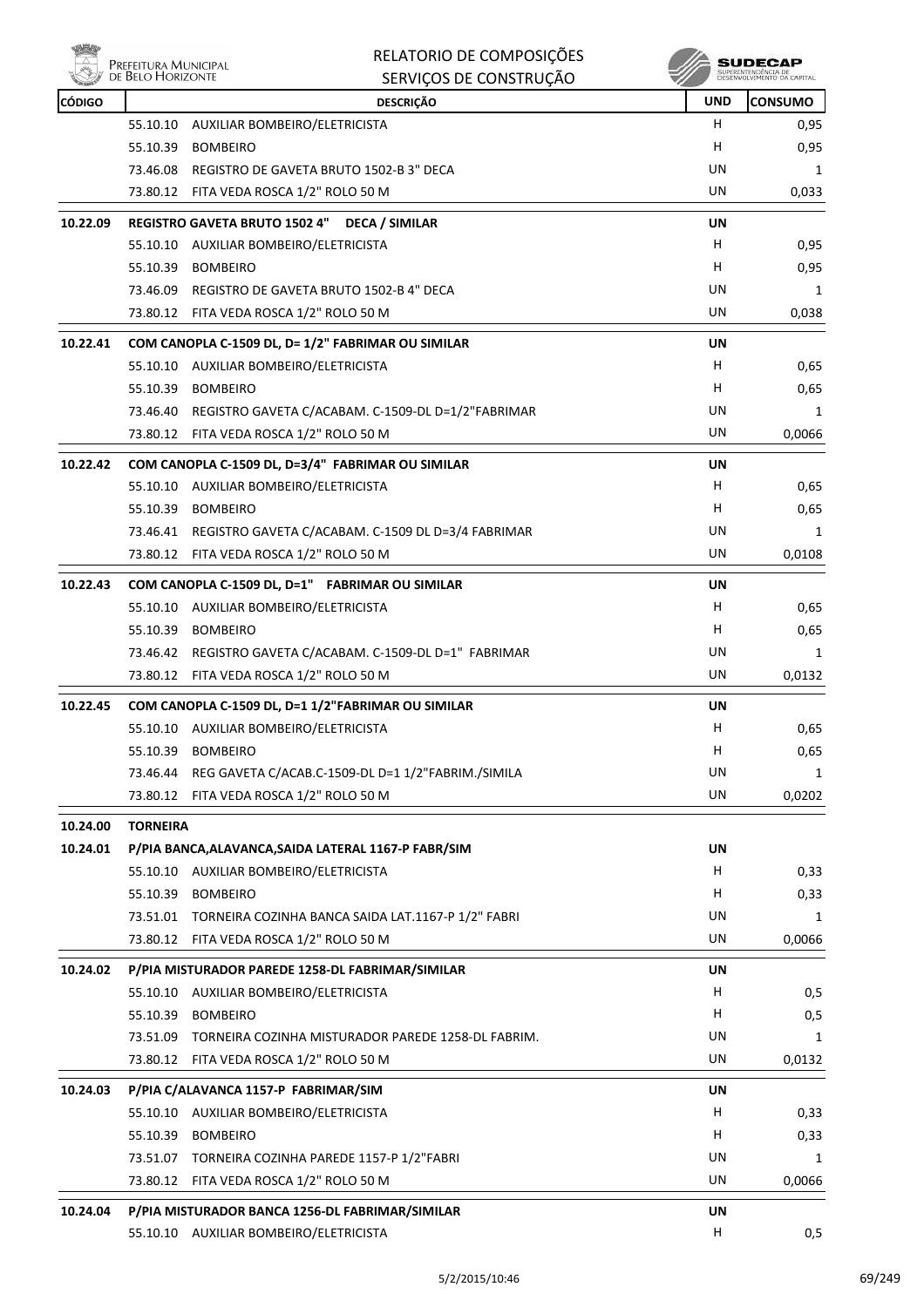| CÓDIGO | DESCRIÇÃO | UND | CONSUMO |
|---|---|---|---|
| | 55.10.10 AUXILIAR BOMBEIRO/ELETRICISTA | H | 0,95 |
| | 55.10.39 BOMBEIRO | H | 0,95 |
| | 73.46.08 REGISTRO DE GAVETA BRUTO 1502-B 3" DECA | UN | 1 |
| | 73.80.12 FITA VEDA ROSCA 1/2" ROLO 50 M | UN | 0,033 |
| **10.22.09** | **REGISTRO GAVETA BRUTO 1502 4" DECA / SIMILAR** | **UN** | |
| | 55.10.10 AUXILIAR BOMBEIRO/ELETRICISTA | H | 0,95 |
| | 55.10.39 BOMBEIRO | H | 0,95 |
| | 73.46.09 REGISTRO DE GAVETA BRUTO 1502-B 4" DECA | UN | 1 |
| | 73.80.12 FITA VEDA ROSCA 1/2" ROLO 50 M | UN | 0,038 |
| **10.22.41** | **COM CANOPLA C-1509 DL, D= 1/2" FABRIMAR OU SIMILAR** | **UN** | |
| | 55.10.10 AUXILIAR BOMBEIRO/ELETRICISTA | H | 0,65 |
| | 55.10.39 BOMBEIRO | H | 0,65 |
| | 73.46.40 REGISTRO GAVETA C/ACABAM. C-1509-DL D=1/2"FABRIMAR | UN | 1 |
| | 73.80.12 FITA VEDA ROSCA 1/2" ROLO 50 M | UN | 0,0066 |
| **10.22.42** | **COM CANOPLA C-1509 DL, D=3/4" FABRIMAR OU SIMILAR** | **UN** | |
| | 55.10.10 AUXILIAR BOMBEIRO/ELETRICISTA | H | 0,65 |
| | 55.10.39 BOMBEIRO | H | 0,65 |
| | 73.46.41 REGISTRO GAVETA C/ACABAM. C-1509 DL D=3/4 FABRIMAR | UN | 1 |
| | 73.80.12 FITA VEDA ROSCA 1/2" ROLO 50 M | UN | 0,0108 |
| **10.22.43** | **COM CANOPLA C-1509 DL, D=1" FABRIMAR OU SIMILAR** | **UN** | |
| | 55.10.10 AUXILIAR BOMBEIRO/ELETRICISTA | H | 0,65 |
| | 55.10.39 BOMBEIRO | H | 0,65 |
| | 73.46.42 REGISTRO GAVETA C/ACABAM. C-1509-DL D=1" FABRIMAR | UN | 1 |
| | 73.80.12 FITA VEDA ROSCA 1/2" ROLO 50 M | UN | 0,0132 |
| **10.22.45** | **COM CANOPLA C-1509 DL, D=1 1/2"FABRIMAR OU SIMILAR** | **UN** | |
| | 55.10.10 AUXILIAR BOMBEIRO/ELETRICISTA | H | 0,65 |
| | 55.10.39 BOMBEIRO | H | 0,65 |
| | 73.46.44 REG GAVETA C/ACAB.C-1509-DL D=1 1/2"FABRIM./SIMILA | UN | 1 |
| | 73.80.12 FITA VEDA ROSCA 1/2" ROLO 50 M | UN | 0,0202 |
| **10.24.00** | **TORNEIRA** | | |
| **10.24.01** | **P/PIA BANCA,ALAVANCA,SAIDA LATERAL 1167-P FABR/SIM** | **UN** | |
| | 55.10.10 AUXILIAR BOMBEIRO/ELETRICISTA | H | 0,33 |
| | 55.10.39 BOMBEIRO | H | 0,33 |
| | 73.51.01 TORNEIRA COZINHA BANCA SAIDA LAT.1167-P 1/2" FABRI | UN | 1 |
| | 73.80.12 FITA VEDA ROSCA 1/2" ROLO 50 M | UN | 0,0066 |
| **10.24.02** | **P/PIA MISTURADOR PAREDE 1258-DL FABRIMAR/SIMILAR** | **UN** | |
| | 55.10.10 AUXILIAR BOMBEIRO/ELETRICISTA | H | 0,5 |
| | 55.10.39 BOMBEIRO | H | 0,5 |
| | 73.51.09 TORNEIRA COZINHA MISTURADOR PAREDE 1258-DL FABRIM. | UN | 1 |
| | 73.80.12 FITA VEDA ROSCA 1/2" ROLO 50 M | UN | 0,0132 |
| **10.24.03** | **P/PIA C/ALAVANCA 1157-P FABRIMAR/SIM** | **UN** | |
| | 55.10.10 AUXILIAR BOMBEIRO/ELETRICISTA | H | 0,33 |
| | 55.10.39 BOMBEIRO | H | 0,33 |
| | 73.51.07 TORNEIRA COZINHA PAREDE 1157-P 1/2"FABRI | UN | 1 |
| | 73.80.12 FITA VEDA ROSCA 1/2" ROLO 50 M | UN | 0,0066 |
| **10.24.04** | **P/PIA MISTURADOR BANCA 1256-DL FABRIMAR/SIMILAR** | **UN** | |
| | 55.10.10 AUXILIAR BOMBEIRO/ELETRICISTA | H | 0,5 |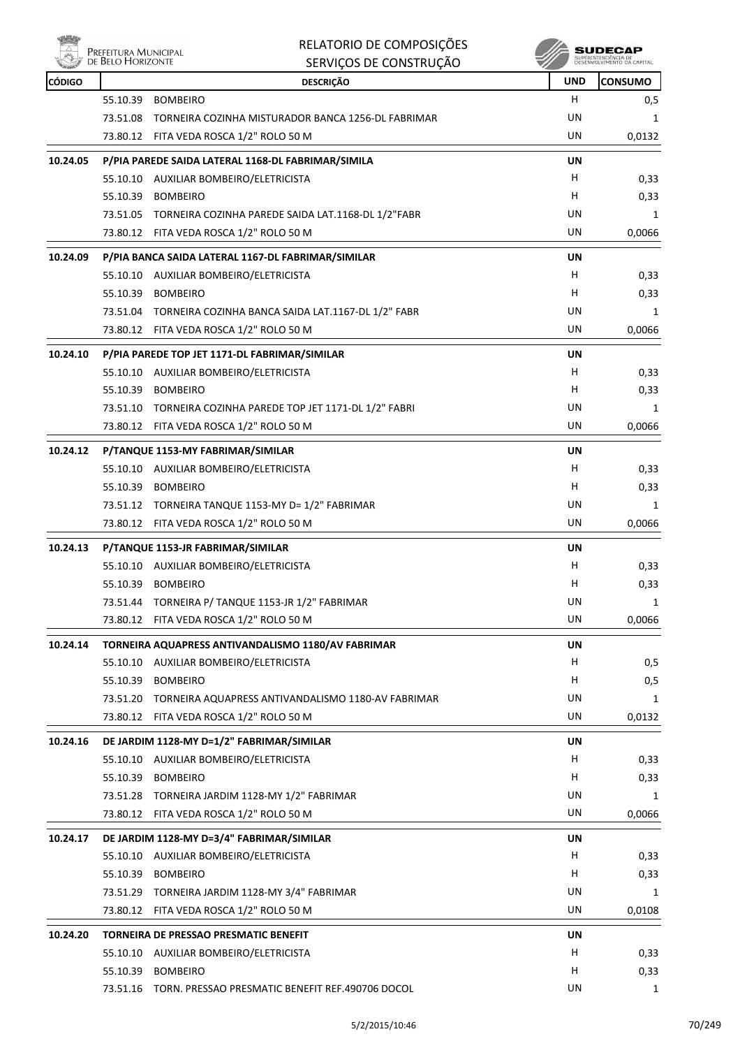| CÓDIGO | DESCRIÇÃO | UND | CONSUMO |
|---|---|---|---|
| | 55.10.39 BOMBEIRO | H | 0,5 |
| | 73.51.08 TORNEIRA COZINHA MISTURADOR BANCA 1256-DL FABRIMAR | UN | 1 |
| | 73.80.12 FITA VEDA ROSCA 1/2" ROLO 50 M | UN | 0,0132 |
| **10.24.05** | **P/PIA PAREDE SAIDA LATERAL 1168-DL FABRIMAR/SIMILA** | **UN** | |
| | 55.10.10 AUXILIAR BOMBEIRO/ELETRICISTA | H | 0,33 |
| | 55.10.39 BOMBEIRO | H | 0,33 |
| | 73.51.05 TORNEIRA COZINHA PAREDE SAIDA LAT.1168-DL 1/2"FABR | UN | 1 |
| | 73.80.12 FITA VEDA ROSCA 1/2" ROLO 50 M | UN | 0,0066 |
| **10.24.09** | **P/PIA BANCA SAIDA LATERAL 1167-DL FABRIMAR/SIMILAR** | **UN** | |
| | 55.10.10 AUXILIAR BOMBEIRO/ELETRICISTA | H | 0,33 |
| | 55.10.39 BOMBEIRO | H | 0,33 |
| | 73.51.04 TORNEIRA COZINHA BANCA SAIDA LAT.1167-DL 1/2" FABR | UN | 1 |
| | 73.80.12 FITA VEDA ROSCA 1/2" ROLO 50 M | UN | 0,0066 |
| **10.24.10** | **P/PIA PAREDE TOP JET 1171-DL FABRIMAR/SIMILAR** | **UN** | |
| | 55.10.10 AUXILIAR BOMBEIRO/ELETRICISTA | H | 0,33 |
| | 55.10.39 BOMBEIRO | H | 0,33 |
| | 73.51.10 TORNEIRA COZINHA PAREDE TOP JET 1171-DL 1/2" FABRI | UN | 1 |
| | 73.80.12 FITA VEDA ROSCA 1/2" ROLO 50 M | UN | 0,0066 |
| **10.24.12** | **P/TANQUE 1153-MY FABRIMAR/SIMILAR** | **UN** | |
| | 55.10.10 AUXILIAR BOMBEIRO/ELETRICISTA | H | 0,33 |
| | 55.10.39 BOMBEIRO | H | 0,33 |
| | 73.51.12 TORNEIRA TANQUE 1153-MY D= 1/2" FABRIMAR | UN | 1 |
| | 73.80.12 FITA VEDA ROSCA 1/2" ROLO 50 M | UN | 0,0066 |
| **10.24.13** | **P/TANQUE 1153-JR FABRIMAR/SIMILAR** | **UN** | |
| | 55.10.10 AUXILIAR BOMBEIRO/ELETRICISTA | H | 0,33 |
| | 55.10.39 BOMBEIRO | H | 0,33 |
| | 73.51.44 TORNEIRA P/ TANQUE 1153-JR 1/2" FABRIMAR | UN | 1 |
| | 73.80.12 FITA VEDA ROSCA 1/2" ROLO 50 M | UN | 0,0066 |
| **10.24.14** | **TORNEIRA AQUAPRESS ANTIVANDALISMO 1180/AV FABRIMAR** | **UN** | |
| | 55.10.10 AUXILIAR BOMBEIRO/ELETRICISTA | H | 0,5 |
| | 55.10.39 BOMBEIRO | H | 0,5 |
| | 73.51.20 TORNEIRA AQUAPRESS ANTIVANDALISMO 1180-AV FABRIMAR | UN | 1 |
| | 73.80.12 FITA VEDA ROSCA 1/2" ROLO 50 M | UN | 0,0132 |
| **10.24.16** | **DE JARDIM 1128-MY D=1/2" FABRIMAR/SIMILAR** | **UN** | |
| | 55.10.10 AUXILIAR BOMBEIRO/ELETRICISTA | H | 0,33 |
| | 55.10.39 BOMBEIRO | H | 0,33 |
| | 73.51.28 TORNEIRA JARDIM 1128-MY 1/2" FABRIMAR | UN | 1 |
| | 73.80.12 FITA VEDA ROSCA 1/2" ROLO 50 M | UN | 0,0066 |
| **10.24.17** | **DE JARDIM 1128-MY D=3/4" FABRIMAR/SIMILAR** | **UN** | |
| | 55.10.10 AUXILIAR BOMBEIRO/ELETRICISTA | H | 0,33 |
| | 55.10.39 BOMBEIRO | H | 0,33 |
| | 73.51.29 TORNEIRA JARDIM 1128-MY 3/4" FABRIMAR | UN | 1 |
| | 73.80.12 FITA VEDA ROSCA 1/2" ROLO 50 M | UN | 0,0108 |
| **10.24.20** | **TORNEIRA DE PRESSAO PRESMATIC BENEFIT** | **UN** | |
| | 55.10.10 AUXILIAR BOMBEIRO/ELETRICISTA | H | 0,33 |
| | 55.10.39 BOMBEIRO | H | 0,33 |
| | 73.51.16 TORN. PRESSAO PRESMATIC BENEFIT REF.490706 DOCOL | UN | 1 |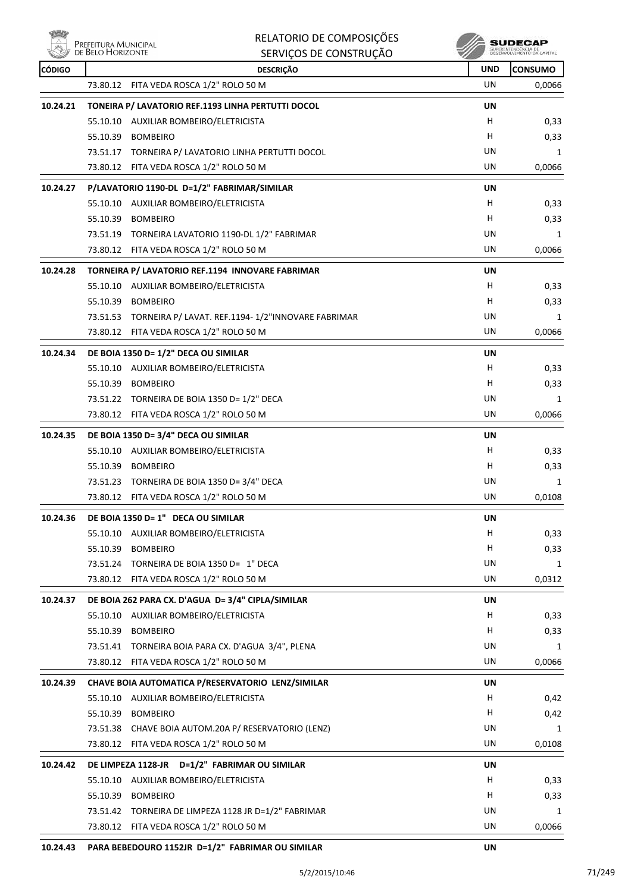| CÓDIGO | DESCRIÇÃO | UND | CONSUMO |
|---|---|---|---|
| | 73.80.12 FITA VEDA ROSCA 1/2" ROLO 50 M | UN | 0,0066 |
| **10.24.21** | **TONEIRA P/ LAVATORIO REF.1193 LINHA PERTUTTI DOCOL** | **UN** | |
| | 55.10.10 AUXILIAR BOMBEIRO/ELETRICISTA | H | 0,33 |
| | 55.10.39 BOMBEIRO | H | 0,33 |
| | 73.51.17 TORNEIRA P/ LAVATORIO LINHA PERTUTTI DOCOL | UN | 1 |
| | 73.80.12 FITA VEDA ROSCA 1/2" ROLO 50 M | UN | 0,0066 |
| **10.24.27** | **P/LAVATORIO 1190-DL D=1/2" FABRIMAR/SIMILAR** | **UN** | |
| | 55.10.10 AUXILIAR BOMBEIRO/ELETRICISTA | H | 0,33 |
| | 55.10.39 BOMBEIRO | H | 0,33 |
| | 73.51.19 TORNEIRA LAVATORIO 1190-DL 1/2" FABRIMAR | UN | 1 |
| | 73.80.12 FITA VEDA ROSCA 1/2" ROLO 50 M | UN | 0,0066 |
| **10.24.28** | **TORNEIRA P/ LAVATORIO REF.1194 INNOVARE FABRIMAR** | **UN** | |
| | 55.10.10 AUXILIAR BOMBEIRO/ELETRICISTA | H | 0,33 |
| | 55.10.39 BOMBEIRO | H | 0,33 |
| | 73.51.53 TORNEIRA P/ LAVAT. REF.1194- 1/2"INNOVARE FABRIMAR | UN | 1 |
| | 73.80.12 FITA VEDA ROSCA 1/2" ROLO 50 M | UN | 0,0066 |
| **10.24.34** | **DE BOIA 1350 D= 1/2" DECA OU SIMILAR** | **UN** | |
| | 55.10.10 AUXILIAR BOMBEIRO/ELETRICISTA | H | 0,33 |
| | 55.10.39 BOMBEIRO | H | 0,33 |
| | 73.51.22 TORNEIRA DE BOIA 1350 D= 1/2" DECA | UN | 1 |
| | 73.80.12 FITA VEDA ROSCA 1/2" ROLO 50 M | UN | 0,0066 |
| **10.24.35** | **DE BOIA 1350 D= 3/4" DECA OU SIMILAR** | **UN** | |
| | 55.10.10 AUXILIAR BOMBEIRO/ELETRICISTA | H | 0,33 |
| | 55.10.39 BOMBEIRO | H | 0,33 |
| | 73.51.23 TORNEIRA DE BOIA 1350 D= 3/4" DECA | UN | 1 |
| | 73.80.12 FITA VEDA ROSCA 1/2" ROLO 50 M | UN | 0,0108 |
| **10.24.36** | **DE BOIA 1350 D= 1" DECA OU SIMILAR** | **UN** | |
| | 55.10.10 AUXILIAR BOMBEIRO/ELETRICISTA | H | 0,33 |
| | 55.10.39 BOMBEIRO | H | 0,33 |
| | 73.51.24 TORNEIRA DE BOIA 1350 D= 1" DECA | UN | 1 |
| | 73.80.12 FITA VEDA ROSCA 1/2" ROLO 50 M | UN | 0,0312 |
| **10.24.37** | **DE BOIA 262 PARA CX. D'AGUA D= 3/4" CIPLA/SIMILAR** | **UN** | |
| | 55.10.10 AUXILIAR BOMBEIRO/ELETRICISTA | H | 0,33 |
| | 55.10.39 BOMBEIRO | H | 0,33 |
| | 73.51.41 TORNEIRA BOIA PARA CX. D'AGUA 3/4", PLENA | UN | 1 |
| | 73.80.12 FITA VEDA ROSCA 1/2" ROLO 50 M | UN | 0,0066 |
| **10.24.39** | **CHAVE BOIA AUTOMATICA P/RESERVATORIO LENZ/SIMILAR** | **UN** | |
| | 55.10.10 AUXILIAR BOMBEIRO/ELETRICISTA | H | 0,42 |
| | 55.10.39 BOMBEIRO | H | 0,42 |
| | 73.51.38 CHAVE BOIA AUTOM.20A P/ RESERVATORIO (LENZ) | UN | 1 |
| | 73.80.12 FITA VEDA ROSCA 1/2" ROLO 50 M | UN | 0,0108 |
| **10.24.42** | **DE LIMPEZA 1128-JR D=1/2" FABRIMAR OU SIMILAR** | **UN** | |
| | 55.10.10 AUXILIAR BOMBEIRO/ELETRICISTA | H | 0,33 |
| | 55.10.39 BOMBEIRO | H | 0,33 |
| | 73.51.42 TORNEIRA DE LIMPEZA 1128 JR D=1/2" FABRIMAR | UN | 1 |
| | 73.80.12 FITA VEDA ROSCA 1/2" ROLO 50 M | UN | 0,0066 |
| **10.24.43** | **PARA BEBEDOURO 1152JR D=1/2" FABRIMAR OU SIMILAR** | **UN** | |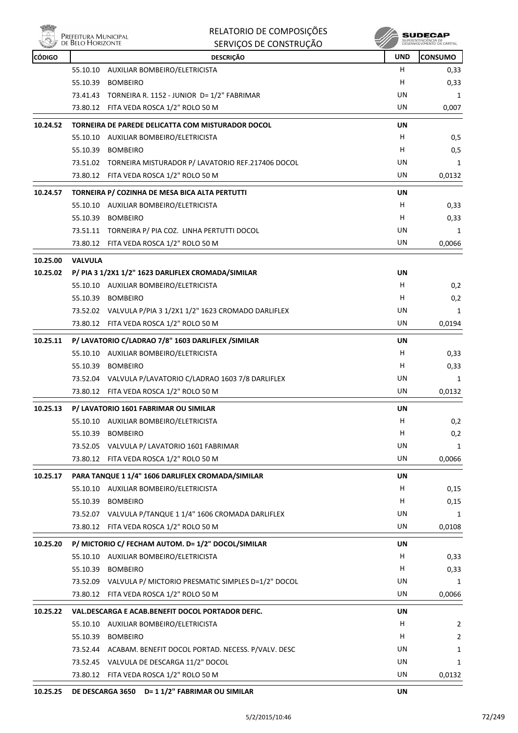| CÓDIGO | DESCRIÇÃO | UND | CONSUMO |
|---|---|---|---|
| | 55.10.10 AUXILIAR BOMBEIRO/ELETRICISTA | H | 0,33 |
| | 55.10.39 BOMBEIRO | H | 0,33 |
| | 73.41.43 TORNEIRA R. 1152 - JUNIOR D= 1/2" FABRIMAR | UN | 1 |
| | 73.80.12 FITA VEDA ROSCA 1/2" ROLO 50 M | UN | 0,007 |
| **10.24.52** | **TORNEIRA DE PAREDE DELICATTA COM MISTURADOR DOCOL** | **UN** | |
| | 55.10.10 AUXILIAR BOMBEIRO/ELETRICISTA | H | 0,5 |
| | 55.10.39 BOMBEIRO | H | 0,5 |
| | 73.51.02 TORNEIRA MISTURADOR P/ LAVATORIO REF.217406 DOCOL | UN | 1 |
| | 73.80.12 FITA VEDA ROSCA 1/2" ROLO 50 M | UN | 0,0132 |
| **10.24.57** | **TORNEIRA P/ COZINHA DE MESA BICA ALTA PERTUTTI** | **UN** | |
| | 55.10.10 AUXILIAR BOMBEIRO/ELETRICISTA | H | 0,33 |
| | 55.10.39 BOMBEIRO | H | 0,33 |
| | 73.51.11 TORNEIRA P/ PIA COZ. LINHA PERTUTTI DOCOL | UN | 1 |
| | 73.80.12 FITA VEDA ROSCA 1/2" ROLO 50 M | UN | 0,0066 |
| **10.25.00** | **VALVULA** | | |
| **10.25.02** | **P/ PIA 3 1/2X1 1/2" 1623 DARLIFLEX CROMADA/SIMILAR** | **UN** | |
| | 55.10.10 AUXILIAR BOMBEIRO/ELETRICISTA | H | 0,2 |
| | 55.10.39 BOMBEIRO | H | 0,2 |
| | 73.52.02 VALVULA P/PIA 3 1/2X1 1/2" 1623 CROMADO DARLIFLEX | UN | 1 |
| | 73.80.12 FITA VEDA ROSCA 1/2" ROLO 50 M | UN | 0,0194 |
| **10.25.11** | **P/ LAVATORIO C/LADRAO 7/8" 1603 DARLIFLEX /SIMILAR** | **UN** | |
| | 55.10.10 AUXILIAR BOMBEIRO/ELETRICISTA | H | 0,33 |
| | 55.10.39 BOMBEIRO | H | 0,33 |
| | 73.52.04 VALVULA P/LAVATORIO C/LADRAO 1603 7/8 DARLIFLEX | UN | 1 |
| | 73.80.12 FITA VEDA ROSCA 1/2" ROLO 50 M | UN | 0,0132 |
| **10.25.13** | **P/ LAVATORIO 1601 FABRIMAR OU SIMILAR** | **UN** | |
| | 55.10.10 AUXILIAR BOMBEIRO/ELETRICISTA | H | 0,2 |
| | 55.10.39 BOMBEIRO | H | 0,2 |
| | 73.52.05 VALVULA P/ LAVATORIO 1601 FABRIMAR | UN | 1 |
| | 73.80.12 FITA VEDA ROSCA 1/2" ROLO 50 M | UN | 0,0066 |
| **10.25.17** | **PARA TANQUE 1 1/4" 1606 DARLIFLEX CROMADA/SIMILAR** | **UN** | |
| | 55.10.10 AUXILIAR BOMBEIRO/ELETRICISTA | H | 0,15 |
| | 55.10.39 BOMBEIRO | H | 0,15 |
| | 73.52.07 VALVULA P/TANQUE 1 1/4" 1606 CROMADA DARLIFLEX | UN | 1 |
| | 73.80.12 FITA VEDA ROSCA 1/2" ROLO 50 M | UN | 0,0108 |
| **10.25.20** | **P/ MICTORIO C/ FECHAM AUTOM. D= 1/2" DOCOL/SIMILAR** | **UN** | |
| | 55.10.10 AUXILIAR BOMBEIRO/ELETRICISTA | H | 0,33 |
| | 55.10.39 BOMBEIRO | H | 0,33 |
| | 73.52.09 VALVULA P/ MICTORIO PRESMATIC SIMPLES D=1/2" DOCOL | UN | 1 |
| | 73.80.12 FITA VEDA ROSCA 1/2" ROLO 50 M | UN | 0,0066 |
| **10.25.22** | **VAL.DESCARGA E ACAB.BENEFIT DOCOL PORTADOR DEFIC.** | **UN** | |
| | 55.10.10 AUXILIAR BOMBEIRO/ELETRICISTA | H | 2 |
| | 55.10.39 BOMBEIRO | H | 2 |
| | 73.52.44 ACABAM. BENEFIT DOCOL PORTAD. NECESS. P/VALV. DESC | UN | 1 |
| | 73.52.45 VALVULA DE DESCARGA 11/2" DOCOL | UN | 1 |
| | 73.80.12 FITA VEDA ROSCA 1/2" ROLO 50 M | UN | 0,0132 |
| **10.25.25** | **DE DESCARGA 3650 D= 1 1/2" FABRIMAR OU SIMILAR** | **UN** | |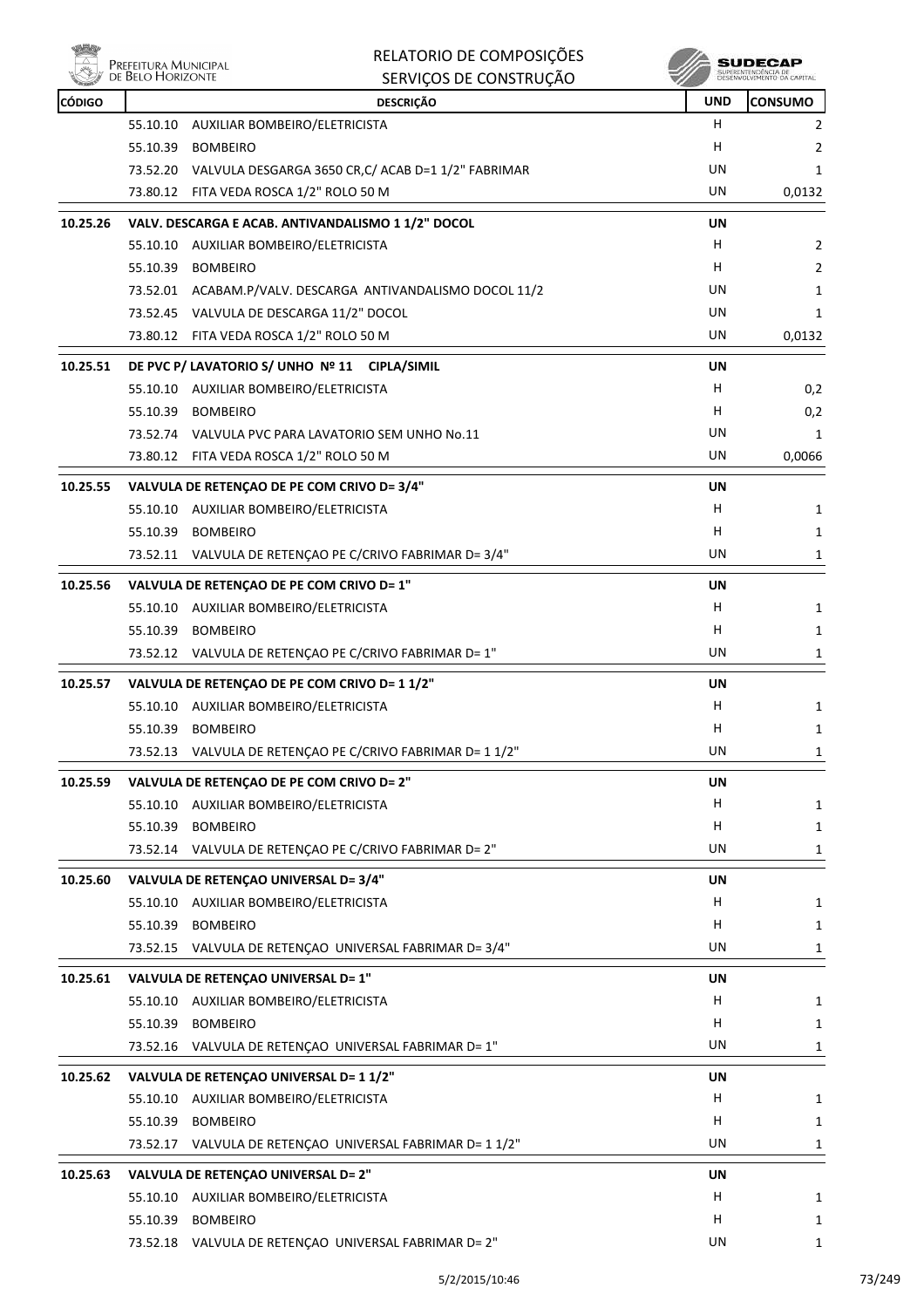| CÓDIGO | DESCRIÇÃO | UND | CONSUMO |
|---|---|---|---|
| | 55.10.10 AUXILIAR BOMBEIRO/ELETRICISTA | H | 2 |
| | 55.10.39 BOMBEIRO | H | 2 |
| | 73.52.20 VALVULA DESGARGA 3650 CR,C/ ACAB D=1 1/2" FABRIMAR | UN | 1 |
| | 73.80.12 FITA VEDA ROSCA 1/2" ROLO 50 M | UN | 0,0132 |
| **10.25.26** | **VALV. DESCARGA E ACAB. ANTIVANDALISMO 1 1/2" DOCOL** | **UN** | |
| | 55.10.10 AUXILIAR BOMBEIRO/ELETRICISTA | H | 2 |
| | 55.10.39 BOMBEIRO | H | 2 |
| | 73.52.01 ACABAM.P/VALV. DESCARGA ANTIVANDALISMO DOCOL 11/2 | UN | 1 |
| | 73.52.45 VALVULA DE DESCARGA 11/2" DOCOL | UN | 1 |
| | 73.80.12 FITA VEDA ROSCA 1/2" ROLO 50 M | UN | 0,0132 |
| **10.25.51** | **DE PVC P/ LAVATORIO S/ UNHO Nº 11 CIPLA/SIMIL** | **UN** | |
| | 55.10.10 AUXILIAR BOMBEIRO/ELETRICISTA | H | 0,2 |
| | 55.10.39 BOMBEIRO | H | 0,2 |
| | 73.52.74 VALVULA PVC PARA LAVATORIO SEM UNHO No.11 | UN | 1 |
| | 73.80.12 FITA VEDA ROSCA 1/2" ROLO 50 M | UN | 0,0066 |
| **10.25.55** | **VALVULA DE RETENÇAO DE PE COM CRIVO D= 3/4"** | **UN** | |
| | 55.10.10 AUXILIAR BOMBEIRO/ELETRICISTA | H | 1 |
| | 55.10.39 BOMBEIRO | H | 1 |
| | 73.52.11 VALVULA DE RETENÇAO PE C/CRIVO FABRIMAR D= 3/4" | UN | 1 |
| **10.25.56** | **VALVULA DE RETENÇAO DE PE COM CRIVO D= 1"** | **UN** | |
| | 55.10.10 AUXILIAR BOMBEIRO/ELETRICISTA | H | 1 |
| | 55.10.39 BOMBEIRO | H | 1 |
| | 73.52.12 VALVULA DE RETENÇAO PE C/CRIVO FABRIMAR D= 1" | UN | 1 |
| **10.25.57** | **VALVULA DE RETENÇAO DE PE COM CRIVO D= 1 1/2"** | **UN** | |
| | 55.10.10 AUXILIAR BOMBEIRO/ELETRICISTA | H | 1 |
| | 55.10.39 BOMBEIRO | H | 1 |
| | 73.52.13 VALVULA DE RETENÇAO PE C/CRIVO FABRIMAR D= 1 1/2" | UN | 1 |
| **10.25.59** | **VALVULA DE RETENÇAO DE PE COM CRIVO D= 2"** | **UN** | |
| | 55.10.10 AUXILIAR BOMBEIRO/ELETRICISTA | H | 1 |
| | 55.10.39 BOMBEIRO | H | 1 |
| | 73.52.14 VALVULA DE RETENÇAO PE C/CRIVO FABRIMAR D= 2" | UN | 1 |
| **10.25.60** | **VALVULA DE RETENÇAO UNIVERSAL D= 3/4"** | **UN** | |
| | 55.10.10 AUXILIAR BOMBEIRO/ELETRICISTA | H | 1 |
| | 55.10.39 BOMBEIRO | H | 1 |
| | 73.52.15 VALVULA DE RETENÇAO UNIVERSAL FABRIMAR D= 3/4" | UN | 1 |
| **10.25.61** | **VALVULA DE RETENÇAO UNIVERSAL D= 1"** | **UN** | |
| | 55.10.10 AUXILIAR BOMBEIRO/ELETRICISTA | H | 1 |
| | 55.10.39 BOMBEIRO | H | 1 |
| | 73.52.16 VALVULA DE RETENÇAO UNIVERSAL FABRIMAR D= 1" | UN | 1 |
| **10.25.62** | **VALVULA DE RETENÇAO UNIVERSAL D= 1 1/2"** | **UN** | |
| | 55.10.10 AUXILIAR BOMBEIRO/ELETRICISTA | H | 1 |
| | 55.10.39 BOMBEIRO | H | 1 |
| | 73.52.17 VALVULA DE RETENÇAO UNIVERSAL FABRIMAR D= 1 1/2" | UN | 1 |
| **10.25.63** | **VALVULA DE RETENÇAO UNIVERSAL D= 2"** | **UN** | |
| | 55.10.10 AUXILIAR BOMBEIRO/ELETRICISTA | H | 1 |
| | 55.10.39 BOMBEIRO | H | 1 |
| | 73.52.18 VALVULA DE RETENÇAO UNIVERSAL FABRIMAR D= 2" | UN | 1 |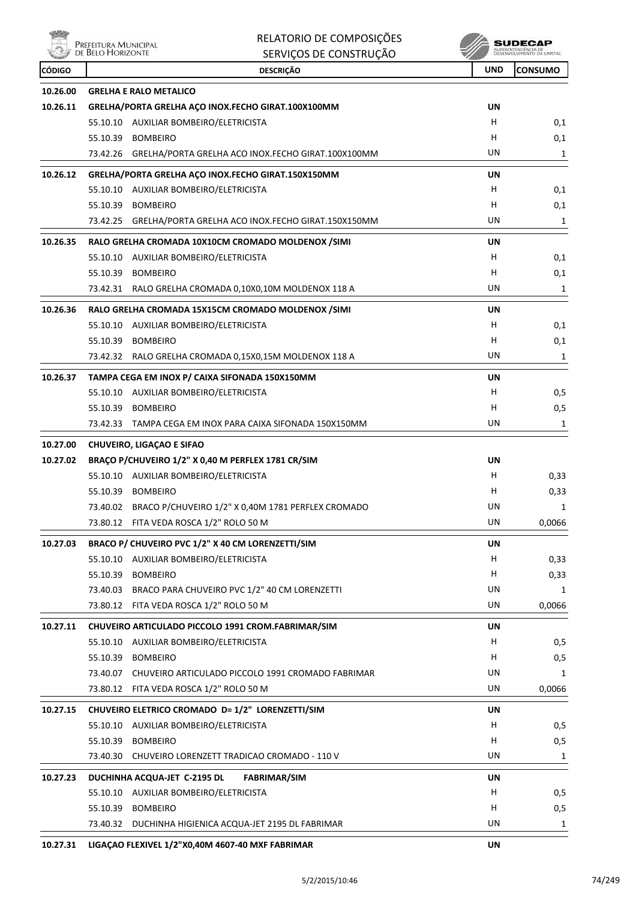| CÓDIGO | DESCRIÇÃO | UND | CONSUMO |
|---|---|---|---|
| **10.26.00** | **GRELHA E RALO METALICO** | | |
| **10.26.11** | **GRELHA/PORTA GRELHA AÇO INOX.FECHO GIRAT.100X100MM** | **UN** | |
| | 55.10.10 AUXILIAR BOMBEIRO/ELETRICISTA | H | 0,1 |
| | 55.10.39 BOMBEIRO | H | 0,1 |
| | 73.42.26 GRELHA/PORTA GRELHA ACO INOX.FECHO GIRAT.100X100MM | UN | 1 |
| **10.26.12** | **GRELHA/PORTA GRELHA AÇO INOX.FECHO GIRAT.150X150MM** | **UN** | |
| | 55.10.10 AUXILIAR BOMBEIRO/ELETRICISTA | H | 0,1 |
| | 55.10.39 BOMBEIRO | H | 0,1 |
| | 73.42.25 GRELHA/PORTA GRELHA ACO INOX.FECHO GIRAT.150X150MM | UN | 1 |
| **10.26.35** | **RALO GRELHA CROMADA 10X10CM CROMADO MOLDENOX /SIMI** | **UN** | |
| | 55.10.10 AUXILIAR BOMBEIRO/ELETRICISTA | H | 0,1 |
| | 55.10.39 BOMBEIRO | H | 0,1 |
| | 73.42.31 RALO GRELHA CROMADA 0,10X0,10M MOLDENOX 118 A | UN | 1 |
| **10.26.36** | **RALO GRELHA CROMADA 15X15CM CROMADO MOLDENOX /SIMI** | **UN** | |
| | 55.10.10 AUXILIAR BOMBEIRO/ELETRICISTA | H | 0,1 |
| | 55.10.39 BOMBEIRO | H | 0,1 |
| | 73.42.32 RALO GRELHA CROMADA 0,15X0,15M MOLDENOX 118 A | UN | 1 |
| **10.26.37** | **TAMPA CEGA EM INOX P/ CAIXA SIFONADA 150X150MM** | **UN** | |
| | 55.10.10 AUXILIAR BOMBEIRO/ELETRICISTA | H | 0,5 |
| | 55.10.39 BOMBEIRO | H | 0,5 |
| | 73.42.33 TAMPA CEGA EM INOX PARA CAIXA SIFONADA 150X150MM | UN | 1 |
| **10.27.00** | **CHUVEIRO, LIGAÇAO E SIFAO** | | |
| **10.27.02** | **BRAÇO P/CHUVEIRO 1/2" X 0,40 M PERFLEX 1781 CR/SIM** | **UN** | |
| | 55.10.10 AUXILIAR BOMBEIRO/ELETRICISTA | H | 0,33 |
| | 55.10.39 BOMBEIRO | H | 0,33 |
| | 73.40.02 BRACO P/CHUVEIRO 1/2" X 0,40M 1781 PERFLEX CROMADO | UN | 1 |
| | 73.80.12 FITA VEDA ROSCA 1/2" ROLO 50 M | UN | 0,0066 |
| **10.27.03** | **BRACO P/ CHUVEIRO PVC 1/2" X 40 CM LORENZETTI/SIM** | **UN** | |
| | 55.10.10 AUXILIAR BOMBEIRO/ELETRICISTA | H | 0,33 |
| | 55.10.39 BOMBEIRO | H | 0,33 |
| | 73.40.03 BRACO PARA CHUVEIRO PVC 1/2" 40 CM LORENZETTI | UN | 1 |
| | 73.80.12 FITA VEDA ROSCA 1/2" ROLO 50 M | UN | 0,0066 |
| **10.27.11** | **CHUVEIRO ARTICULADO PICCOLO 1991 CROM.FABRIMAR/SIM** | **UN** | |
| | 55.10.10 AUXILIAR BOMBEIRO/ELETRICISTA | H | 0,5 |
| | 55.10.39 BOMBEIRO | H | 0,5 |
| | 73.40.07 CHUVEIRO ARTICULADO PICCOLO 1991 CROMADO FABRIMAR | UN | 1 |
| | 73.80.12 FITA VEDA ROSCA 1/2" ROLO 50 M | UN | 0,0066 |
| **10.27.15** | **CHUVEIRO ELETRICO CROMADO D= 1/2" LORENZETTI/SIM** | **UN** | |
| | 55.10.10 AUXILIAR BOMBEIRO/ELETRICISTA | H | 0,5 |
| | 55.10.39 BOMBEIRO | H | 0,5 |
| | 73.40.30 CHUVEIRO LORENZETT TRADICAO CROMADO - 110 V | UN | 1 |
| **10.27.23** | **DUCHINHA ACQUA-JET C-2195 DL FABRIMAR/SIM** | **UN** | |
| | 55.10.10 AUXILIAR BOMBEIRO/ELETRICISTA | H | 0,5 |
| | 55.10.39 BOMBEIRO | H | 0,5 |
| | 73.40.32 DUCHINHA HIGIENICA ACQUA-JET 2195 DL FABRIMAR | UN | 1 |
| **10.27.31** | **LIGAÇAO FLEXIVEL 1/2"X0,40M 4607-40 MXF FABRIMAR** | **UN** | |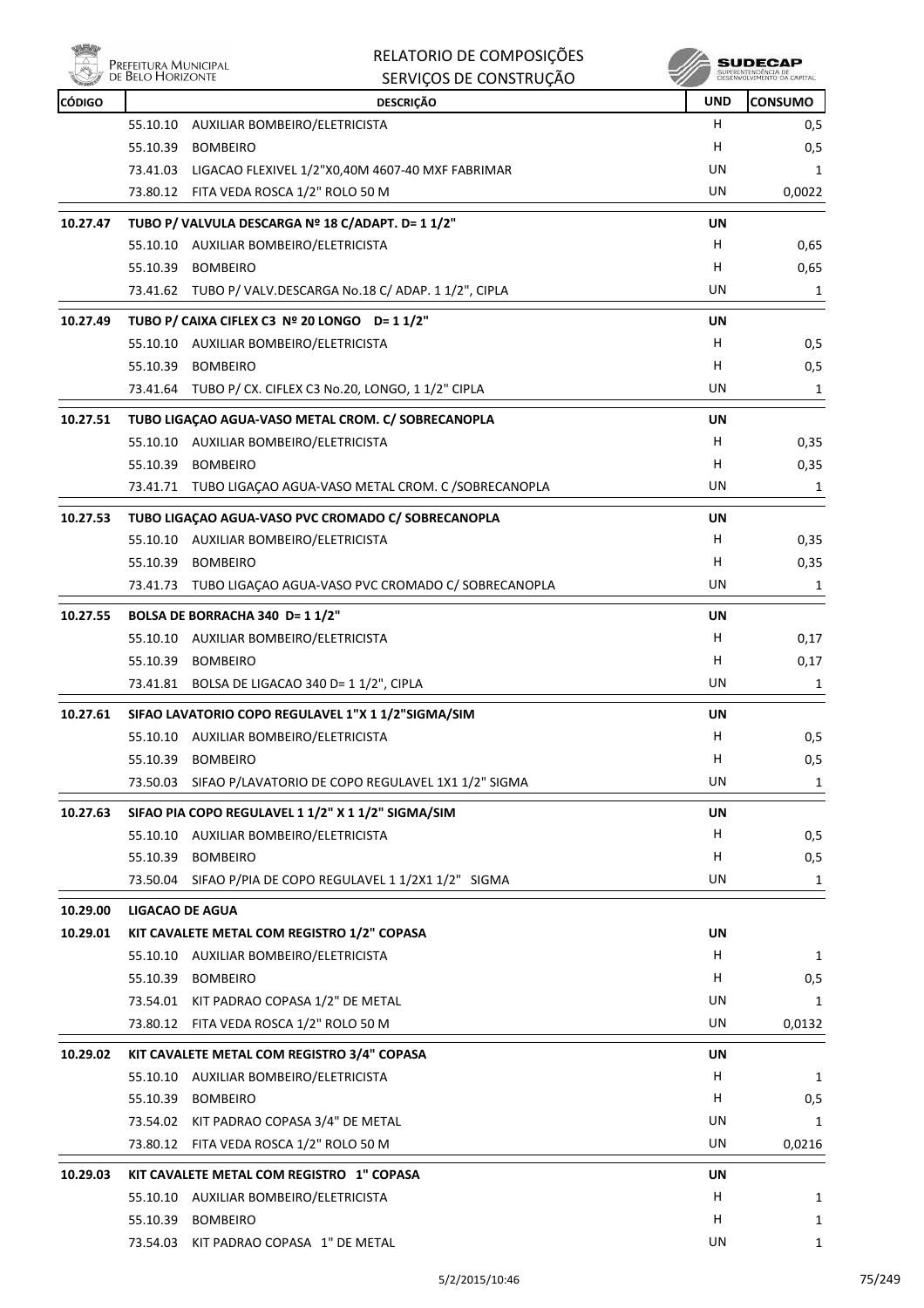| CÓDIGO | DESCRIÇÃO | UND | CONSUMO |
|---|---|---|---|
| | 55.10.10 AUXILIAR BOMBEIRO/ELETRICISTA | H | 0,5 |
| | 55.10.39 BOMBEIRO | H | 0,5 |
| | 73.41.03 LIGACAO FLEXIVEL 1/2"X0,40M 4607-40 MXF FABRIMAR | UN | 1 |
| | 73.80.12 FITA VEDA ROSCA 1/2" ROLO 50 M | UN | 0,0022 |
| **10.27.47** | **TUBO P/ VALVULA DESCARGA Nº 18 C/ADAPT. D= 1 1/2"** | **UN** | |
| | 55.10.10 AUXILIAR BOMBEIRO/ELETRICISTA | H | 0,65 |
| | 55.10.39 BOMBEIRO | H | 0,65 |
| | 73.41.62 TUBO P/ VALV.DESCARGA No.18 C/ ADAP. 1 1/2", CIPLA | UN | 1 |
| **10.27.49** | **TUBO P/ CAIXA CIFLEX C3 Nº 20 LONGO D= 1 1/2"** | **UN** | |
| | 55.10.10 AUXILIAR BOMBEIRO/ELETRICISTA | H | 0,5 |
| | 55.10.39 BOMBEIRO | H | 0,5 |
| | 73.41.64 TUBO P/ CX. CIFLEX C3 No.20, LONGO, 1 1/2" CIPLA | UN | 1 |
| **10.27.51** | **TUBO LIGAÇAO AGUA-VASO METAL CROM. C/ SOBRECANOPLA** | **UN** | |
| | 55.10.10 AUXILIAR BOMBEIRO/ELETRICISTA | H | 0,35 |
| | 55.10.39 BOMBEIRO | H | 0,35 |
| | 73.41.71 TUBO LIGAÇAO AGUA-VASO METAL CROM. C /SOBRECANOPLA | UN | 1 |
| **10.27.53** | **TUBO LIGAÇAO AGUA-VASO PVC CROMADO C/ SOBRECANOPLA** | **UN** | |
| | 55.10.10 AUXILIAR BOMBEIRO/ELETRICISTA | H | 0,35 |
| | 55.10.39 BOMBEIRO | H | 0,35 |
| | 73.41.73 TUBO LIGAÇAO AGUA-VASO PVC CROMADO C/ SOBRECANOPLA | UN | 1 |
| **10.27.55** | **BOLSA DE BORRACHA 340 D= 1 1/2"** | **UN** | |
| | 55.10.10 AUXILIAR BOMBEIRO/ELETRICISTA | H | 0,17 |
| | 55.10.39 BOMBEIRO | H | 0,17 |
| | 73.41.81 BOLSA DE LIGACAO 340 D= 1 1/2", CIPLA | UN | 1 |
| **10.27.61** | **SIFAO LAVATORIO COPO REGULAVEL 1"X 1 1/2"SIGMA/SIM** | **UN** | |
| | 55.10.10 AUXILIAR BOMBEIRO/ELETRICISTA | H | 0,5 |
| | 55.10.39 BOMBEIRO | H | 0,5 |
| | 73.50.03 SIFAO P/LAVATORIO DE COPO REGULAVEL 1X1 1/2" SIGMA | UN | 1 |
| **10.27.63** | **SIFAO PIA COPO REGULAVEL 1 1/2" X 1 1/2" SIGMA/SIM** | **UN** | |
| | 55.10.10 AUXILIAR BOMBEIRO/ELETRICISTA | H | 0,5 |
| | 55.10.39 BOMBEIRO | H | 0,5 |
| | 73.50.04 SIFAO P/PIA DE COPO REGULAVEL 1 1/2X1 1/2" SIGMA | UN | 1 |
| **10.29.00** | **LIGACAO DE AGUA** | | |
| **10.29.01** | **KIT CAVALETE METAL COM REGISTRO 1/2" COPASA** | **UN** | |
| | 55.10.10 AUXILIAR BOMBEIRO/ELETRICISTA | H | 1 |
| | 55.10.39 BOMBEIRO | H | 0,5 |
| | 73.54.01 KIT PADRAO COPASA 1/2" DE METAL | UN | 1 |
| | 73.80.12 FITA VEDA ROSCA 1/2" ROLO 50 M | UN | 0,0132 |
| **10.29.02** | **KIT CAVALETE METAL COM REGISTRO 3/4" COPASA** | **UN** | |
| | 55.10.10 AUXILIAR BOMBEIRO/ELETRICISTA | H | 1 |
| | 55.10.39 BOMBEIRO | H | 0,5 |
| | 73.54.02 KIT PADRAO COPASA 3/4" DE METAL | UN | 1 |
| | 73.80.12 FITA VEDA ROSCA 1/2" ROLO 50 M | UN | 0,0216 |
| **10.29.03** | **KIT CAVALETE METAL COM REGISTRO 1" COPASA** | **UN** | |
| | 55.10.10 AUXILIAR BOMBEIRO/ELETRICISTA | H | 1 |
| | 55.10.39 BOMBEIRO | H | 1 |
| | 73.54.03 KIT PADRAO COPASA 1" DE METAL | UN | 1 |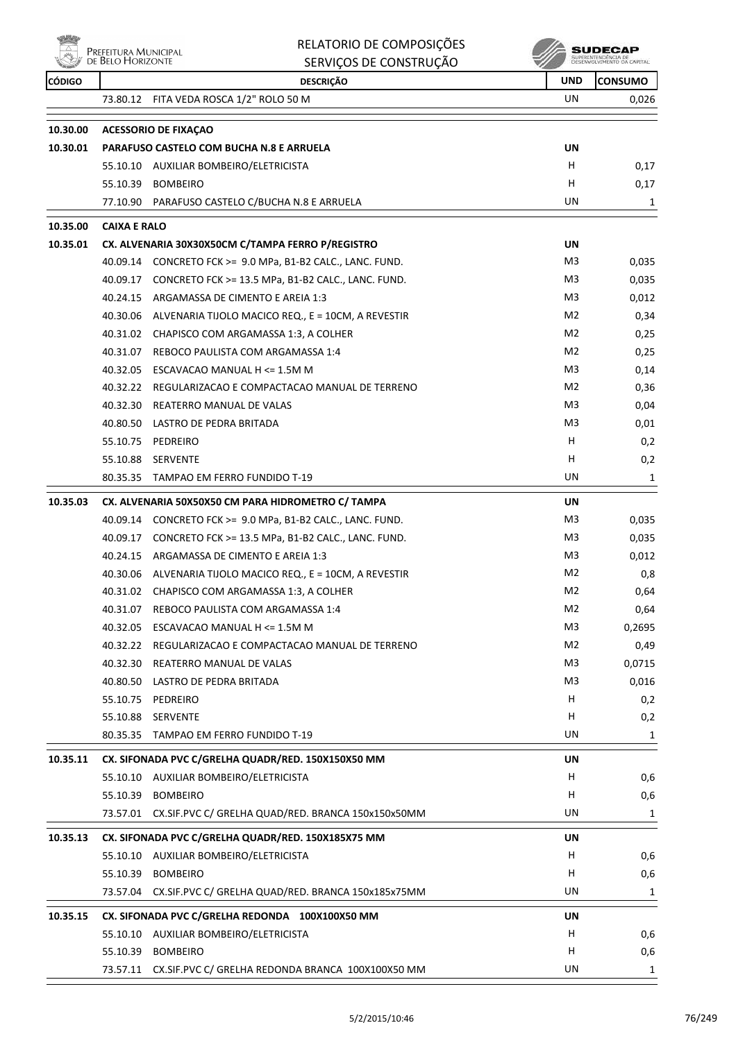| CÓDIGO | DESCRIÇÃO | UND | CONSUMO |
|---|---|---|---|
| | 73.80.12 FITA VEDA ROSCA 1/2" ROLO 50 M | UN | 0,026 |
| **10.30.00** | **ACESSORIO DE FIXAÇAO** | | |
| **10.30.01** | **PARAFUSO CASTELO COM BUCHA N.8 E ARRUELA** | **UN** | |
| | 55.10.10 AUXILIAR BOMBEIRO/ELETRICISTA | H | 0,17 |
| | 55.10.39 BOMBEIRO | H | 0,17 |
| | 77.10.90 PARAFUSO CASTELO C/BUCHA N.8 E ARRUELA | UN | 1 |
| **10.35.00** | **CAIXA E RALO** | | |
| **10.35.01** | **CX. ALVENARIA 30X30X50CM C/TAMPA FERRO P/REGISTRO** | **UN** | |
| | 40.09.14 CONCRETO FCK >= 9.0 MPa, B1-B2 CALC., LANC. FUND. | M3 | 0,035 |
| | 40.09.17 CONCRETO FCK >= 13.5 MPa, B1-B2 CALC., LANC. FUND. | M3 | 0,035 |
| | 40.24.15 ARGAMASSA DE CIMENTO E AREIA 1:3 | M3 | 0,012 |
| | 40.30.06 ALVENARIA TIJOLO MACICO REQ., E = 10CM, A REVESTIR | M2 | 0,34 |
| | 40.31.02 CHAPISCO COM ARGAMASSA 1:3, A COLHER | M2 | 0,25 |
| | 40.31.07 REBOCO PAULISTA COM ARGAMASSA 1:4 | M2 | 0,25 |
| | 40.32.05 ESCAVACAO MANUAL H <= 1.5M M | M3 | 0,14 |
| | 40.32.22 REGULARIZACAO E COMPACTACAO MANUAL DE TERRENO | M2 | 0,36 |
| | 40.32.30 REATERRO MANUAL DE VALAS | M3 | 0,04 |
| | 40.80.50 LASTRO DE PEDRA BRITADA | M3 | 0,01 |
| | 55.10.75 PEDREIRO | H | 0,2 |
| | 55.10.88 SERVENTE | H | 0,2 |
| | 80.35.35 TAMPAO EM FERRO FUNDIDO T-19 | UN | 1 |
| **10.35.03** | **CX. ALVENARIA 50X50X50 CM PARA HIDROMETRO C/ TAMPA** | **UN** | |
| | 40.09.14 CONCRETO FCK >= 9.0 MPa, B1-B2 CALC., LANC. FUND. | M3 | 0,035 |
| | 40.09.17 CONCRETO FCK >= 13.5 MPa, B1-B2 CALC., LANC. FUND. | M3 | 0,035 |
| | 40.24.15 ARGAMASSA DE CIMENTO E AREIA 1:3 | M3 | 0,012 |
| | 40.30.06 ALVENARIA TIJOLO MACICO REQ., E = 10CM, A REVESTIR | M2 | 0,8 |
| | 40.31.02 CHAPISCO COM ARGAMASSA 1:3, A COLHER | M2 | 0,64 |
| | 40.31.07 REBOCO PAULISTA COM ARGAMASSA 1:4 | M2 | 0,64 |
| | 40.32.05 ESCAVACAO MANUAL H <= 1.5M M | M3 | 0,2695 |
| | 40.32.22 REGULARIZACAO E COMPACTACAO MANUAL DE TERRENO | M2 | 0,49 |
| | 40.32.30 REATERRO MANUAL DE VALAS | M3 | 0,0715 |
| | 40.80.50 LASTRO DE PEDRA BRITADA | M3 | 0,016 |
| | 55.10.75 PEDREIRO | H | 0,2 |
| | 55.10.88 SERVENTE | H | 0,2 |
| | 80.35.35 TAMPAO EM FERRO FUNDIDO T-19 | UN | 1 |
| **10.35.11** | **CX. SIFONADA PVC C/GRELHA QUADR/RED. 150X150X50 MM** | **UN** | |
| | 55.10.10 AUXILIAR BOMBEIRO/ELETRICISTA | H | 0,6 |
| | 55.10.39 BOMBEIRO | H | 0,6 |
| | 73.57.01 CX.SIF.PVC C/ GRELHA QUAD/RED. BRANCA 150x150x50MM | UN | 1 |
| **10.35.13** | **CX. SIFONADA PVC C/GRELHA QUADR/RED. 150X185X75 MM** | **UN** | |
| | 55.10.10 AUXILIAR BOMBEIRO/ELETRICISTA | H | 0,6 |
| | 55.10.39 BOMBEIRO | H | 0,6 |
| | 73.57.04 CX.SIF.PVC C/ GRELHA QUAD/RED. BRANCA 150x185x75MM | UN | 1 |
| **10.35.15** | **CX. SIFONADA PVC C/GRELHA REDONDA 100X100X50 MM** | **UN** | |
| | 55.10.10 AUXILIAR BOMBEIRO/ELETRICISTA | H | 0,6 |
| | 55.10.39 BOMBEIRO | H | 0,6 |
| | 73.57.11 CX.SIF.PVC C/ GRELHA REDONDA BRANCA 100X100X50 MM | UN | 1 |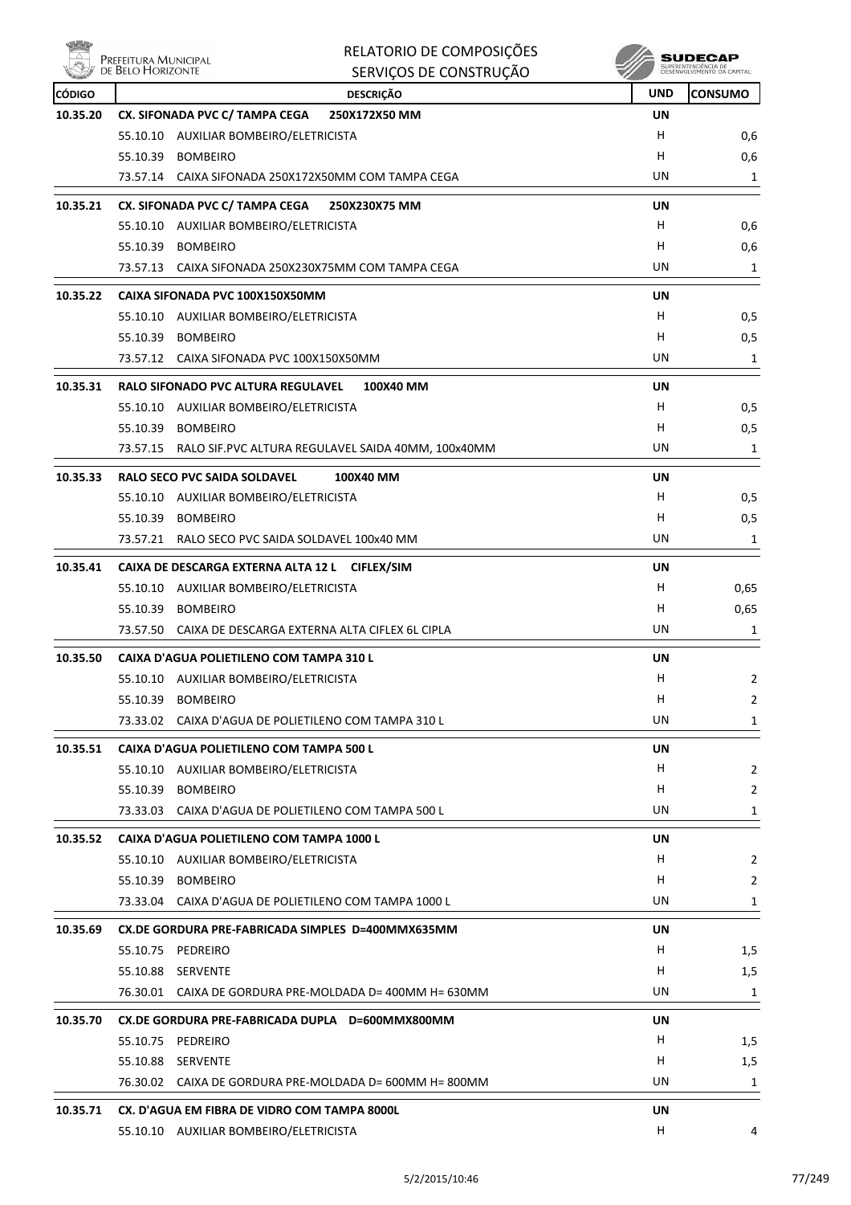| CÓDIGO | DESCRIÇÃO | UND | CONSUMO |
|---|---|---|---|
| **10.35.20** | **CX. SIFONADA PVC C/ TAMPA CEGA 250X172X50 MM** | **UN** | |
| | 55.10.10 AUXILIAR BOMBEIRO/ELETRICISTA | H | 0,6 |
| | 55.10.39 BOMBEIRO | H | 0,6 |
| | 73.57.14 CAIXA SIFONADA 250X172X50MM COM TAMPA CEGA | UN | 1 |
| **10.35.21** | **CX. SIFONADA PVC C/ TAMPA CEGA 250X230X75 MM** | **UN** | |
| | 55.10.10 AUXILIAR BOMBEIRO/ELETRICISTA | H | 0,6 |
| | 55.10.39 BOMBEIRO | H | 0,6 |
| | 73.57.13 CAIXA SIFONADA 250X230X75MM COM TAMPA CEGA | UN | 1 |
| **10.35.22** | **CAIXA SIFONADA PVC 100X150X50MM** | **UN** | |
| | 55.10.10 AUXILIAR BOMBEIRO/ELETRICISTA | H | 0,5 |
| | 55.10.39 BOMBEIRO | H | 0,5 |
| | 73.57.12 CAIXA SIFONADA PVC 100X150X50MM | UN | 1 |
| **10.35.31** | **RALO SIFONADO PVC ALTURA REGULAVEL 100X40 MM** | **UN** | |
| | 55.10.10 AUXILIAR BOMBEIRO/ELETRICISTA | H | 0,5 |
| | 55.10.39 BOMBEIRO | H | 0,5 |
| | 73.57.15 RALO SIF.PVC ALTURA REGULAVEL SAIDA 40MM, 100x40MM | UN | 1 |
| **10.35.33** | **RALO SECO PVC SAIDA SOLDAVEL 100X40 MM** | **UN** | |
| | 55.10.10 AUXILIAR BOMBEIRO/ELETRICISTA | H | 0,5 |
| | 55.10.39 BOMBEIRO | H | 0,5 |
| | 73.57.21 RALO SECO PVC SAIDA SOLDAVEL 100x40 MM | UN | 1 |
| **10.35.41** | **CAIXA DE DESCARGA EXTERNA ALTA 12 L CIFLEX/SIM** | **UN** | |
| | 55.10.10 AUXILIAR BOMBEIRO/ELETRICISTA | H | 0,65 |
| | 55.10.39 BOMBEIRO | H | 0,65 |
| | 73.57.50 CAIXA DE DESCARGA EXTERNA ALTA CIFLEX 6L CIPLA | UN | 1 |
| **10.35.50** | **CAIXA D'AGUA POLIETILENO COM TAMPA 310 L** | **UN** | |
| | 55.10.10 AUXILIAR BOMBEIRO/ELETRICISTA | H | 2 |
| | 55.10.39 BOMBEIRO | H | 2 |
| | 73.33.02 CAIXA D'AGUA DE POLIETILENO COM TAMPA 310 L | UN | 1 |
| **10.35.51** | **CAIXA D'AGUA POLIETILENO COM TAMPA 500 L** | **UN** | |
| | 55.10.10 AUXILIAR BOMBEIRO/ELETRICISTA | H | 2 |
| | 55.10.39 BOMBEIRO | H | 2 |
| | 73.33.03 CAIXA D'AGUA DE POLIETILENO COM TAMPA 500 L | UN | 1 |
| **10.35.52** | **CAIXA D'AGUA POLIETILENO COM TAMPA 1000 L** | **UN** | |
| | 55.10.10 AUXILIAR BOMBEIRO/ELETRICISTA | H | 2 |
| | 55.10.39 BOMBEIRO | H | 2 |
| | 73.33.04 CAIXA D'AGUA DE POLIETILENO COM TAMPA 1000 L | UN | 1 |
| **10.35.69** | **CX.DE GORDURA PRE-FABRICADA SIMPLES D=400MMX635MM** | **UN** | |
| | 55.10.75 PEDREIRO | H | 1,5 |
| | 55.10.88 SERVENTE | H | 1,5 |
| | 76.30.01 CAIXA DE GORDURA PRE-MOLDADA D= 400MM H= 630MM | UN | 1 |
| **10.35.70** | **CX.DE GORDURA PRE-FABRICADA DUPLA D=600MMX800MM** | **UN** | |
| | 55.10.75 PEDREIRO | H | 1,5 |
| | 55.10.88 SERVENTE | H | 1,5 |
| | 76.30.02 CAIXA DE GORDURA PRE-MOLDADA D= 600MM H= 800MM | UN | 1 |
| **10.35.71** | **CX. D'AGUA EM FIBRA DE VIDRO COM TAMPA 8000L** | **UN** | |
| | 55.10.10 AUXILIAR BOMBEIRO/ELETRICISTA | H | 4 |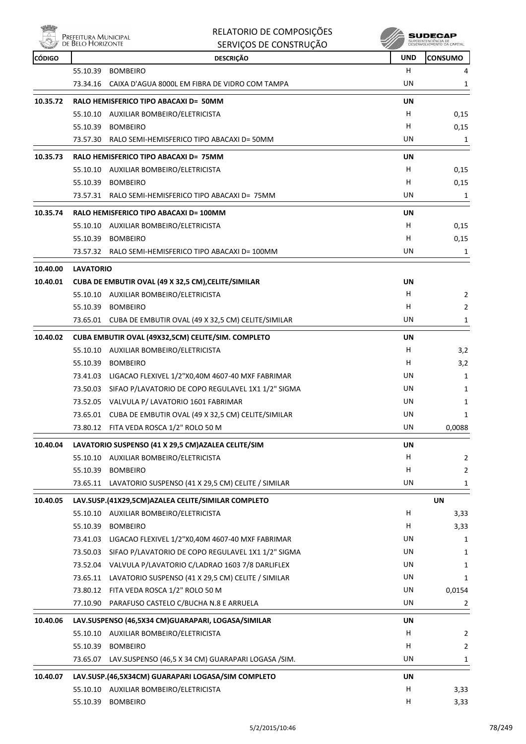| CÓDIGO | DESCRIÇÃO | UND | CONSUMO |
|---|---|---|---|
| | 55.10.39 BOMBEIRO | H | 4 |
| | 73.34.16 CAIXA D'AGUA 8000L EM FIBRA DE VIDRO COM TAMPA | UN | 1 |
| **10.35.72** | **RALO HEMISFERICO TIPO ABACAXI D= 50MM** | **UN** | |
| | 55.10.10 AUXILIAR BOMBEIRO/ELETRICISTA | H | 0,15 |
| | 55.10.39 BOMBEIRO | H | 0,15 |
| | 73.57.30 RALO SEMI-HEMISFERICO TIPO ABACAXI D= 50MM | UN | 1 |
| **10.35.73** | **RALO HEMISFERICO TIPO ABACAXI D= 75MM** | **UN** | |
| | 55.10.10 AUXILIAR BOMBEIRO/ELETRICISTA | H | 0,15 |
| | 55.10.39 BOMBEIRO | H | 0,15 |
| | 73.57.31 RALO SEMI-HEMISFERICO TIPO ABACAXI D= 75MM | UN | 1 |
| **10.35.74** | **RALO HEMISFERICO TIPO ABACAXI D= 100MM** | **UN** | |
| | 55.10.10 AUXILIAR BOMBEIRO/ELETRICISTA | H | 0,15 |
| | 55.10.39 BOMBEIRO | H | 0,15 |
| | 73.57.32 RALO SEMI-HEMISFERICO TIPO ABACAXI D= 100MM | UN | 1 |
| **10.40.00** | **LAVATORIO** | | |
| **10.40.01** | **CUBA DE EMBUTIR OVAL (49 X 32,5 CM),CELITE/SIMILAR** | **UN** | |
| | 55.10.10 AUXILIAR BOMBEIRO/ELETRICISTA | H | 2 |
| | 55.10.39 BOMBEIRO | H | 2 |
| | 73.65.01 CUBA DE EMBUTIR OVAL (49 X 32,5 CM) CELITE/SIMILAR | UN | 1 |
| **10.40.02** | **CUBA EMBUTIR OVAL (49X32,5CM) CELITE/SIM. COMPLETO** | **UN** | |
| | 55.10.10 AUXILIAR BOMBEIRO/ELETRICISTA | H | 3,2 |
| | 55.10.39 BOMBEIRO | H | 3,2 |
| | 73.41.03 LIGACAO FLEXIVEL 1/2"X0,40M 4607-40 MXF FABRIMAR | UN | 1 |
| | 73.50.03 SIFAO P/LAVATORIO DE COPO REGULAVEL 1X1 1/2" SIGMA | UN | 1 |
| | 73.52.05 VALVULA P/ LAVATORIO 1601 FABRIMAR | UN | 1 |
| | 73.65.01 CUBA DE EMBUTIR OVAL (49 X 32,5 CM) CELITE/SIMILAR | UN | 1 |
| | 73.80.12 FITA VEDA ROSCA 1/2" ROLO 50 M | UN | 0,0088 |
| **10.40.04** | **LAVATORIO SUSPENSO (41 X 29,5 CM)AZALEA CELITE/SIM** | **UN** | |
| | 55.10.10 AUXILIAR BOMBEIRO/ELETRICISTA | H | 2 |
| | 55.10.39 BOMBEIRO | H | 2 |
| | 73.65.11 LAVATORIO SUSPENSO (41 X 29,5 CM) CELITE / SIMILAR | UN | 1 |
| **10.40.05** | **LAV.SUSP.(41X29,5CM)AZALEA CELITE/SIMILAR COMPLETO** | | **UN** |
| | 55.10.10 AUXILIAR BOMBEIRO/ELETRICISTA | H | 3,33 |
| | 55.10.39 BOMBEIRO | H | 3,33 |
| | 73.41.03 LIGACAO FLEXIVEL 1/2"X0,40M 4607-40 MXF FABRIMAR | UN | 1 |
| | 73.50.03 SIFAO P/LAVATORIO DE COPO REGULAVEL 1X1 1/2" SIGMA | UN | 1 |
| | 73.52.04 VALVULA P/LAVATORIO C/LADRAO 1603 7/8 DARLIFLEX | UN | 1 |
| | 73.65.11 LAVATORIO SUSPENSO (41 X 29,5 CM) CELITE / SIMILAR | UN | 1 |
| | 73.80.12 FITA VEDA ROSCA 1/2" ROLO 50 M | UN | 0,0154 |
| | 77.10.90 PARAFUSO CASTELO C/BUCHA N.8 E ARRUELA | UN | 2 |
| **10.40.06** | **LAV.SUSPENSO (46,5X34 CM)GUARAPARI, LOGASA/SIMILAR** | **UN** | |
| | 55.10.10 AUXILIAR BOMBEIRO/ELETRICISTA | H | 2 |
| | 55.10.39 BOMBEIRO | H | 2 |
| | 73.65.07 LAV.SUSPENSO (46,5 X 34 CM) GUARAPARI LOGASA /SIM. | UN | 1 |
| **10.40.07** | **LAV.SUSP.(46,5X34CM) GUARAPARI LOGASA/SIM COMPLETO** | **UN** | |
| | 55.10.10 AUXILIAR BOMBEIRO/ELETRICISTA | H | 3,33 |
| | 55.10.39 BOMBEIRO | H | 3,33 |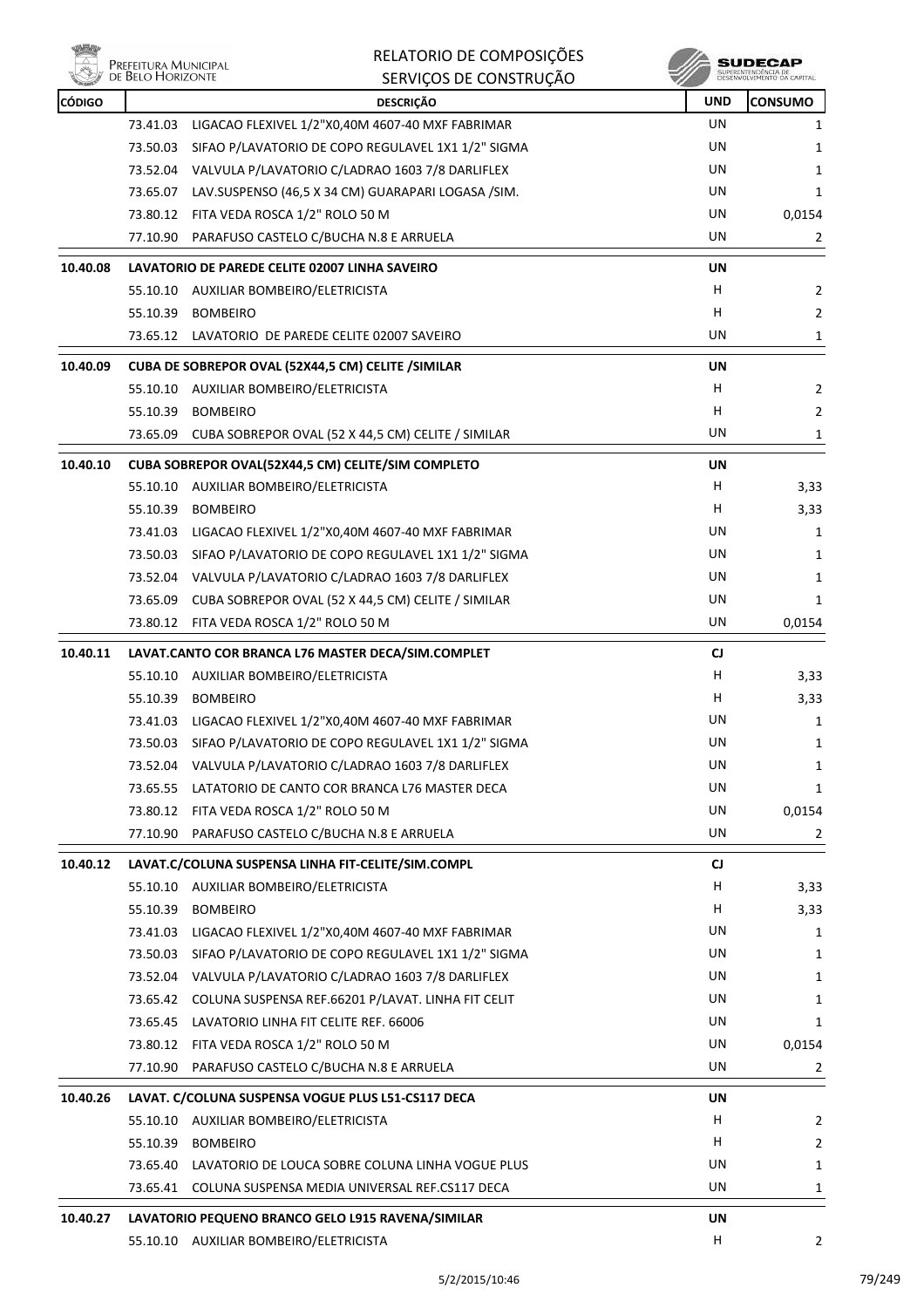# RELATORIO DE COMPOSIÇÕES
## SERVIÇOS DE CONSTRUÇÃO

| CÓDIGO | DESCRIÇÃO | UND | CONSUMO |
|---|---|---|---|
| | 73.41.03 LIGACAO FLEXIVEL 1/2"X0,40M 4607-40 MXF FABRIMAR | UN | 1 |
| | 73.50.03 SIFAO P/LAVATORIO DE COPO REGULAVEL 1X1 1/2" SIGMA | UN | 1 |
| | 73.52.04 VALVULA P/LAVATORIO C/LADRAO 1603 7/8 DARLIFLEX | UN | 1 |
| | 73.65.07 LAV.SUSPENSO (46,5 X 34 CM) GUARAPARI LOGASA /SIM. | UN | 1 |
| | 73.80.12 FITA VEDA ROSCA 1/2" ROLO 50 M | UN | 0,0154 |
| | 77.10.90 PARAFUSO CASTELO C/BUCHA N.8 E ARRUELA | UN | 2 |
| **10.40.08** | **LAVATORIO DE PAREDE CELITE 02007 LINHA SAVEIRO** | **UN** | |
| | 55.10.10 AUXILIAR BOMBEIRO/ELETRICISTA | H | 2 |
| | 55.10.39 BOMBEIRO | H | 2 |
| | 73.65.12 LAVATORIO DE PAREDE CELITE 02007 SAVEIRO | UN | 1 |
| **10.40.09** | **CUBA DE SOBREPOR OVAL (52X44,5 CM) CELITE /SIMILAR** | **UN** | |
| | 55.10.10 AUXILIAR BOMBEIRO/ELETRICISTA | H | 2 |
| | 55.10.39 BOMBEIRO | H | 2 |
| | 73.65.09 CUBA SOBREPOR OVAL (52 X 44,5 CM) CELITE / SIMILAR | UN | 1 |
| **10.40.10** | **CUBA SOBREPOR OVAL(52X44,5 CM) CELITE/SIM COMPLETO** | **UN** | |
| | 55.10.10 AUXILIAR BOMBEIRO/ELETRICISTA | H | 3,33 |
| | 55.10.39 BOMBEIRO | H | 3,33 |
| | 73.41.03 LIGACAO FLEXIVEL 1/2"X0,40M 4607-40 MXF FABRIMAR | UN | 1 |
| | 73.50.03 SIFAO P/LAVATORIO DE COPO REGULAVEL 1X1 1/2" SIGMA | UN | 1 |
| | 73.52.04 VALVULA P/LAVATORIO C/LADRAO 1603 7/8 DARLIFLEX | UN | 1 |
| | 73.65.09 CUBA SOBREPOR OVAL (52 X 44,5 CM) CELITE / SIMILAR | UN | 1 |
| | 73.80.12 FITA VEDA ROSCA 1/2" ROLO 50 M | UN | 0,0154 |
| **10.40.11** | **LAVAT.CANTO COR BRANCA L76 MASTER DECA/SIM.COMPLET** | **CJ** | |
| | 55.10.10 AUXILIAR BOMBEIRO/ELETRICISTA | H | 3,33 |
| | 55.10.39 BOMBEIRO | H | 3,33 |
| | 73.41.03 LIGACAO FLEXIVEL 1/2"X0,40M 4607-40 MXF FABRIMAR | UN | 1 |
| | 73.50.03 SIFAO P/LAVATORIO DE COPO REGULAVEL 1X1 1/2" SIGMA | UN | 1 |
| | 73.52.04 VALVULA P/LAVATORIO C/LADRAO 1603 7/8 DARLIFLEX | UN | 1 |
| | 73.65.55 LATATORIO DE CANTO COR BRANCA L76 MASTER DECA | UN | 1 |
| | 73.80.12 FITA VEDA ROSCA 1/2" ROLO 50 M | UN | 0,0154 |
| | 77.10.90 PARAFUSO CASTELO C/BUCHA N.8 E ARRUELA | UN | 2 |
| **10.40.12** | **LAVAT.C/COLUNA SUSPENSA LINHA FIT-CELITE/SIM.COMPL** | **CJ** | |
| | 55.10.10 AUXILIAR BOMBEIRO/ELETRICISTA | H | 3,33 |
| | 55.10.39 BOMBEIRO | H | 3,33 |
| | 73.41.03 LIGACAO FLEXIVEL 1/2"X0,40M 4607-40 MXF FABRIMAR | UN | 1 |
| | 73.50.03 SIFAO P/LAVATORIO DE COPO REGULAVEL 1X1 1/2" SIGMA | UN | 1 |
| | 73.52.04 VALVULA P/LAVATORIO C/LADRAO 1603 7/8 DARLIFLEX | UN | 1 |
| | 73.65.42 COLUNA SUSPENSA REF.66201 P/LAVAT. LINHA FIT CELIT | UN | 1 |
| | 73.65.45 LAVATORIO LINHA FIT CELITE REF. 66006 | UN | 1 |
| | 73.80.12 FITA VEDA ROSCA 1/2" ROLO 50 M | UN | 0,0154 |
| | 77.10.90 PARAFUSO CASTELO C/BUCHA N.8 E ARRUELA | UN | 2 |
| **10.40.26** | **LAVAT. C/COLUNA SUSPENSA VOGUE PLUS L51-CS117 DECA** | **UN** | |
| | 55.10.10 AUXILIAR BOMBEIRO/ELETRICISTA | H | 2 |
| | 55.10.39 BOMBEIRO | H | 2 |
| | 73.65.40 LAVATORIO DE LOUCA SOBRE COLUNA LINHA VOGUE PLUS | UN | 1 |
| | 73.65.41 COLUNA SUSPENSA MEDIA UNIVERSAL REF.CS117 DECA | UN | 1 |
| **10.40.27** | **LAVATORIO PEQUENO BRANCO GELO L915 RAVENA/SIMILAR** | **UN** | |
| | 55.10.10 AUXILIAR BOMBEIRO/ELETRICISTA | H | 2 |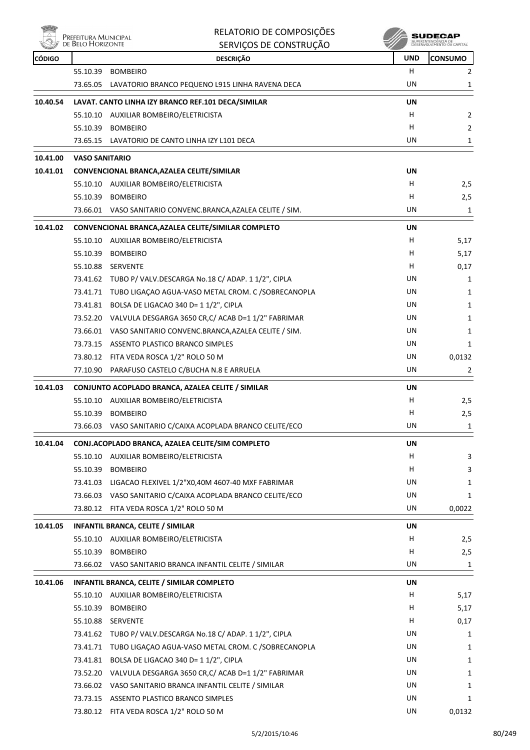| CÓDIGO | DESCRIÇÃO | UND | CONSUMO |
|---|---|---|---|
| | 55.10.39 BOMBEIRO | H | 2 |
| | 73.65.05 LAVATORIO BRANCO PEQUENO L915 LINHA RAVENA DECA | UN | 1 |
| **10.40.54** | **LAVAT. CANTO LINHA IZY BRANCO REF.101 DECA/SIMILAR** | **UN** | |
| | 55.10.10 AUXILIAR BOMBEIRO/ELETRICISTA | H | 2 |
| | 55.10.39 BOMBEIRO | H | 2 |
| | 73.65.15 LAVATORIO DE CANTO LINHA IZY L101 DECA | UN | 1 |
| **10.41.00** | **VASO SANITARIO** | | |
| **10.41.01** | **CONVENCIONAL BRANCA,AZALEA CELITE/SIMILAR** | **UN** | |
| | 55.10.10 AUXILIAR BOMBEIRO/ELETRICISTA | H | 2,5 |
| | 55.10.39 BOMBEIRO | H | 2,5 |
| | 73.66.01 VASO SANITARIO CONVENC.BRANCA,AZALEA CELITE / SIM. | UN | 1 |
| **10.41.02** | **CONVENCIONAL BRANCA,AZALEA CELITE/SIMILAR COMPLETO** | **UN** | |
| | 55.10.10 AUXILIAR BOMBEIRO/ELETRICISTA | H | 5,17 |
| | 55.10.39 BOMBEIRO | H | 5,17 |
| | 55.10.88 SERVENTE | H | 0,17 |
| | 73.41.62 TUBO P/ VALV.DESCARGA No.18 C/ ADAP. 1 1/2", CIPLA | UN | 1 |
| | 73.41.71 TUBO LIGAÇAO AGUA-VASO METAL CROM. C /SOBRECANOPLA | UN | 1 |
| | 73.41.81 BOLSA DE LIGACAO 340 D= 1 1/2", CIPLA | UN | 1 |
| | 73.52.20 VALVULA DESGARGA 3650 CR,C/ ACAB D=1 1/2" FABRIMAR | UN | 1 |
| | 73.66.01 VASO SANITARIO CONVENC.BRANCA,AZALEA CELITE / SIM. | UN | 1 |
| | 73.73.15 ASSENTO PLASTICO BRANCO SIMPLES | UN | 1 |
| | 73.80.12 FITA VEDA ROSCA 1/2" ROLO 50 M | UN | 0,0132 |
| | 77.10.90 PARAFUSO CASTELO C/BUCHA N.8 E ARRUELA | UN | 2 |
| **10.41.03** | **CONJUNTO ACOPLADO BRANCA, AZALEA CELITE / SIMILAR** | **UN** | |
| | 55.10.10 AUXILIAR BOMBEIRO/ELETRICISTA | H | 2,5 |
| | 55.10.39 BOMBEIRO | H | 2,5 |
| | 73.66.03 VASO SANITARIO C/CAIXA ACOPLADA BRANCO CELITE/ECO | UN | 1 |
| **10.41.04** | **CONJ.ACOPLADO BRANCA, AZALEA CELITE/SIM COMPLETO** | **UN** | |
| | 55.10.10 AUXILIAR BOMBEIRO/ELETRICISTA | H | 3 |
| | 55.10.39 BOMBEIRO | H | 3 |
| | 73.41.03 LIGACAO FLEXIVEL 1/2"X0,40M 4607-40 MXF FABRIMAR | UN | 1 |
| | 73.66.03 VASO SANITARIO C/CAIXA ACOPLADA BRANCO CELITE/ECO | UN | 1 |
| | 73.80.12 FITA VEDA ROSCA 1/2" ROLO 50 M | UN | 0,0022 |
| **10.41.05** | **INFANTIL BRANCA, CELITE / SIMILAR** | **UN** | |
| | 55.10.10 AUXILIAR BOMBEIRO/ELETRICISTA | H | 2,5 |
| | 55.10.39 BOMBEIRO | H | 2,5 |
| | 73.66.02 VASO SANITARIO BRANCA INFANTIL CELITE / SIMILAR | UN | 1 |
| **10.41.06** | **INFANTIL BRANCA, CELITE / SIMILAR COMPLETO** | **UN** | |
| | 55.10.10 AUXILIAR BOMBEIRO/ELETRICISTA | H | 5,17 |
| | 55.10.39 BOMBEIRO | H | 5,17 |
| | 55.10.88 SERVENTE | H | 0,17 |
| | 73.41.62 TUBO P/ VALV.DESCARGA No.18 C/ ADAP. 1 1/2", CIPLA | UN | 1 |
| | 73.41.71 TUBO LIGAÇAO AGUA-VASO METAL CROM. C /SOBRECANOPLA | UN | 1 |
| | 73.41.81 BOLSA DE LIGACAO 340 D= 1 1/2", CIPLA | UN | 1 |
| | 73.52.20 VALVULA DESGARGA 3650 CR,C/ ACAB D=1 1/2" FABRIMAR | UN | 1 |
| | 73.66.02 VASO SANITARIO BRANCA INFANTIL CELITE / SIMILAR | UN | 1 |
| | 73.73.15 ASSENTO PLASTICO BRANCO SIMPLES | UN | 1 |
| | 73.80.12 FITA VEDA ROSCA 1/2" ROLO 50 M | UN | 0,0132 |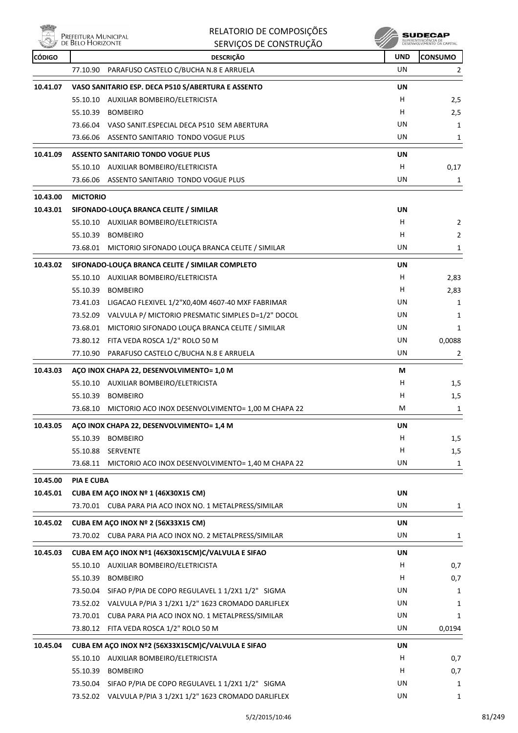| CÓDIGO | DESCRIÇÃO | UND | CONSUMO |
|---|---|---|---|
| | 77.10.90 PARAFUSO CASTELO C/BUCHA N.8 E ARRUELA | UN | 2 |
| **10.41.07** | **VASO SANITARIO ESP. DECA P510 S/ABERTURA E ASSENTO** | **UN** | |
| | 55.10.10 AUXILIAR BOMBEIRO/ELETRICISTA | H | 2,5 |
| | 55.10.39 BOMBEIRO | H | 2,5 |
| | 73.66.04 VASO SANIT.ESPECIAL DECA P510 SEM ABERTURA | UN | 1 |
| | 73.66.06 ASSENTO SANITARIO TONDO VOGUE PLUS | UN | 1 |
| **10.41.09** | **ASSENTO SANITARIO TONDO VOGUE PLUS** | **UN** | |
| | 55.10.10 AUXILIAR BOMBEIRO/ELETRICISTA | H | 0,17 |
| | 73.66.06 ASSENTO SANITARIO TONDO VOGUE PLUS | UN | 1 |
| **10.43.00** | **MICTORIO** | | |
| **10.43.01** | **SIFONADO-LOUÇA BRANCA CELITE / SIMILAR** | **UN** | |
| | 55.10.10 AUXILIAR BOMBEIRO/ELETRICISTA | H | 2 |
| | 55.10.39 BOMBEIRO | H | 2 |
| | 73.68.01 MICTORIO SIFONADO LOUÇA BRANCA CELITE / SIMILAR | UN | 1 |
| **10.43.02** | **SIFONADO-LOUÇA BRANCA CELITE / SIMILAR COMPLETO** | **UN** | |
| | 55.10.10 AUXILIAR BOMBEIRO/ELETRICISTA | H | 2,83 |
| | 55.10.39 BOMBEIRO | H | 2,83 |
| | 73.41.03 LIGACAO FLEXIVEL 1/2"X0,40M 4607-40 MXF FABRIMAR | UN | 1 |
| | 73.52.09 VALVULA P/ MICTORIO PRESMATIC SIMPLES D=1/2" DOCOL | UN | 1 |
| | 73.68.01 MICTORIO SIFONADO LOUÇA BRANCA CELITE / SIMILAR | UN | 1 |
| | 73.80.12 FITA VEDA ROSCA 1/2" ROLO 50 M | UN | 0,0088 |
| | 77.10.90 PARAFUSO CASTELO C/BUCHA N.8 E ARRUELA | UN | 2 |
| **10.43.03** | **AÇO INOX CHAPA 22, DESENVOLVIMENTO= 1,0 M** | **M** | |
| | 55.10.10 AUXILIAR BOMBEIRO/ELETRICISTA | H | 1,5 |
| | 55.10.39 BOMBEIRO | H | 1,5 |
| | 73.68.10 MICTORIO ACO INOX DESENVOLVIMENTO= 1,00 M CHAPA 22 | M | 1 |
| **10.43.05** | **AÇO INOX CHAPA 22, DESENVOLVIMENTO= 1,4 M** | **UN** | |
| | 55.10.39 BOMBEIRO | H | 1,5 |
| | 55.10.88 SERVENTE | H | 1,5 |
| | 73.68.11 MICTORIO ACO INOX DESENVOLVIMENTO= 1,40 M CHAPA 22 | UN | 1 |
| **10.45.00** | **PIA E CUBA** | | |
| **10.45.01** | **CUBA EM AÇO INOX Nº 1 (46X30X15 CM)** | **UN** | |
| | 73.70.01 CUBA PARA PIA ACO INOX NO. 1 METALPRESS/SIMILAR | UN | 1 |
| **10.45.02** | **CUBA EM AÇO INOX Nº 2 (56X33X15 CM)** | **UN** | |
| | 73.70.02 CUBA PARA PIA ACO INOX NO. 2 METALPRESS/SIMILAR | UN | 1 |
| **10.45.03** | **CUBA EM AÇO INOX Nº1 (46X30X15CM)C/VALVULA E SIFAO** | **UN** | |
| | 55.10.10 AUXILIAR BOMBEIRO/ELETRICISTA | H | 0,7 |
| | 55.10.39 BOMBEIRO | H | 0,7 |
| | 73.50.04 SIFAO P/PIA DE COPO REGULAVEL 1 1/2X1 1/2" SIGMA | UN | 1 |
| | 73.52.02 VALVULA P/PIA 3 1/2X1 1/2" 1623 CROMADO DARLIFLEX | UN | 1 |
| | 73.70.01 CUBA PARA PIA ACO INOX NO. 1 METALPRESS/SIMILAR | UN | 1 |
| | 73.80.12 FITA VEDA ROSCA 1/2" ROLO 50 M | UN | 0,0194 |
| **10.45.04** | **CUBA EM AÇO INOX Nº2 (56X33X15CM)C/VALVULA E SIFAO** | **UN** | |
| | 55.10.10 AUXILIAR BOMBEIRO/ELETRICISTA | H | 0,7 |
| | 55.10.39 BOMBEIRO | H | 0,7 |
| | 73.50.04 SIFAO P/PIA DE COPO REGULAVEL 1 1/2X1 1/2" SIGMA | UN | 1 |
| | 73.52.02 VALVULA P/PIA 3 1/2X1 1/2" 1623 CROMADO DARLIFLEX | UN | 1 |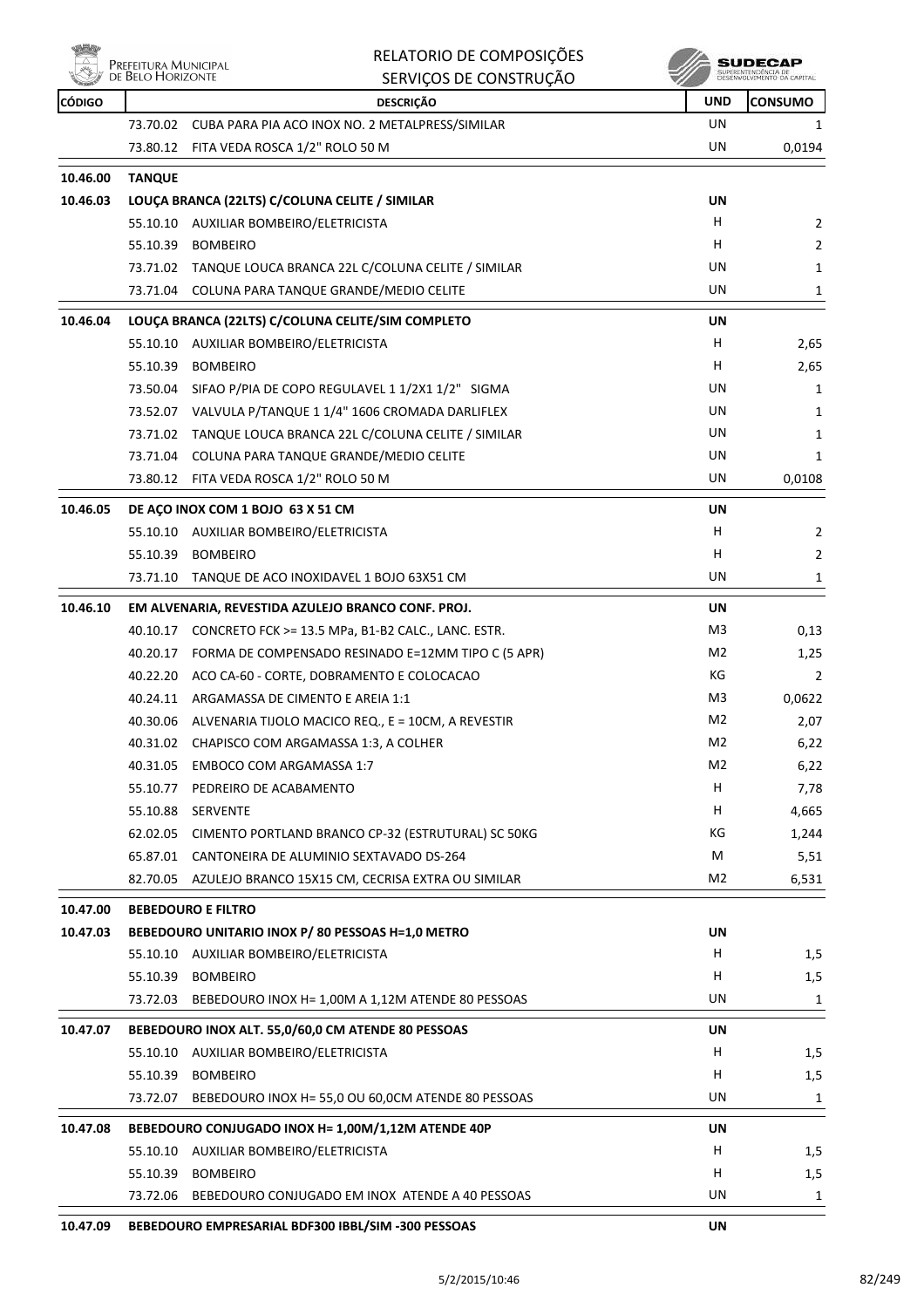| CÓDIGO | DESCRIÇÃO | UND | CONSUMO |
|---|---|---|---|
| | 73.70.02 CUBA PARA PIA ACO INOX NO. 2 METALPRESS/SIMILAR | UN | 1 |
| | 73.80.12 FITA VEDA ROSCA 1/2" ROLO 50 M | UN | 0,0194 |
| **10.46.00** | **TANQUE** | | |
| **10.46.03** | **LOUÇA BRANCA (22LTS) C/COLUNA CELITE / SIMILAR** | **UN** | |
| | 55.10.10 AUXILIAR BOMBEIRO/ELETRICISTA | H | 2 |
| | 55.10.39 BOMBEIRO | H | 2 |
| | 73.71.02 TANQUE LOUCA BRANCA 22L C/COLUNA CELITE / SIMILAR | UN | 1 |
| | 73.71.04 COLUNA PARA TANQUE GRANDE/MEDIO CELITE | UN | 1 |
| **10.46.04** | **LOUÇA BRANCA (22LTS) C/COLUNA CELITE/SIM COMPLETO** | **UN** | |
| | 55.10.10 AUXILIAR BOMBEIRO/ELETRICISTA | H | 2,65 |
| | 55.10.39 BOMBEIRO | H | 2,65 |
| | 73.50.04 SIFAO P/PIA DE COPO REGULAVEL 1 1/2X1 1/2" SIGMA | UN | 1 |
| | 73.52.07 VALVULA P/TANQUE 1 1/4" 1606 CROMADA DARLIFLEX | UN | 1 |
| | 73.71.02 TANQUE LOUCA BRANCA 22L C/COLUNA CELITE / SIMILAR | UN | 1 |
| | 73.71.04 COLUNA PARA TANQUE GRANDE/MEDIO CELITE | UN | 1 |
| | 73.80.12 FITA VEDA ROSCA 1/2" ROLO 50 M | UN | 0,0108 |
| **10.46.05** | **DE AÇO INOX COM 1 BOJO 63 X 51 CM** | **UN** | |
| | 55.10.10 AUXILIAR BOMBEIRO/ELETRICISTA | H | 2 |
| | 55.10.39 BOMBEIRO | H | 2 |
| | 73.71.10 TANQUE DE ACO INOXIDAVEL 1 BOJO 63X51 CM | UN | 1 |
| **10.46.10** | **EM ALVENARIA, REVESTIDA AZULEJO BRANCO CONF. PROJ.** | **UN** | |
| | 40.10.17 CONCRETO FCK >= 13.5 MPa, B1-B2 CALC., LANC. ESTR. | M3 | 0,13 |
| | 40.20.17 FORMA DE COMPENSADO RESINADO E=12MM TIPO C (5 APR) | M2 | 1,25 |
| | 40.22.20 ACO CA-60 - CORTE, DOBRAMENTO E COLOCACAO | KG | 2 |
| | 40.24.11 ARGAMASSA DE CIMENTO E AREIA 1:1 | M3 | 0,0622 |
| | 40.30.06 ALVENARIA TIJOLO MACICO REQ., E = 10CM, A REVESTIR | M2 | 2,07 |
| | 40.31.02 CHAPISCO COM ARGAMASSA 1:3, A COLHER | M2 | 6,22 |
| | 40.31.05 EMBOCO COM ARGAMASSA 1:7 | M2 | 6,22 |
| | 55.10.77 PEDREIRO DE ACABAMENTO | H | 7,78 |
| | 55.10.88 SERVENTE | H | 4,665 |
| | 62.02.05 CIMENTO PORTLAND BRANCO CP-32 (ESTRUTURAL) SC 50KG | KG | 1,244 |
| | 65.87.01 CANTONEIRA DE ALUMINIO SEXTAVADO DS-264 | M | 5,51 |
| | 82.70.05 AZULEJO BRANCO 15X15 CM, CECRISA EXTRA OU SIMILAR | M2 | 6,531 |
| **10.47.00** | **BEBEDOURO E FILTRO** | | |
| **10.47.03** | **BEBEDOURO UNITARIO INOX P/ 80 PESSOAS H=1,0 METRO** | **UN** | |
| | 55.10.10 AUXILIAR BOMBEIRO/ELETRICISTA | H | 1,5 |
| | 55.10.39 BOMBEIRO | H | 1,5 |
| | 73.72.03 BEBEDOURO INOX H= 1,00M A 1,12M ATENDE 80 PESSOAS | UN | 1 |
| **10.47.07** | **BEBEDOURO INOX ALT. 55,0/60,0 CM ATENDE 80 PESSOAS** | **UN** | |
| | 55.10.10 AUXILIAR BOMBEIRO/ELETRICISTA | H | 1,5 |
| | 55.10.39 BOMBEIRO | H | 1,5 |
| | 73.72.07 BEBEDOURO INOX H= 55,0 OU 60,0CM ATENDE 80 PESSOAS | UN | 1 |
| **10.47.08** | **BEBEDOURO CONJUGADO INOX H= 1,00M/1,12M ATENDE 40P** | **UN** | |
| | 55.10.10 AUXILIAR BOMBEIRO/ELETRICISTA | H | 1,5 |
| | 55.10.39 BOMBEIRO | H | 1,5 |
| | 73.72.06 BEBEDOURO CONJUGADO EM INOX ATENDE A 40 PESSOAS | UN | 1 |
| **10.47.09** | **BEBEDOURO EMPRESARIAL BDF300 IBBL/SIM -300 PESSOAS** | **UN** | |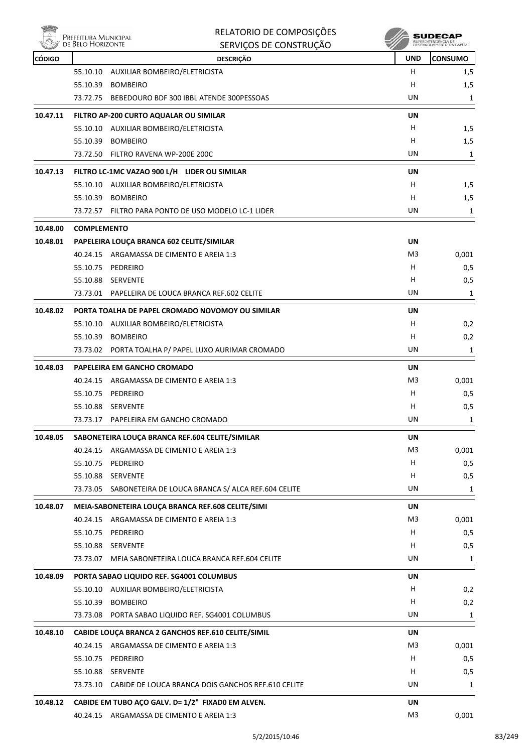| CÓDIGO | DESCRIÇÃO | UND | CONSUMO |
|---|---|---|---|
| | 55.10.10 AUXILIAR BOMBEIRO/ELETRICISTA | H | 1,5 |
| | 55.10.39 BOMBEIRO | H | 1,5 |
| | 73.72.75 BEBEDOURO BDF 300 IBBL ATENDE 300PESSOAS | UN | 1 |
| **10.47.11** | **FILTRO AP-200 CURTO AQUALAR OU SIMILAR** | **UN** | |
| | 55.10.10 AUXILIAR BOMBEIRO/ELETRICISTA | H | 1,5 |
| | 55.10.39 BOMBEIRO | H | 1,5 |
| | 73.72.50 FILTRO RAVENA WP-200E 200C | UN | 1 |
| **10.47.13** | **FILTRO LC-1MC VAZAO 900 L/H LIDER OU SIMILAR** | **UN** | |
| | 55.10.10 AUXILIAR BOMBEIRO/ELETRICISTA | H | 1,5 |
| | 55.10.39 BOMBEIRO | H | 1,5 |
| | 73.72.57 FILTRO PARA PONTO DE USO MODELO LC-1 LIDER | UN | 1 |
| **10.48.00** | **COMPLEMENTO** | | |
| **10.48.01** | **PAPELEIRA LOUÇA BRANCA 602 CELITE/SIMILAR** | **UN** | |
| | 40.24.15 ARGAMASSA DE CIMENTO E AREIA 1:3 | M3 | 0,001 |
| | 55.10.75 PEDREIRO | H | 0,5 |
| | 55.10.88 SERVENTE | H | 0,5 |
| | 73.73.01 PAPELEIRA DE LOUCA BRANCA REF.602 CELITE | UN | 1 |
| **10.48.02** | **PORTA TOALHA DE PAPEL CROMADO NOVOMOY OU SIMILAR** | **UN** | |
| | 55.10.10 AUXILIAR BOMBEIRO/ELETRICISTA | H | 0,2 |
| | 55.10.39 BOMBEIRO | H | 0,2 |
| | 73.73.02 PORTA TOALHA P/ PAPEL LUXO AURIMAR CROMADO | UN | 1 |
| **10.48.03** | **PAPELEIRA EM GANCHO CROMADO** | **UN** | |
| | 40.24.15 ARGAMASSA DE CIMENTO E AREIA 1:3 | M3 | 0,001 |
| | 55.10.75 PEDREIRO | H | 0,5 |
| | 55.10.88 SERVENTE | H | 0,5 |
| | 73.73.17 PAPELEIRA EM GANCHO CROMADO | UN | 1 |
| **10.48.05** | **SABONETEIRA LOUÇA BRANCA REF.604 CELITE/SIMILAR** | **UN** | |
| | 40.24.15 ARGAMASSA DE CIMENTO E AREIA 1:3 | M3 | 0,001 |
| | 55.10.75 PEDREIRO | H | 0,5 |
| | 55.10.88 SERVENTE | H | 0,5 |
| | 73.73.05 SABONETEIRA DE LOUCA BRANCA S/ ALCA REF.604 CELITE | UN | 1 |
| **10.48.07** | **MEIA-SABONETEIRA LOUÇA BRANCA REF.608 CELITE/SIMI** | **UN** | |
| | 40.24.15 ARGAMASSA DE CIMENTO E AREIA 1:3 | M3 | 0,001 |
| | 55.10.75 PEDREIRO | H | 0,5 |
| | 55.10.88 SERVENTE | H | 0,5 |
| | 73.73.07 MEIA SABONETEIRA LOUCA BRANCA REF.604 CELITE | UN | 1 |
| **10.48.09** | **PORTA SABAO LIQUIDO REF. SG4001 COLUMBUS** | **UN** | |
| | 55.10.10 AUXILIAR BOMBEIRO/ELETRICISTA | H | 0,2 |
| | 55.10.39 BOMBEIRO | H | 0,2 |
| | 73.73.08 PORTA SABAO LIQUIDO REF. SG4001 COLUMBUS | UN | 1 |
| **10.48.10** | **CABIDE LOUÇA BRANCA 2 GANCHOS REF.610 CELITE/SIMIL** | **UN** | |
| | 40.24.15 ARGAMASSA DE CIMENTO E AREIA 1:3 | M3 | 0,001 |
| | 55.10.75 PEDREIRO | H | 0,5 |
| | 55.10.88 SERVENTE | H | 0,5 |
| | 73.73.10 CABIDE DE LOUCA BRANCA DOIS GANCHOS REF.610 CELITE | UN | 1 |
| **10.48.12** | **CABIDE EM TUBO AÇO GALV. D= 1/2" FIXAD0 EM ALVEN.** | **UN** | |
| | 40.24.15 ARGAMASSA DE CIMENTO E AREIA 1:3 | M3 | 0,001 |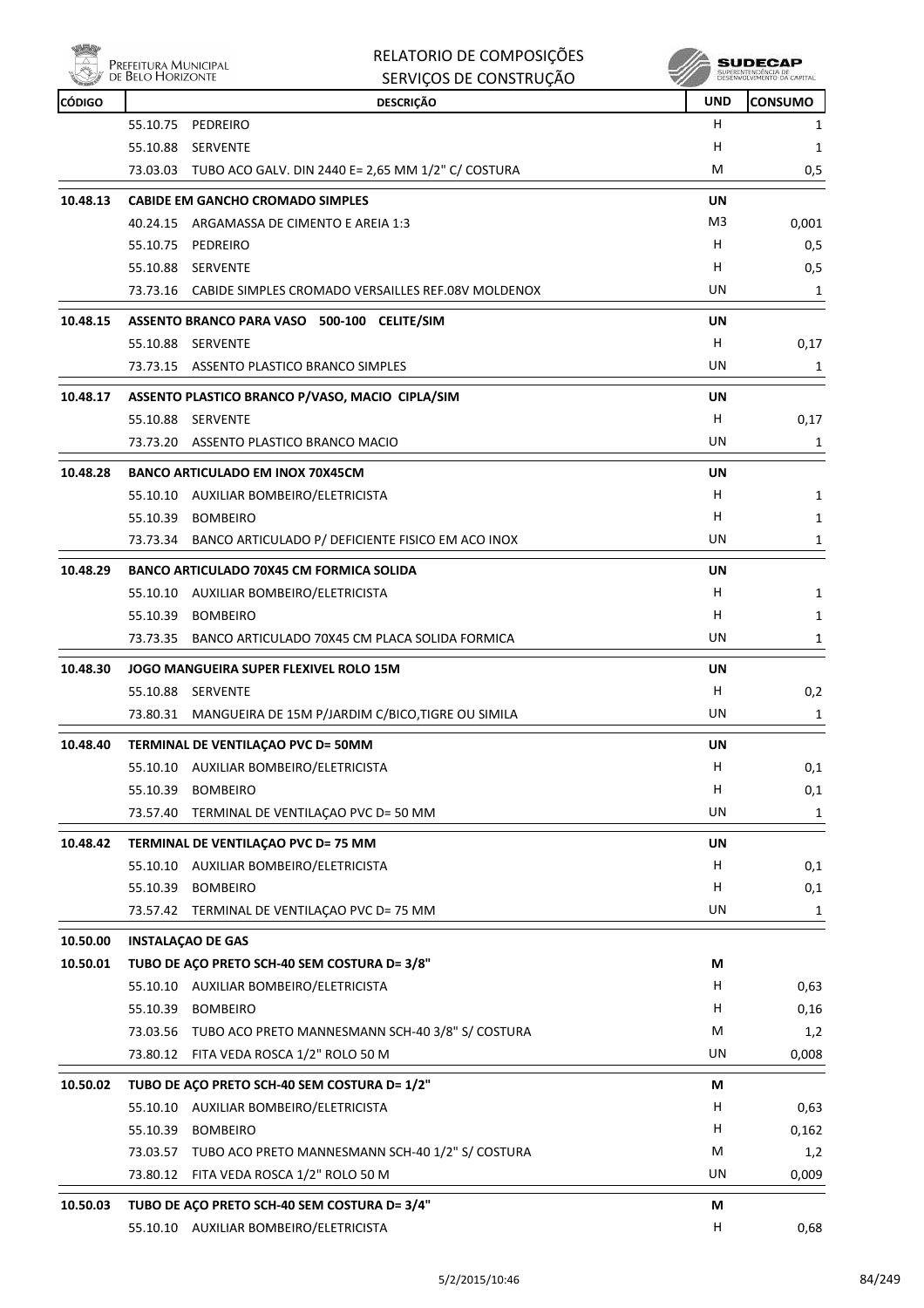| CÓDIGO | DESCRIÇÃO | UND | CONSUMO |
|---|---|---|---|
| | 55.10.75 PEDREIRO | H | 1 |
| | 55.10.88 SERVENTE | H | 1 |
| | 73.03.03 TUBO ACO GALV. DIN 2440 E= 2,65 MM 1/2" C/ COSTURA | M | 0,5 |
| **10.48.13** | **CABIDE EM GANCHO CROMADO SIMPLES** | **UN** | |
| | 40.24.15 ARGAMASSA DE CIMENTO E AREIA 1:3 | M3 | 0,001 |
| | 55.10.75 PEDREIRO | H | 0,5 |
| | 55.10.88 SERVENTE | H | 0,5 |
| | 73.73.16 CABIDE SIMPLES CROMADO VERSAILLES REF.08V MOLDENOX | UN | 1 |
| **10.48.15** | **ASSENTO BRANCO PARA VASO 500-100 CELITE/SIM** | **UN** | |
| | 55.10.88 SERVENTE | H | 0,17 |
| | 73.73.15 ASSENTO PLASTICO BRANCO SIMPLES | UN | 1 |
| **10.48.17** | **ASSENTO PLASTICO BRANCO P/VASO, MACIO CIPLA/SIM** | **UN** | |
| | 55.10.88 SERVENTE | H | 0,17 |
| | 73.73.20 ASSENTO PLASTICO BRANCO MACIO | UN | 1 |
| **10.48.28** | **BANCO ARTICULADO EM INOX 70X45CM** | **UN** | |
| | 55.10.10 AUXILIAR BOMBEIRO/ELETRICISTA | H | 1 |
| | 55.10.39 BOMBEIRO | H | 1 |
| | 73.73.34 BANCO ARTICULADO P/ DEFICIENTE FISICO EM ACO INOX | UN | 1 |
| **10.48.29** | **BANCO ARTICULADO 70X45 CM FORMICA SOLIDA** | **UN** | |
| | 55.10.10 AUXILIAR BOMBEIRO/ELETRICISTA | H | 1 |
| | 55.10.39 BOMBEIRO | H | 1 |
| | 73.73.35 BANCO ARTICULADO 70X45 CM PLACA SOLIDA FORMICA | UN | 1 |
| **10.48.30** | **JOGO MANGUEIRA SUPER FLEXIVEL ROLO 15M** | **UN** | |
| | 55.10.88 SERVENTE | H | 0,2 |
| | 73.80.31 MANGUEIRA DE 15M P/JARDIM C/BICO,TIGRE OU SIMILA | UN | 1 |
| **10.48.40** | **TERMINAL DE VENTILAÇAO PVC D= 50MM** | **UN** | |
| | 55.10.10 AUXILIAR BOMBEIRO/ELETRICISTA | H | 0,1 |
| | 55.10.39 BOMBEIRO | H | 0,1 |
| | 73.57.40 TERMINAL DE VENTILAÇAO PVC D= 50 MM | UN | 1 |
| **10.48.42** | **TERMINAL DE VENTILAÇAO PVC D= 75 MM** | **UN** | |
| | 55.10.10 AUXILIAR BOMBEIRO/ELETRICISTA | H | 0,1 |
| | 55.10.39 BOMBEIRO | H | 0,1 |
| | 73.57.42 TERMINAL DE VENTILAÇAO PVC D= 75 MM | UN | 1 |
| **10.50.00** | **INSTALAÇAO DE GAS** | | |
| **10.50.01** | **TUBO DE AÇO PRETO SCH-40 SEM COSTURA D= 3/8"** | **M** | |
| | 55.10.10 AUXILIAR BOMBEIRO/ELETRICISTA | H | 0,63 |
| | 55.10.39 BOMBEIRO | H | 0,16 |
| | 73.03.56 TUBO ACO PRETO MANNESMANN SCH-40 3/8" S/ COSTURA | M | 1,2 |
| | 73.80.12 FITA VEDA ROSCA 1/2" ROLO 50 M | UN | 0,008 |
| **10.50.02** | **TUBO DE AÇO PRETO SCH-40 SEM COSTURA D= 1/2"** | **M** | |
| | 55.10.10 AUXILIAR BOMBEIRO/ELETRICISTA | H | 0,63 |
| | 55.10.39 BOMBEIRO | H | 0,162 |
| | 73.03.57 TUBO ACO PRETO MANNESMANN SCH-40 1/2" S/ COSTURA | M | 1,2 |
| | 73.80.12 FITA VEDA ROSCA 1/2" ROLO 50 M | UN | 0,009 |
| **10.50.03** | **TUBO DE AÇO PRETO SCH-40 SEM COSTURA D= 3/4"** | **M** | |
| | 55.10.10 AUXILIAR BOMBEIRO/ELETRICISTA | H | 0,68 |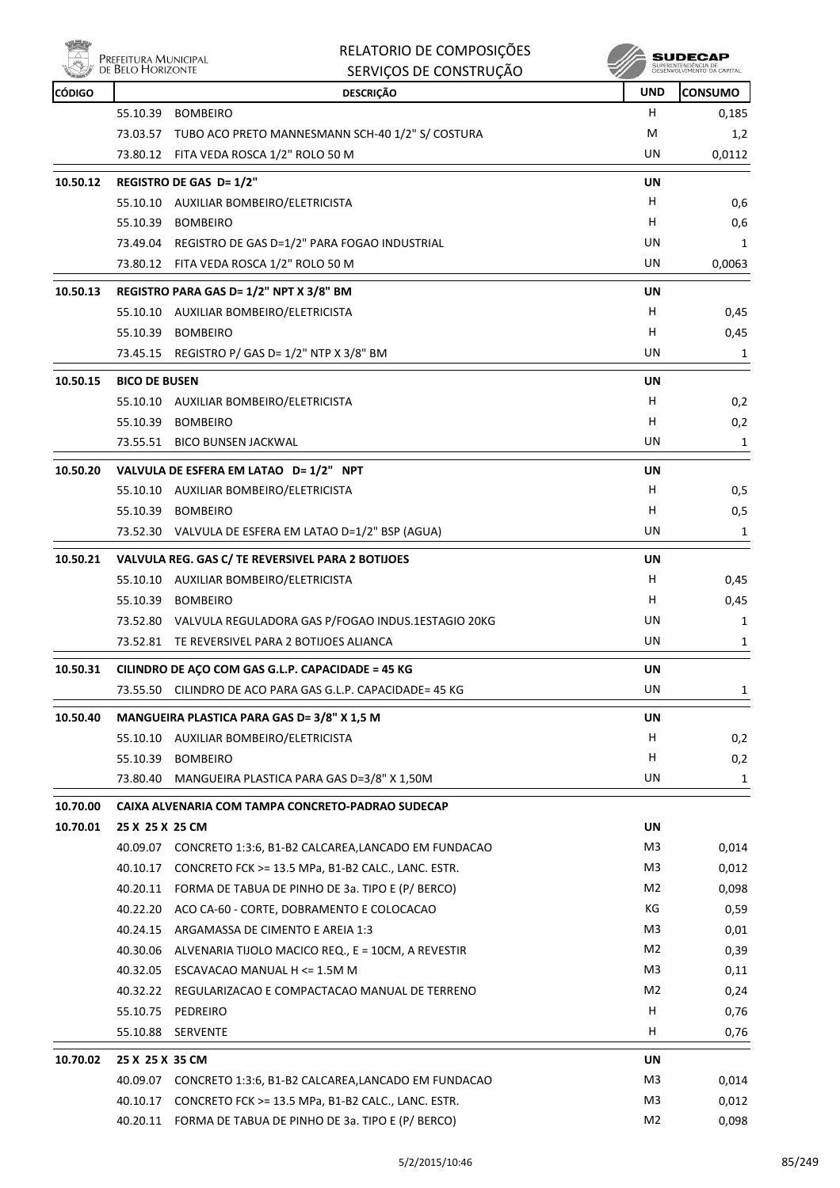| CÓDIGO | DESCRIÇÃO | UND | CONSUMO |
|---|---|---|---|
| | 55.10.39 BOMBEIRO | H | 0,185 |
| | 73.03.57 TUBO ACO PRETO MANNESMANN SCH-40 1/2" S/ COSTURA | M | 1,2 |
| | 73.80.12 FITA VEDA ROSCA 1/2" ROLO 50 M | UN | 0,0112 |
| **10.50.12** | **REGISTRO DE GAS D= 1/2"** | **UN** | |
| | 55.10.10 AUXILIAR BOMBEIRO/ELETRICISTA | H | 0,6 |
| | 55.10.39 BOMBEIRO | H | 0,6 |
| | 73.49.04 REGISTRO DE GAS D=1/2" PARA FOGAO INDUSTRIAL | UN | 1 |
| | 73.80.12 FITA VEDA ROSCA 1/2" ROLO 50 M | UN | 0,0063 |
| **10.50.13** | **REGISTRO PARA GAS D= 1/2" NPT X 3/8" BM** | **UN** | |
| | 55.10.10 AUXILIAR BOMBEIRO/ELETRICISTA | H | 0,45 |
| | 55.10.39 BOMBEIRO | H | 0,45 |
| | 73.45.15 REGISTRO P/ GAS D= 1/2" NTP X 3/8" BM | UN | 1 |
| **10.50.15** | **BICO DE BUSEN** | **UN** | |
| | 55.10.10 AUXILIAR BOMBEIRO/ELETRICISTA | H | 0,2 |
| | 55.10.39 BOMBEIRO | H | 0,2 |
| | 73.55.51 BICO BUNSEN JACKWAL | UN | 1 |
| **10.50.20** | **VALVULA DE ESFERA EM LATAO D= 1/2" NPT** | **UN** | |
| | 55.10.10 AUXILIAR BOMBEIRO/ELETRICISTA | H | 0,5 |
| | 55.10.39 BOMBEIRO | H | 0,5 |
| | 73.52.30 VALVULA DE ESFERA EM LATAO D=1/2" BSP (AGUA) | UN | 1 |
| **10.50.21** | **VALVULA REG. GAS C/ TE REVERSIVEL PARA 2 BOTIJOES** | **UN** | |
| | 55.10.10 AUXILIAR BOMBEIRO/ELETRICISTA | H | 0,45 |
| | 55.10.39 BOMBEIRO | H | 0,45 |
| | 73.52.80 VALVULA REGULADORA GAS P/FOGAO INDUS.1ESTAGIO 20KG | UN | 1 |
| | 73.52.81 TE REVERSIVEL PARA 2 BOTIJOES ALIANCA | UN | 1 |
| **10.50.31** | **CILINDRO DE AÇO COM GAS G.L.P. CAPACIDADE = 45 KG** | **UN** | |
| | 73.55.50 CILINDRO DE ACO PARA GAS G.L.P. CAPACIDADE= 45 KG | UN | 1 |
| **10.50.40** | **MANGUEIRA PLASTICA PARA GAS D= 3/8" X 1,5 M** | **UN** | |
| | 55.10.10 AUXILIAR BOMBEIRO/ELETRICISTA | H | 0,2 |
| | 55.10.39 BOMBEIRO | H | 0,2 |
| | 73.80.40 MANGUEIRA PLASTICA PARA GAS D=3/8" X 1,50M | UN | 1 |
| **10.70.00** | **CAIXA ALVENARIA COM TAMPA CONCRETO-PADRAO SUDECAP** | | |
| **10.70.01** | **25 X 25 X 25 CM** | **UN** | |
| | 40.09.07 CONCRETO 1:3:6, B1-B2 CALCAREA,LANCADO EM FUNDACAO | M3 | 0,014 |
| | 40.10.17 CONCRETO FCK >= 13.5 MPa, B1-B2 CALC., LANC. ESTR. | M3 | 0,012 |
| | 40.20.11 FORMA DE TABUA DE PINHO DE 3a. TIPO E (P/ BERCO) | M2 | 0,098 |
| | 40.22.20 ACO CA-60 - CORTE, DOBRAMENTO E COLOCACAO | KG | 0,59 |
| | 40.24.15 ARGAMASSA DE CIMENTO E AREIA 1:3 | M3 | 0,01 |
| | 40.30.06 ALVENARIA TIJOLO MACICO REQ., E = 10CM, A REVESTIR | M2 | 0,39 |
| | 40.32.05 ESCAVACAO MANUAL H <= 1.5M M | M3 | 0,11 |
| | 40.32.22 REGULARIZACAO E COMPACTACAO MANUAL DE TERRENO | M2 | 0,24 |
| | 55.10.75 PEDREIRO | H | 0,76 |
| | 55.10.88 SERVENTE | H | 0,76 |
| **10.70.02** | **25 X 25 X 35 CM** | **UN** | |
| | 40.09.07 CONCRETO 1:3:6, B1-B2 CALCAREA,LANCADO EM FUNDACAO | M3 | 0,014 |
| | 40.10.17 CONCRETO FCK >= 13.5 MPa, B1-B2 CALC., LANC. ESTR. | M3 | 0,012 |
| | 40.20.11 FORMA DE TABUA DE PINHO DE 3a. TIPO E (P/ BERCO) | M2 | 0,098 |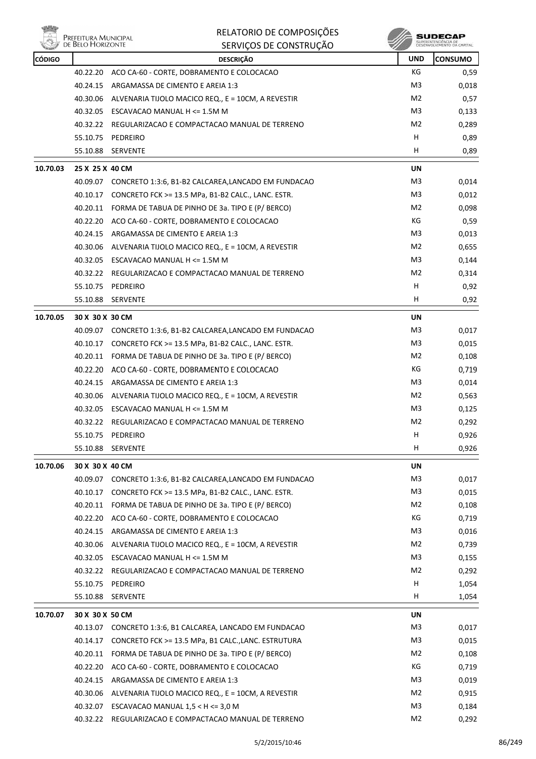# RELATORIO DE COMPOSIÇÕES
## SERVIÇOS DE CONSTRUÇÃO

| CÓDIGO | | DESCRIÇÃO | UND | CONSUMO |
|---|---|---|---|---|
| | 40.22.20 | ACO CA-60 - CORTE, DOBRAMENTO E COLOCACAO | KG | 0,59 |
| | 40.24.15 | ARGAMASSA DE CIMENTO E AREIA 1:3 | M3 | 0,018 |
| | 40.30.06 | ALVENARIA TIJOLO MACICO REQ., E = 10CM, A REVESTIR | M2 | 0,57 |
| | 40.32.05 | ESCAVACAO MANUAL H <= 1.5M M | M3 | 0,133 |
| | 40.32.22 | REGULARIZACAO E COMPACTACAO MANUAL DE TERRENO | M2 | 0,289 |
| | 55.10.75 | PEDREIRO | H | 0,89 |
| | 55.10.88 | SERVENTE | H | 0,89 |
| **10.70.03** | **25 X 25 X 40 CM** | | **UN** | |
| | 40.09.07 | CONCRETO 1:3:6, B1-B2 CALCAREA,LANCADO EM FUNDACAO | M3 | 0,014 |
| | 40.10.17 | CONCRETO FCK >= 13.5 MPa, B1-B2 CALC., LANC. ESTR. | M3 | 0,012 |
| | 40.20.11 | FORMA DE TABUA DE PINHO DE 3a. TIPO E (P/ BERCO) | M2 | 0,098 |
| | 40.22.20 | ACO CA-60 - CORTE, DOBRAMENTO E COLOCACAO | KG | 0,59 |
| | 40.24.15 | ARGAMASSA DE CIMENTO E AREIA 1:3 | M3 | 0,013 |
| | 40.30.06 | ALVENARIA TIJOLO MACICO REQ., E = 10CM, A REVESTIR | M2 | 0,655 |
| | 40.32.05 | ESCAVACAO MANUAL H <= 1.5M M | M3 | 0,144 |
| | 40.32.22 | REGULARIZACAO E COMPACTACAO MANUAL DE TERRENO | M2 | 0,314 |
| | 55.10.75 | PEDREIRO | H | 0,92 |
| | 55.10.88 | SERVENTE | H | 0,92 |
| **10.70.05** | **30 X 30 X 30 CM** | | **UN** | |
| | 40.09.07 | CONCRETO 1:3:6, B1-B2 CALCAREA,LANCADO EM FUNDACAO | M3 | 0,017 |
| | 40.10.17 | CONCRETO FCK >= 13.5 MPa, B1-B2 CALC., LANC. ESTR. | M3 | 0,015 |
| | 40.20.11 | FORMA DE TABUA DE PINHO DE 3a. TIPO E (P/ BERCO) | M2 | 0,108 |
| | 40.22.20 | ACO CA-60 - CORTE, DOBRAMENTO E COLOCACAO | KG | 0,719 |
| | 40.24.15 | ARGAMASSA DE CIMENTO E AREIA 1:3 | M3 | 0,014 |
| | 40.30.06 | ALVENARIA TIJOLO MACICO REQ., E = 10CM, A REVESTIR | M2 | 0,563 |
| | 40.32.05 | ESCAVACAO MANUAL H <= 1.5M M | M3 | 0,125 |
| | 40.32.22 | REGULARIZACAO E COMPACTACAO MANUAL DE TERRENO | M2 | 0,292 |
| | 55.10.75 | PEDREIRO | H | 0,926 |
| | 55.10.88 | SERVENTE | H | 0,926 |
| **10.70.06** | **30 X 30 X 40 CM** | | **UN** | |
| | 40.09.07 | CONCRETO 1:3:6, B1-B2 CALCAREA,LANCADO EM FUNDACAO | M3 | 0,017 |
| | 40.10.17 | CONCRETO FCK >= 13.5 MPa, B1-B2 CALC., LANC. ESTR. | M3 | 0,015 |
| | 40.20.11 | FORMA DE TABUA DE PINHO DE 3a. TIPO E (P/ BERCO) | M2 | 0,108 |
| | 40.22.20 | ACO CA-60 - CORTE, DOBRAMENTO E COLOCACAO | KG | 0,719 |
| | 40.24.15 | ARGAMASSA DE CIMENTO E AREIA 1:3 | M3 | 0,016 |
| | 40.30.06 | ALVENARIA TIJOLO MACICO REQ., E = 10CM, A REVESTIR | M2 | 0,739 |
| | 40.32.05 | ESCAVACAO MANUAL H <= 1.5M M | M3 | 0,155 |
| | 40.32.22 | REGULARIZACAO E COMPACTACAO MANUAL DE TERRENO | M2 | 0,292 |
| | 55.10.75 | PEDREIRO | H | 1,054 |
| | 55.10.88 | SERVENTE | H | 1,054 |
| **10.70.07** | **30 X 30 X 50 CM** | | **UN** | |
| | 40.13.07 | CONCRETO 1:3:6, B1 CALCAREA, LANCADO EM FUNDACAO | M3 | 0,017 |
| | 40.14.17 | CONCRETO FCK >= 13.5 MPa, B1 CALC.,LANC. ESTRUTURA | M3 | 0,015 |
| | 40.20.11 | FORMA DE TABUA DE PINHO DE 3a. TIPO E (P/ BERCO) | M2 | 0,108 |
| | 40.22.20 | ACO CA-60 - CORTE, DOBRAMENTO E COLOCACAO | KG | 0,719 |
| | 40.24.15 | ARGAMASSA DE CIMENTO E AREIA 1:3 | M3 | 0,019 |
| | 40.30.06 | ALVENARIA TIJOLO MACICO REQ., E = 10CM, A REVESTIR | M2 | 0,915 |
| | 40.32.07 | ESCAVACAO MANUAL 1,5 < H <= 3,0 M | M3 | 0,184 |
| | 40.32.22 | REGULARIZACAO E COMPACTACAO MANUAL DE TERRENO | M2 | 0,292 |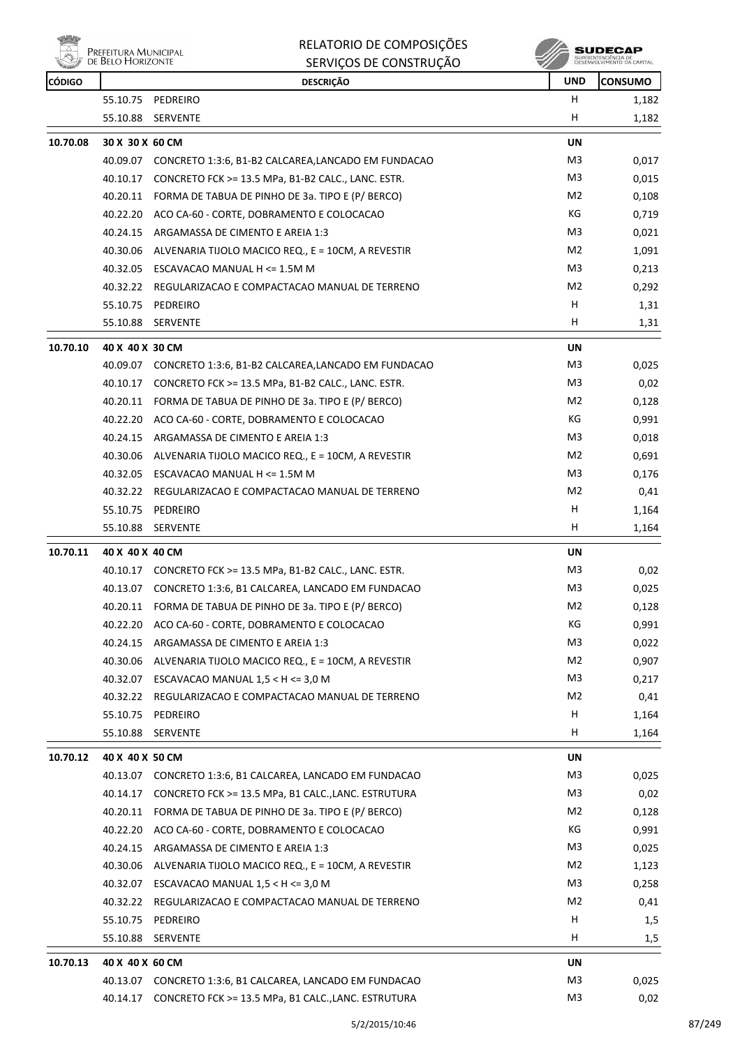| CÓDIGO | | DESCRIÇÃO | UND | CONSUMO |
|---|---|---|---|---|
| | 55.10.75 | PEDREIRO | H | 1,182 |
| | 55.10.88 | SERVENTE | H | 1,182 |
| **10.70.08** | **30 X 30 X 60 CM** | | **UN** | |
| | 40.09.07 | CONCRETO 1:3:6, B1-B2 CALCAREA,LANCADO EM FUNDACAO | M3 | 0,017 |
| | 40.10.17 | CONCRETO FCK >= 13.5 MPa, B1-B2 CALC., LANC. ESTR. | M3 | 0,015 |
| | 40.20.11 | FORMA DE TABUA DE PINHO DE 3a. TIPO E (P/ BERCO) | M2 | 0,108 |
| | 40.22.20 | ACO CA-60 - CORTE, DOBRAMENTO E COLOCACAO | KG | 0,719 |
| | 40.24.15 | ARGAMASSA DE CIMENTO E AREIA 1:3 | M3 | 0,021 |
| | 40.30.06 | ALVENARIA TIJOLO MACICO REQ., E = 10CM, A REVESTIR | M2 | 1,091 |
| | 40.32.05 | ESCAVACAO MANUAL H <= 1.5M M | M3 | 0,213 |
| | 40.32.22 | REGULARIZACAO E COMPACTACAO MANUAL DE TERRENO | M2 | 0,292 |
| | 55.10.75 | PEDREIRO | H | 1,31 |
| | 55.10.88 | SERVENTE | H | 1,31 |
| **10.70.10** | **40 X 40 X 30 CM** | | **UN** | |
| | 40.09.07 | CONCRETO 1:3:6, B1-B2 CALCAREA,LANCADO EM FUNDACAO | M3 | 0,025 |
| | 40.10.17 | CONCRETO FCK >= 13.5 MPa, B1-B2 CALC., LANC. ESTR. | M3 | 0,02 |
| | 40.20.11 | FORMA DE TABUA DE PINHO DE 3a. TIPO E (P/ BERCO) | M2 | 0,128 |
| | 40.22.20 | ACO CA-60 - CORTE, DOBRAMENTO E COLOCACAO | KG | 0,991 |
| | 40.24.15 | ARGAMASSA DE CIMENTO E AREIA 1:3 | M3 | 0,018 |
| | 40.30.06 | ALVENARIA TIJOLO MACICO REQ., E = 10CM, A REVESTIR | M2 | 0,691 |
| | 40.32.05 | ESCAVACAO MANUAL H <= 1.5M M | M3 | 0,176 |
| | 40.32.22 | REGULARIZACAO E COMPACTACAO MANUAL DE TERRENO | M2 | 0,41 |
| | 55.10.75 | PEDREIRO | H | 1,164 |
| | 55.10.88 | SERVENTE | H | 1,164 |
| **10.70.11** | **40 X 40 X 40 CM** | | **UN** | |
| | 40.10.17 | CONCRETO FCK >= 13.5 MPa, B1-B2 CALC., LANC. ESTR. | M3 | 0,02 |
| | 40.13.07 | CONCRETO 1:3:6, B1 CALCAREA, LANCADO EM FUNDACAO | M3 | 0,025 |
| | 40.20.11 | FORMA DE TABUA DE PINHO DE 3a. TIPO E (P/ BERCO) | M2 | 0,128 |
| | 40.22.20 | ACO CA-60 - CORTE, DOBRAMENTO E COLOCACAO | KG | 0,991 |
| | 40.24.15 | ARGAMASSA DE CIMENTO E AREIA 1:3 | M3 | 0,022 |
| | 40.30.06 | ALVENARIA TIJOLO MACICO REQ., E = 10CM, A REVESTIR | M2 | 0,907 |
| | 40.32.07 | ESCAVACAO MANUAL 1,5 < H <= 3,0 M | M3 | 0,217 |
| | 40.32.22 | REGULARIZACAO E COMPACTACAO MANUAL DE TERRENO | M2 | 0,41 |
| | 55.10.75 | PEDREIRO | H | 1,164 |
| | 55.10.88 | SERVENTE | H | 1,164 |
| **10.70.12** | **40 X 40 X 50 CM** | | **UN** | |
| | 40.13.07 | CONCRETO 1:3:6, B1 CALCAREA, LANCADO EM FUNDACAO | M3 | 0,025 |
| | 40.14.17 | CONCRETO FCK >= 13.5 MPa, B1 CALC.,LANC. ESTRUTURA | M3 | 0,02 |
| | 40.20.11 | FORMA DE TABUA DE PINHO DE 3a. TIPO E (P/ BERCO) | M2 | 0,128 |
| | 40.22.20 | ACO CA-60 - CORTE, DOBRAMENTO E COLOCACAO | KG | 0,991 |
| | 40.24.15 | ARGAMASSA DE CIMENTO E AREIA 1:3 | M3 | 0,025 |
| | 40.30.06 | ALVENARIA TIJOLO MACICO REQ., E = 10CM, A REVESTIR | M2 | 1,123 |
| | 40.32.07 | ESCAVACAO MANUAL 1,5 < H <= 3,0 M | M3 | 0,258 |
| | 40.32.22 | REGULARIZACAO E COMPACTACAO MANUAL DE TERRENO | M2 | 0,41 |
| | 55.10.75 | PEDREIRO | H | 1,5 |
| | 55.10.88 | SERVENTE | H | 1,5 |
| **10.70.13** | **40 X 40 X 60 CM** | | **UN** | |
| | 40.13.07 | CONCRETO 1:3:6, B1 CALCAREA, LANCADO EM FUNDACAO | M3 | 0,025 |
| | 40.14.17 | CONCRETO FCK >= 13.5 MPa, B1 CALC.,LANC. ESTRUTURA | M3 | 0,02 |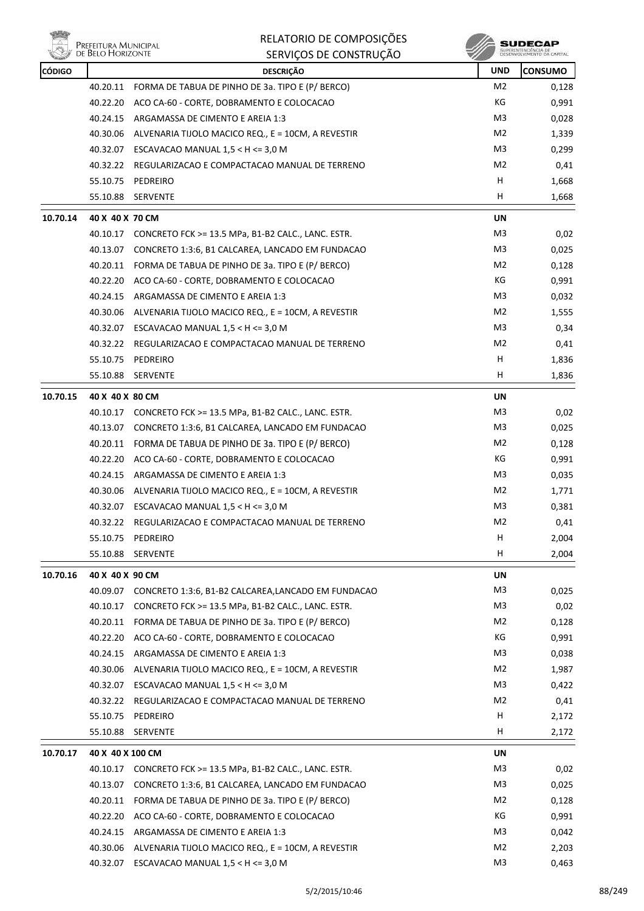| CÓDIGO | | DESCRIÇÃO | UND | CONSUMO |
|---|---|---|---|---|
| | 40.20.11 | FORMA DE TABUA DE PINHO DE 3a. TIPO E (P/ BERCO) | M2 | 0,128 |
| | 40.22.20 | ACO CA-60 - CORTE, DOBRAMENTO E COLOCACAO | KG | 0,991 |
| | 40.24.15 | ARGAMASSA DE CIMENTO E AREIA 1:3 | M3 | 0,028 |
| | 40.30.06 | ALVENARIA TIJOLO MACICO REQ., E = 10CM, A REVESTIR | M2 | 1,339 |
| | 40.32.07 | ESCAVACAO MANUAL 1,5 < H <= 3,0 M | M3 | 0,299 |
| | 40.32.22 | REGULARIZACAO E COMPACTACAO MANUAL DE TERRENO | M2 | 0,41 |
| | 55.10.75 | PEDREIRO | H | 1,668 |
| | 55.10.88 | SERVENTE | H | 1,668 |
| **10.70.14** | **40 X 40 X 70 CM** | | **UN** | |
| | 40.10.17 | CONCRETO FCK >= 13.5 MPa, B1-B2 CALC., LANC. ESTR. | M3 | 0,02 |
| | 40.13.07 | CONCRETO 1:3:6, B1 CALCAREA, LANCADO EM FUNDACAO | M3 | 0,025 |
| | 40.20.11 | FORMA DE TABUA DE PINHO DE 3a. TIPO E (P/ BERCO) | M2 | 0,128 |
| | 40.22.20 | ACO CA-60 - CORTE, DOBRAMENTO E COLOCACAO | KG | 0,991 |
| | 40.24.15 | ARGAMASSA DE CIMENTO E AREIA 1:3 | M3 | 0,032 |
| | 40.30.06 | ALVENARIA TIJOLO MACICO REQ., E = 10CM, A REVESTIR | M2 | 1,555 |
| | 40.32.07 | ESCAVACAO MANUAL 1,5 < H <= 3,0 M | M3 | 0,34 |
| | 40.32.22 | REGULARIZACAO E COMPACTACAO MANUAL DE TERRENO | M2 | 0,41 |
| | 55.10.75 | PEDREIRO | H | 1,836 |
| | 55.10.88 | SERVENTE | H | 1,836 |
| **10.70.15** | **40 X 40 X 80 CM** | | **UN** | |
| | 40.10.17 | CONCRETO FCK >= 13.5 MPa, B1-B2 CALC., LANC. ESTR. | M3 | 0,02 |
| | 40.13.07 | CONCRETO 1:3:6, B1 CALCAREA, LANCADO EM FUNDACAO | M3 | 0,025 |
| | 40.20.11 | FORMA DE TABUA DE PINHO DE 3a. TIPO E (P/ BERCO) | M2 | 0,128 |
| | 40.22.20 | ACO CA-60 - CORTE, DOBRAMENTO E COLOCACAO | KG | 0,991 |
| | 40.24.15 | ARGAMASSA DE CIMENTO E AREIA 1:3 | M3 | 0,035 |
| | 40.30.06 | ALVENARIA TIJOLO MACICO REQ., E = 10CM, A REVESTIR | M2 | 1,771 |
| | 40.32.07 | ESCAVACAO MANUAL 1,5 < H <= 3,0 M | M3 | 0,381 |
| | 40.32.22 | REGULARIZACAO E COMPACTACAO MANUAL DE TERRENO | M2 | 0,41 |
| | 55.10.75 | PEDREIRO | H | 2,004 |
| | 55.10.88 | SERVENTE | H | 2,004 |
| **10.70.16** | **40 X 40 X 90 CM** | | **UN** | |
| | 40.09.07 | CONCRETO 1:3:6, B1-B2 CALCAREA,LANCADO EM FUNDACAO | M3 | 0,025 |
| | 40.10.17 | CONCRETO FCK >= 13.5 MPa, B1-B2 CALC., LANC. ESTR. | M3 | 0,02 |
| | 40.20.11 | FORMA DE TABUA DE PINHO DE 3a. TIPO E (P/ BERCO) | M2 | 0,128 |
| | 40.22.20 | ACO CA-60 - CORTE, DOBRAMENTO E COLOCACAO | KG | 0,991 |
| | 40.24.15 | ARGAMASSA DE CIMENTO E AREIA 1:3 | M3 | 0,038 |
| | 40.30.06 | ALVENARIA TIJOLO MACICO REQ., E = 10CM, A REVESTIR | M2 | 1,987 |
| | 40.32.07 | ESCAVACAO MANUAL 1,5 < H <= 3,0 M | M3 | 0,422 |
| | 40.32.22 | REGULARIZACAO E COMPACTACAO MANUAL DE TERRENO | M2 | 0,41 |
| | 55.10.75 | PEDREIRO | H | 2,172 |
| | 55.10.88 | SERVENTE | H | 2,172 |
| **10.70.17** | **40 X 40 X 100 CM** | | **UN** | |
| | 40.10.17 | CONCRETO FCK >= 13.5 MPa, B1-B2 CALC., LANC. ESTR. | M3 | 0,02 |
| | 40.13.07 | CONCRETO 1:3:6, B1 CALCAREA, LANCADO EM FUNDACAO | M3 | 0,025 |
| | 40.20.11 | FORMA DE TABUA DE PINHO DE 3a. TIPO E (P/ BERCO) | M2 | 0,128 |
| | 40.22.20 | ACO CA-60 - CORTE, DOBRAMENTO E COLOCACAO | KG | 0,991 |
| | 40.24.15 | ARGAMASSA DE CIMENTO E AREIA 1:3 | M3 | 0,042 |
| | 40.30.06 | ALVENARIA TIJOLO MACICO REQ., E = 10CM, A REVESTIR | M2 | 2,203 |
| | 40.32.07 | ESCAVACAO MANUAL 1,5 < H <= 3,0 M | M3 | 0,463 |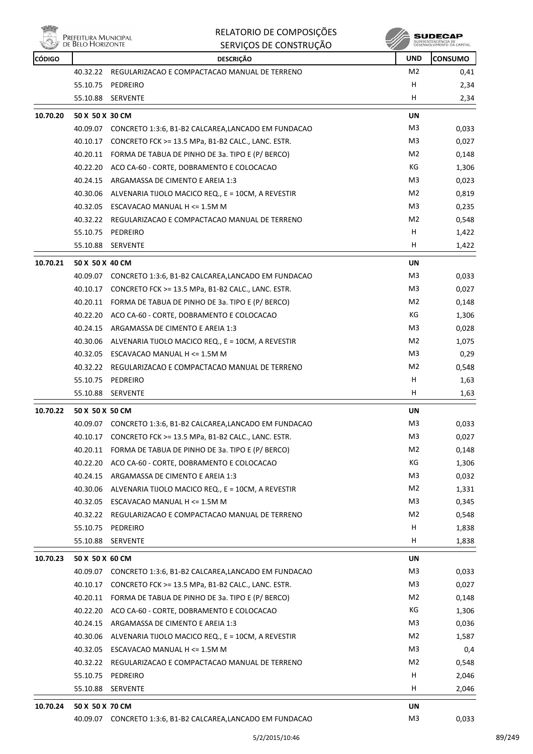| CÓDIGO | | DESCRIÇÃO | UND | CONSUMO |
|---|---|---|---|---|
| | 40.32.22 | REGULARIZACAO E COMPACTACAO MANUAL DE TERRENO | M2 | 0,41 |
| | 55.10.75 | PEDREIRO | H | 2,34 |
| | 55.10.88 | SERVENTE | H | 2,34 |
| **10.70.20** | **50 X 50 X 30 CM** | | **UN** | |
| | 40.09.07 | CONCRETO 1:3:6, B1-B2 CALCAREA,LANCADO EM FUNDACAO | M3 | 0,033 |
| | 40.10.17 | CONCRETO FCK >= 13.5 MPa, B1-B2 CALC., LANC. ESTR. | M3 | 0,027 |
| | 40.20.11 | FORMA DE TABUA DE PINHO DE 3a. TIPO E (P/ BERCO) | M2 | 0,148 |
| | 40.22.20 | ACO CA-60 - CORTE, DOBRAMENTO E COLOCACAO | KG | 1,306 |
| | 40.24.15 | ARGAMASSA DE CIMENTO E AREIA 1:3 | M3 | 0,023 |
| | 40.30.06 | ALVENARIA TIJOLO MACICO REQ., E = 10CM, A REVESTIR | M2 | 0,819 |
| | 40.32.05 | ESCAVACAO MANUAL H <= 1.5M M | M3 | 0,235 |
| | 40.32.22 | REGULARIZACAO E COMPACTACAO MANUAL DE TERRENO | M2 | 0,548 |
| | 55.10.75 | PEDREIRO | H | 1,422 |
| | 55.10.88 | SERVENTE | H | 1,422 |
| **10.70.21** | **50 X 50 X 40 CM** | | **UN** | |
| | 40.09.07 | CONCRETO 1:3:6, B1-B2 CALCAREA,LANCADO EM FUNDACAO | M3 | 0,033 |
| | 40.10.17 | CONCRETO FCK >= 13.5 MPa, B1-B2 CALC., LANC. ESTR. | M3 | 0,027 |
| | 40.20.11 | FORMA DE TABUA DE PINHO DE 3a. TIPO E (P/ BERCO) | M2 | 0,148 |
| | 40.22.20 | ACO CA-60 - CORTE, DOBRAMENTO E COLOCACAO | KG | 1,306 |
| | 40.24.15 | ARGAMASSA DE CIMENTO E AREIA 1:3 | M3 | 0,028 |
| | 40.30.06 | ALVENARIA TIJOLO MACICO REQ., E = 10CM, A REVESTIR | M2 | 1,075 |
| | 40.32.05 | ESCAVACAO MANUAL H <= 1.5M M | M3 | 0,29 |
| | 40.32.22 | REGULARIZACAO E COMPACTACAO MANUAL DE TERRENO | M2 | 0,548 |
| | 55.10.75 | PEDREIRO | H | 1,63 |
| | 55.10.88 | SERVENTE | H | 1,63 |
| **10.70.22** | **50 X 50 X 50 CM** | | **UN** | |
| | 40.09.07 | CONCRETO 1:3:6, B1-B2 CALCAREA,LANCADO EM FUNDACAO | M3 | 0,033 |
| | 40.10.17 | CONCRETO FCK >= 13.5 MPa, B1-B2 CALC., LANC. ESTR. | M3 | 0,027 |
| | 40.20.11 | FORMA DE TABUA DE PINHO DE 3a. TIPO E (P/ BERCO) | M2 | 0,148 |
| | 40.22.20 | ACO CA-60 - CORTE, DOBRAMENTO E COLOCACAO | KG | 1,306 |
| | 40.24.15 | ARGAMASSA DE CIMENTO E AREIA 1:3 | M3 | 0,032 |
| | 40.30.06 | ALVENARIA TIJOLO MACICO REQ., E = 10CM, A REVESTIR | M2 | 1,331 |
| | 40.32.05 | ESCAVACAO MANUAL H <= 1.5M M | M3 | 0,345 |
| | 40.32.22 | REGULARIZACAO E COMPACTACAO MANUAL DE TERRENO | M2 | 0,548 |
| | 55.10.75 | PEDREIRO | H | 1,838 |
| | 55.10.88 | SERVENTE | H | 1,838 |
| **10.70.23** | **50 X 50 X 60 CM** | | **UN** | |
| | 40.09.07 | CONCRETO 1:3:6, B1-B2 CALCAREA,LANCADO EM FUNDACAO | M3 | 0,033 |
| | 40.10.17 | CONCRETO FCK >= 13.5 MPa, B1-B2 CALC., LANC. ESTR. | M3 | 0,027 |
| | 40.20.11 | FORMA DE TABUA DE PINHO DE 3a. TIPO E (P/ BERCO) | M2 | 0,148 |
| | 40.22.20 | ACO CA-60 - CORTE, DOBRAMENTO E COLOCACAO | KG | 1,306 |
| | 40.24.15 | ARGAMASSA DE CIMENTO E AREIA 1:3 | M3 | 0,036 |
| | 40.30.06 | ALVENARIA TIJOLO MACICO REQ., E = 10CM, A REVESTIR | M2 | 1,587 |
| | 40.32.05 | ESCAVACAO MANUAL H <= 1.5M M | M3 | 0,4 |
| | 40.32.22 | REGULARIZACAO E COMPACTACAO MANUAL DE TERRENO | M2 | 0,548 |
| | 55.10.75 | PEDREIRO | H | 2,046 |
| | 55.10.88 | SERVENTE | H | 2,046 |
| **10.70.24** | **50 X 50 X 70 CM** | | **UN** | |
| | 40.09.07 | CONCRETO 1:3:6, B1-B2 CALCAREA,LANCADO EM FUNDACAO | M3 | 0,033 |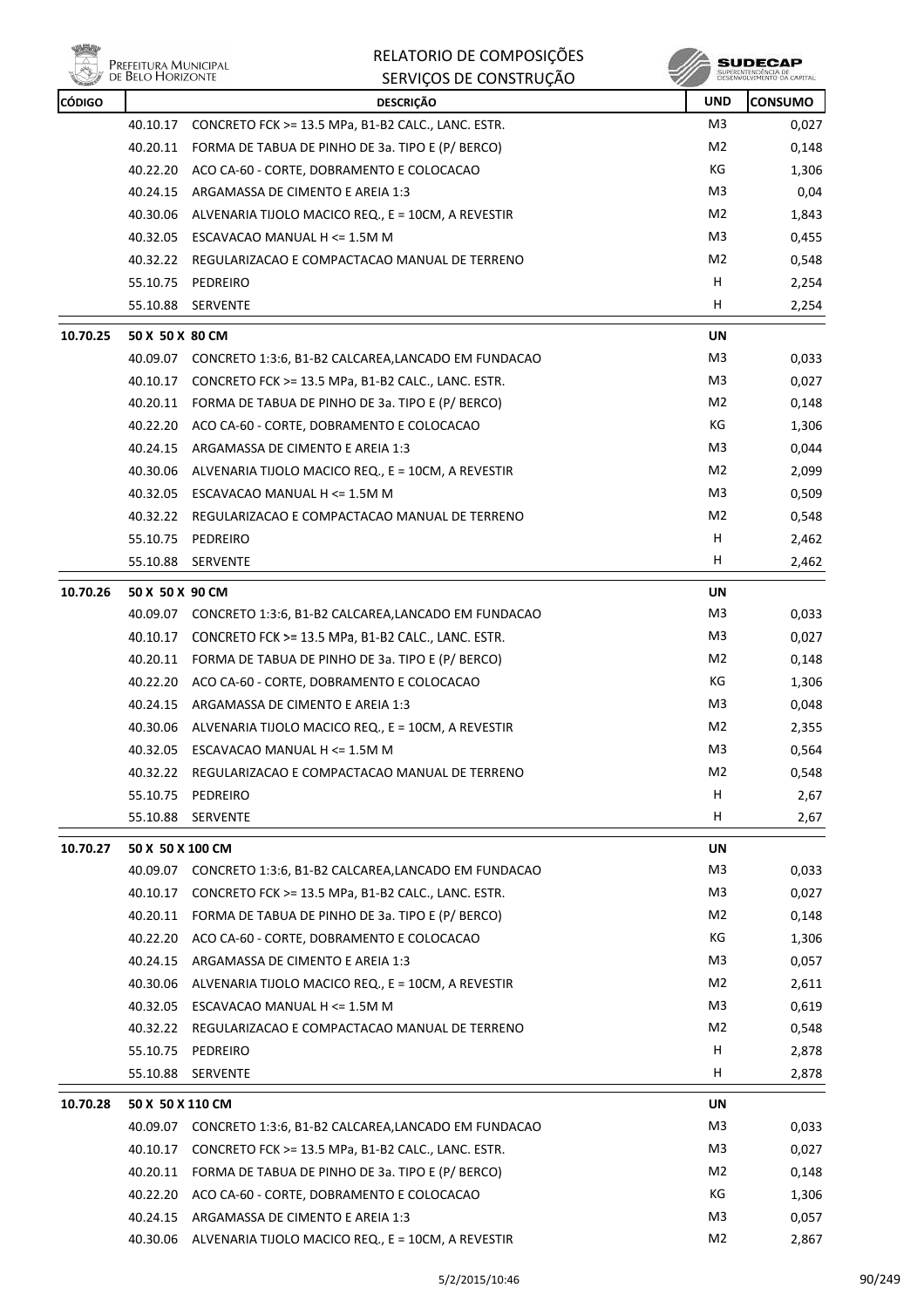| CÓDIGO | | DESCRIÇÃO | UND | CONSUMO |
|---|---|---|---|---|
| | 40.10.17 | CONCRETO FCK >= 13.5 MPa, B1-B2 CALC., LANC. ESTR. | M3 | 0,027 |
| | 40.20.11 | FORMA DE TABUA DE PINHO DE 3a. TIPO E (P/ BERCO) | M2 | 0,148 |
| | 40.22.20 | ACO CA-60 - CORTE, DOBRAMENTO E COLOCACAO | KG | 1,306 |
| | 40.24.15 | ARGAMASSA DE CIMENTO E AREIA 1:3 | M3 | 0,04 |
| | 40.30.06 | ALVENARIA TIJOLO MACICO REQ., E = 10CM, A REVESTIR | M2 | 1,843 |
| | 40.32.05 | ESCAVACAO MANUAL H <= 1.5M M | M3 | 0,455 |
| | 40.32.22 | REGULARIZACAO E COMPACTACAO MANUAL DE TERRENO | M2 | 0,548 |
| | 55.10.75 | PEDREIRO | H | 2,254 |
| | 55.10.88 | SERVENTE | H | 2,254 |
| **10.70.25** | **50 X 50 X 80 CM** | | **UN** | |
| | 40.09.07 | CONCRETO 1:3:6, B1-B2 CALCAREA,LANCADO EM FUNDACAO | M3 | 0,033 |
| | 40.10.17 | CONCRETO FCK >= 13.5 MPa, B1-B2 CALC., LANC. ESTR. | M3 | 0,027 |
| | 40.20.11 | FORMA DE TABUA DE PINHO DE 3a. TIPO E (P/ BERCO) | M2 | 0,148 |
| | 40.22.20 | ACO CA-60 - CORTE, DOBRAMENTO E COLOCACAO | KG | 1,306 |
| | 40.24.15 | ARGAMASSA DE CIMENTO E AREIA 1:3 | M3 | 0,044 |
| | 40.30.06 | ALVENARIA TIJOLO MACICO REQ., E = 10CM, A REVESTIR | M2 | 2,099 |
| | 40.32.05 | ESCAVACAO MANUAL H <= 1.5M M | M3 | 0,509 |
| | 40.32.22 | REGULARIZACAO E COMPACTACAO MANUAL DE TERRENO | M2 | 0,548 |
| | 55.10.75 | PEDREIRO | H | 2,462 |
| | 55.10.88 | SERVENTE | H | 2,462 |
| **10.70.26** | **50 X 50 X 90 CM** | | **UN** | |
| | 40.09.07 | CONCRETO 1:3:6, B1-B2 CALCAREA,LANCADO EM FUNDACAO | M3 | 0,033 |
| | 40.10.17 | CONCRETO FCK >= 13.5 MPa, B1-B2 CALC., LANC. ESTR. | M3 | 0,027 |
| | 40.20.11 | FORMA DE TABUA DE PINHO DE 3a. TIPO E (P/ BERCO) | M2 | 0,148 |
| | 40.22.20 | ACO CA-60 - CORTE, DOBRAMENTO E COLOCACAO | KG | 1,306 |
| | 40.24.15 | ARGAMASSA DE CIMENTO E AREIA 1:3 | M3 | 0,048 |
| | 40.30.06 | ALVENARIA TIJOLO MACICO REQ., E = 10CM, A REVESTIR | M2 | 2,355 |
| | 40.32.05 | ESCAVACAO MANUAL H <= 1.5M M | M3 | 0,564 |
| | 40.32.22 | REGULARIZACAO E COMPACTACAO MANUAL DE TERRENO | M2 | 0,548 |
| | 55.10.75 | PEDREIRO | H | 2,67 |
| | 55.10.88 | SERVENTE | H | 2,67 |
| **10.70.27** | **50 X 50 X 100 CM** | | **UN** | |
| | 40.09.07 | CONCRETO 1:3:6, B1-B2 CALCAREA,LANCADO EM FUNDACAO | M3 | 0,033 |
| | 40.10.17 | CONCRETO FCK >= 13.5 MPa, B1-B2 CALC., LANC. ESTR. | M3 | 0,027 |
| | 40.20.11 | FORMA DE TABUA DE PINHO DE 3a. TIPO E (P/ BERCO) | M2 | 0,148 |
| | 40.22.20 | ACO CA-60 - CORTE, DOBRAMENTO E COLOCACAO | KG | 1,306 |
| | 40.24.15 | ARGAMASSA DE CIMENTO E AREIA 1:3 | M3 | 0,057 |
| | 40.30.06 | ALVENARIA TIJOLO MACICO REQ., E = 10CM, A REVESTIR | M2 | 2,611 |
| | 40.32.05 | ESCAVACAO MANUAL H <= 1.5M M | M3 | 0,619 |
| | 40.32.22 | REGULARIZACAO E COMPACTACAO MANUAL DE TERRENO | M2 | 0,548 |
| | 55.10.75 | PEDREIRO | H | 2,878 |
| | 55.10.88 | SERVENTE | H | 2,878 |
| **10.70.28** | **50 X 50 X 110 CM** | | **UN** | |
| | 40.09.07 | CONCRETO 1:3:6, B1-B2 CALCAREA,LANCADO EM FUNDACAO | M3 | 0,033 |
| | 40.10.17 | CONCRETO FCK >= 13.5 MPa, B1-B2 CALC., LANC. ESTR. | M3 | 0,027 |
| | 40.20.11 | FORMA DE TABUA DE PINHO DE 3a. TIPO E (P/ BERCO) | M2 | 0,148 |
| | 40.22.20 | ACO CA-60 - CORTE, DOBRAMENTO E COLOCACAO | KG | 1,306 |
| | 40.24.15 | ARGAMASSA DE CIMENTO E AREIA 1:3 | M3 | 0,057 |
| | 40.30.06 | ALVENARIA TIJOLO MACICO REQ., E = 10CM, A REVESTIR | M2 | 2,867 |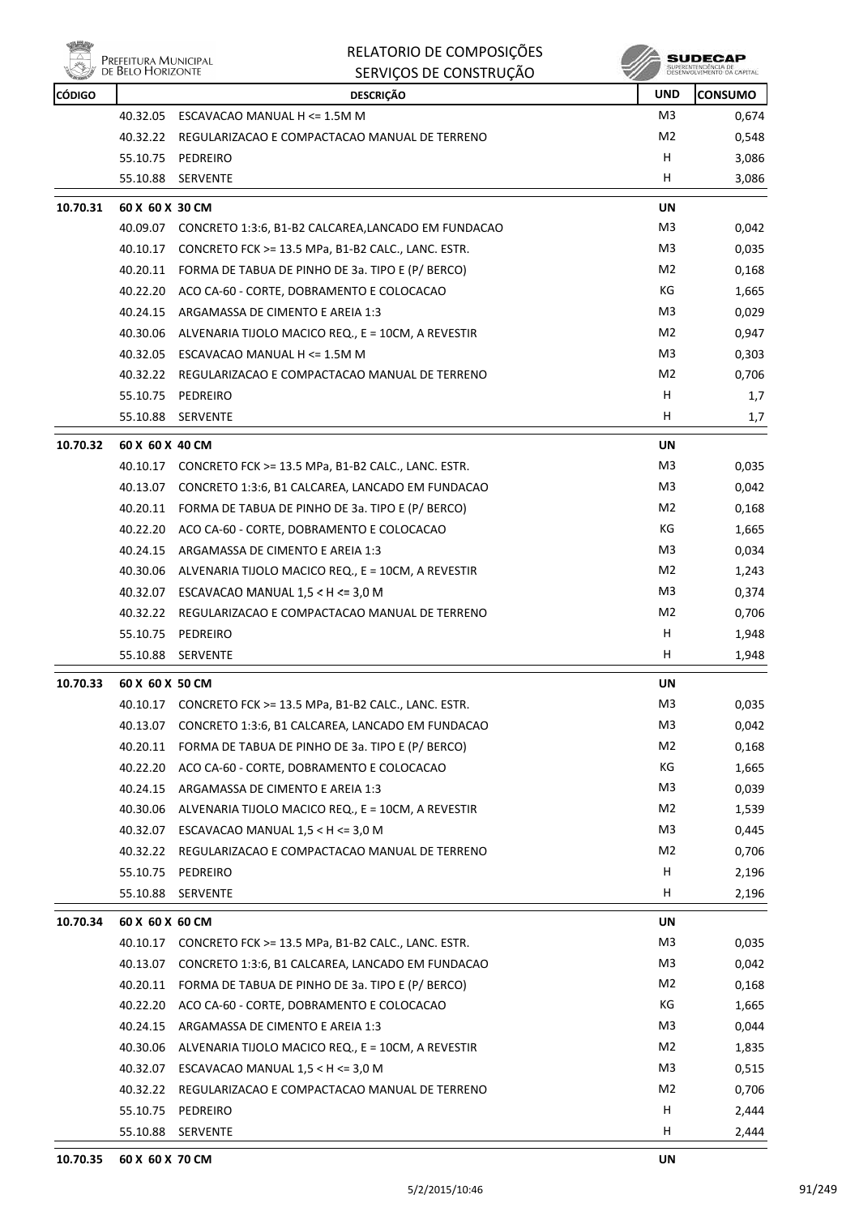| CÓDIGO | DESCRIÇÃO | | UND | CONSUMO |
|---|---|---|---|---|
| | 40.32.05 | ESCAVACAO MANUAL H <= 1.5M M | M3 | 0,674 |
| | 40.32.22 | REGULARIZACAO E COMPACTACAO MANUAL DE TERRENO | M2 | 0,548 |
| | 55.10.75 | PEDREIRO | H | 3,086 |
| | 55.10.88 | SERVENTE | H | 3,086 |
| **10.70.31** | **60 X 60 X 30 CM** | | **UN** | |
| | 40.09.07 | CONCRETO 1:3:6, B1-B2 CALCAREA,LANCADO EM FUNDACAO | M3 | 0,042 |
| | 40.10.17 | CONCRETO FCK >= 13.5 MPa, B1-B2 CALC., LANC. ESTR. | M3 | 0,035 |
| | 40.20.11 | FORMA DE TABUA DE PINHO DE 3a. TIPO E (P/ BERCO) | M2 | 0,168 |
| | 40.22.20 | ACO CA-60 - CORTE, DOBRAMENTO E COLOCACAO | KG | 1,665 |
| | 40.24.15 | ARGAMASSA DE CIMENTO E AREIA 1:3 | M3 | 0,029 |
| | 40.30.06 | ALVENARIA TIJOLO MACICO REQ., E = 10CM, A REVESTIR | M2 | 0,947 |
| | 40.32.05 | ESCAVACAO MANUAL H <= 1.5M M | M3 | 0,303 |
| | 40.32.22 | REGULARIZACAO E COMPACTACAO MANUAL DE TERRENO | M2 | 0,706 |
| | 55.10.75 | PEDREIRO | H | 1,7 |
| | 55.10.88 | SERVENTE | H | 1,7 |
| **10.70.32** | **60 X 60 X 40 CM** | | **UN** | |
| | 40.10.17 | CONCRETO FCK >= 13.5 MPa, B1-B2 CALC., LANC. ESTR. | M3 | 0,035 |
| | 40.13.07 | CONCRETO 1:3:6, B1 CALCAREA, LANCADO EM FUNDACAO | M3 | 0,042 |
| | 40.20.11 | FORMA DE TABUA DE PINHO DE 3a. TIPO E (P/ BERCO) | M2 | 0,168 |
| | 40.22.20 | ACO CA-60 - CORTE, DOBRAMENTO E COLOCACAO | KG | 1,665 |
| | 40.24.15 | ARGAMASSA DE CIMENTO E AREIA 1:3 | M3 | 0,034 |
| | 40.30.06 | ALVENARIA TIJOLO MACICO REQ., E = 10CM, A REVESTIR | M2 | 1,243 |
| | 40.32.07 | ESCAVACAO MANUAL 1,5 < H <= 3,0 M | M3 | 0,374 |
| | 40.32.22 | REGULARIZACAO E COMPACTACAO MANUAL DE TERRENO | M2 | 0,706 |
| | 55.10.75 | PEDREIRO | H | 1,948 |
| | 55.10.88 | SERVENTE | H | 1,948 |
| **10.70.33** | **60 X 60 X 50 CM** | | **UN** | |
| | 40.10.17 | CONCRETO FCK >= 13.5 MPa, B1-B2 CALC., LANC. ESTR. | M3 | 0,035 |
| | 40.13.07 | CONCRETO 1:3:6, B1 CALCAREA, LANCADO EM FUNDACAO | M3 | 0,042 |
| | 40.20.11 | FORMA DE TABUA DE PINHO DE 3a. TIPO E (P/ BERCO) | M2 | 0,168 |
| | 40.22.20 | ACO CA-60 - CORTE, DOBRAMENTO E COLOCACAO | KG | 1,665 |
| | 40.24.15 | ARGAMASSA DE CIMENTO E AREIA 1:3 | M3 | 0,039 |
| | 40.30.06 | ALVENARIA TIJOLO MACICO REQ., E = 10CM, A REVESTIR | M2 | 1,539 |
| | 40.32.07 | ESCAVACAO MANUAL 1,5 < H <= 3,0 M | M3 | 0,445 |
| | 40.32.22 | REGULARIZACAO E COMPACTACAO MANUAL DE TERRENO | M2 | 0,706 |
| | 55.10.75 | PEDREIRO | H | 2,196 |
| | 55.10.88 | SERVENTE | H | 2,196 |
| **10.70.34** | **60 X 60 X 60 CM** | | **UN** | |
| | 40.10.17 | CONCRETO FCK >= 13.5 MPa, B1-B2 CALC., LANC. ESTR. | M3 | 0,035 |
| | 40.13.07 | CONCRETO 1:3:6, B1 CALCAREA, LANCADO EM FUNDACAO | M3 | 0,042 |
| | 40.20.11 | FORMA DE TABUA DE PINHO DE 3a. TIPO E (P/ BERCO) | M2 | 0,168 |
| | 40.22.20 | ACO CA-60 - CORTE, DOBRAMENTO E COLOCACAO | KG | 1,665 |
| | 40.24.15 | ARGAMASSA DE CIMENTO E AREIA 1:3 | M3 | 0,044 |
| | 40.30.06 | ALVENARIA TIJOLO MACICO REQ., E = 10CM, A REVESTIR | M2 | 1,835 |
| | 40.32.07 | ESCAVACAO MANUAL 1,5 < H <= 3,0 M | M3 | 0,515 |
| | 40.32.22 | REGULARIZACAO E COMPACTACAO MANUAL DE TERRENO | M2 | 0,706 |
| | 55.10.75 | PEDREIRO | H | 2,444 |
| | 55.10.88 | SERVENTE | H | 2,444 |
| **10.70.35** | **60 X 60 X 70 CM** | | **UN** | |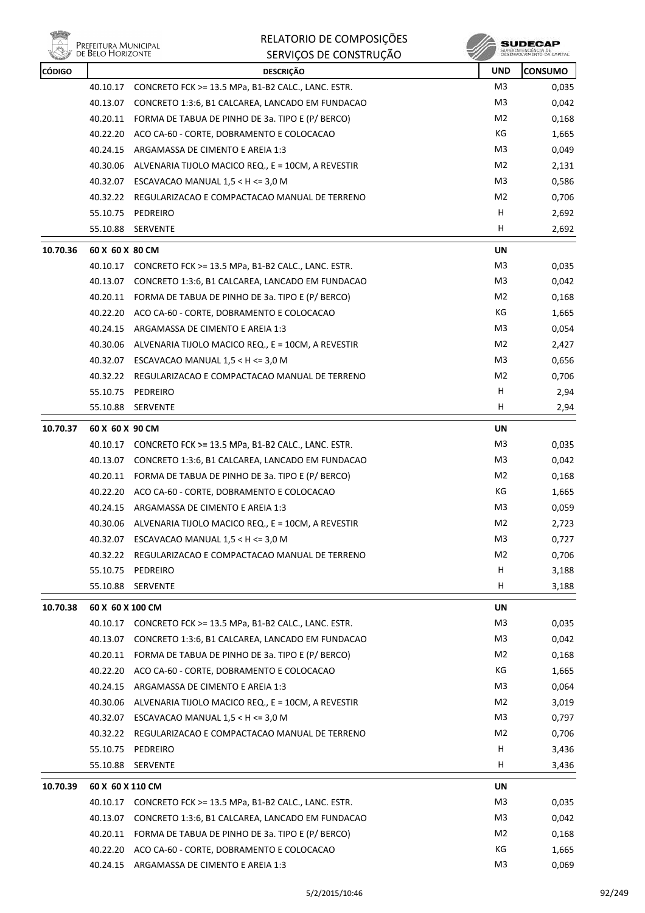| CÓDIGO | | DESCRIÇÃO | UND | CONSUMO |
|---|---|---|---|---|
| | 40.10.17 | CONCRETO FCK >= 13.5 MPa, B1-B2 CALC., LANC. ESTR. | M3 | 0,035 |
| | 40.13.07 | CONCRETO 1:3:6, B1 CALCAREA, LANCADO EM FUNDACAO | M3 | 0,042 |
| | 40.20.11 | FORMA DE TABUA DE PINHO DE 3a. TIPO E (P/ BERCO) | M2 | 0,168 |
| | 40.22.20 | ACO CA-60 - CORTE, DOBRAMENTO E COLOCACAO | KG | 1,665 |
| | 40.24.15 | ARGAMASSA DE CIMENTO E AREIA 1:3 | M3 | 0,049 |
| | 40.30.06 | ALVENARIA TIJOLO MACICO REQ., E = 10CM, A REVESTIR | M2 | 2,131 |
| | 40.32.07 | ESCAVACAO MANUAL 1,5 < H <= 3,0 M | M3 | 0,586 |
| | 40.32.22 | REGULARIZACAO E COMPACTACAO MANUAL DE TERRENO | M2 | 0,706 |
| | 55.10.75 | PEDREIRO | H | 2,692 |
| | 55.10.88 | SERVENTE | H | 2,692 |
| **10.70.36** | **60 X 60 X 80 CM** | | **UN** | |
| | 40.10.17 | CONCRETO FCK >= 13.5 MPa, B1-B2 CALC., LANC. ESTR. | M3 | 0,035 |
| | 40.13.07 | CONCRETO 1:3:6, B1 CALCAREA, LANCADO EM FUNDACAO | M3 | 0,042 |
| | 40.20.11 | FORMA DE TABUA DE PINHO DE 3a. TIPO E (P/ BERCO) | M2 | 0,168 |
| | 40.22.20 | ACO CA-60 - CORTE, DOBRAMENTO E COLOCACAO | KG | 1,665 |
| | 40.24.15 | ARGAMASSA DE CIMENTO E AREIA 1:3 | M3 | 0,054 |
| | 40.30.06 | ALVENARIA TIJOLO MACICO REQ., E = 10CM, A REVESTIR | M2 | 2,427 |
| | 40.32.07 | ESCAVACAO MANUAL 1,5 < H <= 3,0 M | M3 | 0,656 |
| | 40.32.22 | REGULARIZACAO E COMPACTACAO MANUAL DE TERRENO | M2 | 0,706 |
| | 55.10.75 | PEDREIRO | H | 2,94 |
| | 55.10.88 | SERVENTE | H | 2,94 |
| **10.70.37** | **60 X 60 X 90 CM** | | **UN** | |
| | 40.10.17 | CONCRETO FCK >= 13.5 MPa, B1-B2 CALC., LANC. ESTR. | M3 | 0,035 |
| | 40.13.07 | CONCRETO 1:3:6, B1 CALCAREA, LANCADO EM FUNDACAO | M3 | 0,042 |
| | 40.20.11 | FORMA DE TABUA DE PINHO DE 3a. TIPO E (P/ BERCO) | M2 | 0,168 |
| | 40.22.20 | ACO CA-60 - CORTE, DOBRAMENTO E COLOCACAO | KG | 1,665 |
| | 40.24.15 | ARGAMASSA DE CIMENTO E AREIA 1:3 | M3 | 0,059 |
| | 40.30.06 | ALVENARIA TIJOLO MACICO REQ., E = 10CM, A REVESTIR | M2 | 2,723 |
| | 40.32.07 | ESCAVACAO MANUAL 1,5 < H <= 3,0 M | M3 | 0,727 |
| | 40.32.22 | REGULARIZACAO E COMPACTACAO MANUAL DE TERRENO | M2 | 0,706 |
| | 55.10.75 | PEDREIRO | H | 3,188 |
| | 55.10.88 | SERVENTE | H | 3,188 |
| **10.70.38** | **60 X 60 X 100 CM** | | **UN** | |
| | 40.10.17 | CONCRETO FCK >= 13.5 MPa, B1-B2 CALC., LANC. ESTR. | M3 | 0,035 |
| | 40.13.07 | CONCRETO 1:3:6, B1 CALCAREA, LANCADO EM FUNDACAO | M3 | 0,042 |
| | 40.20.11 | FORMA DE TABUA DE PINHO DE 3a. TIPO E (P/ BERCO) | M2 | 0,168 |
| | 40.22.20 | ACO CA-60 - CORTE, DOBRAMENTO E COLOCACAO | KG | 1,665 |
| | 40.24.15 | ARGAMASSA DE CIMENTO E AREIA 1:3 | M3 | 0,064 |
| | 40.30.06 | ALVENARIA TIJOLO MACICO REQ., E = 10CM, A REVESTIR | M2 | 3,019 |
| | 40.32.07 | ESCAVACAO MANUAL 1,5 < H <= 3,0 M | M3 | 0,797 |
| | 40.32.22 | REGULARIZACAO E COMPACTACAO MANUAL DE TERRENO | M2 | 0,706 |
| | 55.10.75 | PEDREIRO | H | 3,436 |
| | 55.10.88 | SERVENTE | H | 3,436 |
| **10.70.39** | **60 X 60 X 110 CM** | | **UN** | |
| | 40.10.17 | CONCRETO FCK >= 13.5 MPa, B1-B2 CALC., LANC. ESTR. | M3 | 0,035 |
| | 40.13.07 | CONCRETO 1:3:6, B1 CALCAREA, LANCADO EM FUNDACAO | M3 | 0,042 |
| | 40.20.11 | FORMA DE TABUA DE PINHO DE 3a. TIPO E (P/ BERCO) | M2 | 0,168 |
| | 40.22.20 | ACO CA-60 - CORTE, DOBRAMENTO E COLOCACAO | KG | 1,665 |
| | 40.24.15 | ARGAMASSA DE CIMENTO E AREIA 1:3 | M3 | 0,069 |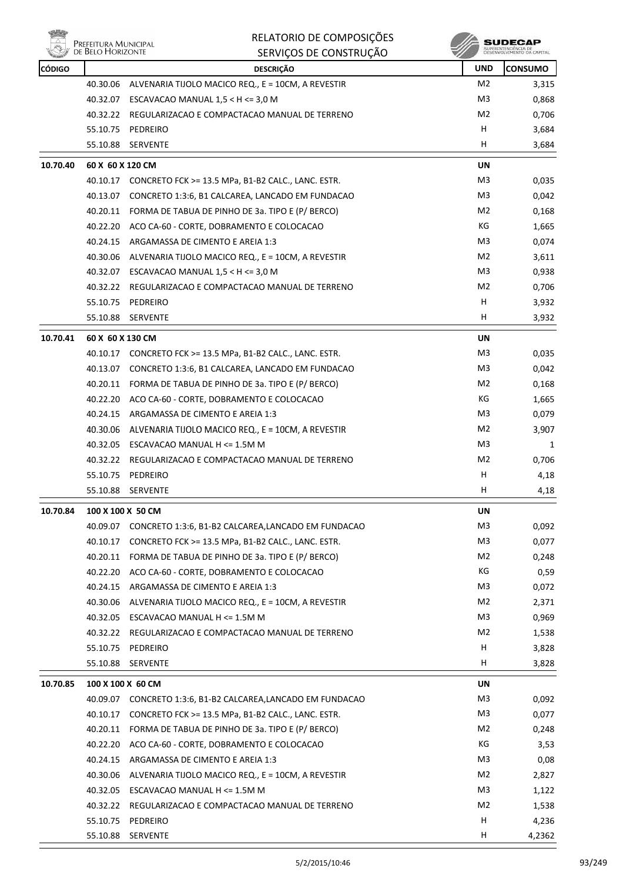| CÓDIGO | | DESCRIÇÃO | UND | CONSUMO |
|---|---|---|---|---|
| | 40.30.06 | ALVENARIA TIJOLO MACICO REQ., E = 10CM, A REVESTIR | M2 | 3,315 |
| | 40.32.07 | ESCAVACAO MANUAL 1,5 < H <= 3,0 M | M3 | 0,868 |
| | 40.32.22 | REGULARIZACAO E COMPACTACAO MANUAL DE TERRENO | M2 | 0,706 |
| | 55.10.75 | PEDREIRO | H | 3,684 |
| | 55.10.88 | SERVENTE | H | 3,684 |
| **10.70.40** | **60 X 60 X 120 CM** | | **UN** | |
| | 40.10.17 | CONCRETO FCK >= 13.5 MPa, B1-B2 CALC., LANC. ESTR. | M3 | 0,035 |
| | 40.13.07 | CONCRETO 1:3:6, B1 CALCAREA, LANCADO EM FUNDACAO | M3 | 0,042 |
| | 40.20.11 | FORMA DE TABUA DE PINHO DE 3a. TIPO E (P/ BERCO) | M2 | 0,168 |
| | 40.22.20 | ACO CA-60 - CORTE, DOBRAMENTO E COLOCACAO | KG | 1,665 |
| | 40.24.15 | ARGAMASSA DE CIMENTO E AREIA 1:3 | M3 | 0,074 |
| | 40.30.06 | ALVENARIA TIJOLO MACICO REQ., E = 10CM, A REVESTIR | M2 | 3,611 |
| | 40.32.07 | ESCAVACAO MANUAL 1,5 < H <= 3,0 M | M3 | 0,938 |
| | 40.32.22 | REGULARIZACAO E COMPACTACAO MANUAL DE TERRENO | M2 | 0,706 |
| | 55.10.75 | PEDREIRO | H | 3,932 |
| | 55.10.88 | SERVENTE | H | 3,932 |
| **10.70.41** | **60 X 60 X 130 CM** | | **UN** | |
| | 40.10.17 | CONCRETO FCK >= 13.5 MPa, B1-B2 CALC., LANC. ESTR. | M3 | 0,035 |
| | 40.13.07 | CONCRETO 1:3:6, B1 CALCAREA, LANCADO EM FUNDACAO | M3 | 0,042 |
| | 40.20.11 | FORMA DE TABUA DE PINHO DE 3a. TIPO E (P/ BERCO) | M2 | 0,168 |
| | 40.22.20 | ACO CA-60 - CORTE, DOBRAMENTO E COLOCACAO | KG | 1,665 |
| | 40.24.15 | ARGAMASSA DE CIMENTO E AREIA 1:3 | M3 | 0,079 |
| | 40.30.06 | ALVENARIA TIJOLO MACICO REQ., E = 10CM, A REVESTIR | M2 | 3,907 |
| | 40.32.05 | ESCAVACAO MANUAL H <= 1.5M M | M3 | 1 |
| | 40.32.22 | REGULARIZACAO E COMPACTACAO MANUAL DE TERRENO | M2 | 0,706 |
| | 55.10.75 | PEDREIRO | H | 4,18 |
| | 55.10.88 | SERVENTE | H | 4,18 |
| **10.70.84** | **100 X 100 X 50 CM** | | **UN** | |
| | 40.09.07 | CONCRETO 1:3:6, B1-B2 CALCAREA,LANCADO EM FUNDACAO | M3 | 0,092 |
| | 40.10.17 | CONCRETO FCK >= 13.5 MPa, B1-B2 CALC., LANC. ESTR. | M3 | 0,077 |
| | 40.20.11 | FORMA DE TABUA DE PINHO DE 3a. TIPO E (P/ BERCO) | M2 | 0,248 |
| | 40.22.20 | ACO CA-60 - CORTE, DOBRAMENTO E COLOCACAO | KG | 0,59 |
| | 40.24.15 | ARGAMASSA DE CIMENTO E AREIA 1:3 | M3 | 0,072 |
| | 40.30.06 | ALVENARIA TIJOLO MACICO REQ., E = 10CM, A REVESTIR | M2 | 2,371 |
| | 40.32.05 | ESCAVACAO MANUAL H <= 1.5M M | M3 | 0,969 |
| | 40.32.22 | REGULARIZACAO E COMPACTACAO MANUAL DE TERRENO | M2 | 1,538 |
| | 55.10.75 | PEDREIRO | H | 3,828 |
| | 55.10.88 | SERVENTE | H | 3,828 |
| **10.70.85** | **100 X 100 X 60 CM** | | **UN** | |
| | 40.09.07 | CONCRETO 1:3:6, B1-B2 CALCAREA,LANCADO EM FUNDACAO | M3 | 0,092 |
| | 40.10.17 | CONCRETO FCK >= 13.5 MPa, B1-B2 CALC., LANC. ESTR. | M3 | 0,077 |
| | 40.20.11 | FORMA DE TABUA DE PINHO DE 3a. TIPO E (P/ BERCO) | M2 | 0,248 |
| | 40.22.20 | ACO CA-60 - CORTE, DOBRAMENTO E COLOCACAO | KG | 3,53 |
| | 40.24.15 | ARGAMASSA DE CIMENTO E AREIA 1:3 | M3 | 0,08 |
| | 40.30.06 | ALVENARIA TIJOLO MACICO REQ., E = 10CM, A REVESTIR | M2 | 2,827 |
| | 40.32.05 | ESCAVACAO MANUAL H <= 1.5M M | M3 | 1,122 |
| | 40.32.22 | REGULARIZACAO E COMPACTACAO MANUAL DE TERRENO | M2 | 1,538 |
| | 55.10.75 | PEDREIRO | H | 4,236 |
| | 55.10.88 | SERVENTE | H | 4,2362 |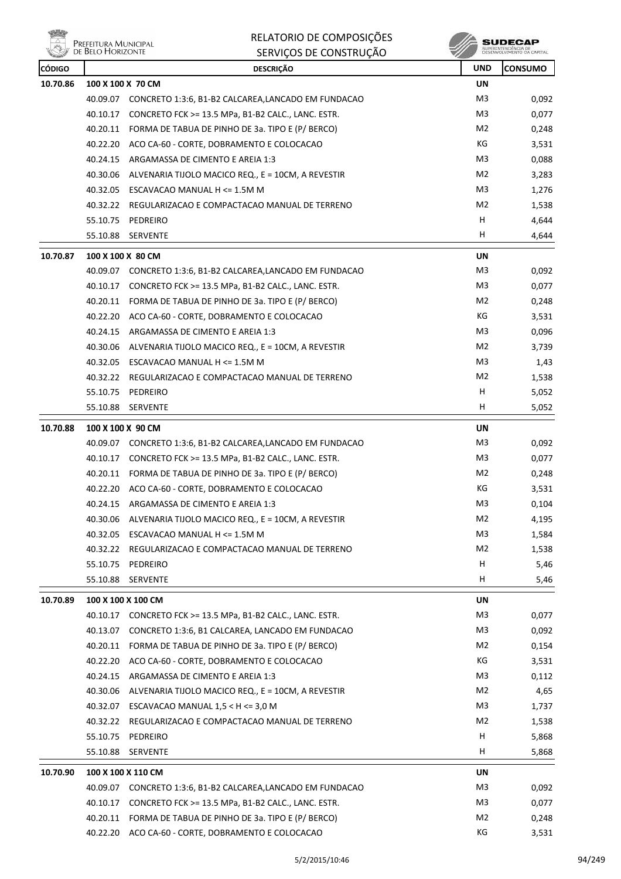# RELATORIO DE COMPOSIÇÕES

## SERVIÇOS DE CONSTRUÇÃO

| CÓDIGO | | DESCRIÇÃO | UND | CONSUMO |
|---|---|---|---|---|
| **10.70.86** | **100 X 100 X 70 CM** | | **UN** | |
| | 40.09.07 | CONCRETO 1:3:6, B1-B2 CALCAREA,LANCADO EM FUNDACAO | M3 | 0,092 |
| | 40.10.17 | CONCRETO FCK >= 13.5 MPa, B1-B2 CALC., LANC. ESTR. | M3 | 0,077 |
| | 40.20.11 | FORMA DE TABUA DE PINHO DE 3a. TIPO E (P/ BERCO) | M2 | 0,248 |
| | 40.22.20 | ACO CA-60 - CORTE, DOBRAMENTO E COLOCACAO | KG | 3,531 |
| | 40.24.15 | ARGAMASSA DE CIMENTO E AREIA 1:3 | M3 | 0,088 |
| | 40.30.06 | ALVENARIA TIJOLO MACICO REQ., E = 10CM, A REVESTIR | M2 | 3,283 |
| | 40.32.05 | ESCAVACAO MANUAL H <= 1.5M M | M3 | 1,276 |
| | 40.32.22 | REGULARIZACAO E COMPACTACAO MANUAL DE TERRENO | M2 | 1,538 |
| | 55.10.75 | PEDREIRO | H | 4,644 |
| | 55.10.88 | SERVENTE | H | 4,644 |
| **10.70.87** | **100 X 100 X 80 CM** | | **UN** | |
| | 40.09.07 | CONCRETO 1:3:6, B1-B2 CALCAREA,LANCADO EM FUNDACAO | M3 | 0,092 |
| | 40.10.17 | CONCRETO FCK >= 13.5 MPa, B1-B2 CALC., LANC. ESTR. | M3 | 0,077 |
| | 40.20.11 | FORMA DE TABUA DE PINHO DE 3a. TIPO E (P/ BERCO) | M2 | 0,248 |
| | 40.22.20 | ACO CA-60 - CORTE, DOBRAMENTO E COLOCACAO | KG | 3,531 |
| | 40.24.15 | ARGAMASSA DE CIMENTO E AREIA 1:3 | M3 | 0,096 |
| | 40.30.06 | ALVENARIA TIJOLO MACICO REQ., E = 10CM, A REVESTIR | M2 | 3,739 |
| | 40.32.05 | ESCAVACAO MANUAL H <= 1.5M M | M3 | 1,43 |
| | 40.32.22 | REGULARIZACAO E COMPACTACAO MANUAL DE TERRENO | M2 | 1,538 |
| | 55.10.75 | PEDREIRO | H | 5,052 |
| | 55.10.88 | SERVENTE | H | 5,052 |
| **10.70.88** | **100 X 100 X 90 CM** | | **UN** | |
| | 40.09.07 | CONCRETO 1:3:6, B1-B2 CALCAREA,LANCADO EM FUNDACAO | M3 | 0,092 |
| | 40.10.17 | CONCRETO FCK >= 13.5 MPa, B1-B2 CALC., LANC. ESTR. | M3 | 0,077 |
| | 40.20.11 | FORMA DE TABUA DE PINHO DE 3a. TIPO E (P/ BERCO) | M2 | 0,248 |
| | 40.22.20 | ACO CA-60 - CORTE, DOBRAMENTO E COLOCACAO | KG | 3,531 |
| | 40.24.15 | ARGAMASSA DE CIMENTO E AREIA 1:3 | M3 | 0,104 |
| | 40.30.06 | ALVENARIA TIJOLO MACICO REQ., E = 10CM, A REVESTIR | M2 | 4,195 |
| | 40.32.05 | ESCAVACAO MANUAL H <= 1.5M M | M3 | 1,584 |
| | 40.32.22 | REGULARIZACAO E COMPACTACAO MANUAL DE TERRENO | M2 | 1,538 |
| | 55.10.75 | PEDREIRO | H | 5,46 |
| | 55.10.88 | SERVENTE | H | 5,46 |
| **10.70.89** | **100 X 100 X 100 CM** | | **UN** | |
| | 40.10.17 | CONCRETO FCK >= 13.5 MPa, B1-B2 CALC., LANC. ESTR. | M3 | 0,077 |
| | 40.13.07 | CONCRETO 1:3:6, B1 CALCAREA, LANCADO EM FUNDACAO | M3 | 0,092 |
| | 40.20.11 | FORMA DE TABUA DE PINHO DE 3a. TIPO E (P/ BERCO) | M2 | 0,154 |
| | 40.22.20 | ACO CA-60 - CORTE, DOBRAMENTO E COLOCACAO | KG | 3,531 |
| | 40.24.15 | ARGAMASSA DE CIMENTO E AREIA 1:3 | M3 | 0,112 |
| | 40.30.06 | ALVENARIA TIJOLO MACICO REQ., E = 10CM, A REVESTIR | M2 | 4,65 |
| | 40.32.07 | ESCAVACAO MANUAL 1,5 < H <= 3,0 M | M3 | 1,737 |
| | 40.32.22 | REGULARIZACAO E COMPACTACAO MANUAL DE TERRENO | M2 | 1,538 |
| | 55.10.75 | PEDREIRO | H | 5,868 |
| | 55.10.88 | SERVENTE | H | 5,868 |
| **10.70.90** | **100 X 100 X 110 CM** | | **UN** | |
| | 40.09.07 | CONCRETO 1:3:6, B1-B2 CALCAREA,LANCADO EM FUNDACAO | M3 | 0,092 |
| | 40.10.17 | CONCRETO FCK >= 13.5 MPa, B1-B2 CALC., LANC. ESTR. | M3 | 0,077 |
| | 40.20.11 | FORMA DE TABUA DE PINHO DE 3a. TIPO E (P/ BERCO) | M2 | 0,248 |
| | 40.22.20 | ACO CA-60 - CORTE, DOBRAMENTO E COLOCACAO | KG | 3,531 |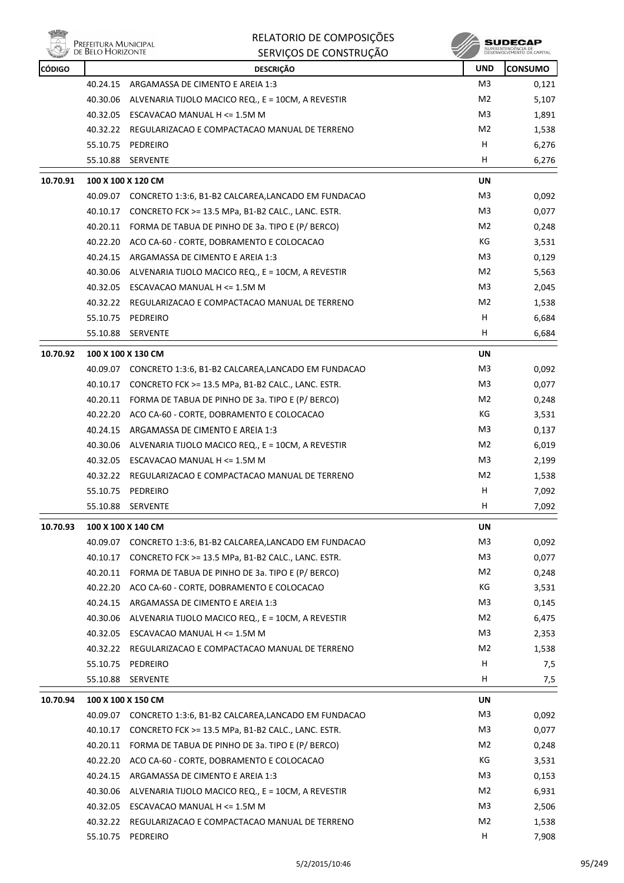| CÓDIGO | | DESCRIÇÃO | UND | CONSUMO |
|---|---|---|---|---|
| | 40.24.15 | ARGAMASSA DE CIMENTO E AREIA 1:3 | M3 | 0,121 |
| | 40.30.06 | ALVENARIA TIJOLO MACICO REQ., E = 10CM, A REVESTIR | M2 | 5,107 |
| | 40.32.05 | ESCAVACAO MANUAL H <= 1.5M M | M3 | 1,891 |
| | 40.32.22 | REGULARIZACAO E COMPACTACAO MANUAL DE TERRENO | M2 | 1,538 |
| | 55.10.75 | PEDREIRO | H | 6,276 |
| | 55.10.88 | SERVENTE | H | 6,276 |
| **10.70.91** | **100 X 100 X 120 CM** | | **UN** | |
| | 40.09.07 | CONCRETO 1:3:6, B1-B2 CALCAREA,LANCADO EM FUNDACAO | M3 | 0,092 |
| | 40.10.17 | CONCRETO FCK >= 13.5 MPa, B1-B2 CALC., LANC. ESTR. | M3 | 0,077 |
| | 40.20.11 | FORMA DE TABUA DE PINHO DE 3a. TIPO E (P/ BERCO) | M2 | 0,248 |
| | 40.22.20 | ACO CA-60 - CORTE, DOBRAMENTO E COLOCACAO | KG | 3,531 |
| | 40.24.15 | ARGAMASSA DE CIMENTO E AREIA 1:3 | M3 | 0,129 |
| | 40.30.06 | ALVENARIA TIJOLO MACICO REQ., E = 10CM, A REVESTIR | M2 | 5,563 |
| | 40.32.05 | ESCAVACAO MANUAL H <= 1.5M M | M3 | 2,045 |
| | 40.32.22 | REGULARIZACAO E COMPACTACAO MANUAL DE TERRENO | M2 | 1,538 |
| | 55.10.75 | PEDREIRO | H | 6,684 |
| | 55.10.88 | SERVENTE | H | 6,684 |
| **10.70.92** | **100 X 100 X 130 CM** | | **UN** | |
| | 40.09.07 | CONCRETO 1:3:6, B1-B2 CALCAREA,LANCADO EM FUNDACAO | M3 | 0,092 |
| | 40.10.17 | CONCRETO FCK >= 13.5 MPa, B1-B2 CALC., LANC. ESTR. | M3 | 0,077 |
| | 40.20.11 | FORMA DE TABUA DE PINHO DE 3a. TIPO E (P/ BERCO) | M2 | 0,248 |
| | 40.22.20 | ACO CA-60 - CORTE, DOBRAMENTO E COLOCACAO | KG | 3,531 |
| | 40.24.15 | ARGAMASSA DE CIMENTO E AREIA 1:3 | M3 | 0,137 |
| | 40.30.06 | ALVENARIA TIJOLO MACICO REQ., E = 10CM, A REVESTIR | M2 | 6,019 |
| | 40.32.05 | ESCAVACAO MANUAL H <= 1.5M M | M3 | 2,199 |
| | 40.32.22 | REGULARIZACAO E COMPACTACAO MANUAL DE TERRENO | M2 | 1,538 |
| | 55.10.75 | PEDREIRO | H | 7,092 |
| | 55.10.88 | SERVENTE | H | 7,092 |
| **10.70.93** | **100 X 100 X 140 CM** | | **UN** | |
| | 40.09.07 | CONCRETO 1:3:6, B1-B2 CALCAREA,LANCADO EM FUNDACAO | M3 | 0,092 |
| | 40.10.17 | CONCRETO FCK >= 13.5 MPa, B1-B2 CALC., LANC. ESTR. | M3 | 0,077 |
| | 40.20.11 | FORMA DE TABUA DE PINHO DE 3a. TIPO E (P/ BERCO) | M2 | 0,248 |
| | 40.22.20 | ACO CA-60 - CORTE, DOBRAMENTO E COLOCACAO | KG | 3,531 |
| | 40.24.15 | ARGAMASSA DE CIMENTO E AREIA 1:3 | M3 | 0,145 |
| | 40.30.06 | ALVENARIA TIJOLO MACICO REQ., E = 10CM, A REVESTIR | M2 | 6,475 |
| | 40.32.05 | ESCAVACAO MANUAL H <= 1.5M M | M3 | 2,353 |
| | 40.32.22 | REGULARIZACAO E COMPACTACAO MANUAL DE TERRENO | M2 | 1,538 |
| | 55.10.75 | PEDREIRO | H | 7,5 |
| | 55.10.88 | SERVENTE | H | 7,5 |
| **10.70.94** | **100 X 100 X 150 CM** | | **UN** | |
| | 40.09.07 | CONCRETO 1:3:6, B1-B2 CALCAREA,LANCADO EM FUNDACAO | M3 | 0,092 |
| | 40.10.17 | CONCRETO FCK >= 13.5 MPa, B1-B2 CALC., LANC. ESTR. | M3 | 0,077 |
| | 40.20.11 | FORMA DE TABUA DE PINHO DE 3a. TIPO E (P/ BERCO) | M2 | 0,248 |
| | 40.22.20 | ACO CA-60 - CORTE, DOBRAMENTO E COLOCACAO | KG | 3,531 |
| | 40.24.15 | ARGAMASSA DE CIMENTO E AREIA 1:3 | M3 | 0,153 |
| | 40.30.06 | ALVENARIA TIJOLO MACICO REQ., E = 10CM, A REVESTIR | M2 | 6,931 |
| | 40.32.05 | ESCAVACAO MANUAL H <= 1.5M M | M3 | 2,506 |
| | 40.32.22 | REGULARIZACAO E COMPACTACAO MANUAL DE TERRENO | M2 | 1,538 |
| | 55.10.75 | PEDREIRO | H | 7,908 |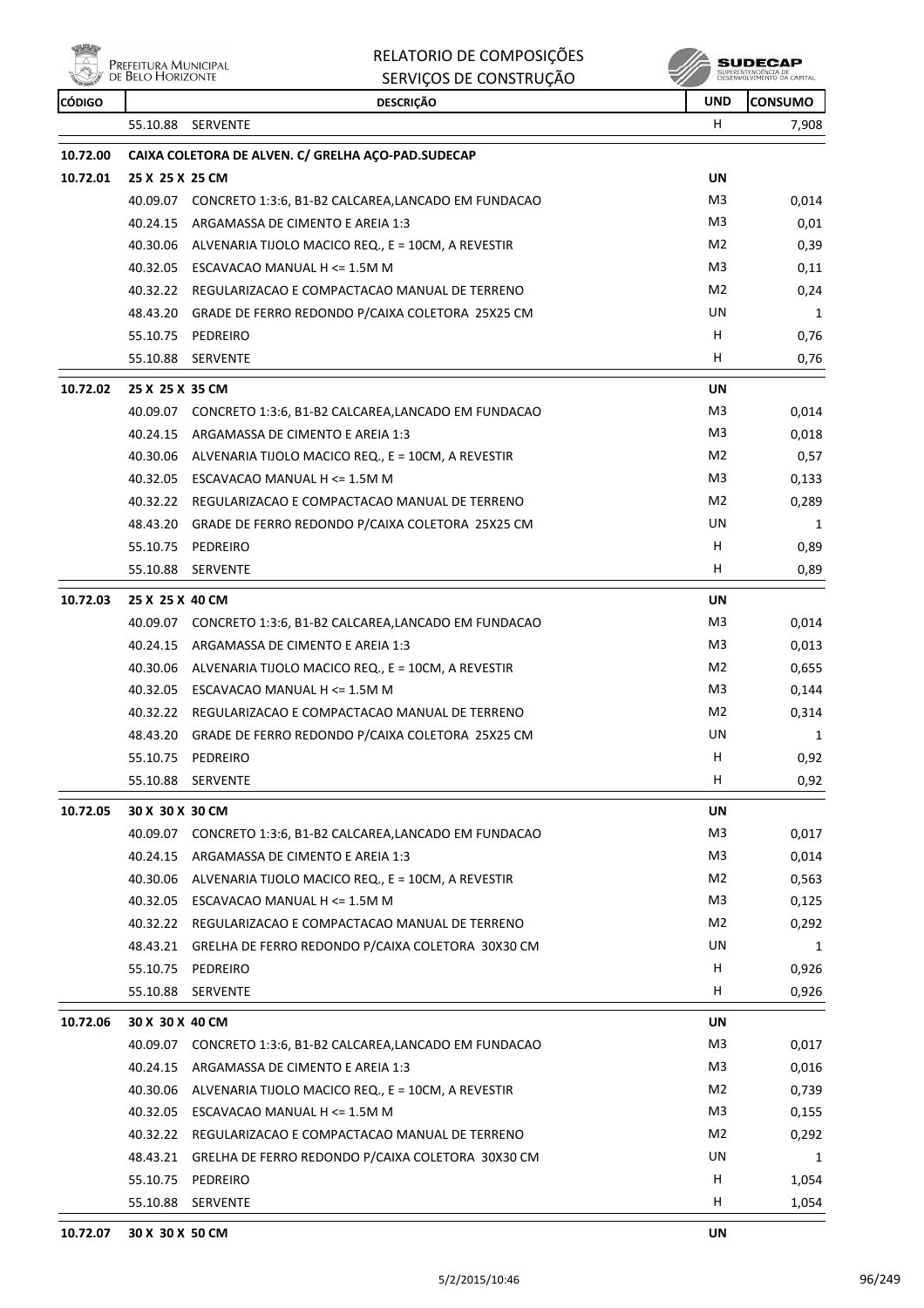| CÓDIGO | DESCRIÇÃO | | UND | CONSUMO |
|---|---|---|---|---|
| | 55.10.88 | SERVENTE | H | 7,908 |
| **10.72.00** | **CAIXA COLETORA DE ALVEN. C/ GRELHA AÇO-PAD.SUDECAP** | | | |
| **10.72.01** | **25 X 25 X 25 CM** | | **UN** | |
| | 40.09.07 | CONCRETO 1:3:6, B1-B2 CALCAREA,LANCADO EM FUNDACAO | M3 | 0,014 |
| | 40.24.15 | ARGAMASSA DE CIMENTO E AREIA 1:3 | M3 | 0,01 |
| | 40.30.06 | ALVENARIA TIJOLO MACICO REQ., E = 10CM, A REVESTIR | M2 | 0,39 |
| | 40.32.05 | ESCAVACAO MANUAL H <= 1.5M M | M3 | 0,11 |
| | 40.32.22 | REGULARIZACAO E COMPACTACAO MANUAL DE TERRENO | M2 | 0,24 |
| | 48.43.20 | GRADE DE FERRO REDONDO P/CAIXA COLETORA 25X25 CM | UN | 1 |
| | 55.10.75 | PEDREIRO | H | 0,76 |
| | 55.10.88 | SERVENTE | H | 0,76 |
| **10.72.02** | **25 X 25 X 35 CM** | | **UN** | |
| | 40.09.07 | CONCRETO 1:3:6, B1-B2 CALCAREA,LANCADO EM FUNDACAO | M3 | 0,014 |
| | 40.24.15 | ARGAMASSA DE CIMENTO E AREIA 1:3 | M3 | 0,018 |
| | 40.30.06 | ALVENARIA TIJOLO MACICO REQ., E = 10CM, A REVESTIR | M2 | 0,57 |
| | 40.32.05 | ESCAVACAO MANUAL H <= 1.5M M | M3 | 0,133 |
| | 40.32.22 | REGULARIZACAO E COMPACTACAO MANUAL DE TERRENO | M2 | 0,289 |
| | 48.43.20 | GRADE DE FERRO REDONDO P/CAIXA COLETORA 25X25 CM | UN | 1 |
| | 55.10.75 | PEDREIRO | H | 0,89 |
| | 55.10.88 | SERVENTE | H | 0,89 |
| **10.72.03** | **25 X 25 X 40 CM** | | **UN** | |
| | 40.09.07 | CONCRETO 1:3:6, B1-B2 CALCAREA,LANCADO EM FUNDACAO | M3 | 0,014 |
| | 40.24.15 | ARGAMASSA DE CIMENTO E AREIA 1:3 | M3 | 0,013 |
| | 40.30.06 | ALVENARIA TIJOLO MACICO REQ., E = 10CM, A REVESTIR | M2 | 0,655 |
| | 40.32.05 | ESCAVACAO MANUAL H <= 1.5M M | M3 | 0,144 |
| | 40.32.22 | REGULARIZACAO E COMPACTACAO MANUAL DE TERRENO | M2 | 0,314 |
| | 48.43.20 | GRADE DE FERRO REDONDO P/CAIXA COLETORA 25X25 CM | UN | 1 |
| | 55.10.75 | PEDREIRO | H | 0,92 |
| | 55.10.88 | SERVENTE | H | 0,92 |
| **10.72.05** | **30 X 30 X 30 CM** | | **UN** | |
| | 40.09.07 | CONCRETO 1:3:6, B1-B2 CALCAREA,LANCADO EM FUNDACAO | M3 | 0,017 |
| | 40.24.15 | ARGAMASSA DE CIMENTO E AREIA 1:3 | M3 | 0,014 |
| | 40.30.06 | ALVENARIA TIJOLO MACICO REQ., E = 10CM, A REVESTIR | M2 | 0,563 |
| | 40.32.05 | ESCAVACAO MANUAL H <= 1.5M M | M3 | 0,125 |
| | 40.32.22 | REGULARIZACAO E COMPACTACAO MANUAL DE TERRENO | M2 | 0,292 |
| | 48.43.21 | GRELHA DE FERRO REDONDO P/CAIXA COLETORA 30X30 CM | UN | 1 |
| | 55.10.75 | PEDREIRO | H | 0,926 |
| | 55.10.88 | SERVENTE | H | 0,926 |
| **10.72.06** | **30 X 30 X 40 CM** | | **UN** | |
| | 40.09.07 | CONCRETO 1:3:6, B1-B2 CALCAREA,LANCADO EM FUNDACAO | M3 | 0,017 |
| | 40.24.15 | ARGAMASSA DE CIMENTO E AREIA 1:3 | M3 | 0,016 |
| | 40.30.06 | ALVENARIA TIJOLO MACICO REQ., E = 10CM, A REVESTIR | M2 | 0,739 |
| | 40.32.05 | ESCAVACAO MANUAL H <= 1.5M M | M3 | 0,155 |
| | 40.32.22 | REGULARIZACAO E COMPACTACAO MANUAL DE TERRENO | M2 | 0,292 |
| | 48.43.21 | GRELHA DE FERRO REDONDO P/CAIXA COLETORA 30X30 CM | UN | 1 |
| | 55.10.75 | PEDREIRO | H | 1,054 |
| | 55.10.88 | SERVENTE | H | 1,054 |
| **10.72.07** | **30 X 30 X 50 CM** | | **UN** | |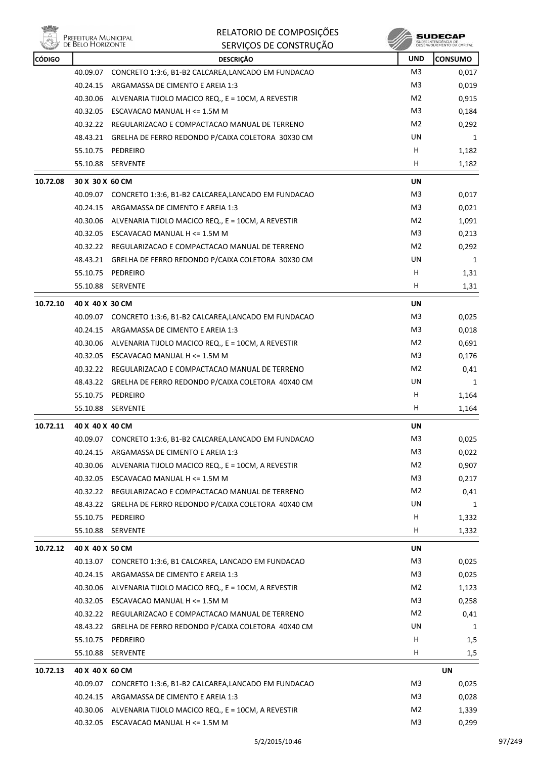# RELATORIO DE COMPOSIÇÕES
## SERVIÇOS DE CONSTRUÇÃO

| CÓDIGO | | DESCRIÇÃO | UND | CONSUMO |
|---|---|---|---|---|
| | 40.09.07 | CONCRETO 1:3:6, B1-B2 CALCAREA,LANCADO EM FUNDACAO | M3 | 0,017 |
| | 40.24.15 | ARGAMASSA DE CIMENTO E AREIA 1:3 | M3 | 0,019 |
| | 40.30.06 | ALVENARIA TIJOLO MACICO REQ., E = 10CM, A REVESTIR | M2 | 0,915 |
| | 40.32.05 | ESCAVACAO MANUAL H <= 1.5M M | M3 | 0,184 |
| | 40.32.22 | REGULARIZACAO E COMPACTACAO MANUAL DE TERRENO | M2 | 0,292 |
| | 48.43.21 | GRELHA DE FERRO REDONDO P/CAIXA COLETORA 30X30 CM | UN | 1 |
| | 55.10.75 | PEDREIRO | H | 1,182 |
| | 55.10.88 | SERVENTE | H | 1,182 |
| **10.72.08** | **30 X 30 X 60 CM** | | **UN** | |
| | 40.09.07 | CONCRETO 1:3:6, B1-B2 CALCAREA,LANCADO EM FUNDACAO | M3 | 0,017 |
| | 40.24.15 | ARGAMASSA DE CIMENTO E AREIA 1:3 | M3 | 0,021 |
| | 40.30.06 | ALVENARIA TIJOLO MACICO REQ., E = 10CM, A REVESTIR | M2 | 1,091 |
| | 40.32.05 | ESCAVACAO MANUAL H <= 1.5M M | M3 | 0,213 |
| | 40.32.22 | REGULARIZACAO E COMPACTACAO MANUAL DE TERRENO | M2 | 0,292 |
| | 48.43.21 | GRELHA DE FERRO REDONDO P/CAIXA COLETORA 30X30 CM | UN | 1 |
| | 55.10.75 | PEDREIRO | H | 1,31 |
| | 55.10.88 | SERVENTE | H | 1,31 |
| **10.72.10** | **40 X 40 X 30 CM** | | **UN** | |
| | 40.09.07 | CONCRETO 1:3:6, B1-B2 CALCAREA,LANCADO EM FUNDACAO | M3 | 0,025 |
| | 40.24.15 | ARGAMASSA DE CIMENTO E AREIA 1:3 | M3 | 0,018 |
| | 40.30.06 | ALVENARIA TIJOLO MACICO REQ., E = 10CM, A REVESTIR | M2 | 0,691 |
| | 40.32.05 | ESCAVACAO MANUAL H <= 1.5M M | M3 | 0,176 |
| | 40.32.22 | REGULARIZACAO E COMPACTACAO MANUAL DE TERRENO | M2 | 0,41 |
| | 48.43.22 | GRELHA DE FERRO REDONDO P/CAIXA COLETORA 40X40 CM | UN | 1 |
| | 55.10.75 | PEDREIRO | H | 1,164 |
| | 55.10.88 | SERVENTE | H | 1,164 |
| **10.72.11** | **40 X 40 X 40 CM** | | **UN** | |
| | 40.09.07 | CONCRETO 1:3:6, B1-B2 CALCAREA,LANCADO EM FUNDACAO | M3 | 0,025 |
| | 40.24.15 | ARGAMASSA DE CIMENTO E AREIA 1:3 | M3 | 0,022 |
| | 40.30.06 | ALVENARIA TIJOLO MACICO REQ., E = 10CM, A REVESTIR | M2 | 0,907 |
| | 40.32.05 | ESCAVACAO MANUAL H <= 1.5M M | M3 | 0,217 |
| | 40.32.22 | REGULARIZACAO E COMPACTACAO MANUAL DE TERRENO | M2 | 0,41 |
| | 48.43.22 | GRELHA DE FERRO REDONDO P/CAIXA COLETORA 40X40 CM | UN | 1 |
| | 55.10.75 | PEDREIRO | H | 1,332 |
| | 55.10.88 | SERVENTE | H | 1,332 |
| **10.72.12** | **40 X 40 X 50 CM** | | **UN** | |
| | 40.13.07 | CONCRETO 1:3:6, B1 CALCAREA, LANCADO EM FUNDACAO | M3 | 0,025 |
| | 40.24.15 | ARGAMASSA DE CIMENTO E AREIA 1:3 | M3 | 0,025 |
| | 40.30.06 | ALVENARIA TIJOLO MACICO REQ., E = 10CM, A REVESTIR | M2 | 1,123 |
| | 40.32.05 | ESCAVACAO MANUAL H <= 1.5M M | M3 | 0,258 |
| | 40.32.22 | REGULARIZACAO E COMPACTACAO MANUAL DE TERRENO | M2 | 0,41 |
| | 48.43.22 | GRELHA DE FERRO REDONDO P/CAIXA COLETORA 40X40 CM | UN | 1 |
| | 55.10.75 | PEDREIRO | H | 1,5 |
| | 55.10.88 | SERVENTE | H | 1,5 |
| **10.72.13** | **40 X 40 X 60 CM** | | | **UN** |
| | 40.09.07 | CONCRETO 1:3:6, B1-B2 CALCAREA,LANCADO EM FUNDACAO | M3 | 0,025 |
| | 40.24.15 | ARGAMASSA DE CIMENTO E AREIA 1:3 | M3 | 0,028 |
| | 40.30.06 | ALVENARIA TIJOLO MACICO REQ., E = 10CM, A REVESTIR | M2 | 1,339 |
| | 40.32.05 | ESCAVACAO MANUAL H <= 1.5M M | M3 | 0,299 |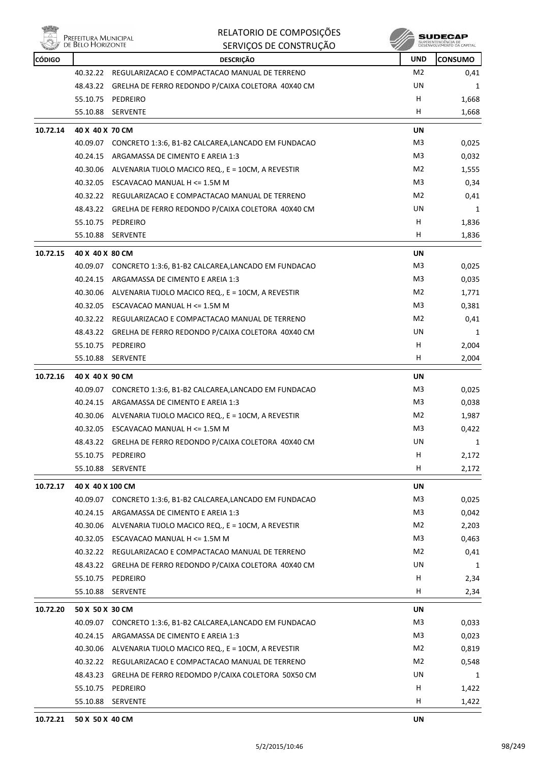| CÓDIGO | DESCRIÇÃO | | UND | CONSUMO |
|---|---|---|---|---|
| | 40.32.22 | REGULARIZACAO E COMPACTACAO MANUAL DE TERRENO | M2 | 0,41 |
| | 48.43.22 | GRELHA DE FERRO REDONDO P/CAIXA COLETORA 40X40 CM | UN | 1 |
| | 55.10.75 | PEDREIRO | H | 1,668 |
| | 55.10.88 | SERVENTE | H | 1,668 |
| **10.72.14** | **40 X 40 X 70 CM** | | **UN** | |
| | 40.09.07 | CONCRETO 1:3:6, B1-B2 CALCAREA,LANCADO EM FUNDACAO | M3 | 0,025 |
| | 40.24.15 | ARGAMASSA DE CIMENTO E AREIA 1:3 | M3 | 0,032 |
| | 40.30.06 | ALVENARIA TIJOLO MACICO REQ., E = 10CM, A REVESTIR | M2 | 1,555 |
| | 40.32.05 | ESCAVACAO MANUAL H <= 1.5M M | M3 | 0,34 |
| | 40.32.22 | REGULARIZACAO E COMPACTACAO MANUAL DE TERRENO | M2 | 0,41 |
| | 48.43.22 | GRELHA DE FERRO REDONDO P/CAIXA COLETORA 40X40 CM | UN | 1 |
| | 55.10.75 | PEDREIRO | H | 1,836 |
| | 55.10.88 | SERVENTE | H | 1,836 |
| **10.72.15** | **40 X 40 X 80 CM** | | **UN** | |
| | 40.09.07 | CONCRETO 1:3:6, B1-B2 CALCAREA,LANCADO EM FUNDACAO | M3 | 0,025 |
| | 40.24.15 | ARGAMASSA DE CIMENTO E AREIA 1:3 | M3 | 0,035 |
| | 40.30.06 | ALVENARIA TIJOLO MACICO REQ., E = 10CM, A REVESTIR | M2 | 1,771 |
| | 40.32.05 | ESCAVACAO MANUAL H <= 1.5M M | M3 | 0,381 |
| | 40.32.22 | REGULARIZACAO E COMPACTACAO MANUAL DE TERRENO | M2 | 0,41 |
| | 48.43.22 | GRELHA DE FERRO REDONDO P/CAIXA COLETORA 40X40 CM | UN | 1 |
| | 55.10.75 | PEDREIRO | H | 2,004 |
| | 55.10.88 | SERVENTE | H | 2,004 |
| **10.72.16** | **40 X 40 X 90 CM** | | **UN** | |
| | 40.09.07 | CONCRETO 1:3:6, B1-B2 CALCAREA,LANCADO EM FUNDACAO | M3 | 0,025 |
| | 40.24.15 | ARGAMASSA DE CIMENTO E AREIA 1:3 | M3 | 0,038 |
| | 40.30.06 | ALVENARIA TIJOLO MACICO REQ., E = 10CM, A REVESTIR | M2 | 1,987 |
| | 40.32.05 | ESCAVACAO MANUAL H <= 1.5M M | M3 | 0,422 |
| | 48.43.22 | GRELHA DE FERRO REDONDO P/CAIXA COLETORA 40X40 CM | UN | 1 |
| | 55.10.75 | PEDREIRO | H | 2,172 |
| | 55.10.88 | SERVENTE | H | 2,172 |
| **10.72.17** | **40 X 40 X 100 CM** | | **UN** | |
| | 40.09.07 | CONCRETO 1:3:6, B1-B2 CALCAREA,LANCADO EM FUNDACAO | M3 | 0,025 |
| | 40.24.15 | ARGAMASSA DE CIMENTO E AREIA 1:3 | M3 | 0,042 |
| | 40.30.06 | ALVENARIA TIJOLO MACICO REQ., E = 10CM, A REVESTIR | M2 | 2,203 |
| | 40.32.05 | ESCAVACAO MANUAL H <= 1.5M M | M3 | 0,463 |
| | 40.32.22 | REGULARIZACAO E COMPACTACAO MANUAL DE TERRENO | M2 | 0,41 |
| | 48.43.22 | GRELHA DE FERRO REDONDO P/CAIXA COLETORA 40X40 CM | UN | 1 |
| | 55.10.75 | PEDREIRO | H | 2,34 |
| | 55.10.88 | SERVENTE | H | 2,34 |
| **10.72.20** | **50 X 50 X 30 CM** | | **UN** | |
| | 40.09.07 | CONCRETO 1:3:6, B1-B2 CALCAREA,LANCADO EM FUNDACAO | M3 | 0,033 |
| | 40.24.15 | ARGAMASSA DE CIMENTO E AREIA 1:3 | M3 | 0,023 |
| | 40.30.06 | ALVENARIA TIJOLO MACICO REQ., E = 10CM, A REVESTIR | M2 | 0,819 |
| | 40.32.22 | REGULARIZACAO E COMPACTACAO MANUAL DE TERRENO | M2 | 0,548 |
| | 48.43.23 | GRELHA DE FERRO REDOMDO P/CAIXA COLETORA 50X50 CM | UN | 1 |
| | 55.10.75 | PEDREIRO | H | 1,422 |
| | 55.10.88 | SERVENTE | H | 1,422 |
| **10.72.21** | **50 X 50 X 40 CM** | | **UN** | |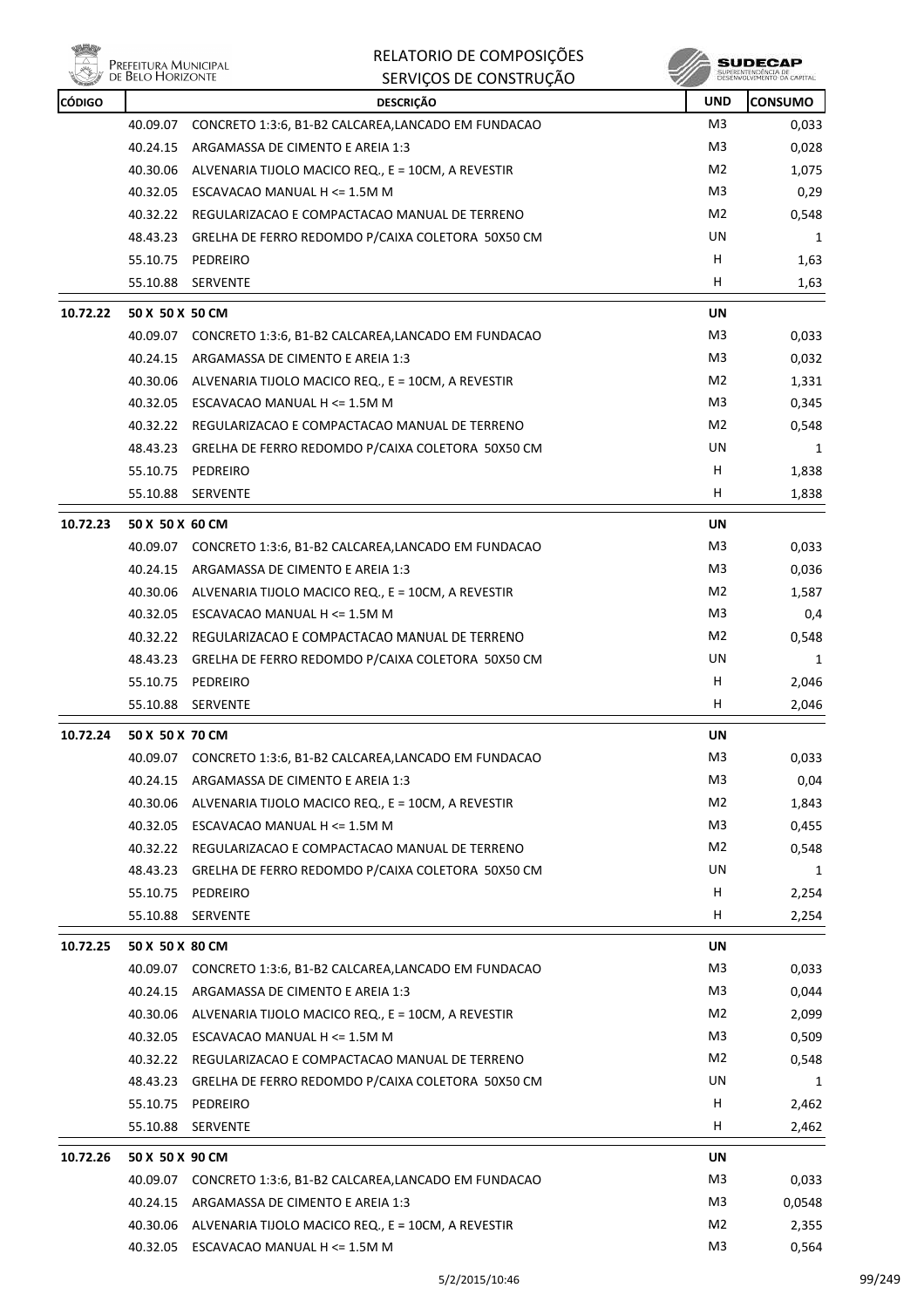| CÓDIGO | | DESCRIÇÃO | UND | CONSUMO |
|---|---|---|---|---|
| | 40.09.07 | CONCRETO 1:3:6, B1-B2 CALCAREA,LANCADO EM FUNDACAO | M3 | 0,033 |
| | 40.24.15 | ARGAMASSA DE CIMENTO E AREIA 1:3 | M3 | 0,028 |
| | 40.30.06 | ALVENARIA TIJOLO MACICO REQ., E = 10CM, A REVESTIR | M2 | 1,075 |
| | 40.32.05 | ESCAVACAO MANUAL H <= 1.5M M | M3 | 0,29 |
| | 40.32.22 | REGULARIZACAO E COMPACTACAO MANUAL DE TERRENO | M2 | 0,548 |
| | 48.43.23 | GRELHA DE FERRO REDOMDO P/CAIXA COLETORA 50X50 CM | UN | 1 |
| | 55.10.75 | PEDREIRO | H | 1,63 |
| | 55.10.88 | SERVENTE | H | 1,63 |
| **10.72.22** | **50 X 50 X 50 CM** | | **UN** | |
| | 40.09.07 | CONCRETO 1:3:6, B1-B2 CALCAREA,LANCADO EM FUNDACAO | M3 | 0,033 |
| | 40.24.15 | ARGAMASSA DE CIMENTO E AREIA 1:3 | M3 | 0,032 |
| | 40.30.06 | ALVENARIA TIJOLO MACICO REQ., E = 10CM, A REVESTIR | M2 | 1,331 |
| | 40.32.05 | ESCAVACAO MANUAL H <= 1.5M M | M3 | 0,345 |
| | 40.32.22 | REGULARIZACAO E COMPACTACAO MANUAL DE TERRENO | M2 | 0,548 |
| | 48.43.23 | GRELHA DE FERRO REDOMDO P/CAIXA COLETORA 50X50 CM | UN | 1 |
| | 55.10.75 | PEDREIRO | H | 1,838 |
| | 55.10.88 | SERVENTE | H | 1,838 |
| **10.72.23** | **50 X 50 X 60 CM** | | **UN** | |
| | 40.09.07 | CONCRETO 1:3:6, B1-B2 CALCAREA,LANCADO EM FUNDACAO | M3 | 0,033 |
| | 40.24.15 | ARGAMASSA DE CIMENTO E AREIA 1:3 | M3 | 0,036 |
| | 40.30.06 | ALVENARIA TIJOLO MACICO REQ., E = 10CM, A REVESTIR | M2 | 1,587 |
| | 40.32.05 | ESCAVACAO MANUAL H <= 1.5M M | M3 | 0,4 |
| | 40.32.22 | REGULARIZACAO E COMPACTACAO MANUAL DE TERRENO | M2 | 0,548 |
| | 48.43.23 | GRELHA DE FERRO REDOMDO P/CAIXA COLETORA 50X50 CM | UN | 1 |
| | 55.10.75 | PEDREIRO | H | 2,046 |
| | 55.10.88 | SERVENTE | H | 2,046 |
| **10.72.24** | **50 X 50 X 70 CM** | | **UN** | |
| | 40.09.07 | CONCRETO 1:3:6, B1-B2 CALCAREA,LANCADO EM FUNDACAO | M3 | 0,033 |
| | 40.24.15 | ARGAMASSA DE CIMENTO E AREIA 1:3 | M3 | 0,04 |
| | 40.30.06 | ALVENARIA TIJOLO MACICO REQ., E = 10CM, A REVESTIR | M2 | 1,843 |
| | 40.32.05 | ESCAVACAO MANUAL H <= 1.5M M | M3 | 0,455 |
| | 40.32.22 | REGULARIZACAO E COMPACTACAO MANUAL DE TERRENO | M2 | 0,548 |
| | 48.43.23 | GRELHA DE FERRO REDOMDO P/CAIXA COLETORA 50X50 CM | UN | 1 |
| | 55.10.75 | PEDREIRO | H | 2,254 |
| | 55.10.88 | SERVENTE | H | 2,254 |
| **10.72.25** | **50 X 50 X 80 CM** | | **UN** | |
| | 40.09.07 | CONCRETO 1:3:6, B1-B2 CALCAREA,LANCADO EM FUNDACAO | M3 | 0,033 |
| | 40.24.15 | ARGAMASSA DE CIMENTO E AREIA 1:3 | M3 | 0,044 |
| | 40.30.06 | ALVENARIA TIJOLO MACICO REQ., E = 10CM, A REVESTIR | M2 | 2,099 |
| | 40.32.05 | ESCAVACAO MANUAL H <= 1.5M M | M3 | 0,509 |
| | 40.32.22 | REGULARIZACAO E COMPACTACAO MANUAL DE TERRENO | M2 | 0,548 |
| | 48.43.23 | GRELHA DE FERRO REDOMDO P/CAIXA COLETORA 50X50 CM | UN | 1 |
| | 55.10.75 | PEDREIRO | H | 2,462 |
| | 55.10.88 | SERVENTE | H | 2,462 |
| **10.72.26** | **50 X 50 X 90 CM** | | **UN** | |
| | 40.09.07 | CONCRETO 1:3:6, B1-B2 CALCAREA,LANCADO EM FUNDACAO | M3 | 0,033 |
| | 40.24.15 | ARGAMASSA DE CIMENTO E AREIA 1:3 | M3 | 0,0548 |
| | 40.30.06 | ALVENARIA TIJOLO MACICO REQ., E = 10CM, A REVESTIR | M2 | 2,355 |
| | 40.32.05 | ESCAVACAO MANUAL H <= 1.5M M | M3 | 0,564 |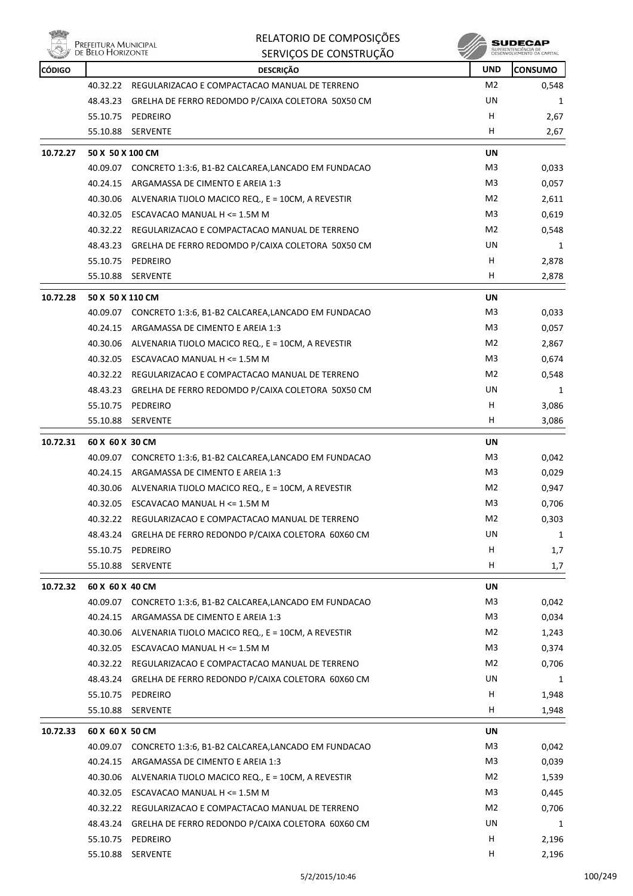| CÓDIGO | | DESCRIÇÃO | UND | CONSUMO |
|---|---|---|---|---|
| | 40.32.22 | REGULARIZACAO E COMPACTACAO MANUAL DE TERRENO | M2 | 0,548 |
| | 48.43.23 | GRELHA DE FERRO REDOMDO P/CAIXA COLETORA 50X50 CM | UN | 1 |
| | 55.10.75 | PEDREIRO | H | 2,67 |
| | 55.10.88 | SERVENTE | H | 2,67 |
| **10.72.27** | **50 X 50 X 100 CM** | | **UN** | |
| | 40.09.07 | CONCRETO 1:3:6, B1-B2 CALCAREA,LANCADO EM FUNDACAO | M3 | 0,033 |
| | 40.24.15 | ARGAMASSA DE CIMENTO E AREIA 1:3 | M3 | 0,057 |
| | 40.30.06 | ALVENARIA TIJOLO MACICO REQ., E = 10CM, A REVESTIR | M2 | 2,611 |
| | 40.32.05 | ESCAVACAO MANUAL H <= 1.5M M | M3 | 0,619 |
| | 40.32.22 | REGULARIZACAO E COMPACTACAO MANUAL DE TERRENO | M2 | 0,548 |
| | 48.43.23 | GRELHA DE FERRO REDOMDO P/CAIXA COLETORA 50X50 CM | UN | 1 |
| | 55.10.75 | PEDREIRO | H | 2,878 |
| | 55.10.88 | SERVENTE | H | 2,878 |
| **10.72.28** | **50 X 50 X 110 CM** | | **UN** | |
| | 40.09.07 | CONCRETO 1:3:6, B1-B2 CALCAREA,LANCADO EM FUNDACAO | M3 | 0,033 |
| | 40.24.15 | ARGAMASSA DE CIMENTO E AREIA 1:3 | M3 | 0,057 |
| | 40.30.06 | ALVENARIA TIJOLO MACICO REQ., E = 10CM, A REVESTIR | M2 | 2,867 |
| | 40.32.05 | ESCAVACAO MANUAL H <= 1.5M M | M3 | 0,674 |
| | 40.32.22 | REGULARIZACAO E COMPACTACAO MANUAL DE TERRENO | M2 | 0,548 |
| | 48.43.23 | GRELHA DE FERRO REDOMDO P/CAIXA COLETORA 50X50 CM | UN | 1 |
| | 55.10.75 | PEDREIRO | H | 3,086 |
| | 55.10.88 | SERVENTE | H | 3,086 |
| **10.72.31** | **60 X 60 X 30 CM** | | **UN** | |
| | 40.09.07 | CONCRETO 1:3:6, B1-B2 CALCAREA,LANCADO EM FUNDACAO | M3 | 0,042 |
| | 40.24.15 | ARGAMASSA DE CIMENTO E AREIA 1:3 | M3 | 0,029 |
| | 40.30.06 | ALVENARIA TIJOLO MACICO REQ., E = 10CM, A REVESTIR | M2 | 0,947 |
| | 40.32.05 | ESCAVACAO MANUAL H <= 1.5M M | M3 | 0,706 |
| | 40.32.22 | REGULARIZACAO E COMPACTACAO MANUAL DE TERRENO | M2 | 0,303 |
| | 48.43.24 | GRELHA DE FERRO REDONDO P/CAIXA COLETORA 60X60 CM | UN | 1 |
| | 55.10.75 | PEDREIRO | H | 1,7 |
| | 55.10.88 | SERVENTE | H | 1,7 |
| **10.72.32** | **60 X 60 X 40 CM** | | **UN** | |
| | 40.09.07 | CONCRETO 1:3:6, B1-B2 CALCAREA,LANCADO EM FUNDACAO | M3 | 0,042 |
| | 40.24.15 | ARGAMASSA DE CIMENTO E AREIA 1:3 | M3 | 0,034 |
| | 40.30.06 | ALVENARIA TIJOLO MACICO REQ., E = 10CM, A REVESTIR | M2 | 1,243 |
| | 40.32.05 | ESCAVACAO MANUAL H <= 1.5M M | M3 | 0,374 |
| | 40.32.22 | REGULARIZACAO E COMPACTACAO MANUAL DE TERRENO | M2 | 0,706 |
| | 48.43.24 | GRELHA DE FERRO REDONDO P/CAIXA COLETORA 60X60 CM | UN | 1 |
| | 55.10.75 | PEDREIRO | H | 1,948 |
| | 55.10.88 | SERVENTE | H | 1,948 |
| **10.72.33** | **60 X 60 X 50 CM** | | **UN** | |
| | 40.09.07 | CONCRETO 1:3:6, B1-B2 CALCAREA,LANCADO EM FUNDACAO | M3 | 0,042 |
| | 40.24.15 | ARGAMASSA DE CIMENTO E AREIA 1:3 | M3 | 0,039 |
| | 40.30.06 | ALVENARIA TIJOLO MACICO REQ., E = 10CM, A REVESTIR | M2 | 1,539 |
| | 40.32.05 | ESCAVACAO MANUAL H <= 1.5M M | M3 | 0,445 |
| | 40.32.22 | REGULARIZACAO E COMPACTACAO MANUAL DE TERRENO | M2 | 0,706 |
| | 48.43.24 | GRELHA DE FERRO REDONDO P/CAIXA COLETORA 60X60 CM | UN | 1 |
| | 55.10.75 | PEDREIRO | H | 2,196 |
| | 55.10.88 | SERVENTE | H | 2,196 |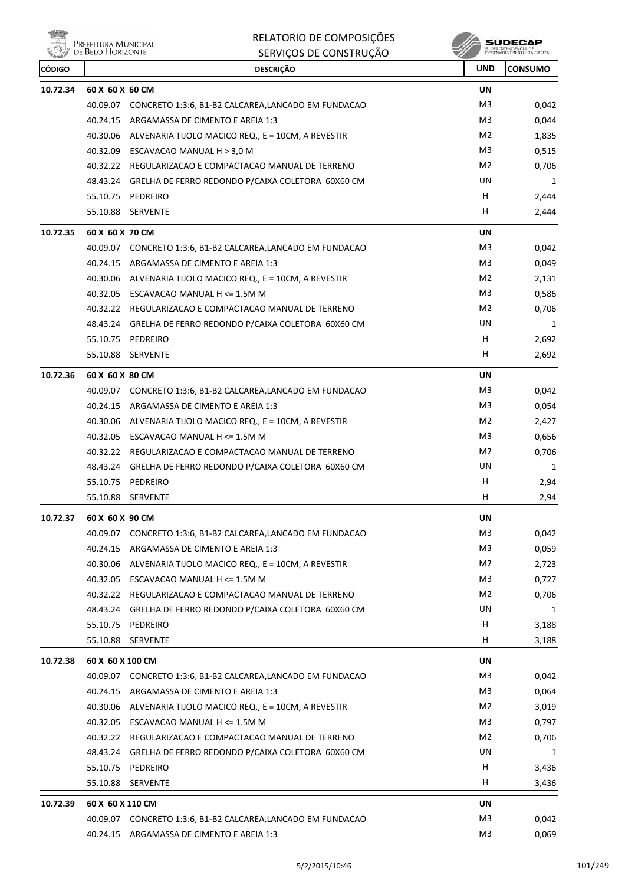# RELATORIO DE COMPOSIÇÕES
## SERVIÇOS DE CONSTRUÇÃO

| CÓDIGO | DESCRIÇÃO | | UND | CONSUMO |
|---|---|---|---|---|
| **10.72.34** | **60 X 60 X 60 CM** | | **UN** | |
| | 40.09.07 | CONCRETO 1:3:6, B1-B2 CALCAREA,LANCADO EM FUNDACAO | M3 | 0,042 |
| | 40.24.15 | ARGAMASSA DE CIMENTO E AREIA 1:3 | M3 | 0,044 |
| | 40.30.06 | ALVENARIA TIJOLO MACICO REQ., E = 10CM, A REVESTIR | M2 | 1,835 |
| | 40.32.09 | ESCAVACAO MANUAL H > 3,0 M | M3 | 0,515 |
| | 40.32.22 | REGULARIZACAO E COMPACTACAO MANUAL DE TERRENO | M2 | 0,706 |
| | 48.43.24 | GRELHA DE FERRO REDONDO P/CAIXA COLETORA 60X60 CM | UN | 1 |
| | 55.10.75 | PEDREIRO | H | 2,444 |
| | 55.10.88 | SERVENTE | H | 2,444 |
| **10.72.35** | **60 X 60 X 70 CM** | | **UN** | |
| | 40.09.07 | CONCRETO 1:3:6, B1-B2 CALCAREA,LANCADO EM FUNDACAO | M3 | 0,042 |
| | 40.24.15 | ARGAMASSA DE CIMENTO E AREIA 1:3 | M3 | 0,049 |
| | 40.30.06 | ALVENARIA TIJOLO MACICO REQ., E = 10CM, A REVESTIR | M2 | 2,131 |
| | 40.32.05 | ESCAVACAO MANUAL H <= 1.5M M | M3 | 0,586 |
| | 40.32.22 | REGULARIZACAO E COMPACTACAO MANUAL DE TERRENO | M2 | 0,706 |
| | 48.43.24 | GRELHA DE FERRO REDONDO P/CAIXA COLETORA 60X60 CM | UN | 1 |
| | 55.10.75 | PEDREIRO | H | 2,692 |
| | 55.10.88 | SERVENTE | H | 2,692 |
| **10.72.36** | **60 X 60 X 80 CM** | | **UN** | |
| | 40.09.07 | CONCRETO 1:3:6, B1-B2 CALCAREA,LANCADO EM FUNDACAO | M3 | 0,042 |
| | 40.24.15 | ARGAMASSA DE CIMENTO E AREIA 1:3 | M3 | 0,054 |
| | 40.30.06 | ALVENARIA TIJOLO MACICO REQ., E = 10CM, A REVESTIR | M2 | 2,427 |
| | 40.32.05 | ESCAVACAO MANUAL H <= 1.5M M | M3 | 0,656 |
| | 40.32.22 | REGULARIZACAO E COMPACTACAO MANUAL DE TERRENO | M2 | 0,706 |
| | 48.43.24 | GRELHA DE FERRO REDONDO P/CAIXA COLETORA 60X60 CM | UN | 1 |
| | 55.10.75 | PEDREIRO | H | 2,94 |
| | 55.10.88 | SERVENTE | H | 2,94 |
| **10.72.37** | **60 X 60 X 90 CM** | | **UN** | |
| | 40.09.07 | CONCRETO 1:3:6, B1-B2 CALCAREA,LANCADO EM FUNDACAO | M3 | 0,042 |
| | 40.24.15 | ARGAMASSA DE CIMENTO E AREIA 1:3 | M3 | 0,059 |
| | 40.30.06 | ALVENARIA TIJOLO MACICO REQ., E = 10CM, A REVESTIR | M2 | 2,723 |
| | 40.32.05 | ESCAVACAO MANUAL H <= 1.5M M | M3 | 0,727 |
| | 40.32.22 | REGULARIZACAO E COMPACTACAO MANUAL DE TERRENO | M2 | 0,706 |
| | 48.43.24 | GRELHA DE FERRO REDONDO P/CAIXA COLETORA 60X60 CM | UN | 1 |
| | 55.10.75 | PEDREIRO | H | 3,188 |
| | 55.10.88 | SERVENTE | H | 3,188 |
| **10.72.38** | **60 X 60 X 100 CM** | | **UN** | |
| | 40.09.07 | CONCRETO 1:3:6, B1-B2 CALCAREA,LANCADO EM FUNDACAO | M3 | 0,042 |
| | 40.24.15 | ARGAMASSA DE CIMENTO E AREIA 1:3 | M3 | 0,064 |
| | 40.30.06 | ALVENARIA TIJOLO MACICO REQ., E = 10CM, A REVESTIR | M2 | 3,019 |
| | 40.32.05 | ESCAVACAO MANUAL H <= 1.5M M | M3 | 0,797 |
| | 40.32.22 | REGULARIZACAO E COMPACTACAO MANUAL DE TERRENO | M2 | 0,706 |
| | 48.43.24 | GRELHA DE FERRO REDONDO P/CAIXA COLETORA 60X60 CM | UN | 1 |
| | 55.10.75 | PEDREIRO | H | 3,436 |
| | 55.10.88 | SERVENTE | H | 3,436 |
| **10.72.39** | **60 X 60 X 110 CM** | | **UN** | |
| | 40.09.07 | CONCRETO 1:3:6, B1-B2 CALCAREA,LANCADO EM FUNDACAO | M3 | 0,042 |
| | 40.24.15 | ARGAMASSA DE CIMENTO E AREIA 1:3 | M3 | 0,069 |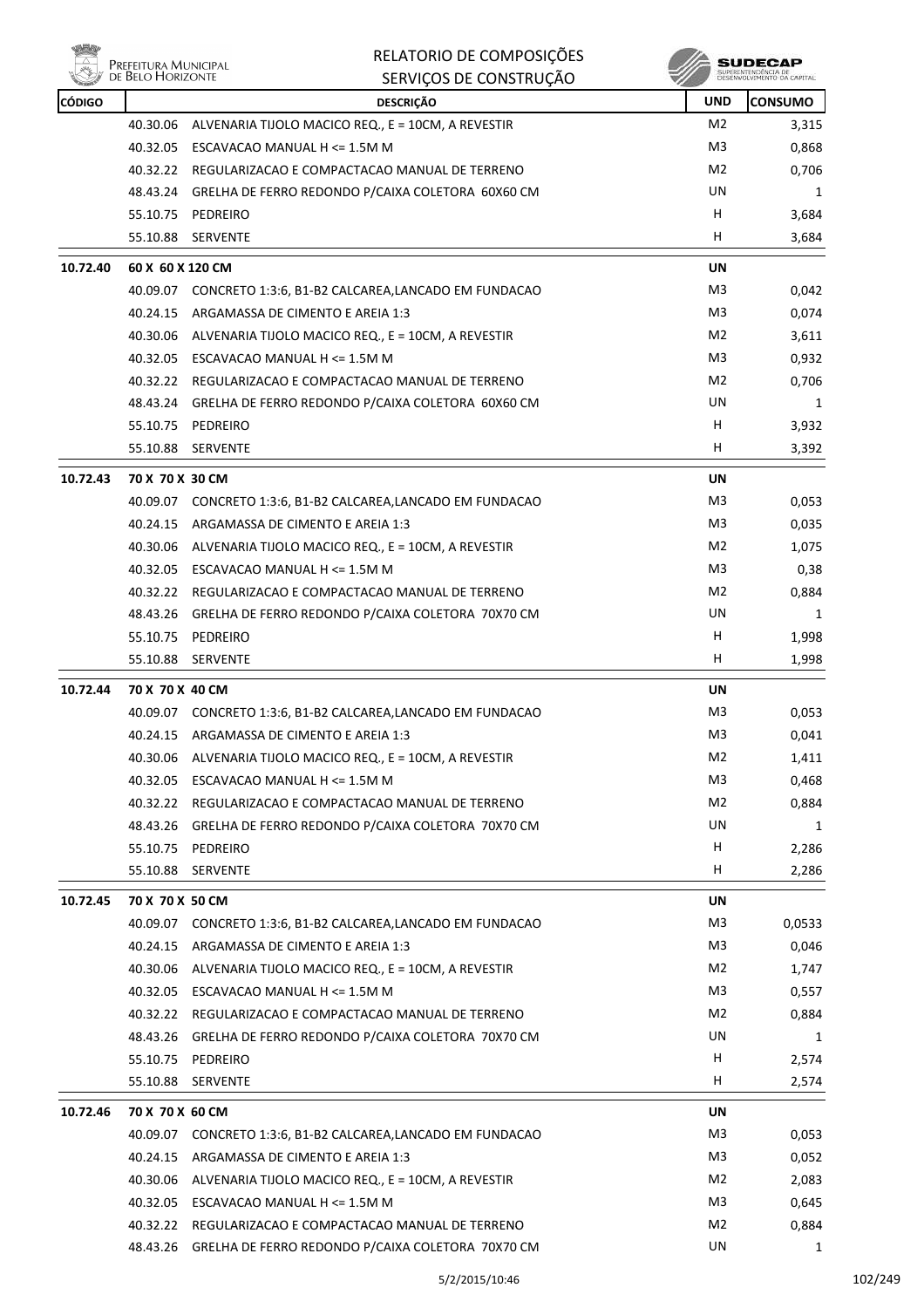| CÓDIGO | | DESCRIÇÃO | UND | CONSUMO |
|---|---|---|---|---|
| | 40.30.06 | ALVENARIA TIJOLO MACICO REQ., E = 10CM, A REVESTIR | M2 | 3,315 |
| | 40.32.05 | ESCAVACAO MANUAL H <= 1.5M M | M3 | 0,868 |
| | 40.32.22 | REGULARIZACAO E COMPACTACAO MANUAL DE TERRENO | M2 | 0,706 |
| | 48.43.24 | GRELHA DE FERRO REDONDO P/CAIXA COLETORA 60X60 CM | UN | 1 |
| | 55.10.75 | PEDREIRO | H | 3,684 |
| | 55.10.88 | SERVENTE | H | 3,684 |
| **10.72.40** | **60 X 60 X 120 CM** | | **UN** | |
| | 40.09.07 | CONCRETO 1:3:6, B1-B2 CALCAREA,LANCADO EM FUNDACAO | M3 | 0,042 |
| | 40.24.15 | ARGAMASSA DE CIMENTO E AREIA 1:3 | M3 | 0,074 |
| | 40.30.06 | ALVENARIA TIJOLO MACICO REQ., E = 10CM, A REVESTIR | M2 | 3,611 |
| | 40.32.05 | ESCAVACAO MANUAL H <= 1.5M M | M3 | 0,932 |
| | 40.32.22 | REGULARIZACAO E COMPACTACAO MANUAL DE TERRENO | M2 | 0,706 |
| | 48.43.24 | GRELHA DE FERRO REDONDO P/CAIXA COLETORA 60X60 CM | UN | 1 |
| | 55.10.75 | PEDREIRO | H | 3,932 |
| | 55.10.88 | SERVENTE | H | 3,392 |
| **10.72.43** | **70 X 70 X 30 CM** | | **UN** | |
| | 40.09.07 | CONCRETO 1:3:6, B1-B2 CALCAREA,LANCADO EM FUNDACAO | M3 | 0,053 |
| | 40.24.15 | ARGAMASSA DE CIMENTO E AREIA 1:3 | M3 | 0,035 |
| | 40.30.06 | ALVENARIA TIJOLO MACICO REQ., E = 10CM, A REVESTIR | M2 | 1,075 |
| | 40.32.05 | ESCAVACAO MANUAL H <= 1.5M M | M3 | 0,38 |
| | 40.32.22 | REGULARIZACAO E COMPACTACAO MANUAL DE TERRENO | M2 | 0,884 |
| | 48.43.26 | GRELHA DE FERRO REDONDO P/CAIXA COLETORA 70X70 CM | UN | 1 |
| | 55.10.75 | PEDREIRO | H | 1,998 |
| | 55.10.88 | SERVENTE | H | 1,998 |
| **10.72.44** | **70 X 70 X 40 CM** | | **UN** | |
| | 40.09.07 | CONCRETO 1:3:6, B1-B2 CALCAREA,LANCADO EM FUNDACAO | M3 | 0,053 |
| | 40.24.15 | ARGAMASSA DE CIMENTO E AREIA 1:3 | M3 | 0,041 |
| | 40.30.06 | ALVENARIA TIJOLO MACICO REQ., E = 10CM, A REVESTIR | M2 | 1,411 |
| | 40.32.05 | ESCAVACAO MANUAL H <= 1.5M M | M3 | 0,468 |
| | 40.32.22 | REGULARIZACAO E COMPACTACAO MANUAL DE TERRENO | M2 | 0,884 |
| | 48.43.26 | GRELHA DE FERRO REDONDO P/CAIXA COLETORA 70X70 CM | UN | 1 |
| | 55.10.75 | PEDREIRO | H | 2,286 |
| | 55.10.88 | SERVENTE | H | 2,286 |
| **10.72.45** | **70 X 70 X 50 CM** | | **UN** | |
| | 40.09.07 | CONCRETO 1:3:6, B1-B2 CALCAREA,LANCADO EM FUNDACAO | M3 | 0,0533 |
| | 40.24.15 | ARGAMASSA DE CIMENTO E AREIA 1:3 | M3 | 0,046 |
| | 40.30.06 | ALVENARIA TIJOLO MACICO REQ., E = 10CM, A REVESTIR | M2 | 1,747 |
| | 40.32.05 | ESCAVACAO MANUAL H <= 1.5M M | M3 | 0,557 |
| | 40.32.22 | REGULARIZACAO E COMPACTACAO MANUAL DE TERRENO | M2 | 0,884 |
| | 48.43.26 | GRELHA DE FERRO REDONDO P/CAIXA COLETORA 70X70 CM | UN | 1 |
| | 55.10.75 | PEDREIRO | H | 2,574 |
| | 55.10.88 | SERVENTE | H | 2,574 |
| **10.72.46** | **70 X 70 X 60 CM** | | **UN** | |
| | 40.09.07 | CONCRETO 1:3:6, B1-B2 CALCAREA,LANCADO EM FUNDACAO | M3 | 0,053 |
| | 40.24.15 | ARGAMASSA DE CIMENTO E AREIA 1:3 | M3 | 0,052 |
| | 40.30.06 | ALVENARIA TIJOLO MACICO REQ., E = 10CM, A REVESTIR | M2 | 2,083 |
| | 40.32.05 | ESCAVACAO MANUAL H <= 1.5M M | M3 | 0,645 |
| | 40.32.22 | REGULARIZACAO E COMPACTACAO MANUAL DE TERRENO | M2 | 0,884 |
| | 48.43.26 | GRELHA DE FERRO REDONDO P/CAIXA COLETORA 70X70 CM | UN | 1 |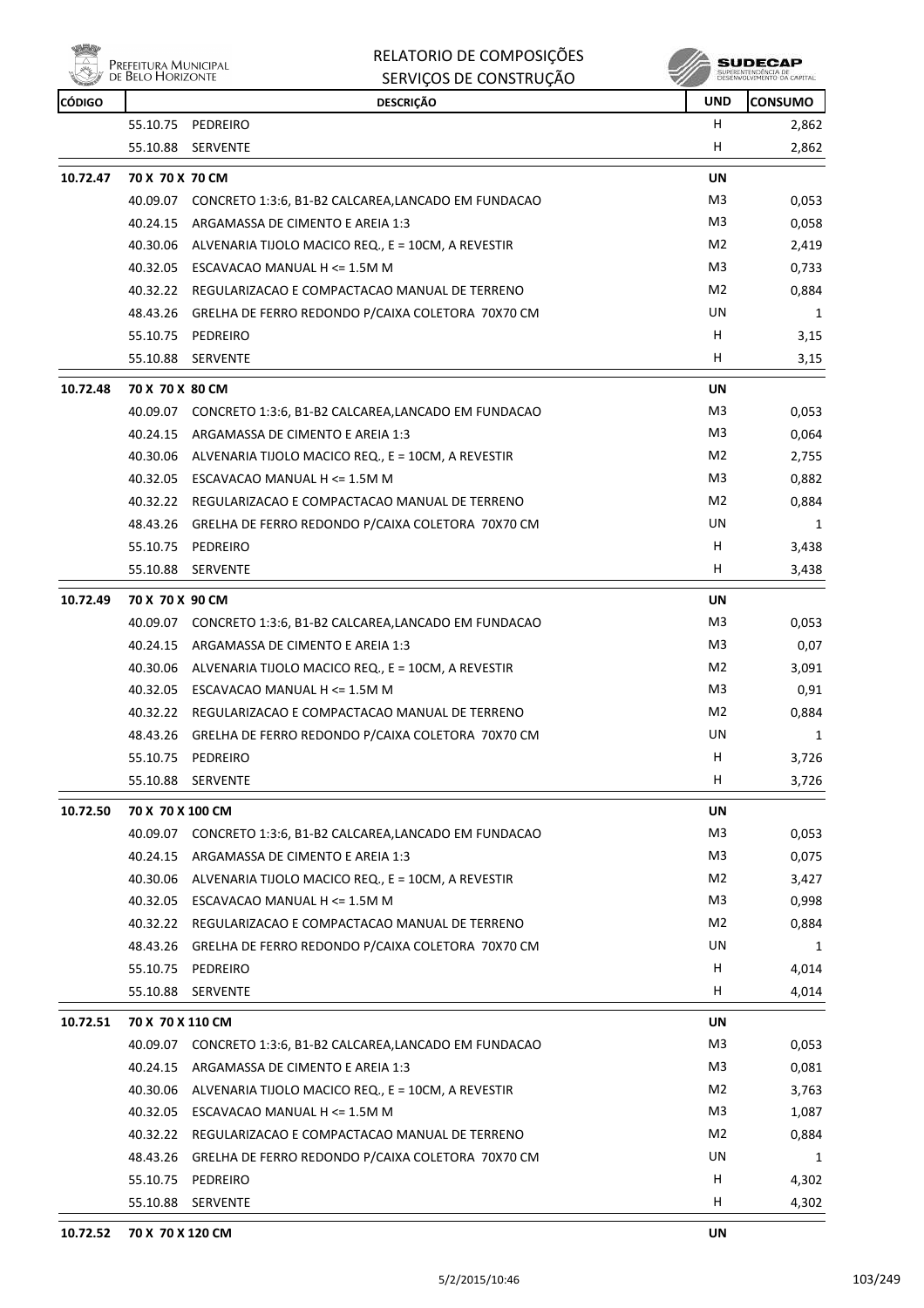| CÓDIGO | DESCRIÇÃO | | UND | CONSUMO |
|---|---|---|---|---|
| | 55.10.75 | PEDREIRO | H | 2,862 |
| | 55.10.88 | SERVENTE | H | 2,862 |
| **10.72.47** | **70 X 70 X 70 CM** | | **UN** | |
| | 40.09.07 | CONCRETO 1:3:6, B1-B2 CALCAREA,LANCADO EM FUNDACAO | M3 | 0,053 |
| | 40.24.15 | ARGAMASSA DE CIMENTO E AREIA 1:3 | M3 | 0,058 |
| | 40.30.06 | ALVENARIA TIJOLO MACICO REQ., E = 10CM, A REVESTIR | M2 | 2,419 |
| | 40.32.05 | ESCAVACAO MANUAL H <= 1.5M M | M3 | 0,733 |
| | 40.32.22 | REGULARIZACAO E COMPACTACAO MANUAL DE TERRENO | M2 | 0,884 |
| | 48.43.26 | GRELHA DE FERRO REDONDO P/CAIXA COLETORA 70X70 CM | UN | 1 |
| | 55.10.75 | PEDREIRO | H | 3,15 |
| | 55.10.88 | SERVENTE | H | 3,15 |
| **10.72.48** | **70 X 70 X 80 CM** | | **UN** | |
| | 40.09.07 | CONCRETO 1:3:6, B1-B2 CALCAREA,LANCADO EM FUNDACAO | M3 | 0,053 |
| | 40.24.15 | ARGAMASSA DE CIMENTO E AREIA 1:3 | M3 | 0,064 |
| | 40.30.06 | ALVENARIA TIJOLO MACICO REQ., E = 10CM, A REVESTIR | M2 | 2,755 |
| | 40.32.05 | ESCAVACAO MANUAL H <= 1.5M M | M3 | 0,882 |
| | 40.32.22 | REGULARIZACAO E COMPACTACAO MANUAL DE TERRENO | M2 | 0,884 |
| | 48.43.26 | GRELHA DE FERRO REDONDO P/CAIXA COLETORA 70X70 CM | UN | 1 |
| | 55.10.75 | PEDREIRO | H | 3,438 |
| | 55.10.88 | SERVENTE | H | 3,438 |
| **10.72.49** | **70 X 70 X 90 CM** | | **UN** | |
| | 40.09.07 | CONCRETO 1:3:6, B1-B2 CALCAREA,LANCADO EM FUNDACAO | M3 | 0,053 |
| | 40.24.15 | ARGAMASSA DE CIMENTO E AREIA 1:3 | M3 | 0,07 |
| | 40.30.06 | ALVENARIA TIJOLO MACICO REQ., E = 10CM, A REVESTIR | M2 | 3,091 |
| | 40.32.05 | ESCAVACAO MANUAL H <= 1.5M M | M3 | 0,91 |
| | 40.32.22 | REGULARIZACAO E COMPACTACAO MANUAL DE TERRENO | M2 | 0,884 |
| | 48.43.26 | GRELHA DE FERRO REDONDO P/CAIXA COLETORA 70X70 CM | UN | 1 |
| | 55.10.75 | PEDREIRO | H | 3,726 |
| | 55.10.88 | SERVENTE | H | 3,726 |
| **10.72.50** | **70 X 70 X 100 CM** | | **UN** | |
| | 40.09.07 | CONCRETO 1:3:6, B1-B2 CALCAREA,LANCADO EM FUNDACAO | M3 | 0,053 |
| | 40.24.15 | ARGAMASSA DE CIMENTO E AREIA 1:3 | M3 | 0,075 |
| | 40.30.06 | ALVENARIA TIJOLO MACICO REQ., E = 10CM, A REVESTIR | M2 | 3,427 |
| | 40.32.05 | ESCAVACAO MANUAL H <= 1.5M M | M3 | 0,998 |
| | 40.32.22 | REGULARIZACAO E COMPACTACAO MANUAL DE TERRENO | M2 | 0,884 |
| | 48.43.26 | GRELHA DE FERRO REDONDO P/CAIXA COLETORA 70X70 CM | UN | 1 |
| | 55.10.75 | PEDREIRO | H | 4,014 |
| | 55.10.88 | SERVENTE | H | 4,014 |
| **10.72.51** | **70 X 70 X 110 CM** | | **UN** | |
| | 40.09.07 | CONCRETO 1:3:6, B1-B2 CALCAREA,LANCADO EM FUNDACAO | M3 | 0,053 |
| | 40.24.15 | ARGAMASSA DE CIMENTO E AREIA 1:3 | M3 | 0,081 |
| | 40.30.06 | ALVENARIA TIJOLO MACICO REQ., E = 10CM, A REVESTIR | M2 | 3,763 |
| | 40.32.05 | ESCAVACAO MANUAL H <= 1.5M M | M3 | 1,087 |
| | 40.32.22 | REGULARIZACAO E COMPACTACAO MANUAL DE TERRENO | M2 | 0,884 |
| | 48.43.26 | GRELHA DE FERRO REDONDO P/CAIXA COLETORA 70X70 CM | UN | 1 |
| | 55.10.75 | PEDREIRO | H | 4,302 |
| | 55.10.88 | SERVENTE | H | 4,302 |
| **10.72.52** | **70 X 70 X 120 CM** | | **UN** | |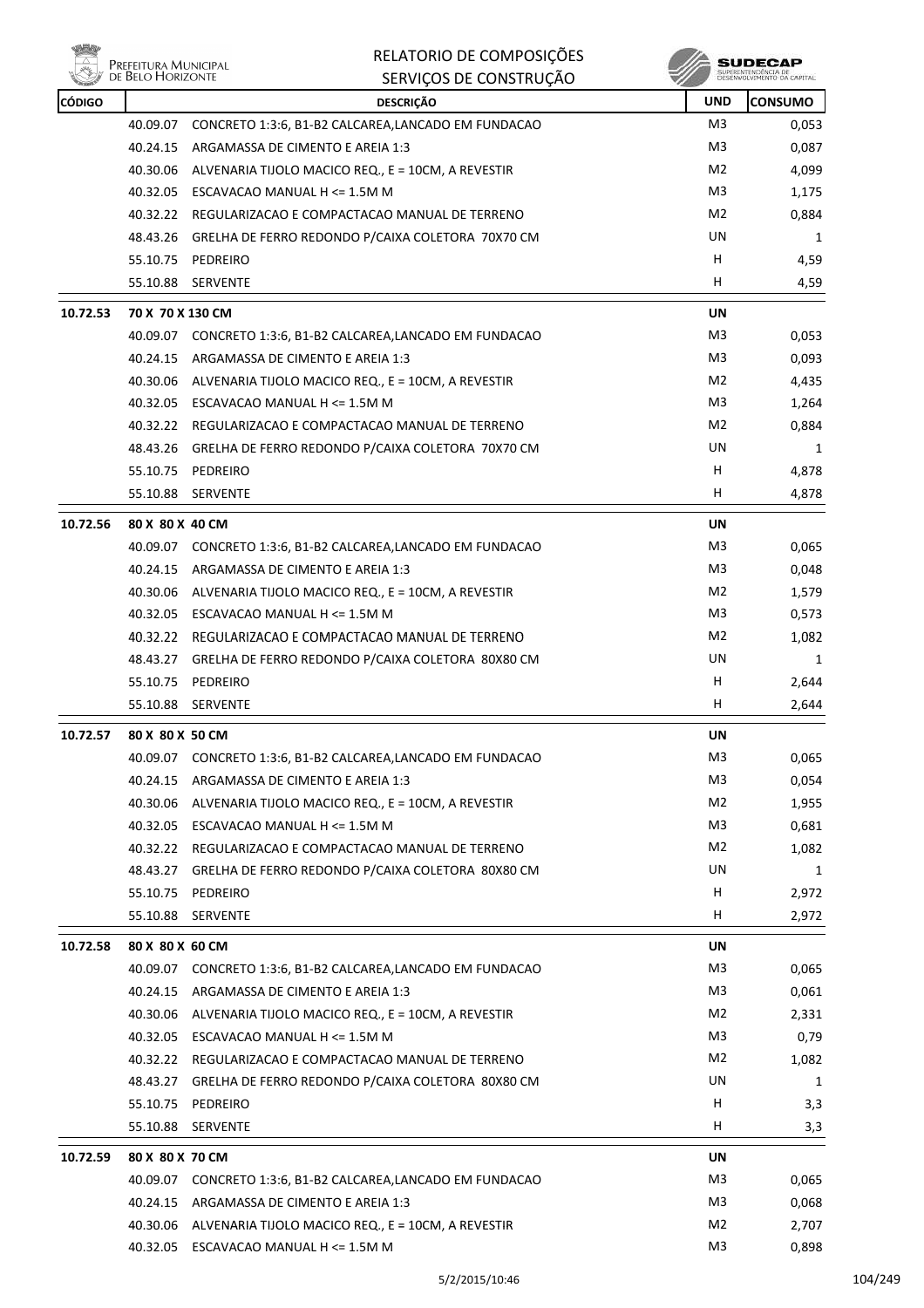| CÓDIGO | | DESCRIÇÃO | UND | CONSUMO |
|---|---|---|---|---|
| | 40.09.07 | CONCRETO 1:3:6, B1-B2 CALCAREA,LANCADO EM FUNDACAO | M3 | 0,053 |
| | 40.24.15 | ARGAMASSA DE CIMENTO E AREIA 1:3 | M3 | 0,087 |
| | 40.30.06 | ALVENARIA TIJOLO MACICO REQ., E = 10CM, A REVESTIR | M2 | 4,099 |
| | 40.32.05 | ESCAVACAO MANUAL H <= 1.5M M | M3 | 1,175 |
| | 40.32.22 | REGULARIZACAO E COMPACTACAO MANUAL DE TERRENO | M2 | 0,884 |
| | 48.43.26 | GRELHA DE FERRO REDONDO P/CAIXA COLETORA 70X70 CM | UN | 1 |
| | 55.10.75 | PEDREIRO | H | 4,59 |
| | 55.10.88 | SERVENTE | H | 4,59 |
| **10.72.53** | **70 X 70 X 130 CM** | | **UN** | |
| | 40.09.07 | CONCRETO 1:3:6, B1-B2 CALCAREA,LANCADO EM FUNDACAO | M3 | 0,053 |
| | 40.24.15 | ARGAMASSA DE CIMENTO E AREIA 1:3 | M3 | 0,093 |
| | 40.30.06 | ALVENARIA TIJOLO MACICO REQ., E = 10CM, A REVESTIR | M2 | 4,435 |
| | 40.32.05 | ESCAVACAO MANUAL H <= 1.5M M | M3 | 1,264 |
| | 40.32.22 | REGULARIZACAO E COMPACTACAO MANUAL DE TERRENO | M2 | 0,884 |
| | 48.43.26 | GRELHA DE FERRO REDONDO P/CAIXA COLETORA 70X70 CM | UN | 1 |
| | 55.10.75 | PEDREIRO | H | 4,878 |
| | 55.10.88 | SERVENTE | H | 4,878 |
| **10.72.56** | **80 X 80 X 40 CM** | | **UN** | |
| | 40.09.07 | CONCRETO 1:3:6, B1-B2 CALCAREA,LANCADO EM FUNDACAO | M3 | 0,065 |
| | 40.24.15 | ARGAMASSA DE CIMENTO E AREIA 1:3 | M3 | 0,048 |
| | 40.30.06 | ALVENARIA TIJOLO MACICO REQ., E = 10CM, A REVESTIR | M2 | 1,579 |
| | 40.32.05 | ESCAVACAO MANUAL H <= 1.5M M | M3 | 0,573 |
| | 40.32.22 | REGULARIZACAO E COMPACTACAO MANUAL DE TERRENO | M2 | 1,082 |
| | 48.43.27 | GRELHA DE FERRO REDONDO P/CAIXA COLETORA 80X80 CM | UN | 1 |
| | 55.10.75 | PEDREIRO | H | 2,644 |
| | 55.10.88 | SERVENTE | H | 2,644 |
| **10.72.57** | **80 X 80 X 50 CM** | | **UN** | |
| | 40.09.07 | CONCRETO 1:3:6, B1-B2 CALCAREA,LANCADO EM FUNDACAO | M3 | 0,065 |
| | 40.24.15 | ARGAMASSA DE CIMENTO E AREIA 1:3 | M3 | 0,054 |
| | 40.30.06 | ALVENARIA TIJOLO MACICO REQ., E = 10CM, A REVESTIR | M2 | 1,955 |
| | 40.32.05 | ESCAVACAO MANUAL H <= 1.5M M | M3 | 0,681 |
| | 40.32.22 | REGULARIZACAO E COMPACTACAO MANUAL DE TERRENO | M2 | 1,082 |
| | 48.43.27 | GRELHA DE FERRO REDONDO P/CAIXA COLETORA 80X80 CM | UN | 1 |
| | 55.10.75 | PEDREIRO | H | 2,972 |
| | 55.10.88 | SERVENTE | H | 2,972 |
| **10.72.58** | **80 X 80 X 60 CM** | | **UN** | |
| | 40.09.07 | CONCRETO 1:3:6, B1-B2 CALCAREA,LANCADO EM FUNDACAO | M3 | 0,065 |
| | 40.24.15 | ARGAMASSA DE CIMENTO E AREIA 1:3 | M3 | 0,061 |
| | 40.30.06 | ALVENARIA TIJOLO MACICO REQ., E = 10CM, A REVESTIR | M2 | 2,331 |
| | 40.32.05 | ESCAVACAO MANUAL H <= 1.5M M | M3 | 0,79 |
| | 40.32.22 | REGULARIZACAO E COMPACTACAO MANUAL DE TERRENO | M2 | 1,082 |
| | 48.43.27 | GRELHA DE FERRO REDONDO P/CAIXA COLETORA 80X80 CM | UN | 1 |
| | 55.10.75 | PEDREIRO | H | 3,3 |
| | 55.10.88 | SERVENTE | H | 3,3 |
| **10.72.59** | **80 X 80 X 70 CM** | | **UN** | |
| | 40.09.07 | CONCRETO 1:3:6, B1-B2 CALCAREA,LANCADO EM FUNDACAO | M3 | 0,065 |
| | 40.24.15 | ARGAMASSA DE CIMENTO E AREIA 1:3 | M3 | 0,068 |
| | 40.30.06 | ALVENARIA TIJOLO MACICO REQ., E = 10CM, A REVESTIR | M2 | 2,707 |
| | 40.32.05 | ESCAVACAO MANUAL H <= 1.5M M | M3 | 0,898 |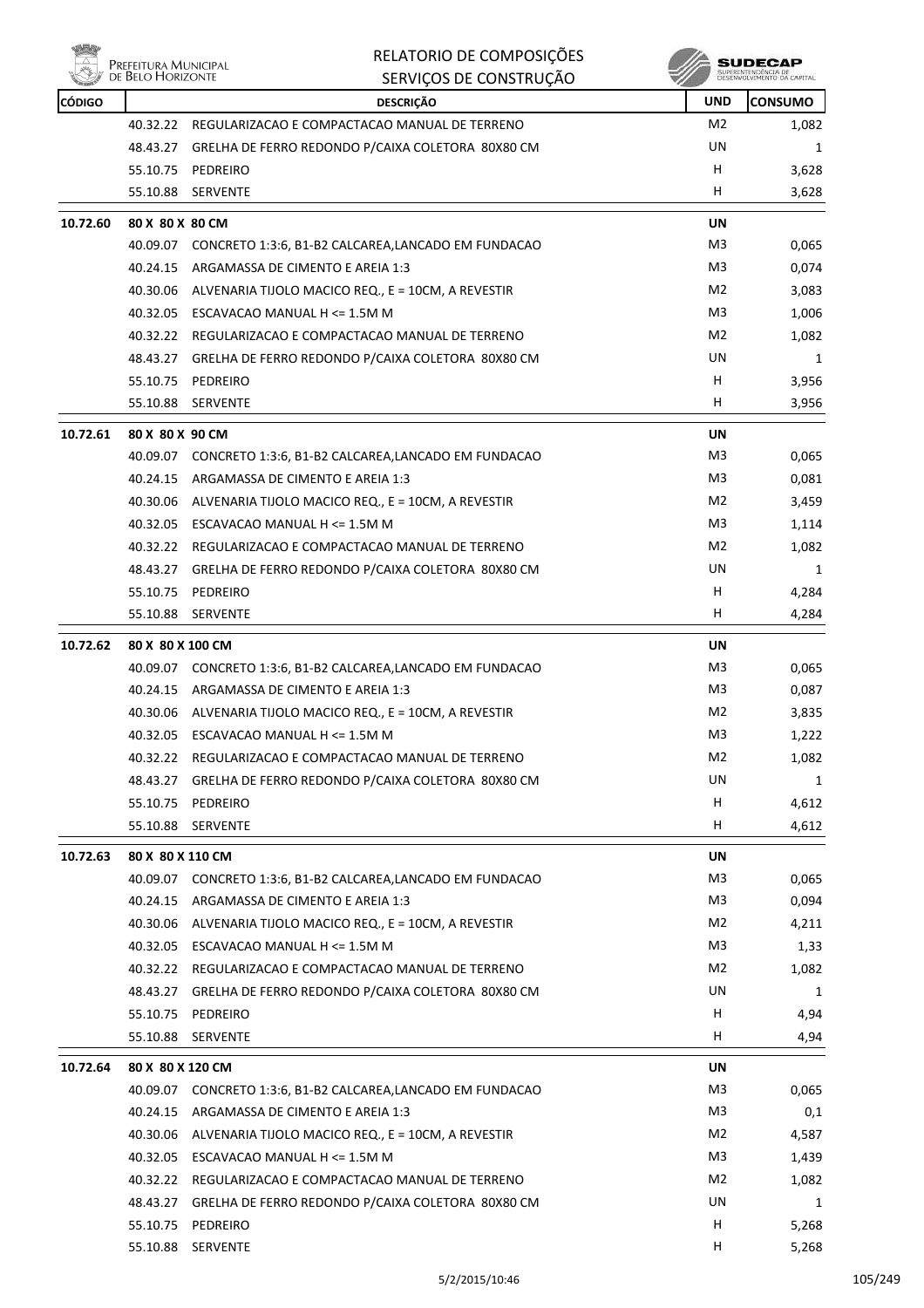| CÓDIGO | | DESCRIÇÃO | UND | CONSUMO |
|---|---|---|---|---|
| | 40.32.22 | REGULARIZACAO E COMPACTACAO MANUAL DE TERRENO | M2 | 1,082 |
| | 48.43.27 | GRELHA DE FERRO REDONDO P/CAIXA COLETORA 80X80 CM | UN | 1 |
| | 55.10.75 | PEDREIRO | H | 3,628 |
| | 55.10.88 | SERVENTE | H | 3,628 |
| **10.72.60** | **80 X 80 X 80 CM** | | **UN** | |
| | 40.09.07 | CONCRETO 1:3:6, B1-B2 CALCAREA,LANCADO EM FUNDACAO | M3 | 0,065 |
| | 40.24.15 | ARGAMASSA DE CIMENTO E AREIA 1:3 | M3 | 0,074 |
| | 40.30.06 | ALVENARIA TIJOLO MACICO REQ., E = 10CM, A REVESTIR | M2 | 3,083 |
| | 40.32.05 | ESCAVACAO MANUAL H <= 1.5M M | M3 | 1,006 |
| | 40.32.22 | REGULARIZACAO E COMPACTACAO MANUAL DE TERRENO | M2 | 1,082 |
| | 48.43.27 | GRELHA DE FERRO REDONDO P/CAIXA COLETORA 80X80 CM | UN | 1 |
| | 55.10.75 | PEDREIRO | H | 3,956 |
| | 55.10.88 | SERVENTE | H | 3,956 |
| **10.72.61** | **80 X 80 X 90 CM** | | **UN** | |
| | 40.09.07 | CONCRETO 1:3:6, B1-B2 CALCAREA,LANCADO EM FUNDACAO | M3 | 0,065 |
| | 40.24.15 | ARGAMASSA DE CIMENTO E AREIA 1:3 | M3 | 0,081 |
| | 40.30.06 | ALVENARIA TIJOLO MACICO REQ., E = 10CM, A REVESTIR | M2 | 3,459 |
| | 40.32.05 | ESCAVACAO MANUAL H <= 1.5M M | M3 | 1,114 |
| | 40.32.22 | REGULARIZACAO E COMPACTACAO MANUAL DE TERRENO | M2 | 1,082 |
| | 48.43.27 | GRELHA DE FERRO REDONDO P/CAIXA COLETORA 80X80 CM | UN | 1 |
| | 55.10.75 | PEDREIRO | H | 4,284 |
| | 55.10.88 | SERVENTE | H | 4,284 |
| **10.72.62** | **80 X 80 X 100 CM** | | **UN** | |
| | 40.09.07 | CONCRETO 1:3:6, B1-B2 CALCAREA,LANCADO EM FUNDACAO | M3 | 0,065 |
| | 40.24.15 | ARGAMASSA DE CIMENTO E AREIA 1:3 | M3 | 0,087 |
| | 40.30.06 | ALVENARIA TIJOLO MACICO REQ., E = 10CM, A REVESTIR | M2 | 3,835 |
| | 40.32.05 | ESCAVACAO MANUAL H <= 1.5M M | M3 | 1,222 |
| | 40.32.22 | REGULARIZACAO E COMPACTACAO MANUAL DE TERRENO | M2 | 1,082 |
| | 48.43.27 | GRELHA DE FERRO REDONDO P/CAIXA COLETORA 80X80 CM | UN | 1 |
| | 55.10.75 | PEDREIRO | H | 4,612 |
| | 55.10.88 | SERVENTE | H | 4,612 |
| **10.72.63** | **80 X 80 X 110 CM** | | **UN** | |
| | 40.09.07 | CONCRETO 1:3:6, B1-B2 CALCAREA,LANCADO EM FUNDACAO | M3 | 0,065 |
| | 40.24.15 | ARGAMASSA DE CIMENTO E AREIA 1:3 | M3 | 0,094 |
| | 40.30.06 | ALVENARIA TIJOLO MACICO REQ., E = 10CM, A REVESTIR | M2 | 4,211 |
| | 40.32.05 | ESCAVACAO MANUAL H <= 1.5M M | M3 | 1,33 |
| | 40.32.22 | REGULARIZACAO E COMPACTACAO MANUAL DE TERRENO | M2 | 1,082 |
| | 48.43.27 | GRELHA DE FERRO REDONDO P/CAIXA COLETORA 80X80 CM | UN | 1 |
| | 55.10.75 | PEDREIRO | H | 4,94 |
| | 55.10.88 | SERVENTE | H | 4,94 |
| **10.72.64** | **80 X 80 X 120 CM** | | **UN** | |
| | 40.09.07 | CONCRETO 1:3:6, B1-B2 CALCAREA,LANCADO EM FUNDACAO | M3 | 0,065 |
| | 40.24.15 | ARGAMASSA DE CIMENTO E AREIA 1:3 | M3 | 0,1 |
| | 40.30.06 | ALVENARIA TIJOLO MACICO REQ., E = 10CM, A REVESTIR | M2 | 4,587 |
| | 40.32.05 | ESCAVACAO MANUAL H <= 1.5M M | M3 | 1,439 |
| | 40.32.22 | REGULARIZACAO E COMPACTACAO MANUAL DE TERRENO | M2 | 1,082 |
| | 48.43.27 | GRELHA DE FERRO REDONDO P/CAIXA COLETORA 80X80 CM | UN | 1 |
| | 55.10.75 | PEDREIRO | H | 5,268 |
| | 55.10.88 | SERVENTE | H | 5,268 |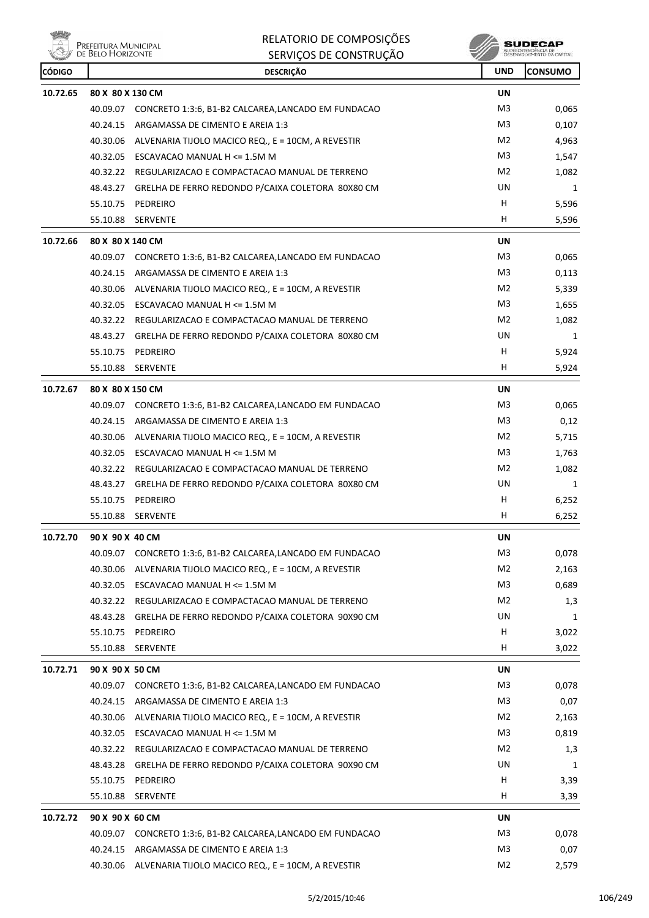# RELATORIO DE COMPOSIÇÕES
## SERVIÇOS DE CONSTRUÇÃO

| CÓDIGO | | DESCRIÇÃO | UND | CONSUMO |
|---|---|---|---|---|
| **10.72.65** | **80 X 80 X 130 CM** | | **UN** | |
| | 40.09.07 | CONCRETO 1:3:6, B1-B2 CALCAREA,LANCADO EM FUNDACAO | M3 | 0,065 |
| | 40.24.15 | ARGAMASSA DE CIMENTO E AREIA 1:3 | M3 | 0,107 |
| | 40.30.06 | ALVENARIA TIJOLO MACICO REQ., E = 10CM, A REVESTIR | M2 | 4,963 |
| | 40.32.05 | ESCAVACAO MANUAL H <= 1.5M M | M3 | 1,547 |
| | 40.32.22 | REGULARIZACAO E COMPACTACAO MANUAL DE TERRENO | M2 | 1,082 |
| | 48.43.27 | GRELHA DE FERRO REDONDO P/CAIXA COLETORA 80X80 CM | UN | 1 |
| | 55.10.75 | PEDREIRO | H | 5,596 |
| | 55.10.88 | SERVENTE | H | 5,596 |
| **10.72.66** | **80 X 80 X 140 CM** | | **UN** | |
| | 40.09.07 | CONCRETO 1:3:6, B1-B2 CALCAREA,LANCADO EM FUNDACAO | M3 | 0,065 |
| | 40.24.15 | ARGAMASSA DE CIMENTO E AREIA 1:3 | M3 | 0,113 |
| | 40.30.06 | ALVENARIA TIJOLO MACICO REQ., E = 10CM, A REVESTIR | M2 | 5,339 |
| | 40.32.05 | ESCAVACAO MANUAL H <= 1.5M M | M3 | 1,655 |
| | 40.32.22 | REGULARIZACAO E COMPACTACAO MANUAL DE TERRENO | M2 | 1,082 |
| | 48.43.27 | GRELHA DE FERRO REDONDO P/CAIXA COLETORA 80X80 CM | UN | 1 |
| | 55.10.75 | PEDREIRO | H | 5,924 |
| | 55.10.88 | SERVENTE | H | 5,924 |
| **10.72.67** | **80 X 80 X 150 CM** | | **UN** | |
| | 40.09.07 | CONCRETO 1:3:6, B1-B2 CALCAREA,LANCADO EM FUNDACAO | M3 | 0,065 |
| | 40.24.15 | ARGAMASSA DE CIMENTO E AREIA 1:3 | M3 | 0,12 |
| | 40.30.06 | ALVENARIA TIJOLO MACICO REQ., E = 10CM, A REVESTIR | M2 | 5,715 |
| | 40.32.05 | ESCAVACAO MANUAL H <= 1.5M M | M3 | 1,763 |
| | 40.32.22 | REGULARIZACAO E COMPACTACAO MANUAL DE TERRENO | M2 | 1,082 |
| | 48.43.27 | GRELHA DE FERRO REDONDO P/CAIXA COLETORA 80X80 CM | UN | 1 |
| | 55.10.75 | PEDREIRO | H | 6,252 |
| | 55.10.88 | SERVENTE | H | 6,252 |
| **10.72.70** | **90 X 90 X 40 CM** | | **UN** | |
| | 40.09.07 | CONCRETO 1:3:6, B1-B2 CALCAREA,LANCADO EM FUNDACAO | M3 | 0,078 |
| | 40.30.06 | ALVENARIA TIJOLO MACICO REQ., E = 10CM, A REVESTIR | M2 | 2,163 |
| | 40.32.05 | ESCAVACAO MANUAL H <= 1.5M M | M3 | 0,689 |
| | 40.32.22 | REGULARIZACAO E COMPACTACAO MANUAL DE TERRENO | M2 | 1,3 |
| | 48.43.28 | GRELHA DE FERRO REDONDO P/CAIXA COLETORA 90X90 CM | UN | 1 |
| | 55.10.75 | PEDREIRO | H | 3,022 |
| | 55.10.88 | SERVENTE | H | 3,022 |
| **10.72.71** | **90 X 90 X 50 CM** | | **UN** | |
| | 40.09.07 | CONCRETO 1:3:6, B1-B2 CALCAREA,LANCADO EM FUNDACAO | M3 | 0,078 |
| | 40.24.15 | ARGAMASSA DE CIMENTO E AREIA 1:3 | M3 | 0,07 |
| | 40.30.06 | ALVENARIA TIJOLO MACICO REQ., E = 10CM, A REVESTIR | M2 | 2,163 |
| | 40.32.05 | ESCAVACAO MANUAL H <= 1.5M M | M3 | 0,819 |
| | 40.32.22 | REGULARIZACAO E COMPACTACAO MANUAL DE TERRENO | M2 | 1,3 |
| | 48.43.28 | GRELHA DE FERRO REDONDO P/CAIXA COLETORA 90X90 CM | UN | 1 |
| | 55.10.75 | PEDREIRO | H | 3,39 |
| | 55.10.88 | SERVENTE | H | 3,39 |
| **10.72.72** | **90 X 90 X 60 CM** | | **UN** | |
| | 40.09.07 | CONCRETO 1:3:6, B1-B2 CALCAREA,LANCADO EM FUNDACAO | M3 | 0,078 |
| | 40.24.15 | ARGAMASSA DE CIMENTO E AREIA 1:3 | M3 | 0,07 |
| | 40.30.06 | ALVENARIA TIJOLO MACICO REQ., E = 10CM, A REVESTIR | M2 | 2,579 |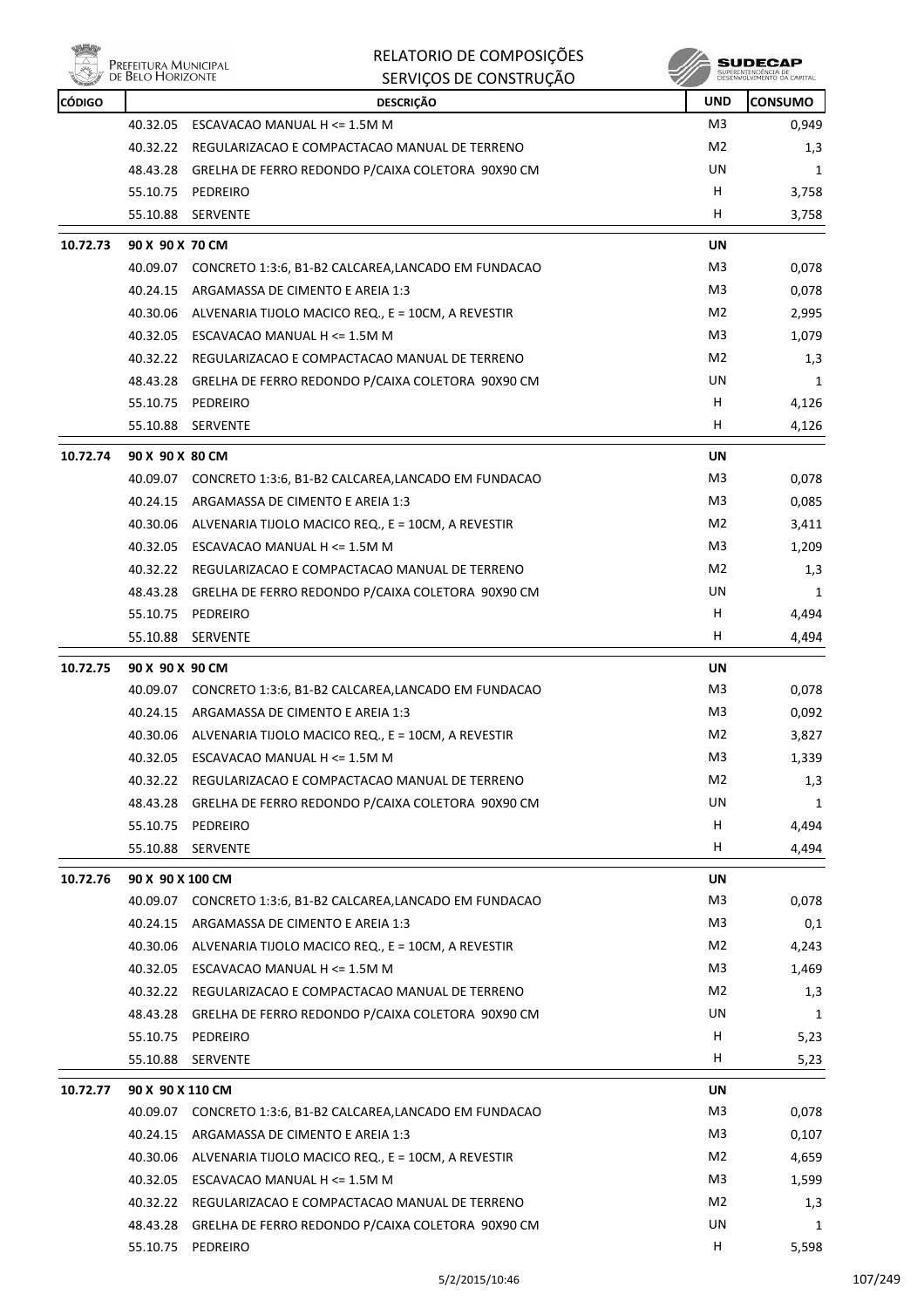| CÓDIGO | | DESCRIÇÃO | UND | CONSUMO |
|---|---|---|---|---|
| | 40.32.05 | ESCAVACAO MANUAL H <= 1.5M M | M3 | 0,949 |
| | 40.32.22 | REGULARIZACAO E COMPACTACAO MANUAL DE TERRENO | M2 | 1,3 |
| | 48.43.28 | GRELHA DE FERRO REDONDO P/CAIXA COLETORA 90X90 CM | UN | 1 |
| | 55.10.75 | PEDREIRO | H | 3,758 |
| | 55.10.88 | SERVENTE | H | 3,758 |
| **10.72.73** | **90 X 90 X 70 CM** | | **UN** | |
| | 40.09.07 | CONCRETO 1:3:6, B1-B2 CALCAREA,LANCADO EM FUNDACAO | M3 | 0,078 |
| | 40.24.15 | ARGAMASSA DE CIMENTO E AREIA 1:3 | M3 | 0,078 |
| | 40.30.06 | ALVENARIA TIJOLO MACICO REQ., E = 10CM, A REVESTIR | M2 | 2,995 |
| | 40.32.05 | ESCAVACAO MANUAL H <= 1.5M M | M3 | 1,079 |
| | 40.32.22 | REGULARIZACAO E COMPACTACAO MANUAL DE TERRENO | M2 | 1,3 |
| | 48.43.28 | GRELHA DE FERRO REDONDO P/CAIXA COLETORA 90X90 CM | UN | 1 |
| | 55.10.75 | PEDREIRO | H | 4,126 |
| | 55.10.88 | SERVENTE | H | 4,126 |
| **10.72.74** | **90 X 90 X 80 CM** | | **UN** | |
| | 40.09.07 | CONCRETO 1:3:6, B1-B2 CALCAREA,LANCADO EM FUNDACAO | M3 | 0,078 |
| | 40.24.15 | ARGAMASSA DE CIMENTO E AREIA 1:3 | M3 | 0,085 |
| | 40.30.06 | ALVENARIA TIJOLO MACICO REQ., E = 10CM, A REVESTIR | M2 | 3,411 |
| | 40.32.05 | ESCAVACAO MANUAL H <= 1.5M M | M3 | 1,209 |
| | 40.32.22 | REGULARIZACAO E COMPACTACAO MANUAL DE TERRENO | M2 | 1,3 |
| | 48.43.28 | GRELHA DE FERRO REDONDO P/CAIXA COLETORA 90X90 CM | UN | 1 |
| | 55.10.75 | PEDREIRO | H | 4,494 |
| | 55.10.88 | SERVENTE | H | 4,494 |
| **10.72.75** | **90 X 90 X 90 CM** | | **UN** | |
| | 40.09.07 | CONCRETO 1:3:6, B1-B2 CALCAREA,LANCADO EM FUNDACAO | M3 | 0,078 |
| | 40.24.15 | ARGAMASSA DE CIMENTO E AREIA 1:3 | M3 | 0,092 |
| | 40.30.06 | ALVENARIA TIJOLO MACICO REQ., E = 10CM, A REVESTIR | M2 | 3,827 |
| | 40.32.05 | ESCAVACAO MANUAL H <= 1.5M M | M3 | 1,339 |
| | 40.32.22 | REGULARIZACAO E COMPACTACAO MANUAL DE TERRENO | M2 | 1,3 |
| | 48.43.28 | GRELHA DE FERRO REDONDO P/CAIXA COLETORA 90X90 CM | UN | 1 |
| | 55.10.75 | PEDREIRO | H | 4,494 |
| | 55.10.88 | SERVENTE | H | 4,494 |
| **10.72.76** | **90 X 90 X 100 CM** | | **UN** | |
| | 40.09.07 | CONCRETO 1:3:6, B1-B2 CALCAREA,LANCADO EM FUNDACAO | M3 | 0,078 |
| | 40.24.15 | ARGAMASSA DE CIMENTO E AREIA 1:3 | M3 | 0,1 |
| | 40.30.06 | ALVENARIA TIJOLO MACICO REQ., E = 10CM, A REVESTIR | M2 | 4,243 |
| | 40.32.05 | ESCAVACAO MANUAL H <= 1.5M M | M3 | 1,469 |
| | 40.32.22 | REGULARIZACAO E COMPACTACAO MANUAL DE TERRENO | M2 | 1,3 |
| | 48.43.28 | GRELHA DE FERRO REDONDO P/CAIXA COLETORA 90X90 CM | UN | 1 |
| | 55.10.75 | PEDREIRO | H | 5,23 |
| | 55.10.88 | SERVENTE | H | 5,23 |
| **10.72.77** | **90 X 90 X 110 CM** | | **UN** | |
| | 40.09.07 | CONCRETO 1:3:6, B1-B2 CALCAREA,LANCADO EM FUNDACAO | M3 | 0,078 |
| | 40.24.15 | ARGAMASSA DE CIMENTO E AREIA 1:3 | M3 | 0,107 |
| | 40.30.06 | ALVENARIA TIJOLO MACICO REQ., E = 10CM, A REVESTIR | M2 | 4,659 |
| | 40.32.05 | ESCAVACAO MANUAL H <= 1.5M M | M3 | 1,599 |
| | 40.32.22 | REGULARIZACAO E COMPACTACAO MANUAL DE TERRENO | M2 | 1,3 |
| | 48.43.28 | GRELHA DE FERRO REDONDO P/CAIXA COLETORA 90X90 CM | UN | 1 |
| | 55.10.75 | PEDREIRO | H | 5,598 |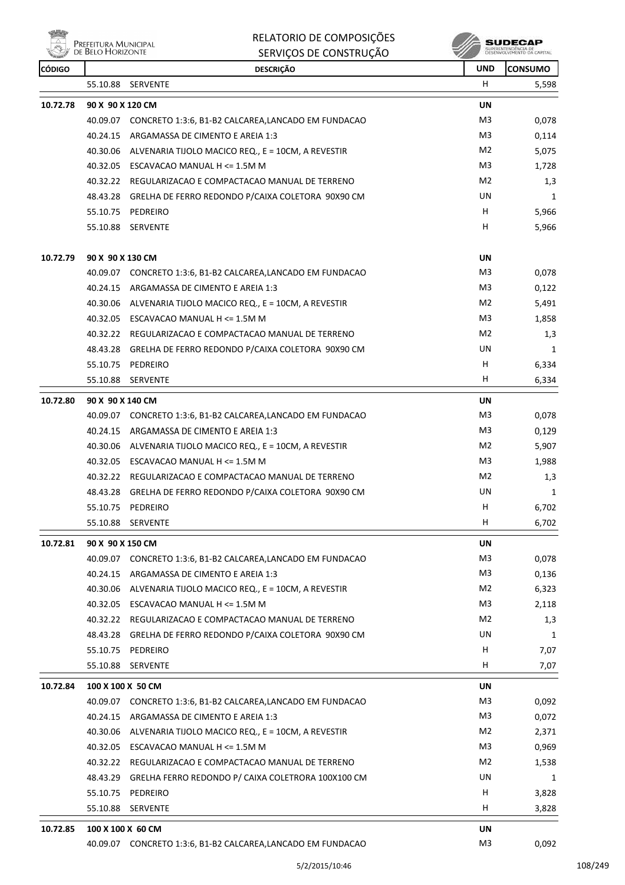| CÓDIGO | | DESCRIÇÃO | UND | CONSUMO |
|---|---|---|---|---|
| | 55.10.88 | SERVENTE | H | 5,598 |
| **10.72.78** | **90 X 90 X 120 CM** | | **UN** | |
| | 40.09.07 | CONCRETO 1:3:6, B1-B2 CALCAREA,LANCADO EM FUNDACAO | M3 | 0,078 |
| | 40.24.15 | ARGAMASSA DE CIMENTO E AREIA 1:3 | M3 | 0,114 |
| | 40.30.06 | ALVENARIA TIJOLO MACICO REQ., E = 10CM, A REVESTIR | M2 | 5,075 |
| | 40.32.05 | ESCAVACAO MANUAL H <= 1.5M M | M3 | 1,728 |
| | 40.32.22 | REGULARIZACAO E COMPACTACAO MANUAL DE TERRENO | M2 | 1,3 |
| | 48.43.28 | GRELHA DE FERRO REDONDO P/CAIXA COLETORA 90X90 CM | UN | 1 |
| | 55.10.75 | PEDREIRO | H | 5,966 |
| | 55.10.88 | SERVENTE | H | 5,966 |
| **10.72.79** | **90 X 90 X 130 CM** | | **UN** | |
| | 40.09.07 | CONCRETO 1:3:6, B1-B2 CALCAREA,LANCADO EM FUNDACAO | M3 | 0,078 |
| | 40.24.15 | ARGAMASSA DE CIMENTO E AREIA 1:3 | M3 | 0,122 |
| | 40.30.06 | ALVENARIA TIJOLO MACICO REQ., E = 10CM, A REVESTIR | M2 | 5,491 |
| | 40.32.05 | ESCAVACAO MANUAL H <= 1.5M M | M3 | 1,858 |
| | 40.32.22 | REGULARIZACAO E COMPACTACAO MANUAL DE TERRENO | M2 | 1,3 |
| | 48.43.28 | GRELHA DE FERRO REDONDO P/CAIXA COLETORA 90X90 CM | UN | 1 |
| | 55.10.75 | PEDREIRO | H | 6,334 |
| | 55.10.88 | SERVENTE | H | 6,334 |
| **10.72.80** | **90 X 90 X 140 CM** | | **UN** | |
| | 40.09.07 | CONCRETO 1:3:6, B1-B2 CALCAREA,LANCADO EM FUNDACAO | M3 | 0,078 |
| | 40.24.15 | ARGAMASSA DE CIMENTO E AREIA 1:3 | M3 | 0,129 |
| | 40.30.06 | ALVENARIA TIJOLO MACICO REQ., E = 10CM, A REVESTIR | M2 | 5,907 |
| | 40.32.05 | ESCAVACAO MANUAL H <= 1.5M M | M3 | 1,988 |
| | 40.32.22 | REGULARIZACAO E COMPACTACAO MANUAL DE TERRENO | M2 | 1,3 |
| | 48.43.28 | GRELHA DE FERRO REDONDO P/CAIXA COLETORA 90X90 CM | UN | 1 |
| | 55.10.75 | PEDREIRO | H | 6,702 |
| | 55.10.88 | SERVENTE | H | 6,702 |
| **10.72.81** | **90 X 90 X 150 CM** | | **UN** | |
| | 40.09.07 | CONCRETO 1:3:6, B1-B2 CALCAREA,LANCADO EM FUNDACAO | M3 | 0,078 |
| | 40.24.15 | ARGAMASSA DE CIMENTO E AREIA 1:3 | M3 | 0,136 |
| | 40.30.06 | ALVENARIA TIJOLO MACICO REQ., E = 10CM, A REVESTIR | M2 | 6,323 |
| | 40.32.05 | ESCAVACAO MANUAL H <= 1.5M M | M3 | 2,118 |
| | 40.32.22 | REGULARIZACAO E COMPACTACAO MANUAL DE TERRENO | M2 | 1,3 |
| | 48.43.28 | GRELHA DE FERRO REDONDO P/CAIXA COLETORA 90X90 CM | UN | 1 |
| | 55.10.75 | PEDREIRO | H | 7,07 |
| | 55.10.88 | SERVENTE | H | 7,07 |
| **10.72.84** | **100 X 100 X 50 CM** | | **UN** | |
| | 40.09.07 | CONCRETO 1:3:6, B1-B2 CALCAREA,LANCADO EM FUNDACAO | M3 | 0,092 |
| | 40.24.15 | ARGAMASSA DE CIMENTO E AREIA 1:3 | M3 | 0,072 |
| | 40.30.06 | ALVENARIA TIJOLO MACICO REQ., E = 10CM, A REVESTIR | M2 | 2,371 |
| | 40.32.05 | ESCAVACAO MANUAL H <= 1.5M M | M3 | 0,969 |
| | 40.32.22 | REGULARIZACAO E COMPACTACAO MANUAL DE TERRENO | M2 | 1,538 |
| | 48.43.29 | GRELHA FERRO REDONDO P/ CAIXA COLETRORA 100X100 CM | UN | 1 |
| | 55.10.75 | PEDREIRO | H | 3,828 |
| | 55.10.88 | SERVENTE | H | 3,828 |
| **10.72.85** | **100 X 100 X 60 CM** | | **UN** | |
| | 40.09.07 | CONCRETO 1:3:6, B1-B2 CALCAREA,LANCADO EM FUNDACAO | M3 | 0,092 |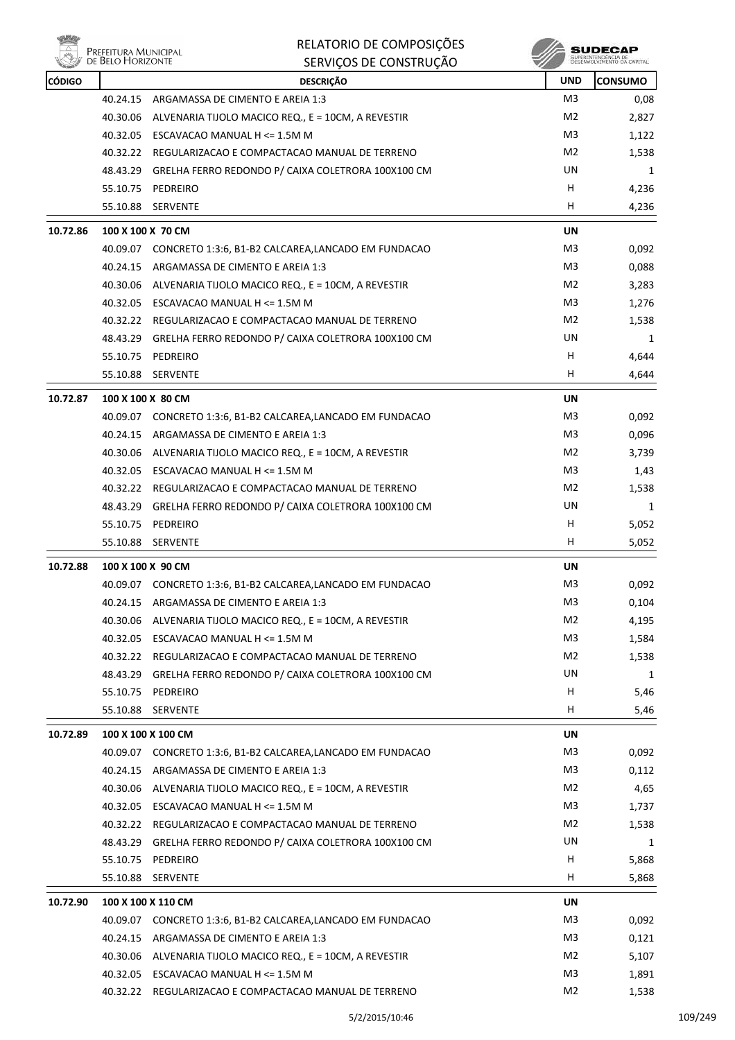| CÓDIGO | | DESCRIÇÃO | UND | CONSUMO |
|---|---|---|---|---|
| | 40.24.15 | ARGAMASSA DE CIMENTO E AREIA 1:3 | M3 | 0,08 |
| | 40.30.06 | ALVENARIA TIJOLO MACICO REQ., E = 10CM, A REVESTIR | M2 | 2,827 |
| | 40.32.05 | ESCAVACAO MANUAL H <= 1.5M M | M3 | 1,122 |
| | 40.32.22 | REGULARIZACAO E COMPACTACAO MANUAL DE TERRENO | M2 | 1,538 |
| | 48.43.29 | GRELHA FERRO REDONDO P/ CAIXA COLETRORA 100X100 CM | UN | 1 |
| | 55.10.75 | PEDREIRO | H | 4,236 |
| | 55.10.88 | SERVENTE | H | 4,236 |
| **10.72.86** | **100 X 100 X 70 CM** | | **UN** | |
| | 40.09.07 | CONCRETO 1:3:6, B1-B2 CALCAREA,LANCADO EM FUNDACAO | M3 | 0,092 |
| | 40.24.15 | ARGAMASSA DE CIMENTO E AREIA 1:3 | M3 | 0,088 |
| | 40.30.06 | ALVENARIA TIJOLO MACICO REQ., E = 10CM, A REVESTIR | M2 | 3,283 |
| | 40.32.05 | ESCAVACAO MANUAL H <= 1.5M M | M3 | 1,276 |
| | 40.32.22 | REGULARIZACAO E COMPACTACAO MANUAL DE TERRENO | M2 | 1,538 |
| | 48.43.29 | GRELHA FERRO REDONDO P/ CAIXA COLETRORA 100X100 CM | UN | 1 |
| | 55.10.75 | PEDREIRO | H | 4,644 |
| | 55.10.88 | SERVENTE | H | 4,644 |
| **10.72.87** | **100 X 100 X 80 CM** | | **UN** | |
| | 40.09.07 | CONCRETO 1:3:6, B1-B2 CALCAREA,LANCADO EM FUNDACAO | M3 | 0,092 |
| | 40.24.15 | ARGAMASSA DE CIMENTO E AREIA 1:3 | M3 | 0,096 |
| | 40.30.06 | ALVENARIA TIJOLO MACICO REQ., E = 10CM, A REVESTIR | M2 | 3,739 |
| | 40.32.05 | ESCAVACAO MANUAL H <= 1.5M M | M3 | 1,43 |
| | 40.32.22 | REGULARIZACAO E COMPACTACAO MANUAL DE TERRENO | M2 | 1,538 |
| | 48.43.29 | GRELHA FERRO REDONDO P/ CAIXA COLETRORA 100X100 CM | UN | 1 |
| | 55.10.75 | PEDREIRO | H | 5,052 |
| | 55.10.88 | SERVENTE | H | 5,052 |
| **10.72.88** | **100 X 100 X 90 CM** | | **UN** | |
| | 40.09.07 | CONCRETO 1:3:6, B1-B2 CALCAREA,LANCADO EM FUNDACAO | M3 | 0,092 |
| | 40.24.15 | ARGAMASSA DE CIMENTO E AREIA 1:3 | M3 | 0,104 |
| | 40.30.06 | ALVENARIA TIJOLO MACICO REQ., E = 10CM, A REVESTIR | M2 | 4,195 |
| | 40.32.05 | ESCAVACAO MANUAL H <= 1.5M M | M3 | 1,584 |
| | 40.32.22 | REGULARIZACAO E COMPACTACAO MANUAL DE TERRENO | M2 | 1,538 |
| | 48.43.29 | GRELHA FERRO REDONDO P/ CAIXA COLETRORA 100X100 CM | UN | 1 |
| | 55.10.75 | PEDREIRO | H | 5,46 |
| | 55.10.88 | SERVENTE | H | 5,46 |
| **10.72.89** | **100 X 100 X 100 CM** | | **UN** | |
| | 40.09.07 | CONCRETO 1:3:6, B1-B2 CALCAREA,LANCADO EM FUNDACAO | M3 | 0,092 |
| | 40.24.15 | ARGAMASSA DE CIMENTO E AREIA 1:3 | M3 | 0,112 |
| | 40.30.06 | ALVENARIA TIJOLO MACICO REQ., E = 10CM, A REVESTIR | M2 | 4,65 |
| | 40.32.05 | ESCAVACAO MANUAL H <= 1.5M M | M3 | 1,737 |
| | 40.32.22 | REGULARIZACAO E COMPACTACAO MANUAL DE TERRENO | M2 | 1,538 |
| | 48.43.29 | GRELHA FERRO REDONDO P/ CAIXA COLETRORA 100X100 CM | UN | 1 |
| | 55.10.75 | PEDREIRO | H | 5,868 |
| | 55.10.88 | SERVENTE | H | 5,868 |
| **10.72.90** | **100 X 100 X 110 CM** | | **UN** | |
| | 40.09.07 | CONCRETO 1:3:6, B1-B2 CALCAREA,LANCADO EM FUNDACAO | M3 | 0,092 |
| | 40.24.15 | ARGAMASSA DE CIMENTO E AREIA 1:3 | M3 | 0,121 |
| | 40.30.06 | ALVENARIA TIJOLO MACICO REQ., E = 10CM, A REVESTIR | M2 | 5,107 |
| | 40.32.05 | ESCAVACAO MANUAL H <= 1.5M M | M3 | 1,891 |
| | 40.32.22 | REGULARIZACAO E COMPACTACAO MANUAL DE TERRENO | M2 | 1,538 |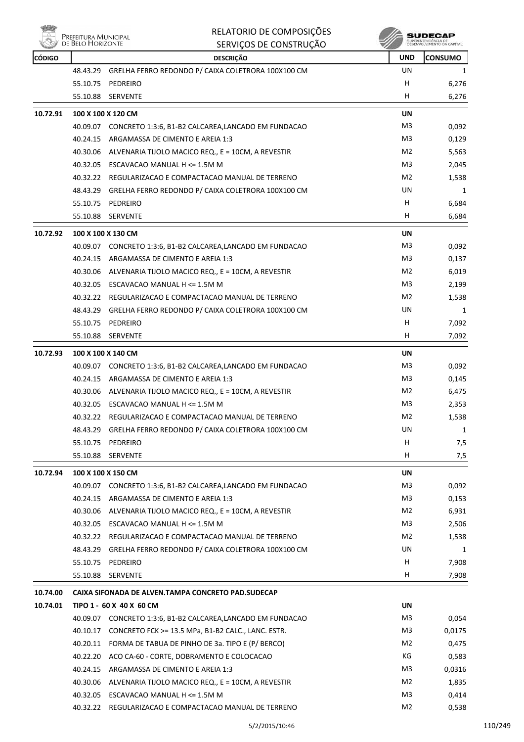| CÓDIGO | | DESCRIÇÃO | UND | CONSUMO |
|---|---|---|---|---|
| | 48.43.29 | GRELHA FERRO REDONDO P/ CAIXA COLETRORA 100X100 CM | UN | 1 |
| | 55.10.75 | PEDREIRO | H | 6,276 |
| | 55.10.88 | SERVENTE | H | 6,276 |
| **10.72.91** | **100 X 100 X 120 CM** | | **UN** | |
| | 40.09.07 | CONCRETO 1:3:6, B1-B2 CALCAREA,LANCADO EM FUNDACAO | M3 | 0,092 |
| | 40.24.15 | ARGAMASSA DE CIMENTO E AREIA 1:3 | M3 | 0,129 |
| | 40.30.06 | ALVENARIA TIJOLO MACICO REQ., E = 10CM, A REVESTIR | M2 | 5,563 |
| | 40.32.05 | ESCAVACAO MANUAL H <= 1.5M M | M3 | 2,045 |
| | 40.32.22 | REGULARIZACAO E COMPACTACAO MANUAL DE TERRENO | M2 | 1,538 |
| | 48.43.29 | GRELHA FERRO REDONDO P/ CAIXA COLETRORA 100X100 CM | UN | 1 |
| | 55.10.75 | PEDREIRO | H | 6,684 |
| | 55.10.88 | SERVENTE | H | 6,684 |
| **10.72.92** | **100 X 100 X 130 CM** | | **UN** | |
| | 40.09.07 | CONCRETO 1:3:6, B1-B2 CALCAREA,LANCADO EM FUNDACAO | M3 | 0,092 |
| | 40.24.15 | ARGAMASSA DE CIMENTO E AREIA 1:3 | M3 | 0,137 |
| | 40.30.06 | ALVENARIA TIJOLO MACICO REQ., E = 10CM, A REVESTIR | M2 | 6,019 |
| | 40.32.05 | ESCAVACAO MANUAL H <= 1.5M M | M3 | 2,199 |
| | 40.32.22 | REGULARIZACAO E COMPACTACAO MANUAL DE TERRENO | M2 | 1,538 |
| | 48.43.29 | GRELHA FERRO REDONDO P/ CAIXA COLETRORA 100X100 CM | UN | 1 |
| | 55.10.75 | PEDREIRO | H | 7,092 |
| | 55.10.88 | SERVENTE | H | 7,092 |
| **10.72.93** | **100 X 100 X 140 CM** | | **UN** | |
| | 40.09.07 | CONCRETO 1:3:6, B1-B2 CALCAREA,LANCADO EM FUNDACAO | M3 | 0,092 |
| | 40.24.15 | ARGAMASSA DE CIMENTO E AREIA 1:3 | M3 | 0,145 |
| | 40.30.06 | ALVENARIA TIJOLO MACICO REQ., E = 10CM, A REVESTIR | M2 | 6,475 |
| | 40.32.05 | ESCAVACAO MANUAL H <= 1.5M M | M3 | 2,353 |
| | 40.32.22 | REGULARIZACAO E COMPACTACAO MANUAL DE TERRENO | M2 | 1,538 |
| | 48.43.29 | GRELHA FERRO REDONDO P/ CAIXA COLETRORA 100X100 CM | UN | 1 |
| | 55.10.75 | PEDREIRO | H | 7,5 |
| | 55.10.88 | SERVENTE | H | 7,5 |
| **10.72.94** | **100 X 100 X 150 CM** | | **UN** | |
| | 40.09.07 | CONCRETO 1:3:6, B1-B2 CALCAREA,LANCADO EM FUNDACAO | M3 | 0,092 |
| | 40.24.15 | ARGAMASSA DE CIMENTO E AREIA 1:3 | M3 | 0,153 |
| | 40.30.06 | ALVENARIA TIJOLO MACICO REQ., E = 10CM, A REVESTIR | M2 | 6,931 |
| | 40.32.05 | ESCAVACAO MANUAL H <= 1.5M M | M3 | 2,506 |
| | 40.32.22 | REGULARIZACAO E COMPACTACAO MANUAL DE TERRENO | M2 | 1,538 |
| | 48.43.29 | GRELHA FERRO REDONDO P/ CAIXA COLETRORA 100X100 CM | UN | 1 |
| | 55.10.75 | PEDREIRO | H | 7,908 |
| | 55.10.88 | SERVENTE | H | 7,908 |
| **10.74.00** | **CAIXA SIFONADA DE ALVEN.TAMPA CONCRETO PAD.SUDECAP** | | | |
| **10.74.01** | **TIPO 1 - 60 X 40 X 60 CM** | | **UN** | |
| | 40.09.07 | CONCRETO 1:3:6, B1-B2 CALCAREA,LANCADO EM FUNDACAO | M3 | 0,054 |
| | 40.10.17 | CONCRETO FCK >= 13.5 MPa, B1-B2 CALC., LANC. ESTR. | M3 | 0,0175 |
| | 40.20.11 | FORMA DE TABUA DE PINHO DE 3a. TIPO E (P/ BERCO) | M2 | 0,475 |
| | 40.22.20 | ACO CA-60 - CORTE, DOBRAMENTO E COLOCACAO | KG | 0,583 |
| | 40.24.15 | ARGAMASSA DE CIMENTO E AREIA 1:3 | M3 | 0,0316 |
| | 40.30.06 | ALVENARIA TIJOLO MACICO REQ., E = 10CM, A REVESTIR | M2 | 1,835 |
| | 40.32.05 | ESCAVACAO MANUAL H <= 1.5M M | M3 | 0,414 |
| | 40.32.22 | REGULARIZACAO E COMPACTACAO MANUAL DE TERRENO | M2 | 0,538 |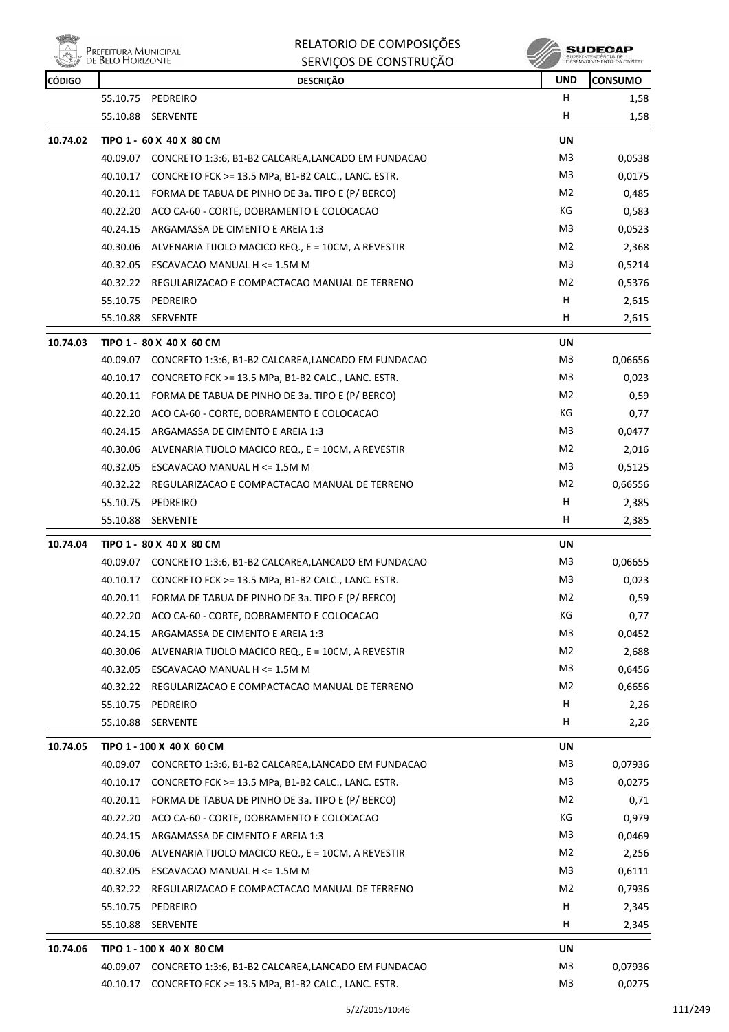| CÓDIGO | | DESCRIÇÃO | UND | CONSUMO |
|---|---|---|---|---|
| | 55.10.75 | PEDREIRO | H | 1,58 |
| | 55.10.88 | SERVENTE | H | 1,58 |
| **10.74.02** | **TIPO 1 - 60 X 40 X 80 CM** | | **UN** | |
| | 40.09.07 | CONCRETO 1:3:6, B1-B2 CALCAREA,LANCADO EM FUNDACAO | M3 | 0,0538 |
| | 40.10.17 | CONCRETO FCK >= 13.5 MPa, B1-B2 CALC., LANC. ESTR. | M3 | 0,0175 |
| | 40.20.11 | FORMA DE TABUA DE PINHO DE 3a. TIPO E (P/ BERCO) | M2 | 0,485 |
| | 40.22.20 | ACO CA-60 - CORTE, DOBRAMENTO E COLOCACAO | KG | 0,583 |
| | 40.24.15 | ARGAMASSA DE CIMENTO E AREIA 1:3 | M3 | 0,0523 |
| | 40.30.06 | ALVENARIA TIJOLO MACICO REQ., E = 10CM, A REVESTIR | M2 | 2,368 |
| | 40.32.05 | ESCAVACAO MANUAL H <= 1.5M M | M3 | 0,5214 |
| | 40.32.22 | REGULARIZACAO E COMPACTACAO MANUAL DE TERRENO | M2 | 0,5376 |
| | 55.10.75 | PEDREIRO | H | 2,615 |
| | 55.10.88 | SERVENTE | H | 2,615 |
| **10.74.03** | **TIPO 1 - 80 X 40 X 60 CM** | | **UN** | |
| | 40.09.07 | CONCRETO 1:3:6, B1-B2 CALCAREA,LANCADO EM FUNDACAO | M3 | 0,06656 |
| | 40.10.17 | CONCRETO FCK >= 13.5 MPa, B1-B2 CALC., LANC. ESTR. | M3 | 0,023 |
| | 40.20.11 | FORMA DE TABUA DE PINHO DE 3a. TIPO E (P/ BERCO) | M2 | 0,59 |
| | 40.22.20 | ACO CA-60 - CORTE, DOBRAMENTO E COLOCACAO | KG | 0,77 |
| | 40.24.15 | ARGAMASSA DE CIMENTO E AREIA 1:3 | M3 | 0,0477 |
| | 40.30.06 | ALVENARIA TIJOLO MACICO REQ., E = 10CM, A REVESTIR | M2 | 2,016 |
| | 40.32.05 | ESCAVACAO MANUAL H <= 1.5M M | M3 | 0,5125 |
| | 40.32.22 | REGULARIZACAO E COMPACTACAO MANUAL DE TERRENO | M2 | 0,66556 |
| | 55.10.75 | PEDREIRO | H | 2,385 |
| | 55.10.88 | SERVENTE | H | 2,385 |
| **10.74.04** | **TIPO 1 - 80 X 40 X 80 CM** | | **UN** | |
| | 40.09.07 | CONCRETO 1:3:6, B1-B2 CALCAREA,LANCADO EM FUNDACAO | M3 | 0,06655 |
| | 40.10.17 | CONCRETO FCK >= 13.5 MPa, B1-B2 CALC., LANC. ESTR. | M3 | 0,023 |
| | 40.20.11 | FORMA DE TABUA DE PINHO DE 3a. TIPO E (P/ BERCO) | M2 | 0,59 |
| | 40.22.20 | ACO CA-60 - CORTE, DOBRAMENTO E COLOCACAO | KG | 0,77 |
| | 40.24.15 | ARGAMASSA DE CIMENTO E AREIA 1:3 | M3 | 0,0452 |
| | 40.30.06 | ALVENARIA TIJOLO MACICO REQ., E = 10CM, A REVESTIR | M2 | 2,688 |
| | 40.32.05 | ESCAVACAO MANUAL H <= 1.5M M | M3 | 0,6456 |
| | 40.32.22 | REGULARIZACAO E COMPACTACAO MANUAL DE TERRENO | M2 | 0,6656 |
| | 55.10.75 | PEDREIRO | H | 2,26 |
| | 55.10.88 | SERVENTE | H | 2,26 |
| **10.74.05** | **TIPO 1 - 100 X 40 X 60 CM** | | **UN** | |
| | 40.09.07 | CONCRETO 1:3:6, B1-B2 CALCAREA,LANCADO EM FUNDACAO | M3 | 0,07936 |
| | 40.10.17 | CONCRETO FCK >= 13.5 MPa, B1-B2 CALC., LANC. ESTR. | M3 | 0,0275 |
| | 40.20.11 | FORMA DE TABUA DE PINHO DE 3a. TIPO E (P/ BERCO) | M2 | 0,71 |
| | 40.22.20 | ACO CA-60 - CORTE, DOBRAMENTO E COLOCACAO | KG | 0,979 |
| | 40.24.15 | ARGAMASSA DE CIMENTO E AREIA 1:3 | M3 | 0,0469 |
| | 40.30.06 | ALVENARIA TIJOLO MACICO REQ., E = 10CM, A REVESTIR | M2 | 2,256 |
| | 40.32.05 | ESCAVACAO MANUAL H <= 1.5M M | M3 | 0,6111 |
| | 40.32.22 | REGULARIZACAO E COMPACTACAO MANUAL DE TERRENO | M2 | 0,7936 |
| | 55.10.75 | PEDREIRO | H | 2,345 |
| | 55.10.88 | SERVENTE | H | 2,345 |
| **10.74.06** | **TIPO 1 - 100 X 40 X 80 CM** | | **UN** | |
| | 40.09.07 | CONCRETO 1:3:6, B1-B2 CALCAREA,LANCADO EM FUNDACAO | M3 | 0,07936 |
| | 40.10.17 | CONCRETO FCK >= 13.5 MPa, B1-B2 CALC., LANC. ESTR. | M3 | 0,0275 |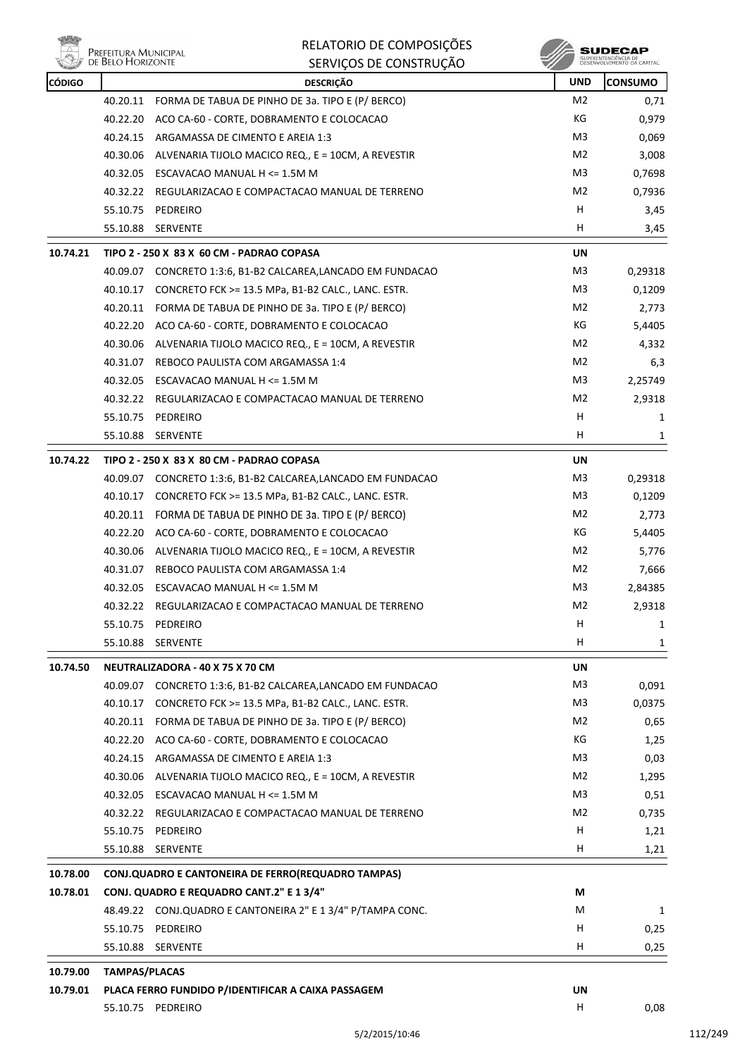| CÓDIGO | DESCRIÇÃO | | UND | CONSUMO |
|---|---|---|---|---|
| | 40.20.11 | FORMA DE TABUA DE PINHO DE 3a. TIPO E (P/ BERCO) | M2 | 0,71 |
| | 40.22.20 | ACO CA-60 - CORTE, DOBRAMENTO E COLOCACAO | KG | 0,979 |
| | 40.24.15 | ARGAMASSA DE CIMENTO E AREIA 1:3 | M3 | 0,069 |
| | 40.30.06 | ALVENARIA TIJOLO MACICO REQ., E = 10CM, A REVESTIR | M2 | 3,008 |
| | 40.32.05 | ESCAVACAO MANUAL H <= 1.5M M | M3 | 0,7698 |
| | 40.32.22 | REGULARIZACAO E COMPACTACAO MANUAL DE TERRENO | M2 | 0,7936 |
| | 55.10.75 | PEDREIRO | H | 3,45 |
| | 55.10.88 | SERVENTE | H | 3,45 |
| **10.74.21** | **TIPO 2 - 250 X 83 X 60 CM - PADRAO COPASA** | | **UN** | |
| | 40.09.07 | CONCRETO 1:3:6, B1-B2 CALCAREA,LANCADO EM FUNDACAO | M3 | 0,29318 |
| | 40.10.17 | CONCRETO FCK >= 13.5 MPa, B1-B2 CALC., LANC. ESTR. | M3 | 0,1209 |
| | 40.20.11 | FORMA DE TABUA DE PINHO DE 3a. TIPO E (P/ BERCO) | M2 | 2,773 |
| | 40.22.20 | ACO CA-60 - CORTE, DOBRAMENTO E COLOCACAO | KG | 5,4405 |
| | 40.30.06 | ALVENARIA TIJOLO MACICO REQ., E = 10CM, A REVESTIR | M2 | 4,332 |
| | 40.31.07 | REBOCO PAULISTA COM ARGAMASSA 1:4 | M2 | 6,3 |
| | 40.32.05 | ESCAVACAO MANUAL H <= 1.5M M | M3 | 2,25749 |
| | 40.32.22 | REGULARIZACAO E COMPACTACAO MANUAL DE TERRENO | M2 | 2,9318 |
| | 55.10.75 | PEDREIRO | H | 1 |
| | 55.10.88 | SERVENTE | H | 1 |
| **10.74.22** | **TIPO 2 - 250 X 83 X 80 CM - PADRAO COPASA** | | **UN** | |
| | 40.09.07 | CONCRETO 1:3:6, B1-B2 CALCAREA,LANCADO EM FUNDACAO | M3 | 0,29318 |
| | 40.10.17 | CONCRETO FCK >= 13.5 MPa, B1-B2 CALC., LANC. ESTR. | M3 | 0,1209 |
| | 40.20.11 | FORMA DE TABUA DE PINHO DE 3a. TIPO E (P/ BERCO) | M2 | 2,773 |
| | 40.22.20 | ACO CA-60 - CORTE, DOBRAMENTO E COLOCACAO | KG | 5,4405 |
| | 40.30.06 | ALVENARIA TIJOLO MACICO REQ., E = 10CM, A REVESTIR | M2 | 5,776 |
| | 40.31.07 | REBOCO PAULISTA COM ARGAMASSA 1:4 | M2 | 7,666 |
| | 40.32.05 | ESCAVACAO MANUAL H <= 1.5M M | M3 | 2,84385 |
| | 40.32.22 | REGULARIZACAO E COMPACTACAO MANUAL DE TERRENO | M2 | 2,9318 |
| | 55.10.75 | PEDREIRO | H | 1 |
| | 55.10.88 | SERVENTE | H | 1 |
| **10.74.50** | **NEUTRALIZADORA - 40 X 75 X 70 CM** | | **UN** | |
| | 40.09.07 | CONCRETO 1:3:6, B1-B2 CALCAREA,LANCADO EM FUNDACAO | M3 | 0,091 |
| | 40.10.17 | CONCRETO FCK >= 13.5 MPa, B1-B2 CALC., LANC. ESTR. | M3 | 0,0375 |
| | 40.20.11 | FORMA DE TABUA DE PINHO DE 3a. TIPO E (P/ BERCO) | M2 | 0,65 |
| | 40.22.20 | ACO CA-60 - CORTE, DOBRAMENTO E COLOCACAO | KG | 1,25 |
| | 40.24.15 | ARGAMASSA DE CIMENTO E AREIA 1:3 | M3 | 0,03 |
| | 40.30.06 | ALVENARIA TIJOLO MACICO REQ., E = 10CM, A REVESTIR | M2 | 1,295 |
| | 40.32.05 | ESCAVACAO MANUAL H <= 1.5M M | M3 | 0,51 |
| | 40.32.22 | REGULARIZACAO E COMPACTACAO MANUAL DE TERRENO | M2 | 0,735 |
| | 55.10.75 | PEDREIRO | H | 1,21 |
| | 55.10.88 | SERVENTE | H | 1,21 |
| **10.78.00** | **CONJ.QUADRO E CANTONEIRA DE FERRO(REQUADRO TAMPAS)** | | | |
| **10.78.01** | **CONJ. QUADRO E REQUADRO CANT.2" E 1 3/4"** | | **M** | |
| | 48.49.22 | CONJ.QUADRO E CANTONEIRA 2" E 1 3/4" P/TAMPA CONC. | M | 1 |
| | 55.10.75 | PEDREIRO | H | 0,25 |
| | 55.10.88 | SERVENTE | H | 0,25 |
| **10.79.00** | **TAMPAS/PLACAS** | | | |
| **10.79.01** | **PLACA FERRO FUNDIDO P/IDENTIFICAR A CAIXA PASSAGEM** | | **UN** | |
| | 55.10.75 | PEDREIRO | H | 0,08 |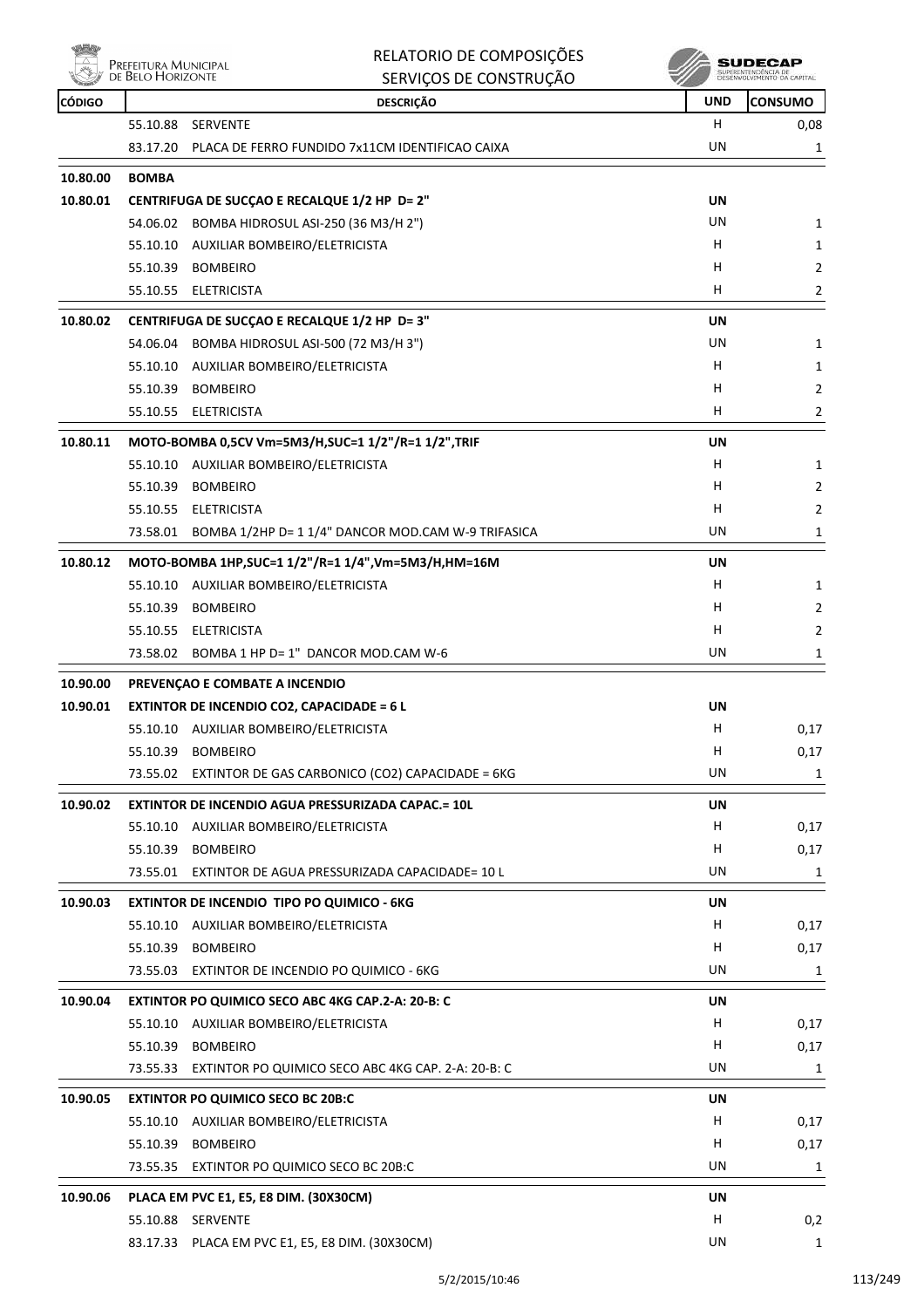| CÓDIGO | | DESCRIÇÃO | UND | CONSUMO |
|---|---|---|---|---|
| | 55.10.88 | SERVENTE | H | 0,08 |
| | 83.17.20 | PLACA DE FERRO FUNDIDO 7x11CM IDENTIFICAO CAIXA | UN | 1 |
| **10.80.00** | **BOMBA** | | | |
| **10.80.01** | **CENTRIFUGA DE SUCÇAO E RECALQUE 1/2 HP D= 2"** | | **UN** | |
| | 54.06.02 | BOMBA HIDROSUL ASI-250 (36 M3/H 2") | UN | 1 |
| | 55.10.10 | AUXILIAR BOMBEIRO/ELETRICISTA | H | 1 |
| | 55.10.39 | BOMBEIRO | H | 2 |
| | 55.10.55 | ELETRICISTA | H | 2 |
| **10.80.02** | **CENTRIFUGA DE SUCÇAO E RECALQUE 1/2 HP D= 3"** | | **UN** | |
| | 54.06.04 | BOMBA HIDROSUL ASI-500 (72 M3/H 3") | UN | 1 |
| | 55.10.10 | AUXILIAR BOMBEIRO/ELETRICISTA | H | 1 |
| | 55.10.39 | BOMBEIRO | H | 2 |
| | 55.10.55 | ELETRICISTA | H | 2 |
| **10.80.11** | **MOTO-BOMBA 0,5CV Vm=5M3/H,SUC=1 1/2"/R=1 1/2",TRIF** | | **UN** | |
| | 55.10.10 | AUXILIAR BOMBEIRO/ELETRICISTA | H | 1 |
| | 55.10.39 | BOMBEIRO | H | 2 |
| | 55.10.55 | ELETRICISTA | H | 2 |
| | 73.58.01 | BOMBA 1/2HP D= 1 1/4" DANCOR MOD.CAM W-9 TRIFASICA | UN | 1 |
| **10.80.12** | **MOTO-BOMBA 1HP,SUC=1 1/2"/R=1 1/4",Vm=5M3/H,HM=16M** | | **UN** | |
| | 55.10.10 | AUXILIAR BOMBEIRO/ELETRICISTA | H | 1 |
| | 55.10.39 | BOMBEIRO | H | 2 |
| | 55.10.55 | ELETRICISTA | H | 2 |
| | 73.58.02 | BOMBA 1 HP D= 1" DANCOR MOD.CAM W-6 | UN | 1 |
| **10.90.00** | **PREVENÇAO E COMBATE A INCENDIO** | | | |
| **10.90.01** | **EXTINTOR DE INCENDIO CO2, CAPACIDADE = 6 L** | | **UN** | |
| | 55.10.10 | AUXILIAR BOMBEIRO/ELETRICISTA | H | 0,17 |
| | 55.10.39 | BOMBEIRO | H | 0,17 |
| | 73.55.02 | EXTINTOR DE GAS CARBONICO (CO2) CAPACIDADE = 6KG | UN | 1 |
| **10.90.02** | **EXTINTOR DE INCENDIO AGUA PRESSURIZADA CAPAC.= 10L** | | **UN** | |
| | 55.10.10 | AUXILIAR BOMBEIRO/ELETRICISTA | H | 0,17 |
| | 55.10.39 | BOMBEIRO | H | 0,17 |
| | 73.55.01 | EXTINTOR DE AGUA PRESSURIZADA CAPACIDADE= 10 L | UN | 1 |
| **10.90.03** | **EXTINTOR DE INCENDIO TIPO PO QUIMICO - 6KG** | | **UN** | |
| | 55.10.10 | AUXILIAR BOMBEIRO/ELETRICISTA | H | 0,17 |
| | 55.10.39 | BOMBEIRO | H | 0,17 |
| | 73.55.03 | EXTINTOR DE INCENDIO PO QUIMICO - 6KG | UN | 1 |
| **10.90.04** | **EXTINTOR PO QUIMICO SECO ABC 4KG CAP.2-A: 20-B: C** | | **UN** | |
| | 55.10.10 | AUXILIAR BOMBEIRO/ELETRICISTA | H | 0,17 |
| | 55.10.39 | BOMBEIRO | H | 0,17 |
| | 73.55.33 | EXTINTOR PO QUIMICO SECO ABC 4KG CAP. 2-A: 20-B: C | UN | 1 |
| **10.90.05** | **EXTINTOR PO QUIMICO SECO BC 20B:C** | | **UN** | |
| | 55.10.10 | AUXILIAR BOMBEIRO/ELETRICISTA | H | 0,17 |
| | 55.10.39 | BOMBEIRO | H | 0,17 |
| | 73.55.35 | EXTINTOR PO QUIMICO SECO BC 20B:C | UN | 1 |
| **10.90.06** | **PLACA EM PVC E1, E5, E8 DIM. (30X30CM)** | | **UN** | |
| | 55.10.88 | SERVENTE | H | 0,2 |
| | 83.17.33 | PLACA EM PVC E1, E5, E8 DIM. (30X30CM) | UN | 1 |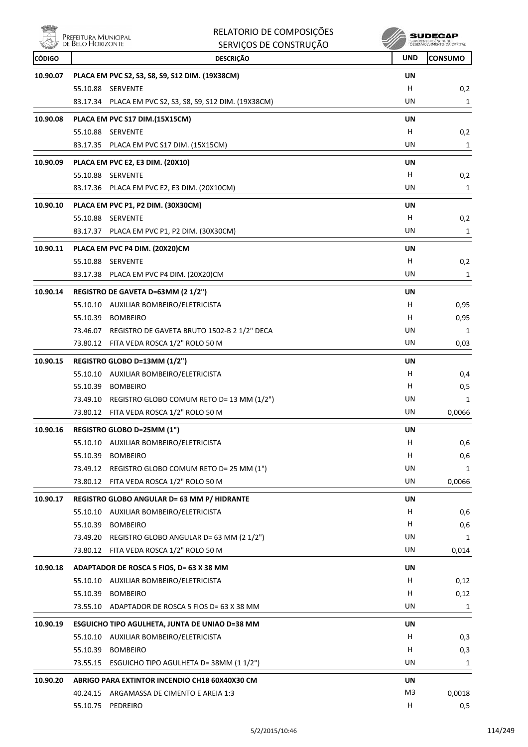| CÓDIGO | DESCRIÇÃO | UND | CONSUMO |
|---|---|---|---|
| **10.90.07** | **PLACA EM PVC S2, S3, S8, S9, S12 DIM. (19X38CM)** | **UN** | |
| | 55.10.88 SERVENTE | H | 0,2 |
| | 83.17.34 PLACA EM PVC S2, S3, S8, S9, S12 DIM. (19X38CM) | UN | 1 |
| **10.90.08** | **PLACA EM PVC S17 DIM.(15X15CM)** | **UN** | |
| | 55.10.88 SERVENTE | H | 0,2 |
| | 83.17.35 PLACA EM PVC S17 DIM. (15X15CM) | UN | 1 |
| **10.90.09** | **PLACA EM PVC E2, E3 DIM. (20X10)** | **UN** | |
| | 55.10.88 SERVENTE | H | 0,2 |
| | 83.17.36 PLACA EM PVC E2, E3 DIM. (20X10CM) | UN | 1 |
| **10.90.10** | **PLACA EM PVC P1, P2 DIM. (30X30CM)** | **UN** | |
| | 55.10.88 SERVENTE | H | 0,2 |
| | 83.17.37 PLACA EM PVC P1, P2 DIM. (30X30CM) | UN | 1 |
| **10.90.11** | **PLACA EM PVC P4 DIM. (20X20)CM** | **UN** | |
| | 55.10.88 SERVENTE | H | 0,2 |
| | 83.17.38 PLACA EM PVC P4 DIM. (20X20)CM | UN | 1 |
| **10.90.14** | **REGISTRO DE GAVETA D=63MM (2 1/2")** | **UN** | |
| | 55.10.10 AUXILIAR BOMBEIRO/ELETRICISTA | H | 0,95 |
| | 55.10.39 BOMBEIRO | H | 0,95 |
| | 73.46.07 REGISTRO DE GAVETA BRUTO 1502-B 2 1/2" DECA | UN | 1 |
| | 73.80.12 FITA VEDA ROSCA 1/2" ROLO 50 M | UN | 0,03 |
| **10.90.15** | **REGISTRO GLOBO D=13MM (1/2")** | **UN** | |
| | 55.10.10 AUXILIAR BOMBEIRO/ELETRICISTA | H | 0,4 |
| | 55.10.39 BOMBEIRO | H | 0,5 |
| | 73.49.10 REGISTRO GLOBO COMUM RETO D= 13 MM (1/2") | UN | 1 |
| | 73.80.12 FITA VEDA ROSCA 1/2" ROLO 50 M | UN | 0,0066 |
| **10.90.16** | **REGISTRO GLOBO D=25MM (1")** | **UN** | |
| | 55.10.10 AUXILIAR BOMBEIRO/ELETRICISTA | H | 0,6 |
| | 55.10.39 BOMBEIRO | H | 0,6 |
| | 73.49.12 REGISTRO GLOBO COMUM RETO D= 25 MM (1") | UN | 1 |
| | 73.80.12 FITA VEDA ROSCA 1/2" ROLO 50 M | UN | 0,0066 |
| **10.90.17** | **REGISTRO GLOBO ANGULAR D= 63 MM P/ HIDRANTE** | **UN** | |
| | 55.10.10 AUXILIAR BOMBEIRO/ELETRICISTA | H | 0,6 |
| | 55.10.39 BOMBEIRO | H | 0,6 |
| | 73.49.20 REGISTRO GLOBO ANGULAR D= 63 MM (2 1/2") | UN | 1 |
| | 73.80.12 FITA VEDA ROSCA 1/2" ROLO 50 M | UN | 0,014 |
| **10.90.18** | **ADAPTADOR DE ROSCA 5 FIOS, D= 63 X 38 MM** | **UN** | |
| | 55.10.10 AUXILIAR BOMBEIRO/ELETRICISTA | H | 0,12 |
| | 55.10.39 BOMBEIRO | H | 0,12 |
| | 73.55.10 ADAPTADOR DE ROSCA 5 FIOS D= 63 X 38 MM | UN | 1 |
| **10.90.19** | **ESGUICHO TIPO AGULHETA, JUNTA DE UNIAO D=38 MM** | **UN** | |
| | 55.10.10 AUXILIAR BOMBEIRO/ELETRICISTA | H | 0,3 |
| | 55.10.39 BOMBEIRO | H | 0,3 |
| | 73.55.15 ESGUICHO TIPO AGULHETA D= 38MM (1 1/2") | UN | 1 |
| **10.90.20** | **ABRIGO PARA EXTINTOR INCENDIO CH18 60X40X30 CM** | **UN** | |
| | 40.24.15 ARGAMASSA DE CIMENTO E AREIA 1:3 | M3 | 0,0018 |
| | 55.10.75 PEDREIRO | H | 0,5 |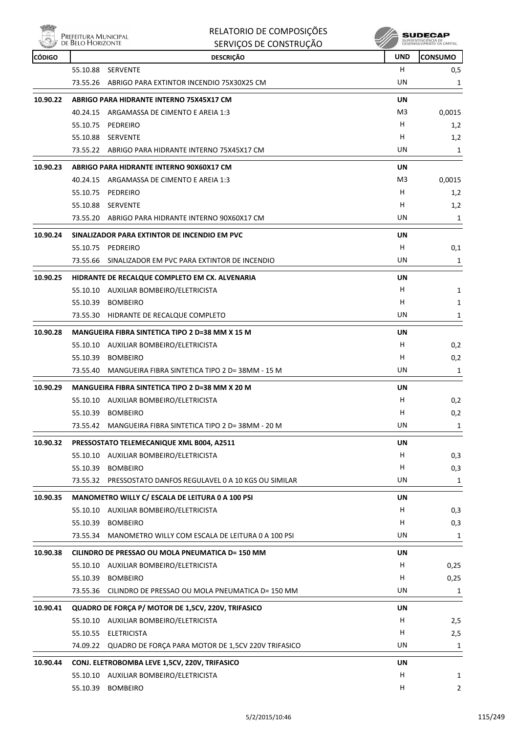| CÓDIGO | DESCRIÇÃO | UND | CONSUMO |
|---|---|---|---|
| | 55.10.88 SERVENTE | H | 0,5 |
| | 73.55.26 ABRIGO PARA EXTINTOR INCENDIO 75X30X25 CM | UN | 1 |
| **10.90.22** | **ABRIGO PARA HIDRANTE INTERNO 75X45X17 CM** | **UN** | |
| | 40.24.15 ARGAMASSA DE CIMENTO E AREIA 1:3 | M3 | 0,0015 |
| | 55.10.75 PEDREIRO | H | 1,2 |
| | 55.10.88 SERVENTE | H | 1,2 |
| | 73.55.22 ABRIGO PARA HIDRANTE INTERNO 75X45X17 CM | UN | 1 |
| **10.90.23** | **ABRIGO PARA HIDRANTE INTERNO 90X60X17 CM** | **UN** | |
| | 40.24.15 ARGAMASSA DE CIMENTO E AREIA 1:3 | M3 | 0,0015 |
| | 55.10.75 PEDREIRO | H | 1,2 |
| | 55.10.88 SERVENTE | H | 1,2 |
| | 73.55.20 ABRIGO PARA HIDRANTE INTERNO 90X60X17 CM | UN | 1 |
| **10.90.24** | **SINALIZADOR PARA EXTINTOR DE INCENDIO EM PVC** | **UN** | |
| | 55.10.75 PEDREIRO | H | 0,1 |
| | 73.55.66 SINALIZADOR EM PVC PARA EXTINTOR DE INCENDIO | UN | 1 |
| **10.90.25** | **HIDRANTE DE RECALQUE COMPLETO EM CX. ALVENARIA** | **UN** | |
| | 55.10.10 AUXILIAR BOMBEIRO/ELETRICISTA | H | 1 |
| | 55.10.39 BOMBEIRO | H | 1 |
| | 73.55.30 HIDRANTE DE RECALQUE COMPLETO | UN | 1 |
| **10.90.28** | **MANGUEIRA FIBRA SINTETICA TIPO 2 D=38 MM X 15 M** | **UN** | |
| | 55.10.10 AUXILIAR BOMBEIRO/ELETRICISTA | H | 0,2 |
| | 55.10.39 BOMBEIRO | H | 0,2 |
| | 73.55.40 MANGUEIRA FIBRA SINTETICA TIPO 2 D= 38MM - 15 M | UN | 1 |
| **10.90.29** | **MANGUEIRA FIBRA SINTETICA TIPO 2 D=38 MM X 20 M** | **UN** | |
| | 55.10.10 AUXILIAR BOMBEIRO/ELETRICISTA | H | 0,2 |
| | 55.10.39 BOMBEIRO | H | 0,2 |
| | 73.55.42 MANGUEIRA FIBRA SINTETICA TIPO 2 D= 38MM - 20 M | UN | 1 |
| **10.90.32** | **PRESSOSTATO TELEMECANIQUE XML B004, A2511** | **UN** | |
| | 55.10.10 AUXILIAR BOMBEIRO/ELETRICISTA | H | 0,3 |
| | 55.10.39 BOMBEIRO | H | 0,3 |
| | 73.55.32 PRESSOSTATO DANFOS REGULAVEL 0 A 10 KGS OU SIMILAR | UN | 1 |
| **10.90.35** | **MANOMETRO WILLY C/ ESCALA DE LEITURA 0 A 100 PSI** | **UN** | |
| | 55.10.10 AUXILIAR BOMBEIRO/ELETRICISTA | H | 0,3 |
| | 55.10.39 BOMBEIRO | H | 0,3 |
| | 73.55.34 MANOMETRO WILLY COM ESCALA DE LEITURA 0 A 100 PSI | UN | 1 |
| **10.90.38** | **CILINDRO DE PRESSAO OU MOLA PNEUMATICA D= 150 MM** | **UN** | |
| | 55.10.10 AUXILIAR BOMBEIRO/ELETRICISTA | H | 0,25 |
| | 55.10.39 BOMBEIRO | H | 0,25 |
| | 73.55.36 CILINDRO DE PRESSAO OU MOLA PNEUMATICA D= 150 MM | UN | 1 |
| **10.90.41** | **QUADRO DE FORÇA P/ MOTOR DE 1,5CV, 220V, TRIFASICO** | **UN** | |
| | 55.10.10 AUXILIAR BOMBEIRO/ELETRICISTA | H | 2,5 |
| | 55.10.55 ELETRICISTA | H | 2,5 |
| | 74.09.22 QUADRO DE FORÇA PARA MOTOR DE 1,5CV 220V TRIFASICO | UN | 1 |
| **10.90.44** | **CONJ. ELETROBOMBA LEVE 1,5CV, 220V, TRIFASICO** | **UN** | |
| | 55.10.10 AUXILIAR BOMBEIRO/ELETRICISTA | H | 1 |
| | 55.10.39 BOMBEIRO | H | 2 |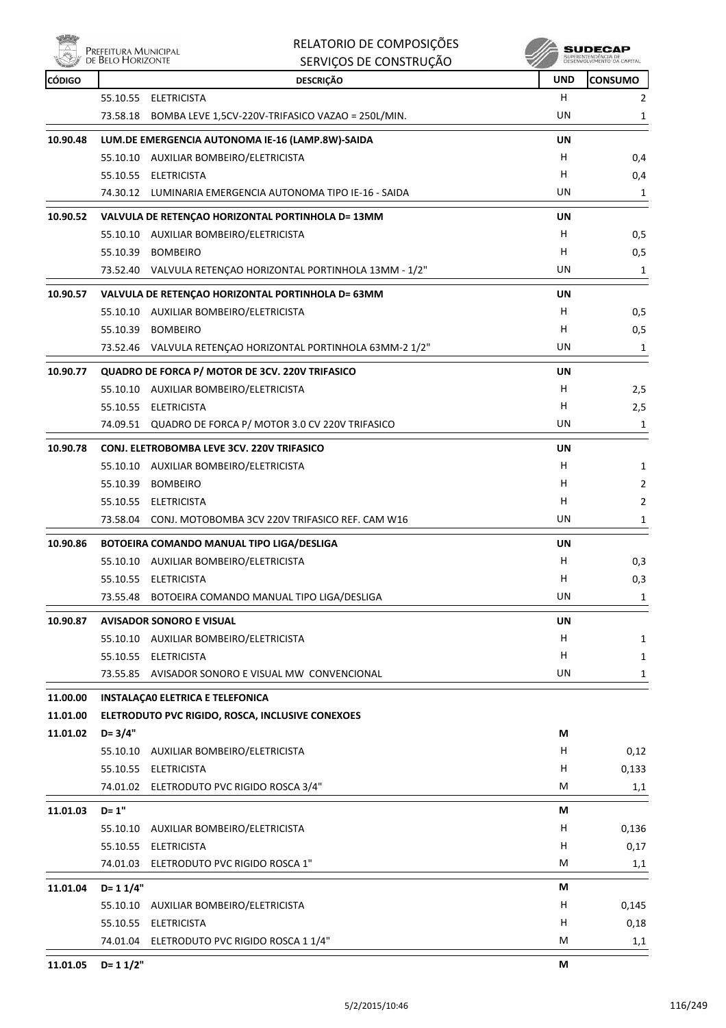| CÓDIGO | DESCRIÇÃO | UND | CONSUMO |
|---|---|---|---|
| | 55.10.55 ELETRICISTA | H | 2 |
| | 73.58.18 BOMBA LEVE 1,5CV-220V-TRIFASICO VAZAO = 250L/MIN. | UN | 1 |
| **10.90.48** | **LUM.DE EMERGENCIA AUTONOMA IE-16 (LAMP.8W)-SAIDA** | **UN** | |
| | 55.10.10 AUXILIAR BOMBEIRO/ELETRICISTA | H | 0,4 |
| | 55.10.55 ELETRICISTA | H | 0,4 |
| | 74.30.12 LUMINARIA EMERGENCIA AUTONOMA TIPO IE-16 - SAIDA | UN | 1 |
| **10.90.52** | **VALVULA DE RETENÇAO HORIZONTAL PORTINHOLA D= 13MM** | **UN** | |
| | 55.10.10 AUXILIAR BOMBEIRO/ELETRICISTA | H | 0,5 |
| | 55.10.39 BOMBEIRO | H | 0,5 |
| | 73.52.40 VALVULA RETENÇAO HORIZONTAL PORTINHOLA 13MM - 1/2" | UN | 1 |
| **10.90.57** | **VALVULA DE RETENÇAO HORIZONTAL PORTINHOLA D= 63MM** | **UN** | |
| | 55.10.10 AUXILIAR BOMBEIRO/ELETRICISTA | H | 0,5 |
| | 55.10.39 BOMBEIRO | H | 0,5 |
| | 73.52.46 VALVULA RETENÇAO HORIZONTAL PORTINHOLA 63MM-2 1/2" | UN | 1 |
| **10.90.77** | **QUADRO DE FORCA P/ MOTOR DE 3CV. 220V TRIFASICO** | **UN** | |
| | 55.10.10 AUXILIAR BOMBEIRO/ELETRICISTA | H | 2,5 |
| | 55.10.55 ELETRICISTA | H | 2,5 |
| | 74.09.51 QUADRO DE FORCA P/ MOTOR 3.0 CV 220V TRIFASICO | UN | 1 |
| **10.90.78** | **CONJ. ELETROBOMBA LEVE 3CV. 220V TRIFASICO** | **UN** | |
| | 55.10.10 AUXILIAR BOMBEIRO/ELETRICISTA | H | 1 |
| | 55.10.39 BOMBEIRO | H | 2 |
| | 55.10.55 ELETRICISTA | H | 2 |
| | 73.58.04 CONJ. MOTOBOMBA 3CV 220V TRIFASICO REF. CAM W16 | UN | 1 |
| **10.90.86** | **BOTOEIRA COMANDO MANUAL TIPO LIGA/DESLIGA** | **UN** | |
| | 55.10.10 AUXILIAR BOMBEIRO/ELETRICISTA | H | 0,3 |
| | 55.10.55 ELETRICISTA | H | 0,3 |
| | 73.55.48 BOTOEIRA COMANDO MANUAL TIPO LIGA/DESLIGA | UN | 1 |
| **10.90.87** | **AVISADOR SONORO E VISUAL** | **UN** | |
| | 55.10.10 AUXILIAR BOMBEIRO/ELETRICISTA | H | 1 |
| | 55.10.55 ELETRICISTA | H | 1 |
| | 73.55.85 AVISADOR SONORO E VISUAL MW CONVENCIONAL | UN | 1 |
| **11.00.00** | **INSTALAÇA0 ELETRICA E TELEFONICA** | | |
| **11.01.00** | **ELETRODUTO PVC RIGIDO, ROSCA, INCLUSIVE CONEXOES** | | |
| **11.01.02** | **D= 3/4"** | **M** | |
| | 55.10.10 AUXILIAR BOMBEIRO/ELETRICISTA | H | 0,12 |
| | 55.10.55 ELETRICISTA | H | 0,133 |
| | 74.01.02 ELETRODUTO PVC RIGIDO ROSCA 3/4" | M | 1,1 |
| **11.01.03** | **D= 1"** | **M** | |
| | 55.10.10 AUXILIAR BOMBEIRO/ELETRICISTA | H | 0,136 |
| | 55.10.55 ELETRICISTA | H | 0,17 |
| | 74.01.03 ELETRODUTO PVC RIGIDO ROSCA 1" | M | 1,1 |
| **11.01.04** | **D= 1 1/4"** | **M** | |
| | 55.10.10 AUXILIAR BOMBEIRO/ELETRICISTA | H | 0,145 |
| | 55.10.55 ELETRICISTA | H | 0,18 |
| | 74.01.04 ELETRODUTO PVC RIGIDO ROSCA 1 1/4" | M | 1,1 |
| **11.01.05** | **D= 1 1/2"** | **M** | |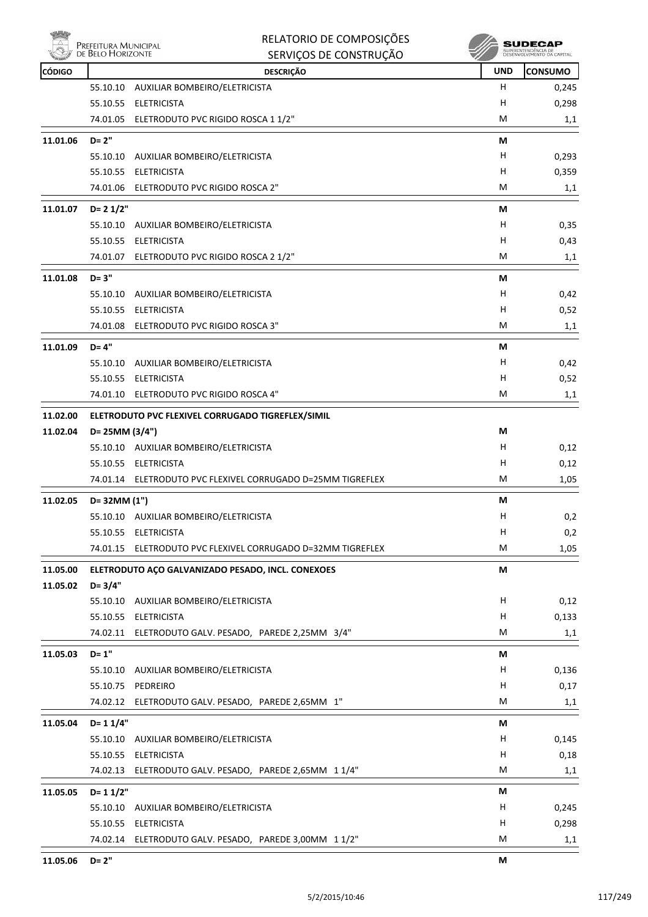| CÓDIGO | DESCRIÇÃO | UND | CONSUMO |
|---|---|---|---|
| | 55.10.10 AUXILIAR BOMBEIRO/ELETRICISTA | H | 0,245 |
| | 55.10.55 ELETRICISTA | H | 0,298 |
| | 74.01.05 ELETRODUTO PVC RIGIDO ROSCA 1 1/2" | M | 1,1 |
| **11.01.06** | **D= 2"** | **M** | |
| | 55.10.10 AUXILIAR BOMBEIRO/ELETRICISTA | H | 0,293 |
| | 55.10.55 ELETRICISTA | H | 0,359 |
| | 74.01.06 ELETRODUTO PVC RIGIDO ROSCA 2" | M | 1,1 |
| **11.01.07** | **D= 2 1/2"** | **M** | |
| | 55.10.10 AUXILIAR BOMBEIRO/ELETRICISTA | H | 0,35 |
| | 55.10.55 ELETRICISTA | H | 0,43 |
| | 74.01.07 ELETRODUTO PVC RIGIDO ROSCA 2 1/2" | M | 1,1 |
| **11.01.08** | **D= 3"** | **M** | |
| | 55.10.10 AUXILIAR BOMBEIRO/ELETRICISTA | H | 0,42 |
| | 55.10.55 ELETRICISTA | H | 0,52 |
| | 74.01.08 ELETRODUTO PVC RIGIDO ROSCA 3" | M | 1,1 |
| **11.01.09** | **D= 4"** | **M** | |
| | 55.10.10 AUXILIAR BOMBEIRO/ELETRICISTA | H | 0,42 |
| | 55.10.55 ELETRICISTA | H | 0,52 |
| | 74.01.10 ELETRODUTO PVC RIGIDO ROSCA 4" | M | 1,1 |
| **11.02.00** | **ELETRODUTO PVC FLEXIVEL CORRUGADO TIGREFLEX/SIMIL** | | |
| **11.02.04** | **D= 25MM (3/4")** | **M** | |
| | 55.10.10 AUXILIAR BOMBEIRO/ELETRICISTA | H | 0,12 |
| | 55.10.55 ELETRICISTA | H | 0,12 |
| | 74.01.14 ELETRODUTO PVC FLEXIVEL CORRUGADO D=25MM TIGREFLEX | M | 1,05 |
| **11.02.05** | **D= 32MM (1")** | **M** | |
| | 55.10.10 AUXILIAR BOMBEIRO/ELETRICISTA | H | 0,2 |
| | 55.10.55 ELETRICISTA | H | 0,2 |
| | 74.01.15 ELETRODUTO PVC FLEXIVEL CORRUGADO D=32MM TIGREFLEX | M | 1,05 |
| **11.05.00** | **ELETRODUTO AÇO GALVANIZADO PESADO, INCL. CONEXOES** | **M** | |
| **11.05.02** | **D= 3/4"** | | |
| | 55.10.10 AUXILIAR BOMBEIRO/ELETRICISTA | H | 0,12 |
| | 55.10.55 ELETRICISTA | H | 0,133 |
| | 74.02.11 ELETRODUTO GALV. PESADO, PAREDE 2,25MM 3/4" | M | 1,1 |
| **11.05.03** | **D= 1"** | **M** | |
| | 55.10.10 AUXILIAR BOMBEIRO/ELETRICISTA | H | 0,136 |
| | 55.10.75 PEDREIRO | H | 0,17 |
| | 74.02.12 ELETRODUTO GALV. PESADO, PAREDE 2,65MM 1" | M | 1,1 |
| **11.05.04** | **D= 1 1/4"** | **M** | |
| | 55.10.10 AUXILIAR BOMBEIRO/ELETRICISTA | H | 0,145 |
| | 55.10.55 ELETRICISTA | H | 0,18 |
| | 74.02.13 ELETRODUTO GALV. PESADO, PAREDE 2,65MM 1 1/4" | M | 1,1 |
| **11.05.05** | **D= 1 1/2"** | **M** | |
| | 55.10.10 AUXILIAR BOMBEIRO/ELETRICISTA | H | 0,245 |
| | 55.10.55 ELETRICISTA | H | 0,298 |
| | 74.02.14 ELETRODUTO GALV. PESADO, PAREDE 3,00MM 1 1/2" | M | 1,1 |
| **11.05.06** | **D= 2"** | **M** | |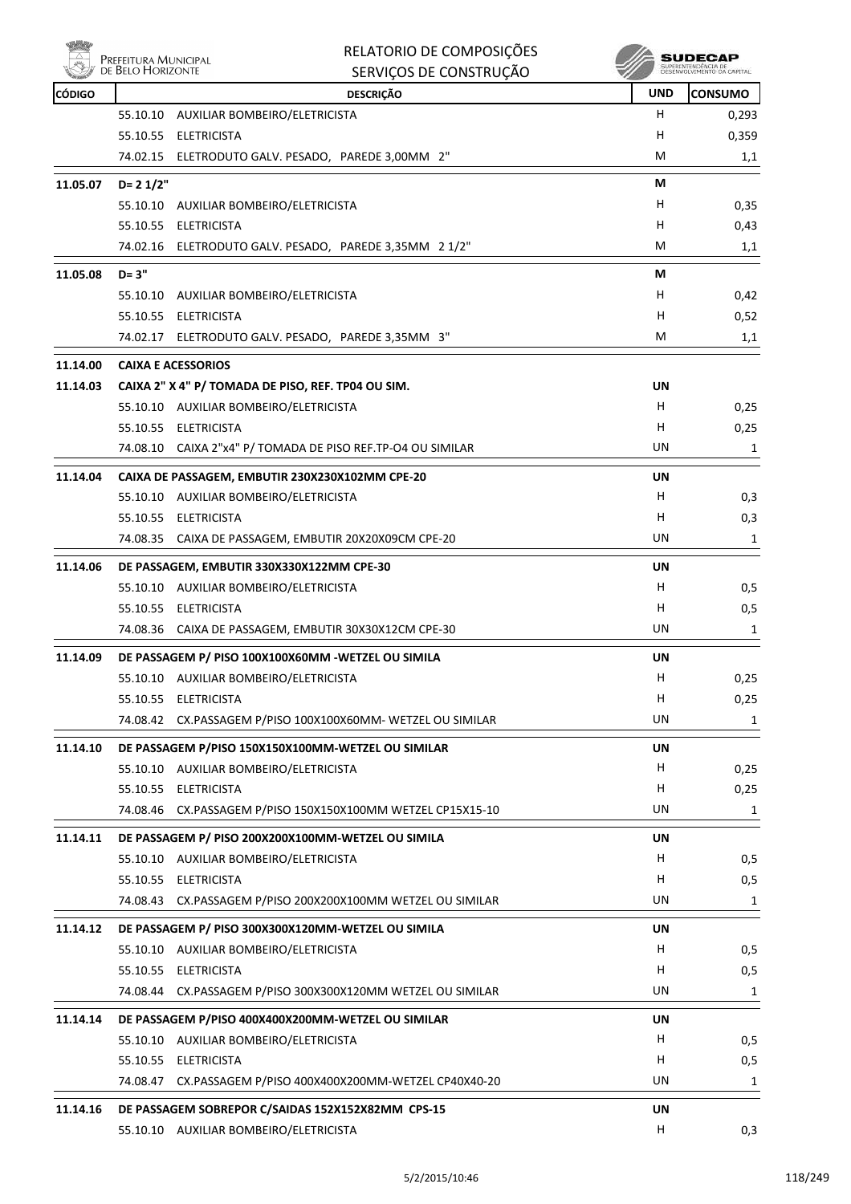| CÓDIGO | DESCRIÇÃO | UND | CONSUMO |
|---|---|---|---|
| | 55.10.10 AUXILIAR BOMBEIRO/ELETRICISTA | H | 0,293 |
| | 55.10.55 ELETRICISTA | H | 0,359 |
| | 74.02.15 ELETRODUTO GALV. PESADO, PAREDE 3,00MM 2" | M | 1,1 |
| 11.05.07 | D= 2 1/2" | M | |
| | 55.10.10 AUXILIAR BOMBEIRO/ELETRICISTA | H | 0,35 |
| | 55.10.55 ELETRICISTA | H | 0,43 |
| | 74.02.16 ELETRODUTO GALV. PESADO, PAREDE 3,35MM 2 1/2" | M | 1,1 |
| 11.05.08 | D= 3" | M | |
| | 55.10.10 AUXILIAR BOMBEIRO/ELETRICISTA | H | 0,42 |
| | 55.10.55 ELETRICISTA | H | 0,52 |
| | 74.02.17 ELETRODUTO GALV. PESADO, PAREDE 3,35MM 3" | M | 1,1 |
| 11.14.00 | CAIXA E ACESSORIOS | | |
| 11.14.03 | CAIXA 2" X 4" P/ TOMADA DE PISO, REF. TP04 OU SIM. | UN | |
| | 55.10.10 AUXILIAR BOMBEIRO/ELETRICISTA | H | 0,25 |
| | 55.10.55 ELETRICISTA | H | 0,25 |
| | 74.08.10 CAIXA 2"x4" P/ TOMADA DE PISO REF.TP-O4 OU SIMILAR | UN | 1 |
| 11.14.04 | CAIXA DE PASSAGEM, EMBUTIR 230X230X102MM CPE-20 | UN | |
| | 55.10.10 AUXILIAR BOMBEIRO/ELETRICISTA | H | 0,3 |
| | 55.10.55 ELETRICISTA | H | 0,3 |
| | 74.08.35 CAIXA DE PASSAGEM, EMBUTIR 20X20X09CM CPE-20 | UN | 1 |
| 11.14.06 | DE PASSAGEM, EMBUTIR 330X330X122MM CPE-30 | UN | |
| | 55.10.10 AUXILIAR BOMBEIRO/ELETRICISTA | H | 0,5 |
| | 55.10.55 ELETRICISTA | H | 0,5 |
| | 74.08.36 CAIXA DE PASSAGEM, EMBUTIR 30X30X12CM CPE-30 | UN | 1 |
| 11.14.09 | DE PASSAGEM P/ PISO 100X100X60MM -WETZEL OU SIMILA | UN | |
| | 55.10.10 AUXILIAR BOMBEIRO/ELETRICISTA | H | 0,25 |
| | 55.10.55 ELETRICISTA | H | 0,25 |
| | 74.08.42 CX.PASSAGEM P/PISO 100X100X60MM- WETZEL OU SIMILAR | UN | 1 |
| 11.14.10 | DE PASSAGEM P/PISO 150X150X100MM-WETZEL OU SIMILAR | UN | |
| | 55.10.10 AUXILIAR BOMBEIRO/ELETRICISTA | H | 0,25 |
| | 55.10.55 ELETRICISTA | H | 0,25 |
| | 74.08.46 CX.PASSAGEM P/PISO 150X150X100MM WETZEL CP15X15-10 | UN | 1 |
| 11.14.11 | DE PASSAGEM P/ PISO 200X200X100MM-WETZEL OU SIMILA | UN | |
| | 55.10.10 AUXILIAR BOMBEIRO/ELETRICISTA | H | 0,5 |
| | 55.10.55 ELETRICISTA | H | 0,5 |
| | 74.08.43 CX.PASSAGEM P/PISO 200X200X100MM WETZEL OU SIMILAR | UN | 1 |
| 11.14.12 | DE PASSAGEM P/ PISO 300X300X120MM-WETZEL OU SIMILA | UN | |
| | 55.10.10 AUXILIAR BOMBEIRO/ELETRICISTA | H | 0,5 |
| | 55.10.55 ELETRICISTA | H | 0,5 |
| | 74.08.44 CX.PASSAGEM P/PISO 300X300X120MM WETZEL OU SIMILAR | UN | 1 |
| 11.14.14 | DE PASSAGEM P/PISO 400X400X200MM-WETZEL OU SIMILAR | UN | |
| | 55.10.10 AUXILIAR BOMBEIRO/ELETRICISTA | H | 0,5 |
| | 55.10.55 ELETRICISTA | H | 0,5 |
| | 74.08.47 CX.PASSAGEM P/PISO 400X400X200MM-WETZEL CP40X40-20 | UN | 1 |
| 11.14.16 | DE PASSAGEM SOBREPOR C/SAIDAS 152X152X82MM CPS-15 | UN | |
| | 55.10.10 AUXILIAR BOMBEIRO/ELETRICISTA | H | 0,3 |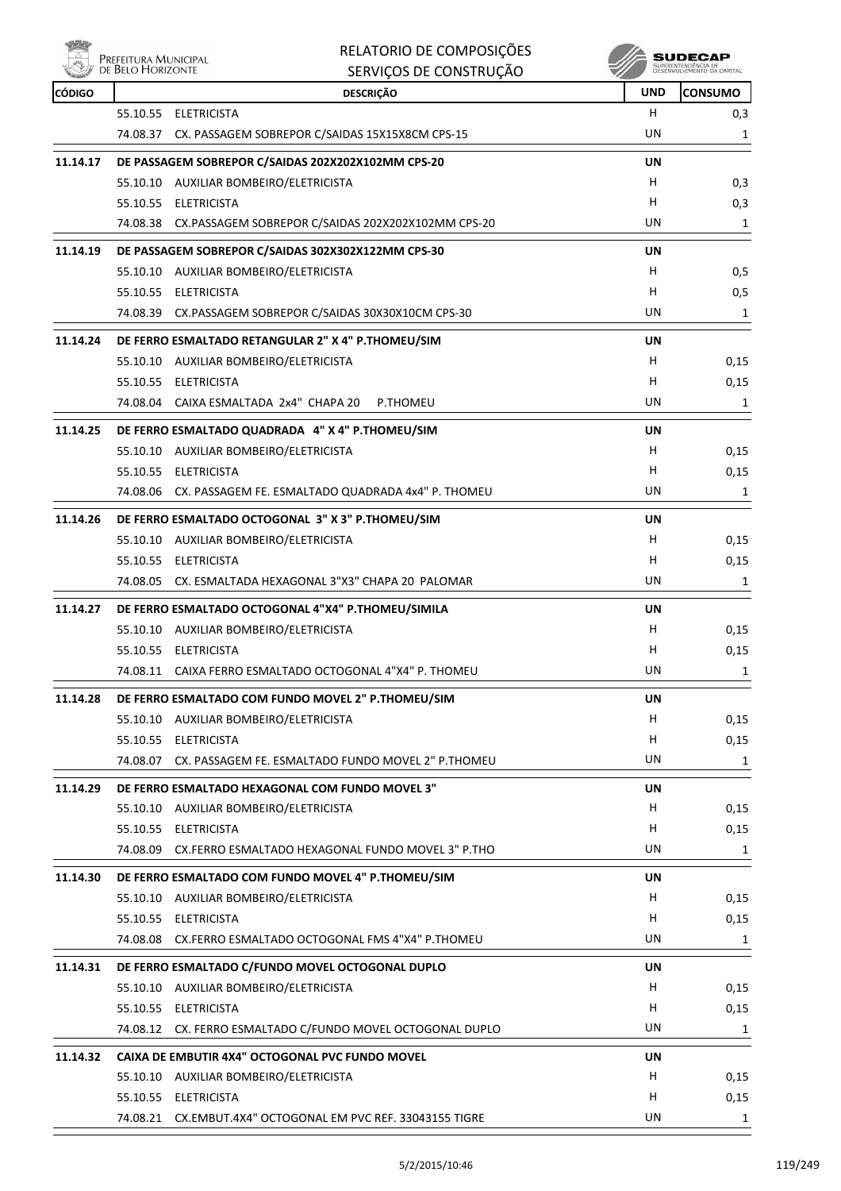| CÓDIGO | DESCRIÇÃO | UND | CONSUMO |
|---|---|---|---|
| | 55.10.55 ELETRICISTA | H | 0,3 |
| | 74.08.37 CX. PASSAGEM SOBREPOR C/SAIDAS 15X15X8CM CPS-15 | UN | 1 |
| **11.14.17** | **DE PASSAGEM SOBREPOR C/SAIDAS 202X202X102MM CPS-20** | **UN** | |
| | 55.10.10 AUXILIAR BOMBEIRO/ELETRICISTA | H | 0,3 |
| | 55.10.55 ELETRICISTA | H | 0,3 |
| | 74.08.38 CX.PASSAGEM SOBREPOR C/SAIDAS 202X202X102MM CPS-20 | UN | 1 |
| **11.14.19** | **DE PASSAGEM SOBREPOR C/SAIDAS 302X302X122MM CPS-30** | **UN** | |
| | 55.10.10 AUXILIAR BOMBEIRO/ELETRICISTA | H | 0,5 |
| | 55.10.55 ELETRICISTA | H | 0,5 |
| | 74.08.39 CX.PASSAGEM SOBREPOR C/SAIDAS 30X30X10CM CPS-30 | UN | 1 |
| **11.14.24** | **DE FERRO ESMALTADO RETANGULAR 2" X 4" P.THOMEU/SIM** | **UN** | |
| | 55.10.10 AUXILIAR BOMBEIRO/ELETRICISTA | H | 0,15 |
| | 55.10.55 ELETRICISTA | H | 0,15 |
| | 74.08.04 CAIXA ESMALTADA 2x4" CHAPA 20 P.THOMEU | UN | 1 |
| **11.14.25** | **DE FERRO ESMALTADO QUADRADA 4" X 4" P.THOMEU/SIM** | **UN** | |
| | 55.10.10 AUXILIAR BOMBEIRO/ELETRICISTA | H | 0,15 |
| | 55.10.55 ELETRICISTA | H | 0,15 |
| | 74.08.06 CX. PASSAGEM FE. ESMALTADO QUADRADA 4x4" P. THOMEU | UN | 1 |
| **11.14.26** | **DE FERRO ESMALTADO OCTOGONAL 3" X 3" P.THOMEU/SIM** | **UN** | |
| | 55.10.10 AUXILIAR BOMBEIRO/ELETRICISTA | H | 0,15 |
| | 55.10.55 ELETRICISTA | H | 0,15 |
| | 74.08.05 CX. ESMALTADA HEXAGONAL 3"X3" CHAPA 20 PALOMAR | UN | 1 |
| **11.14.27** | **DE FERRO ESMALTADO OCTOGONAL 4"X4" P.THOMEU/SIMILA** | **UN** | |
| | 55.10.10 AUXILIAR BOMBEIRO/ELETRICISTA | H | 0,15 |
| | 55.10.55 ELETRICISTA | H | 0,15 |
| | 74.08.11 CAIXA FERRO ESMALTADO OCTOGONAL 4"X4" P. THOMEU | UN | 1 |
| **11.14.28** | **DE FERRO ESMALTADO COM FUNDO MOVEL 2" P.THOMEU/SIM** | **UN** | |
| | 55.10.10 AUXILIAR BOMBEIRO/ELETRICISTA | H | 0,15 |
| | 55.10.55 ELETRICISTA | H | 0,15 |
| | 74.08.07 CX. PASSAGEM FE. ESMALTADO FUNDO MOVEL 2" P.THOMEU | UN | 1 |
| **11.14.29** | **DE FERRO ESMALTADO HEXAGONAL COM FUNDO MOVEL 3"** | **UN** | |
| | 55.10.10 AUXILIAR BOMBEIRO/ELETRICISTA | H | 0,15 |
| | 55.10.55 ELETRICISTA | H | 0,15 |
| | 74.08.09 CX.FERRO ESMALTADO HEXAGONAL FUNDO MOVEL 3" P.THO | UN | 1 |
| **11.14.30** | **DE FERRO ESMALTADO COM FUNDO MOVEL 4" P.THOMEU/SIM** | **UN** | |
| | 55.10.10 AUXILIAR BOMBEIRO/ELETRICISTA | H | 0,15 |
| | 55.10.55 ELETRICISTA | H | 0,15 |
| | 74.08.08 CX.FERRO ESMALTADO OCTOGONAL FMS 4"X4" P.THOMEU | UN | 1 |
| **11.14.31** | **DE FERRO ESMALTADO C/FUNDO MOVEL OCTOGONAL DUPLO** | **UN** | |
| | 55.10.10 AUXILIAR BOMBEIRO/ELETRICISTA | H | 0,15 |
| | 55.10.55 ELETRICISTA | H | 0,15 |
| | 74.08.12 CX. FERRO ESMALTADO C/FUNDO MOVEL OCTOGONAL DUPLO | UN | 1 |
| **11.14.32** | **CAIXA DE EMBUTIR 4X4" OCTOGONAL PVC FUNDO MOVEL** | **UN** | |
| | 55.10.10 AUXILIAR BOMBEIRO/ELETRICISTA | H | 0,15 |
| | 55.10.55 ELETRICISTA | H | 0,15 |
| | 74.08.21 CX.EMBUT.4X4" OCTOGONAL EM PVC REF. 33043155 TIGRE | UN | 1 |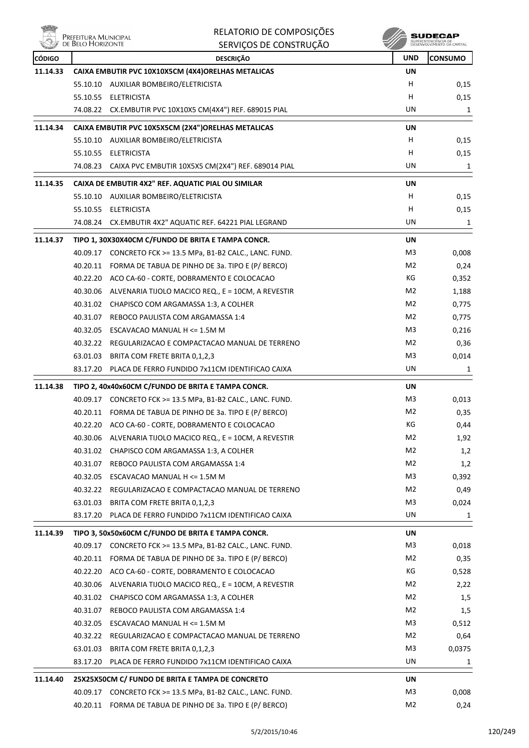| CÓDIGO | DESCRIÇÃO | UND | CONSUMO |
|---|---|---|---|
| **11.14.33** | **CAIXA EMBUTIR PVC 10X10X5CM (4X4)ORELHAS METALICAS** | **UN** | |
| | 55.10.10 AUXILIAR BOMBEIRO/ELETRICISTA | H | 0,15 |
| | 55.10.55 ELETRICISTA | H | 0,15 |
| | 74.08.22 CX.EMBUTIR PVC 10X10X5 CM(4X4") REF. 689015 PIAL | UN | 1 |
| **11.14.34** | **CAIXA EMBUTIR PVC 10X5X5CM (2X4")ORELHAS METALICAS** | **UN** | |
| | 55.10.10 AUXILIAR BOMBEIRO/ELETRICISTA | H | 0,15 |
| | 55.10.55 ELETRICISTA | H | 0,15 |
| | 74.08.23 CAIXA PVC EMBUTIR 10X5X5 CM(2X4") REF. 689014 PIAL | UN | 1 |
| **11.14.35** | **CAIXA DE EMBUTIR 4X2" REF. AQUATIC PIAL OU SIMILAR** | **UN** | |
| | 55.10.10 AUXILIAR BOMBEIRO/ELETRICISTA | H | 0,15 |
| | 55.10.55 ELETRICISTA | H | 0,15 |
| | 74.08.24 CX.EMBUTIR 4X2" AQUATIC REF. 64221 PIAL LEGRAND | UN | 1 |
| **11.14.37** | **TIPO 1, 30X30X40CM C/FUNDO DE BRITA E TAMPA CONCR.** | **UN** | |
| | 40.09.17 CONCRETO FCK >= 13.5 MPa, B1-B2 CALC., LANC. FUND. | M3 | 0,008 |
| | 40.20.11 FORMA DE TABUA DE PINHO DE 3a. TIPO E (P/ BERCO) | M2 | 0,24 |
| | 40.22.20 ACO CA-60 - CORTE, DOBRAMENTO E COLOCACAO | KG | 0,352 |
| | 40.30.06 ALVENARIA TIJOLO MACICO REQ., E = 10CM, A REVESTIR | M2 | 1,188 |
| | 40.31.02 CHAPISCO COM ARGAMASSA 1:3, A COLHER | M2 | 0,775 |
| | 40.31.07 REBOCO PAULISTA COM ARGAMASSA 1:4 | M2 | 0,775 |
| | 40.32.05 ESCAVACAO MANUAL H <= 1.5M M | M3 | 0,216 |
| | 40.32.22 REGULARIZACAO E COMPACTACAO MANUAL DE TERRENO | M2 | 0,36 |
| | 63.01.03 BRITA COM FRETE BRITA 0,1,2,3 | M3 | 0,014 |
| | 83.17.20 PLACA DE FERRO FUNDIDO 7x11CM IDENTIFICAO CAIXA | UN | 1 |
| **11.14.38** | **TIPO 2, 40x40x60CM C/FUNDO DE BRITA E TAMPA CONCR.** | **UN** | |
| | 40.09.17 CONCRETO FCK >= 13.5 MPa, B1-B2 CALC., LANC. FUND. | M3 | 0,013 |
| | 40.20.11 FORMA DE TABUA DE PINHO DE 3a. TIPO E (P/ BERCO) | M2 | 0,35 |
| | 40.22.20 ACO CA-60 - CORTE, DOBRAMENTO E COLOCACAO | KG | 0,44 |
| | 40.30.06 ALVENARIA TIJOLO MACICO REQ., E = 10CM, A REVESTIR | M2 | 1,92 |
| | 40.31.02 CHAPISCO COM ARGAMASSA 1:3, A COLHER | M2 | 1,2 |
| | 40.31.07 REBOCO PAULISTA COM ARGAMASSA 1:4 | M2 | 1,2 |
| | 40.32.05 ESCAVACAO MANUAL H <= 1.5M M | M3 | 0,392 |
| | 40.32.22 REGULARIZACAO E COMPACTACAO MANUAL DE TERRENO | M2 | 0,49 |
| | 63.01.03 BRITA COM FRETE BRITA 0,1,2,3 | M3 | 0,024 |
| | 83.17.20 PLACA DE FERRO FUNDIDO 7x11CM IDENTIFICAO CAIXA | UN | 1 |
| **11.14.39** | **TIPO 3, 50x50x60CM C/FUNDO DE BRITA E TAMPA CONCR.** | **UN** | |
| | 40.09.17 CONCRETO FCK >= 13.5 MPa, B1-B2 CALC., LANC. FUND. | M3 | 0,018 |
| | 40.20.11 FORMA DE TABUA DE PINHO DE 3a. TIPO E (P/ BERCO) | M2 | 0,35 |
| | 40.22.20 ACO CA-60 - CORTE, DOBRAMENTO E COLOCACAO | KG | 0,528 |
| | 40.30.06 ALVENARIA TIJOLO MACICO REQ., E = 10CM, A REVESTIR | M2 | 2,22 |
| | 40.31.02 CHAPISCO COM ARGAMASSA 1:3, A COLHER | M2 | 1,5 |
| | 40.31.07 REBOCO PAULISTA COM ARGAMASSA 1:4 | M2 | 1,5 |
| | 40.32.05 ESCAVACAO MANUAL H <= 1.5M M | M3 | 0,512 |
| | 40.32.22 REGULARIZACAO E COMPACTACAO MANUAL DE TERRENO | M2 | 0,64 |
| | 63.01.03 BRITA COM FRETE BRITA 0,1,2,3 | M3 | 0,0375 |
| | 83.17.20 PLACA DE FERRO FUNDIDO 7x11CM IDENTIFICAO CAIXA | UN | 1 |
| **11.14.40** | **25X25X50CM C/ FUNDO DE BRITA E TAMPA DE CONCRETO** | **UN** | |
| | 40.09.17 CONCRETO FCK >= 13.5 MPa, B1-B2 CALC., LANC. FUND. | M3 | 0,008 |
| | 40.20.11 FORMA DE TABUA DE PINHO DE 3a. TIPO E (P/ BERCO) | M2 | 0,24 |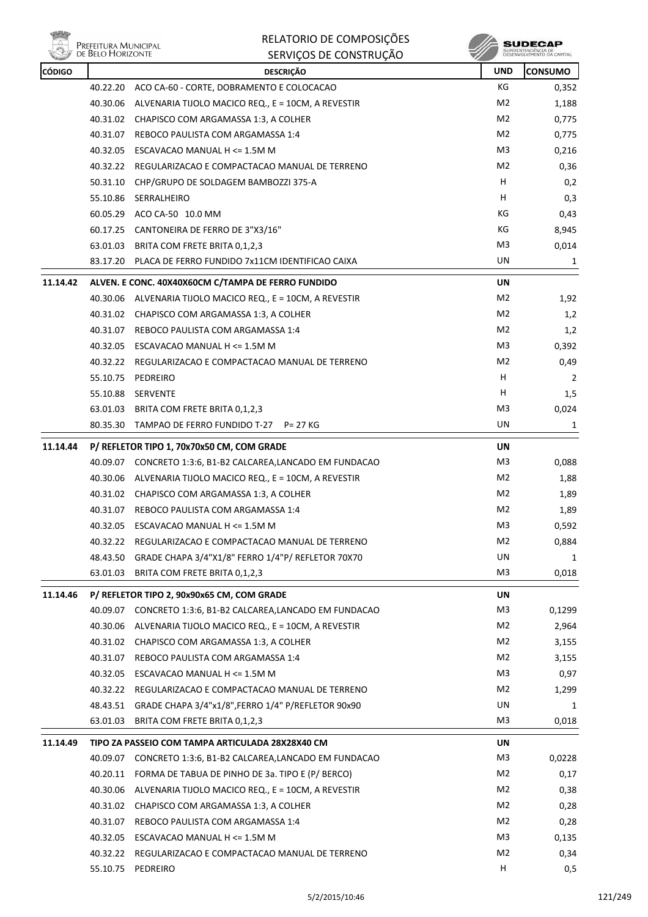| CÓDIGO | | DESCRIÇÃO | UND | CONSUMO |
|---|---|---|---|---|
| | 40.22.20 | ACO CA-60 - CORTE, DOBRAMENTO E COLOCACAO | KG | 0,352 |
| | 40.30.06 | ALVENARIA TIJOLO MACICO REQ., E = 10CM, A REVESTIR | M2 | 1,188 |
| | 40.31.02 | CHAPISCO COM ARGAMASSA 1:3, A COLHER | M2 | 0,775 |
| | 40.31.07 | REBOCO PAULISTA COM ARGAMASSA 1:4 | M2 | 0,775 |
| | 40.32.05 | ESCAVACAO MANUAL H <= 1.5M M | M3 | 0,216 |
| | 40.32.22 | REGULARIZACAO E COMPACTACAO MANUAL DE TERRENO | M2 | 0,36 |
| | 50.31.10 | CHP/GRUPO DE SOLDAGEM BAMBOZZI 375-A | H | 0,2 |
| | 55.10.86 | SERRALHEIRO | H | 0,3 |
| | 60.05.29 | ACO CA-50 10.0 MM | KG | 0,43 |
| | 60.17.25 | CANTONEIRA DE FERRO DE 3"X3/16" | KG | 8,945 |
| | 63.01.03 | BRITA COM FRETE BRITA 0,1,2,3 | M3 | 0,014 |
| | 83.17.20 | PLACA DE FERRO FUNDIDO 7x11CM IDENTIFICAO CAIXA | UN | 1 |
| **11.14.42** | | **ALVEN. E CONC. 40X40X60CM C/TAMPA DE FERRO FUNDIDO** | **UN** | |
| | 40.30.06 | ALVENARIA TIJOLO MACICO REQ., E = 10CM, A REVESTIR | M2 | 1,92 |
| | 40.31.02 | CHAPISCO COM ARGAMASSA 1:3, A COLHER | M2 | 1,2 |
| | 40.31.07 | REBOCO PAULISTA COM ARGAMASSA 1:4 | M2 | 1,2 |
| | 40.32.05 | ESCAVACAO MANUAL H <= 1.5M M | M3 | 0,392 |
| | 40.32.22 | REGULARIZACAO E COMPACTACAO MANUAL DE TERRENO | M2 | 0,49 |
| | 55.10.75 | PEDREIRO | H | 2 |
| | 55.10.88 | SERVENTE | H | 1,5 |
| | 63.01.03 | BRITA COM FRETE BRITA 0,1,2,3 | M3 | 0,024 |
| | 80.35.30 | TAMPAO DE FERRO FUNDIDO T-27 P= 27 KG | UN | 1 |
| **11.14.44** | | **P/ REFLETOR TIPO 1, 70x70x50 CM, COM GRADE** | **UN** | |
| | 40.09.07 | CONCRETO 1:3:6, B1-B2 CALCAREA,LANCADO EM FUNDACAO | M3 | 0,088 |
| | 40.30.06 | ALVENARIA TIJOLO MACICO REQ., E = 10CM, A REVESTIR | M2 | 1,88 |
| | 40.31.02 | CHAPISCO COM ARGAMASSA 1:3, A COLHER | M2 | 1,89 |
| | 40.31.07 | REBOCO PAULISTA COM ARGAMASSA 1:4 | M2 | 1,89 |
| | 40.32.05 | ESCAVACAO MANUAL H <= 1.5M M | M3 | 0,592 |
| | 40.32.22 | REGULARIZACAO E COMPACTACAO MANUAL DE TERRENO | M2 | 0,884 |
| | 48.43.50 | GRADE CHAPA 3/4"X1/8" FERRO 1/4"P/ REFLETOR 70X70 | UN | 1 |
| | 63.01.03 | BRITA COM FRETE BRITA 0,1,2,3 | M3 | 0,018 |
| **11.14.46** | | **P/ REFLETOR TIPO 2, 90x90x65 CM, COM GRADE** | **UN** | |
| | 40.09.07 | CONCRETO 1:3:6, B1-B2 CALCAREA,LANCADO EM FUNDACAO | M3 | 0,1299 |
| | 40.30.06 | ALVENARIA TIJOLO MACICO REQ., E = 10CM, A REVESTIR | M2 | 2,964 |
| | 40.31.02 | CHAPISCO COM ARGAMASSA 1:3, A COLHER | M2 | 3,155 |
| | 40.31.07 | REBOCO PAULISTA COM ARGAMASSA 1:4 | M2 | 3,155 |
| | 40.32.05 | ESCAVACAO MANUAL H <= 1.5M M | M3 | 0,97 |
| | 40.32.22 | REGULARIZACAO E COMPACTACAO MANUAL DE TERRENO | M2 | 1,299 |
| | 48.43.51 | GRADE CHAPA 3/4"x1/8",FERRO 1/4" P/REFLETOR 90x90 | UN | 1 |
| | 63.01.03 | BRITA COM FRETE BRITA 0,1,2,3 | M3 | 0,018 |
| **11.14.49** | | **TIPO ZA PASSEIO COM TAMPA ARTICULADA 28X28X40 CM** | **UN** | |
| | 40.09.07 | CONCRETO 1:3:6, B1-B2 CALCAREA,LANCADO EM FUNDACAO | M3 | 0,0228 |
| | 40.20.11 | FORMA DE TABUA DE PINHO DE 3a. TIPO E (P/ BERCO) | M2 | 0,17 |
| | 40.30.06 | ALVENARIA TIJOLO MACICO REQ., E = 10CM, A REVESTIR | M2 | 0,38 |
| | 40.31.02 | CHAPISCO COM ARGAMASSA 1:3, A COLHER | M2 | 0,28 |
| | 40.31.07 | REBOCO PAULISTA COM ARGAMASSA 1:4 | M2 | 0,28 |
| | 40.32.05 | ESCAVACAO MANUAL H <= 1.5M M | M3 | 0,135 |
| | 40.32.22 | REGULARIZACAO E COMPACTACAO MANUAL DE TERRENO | M2 | 0,34 |
| | 55.10.75 | PEDREIRO | H | 0,5 |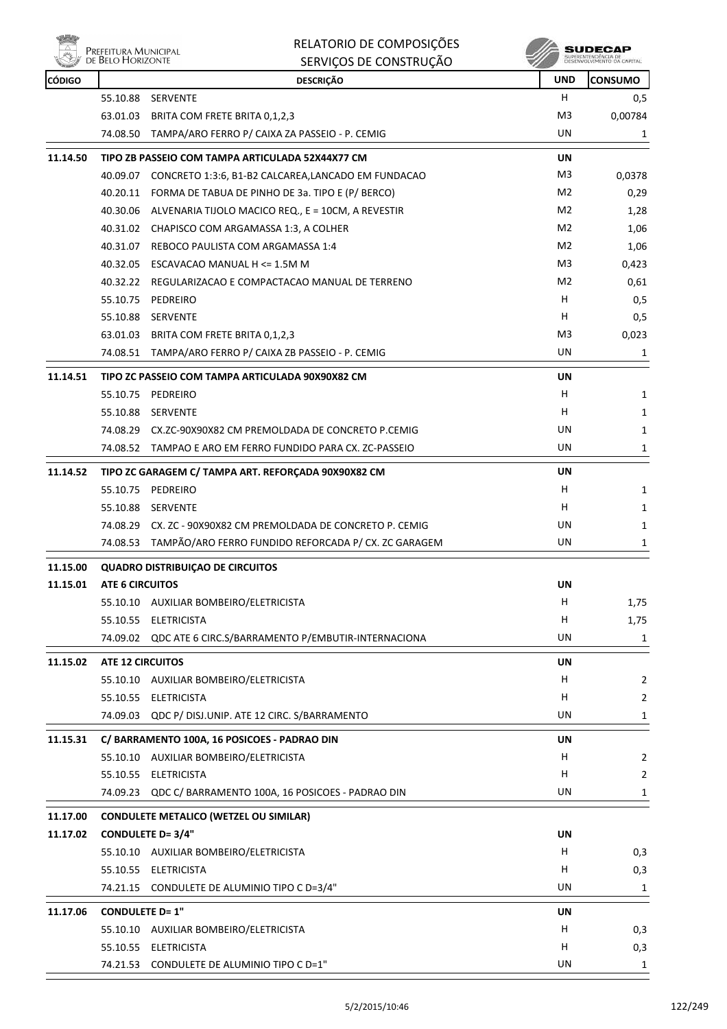| CÓDIGO | | DESCRIÇÃO | UND | CONSUMO |
|---|---|---|---|---|
| | 55.10.88 | SERVENTE | H | 0,5 |
| | 63.01.03 | BRITA COM FRETE BRITA 0,1,2,3 | M3 | 0,00784 |
| | 74.08.50 | TAMPA/ARO FERRO P/ CAIXA ZA PASSEIO - P. CEMIG | UN | 1 |
| **11.14.50** | **TIPO ZB PASSEIO COM TAMPA ARTICULADA 52X44X77 CM** | | **UN** | |
| | 40.09.07 | CONCRETO 1:3:6, B1-B2 CALCAREA,LANCADO EM FUNDACAO | M3 | 0,0378 |
| | 40.20.11 | FORMA DE TABUA DE PINHO DE 3a. TIPO E (P/ BERCO) | M2 | 0,29 |
| | 40.30.06 | ALVENARIA TIJOLO MACICO REQ., E = 10CM, A REVESTIR | M2 | 1,28 |
| | 40.31.02 | CHAPISCO COM ARGAMASSA 1:3, A COLHER | M2 | 1,06 |
| | 40.31.07 | REBOCO PAULISTA COM ARGAMASSA 1:4 | M2 | 1,06 |
| | 40.32.05 | ESCAVACAO MANUAL H <= 1.5M M | M3 | 0,423 |
| | 40.32.22 | REGULARIZACAO E COMPACTACAO MANUAL DE TERRENO | M2 | 0,61 |
| | 55.10.75 | PEDREIRO | H | 0,5 |
| | 55.10.88 | SERVENTE | H | 0,5 |
| | 63.01.03 | BRITA COM FRETE BRITA 0,1,2,3 | M3 | 0,023 |
| | 74.08.51 | TAMPA/ARO FERRO P/ CAIXA ZB PASSEIO - P. CEMIG | UN | 1 |
| **11.14.51** | **TIPO ZC PASSEIO COM TAMPA ARTICULADA 90X90X82 CM** | | **UN** | |
| | 55.10.75 | PEDREIRO | H | 1 |
| | 55.10.88 | SERVENTE | H | 1 |
| | 74.08.29 | CX.ZC-90X90X82 CM PREMOLDADA DE CONCRETO P.CEMIG | UN | 1 |
| | 74.08.52 | TAMPAO E ARO EM FERRO FUNDIDO PARA CX. ZC-PASSEIO | UN | 1 |
| **11.14.52** | **TIPO ZC GARAGEM C/ TAMPA ART. REFORÇADA 90X90X82 CM** | | **UN** | |
| | 55.10.75 | PEDREIRO | H | 1 |
| | 55.10.88 | SERVENTE | H | 1 |
| | 74.08.29 | CX. ZC - 90X90X82 CM PREMOLDADA DE CONCRETO P. CEMIG | UN | 1 |
| | 74.08.53 | TAMPÃO/ARO FERRO FUNDIDO REFORCADA P/ CX. ZC GARAGEM | UN | 1 |
| **11.15.00** | **QUADRO DISTRIBUIÇAO DE CIRCUITOS** | | | |
| **11.15.01** | **ATE 6 CIRCUITOS** | | **UN** | |
| | 55.10.10 | AUXILIAR BOMBEIRO/ELETRICISTA | H | 1,75 |
| | 55.10.55 | ELETRICISTA | H | 1,75 |
| | 74.09.02 | QDC ATE 6 CIRC.S/BARRAMENTO P/EMBUTIR-INTERNACIONA | UN | 1 |
| **11.15.02** | **ATE 12 CIRCUITOS** | | **UN** | |
| | 55.10.10 | AUXILIAR BOMBEIRO/ELETRICISTA | H | 2 |
| | 55.10.55 | ELETRICISTA | H | 2 |
| | 74.09.03 | QDC P/ DISJ.UNIP. ATE 12 CIRC. S/BARRAMENTO | UN | 1 |
| **11.15.31** | **C/ BARRAMENTO 100A, 16 POSICOES - PADRAO DIN** | | **UN** | |
| | 55.10.10 | AUXILIAR BOMBEIRO/ELETRICISTA | H | 2 |
| | 55.10.55 | ELETRICISTA | H | 2 |
| | 74.09.23 | QDC C/ BARRAMENTO 100A, 16 POSICOES - PADRAO DIN | UN | 1 |
| **11.17.00** | **CONDULETE METALICO (WETZEL OU SIMILAR)** | | | |
| **11.17.02** | **CONDULETE D= 3/4"** | | **UN** | |
| | 55.10.10 | AUXILIAR BOMBEIRO/ELETRICISTA | H | 0,3 |
| | 55.10.55 | ELETRICISTA | H | 0,3 |
| | 74.21.15 | CONDULETE DE ALUMINIO TIPO C D=3/4" | UN | 1 |
| **11.17.06** | **CONDULETE D= 1"** | | **UN** | |
| | 55.10.10 | AUXILIAR BOMBEIRO/ELETRICISTA | H | 0,3 |
| | 55.10.55 | ELETRICISTA | H | 0,3 |
| | 74.21.53 | CONDULETE DE ALUMINIO TIPO C D=1" | UN | 1 |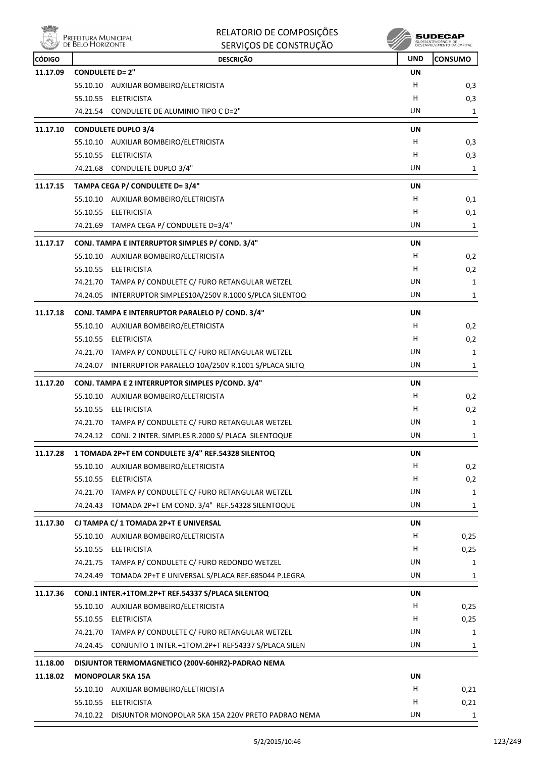RELATORIO DE COMPOSIÇÕES
SERVIÇOS DE CONSTRUÇÃO

| CÓDIGO | DESCRIÇÃO | UND | CONSUMO |
|---|---|---|---|
| 11.17.09 | **CONDULETE D= 2"** | UN | |
| | 55.10.10 AUXILIAR BOMBEIRO/ELETRICISTA | H | 0,3 |
| | 55.10.55 ELETRICISTA | H | 0,3 |
| | 74.21.54 CONDULETE DE ALUMINIO TIPO C D=2" | UN | 1 |
| 11.17.10 | **CONDULETE DUPLO 3/4** | UN | |
| | 55.10.10 AUXILIAR BOMBEIRO/ELETRICISTA | H | 0,3 |
| | 55.10.55 ELETRICISTA | H | 0,3 |
| | 74.21.68 CONDULETE DUPLO 3/4" | UN | 1 |
| 11.17.15 | **TAMPA CEGA P/ CONDULETE D= 3/4"** | UN | |
| | 55.10.10 AUXILIAR BOMBEIRO/ELETRICISTA | H | 0,1 |
| | 55.10.55 ELETRICISTA | H | 0,1 |
| | 74.21.69 TAMPA CEGA P/ CONDULETE D=3/4" | UN | 1 |
| 11.17.17 | **CONJ. TAMPA E INTERRUPTOR SIMPLES P/ COND. 3/4"** | UN | |
| | 55.10.10 AUXILIAR BOMBEIRO/ELETRICISTA | H | 0,2 |
| | 55.10.55 ELETRICISTA | H | 0,2 |
| | 74.21.70 TAMPA P/ CONDULETE C/ FURO RETANGULAR WETZEL | UN | 1 |
| | 74.24.05 INTERRUPTOR SIMPLES10A/250V R.1000 S/PLCA SILENTOQ | UN | 1 |
| 11.17.18 | **CONJ. TAMPA E INTERRUPTOR PARALELO P/ COND. 3/4"** | UN | |
| | 55.10.10 AUXILIAR BOMBEIRO/ELETRICISTA | H | 0,2 |
| | 55.10.55 ELETRICISTA | H | 0,2 |
| | 74.21.70 TAMPA P/ CONDULETE C/ FURO RETANGULAR WETZEL | UN | 1 |
| | 74.24.07 INTERRUPTOR PARALELO 10A/250V R.1001 S/PLACA SILTQ | UN | 1 |
| 11.17.20 | **CONJ. TAMPA E 2 INTERRUPTOR SIMPLES P/COND. 3/4"** | UN | |
| | 55.10.10 AUXILIAR BOMBEIRO/ELETRICISTA | H | 0,2 |
| | 55.10.55 ELETRICISTA | H | 0,2 |
| | 74.21.70 TAMPA P/ CONDULETE C/ FURO RETANGULAR WETZEL | UN | 1 |
| | 74.24.12 CONJ. 2 INTER. SIMPLES R.2000 S/ PLACA SILENTOQUE | UN | 1 |
| 11.17.28 | **1 TOMADA 2P+T EM CONDULETE 3/4" REF.54328 SILENTOQ** | UN | |
| | 55.10.10 AUXILIAR BOMBEIRO/ELETRICISTA | H | 0,2 |
| | 55.10.55 ELETRICISTA | H | 0,2 |
| | 74.21.70 TAMPA P/ CONDULETE C/ FURO RETANGULAR WETZEL | UN | 1 |
| | 74.24.43 TOMADA 2P+T EM COND. 3/4" REF.54328 SILENTOQUE | UN | 1 |
| 11.17.30 | **CJ TAMPA C/ 1 TOMADA 2P+T E UNIVERSAL** | UN | |
| | 55.10.10 AUXILIAR BOMBEIRO/ELETRICISTA | H | 0,25 |
| | 55.10.55 ELETRICISTA | H | 0,25 |
| | 74.21.75 TAMPA P/ CONDULETE C/ FURO REDONDO WETZEL | UN | 1 |
| | 74.24.49 TOMADA 2P+T E UNIVERSAL S/PLACA REF.685044 P.LEGRA | UN | 1 |
| 11.17.36 | **CONJ.1 INTER.+1TOM.2P+T REF.54337 S/PLACA SILENTOQ** | UN | |
| | 55.10.10 AUXILIAR BOMBEIRO/ELETRICISTA | H | 0,25 |
| | 55.10.55 ELETRICISTA | H | 0,25 |
| | 74.21.70 TAMPA P/ CONDULETE C/ FURO RETANGULAR WETZEL | UN | 1 |
| | 74.24.45 CONJUNTO 1 INTER.+1TOM.2P+T REF54337 S/PLACA SILEN | UN | 1 |
| 11.18.00 | **DISJUNTOR TERMOMAGNETICO (200V-60HRZ)-PADRAO NEMA** | | |
| 11.18.02 | **MONOPOLAR 5KA 15A** | UN | |
| | 55.10.10 AUXILIAR BOMBEIRO/ELETRICISTA | H | 0,21 |
| | 55.10.55 ELETRICISTA | H | 0,21 |
| | 74.10.22 DISJUNTOR MONOPOLAR 5KA 15A 220V PRETO PADRAO NEMA | UN | 1 |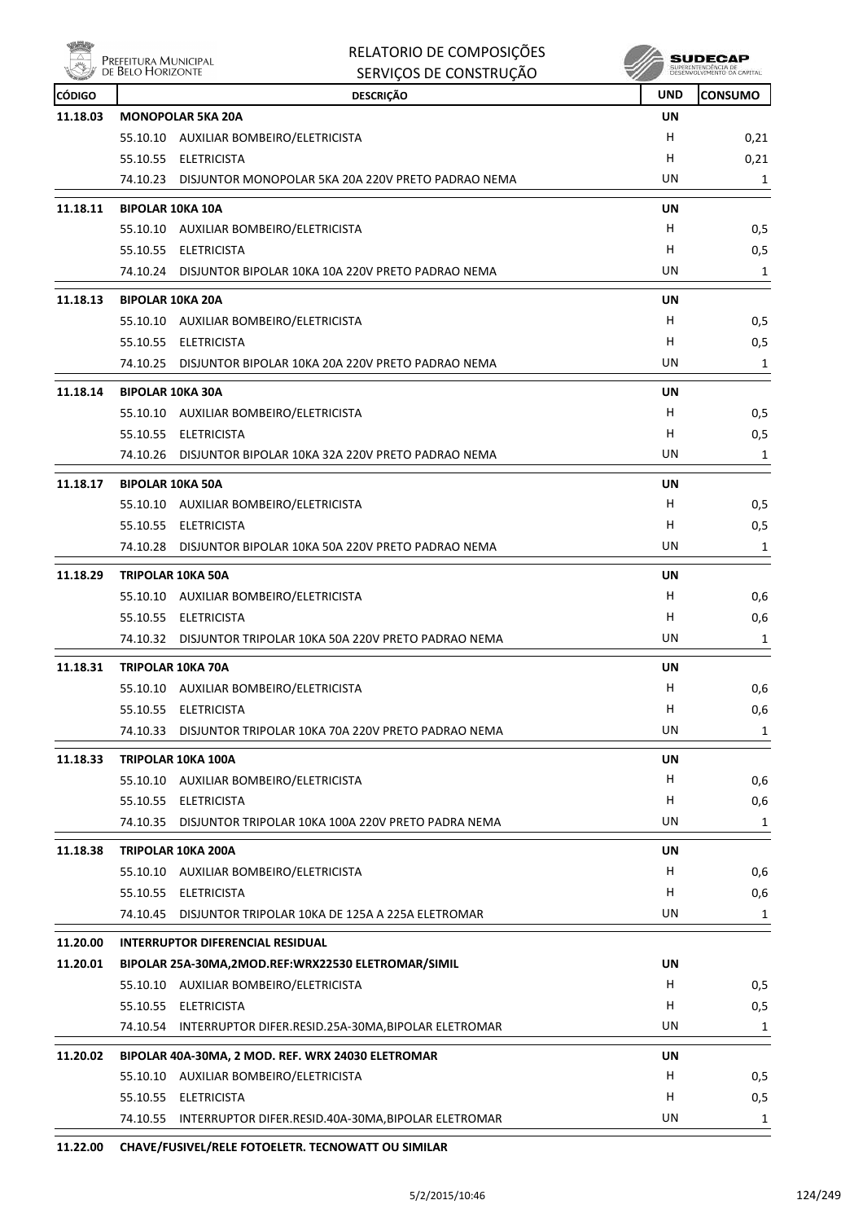| CÓDIGO | DESCRIÇÃO | UND | CONSUMO |
|---|---|---|---|
| **11.18.03** | **MONOPOLAR 5KA 20A** | **UN** | |
| | 55.10.10 AUXILIAR BOMBEIRO/ELETRICISTA | H | 0,21 |
| | 55.10.55 ELETRICISTA | H | 0,21 |
| | 74.10.23 DISJUNTOR MONOPOLAR 5KA 20A 220V PRETO PADRAO NEMA | UN | 1 |
| **11.18.11** | **BIPOLAR 10KA 10A** | **UN** | |
| | 55.10.10 AUXILIAR BOMBEIRO/ELETRICISTA | H | 0,5 |
| | 55.10.55 ELETRICISTA | H | 0,5 |
| | 74.10.24 DISJUNTOR BIPOLAR 10KA 10A 220V PRETO PADRAO NEMA | UN | 1 |
| **11.18.13** | **BIPOLAR 10KA 20A** | **UN** | |
| | 55.10.10 AUXILIAR BOMBEIRO/ELETRICISTA | H | 0,5 |
| | 55.10.55 ELETRICISTA | H | 0,5 |
| | 74.10.25 DISJUNTOR BIPOLAR 10KA 20A 220V PRETO PADRAO NEMA | UN | 1 |
| **11.18.14** | **BIPOLAR 10KA 30A** | **UN** | |
| | 55.10.10 AUXILIAR BOMBEIRO/ELETRICISTA | H | 0,5 |
| | 55.10.55 ELETRICISTA | H | 0,5 |
| | 74.10.26 DISJUNTOR BIPOLAR 10KA 32A 220V PRETO PADRAO NEMA | UN | 1 |
| **11.18.17** | **BIPOLAR 10KA 50A** | **UN** | |
| | 55.10.10 AUXILIAR BOMBEIRO/ELETRICISTA | H | 0,5 |
| | 55.10.55 ELETRICISTA | H | 0,5 |
| | 74.10.28 DISJUNTOR BIPOLAR 10KA 50A 220V PRETO PADRAO NEMA | UN | 1 |
| **11.18.29** | **TRIPOLAR 10KA 50A** | **UN** | |
| | 55.10.10 AUXILIAR BOMBEIRO/ELETRICISTA | H | 0,6 |
| | 55.10.55 ELETRICISTA | H | 0,6 |
| | 74.10.32 DISJUNTOR TRIPOLAR 10KA 50A 220V PRETO PADRAO NEMA | UN | 1 |
| **11.18.31** | **TRIPOLAR 10KA 70A** | **UN** | |
| | 55.10.10 AUXILIAR BOMBEIRO/ELETRICISTA | H | 0,6 |
| | 55.10.55 ELETRICISTA | H | 0,6 |
| | 74.10.33 DISJUNTOR TRIPOLAR 10KA 70A 220V PRETO PADRAO NEMA | UN | 1 |
| **11.18.33** | **TRIPOLAR 10KA 100A** | **UN** | |
| | 55.10.10 AUXILIAR BOMBEIRO/ELETRICISTA | H | 0,6 |
| | 55.10.55 ELETRICISTA | H | 0,6 |
| | 74.10.35 DISJUNTOR TRIPOLAR 10KA 100A 220V PRETO PADRA NEMA | UN | 1 |
| **11.18.38** | **TRIPOLAR 10KA 200A** | **UN** | |
| | 55.10.10 AUXILIAR BOMBEIRO/ELETRICISTA | H | 0,6 |
| | 55.10.55 ELETRICISTA | H | 0,6 |
| | 74.10.45 DISJUNTOR TRIPOLAR 10KA DE 125A A 225A ELETROMAR | UN | 1 |
| **11.20.00** | **INTERRUPTOR DIFERENCIAL RESIDUAL** | | |
| **11.20.01** | **BIPOLAR 25A-30MA,2MOD.REF:WRX22530 ELETROMAR/SIMIL** | **UN** | |
| | 55.10.10 AUXILIAR BOMBEIRO/ELETRICISTA | H | 0,5 |
| | 55.10.55 ELETRICISTA | H | 0,5 |
| | 74.10.54 INTERRUPTOR DIFER.RESID.25A-30MA,BIPOLAR ELETROMAR | UN | 1 |
| **11.20.02** | **BIPOLAR 40A-30MA, 2 MOD. REF. WRX 24030 ELETROMAR** | **UN** | |
| | 55.10.10 AUXILIAR BOMBEIRO/ELETRICISTA | H | 0,5 |
| | 55.10.55 ELETRICISTA | H | 0,5 |
| | 74.10.55 INTERRUPTOR DIFER.RESID.40A-30MA,BIPOLAR ELETROMAR | UN | 1 |
| **11.22.00** | **CHAVE/FUSIVEL/RELE FOTOELETR. TECNOWATT OU SIMILAR** | | |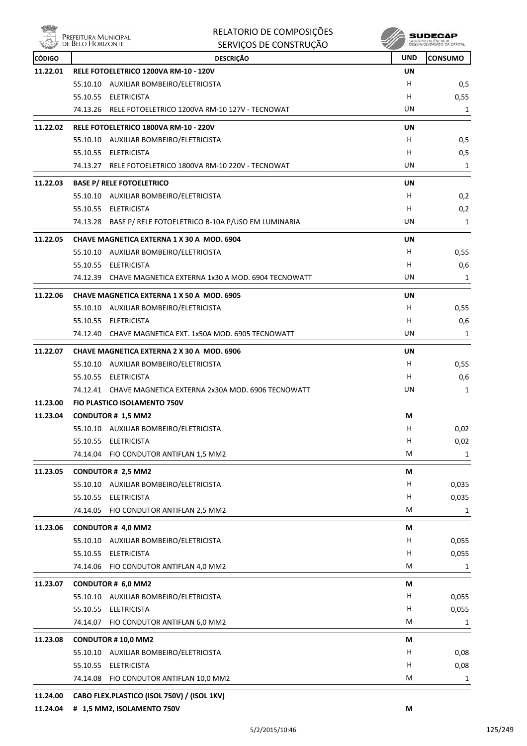| CÓDIGO | DESCRIÇÃO | UND | CONSUMO |
|---|---|---|---|
| **11.22.01** | **RELE FOTOELETRICO 1200VA RM-10 - 120V** | **UN** | |
| | 55.10.10 AUXILIAR BOMBEIRO/ELETRICISTA | H | 0,5 |
| | 55.10.55 ELETRICISTA | H | 0,55 |
| | 74.13.26 RELE FOTOELETRICO 1200VA RM-10 127V - TECNOWAT | UN | 1 |
| **11.22.02** | **RELE FOTOELETRICO 1800VA RM-10 - 220V** | **UN** | |
| | 55.10.10 AUXILIAR BOMBEIRO/ELETRICISTA | H | 0,5 |
| | 55.10.55 ELETRICISTA | H | 0,5 |
| | 74.13.27 RELE FOTOELETRICO 1800VA RM-10 220V - TECNOWAT | UN | 1 |
| **11.22.03** | **BASE P/ RELE FOTOELETRICO** | **UN** | |
| | 55.10.10 AUXILIAR BOMBEIRO/ELETRICISTA | H | 0,2 |
| | 55.10.55 ELETRICISTA | H | 0,2 |
| | 74.13.28 BASE P/ RELE FOTOELETRICO B-10A P/USO EM LUMINARIA | UN | 1 |
| **11.22.05** | **CHAVE MAGNETICA EXTERNA 1 X 30 A MOD. 6904** | **UN** | |
| | 55.10.10 AUXILIAR BOMBEIRO/ELETRICISTA | H | 0,55 |
| | 55.10.55 ELETRICISTA | H | 0,6 |
| | 74.12.39 CHAVE MAGNETICA EXTERNA 1x30 A MOD. 6904 TECNOWATT | UN | 1 |
| **11.22.06** | **CHAVE MAGNETICA EXTERNA 1 X 50 A MOD. 6905** | **UN** | |
| | 55.10.10 AUXILIAR BOMBEIRO/ELETRICISTA | H | 0,55 |
| | 55.10.55 ELETRICISTA | H | 0,6 |
| | 74.12.40 CHAVE MAGNETICA EXT. 1x50A MOD. 6905 TECNOWATT | UN | 1 |
| **11.22.07** | **CHAVE MAGNETICA EXTERNA 2 X 30 A MOD. 6906** | **UN** | |
| | 55.10.10 AUXILIAR BOMBEIRO/ELETRICISTA | H | 0,55 |
| | 55.10.55 ELETRICISTA | H | 0,6 |
| | 74.12.41 CHAVE MAGNETICA EXTERNA 2x30A MOD. 6906 TECNOWATT | UN | 1 |
| **11.23.00** | **FIO PLASTICO ISOLAMENTO 750V** | | |
| **11.23.04** | **CONDUTOR # 1,5 MM2** | **M** | |
| | 55.10.10 AUXILIAR BOMBEIRO/ELETRICISTA | H | 0,02 |
| | 55.10.55 ELETRICISTA | H | 0,02 |
| | 74.14.04 FIO CONDUTOR ANTIFLAN 1,5 MM2 | M | 1 |
| **11.23.05** | **CONDUTOR # 2,5 MM2** | **M** | |
| | 55.10.10 AUXILIAR BOMBEIRO/ELETRICISTA | H | 0,035 |
| | 55.10.55 ELETRICISTA | H | 0,035 |
| | 74.14.05 FIO CONDUTOR ANTIFLAN 2,5 MM2 | M | 1 |
| **11.23.06** | **CONDUTOR # 4,0 MM2** | **M** | |
| | 55.10.10 AUXILIAR BOMBEIRO/ELETRICISTA | H | 0,055 |
| | 55.10.55 ELETRICISTA | H | 0,055 |
| | 74.14.06 FIO CONDUTOR ANTIFLAN 4,0 MM2 | M | 1 |
| **11.23.07** | **CONDUTOR # 6,0 MM2** | **M** | |
| | 55.10.10 AUXILIAR BOMBEIRO/ELETRICISTA | H | 0,055 |
| | 55.10.55 ELETRICISTA | H | 0,055 |
| | 74.14.07 FIO CONDUTOR ANTIFLAN 6,0 MM2 | M | 1 |
| **11.23.08** | **CONDUTOR # 10,0 MM2** | **M** | |
| | 55.10.10 AUXILIAR BOMBEIRO/ELETRICISTA | H | 0,08 |
| | 55.10.55 ELETRICISTA | H | 0,08 |
| | 74.14.08 FIO CONDUTOR ANTIFLAN 10,0 MM2 | M | 1 |
| **11.24.00** | **CABO FLEX.PLASTICO (ISOL 750V) / (ISOL 1KV)** | | |
| **11.24.04** | **# 1,5 MM2, ISOLAMENTO 750V** | **M** | |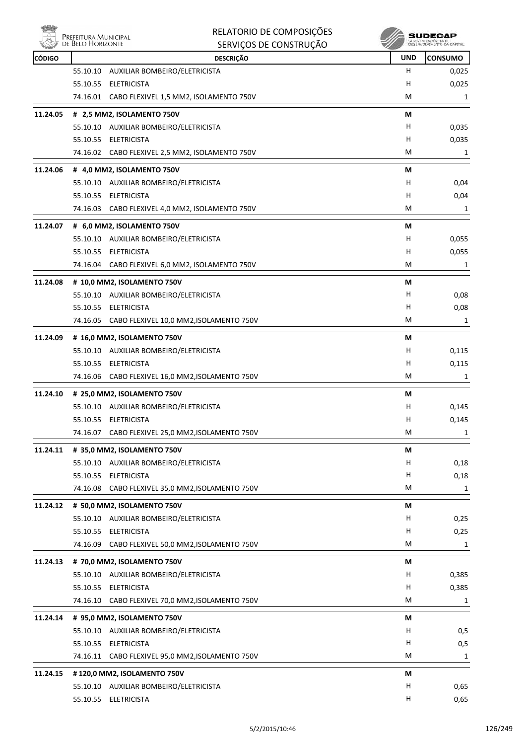| CÓDIGO | DESCRIÇÃO | UND | CONSUMO |
|---|---|---|---|
| | 55.10.10 AUXILIAR BOMBEIRO/ELETRICISTA | H | 0,025 |
| | 55.10.55 ELETRICISTA | H | 0,025 |
| | 74.16.01 CABO FLEXIVEL 1,5 MM2, ISOLAMENTO 750V | M | 1 |
| **11.24.05** | **# 2,5 MM2, ISOLAMENTO 750V** | **M** | |
| | 55.10.10 AUXILIAR BOMBEIRO/ELETRICISTA | H | 0,035 |
| | 55.10.55 ELETRICISTA | H | 0,035 |
| | 74.16.02 CABO FLEXIVEL 2,5 MM2, ISOLAMENTO 750V | M | 1 |
| **11.24.06** | **# 4,0 MM2, ISOLAMENTO 750V** | **M** | |
| | 55.10.10 AUXILIAR BOMBEIRO/ELETRICISTA | H | 0,04 |
| | 55.10.55 ELETRICISTA | H | 0,04 |
| | 74.16.03 CABO FLEXIVEL 4,0 MM2, ISOLAMENTO 750V | M | 1 |
| **11.24.07** | **# 6,0 MM2, ISOLAMENTO 750V** | **M** | |
| | 55.10.10 AUXILIAR BOMBEIRO/ELETRICISTA | H | 0,055 |
| | 55.10.55 ELETRICISTA | H | 0,055 |
| | 74.16.04 CABO FLEXIVEL 6,0 MM2, ISOLAMENTO 750V | M | 1 |
| **11.24.08** | **# 10,0 MM2, ISOLAMENTO 750V** | **M** | |
| | 55.10.10 AUXILIAR BOMBEIRO/ELETRICISTA | H | 0,08 |
| | 55.10.55 ELETRICISTA | H | 0,08 |
| | 74.16.05 CABO FLEXIVEL 10,0 MM2,ISOLAMENTO 750V | M | 1 |
| **11.24.09** | **# 16,0 MM2, ISOLAMENTO 750V** | **M** | |
| | 55.10.10 AUXILIAR BOMBEIRO/ELETRICISTA | H | 0,115 |
| | 55.10.55 ELETRICISTA | H | 0,115 |
| | 74.16.06 CABO FLEXIVEL 16,0 MM2,ISOLAMENTO 750V | M | 1 |
| **11.24.10** | **# 25,0 MM2, ISOLAMENTO 750V** | **M** | |
| | 55.10.10 AUXILIAR BOMBEIRO/ELETRICISTA | H | 0,145 |
| | 55.10.55 ELETRICISTA | H | 0,145 |
| | 74.16.07 CABO FLEXIVEL 25,0 MM2,ISOLAMENTO 750V | M | 1 |
| **11.24.11** | **# 35,0 MM2, ISOLAMENTO 750V** | **M** | |
| | 55.10.10 AUXILIAR BOMBEIRO/ELETRICISTA | H | 0,18 |
| | 55.10.55 ELETRICISTA | H | 0,18 |
| | 74.16.08 CABO FLEXIVEL 35,0 MM2,ISOLAMENTO 750V | M | 1 |
| **11.24.12** | **# 50,0 MM2, ISOLAMENTO 750V** | **M** | |
| | 55.10.10 AUXILIAR BOMBEIRO/ELETRICISTA | H | 0,25 |
| | 55.10.55 ELETRICISTA | H | 0,25 |
| | 74.16.09 CABO FLEXIVEL 50,0 MM2,ISOLAMENTO 750V | M | 1 |
| **11.24.13** | **# 70,0 MM2, ISOLAMENTO 750V** | **M** | |
| | 55.10.10 AUXILIAR BOMBEIRO/ELETRICISTA | H | 0,385 |
| | 55.10.55 ELETRICISTA | H | 0,385 |
| | 74.16.10 CABO FLEXIVEL 70,0 MM2,ISOLAMENTO 750V | M | 1 |
| **11.24.14** | **# 95,0 MM2, ISOLAMENTO 750V** | **M** | |
| | 55.10.10 AUXILIAR BOMBEIRO/ELETRICISTA | H | 0,5 |
| | 55.10.55 ELETRICISTA | H | 0,5 |
| | 74.16.11 CABO FLEXIVEL 95,0 MM2,ISOLAMENTO 750V | M | 1 |
| **11.24.15** | **# 120,0 MM2, ISOLAMENTO 750V** | **M** | |
| | 55.10.10 AUXILIAR BOMBEIRO/ELETRICISTA | H | 0,65 |
| | 55.10.55 ELETRICISTA | H | 0,65 |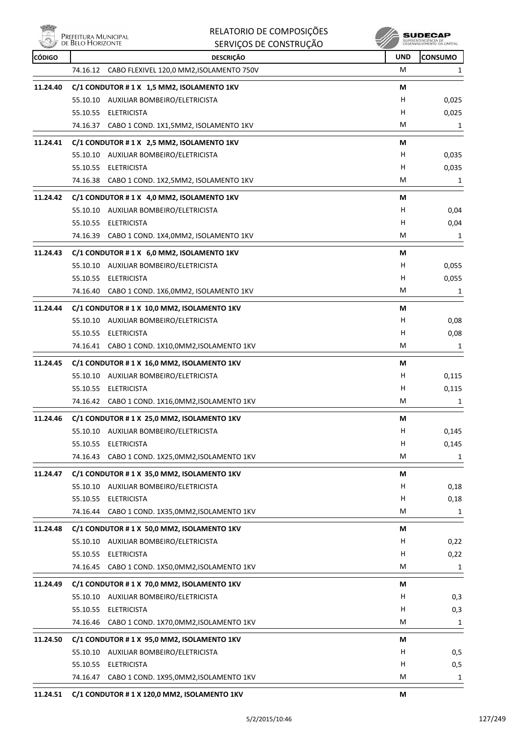| CÓDIGO | DESCRIÇÃO | UND | CONSUMO |
|---|---|---|---|
| | 74.16.12 CABO FLEXIVEL 120,0 MM2,ISOLAMENTO 750V | M | 1 |
| **11.24.40** | **C/1 CONDUTOR # 1 X 1,5 MM2, ISOLAMENTO 1KV** | **M** | |
| | 55.10.10 AUXILIAR BOMBEIRO/ELETRICISTA | H | 0,025 |
| | 55.10.55 ELETRICISTA | H | 0,025 |
| | 74.16.37 CABO 1 COND. 1X1,5MM2, ISOLAMENTO 1KV | M | 1 |
| **11.24.41** | **C/1 CONDUTOR # 1 X 2,5 MM2, ISOLAMENTO 1KV** | **M** | |
| | 55.10.10 AUXILIAR BOMBEIRO/ELETRICISTA | H | 0,035 |
| | 55.10.55 ELETRICISTA | H | 0,035 |
| | 74.16.38 CABO 1 COND. 1X2,5MM2, ISOLAMENTO 1KV | M | 1 |
| **11.24.42** | **C/1 CONDUTOR # 1 X 4,0 MM2, ISOLAMENTO 1KV** | **M** | |
| | 55.10.10 AUXILIAR BOMBEIRO/ELETRICISTA | H | 0,04 |
| | 55.10.55 ELETRICISTA | H | 0,04 |
| | 74.16.39 CABO 1 COND. 1X4,0MM2, ISOLAMENTO 1KV | M | 1 |
| **11.24.43** | **C/1 CONDUTOR # 1 X 6,0 MM2, ISOLAMENTO 1KV** | **M** | |
| | 55.10.10 AUXILIAR BOMBEIRO/ELETRICISTA | H | 0,055 |
| | 55.10.55 ELETRICISTA | H | 0,055 |
| | 74.16.40 CABO 1 COND. 1X6,0MM2, ISOLAMENTO 1KV | M | 1 |
| **11.24.44** | **C/1 CONDUTOR # 1 X 10,0 MM2, ISOLAMENTO 1KV** | **M** | |
| | 55.10.10 AUXILIAR BOMBEIRO/ELETRICISTA | H | 0,08 |
| | 55.10.55 ELETRICISTA | H | 0,08 |
| | 74.16.41 CABO 1 COND. 1X10,0MM2,ISOLAMENTO 1KV | M | 1 |
| **11.24.45** | **C/1 CONDUTOR # 1 X 16,0 MM2, ISOLAMENTO 1KV** | **M** | |
| | 55.10.10 AUXILIAR BOMBEIRO/ELETRICISTA | H | 0,115 |
| | 55.10.55 ELETRICISTA | H | 0,115 |
| | 74.16.42 CABO 1 COND. 1X16,0MM2,ISOLAMENTO 1KV | M | 1 |
| **11.24.46** | **C/1 CONDUTOR # 1 X 25,0 MM2, ISOLAMENTO 1KV** | **M** | |
| | 55.10.10 AUXILIAR BOMBEIRO/ELETRICISTA | H | 0,145 |
| | 55.10.55 ELETRICISTA | H | 0,145 |
| | 74.16.43 CABO 1 COND. 1X25,0MM2,ISOLAMENTO 1KV | M | 1 |
| **11.24.47** | **C/1 CONDUTOR # 1 X 35,0 MM2, ISOLAMENTO 1KV** | **M** | |
| | 55.10.10 AUXILIAR BOMBEIRO/ELETRICISTA | H | 0,18 |
| | 55.10.55 ELETRICISTA | H | 0,18 |
| | 74.16.44 CABO 1 COND. 1X35,0MM2,ISOLAMENTO 1KV | M | 1 |
| **11.24.48** | **C/1 CONDUTOR # 1 X 50,0 MM2, ISOLAMENTO 1KV** | **M** | |
| | 55.10.10 AUXILIAR BOMBEIRO/ELETRICISTA | H | 0,22 |
| | 55.10.55 ELETRICISTA | H | 0,22 |
| | 74.16.45 CABO 1 COND. 1X50,0MM2,ISOLAMENTO 1KV | M | 1 |
| **11.24.49** | **C/1 CONDUTOR # 1 X 70,0 MM2, ISOLAMENTO 1KV** | **M** | |
| | 55.10.10 AUXILIAR BOMBEIRO/ELETRICISTA | H | 0,3 |
| | 55.10.55 ELETRICISTA | H | 0,3 |
| | 74.16.46 CABO 1 COND. 1X70,0MM2,ISOLAMENTO 1KV | M | 1 |
| **11.24.50** | **C/1 CONDUTOR # 1 X 95,0 MM2, ISOLAMENTO 1KV** | **M** | |
| | 55.10.10 AUXILIAR BOMBEIRO/ELETRICISTA | H | 0,5 |
| | 55.10.55 ELETRICISTA | H | 0,5 |
| | 74.16.47 CABO 1 COND. 1X95,0MM2,ISOLAMENTO 1KV | M | 1 |
| **11.24.51** | **C/1 CONDUTOR # 1 X 120,0 MM2, ISOLAMENTO 1KV** | **M** | |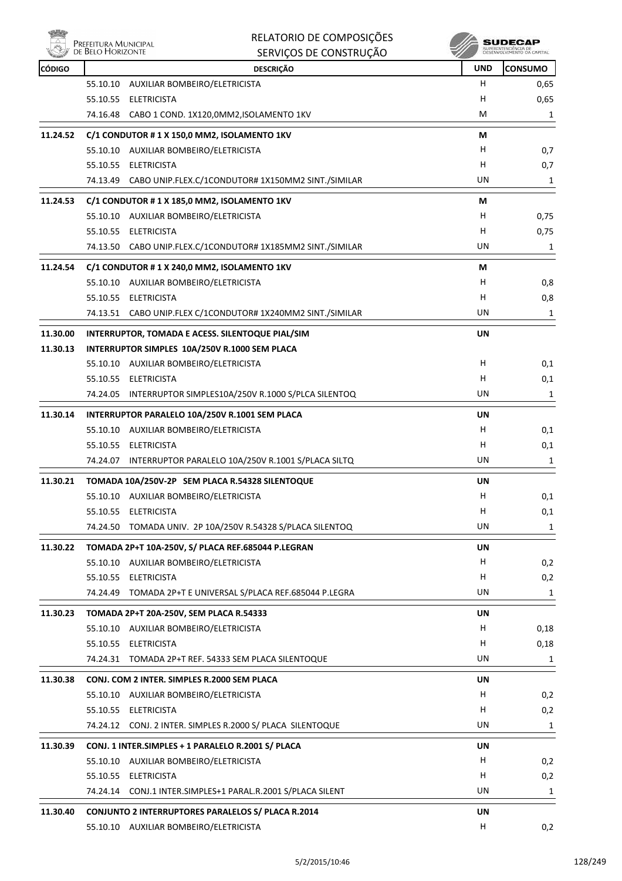| CÓDIGO | DESCRIÇÃO | UND | CONSUMO |
|---|---|---|---|
| | 55.10.10 AUXILIAR BOMBEIRO/ELETRICISTA | H | 0,65 |
| | 55.10.55 ELETRICISTA | H | 0,65 |
| | 74.16.48 CABO 1 COND. 1X120,0MM2,ISOLAMENTO 1KV | M | 1 |
| **11.24.52** | **C/1 CONDUTOR # 1 X 150,0 MM2, ISOLAMENTO 1KV** | **M** | |
| | 55.10.10 AUXILIAR BOMBEIRO/ELETRICISTA | H | 0,7 |
| | 55.10.55 ELETRICISTA | H | 0,7 |
| | 74.13.49 CABO UNIP.FLEX.C/1CONDUTOR# 1X150MM2 SINT./SIMILAR | UN | 1 |
| **11.24.53** | **C/1 CONDUTOR # 1 X 185,0 MM2, ISOLAMENTO 1KV** | **M** | |
| | 55.10.10 AUXILIAR BOMBEIRO/ELETRICISTA | H | 0,75 |
| | 55.10.55 ELETRICISTA | H | 0,75 |
| | 74.13.50 CABO UNIP.FLEX.C/1CONDUTOR# 1X185MM2 SINT./SIMILAR | UN | 1 |
| **11.24.54** | **C/1 CONDUTOR # 1 X 240,0 MM2, ISOLAMENTO 1KV** | **M** | |
| | 55.10.10 AUXILIAR BOMBEIRO/ELETRICISTA | H | 0,8 |
| | 55.10.55 ELETRICISTA | H | 0,8 |
| | 74.13.51 CABO UNIP.FLEX C/1CONDUTOR# 1X240MM2 SINT./SIMILAR | UN | 1 |
| **11.30.00** | **INTERRUPTOR, TOMADA E ACESS. SILENTOQUE PIAL/SIM** | **UN** | |
| **11.30.13** | **INTERRUPTOR SIMPLES 10A/250V R.1000 SEM PLACA** | | |
| | 55.10.10 AUXILIAR BOMBEIRO/ELETRICISTA | H | 0,1 |
| | 55.10.55 ELETRICISTA | H | 0,1 |
| | 74.24.05 INTERRUPTOR SIMPLES10A/250V R.1000 S/PLCA SILENTOQ | UN | 1 |
| **11.30.14** | **INTERRUPTOR PARALELO 10A/250V R.1001 SEM PLACA** | **UN** | |
| | 55.10.10 AUXILIAR BOMBEIRO/ELETRICISTA | H | 0,1 |
| | 55.10.55 ELETRICISTA | H | 0,1 |
| | 74.24.07 INTERRUPTOR PARALELO 10A/250V R.1001 S/PLACA SILTQ | UN | 1 |
| **11.30.21** | **TOMADA 10A/250V-2P SEM PLACA R.54328 SILENTOQUE** | **UN** | |
| | 55.10.10 AUXILIAR BOMBEIRO/ELETRICISTA | H | 0,1 |
| | 55.10.55 ELETRICISTA | H | 0,1 |
| | 74.24.50 TOMADA UNIV. 2P 10A/250V R.54328 S/PLACA SILENTOQ | UN | 1 |
| **11.30.22** | **TOMADA 2P+T 10A-250V, S/ PLACA REF.685044 P.LEGRAN** | **UN** | |
| | 55.10.10 AUXILIAR BOMBEIRO/ELETRICISTA | H | 0,2 |
| | 55.10.55 ELETRICISTA | H | 0,2 |
| | 74.24.49 TOMADA 2P+T E UNIVERSAL S/PLACA REF.685044 P.LEGRA | UN | 1 |
| **11.30.23** | **TOMADA 2P+T 20A-250V, SEM PLACA R.54333** | **UN** | |
| | 55.10.10 AUXILIAR BOMBEIRO/ELETRICISTA | H | 0,18 |
| | 55.10.55 ELETRICISTA | H | 0,18 |
| | 74.24.31 TOMADA 2P+T REF. 54333 SEM PLACA SILENTOQUE | UN | 1 |
| **11.30.38** | **CONJ. COM 2 INTER. SIMPLES R.2000 SEM PLACA** | **UN** | |
| | 55.10.10 AUXILIAR BOMBEIRO/ELETRICISTA | H | 0,2 |
| | 55.10.55 ELETRICISTA | H | 0,2 |
| | 74.24.12 CONJ. 2 INTER. SIMPLES R.2000 S/ PLACA SILENTOQUE | UN | 1 |
| **11.30.39** | **CONJ. 1 INTER.SIMPLES + 1 PARALELO R.2001 S/ PLACA** | **UN** | |
| | 55.10.10 AUXILIAR BOMBEIRO/ELETRICISTA | H | 0,2 |
| | 55.10.55 ELETRICISTA | H | 0,2 |
| | 74.24.14 CONJ.1 INTER.SIMPLES+1 PARAL.R.2001 S/PLACA SILENT | UN | 1 |
| **11.30.40** | **CONJUNTO 2 INTERRUPTORES PARALELOS S/ PLACA R.2014** | **UN** | |
| | 55.10.10 AUXILIAR BOMBEIRO/ELETRICISTA | H | 0,2 |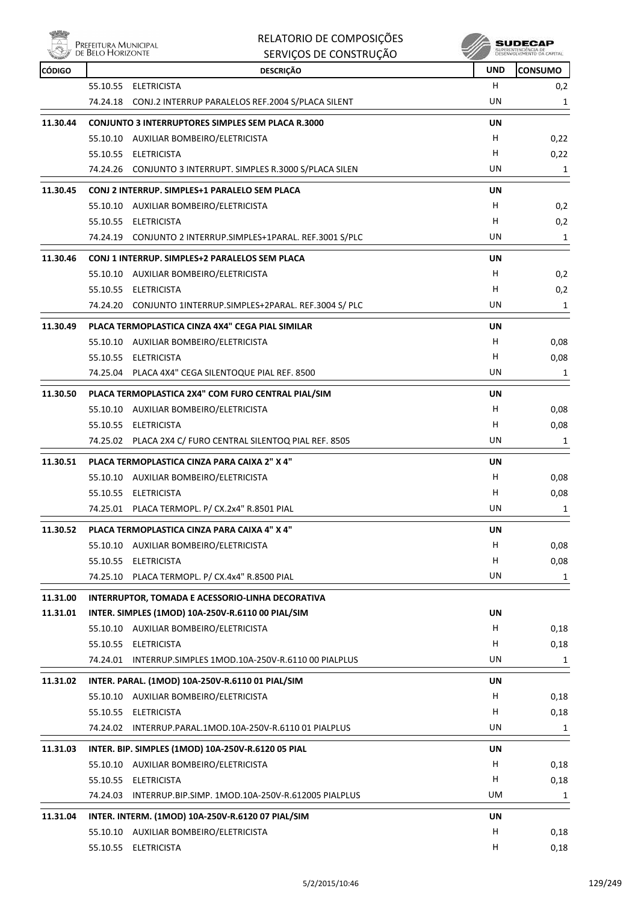| CÓDIGO | DESCRIÇÃO | UND | CONSUMO |
|---|---|---|---|
| | 55.10.55 ELETRICISTA | H | 0,2 |
| | 74.24.18 CONJ.2 INTERRUP PARALELOS REF.2004 S/PLACA SILENT | UN | 1 |
| **11.30.44** | **CONJUNTO 3 INTERRUPTORES SIMPLES SEM PLACA R.3000** | **UN** | |
| | 55.10.10 AUXILIAR BOMBEIRO/ELETRICISTA | H | 0,22 |
| | 55.10.55 ELETRICISTA | H | 0,22 |
| | 74.24.26 CONJUNTO 3 INTERRUPT. SIMPLES R.3000 S/PLACA SILEN | UN | 1 |
| **11.30.45** | **CONJ 2 INTERRUP. SIMPLES+1 PARALELO SEM PLACA** | **UN** | |
| | 55.10.10 AUXILIAR BOMBEIRO/ELETRICISTA | H | 0,2 |
| | 55.10.55 ELETRICISTA | H | 0,2 |
| | 74.24.19 CONJUNTO 2 INTERRUP.SIMPLES+1PARAL. REF.3001 S/PLC | UN | 1 |
| **11.30.46** | **CONJ 1 INTERRUP. SIMPLES+2 PARALELOS SEM PLACA** | **UN** | |
| | 55.10.10 AUXILIAR BOMBEIRO/ELETRICISTA | H | 0,2 |
| | 55.10.55 ELETRICISTA | H | 0,2 |
| | 74.24.20 CONJUNTO 1INTERRUP.SIMPLES+2PARAL. REF.3004 S/ PLC | UN | 1 |
| **11.30.49** | **PLACA TERMOPLASTICA CINZA 4X4" CEGA PIAL SIMILAR** | **UN** | |
| | 55.10.10 AUXILIAR BOMBEIRO/ELETRICISTA | H | 0,08 |
| | 55.10.55 ELETRICISTA | H | 0,08 |
| | 74.25.04 PLACA 4X4" CEGA SILENTOQUE PIAL REF. 8500 | UN | 1 |
| **11.30.50** | **PLACA TERMOPLASTICA 2X4" COM FURO CENTRAL PIAL/SIM** | **UN** | |
| | 55.10.10 AUXILIAR BOMBEIRO/ELETRICISTA | H | 0,08 |
| | 55.10.55 ELETRICISTA | H | 0,08 |
| | 74.25.02 PLACA 2X4 C/ FURO CENTRAL SILENTOQ PIAL REF. 8505 | UN | 1 |
| **11.30.51** | **PLACA TERMOPLASTICA CINZA PARA CAIXA 2" X 4"** | **UN** | |
| | 55.10.10 AUXILIAR BOMBEIRO/ELETRICISTA | H | 0,08 |
| | 55.10.55 ELETRICISTA | H | 0,08 |
| | 74.25.01 PLACA TERMOPL. P/ CX.2x4" R.8501 PIAL | UN | 1 |
| **11.30.52** | **PLACA TERMOPLASTICA CINZA PARA CAIXA 4" X 4"** | **UN** | |
| | 55.10.10 AUXILIAR BOMBEIRO/ELETRICISTA | H | 0,08 |
| | 55.10.55 ELETRICISTA | H | 0,08 |
| | 74.25.10 PLACA TERMOPL. P/ CX.4x4" R.8500 PIAL | UN | 1 |
| **11.31.00** | **INTERRUPTOR, TOMADA E ACESSORIO-LINHA DECORATIVA** | | |
| **11.31.01** | **INTER. SIMPLES (1MOD) 10A-250V-R.6110 00 PIAL/SIM** | **UN** | |
| | 55.10.10 AUXILIAR BOMBEIRO/ELETRICISTA | H | 0,18 |
| | 55.10.55 ELETRICISTA | H | 0,18 |
| | 74.24.01 INTERRUP.SIMPLES 1MOD.10A-250V-R.6110 00 PIALPLUS | UN | 1 |
| **11.31.02** | **INTER. PARAL. (1MOD) 10A-250V-R.6110 01 PIAL/SIM** | **UN** | |
| | 55.10.10 AUXILIAR BOMBEIRO/ELETRICISTA | H | 0,18 |
| | 55.10.55 ELETRICISTA | H | 0,18 |
| | 74.24.02 INTERRUP.PARAL.1MOD.10A-250V-R.6110 01 PIALPLUS | UN | 1 |
| **11.31.03** | **INTER. BIP. SIMPLES (1MOD) 10A-250V-R.6120 05 PIAL** | **UN** | |
| | 55.10.10 AUXILIAR BOMBEIRO/ELETRICISTA | H | 0,18 |
| | 55.10.55 ELETRICISTA | H | 0,18 |
| | 74.24.03 INTERRUP.BIP.SIMP. 1MOD.10A-250V-R.612005 PIALPLUS | UM | 1 |
| **11.31.04** | **INTER. INTERM. (1MOD) 10A-250V-R.6120 07 PIAL/SIM** | **UN** | |
| | 55.10.10 AUXILIAR BOMBEIRO/ELETRICISTA | H | 0,18 |
| | 55.10.55 ELETRICISTA | H | 0,18 |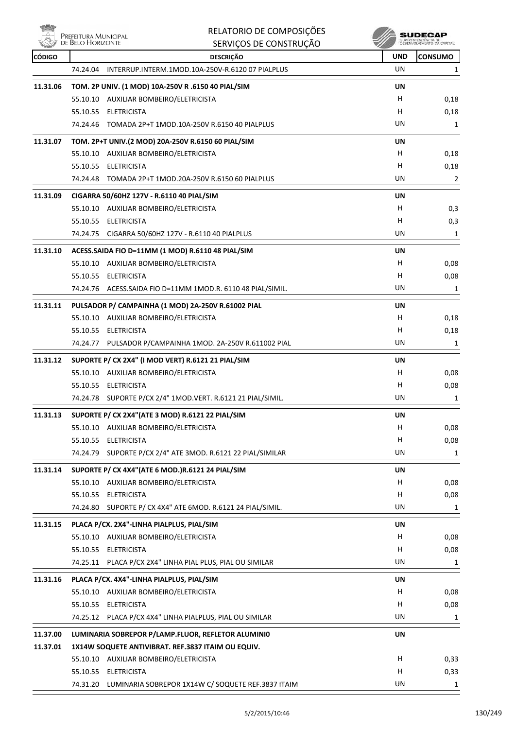# RELATORIO DE COMPOSIÇÕES
## SERVIÇOS DE CONSTRUÇÃO

| CÓDIGO | DESCRIÇÃO | UND | CONSUMO |
|---|---|---|---|
| | 74.24.04 INTERRUP.INTERM.1MOD.10A-250V-R.6120 07 PIALPLUS | UN | 1 |
| **11.31.06** | **TOM. 2P UNIV. (1 MOD) 10A-250V R .6150 40 PIAL/SIM** | **UN** | |
| | 55.10.10 AUXILIAR BOMBEIRO/ELETRICISTA | H | 0,18 |
| | 55.10.55 ELETRICISTA | H | 0,18 |
| | 74.24.46 TOMADA 2P+T 1MOD.10A-250V R.6150 40 PIALPLUS | UN | 1 |
| **11.31.07** | **TOM. 2P+T UNIV.(2 MOD) 20A-250V R.6150 60 PIAL/SIM** | **UN** | |
| | 55.10.10 AUXILIAR BOMBEIRO/ELETRICISTA | H | 0,18 |
| | 55.10.55 ELETRICISTA | H | 0,18 |
| | 74.24.48 TOMADA 2P+T 1MOD.20A-250V R.6150 60 PIALPLUS | UN | 2 |
| **11.31.09** | **CIGARRA 50/60HZ 127V - R.6110 40 PIAL/SIM** | **UN** | |
| | 55.10.10 AUXILIAR BOMBEIRO/ELETRICISTA | H | 0,3 |
| | 55.10.55 ELETRICISTA | H | 0,3 |
| | 74.24.75 CIGARRA 50/60HZ 127V - R.6110 40 PIALPLUS | UN | 1 |
| **11.31.10** | **ACESS.SAIDA FIO D=11MM (1 MOD) R.6110 48 PIAL/SIM** | **UN** | |
| | 55.10.10 AUXILIAR BOMBEIRO/ELETRICISTA | H | 0,08 |
| | 55.10.55 ELETRICISTA | H | 0,08 |
| | 74.24.76 ACESS.SAIDA FIO D=11MM 1MOD.R. 6110 48 PIAL/SIMIL. | UN | 1 |
| **11.31.11** | **PULSADOR P/ CAMPAINHA (1 MOD) 2A-250V R.61002 PIAL** | **UN** | |
| | 55.10.10 AUXILIAR BOMBEIRO/ELETRICISTA | H | 0,18 |
| | 55.10.55 ELETRICISTA | H | 0,18 |
| | 74.24.77 PULSADOR P/CAMPAINHA 1MOD. 2A-250V R.611002 PIAL | UN | 1 |
| **11.31.12** | **SUPORTE P/ CX 2X4" (I MOD VERT) R.6121 21 PIAL/SIM** | **UN** | |
| | 55.10.10 AUXILIAR BOMBEIRO/ELETRICISTA | H | 0,08 |
| | 55.10.55 ELETRICISTA | H | 0,08 |
| | 74.24.78 SUPORTE P/CX 2/4" 1MOD.VERT. R.6121 21 PIAL/SIMIL. | UN | 1 |
| **11.31.13** | **SUPORTE P/ CX 2X4"(ATE 3 MOD) R.6121 22 PIAL/SIM** | **UN** | |
| | 55.10.10 AUXILIAR BOMBEIRO/ELETRICISTA | H | 0,08 |
| | 55.10.55 ELETRICISTA | H | 0,08 |
| | 74.24.79 SUPORTE P/CX 2/4" ATE 3MOD. R.6121 22 PIAL/SIMILAR | UN | 1 |
| **11.31.14** | **SUPORTE P/ CX 4X4"(ATE 6 MOD.)R.6121 24 PIAL/SIM** | **UN** | |
| | 55.10.10 AUXILIAR BOMBEIRO/ELETRICISTA | H | 0,08 |
| | 55.10.55 ELETRICISTA | H | 0,08 |
| | 74.24.80 SUPORTE P/ CX 4X4" ATE 6MOD. R.6121 24 PIAL/SIMIL. | UN | 1 |
| **11.31.15** | **PLACA P/CX. 2X4"-LINHA PIALPLUS, PIAL/SIM** | **UN** | |
| | 55.10.10 AUXILIAR BOMBEIRO/ELETRICISTA | H | 0,08 |
| | 55.10.55 ELETRICISTA | H | 0,08 |
| | 74.25.11 PLACA P/CX 2X4" LINHA PIAL PLUS, PIAL OU SIMILAR | UN | 1 |
| **11.31.16** | **PLACA P/CX. 4X4"-LINHA PIALPLUS, PIAL/SIM** | **UN** | |
| | 55.10.10 AUXILIAR BOMBEIRO/ELETRICISTA | H | 0,08 |
| | 55.10.55 ELETRICISTA | H | 0,08 |
| | 74.25.12 PLACA P/CX 4X4" LINHA PIALPLUS, PIAL OU SIMILAR | UN | 1 |
| **11.37.00** | **LUMINARIA SOBREPOR P/LAMP.FLUOR, REFLETOR ALUMINI0** | **UN** | |
| **11.37.01** | **1X14W SOQUETE ANTIVIBRAT. REF.3837 ITAIM OU EQUIV.** | | |
| | 55.10.10 AUXILIAR BOMBEIRO/ELETRICISTA | H | 0,33 |
| | 55.10.55 ELETRICISTA | H | 0,33 |
| | 74.31.20 LUMINARIA SOBREPOR 1X14W C/ SOQUETE REF.3837 ITAIM | UN | 1 |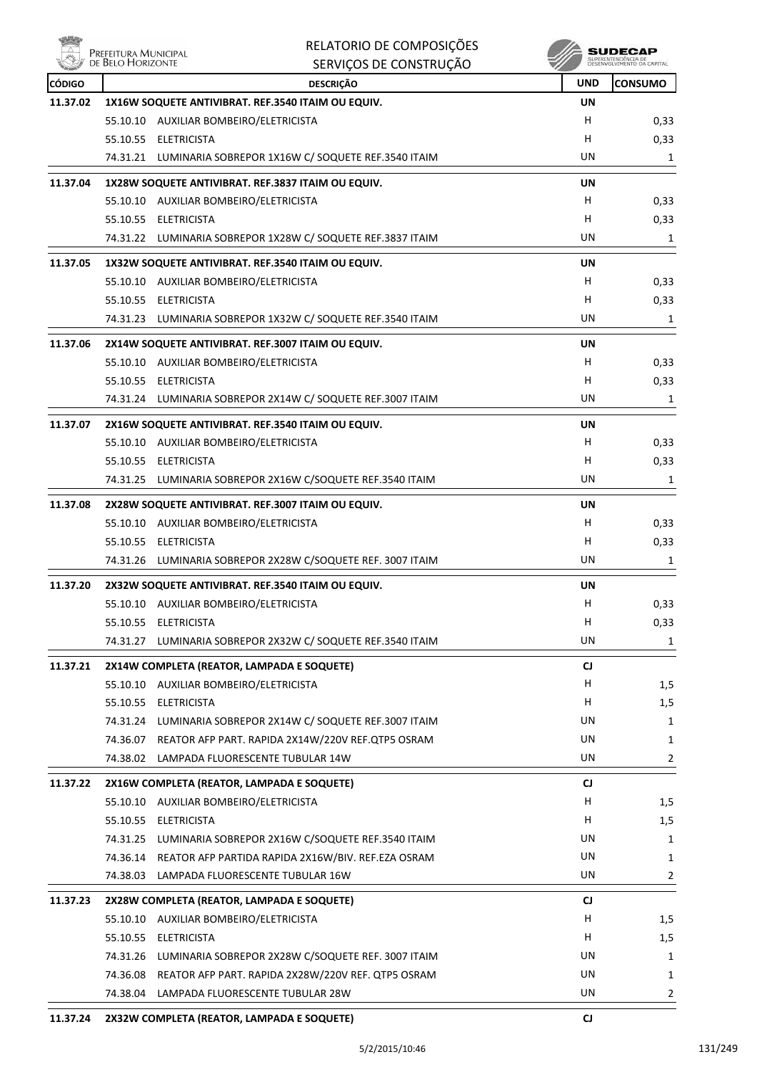# RELATORIO DE COMPOSIÇÕES
## SERVIÇOS DE CONSTRUÇÃO

| CÓDIGO | DESCRIÇÃO | | UND | CONSUMO |
|---|---|---|---|---|
| 11.37.02 | **1X16W SOQUETE ANTIVIBRAT. REF.3540 ITAIM OU EQUIV.** | | **UN** | |
| | 55.10.10 | AUXILIAR BOMBEIRO/ELETRICISTA | H | 0,33 |
| | 55.10.55 | ELETRICISTA | H | 0,33 |
| | 74.31.21 | LUMINARIA SOBREPOR 1X16W C/ SOQUETE REF.3540 ITAIM | UN | 1 |
| 11.37.04 | **1X28W SOQUETE ANTIVIBRAT. REF.3837 ITAIM OU EQUIV.** | | **UN** | |
| | 55.10.10 | AUXILIAR BOMBEIRO/ELETRICISTA | H | 0,33 |
| | 55.10.55 | ELETRICISTA | H | 0,33 |
| | 74.31.22 | LUMINARIA SOBREPOR 1X28W C/ SOQUETE REF.3837 ITAIM | UN | 1 |
| 11.37.05 | **1X32W SOQUETE ANTIVIBRAT. REF.3540 ITAIM OU EQUIV.** | | **UN** | |
| | 55.10.10 | AUXILIAR BOMBEIRO/ELETRICISTA | H | 0,33 |
| | 55.10.55 | ELETRICISTA | H | 0,33 |
| | 74.31.23 | LUMINARIA SOBREPOR 1X32W C/ SOQUETE REF.3540 ITAIM | UN | 1 |
| 11.37.06 | **2X14W SOQUETE ANTIVIBRAT. REF.3007 ITAIM OU EQUIV.** | | **UN** | |
| | 55.10.10 | AUXILIAR BOMBEIRO/ELETRICISTA | H | 0,33 |
| | 55.10.55 | ELETRICISTA | H | 0,33 |
| | 74.31.24 | LUMINARIA SOBREPOR 2X14W C/ SOQUETE REF.3007 ITAIM | UN | 1 |
| 11.37.07 | **2X16W SOQUETE ANTIVIBRAT. REF.3540 ITAIM OU EQUIV.** | | **UN** | |
| | 55.10.10 | AUXILIAR BOMBEIRO/ELETRICISTA | H | 0,33 |
| | 55.10.55 | ELETRICISTA | H | 0,33 |
| | 74.31.25 | LUMINARIA SOBREPOR 2X16W C/SOQUETE REF.3540 ITAIM | UN | 1 |
| 11.37.08 | **2X28W SOQUETE ANTIVIBRAT. REF.3007 ITAIM OU EQUIV.** | | **UN** | |
| | 55.10.10 | AUXILIAR BOMBEIRO/ELETRICISTA | H | 0,33 |
| | 55.10.55 | ELETRICISTA | H | 0,33 |
| | 74.31.26 | LUMINARIA SOBREPOR 2X28W C/SOQUETE REF. 3007 ITAIM | UN | 1 |
| 11.37.20 | **2X32W SOQUETE ANTIVIBRAT. REF.3540 ITAIM OU EQUIV.** | | **UN** | |
| | 55.10.10 | AUXILIAR BOMBEIRO/ELETRICISTA | H | 0,33 |
| | 55.10.55 | ELETRICISTA | H | 0,33 |
| | 74.31.27 | LUMINARIA SOBREPOR 2X32W C/ SOQUETE REF.3540 ITAIM | UN | 1 |
| 11.37.21 | **2X14W COMPLETA (REATOR, LAMPADA E SOQUETE)** | | **CJ** | |
| | 55.10.10 | AUXILIAR BOMBEIRO/ELETRICISTA | H | 1,5 |
| | 55.10.55 | ELETRICISTA | H | 1,5 |
| | 74.31.24 | LUMINARIA SOBREPOR 2X14W C/ SOQUETE REF.3007 ITAIM | UN | 1 |
| | 74.36.07 | REATOR AFP PART. RAPIDA 2X14W/220V REF.QTP5 OSRAM | UN | 1 |
| | 74.38.02 | LAMPADA FLUORESCENTE TUBULAR 14W | UN | 2 |
| 11.37.22 | **2X16W COMPLETA (REATOR, LAMPADA E SOQUETE)** | | **CJ** | |
| | 55.10.10 | AUXILIAR BOMBEIRO/ELETRICISTA | H | 1,5 |
| | 55.10.55 | ELETRICISTA | H | 1,5 |
| | 74.31.25 | LUMINARIA SOBREPOR 2X16W C/SOQUETE REF.3540 ITAIM | UN | 1 |
| | 74.36.14 | REATOR AFP PARTIDA RAPIDA 2X16W/BIV. REF.EZA OSRAM | UN | 1 |
| | 74.38.03 | LAMPADA FLUORESCENTE TUBULAR 16W | UN | 2 |
| 11.37.23 | **2X28W COMPLETA (REATOR, LAMPADA E SOQUETE)** | | **CJ** | |
| | 55.10.10 | AUXILIAR BOMBEIRO/ELETRICISTA | H | 1,5 |
| | 55.10.55 | ELETRICISTA | H | 1,5 |
| | 74.31.26 | LUMINARIA SOBREPOR 2X28W C/SOQUETE REF. 3007 ITAIM | UN | 1 |
| | 74.36.08 | REATOR AFP PART. RAPIDA 2X28W/220V REF. QTP5 OSRAM | UN | 1 |
| | 74.38.04 | LAMPADA FLUORESCENTE TUBULAR 28W | UN | 2 |
| 11.37.24 | **2X32W COMPLETA (REATOR, LAMPADA E SOQUETE)** | | **CJ** | |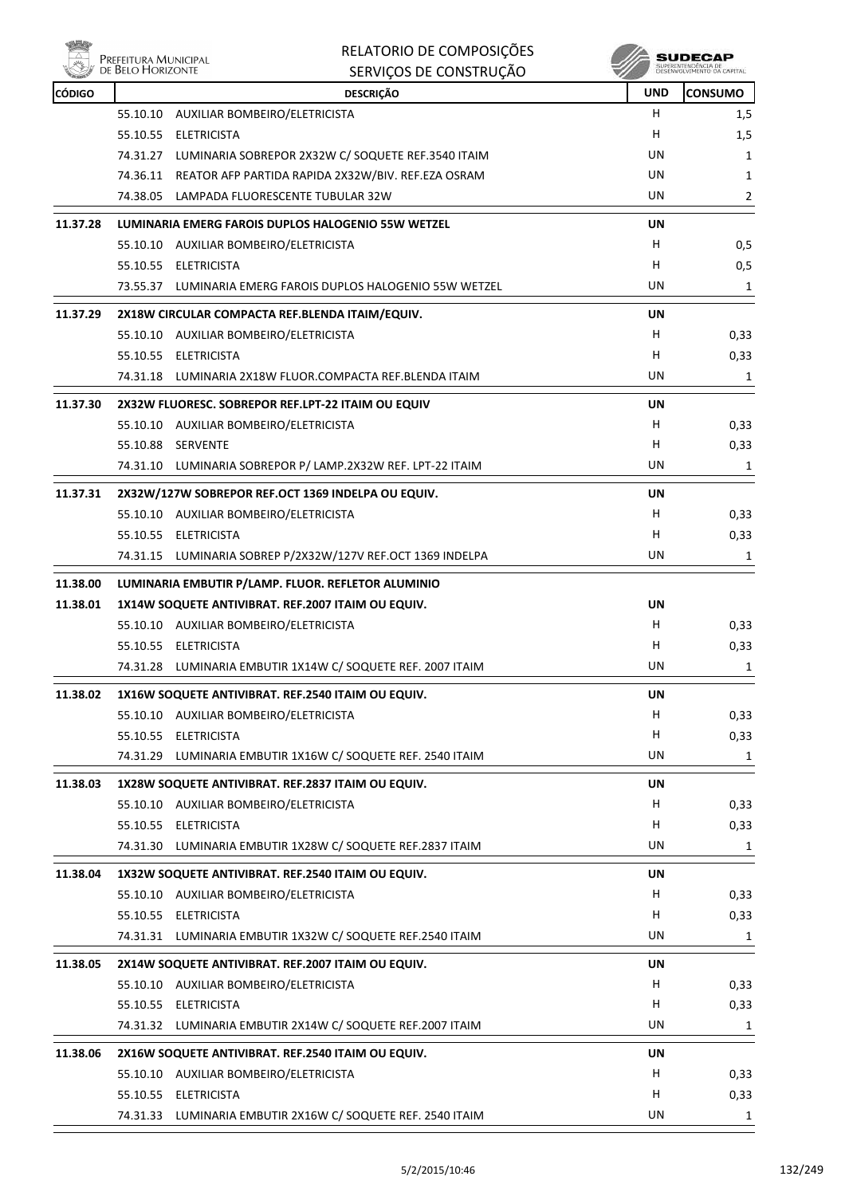| CÓDIGO | DESCRIÇÃO | UND | CONSUMO |
|---|---|---|---|
| | 55.10.10 AUXILIAR BOMBEIRO/ELETRICISTA | H | 1,5 |
| | 55.10.55 ELETRICISTA | H | 1,5 |
| | 74.31.27 LUMINARIA SOBREPOR 2X32W C/ SOQUETE REF.3540 ITAIM | UN | 1 |
| | 74.36.11 REATOR AFP PARTIDA RAPIDA 2X32W/BIV. REF.EZA OSRAM | UN | 1 |
| | 74.38.05 LAMPADA FLUORESCENTE TUBULAR 32W | UN | 2 |
| **11.37.28** | **LUMINARIA EMERG FAROIS DUPLOS HALOGENIO 55W WETZEL** | **UN** | |
| | 55.10.10 AUXILIAR BOMBEIRO/ELETRICISTA | H | 0,5 |
| | 55.10.55 ELETRICISTA | H | 0,5 |
| | 73.55.37 LUMINARIA EMERG FAROIS DUPLOS HALOGENIO 55W WETZEL | UN | 1 |
| **11.37.29** | **2X18W CIRCULAR COMPACTA REF.BLENDA ITAIM/EQUIV.** | **UN** | |
| | 55.10.10 AUXILIAR BOMBEIRO/ELETRICISTA | H | 0,33 |
| | 55.10.55 ELETRICISTA | H | 0,33 |
| | 74.31.18 LUMINARIA 2X18W FLUOR.COMPACTA REF.BLENDA ITAIM | UN | 1 |
| **11.37.30** | **2X32W FLUORESC. SOBREPOR REF.LPT-22 ITAIM OU EQUIV** | **UN** | |
| | 55.10.10 AUXILIAR BOMBEIRO/ELETRICISTA | H | 0,33 |
| | 55.10.88 SERVENTE | H | 0,33 |
| | 74.31.10 LUMINARIA SOBREPOR P/ LAMP.2X32W REF. LPT-22 ITAIM | UN | 1 |
| **11.37.31** | **2X32W/127W SOBREPOR REF.OCT 1369 INDELPA OU EQUIV.** | **UN** | |
| | 55.10.10 AUXILIAR BOMBEIRO/ELETRICISTA | H | 0,33 |
| | 55.10.55 ELETRICISTA | H | 0,33 |
| | 74.31.15 LUMINARIA SOBREP P/2X32W/127V REF.OCT 1369 INDELPA | UN | 1 |
| **11.38.00** | **LUMINARIA EMBUTIR P/LAMP. FLUOR. REFLETOR ALUMINIO** | | |
| **11.38.01** | **1X14W SOQUETE ANTIVIBRAT. REF.2007 ITAIM OU EQUIV.** | **UN** | |
| | 55.10.10 AUXILIAR BOMBEIRO/ELETRICISTA | H | 0,33 |
| | 55.10.55 ELETRICISTA | H | 0,33 |
| | 74.31.28 LUMINARIA EMBUTIR 1X14W C/ SOQUETE REF. 2007 ITAIM | UN | 1 |
| **11.38.02** | **1X16W SOQUETE ANTIVIBRAT. REF.2540 ITAIM OU EQUIV.** | **UN** | |
| | 55.10.10 AUXILIAR BOMBEIRO/ELETRICISTA | H | 0,33 |
| | 55.10.55 ELETRICISTA | H | 0,33 |
| | 74.31.29 LUMINARIA EMBUTIR 1X16W C/ SOQUETE REF. 2540 ITAIM | UN | 1 |
| **11.38.03** | **1X28W SOQUETE ANTIVIBRAT. REF.2837 ITAIM OU EQUIV.** | **UN** | |
| | 55.10.10 AUXILIAR BOMBEIRO/ELETRICISTA | H | 0,33 |
| | 55.10.55 ELETRICISTA | H | 0,33 |
| | 74.31.30 LUMINARIA EMBUTIR 1X28W C/ SOQUETE REF.2837 ITAIM | UN | 1 |
| **11.38.04** | **1X32W SOQUETE ANTIVIBRAT. REF.2540 ITAIM OU EQUIV.** | **UN** | |
| | 55.10.10 AUXILIAR BOMBEIRO/ELETRICISTA | H | 0,33 |
| | 55.10.55 ELETRICISTA | H | 0,33 |
| | 74.31.31 LUMINARIA EMBUTIR 1X32W C/ SOQUETE REF.2540 ITAIM | UN | 1 |
| **11.38.05** | **2X14W SOQUETE ANTIVIBRAT. REF.2007 ITAIM OU EQUIV.** | **UN** | |
| | 55.10.10 AUXILIAR BOMBEIRO/ELETRICISTA | H | 0,33 |
| | 55.10.55 ELETRICISTA | H | 0,33 |
| | 74.31.32 LUMINARIA EMBUTIR 2X14W C/ SOQUETE REF.2007 ITAIM | UN | 1 |
| **11.38.06** | **2X16W SOQUETE ANTIVIBRAT. REF.2540 ITAIM OU EQUIV.** | **UN** | |
| | 55.10.10 AUXILIAR BOMBEIRO/ELETRICISTA | H | 0,33 |
| | 55.10.55 ELETRICISTA | H | 0,33 |
| | 74.31.33 LUMINARIA EMBUTIR 2X16W C/ SOQUETE REF. 2540 ITAIM | UN | 1 |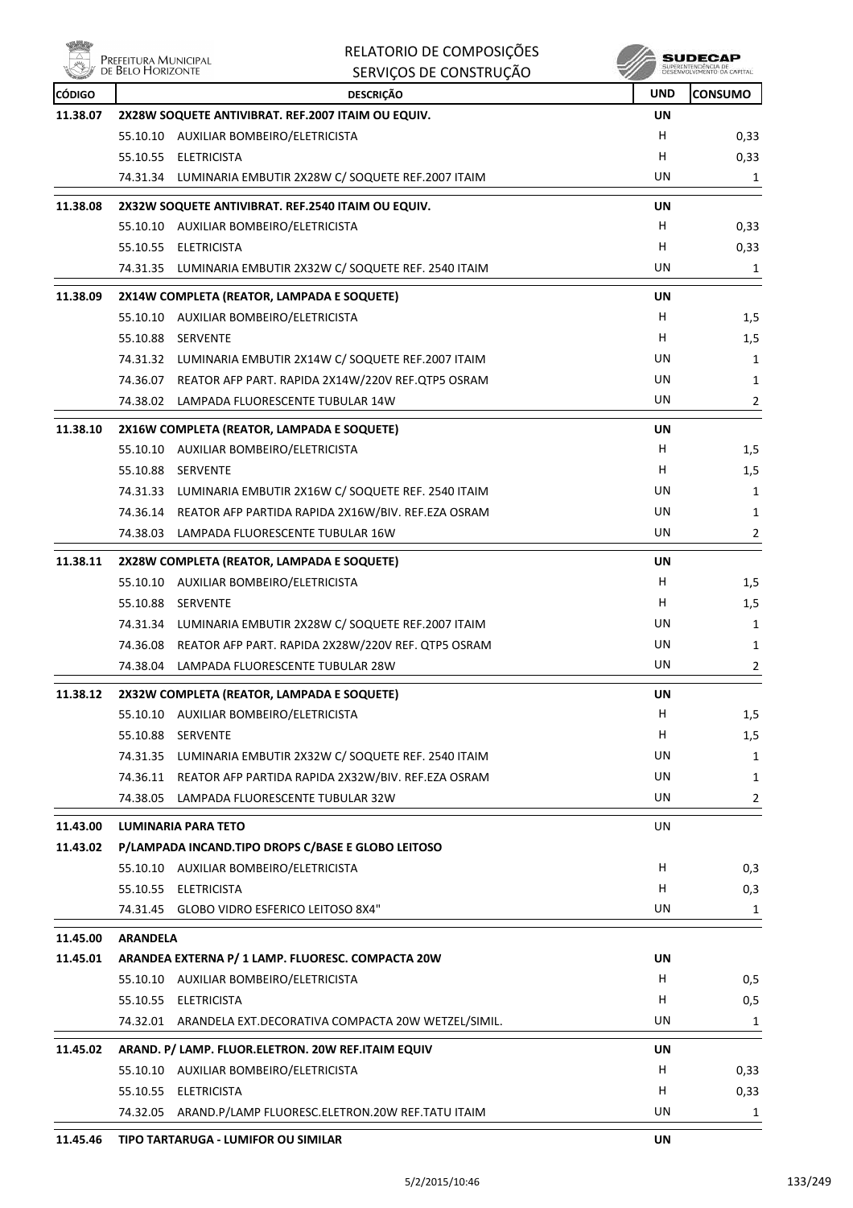# RELATORIO DE COMPOSIÇÕES
## SERVIÇOS DE CONSTRUÇÃO

| CÓDIGO | DESCRIÇÃO | UND | CONSUMO |
|---|---|---|---|
| **11.38.07** | **2X28W SOQUETE ANTIVIBRAT. REF.2007 ITAIM OU EQUIV.** | **UN** | |
| | 55.10.10 AUXILIAR BOMBEIRO/ELETRICISTA | H | 0,33 |
| | 55.10.55 ELETRICISTA | H | 0,33 |
| | 74.31.34 LUMINARIA EMBUTIR 2X28W C/ SOQUETE REF.2007 ITAIM | UN | 1 |
| **11.38.08** | **2X32W SOQUETE ANTIVIBRAT. REF.2540 ITAIM OU EQUIV.** | **UN** | |
| | 55.10.10 AUXILIAR BOMBEIRO/ELETRICISTA | H | 0,33 |
| | 55.10.55 ELETRICISTA | H | 0,33 |
| | 74.31.35 LUMINARIA EMBUTIR 2X32W C/ SOQUETE REF. 2540 ITAIM | UN | 1 |
| **11.38.09** | **2X14W COMPLETA (REATOR, LAMPADA E SOQUETE)** | **UN** | |
| | 55.10.10 AUXILIAR BOMBEIRO/ELETRICISTA | H | 1,5 |
| | 55.10.88 SERVENTE | H | 1,5 |
| | 74.31.32 LUMINARIA EMBUTIR 2X14W C/ SOQUETE REF.2007 ITAIM | UN | 1 |
| | 74.36.07 REATOR AFP PART. RAPIDA 2X14W/220V REF.QTP5 OSRAM | UN | 1 |
| | 74.38.02 LAMPADA FLUORESCENTE TUBULAR 14W | UN | 2 |
| **11.38.10** | **2X16W COMPLETA (REATOR, LAMPADA E SOQUETE)** | **UN** | |
| | 55.10.10 AUXILIAR BOMBEIRO/ELETRICISTA | H | 1,5 |
| | 55.10.88 SERVENTE | H | 1,5 |
| | 74.31.33 LUMINARIA EMBUTIR 2X16W C/ SOQUETE REF. 2540 ITAIM | UN | 1 |
| | 74.36.14 REATOR AFP PARTIDA RAPIDA 2X16W/BIV. REF.EZA OSRAM | UN | 1 |
| | 74.38.03 LAMPADA FLUORESCENTE TUBULAR 16W | UN | 2 |
| **11.38.11** | **2X28W COMPLETA (REATOR, LAMPADA E SOQUETE)** | **UN** | |
| | 55.10.10 AUXILIAR BOMBEIRO/ELETRICISTA | H | 1,5 |
| | 55.10.88 SERVENTE | H | 1,5 |
| | 74.31.34 LUMINARIA EMBUTIR 2X28W C/ SOQUETE REF.2007 ITAIM | UN | 1 |
| | 74.36.08 REATOR AFP PART. RAPIDA 2X28W/220V REF. QTP5 OSRAM | UN | 1 |
| | 74.38.04 LAMPADA FLUORESCENTE TUBULAR 28W | UN | 2 |
| **11.38.12** | **2X32W COMPLETA (REATOR, LAMPADA E SOQUETE)** | **UN** | |
| | 55.10.10 AUXILIAR BOMBEIRO/ELETRICISTA | H | 1,5 |
| | 55.10.88 SERVENTE | H | 1,5 |
| | 74.31.35 LUMINARIA EMBUTIR 2X32W C/ SOQUETE REF. 2540 ITAIM | UN | 1 |
| | 74.36.11 REATOR AFP PARTIDA RAPIDA 2X32W/BIV. REF.EZA OSRAM | UN | 1 |
| | 74.38.05 LAMPADA FLUORESCENTE TUBULAR 32W | UN | 2 |
| **11.43.00** | **LUMINARIA PARA TETO** | UN | |
| **11.43.02** | **P/LAMPADA INCAND.TIPO DROPS C/BASE E GLOBO LEITOSO** | | |
| | 55.10.10 AUXILIAR BOMBEIRO/ELETRICISTA | H | 0,3 |
| | 55.10.55 ELETRICISTA | H | 0,3 |
| | 74.31.45 GLOBO VIDRO ESFERICO LEITOSO 8X4" | UN | 1 |
| **11.45.00** | **ARANDELA** | | |
| **11.45.01** | **ARANDEA EXTERNA P/ 1 LAMP. FLUORESC. COMPACTA 20W** | **UN** | |
| | 55.10.10 AUXILIAR BOMBEIRO/ELETRICISTA | H | 0,5 |
| | 55.10.55 ELETRICISTA | H | 0,5 |
| | 74.32.01 ARANDELA EXT.DECORATIVA COMPACTA 20W WETZEL/SIMIL. | UN | 1 |
| **11.45.02** | **ARAND. P/ LAMP. FLUOR.ELETRON. 20W REF.ITAIM EQUIV** | **UN** | |
| | 55.10.10 AUXILIAR BOMBEIRO/ELETRICISTA | H | 0,33 |
| | 55.10.55 ELETRICISTA | H | 0,33 |
| | 74.32.05 ARAND.P/LAMP FLUORESC.ELETRON.20W REF.TATU ITAIM | UN | 1 |
| **11.45.46** | **TIPO TARTARUGA - LUMIFOR OU SIMILAR** | **UN** | |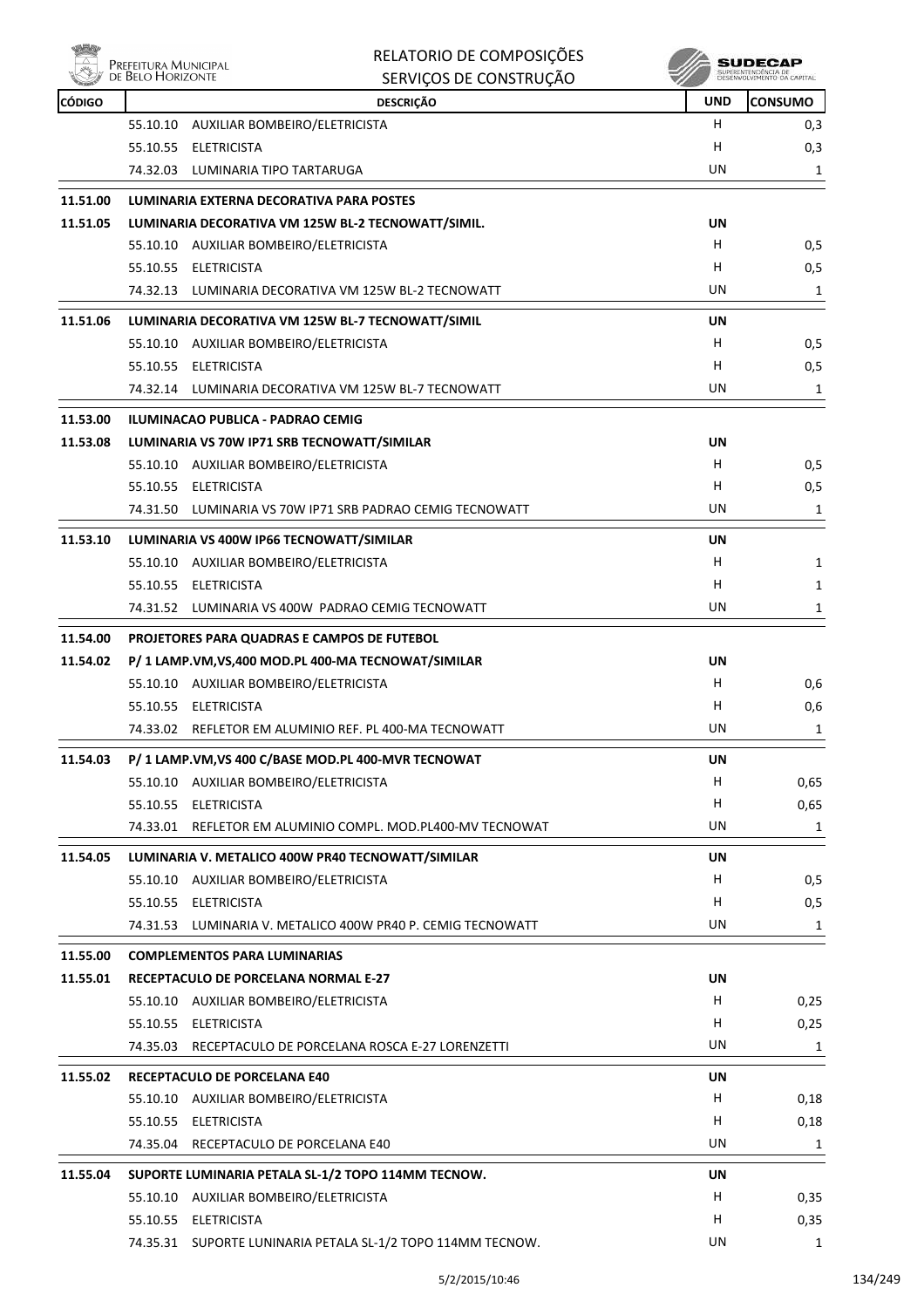| CÓDIGO | DESCRIÇÃO | UND | CONSUMO |
|---|---|---|---|
| | 55.10.10 AUXILIAR BOMBEIRO/ELETRICISTA | H | 0,3 |
| | 55.10.55 ELETRICISTA | H | 0,3 |
| | 74.32.03 LUMINARIA TIPO TARTARUGA | UN | 1 |
| **11.51.00** | **LUMINARIA EXTERNA DECORATIVA PARA POSTES** | | |
| **11.51.05** | **LUMINARIA DECORATIVA VM 125W BL-2 TECNOWATT/SIMIL.** | **UN** | |
| | 55.10.10 AUXILIAR BOMBEIRO/ELETRICISTA | H | 0,5 |
| | 55.10.55 ELETRICISTA | H | 0,5 |
| | 74.32.13 LUMINARIA DECORATIVA VM 125W BL-2 TECNOWATT | UN | 1 |
| **11.51.06** | **LUMINARIA DECORATIVA VM 125W BL-7 TECNOWATT/SIMIL** | **UN** | |
| | 55.10.10 AUXILIAR BOMBEIRO/ELETRICISTA | H | 0,5 |
| | 55.10.55 ELETRICISTA | H | 0,5 |
| | 74.32.14 LUMINARIA DECORATIVA VM 125W BL-7 TECNOWATT | UN | 1 |
| **11.53.00** | **ILUMINACAO PUBLICA - PADRAO CEMIG** | | |
| **11.53.08** | **LUMINARIA VS 70W IP71 SRB TECNOWATT/SIMILAR** | **UN** | |
| | 55.10.10 AUXILIAR BOMBEIRO/ELETRICISTA | H | 0,5 |
| | 55.10.55 ELETRICISTA | H | 0,5 |
| | 74.31.50 LUMINARIA VS 70W IP71 SRB PADRAO CEMIG TECNOWATT | UN | 1 |
| **11.53.10** | **LUMINARIA VS 400W IP66 TECNOWATT/SIMILAR** | **UN** | |
| | 55.10.10 AUXILIAR BOMBEIRO/ELETRICISTA | H | 1 |
| | 55.10.55 ELETRICISTA | H | 1 |
| | 74.31.52 LUMINARIA VS 400W PADRAO CEMIG TECNOWATT | UN | 1 |
| **11.54.00** | **PROJETORES PARA QUADRAS E CAMPOS DE FUTEBOL** | | |
| **11.54.02** | **P/ 1 LAMP.VM,VS,400 MOD.PL 400-MA TECNOWAT/SIMILAR** | **UN** | |
| | 55.10.10 AUXILIAR BOMBEIRO/ELETRICISTA | H | 0,6 |
| | 55.10.55 ELETRICISTA | H | 0,6 |
| | 74.33.02 REFLETOR EM ALUMINIO REF. PL 400-MA TECNOWATT | UN | 1 |
| **11.54.03** | **P/ 1 LAMP.VM,VS 400 C/BASE MOD.PL 400-MVR TECNOWAT** | **UN** | |
| | 55.10.10 AUXILIAR BOMBEIRO/ELETRICISTA | H | 0,65 |
| | 55.10.55 ELETRICISTA | H | 0,65 |
| | 74.33.01 REFLETOR EM ALUMINIO COMPL. MOD.PL400-MV TECNOWAT | UN | 1 |
| **11.54.05** | **LUMINARIA V. METALICO 400W PR40 TECNOWATT/SIMILAR** | **UN** | |
| | 55.10.10 AUXILIAR BOMBEIRO/ELETRICISTA | H | 0,5 |
| | 55.10.55 ELETRICISTA | H | 0,5 |
| | 74.31.53 LUMINARIA V. METALICO 400W PR40 P. CEMIG TECNOWATT | UN | 1 |
| **11.55.00** | **COMPLEMENTOS PARA LUMINARIAS** | | |
| **11.55.01** | **RECEPTACULO DE PORCELANA NORMAL E-27** | **UN** | |
| | 55.10.10 AUXILIAR BOMBEIRO/ELETRICISTA | H | 0,25 |
| | 55.10.55 ELETRICISTA | H | 0,25 |
| | 74.35.03 RECEPTACULO DE PORCELANA ROSCA E-27 LORENZETTI | UN | 1 |
| **11.55.02** | **RECEPTACULO DE PORCELANA E40** | **UN** | |
| | 55.10.10 AUXILIAR BOMBEIRO/ELETRICISTA | H | 0,18 |
| | 55.10.55 ELETRICISTA | H | 0,18 |
| | 74.35.04 RECEPTACULO DE PORCELANA E40 | UN | 1 |
| **11.55.04** | **SUPORTE LUMINARIA PETALA SL-1/2 TOPO 114MM TECNOW.** | **UN** | |
| | 55.10.10 AUXILIAR BOMBEIRO/ELETRICISTA | H | 0,35 |
| | 55.10.55 ELETRICISTA | H | 0,35 |
| | 74.35.31 SUPORTE LUNINARIA PETALA SL-1/2 TOPO 114MM TECNOW. | UN | 1 |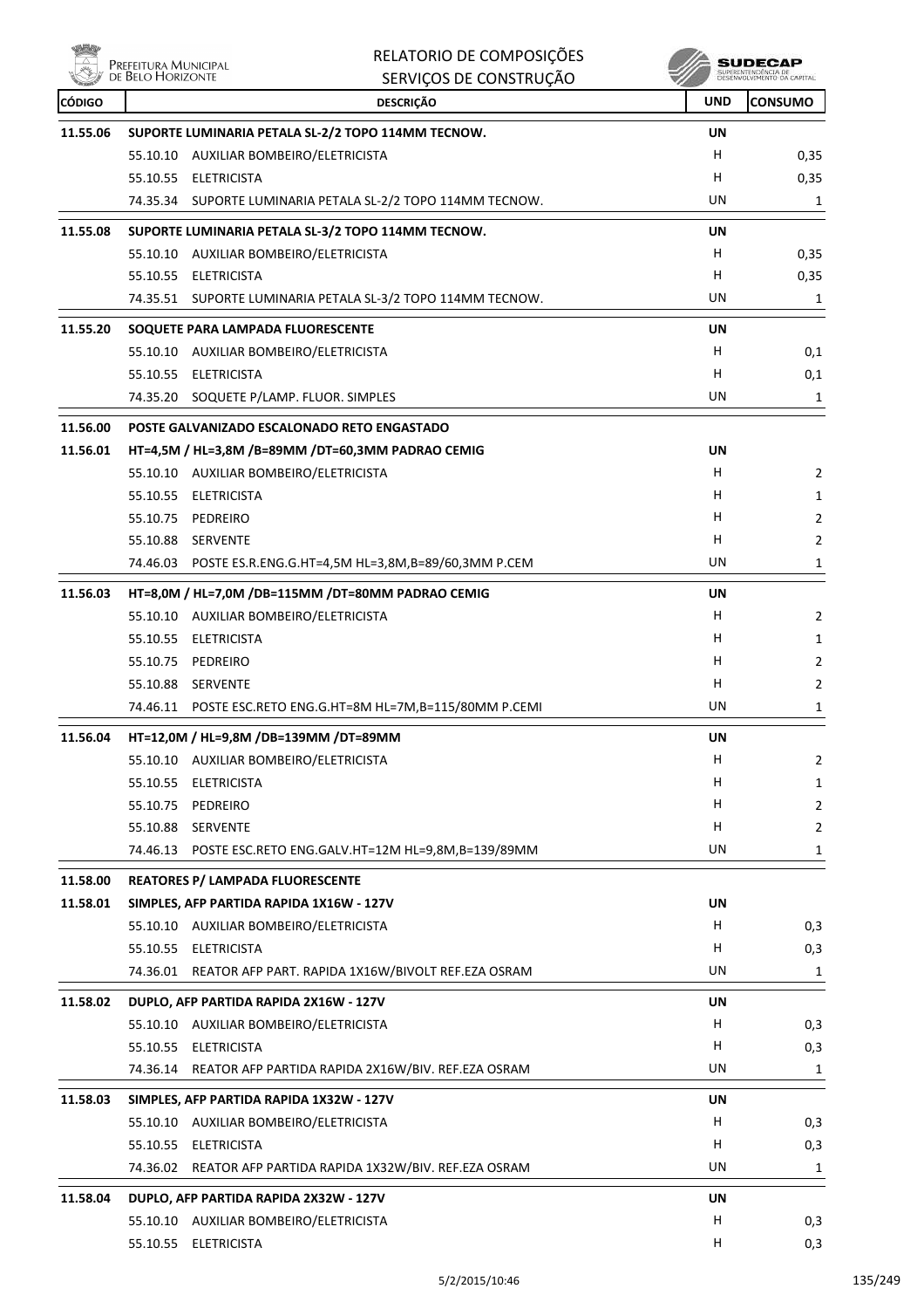| CÓDIGO | DESCRIÇÃO | UND | CONSUMO |
|---|---|---|---|
| **11.55.06** | **SUPORTE LUMINARIA PETALA SL-2/2 TOPO 114MM TECNOW.** | **UN** | |
| | 55.10.10 AUXILIAR BOMBEIRO/ELETRICISTA | H | 0,35 |
| | 55.10.55 ELETRICISTA | H | 0,35 |
| | 74.35.34 SUPORTE LUMINARIA PETALA SL-2/2 TOPO 114MM TECNOW. | UN | 1 |
| **11.55.08** | **SUPORTE LUMINARIA PETALA SL-3/2 TOPO 114MM TECNOW.** | **UN** | |
| | 55.10.10 AUXILIAR BOMBEIRO/ELETRICISTA | H | 0,35 |
| | 55.10.55 ELETRICISTA | H | 0,35 |
| | 74.35.51 SUPORTE LUMINARIA PETALA SL-3/2 TOPO 114MM TECNOW. | UN | 1 |
| **11.55.20** | **SOQUETE PARA LAMPADA FLUORESCENTE** | **UN** | |
| | 55.10.10 AUXILIAR BOMBEIRO/ELETRICISTA | H | 0,1 |
| | 55.10.55 ELETRICISTA | H | 0,1 |
| | 74.35.20 SOQUETE P/LAMP. FLUOR. SIMPLES | UN | 1 |
| **11.56.00** | **POSTE GALVANIZADO ESCALONADO RETO ENGASTADO** | | |
| **11.56.01** | **HT=4,5M / HL=3,8M /B=89MM /DT=60,3MM PADRAO CEMIG** | **UN** | |
| | 55.10.10 AUXILIAR BOMBEIRO/ELETRICISTA | H | 2 |
| | 55.10.55 ELETRICISTA | H | 1 |
| | 55.10.75 PEDREIRO | H | 2 |
| | 55.10.88 SERVENTE | H | 2 |
| | 74.46.03 POSTE ES.R.ENG.G.HT=4,5M HL=3,8M,B=89/60,3MM P.CEM | UN | 1 |
| **11.56.03** | **HT=8,0M / HL=7,0M /DB=115MM /DT=80MM PADRAO CEMIG** | **UN** | |
| | 55.10.10 AUXILIAR BOMBEIRO/ELETRICISTA | H | 2 |
| | 55.10.55 ELETRICISTA | H | 1 |
| | 55.10.75 PEDREIRO | H | 2 |
| | 55.10.88 SERVENTE | H | 2 |
| | 74.46.11 POSTE ESC.RETO ENG.G.HT=8M HL=7M,B=115/80MM P.CEMI | UN | 1 |
| **11.56.04** | **HT=12,0M / HL=9,8M /DB=139MM /DT=89MM** | **UN** | |
| | 55.10.10 AUXILIAR BOMBEIRO/ELETRICISTA | H | 2 |
| | 55.10.55 ELETRICISTA | H | 1 |
| | 55.10.75 PEDREIRO | H | 2 |
| | 55.10.88 SERVENTE | H | 2 |
| | 74.46.13 POSTE ESC.RETO ENG.GALV.HT=12M HL=9,8M,B=139/89MM | UN | 1 |
| **11.58.00** | **REATORES P/ LAMPADA FLUORESCENTE** | | |
| **11.58.01** | **SIMPLES, AFP PARTIDA RAPIDA 1X16W - 127V** | **UN** | |
| | 55.10.10 AUXILIAR BOMBEIRO/ELETRICISTA | H | 0,3 |
| | 55.10.55 ELETRICISTA | H | 0,3 |
| | 74.36.01 REATOR AFP PART. RAPIDA 1X16W/BIVOLT REF.EZA OSRAM | UN | 1 |
| **11.58.02** | **DUPLO, AFP PARTIDA RAPIDA 2X16W - 127V** | **UN** | |
| | 55.10.10 AUXILIAR BOMBEIRO/ELETRICISTA | H | 0,3 |
| | 55.10.55 ELETRICISTA | H | 0,3 |
| | 74.36.14 REATOR AFP PARTIDA RAPIDA 2X16W/BIV. REF.EZA OSRAM | UN | 1 |
| **11.58.03** | **SIMPLES, AFP PARTIDA RAPIDA 1X32W - 127V** | **UN** | |
| | 55.10.10 AUXILIAR BOMBEIRO/ELETRICISTA | H | 0,3 |
| | 55.10.55 ELETRICISTA | H | 0,3 |
| | 74.36.02 REATOR AFP PARTIDA RAPIDA 1X32W/BIV. REF.EZA OSRAM | UN | 1 |
| **11.58.04** | **DUPLO, AFP PARTIDA RAPIDA 2X32W - 127V** | **UN** | |
| | 55.10.10 AUXILIAR BOMBEIRO/ELETRICISTA | H | 0,3 |
| | 55.10.55 ELETRICISTA | H | 0,3 |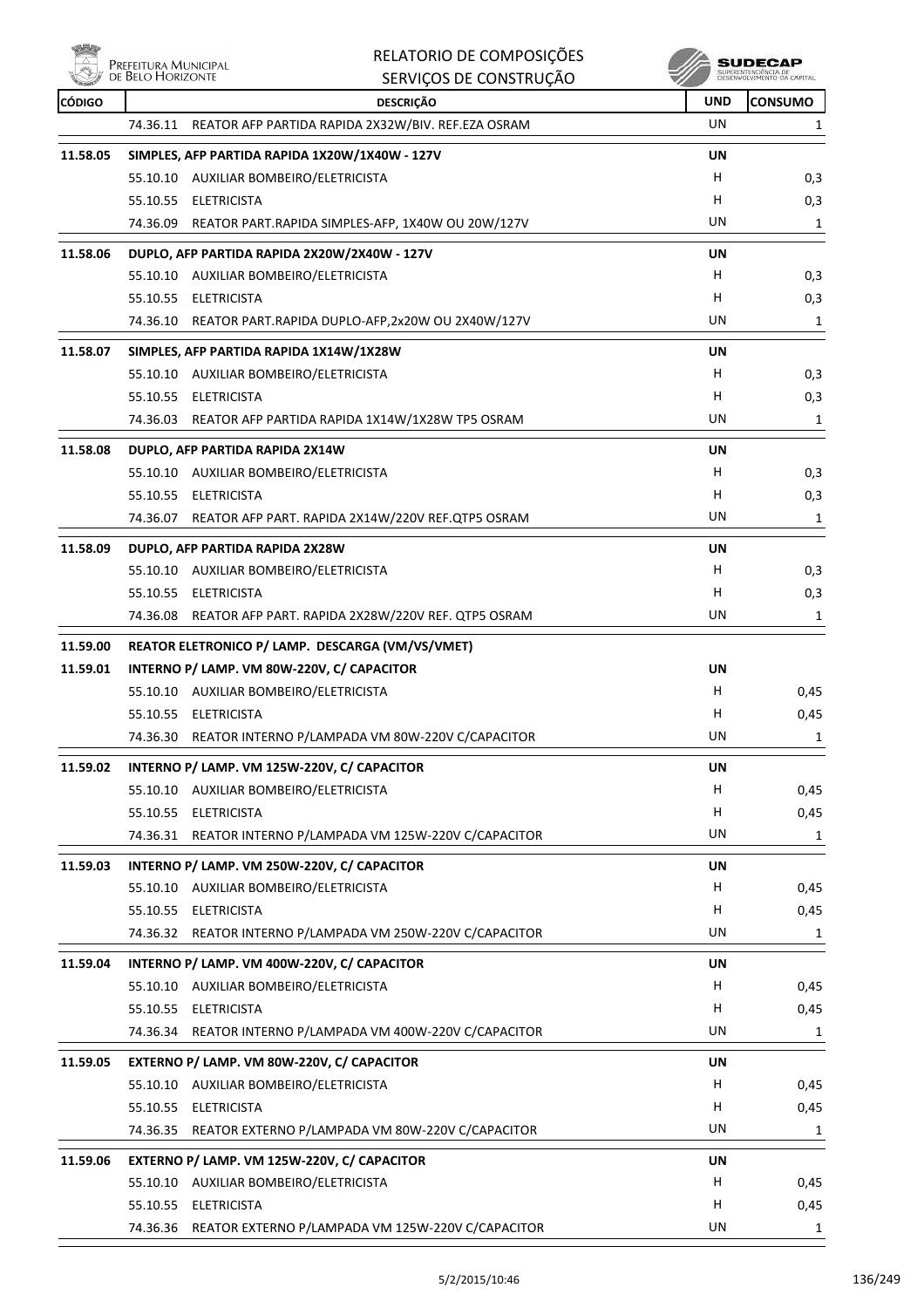| CÓDIGO | DESCRIÇÃO | UND | CONSUMO |
|---|---|---|---|
| | 74.36.11 REATOR AFP PARTIDA RAPIDA 2X32W/BIV. REF.EZA OSRAM | UN | 1 |
| **11.58.05** | **SIMPLES, AFP PARTIDA RAPIDA 1X20W/1X40W - 127V** | **UN** | |
| | 55.10.10 AUXILIAR BOMBEIRO/ELETRICISTA | H | 0,3 |
| | 55.10.55 ELETRICISTA | H | 0,3 |
| | 74.36.09 REATOR PART.RAPIDA SIMPLES-AFP, 1X40W OU 20W/127V | UN | 1 |
| **11.58.06** | **DUPLO, AFP PARTIDA RAPIDA 2X20W/2X40W - 127V** | **UN** | |
| | 55.10.10 AUXILIAR BOMBEIRO/ELETRICISTA | H | 0,3 |
| | 55.10.55 ELETRICISTA | H | 0,3 |
| | 74.36.10 REATOR PART.RAPIDA DUPLO-AFP,2x20W OU 2X40W/127V | UN | 1 |
| **11.58.07** | **SIMPLES, AFP PARTIDA RAPIDA 1X14W/1X28W** | **UN** | |
| | 55.10.10 AUXILIAR BOMBEIRO/ELETRICISTA | H | 0,3 |
| | 55.10.55 ELETRICISTA | H | 0,3 |
| | 74.36.03 REATOR AFP PARTIDA RAPIDA 1X14W/1X28W TP5 OSRAM | UN | 1 |
| **11.58.08** | **DUPLO, AFP PARTIDA RAPIDA 2X14W** | **UN** | |
| | 55.10.10 AUXILIAR BOMBEIRO/ELETRICISTA | H | 0,3 |
| | 55.10.55 ELETRICISTA | H | 0,3 |
| | 74.36.07 REATOR AFP PART. RAPIDA 2X14W/220V REF.QTP5 OSRAM | UN | 1 |
| **11.58.09** | **DUPLO, AFP PARTIDA RAPIDA 2X28W** | **UN** | |
| | 55.10.10 AUXILIAR BOMBEIRO/ELETRICISTA | H | 0,3 |
| | 55.10.55 ELETRICISTA | H | 0,3 |
| | 74.36.08 REATOR AFP PART. RAPIDA 2X28W/220V REF. QTP5 OSRAM | UN | 1 |
| **11.59.00** | **REATOR ELETRONICO P/ LAMP. DESCARGA (VM/VS/VMET)** | | |
| **11.59.01** | **INTERNO P/ LAMP. VM 80W-220V, C/ CAPACITOR** | **UN** | |
| | 55.10.10 AUXILIAR BOMBEIRO/ELETRICISTA | H | 0,45 |
| | 55.10.55 ELETRICISTA | H | 0,45 |
| | 74.36.30 REATOR INTERNO P/LAMPADA VM 80W-220V C/CAPACITOR | UN | 1 |
| **11.59.02** | **INTERNO P/ LAMP. VM 125W-220V, C/ CAPACITOR** | **UN** | |
| | 55.10.10 AUXILIAR BOMBEIRO/ELETRICISTA | H | 0,45 |
| | 55.10.55 ELETRICISTA | H | 0,45 |
| | 74.36.31 REATOR INTERNO P/LAMPADA VM 125W-220V C/CAPACITOR | UN | 1 |
| **11.59.03** | **INTERNO P/ LAMP. VM 250W-220V, C/ CAPACITOR** | **UN** | |
| | 55.10.10 AUXILIAR BOMBEIRO/ELETRICISTA | H | 0,45 |
| | 55.10.55 ELETRICISTA | H | 0,45 |
| | 74.36.32 REATOR INTERNO P/LAMPADA VM 250W-220V C/CAPACITOR | UN | 1 |
| **11.59.04** | **INTERNO P/ LAMP. VM 400W-220V, C/ CAPACITOR** | **UN** | |
| | 55.10.10 AUXILIAR BOMBEIRO/ELETRICISTA | H | 0,45 |
| | 55.10.55 ELETRICISTA | H | 0,45 |
| | 74.36.34 REATOR INTERNO P/LAMPADA VM 400W-220V C/CAPACITOR | UN | 1 |
| **11.59.05** | **EXTERNO P/ LAMP. VM 80W-220V, C/ CAPACITOR** | **UN** | |
| | 55.10.10 AUXILIAR BOMBEIRO/ELETRICISTA | H | 0,45 |
| | 55.10.55 ELETRICISTA | H | 0,45 |
| | 74.36.35 REATOR EXTERNO P/LAMPADA VM 80W-220V C/CAPACITOR | UN | 1 |
| **11.59.06** | **EXTERNO P/ LAMP. VM 125W-220V, C/ CAPACITOR** | **UN** | |
| | 55.10.10 AUXILIAR BOMBEIRO/ELETRICISTA | H | 0,45 |
| | 55.10.55 ELETRICISTA | H | 0,45 |
| | 74.36.36 REATOR EXTERNO P/LAMPADA VM 125W-220V C/CAPACITOR | UN | 1 |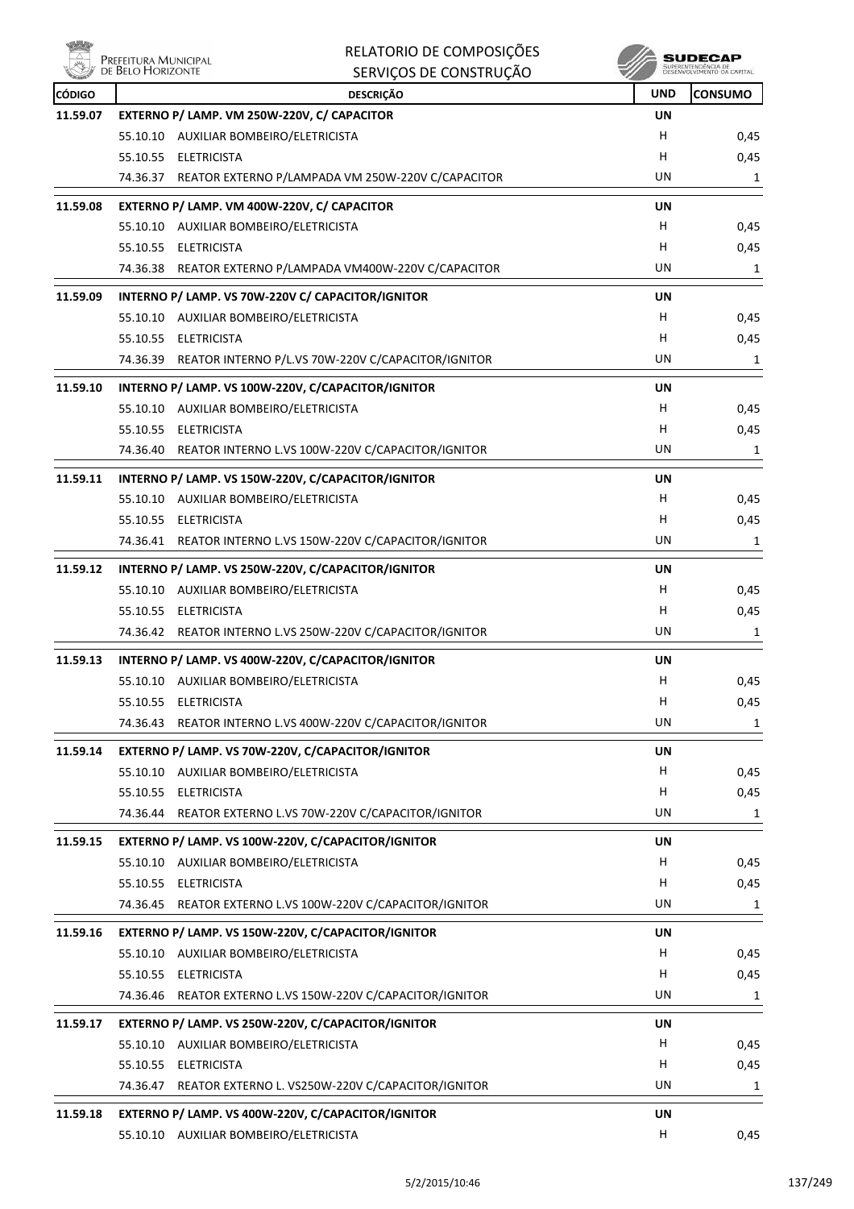| CÓDIGO | DESCRIÇÃO | UND | CONSUMO |
|---|---|---|---|
| **11.59.07** | **EXTERNO P/ LAMP. VM 250W-220V, C/ CAPACITOR** | **UN** | |
| | 55.10.10 AUXILIAR BOMBEIRO/ELETRICISTA | H | 0,45 |
| | 55.10.55 ELETRICISTA | H | 0,45 |
| | 74.36.37 REATOR EXTERNO P/LAMPADA VM 250W-220V C/CAPACITOR | UN | 1 |
| **11.59.08** | **EXTERNO P/ LAMP. VM 400W-220V, C/ CAPACITOR** | **UN** | |
| | 55.10.10 AUXILIAR BOMBEIRO/ELETRICISTA | H | 0,45 |
| | 55.10.55 ELETRICISTA | H | 0,45 |
| | 74.36.38 REATOR EXTERNO P/LAMPADA VM400W-220V C/CAPACITOR | UN | 1 |
| **11.59.09** | **INTERNO P/ LAMP. VS 70W-220V C/ CAPACITOR/IGNITOR** | **UN** | |
| | 55.10.10 AUXILIAR BOMBEIRO/ELETRICISTA | H | 0,45 |
| | 55.10.55 ELETRICISTA | H | 0,45 |
| | 74.36.39 REATOR INTERNO P/L.VS 70W-220V C/CAPACITOR/IGNITOR | UN | 1 |
| **11.59.10** | **INTERNO P/ LAMP. VS 100W-220V, C/CAPACITOR/IGNITOR** | **UN** | |
| | 55.10.10 AUXILIAR BOMBEIRO/ELETRICISTA | H | 0,45 |
| | 55.10.55 ELETRICISTA | H | 0,45 |
| | 74.36.40 REATOR INTERNO L.VS 100W-220V C/CAPACITOR/IGNITOR | UN | 1 |
| **11.59.11** | **INTERNO P/ LAMP. VS 150W-220V, C/CAPACITOR/IGNITOR** | **UN** | |
| | 55.10.10 AUXILIAR BOMBEIRO/ELETRICISTA | H | 0,45 |
| | 55.10.55 ELETRICISTA | H | 0,45 |
| | 74.36.41 REATOR INTERNO L.VS 150W-220V C/CAPACITOR/IGNITOR | UN | 1 |
| **11.59.12** | **INTERNO P/ LAMP. VS 250W-220V, C/CAPACITOR/IGNITOR** | **UN** | |
| | 55.10.10 AUXILIAR BOMBEIRO/ELETRICISTA | H | 0,45 |
| | 55.10.55 ELETRICISTA | H | 0,45 |
| | 74.36.42 REATOR INTERNO L.VS 250W-220V C/CAPACITOR/IGNITOR | UN | 1 |
| **11.59.13** | **INTERNO P/ LAMP. VS 400W-220V, C/CAPACITOR/IGNITOR** | **UN** | |
| | 55.10.10 AUXILIAR BOMBEIRO/ELETRICISTA | H | 0,45 |
| | 55.10.55 ELETRICISTA | H | 0,45 |
| | 74.36.43 REATOR INTERNO L.VS 400W-220V C/CAPACITOR/IGNITOR | UN | 1 |
| **11.59.14** | **EXTERNO P/ LAMP. VS 70W-220V, C/CAPACITOR/IGNITOR** | **UN** | |
| | 55.10.10 AUXILIAR BOMBEIRO/ELETRICISTA | H | 0,45 |
| | 55.10.55 ELETRICISTA | H | 0,45 |
| | 74.36.44 REATOR EXTERNO L.VS 70W-220V C/CAPACITOR/IGNITOR | UN | 1 |
| **11.59.15** | **EXTERNO P/ LAMP. VS 100W-220V, C/CAPACITOR/IGNITOR** | **UN** | |
| | 55.10.10 AUXILIAR BOMBEIRO/ELETRICISTA | H | 0,45 |
| | 55.10.55 ELETRICISTA | H | 0,45 |
| | 74.36.45 REATOR EXTERNO L.VS 100W-220V C/CAPACITOR/IGNITOR | UN | 1 |
| **11.59.16** | **EXTERNO P/ LAMP. VS 150W-220V, C/CAPACITOR/IGNITOR** | **UN** | |
| | 55.10.10 AUXILIAR BOMBEIRO/ELETRICISTA | H | 0,45 |
| | 55.10.55 ELETRICISTA | H | 0,45 |
| | 74.36.46 REATOR EXTERNO L.VS 150W-220V C/CAPACITOR/IGNITOR | UN | 1 |
| **11.59.17** | **EXTERNO P/ LAMP. VS 250W-220V, C/CAPACITOR/IGNITOR** | **UN** | |
| | 55.10.10 AUXILIAR BOMBEIRO/ELETRICISTA | H | 0,45 |
| | 55.10.55 ELETRICISTA | H | 0,45 |
| | 74.36.47 REATOR EXTERNO L. VS250W-220V C/CAPACITOR/IGNITOR | UN | 1 |
| **11.59.18** | **EXTERNO P/ LAMP. VS 400W-220V, C/CAPACITOR/IGNITOR** | **UN** | |
| | 55.10.10 AUXILIAR BOMBEIRO/ELETRICISTA | H | 0,45 |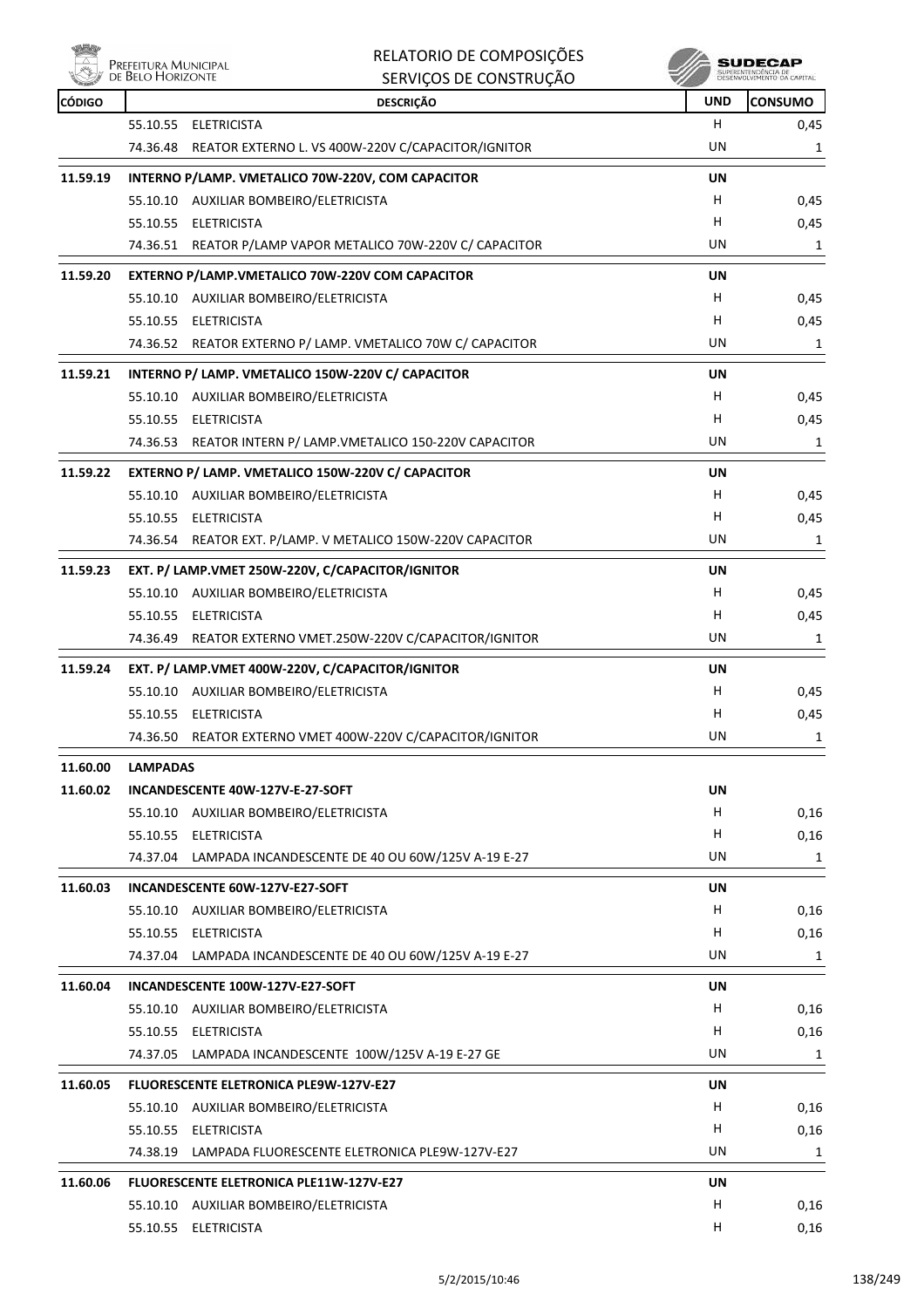| CÓDIGO | DESCRIÇÃO | UND | CONSUMO |
|---|---|---|---|
| | 55.10.55 ELETRICISTA | H | 0,45 |
| | 74.36.48 REATOR EXTERNO L. VS 400W-220V C/CAPACITOR/IGNITOR | UN | 1 |
| **11.59.19** | **INTERNO P/LAMP. VMETALICO 70W-220V, COM CAPACITOR** | **UN** | |
| | 55.10.10 AUXILIAR BOMBEIRO/ELETRICISTA | H | 0,45 |
| | 55.10.55 ELETRICISTA | H | 0,45 |
| | 74.36.51 REATOR P/LAMP VAPOR METALICO 70W-220V C/ CAPACITOR | UN | 1 |
| **11.59.20** | **EXTERNO P/LAMP.VMETALICO 70W-220V COM CAPACITOR** | **UN** | |
| | 55.10.10 AUXILIAR BOMBEIRO/ELETRICISTA | H | 0,45 |
| | 55.10.55 ELETRICISTA | H | 0,45 |
| | 74.36.52 REATOR EXTERNO P/ LAMP. VMETALICO 70W C/ CAPACITOR | UN | 1 |
| **11.59.21** | **INTERNO P/ LAMP. VMETALICO 150W-220V C/ CAPACITOR** | **UN** | |
| | 55.10.10 AUXILIAR BOMBEIRO/ELETRICISTA | H | 0,45 |
| | 55.10.55 ELETRICISTA | H | 0,45 |
| | 74.36.53 REATOR INTERN P/ LAMP.VMETALICO 150-220V CAPACITOR | UN | 1 |
| **11.59.22** | **EXTERNO P/ LAMP. VMETALICO 150W-220V C/ CAPACITOR** | **UN** | |
| | 55.10.10 AUXILIAR BOMBEIRO/ELETRICISTA | H | 0,45 |
| | 55.10.55 ELETRICISTA | H | 0,45 |
| | 74.36.54 REATOR EXT. P/LAMP. V METALICO 150W-220V CAPACITOR | UN | 1 |
| **11.59.23** | **EXT. P/ LAMP.VMET 250W-220V, C/CAPACITOR/IGNITOR** | **UN** | |
| | 55.10.10 AUXILIAR BOMBEIRO/ELETRICISTA | H | 0,45 |
| | 55.10.55 ELETRICISTA | H | 0,45 |
| | 74.36.49 REATOR EXTERNO VMET.250W-220V C/CAPACITOR/IGNITOR | UN | 1 |
| **11.59.24** | **EXT. P/ LAMP.VMET 400W-220V, C/CAPACITOR/IGNITOR** | **UN** | |
| | 55.10.10 AUXILIAR BOMBEIRO/ELETRICISTA | H | 0,45 |
| | 55.10.55 ELETRICISTA | H | 0,45 |
| | 74.36.50 REATOR EXTERNO VMET 400W-220V C/CAPACITOR/IGNITOR | UN | 1 |
| **11.60.00** | **LAMPADAS** | | |
| **11.60.02** | **INCANDESCENTE 40W-127V-E-27-SOFT** | **UN** | |
| | 55.10.10 AUXILIAR BOMBEIRO/ELETRICISTA | H | 0,16 |
| | 55.10.55 ELETRICISTA | H | 0,16 |
| | 74.37.04 LAMPADA INCANDESCENTE DE 40 OU 60W/125V A-19 E-27 | UN | 1 |
| **11.60.03** | **INCANDESCENTE 60W-127V-E27-SOFT** | **UN** | |
| | 55.10.10 AUXILIAR BOMBEIRO/ELETRICISTA | H | 0,16 |
| | 55.10.55 ELETRICISTA | H | 0,16 |
| | 74.37.04 LAMPADA INCANDESCENTE DE 40 OU 60W/125V A-19 E-27 | UN | 1 |
| **11.60.04** | **INCANDESCENTE 100W-127V-E27-SOFT** | **UN** | |
| | 55.10.10 AUXILIAR BOMBEIRO/ELETRICISTA | H | 0,16 |
| | 55.10.55 ELETRICISTA | H | 0,16 |
| | 74.37.05 LAMPADA INCANDESCENTE 100W/125V A-19 E-27 GE | UN | 1 |
| **11.60.05** | **FLUORESCENTE ELETRONICA PLE9W-127V-E27** | **UN** | |
| | 55.10.10 AUXILIAR BOMBEIRO/ELETRICISTA | H | 0,16 |
| | 55.10.55 ELETRICISTA | H | 0,16 |
| | 74.38.19 LAMPADA FLUORESCENTE ELETRONICA PLE9W-127V-E27 | UN | 1 |
| **11.60.06** | **FLUORESCENTE ELETRONICA PLE11W-127V-E27** | **UN** | |
| | 55.10.10 AUXILIAR BOMBEIRO/ELETRICISTA | H | 0,16 |
| | 55.10.55 ELETRICISTA | H | 0,16 |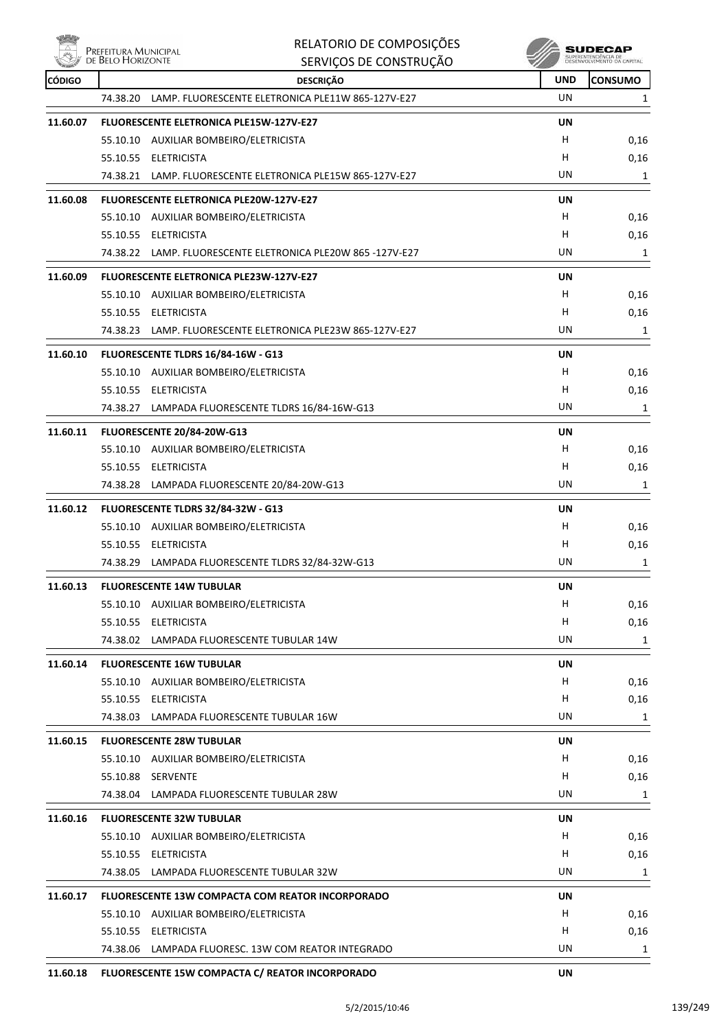| CÓDIGO | | DESCRIÇÃO | UND | CONSUMO |
|---|---|---|---|---|
| | 74.38.20 | LAMP. FLUORESCENTE ELETRONICA PLE11W 865-127V-E27 | UN | 1 |
| **11.60.07** | | **FLUORESCENTE ELETRONICA PLE15W-127V-E27** | **UN** | |
| | 55.10.10 | AUXILIAR BOMBEIRO/ELETRICISTA | H | 0,16 |
| | 55.10.55 | ELETRICISTA | H | 0,16 |
| | 74.38.21 | LAMP. FLUORESCENTE ELETRONICA PLE15W 865-127V-E27 | UN | 1 |
| **11.60.08** | | **FLUORESCENTE ELETRONICA PLE20W-127V-E27** | **UN** | |
| | 55.10.10 | AUXILIAR BOMBEIRO/ELETRICISTA | H | 0,16 |
| | 55.10.55 | ELETRICISTA | H | 0,16 |
| | 74.38.22 | LAMP. FLUORESCENTE ELETRONICA PLE20W 865 -127V-E27 | UN | 1 |
| **11.60.09** | | **FLUORESCENTE ELETRONICA PLE23W-127V-E27** | **UN** | |
| | 55.10.10 | AUXILIAR BOMBEIRO/ELETRICISTA | H | 0,16 |
| | 55.10.55 | ELETRICISTA | H | 0,16 |
| | 74.38.23 | LAMP. FLUORESCENTE ELETRONICA PLE23W 865-127V-E27 | UN | 1 |
| **11.60.10** | | **FLUORESCENTE TLDRS 16/84-16W - G13** | **UN** | |
| | 55.10.10 | AUXILIAR BOMBEIRO/ELETRICISTA | H | 0,16 |
| | 55.10.55 | ELETRICISTA | H | 0,16 |
| | 74.38.27 | LAMPADA FLUORESCENTE TLDRS 16/84-16W-G13 | UN | 1 |
| **11.60.11** | | **FLUORESCENTE 20/84-20W-G13** | **UN** | |
| | 55.10.10 | AUXILIAR BOMBEIRO/ELETRICISTA | H | 0,16 |
| | 55.10.55 | ELETRICISTA | H | 0,16 |
| | 74.38.28 | LAMPADA FLUORESCENTE 20/84-20W-G13 | UN | 1 |
| **11.60.12** | | **FLUORESCENTE TLDRS 32/84-32W - G13** | **UN** | |
| | 55.10.10 | AUXILIAR BOMBEIRO/ELETRICISTA | H | 0,16 |
| | 55.10.55 | ELETRICISTA | H | 0,16 |
| | 74.38.29 | LAMPADA FLUORESCENTE TLDRS 32/84-32W-G13 | UN | 1 |
| **11.60.13** | | **FLUORESCENTE 14W TUBULAR** | **UN** | |
| | 55.10.10 | AUXILIAR BOMBEIRO/ELETRICISTA | H | 0,16 |
| | 55.10.55 | ELETRICISTA | H | 0,16 |
| | 74.38.02 | LAMPADA FLUORESCENTE TUBULAR 14W | UN | 1 |
| **11.60.14** | | **FLUORESCENTE 16W TUBULAR** | **UN** | |
| | 55.10.10 | AUXILIAR BOMBEIRO/ELETRICISTA | H | 0,16 |
| | 55.10.55 | ELETRICISTA | H | 0,16 |
| | 74.38.03 | LAMPADA FLUORESCENTE TUBULAR 16W | UN | 1 |
| **11.60.15** | | **FLUORESCENTE 28W TUBULAR** | **UN** | |
| | 55.10.10 | AUXILIAR BOMBEIRO/ELETRICISTA | H | 0,16 |
| | 55.10.88 | SERVENTE | H | 0,16 |
| | 74.38.04 | LAMPADA FLUORESCENTE TUBULAR 28W | UN | 1 |
| **11.60.16** | | **FLUORESCENTE 32W TUBULAR** | **UN** | |
| | 55.10.10 | AUXILIAR BOMBEIRO/ELETRICISTA | H | 0,16 |
| | 55.10.55 | ELETRICISTA | H | 0,16 |
| | 74.38.05 | LAMPADA FLUORESCENTE TUBULAR 32W | UN | 1 |
| **11.60.17** | | **FLUORESCENTE 13W COMPACTA COM REATOR INCORPORADO** | **UN** | |
| | 55.10.10 | AUXILIAR BOMBEIRO/ELETRICISTA | H | 0,16 |
| | 55.10.55 | ELETRICISTA | H | 0,16 |
| | 74.38.06 | LAMPADA FLUORESC. 13W COM REATOR INTEGRADO | UN | 1 |
| **11.60.18** | | **FLUORESCENTE 15W COMPACTA C/ REATOR INCORPORADO** | **UN** | |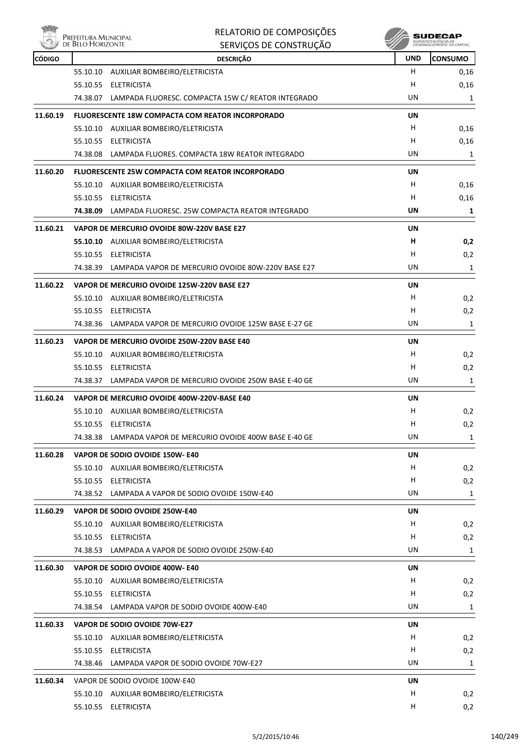| CÓDIGO | DESCRIÇÃO | UND | CONSUMO |
|---|---|---|---|
| | 55.10.10 AUXILIAR BOMBEIRO/ELETRICISTA | H | 0,16 |
| | 55.10.55 ELETRICISTA | H | 0,16 |
| | 74.38.07 LAMPADA FLUORESC. COMPACTA 15W C/ REATOR INTEGRADO | UN | 1 |
| **11.60.19** | **FLUORESCENTE 18W COMPACTA COM REATOR INCORPORADO** | **UN** | |
| | 55.10.10 AUXILIAR BOMBEIRO/ELETRICISTA | H | 0,16 |
| | 55.10.55 ELETRICISTA | H | 0,16 |
| | 74.38.08 LAMPADA FLUORES. COMPACTA 18W REATOR INTEGRADO | UN | 1 |
| **11.60.20** | **FLUORESCENTE 25W COMPACTA COM REATOR INCORPORADO** | **UN** | |
| | 55.10.10 AUXILIAR BOMBEIRO/ELETRICISTA | H | 0,16 |
| | 55.10.55 ELETRICISTA | H | 0,16 |
| | **74.38.09** LAMPADA FLUORESC. 25W COMPACTA REATOR INTEGRADO | **UN** | **1** |
| **11.60.21** | **VAPOR DE MERCURIO OVOIDE 80W-220V BASE E27** | **UN** | |
| | **55.10.10** AUXILIAR BOMBEIRO/ELETRICISTA | **H** | **0,2** |
| | 55.10.55 ELETRICISTA | H | 0,2 |
| | 74.38.39 LAMPADA VAPOR DE MERCURIO OVOIDE 80W-220V BASE E27 | UN | 1 |
| **11.60.22** | **VAPOR DE MERCURIO OVOIDE 125W-220V BASE E27** | **UN** | |
| | 55.10.10 AUXILIAR BOMBEIRO/ELETRICISTA | H | 0,2 |
| | 55.10.55 ELETRICISTA | H | 0,2 |
| | 74.38.36 LAMPADA VAPOR DE MERCURIO OVOIDE 125W BASE E-27 GE | UN | 1 |
| **11.60.23** | **VAPOR DE MERCURIO OVOIDE 250W-220V BASE E40** | **UN** | |
| | 55.10.10 AUXILIAR BOMBEIRO/ELETRICISTA | H | 0,2 |
| | 55.10.55 ELETRICISTA | H | 0,2 |
| | 74.38.37 LAMPADA VAPOR DE MERCURIO OVOIDE 250W BASE E-40 GE | UN | 1 |
| **11.60.24** | **VAPOR DE MERCURIO OVOIDE 400W-220V-BASE E40** | **UN** | |
| | 55.10.10 AUXILIAR BOMBEIRO/ELETRICISTA | H | 0,2 |
| | 55.10.55 ELETRICISTA | H | 0,2 |
| | 74.38.38 LAMPADA VAPOR DE MERCURIO OVOIDE 400W BASE E-40 GE | UN | 1 |
| **11.60.28** | **VAPOR DE SODIO OVOIDE 150W- E40** | **UN** | |
| | 55.10.10 AUXILIAR BOMBEIRO/ELETRICISTA | H | 0,2 |
| | 55.10.55 ELETRICISTA | H | 0,2 |
| | 74.38.52 LAMPADA A VAPOR DE SODIO OVOIDE 150W-E40 | UN | 1 |
| **11.60.29** | **VAPOR DE SODIO OVOIDE 250W-E40** | **UN** | |
| | 55.10.10 AUXILIAR BOMBEIRO/ELETRICISTA | H | 0,2 |
| | 55.10.55 ELETRICISTA | H | 0,2 |
| | 74.38.53 LAMPADA A VAPOR DE SODIO OVOIDE 250W-E40 | UN | 1 |
| **11.60.30** | **VAPOR DE SODIO OVOIDE 400W- E40** | **UN** | |
| | 55.10.10 AUXILIAR BOMBEIRO/ELETRICISTA | H | 0,2 |
| | 55.10.55 ELETRICISTA | H | 0,2 |
| | 74.38.54 LAMPADA VAPOR DE SODIO OVOIDE 400W-E40 | UN | 1 |
| **11.60.33** | **VAPOR DE SODIO OVOIDE 70W-E27** | **UN** | |
| | 55.10.10 AUXILIAR BOMBEIRO/ELETRICISTA | H | 0,2 |
| | 55.10.55 ELETRICISTA | H | 0,2 |
| | 74.38.46 LAMPADA VAPOR DE SODIO OVOIDE 70W-E27 | UN | 1 |
| **11.60.34** | VAPOR DE SODIO OVOIDE 100W-E40 | **UN** | |
| | 55.10.10 AUXILIAR BOMBEIRO/ELETRICISTA | H | 0,2 |
| | 55.10.55 ELETRICISTA | H | 0,2 |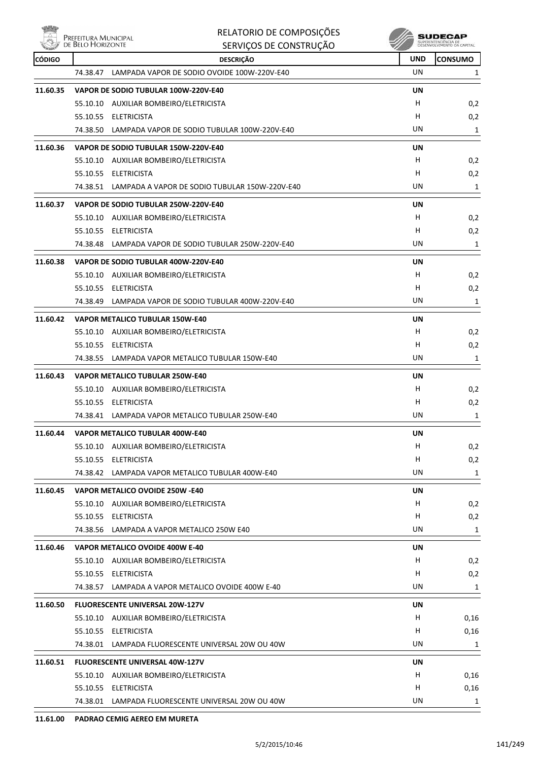| CÓDIGO | DESCRIÇÃO | UND | CONSUMO |
|---|---|---|---|
| | 74.38.47 LAMPADA VAPOR DE SODIO OVOIDE 100W-220V-E40 | UN | 1 |
| **11.60.35** | **VAPOR DE SODIO TUBULAR 100W-220V-E40** | **UN** | |
| | 55.10.10 AUXILIAR BOMBEIRO/ELETRICISTA | H | 0,2 |
| | 55.10.55 ELETRICISTA | H | 0,2 |
| | 74.38.50 LAMPADA VAPOR DE SODIO TUBULAR 100W-220V-E40 | UN | 1 |
| **11.60.36** | **VAPOR DE SODIO TUBULAR 150W-220V-E40** | **UN** | |
| | 55.10.10 AUXILIAR BOMBEIRO/ELETRICISTA | H | 0,2 |
| | 55.10.55 ELETRICISTA | H | 0,2 |
| | 74.38.51 LAMPADA A VAPOR DE SODIO TUBULAR 150W-220V-E40 | UN | 1 |
| **11.60.37** | **VAPOR DE SODIO TUBULAR 250W-220V-E40** | **UN** | |
| | 55.10.10 AUXILIAR BOMBEIRO/ELETRICISTA | H | 0,2 |
| | 55.10.55 ELETRICISTA | H | 0,2 |
| | 74.38.48 LAMPADA VAPOR DE SODIO TUBULAR 250W-220V-E40 | UN | 1 |
| **11.60.38** | **VAPOR DE SODIO TUBULAR 400W-220V-E40** | **UN** | |
| | 55.10.10 AUXILIAR BOMBEIRO/ELETRICISTA | H | 0,2 |
| | 55.10.55 ELETRICISTA | H | 0,2 |
| | 74.38.49 LAMPADA VAPOR DE SODIO TUBULAR 400W-220V-E40 | UN | 1 |
| **11.60.42** | **VAPOR METALICO TUBULAR 150W-E40** | **UN** | |
| | 55.10.10 AUXILIAR BOMBEIRO/ELETRICISTA | H | 0,2 |
| | 55.10.55 ELETRICISTA | H | 0,2 |
| | 74.38.55 LAMPADA VAPOR METALICO TUBULAR 150W-E40 | UN | 1 |
| **11.60.43** | **VAPOR METALICO TUBULAR 250W-E40** | **UN** | |
| | 55.10.10 AUXILIAR BOMBEIRO/ELETRICISTA | H | 0,2 |
| | 55.10.55 ELETRICISTA | H | 0,2 |
| | 74.38.41 LAMPADA VAPOR METALICO TUBULAR 250W-E40 | UN | 1 |
| **11.60.44** | **VAPOR METALICO TUBULAR 400W-E40** | **UN** | |
| | 55.10.10 AUXILIAR BOMBEIRO/ELETRICISTA | H | 0,2 |
| | 55.10.55 ELETRICISTA | H | 0,2 |
| | 74.38.42 LAMPADA VAPOR METALICO TUBULAR 400W-E40 | UN | 1 |
| **11.60.45** | **VAPOR METALICO OVOIDE 250W -E40** | **UN** | |
| | 55.10.10 AUXILIAR BOMBEIRO/ELETRICISTA | H | 0,2 |
| | 55.10.55 ELETRICISTA | H | 0,2 |
| | 74.38.56 LAMPADA A VAPOR METALICO 250W E40 | UN | 1 |
| **11.60.46** | **VAPOR METALICO OVOIDE 400W E-40** | **UN** | |
| | 55.10.10 AUXILIAR BOMBEIRO/ELETRICISTA | H | 0,2 |
| | 55.10.55 ELETRICISTA | H | 0,2 |
| | 74.38.57 LAMPADA A VAPOR METALICO OVOIDE 400W E-40 | UN | 1 |
| **11.60.50** | **FLUORESCENTE UNIVERSAL 20W-127V** | **UN** | |
| | 55.10.10 AUXILIAR BOMBEIRO/ELETRICISTA | H | 0,16 |
| | 55.10.55 ELETRICISTA | H | 0,16 |
| | 74.38.01 LAMPADA FLUORESCENTE UNIVERSAL 20W OU 40W | UN | 1 |
| **11.60.51** | **FLUORESCENTE UNIVERSAL 40W-127V** | **UN** | |
| | 55.10.10 AUXILIAR BOMBEIRO/ELETRICISTA | H | 0,16 |
| | 55.10.55 ELETRICISTA | H | 0,16 |
| | 74.38.01 LAMPADA FLUORESCENTE UNIVERSAL 20W OU 40W | UN | 1 |
| **11.61.00** | **PADRAO CEMIG AEREO EM MURETA** | | |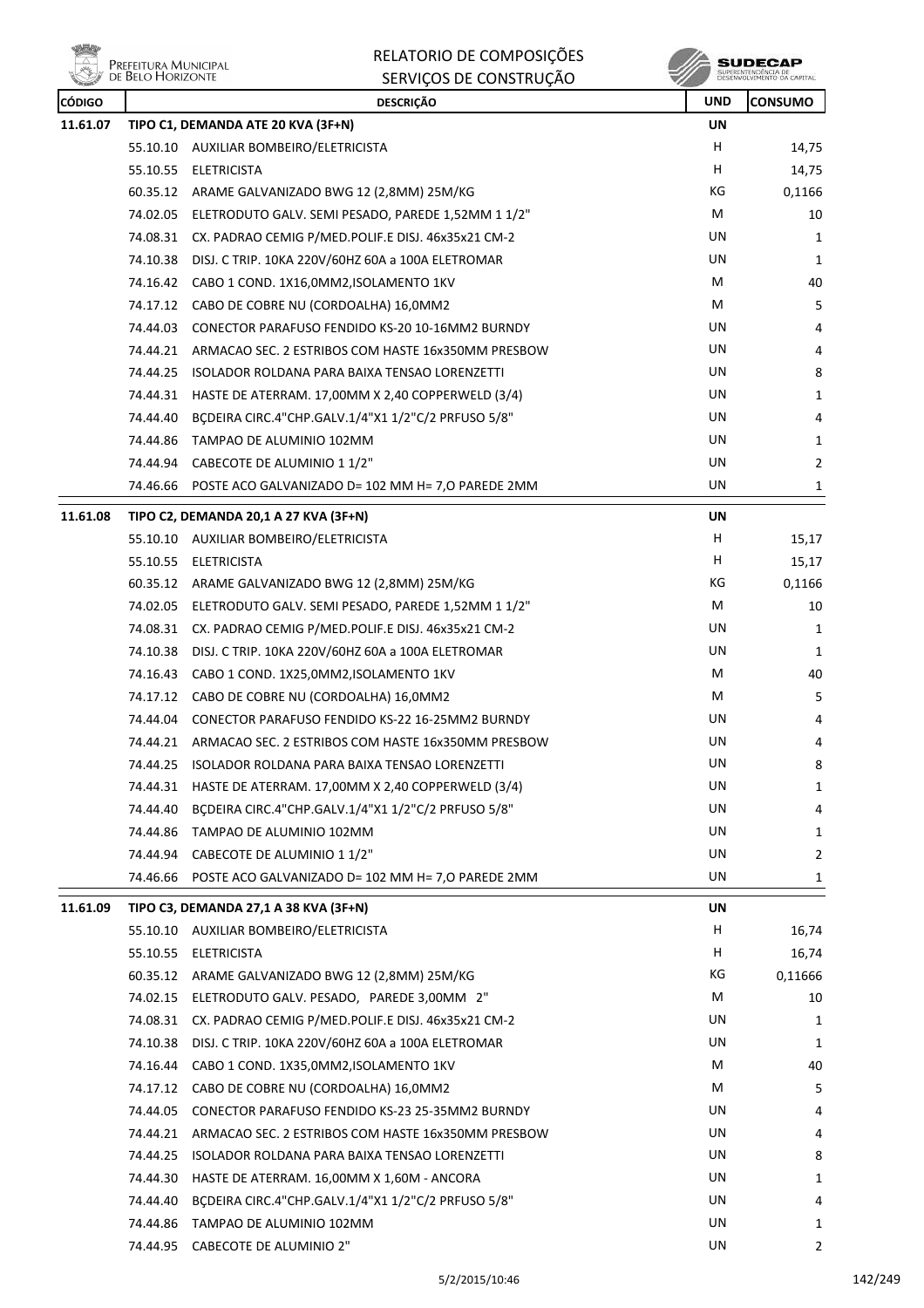| CÓDIGO | | DESCRIÇÃO | UND | CONSUMO |
|---|---|---|---|---|
| 11.61.07 | | TIPO C1, DEMANDA ATE 20 KVA (3F+N) | UN | |
| | 55.10.10 | AUXILIAR BOMBEIRO/ELETRICISTA | H | 14,75 |
| | 55.10.55 | ELETRICISTA | H | 14,75 |
| | 60.35.12 | ARAME GALVANIZADO BWG 12 (2,8MM) 25M/KG | KG | 0,1166 |
| | 74.02.05 | ELETRODUTO GALV. SEMI PESADO, PAREDE 1,52MM 1 1/2" | M | 10 |
| | 74.08.31 | CX. PADRAO CEMIG P/MED.POLIF.E DISJ. 46x35x21 CM-2 | UN | 1 |
| | 74.10.38 | DISJ. C TRIP. 10KA 220V/60HZ 60A a 100A ELETROMAR | UN | 1 |
| | 74.16.42 | CABO 1 COND. 1X16,0MM2,ISOLAMENTO 1KV | M | 40 |
| | 74.17.12 | CABO DE COBRE NU (CORDOALHA) 16,0MM2 | M | 5 |
| | 74.44.03 | CONECTOR PARAFUSO FENDIDO KS-20 10-16MM2 BURNDY | UN | 4 |
| | 74.44.21 | ARMACAO SEC. 2 ESTRIBOS COM HASTE 16x350MM PRESBOW | UN | 4 |
| | 74.44.25 | ISOLADOR ROLDANA PARA BAIXA TENSAO LORENZETTI | UN | 8 |
| | 74.44.31 | HASTE DE ATERRAM. 17,00MM X 2,40 COPPERWELD (3/4) | UN | 1 |
| | 74.44.40 | BÇDEIRA CIRC.4"CHP.GALV.1/4"X1 1/2"C/2 PRFUSO 5/8" | UN | 4 |
| | 74.44.86 | TAMPAO DE ALUMINIO 102MM | UN | 1 |
| | 74.44.94 | CABECOTE DE ALUMINIO 1 1/2" | UN | 2 |
| | 74.46.66 | POSTE ACO GALVANIZADO D= 102 MM H= 7,O PAREDE 2MM | UN | 1 |
| 11.61.08 | | TIPO C2, DEMANDA 20,1 A 27 KVA (3F+N) | UN | |
| | 55.10.10 | AUXILIAR BOMBEIRO/ELETRICISTA | H | 15,17 |
| | 55.10.55 | ELETRICISTA | H | 15,17 |
| | 60.35.12 | ARAME GALVANIZADO BWG 12 (2,8MM) 25M/KG | KG | 0,1166 |
| | 74.02.05 | ELETRODUTO GALV. SEMI PESADO, PAREDE 1,52MM 1 1/2" | M | 10 |
| | 74.08.31 | CX. PADRAO CEMIG P/MED.POLIF.E DISJ. 46x35x21 CM-2 | UN | 1 |
| | 74.10.38 | DISJ. C TRIP. 10KA 220V/60HZ 60A a 100A ELETROMAR | UN | 1 |
| | 74.16.43 | CABO 1 COND. 1X25,0MM2,ISOLAMENTO 1KV | M | 40 |
| | 74.17.12 | CABO DE COBRE NU (CORDOALHA) 16,0MM2 | M | 5 |
| | 74.44.04 | CONECTOR PARAFUSO FENDIDO KS-22 16-25MM2 BURNDY | UN | 4 |
| | 74.44.21 | ARMACAO SEC. 2 ESTRIBOS COM HASTE 16x350MM PRESBOW | UN | 4 |
| | 74.44.25 | ISOLADOR ROLDANA PARA BAIXA TENSAO LORENZETTI | UN | 8 |
| | 74.44.31 | HASTE DE ATERRAM. 17,00MM X 2,40 COPPERWELD (3/4) | UN | 1 |
| | 74.44.40 | BÇDEIRA CIRC.4"CHP.GALV.1/4"X1 1/2"C/2 PRFUSO 5/8" | UN | 4 |
| | 74.44.86 | TAMPAO DE ALUMINIO 102MM | UN | 1 |
| | 74.44.94 | CABECOTE DE ALUMINIO 1 1/2" | UN | 2 |
| | 74.46.66 | POSTE ACO GALVANIZADO D= 102 MM H= 7,O PAREDE 2MM | UN | 1 |
| 11.61.09 | | TIPO C3, DEMANDA 27,1 A 38 KVA (3F+N) | UN | |
| | 55.10.10 | AUXILIAR BOMBEIRO/ELETRICISTA | H | 16,74 |
| | 55.10.55 | ELETRICISTA | H | 16,74 |
| | 60.35.12 | ARAME GALVANIZADO BWG 12 (2,8MM) 25M/KG | KG | 0,11666 |
| | 74.02.15 | ELETRODUTO GALV. PESADO, PAREDE 3,00MM 2" | M | 10 |
| | 74.08.31 | CX. PADRAO CEMIG P/MED.POLIF.E DISJ. 46x35x21 CM-2 | UN | 1 |
| | 74.10.38 | DISJ. C TRIP. 10KA 220V/60HZ 60A a 100A ELETROMAR | UN | 1 |
| | 74.16.44 | CABO 1 COND. 1X35,0MM2,ISOLAMENTO 1KV | M | 40 |
| | 74.17.12 | CABO DE COBRE NU (CORDOALHA) 16,0MM2 | M | 5 |
| | 74.44.05 | CONECTOR PARAFUSO FENDIDO KS-23 25-35MM2 BURNDY | UN | 4 |
| | 74.44.21 | ARMACAO SEC. 2 ESTRIBOS COM HASTE 16x350MM PRESBOW | UN | 4 |
| | 74.44.25 | ISOLADOR ROLDANA PARA BAIXA TENSAO LORENZETTI | UN | 8 |
| | 74.44.30 | HASTE DE ATERRAM. 16,00MM X 1,60M - ANCORA | UN | 1 |
| | 74.44.40 | BÇDEIRA CIRC.4"CHP.GALV.1/4"X1 1/2"C/2 PRFUSO 5/8" | UN | 4 |
| | 74.44.86 | TAMPAO DE ALUMINIO 102MM | UN | 1 |
| | 74.44.95 | CABECOTE DE ALUMINIO 2" | UN | 2 |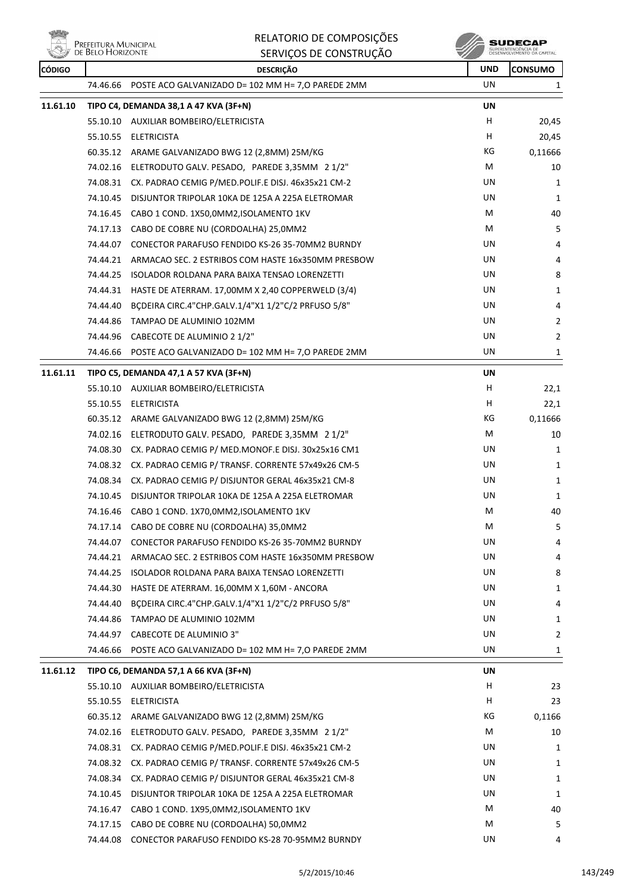| CÓDIGO | | DESCRIÇÃO | UND | CONSUMO |
|---|---|---|---|---|
| | 74.46.66 | POSTE ACO GALVANIZADO D= 102 MM H= 7,O PAREDE 2MM | UN | 1 |
| **11.61.10** | | **TIPO C4, DEMANDA 38,1 A 47 KVA (3F+N)** | **UN** | |
| | 55.10.10 | AUXILIAR BOMBEIRO/ELETRICISTA | H | 20,45 |
| | 55.10.55 | ELETRICISTA | H | 20,45 |
| | 60.35.12 | ARAME GALVANIZADO BWG 12 (2,8MM) 25M/KG | KG | 0,11666 |
| | 74.02.16 | ELETRODUTO GALV. PESADO, PAREDE 3,35MM 2 1/2" | M | 10 |
| | 74.08.31 | CX. PADRAO CEMIG P/MED.POLIF.E DISJ. 46x35x21 CM-2 | UN | 1 |
| | 74.10.45 | DISJUNTOR TRIPOLAR 10KA DE 125A A 225A ELETROMAR | UN | 1 |
| | 74.16.45 | CABO 1 COND. 1X50,0MM2,ISOLAMENTO 1KV | M | 40 |
| | 74.17.13 | CABO DE COBRE NU (CORDOALHA) 25,0MM2 | M | 5 |
| | 74.44.07 | CONECTOR PARAFUSO FENDIDO KS-26 35-70MM2 BURNDY | UN | 4 |
| | 74.44.21 | ARMACAO SEC. 2 ESTRIBOS COM HASTE 16x350MM PRESBOW | UN | 4 |
| | 74.44.25 | ISOLADOR ROLDANA PARA BAIXA TENSAO LORENZETTI | UN | 8 |
| | 74.44.31 | HASTE DE ATERRAM. 17,00MM X 2,40 COPPERWELD (3/4) | UN | 1 |
| | 74.44.40 | BÇDEIRA CIRC.4"CHP.GALV.1/4"X1 1/2"C/2 PRFUSO 5/8" | UN | 4 |
| | 74.44.86 | TAMPAO DE ALUMINIO 102MM | UN | 2 |
| | 74.44.96 | CABECOTE DE ALUMINIO 2 1/2" | UN | 2 |
| | 74.46.66 | POSTE ACO GALVANIZADO D= 102 MM H= 7,O PAREDE 2MM | UN | 1 |
| **11.61.11** | | **TIPO C5, DEMANDA 47,1 A 57 KVA (3F+N)** | **UN** | |
| | 55.10.10 | AUXILIAR BOMBEIRO/ELETRICISTA | H | 22,1 |
| | 55.10.55 | ELETRICISTA | H | 22,1 |
| | 60.35.12 | ARAME GALVANIZADO BWG 12 (2,8MM) 25M/KG | KG | 0,11666 |
| | 74.02.16 | ELETRODUTO GALV. PESADO, PAREDE 3,35MM 2 1/2" | M | 10 |
| | 74.08.30 | CX. PADRAO CEMIG P/ MED.MONOF.E DISJ. 30x25x16 CM1 | UN | 1 |
| | 74.08.32 | CX. PADRAO CEMIG P/ TRANSF. CORRENTE 57x49x26 CM-5 | UN | 1 |
| | 74.08.34 | CX. PADRAO CEMIG P/ DISJUNTOR GERAL 46x35x21 CM-8 | UN | 1 |
| | 74.10.45 | DISJUNTOR TRIPOLAR 10KA DE 125A A 225A ELETROMAR | UN | 1 |
| | 74.16.46 | CABO 1 COND. 1X70,0MM2,ISOLAMENTO 1KV | M | 40 |
| | 74.17.14 | CABO DE COBRE NU (CORDOALHA) 35,0MM2 | M | 5 |
| | 74.44.07 | CONECTOR PARAFUSO FENDIDO KS-26 35-70MM2 BURNDY | UN | 4 |
| | 74.44.21 | ARMACAO SEC. 2 ESTRIBOS COM HASTE 16x350MM PRESBOW | UN | 4 |
| | 74.44.25 | ISOLADOR ROLDANA PARA BAIXA TENSAO LORENZETTI | UN | 8 |
| | 74.44.30 | HASTE DE ATERRAM. 16,00MM X 1,60M - ANCORA | UN | 1 |
| | 74.44.40 | BÇDEIRA CIRC.4"CHP.GALV.1/4"X1 1/2"C/2 PRFUSO 5/8" | UN | 4 |
| | 74.44.86 | TAMPAO DE ALUMINIO 102MM | UN | 1 |
| | 74.44.97 | CABECOTE DE ALUMINIO 3" | UN | 2 |
| | 74.46.66 | POSTE ACO GALVANIZADO D= 102 MM H= 7,O PAREDE 2MM | UN | 1 |
| **11.61.12** | | **TIPO C6, DEMANDA 57,1 A 66 KVA (3F+N)** | **UN** | |
| | 55.10.10 | AUXILIAR BOMBEIRO/ELETRICISTA | H | 23 |
| | 55.10.55 | ELETRICISTA | H | 23 |
| | 60.35.12 | ARAME GALVANIZADO BWG 12 (2,8MM) 25M/KG | KG | 0,1166 |
| | 74.02.16 | ELETRODUTO GALV. PESADO, PAREDE 3,35MM 2 1/2" | M | 10 |
| | 74.08.31 | CX. PADRAO CEMIG P/MED.POLIF.E DISJ. 46x35x21 CM-2 | UN | 1 |
| | 74.08.32 | CX. PADRAO CEMIG P/ TRANSF. CORRENTE 57x49x26 CM-5 | UN | 1 |
| | 74.08.34 | CX. PADRAO CEMIG P/ DISJUNTOR GERAL 46x35x21 CM-8 | UN | 1 |
| | 74.10.45 | DISJUNTOR TRIPOLAR 10KA DE 125A A 225A ELETROMAR | UN | 1 |
| | 74.16.47 | CABO 1 COND. 1X95,0MM2,ISOLAMENTO 1KV | M | 40 |
| | 74.17.15 | CABO DE COBRE NU (CORDOALHA) 50,0MM2 | M | 5 |
| | 74.44.08 | CONECTOR PARAFUSO FENDIDO KS-28 70-95MM2 BURNDY | UN | 4 |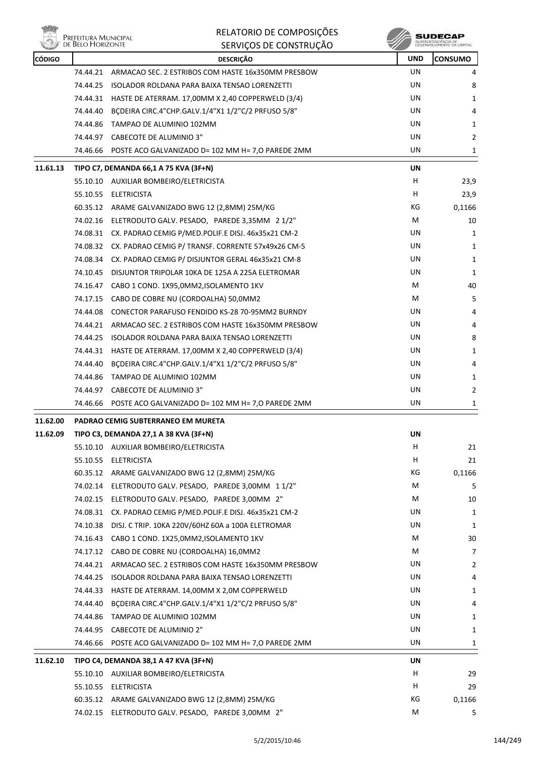# RELATORIO DE COMPOSIÇÕES
## SERVIÇOS DE CONSTRUÇÃO

| CÓDIGO | DESCRIÇÃO | UND | CONSUMO |
|---|---|---|---|
| | 74.44.21 ARMACAO SEC. 2 ESTRIBOS COM HASTE 16x350MM PRESBOW | UN | 4 |
| | 74.44.25 ISOLADOR ROLDANA PARA BAIXA TENSAO LORENZETTI | UN | 8 |
| | 74.44.31 HASTE DE ATERRAM. 17,00MM X 2,40 COPPERWELD (3/4) | UN | 1 |
| | 74.44.40 BÇDEIRA CIRC.4"CHP.GALV.1/4"X1 1/2"C/2 PRFUSO 5/8" | UN | 4 |
| | 74.44.86 TAMPAO DE ALUMINIO 102MM | UN | 1 |
| | 74.44.97 CABECOTE DE ALUMINIO 3" | UN | 2 |
| | 74.46.66 POSTE ACO GALVANIZADO D= 102 MM H= 7,O PAREDE 2MM | UN | 1 |
| **11.61.13** | **TIPO C7, DEMANDA 66,1 A 75 KVA (3F+N)** | **UN** | |
| | 55.10.10 AUXILIAR BOMBEIRO/ELETRICISTA | H | 23,9 |
| | 55.10.55 ELETRICISTA | H | 23,9 |
| | 60.35.12 ARAME GALVANIZADO BWG 12 (2,8MM) 25M/KG | KG | 0,1166 |
| | 74.02.16 ELETRODUTO GALV. PESADO, PAREDE 3,35MM 2 1/2" | M | 10 |
| | 74.08.31 CX. PADRAO CEMIG P/MED.POLIF.E DISJ. 46x35x21 CM-2 | UN | 1 |
| | 74.08.32 CX. PADRAO CEMIG P/ TRANSF. CORRENTE 57x49x26 CM-5 | UN | 1 |
| | 74.08.34 CX. PADRAO CEMIG P/ DISJUNTOR GERAL 46x35x21 CM-8 | UN | 1 |
| | 74.10.45 DISJUNTOR TRIPOLAR 10KA DE 125A A 225A ELETROMAR | UN | 1 |
| | 74.16.47 CABO 1 COND. 1X95,0MM2,ISOLAMENTO 1KV | M | 40 |
| | 74.17.15 CABO DE COBRE NU (CORDOALHA) 50,0MM2 | M | 5 |
| | 74.44.08 CONECTOR PARAFUSO FENDIDO KS-28 70-95MM2 BURNDY | UN | 4 |
| | 74.44.21 ARMACAO SEC. 2 ESTRIBOS COM HASTE 16x350MM PRESBOW | UN | 4 |
| | 74.44.25 ISOLADOR ROLDANA PARA BAIXA TENSAO LORENZETTI | UN | 8 |
| | 74.44.31 HASTE DE ATERRAM. 17,00MM X 2,40 COPPERWELD (3/4) | UN | 1 |
| | 74.44.40 BÇDEIRA CIRC.4"CHP.GALV.1/4"X1 1/2"C/2 PRFUSO 5/8" | UN | 4 |
| | 74.44.86 TAMPAO DE ALUMINIO 102MM | UN | 1 |
| | 74.44.97 CABECOTE DE ALUMINIO 3" | UN | 2 |
| | 74.46.66 POSTE ACO GALVANIZADO D= 102 MM H= 7,O PAREDE 2MM | UN | 1 |
| **11.62.00** | **PADRAO CEMIG SUBTERRANEO EM MURETA** | | |
| **11.62.09** | **TIPO C3, DEMANDA 27,1 A 38 KVA (3F+N)** | **UN** | |
| | 55.10.10 AUXILIAR BOMBEIRO/ELETRICISTA | H | 21 |
| | 55.10.55 ELETRICISTA | H | 21 |
| | 60.35.12 ARAME GALVANIZADO BWG 12 (2,8MM) 25M/KG | KG | 0,1166 |
| | 74.02.14 ELETRODUTO GALV. PESADO, PAREDE 3,00MM 1 1/2" | M | 5 |
| | 74.02.15 ELETRODUTO GALV. PESADO, PAREDE 3,00MM 2" | M | 10 |
| | 74.08.31 CX. PADRAO CEMIG P/MED.POLIF.E DISJ. 46x35x21 CM-2 | UN | 1 |
| | 74.10.38 DISJ. C TRIP. 10KA 220V/60HZ 60A a 100A ELETROMAR | UN | 1 |
| | 74.16.43 CABO 1 COND. 1X25,0MM2,ISOLAMENTO 1KV | M | 30 |
| | 74.17.12 CABO DE COBRE NU (CORDOALHA) 16,0MM2 | M | 7 |
| | 74.44.21 ARMACAO SEC. 2 ESTRIBOS COM HASTE 16x350MM PRESBOW | UN | 2 |
| | 74.44.25 ISOLADOR ROLDANA PARA BAIXA TENSAO LORENZETTI | UN | 4 |
| | 74.44.33 HASTE DE ATERRAM. 14,00MM X 2,0M COPPERWELD | UN | 1 |
| | 74.44.40 BÇDEIRA CIRC.4"CHP.GALV.1/4"X1 1/2"C/2 PRFUSO 5/8" | UN | 4 |
| | 74.44.86 TAMPAO DE ALUMINIO 102MM | UN | 1 |
| | 74.44.95 CABECOTE DE ALUMINIO 2" | UN | 1 |
| | 74.46.66 POSTE ACO GALVANIZADO D= 102 MM H= 7,O PAREDE 2MM | UN | 1 |
| **11.62.10** | **TIPO C4, DEMANDA 38,1 A 47 KVA (3F+N)** | **UN** | |
| | 55.10.10 AUXILIAR BOMBEIRO/ELETRICISTA | H | 29 |
| | 55.10.55 ELETRICISTA | H | 29 |
| | 60.35.12 ARAME GALVANIZADO BWG 12 (2,8MM) 25M/KG | KG | 0,1166 |
| | 74.02.15 ELETRODUTO GALV. PESADO, PAREDE 3,00MM 2" | M | 5 |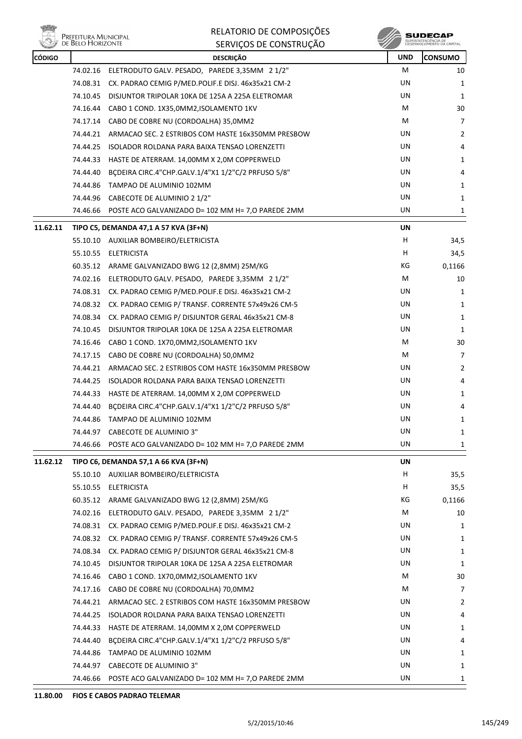| CÓDIGO | | DESCRIÇÃO | UND | CONSUMO |
|---|---|---|---|---|
| | 74.02.16 | ELETRODUTO GALV. PESADO, PAREDE 3,35MM 2 1/2" | M | 10 |
| | 74.08.31 | CX. PADRAO CEMIG P/MED.POLIF.E DISJ. 46x35x21 CM-2 | UN | 1 |
| | 74.10.45 | DISJUNTOR TRIPOLAR 10KA DE 125A A 225A ELETROMAR | UN | 1 |
| | 74.16.44 | CABO 1 COND. 1X35,0MM2,ISOLAMENTO 1KV | M | 30 |
| | 74.17.14 | CABO DE COBRE NU (CORDOALHA) 35,0MM2 | M | 7 |
| | 74.44.21 | ARMACAO SEC. 2 ESTRIBOS COM HASTE 16x350MM PRESBOW | UN | 2 |
| | 74.44.25 | ISOLADOR ROLDANA PARA BAIXA TENSAO LORENZETTI | UN | 4 |
| | 74.44.33 | HASTE DE ATERRAM. 14,00MM X 2,0M COPPERWELD | UN | 1 |
| | 74.44.40 | BÇDEIRA CIRC.4"CHP.GALV.1/4"X1 1/2"C/2 PRFUSO 5/8" | UN | 4 |
| | 74.44.86 | TAMPAO DE ALUMINIO 102MM | UN | 1 |
| | 74.44.96 | CABECOTE DE ALUMINIO 2 1/2" | UN | 1 |
| | 74.46.66 | POSTE ACO GALVANIZADO D= 102 MM H= 7,O PAREDE 2MM | UN | 1 |
| **11.62.11** | | **TIPO C5, DEMANDA 47,1 A 57 KVA (3F+N)** | **UN** | |
| | 55.10.10 | AUXILIAR BOMBEIRO/ELETRICISTA | H | 34,5 |
| | 55.10.55 | ELETRICISTA | H | 34,5 |
| | 60.35.12 | ARAME GALVANIZADO BWG 12 (2,8MM) 25M/KG | KG | 0,1166 |
| | 74.02.16 | ELETRODUTO GALV. PESADO, PAREDE 3,35MM 2 1/2" | M | 10 |
| | 74.08.31 | CX. PADRAO CEMIG P/MED.POLIF.E DISJ. 46x35x21 CM-2 | UN | 1 |
| | 74.08.32 | CX. PADRAO CEMIG P/ TRANSF. CORRENTE 57x49x26 CM-5 | UN | 1 |
| | 74.08.34 | CX. PADRAO CEMIG P/ DISJUNTOR GERAL 46x35x21 CM-8 | UN | 1 |
| | 74.10.45 | DISJUNTOR TRIPOLAR 10KA DE 125A A 225A ELETROMAR | UN | 1 |
| | 74.16.46 | CABO 1 COND. 1X70,0MM2,ISOLAMENTO 1KV | M | 30 |
| | 74.17.15 | CABO DE COBRE NU (CORDOALHA) 50,0MM2 | M | 7 |
| | 74.44.21 | ARMACAO SEC. 2 ESTRIBOS COM HASTE 16x350MM PRESBOW | UN | 2 |
| | 74.44.25 | ISOLADOR ROLDANA PARA BAIXA TENSAO LORENZETTI | UN | 4 |
| | 74.44.33 | HASTE DE ATERRAM. 14,00MM X 2,0M COPPERWELD | UN | 1 |
| | 74.44.40 | BÇDEIRA CIRC.4"CHP.GALV.1/4"X1 1/2"C/2 PRFUSO 5/8" | UN | 4 |
| | 74.44.86 | TAMPAO DE ALUMINIO 102MM | UN | 1 |
| | 74.44.97 | CABECOTE DE ALUMINIO 3" | UN | 1 |
| | 74.46.66 | POSTE ACO GALVANIZADO D= 102 MM H= 7,O PAREDE 2MM | UN | 1 |
| **11.62.12** | | **TIPO C6, DEMANDA 57,1 A 66 KVA (3F+N)** | **UN** | |
| | 55.10.10 | AUXILIAR BOMBEIRO/ELETRICISTA | H | 35,5 |
| | 55.10.55 | ELETRICISTA | H | 35,5 |
| | 60.35.12 | ARAME GALVANIZADO BWG 12 (2,8MM) 25M/KG | KG | 0,1166 |
| | 74.02.16 | ELETRODUTO GALV. PESADO, PAREDE 3,35MM 2 1/2" | M | 10 |
| | 74.08.31 | CX. PADRAO CEMIG P/MED.POLIF.E DISJ. 46x35x21 CM-2 | UN | 1 |
| | 74.08.32 | CX. PADRAO CEMIG P/ TRANSF. CORRENTE 57x49x26 CM-5 | UN | 1 |
| | 74.08.34 | CX. PADRAO CEMIG P/ DISJUNTOR GERAL 46x35x21 CM-8 | UN | 1 |
| | 74.10.45 | DISJUNTOR TRIPOLAR 10KA DE 125A A 225A ELETROMAR | UN | 1 |
| | 74.16.46 | CABO 1 COND. 1X70,0MM2,ISOLAMENTO 1KV | M | 30 |
| | 74.17.16 | CABO DE COBRE NU (CORDOALHA) 70,0MM2 | M | 7 |
| | 74.44.21 | ARMACAO SEC. 2 ESTRIBOS COM HASTE 16x350MM PRESBOW | UN | 2 |
| | 74.44.25 | ISOLADOR ROLDANA PARA BAIXA TENSAO LORENZETTI | UN | 4 |
| | 74.44.33 | HASTE DE ATERRAM. 14,00MM X 2,0M COPPERWELD | UN | 1 |
| | 74.44.40 | BÇDEIRA CIRC.4"CHP.GALV.1/4"X1 1/2"C/2 PRFUSO 5/8" | UN | 4 |
| | 74.44.86 | TAMPAO DE ALUMINIO 102MM | UN | 1 |
| | 74.44.97 | CABECOTE DE ALUMINIO 3" | UN | 1 |
| | 74.46.66 | POSTE ACO GALVANIZADO D= 102 MM H= 7,O PAREDE 2MM | UN | 1 |
| **11.80.00** | | **FIOS E CABOS PADRAO TELEMAR** | | |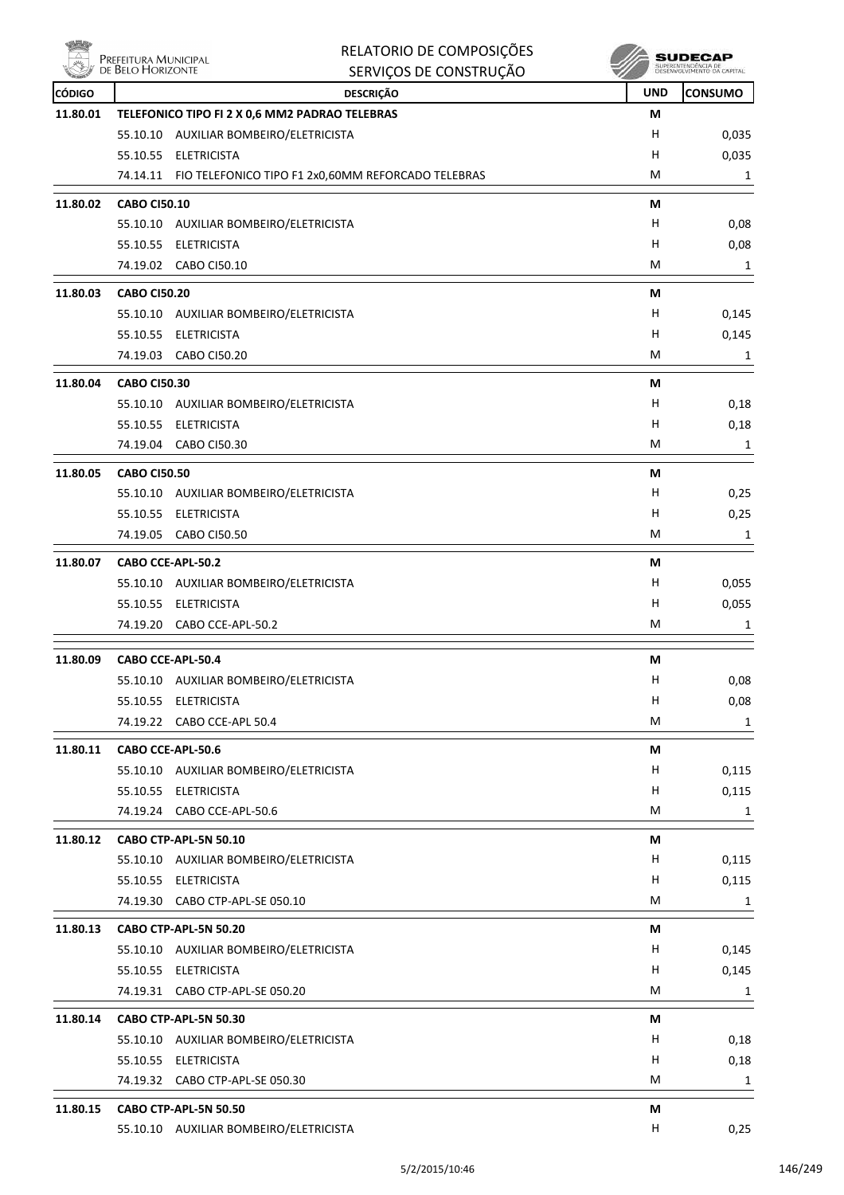# RELATORIO DE COMPOSIÇÕES
## SERVIÇOS DE CONSTRUÇÃO

| CÓDIGO | DESCRIÇÃO | UND | CONSUMO |
|---|---|---|---|
| 11.80.01 | **TELEFONICO TIPO FI 2 X 0,6 MM2 PADRAO TELEBRAS** | M | |
| | 55.10.10 AUXILIAR BOMBEIRO/ELETRICISTA | H | 0,035 |
| | 55.10.55 ELETRICISTA | H | 0,035 |
| | 74.14.11 FIO TELEFONICO TIPO F1 2x0,60MM REFORCADO TELEBRAS | M | 1 |
| 11.80.02 | **CABO CI50.10** | M | |
| | 55.10.10 AUXILIAR BOMBEIRO/ELETRICISTA | H | 0,08 |
| | 55.10.55 ELETRICISTA | H | 0,08 |
| | 74.19.02 CABO CI50.10 | M | 1 |
| 11.80.03 | **CABO CI50.20** | M | |
| | 55.10.10 AUXILIAR BOMBEIRO/ELETRICISTA | H | 0,145 |
| | 55.10.55 ELETRICISTA | H | 0,145 |
| | 74.19.03 CABO CI50.20 | M | 1 |
| 11.80.04 | **CABO CI50.30** | M | |
| | 55.10.10 AUXILIAR BOMBEIRO/ELETRICISTA | H | 0,18 |
| | 55.10.55 ELETRICISTA | H | 0,18 |
| | 74.19.04 CABO CI50.30 | M | 1 |
| 11.80.05 | **CABO CI50.50** | M | |
| | 55.10.10 AUXILIAR BOMBEIRO/ELETRICISTA | H | 0,25 |
| | 55.10.55 ELETRICISTA | H | 0,25 |
| | 74.19.05 CABO CI50.50 | M | 1 |
| 11.80.07 | **CABO CCE-APL-50.2** | M | |
| | 55.10.10 AUXILIAR BOMBEIRO/ELETRICISTA | H | 0,055 |
| | 55.10.55 ELETRICISTA | H | 0,055 |
| | 74.19.20 CABO CCE-APL-50.2 | M | 1 |
| 11.80.09 | **CABO CCE-APL-50.4** | M | |
| | 55.10.10 AUXILIAR BOMBEIRO/ELETRICISTA | H | 0,08 |
| | 55.10.55 ELETRICISTA | H | 0,08 |
| | 74.19.22 CABO CCE-APL 50.4 | M | 1 |
| 11.80.11 | **CABO CCE-APL-50.6** | M | |
| | 55.10.10 AUXILIAR BOMBEIRO/ELETRICISTA | H | 0,115 |
| | 55.10.55 ELETRICISTA | H | 0,115 |
| | 74.19.24 CABO CCE-APL-50.6 | M | 1 |
| 11.80.12 | **CABO CTP-APL-5N 50.10** | M | |
| | 55.10.10 AUXILIAR BOMBEIRO/ELETRICISTA | H | 0,115 |
| | 55.10.55 ELETRICISTA | H | 0,115 |
| | 74.19.30 CABO CTP-APL-SE 050.10 | M | 1 |
| 11.80.13 | **CABO CTP-APL-5N 50.20** | M | |
| | 55.10.10 AUXILIAR BOMBEIRO/ELETRICISTA | H | 0,145 |
| | 55.10.55 ELETRICISTA | H | 0,145 |
| | 74.19.31 CABO CTP-APL-SE 050.20 | M | 1 |
| 11.80.14 | **CABO CTP-APL-5N 50.30** | M | |
| | 55.10.10 AUXILIAR BOMBEIRO/ELETRICISTA | H | 0,18 |
| | 55.10.55 ELETRICISTA | H | 0,18 |
| | 74.19.32 CABO CTP-APL-SE 050.30 | M | 1 |
| 11.80.15 | **CABO CTP-APL-5N 50.50** | M | |
| | 55.10.10 AUXILIAR BOMBEIRO/ELETRICISTA | H | 0,25 |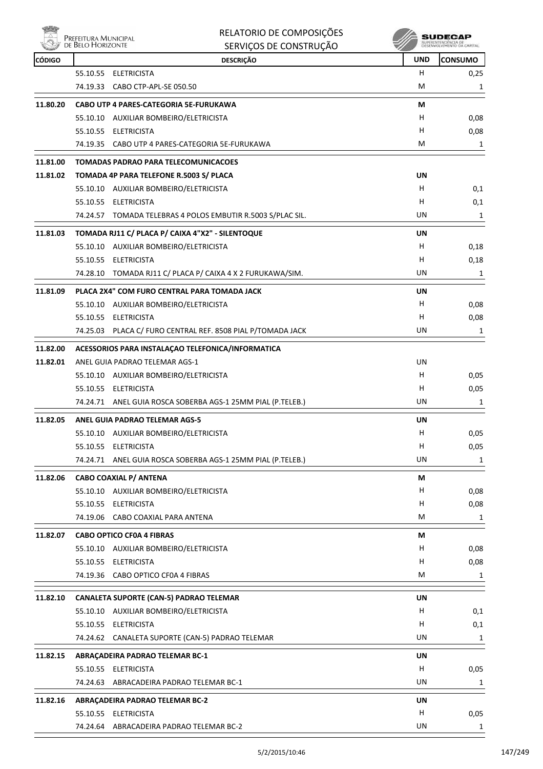| CÓDIGO | DESCRIÇÃO | UND | CONSUMO |
|---|---|---|---|
| | 55.10.55 ELETRICISTA | H | 0,25 |
| | 74.19.33 CABO CTP-APL-SE 050.50 | M | 1 |
| **11.80.20** | **CABO UTP 4 PARES-CATEGORIA 5E-FURUKAWA** | **M** | |
| | 55.10.10 AUXILIAR BOMBEIRO/ELETRICISTA | H | 0,08 |
| | 55.10.55 ELETRICISTA | H | 0,08 |
| | 74.19.35 CABO UTP 4 PARES-CATEGORIA 5E-FURUKAWA | M | 1 |
| **11.81.00** | **TOMADAS PADRAO PARA TELECOMUNICACOES** | | |
| **11.81.02** | **TOMADA 4P PARA TELEFONE R.5003 S/ PLACA** | **UN** | |
| | 55.10.10 AUXILIAR BOMBEIRO/ELETRICISTA | H | 0,1 |
| | 55.10.55 ELETRICISTA | H | 0,1 |
| | 74.24.57 TOMADA TELEBRAS 4 POLOS EMBUTIR R.5003 S/PLAC SIL. | UN | 1 |
| **11.81.03** | **TOMADA RJ11 C/ PLACA P/ CAIXA 4"X2" - SILENTOQUE** | **UN** | |
| | 55.10.10 AUXILIAR BOMBEIRO/ELETRICISTA | H | 0,18 |
| | 55.10.55 ELETRICISTA | H | 0,18 |
| | 74.28.10 TOMADA RJ11 C/ PLACA P/ CAIXA 4 X 2 FURUKAWA/SIM. | UN | 1 |
| **11.81.09** | **PLACA 2X4" COM FURO CENTRAL PARA TOMADA JACK** | **UN** | |
| | 55.10.10 AUXILIAR BOMBEIRO/ELETRICISTA | H | 0,08 |
| | 55.10.55 ELETRICISTA | H | 0,08 |
| | 74.25.03 PLACA C/ FURO CENTRAL REF. 8508 PIAL P/TOMADA JACK | UN | 1 |
| **11.82.00** | **ACESSORIOS PARA INSTALAÇAO TELEFONICA/INFORMATICA** | | |
| **11.82.01** | ANEL GUIA PADRAO TELEMAR AGS-1 | UN | |
| | 55.10.10 AUXILIAR BOMBEIRO/ELETRICISTA | H | 0,05 |
| | 55.10.55 ELETRICISTA | H | 0,05 |
| | 74.24.71 ANEL GUIA ROSCA SOBERBA AGS-1 25MM PIAL (P.TELEB.) | UN | 1 |
| **11.82.05** | **ANEL GUIA PADRAO TELEMAR AGS-5** | **UN** | |
| | 55.10.10 AUXILIAR BOMBEIRO/ELETRICISTA | H | 0,05 |
| | 55.10.55 ELETRICISTA | H | 0,05 |
| | 74.24.71 ANEL GUIA ROSCA SOBERBA AGS-1 25MM PIAL (P.TELEB.) | UN | 1 |
| **11.82.06** | **CABO COAXIAL P/ ANTENA** | **M** | |
| | 55.10.10 AUXILIAR BOMBEIRO/ELETRICISTA | H | 0,08 |
| | 55.10.55 ELETRICISTA | H | 0,08 |
| | 74.19.06 CABO COAXIAL PARA ANTENA | M | 1 |
| **11.82.07** | **CABO OPTICO CF0A 4 FIBRAS** | **M** | |
| | 55.10.10 AUXILIAR BOMBEIRO/ELETRICISTA | H | 0,08 |
| | 55.10.55 ELETRICISTA | H | 0,08 |
| | 74.19.36 CABO OPTICO CF0A 4 FIBRAS | M | 1 |
| **11.82.10** | **CANALETA SUPORTE (CAN-5) PADRAO TELEMAR** | **UN** | |
| | 55.10.10 AUXILIAR BOMBEIRO/ELETRICISTA | H | 0,1 |
| | 55.10.55 ELETRICISTA | H | 0,1 |
| | 74.24.62 CANALETA SUPORTE (CAN-5) PADRAO TELEMAR | UN | 1 |
| **11.82.15** | **ABRAÇADEIRA PADRAO TELEMAR BC-1** | **UN** | |
| | 55.10.55 ELETRICISTA | H | 0,05 |
| | 74.24.63 ABRACADEIRA PADRAO TELEMAR BC-1 | UN | 1 |
| **11.82.16** | **ABRAÇADEIRA PADRAO TELEMAR BC-2** | **UN** | |
| | 55.10.55 ELETRICISTA | H | 0,05 |
| | 74.24.64 ABRACADEIRA PADRAO TELEMAR BC-2 | UN | 1 |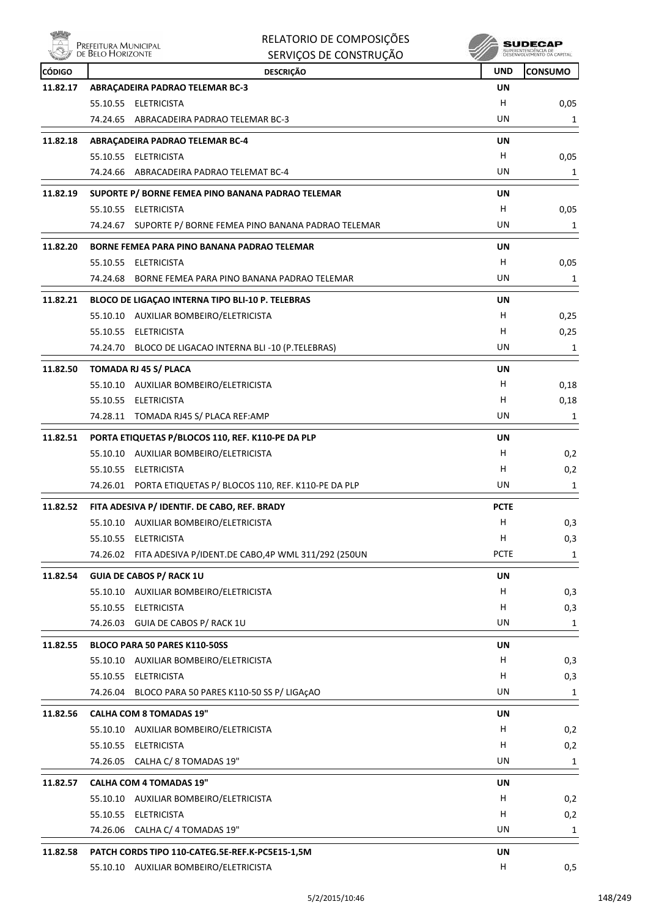| CÓDIGO | DESCRIÇÃO | UND | CONSUMO |
|---|---|---|---|
| **11.82.17** | **ABRAÇADEIRA PADRAO TELEMAR BC-3** | **UN** | |
| | 55.10.55 ELETRICISTA | H | 0,05 |
| | 74.24.65 ABRACADEIRA PADRAO TELEMAR BC-3 | UN | 1 |
| **11.82.18** | **ABRAÇADEIRA PADRAO TELEMAR BC-4** | **UN** | |
| | 55.10.55 ELETRICISTA | H | 0,05 |
| | 74.24.66 ABRACADEIRA PADRAO TELEMAT BC-4 | UN | 1 |
| **11.82.19** | **SUPORTE P/ BORNE FEMEA PINO BANANA PADRAO TELEMAR** | **UN** | |
| | 55.10.55 ELETRICISTA | H | 0,05 |
| | 74.24.67 SUPORTE P/ BORNE FEMEA PINO BANANA PADRAO TELEMAR | UN | 1 |
| **11.82.20** | **BORNE FEMEA PARA PINO BANANA PADRAO TELEMAR** | **UN** | |
| | 55.10.55 ELETRICISTA | H | 0,05 |
| | 74.24.68 BORNE FEMEA PARA PINO BANANA PADRAO TELEMAR | UN | 1 |
| **11.82.21** | **BLOCO DE LIGAÇAO INTERNA TIPO BLI-10 P. TELEBRAS** | **UN** | |
| | 55.10.10 AUXILIAR BOMBEIRO/ELETRICISTA | H | 0,25 |
| | 55.10.55 ELETRICISTA | H | 0,25 |
| | 74.24.70 BLOCO DE LIGACAO INTERNA BLI -10 (P.TELEBRAS) | UN | 1 |
| **11.82.50** | **TOMADA RJ 45 S/ PLACA** | **UN** | |
| | 55.10.10 AUXILIAR BOMBEIRO/ELETRICISTA | H | 0,18 |
| | 55.10.55 ELETRICISTA | H | 0,18 |
| | 74.28.11 TOMADA RJ45 S/ PLACA REF:AMP | UN | 1 |
| **11.82.51** | **PORTA ETIQUETAS P/BLOCOS 110, REF. K110-PE DA PLP** | **UN** | |
| | 55.10.10 AUXILIAR BOMBEIRO/ELETRICISTA | H | 0,2 |
| | 55.10.55 ELETRICISTA | H | 0,2 |
| | 74.26.01 PORTA ETIQUETAS P/ BLOCOS 110, REF. K110-PE DA PLP | UN | 1 |
| **11.82.52** | **FITA ADESIVA P/ IDENTIF. DE CABO, REF. BRADY** | **PCTE** | |
| | 55.10.10 AUXILIAR BOMBEIRO/ELETRICISTA | H | 0,3 |
| | 55.10.55 ELETRICISTA | H | 0,3 |
| | 74.26.02 FITA ADESIVA P/IDENT.DE CABO,4P WML 311/292 (250UN | PCTE | 1 |
| **11.82.54** | **GUIA DE CABOS P/ RACK 1U** | **UN** | |
| | 55.10.10 AUXILIAR BOMBEIRO/ELETRICISTA | H | 0,3 |
| | 55.10.55 ELETRICISTA | H | 0,3 |
| | 74.26.03 GUIA DE CABOS P/ RACK 1U | UN | 1 |
| **11.82.55** | **BLOCO PARA 50 PARES K110-50SS** | **UN** | |
| | 55.10.10 AUXILIAR BOMBEIRO/ELETRICISTA | H | 0,3 |
| | 55.10.55 ELETRICISTA | H | 0,3 |
| | 74.26.04 BLOCO PARA 50 PARES K110-50 SS P/ LIGAçAO | UN | 1 |
| **11.82.56** | **CALHA COM 8 TOMADAS 19"** | **UN** | |
| | 55.10.10 AUXILIAR BOMBEIRO/ELETRICISTA | H | 0,2 |
| | 55.10.55 ELETRICISTA | H | 0,2 |
| | 74.26.05 CALHA C/ 8 TOMADAS 19" | UN | 1 |
| **11.82.57** | **CALHA COM 4 TOMADAS 19"** | **UN** | |
| | 55.10.10 AUXILIAR BOMBEIRO/ELETRICISTA | H | 0,2 |
| | 55.10.55 ELETRICISTA | H | 0,2 |
| | 74.26.06 CALHA C/ 4 TOMADAS 19" | UN | 1 |
| **11.82.58** | **PATCH CORDS TIPO 110-CATEG.5E-REF.K-PC5E15-1,5M** | **UN** | |
| | 55.10.10 AUXILIAR BOMBEIRO/ELETRICISTA | H | 0,5 |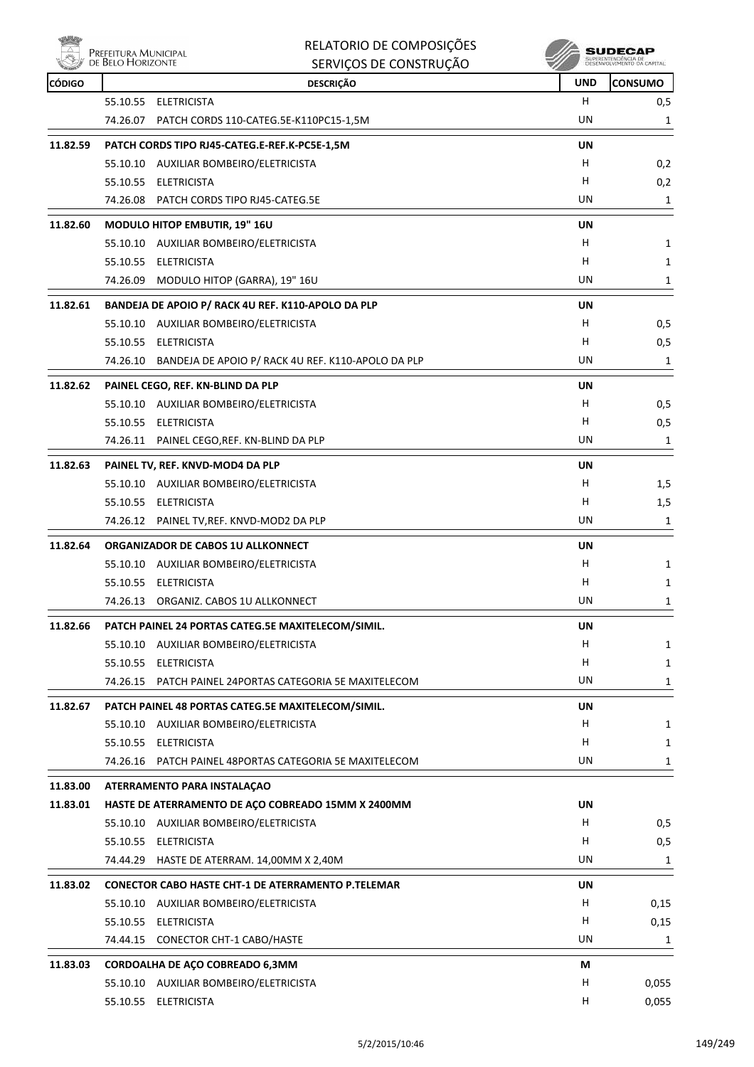| CÓDIGO | DESCRIÇÃO | UND | CONSUMO |
|---|---|---|---|
| | 55.10.55 ELETRICISTA | H | 0,5 |
| | 74.26.07 PATCH CORDS 110-CATEG.5E-K110PC15-1,5M | UN | 1 |
| **11.82.59** | **PATCH CORDS TIPO RJ45-CATEG.E-REF.K-PC5E-1,5M** | **UN** | |
| | 55.10.10 AUXILIAR BOMBEIRO/ELETRICISTA | H | 0,2 |
| | 55.10.55 ELETRICISTA | H | 0,2 |
| | 74.26.08 PATCH CORDS TIPO RJ45-CATEG.5E | UN | 1 |
| **11.82.60** | **MODULO HITOP EMBUTIR, 19" 16U** | **UN** | |
| | 55.10.10 AUXILIAR BOMBEIRO/ELETRICISTA | H | 1 |
| | 55.10.55 ELETRICISTA | H | 1 |
| | 74.26.09 MODULO HITOP (GARRA), 19" 16U | UN | 1 |
| **11.82.61** | **BANDEJA DE APOIO P/ RACK 4U REF. K110-APOLO DA PLP** | **UN** | |
| | 55.10.10 AUXILIAR BOMBEIRO/ELETRICISTA | H | 0,5 |
| | 55.10.55 ELETRICISTA | H | 0,5 |
| | 74.26.10 BANDEJA DE APOIO P/ RACK 4U REF. K110-APOLO DA PLP | UN | 1 |
| **11.82.62** | **PAINEL CEGO, REF. KN-BLIND DA PLP** | **UN** | |
| | 55.10.10 AUXILIAR BOMBEIRO/ELETRICISTA | H | 0,5 |
| | 55.10.55 ELETRICISTA | H | 0,5 |
| | 74.26.11 PAINEL CEGO,REF. KN-BLIND DA PLP | UN | 1 |
| **11.82.63** | **PAINEL TV, REF. KNVD-MOD4 DA PLP** | **UN** | |
| | 55.10.10 AUXILIAR BOMBEIRO/ELETRICISTA | H | 1,5 |
| | 55.10.55 ELETRICISTA | H | 1,5 |
| | 74.26.12 PAINEL TV,REF. KNVD-MOD2 DA PLP | UN | 1 |
| **11.82.64** | **ORGANIZADOR DE CABOS 1U ALLKONNECT** | **UN** | |
| | 55.10.10 AUXILIAR BOMBEIRO/ELETRICISTA | H | 1 |
| | 55.10.55 ELETRICISTA | H | 1 |
| | 74.26.13 ORGANIZ. CABOS 1U ALLKONNECT | UN | 1 |
| **11.82.66** | **PATCH PAINEL 24 PORTAS CATEG.5E MAXITELECOM/SIMIL.** | **UN** | |
| | 55.10.10 AUXILIAR BOMBEIRO/ELETRICISTA | H | 1 |
| | 55.10.55 ELETRICISTA | H | 1 |
| | 74.26.15 PATCH PAINEL 24PORTAS CATEGORIA 5E MAXITELECOM | UN | 1 |
| **11.82.67** | **PATCH PAINEL 48 PORTAS CATEG.5E MAXITELECOM/SIMIL.** | **UN** | |
| | 55.10.10 AUXILIAR BOMBEIRO/ELETRICISTA | H | 1 |
| | 55.10.55 ELETRICISTA | H | 1 |
| | 74.26.16 PATCH PAINEL 48PORTAS CATEGORIA 5E MAXITELECOM | UN | 1 |
| **11.83.00** | **ATERRAMENTO PARA INSTALAÇAO** | | |
| **11.83.01** | **HASTE DE ATERRAMENTO DE AÇO COBREADO 15MM X 2400MM** | **UN** | |
| | 55.10.10 AUXILIAR BOMBEIRO/ELETRICISTA | H | 0,5 |
| | 55.10.55 ELETRICISTA | H | 0,5 |
| | 74.44.29 HASTE DE ATERRAM. 14,00MM X 2,40M | UN | 1 |
| **11.83.02** | **CONECTOR CABO HASTE CHT-1 DE ATERRAMENTO P.TELEMAR** | **UN** | |
| | 55.10.10 AUXILIAR BOMBEIRO/ELETRICISTA | H | 0,15 |
| | 55.10.55 ELETRICISTA | H | 0,15 |
| | 74.44.15 CONECTOR CHT-1 CABO/HASTE | UN | 1 |
| **11.83.03** | **CORDOALHA DE AÇO COBREADO 6,3MM** | **M** | |
| | 55.10.10 AUXILIAR BOMBEIRO/ELETRICISTA | H | 0,055 |
| | 55.10.55 ELETRICISTA | H | 0,055 |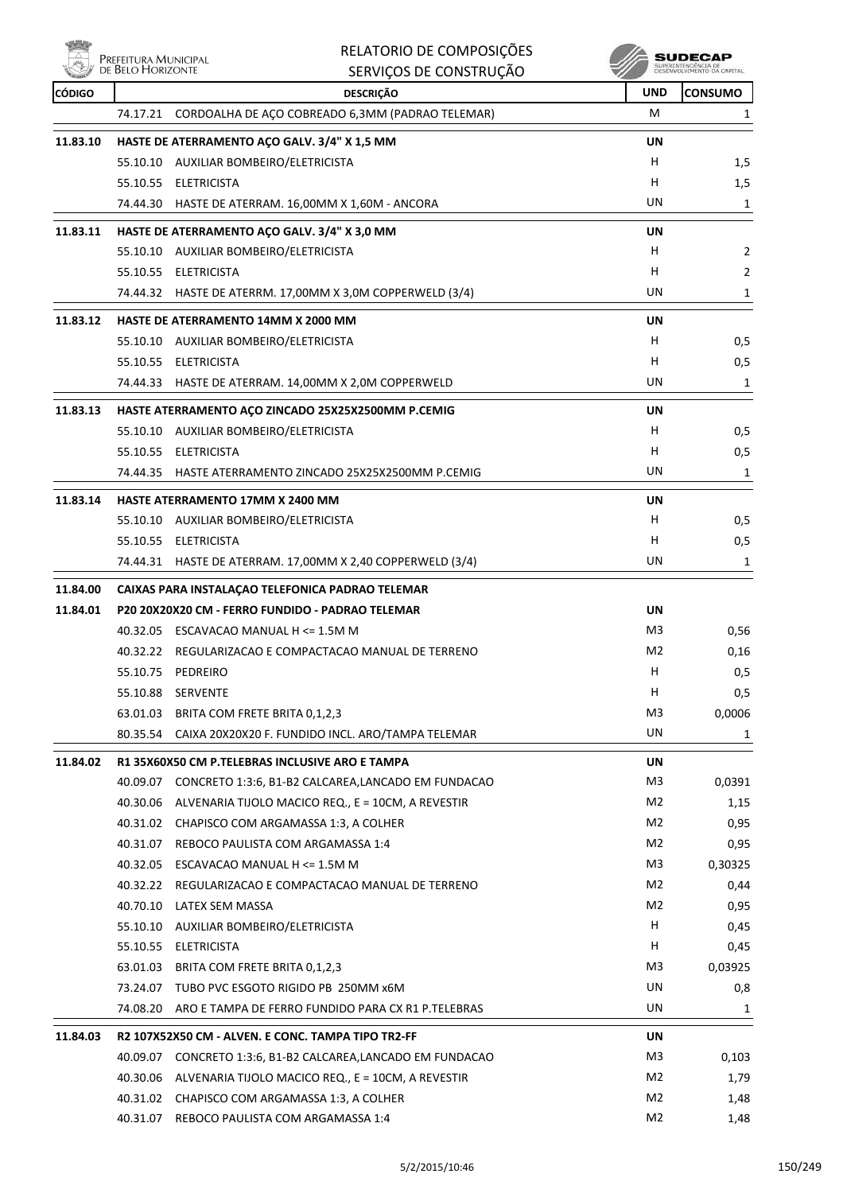| CÓDIGO | | DESCRIÇÃO | UND | CONSUMO |
|---|---|---|---|---|
| | 74.17.21 | CORDOALHA DE AÇO COBREADO 6,3MM (PADRAO TELEMAR) | M | 1 |
| **11.83.10** | | **HASTE DE ATERRAMENTO AÇO GALV. 3/4" X 1,5 MM** | **UN** | |
| | 55.10.10 | AUXILIAR BOMBEIRO/ELETRICISTA | H | 1,5 |
| | 55.10.55 | ELETRICISTA | H | 1,5 |
| | 74.44.30 | HASTE DE ATERRAM. 16,00MM X 1,60M - ANCORA | UN | 1 |
| **11.83.11** | | **HASTE DE ATERRAMENTO AÇO GALV. 3/4" X 3,0 MM** | **UN** | |
| | 55.10.10 | AUXILIAR BOMBEIRO/ELETRICISTA | H | 2 |
| | 55.10.55 | ELETRICISTA | H | 2 |
| | 74.44.32 | HASTE DE ATERRM. 17,00MM X 3,0M COPPERWELD (3/4) | UN | 1 |
| **11.83.12** | | **HASTE DE ATERRAMENTO 14MM X 2000 MM** | **UN** | |
| | 55.10.10 | AUXILIAR BOMBEIRO/ELETRICISTA | H | 0,5 |
| | 55.10.55 | ELETRICISTA | H | 0,5 |
| | 74.44.33 | HASTE DE ATERRAM. 14,00MM X 2,0M COPPERWELD | UN | 1 |
| **11.83.13** | | **HASTE ATERRAMENTO AÇO ZINCADO 25X25X2500MM P.CEMIG** | **UN** | |
| | 55.10.10 | AUXILIAR BOMBEIRO/ELETRICISTA | H | 0,5 |
| | 55.10.55 | ELETRICISTA | H | 0,5 |
| | 74.44.35 | HASTE ATERRAMENTO ZINCADO 25X25X2500MM P.CEMIG | UN | 1 |
| **11.83.14** | | **HASTE ATERRAMENTO 17MM X 2400 MM** | **UN** | |
| | 55.10.10 | AUXILIAR BOMBEIRO/ELETRICISTA | H | 0,5 |
| | 55.10.55 | ELETRICISTA | H | 0,5 |
| | 74.44.31 | HASTE DE ATERRAM. 17,00MM X 2,40 COPPERWELD (3/4) | UN | 1 |
| **11.84.00** | | **CAIXAS PARA INSTALAÇAO TELEFONICA PADRAO TELEMAR** | | |
| **11.84.01** | | **P20 20X20X20 CM - FERRO FUNDIDO - PADRAO TELEMAR** | **UN** | |
| | 40.32.05 | ESCAVACAO MANUAL H <= 1.5M M | M3 | 0,56 |
| | 40.32.22 | REGULARIZACAO E COMPACTACAO MANUAL DE TERRENO | M2 | 0,16 |
| | 55.10.75 | PEDREIRO | H | 0,5 |
| | 55.10.88 | SERVENTE | H | 0,5 |
| | 63.01.03 | BRITA COM FRETE BRITA 0,1,2,3 | M3 | 0,0006 |
| | 80.35.54 | CAIXA 20X20X20 F. FUNDIDO INCL. ARO/TAMPA TELEMAR | UN | 1 |
| **11.84.02** | | **R1 35X60X50 CM P.TELEBRAS INCLUSIVE ARO E TAMPA** | **UN** | |
| | 40.09.07 | CONCRETO 1:3:6, B1-B2 CALCAREA,LANCADO EM FUNDACAO | M3 | 0,0391 |
| | 40.30.06 | ALVENARIA TIJOLO MACICO REQ., E = 10CM, A REVESTIR | M2 | 1,15 |
| | 40.31.02 | CHAPISCO COM ARGAMASSA 1:3, A COLHER | M2 | 0,95 |
| | 40.31.07 | REBOCO PAULISTA COM ARGAMASSA 1:4 | M2 | 0,95 |
| | 40.32.05 | ESCAVACAO MANUAL H <= 1.5M M | M3 | 0,30325 |
| | 40.32.22 | REGULARIZACAO E COMPACTACAO MANUAL DE TERRENO | M2 | 0,44 |
| | 40.70.10 | LATEX SEM MASSA | M2 | 0,95 |
| | 55.10.10 | AUXILIAR BOMBEIRO/ELETRICISTA | H | 0,45 |
| | 55.10.55 | ELETRICISTA | H | 0,45 |
| | 63.01.03 | BRITA COM FRETE BRITA 0,1,2,3 | M3 | 0,03925 |
| | 73.24.07 | TUBO PVC ESGOTO RIGIDO PB 250MM x6M | UN | 0,8 |
| | 74.08.20 | ARO E TAMPA DE FERRO FUNDIDO PARA CX R1 P.TELEBRAS | UN | 1 |
| **11.84.03** | | **R2 107X52X50 CM - ALVEN. E CONC. TAMPA TIPO TR2-FF** | **UN** | |
| | 40.09.07 | CONCRETO 1:3:6, B1-B2 CALCAREA,LANCADO EM FUNDACAO | M3 | 0,103 |
| | 40.30.06 | ALVENARIA TIJOLO MACICO REQ., E = 10CM, A REVESTIR | M2 | 1,79 |
| | 40.31.02 | CHAPISCO COM ARGAMASSA 1:3, A COLHER | M2 | 1,48 |
| | 40.31.07 | REBOCO PAULISTA COM ARGAMASSA 1:4 | M2 | 1,48 |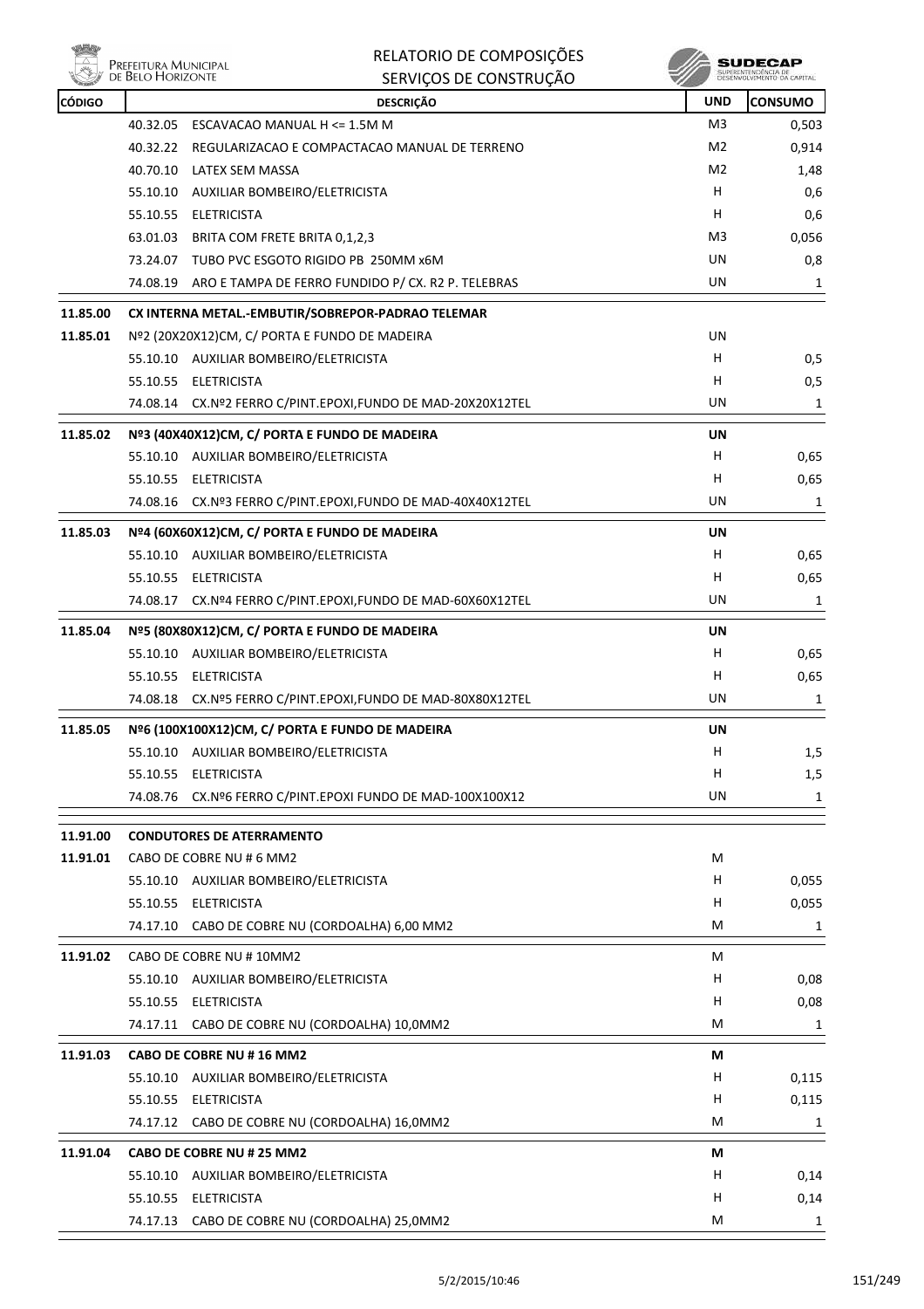| CÓDIGO | DESCRIÇÃO | UND | CONSUMO |
|---|---|---|---|
| | 40.32.05 ESCAVACAO MANUAL H <= 1.5M M | M3 | 0,503 |
| | 40.32.22 REGULARIZACAO E COMPACTACAO MANUAL DE TERRENO | M2 | 0,914 |
| | 40.70.10 LATEX SEM MASSA | M2 | 1,48 |
| | 55.10.10 AUXILIAR BOMBEIRO/ELETRICISTA | H | 0,6 |
| | 55.10.55 ELETRICISTA | H | 0,6 |
| | 63.01.03 BRITA COM FRETE BRITA 0,1,2,3 | M3 | 0,056 |
| | 73.24.07 TUBO PVC ESGOTO RIGIDO PB 250MM x6M | UN | 0,8 |
| | 74.08.19 ARO E TAMPA DE FERRO FUNDIDO P/ CX. R2 P. TELEBRAS | UN | 1 |
| **11.85.00** | **CX INTERNA METAL.-EMBUTIR/SOBREPOR-PADRAO TELEMAR** | | |
| **11.85.01** | Nº2 (20X20X12)CM, C/ PORTA E FUNDO DE MADEIRA | UN | |
| | 55.10.10 AUXILIAR BOMBEIRO/ELETRICISTA | H | 0,5 |
| | 55.10.55 ELETRICISTA | H | 0,5 |
| | 74.08.14 CX.Nº2 FERRO C/PINT.EPOXI,FUNDO DE MAD-20X20X12TEL | UN | 1 |
| **11.85.02** | **Nº3 (40X40X12)CM, C/ PORTA E FUNDO DE MADEIRA** | **UN** | |
| | 55.10.10 AUXILIAR BOMBEIRO/ELETRICISTA | H | 0,65 |
| | 55.10.55 ELETRICISTA | H | 0,65 |
| | 74.08.16 CX.Nº3 FERRO C/PINT.EPOXI,FUNDO DE MAD-40X40X12TEL | UN | 1 |
| **11.85.03** | **Nº4 (60X60X12)CM, C/ PORTA E FUNDO DE MADEIRA** | **UN** | |
| | 55.10.10 AUXILIAR BOMBEIRO/ELETRICISTA | H | 0,65 |
| | 55.10.55 ELETRICISTA | H | 0,65 |
| | 74.08.17 CX.Nº4 FERRO C/PINT.EPOXI,FUNDO DE MAD-60X60X12TEL | UN | 1 |
| **11.85.04** | **Nº5 (80X80X12)CM, C/ PORTA E FUNDO DE MADEIRA** | **UN** | |
| | 55.10.10 AUXILIAR BOMBEIRO/ELETRICISTA | H | 0,65 |
| | 55.10.55 ELETRICISTA | H | 0,65 |
| | 74.08.18 CX.Nº5 FERRO C/PINT.EPOXI,FUNDO DE MAD-80X80X12TEL | UN | 1 |
| **11.85.05** | **Nº6 (100X100X12)CM, C/ PORTA E FUNDO DE MADEIRA** | **UN** | |
| | 55.10.10 AUXILIAR BOMBEIRO/ELETRICISTA | H | 1,5 |
| | 55.10.55 ELETRICISTA | H | 1,5 |
| | 74.08.76 CX.Nº6 FERRO C/PINT.EPOXI FUNDO DE MAD-100X100X12 | UN | 1 |
| **11.91.00** | **CONDUTORES DE ATERRAMENTO** | | |
| **11.91.01** | CABO DE COBRE NU # 6 MM2 | M | |
| | 55.10.10 AUXILIAR BOMBEIRO/ELETRICISTA | H | 0,055 |
| | 55.10.55 ELETRICISTA | H | 0,055 |
| | 74.17.10 CABO DE COBRE NU (CORDOALHA) 6,00 MM2 | M | 1 |
| **11.91.02** | CABO DE COBRE NU # 10MM2 | M | |
| | 55.10.10 AUXILIAR BOMBEIRO/ELETRICISTA | H | 0,08 |
| | 55.10.55 ELETRICISTA | H | 0,08 |
| | 74.17.11 CABO DE COBRE NU (CORDOALHA) 10,0MM2 | M | 1 |
| **11.91.03** | **CABO DE COBRE NU # 16 MM2** | **M** | |
| | 55.10.10 AUXILIAR BOMBEIRO/ELETRICISTA | H | 0,115 |
| | 55.10.55 ELETRICISTA | H | 0,115 |
| | 74.17.12 CABO DE COBRE NU (CORDOALHA) 16,0MM2 | M | 1 |
| **11.91.04** | **CABO DE COBRE NU # 25 MM2** | **M** | |
| | 55.10.10 AUXILIAR BOMBEIRO/ELETRICISTA | H | 0,14 |
| | 55.10.55 ELETRICISTA | H | 0,14 |
| | 74.17.13 CABO DE COBRE NU (CORDOALHA) 25,0MM2 | M | 1 |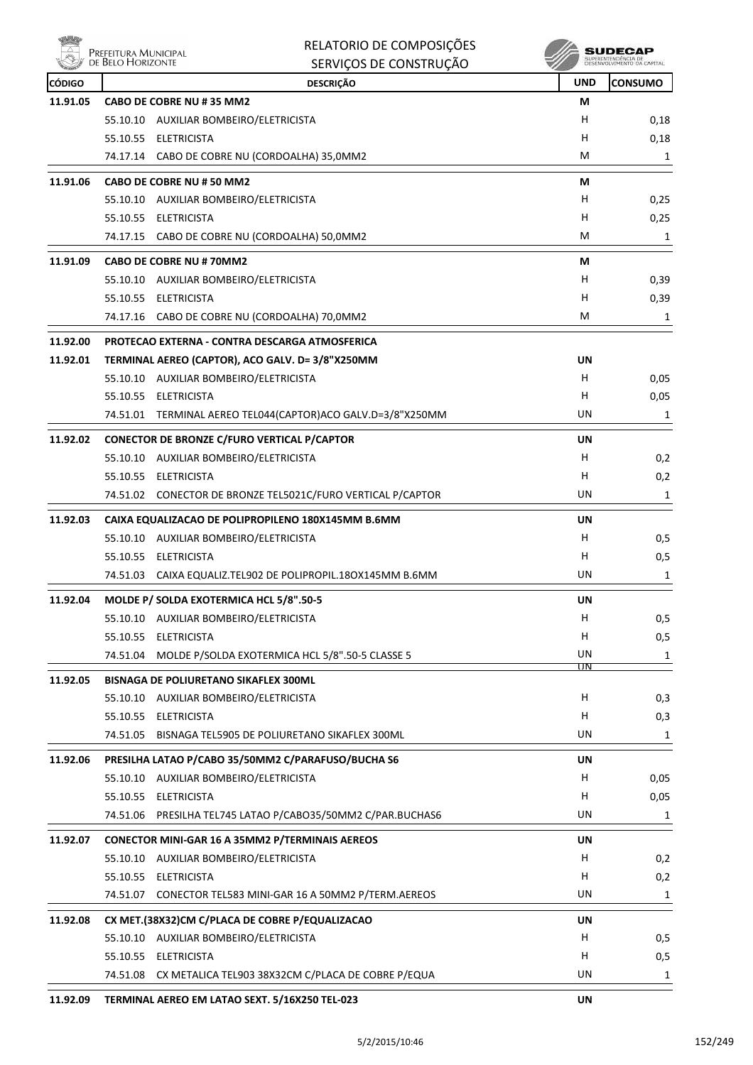# RELATORIO DE COMPOSIÇÕES
## SERVIÇOS DE CONSTRUÇÃO

| CÓDIGO | DESCRIÇÃO | UND | CONSUMO |
|---|---|---|---|
| 11.91.05 | CABO DE COBRE NU # 35 MM2 | M | |
| | 55.10.10 AUXILIAR BOMBEIRO/ELETRICISTA | H | 0,18 |
| | 55.10.55 ELETRICISTA | H | 0,18 |
| | 74.17.14 CABO DE COBRE NU (CORDOALHA) 35,0MM2 | M | 1 |
| 11.91.06 | CABO DE COBRE NU # 50 MM2 | M | |
| | 55.10.10 AUXILIAR BOMBEIRO/ELETRICISTA | H | 0,25 |
| | 55.10.55 ELETRICISTA | H | 0,25 |
| | 74.17.15 CABO DE COBRE NU (CORDOALHA) 50,0MM2 | M | 1 |
| 11.91.09 | CABO DE COBRE NU # 70MM2 | M | |
| | 55.10.10 AUXILIAR BOMBEIRO/ELETRICISTA | H | 0,39 |
| | 55.10.55 ELETRICISTA | H | 0,39 |
| | 74.17.16 CABO DE COBRE NU (CORDOALHA) 70,0MM2 | M | 1 |
| 11.92.00 | PROTECAO EXTERNA - CONTRA DESCARGA ATMOSFERICA | | |
| 11.92.01 | TERMINAL AEREO (CAPTOR), ACO GALV. D= 3/8"X250MM | UN | |
| | 55.10.10 AUXILIAR BOMBEIRO/ELETRICISTA | H | 0,05 |
| | 55.10.55 ELETRICISTA | H | 0,05 |
| | 74.51.01 TERMINAL AEREO TEL044(CAPTOR)ACO GALV.D=3/8"X250MM | UN | 1 |
| 11.92.02 | CONECTOR DE BRONZE C/FURO VERTICAL P/CAPTOR | UN | |
| | 55.10.10 AUXILIAR BOMBEIRO/ELETRICISTA | H | 0,2 |
| | 55.10.55 ELETRICISTA | H | 0,2 |
| | 74.51.02 CONECTOR DE BRONZE TEL5021C/FURO VERTICAL P/CAPTOR | UN | 1 |
| 11.92.03 | CAIXA EQUALIZACAO DE POLIPROPILENO 180X145MM B.6MM | UN | |
| | 55.10.10 AUXILIAR BOMBEIRO/ELETRICISTA | H | 0,5 |
| | 55.10.55 ELETRICISTA | H | 0,5 |
| | 74.51.03 CAIXA EQUALIZ.TEL902 DE POLIPROPIL.18OX145MM B.6MM | UN | 1 |
| 11.92.04 | MOLDE P/ SOLDA EXOTERMICA HCL 5/8".50-5 | UN | |
| | 55.10.10 AUXILIAR BOMBEIRO/ELETRICISTA | H | 0,5 |
| | 55.10.55 ELETRICISTA | H | 0,5 |
| | 74.51.04 MOLDE P/SOLDA EXOTERMICA HCL 5/8".50-5 CLASSE 5 | UN | 1 |
| 11.92.05 | BISNAGA DE POLIURETANO SIKAFLEX 300ML | UN | |
| | 55.10.10 AUXILIAR BOMBEIRO/ELETRICISTA | H | 0,3 |
| | 55.10.55 ELETRICISTA | H | 0,3 |
| | 74.51.05 BISNAGA TEL5905 DE POLIURETANO SIKAFLEX 300ML | UN | 1 |
| 11.92.06 | PRESILHA LATAO P/CABO 35/50MM2 C/PARAFUSO/BUCHA S6 | UN | |
| | 55.10.10 AUXILIAR BOMBEIRO/ELETRICISTA | H | 0,05 |
| | 55.10.55 ELETRICISTA | H | 0,05 |
| | 74.51.06 PRESILHA TEL745 LATAO P/CABO35/50MM2 C/PAR.BUCHAS6 | UN | 1 |
| 11.92.07 | CONECTOR MINI-GAR 16 A 35MM2 P/TERMINAIS AEREOS | UN | |
| | 55.10.10 AUXILIAR BOMBEIRO/ELETRICISTA | H | 0,2 |
| | 55.10.55 ELETRICISTA | H | 0,2 |
| | 74.51.07 CONECTOR TEL583 MINI-GAR 16 A 50MM2 P/TERM.AEREOS | UN | 1 |
| 11.92.08 | CX MET.(38X32)CM C/PLACA DE COBRE P/EQUALIZACAO | UN | |
| | 55.10.10 AUXILIAR BOMBEIRO/ELETRICISTA | H | 0,5 |
| | 55.10.55 ELETRICISTA | H | 0,5 |
| | 74.51.08 CX METALICA TEL903 38X32CM C/PLACA DE COBRE P/EQUA | UN | 1 |
| 11.92.09 | TERMINAL AEREO EM LATAO SEXT. 5/16X250 TEL-023 | UN | |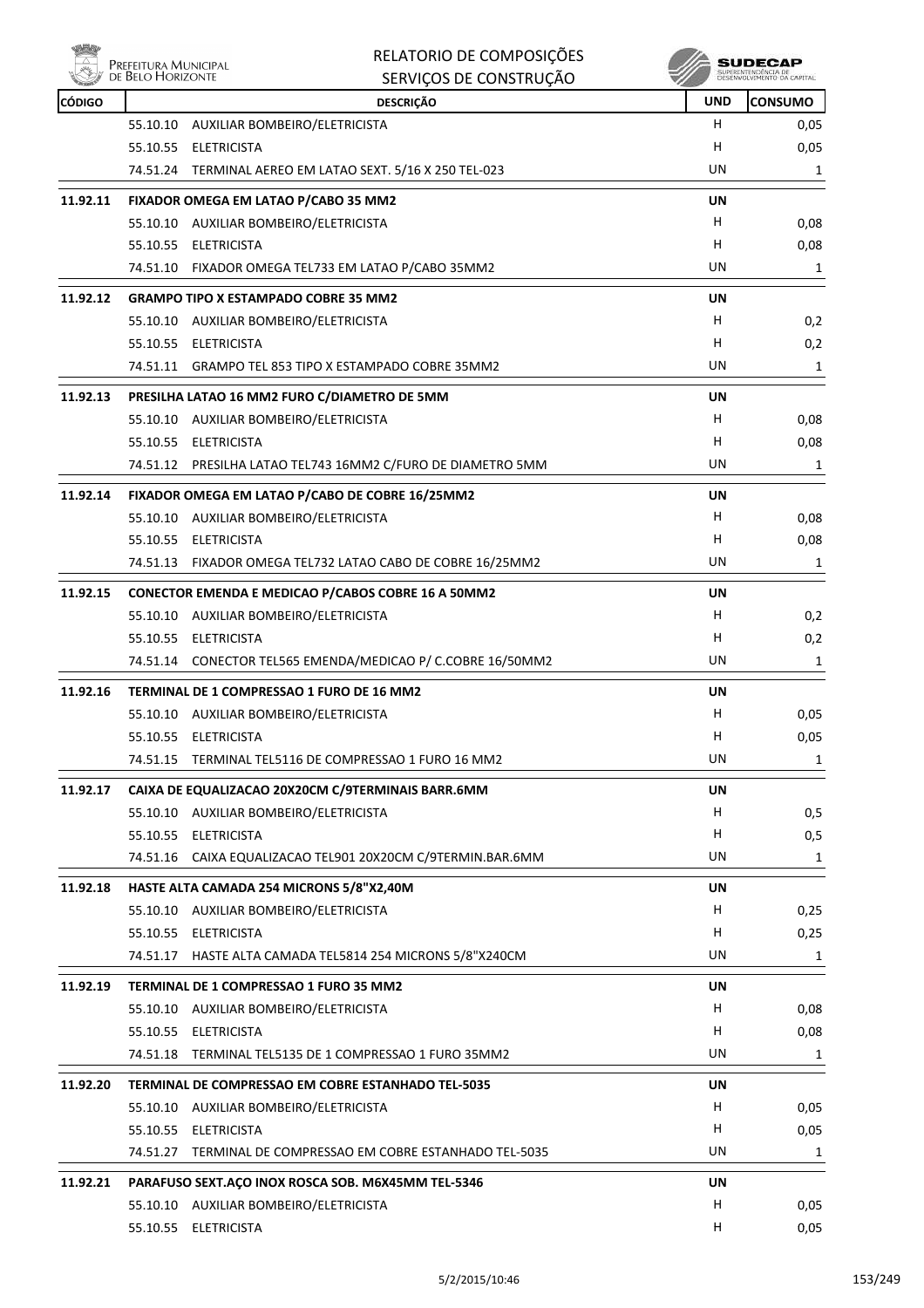# RELATORIO DE COMPOSIÇÕES
## SERVIÇOS DE CONSTRUÇÃO

| CÓDIGO | DESCRIÇÃO | UND | CONSUMO |
|---|---|---|---|
| | 55.10.10 AUXILIAR BOMBEIRO/ELETRICISTA | H | 0,05 |
| | 55.10.55 ELETRICISTA | H | 0,05 |
| | 74.51.24 TERMINAL AEREO EM LATAO SEXT. 5/16 X 250 TEL-023 | UN | 1 |
| **11.92.11** | **FIXADOR OMEGA EM LATAO P/CABO 35 MM2** | **UN** | |
| | 55.10.10 AUXILIAR BOMBEIRO/ELETRICISTA | H | 0,08 |
| | 55.10.55 ELETRICISTA | H | 0,08 |
| | 74.51.10 FIXADOR OMEGA TEL733 EM LATAO P/CABO 35MM2 | UN | 1 |
| **11.92.12** | **GRAMPO TIPO X ESTAMPADO COBRE 35 MM2** | **UN** | |
| | 55.10.10 AUXILIAR BOMBEIRO/ELETRICISTA | H | 0,2 |
| | 55.10.55 ELETRICISTA | H | 0,2 |
| | 74.51.11 GRAMPO TEL 853 TIPO X ESTAMPADO COBRE 35MM2 | UN | 1 |
| **11.92.13** | **PRESILHA LATAO 16 MM2 FURO C/DIAMETRO DE 5MM** | **UN** | |
| | 55.10.10 AUXILIAR BOMBEIRO/ELETRICISTA | H | 0,08 |
| | 55.10.55 ELETRICISTA | H | 0,08 |
| | 74.51.12 PRESILHA LATAO TEL743 16MM2 C/FURO DE DIAMETRO 5MM | UN | 1 |
| **11.92.14** | **FIXADOR OMEGA EM LATAO P/CABO DE COBRE 16/25MM2** | **UN** | |
| | 55.10.10 AUXILIAR BOMBEIRO/ELETRICISTA | H | 0,08 |
| | 55.10.55 ELETRICISTA | H | 0,08 |
| | 74.51.13 FIXADOR OMEGA TEL732 LATAO CABO DE COBRE 16/25MM2 | UN | 1 |
| **11.92.15** | **CONECTOR EMENDA E MEDICAO P/CABOS COBRE 16 A 50MM2** | **UN** | |
| | 55.10.10 AUXILIAR BOMBEIRO/ELETRICISTA | H | 0,2 |
| | 55.10.55 ELETRICISTA | H | 0,2 |
| | 74.51.14 CONECTOR TEL565 EMENDA/MEDICAO P/ C.COBRE 16/50MM2 | UN | 1 |
| **11.92.16** | **TERMINAL DE 1 COMPRESSAO 1 FURO DE 16 MM2** | **UN** | |
| | 55.10.10 AUXILIAR BOMBEIRO/ELETRICISTA | H | 0,05 |
| | 55.10.55 ELETRICISTA | H | 0,05 |
| | 74.51.15 TERMINAL TEL5116 DE COMPRESSAO 1 FURO 16 MM2 | UN | 1 |
| **11.92.17** | **CAIXA DE EQUALIZACAO 20X20CM C/9TERMINAIS BARR.6MM** | **UN** | |
| | 55.10.10 AUXILIAR BOMBEIRO/ELETRICISTA | H | 0,5 |
| | 55.10.55 ELETRICISTA | H | 0,5 |
| | 74.51.16 CAIXA EQUALIZACAO TEL901 20X20CM C/9TERMIN.BAR.6MM | UN | 1 |
| **11.92.18** | **HASTE ALTA CAMADA 254 MICRONS 5/8"X2,40M** | **UN** | |
| | 55.10.10 AUXILIAR BOMBEIRO/ELETRICISTA | H | 0,25 |
| | 55.10.55 ELETRICISTA | H | 0,25 |
| | 74.51.17 HASTE ALTA CAMADA TEL5814 254 MICRONS 5/8"X240CM | UN | 1 |
| **11.92.19** | **TERMINAL DE 1 COMPRESSAO 1 FURO 35 MM2** | **UN** | |
| | 55.10.10 AUXILIAR BOMBEIRO/ELETRICISTA | H | 0,08 |
| | 55.10.55 ELETRICISTA | H | 0,08 |
| | 74.51.18 TERMINAL TEL5135 DE 1 COMPRESSAO 1 FURO 35MM2 | UN | 1 |
| **11.92.20** | **TERMINAL DE COMPRESSAO EM COBRE ESTANHADO TEL-5035** | **UN** | |
| | 55.10.10 AUXILIAR BOMBEIRO/ELETRICISTA | H | 0,05 |
| | 55.10.55 ELETRICISTA | H | 0,05 |
| | 74.51.27 TERMINAL DE COMPRESSAO EM COBRE ESTANHADO TEL-5035 | UN | 1 |
| **11.92.21** | **PARAFUSO SEXT.AÇO INOX ROSCA SOB. M6X45MM TEL-5346** | **UN** | |
| | 55.10.10 AUXILIAR BOMBEIRO/ELETRICISTA | H | 0,05 |
| | 55.10.55 ELETRICISTA | H | 0,05 |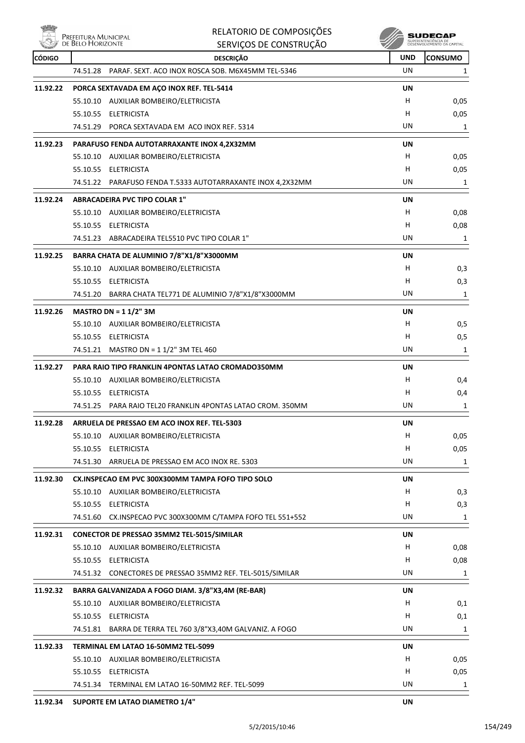| CÓDIGO | DESCRIÇÃO | UND | CONSUMO |
|---|---|---|---|
| | 74.51.28 PARAF. SEXT. ACO INOX ROSCA SOB. M6X45MM TEL-5346 | UN | 1 |
| **11.92.22** | **PORCA SEXTAVADA EM AÇO INOX REF. TEL-5414** | **UN** | |
| | 55.10.10 AUXILIAR BOMBEIRO/ELETRICISTA | H | 0,05 |
| | 55.10.55 ELETRICISTA | H | 0,05 |
| | 74.51.29 PORCA SEXTAVADA EM ACO INOX REF. 5314 | UN | 1 |
| **11.92.23** | **PARAFUSO FENDA AUTOTARRAXANTE INOX 4,2X32MM** | **UN** | |
| | 55.10.10 AUXILIAR BOMBEIRO/ELETRICISTA | H | 0,05 |
| | 55.10.55 ELETRICISTA | H | 0,05 |
| | 74.51.22 PARAFUSO FENDA T.5333 AUTOTARRAXANTE INOX 4,2X32MM | UN | 1 |
| **11.92.24** | **ABRACADEIRA PVC TIPO COLAR 1"** | **UN** | |
| | 55.10.10 AUXILIAR BOMBEIRO/ELETRICISTA | H | 0,08 |
| | 55.10.55 ELETRICISTA | H | 0,08 |
| | 74.51.23 ABRACADEIRA TEL5510 PVC TIPO COLAR 1" | UN | 1 |
| **11.92.25** | **BARRA CHATA DE ALUMINIO 7/8"X1/8"X3000MM** | **UN** | |
| | 55.10.10 AUXILIAR BOMBEIRO/ELETRICISTA | H | 0,3 |
| | 55.10.55 ELETRICISTA | H | 0,3 |
| | 74.51.20 BARRA CHATA TEL771 DE ALUMINIO 7/8"X1/8"X3000MM | UN | 1 |
| **11.92.26** | **MASTRO DN = 1 1/2" 3M** | **UN** | |
| | 55.10.10 AUXILIAR BOMBEIRO/ELETRICISTA | H | 0,5 |
| | 55.10.55 ELETRICISTA | H | 0,5 |
| | 74.51.21 MASTRO DN = 1 1/2" 3M TEL 460 | UN | 1 |
| **11.92.27** | **PARA RAIO TIPO FRANKLIN 4PONTAS LATAO CROMADO350MM** | **UN** | |
| | 55.10.10 AUXILIAR BOMBEIRO/ELETRICISTA | H | 0,4 |
| | 55.10.55 ELETRICISTA | H | 0,4 |
| | 74.51.25 PARA RAIO TEL20 FRANKLIN 4PONTAS LATAO CROM. 350MM | UN | 1 |
| **11.92.28** | **ARRUELA DE PRESSAO EM ACO INOX REF. TEL-5303** | **UN** | |
| | 55.10.10 AUXILIAR BOMBEIRO/ELETRICISTA | H | 0,05 |
| | 55.10.55 ELETRICISTA | H | 0,05 |
| | 74.51.30 ARRUELA DE PRESSAO EM ACO INOX RE. 5303 | UN | 1 |
| **11.92.30** | **CX.INSPECAO EM PVC 300X300MM TAMPA FOFO TIPO SOLO** | **UN** | |
| | 55.10.10 AUXILIAR BOMBEIRO/ELETRICISTA | H | 0,3 |
| | 55.10.55 ELETRICISTA | H | 0,3 |
| | 74.51.60 CX.INSPECAO PVC 300X300MM C/TAMPA FOFO TEL 551+552 | UN | 1 |
| **11.92.31** | **CONECTOR DE PRESSAO 35MM2 TEL-5015/SIMILAR** | **UN** | |
| | 55.10.10 AUXILIAR BOMBEIRO/ELETRICISTA | H | 0,08 |
| | 55.10.55 ELETRICISTA | H | 0,08 |
| | 74.51.32 CONECTORES DE PRESSAO 35MM2 REF. TEL-5015/SIMILAR | UN | 1 |
| **11.92.32** | **BARRA GALVANIZADA A FOGO DIAM. 3/8"X3,4M (RE-BAR)** | **UN** | |
| | 55.10.10 AUXILIAR BOMBEIRO/ELETRICISTA | H | 0,1 |
| | 55.10.55 ELETRICISTA | H | 0,1 |
| | 74.51.81 BARRA DE TERRA TEL 760 3/8"X3,40M GALVANIZ. A FOGO | UN | 1 |
| **11.92.33** | **TERMINAL EM LATAO 16-50MM2 TEL-5099** | **UN** | |
| | 55.10.10 AUXILIAR BOMBEIRO/ELETRICISTA | H | 0,05 |
| | 55.10.55 ELETRICISTA | H | 0,05 |
| | 74.51.34 TERMINAL EM LATAO 16-50MM2 REF. TEL-5099 | UN | 1 |
| **11.92.34** | **SUPORTE EM LATAO DIAMETRO 1/4"** | **UN** | |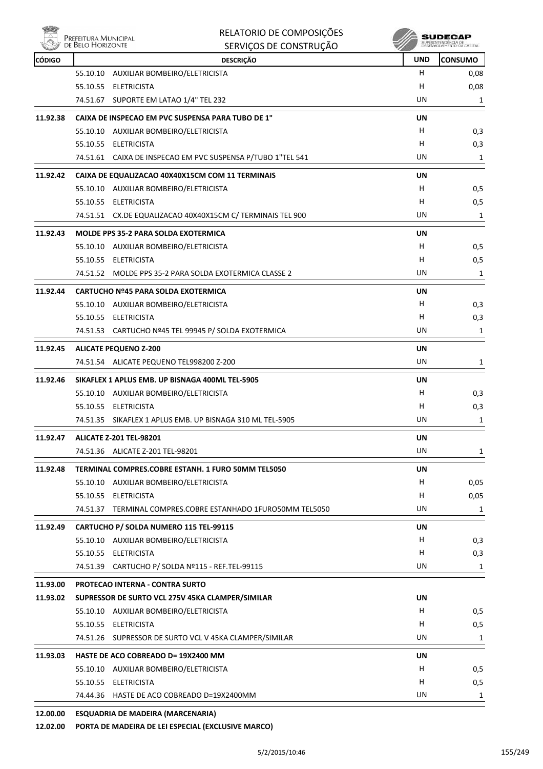| CÓDIGO | DESCRIÇÃO | UND | CONSUMO |
|---|---|---|---|
| | 55.10.10 AUXILIAR BOMBEIRO/ELETRICISTA | H | 0,08 |
| | 55.10.55 ELETRICISTA | H | 0,08 |
| | 74.51.67 SUPORTE EM LATAO 1/4" TEL 232 | UN | 1 |
| **11.92.38** | **CAIXA DE INSPECAO EM PVC SUSPENSA PARA TUBO DE 1"** | **UN** | |
| | 55.10.10 AUXILIAR BOMBEIRO/ELETRICISTA | H | 0,3 |
| | 55.10.55 ELETRICISTA | H | 0,3 |
| | 74.51.61 CAIXA DE INSPECAO EM PVC SUSPENSA P/TUBO 1"TEL 541 | UN | 1 |
| **11.92.42** | **CAIXA DE EQUALIZACAO 40X40X15CM COM 11 TERMINAIS** | **UN** | |
| | 55.10.10 AUXILIAR BOMBEIRO/ELETRICISTA | H | 0,5 |
| | 55.10.55 ELETRICISTA | H | 0,5 |
| | 74.51.51 CX.DE EQUALIZACAO 40X40X15CM C/ TERMINAIS TEL 900 | UN | 1 |
| **11.92.43** | **MOLDE PPS 35-2 PARA SOLDA EXOTERMICA** | **UN** | |
| | 55.10.10 AUXILIAR BOMBEIRO/ELETRICISTA | H | 0,5 |
| | 55.10.55 ELETRICISTA | H | 0,5 |
| | 74.51.52 MOLDE PPS 35-2 PARA SOLDA EXOTERMICA CLASSE 2 | UN | 1 |
| **11.92.44** | **CARTUCHO Nº45 PARA SOLDA EXOTERMICA** | **UN** | |
| | 55.10.10 AUXILIAR BOMBEIRO/ELETRICISTA | H | 0,3 |
| | 55.10.55 ELETRICISTA | H | 0,3 |
| | 74.51.53 CARTUCHO Nº45 TEL 99945 P/ SOLDA EXOTERMICA | UN | 1 |
| **11.92.45** | **ALICATE PEQUENO Z-200** | **UN** | |
| | 74.51.54 ALICATE PEQUENO TEL998200 Z-200 | UN | 1 |
| **11.92.46** | **SIKAFLEX 1 APLUS EMB. UP BISNAGA 400ML TEL-5905** | **UN** | |
| | 55.10.10 AUXILIAR BOMBEIRO/ELETRICISTA | H | 0,3 |
| | 55.10.55 ELETRICISTA | H | 0,3 |
| | 74.51.35 SIKAFLEX 1 APLUS EMB. UP BISNAGA 310 ML TEL-5905 | UN | 1 |
| **11.92.47** | **ALICATE Z-201 TEL-98201** | **UN** | |
| | 74.51.36 ALICATE Z-201 TEL-98201 | UN | 1 |
| **11.92.48** | **TERMINAL COMPRES.COBRE ESTANH. 1 FURO 50MM TEL5050** | **UN** | |
| | 55.10.10 AUXILIAR BOMBEIRO/ELETRICISTA | H | 0,05 |
| | 55.10.55 ELETRICISTA | H | 0,05 |
| | 74.51.37 TERMINAL COMPRES.COBRE ESTANHADO 1FURO50MM TEL5050 | UN | 1 |
| **11.92.49** | **CARTUCHO P/ SOLDA NUMERO 115 TEL-99115** | **UN** | |
| | 55.10.10 AUXILIAR BOMBEIRO/ELETRICISTA | H | 0,3 |
| | 55.10.55 ELETRICISTA | H | 0,3 |
| | 74.51.39 CARTUCHO P/ SOLDA Nº115 - REF.TEL-99115 | UN | 1 |
| **11.93.00** | **PROTECAO INTERNA - CONTRA SURTO** | | |
| **11.93.02** | **SUPRESSOR DE SURTO VCL 275V 45KA CLAMPER/SIMILAR** | **UN** | |
| | 55.10.10 AUXILIAR BOMBEIRO/ELETRICISTA | H | 0,5 |
| | 55.10.55 ELETRICISTA | H | 0,5 |
| | 74.51.26 SUPRESSOR DE SURTO VCL V 45KA CLAMPER/SIMILAR | UN | 1 |
| **11.93.03** | **HASTE DE ACO COBREADO D= 19X2400 MM** | **UN** | |
| | 55.10.10 AUXILIAR BOMBEIRO/ELETRICISTA | H | 0,5 |
| | 55.10.55 ELETRICISTA | H | 0,5 |
| | 74.44.36 HASTE DE ACO COBREADO D=19X2400MM | UN | 1 |
| **12.00.00** | **ESQUADRIA DE MADEIRA (MARCENARIA)** | | |
| **12.02.00** | **PORTA DE MADEIRA DE LEI ESPECIAL (EXCLUSIVE MARCO)** | | |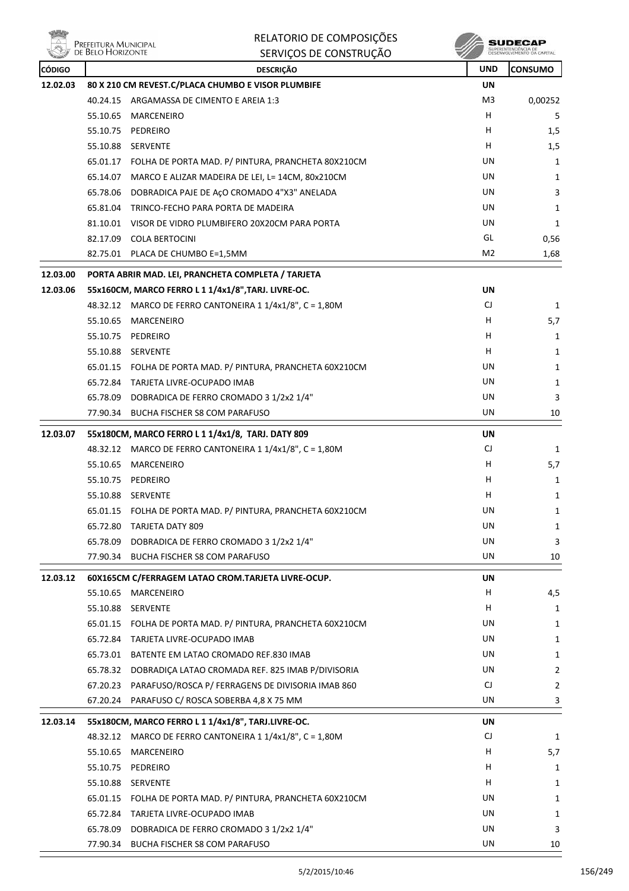# RELATORIO DE COMPOSIÇÕES
## SERVIÇOS DE CONSTRUÇÃO

Prefeitura Municipal de Belo Horizonte — SUDECAP Superintendência de Desenvolvimento da Capital

| CÓDIGO | | DESCRIÇÃO | UND | CONSUMO |
|---|---|---|---|---|
| **12.02.03** | | **80 X 210 CM REVEST.C/PLACA CHUMBO E VISOR PLUMBIFE** | **UN** | |
| | 40.24.15 | ARGAMASSA DE CIMENTO E AREIA 1:3 | M3 | 0,00252 |
| | 55.10.65 | MARCENEIRO | H | 5 |
| | 55.10.75 | PEDREIRO | H | 1,5 |
| | 55.10.88 | SERVENTE | H | 1,5 |
| | 65.01.17 | FOLHA DE PORTA MAD. P/ PINTURA, PRANCHETA 80X210CM | UN | 1 |
| | 65.14.07 | MARCO E ALIZAR MADEIRA DE LEI, L= 14CM, 80x210CM | UN | 1 |
| | 65.78.06 | DOBRADICA PAJE DE AçO CROMADO 4"X3" ANELADA | UN | 3 |
| | 65.81.04 | TRINCO-FECHO PARA PORTA DE MADEIRA | UN | 1 |
| | 81.10.01 | VISOR DE VIDRO PLUMBIFERO 20X20CM PARA PORTA | UN | 1 |
| | 82.17.09 | COLA BERTOCINI | GL | 0,56 |
| | 82.75.01 | PLACA DE CHUMBO E=1,5MM | M2 | 1,68 |
| **12.03.00** | | **PORTA ABRIR MAD. LEI, PRANCHETA COMPLETA / TARJETA** | | |
| **12.03.06** | | **55x160CM, MARCO FERRO L 1 1/4x1/8",TARJ. LIVRE-OC.** | **UN** | |
| | 48.32.12 | MARCO DE FERRO CANTONEIRA 1 1/4x1/8", C = 1,80M | CJ | 1 |
| | 55.10.65 | MARCENEIRO | H | 5,7 |
| | 55.10.75 | PEDREIRO | H | 1 |
| | 55.10.88 | SERVENTE | H | 1 |
| | 65.01.15 | FOLHA DE PORTA MAD. P/ PINTURA, PRANCHETA 60X210CM | UN | 1 |
| | 65.72.84 | TARJETA LIVRE-OCUPADO IMAB | UN | 1 |
| | 65.78.09 | DOBRADICA DE FERRO CROMADO 3 1/2x2 1/4" | UN | 3 |
| | 77.90.34 | BUCHA FISCHER S8 COM PARAFUSO | UN | 10 |
| **12.03.07** | | **55x180CM, MARCO FERRO L 1 1/4x1/8, TARJ. DATY 809** | **UN** | |
| | 48.32.12 | MARCO DE FERRO CANTONEIRA 1 1/4x1/8", C = 1,80M | CJ | 1 |
| | 55.10.65 | MARCENEIRO | H | 5,7 |
| | 55.10.75 | PEDREIRO | H | 1 |
| | 55.10.88 | SERVENTE | H | 1 |
| | 65.01.15 | FOLHA DE PORTA MAD. P/ PINTURA, PRANCHETA 60X210CM | UN | 1 |
| | 65.72.80 | TARJETA DATY 809 | UN | 1 |
| | 65.78.09 | DOBRADICA DE FERRO CROMADO 3 1/2x2 1/4" | UN | 3 |
| | 77.90.34 | BUCHA FISCHER S8 COM PARAFUSO | UN | 10 |
| **12.03.12** | | **60X165CM C/FERRAGEM LATAO CROM.TARJETA LIVRE-OCUP.** | **UN** | |
| | 55.10.65 | MARCENEIRO | H | 4,5 |
| | 55.10.88 | SERVENTE | H | 1 |
| | 65.01.15 | FOLHA DE PORTA MAD. P/ PINTURA, PRANCHETA 60X210CM | UN | 1 |
| | 65.72.84 | TARJETA LIVRE-OCUPADO IMAB | UN | 1 |
| | 65.73.01 | BATENTE EM LATAO CROMADO REF.830 IMAB | UN | 1 |
| | 65.78.32 | DOBRADIÇA LATAO CROMADA REF. 825 IMAB P/DIVISORIA | UN | 2 |
| | 67.20.23 | PARAFUSO/ROSCA P/ FERRAGENS DE DIVISORIA IMAB 860 | CJ | 2 |
| | 67.20.24 | PARAFUSO C/ ROSCA SOBERBA 4,8 X 75 MM | UN | 3 |
| **12.03.14** | | **55x180CM, MARCO FERRO L 1 1/4x1/8", TARJ.LIVRE-OC.** | **UN** | |
| | 48.32.12 | MARCO DE FERRO CANTONEIRA 1 1/4x1/8", C = 1,80M | CJ | 1 |
| | 55.10.65 | MARCENEIRO | H | 5,7 |
| | 55.10.75 | PEDREIRO | H | 1 |
| | 55.10.88 | SERVENTE | H | 1 |
| | 65.01.15 | FOLHA DE PORTA MAD. P/ PINTURA, PRANCHETA 60X210CM | UN | 1 |
| | 65.72.84 | TARJETA LIVRE-OCUPADO IMAB | UN | 1 |
| | 65.78.09 | DOBRADICA DE FERRO CROMADO 3 1/2x2 1/4" | UN | 3 |
| | 77.90.34 | BUCHA FISCHER S8 COM PARAFUSO | UN | 10 |

5/2/2015/10:46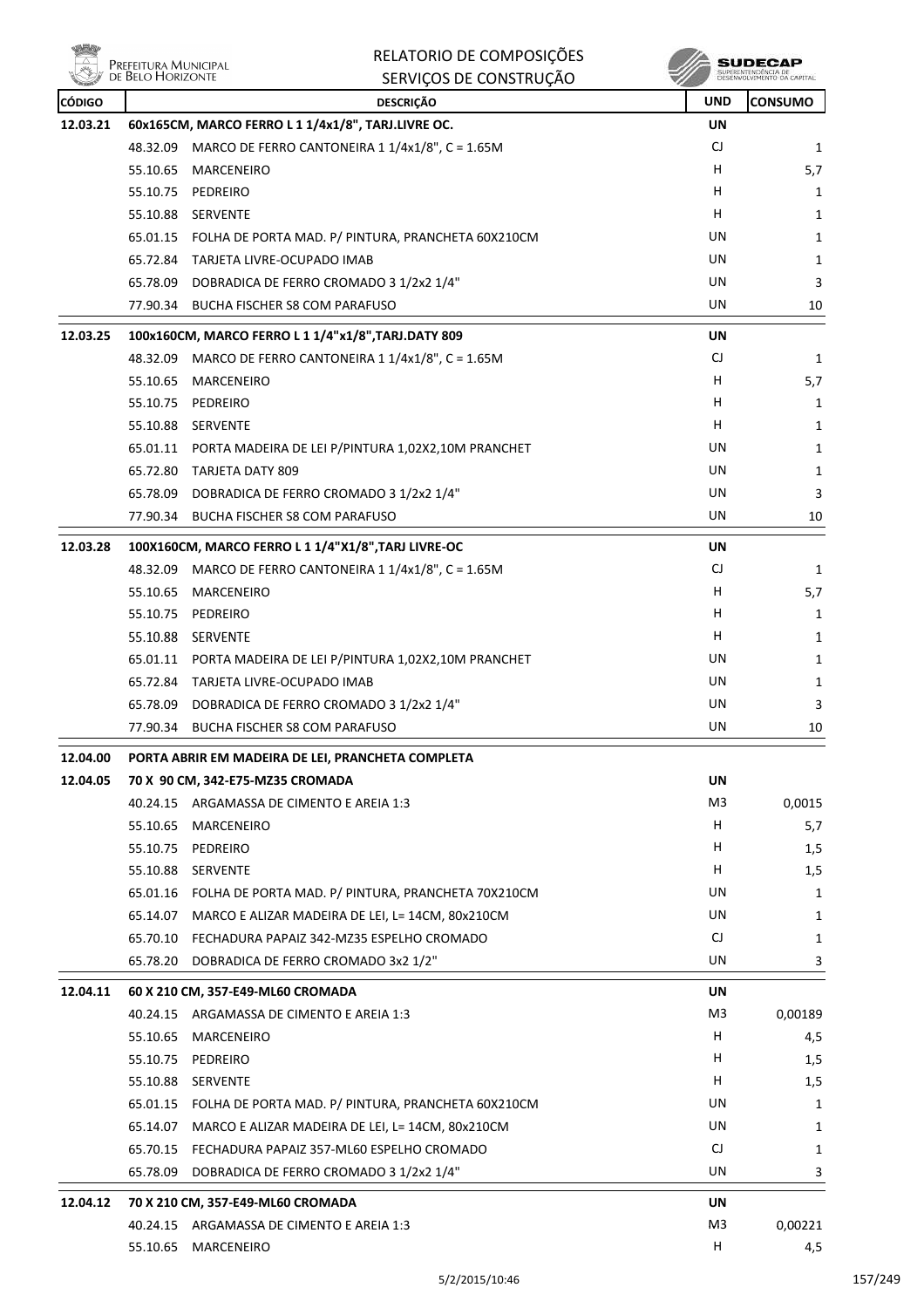| CÓDIGO | DESCRIÇÃO | | UND | CONSUMO |
|---|---|---|---|---|
| 12.03.21 | 60x165CM, MARCO FERRO L 1 1/4x1/8", TARJ.LIVRE OC. | | UN | |
| | 48.32.09 | MARCO DE FERRO CANTONEIRA 1 1/4x1/8", C = 1.65M | CJ | 1 |
| | 55.10.65 | MARCENEIRO | H | 5,7 |
| | 55.10.75 | PEDREIRO | H | 1 |
| | 55.10.88 | SERVENTE | H | 1 |
| | 65.01.15 | FOLHA DE PORTA MAD. P/ PINTURA, PRANCHETA 60X210CM | UN | 1 |
| | 65.72.84 | TARJETA LIVRE-OCUPADO IMAB | UN | 1 |
| | 65.78.09 | DOBRADICA DE FERRO CROMADO 3 1/2x2 1/4" | UN | 3 |
| | 77.90.34 | BUCHA FISCHER S8 COM PARAFUSO | UN | 10 |
| 12.03.25 | 100x160CM, MARCO FERRO L 1 1/4"x1/8",TARJ.DATY 809 | | UN | |
| | 48.32.09 | MARCO DE FERRO CANTONEIRA 1 1/4x1/8", C = 1.65M | CJ | 1 |
| | 55.10.65 | MARCENEIRO | H | 5,7 |
| | 55.10.75 | PEDREIRO | H | 1 |
| | 55.10.88 | SERVENTE | H | 1 |
| | 65.01.11 | PORTA MADEIRA DE LEI P/PINTURA 1,02X2,10M PRANCHET | UN | 1 |
| | 65.72.80 | TARJETA DATY 809 | UN | 1 |
| | 65.78.09 | DOBRADICA DE FERRO CROMADO 3 1/2x2 1/4" | UN | 3 |
| | 77.90.34 | BUCHA FISCHER S8 COM PARAFUSO | UN | 10 |
| 12.03.28 | 100X160CM, MARCO FERRO L 1 1/4"X1/8",TARJ LIVRE-OC | | UN | |
| | 48.32.09 | MARCO DE FERRO CANTONEIRA 1 1/4x1/8", C = 1.65M | CJ | 1 |
| | 55.10.65 | MARCENEIRO | H | 5,7 |
| | 55.10.75 | PEDREIRO | H | 1 |
| | 55.10.88 | SERVENTE | H | 1 |
| | 65.01.11 | PORTA MADEIRA DE LEI P/PINTURA 1,02X2,10M PRANCHET | UN | 1 |
| | 65.72.84 | TARJETA LIVRE-OCUPADO IMAB | UN | 1 |
| | 65.78.09 | DOBRADICA DE FERRO CROMADO 3 1/2x2 1/4" | UN | 3 |
| | 77.90.34 | BUCHA FISCHER S8 COM PARAFUSO | UN | 10 |
| 12.04.00 | PORTA ABRIR EM MADEIRA DE LEI, PRANCHETA COMPLETA | | | |
| 12.04.05 | 70 X 90 CM, 342-E75-MZ35 CROMADA | | UN | |
| | 40.24.15 | ARGAMASSA DE CIMENTO E AREIA 1:3 | M3 | 0,0015 |
| | 55.10.65 | MARCENEIRO | H | 5,7 |
| | 55.10.75 | PEDREIRO | H | 1,5 |
| | 55.10.88 | SERVENTE | H | 1,5 |
| | 65.01.16 | FOLHA DE PORTA MAD. P/ PINTURA, PRANCHETA 70X210CM | UN | 1 |
| | 65.14.07 | MARCO E ALIZAR MADEIRA DE LEI, L= 14CM, 80x210CM | UN | 1 |
| | 65.70.10 | FECHADURA PAPAIZ 342-MZ35 ESPELHO CROMADO | CJ | 1 |
| | 65.78.20 | DOBRADICA DE FERRO CROMADO 3x2 1/2" | UN | 3 |
| 12.04.11 | 60 X 210 CM, 357-E49-ML60 CROMADA | | UN | |
| | 40.24.15 | ARGAMASSA DE CIMENTO E AREIA 1:3 | M3 | 0,00189 |
| | 55.10.65 | MARCENEIRO | H | 4,5 |
| | 55.10.75 | PEDREIRO | H | 1,5 |
| | 55.10.88 | SERVENTE | H | 1,5 |
| | 65.01.15 | FOLHA DE PORTA MAD. P/ PINTURA, PRANCHETA 60X210CM | UN | 1 |
| | 65.14.07 | MARCO E ALIZAR MADEIRA DE LEI, L= 14CM, 80x210CM | UN | 1 |
| | 65.70.15 | FECHADURA PAPAIZ 357-ML60 ESPELHO CROMADO | CJ | 1 |
| | 65.78.09 | DOBRADICA DE FERRO CROMADO 3 1/2x2 1/4" | UN | 3 |
| 12.04.12 | 70 X 210 CM, 357-E49-ML60 CROMADA | | UN | |
| | 40.24.15 | ARGAMASSA DE CIMENTO E AREIA 1:3 | M3 | 0,00221 |
| | 55.10.65 | MARCENEIRO | H | 4,5 |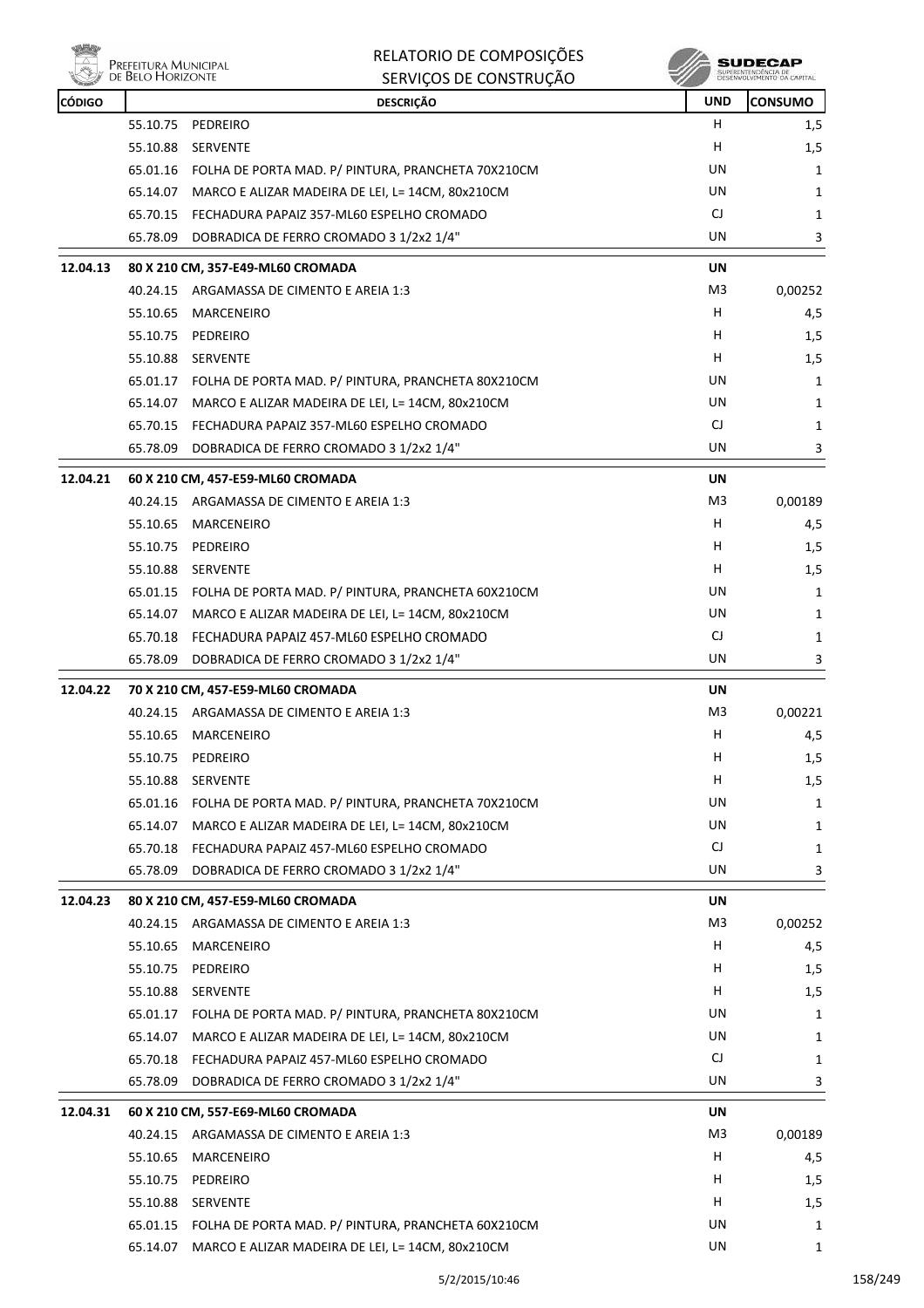| CÓDIGO | | DESCRIÇÃO | UND | CONSUMO |
|---|---|---|---|---|
| | 55.10.75 | PEDREIRO | H | 1,5 |
| | 55.10.88 | SERVENTE | H | 1,5 |
| | 65.01.16 | FOLHA DE PORTA MAD. P/ PINTURA, PRANCHETA 70X210CM | UN | 1 |
| | 65.14.07 | MARCO E ALIZAR MADEIRA DE LEI, L= 14CM, 80x210CM | UN | 1 |
| | 65.70.15 | FECHADURA PAPAIZ 357-ML60 ESPELHO CROMADO | CJ | 1 |
| | 65.78.09 | DOBRADICA DE FERRO CROMADO 3 1/2x2 1/4" | UN | 3 |
| **12.04.13** | | **80 X 210 CM, 357-E49-ML60 CROMADA** | **UN** | |
| | 40.24.15 | ARGAMASSA DE CIMENTO E AREIA 1:3 | M3 | 0,00252 |
| | 55.10.65 | MARCENEIRO | H | 4,5 |
| | 55.10.75 | PEDREIRO | H | 1,5 |
| | 55.10.88 | SERVENTE | H | 1,5 |
| | 65.01.17 | FOLHA DE PORTA MAD. P/ PINTURA, PRANCHETA 80X210CM | UN | 1 |
| | 65.14.07 | MARCO E ALIZAR MADEIRA DE LEI, L= 14CM, 80x210CM | UN | 1 |
| | 65.70.15 | FECHADURA PAPAIZ 357-ML60 ESPELHO CROMADO | CJ | 1 |
| | 65.78.09 | DOBRADICA DE FERRO CROMADO 3 1/2x2 1/4" | UN | 3 |
| **12.04.21** | | **60 X 210 CM, 457-E59-ML60 CROMADA** | **UN** | |
| | 40.24.15 | ARGAMASSA DE CIMENTO E AREIA 1:3 | M3 | 0,00189 |
| | 55.10.65 | MARCENEIRO | H | 4,5 |
| | 55.10.75 | PEDREIRO | H | 1,5 |
| | 55.10.88 | SERVENTE | H | 1,5 |
| | 65.01.15 | FOLHA DE PORTA MAD. P/ PINTURA, PRANCHETA 60X210CM | UN | 1 |
| | 65.14.07 | MARCO E ALIZAR MADEIRA DE LEI, L= 14CM, 80x210CM | UN | 1 |
| | 65.70.18 | FECHADURA PAPAIZ 457-ML60 ESPELHO CROMADO | CJ | 1 |
| | 65.78.09 | DOBRADICA DE FERRO CROMADO 3 1/2x2 1/4" | UN | 3 |
| **12.04.22** | | **70 X 210 CM, 457-E59-ML60 CROMADA** | **UN** | |
| | 40.24.15 | ARGAMASSA DE CIMENTO E AREIA 1:3 | M3 | 0,00221 |
| | 55.10.65 | MARCENEIRO | H | 4,5 |
| | 55.10.75 | PEDREIRO | H | 1,5 |
| | 55.10.88 | SERVENTE | H | 1,5 |
| | 65.01.16 | FOLHA DE PORTA MAD. P/ PINTURA, PRANCHETA 70X210CM | UN | 1 |
| | 65.14.07 | MARCO E ALIZAR MADEIRA DE LEI, L= 14CM, 80x210CM | UN | 1 |
| | 65.70.18 | FECHADURA PAPAIZ 457-ML60 ESPELHO CROMADO | CJ | 1 |
| | 65.78.09 | DOBRADICA DE FERRO CROMADO 3 1/2x2 1/4" | UN | 3 |
| **12.04.23** | | **80 X 210 CM, 457-E59-ML60 CROMADA** | **UN** | |
| | 40.24.15 | ARGAMASSA DE CIMENTO E AREIA 1:3 | M3 | 0,00252 |
| | 55.10.65 | MARCENEIRO | H | 4,5 |
| | 55.10.75 | PEDREIRO | H | 1,5 |
| | 55.10.88 | SERVENTE | H | 1,5 |
| | 65.01.17 | FOLHA DE PORTA MAD. P/ PINTURA, PRANCHETA 80X210CM | UN | 1 |
| | 65.14.07 | MARCO E ALIZAR MADEIRA DE LEI, L= 14CM, 80x210CM | UN | 1 |
| | 65.70.18 | FECHADURA PAPAIZ 457-ML60 ESPELHO CROMADO | CJ | 1 |
| | 65.78.09 | DOBRADICA DE FERRO CROMADO 3 1/2x2 1/4" | UN | 3 |
| **12.04.31** | | **60 X 210 CM, 557-E69-ML60 CROMADA** | **UN** | |
| | 40.24.15 | ARGAMASSA DE CIMENTO E AREIA 1:3 | M3 | 0,00189 |
| | 55.10.65 | MARCENEIRO | H | 4,5 |
| | 55.10.75 | PEDREIRO | H | 1,5 |
| | 55.10.88 | SERVENTE | H | 1,5 |
| | 65.01.15 | FOLHA DE PORTA MAD. P/ PINTURA, PRANCHETA 60X210CM | UN | 1 |
| | 65.14.07 | MARCO E ALIZAR MADEIRA DE LEI, L= 14CM, 80x210CM | UN | 1 |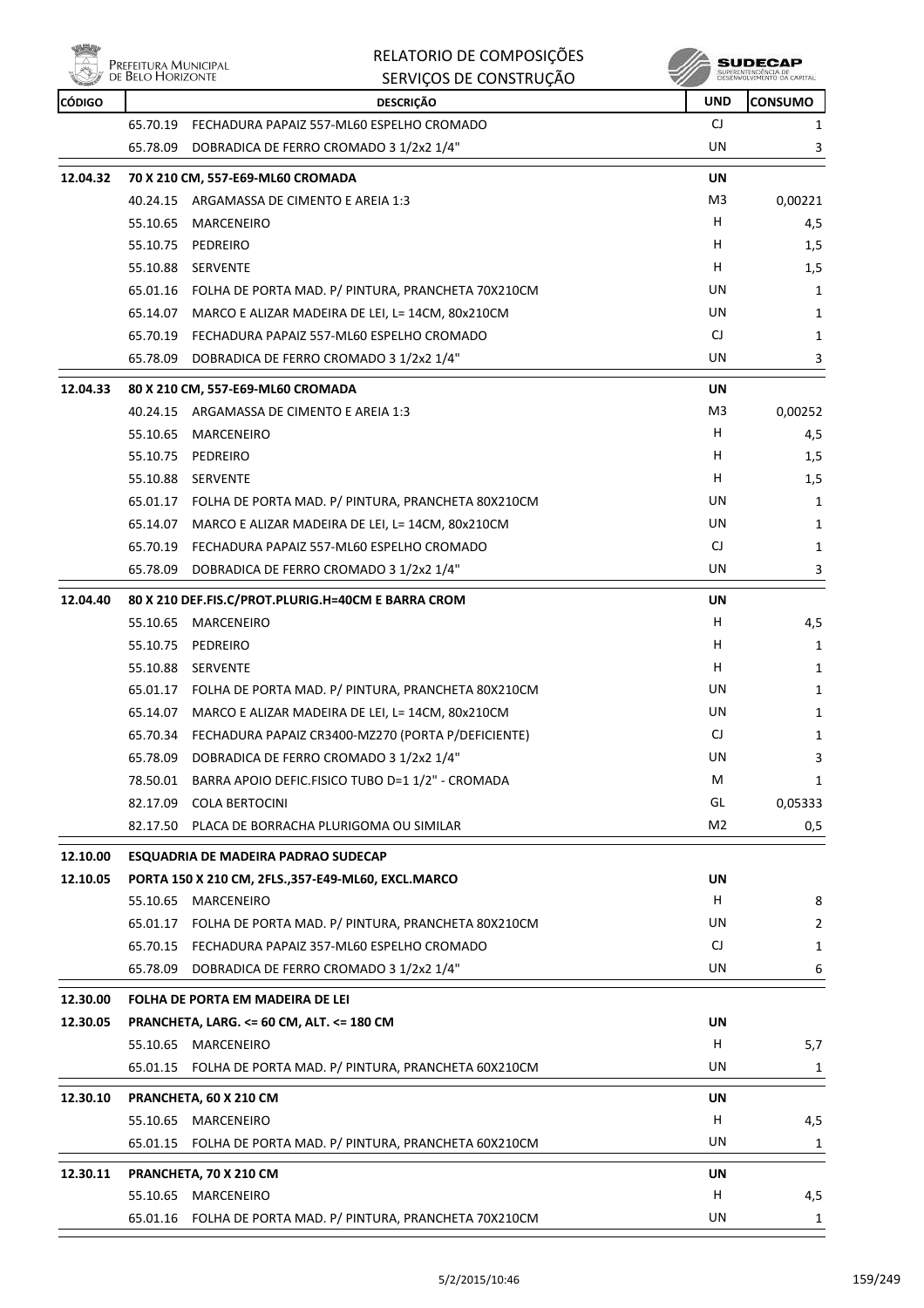| CÓDIGO | DESCRIÇÃO | UND | CONSUMO |
|---|---|---|---|
| | 65.70.19 FECHADURA PAPAIZ 557-ML60 ESPELHO CROMADO | CJ | 1 |
| | 65.78.09 DOBRADICA DE FERRO CROMADO 3 1/2x2 1/4" | UN | 3 |
| **12.04.32** | **70 X 210 CM, 557-E69-ML60 CROMADA** | **UN** | |
| | 40.24.15 ARGAMASSA DE CIMENTO E AREIA 1:3 | M3 | 0,00221 |
| | 55.10.65 MARCENEIRO | H | 4,5 |
| | 55.10.75 PEDREIRO | H | 1,5 |
| | 55.10.88 SERVENTE | H | 1,5 |
| | 65.01.16 FOLHA DE PORTA MAD. P/ PINTURA, PRANCHETA 70X210CM | UN | 1 |
| | 65.14.07 MARCO E ALIZAR MADEIRA DE LEI, L= 14CM, 80x210CM | UN | 1 |
| | 65.70.19 FECHADURA PAPAIZ 557-ML60 ESPELHO CROMADO | CJ | 1 |
| | 65.78.09 DOBRADICA DE FERRO CROMADO 3 1/2x2 1/4" | UN | 3 |
| **12.04.33** | **80 X 210 CM, 557-E69-ML60 CROMADA** | **UN** | |
| | 40.24.15 ARGAMASSA DE CIMENTO E AREIA 1:3 | M3 | 0,00252 |
| | 55.10.65 MARCENEIRO | H | 4,5 |
| | 55.10.75 PEDREIRO | H | 1,5 |
| | 55.10.88 SERVENTE | H | 1,5 |
| | 65.01.17 FOLHA DE PORTA MAD. P/ PINTURA, PRANCHETA 80X210CM | UN | 1 |
| | 65.14.07 MARCO E ALIZAR MADEIRA DE LEI, L= 14CM, 80x210CM | UN | 1 |
| | 65.70.19 FECHADURA PAPAIZ 557-ML60 ESPELHO CROMADO | CJ | 1 |
| | 65.78.09 DOBRADICA DE FERRO CROMADO 3 1/2x2 1/4" | UN | 3 |
| **12.04.40** | **80 X 210 DEF.FIS.C/PROT.PLURIG.H=40CM E BARRA CROM** | **UN** | |
| | 55.10.65 MARCENEIRO | H | 4,5 |
| | 55.10.75 PEDREIRO | H | 1 |
| | 55.10.88 SERVENTE | H | 1 |
| | 65.01.17 FOLHA DE PORTA MAD. P/ PINTURA, PRANCHETA 80X210CM | UN | 1 |
| | 65.14.07 MARCO E ALIZAR MADEIRA DE LEI, L= 14CM, 80x210CM | UN | 1 |
| | 65.70.34 FECHADURA PAPAIZ CR3400-MZ270 (PORTA P/DEFICIENTE) | CJ | 1 |
| | 65.78.09 DOBRADICA DE FERRO CROMADO 3 1/2x2 1/4" | UN | 3 |
| | 78.50.01 BARRA APOIO DEFIC.FISICO TUBO D=1 1/2" - CROMADA | M | 1 |
| | 82.17.09 COLA BERTOCINI | GL | 0,05333 |
| | 82.17.50 PLACA DE BORRACHA PLURIGOMA OU SIMILAR | M2 | 0,5 |
| **12.10.00** | **ESQUADRIA DE MADEIRA PADRAO SUDECAP** | | |
| **12.10.05** | **PORTA 150 X 210 CM, 2FLS.,357-E49-ML60, EXCL.MARCO** | **UN** | |
| | 55.10.65 MARCENEIRO | H | 8 |
| | 65.01.17 FOLHA DE PORTA MAD. P/ PINTURA, PRANCHETA 80X210CM | UN | 2 |
| | 65.70.15 FECHADURA PAPAIZ 357-ML60 ESPELHO CROMADO | CJ | 1 |
| | 65.78.09 DOBRADICA DE FERRO CROMADO 3 1/2x2 1/4" | UN | 6 |
| **12.30.00** | **FOLHA DE PORTA EM MADEIRA DE LEI** | | |
| **12.30.05** | **PRANCHETA, LARG. <= 60 CM, ALT. <= 180 CM** | **UN** | |
| | 55.10.65 MARCENEIRO | H | 5,7 |
| | 65.01.15 FOLHA DE PORTA MAD. P/ PINTURA, PRANCHETA 60X210CM | UN | 1 |
| **12.30.10** | **PRANCHETA, 60 X 210 CM** | **UN** | |
| | 55.10.65 MARCENEIRO | H | 4,5 |
| | 65.01.15 FOLHA DE PORTA MAD. P/ PINTURA, PRANCHETA 60X210CM | UN | 1 |
| **12.30.11** | **PRANCHETA, 70 X 210 CM** | **UN** | |
| | 55.10.65 MARCENEIRO | H | 4,5 |
| | 65.01.16 FOLHA DE PORTA MAD. P/ PINTURA, PRANCHETA 70X210CM | UN | 1 |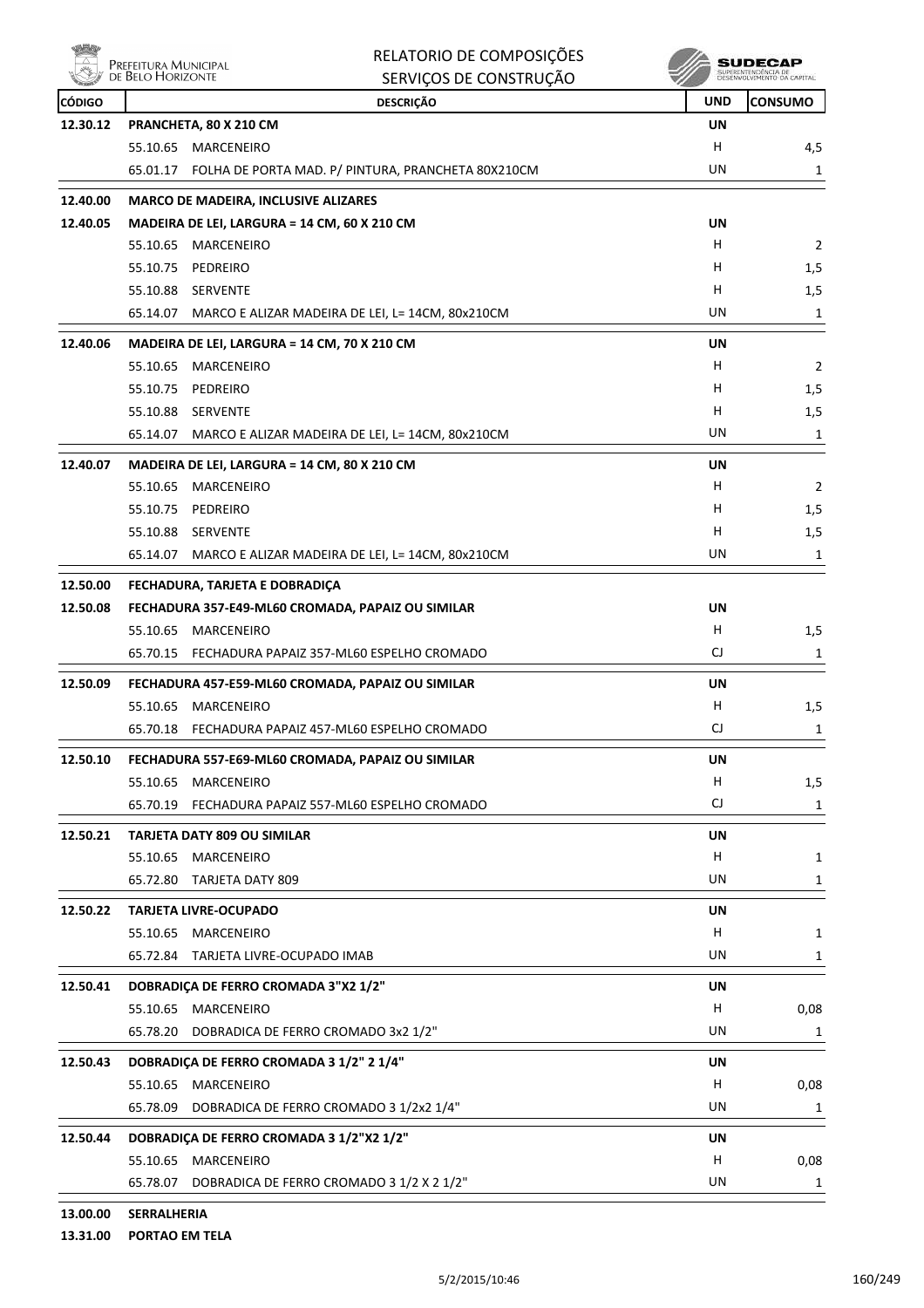| CÓDIGO | DESCRIÇÃO | UND | CONSUMO |
|---|---|---|---|
| **12.30.12** | **PRANCHETA, 80 X 210 CM** | **UN** | |
| | 55.10.65 MARCENEIRO | H | 4,5 |
| | 65.01.17 FOLHA DE PORTA MAD. P/ PINTURA, PRANCHETA 80X210CM | UN | 1 |
| **12.40.00** | **MARCO DE MADEIRA, INCLUSIVE ALIZARES** | | |
| **12.40.05** | **MADEIRA DE LEI, LARGURA = 14 CM, 60 X 210 CM** | **UN** | |
| | 55.10.65 MARCENEIRO | H | 2 |
| | 55.10.75 PEDREIRO | H | 1,5 |
| | 55.10.88 SERVENTE | H | 1,5 |
| | 65.14.07 MARCO E ALIZAR MADEIRA DE LEI, L= 14CM, 80x210CM | UN | 1 |
| **12.40.06** | **MADEIRA DE LEI, LARGURA = 14 CM, 70 X 210 CM** | **UN** | |
| | 55.10.65 MARCENEIRO | H | 2 |
| | 55.10.75 PEDREIRO | H | 1,5 |
| | 55.10.88 SERVENTE | H | 1,5 |
| | 65.14.07 MARCO E ALIZAR MADEIRA DE LEI, L= 14CM, 80x210CM | UN | 1 |
| **12.40.07** | **MADEIRA DE LEI, LARGURA = 14 CM, 80 X 210 CM** | **UN** | |
| | 55.10.65 MARCENEIRO | H | 2 |
| | 55.10.75 PEDREIRO | H | 1,5 |
| | 55.10.88 SERVENTE | H | 1,5 |
| | 65.14.07 MARCO E ALIZAR MADEIRA DE LEI, L= 14CM, 80x210CM | UN | 1 |
| **12.50.00** | **FECHADURA, TARJETE E DOBRADIÇA** | | |
| **12.50.08** | **FECHADURA 357-E49-ML60 CROMADA, PAPAIZ OU SIMILAR** | **UN** | |
| | 55.10.65 MARCENEIRO | H | 1,5 |
| | 65.70.15 FECHADURA PAPAIZ 357-ML60 ESPELHO CROMADO | CJ | 1 |
| **12.50.09** | **FECHADURA 457-E59-ML60 CROMADA, PAPAIZ OU SIMILAR** | **UN** | |
| | 55.10.65 MARCENEIRO | H | 1,5 |
| | 65.70.18 FECHADURA PAPAIZ 457-ML60 ESPELHO CROMADO | CJ | 1 |
| **12.50.10** | **FECHADURA 557-E69-ML60 CROMADA, PAPAIZ OU SIMILAR** | **UN** | |
| | 55.10.65 MARCENEIRO | H | 1,5 |
| | 65.70.19 FECHADURA PAPAIZ 557-ML60 ESPELHO CROMADO | CJ | 1 |
| **12.50.21** | **TARJETA DATY 809 OU SIMILAR** | **UN** | |
| | 55.10.65 MARCENEIRO | H | 1 |
| | 65.72.80 TARJETA DATY 809 | UN | 1 |
| **12.50.22** | **TARJETA LIVRE-OCUPADO** | **UN** | |
| | 55.10.65 MARCENEIRO | H | 1 |
| | 65.72.84 TARJETA LIVRE-OCUPADO IMAB | UN | 1 |
| **12.50.41** | **DOBRADIÇA DE FERRO CROMADA 3"X2 1/2"** | **UN** | |
| | 55.10.65 MARCENEIRO | H | 0,08 |
| | 65.78.20 DOBRADICA DE FERRO CROMADO 3x2 1/2" | UN | 1 |
| **12.50.43** | **DOBRADIÇA DE FERRO CROMADA 3 1/2" 2 1/4"** | **UN** | |
| | 55.10.65 MARCENEIRO | H | 0,08 |
| | 65.78.09 DOBRADICA DE FERRO CROMADO 3 1/2x2 1/4" | UN | 1 |
| **12.50.44** | **DOBRADIÇA DE FERRO CROMADA 3 1/2"X2 1/2"** | **UN** | |
| | 55.10.65 MARCENEIRO | H | 0,08 |
| | 65.78.07 DOBRADICA DE FERRO CROMADO 3 1/2 X 2 1/2" | UN | 1 |
| **13.00.00** | **SERRALHERIA** | | |
| **13.31.00** | **PORTAO EM TELA** | | |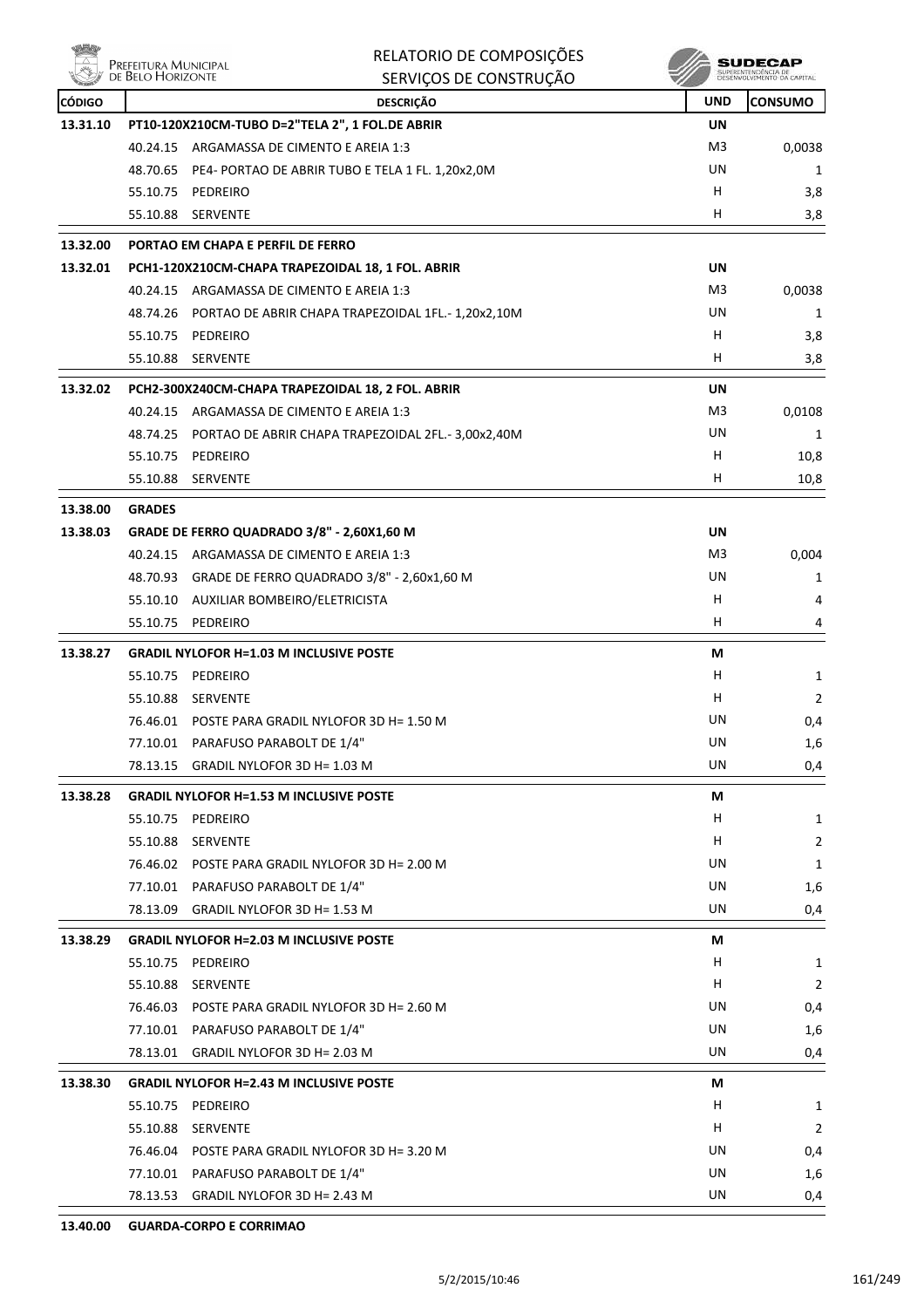| CÓDIGO | DESCRIÇÃO | UND | CONSUMO |
|---|---|---|---|
| 13.31.10 | PT10-120X210CM-TUBO D=2"TELA 2", 1 FOL.DE ABRIR | UN | |
| | 40.24.15 ARGAMASSA DE CIMENTO E AREIA 1:3 | M3 | 0,0038 |
| | 48.70.65 PE4- PORTAO DE ABRIR TUBO E TELA 1 FL. 1,20x2,0M | UN | 1 |
| | 55.10.75 PEDREIRO | H | 3,8 |
| | 55.10.88 SERVENTE | H | 3,8 |
| 13.32.00 | PORTAO EM CHAPA E PERFIL DE FERRO | | |
| 13.32.01 | PCH1-120X210CM-CHAPA TRAPEZOIDAL 18, 1 FOL. ABRIR | UN | |
| | 40.24.15 ARGAMASSA DE CIMENTO E AREIA 1:3 | M3 | 0,0038 |
| | 48.74.26 PORTAO DE ABRIR CHAPA TRAPEZOIDAL 1FL.- 1,20x2,10M | UN | 1 |
| | 55.10.75 PEDREIRO | H | 3,8 |
| | 55.10.88 SERVENTE | H | 3,8 |
| 13.32.02 | PCH2-300X240CM-CHAPA TRAPEZOIDAL 18, 2 FOL. ABRIR | UN | |
| | 40.24.15 ARGAMASSA DE CIMENTO E AREIA 1:3 | M3 | 0,0108 |
| | 48.74.25 PORTAO DE ABRIR CHAPA TRAPEZOIDAL 2FL.- 3,00x2,40M | UN | 1 |
| | 55.10.75 PEDREIRO | H | 10,8 |
| | 55.10.88 SERVENTE | H | 10,8 |
| 13.38.00 | GRADES | | |
| 13.38.03 | GRADE DE FERRO QUADRADO 3/8" - 2,60X1,60 M | UN | |
| | 40.24.15 ARGAMASSA DE CIMENTO E AREIA 1:3 | M3 | 0,004 |
| | 48.70.93 GRADE DE FERRO QUADRADO 3/8" - 2,60x1,60 M | UN | 1 |
| | 55.10.10 AUXILIAR BOMBEIRO/ELETRICISTA | H | 4 |
| | 55.10.75 PEDREIRO | H | 4 |
| 13.38.27 | GRADIL NYLOFOR H=1.03 M INCLUSIVE POSTE | M | |
| | 55.10.75 PEDREIRO | H | 1 |
| | 55.10.88 SERVENTE | H | 2 |
| | 76.46.01 POSTE PARA GRADIL NYLOFOR 3D H= 1.50 M | UN | 0,4 |
| | 77.10.01 PARAFUSO PARABOLT DE 1/4" | UN | 1,6 |
| | 78.13.15 GRADIL NYLOFOR 3D H= 1.03 M | UN | 0,4 |
| 13.38.28 | GRADIL NYLOFOR H=1.53 M INCLUSIVE POSTE | M | |
| | 55.10.75 PEDREIRO | H | 1 |
| | 55.10.88 SERVENTE | H | 2 |
| | 76.46.02 POSTE PARA GRADIL NYLOFOR 3D H= 2.00 M | UN | 1 |
| | 77.10.01 PARAFUSO PARABOLT DE 1/4" | UN | 1,6 |
| | 78.13.09 GRADIL NYLOFOR 3D H= 1.53 M | UN | 0,4 |
| 13.38.29 | GRADIL NYLOFOR H=2.03 M INCLUSIVE POSTE | M | |
| | 55.10.75 PEDREIRO | H | 1 |
| | 55.10.88 SERVENTE | H | 2 |
| | 76.46.03 POSTE PARA GRADIL NYLOFOR 3D H= 2.60 M | UN | 0,4 |
| | 77.10.01 PARAFUSO PARABOLT DE 1/4" | UN | 1,6 |
| | 78.13.01 GRADIL NYLOFOR 3D H= 2.03 M | UN | 0,4 |
| 13.38.30 | GRADIL NYLOFOR H=2.43 M INCLUSIVE POSTE | M | |
| | 55.10.75 PEDREIRO | H | 1 |
| | 55.10.88 SERVENTE | H | 2 |
| | 76.46.04 POSTE PARA GRADIL NYLOFOR 3D H= 3.20 M | UN | 0,4 |
| | 77.10.01 PARAFUSO PARABOLT DE 1/4" | UN | 1,6 |
| | 78.13.53 GRADIL NYLOFOR 3D H= 2.43 M | UN | 0,4 |
| 13.40.00 | GUARDA-CORPO E CORRIMAO | | |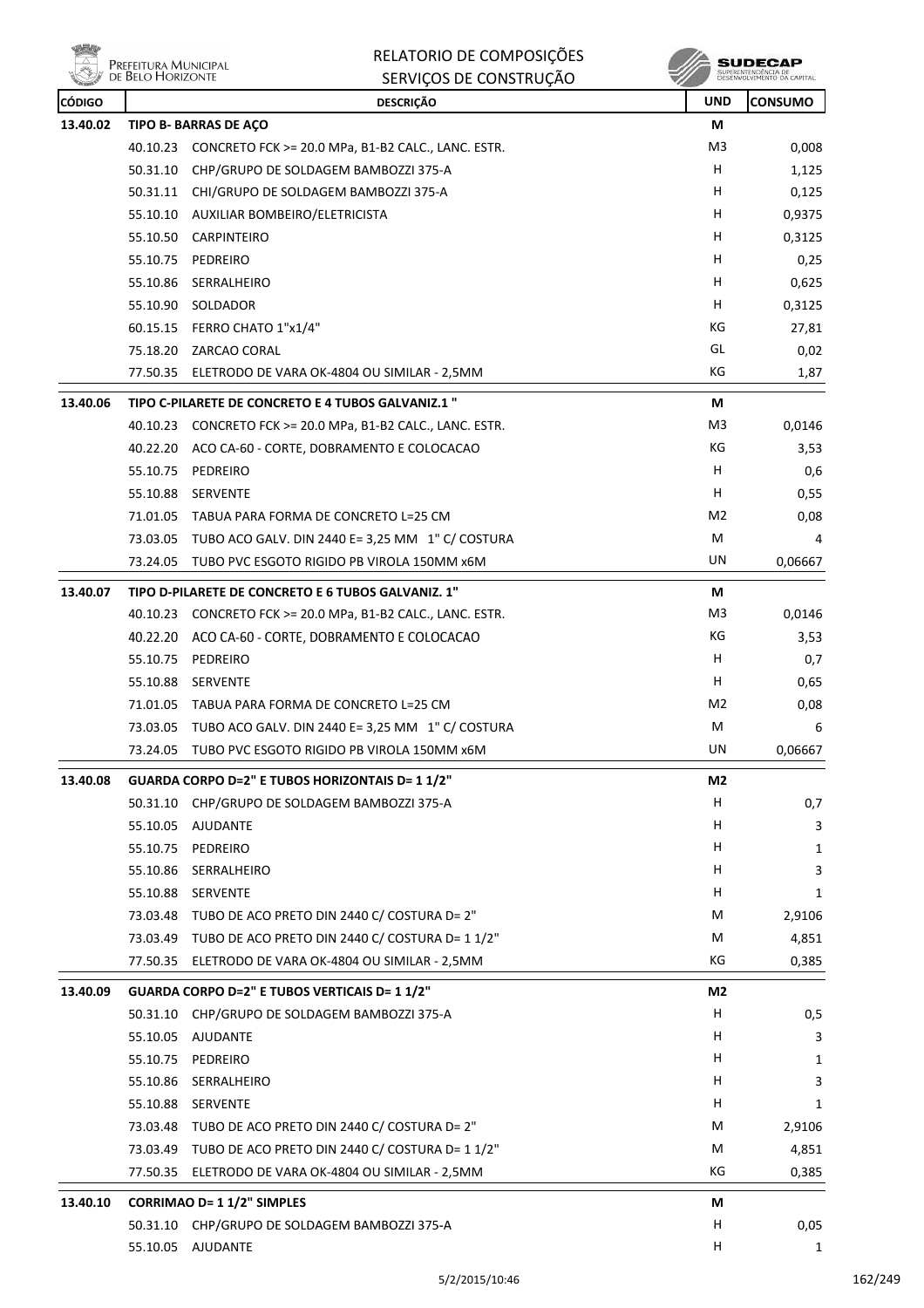| CÓDIGO | DESCRIÇÃO | | UND | CONSUMO |
|---|---|---|---|---|
| 13.40.02 | **TIPO B- BARRAS DE AÇO** | | M | |
| | 40.10.23 | CONCRETO FCK >= 20.0 MPa, B1-B2 CALC., LANC. ESTR. | M3 | 0,008 |
| | 50.31.10 | CHP/GRUPO DE SOLDAGEM BAMBOZZI 375-A | H | 1,125 |
| | 50.31.11 | CHI/GRUPO DE SOLDAGEM BAMBOZZI 375-A | H | 0,125 |
| | 55.10.10 | AUXILIAR BOMBEIRO/ELETRICISTA | H | 0,9375 |
| | 55.10.50 | CARPINTEIRO | H | 0,3125 |
| | 55.10.75 | PEDREIRO | H | 0,25 |
| | 55.10.86 | SERRALHEIRO | H | 0,625 |
| | 55.10.90 | SOLDADOR | H | 0,3125 |
| | 60.15.15 | FERRO CHATO 1"x1/4" | KG | 27,81 |
| | 75.18.20 | ZARCAO CORAL | GL | 0,02 |
| | 77.50.35 | ELETRODO DE VARA OK-4804 OU SIMILAR - 2,5MM | KG | 1,87 |
| 13.40.06 | **TIPO C-PILARETE DE CONCRETO E 4 TUBOS GALVANIZ.1 "** | | M | |
| | 40.10.23 | CONCRETO FCK >= 20.0 MPa, B1-B2 CALC., LANC. ESTR. | M3 | 0,0146 |
| | 40.22.20 | ACO CA-60 - CORTE, DOBRAMENTO E COLOCACAO | KG | 3,53 |
| | 55.10.75 | PEDREIRO | H | 0,6 |
| | 55.10.88 | SERVENTE | H | 0,55 |
| | 71.01.05 | TABUA PARA FORMA DE CONCRETO L=25 CM | M2 | 0,08 |
| | 73.03.05 | TUBO ACO GALV. DIN 2440 E= 3,25 MM 1" C/ COSTURA | M | 4 |
| | 73.24.05 | TUBO PVC ESGOTO RIGIDO PB VIROLA 150MM x6M | UN | 0,06667 |
| 13.40.07 | **TIPO D-PILARETE DE CONCRETO E 6 TUBOS GALVANIZ. 1"** | | M | |
| | 40.10.23 | CONCRETO FCK >= 20.0 MPa, B1-B2 CALC., LANC. ESTR. | M3 | 0,0146 |
| | 40.22.20 | ACO CA-60 - CORTE, DOBRAMENTO E COLOCACAO | KG | 3,53 |
| | 55.10.75 | PEDREIRO | H | 0,7 |
| | 55.10.88 | SERVENTE | H | 0,65 |
| | 71.01.05 | TABUA PARA FORMA DE CONCRETO L=25 CM | M2 | 0,08 |
| | 73.03.05 | TUBO ACO GALV. DIN 2440 E= 3,25 MM 1" C/ COSTURA | M | 6 |
| | 73.24.05 | TUBO PVC ESGOTO RIGIDO PB VIROLA 150MM x6M | UN | 0,06667 |
| 13.40.08 | **GUARDA CORPO D=2" E TUBOS HORIZONTAIS D= 1 1/2"** | | M2 | |
| | 50.31.10 | CHP/GRUPO DE SOLDAGEM BAMBOZZI 375-A | H | 0,7 |
| | 55.10.05 | AJUDANTE | H | 3 |
| | 55.10.75 | PEDREIRO | H | 1 |
| | 55.10.86 | SERRALHEIRO | H | 3 |
| | 55.10.88 | SERVENTE | H | 1 |
| | 73.03.48 | TUBO DE ACO PRETO DIN 2440 C/ COSTURA D= 2" | M | 2,9106 |
| | 73.03.49 | TUBO DE ACO PRETO DIN 2440 C/ COSTURA D= 1 1/2" | M | 4,851 |
| | 77.50.35 | ELETRODO DE VARA OK-4804 OU SIMILAR - 2,5MM | KG | 0,385 |
| 13.40.09 | **GUARDA CORPO D=2" E TUBOS VERTICAIS D= 1 1/2"** | | M2 | |
| | 50.31.10 | CHP/GRUPO DE SOLDAGEM BAMBOZZI 375-A | H | 0,5 |
| | 55.10.05 | AJUDANTE | H | 3 |
| | 55.10.75 | PEDREIRO | H | 1 |
| | 55.10.86 | SERRALHEIRO | H | 3 |
| | 55.10.88 | SERVENTE | H | 1 |
| | 73.03.48 | TUBO DE ACO PRETO DIN 2440 C/ COSTURA D= 2" | M | 2,9106 |
| | 73.03.49 | TUBO DE ACO PRETO DIN 2440 C/ COSTURA D= 1 1/2" | M | 4,851 |
| | 77.50.35 | ELETRODO DE VARA OK-4804 OU SIMILAR - 2,5MM | KG | 0,385 |
| 13.40.10 | **CORRIMAO D= 1 1/2" SIMPLES** | | M | |
| | 50.31.10 | CHP/GRUPO DE SOLDAGEM BAMBOZZI 375-A | H | 0,05 |
| | 55.10.05 | AJUDANTE | H | 1 |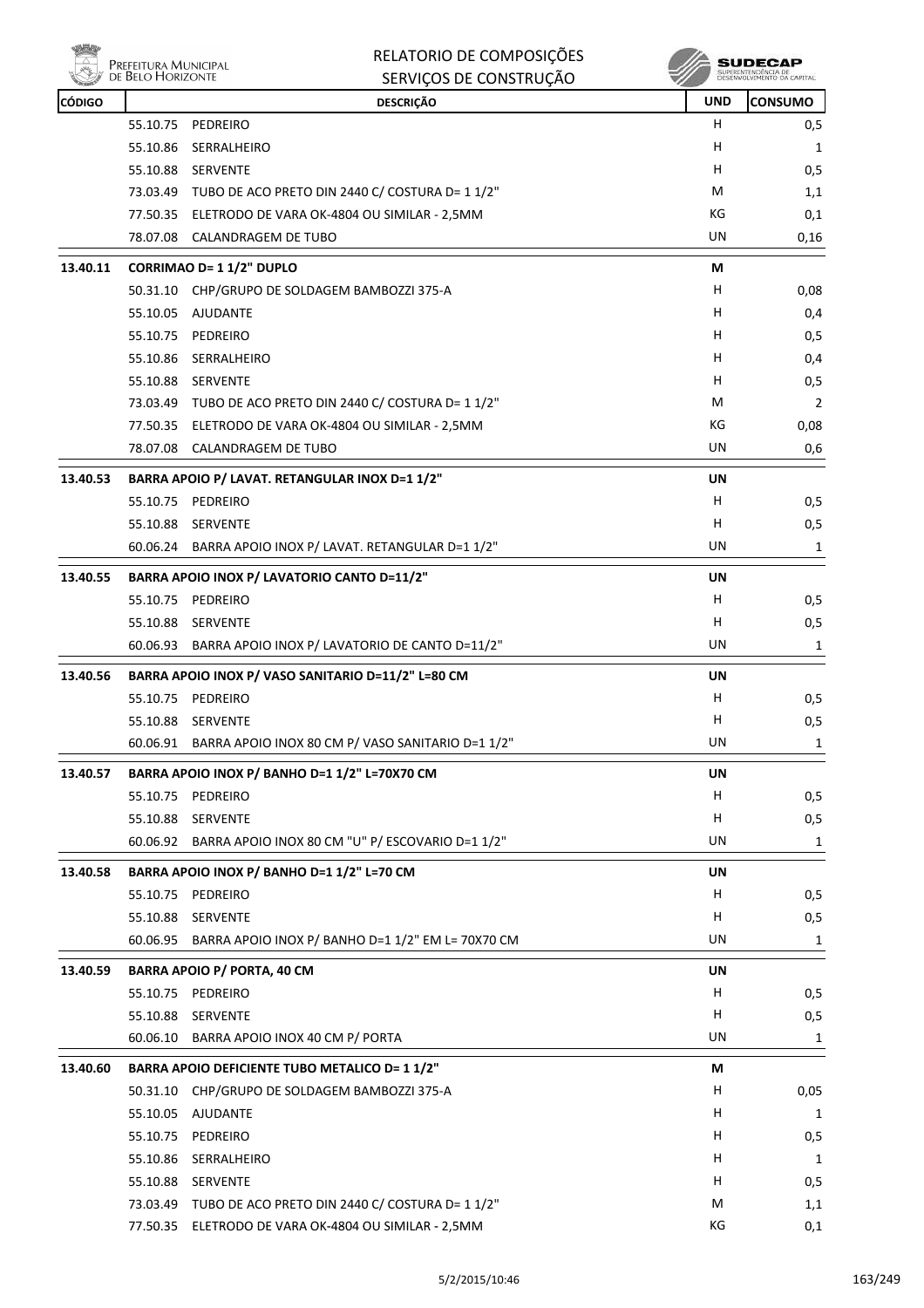| CÓDIGO | DESCRIÇÃO | UND | CONSUMO |
|---|---|---|---|
| | 55.10.75 PEDREIRO | H | 0,5 |
| | 55.10.86 SERRALHEIRO | H | 1 |
| | 55.10.88 SERVENTE | H | 0,5 |
| | 73.03.49 TUBO DE ACO PRETO DIN 2440 C/ COSTURA D= 1 1/2" | M | 1,1 |
| | 77.50.35 ELETRODO DE VARA OK-4804 OU SIMILAR - 2,5MM | KG | 0,1 |
| | 78.07.08 CALANDRAGEM DE TUBO | UN | 0,16 |
| **13.40.11** | **CORRIMAO D= 1 1/2" DUPLO** | **M** | |
| | 50.31.10 CHP/GRUPO DE SOLDAGEM BAMBOZZI 375-A | H | 0,08 |
| | 55.10.05 AJUDANTE | H | 0,4 |
| | 55.10.75 PEDREIRO | H | 0,5 |
| | 55.10.86 SERRALHEIRO | H | 0,4 |
| | 55.10.88 SERVENTE | H | 0,5 |
| | 73.03.49 TUBO DE ACO PRETO DIN 2440 C/ COSTURA D= 1 1/2" | M | 2 |
| | 77.50.35 ELETRODO DE VARA OK-4804 OU SIMILAR - 2,5MM | KG | 0,08 |
| | 78.07.08 CALANDRAGEM DE TUBO | UN | 0,6 |
| **13.40.53** | **BARRA APOIO P/ LAVAT. RETANGULAR INOX D=1 1/2"** | **UN** | |
| | 55.10.75 PEDREIRO | H | 0,5 |
| | 55.10.88 SERVENTE | H | 0,5 |
| | 60.06.24 BARRA APOIO INOX P/ LAVAT. RETANGULAR D=1 1/2" | UN | 1 |
| **13.40.55** | **BARRA APOIO INOX P/ LAVATORIO CANTO D=11/2"** | **UN** | |
| | 55.10.75 PEDREIRO | H | 0,5 |
| | 55.10.88 SERVENTE | H | 0,5 |
| | 60.06.93 BARRA APOIO INOX P/ LAVATORIO DE CANTO D=11/2" | UN | 1 |
| **13.40.56** | **BARRA APOIO INOX P/ VASO SANITARIO D=11/2" L=80 CM** | **UN** | |
| | 55.10.75 PEDREIRO | H | 0,5 |
| | 55.10.88 SERVENTE | H | 0,5 |
| | 60.06.91 BARRA APOIO INOX 80 CM P/ VASO SANITARIO D=1 1/2" | UN | 1 |
| **13.40.57** | **BARRA APOIO INOX P/ BANHO D=1 1/2" L=70X70 CM** | **UN** | |
| | 55.10.75 PEDREIRO | H | 0,5 |
| | 55.10.88 SERVENTE | H | 0,5 |
| | 60.06.92 BARRA APOIO INOX 80 CM "U" P/ ESCOVARIO D=1 1/2" | UN | 1 |
| **13.40.58** | **BARRA APOIO INOX P/ BANHO D=1 1/2" L=70 CM** | **UN** | |
| | 55.10.75 PEDREIRO | H | 0,5 |
| | 55.10.88 SERVENTE | H | 0,5 |
| | 60.06.95 BARRA APOIO INOX P/ BANHO D=1 1/2" EM L= 70X70 CM | UN | 1 |
| **13.40.59** | **BARRA APOIO P/ PORTA, 40 CM** | **UN** | |
| | 55.10.75 PEDREIRO | H | 0,5 |
| | 55.10.88 SERVENTE | H | 0,5 |
| | 60.06.10 BARRA APOIO INOX 40 CM P/ PORTA | UN | 1 |
| **13.40.60** | **BARRA APOIO DEFICIENTE TUBO METALICO D= 1 1/2"** | **M** | |
| | 50.31.10 CHP/GRUPO DE SOLDAGEM BAMBOZZI 375-A | H | 0,05 |
| | 55.10.05 AJUDANTE | H | 1 |
| | 55.10.75 PEDREIRO | H | 0,5 |
| | 55.10.86 SERRALHEIRO | H | 1 |
| | 55.10.88 SERVENTE | H | 0,5 |
| | 73.03.49 TUBO DE ACO PRETO DIN 2440 C/ COSTURA D= 1 1/2" | M | 1,1 |
| | 77.50.35 ELETRODO DE VARA OK-4804 OU SIMILAR - 2,5MM | KG | 0,1 |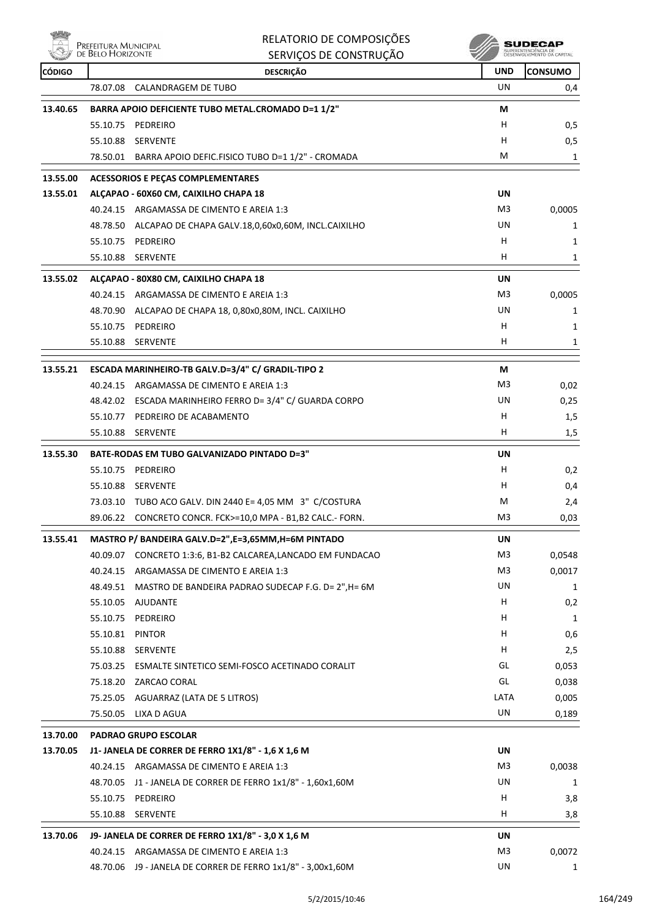| CÓDIGO | DESCRIÇÃO | UND | CONSUMO |
|---|---|---|---|
| | 78.07.08 CALANDRAGEM DE TUBO | UN | 0,4 |
| **13.40.65** | **BARRA APOIO DEFICIENTE TUBO METAL.CROMADO D=1 1/2"** | **M** | |
| | 55.10.75 PEDREIRO | H | 0,5 |
| | 55.10.88 SERVENTE | H | 0,5 |
| | 78.50.01 BARRA APOIO DEFIC.FISICO TUBO D=1 1/2" - CROMADA | M | 1 |
| **13.55.00** | **ACESSORIOS E PEÇAS COMPLEMENTARES** | | |
| **13.55.01** | **ALÇAPAO - 60X60 CM, CAIXILHO CHAPA 18** | **UN** | |
| | 40.24.15 ARGAMASSA DE CIMENTO E AREIA 1:3 | M3 | 0,0005 |
| | 48.78.50 ALCAPAO DE CHAPA GALV.18,0,60x0,60M, INCL.CAIXILHO | UN | 1 |
| | 55.10.75 PEDREIRO | H | 1 |
| | 55.10.88 SERVENTE | H | 1 |
| **13.55.02** | **ALÇAPAO - 80X80 CM, CAIXILHO CHAPA 18** | **UN** | |
| | 40.24.15 ARGAMASSA DE CIMENTO E AREIA 1:3 | M3 | 0,0005 |
| | 48.70.90 ALCAPAO DE CHAPA 18, 0,80x0,80M, INCL. CAIXILHO | UN | 1 |
| | 55.10.75 PEDREIRO | H | 1 |
| | 55.10.88 SERVENTE | H | 1 |
| **13.55.21** | **ESCADA MARINHEIRO-TB GALV.D=3/4" C/ GRADIL-TIPO 2** | **M** | |
| | 40.24.15 ARGAMASSA DE CIMENTO E AREIA 1:3 | M3 | 0,02 |
| | 48.42.02 ESCADA MARINHEIRO FERRO D= 3/4" C/ GUARDA CORPO | UN | 0,25 |
| | 55.10.77 PEDREIRO DE ACABAMENTO | H | 1,5 |
| | 55.10.88 SERVENTE | H | 1,5 |
| **13.55.30** | **BATE-RODAS EM TUBO GALVANIZADO PINTADO D=3"** | **UN** | |
| | 55.10.75 PEDREIRO | H | 0,2 |
| | 55.10.88 SERVENTE | H | 0,4 |
| | 73.03.10 TUBO ACO GALV. DIN 2440 E= 4,05 MM 3" C/COSTURA | M | 2,4 |
| | 89.06.22 CONCRETO CONCR. FCK>=10,0 MPA - B1,B2 CALC.- FORN. | M3 | 0,03 |
| **13.55.41** | **MASTRO P/ BANDEIRA GALV.D=2",E=3,65MM,H=6M PINTADO** | **UN** | |
| | 40.09.07 CONCRETO 1:3:6, B1-B2 CALCAREA,LANCADO EM FUNDACAO | M3 | 0,0548 |
| | 40.24.15 ARGAMASSA DE CIMENTO E AREIA 1:3 | M3 | 0,0017 |
| | 48.49.51 MASTRO DE BANDEIRA PADRAO SUDECAP F.G. D= 2",H= 6M | UN | 1 |
| | 55.10.05 AJUDANTE | H | 0,2 |
| | 55.10.75 PEDREIRO | H | 1 |
| | 55.10.81 PINTOR | H | 0,6 |
| | 55.10.88 SERVENTE | H | 2,5 |
| | 75.03.25 ESMALTE SINTETICO SEMI-FOSCO ACETINADO CORALIT | GL | 0,053 |
| | 75.18.20 ZARCAO CORAL | GL | 0,038 |
| | 75.25.05 AGUARRAZ (LATA DE 5 LITROS) | LATA | 0,005 |
| | 75.50.05 LIXA D AGUA | UN | 0,189 |
| **13.70.00** | **PADRAO GRUPO ESCOLAR** | | |
| **13.70.05** | **J1- JANELA DE CORRER DE FERRO 1X1/8" - 1,6 X 1,6 M** | **UN** | |
| | 40.24.15 ARGAMASSA DE CIMENTO E AREIA 1:3 | M3 | 0,0038 |
| | 48.70.05 J1 - JANELA DE CORRER DE FERRO 1x1/8" - 1,60x1,60M | UN | 1 |
| | 55.10.75 PEDREIRO | H | 3,8 |
| | 55.10.88 SERVENTE | H | 3,8 |
| **13.70.06** | **J9- JANELA DE CORRER DE FERRO 1X1/8" - 3,0 X 1,6 M** | **UN** | |
| | 40.24.15 ARGAMASSA DE CIMENTO E AREIA 1:3 | M3 | 0,0072 |
| | 48.70.06 J9 - JANELA DE CORRER DE FERRO 1x1/8" - 3,00x1,60M | UN | 1 |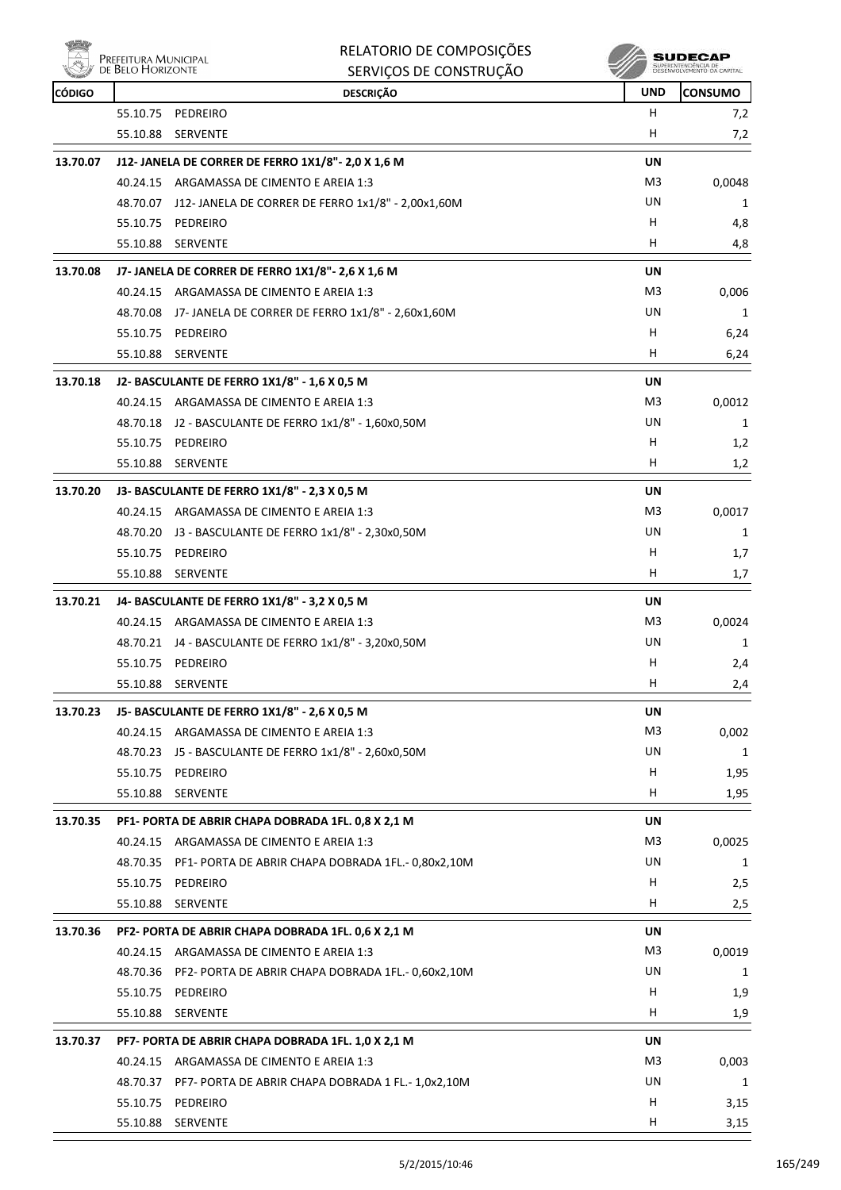| CÓDIGO | DESCRIÇÃO | UND | CONSUMO |
|---|---|---|---|
| | 55.10.75 PEDREIRO | H | 7,2 |
| | 55.10.88 SERVENTE | H | 7,2 |
| **13.70.07** | **J12- JANELA DE CORRER DE FERRO 1X1/8"- 2,0 X 1,6 M** | **UN** | |
| | 40.24.15 ARGAMASSA DE CIMENTO E AREIA 1:3 | M3 | 0,0048 |
| | 48.70.07 J12- JANELA DE CORRER DE FERRO 1x1/8" - 2,00x1,60M | UN | 1 |
| | 55.10.75 PEDREIRO | H | 4,8 |
| | 55.10.88 SERVENTE | H | 4,8 |
| **13.70.08** | **J7- JANELA DE CORRER DE FERRO 1X1/8"- 2,6 X 1,6 M** | **UN** | |
| | 40.24.15 ARGAMASSA DE CIMENTO E AREIA 1:3 | M3 | 0,006 |
| | 48.70.08 J7- JANELA DE CORRER DE FERRO 1x1/8" - 2,60x1,60M | UN | 1 |
| | 55.10.75 PEDREIRO | H | 6,24 |
| | 55.10.88 SERVENTE | H | 6,24 |
| **13.70.18** | **J2- BASCULANTE DE FERRO 1X1/8" - 1,6 X 0,5 M** | **UN** | |
| | 40.24.15 ARGAMASSA DE CIMENTO E AREIA 1:3 | M3 | 0,0012 |
| | 48.70.18 J2 - BASCULANTE DE FERRO 1x1/8" - 1,60x0,50M | UN | 1 |
| | 55.10.75 PEDREIRO | H | 1,2 |
| | 55.10.88 SERVENTE | H | 1,2 |
| **13.70.20** | **J3- BASCULANTE DE FERRO 1X1/8" - 2,3 X 0,5 M** | **UN** | |
| | 40.24.15 ARGAMASSA DE CIMENTO E AREIA 1:3 | M3 | 0,0017 |
| | 48.70.20 J3 - BASCULANTE DE FERRO 1x1/8" - 2,30x0,50M | UN | 1 |
| | 55.10.75 PEDREIRO | H | 1,7 |
| | 55.10.88 SERVENTE | H | 1,7 |
| **13.70.21** | **J4- BASCULANTE DE FERRO 1X1/8" - 3,2 X 0,5 M** | **UN** | |
| | 40.24.15 ARGAMASSA DE CIMENTO E AREIA 1:3 | M3 | 0,0024 |
| | 48.70.21 J4 - BASCULANTE DE FERRO 1x1/8" - 3,20x0,50M | UN | 1 |
| | 55.10.75 PEDREIRO | H | 2,4 |
| | 55.10.88 SERVENTE | H | 2,4 |
| **13.70.23** | **J5- BASCULANTE DE FERRO 1X1/8" - 2,6 X 0,5 M** | **UN** | |
| | 40.24.15 ARGAMASSA DE CIMENTO E AREIA 1:3 | M3 | 0,002 |
| | 48.70.23 J5 - BASCULANTE DE FERRO 1x1/8" - 2,60x0,50M | UN | 1 |
| | 55.10.75 PEDREIRO | H | 1,95 |
| | 55.10.88 SERVENTE | H | 1,95 |
| **13.70.35** | **PF1- PORTA DE ABRIR CHAPA DOBRADA 1FL. 0,8 X 2,1 M** | **UN** | |
| | 40.24.15 ARGAMASSA DE CIMENTO E AREIA 1:3 | M3 | 0,0025 |
| | 48.70.35 PF1- PORTA DE ABRIR CHAPA DOBRADA 1FL.- 0,80x2,10M | UN | 1 |
| | 55.10.75 PEDREIRO | H | 2,5 |
| | 55.10.88 SERVENTE | H | 2,5 |
| **13.70.36** | **PF2- PORTA DE ABRIR CHAPA DOBRADA 1FL. 0,6 X 2,1 M** | **UN** | |
| | 40.24.15 ARGAMASSA DE CIMENTO E AREIA 1:3 | M3 | 0,0019 |
| | 48.70.36 PF2- PORTA DE ABRIR CHAPA DOBRADA 1FL.- 0,60x2,10M | UN | 1 |
| | 55.10.75 PEDREIRO | H | 1,9 |
| | 55.10.88 SERVENTE | H | 1,9 |
| **13.70.37** | **PF7- PORTA DE ABRIR CHAPA DOBRADA 1FL. 1,0 X 2,1 M** | **UN** | |
| | 40.24.15 ARGAMASSA DE CIMENTO E AREIA 1:3 | M3 | 0,003 |
| | 48.70.37 PF7- PORTA DE ABRIR CHAPA DOBRADA 1 FL.- 1,0x2,10M | UN | 1 |
| | 55.10.75 PEDREIRO | H | 3,15 |
| | 55.10.88 SERVENTE | H | 3,15 |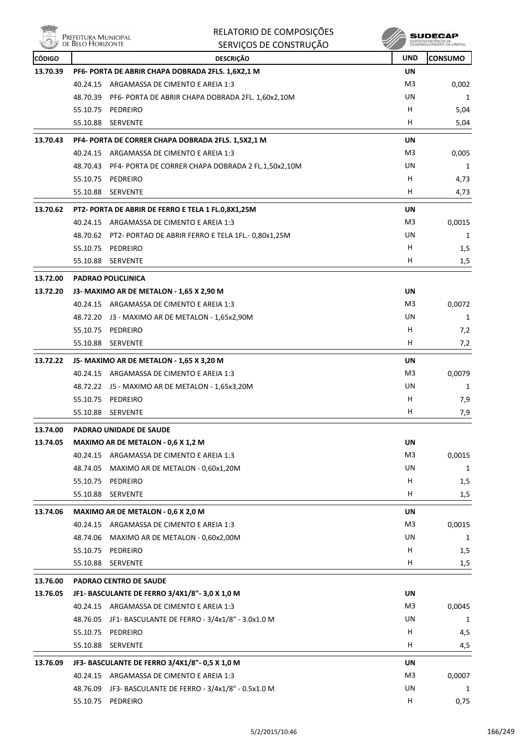| CÓDIGO | DESCRIÇÃO | UND | CONSUMO |
|---|---|---|---|
| **13.70.39** | **PF6- PORTA DE ABRIR CHAPA DOBRADA 2FLS. 1,6X2,1 M** | **UN** | |
| | 40.24.15 ARGAMASSA DE CIMENTO E AREIA 1:3 | M3 | 0,002 |
| | 48.70.39 PF6- PORTA DE ABRIR CHAPA DOBRADA 2FL. 1,60x2,10M | UN | 1 |
| | 55.10.75 PEDREIRO | H | 5,04 |
| | 55.10.88 SERVENTE | H | 5,04 |
| **13.70.43** | **PF4- PORTA DE CORRER CHAPA DOBRADA 2FLS. 1,5X2,1 M** | **UN** | |
| | 40.24.15 ARGAMASSA DE CIMENTO E AREIA 1:3 | M3 | 0,005 |
| | 48.70.43 PF4- PORTA DE CORRER CHAPA DOBRADA 2 FL.1,50x2,10M | UN | 1 |
| | 55.10.75 PEDREIRO | H | 4,73 |
| | 55.10.88 SERVENTE | H | 4,73 |
| **13.70.62** | **PT2- PORTA DE ABRIR DE FERRO E TELA 1 FL.0,8X1,25M** | **UN** | |
| | 40.24.15 ARGAMASSA DE CIMENTO E AREIA 1:3 | M3 | 0,0015 |
| | 48.70.62 PT2- PORTAO DE ABRIR FERRO E TELA 1FL.- 0,80x1,25M | UN | 1 |
| | 55.10.75 PEDREIRO | H | 1,5 |
| | 55.10.88 SERVENTE | H | 1,5 |
| **13.72.00** | **PADRAO POLICLINICA** | | |
| **13.72.20** | **J3- MAXIMO AR DE METALON - 1,65 X 2,90 M** | **UN** | |
| | 40.24.15 ARGAMASSA DE CIMENTO E AREIA 1:3 | M3 | 0,0072 |
| | 48.72.20 J3 - MAXIMO AR DE METALON - 1,65x2,90M | UN | 1 |
| | 55.10.75 PEDREIRO | H | 7,2 |
| | 55.10.88 SERVENTE | H | 7,2 |
| **13.72.22** | **J5- MAXIMO AR DE METALON - 1,65 X 3,20 M** | **UN** | |
| | 40.24.15 ARGAMASSA DE CIMENTO E AREIA 1:3 | M3 | 0,0079 |
| | 48.72.22 J5 - MAXIMO AR DE METALON - 1,65x3,20M | UN | 1 |
| | 55.10.75 PEDREIRO | H | 7,9 |
| | 55.10.88 SERVENTE | H | 7,9 |
| **13.74.00** | **PADRAO UNIDADE DE SAUDE** | | |
| **13.74.05** | **MAXIMO AR DE METALON - 0,6 X 1,2 M** | **UN** | |
| | 40.24.15 ARGAMASSA DE CIMENTO E AREIA 1:3 | M3 | 0,0015 |
| | 48.74.05 MAXIMO AR DE METALON - 0,60x1,20M | UN | 1 |
| | 55.10.75 PEDREIRO | H | 1,5 |
| | 55.10.88 SERVENTE | H | 1,5 |
| **13.74.06** | **MAXIMO AR DE METALON - 0,6 X 2,0 M** | **UN** | |
| | 40.24.15 ARGAMASSA DE CIMENTO E AREIA 1:3 | M3 | 0,0015 |
| | 48.74.06 MAXIMO AR DE METALON - 0,60x2,00M | UN | 1 |
| | 55.10.75 PEDREIRO | H | 1,5 |
| | 55.10.88 SERVENTE | H | 1,5 |
| **13.76.00** | **PADRAO CENTRO DE SAUDE** | | |
| **13.76.05** | **JF1- BASCULANTE DE FERRO 3/4X1/8"- 3,0 X 1,0 M** | **UN** | |
| | 40.24.15 ARGAMASSA DE CIMENTO E AREIA 1:3 | M3 | 0,0045 |
| | 48.76.05 JF1- BASCULANTE DE FERRO - 3/4x1/8" - 3.0x1.0 M | UN | 1 |
| | 55.10.75 PEDREIRO | H | 4,5 |
| | 55.10.88 SERVENTE | H | 4,5 |
| **13.76.09** | **JF3- BASCULANTE DE FERRO 3/4X1/8"- 0,5 X 1,0 M** | **UN** | |
| | 40.24.15 ARGAMASSA DE CIMENTO E AREIA 1:3 | M3 | 0,0007 |
| | 48.76.09 JF3- BASCULANTE DE FERRO - 3/4x1/8" - 0.5x1.0 M | UN | 1 |
| | 55.10.75 PEDREIRO | H | 0,75 |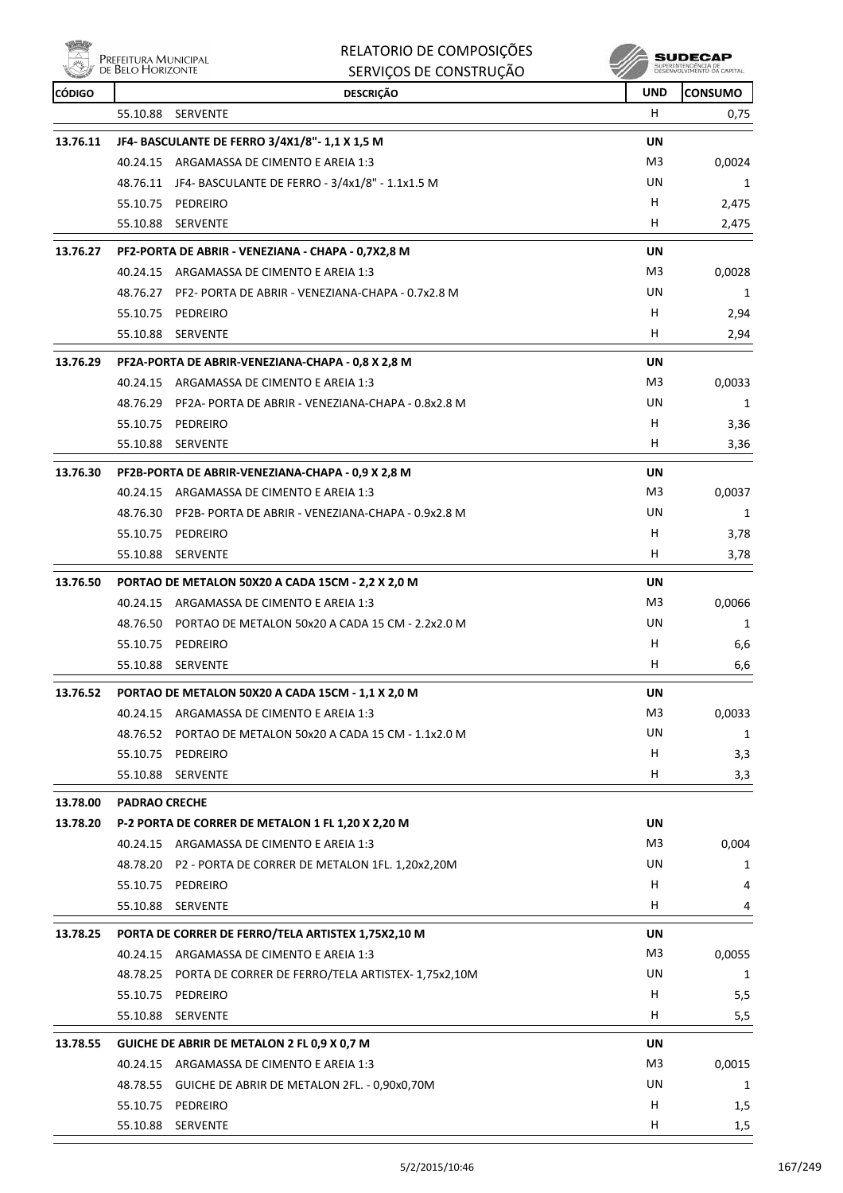| CÓDIGO | DESCRIÇÃO | UND | CONSUMO |
|---|---|---|---|
| | 55.10.88 SERVENTE | H | 0,75 |
| **13.76.11** | **JF4- BASCULANTE DE FERRO 3/4X1/8"- 1,1 X 1,5 M** | **UN** | |
| | 40.24.15 ARGAMASSA DE CIMENTO E AREIA 1:3 | M3 | 0,0024 |
| | 48.76.11 JF4- BASCULANTE DE FERRO - 3/4x1/8" - 1.1x1.5 M | UN | 1 |
| | 55.10.75 PEDREIRO | H | 2,475 |
| | 55.10.88 SERVENTE | H | 2,475 |
| **13.76.27** | **PF2-PORTA DE ABRIR - VENEZIANA - CHAPA - 0,7X2,8 M** | **UN** | |
| | 40.24.15 ARGAMASSA DE CIMENTO E AREIA 1:3 | M3 | 0,0028 |
| | 48.76.27 PF2- PORTA DE ABRIR - VENEZIANA-CHAPA - 0.7x2.8 M | UN | 1 |
| | 55.10.75 PEDREIRO | H | 2,94 |
| | 55.10.88 SERVENTE | H | 2,94 |
| **13.76.29** | **PF2A-PORTA DE ABRIR-VENEZIANA-CHAPA - 0,8 X 2,8 M** | **UN** | |
| | 40.24.15 ARGAMASSA DE CIMENTO E AREIA 1:3 | M3 | 0,0033 |
| | 48.76.29 PF2A- PORTA DE ABRIR - VENEZIANA-CHAPA - 0.8x2.8 M | UN | 1 |
| | 55.10.75 PEDREIRO | H | 3,36 |
| | 55.10.88 SERVENTE | H | 3,36 |
| **13.76.30** | **PF2B-PORTA DE ABRIR-VENEZIANA-CHAPA - 0,9 X 2,8 M** | **UN** | |
| | 40.24.15 ARGAMASSA DE CIMENTO E AREIA 1:3 | M3 | 0,0037 |
| | 48.76.30 PF2B- PORTA DE ABRIR - VENEZIANA-CHAPA - 0.9x2.8 M | UN | 1 |
| | 55.10.75 PEDREIRO | H | 3,78 |
| | 55.10.88 SERVENTE | H | 3,78 |
| **13.76.50** | **PORTAO DE METALON 50X20 A CADA 15CM - 2,2 X 2,0 M** | **UN** | |
| | 40.24.15 ARGAMASSA DE CIMENTO E AREIA 1:3 | M3 | 0,0066 |
| | 48.76.50 PORTAO DE METALON 50x20 A CADA 15 CM - 2.2x2.0 M | UN | 1 |
| | 55.10.75 PEDREIRO | H | 6,6 |
| | 55.10.88 SERVENTE | H | 6,6 |
| **13.76.52** | **PORTAO DE METALON 50X20 A CADA 15CM - 1,1 X 2,0 M** | **UN** | |
| | 40.24.15 ARGAMASSA DE CIMENTO E AREIA 1:3 | M3 | 0,0033 |
| | 48.76.52 PORTAO DE METALON 50x20 A CADA 15 CM - 1.1x2.0 M | UN | 1 |
| | 55.10.75 PEDREIRO | H | 3,3 |
| | 55.10.88 SERVENTE | H | 3,3 |
| **13.78.00** | **PADRAO CRECHE** | | |
| **13.78.20** | **P-2 PORTA DE CORRER DE METALON 1 FL 1,20 X 2,20 M** | **UN** | |
| | 40.24.15 ARGAMASSA DE CIMENTO E AREIA 1:3 | M3 | 0,004 |
| | 48.78.20 P2 - PORTA DE CORRER DE METALON 1FL. 1,20x2,20M | UN | 1 |
| | 55.10.75 PEDREIRO | H | 4 |
| | 55.10.88 SERVENTE | H | 4 |
| **13.78.25** | **PORTA DE CORRER DE FERRO/TELA ARTISTEX 1,75X2,10 M** | **UN** | |
| | 40.24.15 ARGAMASSA DE CIMENTO E AREIA 1:3 | M3 | 0,0055 |
| | 48.78.25 PORTA DE CORRER DE FERRO/TELA ARTISTEX- 1,75x2,10M | UN | 1 |
| | 55.10.75 PEDREIRO | H | 5,5 |
| | 55.10.88 SERVENTE | H | 5,5 |
| **13.78.55** | **GUICHE DE ABRIR DE METALON 2 FL 0,9 X 0,7 M** | **UN** | |
| | 40.24.15 ARGAMASSA DE CIMENTO E AREIA 1:3 | M3 | 0,0015 |
| | 48.78.55 GUICHE DE ABRIR DE METALON 2FL. - 0,90x0,70M | UN | 1 |
| | 55.10.75 PEDREIRO | H | 1,5 |
| | 55.10.88 SERVENTE | H | 1,5 |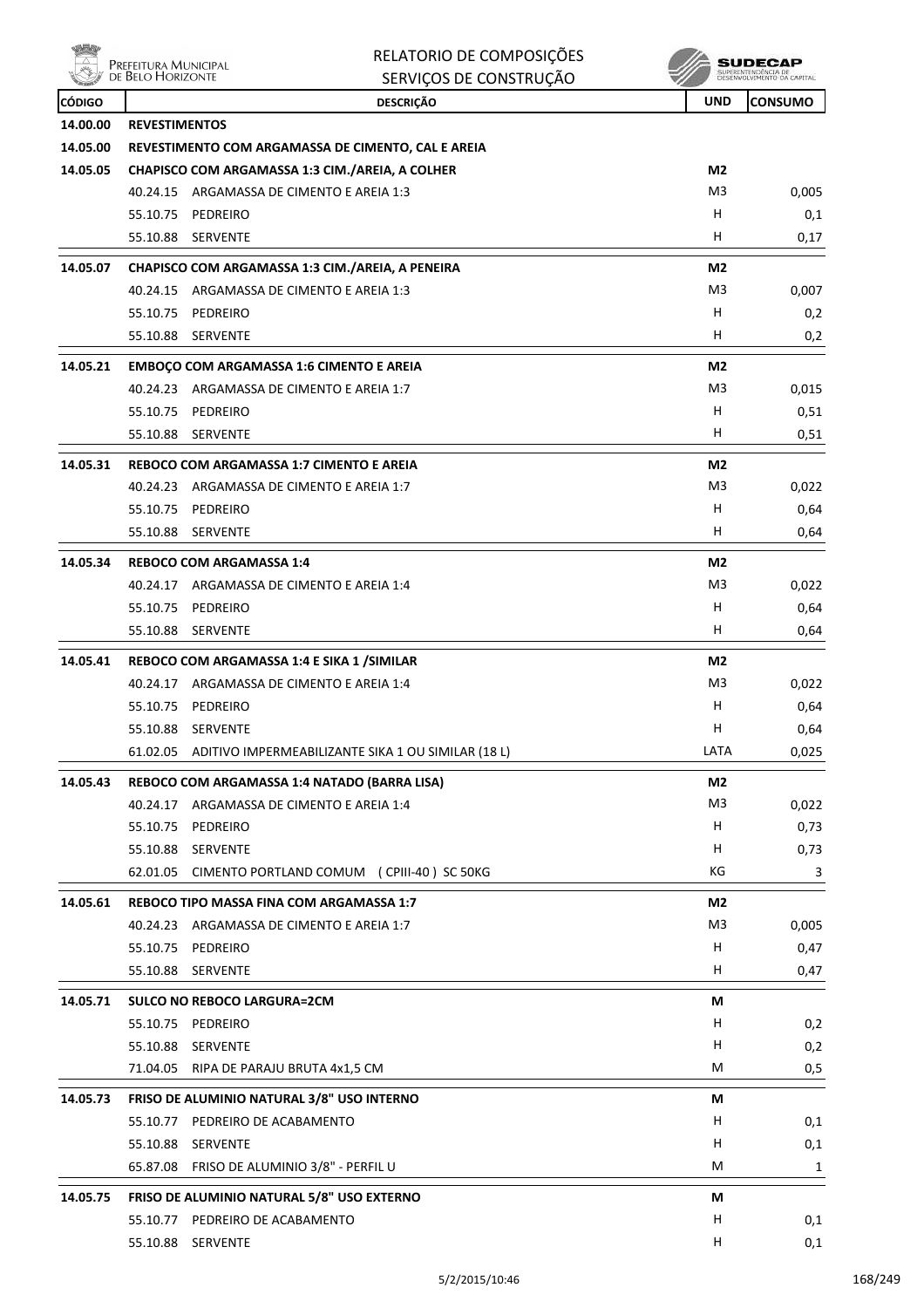| CÓDIGO | DESCRIÇÃO | UND | CONSUMO |
|---|---|---|---|
| 14.00.00 | **REVESTIMENTOS** | | |
| 14.05.00 | **REVESTIMENTO COM ARGAMASSA DE CIMENTO, CAL E AREIA** | | |
| 14.05.05 | **CHAPISCO COM ARGAMASSA 1:3 CIM./AREIA, A COLHER** | **M2** | |
| | 40.24.15 ARGAMASSA DE CIMENTO E AREIA 1:3 | M3 | 0,005 |
| | 55.10.75 PEDREIRO | H | 0,1 |
| | 55.10.88 SERVENTE | H | 0,17 |
| 14.05.07 | **CHAPISCO COM ARGAMASSA 1:3 CIM./AREIA, A PENEIRA** | **M2** | |
| | 40.24.15 ARGAMASSA DE CIMENTO E AREIA 1:3 | M3 | 0,007 |
| | 55.10.75 PEDREIRO | H | 0,2 |
| | 55.10.88 SERVENTE | H | 0,2 |
| 14.05.21 | **EMBOÇO COM ARGAMASSA 1:6 CIMENTO E AREIA** | **M2** | |
| | 40.24.23 ARGAMASSA DE CIMENTO E AREIA 1:7 | M3 | 0,015 |
| | 55.10.75 PEDREIRO | H | 0,51 |
| | 55.10.88 SERVENTE | H | 0,51 |
| 14.05.31 | **REBOCO COM ARGAMASSA 1:7 CIMENTO E AREIA** | **M2** | |
| | 40.24.23 ARGAMASSA DE CIMENTO E AREIA 1:7 | M3 | 0,022 |
| | 55.10.75 PEDREIRO | H | 0,64 |
| | 55.10.88 SERVENTE | H | 0,64 |
| 14.05.34 | **REBOCO COM ARGAMASSA 1:4** | **M2** | |
| | 40.24.17 ARGAMASSA DE CIMENTO E AREIA 1:4 | M3 | 0,022 |
| | 55.10.75 PEDREIRO | H | 0,64 |
| | 55.10.88 SERVENTE | H | 0,64 |
| 14.05.41 | **REBOCO COM ARGAMASSA 1:4 E SIKA 1 /SIMILAR** | **M2** | |
| | 40.24.17 ARGAMASSA DE CIMENTO E AREIA 1:4 | M3 | 0,022 |
| | 55.10.75 PEDREIRO | H | 0,64 |
| | 55.10.88 SERVENTE | H | 0,64 |
| | 61.02.05 ADITIVO IMPERMEABILIZANTE SIKA 1 OU SIMILAR (18 L) | LATA | 0,025 |
| 14.05.43 | **REBOCO COM ARGAMASSA 1:4 NATADO (BARRA LISA)** | **M2** | |
| | 40.24.17 ARGAMASSA DE CIMENTO E AREIA 1:4 | M3 | 0,022 |
| | 55.10.75 PEDREIRO | H | 0,73 |
| | 55.10.88 SERVENTE | H | 0,73 |
| | 62.01.05 CIMENTO PORTLAND COMUM (CPIII-40) SC 50KG | KG | 3 |
| 14.05.61 | **REBOCO TIPO MASSA FINA COM ARGAMASSA 1:7** | **M2** | |
| | 40.24.23 ARGAMASSA DE CIMENTO E AREIA 1:7 | M3 | 0,005 |
| | 55.10.75 PEDREIRO | H | 0,47 |
| | 55.10.88 SERVENTE | H | 0,47 |
| 14.05.71 | **SULCO NO REBOCO LARGURA=2CM** | **M** | |
| | 55.10.75 PEDREIRO | H | 0,2 |
| | 55.10.88 SERVENTE | H | 0,2 |
| | 71.04.05 RIPA DE PARAJU BRUTA 4x1,5 CM | M | 0,5 |
| 14.05.73 | **FRISO DE ALUMINIO NATURAL 3/8" USO INTERNO** | **M** | |
| | 55.10.77 PEDREIRO DE ACABAMENTO | H | 0,1 |
| | 55.10.88 SERVENTE | H | 0,1 |
| | 65.87.08 FRISO DE ALUMINIO 3/8" - PERFIL U | M | 1 |
| 14.05.75 | **FRISO DE ALUMINIO NATURAL 5/8" USO EXTERNO** | **M** | |
| | 55.10.77 PEDREIRO DE ACABAMENTO | H | 0,1 |
| | 55.10.88 SERVENTE | H | 0,1 |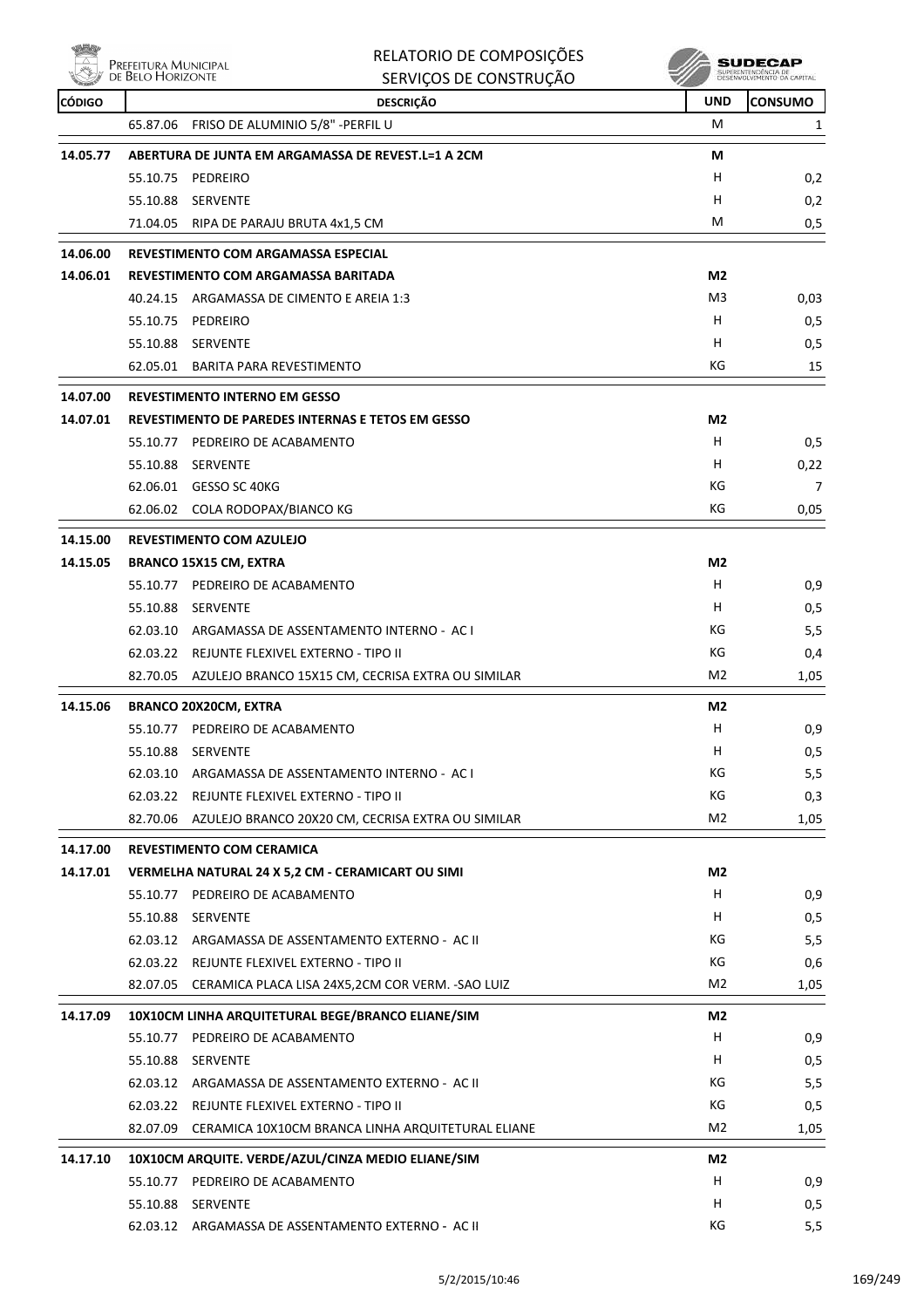| CÓDIGO | DESCRIÇÃO | UND | CONSUMO |
|---|---|---|---|
| | 65.87.06 FRISO DE ALUMINIO 5/8" -PERFIL U | M | 1 |
| **14.05.77** | **ABERTURA DE JUNTA EM ARGAMASSA DE REVEST.L=1 A 2CM** | **M** | |
| | 55.10.75 PEDREIRO | H | 0,2 |
| | 55.10.88 SERVENTE | H | 0,2 |
| | 71.04.05 RIPA DE PARAJU BRUTA 4x1,5 CM | M | 0,5 |
| **14.06.00** | **REVESTIMENTO COM ARGAMASSA ESPECIAL** | | |
| **14.06.01** | **REVESTIMENTO COM ARGAMASSA BARITADA** | **M2** | |
| | 40.24.15 ARGAMASSA DE CIMENTO E AREIA 1:3 | M3 | 0,03 |
| | 55.10.75 PEDREIRO | H | 0,5 |
| | 55.10.88 SERVENTE | H | 0,5 |
| | 62.05.01 BARITA PARA REVESTIMENTO | KG | 15 |
| **14.07.00** | **REVESTIMENTO INTERNO EM GESSO** | | |
| **14.07.01** | **REVESTIMENTO DE PAREDES INTERNAS E TETOS EM GESSO** | **M2** | |
| | 55.10.77 PEDREIRO DE ACABAMENTO | H | 0,5 |
| | 55.10.88 SERVENTE | H | 0,22 |
| | 62.06.01 GESSO SC 40KG | KG | 7 |
| | 62.06.02 COLA RODOPAX/BIANCO KG | KG | 0,05 |
| **14.15.00** | **REVESTIMENTO COM AZULEJO** | | |
| **14.15.05** | **BRANCO 15X15 CM, EXTRA** | **M2** | |
| | 55.10.77 PEDREIRO DE ACABAMENTO | H | 0,9 |
| | 55.10.88 SERVENTE | H | 0,5 |
| | 62.03.10 ARGAMASSA DE ASSENTAMENTO INTERNO - AC I | KG | 5,5 |
| | 62.03.22 REJUNTE FLEXIVEL EXTERNO - TIPO II | KG | 0,4 |
| | 82.70.05 AZULEJO BRANCO 15X15 CM, CECRISA EXTRA OU SIMILAR | M2 | 1,05 |
| **14.15.06** | **BRANCO 20X20CM, EXTRA** | **M2** | |
| | 55.10.77 PEDREIRO DE ACABAMENTO | H | 0,9 |
| | 55.10.88 SERVENTE | H | 0,5 |
| | 62.03.10 ARGAMASSA DE ASSENTAMENTO INTERNO - AC I | KG | 5,5 |
| | 62.03.22 REJUNTE FLEXIVEL EXTERNO - TIPO II | KG | 0,3 |
| | 82.70.06 AZULEJO BRANCO 20X20 CM, CECRISA EXTRA OU SIMILAR | M2 | 1,05 |
| **14.17.00** | **REVESTIMENTO COM CERAMICA** | | |
| **14.17.01** | **VERMELHA NATURAL 24 X 5,2 CM - CERAMICART OU SIMI** | **M2** | |
| | 55.10.77 PEDREIRO DE ACABAMENTO | H | 0,9 |
| | 55.10.88 SERVENTE | H | 0,5 |
| | 62.03.12 ARGAMASSA DE ASSENTAMENTO EXTERNO - AC II | KG | 5,5 |
| | 62.03.22 REJUNTE FLEXIVEL EXTERNO - TIPO II | KG | 0,6 |
| | 82.07.05 CERAMICA PLACA LISA 24X5,2CM COR VERM. -SAO LUIZ | M2 | 1,05 |
| **14.17.09** | **10X10CM LINHA ARQUITETURAL BEGE/BRANCO ELIANE/SIM** | **M2** | |
| | 55.10.77 PEDREIRO DE ACABAMENTO | H | 0,9 |
| | 55.10.88 SERVENTE | H | 0,5 |
| | 62.03.12 ARGAMASSA DE ASSENTAMENTO EXTERNO - AC II | KG | 5,5 |
| | 62.03.22 REJUNTE FLEXIVEL EXTERNO - TIPO II | KG | 0,5 |
| | 82.07.09 CERAMICA 10X10CM BRANCA LINHA ARQUITETURAL ELIANE | M2 | 1,05 |
| **14.17.10** | **10X10CM ARQUITE. VERDE/AZUL/CINZA MEDIO ELIANE/SIM** | **M2** | |
| | 55.10.77 PEDREIRO DE ACABAMENTO | H | 0,9 |
| | 55.10.88 SERVENTE | H | 0,5 |
| | 62.03.12 ARGAMASSA DE ASSENTAMENTO EXTERNO - AC II | KG | 5,5 |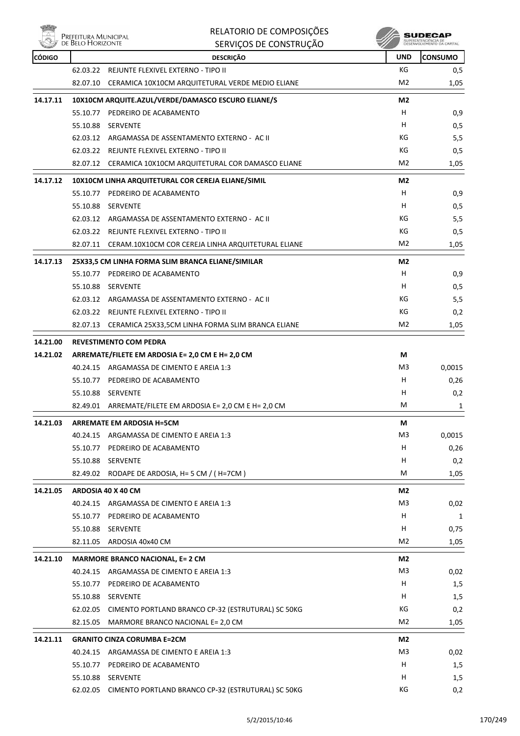| CÓDIGO | DESCRIÇÃO | UND | CONSUMO |
|---|---|---|---|
| | 62.03.22 REJUNTE FLEXIVEL EXTERNO - TIPO II | KG | 0,5 |
| | 82.07.10 CERAMICA 10X10CM ARQUITETURAL VERDE MEDIO ELIANE | M2 | 1,05 |
| **14.17.11** | **10X10CM ARQUITE.AZUL/VERDE/DAMASCO ESCURO ELIANE/S** | **M2** | |
| | 55.10.77 PEDREIRO DE ACABAMENTO | H | 0,9 |
| | 55.10.88 SERVENTE | H | 0,5 |
| | 62.03.12 ARGAMASSA DE ASSENTAMENTO EXTERNO - AC II | KG | 5,5 |
| | 62.03.22 REJUNTE FLEXIVEL EXTERNO - TIPO II | KG | 0,5 |
| | 82.07.12 CERAMICA 10X10CM ARQUITETURAL COR DAMASCO ELIANE | M2 | 1,05 |
| **14.17.12** | **10X10CM LINHA ARQUITETURAL COR CEREJA ELIANE/SIMIL** | **M2** | |
| | 55.10.77 PEDREIRO DE ACABAMENTO | H | 0,9 |
| | 55.10.88 SERVENTE | H | 0,5 |
| | 62.03.12 ARGAMASSA DE ASSENTAMENTO EXTERNO - AC II | KG | 5,5 |
| | 62.03.22 REJUNTE FLEXIVEL EXTERNO - TIPO II | KG | 0,5 |
| | 82.07.11 CERAM.10X10CM COR CEREJA LINHA ARQUITETURAL ELIANE | M2 | 1,05 |
| **14.17.13** | **25X33,5 CM LINHA FORMA SLIM BRANCA ELIANE/SIMILAR** | **M2** | |
| | 55.10.77 PEDREIRO DE ACABAMENTO | H | 0,9 |
| | 55.10.88 SERVENTE | H | 0,5 |
| | 62.03.12 ARGAMASSA DE ASSENTAMENTO EXTERNO - AC II | KG | 5,5 |
| | 62.03.22 REJUNTE FLEXIVEL EXTERNO - TIPO II | KG | 0,2 |
| | 82.07.13 CERAMICA 25X33,5CM LINHA FORMA SLIM BRANCA ELIANE | M2 | 1,05 |
| **14.21.00** | **REVESTIMENTO COM PEDRA** | | |
| **14.21.02** | **ARREMATE/FILETE EM ARDOSIA E= 2,0 CM E H= 2,0 CM** | **M** | |
| | 40.24.15 ARGAMASSA DE CIMENTO E AREIA 1:3 | M3 | 0,0015 |
| | 55.10.77 PEDREIRO DE ACABAMENTO | H | 0,26 |
| | 55.10.88 SERVENTE | H | 0,2 |
| | 82.49.01 ARREMATE/FILETE EM ARDOSIA E= 2,0 CM E H= 2,0 CM | M | 1 |
| **14.21.03** | **ARREMATE EM ARDOSIA H=5CM** | **M** | |
| | 40.24.15 ARGAMASSA DE CIMENTO E AREIA 1:3 | M3 | 0,0015 |
| | 55.10.77 PEDREIRO DE ACABAMENTO | H | 0,26 |
| | 55.10.88 SERVENTE | H | 0,2 |
| | 82.49.02 RODAPE DE ARDOSIA, H= 5 CM / ( H=7CM ) | M | 1,05 |
| **14.21.05** | **ARDOSIA 40 X 40 CM** | **M2** | |
| | 40.24.15 ARGAMASSA DE CIMENTO E AREIA 1:3 | M3 | 0,02 |
| | 55.10.77 PEDREIRO DE ACABAMENTO | H | 1 |
| | 55.10.88 SERVENTE | H | 0,75 |
| | 82.11.05 ARDOSIA 40x40 CM | M2 | 1,05 |
| **14.21.10** | **MARMORE BRANCO NACIONAL, E= 2 CM** | **M2** | |
| | 40.24.15 ARGAMASSA DE CIMENTO E AREIA 1:3 | M3 | 0,02 |
| | 55.10.77 PEDREIRO DE ACABAMENTO | H | 1,5 |
| | 55.10.88 SERVENTE | H | 1,5 |
| | 62.02.05 CIMENTO PORTLAND BRANCO CP-32 (ESTRUTURAL) SC 50KG | KG | 0,2 |
| | 82.15.05 MARMORE BRANCO NACIONAL E= 2,0 CM | M2 | 1,05 |
| **14.21.11** | **GRANITO CINZA CORUMBA E=2CM** | **M2** | |
| | 40.24.15 ARGAMASSA DE CIMENTO E AREIA 1:3 | M3 | 0,02 |
| | 55.10.77 PEDREIRO DE ACABAMENTO | H | 1,5 |
| | 55.10.88 SERVENTE | H | 1,5 |
| | 62.02.05 CIMENTO PORTLAND BRANCO CP-32 (ESTRUTURAL) SC 50KG | KG | 0,2 |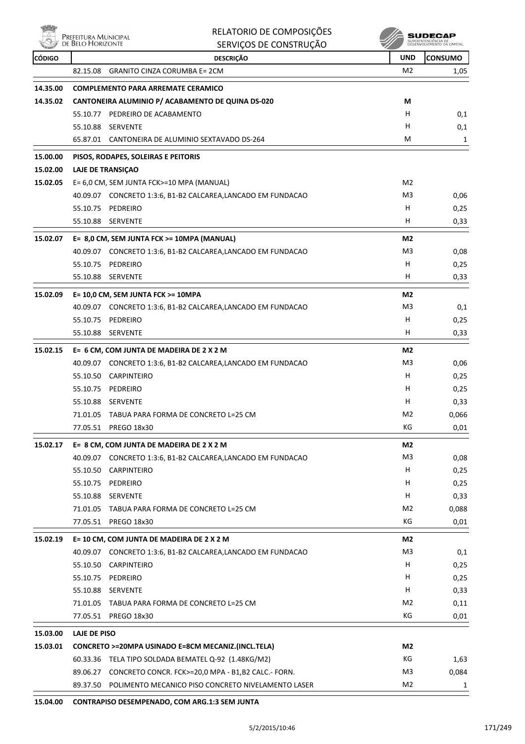# RELATORIO DE COMPOSIÇÕES
## SERVIÇOS DE CONSTRUÇÃO

| CÓDIGO | DESCRIÇÃO | UND | CONSUMO |
|---|---|---|---|
| | 82.15.08 GRANITO CINZA CORUMBA E= 2CM | M2 | 1,05 |
| **14.35.00** | **COMPLEMENTO PARA ARREMATE CERAMICO** | | |
| **14.35.02** | **CANTONEIRA ALUMINIO P/ ACABAMENTO DE QUINA DS-020** | **M** | |
| | 55.10.77 PEDREIRO DE ACABAMENTO | H | 0,1 |
| | 55.10.88 SERVENTE | H | 0,1 |
| | 65.87.01 CANTONEIRA DE ALUMINIO SEXTAVADO DS-264 | M | 1 |
| **15.00.00** | **PISOS, RODAPES, SOLEIRAS E PEITORIS** | | |
| **15.02.00** | **LAJE DE TRANSIÇAO** | | |
| **15.02.05** | E= 6,0 CM, SEM JUNTA FCK>=10 MPA (MANUAL) | M2 | |
| | 40.09.07 CONCRETO 1:3:6, B1-B2 CALCAREA,LANCADO EM FUNDACAO | M3 | 0,06 |
| | 55.10.75 PEDREIRO | H | 0,25 |
| | 55.10.88 SERVENTE | H | 0,33 |
| **15.02.07** | **E= 8,0 CM, SEM JUNTA FCK >= 10MPA (MANUAL)** | **M2** | |
| | 40.09.07 CONCRETO 1:3:6, B1-B2 CALCAREA,LANCADO EM FUNDACAO | M3 | 0,08 |
| | 55.10.75 PEDREIRO | H | 0,25 |
| | 55.10.88 SERVENTE | H | 0,33 |
| **15.02.09** | **E= 10,0 CM, SEM JUNTA FCK >= 10MPA** | **M2** | |
| | 40.09.07 CONCRETO 1:3:6, B1-B2 CALCAREA,LANCADO EM FUNDACAO | M3 | 0,1 |
| | 55.10.75 PEDREIRO | H | 0,25 |
| | 55.10.88 SERVENTE | H | 0,33 |
| **15.02.15** | **E= 6 CM, COM JUNTA DE MADEIRA DE 2 X 2 M** | **M2** | |
| | 40.09.07 CONCRETO 1:3:6, B1-B2 CALCAREA,LANCADO EM FUNDACAO | M3 | 0,06 |
| | 55.10.50 CARPINTEIRO | H | 0,25 |
| | 55.10.75 PEDREIRO | H | 0,25 |
| | 55.10.88 SERVENTE | H | 0,33 |
| | 71.01.05 TABUA PARA FORMA DE CONCRETO L=25 CM | M2 | 0,066 |
| | 77.05.51 PREGO 18x30 | KG | 0,01 |
| **15.02.17** | **E= 8 CM, COM JUNTA DE MADEIRA DE 2 X 2 M** | **M2** | |
| | 40.09.07 CONCRETO 1:3:6, B1-B2 CALCAREA,LANCADO EM FUNDACAO | M3 | 0,08 |
| | 55.10.50 CARPINTEIRO | H | 0,25 |
| | 55.10.75 PEDREIRO | H | 0,25 |
| | 55.10.88 SERVENTE | H | 0,33 |
| | 71.01.05 TABUA PARA FORMA DE CONCRETO L=25 CM | M2 | 0,088 |
| | 77.05.51 PREGO 18x30 | KG | 0,01 |
| **15.02.19** | **E= 10 CM, COM JUNTA DE MADEIRA DE 2 X 2 M** | **M2** | |
| | 40.09.07 CONCRETO 1:3:6, B1-B2 CALCAREA,LANCADO EM FUNDACAO | M3 | 0,1 |
| | 55.10.50 CARPINTEIRO | H | 0,25 |
| | 55.10.75 PEDREIRO | H | 0,25 |
| | 55.10.88 SERVENTE | H | 0,33 |
| | 71.01.05 TABUA PARA FORMA DE CONCRETO L=25 CM | M2 | 0,11 |
| | 77.05.51 PREGO 18x30 | KG | 0,01 |
| **15.03.00** | **LAJE DE PISO** | | |
| **15.03.01** | **CONCRETO >=20MPA USINADO E=8CM MECANIZ.(INCL.TELA)** | **M2** | |
| | 60.33.36 TELA TIPO SOLDADA BEMATEL Q-92 (1.48KG/M2) | KG | 1,63 |
| | 89.06.27 CONCRETO CONCR. FCK>=20,0 MPA - B1,B2 CALC.- FORN. | M3 | 0,084 |
| | 89.37.50 POLIMENTO MECANICO PISO CONCRETO NIVELAMENTO LASER | M2 | 1 |
| **15.04.00** | **CONTRAPISO DESEMPENADO, COM ARG.1:3 SEM JUNTA** | | |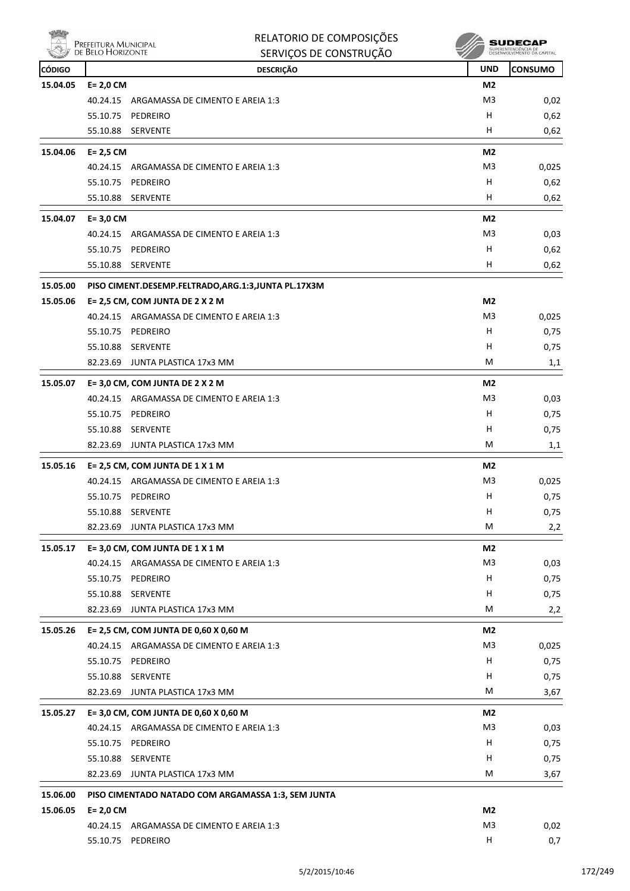| CÓDIGO | DESCRIÇÃO | UND | CONSUMO |
|---|---|---|---|
| **15.04.05** | **E= 2,0 CM** | **M2** | |
| | 40.24.15 ARGAMASSA DE CIMENTO E AREIA 1:3 | M3 | 0,02 |
| | 55.10.75 PEDREIRO | H | 0,62 |
| | 55.10.88 SERVENTE | H | 0,62 |
| **15.04.06** | **E= 2,5 CM** | **M2** | |
| | 40.24.15 ARGAMASSA DE CIMENTO E AREIA 1:3 | M3 | 0,025 |
| | 55.10.75 PEDREIRO | H | 0,62 |
| | 55.10.88 SERVENTE | H | 0,62 |
| **15.04.07** | **E= 3,0 CM** | **M2** | |
| | 40.24.15 ARGAMASSA DE CIMENTO E AREIA 1:3 | M3 | 0,03 |
| | 55.10.75 PEDREIRO | H | 0,62 |
| | 55.10.88 SERVENTE | H | 0,62 |
| **15.05.00** | **PISO CIMENT.DESEMP.FELTRADO,ARG.1:3,JUNTA PL.17X3M** | | |
| **15.05.06** | **E= 2,5 CM, COM JUNTA DE 2 X 2 M** | **M2** | |
| | 40.24.15 ARGAMASSA DE CIMENTO E AREIA 1:3 | M3 | 0,025 |
| | 55.10.75 PEDREIRO | H | 0,75 |
| | 55.10.88 SERVENTE | H | 0,75 |
| | 82.23.69 JUNTA PLASTICA 17x3 MM | M | 1,1 |
| **15.05.07** | **E= 3,0 CM, COM JUNTA DE 2 X 2 M** | **M2** | |
| | 40.24.15 ARGAMASSA DE CIMENTO E AREIA 1:3 | M3 | 0,03 |
| | 55.10.75 PEDREIRO | H | 0,75 |
| | 55.10.88 SERVENTE | H | 0,75 |
| | 82.23.69 JUNTA PLASTICA 17x3 MM | M | 1,1 |
| **15.05.16** | **E= 2,5 CM, COM JUNTA DE 1 X 1 M** | **M2** | |
| | 40.24.15 ARGAMASSA DE CIMENTO E AREIA 1:3 | M3 | 0,025 |
| | 55.10.75 PEDREIRO | H | 0,75 |
| | 55.10.88 SERVENTE | H | 0,75 |
| | 82.23.69 JUNTA PLASTICA 17x3 MM | M | 2,2 |
| **15.05.17** | **E= 3,0 CM, COM JUNTA DE 1 X 1 M** | **M2** | |
| | 40.24.15 ARGAMASSA DE CIMENTO E AREIA 1:3 | M3 | 0,03 |
| | 55.10.75 PEDREIRO | H | 0,75 |
| | 55.10.88 SERVENTE | H | 0,75 |
| | 82.23.69 JUNTA PLASTICA 17x3 MM | M | 2,2 |
| **15.05.26** | **E= 2,5 CM, COM JUNTA DE 0,60 X 0,60 M** | **M2** | |
| | 40.24.15 ARGAMASSA DE CIMENTO E AREIA 1:3 | M3 | 0,025 |
| | 55.10.75 PEDREIRO | H | 0,75 |
| | 55.10.88 SERVENTE | H | 0,75 |
| | 82.23.69 JUNTA PLASTICA 17x3 MM | M | 3,67 |
| **15.05.27** | **E= 3,0 CM, COM JUNTA DE 0,60 X 0,60 M** | **M2** | |
| | 40.24.15 ARGAMASSA DE CIMENTO E AREIA 1:3 | M3 | 0,03 |
| | 55.10.75 PEDREIRO | H | 0,75 |
| | 55.10.88 SERVENTE | H | 0,75 |
| | 82.23.69 JUNTA PLASTICA 17x3 MM | M | 3,67 |
| **15.06.00** | **PISO CIMENTADO NATADO COM ARGAMASSA 1:3, SEM JUNTA** | | |
| **15.06.05** | **E= 2,0 CM** | **M2** | |
| | 40.24.15 ARGAMASSA DE CIMENTO E AREIA 1:3 | M3 | 0,02 |
| | 55.10.75 PEDREIRO | H | 0,7 |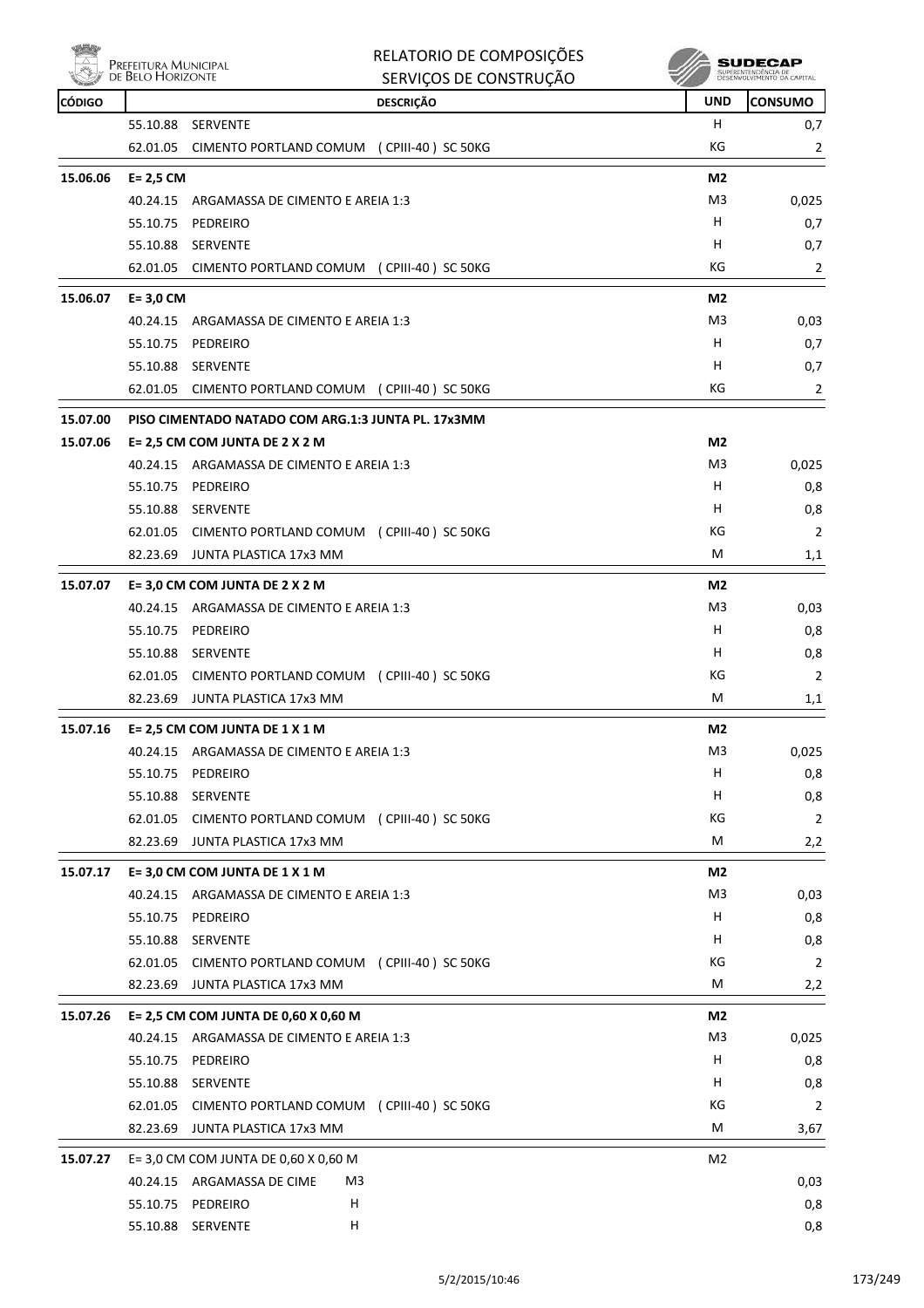| CÓDIGO | DESCRIÇÃO | UND | CONSUMO |
|---|---|---|---|
| | 55.10.88 SERVENTE | H | 0,7 |
| | 62.01.05 CIMENTO PORTLAND COMUM ( CPIII-40 ) SC 50KG | KG | 2 |
| 15.06.06 | **E= 2,5 CM** | **M2** | |
| | 40.24.15 ARGAMASSA DE CIMENTO E AREIA 1:3 | M3 | 0,025 |
| | 55.10.75 PEDREIRO | H | 0,7 |
| | 55.10.88 SERVENTE | H | 0,7 |
| | 62.01.05 CIMENTO PORTLAND COMUM ( CPIII-40 ) SC 50KG | KG | 2 |
| 15.06.07 | **E= 3,0 CM** | **M2** | |
| | 40.24.15 ARGAMASSA DE CIMENTO E AREIA 1:3 | M3 | 0,03 |
| | 55.10.75 PEDREIRO | H | 0,7 |
| | 55.10.88 SERVENTE | H | 0,7 |
| | 62.01.05 CIMENTO PORTLAND COMUM ( CPIII-40 ) SC 50KG | KG | 2 |
| 15.07.00 | **PISO CIMENTADO NATADO COM ARG.1:3 JUNTA PL. 17x3MM** | | |
| 15.07.06 | **E= 2,5 CM COM JUNTA DE 2 X 2 M** | **M2** | |
| | 40.24.15 ARGAMASSA DE CIMENTO E AREIA 1:3 | M3 | 0,025 |
| | 55.10.75 PEDREIRO | H | 0,8 |
| | 55.10.88 SERVENTE | H | 0,8 |
| | 62.01.05 CIMENTO PORTLAND COMUM ( CPIII-40 ) SC 50KG | KG | 2 |
| | 82.23.69 JUNTA PLASTICA 17x3 MM | M | 1,1 |
| 15.07.07 | **E= 3,0 CM COM JUNTA DE 2 X 2 M** | **M2** | |
| | 40.24.15 ARGAMASSA DE CIMENTO E AREIA 1:3 | M3 | 0,03 |
| | 55.10.75 PEDREIRO | H | 0,8 |
| | 55.10.88 SERVENTE | H | 0,8 |
| | 62.01.05 CIMENTO PORTLAND COMUM ( CPIII-40 ) SC 50KG | KG | 2 |
| | 82.23.69 JUNTA PLASTICA 17x3 MM | M | 1,1 |
| 15.07.16 | **E= 2,5 CM COM JUNTA DE 1 X 1 M** | **M2** | |
| | 40.24.15 ARGAMASSA DE CIMENTO E AREIA 1:3 | M3 | 0,025 |
| | 55.10.75 PEDREIRO | H | 0,8 |
| | 55.10.88 SERVENTE | H | 0,8 |
| | 62.01.05 CIMENTO PORTLAND COMUM ( CPIII-40 ) SC 50KG | KG | 2 |
| | 82.23.69 JUNTA PLASTICA 17x3 MM | M | 2,2 |
| 15.07.17 | **E= 3,0 CM COM JUNTA DE 1 X 1 M** | **M2** | |
| | 40.24.15 ARGAMASSA DE CIMENTO E AREIA 1:3 | M3 | 0,03 |
| | 55.10.75 PEDREIRO | H | 0,8 |
| | 55.10.88 SERVENTE | H | 0,8 |
| | 62.01.05 CIMENTO PORTLAND COMUM ( CPIII-40 ) SC 50KG | KG | 2 |
| | 82.23.69 JUNTA PLASTICA 17x3 MM | M | 2,2 |
| 15.07.26 | **E= 2,5 CM COM JUNTA DE 0,60 X 0,60 M** | **M2** | |
| | 40.24.15 ARGAMASSA DE CIMENTO E AREIA 1:3 | M3 | 0,025 |
| | 55.10.75 PEDREIRO | H | 0,8 |
| | 55.10.88 SERVENTE | H | 0,8 |
| | 62.01.05 CIMENTO PORTLAND COMUM ( CPIII-40 ) SC 50KG | KG | 2 |
| | 82.23.69 JUNTA PLASTICA 17x3 MM | M | 3,67 |
| 15.07.27 | E= 3,0 CM COM JUNTA DE 0,60 X 0,60 M | M2 | |
| | 40.24.15 ARGAMASSA DE CIME M3 | | 0,03 |
| | 55.10.75 PEDREIRO H | | 0,8 |
| | 55.10.88 SERVENTE H | | 0,8 |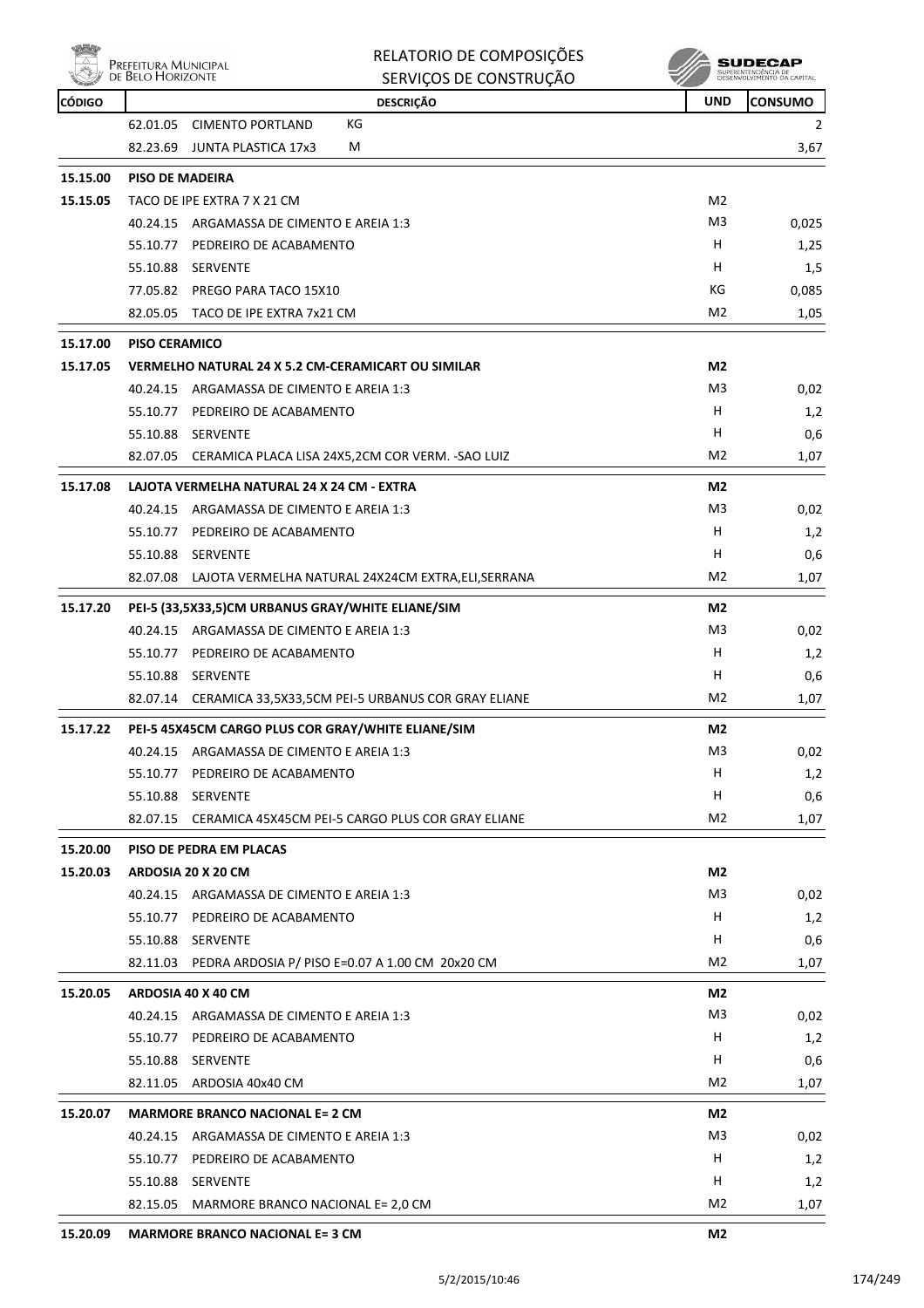| CÓDIGO | DESCRIÇÃO | UND | CONSUMO |
|---|---|---|---|
| | 62.01.05 CIMENTO PORTLAND | KG | 2 |
| | 82.23.69 JUNTA PLASTICA 17x3 | M | 3,67 |
| **15.15.00** | **PISO DE MADEIRA** | | |
| **15.15.05** | TACO DE IPE EXTRA 7 X 21 CM | M2 | |
| | 40.24.15 ARGAMASSA DE CIMENTO E AREIA 1:3 | M3 | 0,025 |
| | 55.10.77 PEDREIRO DE ACABAMENTO | H | 1,25 |
| | 55.10.88 SERVENTE | H | 1,5 |
| | 77.05.82 PREGO PARA TACO 15X10 | KG | 0,085 |
| | 82.05.05 TACO DE IPE EXTRA 7x21 CM | M2 | 1,05 |
| **15.17.00** | **PISO CERAMICO** | | |
| **15.17.05** | **VERMELHO NATURAL 24 X 5.2 CM-CERAMICART OU SIMILAR** | **M2** | |
| | 40.24.15 ARGAMASSA DE CIMENTO E AREIA 1:3 | M3 | 0,02 |
| | 55.10.77 PEDREIRO DE ACABAMENTO | H | 1,2 |
| | 55.10.88 SERVENTE | H | 0,6 |
| | 82.07.05 CERAMICA PLACA LISA 24X5,2CM COR VERM. -SAO LUIZ | M2 | 1,07 |
| **15.17.08** | **LAJOTA VERMELHA NATURAL 24 X 24 CM - EXTRA** | **M2** | |
| | 40.24.15 ARGAMASSA DE CIMENTO E AREIA 1:3 | M3 | 0,02 |
| | 55.10.77 PEDREIRO DE ACABAMENTO | H | 1,2 |
| | 55.10.88 SERVENTE | H | 0,6 |
| | 82.07.08 LAJOTA VERMELHA NATURAL 24X24CM EXTRA,ELI,SERRANA | M2 | 1,07 |
| **15.17.20** | **PEI-5 (33,5X33,5)CM URBANUS GRAY/WHITE ELIANE/SIM** | **M2** | |
| | 40.24.15 ARGAMASSA DE CIMENTO E AREIA 1:3 | M3 | 0,02 |
| | 55.10.77 PEDREIRO DE ACABAMENTO | H | 1,2 |
| | 55.10.88 SERVENTE | H | 0,6 |
| | 82.07.14 CERAMICA 33,5X33,5CM PEI-5 URBANUS COR GRAY ELIANE | M2 | 1,07 |
| **15.17.22** | **PEI-5 45X45CM CARGO PLUS COR GRAY/WHITE ELIANE/SIM** | **M2** | |
| | 40.24.15 ARGAMASSA DE CIMENTO E AREIA 1:3 | M3 | 0,02 |
| | 55.10.77 PEDREIRO DE ACABAMENTO | H | 1,2 |
| | 55.10.88 SERVENTE | H | 0,6 |
| | 82.07.15 CERAMICA 45X45CM PEI-5 CARGO PLUS COR GRAY ELIANE | M2 | 1,07 |
| **15.20.00** | **PISO DE PEDRA EM PLACAS** | | |
| **15.20.03** | **ARDOSIA 20 X 20 CM** | **M2** | |
| | 40.24.15 ARGAMASSA DE CIMENTO E AREIA 1:3 | M3 | 0,02 |
| | 55.10.77 PEDREIRO DE ACABAMENTO | H | 1,2 |
| | 55.10.88 SERVENTE | H | 0,6 |
| | 82.11.03 PEDRA ARDOSIA P/ PISO E=0.07 A 1.00 CM 20x20 CM | M2 | 1,07 |
| **15.20.05** | **ARDOSIA 40 X 40 CM** | **M2** | |
| | 40.24.15 ARGAMASSA DE CIMENTO E AREIA 1:3 | M3 | 0,02 |
| | 55.10.77 PEDREIRO DE ACABAMENTO | H | 1,2 |
| | 55.10.88 SERVENTE | H | 0,6 |
| | 82.11.05 ARDOSIA 40x40 CM | M2 | 1,07 |
| **15.20.07** | **MARMORE BRANCO NACIONAL E= 2 CM** | **M2** | |
| | 40.24.15 ARGAMASSA DE CIMENTO E AREIA 1:3 | M3 | 0,02 |
| | 55.10.77 PEDREIRO DE ACABAMENTO | H | 1,2 |
| | 55.10.88 SERVENTE | H | 1,2 |
| | 82.15.05 MARMORE BRANCO NACIONAL E= 2,0 CM | M2 | 1,07 |
| **15.20.09** | **MARMORE BRANCO NACIONAL E= 3 CM** | **M2** | |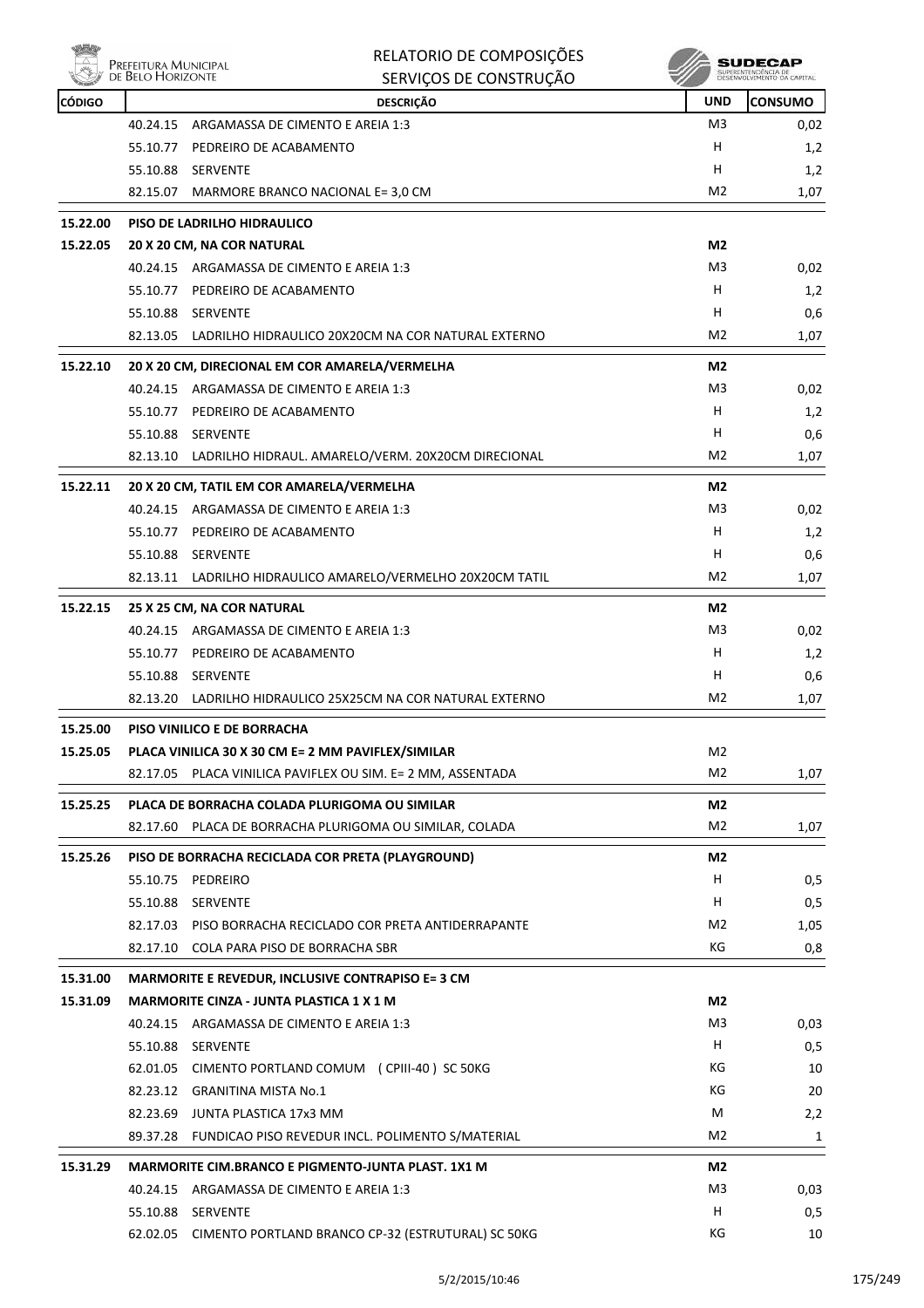| CÓDIGO | DESCRIÇÃO | UND | CONSUMO |
|---|---|---|---|
| | 40.24.15 ARGAMASSA DE CIMENTO E AREIA 1:3 | M3 | 0,02 |
| | 55.10.77 PEDREIRO DE ACABAMENTO | H | 1,2 |
| | 55.10.88 SERVENTE | H | 1,2 |
| | 82.15.07 MARMORE BRANCO NACIONAL E= 3,0 CM | M2 | 1,07 |
| **15.22.00** | **PISO DE LADRILHO HIDRAULICO** | | |
| **15.22.05** | **20 X 20 CM, NA COR NATURAL** | **M2** | |
| | 40.24.15 ARGAMASSA DE CIMENTO E AREIA 1:3 | M3 | 0,02 |
| | 55.10.77 PEDREIRO DE ACABAMENTO | H | 1,2 |
| | 55.10.88 SERVENTE | H | 0,6 |
| | 82.13.05 LADRILHO HIDRAULICO 20X20CM NA COR NATURAL EXTERNO | M2 | 1,07 |
| **15.22.10** | **20 X 20 CM, DIRECIONAL EM COR AMARELA/VERMELHA** | **M2** | |
| | 40.24.15 ARGAMASSA DE CIMENTO E AREIA 1:3 | M3 | 0,02 |
| | 55.10.77 PEDREIRO DE ACABAMENTO | H | 1,2 |
| | 55.10.88 SERVENTE | H | 0,6 |
| | 82.13.10 LADRILHO HIDRAUL. AMARELO/VERM. 20X20CM DIRECIONAL | M2 | 1,07 |
| **15.22.11** | **20 X 20 CM, TATIL EM COR AMARELA/VERMELHA** | **M2** | |
| | 40.24.15 ARGAMASSA DE CIMENTO E AREIA 1:3 | M3 | 0,02 |
| | 55.10.77 PEDREIRO DE ACABAMENTO | H | 1,2 |
| | 55.10.88 SERVENTE | H | 0,6 |
| | 82.13.11 LADRILHO HIDRAULICO AMARELO/VERMELHO 20X20CM TATIL | M2 | 1,07 |
| **15.22.15** | **25 X 25 CM, NA COR NATURAL** | **M2** | |
| | 40.24.15 ARGAMASSA DE CIMENTO E AREIA 1:3 | M3 | 0,02 |
| | 55.10.77 PEDREIRO DE ACABAMENTO | H | 1,2 |
| | 55.10.88 SERVENTE | H | 0,6 |
| | 82.13.20 LADRILHO HIDRAULICO 25X25CM NA COR NATURAL EXTERNO | M2 | 1,07 |
| **15.25.00** | **PISO VINILICO E DE BORRACHA** | | |
| **15.25.05** | **PLACA VINILICA 30 X 30 CM E= 2 MM PAVIFLEX/SIMILAR** | M2 | |
| | 82.17.05 PLACA VINILICA PAVIFLEX OU SIM. E= 2 MM, ASSENTADA | M2 | 1,07 |
| **15.25.25** | **PLACA DE BORRACHA COLADA PLURIGOMA OU SIMILAR** | **M2** | |
| | 82.17.60 PLACA DE BORRACHA PLURIGOMA OU SIMILAR, COLADA | M2 | 1,07 |
| **15.25.26** | **PISO DE BORRACHA RECICLADA COR PRETA (PLAYGROUND)** | **M2** | |
| | 55.10.75 PEDREIRO | H | 0,5 |
| | 55.10.88 SERVENTE | H | 0,5 |
| | 82.17.03 PISO BORRACHA RECICLADO COR PRETA ANTIDERRAPANTE | M2 | 1,05 |
| | 82.17.10 COLA PARA PISO DE BORRACHA SBR | KG | 0,8 |
| **15.31.00** | **MARMORITE E REVEDUR, INCLUSIVE CONTRAPISO E= 3 CM** | | |
| **15.31.09** | **MARMORITE CINZA - JUNTA PLASTICA 1 X 1 M** | **M2** | |
| | 40.24.15 ARGAMASSA DE CIMENTO E AREIA 1:3 | M3 | 0,03 |
| | 55.10.88 SERVENTE | H | 0,5 |
| | 62.01.05 CIMENTO PORTLAND COMUM (CPIII-40) SC 50KG | KG | 10 |
| | 82.23.12 GRANITINA MISTA No.1 | KG | 20 |
| | 82.23.69 JUNTA PLASTICA 17x3 MM | M | 2,2 |
| | 89.37.28 FUNDICAO PISO REVEDUR INCL. POLIMENTO S/MATERIAL | M2 | 1 |
| **15.31.29** | **MARMORITE CIM.BRANCO E PIGMENTO-JUNTA PLAST. 1X1 M** | **M2** | |
| | 40.24.15 ARGAMASSA DE CIMENTO E AREIA 1:3 | M3 | 0,03 |
| | 55.10.88 SERVENTE | H | 0,5 |
| | 62.02.05 CIMENTO PORTLAND BRANCO CP-32 (ESTRUTURAL) SC 50KG | KG | 10 |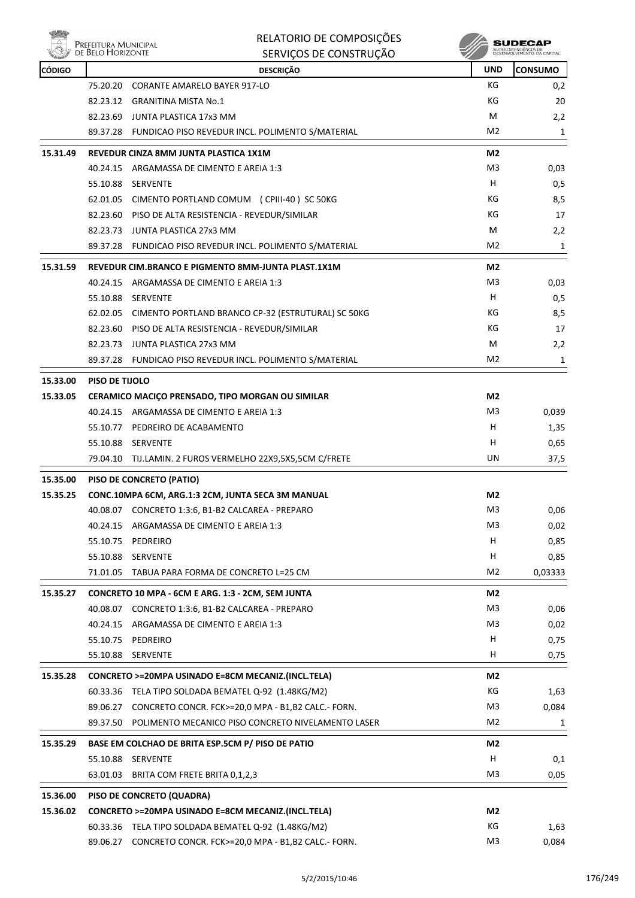| CÓDIGO | DESCRIÇÃO | UND | CONSUMO |
|---|---|---|---|
| | 75.20.20 CORANTE AMARELO BAYER 917-LO | KG | 0,2 |
| | 82.23.12 GRANITINA MISTA No.1 | KG | 20 |
| | 82.23.69 JUNTA PLASTICA 17x3 MM | M | 2,2 |
| | 89.37.28 FUNDICAO PISO REVEDUR INCL. POLIMENTO S/MATERIAL | M2 | 1 |
| **15.31.49** | **REVEDUR CINZA 8MM JUNTA PLASTICA 1X1M** | **M2** | |
| | 40.24.15 ARGAMASSA DE CIMENTO E AREIA 1:3 | M3 | 0,03 |
| | 55.10.88 SERVENTE | H | 0,5 |
| | 62.01.05 CIMENTO PORTLAND COMUM ( CPIII-40 ) SC 50KG | KG | 8,5 |
| | 82.23.60 PISO DE ALTA RESISTENCIA - REVEDUR/SIMILAR | KG | 17 |
| | 82.23.73 JUNTA PLASTICA 27x3 MM | M | 2,2 |
| | 89.37.28 FUNDICAO PISO REVEDUR INCL. POLIMENTO S/MATERIAL | M2 | 1 |
| **15.31.59** | **REVEDUR CIM.BRANCO E PIGMENTO 8MM-JUNTA PLAST.1X1M** | **M2** | |
| | 40.24.15 ARGAMASSA DE CIMENTO E AREIA 1:3 | M3 | 0,03 |
| | 55.10.88 SERVENTE | H | 0,5 |
| | 62.02.05 CIMENTO PORTLAND BRANCO CP-32 (ESTRUTURAL) SC 50KG | KG | 8,5 |
| | 82.23.60 PISO DE ALTA RESISTENCIA - REVEDUR/SIMILAR | KG | 17 |
| | 82.23.73 JUNTA PLASTICA 27x3 MM | M | 2,2 |
| | 89.37.28 FUNDICAO PISO REVEDUR INCL. POLIMENTO S/MATERIAL | M2 | 1 |
| **15.33.00** | **PISO DE TIJOLO** | | |
| **15.33.05** | **CERAMICO MACIÇO PRENSADO, TIPO MORGAN OU SIMILAR** | **M2** | |
| | 40.24.15 ARGAMASSA DE CIMENTO E AREIA 1:3 | M3 | 0,039 |
| | 55.10.77 PEDREIRO DE ACABAMENTO | H | 1,35 |
| | 55.10.88 SERVENTE | H | 0,65 |
| | 79.04.10 TIJ.LAMIN. 2 FUROS VERMELHO 22X9,5X5,5CM C/FRETE | UN | 37,5 |
| **15.35.00** | **PISO DE CONCRETO (PATIO)** | | |
| **15.35.25** | **CONC.10MPA 6CM, ARG.1:3 2CM, JUNTA SECA 3M MANUAL** | **M2** | |
| | 40.08.07 CONCRETO 1:3:6, B1-B2 CALCAREA - PREPARO | M3 | 0,06 |
| | 40.24.15 ARGAMASSA DE CIMENTO E AREIA 1:3 | M3 | 0,02 |
| | 55.10.75 PEDREIRO | H | 0,85 |
| | 55.10.88 SERVENTE | H | 0,85 |
| | 71.01.05 TABUA PARA FORMA DE CONCRETO L=25 CM | M2 | 0,03333 |
| **15.35.27** | **CONCRETO 10 MPA - 6CM E ARG. 1:3 - 2CM, SEM JUNTA** | **M2** | |
| | 40.08.07 CONCRETO 1:3:6, B1-B2 CALCAREA - PREPARO | M3 | 0,06 |
| | 40.24.15 ARGAMASSA DE CIMENTO E AREIA 1:3 | M3 | 0,02 |
| | 55.10.75 PEDREIRO | H | 0,75 |
| | 55.10.88 SERVENTE | H | 0,75 |
| **15.35.28** | **CONCRETO >=20MPA USINADO E=8CM MECANIZ.(INCL.TELA)** | **M2** | |
| | 60.33.36 TELA TIPO SOLDADA BEMATEL Q-92 (1.48KG/M2) | KG | 1,63 |
| | 89.06.27 CONCRETO CONCR. FCK>=20,0 MPA - B1,B2 CALC.- FORN. | M3 | 0,084 |
| | 89.37.50 POLIMENTO MECANICO PISO CONCRETO NIVELAMENTO LASER | M2 | 1 |
| **15.35.29** | **BASE EM COLCHAO DE BRITA ESP.5CM P/ PISO DE PATIO** | **M2** | |
| | 55.10.88 SERVENTE | H | 0,1 |
| | 63.01.03 BRITA COM FRETE BRITA 0,1,2,3 | M3 | 0,05 |
| **15.36.00** | **PISO DE CONCRETO (QUADRA)** | | |
| **15.36.02** | **CONCRETO >=20MPA USINADO E=8CM MECANIZ.(INCL.TELA)** | **M2** | |
| | 60.33.36 TELA TIPO SOLDADA BEMATEL Q-92 (1.48KG/M2) | KG | 1,63 |
| | 89.06.27 CONCRETO CONCR. FCK>=20,0 MPA - B1,B2 CALC.- FORN. | M3 | 0,084 |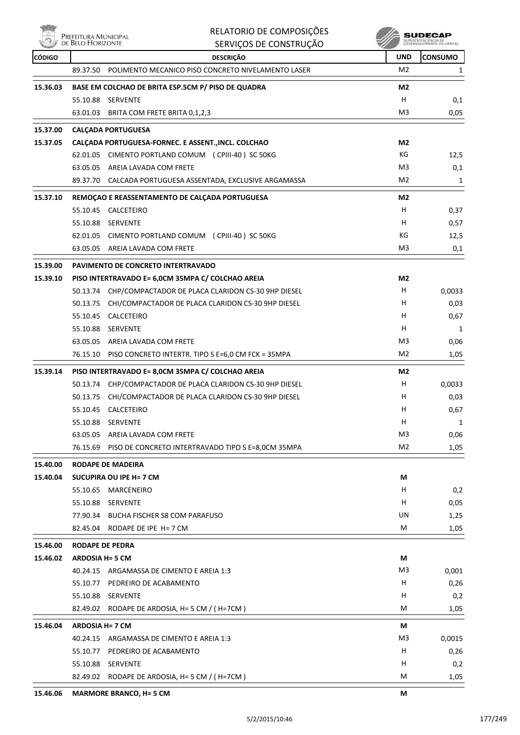| CÓDIGO | DESCRIÇÃO | UND | CONSUMO |
|---|---|---|---|
| | 89.37.50 POLIMENTO MECANICO PISO CONCRETO NIVELAMENTO LASER | M2 | 1 |
| **15.36.03** | **BASE EM COLCHAO DE BRITA ESP.5CM P/ PISO DE QUADRA** | **M2** | |
| | 55.10.88 SERVENTE | H | 0,1 |
| | 63.01.03 BRITA COM FRETE BRITA 0,1,2,3 | M3 | 0,05 |
| **15.37.00** | **CALÇADA PORTUGUESA** | | |
| **15.37.05** | **CALÇADA PORTUGUESA-FORNEC. E ASSENT.,INCL. COLCHAO** | **M2** | |
| | 62.01.05 CIMENTO PORTLAND COMUM ( CPIII-40 ) SC 50KG | KG | 12,5 |
| | 63.05.05 AREIA LAVADA COM FRETE | M3 | 0,1 |
| | 89.37.70 CALCADA PORTUGUESA ASSENTADA, EXCLUSIVE ARGAMASSA | M2 | 1 |
| **15.37.10** | **REMOÇAO E REASSENTAMENTO DE CALÇADA PORTUGUESA** | **M2** | |
| | 55.10.45 CALCETEIRO | H | 0,37 |
| | 55.10.88 SERVENTE | H | 0,57 |
| | 62.01.05 CIMENTO PORTLAND COMUM ( CPIII-40 ) SC 50KG | KG | 12,5 |
| | 63.05.05 AREIA LAVADA COM FRETE | M3 | 0,1 |
| **15.39.00** | **PAVIMENTO DE CONCRETO INTERTRAVADO** | | |
| **15.39.10** | **PISO INTERTRAVADO E= 6,0CM 35MPA C/ COLCHAO AREIA** | **M2** | |
| | 50.13.74 CHP/COMPACTADOR DE PLACA CLARIDON CS-30 9HP DIESEL | H | 0,0033 |
| | 50.13.75 CHI/COMPACTADOR DE PLACA CLARIDON CS-30 9HP DIESEL | H | 0,03 |
| | 55.10.45 CALCETEIRO | H | 0,67 |
| | 55.10.88 SERVENTE | H | 1 |
| | 63.05.05 AREIA LAVADA COM FRETE | M3 | 0,06 |
| | 76.15.10 PISO CONCRETO INTERTR. TIPO S E=6,0 CM FCK = 35MPA | M2 | 1,05 |
| **15.39.14** | **PISO INTERTRAVADO E= 8,0CM 35MPA C/ COLCHAO AREIA** | **M2** | |
| | 50.13.74 CHP/COMPACTADOR DE PLACA CLARIDON CS-30 9HP DIESEL | H | 0,0033 |
| | 50.13.75 CHI/COMPACTADOR DE PLACA CLARIDON CS-30 9HP DIESEL | H | 0,03 |
| | 55.10.45 CALCETEIRO | H | 0,67 |
| | 55.10.88 SERVENTE | H | 1 |
| | 63.05.05 AREIA LAVADA COM FRETE | M3 | 0,06 |
| | 76.15.69 PISO DE CONCRETO INTERTRAVADO TIPO S E=8,0CM 35MPA | M2 | 1,05 |
| **15.40.00** | **RODAPE DE MADEIRA** | | |
| **15.40.04** | **SUCUPIRA OU IPE H= 7 CM** | **M** | |
| | 55.10.65 MARCENEIRO | H | 0,2 |
| | 55.10.88 SERVENTE | H | 0,05 |
| | 77.90.34 BUCHA FISCHER S8 COM PARAFUSO | UN | 1,25 |
| | 82.45.04 RODAPE DE IPE H= 7 CM | M | 1,05 |
| **15.46.00** | **RODAPE DE PEDRA** | | |
| **15.46.02** | **ARDOSIA H= 5 CM** | **M** | |
| | 40.24.15 ARGAMASSA DE CIMENTO E AREIA 1:3 | M3 | 0,001 |
| | 55.10.77 PEDREIRO DE ACABAMENTO | H | 0,26 |
| | 55.10.88 SERVENTE | H | 0,2 |
| | 82.49.02 RODAPE DE ARDOSIA, H= 5 CM / ( H=7CM ) | M | 1,05 |
| **15.46.04** | **ARDOSIA H= 7 CM** | **M** | |
| | 40.24.15 ARGAMASSA DE CIMENTO E AREIA 1:3 | M3 | 0,0015 |
| | 55.10.77 PEDREIRO DE ACABAMENTO | H | 0,26 |
| | 55.10.88 SERVENTE | H | 0,2 |
| | 82.49.02 RODAPE DE ARDOSIA, H= 5 CM / ( H=7CM ) | M | 1,05 |
| **15.46.06** | **MARMORE BRANCO, H= 5 CM** | **M** | |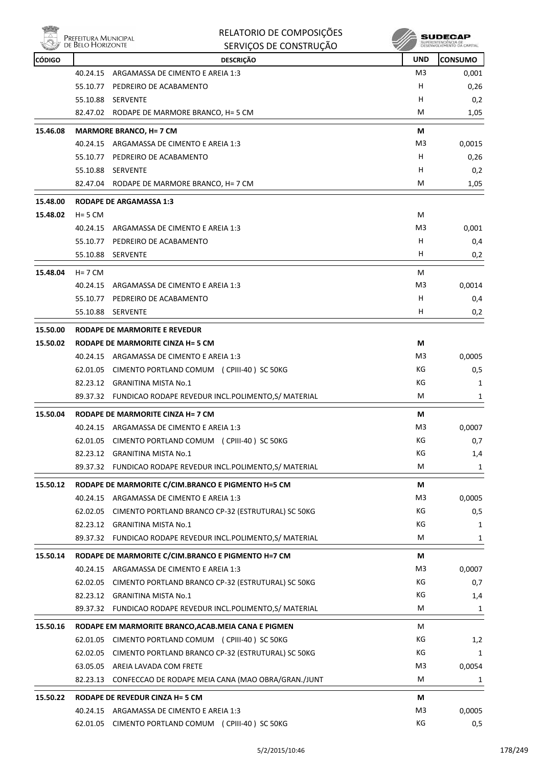RELATORIO DE COMPOSIÇÕES
SERVIÇOS DE CONSTRUÇÃO

| CÓDIGO | DESCRIÇÃO | UND | CONSUMO |
|---|---|---|---|
| | 40.24.15 ARGAMASSA DE CIMENTO E AREIA 1:3 | M3 | 0,001 |
| | 55.10.77 PEDREIRO DE ACABAMENTO | H | 0,26 |
| | 55.10.88 SERVENTE | H | 0,2 |
| | 82.47.02 RODAPE DE MARMORE BRANCO, H= 5 CM | M | 1,05 |
| **15.46.08** | **MARMORE BRANCO, H= 7 CM** | **M** | |
| | 40.24.15 ARGAMASSA DE CIMENTO E AREIA 1:3 | M3 | 0,0015 |
| | 55.10.77 PEDREIRO DE ACABAMENTO | H | 0,26 |
| | 55.10.88 SERVENTE | H | 0,2 |
| | 82.47.04 RODAPE DE MARMORE BRANCO, H= 7 CM | M | 1,05 |
| **15.48.00** | **RODAPE DE ARGAMASSA 1:3** | | |
| **15.48.02** | H= 5 CM | M | |
| | 40.24.15 ARGAMASSA DE CIMENTO E AREIA 1:3 | M3 | 0,001 |
| | 55.10.77 PEDREIRO DE ACABAMENTO | H | 0,4 |
| | 55.10.88 SERVENTE | H | 0,2 |
| **15.48.04** | H= 7 CM | M | |
| | 40.24.15 ARGAMASSA DE CIMENTO E AREIA 1:3 | M3 | 0,0014 |
| | 55.10.77 PEDREIRO DE ACABAMENTO | H | 0,4 |
| | 55.10.88 SERVENTE | H | 0,2 |
| **15.50.00** | **RODAPE DE MARMORITE E REVEDUR** | | |
| **15.50.02** | **RODAPE DE MARMORITE CINZA H= 5 CM** | **M** | |
| | 40.24.15 ARGAMASSA DE CIMENTO E AREIA 1:3 | M3 | 0,0005 |
| | 62.01.05 CIMENTO PORTLAND COMUM ( CPIII-40 ) SC 50KG | KG | 0,5 |
| | 82.23.12 GRANITINA MISTA No.1 | KG | 1 |
| | 89.37.32 FUNDICAO RODAPE REVEDUR INCL.POLIMENTO,S/ MATERIAL | M | 1 |
| **15.50.04** | **RODAPE DE MARMORITE CINZA H= 7 CM** | **M** | |
| | 40.24.15 ARGAMASSA DE CIMENTO E AREIA 1:3 | M3 | 0,0007 |
| | 62.01.05 CIMENTO PORTLAND COMUM ( CPIII-40 ) SC 50KG | KG | 0,7 |
| | 82.23.12 GRANITINA MISTA No.1 | KG | 1,4 |
| | 89.37.32 FUNDICAO RODAPE REVEDUR INCL.POLIMENTO,S/ MATERIAL | M | 1 |
| **15.50.12** | **RODAPE DE MARMORITE C/CIM.BRANCO E PIGMENTO H=5 CM** | **M** | |
| | 40.24.15 ARGAMASSA DE CIMENTO E AREIA 1:3 | M3 | 0,0005 |
| | 62.02.05 CIMENTO PORTLAND BRANCO CP-32 (ESTRUTURAL) SC 50KG | KG | 0,5 |
| | 82.23.12 GRANITINA MISTA No.1 | KG | 1 |
| | 89.37.32 FUNDICAO RODAPE REVEDUR INCL.POLIMENTO,S/ MATERIAL | M | 1 |
| **15.50.14** | **RODAPE DE MARMORITE C/CIM.BRANCO E PIGMENTO H=7 CM** | **M** | |
| | 40.24.15 ARGAMASSA DE CIMENTO E AREIA 1:3 | M3 | 0,0007 |
| | 62.02.05 CIMENTO PORTLAND BRANCO CP-32 (ESTRUTURAL) SC 50KG | KG | 0,7 |
| | 82.23.12 GRANITINA MISTA No.1 | KG | 1,4 |
| | 89.37.32 FUNDICAO RODAPE REVEDUR INCL.POLIMENTO,S/ MATERIAL | M | 1 |
| **15.50.16** | **RODAPE EM MARMORITE BRANCO,ACAB.MEIA CANA E PIGMEN** | M | |
| | 62.01.05 CIMENTO PORTLAND COMUM ( CPIII-40 ) SC 50KG | KG | 1,2 |
| | 62.02.05 CIMENTO PORTLAND BRANCO CP-32 (ESTRUTURAL) SC 50KG | KG | 1 |
| | 63.05.05 AREIA LAVADA COM FRETE | M3 | 0,0054 |
| | 82.23.13 CONFECCAO DE RODAPE MEIA CANA (MAO OBRA/GRAN./JUNT | M | 1 |
| **15.50.22** | **RODAPE DE REVEDUR CINZA H= 5 CM** | **M** | |
| | 40.24.15 ARGAMASSA DE CIMENTO E AREIA 1:3 | M3 | 0,0005 |
| | 62.01.05 CIMENTO PORTLAND COMUM ( CPIII-40 ) SC 50KG | KG | 0,5 |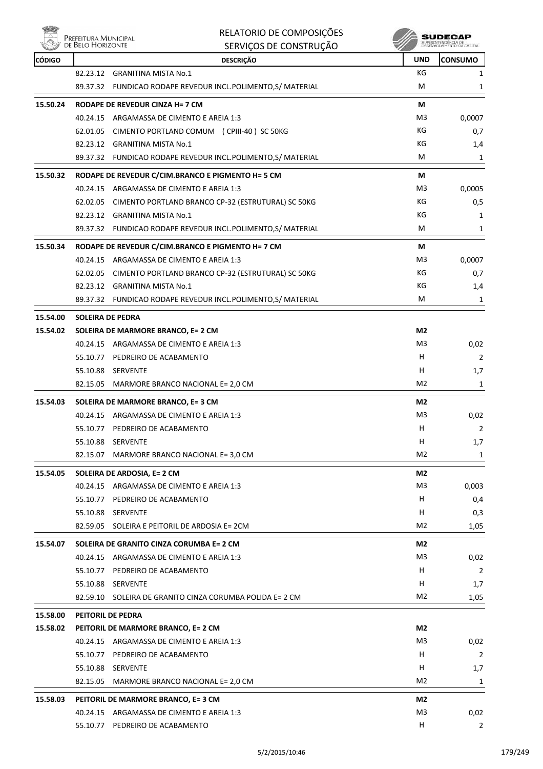| CÓDIGO | DESCRIÇÃO | UND | CONSUMO |
|---|---|---|---|
| | 82.23.12 GRANITINA MISTA No.1 | KG | 1 |
| | 89.37.32 FUNDICAO RODAPE REVEDUR INCL.POLIMENTO,S/ MATERIAL | M | 1 |
| **15.50.24** | **RODAPE DE REVEDUR CINZA H= 7 CM** | **M** | |
| | 40.24.15 ARGAMASSA DE CIMENTO E AREIA 1:3 | M3 | 0,0007 |
| | 62.01.05 CIMENTO PORTLAND COMUM ( CPIII-40 ) SC 50KG | KG | 0,7 |
| | 82.23.12 GRANITINA MISTA No.1 | KG | 1,4 |
| | 89.37.32 FUNDICAO RODAPE REVEDUR INCL.POLIMENTO,S/ MATERIAL | M | 1 |
| **15.50.32** | **RODAPE DE REVEDUR C/CIM.BRANCO E PIGMENTO H= 5 CM** | **M** | |
| | 40.24.15 ARGAMASSA DE CIMENTO E AREIA 1:3 | M3 | 0,0005 |
| | 62.02.05 CIMENTO PORTLAND BRANCO CP-32 (ESTRUTURAL) SC 50KG | KG | 0,5 |
| | 82.23.12 GRANITINA MISTA No.1 | KG | 1 |
| | 89.37.32 FUNDICAO RODAPE REVEDUR INCL.POLIMENTO,S/ MATERIAL | M | 1 |
| **15.50.34** | **RODAPE DE REVEDUR C/CIM.BRANCO E PIGMENTO H= 7 CM** | **M** | |
| | 40.24.15 ARGAMASSA DE CIMENTO E AREIA 1:3 | M3 | 0,0007 |
| | 62.02.05 CIMENTO PORTLAND BRANCO CP-32 (ESTRUTURAL) SC 50KG | KG | 0,7 |
| | 82.23.12 GRANITINA MISTA No.1 | KG | 1,4 |
| | 89.37.32 FUNDICAO RODAPE REVEDUR INCL.POLIMENTO,S/ MATERIAL | M | 1 |
| **15.54.00** | **SOLEIRA DE PEDRA** | | |
| **15.54.02** | **SOLEIRA DE MARMORE BRANCO, E= 2 CM** | **M2** | |
| | 40.24.15 ARGAMASSA DE CIMENTO E AREIA 1:3 | M3 | 0,02 |
| | 55.10.77 PEDREIRO DE ACABAMENTO | H | 2 |
| | 55.10.88 SERVENTE | H | 1,7 |
| | 82.15.05 MARMORE BRANCO NACIONAL E= 2,0 CM | M2 | 1 |
| **15.54.03** | **SOLEIRA DE MARMORE BRANCO, E= 3 CM** | **M2** | |
| | 40.24.15 ARGAMASSA DE CIMENTO E AREIA 1:3 | M3 | 0,02 |
| | 55.10.77 PEDREIRO DE ACABAMENTO | H | 2 |
| | 55.10.88 SERVENTE | H | 1,7 |
| | 82.15.07 MARMORE BRANCO NACIONAL E= 3,0 CM | M2 | 1 |
| **15.54.05** | **SOLEIRA DE ARDOSIA, E= 2 CM** | **M2** | |
| | 40.24.15 ARGAMASSA DE CIMENTO E AREIA 1:3 | M3 | 0,003 |
| | 55.10.77 PEDREIRO DE ACABAMENTO | H | 0,4 |
| | 55.10.88 SERVENTE | H | 0,3 |
| | 82.59.05 SOLEIRA E PEITORIL DE ARDOSIA E= 2CM | M2 | 1,05 |
| **15.54.07** | **SOLEIRA DE GRANITO CINZA CORUMBA E= 2 CM** | **M2** | |
| | 40.24.15 ARGAMASSA DE CIMENTO E AREIA 1:3 | M3 | 0,02 |
| | 55.10.77 PEDREIRO DE ACABAMENTO | H | 2 |
| | 55.10.88 SERVENTE | H | 1,7 |
| | 82.59.10 SOLEIRA DE GRANITO CINZA CORUMBA POLIDA E= 2 CM | M2 | 1,05 |
| **15.58.00** | **PEITORIL DE PEDRA** | | |
| **15.58.02** | **PEITORIL DE MARMORE BRANCO, E= 2 CM** | **M2** | |
| | 40.24.15 ARGAMASSA DE CIMENTO E AREIA 1:3 | M3 | 0,02 |
| | 55.10.77 PEDREIRO DE ACABAMENTO | H | 2 |
| | 55.10.88 SERVENTE | H | 1,7 |
| | 82.15.05 MARMORE BRANCO NACIONAL E= 2,0 CM | M2 | 1 |
| **15.58.03** | **PEITORIL DE MARMORE BRANCO, E= 3 CM** | **M2** | |
| | 40.24.15 ARGAMASSA DE CIMENTO E AREIA 1:3 | M3 | 0,02 |
| | 55.10.77 PEDREIRO DE ACABAMENTO | H | 2 |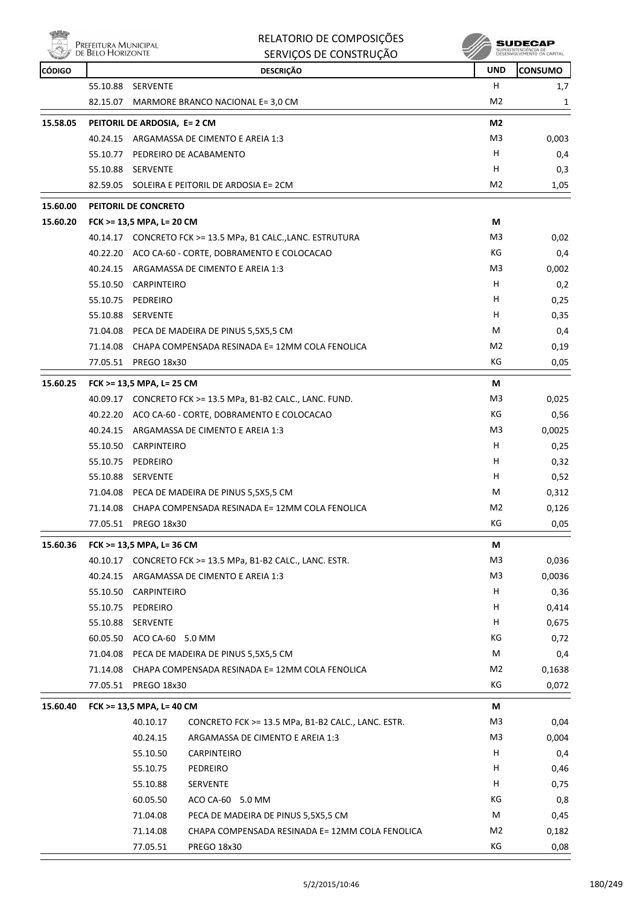| CÓDIGO | | DESCRIÇÃO | UND | CONSUMO |
|---|---|---|---|---|
| | 55.10.88 | SERVENTE | H | 1,7 |
| | 82.15.07 | MARMORE BRANCO NACIONAL E= 3,0 CM | M2 | 1 |
| **15.58.05** | **PEITORIL DE ARDOSIA, E= 2 CM** | | **M2** | |
| | 40.24.15 | ARGAMASSA DE CIMENTO E AREIA 1:3 | M3 | 0,003 |
| | 55.10.77 | PEDREIRO DE ACABAMENTO | H | 0,4 |
| | 55.10.88 | SERVENTE | H | 0,3 |
| | 82.59.05 | SOLEIRA E PEITORIL DE ARDOSIA E= 2CM | M2 | 1,05 |
| **15.60.00** | **PEITORIL DE CONCRETO** | | | |
| **15.60.20** | **FCK >= 13,5 MPA, L= 20 CM** | | **M** | |
| | 40.14.17 | CONCRETO FCK >= 13.5 MPa, B1 CALC.,LANC. ESTRUTURA | M3 | 0,02 |
| | 40.22.20 | ACO CA-60 - CORTE, DOBRAMENTO E COLOCACAO | KG | 0,4 |
| | 40.24.15 | ARGAMASSA DE CIMENTO E AREIA 1:3 | M3 | 0,002 |
| | 55.10.50 | CARPINTEIRO | H | 0,2 |
| | 55.10.75 | PEDREIRO | H | 0,25 |
| | 55.10.88 | SERVENTE | H | 0,35 |
| | 71.04.08 | PECA DE MADEIRA DE PINUS 5,5X5,5 CM | M | 0,4 |
| | 71.14.08 | CHAPA COMPENSADA RESINADA E= 12MM COLA FENOLICA | M2 | 0,19 |
| | 77.05.51 | PREGO 18x30 | KG | 0,05 |
| **15.60.25** | **FCK >= 13,5 MPA, L= 25 CM** | | **M** | |
| | 40.09.17 | CONCRETO FCK >= 13.5 MPa, B1-B2 CALC., LANC. FUND. | M3 | 0,025 |
| | 40.22.20 | ACO CA-60 - CORTE, DOBRAMENTO E COLOCACAO | KG | 0,56 |
| | 40.24.15 | ARGAMASSA DE CIMENTO E AREIA 1:3 | M3 | 0,0025 |
| | 55.10.50 | CARPINTEIRO | H | 0,25 |
| | 55.10.75 | PEDREIRO | H | 0,32 |
| | 55.10.88 | SERVENTE | H | 0,52 |
| | 71.04.08 | PECA DE MADEIRA DE PINUS 5,5X5,5 CM | M | 0,312 |
| | 71.14.08 | CHAPA COMPENSADA RESINADA E= 12MM COLA FENOLICA | M2 | 0,126 |
| | 77.05.51 | PREGO 18x30 | KG | 0,05 |
| **15.60.36** | **FCK >= 13,5 MPA, L= 36 CM** | | **M** | |
| | 40.10.17 | CONCRETO FCK >= 13.5 MPa, B1-B2 CALC., LANC. ESTR. | M3 | 0,036 |
| | 40.24.15 | ARGAMASSA DE CIMENTO E AREIA 1:3 | M3 | 0,0036 |
| | 55.10.50 | CARPINTEIRO | H | 0,36 |
| | 55.10.75 | PEDREIRO | H | 0,414 |
| | 55.10.88 | SERVENTE | H | 0,675 |
| | 60.05.50 | ACO CA-60 5.0 MM | KG | 0,72 |
| | 71.04.08 | PECA DE MADEIRA DE PINUS 5,5X5,5 CM | M | 0,4 |
| | 71.14.08 | CHAPA COMPENSADA RESINADA E= 12MM COLA FENOLICA | M2 | 0,1638 |
| | 77.05.51 | PREGO 18x30 | KG | 0,072 |
| **15.60.40** | **FCK >= 13,5 MPA, L= 40 CM** | | **M** | |
| | 40.10.17 | CONCRETO FCK >= 13.5 MPa, B1-B2 CALC., LANC. ESTR. | M3 | 0,04 |
| | 40.24.15 | ARGAMASSA DE CIMENTO E AREIA 1:3 | M3 | 0,004 |
| | 55.10.50 | CARPINTEIRO | H | 0,4 |
| | 55.10.75 | PEDREIRO | H | 0,46 |
| | 55.10.88 | SERVENTE | H | 0,75 |
| | 60.05.50 | ACO CA-60 5.0 MM | KG | 0,8 |
| | 71.04.08 | PECA DE MADEIRA DE PINUS 5,5X5,5 CM | M | 0,45 |
| | 71.14.08 | CHAPA COMPENSADA RESINADA E= 12MM COLA FENOLICA | M2 | 0,182 |
| | 77.05.51 | PREGO 18x30 | KG | 0,08 |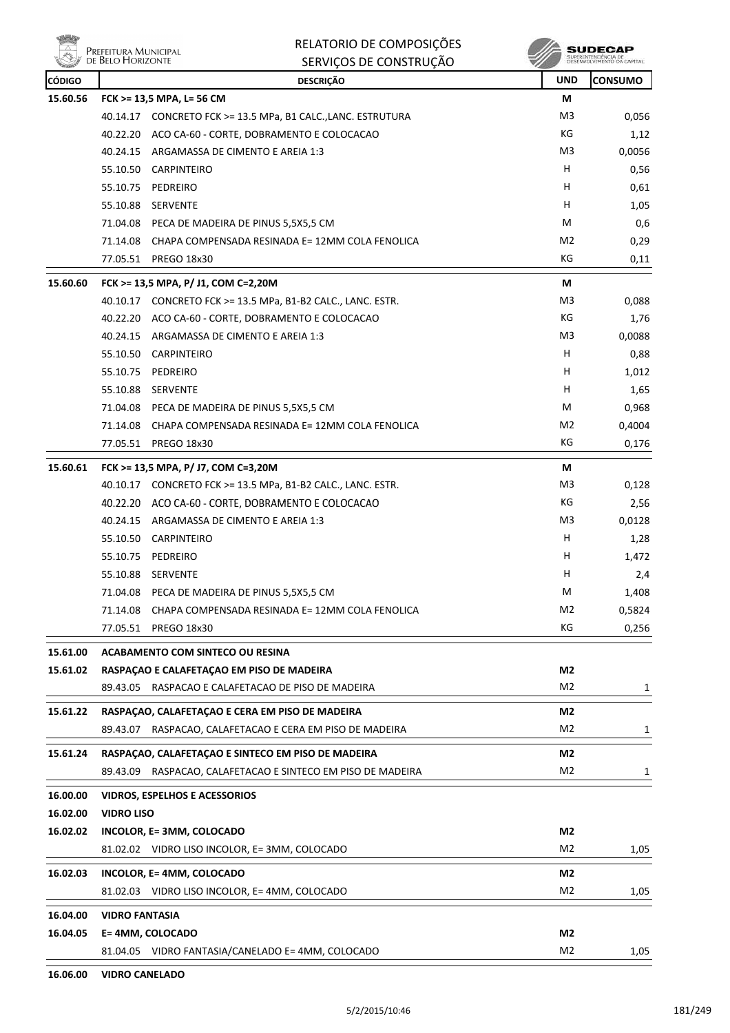| CÓDIGO | DESCRIÇÃO | UND | CONSUMO |
|---|---|---|---|
| **15.60.56** | **FCK >= 13,5 MPA, L= 56 CM** | **M** | |
| | 40.14.17 CONCRETO FCK >= 13.5 MPa, B1 CALC.,LANC. ESTRUTURA | M3 | 0,056 |
| | 40.22.20 ACO CA-60 - CORTE, DOBRAMENTO E COLOCACAO | KG | 1,12 |
| | 40.24.15 ARGAMASSA DE CIMENTO E AREIA 1:3 | M3 | 0,0056 |
| | 55.10.50 CARPINTEIRO | H | 0,56 |
| | 55.10.75 PEDREIRO | H | 0,61 |
| | 55.10.88 SERVENTE | H | 1,05 |
| | 71.04.08 PECA DE MADEIRA DE PINUS 5,5X5,5 CM | M | 0,6 |
| | 71.14.08 CHAPA COMPENSADA RESINADA E= 12MM COLA FENOLICA | M2 | 0,29 |
| | 77.05.51 PREGO 18x30 | KG | 0,11 |
| **15.60.60** | **FCK >= 13,5 MPA, P/ J1, COM C=2,20M** | **M** | |
| | 40.10.17 CONCRETO FCK >= 13.5 MPa, B1-B2 CALC., LANC. ESTR. | M3 | 0,088 |
| | 40.22.20 ACO CA-60 - CORTE, DOBRAMENTO E COLOCACAO | KG | 1,76 |
| | 40.24.15 ARGAMASSA DE CIMENTO E AREIA 1:3 | M3 | 0,0088 |
| | 55.10.50 CARPINTEIRO | H | 0,88 |
| | 55.10.75 PEDREIRO | H | 1,012 |
| | 55.10.88 SERVENTE | H | 1,65 |
| | 71.04.08 PECA DE MADEIRA DE PINUS 5,5X5,5 CM | M | 0,968 |
| | 71.14.08 CHAPA COMPENSADA RESINADA E= 12MM COLA FENOLICA | M2 | 0,4004 |
| | 77.05.51 PREGO 18x30 | KG | 0,176 |
| **15.60.61** | **FCK >= 13,5 MPA, P/ J7, COM C=3,20M** | **M** | |
| | 40.10.17 CONCRETO FCK >= 13.5 MPa, B1-B2 CALC., LANC. ESTR. | M3 | 0,128 |
| | 40.22.20 ACO CA-60 - CORTE, DOBRAMENTO E COLOCACAO | KG | 2,56 |
| | 40.24.15 ARGAMASSA DE CIMENTO E AREIA 1:3 | M3 | 0,0128 |
| | 55.10.50 CARPINTEIRO | H | 1,28 |
| | 55.10.75 PEDREIRO | H | 1,472 |
| | 55.10.88 SERVENTE | H | 2,4 |
| | 71.04.08 PECA DE MADEIRA DE PINUS 5,5X5,5 CM | M | 1,408 |
| | 71.14.08 CHAPA COMPENSADA RESINADA E= 12MM COLA FENOLICA | M2 | 0,5824 |
| | 77.05.51 PREGO 18x30 | KG | 0,256 |
| **15.61.00** | **ACABAMENTO COM SINTECO OU RESINA** | | |
| **15.61.02** | **RASPAÇAO E CALAFETAÇAO EM PISO DE MADEIRA** | **M2** | |
| | 89.43.05 RASPACAO E CALAFETACAO DE PISO DE MADEIRA | M2 | 1 |
| **15.61.22** | **RASPAÇAO, CALAFETAÇAO E CERA EM PISO DE MADEIRA** | **M2** | |
| | 89.43.07 RASPACAO, CALAFETACAO E CERA EM PISO DE MADEIRA | M2 | 1 |
| **15.61.24** | **RASPAÇAO, CALAFETAÇAO E SINTECO EM PISO DE MADEIRA** | **M2** | |
| | 89.43.09 RASPACAO, CALAFETACAO E SINTECO EM PISO DE MADEIRA | M2 | 1 |
| **16.00.00** | **VIDROS, ESPELHOS E ACESSORIOS** | | |
| **16.02.00** | **VIDRO LISO** | | |
| **16.02.02** | **INCOLOR, E= 3MM, COLOCADO** | **M2** | |
| | 81.02.02 VIDRO LISO INCOLOR, E= 3MM, COLOCADO | M2 | 1,05 |
| **16.02.03** | **INCOLOR, E= 4MM, COLOCADO** | **M2** | |
| | 81.02.03 VIDRO LISO INCOLOR, E= 4MM, COLOCADO | M2 | 1,05 |
| **16.04.00** | **VIDRO FANTASIA** | | |
| **16.04.05** | **E= 4MM, COLOCADO** | **M2** | |
| | 81.04.05 VIDRO FANTASIA/CANELADO E= 4MM, COLOCADO | M2 | 1,05 |
| **16.06.00** | **VIDRO CANELADO** | | |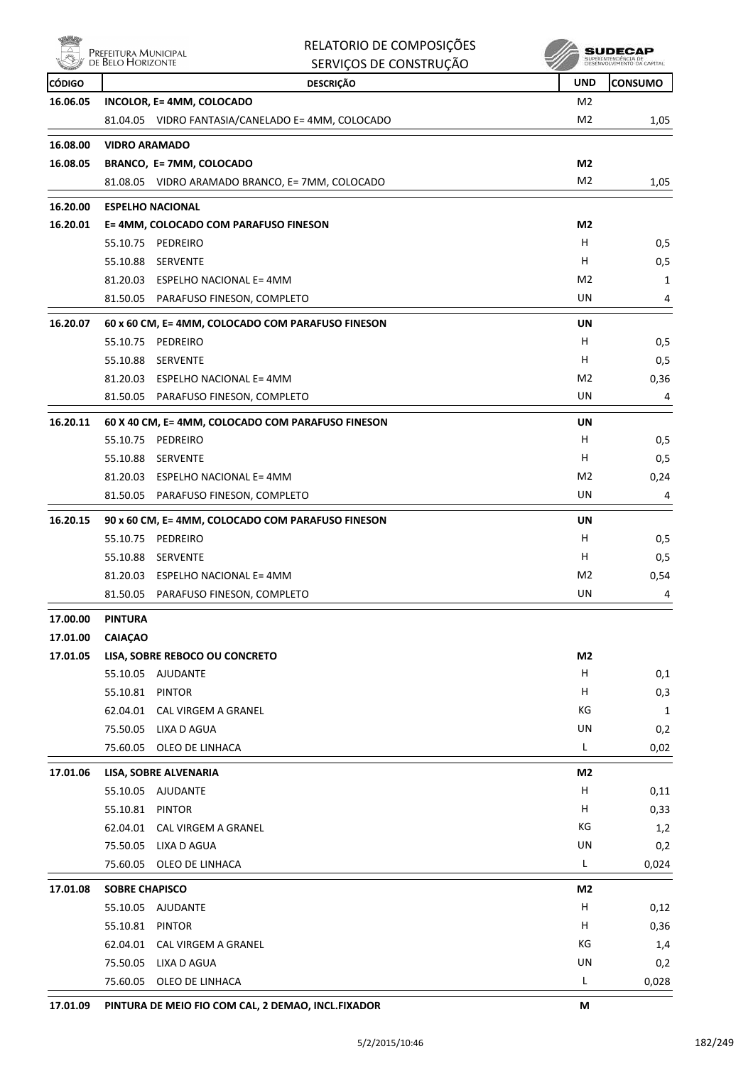| CÓDIGO | DESCRIÇÃO | UND | CONSUMO |
|---|---|---|---|
| 16.06.05 | **INCOLOR, E= 4MM, COLOCADO** | M2 | |
| | 81.04.05 VIDRO FANTASIA/CANELADO E= 4MM, COLOCADO | M2 | 1,05 |
| 16.08.00 | **VIDRO ARAMADO** | | |
| 16.08.05 | **BRANCO, E= 7MM, COLOCADO** | **M2** | |
| | 81.08.05 VIDRO ARAMADO BRANCO, E= 7MM, COLOCADO | M2 | 1,05 |
| 16.20.00 | **ESPELHO NACIONAL** | | |
| 16.20.01 | **E= 4MM, COLOCADO COM PARAFUSO FINESON** | **M2** | |
| | 55.10.75 PEDREIRO | H | 0,5 |
| | 55.10.88 SERVENTE | H | 0,5 |
| | 81.20.03 ESPELHO NACIONAL E= 4MM | M2 | 1 |
| | 81.50.05 PARAFUSO FINESON, COMPLETO | UN | 4 |
| 16.20.07 | **60 x 60 CM, E= 4MM, COLOCADO COM PARAFUSO FINESON** | **UN** | |
| | 55.10.75 PEDREIRO | H | 0,5 |
| | 55.10.88 SERVENTE | H | 0,5 |
| | 81.20.03 ESPELHO NACIONAL E= 4MM | M2 | 0,36 |
| | 81.50.05 PARAFUSO FINESON, COMPLETO | UN | 4 |
| 16.20.11 | **60 X 40 CM, E= 4MM, COLOCADO COM PARAFUSO FINESON** | **UN** | |
| | 55.10.75 PEDREIRO | H | 0,5 |
| | 55.10.88 SERVENTE | H | 0,5 |
| | 81.20.03 ESPELHO NACIONAL E= 4MM | M2 | 0,24 |
| | 81.50.05 PARAFUSO FINESON, COMPLETO | UN | 4 |
| 16.20.15 | **90 x 60 CM, E= 4MM, COLOCADO COM PARAFUSO FINESON** | **UN** | |
| | 55.10.75 PEDREIRO | H | 0,5 |
| | 55.10.88 SERVENTE | H | 0,5 |
| | 81.20.03 ESPELHO NACIONAL E= 4MM | M2 | 0,54 |
| | 81.50.05 PARAFUSO FINESON, COMPLETO | UN | 4 |
| 17.00.00 | **PINTURA** | | |
| 17.01.00 | **CAIAÇAO** | | |
| 17.01.05 | **LISA, SOBRE REBOCO OU CONCRETO** | **M2** | |
| | 55.10.05 AJUDANTE | H | 0,1 |
| | 55.10.81 PINTOR | H | 0,3 |
| | 62.04.01 CAL VIRGEM A GRANEL | KG | 1 |
| | 75.50.05 LIXA D AGUA | UN | 0,2 |
| | 75.60.05 OLEO DE LINHACA | L | 0,02 |
| 17.01.06 | **LISA, SOBRE ALVENARIA** | **M2** | |
| | 55.10.05 AJUDANTE | H | 0,11 |
| | 55.10.81 PINTOR | H | 0,33 |
| | 62.04.01 CAL VIRGEM A GRANEL | KG | 1,2 |
| | 75.50.05 LIXA D AGUA | UN | 0,2 |
| | 75.60.05 OLEO DE LINHACA | L | 0,024 |
| 17.01.08 | **SOBRE CHAPISCO** | **M2** | |
| | 55.10.05 AJUDANTE | H | 0,12 |
| | 55.10.81 PINTOR | H | 0,36 |
| | 62.04.01 CAL VIRGEM A GRANEL | KG | 1,4 |
| | 75.50.05 LIXA D AGUA | UN | 0,2 |
| | 75.60.05 OLEO DE LINHACA | L | 0,028 |
| 17.01.09 | **PINTURA DE MEIO FIO COM CAL, 2 DEMAO, INCL.FIXADOR** | **M** | |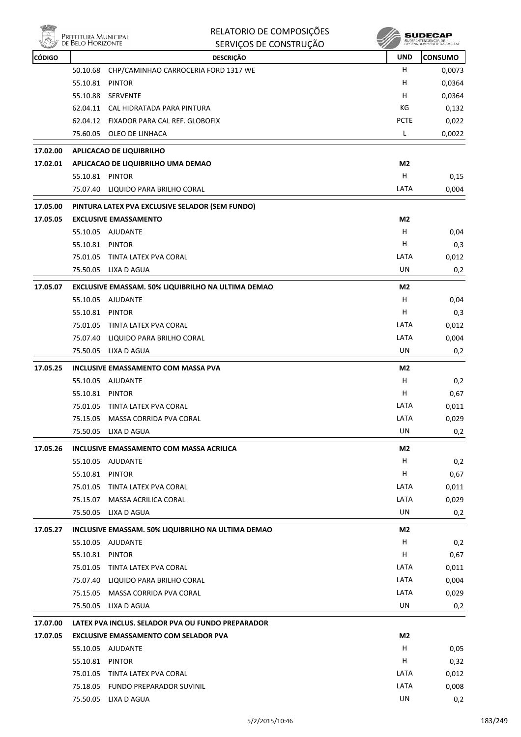| CÓDIGO | DESCRIÇÃO | UND | CONSUMO |
|---|---|---|---|
| | 50.10.68 CHP/CAMINHAO CARROCERIA FORD 1317 WE | H | 0,0073 |
| | 55.10.81 PINTOR | H | 0,0364 |
| | 55.10.88 SERVENTE | H | 0,0364 |
| | 62.04.11 CAL HIDRATADA PARA PINTURA | KG | 0,132 |
| | 62.04.12 FIXADOR PARA CAL REF. GLOBOFIX | PCTE | 0,022 |
| | 75.60.05 OLEO DE LINHACA | L | 0,0022 |
| **17.02.00** | **APLICACAO DE LIQUIBRILHO** | | |
| **17.02.01** | **APLICACAO DE LIQUIBRILHO UMA DEMAO** | **M2** | |
| | 55.10.81 PINTOR | H | 0,15 |
| | 75.07.40 LIQUIDO PARA BRILHO CORAL | LATA | 0,004 |
| **17.05.00** | **PINTURA LATEX PVA EXCLUSIVE SELADOR (SEM FUNDO)** | | |
| **17.05.05** | **EXCLUSIVE EMASSAMENTO** | **M2** | |
| | 55.10.05 AJUDANTE | H | 0,04 |
| | 55.10.81 PINTOR | H | 0,3 |
| | 75.01.05 TINTA LATEX PVA CORAL | LATA | 0,012 |
| | 75.50.05 LIXA D AGUA | UN | 0,2 |
| **17.05.07** | **EXCLUSIVE EMASSAM. 50% LIQUIBRILHO NA ULTIMA DEMAO** | **M2** | |
| | 55.10.05 AJUDANTE | H | 0,04 |
| | 55.10.81 PINTOR | H | 0,3 |
| | 75.01.05 TINTA LATEX PVA CORAL | LATA | 0,012 |
| | 75.07.40 LIQUIDO PARA BRILHO CORAL | LATA | 0,004 |
| | 75.50.05 LIXA D AGUA | UN | 0,2 |
| **17.05.25** | **INCLUSIVE EMASSAMENTO COM MASSA PVA** | **M2** | |
| | 55.10.05 AJUDANTE | H | 0,2 |
| | 55.10.81 PINTOR | H | 0,67 |
| | 75.01.05 TINTA LATEX PVA CORAL | LATA | 0,011 |
| | 75.15.05 MASSA CORRIDA PVA CORAL | LATA | 0,029 |
| | 75.50.05 LIXA D AGUA | UN | 0,2 |
| **17.05.26** | **INCLUSIVE EMASSAMENTO COM MASSA ACRILICA** | **M2** | |
| | 55.10.05 AJUDANTE | H | 0,2 |
| | 55.10.81 PINTOR | H | 0,67 |
| | 75.01.05 TINTA LATEX PVA CORAL | LATA | 0,011 |
| | 75.15.07 MASSA ACRILICA CORAL | LATA | 0,029 |
| | 75.50.05 LIXA D AGUA | UN | 0,2 |
| **17.05.27** | **INCLUSIVE EMASSAM. 50% LIQUIBRILHO NA ULTIMA DEMAO** | **M2** | |
| | 55.10.05 AJUDANTE | H | 0,2 |
| | 55.10.81 PINTOR | H | 0,67 |
| | 75.01.05 TINTA LATEX PVA CORAL | LATA | 0,011 |
| | 75.07.40 LIQUIDO PARA BRILHO CORAL | LATA | 0,004 |
| | 75.15.05 MASSA CORRIDA PVA CORAL | LATA | 0,029 |
| | 75.50.05 LIXA D AGUA | UN | 0,2 |
| **17.07.00** | **LATEX PVA INCLUS. SELADOR PVA OU FUNDO PREPARADOR** | | |
| **17.07.05** | **EXCLUSIVE EMASSAMENTO COM SELADOR PVA** | **M2** | |
| | 55.10.05 AJUDANTE | H | 0,05 |
| | 55.10.81 PINTOR | H | 0,32 |
| | 75.01.05 TINTA LATEX PVA CORAL | LATA | 0,012 |
| | 75.18.05 FUNDO PREPARADOR SUVINIL | LATA | 0,008 |
| | 75.50.05 LIXA D AGUA | UN | 0,2 |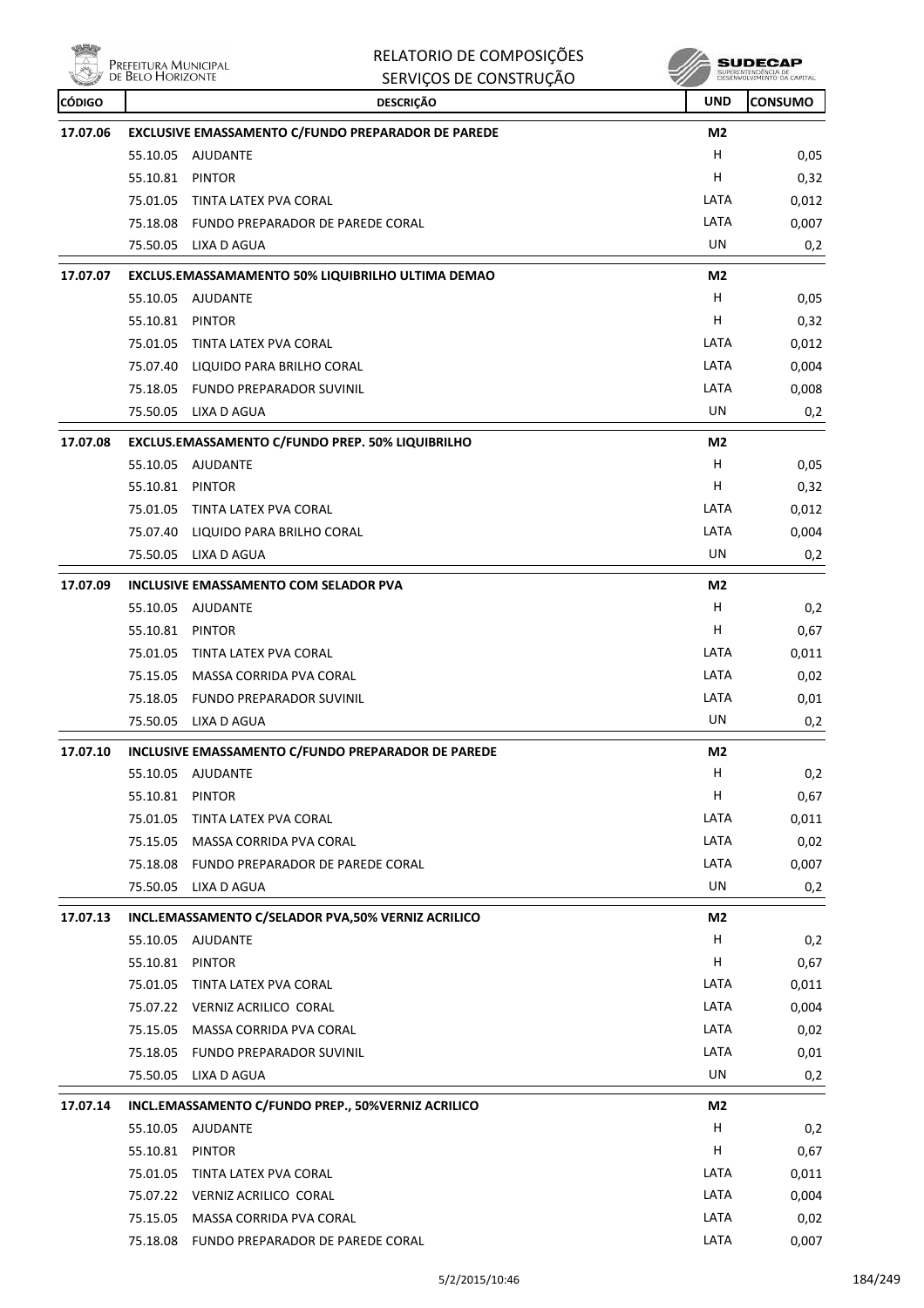| CÓDIGO | DESCRIÇÃO | UND | CONSUMO |
|---|---|---|---|
| **17.07.06** | **EXCLUSIVE EMASSAMENTO C/FUNDO PREPARADOR DE PAREDE** | **M2** | |
| | 55.10.05 AJUDANTE | H | 0,05 |
| | 55.10.81 PINTOR | H | 0,32 |
| | 75.01.05 TINTA LATEX PVA CORAL | LATA | 0,012 |
| | 75.18.08 FUNDO PREPARADOR DE PAREDE CORAL | LATA | 0,007 |
| | 75.50.05 LIXA D AGUA | UN | 0,2 |
| **17.07.07** | **EXCLUS.EMASSAMAMENTO 50% LIQUIBRILHO ULTIMA DEMAO** | **M2** | |
| | 55.10.05 AJUDANTE | H | 0,05 |
| | 55.10.81 PINTOR | H | 0,32 |
| | 75.01.05 TINTA LATEX PVA CORAL | LATA | 0,012 |
| | 75.07.40 LIQUIDO PARA BRILHO CORAL | LATA | 0,004 |
| | 75.18.05 FUNDO PREPARADOR SUVINIL | LATA | 0,008 |
| | 75.50.05 LIXA D AGUA | UN | 0,2 |
| **17.07.08** | **EXCLUS.EMASSAMENTO C/FUNDO PREP. 50% LIQUIBRILHO** | **M2** | |
| | 55.10.05 AJUDANTE | H | 0,05 |
| | 55.10.81 PINTOR | H | 0,32 |
| | 75.01.05 TINTA LATEX PVA CORAL | LATA | 0,012 |
| | 75.07.40 LIQUIDO PARA BRILHO CORAL | LATA | 0,004 |
| | 75.50.05 LIXA D AGUA | UN | 0,2 |
| **17.07.09** | **INCLUSIVE EMASSAMENTO COM SELADOR PVA** | **M2** | |
| | 55.10.05 AJUDANTE | H | 0,2 |
| | 55.10.81 PINTOR | H | 0,67 |
| | 75.01.05 TINTA LATEX PVA CORAL | LATA | 0,011 |
| | 75.15.05 MASSA CORRIDA PVA CORAL | LATA | 0,02 |
| | 75.18.05 FUNDO PREPARADOR SUVINIL | LATA | 0,01 |
| | 75.50.05 LIXA D AGUA | UN | 0,2 |
| **17.07.10** | **INCLUSIVE EMASSAMENTO C/FUNDO PREPARADOR DE PAREDE** | **M2** | |
| | 55.10.05 AJUDANTE | H | 0,2 |
| | 55.10.81 PINTOR | H | 0,67 |
| | 75.01.05 TINTA LATEX PVA CORAL | LATA | 0,011 |
| | 75.15.05 MASSA CORRIDA PVA CORAL | LATA | 0,02 |
| | 75.18.08 FUNDO PREPARADOR DE PAREDE CORAL | LATA | 0,007 |
| | 75.50.05 LIXA D AGUA | UN | 0,2 |
| **17.07.13** | **INCL.EMASSAMENTO C/SELADOR PVA,50% VERNIZ ACRILICO** | **M2** | |
| | 55.10.05 AJUDANTE | H | 0,2 |
| | 55.10.81 PINTOR | H | 0,67 |
| | 75.01.05 TINTA LATEX PVA CORAL | LATA | 0,011 |
| | 75.07.22 VERNIZ ACRILICO CORAL | LATA | 0,004 |
| | 75.15.05 MASSA CORRIDA PVA CORAL | LATA | 0,02 |
| | 75.18.05 FUNDO PREPARADOR SUVINIL | LATA | 0,01 |
| | 75.50.05 LIXA D AGUA | UN | 0,2 |
| **17.07.14** | **INCL.EMASSAMENTO C/FUNDO PREP., 50%VERNIZ ACRILICO** | **M2** | |
| | 55.10.05 AJUDANTE | H | 0,2 |
| | 55.10.81 PINTOR | H | 0,67 |
| | 75.01.05 TINTA LATEX PVA CORAL | LATA | 0,011 |
| | 75.07.22 VERNIZ ACRILICO CORAL | LATA | 0,004 |
| | 75.15.05 MASSA CORRIDA PVA CORAL | LATA | 0,02 |
| | 75.18.08 FUNDO PREPARADOR DE PAREDE CORAL | LATA | 0,007 |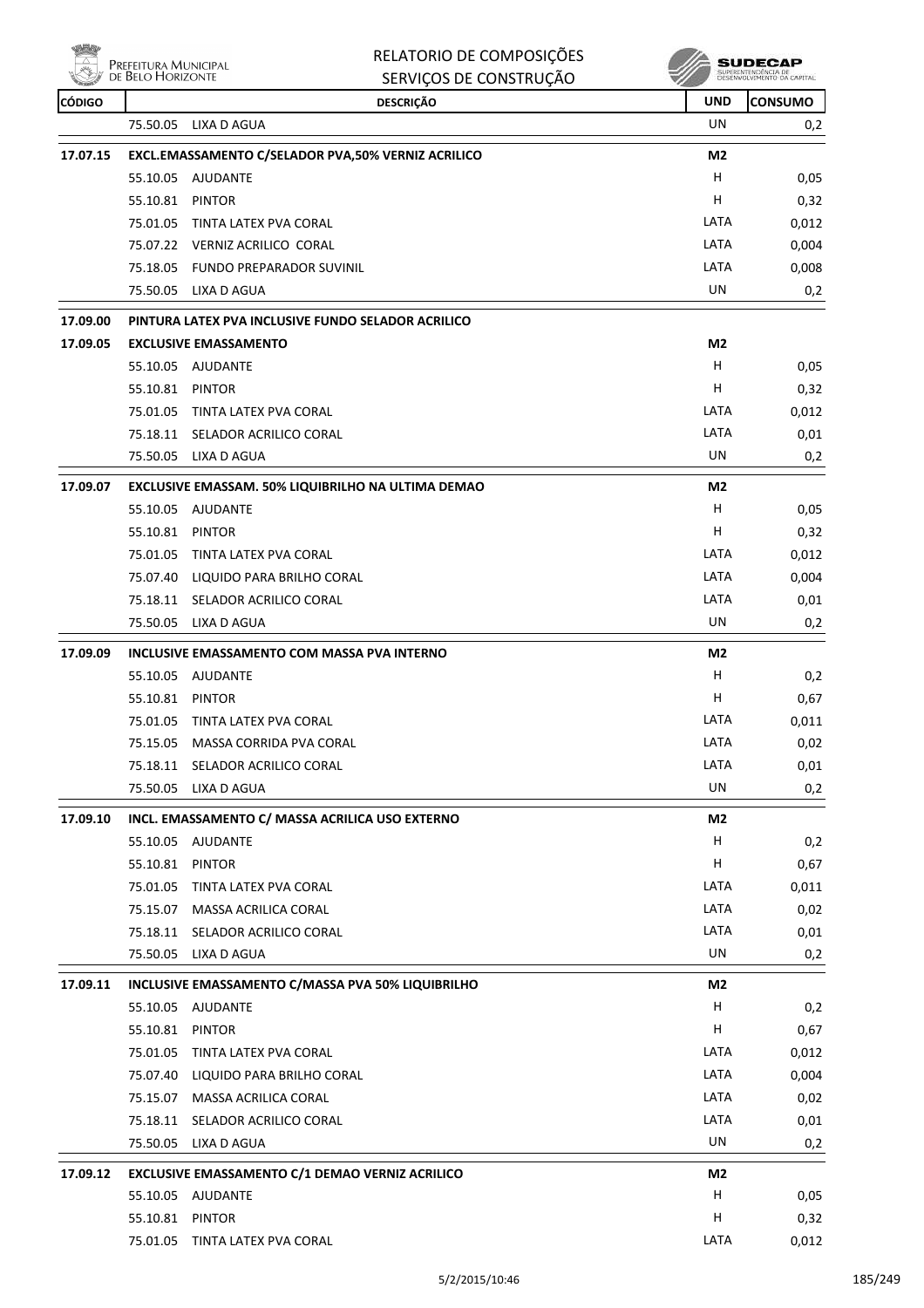| CÓDIGO | DESCRIÇÃO | UND | CONSUMO |
|---|---|---|---|
| | 75.50.05 LIXA D AGUA | UN | 0,2 |
| **17.07.15** | **EXCL.EMASSAMENTO C/SELADOR PVA,50% VERNIZ ACRILICO** | **M2** | |
| | 55.10.05 AJUDANTE | H | 0,05 |
| | 55.10.81 PINTOR | H | 0,32 |
| | 75.01.05 TINTA LATEX PVA CORAL | LATA | 0,012 |
| | 75.07.22 VERNIZ ACRILICO CORAL | LATA | 0,004 |
| | 75.18.05 FUNDO PREPARADOR SUVINIL | LATA | 0,008 |
| | 75.50.05 LIXA D AGUA | UN | 0,2 |
| **17.09.00** | **PINTURA LATEX PVA INCLUSIVE FUNDO SELADOR ACRILICO** | | |
| **17.09.05** | **EXCLUSIVE EMASSAMENTO** | **M2** | |
| | 55.10.05 AJUDANTE | H | 0,05 |
| | 55.10.81 PINTOR | H | 0,32 |
| | 75.01.05 TINTA LATEX PVA CORAL | LATA | 0,012 |
| | 75.18.11 SELADOR ACRILICO CORAL | LATA | 0,01 |
| | 75.50.05 LIXA D AGUA | UN | 0,2 |
| **17.09.07** | **EXCLUSIVE EMASSAM. 50% LIQUIBRILHO NA ULTIMA DEMAO** | **M2** | |
| | 55.10.05 AJUDANTE | H | 0,05 |
| | 55.10.81 PINTOR | H | 0,32 |
| | 75.01.05 TINTA LATEX PVA CORAL | LATA | 0,012 |
| | 75.07.40 LIQUIDO PARA BRILHO CORAL | LATA | 0,004 |
| | 75.18.11 SELADOR ACRILICO CORAL | LATA | 0,01 |
| | 75.50.05 LIXA D AGUA | UN | 0,2 |
| **17.09.09** | **INCLUSIVE EMASSAMENTO COM MASSA PVA INTERNO** | **M2** | |
| | 55.10.05 AJUDANTE | H | 0,2 |
| | 55.10.81 PINTOR | H | 0,67 |
| | 75.01.05 TINTA LATEX PVA CORAL | LATA | 0,011 |
| | 75.15.05 MASSA CORRIDA PVA CORAL | LATA | 0,02 |
| | 75.18.11 SELADOR ACRILICO CORAL | LATA | 0,01 |
| | 75.50.05 LIXA D AGUA | UN | 0,2 |
| **17.09.10** | **INCL. EMASSAMENTO C/ MASSA ACRILICA USO EXTERNO** | **M2** | |
| | 55.10.05 AJUDANTE | H | 0,2 |
| | 55.10.81 PINTOR | H | 0,67 |
| | 75.01.05 TINTA LATEX PVA CORAL | LATA | 0,011 |
| | 75.15.07 MASSA ACRILICA CORAL | LATA | 0,02 |
| | 75.18.11 SELADOR ACRILICO CORAL | LATA | 0,01 |
| | 75.50.05 LIXA D AGUA | UN | 0,2 |
| **17.09.11** | **INCLUSIVE EMASSAMENTO C/MASSA PVA 50% LIQUIBRILHO** | **M2** | |
| | 55.10.05 AJUDANTE | H | 0,2 |
| | 55.10.81 PINTOR | H | 0,67 |
| | 75.01.05 TINTA LATEX PVA CORAL | LATA | 0,012 |
| | 75.07.40 LIQUIDO PARA BRILHO CORAL | LATA | 0,004 |
| | 75.15.07 MASSA ACRILICA CORAL | LATA | 0,02 |
| | 75.18.11 SELADOR ACRILICO CORAL | LATA | 0,01 |
| | 75.50.05 LIXA D AGUA | UN | 0,2 |
| **17.09.12** | **EXCLUSIVE EMASSAMENTO C/1 DEMAO VERNIZ ACRILICO** | **M2** | |
| | 55.10.05 AJUDANTE | H | 0,05 |
| | 55.10.81 PINTOR | H | 0,32 |
| | 75.01.05 TINTA LATEX PVA CORAL | LATA | 0,012 |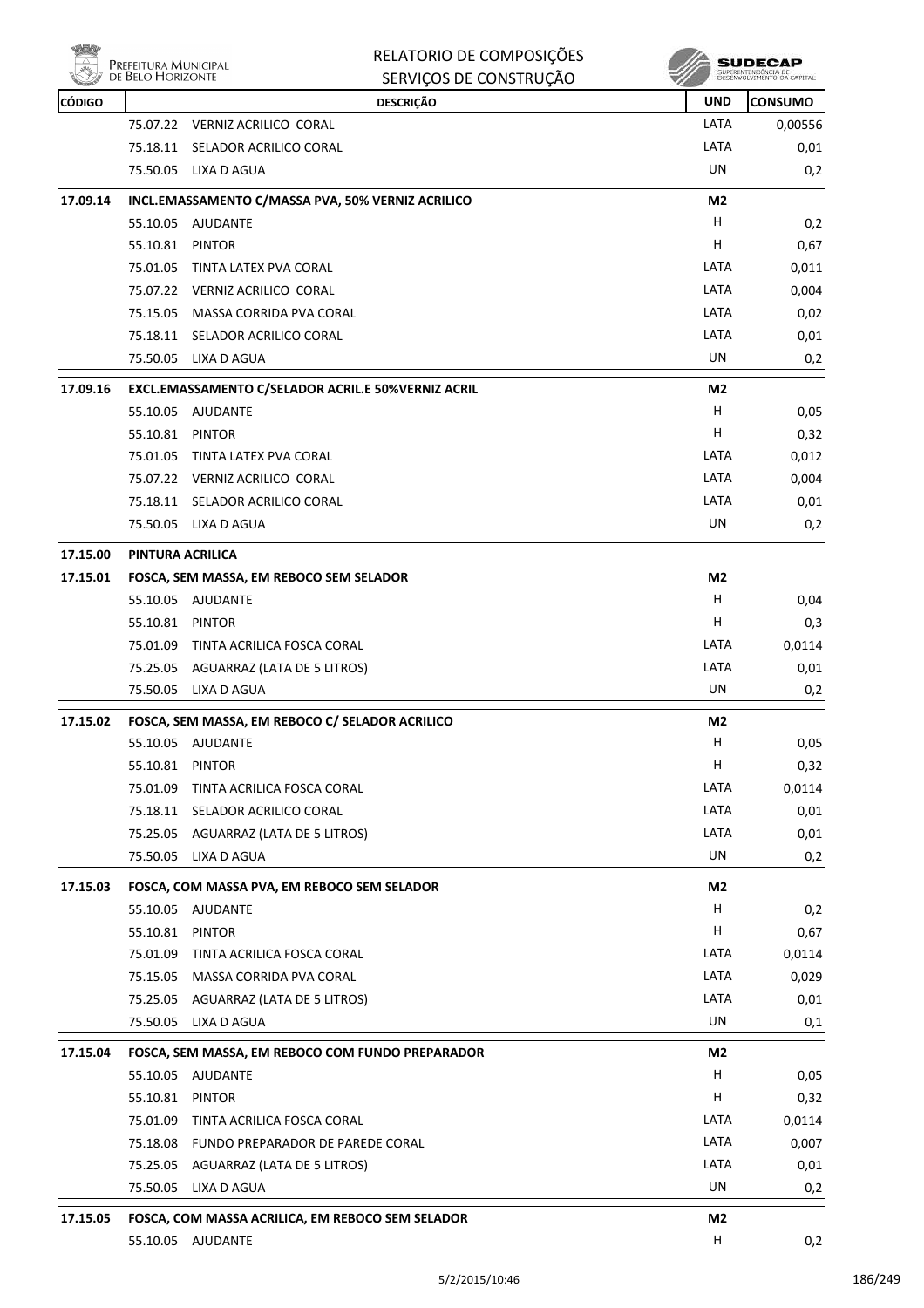| CÓDIGO | DESCRIÇÃO | UND | CONSUMO |
|---|---|---|---|
| | 75.07.22 VERNIZ ACRILICO CORAL | LATA | 0,00556 |
| | 75.18.11 SELADOR ACRILICO CORAL | LATA | 0,01 |
| | 75.50.05 LIXA D AGUA | UN | 0,2 |
| **17.09.14** | **INCL.EMASSAMENTO C/MASSA PVA, 50% VERNIZ ACRILICO** | **M2** | |
| | 55.10.05 AJUDANTE | H | 0,2 |
| | 55.10.81 PINTOR | H | 0,67 |
| | 75.01.05 TINTA LATEX PVA CORAL | LATA | 0,011 |
| | 75.07.22 VERNIZ ACRILICO CORAL | LATA | 0,004 |
| | 75.15.05 MASSA CORRIDA PVA CORAL | LATA | 0,02 |
| | 75.18.11 SELADOR ACRILICO CORAL | LATA | 0,01 |
| | 75.50.05 LIXA D AGUA | UN | 0,2 |
| **17.09.16** | **EXCL.EMASSAMENTO C/SELADOR ACRIL.E 50%VERNIZ ACRIL** | **M2** | |
| | 55.10.05 AJUDANTE | H | 0,05 |
| | 55.10.81 PINTOR | H | 0,32 |
| | 75.01.05 TINTA LATEX PVA CORAL | LATA | 0,012 |
| | 75.07.22 VERNIZ ACRILICO CORAL | LATA | 0,004 |
| | 75.18.11 SELADOR ACRILICO CORAL | LATA | 0,01 |
| | 75.50.05 LIXA D AGUA | UN | 0,2 |
| **17.15.00** | **PINTURA ACRILICA** | | |
| **17.15.01** | **FOSCA, SEM MASSA, EM REBOCO SEM SELADOR** | **M2** | |
| | 55.10.05 AJUDANTE | H | 0,04 |
| | 55.10.81 PINTOR | H | 0,3 |
| | 75.01.09 TINTA ACRILICA FOSCA CORAL | LATA | 0,0114 |
| | 75.25.05 AGUARRAZ (LATA DE 5 LITROS) | LATA | 0,01 |
| | 75.50.05 LIXA D AGUA | UN | 0,2 |
| **17.15.02** | **FOSCA, SEM MASSA, EM REBOCO C/ SELADOR ACRILICO** | **M2** | |
| | 55.10.05 AJUDANTE | H | 0,05 |
| | 55.10.81 PINTOR | H | 0,32 |
| | 75.01.09 TINTA ACRILICA FOSCA CORAL | LATA | 0,0114 |
| | 75.18.11 SELADOR ACRILICO CORAL | LATA | 0,01 |
| | 75.25.05 AGUARRAZ (LATA DE 5 LITROS) | LATA | 0,01 |
| | 75.50.05 LIXA D AGUA | UN | 0,2 |
| **17.15.03** | **FOSCA, COM MASSA PVA, EM REBOCO SEM SELADOR** | **M2** | |
| | 55.10.05 AJUDANTE | H | 0,2 |
| | 55.10.81 PINTOR | H | 0,67 |
| | 75.01.09 TINTA ACRILICA FOSCA CORAL | LATA | 0,0114 |
| | 75.15.05 MASSA CORRIDA PVA CORAL | LATA | 0,029 |
| | 75.25.05 AGUARRAZ (LATA DE 5 LITROS) | LATA | 0,01 |
| | 75.50.05 LIXA D AGUA | UN | 0,1 |
| **17.15.04** | **FOSCA, SEM MASSA, EM REBOCO COM FUNDO PREPARADOR** | **M2** | |
| | 55.10.05 AJUDANTE | H | 0,05 |
| | 55.10.81 PINTOR | H | 0,32 |
| | 75.01.09 TINTA ACRILICA FOSCA CORAL | LATA | 0,0114 |
| | 75.18.08 FUNDO PREPARADOR DE PAREDE CORAL | LATA | 0,007 |
| | 75.25.05 AGUARRAZ (LATA DE 5 LITROS) | LATA | 0,01 |
| | 75.50.05 LIXA D AGUA | UN | 0,2 |
| **17.15.05** | **FOSCA, COM MASSA ACRILICA, EM REBOCO SEM SELADOR** | **M2** | |
| | 55.10.05 AJUDANTE | H | 0,2 |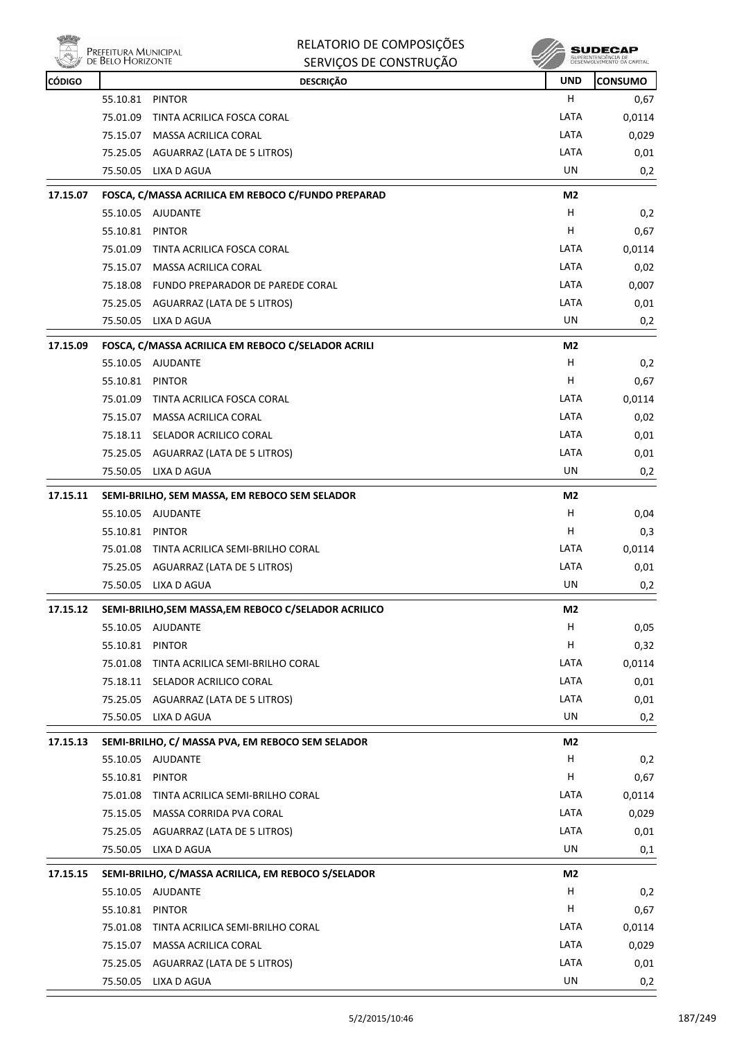| CÓDIGO | DESCRIÇÃO | | UND | CONSUMO |
|---|---|---|---|---|
| | 55.10.81 | PINTOR | H | 0,67 |
| | 75.01.09 | TINTA ACRILICA FOSCA CORAL | LATA | 0,0114 |
| | 75.15.07 | MASSA ACRILICA CORAL | LATA | 0,029 |
| | 75.25.05 | AGUARRAZ (LATA DE 5 LITROS) | LATA | 0,01 |
| | 75.50.05 | LIXA D AGUA | UN | 0,2 |
| **17.15.07** | **FOSCA, C/MASSA ACRILICA EM REBOCO C/FUNDO PREPARAD** | | **M2** | |
| | 55.10.05 | AJUDANTE | H | 0,2 |
| | 55.10.81 | PINTOR | H | 0,67 |
| | 75.01.09 | TINTA ACRILICA FOSCA CORAL | LATA | 0,0114 |
| | 75.15.07 | MASSA ACRILICA CORAL | LATA | 0,02 |
| | 75.18.08 | FUNDO PREPARADOR DE PAREDE CORAL | LATA | 0,007 |
| | 75.25.05 | AGUARRAZ (LATA DE 5 LITROS) | LATA | 0,01 |
| | 75.50.05 | LIXA D AGUA | UN | 0,2 |
| **17.15.09** | **FOSCA, C/MASSA ACRILICA EM REBOCO C/SELADOR ACRILI** | | **M2** | |
| | 55.10.05 | AJUDANTE | H | 0,2 |
| | 55.10.81 | PINTOR | H | 0,67 |
| | 75.01.09 | TINTA ACRILICA FOSCA CORAL | LATA | 0,0114 |
| | 75.15.07 | MASSA ACRILICA CORAL | LATA | 0,02 |
| | 75.18.11 | SELADOR ACRILICO CORAL | LATA | 0,01 |
| | 75.25.05 | AGUARRAZ (LATA DE 5 LITROS) | LATA | 0,01 |
| | 75.50.05 | LIXA D AGUA | UN | 0,2 |
| **17.15.11** | **SEMI-BRILHO, SEM MASSA, EM REBOCO SEM SELADOR** | | **M2** | |
| | 55.10.05 | AJUDANTE | H | 0,04 |
| | 55.10.81 | PINTOR | H | 0,3 |
| | 75.01.08 | TINTA ACRILICA SEMI-BRILHO CORAL | LATA | 0,0114 |
| | 75.25.05 | AGUARRAZ (LATA DE 5 LITROS) | LATA | 0,01 |
| | 75.50.05 | LIXA D AGUA | UN | 0,2 |
| **17.15.12** | **SEMI-BRILHO,SEM MASSA,EM REBOCO C/SELADOR ACRILICO** | | **M2** | |
| | 55.10.05 | AJUDANTE | H | 0,05 |
| | 55.10.81 | PINTOR | H | 0,32 |
| | 75.01.08 | TINTA ACRILICA SEMI-BRILHO CORAL | LATA | 0,0114 |
| | 75.18.11 | SELADOR ACRILICO CORAL | LATA | 0,01 |
| | 75.25.05 | AGUARRAZ (LATA DE 5 LITROS) | LATA | 0,01 |
| | 75.50.05 | LIXA D AGUA | UN | 0,2 |
| **17.15.13** | **SEMI-BRILHO, C/ MASSA PVA, EM REBOCO SEM SELADOR** | | **M2** | |
| | 55.10.05 | AJUDANTE | H | 0,2 |
| | 55.10.81 | PINTOR | H | 0,67 |
| | 75.01.08 | TINTA ACRILICA SEMI-BRILHO CORAL | LATA | 0,0114 |
| | 75.15.05 | MASSA CORRIDA PVA CORAL | LATA | 0,029 |
| | 75.25.05 | AGUARRAZ (LATA DE 5 LITROS) | LATA | 0,01 |
| | 75.50.05 | LIXA D AGUA | UN | 0,1 |
| **17.15.15** | **SEMI-BRILHO, C/MASSA ACRILICA, EM REBOCO S/SELADOR** | | **M2** | |
| | 55.10.05 | AJUDANTE | H | 0,2 |
| | 55.10.81 | PINTOR | H | 0,67 |
| | 75.01.08 | TINTA ACRILICA SEMI-BRILHO CORAL | LATA | 0,0114 |
| | 75.15.07 | MASSA ACRILICA CORAL | LATA | 0,029 |
| | 75.25.05 | AGUARRAZ (LATA DE 5 LITROS) | LATA | 0,01 |
| | 75.50.05 | LIXA D AGUA | UN | 0,2 |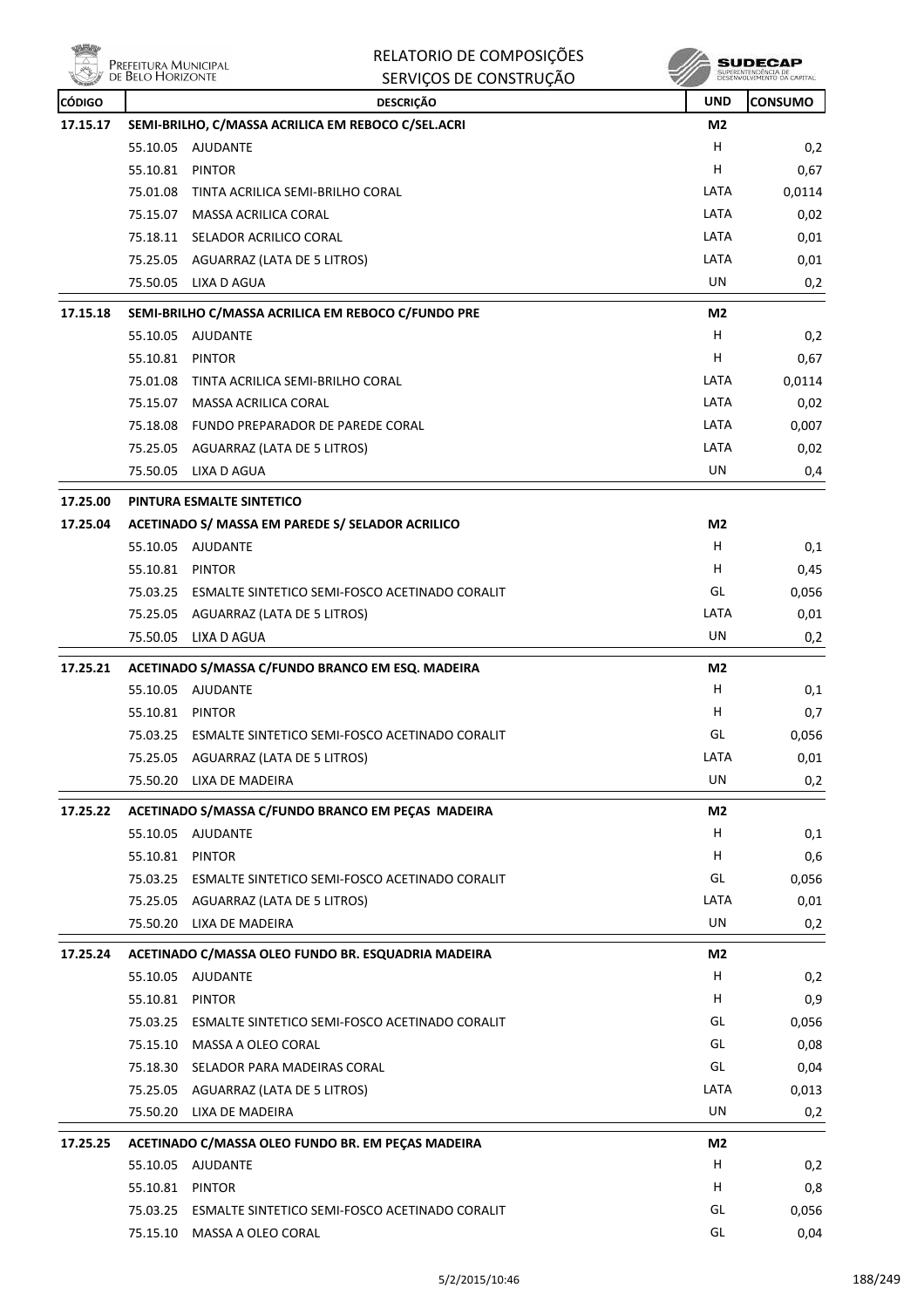| CÓDIGO | DESCRIÇÃO | | UND | CONSUMO |
|---|---|---|---|---|
| **17.15.17** | **SEMI-BRILHO, C/MASSA ACRILICA EM REBOCO C/SEL.ACRI** | | **M2** | |
| | 55.10.05 | AJUDANTE | H | 0,2 |
| | 55.10.81 | PINTOR | H | 0,67 |
| | 75.01.08 | TINTA ACRILICA SEMI-BRILHO CORAL | LATA | 0,0114 |
| | 75.15.07 | MASSA ACRILICA CORAL | LATA | 0,02 |
| | 75.18.11 | SELADOR ACRILICO CORAL | LATA | 0,01 |
| | 75.25.05 | AGUARRAZ (LATA DE 5 LITROS) | LATA | 0,01 |
| | 75.50.05 | LIXA D AGUA | UN | 0,2 |
| **17.15.18** | **SEMI-BRILHO C/MASSA ACRILICA EM REBOCO C/FUNDO PRE** | | **M2** | |
| | 55.10.05 | AJUDANTE | H | 0,2 |
| | 55.10.81 | PINTOR | H | 0,67 |
| | 75.01.08 | TINTA ACRILICA SEMI-BRILHO CORAL | LATA | 0,0114 |
| | 75.15.07 | MASSA ACRILICA CORAL | LATA | 0,02 |
| | 75.18.08 | FUNDO PREPARADOR DE PAREDE CORAL | LATA | 0,007 |
| | 75.25.05 | AGUARRAZ (LATA DE 5 LITROS) | LATA | 0,02 |
| | 75.50.05 | LIXA D AGUA | UN | 0,4 |
| **17.25.00** | **PINTURA ESMALTE SINTETICO** | | | |
| **17.25.04** | **ACETINADO S/ MASSA EM PAREDE S/ SELADOR ACRILICO** | | **M2** | |
| | 55.10.05 | AJUDANTE | H | 0,1 |
| | 55.10.81 | PINTOR | H | 0,45 |
| | 75.03.25 | ESMALTE SINTETICO SEMI-FOSCO ACETINADO CORALIT | GL | 0,056 |
| | 75.25.05 | AGUARRAZ (LATA DE 5 LITROS) | LATA | 0,01 |
| | 75.50.05 | LIXA D AGUA | UN | 0,2 |
| **17.25.21** | **ACETINADO S/MASSA C/FUNDO BRANCO EM ESQ. MADEIRA** | | **M2** | |
| | 55.10.05 | AJUDANTE | H | 0,1 |
| | 55.10.81 | PINTOR | H | 0,7 |
| | 75.03.25 | ESMALTE SINTETICO SEMI-FOSCO ACETINADO CORALIT | GL | 0,056 |
| | 75.25.05 | AGUARRAZ (LATA DE 5 LITROS) | LATA | 0,01 |
| | 75.50.20 | LIXA DE MADEIRA | UN | 0,2 |
| **17.25.22** | **ACETINADO S/MASSA C/FUNDO BRANCO EM PEÇAS MADEIRA** | | **M2** | |
| | 55.10.05 | AJUDANTE | H | 0,1 |
| | 55.10.81 | PINTOR | H | 0,6 |
| | 75.03.25 | ESMALTE SINTETICO SEMI-FOSCO ACETINADO CORALIT | GL | 0,056 |
| | 75.25.05 | AGUARRAZ (LATA DE 5 LITROS) | LATA | 0,01 |
| | 75.50.20 | LIXA DE MADEIRA | UN | 0,2 |
| **17.25.24** | **ACETINADO C/MASSA OLEO FUNDO BR. ESQUADRIA MADEIRA** | | **M2** | |
| | 55.10.05 | AJUDANTE | H | 0,2 |
| | 55.10.81 | PINTOR | H | 0,9 |
| | 75.03.25 | ESMALTE SINTETICO SEMI-FOSCO ACETINADO CORALIT | GL | 0,056 |
| | 75.15.10 | MASSA A OLEO CORAL | GL | 0,08 |
| | 75.18.30 | SELADOR PARA MADEIRAS CORAL | GL | 0,04 |
| | 75.25.05 | AGUARRAZ (LATA DE 5 LITROS) | LATA | 0,013 |
| | 75.50.20 | LIXA DE MADEIRA | UN | 0,2 |
| **17.25.25** | **ACETINADO C/MASSA OLEO FUNDO BR. EM PEÇAS MADEIRA** | | **M2** | |
| | 55.10.05 | AJUDANTE | H | 0,2 |
| | 55.10.81 | PINTOR | H | 0,8 |
| | 75.03.25 | ESMALTE SINTETICO SEMI-FOSCO ACETINADO CORALIT | GL | 0,056 |
| | 75.15.10 | MASSA A OLEO CORAL | GL | 0,04 |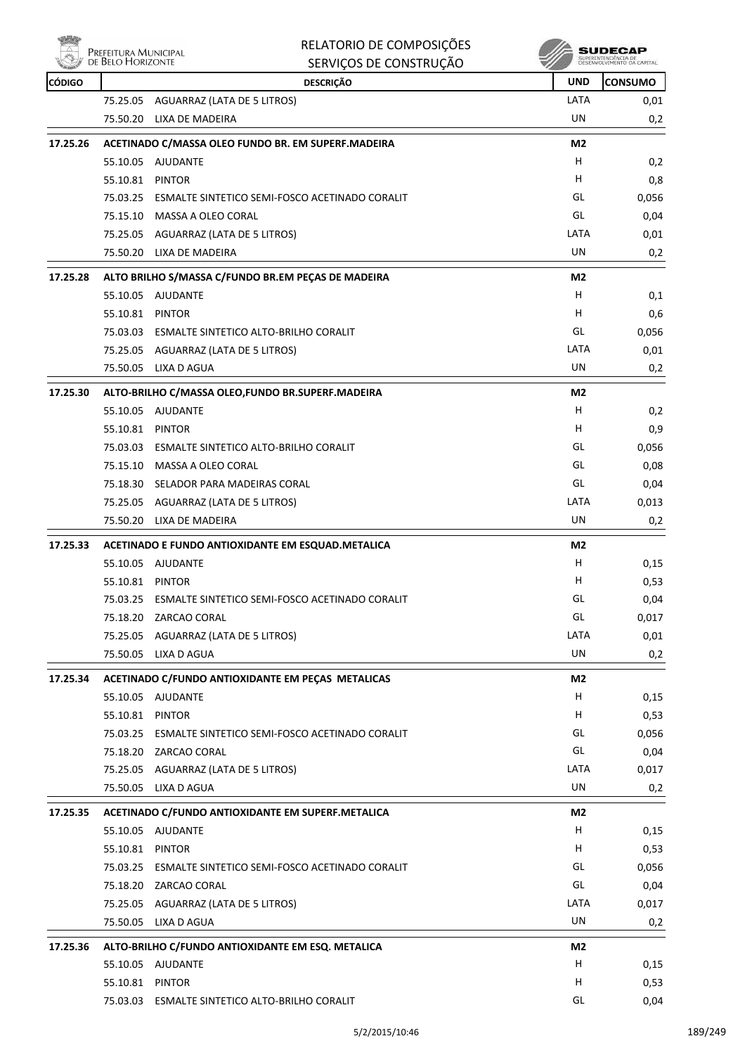| CÓDIGO | | DESCRIÇÃO | UND | CONSUMO |
|---|---|---|---|---|
| | 75.25.05 | AGUARRAZ (LATA DE 5 LITROS) | LATA | 0,01 |
| | 75.50.20 | LIXA DE MADEIRA | UN | 0,2 |
| **17.25.26** | | **ACETINADO C/MASSA OLEO FUNDO BR. EM SUPERF.MADEIRA** | **M2** | |
| | 55.10.05 | AJUDANTE | H | 0,2 |
| | 55.10.81 | PINTOR | H | 0,8 |
| | 75.03.25 | ESMALTE SINTETICO SEMI-FOSCO ACETINADO CORALIT | GL | 0,056 |
| | 75.15.10 | MASSA A OLEO CORAL | GL | 0,04 |
| | 75.25.05 | AGUARRAZ (LATA DE 5 LITROS) | LATA | 0,01 |
| | 75.50.20 | LIXA DE MADEIRA | UN | 0,2 |
| **17.25.28** | | **ALTO BRILHO S/MASSA C/FUNDO BR.EM PEÇAS DE MADEIRA** | **M2** | |
| | 55.10.05 | AJUDANTE | H | 0,1 |
| | 55.10.81 | PINTOR | H | 0,6 |
| | 75.03.03 | ESMALTE SINTETICO ALTO-BRILHO CORALIT | GL | 0,056 |
| | 75.25.05 | AGUARRAZ (LATA DE 5 LITROS) | LATA | 0,01 |
| | 75.50.05 | LIXA D AGUA | UN | 0,2 |
| **17.25.30** | | **ALTO-BRILHO C/MASSA OLEO,FUNDO BR.SUPERF.MADEIRA** | **M2** | |
| | 55.10.05 | AJUDANTE | H | 0,2 |
| | 55.10.81 | PINTOR | H | 0,9 |
| | 75.03.03 | ESMALTE SINTETICO ALTO-BRILHO CORALIT | GL | 0,056 |
| | 75.15.10 | MASSA A OLEO CORAL | GL | 0,08 |
| | 75.18.30 | SELADOR PARA MADEIRAS CORAL | GL | 0,04 |
| | 75.25.05 | AGUARRAZ (LATA DE 5 LITROS) | LATA | 0,013 |
| | 75.50.20 | LIXA DE MADEIRA | UN | 0,2 |
| **17.25.33** | | **ACETINADO E FUNDO ANTIOXIDANTE EM ESQUAD.METALICA** | **M2** | |
| | 55.10.05 | AJUDANTE | H | 0,15 |
| | 55.10.81 | PINTOR | H | 0,53 |
| | 75.03.25 | ESMALTE SINTETICO SEMI-FOSCO ACETINADO CORALIT | GL | 0,04 |
| | 75.18.20 | ZARCAO CORAL | GL | 0,017 |
| | 75.25.05 | AGUARRAZ (LATA DE 5 LITROS) | LATA | 0,01 |
| | 75.50.05 | LIXA D AGUA | UN | 0,2 |
| **17.25.34** | | **ACETINADO C/FUNDO ANTIOXIDANTE EM PEÇAS METALICAS** | **M2** | |
| | 55.10.05 | AJUDANTE | H | 0,15 |
| | 55.10.81 | PINTOR | H | 0,53 |
| | 75.03.25 | ESMALTE SINTETICO SEMI-FOSCO ACETINADO CORALIT | GL | 0,056 |
| | 75.18.20 | ZARCAO CORAL | GL | 0,04 |
| | 75.25.05 | AGUARRAZ (LATA DE 5 LITROS) | LATA | 0,017 |
| | 75.50.05 | LIXA D AGUA | UN | 0,2 |
| **17.25.35** | | **ACETINADO C/FUNDO ANTIOXIDANTE EM SUPERF.METALICA** | **M2** | |
| | 55.10.05 | AJUDANTE | H | 0,15 |
| | 55.10.81 | PINTOR | H | 0,53 |
| | 75.03.25 | ESMALTE SINTETICO SEMI-FOSCO ACETINADO CORALIT | GL | 0,056 |
| | 75.18.20 | ZARCAO CORAL | GL | 0,04 |
| | 75.25.05 | AGUARRAZ (LATA DE 5 LITROS) | LATA | 0,017 |
| | 75.50.05 | LIXA D AGUA | UN | 0,2 |
| **17.25.36** | | **ALTO-BRILHO C/FUNDO ANTIOXIDANTE EM ESQ. METALICA** | **M2** | |
| | 55.10.05 | AJUDANTE | H | 0,15 |
| | 55.10.81 | PINTOR | H | 0,53 |
| | 75.03.03 | ESMALTE SINTETICO ALTO-BRILHO CORALIT | GL | 0,04 |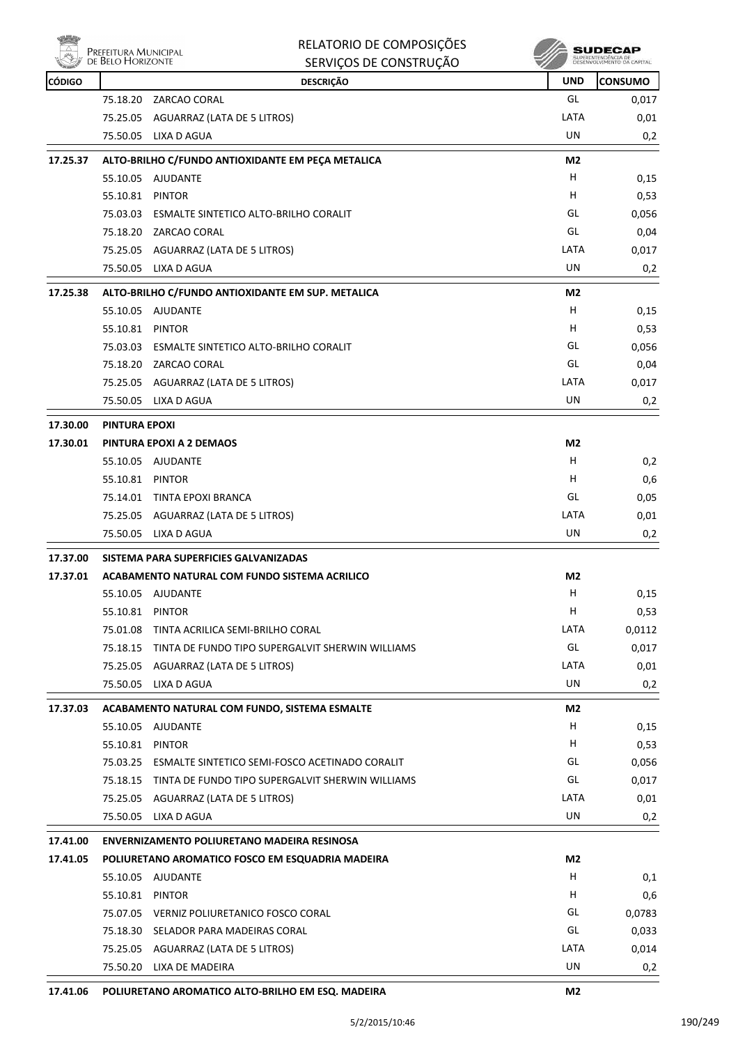| CÓDIGO | DESCRIÇÃO | UND | CONSUMO |
|---|---|---|---|
| | 75.18.20 ZARCAO CORAL | GL | 0,017 |
| | 75.25.05 AGUARRAZ (LATA DE 5 LITROS) | LATA | 0,01 |
| | 75.50.05 LIXA D AGUA | UN | 0,2 |
| **17.25.37** | **ALTO-BRILHO C/FUNDO ANTIOXIDANTE EM PEÇA METALICA** | **M2** | |
| | 55.10.05 AJUDANTE | H | 0,15 |
| | 55.10.81 PINTOR | H | 0,53 |
| | 75.03.03 ESMALTE SINTETICO ALTO-BRILHO CORALIT | GL | 0,056 |
| | 75.18.20 ZARCAO CORAL | GL | 0,04 |
| | 75.25.05 AGUARRAZ (LATA DE 5 LITROS) | LATA | 0,017 |
| | 75.50.05 LIXA D AGUA | UN | 0,2 |
| **17.25.38** | **ALTO-BRILHO C/FUNDO ANTIOXIDANTE EM SUP. METALICA** | **M2** | |
| | 55.10.05 AJUDANTE | H | 0,15 |
| | 55.10.81 PINTOR | H | 0,53 |
| | 75.03.03 ESMALTE SINTETICO ALTO-BRILHO CORALIT | GL | 0,056 |
| | 75.18.20 ZARCAO CORAL | GL | 0,04 |
| | 75.25.05 AGUARRAZ (LATA DE 5 LITROS) | LATA | 0,017 |
| | 75.50.05 LIXA D AGUA | UN | 0,2 |
| **17.30.00** | **PINTURA EPOXI** | | |
| **17.30.01** | **PINTURA EPOXI A 2 DEMAOS** | **M2** | |
| | 55.10.05 AJUDANTE | H | 0,2 |
| | 55.10.81 PINTOR | H | 0,6 |
| | 75.14.01 TINTA EPOXI BRANCA | GL | 0,05 |
| | 75.25.05 AGUARRAZ (LATA DE 5 LITROS) | LATA | 0,01 |
| | 75.50.05 LIXA D AGUA | UN | 0,2 |
| **17.37.00** | **SISTEMA PARA SUPERFICIES GALVANIZADAS** | | |
| **17.37.01** | **ACABAMENTO NATURAL COM FUNDO SISTEMA ACRILICO** | **M2** | |
| | 55.10.05 AJUDANTE | H | 0,15 |
| | 55.10.81 PINTOR | H | 0,53 |
| | 75.01.08 TINTA ACRILICA SEMI-BRILHO CORAL | LATA | 0,0112 |
| | 75.18.15 TINTA DE FUNDO TIPO SUPERGALVIT SHERWIN WILLIAMS | GL | 0,017 |
| | 75.25.05 AGUARRAZ (LATA DE 5 LITROS) | LATA | 0,01 |
| | 75.50.05 LIXA D AGUA | UN | 0,2 |
| **17.37.03** | **ACABAMENTO NATURAL COM FUNDO, SISTEMA ESMALTE** | **M2** | |
| | 55.10.05 AJUDANTE | H | 0,15 |
| | 55.10.81 PINTOR | H | 0,53 |
| | 75.03.25 ESMALTE SINTETICO SEMI-FOSCO ACETINADO CORALIT | GL | 0,056 |
| | 75.18.15 TINTA DE FUNDO TIPO SUPERGALVIT SHERWIN WILLIAMS | GL | 0,017 |
| | 75.25.05 AGUARRAZ (LATA DE 5 LITROS) | LATA | 0,01 |
| | 75.50.05 LIXA D AGUA | UN | 0,2 |
| **17.41.00** | **ENVERNIZAMENTO POLIURETANO MADEIRA RESINOSA** | | |
| **17.41.05** | **POLIURETANO AROMATICO FOSCO EM ESQUADRIA MADEIRA** | **M2** | |
| | 55.10.05 AJUDANTE | H | 0,1 |
| | 55.10.81 PINTOR | H | 0,6 |
| | 75.07.05 VERNIZ POLIURETANICO FOSCO CORAL | GL | 0,0783 |
| | 75.18.30 SELADOR PARA MADEIRAS CORAL | GL | 0,033 |
| | 75.25.05 AGUARRAZ (LATA DE 5 LITROS) | LATA | 0,014 |
| | 75.50.20 LIXA DE MADEIRA | UN | 0,2 |
| **17.41.06** | **POLIURETANO AROMATICO ALTO-BRILHO EM ESQ. MADEIRA** | **M2** | |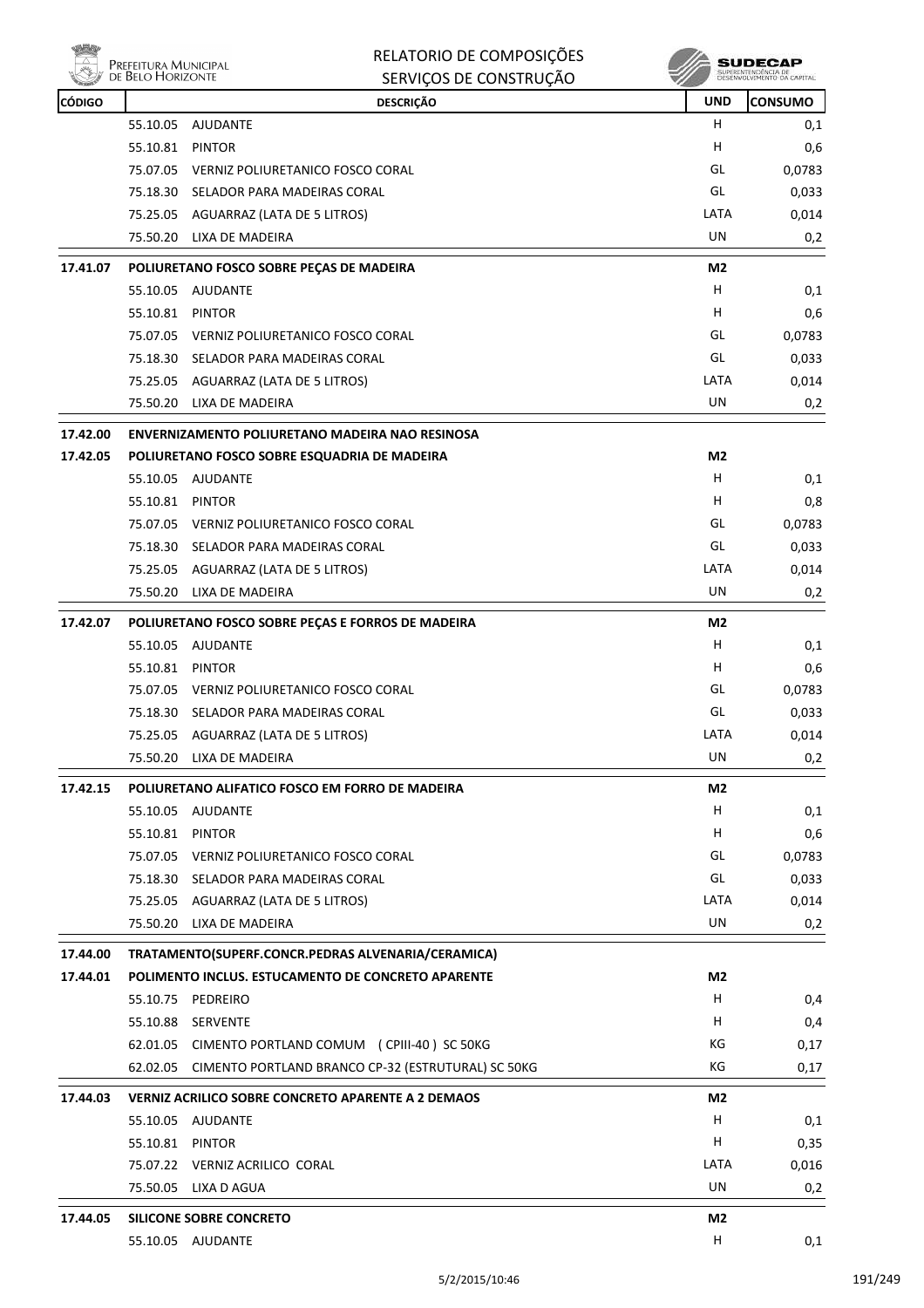| CÓDIGO | DESCRIÇÃO | | UND | CONSUMO |
|---|---|---|---|---|
| | 55.10.05 | AJUDANTE | H | 0,1 |
| | 55.10.81 | PINTOR | H | 0,6 |
| | 75.07.05 | VERNIZ POLIURETANICO FOSCO CORAL | GL | 0,0783 |
| | 75.18.30 | SELADOR PARA MADEIRAS CORAL | GL | 0,033 |
| | 75.25.05 | AGUARRAZ (LATA DE 5 LITROS) | LATA | 0,014 |
| | 75.50.20 | LIXA DE MADEIRA | UN | 0,2 |
| **17.41.07** | **POLIURETANO FOSCO SOBRE PEÇAS DE MADEIRA** | | **M2** | |
| | 55.10.05 | AJUDANTE | H | 0,1 |
| | 55.10.81 | PINTOR | H | 0,6 |
| | 75.07.05 | VERNIZ POLIURETANICO FOSCO CORAL | GL | 0,0783 |
| | 75.18.30 | SELADOR PARA MADEIRAS CORAL | GL | 0,033 |
| | 75.25.05 | AGUARRAZ (LATA DE 5 LITROS) | LATA | 0,014 |
| | 75.50.20 | LIXA DE MADEIRA | UN | 0,2 |
| **17.42.00** | **ENVERNIZAMENTO POLIURETANO MADEIRA NAO RESINOSA** | | | |
| **17.42.05** | **POLIURETANO FOSCO SOBRE ESQUADRIA DE MADEIRA** | | **M2** | |
| | 55.10.05 | AJUDANTE | H | 0,1 |
| | 55.10.81 | PINTOR | H | 0,8 |
| | 75.07.05 | VERNIZ POLIURETANICO FOSCO CORAL | GL | 0,0783 |
| | 75.18.30 | SELADOR PARA MADEIRAS CORAL | GL | 0,033 |
| | 75.25.05 | AGUARRAZ (LATA DE 5 LITROS) | LATA | 0,014 |
| | 75.50.20 | LIXA DE MADEIRA | UN | 0,2 |
| **17.42.07** | **POLIURETANO FOSCO SOBRE PEÇAS E FORROS DE MADEIRA** | | **M2** | |
| | 55.10.05 | AJUDANTE | H | 0,1 |
| | 55.10.81 | PINTOR | H | 0,6 |
| | 75.07.05 | VERNIZ POLIURETANICO FOSCO CORAL | GL | 0,0783 |
| | 75.18.30 | SELADOR PARA MADEIRAS CORAL | GL | 0,033 |
| | 75.25.05 | AGUARRAZ (LATA DE 5 LITROS) | LATA | 0,014 |
| | 75.50.20 | LIXA DE MADEIRA | UN | 0,2 |
| **17.42.15** | **POLIURETANO ALIFATICO FOSCO EM FORRO DE MADEIRA** | | **M2** | |
| | 55.10.05 | AJUDANTE | H | 0,1 |
| | 55.10.81 | PINTOR | H | 0,6 |
| | 75.07.05 | VERNIZ POLIURETANICO FOSCO CORAL | GL | 0,0783 |
| | 75.18.30 | SELADOR PARA MADEIRAS CORAL | GL | 0,033 |
| | 75.25.05 | AGUARRAZ (LATA DE 5 LITROS) | LATA | 0,014 |
| | 75.50.20 | LIXA DE MADEIRA | UN | 0,2 |
| **17.44.00** | **TRATAMENTO(SUPERF.CONCR.PEDRAS ALVENARIA/CERAMICA)** | | | |
| **17.44.01** | **POLIMENTO INCLUS. ESTUCAMENTO DE CONCRETO APARENTE** | | **M2** | |
| | 55.10.75 | PEDREIRO | H | 0,4 |
| | 55.10.88 | SERVENTE | H | 0,4 |
| | 62.01.05 | CIMENTO PORTLAND COMUM (CPIII-40) SC 50KG | KG | 0,17 |
| | 62.02.05 | CIMENTO PORTLAND BRANCO CP-32 (ESTRUTURAL) SC 50KG | KG | 0,17 |
| **17.44.03** | **VERNIZ ACRILICO SOBRE CONCRETO APARENTE A 2 DEMAOS** | | **M2** | |
| | 55.10.05 | AJUDANTE | H | 0,1 |
| | 55.10.81 | PINTOR | H | 0,35 |
| | 75.07.22 | VERNIZ ACRILICO CORAL | LATA | 0,016 |
| | 75.50.05 | LIXA D AGUA | UN | 0,2 |
| **17.44.05** | **SILICONE SOBRE CONCRETO** | | **M2** | |
| | 55.10.05 | AJUDANTE | H | 0,1 |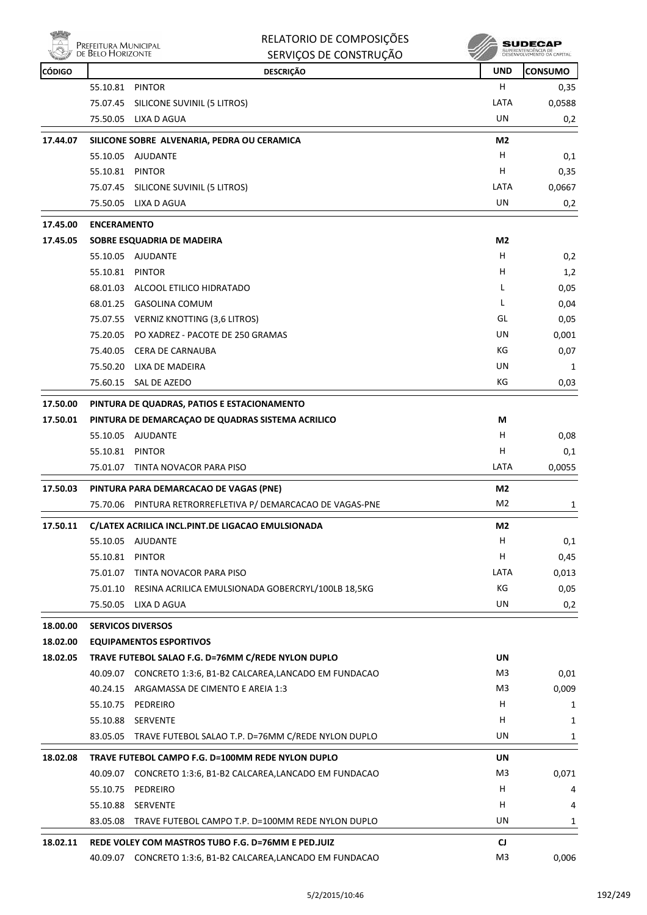| CÓDIGO | DESCRIÇÃO | | UND | CONSUMO |
|---|---|---|---|---|
| | 55.10.81 | PINTOR | H | 0,35 |
| | 75.07.45 | SILICONE SUVINIL (5 LITROS) | LATA | 0,0588 |
| | 75.50.05 | LIXA D AGUA | UN | 0,2 |
| **17.44.07** | **SILICONE SOBRE ALVENARIA, PEDRA OU CERAMICA** | | **M2** | |
| | 55.10.05 | AJUDANTE | H | 0,1 |
| | 55.10.81 | PINTOR | H | 0,35 |
| | 75.07.45 | SILICONE SUVINIL (5 LITROS) | LATA | 0,0667 |
| | 75.50.05 | LIXA D AGUA | UN | 0,2 |
| **17.45.00** | **ENCERAMENTO** | | | |
| **17.45.05** | **SOBRE ESQUADRIA DE MADEIRA** | | **M2** | |
| | 55.10.05 | AJUDANTE | H | 0,2 |
| | 55.10.81 | PINTOR | H | 1,2 |
| | 68.01.03 | ALCOOL ETILICO HIDRATADO | L | 0,05 |
| | 68.01.25 | GASOLINA COMUM | L | 0,04 |
| | 75.07.55 | VERNIZ KNOTTING (3,6 LITROS) | GL | 0,05 |
| | 75.20.05 | PO XADREZ - PACOTE DE 250 GRAMAS | UN | 0,001 |
| | 75.40.05 | CERA DE CARNAUBA | KG | 0,07 |
| | 75.50.20 | LIXA DE MADEIRA | UN | 1 |
| | 75.60.15 | SAL DE AZEDO | KG | 0,03 |
| **17.50.00** | **PINTURA DE QUADRAS, PATIOS E ESTACIONAMENTO** | | | |
| **17.50.01** | **PINTURA DE DEMARCAÇAO DE QUADRAS SISTEMA ACRILICO** | | **M** | |
| | 55.10.05 | AJUDANTE | H | 0,08 |
| | 55.10.81 | PINTOR | H | 0,1 |
| | 75.01.07 | TINTA NOVACOR PARA PISO | LATA | 0,0055 |
| **17.50.03** | **PINTURA PARA DEMARCACAO DE VAGAS (PNE)** | | **M2** | |
| | 75.70.06 | PINTURA RETRORREFLETIVA P/ DEMARCACAO DE VAGAS-PNE | M2 | 1 |
| **17.50.11** | **C/LATEX ACRILICA INCL.PINT.DE LIGACAO EMULSIONADA** | | **M2** | |
| | 55.10.05 | AJUDANTE | H | 0,1 |
| | 55.10.81 | PINTOR | H | 0,45 |
| | 75.01.07 | TINTA NOVACOR PARA PISO | LATA | 0,013 |
| | 75.01.10 | RESINA ACRILICA EMULSIONADA GOBERCRYL/100LB 18,5KG | KG | 0,05 |
| | 75.50.05 | LIXA D AGUA | UN | 0,2 |
| **18.00.00** | **SERVICOS DIVERSOS** | | | |
| **18.02.00** | **EQUIPAMENTOS ESPORTIVOS** | | | |
| **18.02.05** | **TRAVE FUTEBOL SALAO F.G. D=76MM C/REDE NYLON DUPLO** | | **UN** | |
| | 40.09.07 | CONCRETO 1:3:6, B1-B2 CALCAREA,LANCADO EM FUNDACAO | M3 | 0,01 |
| | 40.24.15 | ARGAMASSA DE CIMENTO E AREIA 1:3 | M3 | 0,009 |
| | 55.10.75 | PEDREIRO | H | 1 |
| | 55.10.88 | SERVENTE | H | 1 |
| | 83.05.05 | TRAVE FUTEBOL SALAO T.P. D=76MM C/REDE NYLON DUPLO | UN | 1 |
| **18.02.08** | **TRAVE FUTEBOL CAMPO F.G. D=100MM REDE NYLON DUPLO** | | **UN** | |
| | 40.09.07 | CONCRETO 1:3:6, B1-B2 CALCAREA,LANCADO EM FUNDACAO | M3 | 0,071 |
| | 55.10.75 | PEDREIRO | H | 4 |
| | 55.10.88 | SERVENTE | H | 4 |
| | 83.05.08 | TRAVE FUTEBOL CAMPO T.P. D=100MM REDE NYLON DUPLO | UN | 1 |
| **18.02.11** | **REDE VOLEY COM MASTROS TUBO F.G. D=76MM E PED.JUIZ** | | **CJ** | |
| | 40.09.07 | CONCRETO 1:3:6, B1-B2 CALCAREA,LANCADO EM FUNDACAO | M3 | 0,006 |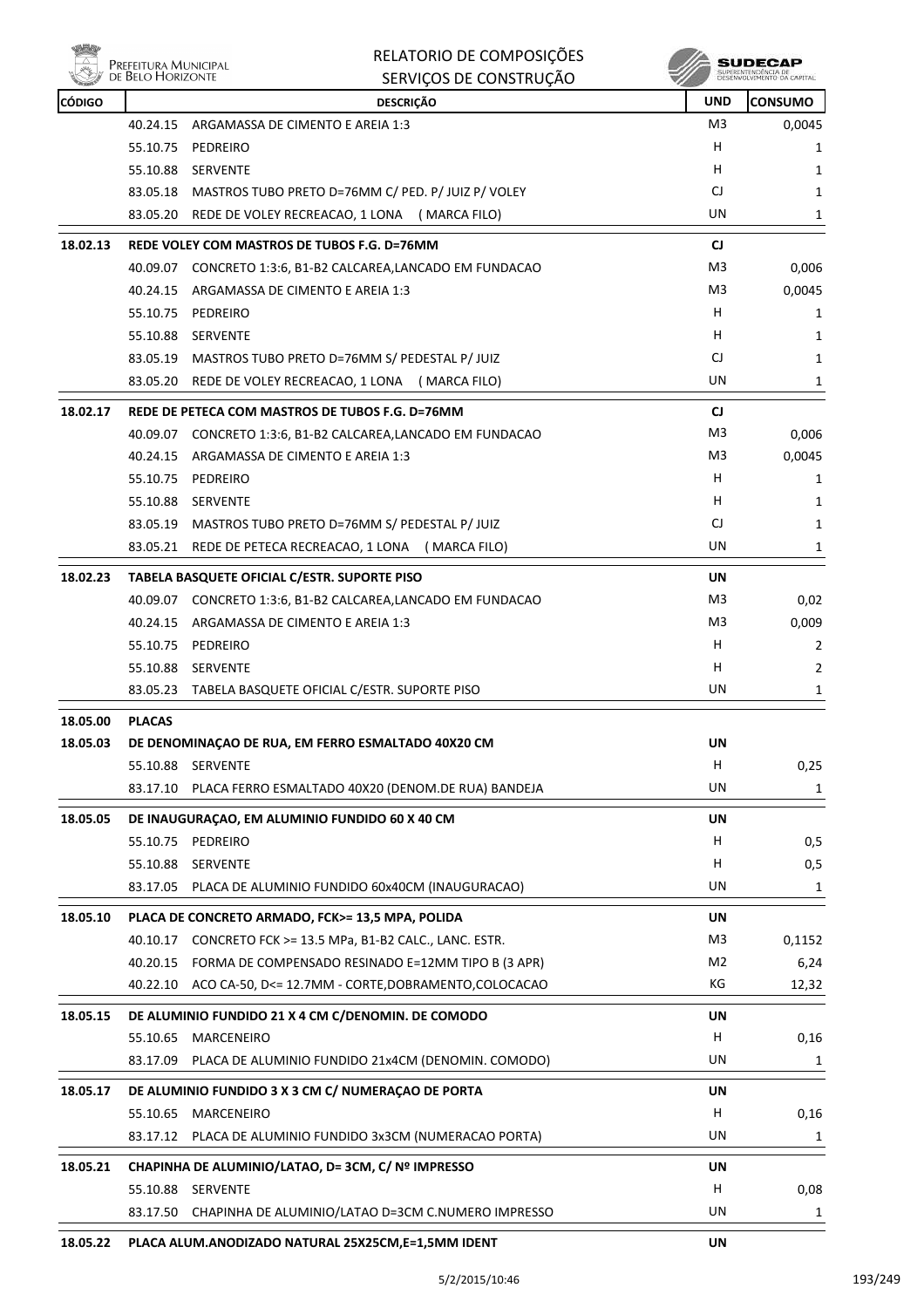| CÓDIGO | DESCRIÇÃO | UND | CONSUMO |
|---|---|---|---|
| | 40.24.15 ARGAMASSA DE CIMENTO E AREIA 1:3 | M3 | 0,0045 |
| | 55.10.75 PEDREIRO | H | 1 |
| | 55.10.88 SERVENTE | H | 1 |
| | 83.05.18 MASTROS TUBO PRETO D=76MM C/ PED. P/ JUIZ P/ VOLEY | CJ | 1 |
| | 83.05.20 REDE DE VOLEY RECREACAO, 1 LONA (MARCA FILO) | UN | 1 |
| **18.02.13** | **REDE VOLEY COM MASTROS DE TUBOS F.G. D=76MM** | **CJ** | |
| | 40.09.07 CONCRETO 1:3:6, B1-B2 CALCAREA,LANCADO EM FUNDACAO | M3 | 0,006 |
| | 40.24.15 ARGAMASSA DE CIMENTO E AREIA 1:3 | M3 | 0,0045 |
| | 55.10.75 PEDREIRO | H | 1 |
| | 55.10.88 SERVENTE | H | 1 |
| | 83.05.19 MASTROS TUBO PRETO D=76MM S/ PEDESTAL P/ JUIZ | CJ | 1 |
| | 83.05.20 REDE DE VOLEY RECREACAO, 1 LONA (MARCA FILO) | UN | 1 |
| **18.02.17** | **REDE DE PETECA COM MASTROS DE TUBOS F.G. D=76MM** | **CJ** | |
| | 40.09.07 CONCRETO 1:3:6, B1-B2 CALCAREA,LANCADO EM FUNDACAO | M3 | 0,006 |
| | 40.24.15 ARGAMASSA DE CIMENTO E AREIA 1:3 | M3 | 0,0045 |
| | 55.10.75 PEDREIRO | H | 1 |
| | 55.10.88 SERVENTE | H | 1 |
| | 83.05.19 MASTROS TUBO PRETO D=76MM S/ PEDESTAL P/ JUIZ | CJ | 1 |
| | 83.05.21 REDE DE PETECA RECREACAO, 1 LONA (MARCA FILO) | UN | 1 |
| **18.02.23** | **TABELA BASQUETE OFICIAL C/ESTR. SUPORTE PISO** | **UN** | |
| | 40.09.07 CONCRETO 1:3:6, B1-B2 CALCAREA,LANCADO EM FUNDACAO | M3 | 0,02 |
| | 40.24.15 ARGAMASSA DE CIMENTO E AREIA 1:3 | M3 | 0,009 |
| | 55.10.75 PEDREIRO | H | 2 |
| | 55.10.88 SERVENTE | H | 2 |
| | 83.05.23 TABELA BASQUETE OFICIAL C/ESTR. SUPORTE PISO | UN | 1 |
| **18.05.00** | **PLACAS** | | |
| **18.05.03** | **DE DENOMINAÇAO DE RUA, EM FERRO ESMALTADO 40X20 CM** | **UN** | |
| | 55.10.88 SERVENTE | H | 0,25 |
| | 83.17.10 PLACA FERRO ESMALTADO 40X20 (DENOM.DE RUA) BANDEJA | UN | 1 |
| **18.05.05** | **DE INAUGURAÇAO, EM ALUMINIO FUNDIDO 60 X 40 CM** | **UN** | |
| | 55.10.75 PEDREIRO | H | 0,5 |
| | 55.10.88 SERVENTE | H | 0,5 |
| | 83.17.05 PLACA DE ALUMINIO FUNDIDO 60x40CM (INAUGURACAO) | UN | 1 |
| **18.05.10** | **PLACA DE CONCRETO ARMADO, FCK>= 13,5 MPA, POLIDA** | **UN** | |
| | 40.10.17 CONCRETO FCK >= 13.5 MPa, B1-B2 CALC., LANC. ESTR. | M3 | 0,1152 |
| | 40.20.15 FORMA DE COMPENSADO RESINADO E=12MM TIPO B (3 APR) | M2 | 6,24 |
| | 40.22.10 ACO CA-50, D<= 12.7MM - CORTE,DOBRAMENTO,COLOCACAO | KG | 12,32 |
| **18.05.15** | **DE ALUMINIO FUNDIDO 21 X 4 CM C/DENOMIN. DE COMODO** | **UN** | |
| | 55.10.65 MARCENEIRO | H | 0,16 |
| | 83.17.09 PLACA DE ALUMINIO FUNDIDO 21x4CM (DENOMIN. COMODO) | UN | 1 |
| **18.05.17** | **DE ALUMINIO FUNDIDO 3 X 3 CM C/ NUMERAÇAO DE PORTA** | **UN** | |
| | 55.10.65 MARCENEIRO | H | 0,16 |
| | 83.17.12 PLACA DE ALUMINIO FUNDIDO 3x3CM (NUMERACAO PORTA) | UN | 1 |
| **18.05.21** | **CHAPINHA DE ALUMINIO/LATAO, D= 3CM, C/ Nº IMPRESSO** | **UN** | |
| | 55.10.88 SERVENTE | H | 0,08 |
| | 83.17.50 CHAPINHA DE ALUMINIO/LATAO D=3CM C.NUMERO IMPRESSO | UN | 1 |
| **18.05.22** | **PLACA ALUM.ANODIZADO NATURAL 25X25CM,E=1,5MM IDENT** | **UN** | |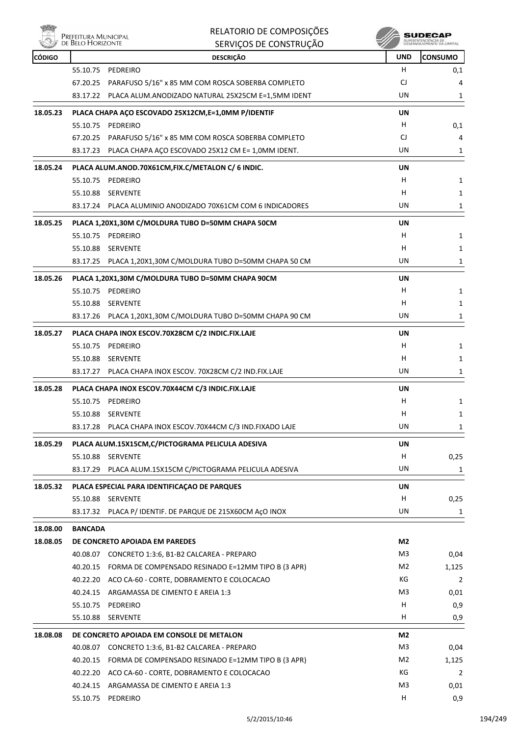| CÓDIGO | DESCRIÇÃO | UND | CONSUMO |
|---|---|---|---|
| | 55.10.75 PEDREIRO | H | 0,1 |
| | 67.20.25 PARAFUSO 5/16" x 85 MM COM ROSCA SOBERBA COMPLETO | CJ | 4 |
| | 83.17.22 PLACA ALUM.ANODIZADO NATURAL 25X25CM E=1,5MM IDENT | UN | 1 |
| **18.05.23** | **PLACA CHAPA AÇO ESCOVADO 25X12CM,E=1,0MM P/IDENTIF** | **UN** | |
| | 55.10.75 PEDREIRO | H | 0,1 |
| | 67.20.25 PARAFUSO 5/16" x 85 MM COM ROSCA SOBERBA COMPLETO | CJ | 4 |
| | 83.17.23 PLACA CHAPA AÇO ESCOVADO 25X12 CM E= 1,0MM IDENT. | UN | 1 |
| **18.05.24** | **PLACA ALUM.ANOD.70X61CM,FIX.C/METALON C/ 6 INDIC.** | **UN** | |
| | 55.10.75 PEDREIRO | H | 1 |
| | 55.10.88 SERVENTE | H | 1 |
| | 83.17.24 PLACA ALUMINIO ANODIZADO 70X61CM COM 6 INDICADORES | UN | 1 |
| **18.05.25** | **PLACA 1,20X1,30M C/MOLDURA TUBO D=50MM CHAPA 50CM** | **UN** | |
| | 55.10.75 PEDREIRO | H | 1 |
| | 55.10.88 SERVENTE | H | 1 |
| | 83.17.25 PLACA 1,20X1,30M C/MOLDURA TUBO D=50MM CHAPA 50 CM | UN | 1 |
| **18.05.26** | **PLACA 1,20X1,30M C/MOLDURA TUBO D=50MM CHAPA 90CM** | **UN** | |
| | 55.10.75 PEDREIRO | H | 1 |
| | 55.10.88 SERVENTE | H | 1 |
| | 83.17.26 PLACA 1,20X1,30M C/MOLDURA TUBO D=50MM CHAPA 90 CM | UN | 1 |
| **18.05.27** | **PLACA CHAPA INOX ESCOV.70X28CM C/2 INDIC.FIX.LAJE** | **UN** | |
| | 55.10.75 PEDREIRO | H | 1 |
| | 55.10.88 SERVENTE | H | 1 |
| | 83.17.27 PLACA CHAPA INOX ESCOV. 70X28CM C/2 IND.FIX.LAJE | UN | 1 |
| **18.05.28** | **PLACA CHAPA INOX ESCOV.70X44CM C/3 INDIC.FIX.LAJE** | **UN** | |
| | 55.10.75 PEDREIRO | H | 1 |
| | 55.10.88 SERVENTE | H | 1 |
| | 83.17.28 PLACA CHAPA INOX ESCOV.70X44CM C/3 IND.FIXADO LAJE | UN | 1 |
| **18.05.29** | **PLACA ALUM.15X15CM,C/PICTOGRAMA PELICULA ADESIVA** | **UN** | |
| | 55.10.88 SERVENTE | H | 0,25 |
| | 83.17.29 PLACA ALUM.15X15CM C/PICTOGRAMA PELICULA ADESIVA | UN | 1 |
| **18.05.32** | **PLACA ESPECIAL PARA IDENTIFICAÇAO DE PARQUES** | **UN** | |
| | 55.10.88 SERVENTE | H | 0,25 |
| | 83.17.32 PLACA P/ IDENTIF. DE PARQUE DE 215X60CM AçO INOX | UN | 1 |
| **18.08.00** | **BANCADA** | | |
| **18.08.05** | **DE CONCRETO APOIADA EM PAREDES** | **M2** | |
| | 40.08.07 CONCRETO 1:3:6, B1-B2 CALCAREA - PREPARO | M3 | 0,04 |
| | 40.20.15 FORMA DE COMPENSADO RESINADO E=12MM TIPO B (3 APR) | M2 | 1,125 |
| | 40.22.20 ACO CA-60 - CORTE, DOBRAMENTO E COLOCACAO | KG | 2 |
| | 40.24.15 ARGAMASSA DE CIMENTO E AREIA 1:3 | M3 | 0,01 |
| | 55.10.75 PEDREIRO | H | 0,9 |
| | 55.10.88 SERVENTE | H | 0,9 |
| **18.08.08** | **DE CONCRETO APOIADA EM CONSOLE DE METALON** | **M2** | |
| | 40.08.07 CONCRETO 1:3:6, B1-B2 CALCAREA - PREPARO | M3 | 0,04 |
| | 40.20.15 FORMA DE COMPENSADO RESINADO E=12MM TIPO B (3 APR) | M2 | 1,125 |
| | 40.22.20 ACO CA-60 - CORTE, DOBRAMENTO E COLOCACAO | KG | 2 |
| | 40.24.15 ARGAMASSA DE CIMENTO E AREIA 1:3 | M3 | 0,01 |
| | 55.10.75 PEDREIRO | H | 0,9 |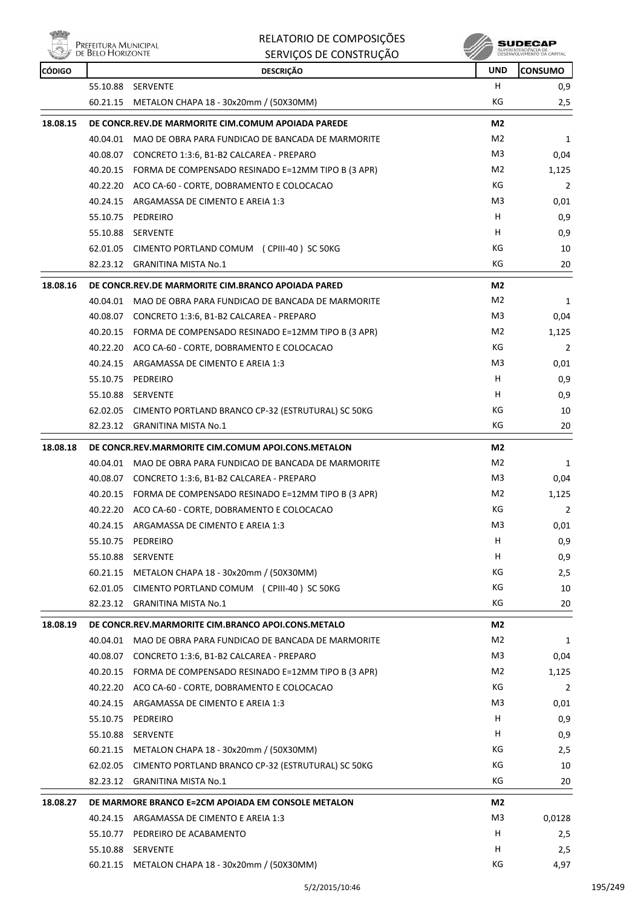| CÓDIGO | | DESCRIÇÃO | UND | CONSUMO |
|---|---|---|---|---|
| | 55.10.88 | SERVENTE | H | 0,9 |
| | 60.21.15 | METALON CHAPA 18 - 30x20mm / (50X30MM) | KG | 2,5 |
| **18.08.15** | | **DE CONCR.REV.DE MARMORITE CIM.COMUM APOIADA PAREDE** | **M2** | |
| | 40.04.01 | MAO DE OBRA PARA FUNDICAO DE BANCADA DE MARMORITE | M2 | 1 |
| | 40.08.07 | CONCRETO 1:3:6, B1-B2 CALCAREA - PREPARO | M3 | 0,04 |
| | 40.20.15 | FORMA DE COMPENSADO RESINADO E=12MM TIPO B (3 APR) | M2 | 1,125 |
| | 40.22.20 | ACO CA-60 - CORTE, DOBRAMENTO E COLOCACAO | KG | 2 |
| | 40.24.15 | ARGAMASSA DE CIMENTO E AREIA 1:3 | M3 | 0,01 |
| | 55.10.75 | PEDREIRO | H | 0,9 |
| | 55.10.88 | SERVENTE | H | 0,9 |
| | 62.01.05 | CIMENTO PORTLAND COMUM (CPIII-40) SC 50KG | KG | 10 |
| | 82.23.12 | GRANITINA MISTA No.1 | KG | 20 |
| **18.08.16** | | **DE CONCR.REV.DE MARMORITE CIM.BRANCO APOIADA PARED** | **M2** | |
| | 40.04.01 | MAO DE OBRA PARA FUNDICAO DE BANCADA DE MARMORITE | M2 | 1 |
| | 40.08.07 | CONCRETO 1:3:6, B1-B2 CALCAREA - PREPARO | M3 | 0,04 |
| | 40.20.15 | FORMA DE COMPENSADO RESINADO E=12MM TIPO B (3 APR) | M2 | 1,125 |
| | 40.22.20 | ACO CA-60 - CORTE, DOBRAMENTO E COLOCACAO | KG | 2 |
| | 40.24.15 | ARGAMASSA DE CIMENTO E AREIA 1:3 | M3 | 0,01 |
| | 55.10.75 | PEDREIRO | H | 0,9 |
| | 55.10.88 | SERVENTE | H | 0,9 |
| | 62.02.05 | CIMENTO PORTLAND BRANCO CP-32 (ESTRUTURAL) SC 50KG | KG | 10 |
| | 82.23.12 | GRANITINA MISTA No.1 | KG | 20 |
| **18.08.18** | | **DE CONCR.REV.MARMORITE CIM.COMUM APOI.CONS.METALON** | **M2** | |
| | 40.04.01 | MAO DE OBRA PARA FUNDICAO DE BANCADA DE MARMORITE | M2 | 1 |
| | 40.08.07 | CONCRETO 1:3:6, B1-B2 CALCAREA - PREPARO | M3 | 0,04 |
| | 40.20.15 | FORMA DE COMPENSADO RESINADO E=12MM TIPO B (3 APR) | M2 | 1,125 |
| | 40.22.20 | ACO CA-60 - CORTE, DOBRAMENTO E COLOCACAO | KG | 2 |
| | 40.24.15 | ARGAMASSA DE CIMENTO E AREIA 1:3 | M3 | 0,01 |
| | 55.10.75 | PEDREIRO | H | 0,9 |
| | 55.10.88 | SERVENTE | H | 0,9 |
| | 60.21.15 | METALON CHAPA 18 - 30x20mm / (50X30MM) | KG | 2,5 |
| | 62.01.05 | CIMENTO PORTLAND COMUM (CPIII-40) SC 50KG | KG | 10 |
| | 82.23.12 | GRANITINA MISTA No.1 | KG | 20 |
| **18.08.19** | | **DE CONCR.REV.MARMORITE CIM.BRANCO APOI.CONS.METALO** | **M2** | |
| | 40.04.01 | MAO DE OBRA PARA FUNDICAO DE BANCADA DE MARMORITE | M2 | 1 |
| | 40.08.07 | CONCRETO 1:3:6, B1-B2 CALCAREA - PREPARO | M3 | 0,04 |
| | 40.20.15 | FORMA DE COMPENSADO RESINADO E=12MM TIPO B (3 APR) | M2 | 1,125 |
| | 40.22.20 | ACO CA-60 - CORTE, DOBRAMENTO E COLOCACAO | KG | 2 |
| | 40.24.15 | ARGAMASSA DE CIMENTO E AREIA 1:3 | M3 | 0,01 |
| | 55.10.75 | PEDREIRO | H | 0,9 |
| | 55.10.88 | SERVENTE | H | 0,9 |
| | 60.21.15 | METALON CHAPA 18 - 30x20mm / (50X30MM) | KG | 2,5 |
| | 62.02.05 | CIMENTO PORTLAND BRANCO CP-32 (ESTRUTURAL) SC 50KG | KG | 10 |
| | 82.23.12 | GRANITINA MISTA No.1 | KG | 20 |
| **18.08.27** | | **DE MARMORE BRANCO E=2CM APOIADA EM CONSOLE METALON** | **M2** | |
| | 40.24.15 | ARGAMASSA DE CIMENTO E AREIA 1:3 | M3 | 0,0128 |
| | 55.10.77 | PEDREIRO DE ACABAMENTO | H | 2,5 |
| | 55.10.88 | SERVENTE | H | 2,5 |
| | 60.21.15 | METALON CHAPA 18 - 30x20mm / (50X30MM) | KG | 4,97 |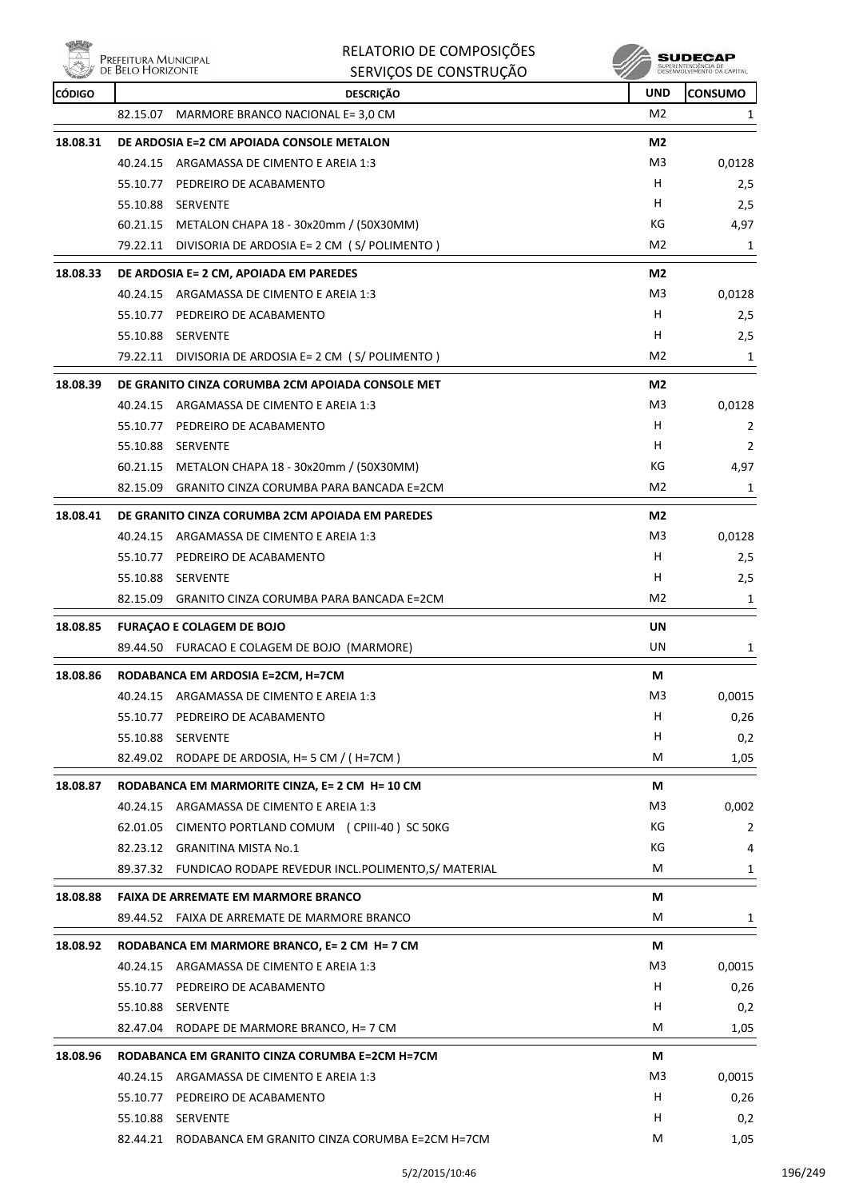| CÓDIGO | DESCRIÇÃO | UND | CONSUMO |
|---|---|---|---|
| | 82.15.07 MARMORE BRANCO NACIONAL E= 3,0 CM | M2 | 1 |
| **18.08.31** | **DE ARDOSIA E=2 CM APOIADA CONSOLE METALON** | **M2** | |
| | 40.24.15 ARGAMASSA DE CIMENTO E AREIA 1:3 | M3 | 0,0128 |
| | 55.10.77 PEDREIRO DE ACABAMENTO | H | 2,5 |
| | 55.10.88 SERVENTE | H | 2,5 |
| | 60.21.15 METALON CHAPA 18 - 30x20mm / (50X30MM) | KG | 4,97 |
| | 79.22.11 DIVISORIA DE ARDOSIA E= 2 CM ( S/ POLIMENTO ) | M2 | 1 |
| **18.08.33** | **DE ARDOSIA E= 2 CM, APOIADA EM PAREDES** | **M2** | |
| | 40.24.15 ARGAMASSA DE CIMENTO E AREIA 1:3 | M3 | 0,0128 |
| | 55.10.77 PEDREIRO DE ACABAMENTO | H | 2,5 |
| | 55.10.88 SERVENTE | H | 2,5 |
| | 79.22.11 DIVISORIA DE ARDOSIA E= 2 CM ( S/ POLIMENTO ) | M2 | 1 |
| **18.08.39** | **DE GRANITO CINZA CORUMBA 2CM APOIADA CONSOLE MET** | **M2** | |
| | 40.24.15 ARGAMASSA DE CIMENTO E AREIA 1:3 | M3 | 0,0128 |
| | 55.10.77 PEDREIRO DE ACABAMENTO | H | 2 |
| | 55.10.88 SERVENTE | H | 2 |
| | 60.21.15 METALON CHAPA 18 - 30x20mm / (50X30MM) | KG | 4,97 |
| | 82.15.09 GRANITO CINZA CORUMBA PARA BANCADA E=2CM | M2 | 1 |
| **18.08.41** | **DE GRANITO CINZA CORUMBA 2CM APOIADA EM PAREDES** | **M2** | |
| | 40.24.15 ARGAMASSA DE CIMENTO E AREIA 1:3 | M3 | 0,0128 |
| | 55.10.77 PEDREIRO DE ACABAMENTO | H | 2,5 |
| | 55.10.88 SERVENTE | H | 2,5 |
| | 82.15.09 GRANITO CINZA CORUMBA PARA BANCADA E=2CM | M2 | 1 |
| **18.08.85** | **FURAÇAO E COLAGEM DE BOJO** | **UN** | |
| | 89.44.50 FURACAO E COLAGEM DE BOJO (MARMORE) | UN | 1 |
| **18.08.86** | **RODABANCA EM ARDOSIA E=2CM, H=7CM** | **M** | |
| | 40.24.15 ARGAMASSA DE CIMENTO E AREIA 1:3 | M3 | 0,0015 |
| | 55.10.77 PEDREIRO DE ACABAMENTO | H | 0,26 |
| | 55.10.88 SERVENTE | H | 0,2 |
| | 82.49.02 RODAPE DE ARDOSIA, H= 5 CM / ( H=7CM ) | M | 1,05 |
| **18.08.87** | **RODABANCA EM MARMORITE CINZA, E= 2 CM H= 10 CM** | **M** | |
| | 40.24.15 ARGAMASSA DE CIMENTO E AREIA 1:3 | M3 | 0,002 |
| | 62.01.05 CIMENTO PORTLAND COMUM ( CPIII-40 ) SC 50KG | KG | 2 |
| | 82.23.12 GRANITINA MISTA No.1 | KG | 4 |
| | 89.37.32 FUNDICAO RODAPE REVEDUR INCL.POLIMENTO,S/ MATERIAL | M | 1 |
| **18.08.88** | **FAIXA DE ARREMATE EM MARMORE BRANCO** | **M** | |
| | 89.44.52 FAIXA DE ARREMATE DE MARMORE BRANCO | M | 1 |
| **18.08.92** | **RODABANCA EM MARMORE BRANCO, E= 2 CM H= 7 CM** | **M** | |
| | 40.24.15 ARGAMASSA DE CIMENTO E AREIA 1:3 | M3 | 0,0015 |
| | 55.10.77 PEDREIRO DE ACABAMENTO | H | 0,26 |
| | 55.10.88 SERVENTE | H | 0,2 |
| | 82.47.04 RODAPE DE MARMORE BRANCO, H= 7 CM | M | 1,05 |
| **18.08.96** | **RODABANCA EM GRANITO CINZA CORUMBA E=2CM H=7CM** | **M** | |
| | 40.24.15 ARGAMASSA DE CIMENTO E AREIA 1:3 | M3 | 0,0015 |
| | 55.10.77 PEDREIRO DE ACABAMENTO | H | 0,26 |
| | 55.10.88 SERVENTE | H | 0,2 |
| | 82.44.21 RODABANCA EM GRANITO CINZA CORUMBA E=2CM H=7CM | M | 1,05 |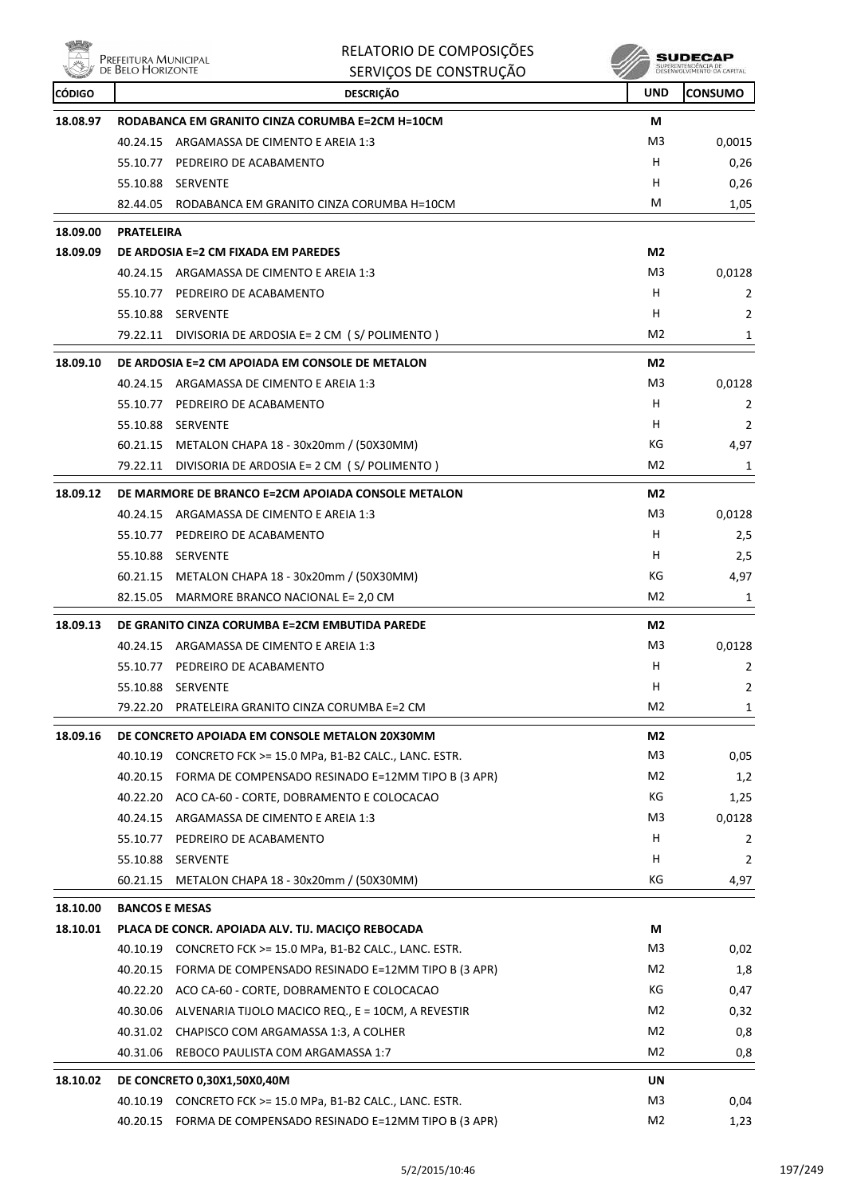| CÓDIGO | DESCRIÇÃO | | UND | CONSUMO |
|---|---|---|---|---|
| **18.08.97** | **RODABANCA EM GRANITO CINZA CORUMBA E=2CM H=10CM** | | **M** | |
| | 40.24.15 | ARGAMASSA DE CIMENTO E AREIA 1:3 | M3 | 0,0015 |
| | 55.10.77 | PEDREIRO DE ACABAMENTO | H | 0,26 |
| | 55.10.88 | SERVENTE | H | 0,26 |
| | 82.44.05 | RODABANCA EM GRANITO CINZA CORUMBA H=10CM | M | 1,05 |
| **18.09.00** | **PRATELEIRA** | | | |
| **18.09.09** | **DE ARDOSIA E=2 CM FIXADA EM PAREDES** | | **M2** | |
| | 40.24.15 | ARGAMASSA DE CIMENTO E AREIA 1:3 | M3 | 0,0128 |
| | 55.10.77 | PEDREIRO DE ACABAMENTO | H | 2 |
| | 55.10.88 | SERVENTE | H | 2 |
| | 79.22.11 | DIVISORIA DE ARDOSIA E= 2 CM ( S/ POLIMENTO ) | M2 | 1 |
| **18.09.10** | **DE ARDOSIA E=2 CM APOIADA EM CONSOLE DE METALON** | | **M2** | |
| | 40.24.15 | ARGAMASSA DE CIMENTO E AREIA 1:3 | M3 | 0,0128 |
| | 55.10.77 | PEDREIRO DE ACABAMENTO | H | 2 |
| | 55.10.88 | SERVENTE | H | 2 |
| | 60.21.15 | METALON CHAPA 18 - 30x20mm / (50X30MM) | KG | 4,97 |
| | 79.22.11 | DIVISORIA DE ARDOSIA E= 2 CM ( S/ POLIMENTO ) | M2 | 1 |
| **18.09.12** | **DE MARMORE DE BRANCO E=2CM APOIADA CONSOLE METALON** | | **M2** | |
| | 40.24.15 | ARGAMASSA DE CIMENTO E AREIA 1:3 | M3 | 0,0128 |
| | 55.10.77 | PEDREIRO DE ACABAMENTO | H | 2,5 |
| | 55.10.88 | SERVENTE | H | 2,5 |
| | 60.21.15 | METALON CHAPA 18 - 30x20mm / (50X30MM) | KG | 4,97 |
| | 82.15.05 | MARMORE BRANCO NACIONAL E= 2,0 CM | M2 | 1 |
| **18.09.13** | **DE GRANITO CINZA CORUMBA E=2CM EMBUTIDA PAREDE** | | **M2** | |
| | 40.24.15 | ARGAMASSA DE CIMENTO E AREIA 1:3 | M3 | 0,0128 |
| | 55.10.77 | PEDREIRO DE ACABAMENTO | H | 2 |
| | 55.10.88 | SERVENTE | H | 2 |
| | 79.22.20 | PRATELEIRA GRANITO CINZA CORUMBA E=2 CM | M2 | 1 |
| **18.09.16** | **DE CONCRETO APOIADA EM CONSOLE METALON 20X30MM** | | **M2** | |
| | 40.10.19 | CONCRETO FCK >= 15.0 MPa, B1-B2 CALC., LANC. ESTR. | M3 | 0,05 |
| | 40.20.15 | FORMA DE COMPENSADO RESINADO E=12MM TIPO B (3 APR) | M2 | 1,2 |
| | 40.22.20 | ACO CA-60 - CORTE, DOBRAMENTO E COLOCACAO | KG | 1,25 |
| | 40.24.15 | ARGAMASSA DE CIMENTO E AREIA 1:3 | M3 | 0,0128 |
| | 55.10.77 | PEDREIRO DE ACABAMENTO | H | 2 |
| | 55.10.88 | SERVENTE | H | 2 |
| | 60.21.15 | METALON CHAPA 18 - 30x20mm / (50X30MM) | KG | 4,97 |
| **18.10.00** | **BANCOS E MESAS** | | | |
| **18.10.01** | **PLACA DE CONCR. APOIADA ALV. TIJ. MACIÇO REBOCADA** | | **M** | |
| | 40.10.19 | CONCRETO FCK >= 15.0 MPa, B1-B2 CALC., LANC. ESTR. | M3 | 0,02 |
| | 40.20.15 | FORMA DE COMPENSADO RESINADO E=12MM TIPO B (3 APR) | M2 | 1,8 |
| | 40.22.20 | ACO CA-60 - CORTE, DOBRAMENTO E COLOCACAO | KG | 0,47 |
| | 40.30.06 | ALVENARIA TIJOLO MACICO REQ., E = 10CM, A REVESTIR | M2 | 0,32 |
| | 40.31.02 | CHAPISCO COM ARGAMASSA 1:3, A COLHER | M2 | 0,8 |
| | 40.31.06 | REBOCO PAULISTA COM ARGAMASSA 1:7 | M2 | 0,8 |
| **18.10.02** | **DE CONCRETO 0,30X1,50X0,40M** | | **UN** | |
| | 40.10.19 | CONCRETO FCK >= 15.0 MPa, B1-B2 CALC., LANC. ESTR. | M3 | 0,04 |
| | 40.20.15 | FORMA DE COMPENSADO RESINADO E=12MM TIPO B (3 APR) | M2 | 1,23 |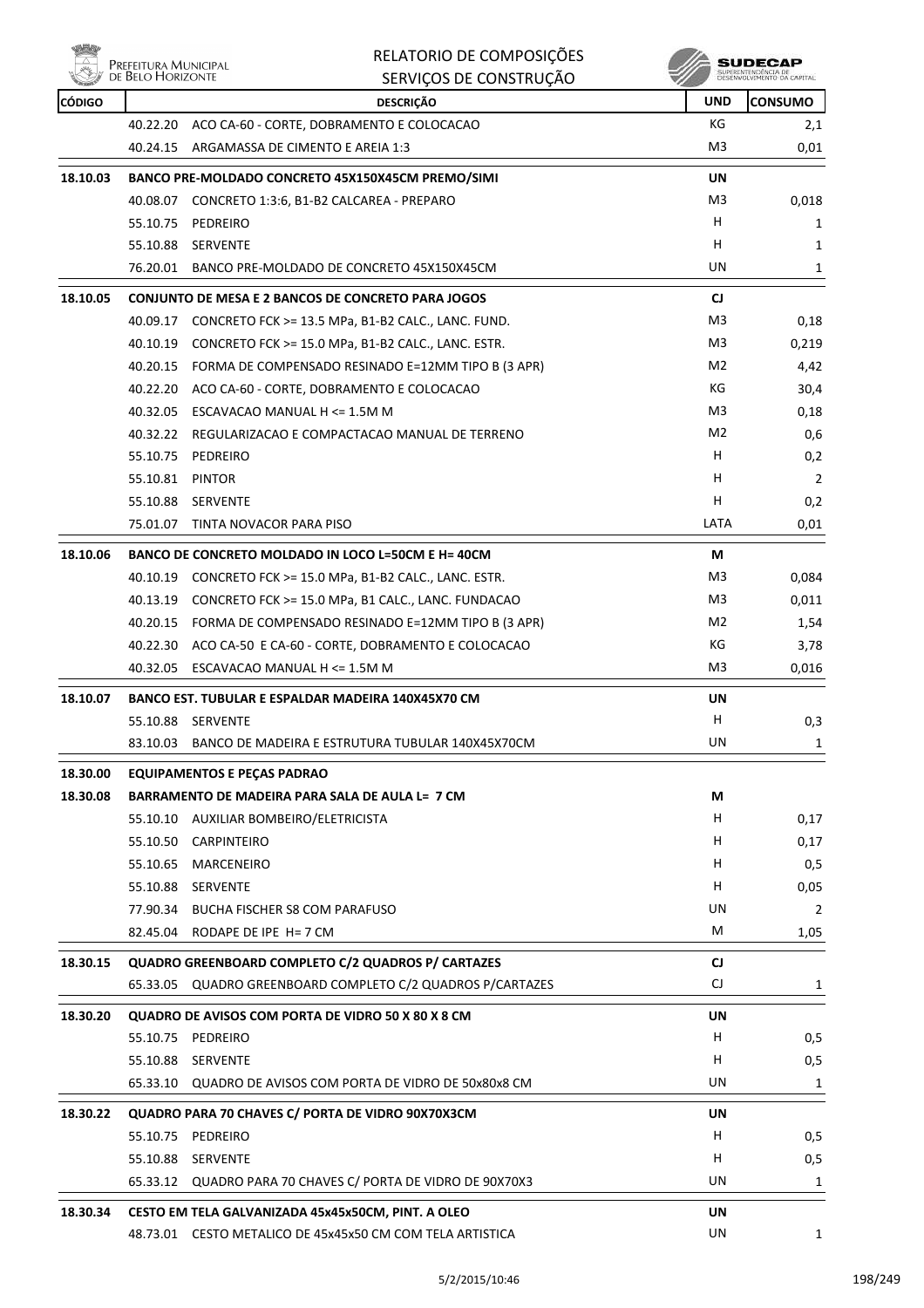| CÓDIGO | DESCRIÇÃO | UND | CONSUMO |
|---|---|---|---|
| | 40.22.20 ACO CA-60 - CORTE, DOBRAMENTO E COLOCACAO | KG | 2,1 |
| | 40.24.15 ARGAMASSA DE CIMENTO E AREIA 1:3 | M3 | 0,01 |
| **18.10.03** | **BANCO PRE-MOLDADO CONCRETO 45X150X45CM PREMO/SIMI** | **UN** | |
| | 40.08.07 CONCRETO 1:3:6, B1-B2 CALCAREA - PREPARO | M3 | 0,018 |
| | 55.10.75 PEDREIRO | H | 1 |
| | 55.10.88 SERVENTE | H | 1 |
| | 76.20.01 BANCO PRE-MOLDADO DE CONCRETO 45X150X45CM | UN | 1 |
| **18.10.05** | **CONJUNTO DE MESA E 2 BANCOS DE CONCRETO PARA JOGOS** | **CJ** | |
| | 40.09.17 CONCRETO FCK >= 13.5 MPa, B1-B2 CALC., LANC. FUND. | M3 | 0,18 |
| | 40.10.19 CONCRETO FCK >= 15.0 MPa, B1-B2 CALC., LANC. ESTR. | M3 | 0,219 |
| | 40.20.15 FORMA DE COMPENSADO RESINADO E=12MM TIPO B (3 APR) | M2 | 4,42 |
| | 40.22.20 ACO CA-60 - CORTE, DOBRAMENTO E COLOCACAO | KG | 30,4 |
| | 40.32.05 ESCAVACAO MANUAL H <= 1.5M M | M3 | 0,18 |
| | 40.32.22 REGULARIZACAO E COMPACTACAO MANUAL DE TERRENO | M2 | 0,6 |
| | 55.10.75 PEDREIRO | H | 0,2 |
| | 55.10.81 PINTOR | H | 2 |
| | 55.10.88 SERVENTE | H | 0,2 |
| | 75.01.07 TINTA NOVACOR PARA PISO | LATA | 0,01 |
| **18.10.06** | **BANCO DE CONCRETO MOLDADO IN LOCO L=50CM E H= 40CM** | **M** | |
| | 40.10.19 CONCRETO FCK >= 15.0 MPa, B1-B2 CALC., LANC. ESTR. | M3 | 0,084 |
| | 40.13.19 CONCRETO FCK >= 15.0 MPa, B1 CALC., LANC. FUNDACAO | M3 | 0,011 |
| | 40.20.15 FORMA DE COMPENSADO RESINADO E=12MM TIPO B (3 APR) | M2 | 1,54 |
| | 40.22.30 ACO CA-50 E CA-60 - CORTE, DOBRAMENTO E COLOCACAO | KG | 3,78 |
| | 40.32.05 ESCAVACAO MANUAL H <= 1.5M M | M3 | 0,016 |
| **18.10.07** | **BANCO EST. TUBULAR E ESPALDAR MADEIRA 140X45X70 CM** | **UN** | |
| | 55.10.88 SERVENTE | H | 0,3 |
| | 83.10.03 BANCO DE MADEIRA E ESTRUTURA TUBULAR 140X45X70CM | UN | 1 |
| **18.30.00** | **EQUIPAMENTOS E PEÇAS PADRAO** | | |
| **18.30.08** | **BARRAMENTO DE MADEIRA PARA SALA DE AULA L= 7 CM** | **M** | |
| | 55.10.10 AUXILIAR BOMBEIRO/ELETRICISTA | H | 0,17 |
| | 55.10.50 CARPINTEIRO | H | 0,17 |
| | 55.10.65 MARCENEIRO | H | 0,5 |
| | 55.10.88 SERVENTE | H | 0,05 |
| | 77.90.34 BUCHA FISCHER S8 COM PARAFUSO | UN | 2 |
| | 82.45.04 RODAPE DE IPE H= 7 CM | M | 1,05 |
| **18.30.15** | **QUADRO GREENBOARD COMPLETO C/2 QUADROS P/ CARTAZES** | **CJ** | |
| | 65.33.05 QUADRO GREENBOARD COMPLETO C/2 QUADROS P/CARTAZES | CJ | 1 |
| **18.30.20** | **QUADRO DE AVISOS COM PORTA DE VIDRO 50 X 80 X 8 CM** | **UN** | |
| | 55.10.75 PEDREIRO | H | 0,5 |
| | 55.10.88 SERVENTE | H | 0,5 |
| | 65.33.10 QUADRO DE AVISOS COM PORTA DE VIDRO DE 50x80x8 CM | UN | 1 |
| **18.30.22** | **QUADRO PARA 70 CHAVES C/ PORTA DE VIDRO 90X70X3CM** | **UN** | |
| | 55.10.75 PEDREIRO | H | 0,5 |
| | 55.10.88 SERVENTE | H | 0,5 |
| | 65.33.12 QUADRO PARA 70 CHAVES C/ PORTA DE VIDRO DE 90X70X3 | UN | 1 |
| **18.30.34** | **CESTO EM TELA GALVANIZADA 45x45x50CM, PINT. A OLEO** | **UN** | |
| | 48.73.01 CESTO METALICO DE 45x45x50 CM COM TELA ARTISTICA | UN | 1 |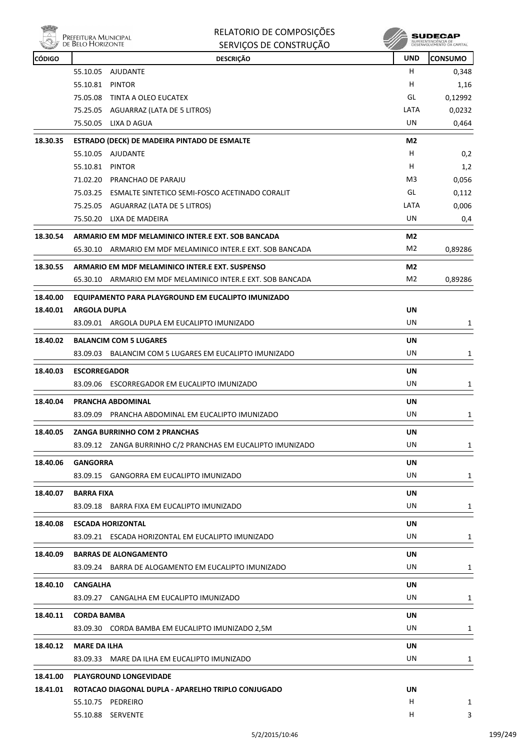| CÓDIGO | DESCRIÇÃO | UND | CONSUMO |
|---|---|---|---|
| | 55.10.05 AJUDANTE | H | 0,348 |
| | 55.10.81 PINTOR | H | 1,16 |
| | 75.05.08 TINTA A OLEO EUCATEX | GL | 0,12992 |
| | 75.25.05 AGUARRAZ (LATA DE 5 LITROS) | LATA | 0,0232 |
| | 75.50.05 LIXA D AGUA | UN | 0,464 |
| **18.30.35** | **ESTRADO (DECK) DE MADEIRA PINTADO DE ESMALTE** | **M2** | |
| | 55.10.05 AJUDANTE | H | 0,2 |
| | 55.10.81 PINTOR | H | 1,2 |
| | 71.02.20 PRANCHAO DE PARAJU | M3 | 0,056 |
| | 75.03.25 ESMALTE SINTETICO SEMI-FOSCO ACETINADO CORALIT | GL | 0,112 |
| | 75.25.05 AGUARRAZ (LATA DE 5 LITROS) | LATA | 0,006 |
| | 75.50.20 LIXA DE MADEIRA | UN | 0,4 |
| **18.30.54** | **ARMARIO EM MDF MELAMINICO INTER.E EXT. SOB BANCADA** | **M2** | |
| | 65.30.10 ARMARIO EM MDF MELAMINICO INTER.E EXT. SOB BANCADA | M2 | 0,89286 |
| **18.30.55** | **ARMARIO EM MDF MELAMINICO INTER.E EXT. SUSPENSO** | **M2** | |
| | 65.30.10 ARMARIO EM MDF MELAMINICO INTER.E EXT. SOB BANCADA | M2 | 0,89286 |
| **18.40.00** | **EQUIPAMENTO PARA PLAYGROUND EM EUCALIPTO IMUNIZADO** | | |
| **18.40.01** | **ARGOLA DUPLA** | **UN** | |
| | 83.09.01 ARGOLA DUPLA EM EUCALIPTO IMUNIZADO | UN | 1 |
| **18.40.02** | **BALANCIM COM 5 LUGARES** | **UN** | |
| | 83.09.03 BALANCIM COM 5 LUGARES EM EUCALIPTO IMUNIZADO | UN | 1 |
| **18.40.03** | **ESCORREGADOR** | **UN** | |
| | 83.09.06 ESCORREGADOR EM EUCALIPTO IMUNIZADO | UN | 1 |
| **18.40.04** | **PRANCHA ABDOMINAL** | **UN** | |
| | 83.09.09 PRANCHA ABDOMINAL EM EUCALIPTO IMUNIZADO | UN | 1 |
| **18.40.05** | **ZANGA BURRINHO COM 2 PRANCHAS** | **UN** | |
| | 83.09.12 ZANGA BURRINHO C/2 PRANCHAS EM EUCALIPTO IMUNIZADO | UN | 1 |
| **18.40.06** | **GANGORRA** | **UN** | |
| | 83.09.15 GANGORRA EM EUCALIPTO IMUNIZADO | UN | 1 |
| **18.40.07** | **BARRA FIXA** | **UN** | |
| | 83.09.18 BARRA FIXA EM EUCALIPTO IMUNIZADO | UN | 1 |
| **18.40.08** | **ESCADA HORIZONTAL** | **UN** | |
| | 83.09.21 ESCADA HORIZONTAL EM EUCALIPTO IMUNIZADO | UN | 1 |
| **18.40.09** | **BARRAS DE ALONGAMENTO** | **UN** | |
| | 83.09.24 BARRA DE ALOGAMENTO EM EUCALIPTO IMUNIZADO | UN | 1 |
| **18.40.10** | **CANGALHA** | **UN** | |
| | 83.09.27 CANGALHA EM EUCALIPTO IMUNIZADO | UN | 1 |
| **18.40.11** | **CORDA BAMBA** | **UN** | |
| | 83.09.30 CORDA BAMBA EM EUCALIPTO IMUNIZADO 2,5M | UN | 1 |
| **18.40.12** | **MARE DA ILHA** | **UN** | |
| | 83.09.33 MARE DA ILHA EM EUCALIPTO IMUNIZADO | UN | 1 |
| **18.41.00** | **PLAYGROUND LONGEVIDADE** | | |
| **18.41.01** | **ROTACAO DIAGONAL DUPLA - APARELHO TRIPLO CONJUGADO** | **UN** | |
| | 55.10.75 PEDREIRO | H | 1 |
| | 55.10.88 SERVENTE | H | 3 |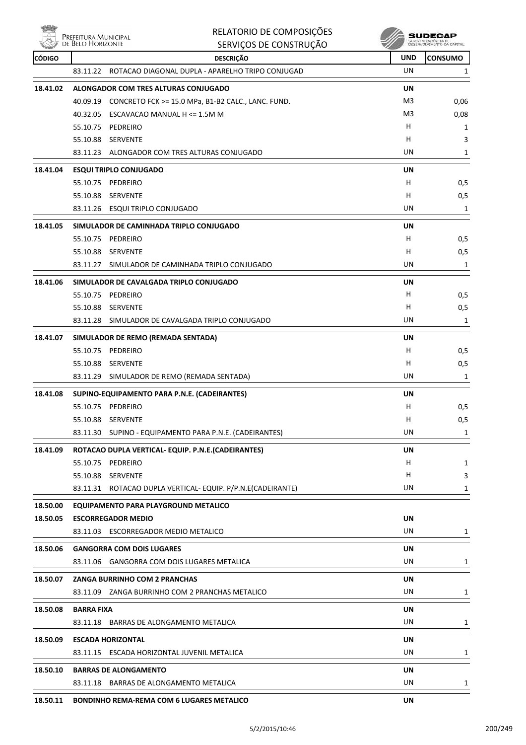| CÓDIGO | DESCRIÇÃO | UND | CONSUMO |
|---|---|---|---|
| | 83.11.22 ROTACAO DIAGONAL DUPLA - APARELHO TRIPO CONJUGAD | UN | 1 |
| **18.41.02** | **ALONGADOR COM TRES ALTURAS CONJUGADO** | **UN** | |
| | 40.09.19 CONCRETO FCK >= 15.0 MPa, B1-B2 CALC., LANC. FUND. | M3 | 0,06 |
| | 40.32.05 ESCAVACAO MANUAL H <= 1.5M M | M3 | 0,08 |
| | 55.10.75 PEDREIRO | H | 1 |
| | 55.10.88 SERVENTE | H | 3 |
| | 83.11.23 ALONGADOR COM TRES ALTURAS CONJUGADO | UN | 1 |
| **18.41.04** | **ESQUI TRIPLO CONJUGADO** | **UN** | |
| | 55.10.75 PEDREIRO | H | 0,5 |
| | 55.10.88 SERVENTE | H | 0,5 |
| | 83.11.26 ESQUI TRIPLO CONJUGADO | UN | 1 |
| **18.41.05** | **SIMULADOR DE CAMINHADA TRIPLO CONJUGADO** | **UN** | |
| | 55.10.75 PEDREIRO | H | 0,5 |
| | 55.10.88 SERVENTE | H | 0,5 |
| | 83.11.27 SIMULADOR DE CAMINHADA TRIPLO CONJUGADO | UN | 1 |
| **18.41.06** | **SIMULADOR DE CAVALGADA TRIPLO CONJUGADO** | **UN** | |
| | 55.10.75 PEDREIRO | H | 0,5 |
| | 55.10.88 SERVENTE | H | 0,5 |
| | 83.11.28 SIMULADOR DE CAVALGADA TRIPLO CONJUGADO | UN | 1 |
| **18.41.07** | **SIMULADOR DE REMO (REMADA SENTADA)** | **UN** | |
| | 55.10.75 PEDREIRO | H | 0,5 |
| | 55.10.88 SERVENTE | H | 0,5 |
| | 83.11.29 SIMULADOR DE REMO (REMADA SENTADA) | UN | 1 |
| **18.41.08** | **SUPINO-EQUIPAMENTO PARA P.N.E. (CADEIRANTES)** | **UN** | |
| | 55.10.75 PEDREIRO | H | 0,5 |
| | 55.10.88 SERVENTE | H | 0,5 |
| | 83.11.30 SUPINO - EQUIPAMENTO PARA P.N.E. (CADEIRANTES) | UN | 1 |
| **18.41.09** | **ROTACAO DUPLA VERTICAL- EQUIP. P.N.E.(CADEIRANTES)** | **UN** | |
| | 55.10.75 PEDREIRO | H | 1 |
| | 55.10.88 SERVENTE | H | 3 |
| | 83.11.31 ROTACAO DUPLA VERTICAL- EQUIP. P/P.N.E(CADEIRANTE) | UN | 1 |
| **18.50.00** | **EQUIPAMENTO PARA PLAYGROUND METALICO** | | |
| **18.50.05** | **ESCORREGADOR MEDIO** | **UN** | |
| | 83.11.03 ESCORREGADOR MEDIO METALICO | UN | 1 |
| **18.50.06** | **GANGORRA COM DOIS LUGARES** | **UN** | |
| | 83.11.06 GANGORRA COM DOIS LUGARES METALICA | UN | 1 |
| **18.50.07** | **ZANGA BURRINHO COM 2 PRANCHAS** | **UN** | |
| | 83.11.09 ZANGA BURRINHO COM 2 PRANCHAS METALICO | UN | 1 |
| **18.50.08** | **BARRA FIXA** | **UN** | |
| | 83.11.18 BARRAS DE ALONGAMENTO METALICA | UN | 1 |
| **18.50.09** | **ESCADA HORIZONTAL** | **UN** | |
| | 83.11.15 ESCADA HORIZONTAL JUVENIL METALICA | UN | 1 |
| **18.50.10** | **BARRAS DE ALONGAMENTO** | **UN** | |
| | 83.11.18 BARRAS DE ALONGAMENTO METALICA | UN | 1 |
| **18.50.11** | **BONDINHO REMA-REMA COM 6 LUGARES METALICO** | **UN** | |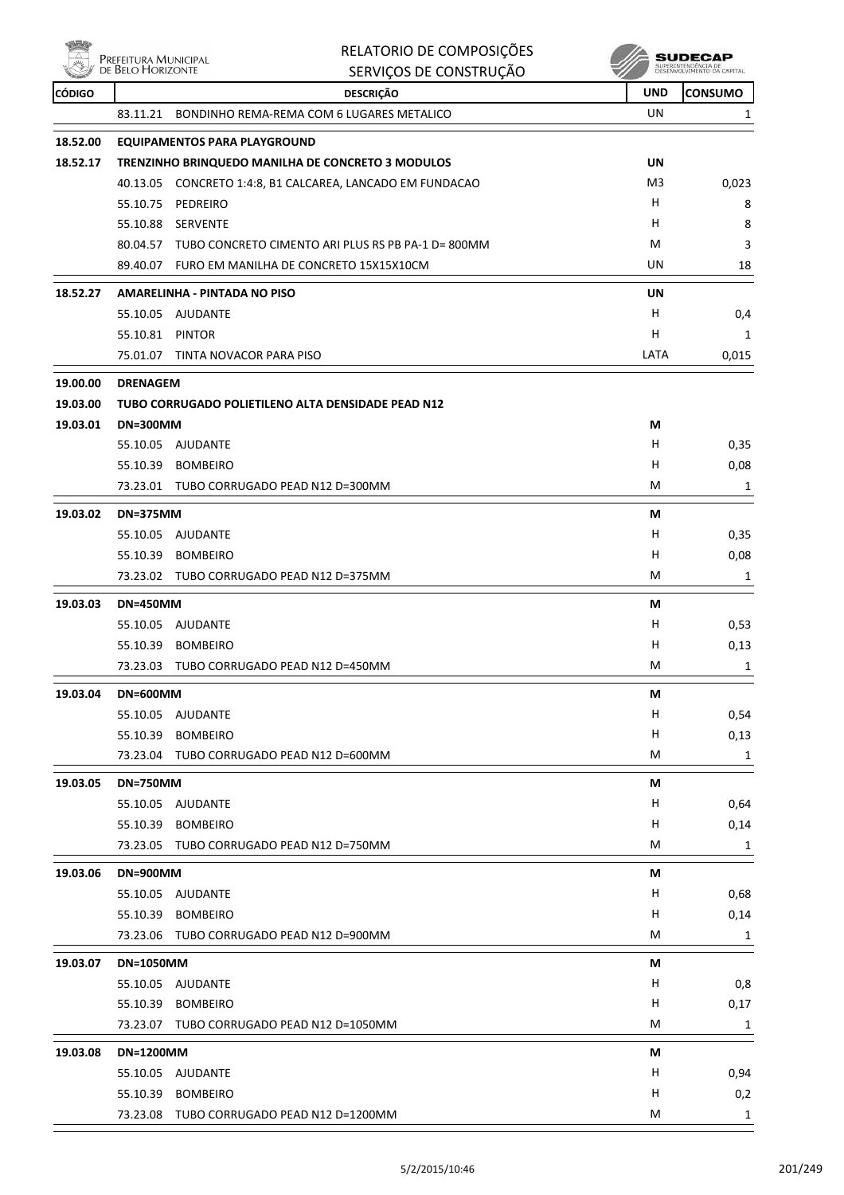| CÓDIGO | DESCRIÇÃO | UND | CONSUMO |
|---|---|---|---|
| | 83.11.21 BONDINHO REMA-REMA COM 6 LUGARES METALICO | UN | 1 |
| **18.52.00** | **EQUIPAMENTOS PARA PLAYGROUND** | | |
| **18.52.17** | **TRENZINHO BRINQUEDO MANILHA DE CONCRETO 3 MODULOS** | **UN** | |
| | 40.13.05 CONCRETO 1:4:8, B1 CALCAREA, LANCADO EM FUNDACAO | M3 | 0,023 |
| | 55.10.75 PEDREIRO | H | 8 |
| | 55.10.88 SERVENTE | H | 8 |
| | 80.04.57 TUBO CONCRETO CIMENTO ARI PLUS RS PB PA-1 D= 800MM | M | 3 |
| | 89.40.07 FURO EM MANILHA DE CONCRETO 15X15X10CM | UN | 18 |
| **18.52.27** | **AMARELINHA - PINTADA NO PISO** | **UN** | |
| | 55.10.05 AJUDANTE | H | 0,4 |
| | 55.10.81 PINTOR | H | 1 |
| | 75.01.07 TINTA NOVACOR PARA PISO | LATA | 0,015 |
| **19.00.00** | **DRENAGEM** | | |
| **19.03.00** | **TUBO CORRUGADO POLIETILENO ALTA DENSIDADE PEAD N12** | | |
| **19.03.01** | **DN=300MM** | **M** | |
| | 55.10.05 AJUDANTE | H | 0,35 |
| | 55.10.39 BOMBEIRO | H | 0,08 |
| | 73.23.01 TUBO CORRUGADO PEAD N12 D=300MM | M | 1 |
| **19.03.02** | **DN=375MM** | **M** | |
| | 55.10.05 AJUDANTE | H | 0,35 |
| | 55.10.39 BOMBEIRO | H | 0,08 |
| | 73.23.02 TUBO CORRUGADO PEAD N12 D=375MM | M | 1 |
| **19.03.03** | **DN=450MM** | **M** | |
| | 55.10.05 AJUDANTE | H | 0,53 |
| | 55.10.39 BOMBEIRO | H | 0,13 |
| | 73.23.03 TUBO CORRUGADO PEAD N12 D=450MM | M | 1 |
| **19.03.04** | **DN=600MM** | **M** | |
| | 55.10.05 AJUDANTE | H | 0,54 |
| | 55.10.39 BOMBEIRO | H | 0,13 |
| | 73.23.04 TUBO CORRUGADO PEAD N12 D=600MM | M | 1 |
| **19.03.05** | **DN=750MM** | **M** | |
| | 55.10.05 AJUDANTE | H | 0,64 |
| | 55.10.39 BOMBEIRO | H | 0,14 |
| | 73.23.05 TUBO CORRUGADO PEAD N12 D=750MM | M | 1 |
| **19.03.06** | **DN=900MM** | **M** | |
| | 55.10.05 AJUDANTE | H | 0,68 |
| | 55.10.39 BOMBEIRO | H | 0,14 |
| | 73.23.06 TUBO CORRUGADO PEAD N12 D=900MM | M | 1 |
| **19.03.07** | **DN=1050MM** | **M** | |
| | 55.10.05 AJUDANTE | H | 0,8 |
| | 55.10.39 BOMBEIRO | H | 0,17 |
| | 73.23.07 TUBO CORRUGADO PEAD N12 D=1050MM | M | 1 |
| **19.03.08** | **DN=1200MM** | **M** | |
| | 55.10.05 AJUDANTE | H | 0,94 |
| | 55.10.39 BOMBEIRO | H | 0,2 |
| | 73.23.08 TUBO CORRUGADO PEAD N12 D=1200MM | M | 1 |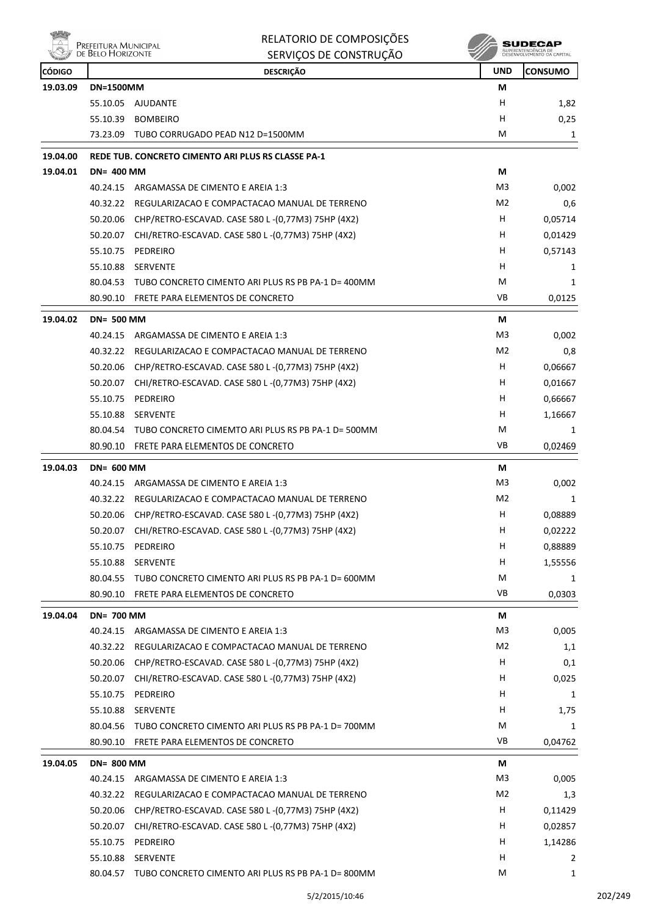| CÓDIGO | DESCRIÇÃO | UND | CONSUMO |
|---|---|---|---|
| 19.03.09 | **DN=1500MM** | **M** | |
| | 55.10.05 AJUDANTE | H | 1,82 |
| | 55.10.39 BOMBEIRO | H | 0,25 |
| | 73.23.09 TUBO CORRUGADO PEAD N12 D=1500MM | M | 1 |
| 19.04.00 | **REDE TUB. CONCRETO CIMENTO ARI PLUS RS CLASSE PA-1** | | |
| 19.04.01 | **DN= 400 MM** | **M** | |
| | 40.24.15 ARGAMASSA DE CIMENTO E AREIA 1:3 | M3 | 0,002 |
| | 40.32.22 REGULARIZACAO E COMPACTACAO MANUAL DE TERRENO | M2 | 0,6 |
| | 50.20.06 CHP/RETRO-ESCAVAD. CASE 580 L -(0,77M3) 75HP (4X2) | H | 0,05714 |
| | 50.20.07 CHI/RETRO-ESCAVAD. CASE 580 L -(0,77M3) 75HP (4X2) | H | 0,01429 |
| | 55.10.75 PEDREIRO | H | 0,57143 |
| | 55.10.88 SERVENTE | H | 1 |
| | 80.04.53 TUBO CONCRETO CIMENTO ARI PLUS RS PB PA-1 D= 400MM | M | 1 |
| | 80.90.10 FRETE PARA ELEMENTOS DE CONCRETO | VB | 0,0125 |
| 19.04.02 | **DN= 500 MM** | **M** | |
| | 40.24.15 ARGAMASSA DE CIMENTO E AREIA 1:3 | M3 | 0,002 |
| | 40.32.22 REGULARIZACAO E COMPACTACAO MANUAL DE TERRENO | M2 | 0,8 |
| | 50.20.06 CHP/RETRO-ESCAVAD. CASE 580 L -(0,77M3) 75HP (4X2) | H | 0,06667 |
| | 50.20.07 CHI/RETRO-ESCAVAD. CASE 580 L -(0,77M3) 75HP (4X2) | H | 0,01667 |
| | 55.10.75 PEDREIRO | H | 0,66667 |
| | 55.10.88 SERVENTE | H | 1,16667 |
| | 80.04.54 TUBO CONCRETO CIMEMTO ARI PLUS RS PB PA-1 D= 500MM | M | 1 |
| | 80.90.10 FRETE PARA ELEMENTOS DE CONCRETO | VB | 0,02469 |
| 19.04.03 | **DN= 600 MM** | **M** | |
| | 40.24.15 ARGAMASSA DE CIMENTO E AREIA 1:3 | M3 | 0,002 |
| | 40.32.22 REGULARIZACAO E COMPACTACAO MANUAL DE TERRENO | M2 | 1 |
| | 50.20.06 CHP/RETRO-ESCAVAD. CASE 580 L -(0,77M3) 75HP (4X2) | H | 0,08889 |
| | 50.20.07 CHI/RETRO-ESCAVAD. CASE 580 L -(0,77M3) 75HP (4X2) | H | 0,02222 |
| | 55.10.75 PEDREIRO | H | 0,88889 |
| | 55.10.88 SERVENTE | H | 1,55556 |
| | 80.04.55 TUBO CONCRETO CIMENTO ARI PLUS RS PB PA-1 D= 600MM | M | 1 |
| | 80.90.10 FRETE PARA ELEMENTOS DE CONCRETO | VB | 0,0303 |
| 19.04.04 | **DN= 700 MM** | **M** | |
| | 40.24.15 ARGAMASSA DE CIMENTO E AREIA 1:3 | M3 | 0,005 |
| | 40.32.22 REGULARIZACAO E COMPACTACAO MANUAL DE TERRENO | M2 | 1,1 |
| | 50.20.06 CHP/RETRO-ESCAVAD. CASE 580 L -(0,77M3) 75HP (4X2) | H | 0,1 |
| | 50.20.07 CHI/RETRO-ESCAVAD. CASE 580 L -(0,77M3) 75HP (4X2) | H | 0,025 |
| | 55.10.75 PEDREIRO | H | 1 |
| | 55.10.88 SERVENTE | H | 1,75 |
| | 80.04.56 TUBO CONCRETO CIMENTO ARI PLUS RS PB PA-1 D= 700MM | M | 1 |
| | 80.90.10 FRETE PARA ELEMENTOS DE CONCRETO | VB | 0,04762 |
| 19.04.05 | **DN= 800 MM** | **M** | |
| | 40.24.15 ARGAMASSA DE CIMENTO E AREIA 1:3 | M3 | 0,005 |
| | 40.32.22 REGULARIZACAO E COMPACTACAO MANUAL DE TERRENO | M2 | 1,3 |
| | 50.20.06 CHP/RETRO-ESCAVAD. CASE 580 L -(0,77M3) 75HP (4X2) | H | 0,11429 |
| | 50.20.07 CHI/RETRO-ESCAVAD. CASE 580 L -(0,77M3) 75HP (4X2) | H | 0,02857 |
| | 55.10.75 PEDREIRO | H | 1,14286 |
| | 55.10.88 SERVENTE | H | 2 |
| | 80.04.57 TUBO CONCRETO CIMENTO ARI PLUS RS PB PA-1 D= 800MM | M | 1 |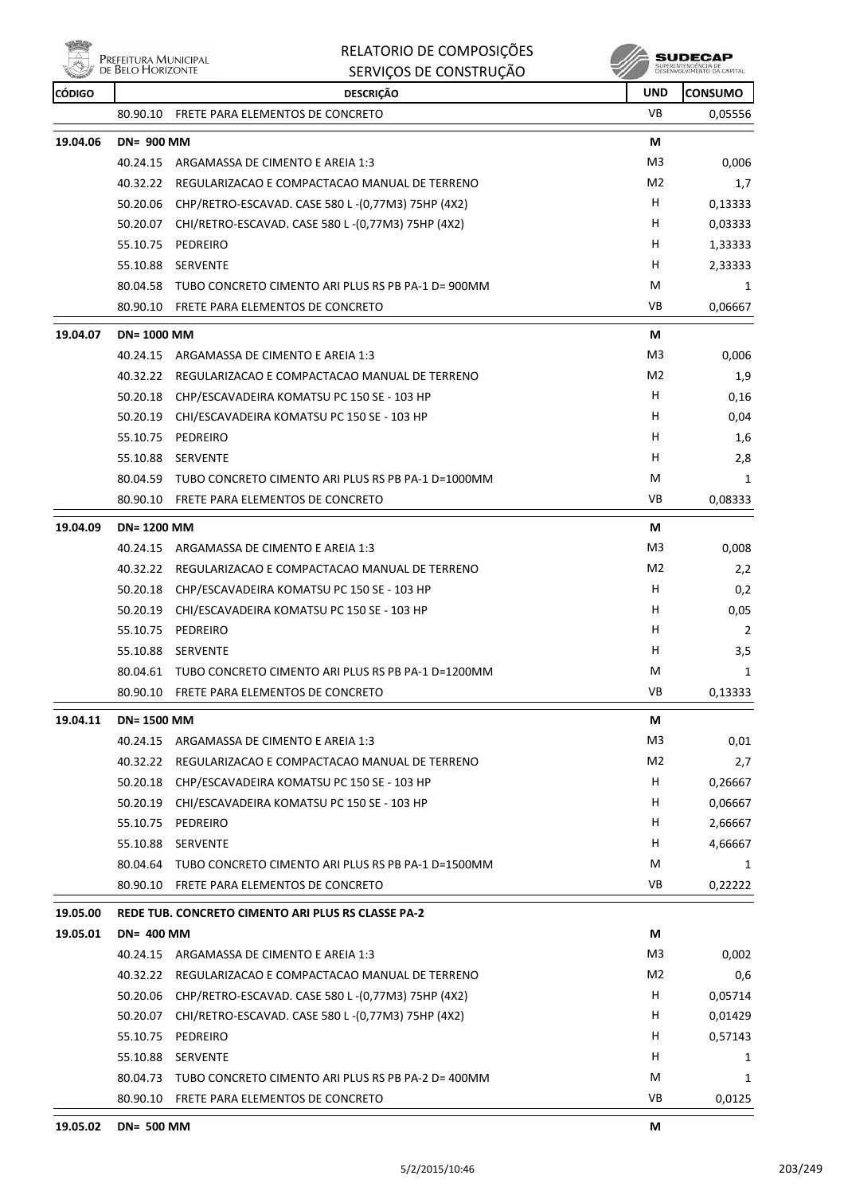# RELATORIO DE COMPOSIÇÕES
## SERVIÇOS DE CONSTRUÇÃO

| CÓDIGO | DESCRIÇÃO | | UND | CONSUMO |
|---|---|---|---|---|
| | 80.90.10 | FRETE PARA ELEMENTOS DE CONCRETO | VB | 0,05556 |
| **19.04.06** | **DN= 900 MM** | | **M** | |
| | 40.24.15 | ARGAMASSA DE CIMENTO E AREIA 1:3 | M3 | 0,006 |
| | 40.32.22 | REGULARIZACAO E COMPACTACAO MANUAL DE TERRENO | M2 | 1,7 |
| | 50.20.06 | CHP/RETRO-ESCAVAD. CASE 580 L -(0,77M3) 75HP (4X2) | H | 0,13333 |
| | 50.20.07 | CHI/RETRO-ESCAVAD. CASE 580 L -(0,77M3) 75HP (4X2) | H | 0,03333 |
| | 55.10.75 | PEDREIRO | H | 1,33333 |
| | 55.10.88 | SERVENTE | H | 2,33333 |
| | 80.04.58 | TUBO CONCRETO CIMENTO ARI PLUS RS PB PA-1 D= 900MM | M | 1 |
| | 80.90.10 | FRETE PARA ELEMENTOS DE CONCRETO | VB | 0,06667 |
| **19.04.07** | **DN= 1000 MM** | | **M** | |
| | 40.24.15 | ARGAMASSA DE CIMENTO E AREIA 1:3 | M3 | 0,006 |
| | 40.32.22 | REGULARIZACAO E COMPACTACAO MANUAL DE TERRENO | M2 | 1,9 |
| | 50.20.18 | CHP/ESCAVADEIRA KOMATSU PC 150 SE - 103 HP | H | 0,16 |
| | 50.20.19 | CHI/ESCAVADEIRA KOMATSU PC 150 SE - 103 HP | H | 0,04 |
| | 55.10.75 | PEDREIRO | H | 1,6 |
| | 55.10.88 | SERVENTE | H | 2,8 |
| | 80.04.59 | TUBO CONCRETO CIMENTO ARI PLUS RS PB PA-1 D=1000MM | M | 1 |
| | 80.90.10 | FRETE PARA ELEMENTOS DE CONCRETO | VB | 0,08333 |
| **19.04.09** | **DN= 1200 MM** | | **M** | |
| | 40.24.15 | ARGAMASSA DE CIMENTO E AREIA 1:3 | M3 | 0,008 |
| | 40.32.22 | REGULARIZACAO E COMPACTACAO MANUAL DE TERRENO | M2 | 2,2 |
| | 50.20.18 | CHP/ESCAVADEIRA KOMATSU PC 150 SE - 103 HP | H | 0,2 |
| | 50.20.19 | CHI/ESCAVADEIRA KOMATSU PC 150 SE - 103 HP | H | 0,05 |
| | 55.10.75 | PEDREIRO | H | 2 |
| | 55.10.88 | SERVENTE | H | 3,5 |
| | 80.04.61 | TUBO CONCRETO CIMENTO ARI PLUS RS PB PA-1 D=1200MM | M | 1 |
| | 80.90.10 | FRETE PARA ELEMENTOS DE CONCRETO | VB | 0,13333 |
| **19.04.11** | **DN= 1500 MM** | | **M** | |
| | 40.24.15 | ARGAMASSA DE CIMENTO E AREIA 1:3 | M3 | 0,01 |
| | 40.32.22 | REGULARIZACAO E COMPACTACAO MANUAL DE TERRENO | M2 | 2,7 |
| | 50.20.18 | CHP/ESCAVADEIRA KOMATSU PC 150 SE - 103 HP | H | 0,26667 |
| | 50.20.19 | CHI/ESCAVADEIRA KOMATSU PC 150 SE - 103 HP | H | 0,06667 |
| | 55.10.75 | PEDREIRO | H | 2,66667 |
| | 55.10.88 | SERVENTE | H | 4,66667 |
| | 80.04.64 | TUBO CONCRETO CIMENTO ARI PLUS RS PB PA-1 D=1500MM | M | 1 |
| | 80.90.10 | FRETE PARA ELEMENTOS DE CONCRETO | VB | 0,22222 |
| **19.05.00** | **REDE TUB. CONCRETO CIMENTO ARI PLUS RS CLASSE PA-2** | | | |
| **19.05.01** | **DN= 400 MM** | | **M** | |
| | 40.24.15 | ARGAMASSA DE CIMENTO E AREIA 1:3 | M3 | 0,002 |
| | 40.32.22 | REGULARIZACAO E COMPACTACAO MANUAL DE TERRENO | M2 | 0,6 |
| | 50.20.06 | CHP/RETRO-ESCAVAD. CASE 580 L -(0,77M3) 75HP (4X2) | H | 0,05714 |
| | 50.20.07 | CHI/RETRO-ESCAVAD. CASE 580 L -(0,77M3) 75HP (4X2) | H | 0,01429 |
| | 55.10.75 | PEDREIRO | H | 0,57143 |
| | 55.10.88 | SERVENTE | H | 1 |
| | 80.04.73 | TUBO CONCRETO CIMENTO ARI PLUS RS PB PA-2 D= 400MM | M | 1 |
| | 80.90.10 | FRETE PARA ELEMENTOS DE CONCRETO | VB | 0,0125 |
| **19.05.02** | **DN= 500 MM** | | **M** | |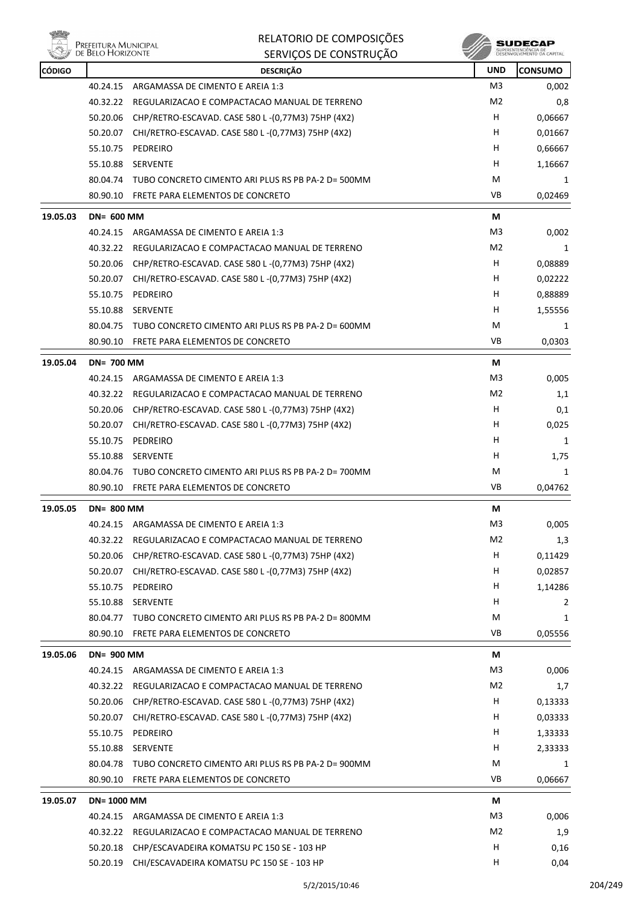| CÓDIGO | | DESCRIÇÃO | UND | CONSUMO |
|---|---|---|---|---|
| | 40.24.15 | ARGAMASSA DE CIMENTO E AREIA 1:3 | M3 | 0,002 |
| | 40.32.22 | REGULARIZACAO E COMPACTACAO MANUAL DE TERRENO | M2 | 0,8 |
| | 50.20.06 | CHP/RETRO-ESCAVAD. CASE 580 L -(0,77M3) 75HP (4X2) | H | 0,06667 |
| | 50.20.07 | CHI/RETRO-ESCAVAD. CASE 580 L -(0,77M3) 75HP (4X2) | H | 0,01667 |
| | 55.10.75 | PEDREIRO | H | 0,66667 |
| | 55.10.88 | SERVENTE | H | 1,16667 |
| | 80.04.74 | TUBO CONCRETO CIMENTO ARI PLUS RS PB PA-2 D= 500MM | M | 1 |
| | 80.90.10 | FRETE PARA ELEMENTOS DE CONCRETO | VB | 0,02469 |
| **19.05.03** | **DN= 600 MM** | | **M** | |
| | 40.24.15 | ARGAMASSA DE CIMENTO E AREIA 1:3 | M3 | 0,002 |
| | 40.32.22 | REGULARIZACAO E COMPACTACAO MANUAL DE TERRENO | M2 | 1 |
| | 50.20.06 | CHP/RETRO-ESCAVAD. CASE 580 L -(0,77M3) 75HP (4X2) | H | 0,08889 |
| | 50.20.07 | CHI/RETRO-ESCAVAD. CASE 580 L -(0,77M3) 75HP (4X2) | H | 0,02222 |
| | 55.10.75 | PEDREIRO | H | 0,88889 |
| | 55.10.88 | SERVENTE | H | 1,55556 |
| | 80.04.75 | TUBO CONCRETO CIMENTO ARI PLUS RS PB PA-2 D= 600MM | M | 1 |
| | 80.90.10 | FRETE PARA ELEMENTOS DE CONCRETO | VB | 0,0303 |
| **19.05.04** | **DN= 700 MM** | | **M** | |
| | 40.24.15 | ARGAMASSA DE CIMENTO E AREIA 1:3 | M3 | 0,005 |
| | 40.32.22 | REGULARIZACAO E COMPACTACAO MANUAL DE TERRENO | M2 | 1,1 |
| | 50.20.06 | CHP/RETRO-ESCAVAD. CASE 580 L -(0,77M3) 75HP (4X2) | H | 0,1 |
| | 50.20.07 | CHI/RETRO-ESCAVAD. CASE 580 L -(0,77M3) 75HP (4X2) | H | 0,025 |
| | 55.10.75 | PEDREIRO | H | 1 |
| | 55.10.88 | SERVENTE | H | 1,75 |
| | 80.04.76 | TUBO CONCRETO CIMENTO ARI PLUS RS PB PA-2 D= 700MM | M | 1 |
| | 80.90.10 | FRETE PARA ELEMENTOS DE CONCRETO | VB | 0,04762 |
| **19.05.05** | **DN= 800 MM** | | **M** | |
| | 40.24.15 | ARGAMASSA DE CIMENTO E AREIA 1:3 | M3 | 0,005 |
| | 40.32.22 | REGULARIZACAO E COMPACTACAO MANUAL DE TERRENO | M2 | 1,3 |
| | 50.20.06 | CHP/RETRO-ESCAVAD. CASE 580 L -(0,77M3) 75HP (4X2) | H | 0,11429 |
| | 50.20.07 | CHI/RETRO-ESCAVAD. CASE 580 L -(0,77M3) 75HP (4X2) | H | 0,02857 |
| | 55.10.75 | PEDREIRO | H | 1,14286 |
| | 55.10.88 | SERVENTE | H | 2 |
| | 80.04.77 | TUBO CONCRETO CIMENTO ARI PLUS RS PB PA-2 D= 800MM | M | 1 |
| | 80.90.10 | FRETE PARA ELEMENTOS DE CONCRETO | VB | 0,05556 |
| **19.05.06** | **DN= 900 MM** | | **M** | |
| | 40.24.15 | ARGAMASSA DE CIMENTO E AREIA 1:3 | M3 | 0,006 |
| | 40.32.22 | REGULARIZACAO E COMPACTACAO MANUAL DE TERRENO | M2 | 1,7 |
| | 50.20.06 | CHP/RETRO-ESCAVAD. CASE 580 L -(0,77M3) 75HP (4X2) | H | 0,13333 |
| | 50.20.07 | CHI/RETRO-ESCAVAD. CASE 580 L -(0,77M3) 75HP (4X2) | H | 0,03333 |
| | 55.10.75 | PEDREIRO | H | 1,33333 |
| | 55.10.88 | SERVENTE | H | 2,33333 |
| | 80.04.78 | TUBO CONCRETO CIMENTO ARI PLUS RS PB PA-2 D= 900MM | M | 1 |
| | 80.90.10 | FRETE PARA ELEMENTOS DE CONCRETO | VB | 0,06667 |
| **19.05.07** | **DN= 1000 MM** | | **M** | |
| | 40.24.15 | ARGAMASSA DE CIMENTO E AREIA 1:3 | M3 | 0,006 |
| | 40.32.22 | REGULARIZACAO E COMPACTACAO MANUAL DE TERRENO | M2 | 1,9 |
| | 50.20.18 | CHP/ESCAVADEIRA KOMATSU PC 150 SE - 103 HP | H | 0,16 |
| | 50.20.19 | CHI/ESCAVADEIRA KOMATSU PC 150 SE - 103 HP | H | 0,04 |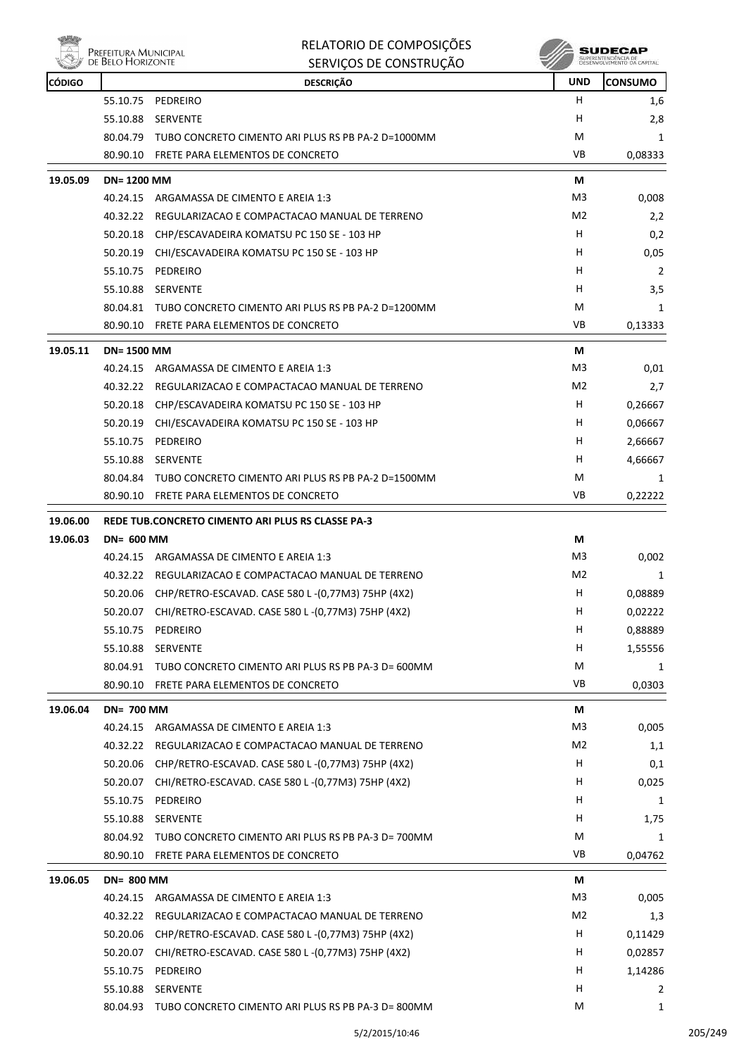| CÓDIGO | DESCRIÇÃO | UND | CONSUMO |
|---|---|---|---|
| | 55.10.75 PEDREIRO | H | 1,6 |
| | 55.10.88 SERVENTE | H | 2,8 |
| | 80.04.79 TUBO CONCRETO CIMENTO ARI PLUS RS PB PA-2 D=1000MM | M | 1 |
| | 80.90.10 FRETE PARA ELEMENTOS DE CONCRETO | VB | 0,08333 |
| **19.05.09** | **DN= 1200 MM** | **M** | |
| | 40.24.15 ARGAMASSA DE CIMENTO E AREIA 1:3 | M3 | 0,008 |
| | 40.32.22 REGULARIZACAO E COMPACTACAO MANUAL DE TERRENO | M2 | 2,2 |
| | 50.20.18 CHP/ESCAVADEIRA KOMATSU PC 150 SE - 103 HP | H | 0,2 |
| | 50.20.19 CHI/ESCAVADEIRA KOMATSU PC 150 SE - 103 HP | H | 0,05 |
| | 55.10.75 PEDREIRO | H | 2 |
| | 55.10.88 SERVENTE | H | 3,5 |
| | 80.04.81 TUBO CONCRETO CIMENTO ARI PLUS RS PB PA-2 D=1200MM | M | 1 |
| | 80.90.10 FRETE PARA ELEMENTOS DE CONCRETO | VB | 0,13333 |
| **19.05.11** | **DN= 1500 MM** | **M** | |
| | 40.24.15 ARGAMASSA DE CIMENTO E AREIA 1:3 | M3 | 0,01 |
| | 40.32.22 REGULARIZACAO E COMPACTACAO MANUAL DE TERRENO | M2 | 2,7 |
| | 50.20.18 CHP/ESCAVADEIRA KOMATSU PC 150 SE - 103 HP | H | 0,26667 |
| | 50.20.19 CHI/ESCAVADEIRA KOMATSU PC 150 SE - 103 HP | H | 0,06667 |
| | 55.10.75 PEDREIRO | H | 2,66667 |
| | 55.10.88 SERVENTE | H | 4,66667 |
| | 80.04.84 TUBO CONCRETO CIMENTO ARI PLUS RS PB PA-2 D=1500MM | M | 1 |
| | 80.90.10 FRETE PARA ELEMENTOS DE CONCRETO | VB | 0,22222 |
| **19.06.00** | **REDE TUB.CONCRETO CIMENTO ARI PLUS RS CLASSE PA-3** | | |
| **19.06.03** | **DN= 600 MM** | **M** | |
| | 40.24.15 ARGAMASSA DE CIMENTO E AREIA 1:3 | M3 | 0,002 |
| | 40.32.22 REGULARIZACAO E COMPACTACAO MANUAL DE TERRENO | M2 | 1 |
| | 50.20.06 CHP/RETRO-ESCAVAD. CASE 580 L -(0,77M3) 75HP (4X2) | H | 0,08889 |
| | 50.20.07 CHI/RETRO-ESCAVAD. CASE 580 L -(0,77M3) 75HP (4X2) | H | 0,02222 |
| | 55.10.75 PEDREIRO | H | 0,88889 |
| | 55.10.88 SERVENTE | H | 1,55556 |
| | 80.04.91 TUBO CONCRETO CIMENTO ARI PLUS RS PB PA-3 D= 600MM | M | 1 |
| | 80.90.10 FRETE PARA ELEMENTOS DE CONCRETO | VB | 0,0303 |
| **19.06.04** | **DN= 700 MM** | **M** | |
| | 40.24.15 ARGAMASSA DE CIMENTO E AREIA 1:3 | M3 | 0,005 |
| | 40.32.22 REGULARIZACAO E COMPACTACAO MANUAL DE TERRENO | M2 | 1,1 |
| | 50.20.06 CHP/RETRO-ESCAVAD. CASE 580 L -(0,77M3) 75HP (4X2) | H | 0,1 |
| | 50.20.07 CHI/RETRO-ESCAVAD. CASE 580 L -(0,77M3) 75HP (4X2) | H | 0,025 |
| | 55.10.75 PEDREIRO | H | 1 |
| | 55.10.88 SERVENTE | H | 1,75 |
| | 80.04.92 TUBO CONCRETO CIMENTO ARI PLUS RS PB PA-3 D= 700MM | M | 1 |
| | 80.90.10 FRETE PARA ELEMENTOS DE CONCRETO | VB | 0,04762 |
| **19.06.05** | **DN= 800 MM** | **M** | |
| | 40.24.15 ARGAMASSA DE CIMENTO E AREIA 1:3 | M3 | 0,005 |
| | 40.32.22 REGULARIZACAO E COMPACTACAO MANUAL DE TERRENO | M2 | 1,3 |
| | 50.20.06 CHP/RETRO-ESCAVAD. CASE 580 L -(0,77M3) 75HP (4X2) | H | 0,11429 |
| | 50.20.07 CHI/RETRO-ESCAVAD. CASE 580 L -(0,77M3) 75HP (4X2) | H | 0,02857 |
| | 55.10.75 PEDREIRO | H | 1,14286 |
| | 55.10.88 SERVENTE | H | 2 |
| | 80.04.93 TUBO CONCRETO CIMENTO ARI PLUS RS PB PA-3 D= 800MM | M | 1 |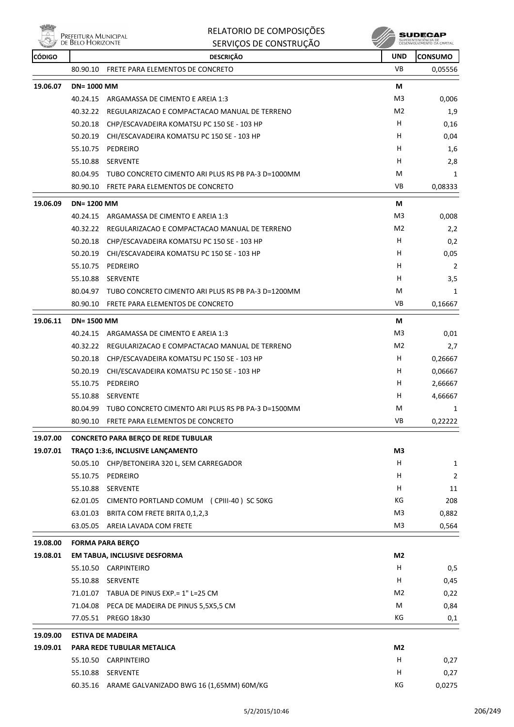| CÓDIGO | | DESCRIÇÃO | UND | CONSUMO |
|---|---|---|---|---|
| | 80.90.10 | FRETE PARA ELEMENTOS DE CONCRETO | VB | 0,05556 |
| **19.06.07** | **DN= 1000 MM** | | **M** | |
| | 40.24.15 | ARGAMASSA DE CIMENTO E AREIA 1:3 | M3 | 0,006 |
| | 40.32.22 | REGULARIZACAO E COMPACTACAO MANUAL DE TERRENO | M2 | 1,9 |
| | 50.20.18 | CHP/ESCAVADEIRA KOMATSU PC 150 SE - 103 HP | H | 0,16 |
| | 50.20.19 | CHI/ESCAVADEIRA KOMATSU PC 150 SE - 103 HP | H | 0,04 |
| | 55.10.75 | PEDREIRO | H | 1,6 |
| | 55.10.88 | SERVENTE | H | 2,8 |
| | 80.04.95 | TUBO CONCRETO CIMENTO ARI PLUS RS PB PA-3 D=1000MM | M | 1 |
| | 80.90.10 | FRETE PARA ELEMENTOS DE CONCRETO | VB | 0,08333 |
| **19.06.09** | **DN= 1200 MM** | | **M** | |
| | 40.24.15 | ARGAMASSA DE CIMENTO E AREIA 1:3 | M3 | 0,008 |
| | 40.32.22 | REGULARIZACAO E COMPACTACAO MANUAL DE TERRENO | M2 | 2,2 |
| | 50.20.18 | CHP/ESCAVADEIRA KOMATSU PC 150 SE - 103 HP | H | 0,2 |
| | 50.20.19 | CHI/ESCAVADEIRA KOMATSU PC 150 SE - 103 HP | H | 0,05 |
| | 55.10.75 | PEDREIRO | H | 2 |
| | 55.10.88 | SERVENTE | H | 3,5 |
| | 80.04.97 | TUBO CONCRETO CIMENTO ARI PLUS RS PB PA-3 D=1200MM | M | 1 |
| | 80.90.10 | FRETE PARA ELEMENTOS DE CONCRETO | VB | 0,16667 |
| **19.06.11** | **DN= 1500 MM** | | **M** | |
| | 40.24.15 | ARGAMASSA DE CIMENTO E AREIA 1:3 | M3 | 0,01 |
| | 40.32.22 | REGULARIZACAO E COMPACTACAO MANUAL DE TERRENO | M2 | 2,7 |
| | 50.20.18 | CHP/ESCAVADEIRA KOMATSU PC 150 SE - 103 HP | H | 0,26667 |
| | 50.20.19 | CHI/ESCAVADEIRA KOMATSU PC 150 SE - 103 HP | H | 0,06667 |
| | 55.10.75 | PEDREIRO | H | 2,66667 |
| | 55.10.88 | SERVENTE | H | 4,66667 |
| | 80.04.99 | TUBO CONCRETO CIMENTO ARI PLUS RS PB PA-3 D=1500MM | M | 1 |
| | 80.90.10 | FRETE PARA ELEMENTOS DE CONCRETO | VB | 0,22222 |
| **19.07.00** | **CONCRETO PARA BERÇO DE REDE TUBULAR** | | | |
| **19.07.01** | **TRAÇO 1:3:6, INCLUSIVE LANÇAMENTO** | | **M3** | |
| | 50.05.10 | CHP/BETONEIRA 320 L, SEM CARREGADOR | H | 1 |
| | 55.10.75 | PEDREIRO | H | 2 |
| | 55.10.88 | SERVENTE | H | 11 |
| | 62.01.05 | CIMENTO PORTLAND COMUM ( CPIII-40 ) SC 50KG | KG | 208 |
| | 63.01.03 | BRITA COM FRETE BRITA 0,1,2,3 | M3 | 0,882 |
| | 63.05.05 | AREIA LAVADA COM FRETE | M3 | 0,564 |
| **19.08.00** | **FORMA PARA BERÇO** | | | |
| **19.08.01** | **EM TABUA, INCLUSIVE DESFORMA** | | **M2** | |
| | 55.10.50 | CARPINTEIRO | H | 0,5 |
| | 55.10.88 | SERVENTE | H | 0,45 |
| | 71.01.07 | TABUA DE PINUS EXP.= 1" L=25 CM | M2 | 0,22 |
| | 71.04.08 | PECA DE MADEIRA DE PINUS 5,5X5,5 CM | M | 0,84 |
| | 77.05.51 | PREGO 18x30 | KG | 0,1 |
| **19.09.00** | **ESTIVA DE MADEIRA** | | | |
| **19.09.01** | **PARA REDE TUBULAR METALICA** | | **M2** | |
| | 55.10.50 | CARPINTEIRO | H | 0,27 |
| | 55.10.88 | SERVENTE | H | 0,27 |
| | 60.35.16 | ARAME GALVANIZADO BWG 16 (1,65MM) 60M/KG | KG | 0,0275 |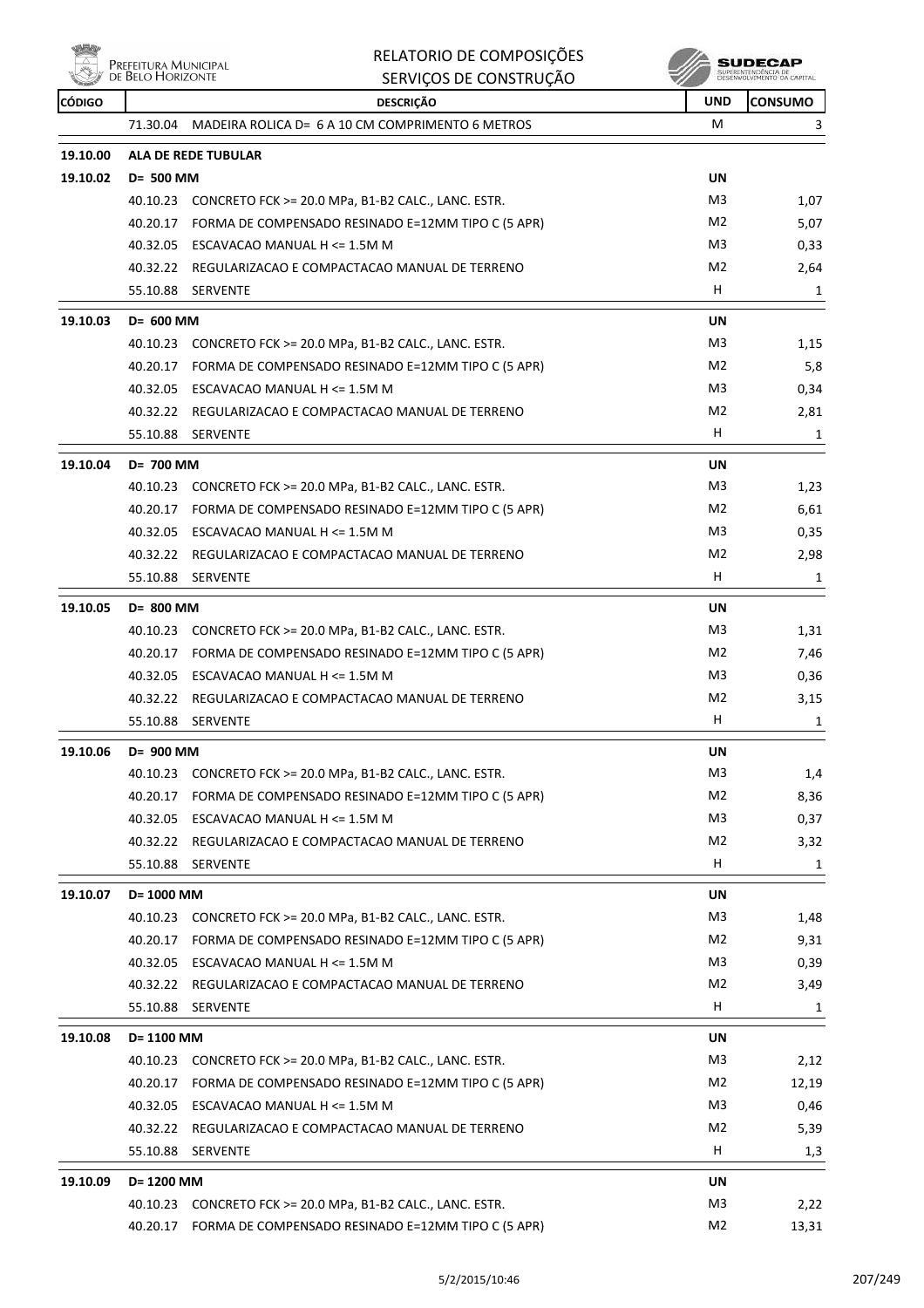| CÓDIGO | DESCRIÇÃO | UND | CONSUMO |
|---|---|---|---|
| | 71.30.04 MADEIRA ROLICA D= 6 A 10 CM COMPRIMENTO 6 METROS | M | 3 |
| **19.10.00** | **ALA DE REDE TUBULAR** | | |
| **19.10.02** | **D= 500 MM** | **UN** | |
| | 40.10.23 CONCRETO FCK >= 20.0 MPa, B1-B2 CALC., LANC. ESTR. | M3 | 1,07 |
| | 40.20.17 FORMA DE COMPENSADO RESINADO E=12MM TIPO C (5 APR) | M2 | 5,07 |
| | 40.32.05 ESCAVACAO MANUAL H <= 1.5M M | M3 | 0,33 |
| | 40.32.22 REGULARIZACAO E COMPACTACAO MANUAL DE TERRENO | M2 | 2,64 |
| | 55.10.88 SERVENTE | H | 1 |
| **19.10.03** | **D= 600 MM** | **UN** | |
| | 40.10.23 CONCRETO FCK >= 20.0 MPa, B1-B2 CALC., LANC. ESTR. | M3 | 1,15 |
| | 40.20.17 FORMA DE COMPENSADO RESINADO E=12MM TIPO C (5 APR) | M2 | 5,8 |
| | 40.32.05 ESCAVACAO MANUAL H <= 1.5M M | M3 | 0,34 |
| | 40.32.22 REGULARIZACAO E COMPACTACAO MANUAL DE TERRENO | M2 | 2,81 |
| | 55.10.88 SERVENTE | H | 1 |
| **19.10.04** | **D= 700 MM** | **UN** | |
| | 40.10.23 CONCRETO FCK >= 20.0 MPa, B1-B2 CALC., LANC. ESTR. | M3 | 1,23 |
| | 40.20.17 FORMA DE COMPENSADO RESINADO E=12MM TIPO C (5 APR) | M2 | 6,61 |
| | 40.32.05 ESCAVACAO MANUAL H <= 1.5M M | M3 | 0,35 |
| | 40.32.22 REGULARIZACAO E COMPACTACAO MANUAL DE TERRENO | M2 | 2,98 |
| | 55.10.88 SERVENTE | H | 1 |
| **19.10.05** | **D= 800 MM** | **UN** | |
| | 40.10.23 CONCRETO FCK >= 20.0 MPa, B1-B2 CALC., LANC. ESTR. | M3 | 1,31 |
| | 40.20.17 FORMA DE COMPENSADO RESINADO E=12MM TIPO C (5 APR) | M2 | 7,46 |
| | 40.32.05 ESCAVACAO MANUAL H <= 1.5M M | M3 | 0,36 |
| | 40.32.22 REGULARIZACAO E COMPACTACAO MANUAL DE TERRENO | M2 | 3,15 |
| | 55.10.88 SERVENTE | H | 1 |
| **19.10.06** | **D= 900 MM** | **UN** | |
| | 40.10.23 CONCRETO FCK >= 20.0 MPa, B1-B2 CALC., LANC. ESTR. | M3 | 1,4 |
| | 40.20.17 FORMA DE COMPENSADO RESINADO E=12MM TIPO C (5 APR) | M2 | 8,36 |
| | 40.32.05 ESCAVACAO MANUAL H <= 1.5M M | M3 | 0,37 |
| | 40.32.22 REGULARIZACAO E COMPACTACAO MANUAL DE TERRENO | M2 | 3,32 |
| | 55.10.88 SERVENTE | H | 1 |
| **19.10.07** | **D= 1000 MM** | **UN** | |
| | 40.10.23 CONCRETO FCK >= 20.0 MPa, B1-B2 CALC., LANC. ESTR. | M3 | 1,48 |
| | 40.20.17 FORMA DE COMPENSADO RESINADO E=12MM TIPO C (5 APR) | M2 | 9,31 |
| | 40.32.05 ESCAVACAO MANUAL H <= 1.5M M | M3 | 0,39 |
| | 40.32.22 REGULARIZACAO E COMPACTACAO MANUAL DE TERRENO | M2 | 3,49 |
| | 55.10.88 SERVENTE | H | 1 |
| **19.10.08** | **D= 1100 MM** | **UN** | |
| | 40.10.23 CONCRETO FCK >= 20.0 MPa, B1-B2 CALC., LANC. ESTR. | M3 | 2,12 |
| | 40.20.17 FORMA DE COMPENSADO RESINADO E=12MM TIPO C (5 APR) | M2 | 12,19 |
| | 40.32.05 ESCAVACAO MANUAL H <= 1.5M M | M3 | 0,46 |
| | 40.32.22 REGULARIZACAO E COMPACTACAO MANUAL DE TERRENO | M2 | 5,39 |
| | 55.10.88 SERVENTE | H | 1,3 |
| **19.10.09** | **D= 1200 MM** | **UN** | |
| | 40.10.23 CONCRETO FCK >= 20.0 MPa, B1-B2 CALC., LANC. ESTR. | M3 | 2,22 |
| | 40.20.17 FORMA DE COMPENSADO RESINADO E=12MM TIPO C (5 APR) | M2 | 13,31 |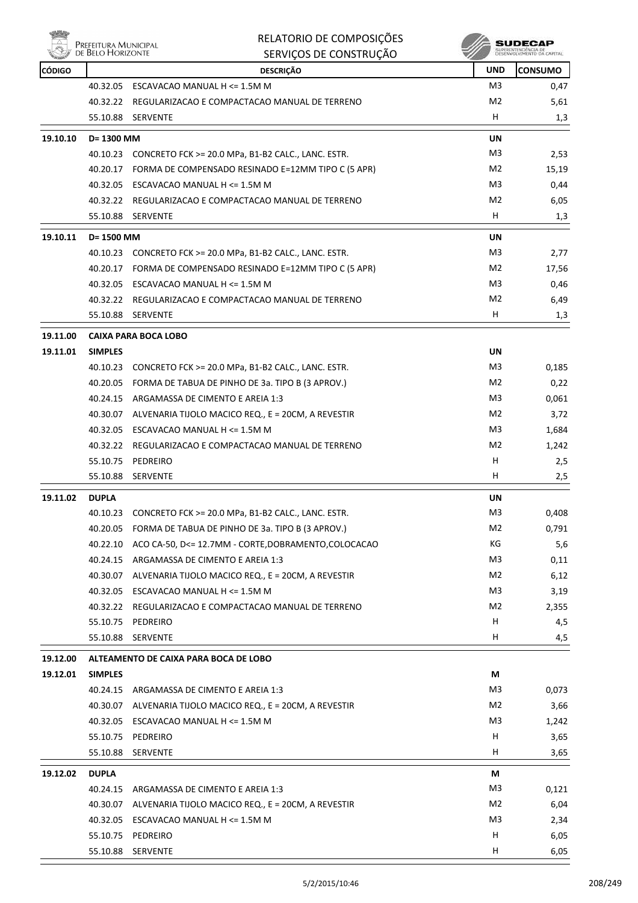# RELATORIO DE COMPOSIÇÕES
## SERVIÇOS DE CONSTRUÇÃO

| CÓDIGO | | DESCRIÇÃO | UND | CONSUMO |
|---|---|---|---|---|
| | 40.32.05 | ESCAVACAO MANUAL H <= 1.5M M | M3 | 0,47 |
| | 40.32.22 | REGULARIZACAO E COMPACTACAO MANUAL DE TERRENO | M2 | 5,61 |
| | 55.10.88 | SERVENTE | H | 1,3 |
| **19.10.10** | **D= 1300 MM** | | **UN** | |
| | 40.10.23 | CONCRETO FCK >= 20.0 MPa, B1-B2 CALC., LANC. ESTR. | M3 | 2,53 |
| | 40.20.17 | FORMA DE COMPENSADO RESINADO E=12MM TIPO C (5 APR) | M2 | 15,19 |
| | 40.32.05 | ESCAVACAO MANUAL H <= 1.5M M | M3 | 0,44 |
| | 40.32.22 | REGULARIZACAO E COMPACTACAO MANUAL DE TERRENO | M2 | 6,05 |
| | 55.10.88 | SERVENTE | H | 1,3 |
| **19.10.11** | **D= 1500 MM** | | **UN** | |
| | 40.10.23 | CONCRETO FCK >= 20.0 MPa, B1-B2 CALC., LANC. ESTR. | M3 | 2,77 |
| | 40.20.17 | FORMA DE COMPENSADO RESINADO E=12MM TIPO C (5 APR) | M2 | 17,56 |
| | 40.32.05 | ESCAVACAO MANUAL H <= 1.5M M | M3 | 0,46 |
| | 40.32.22 | REGULARIZACAO E COMPACTACAO MANUAL DE TERRENO | M2 | 6,49 |
| | 55.10.88 | SERVENTE | H | 1,3 |
| **19.11.00** | **CAIXA PARA BOCA LOBO** | | | |
| **19.11.01** | **SIMPLES** | | **UN** | |
| | 40.10.23 | CONCRETO FCK >= 20.0 MPa, B1-B2 CALC., LANC. ESTR. | M3 | 0,185 |
| | 40.20.05 | FORMA DE TABUA DE PINHO DE 3a. TIPO B (3 APROV.) | M2 | 0,22 |
| | 40.24.15 | ARGAMASSA DE CIMENTO E AREIA 1:3 | M3 | 0,061 |
| | 40.30.07 | ALVENARIA TIJOLO MACICO REQ., E = 20CM, A REVESTIR | M2 | 3,72 |
| | 40.32.05 | ESCAVACAO MANUAL H <= 1.5M M | M3 | 1,684 |
| | 40.32.22 | REGULARIZACAO E COMPACTACAO MANUAL DE TERRENO | M2 | 1,242 |
| | 55.10.75 | PEDREIRO | H | 2,5 |
| | 55.10.88 | SERVENTE | H | 2,5 |
| **19.11.02** | **DUPLA** | | **UN** | |
| | 40.10.23 | CONCRETO FCK >= 20.0 MPa, B1-B2 CALC., LANC. ESTR. | M3 | 0,408 |
| | 40.20.05 | FORMA DE TABUA DE PINHO DE 3a. TIPO B (3 APROV.) | M2 | 0,791 |
| | 40.22.10 | ACO CA-50, D<= 12.7MM - CORTE,DOBRAMENTO,COLOCACAO | KG | 5,6 |
| | 40.24.15 | ARGAMASSA DE CIMENTO E AREIA 1:3 | M3 | 0,11 |
| | 40.30.07 | ALVENARIA TIJOLO MACICO REQ., E = 20CM, A REVESTIR | M2 | 6,12 |
| | 40.32.05 | ESCAVACAO MANUAL H <= 1.5M M | M3 | 3,19 |
| | 40.32.22 | REGULARIZACAO E COMPACTACAO MANUAL DE TERRENO | M2 | 2,355 |
| | 55.10.75 | PEDREIRO | H | 4,5 |
| | 55.10.88 | SERVENTE | H | 4,5 |
| **19.12.00** | **ALTEAMENTO DE CAIXA PARA BOCA DE LOBO** | | | |
| **19.12.01** | **SIMPLES** | | **M** | |
| | 40.24.15 | ARGAMASSA DE CIMENTO E AREIA 1:3 | M3 | 0,073 |
| | 40.30.07 | ALVENARIA TIJOLO MACICO REQ., E = 20CM, A REVESTIR | M2 | 3,66 |
| | 40.32.05 | ESCAVACAO MANUAL H <= 1.5M M | M3 | 1,242 |
| | 55.10.75 | PEDREIRO | H | 3,65 |
| | 55.10.88 | SERVENTE | H | 3,65 |
| **19.12.02** | **DUPLA** | | **M** | |
| | 40.24.15 | ARGAMASSA DE CIMENTO E AREIA 1:3 | M3 | 0,121 |
| | 40.30.07 | ALVENARIA TIJOLO MACICO REQ., E = 20CM, A REVESTIR | M2 | 6,04 |
| | 40.32.05 | ESCAVACAO MANUAL H <= 1.5M M | M3 | 2,34 |
| | 55.10.75 | PEDREIRO | H | 6,05 |
| | 55.10.88 | SERVENTE | H | 6,05 |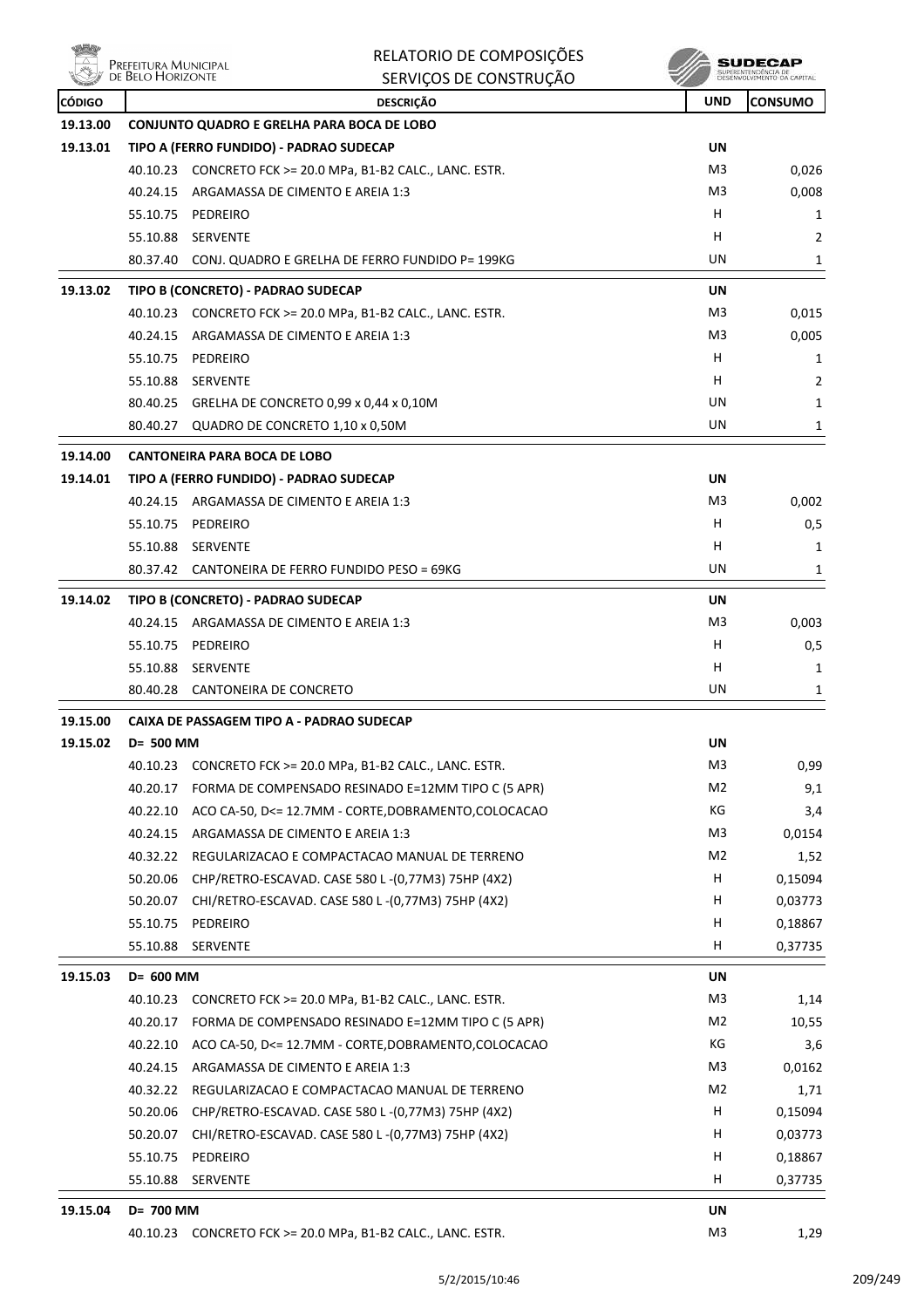| CÓDIGO | DESCRIÇÃO | UND | CONSUMO |
|---|---|---|---|
| 19.13.00 | **CONJUNTO QUADRO E GRELHA PARA BOCA DE LOBO** | | |
| 19.13.01 | **TIPO A (FERRO FUNDIDO) - PADRAO SUDECAP** | UN | |
| | 40.10.23 CONCRETO FCK >= 20.0 MPa, B1-B2 CALC., LANC. ESTR. | M3 | 0,026 |
| | 40.24.15 ARGAMASSA DE CIMENTO E AREIA 1:3 | M3 | 0,008 |
| | 55.10.75 PEDREIRO | H | 1 |
| | 55.10.88 SERVENTE | H | 2 |
| | 80.37.40 CONJ. QUADRO E GRELHA DE FERRO FUNDIDO P= 199KG | UN | 1 |
| 19.13.02 | **TIPO B (CONCRETO) - PADRAO SUDECAP** | UN | |
| | 40.10.23 CONCRETO FCK >= 20.0 MPa, B1-B2 CALC., LANC. ESTR. | M3 | 0,015 |
| | 40.24.15 ARGAMASSA DE CIMENTO E AREIA 1:3 | M3 | 0,005 |
| | 55.10.75 PEDREIRO | H | 1 |
| | 55.10.88 SERVENTE | H | 2 |
| | 80.40.25 GRELHA DE CONCRETO 0,99 x 0,44 x 0,10M | UN | 1 |
| | 80.40.27 QUADRO DE CONCRETO 1,10 x 0,50M | UN | 1 |
| 19.14.00 | **CANTONEIRA PARA BOCA DE LOBO** | | |
| 19.14.01 | **TIPO A (FERRO FUNDIDO) - PADRAO SUDECAP** | UN | |
| | 40.24.15 ARGAMASSA DE CIMENTO E AREIA 1:3 | M3 | 0,002 |
| | 55.10.75 PEDREIRO | H | 0,5 |
| | 55.10.88 SERVENTE | H | 1 |
| | 80.37.42 CANTONEIRA DE FERRO FUNDIDO PESO = 69KG | UN | 1 |
| 19.14.02 | **TIPO B (CONCRETO) - PADRAO SUDECAP** | UN | |
| | 40.24.15 ARGAMASSA DE CIMENTO E AREIA 1:3 | M3 | 0,003 |
| | 55.10.75 PEDREIRO | H | 0,5 |
| | 55.10.88 SERVENTE | H | 1 |
| | 80.40.28 CANTONEIRA DE CONCRETO | UN | 1 |
| 19.15.00 | **CAIXA DE PASSAGEM TIPO A - PADRAO SUDECAP** | | |
| 19.15.02 | **D= 500 MM** | UN | |
| | 40.10.23 CONCRETO FCK >= 20.0 MPa, B1-B2 CALC., LANC. ESTR. | M3 | 0,99 |
| | 40.20.17 FORMA DE COMPENSADO RESINADO E=12MM TIPO C (5 APR) | M2 | 9,1 |
| | 40.22.10 ACO CA-50, D<= 12.7MM - CORTE,DOBRAMENTO,COLOCACAO | KG | 3,4 |
| | 40.24.15 ARGAMASSA DE CIMENTO E AREIA 1:3 | M3 | 0,0154 |
| | 40.32.22 REGULARIZACAO E COMPACTACAO MANUAL DE TERRENO | M2 | 1,52 |
| | 50.20.06 CHP/RETRO-ESCAVAD. CASE 580 L -(0,77M3) 75HP (4X2) | H | 0,15094 |
| | 50.20.07 CHI/RETRO-ESCAVAD. CASE 580 L -(0,77M3) 75HP (4X2) | H | 0,03773 |
| | 55.10.75 PEDREIRO | H | 0,18867 |
| | 55.10.88 SERVENTE | H | 0,37735 |
| 19.15.03 | **D= 600 MM** | UN | |
| | 40.10.23 CONCRETO FCK >= 20.0 MPa, B1-B2 CALC., LANC. ESTR. | M3 | 1,14 |
| | 40.20.17 FORMA DE COMPENSADO RESINADO E=12MM TIPO C (5 APR) | M2 | 10,55 |
| | 40.22.10 ACO CA-50, D<= 12.7MM - CORTE,DOBRAMENTO,COLOCACAO | KG | 3,6 |
| | 40.24.15 ARGAMASSA DE CIMENTO E AREIA 1:3 | M3 | 0,0162 |
| | 40.32.22 REGULARIZACAO E COMPACTACAO MANUAL DE TERRENO | M2 | 1,71 |
| | 50.20.06 CHP/RETRO-ESCAVAD. CASE 580 L -(0,77M3) 75HP (4X2) | H | 0,15094 |
| | 50.20.07 CHI/RETRO-ESCAVAD. CASE 580 L -(0,77M3) 75HP (4X2) | H | 0,03773 |
| | 55.10.75 PEDREIRO | H | 0,18867 |
| | 55.10.88 SERVENTE | H | 0,37735 |
| 19.15.04 | **D= 700 MM** | UN | |
| | 40.10.23 CONCRETO FCK >= 20.0 MPa, B1-B2 CALC., LANC. ESTR. | M3 | 1,29 |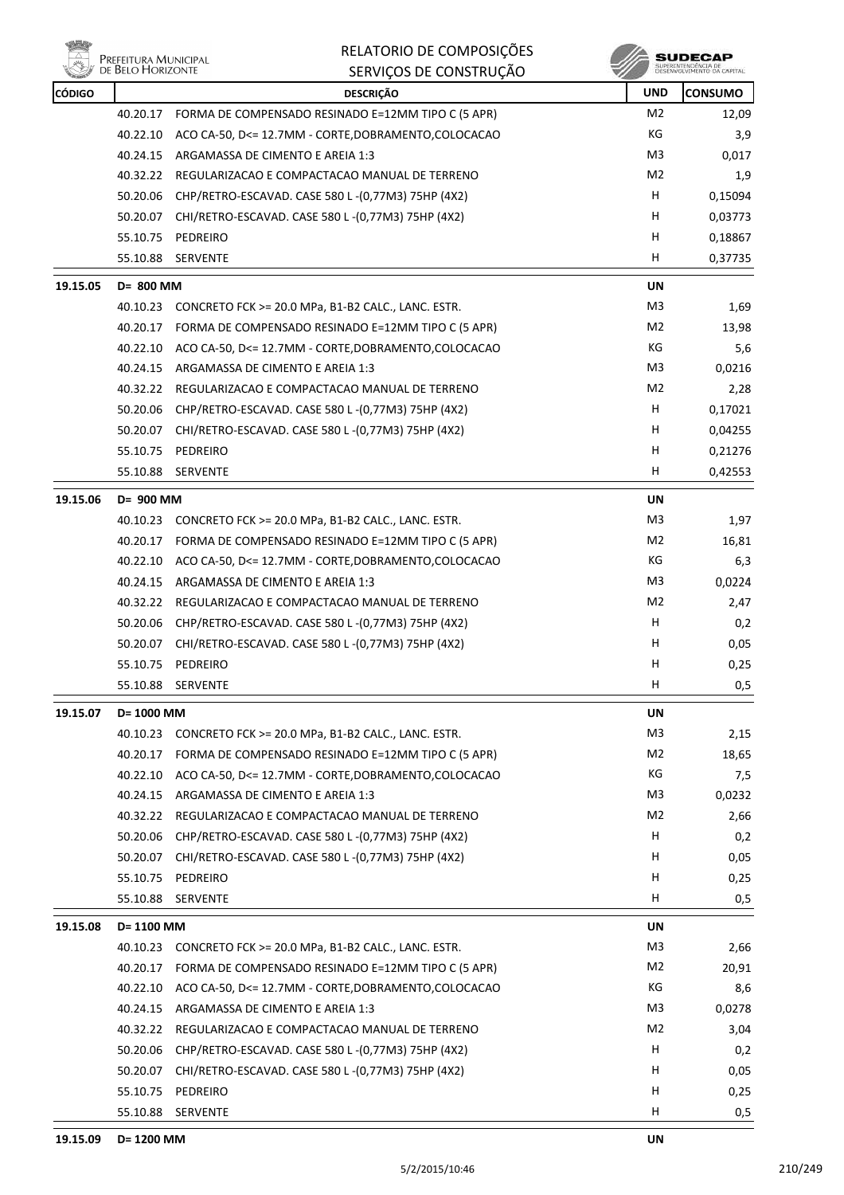| CÓDIGO | | DESCRIÇÃO | UND | CONSUMO |
|---|---|---|---|---|
| | 40.20.17 | FORMA DE COMPENSADO RESINADO E=12MM TIPO C (5 APR) | M2 | 12,09 |
| | 40.22.10 | ACO CA-50, D<= 12.7MM - CORTE,DOBRAMENTO,COLOCACAO | KG | 3,9 |
| | 40.24.15 | ARGAMASSA DE CIMENTO E AREIA 1:3 | M3 | 0,017 |
| | 40.32.22 | REGULARIZACAO E COMPACTACAO MANUAL DE TERRENO | M2 | 1,9 |
| | 50.20.06 | CHP/RETRO-ESCAVAD. CASE 580 L -(0,77M3) 75HP (4X2) | H | 0,15094 |
| | 50.20.07 | CHI/RETRO-ESCAVAD. CASE 580 L -(0,77M3) 75HP (4X2) | H | 0,03773 |
| | 55.10.75 | PEDREIRO | H | 0,18867 |
| | 55.10.88 | SERVENTE | H | 0,37735 |
| **19.15.05** | **D= 800 MM** | | **UN** | |
| | 40.10.23 | CONCRETO FCK >= 20.0 MPa, B1-B2 CALC., LANC. ESTR. | M3 | 1,69 |
| | 40.20.17 | FORMA DE COMPENSADO RESINADO E=12MM TIPO C (5 APR) | M2 | 13,98 |
| | 40.22.10 | ACO CA-50, D<= 12.7MM - CORTE,DOBRAMENTO,COLOCACAO | KG | 5,6 |
| | 40.24.15 | ARGAMASSA DE CIMENTO E AREIA 1:3 | M3 | 0,0216 |
| | 40.32.22 | REGULARIZACAO E COMPACTACAO MANUAL DE TERRENO | M2 | 2,28 |
| | 50.20.06 | CHP/RETRO-ESCAVAD. CASE 580 L -(0,77M3) 75HP (4X2) | H | 0,17021 |
| | 50.20.07 | CHI/RETRO-ESCAVAD. CASE 580 L -(0,77M3) 75HP (4X2) | H | 0,04255 |
| | 55.10.75 | PEDREIRO | H | 0,21276 |
| | 55.10.88 | SERVENTE | H | 0,42553 |
| **19.15.06** | **D= 900 MM** | | **UN** | |
| | 40.10.23 | CONCRETO FCK >= 20.0 MPa, B1-B2 CALC., LANC. ESTR. | M3 | 1,97 |
| | 40.20.17 | FORMA DE COMPENSADO RESINADO E=12MM TIPO C (5 APR) | M2 | 16,81 |
| | 40.22.10 | ACO CA-50, D<= 12.7MM - CORTE,DOBRAMENTO,COLOCACAO | KG | 6,3 |
| | 40.24.15 | ARGAMASSA DE CIMENTO E AREIA 1:3 | M3 | 0,0224 |
| | 40.32.22 | REGULARIZACAO E COMPACTACAO MANUAL DE TERRENO | M2 | 2,47 |
| | 50.20.06 | CHP/RETRO-ESCAVAD. CASE 580 L -(0,77M3) 75HP (4X2) | H | 0,2 |
| | 50.20.07 | CHI/RETRO-ESCAVAD. CASE 580 L -(0,77M3) 75HP (4X2) | H | 0,05 |
| | 55.10.75 | PEDREIRO | H | 0,25 |
| | 55.10.88 | SERVENTE | H | 0,5 |
| **19.15.07** | **D= 1000 MM** | | **UN** | |
| | 40.10.23 | CONCRETO FCK >= 20.0 MPa, B1-B2 CALC., LANC. ESTR. | M3 | 2,15 |
| | 40.20.17 | FORMA DE COMPENSADO RESINADO E=12MM TIPO C (5 APR) | M2 | 18,65 |
| | 40.22.10 | ACO CA-50, D<= 12.7MM - CORTE,DOBRAMENTO,COLOCACAO | KG | 7,5 |
| | 40.24.15 | ARGAMASSA DE CIMENTO E AREIA 1:3 | M3 | 0,0232 |
| | 40.32.22 | REGULARIZACAO E COMPACTACAO MANUAL DE TERRENO | M2 | 2,66 |
| | 50.20.06 | CHP/RETRO-ESCAVAD. CASE 580 L -(0,77M3) 75HP (4X2) | H | 0,2 |
| | 50.20.07 | CHI/RETRO-ESCAVAD. CASE 580 L -(0,77M3) 75HP (4X2) | H | 0,05 |
| | 55.10.75 | PEDREIRO | H | 0,25 |
| | 55.10.88 | SERVENTE | H | 0,5 |
| **19.15.08** | **D= 1100 MM** | | **UN** | |
| | 40.10.23 | CONCRETO FCK >= 20.0 MPa, B1-B2 CALC., LANC. ESTR. | M3 | 2,66 |
| | 40.20.17 | FORMA DE COMPENSADO RESINADO E=12MM TIPO C (5 APR) | M2 | 20,91 |
| | 40.22.10 | ACO CA-50, D<= 12.7MM - CORTE,DOBRAMENTO,COLOCACAO | KG | 8,6 |
| | 40.24.15 | ARGAMASSA DE CIMENTO E AREIA 1:3 | M3 | 0,0278 |
| | 40.32.22 | REGULARIZACAO E COMPACTACAO MANUAL DE TERRENO | M2 | 3,04 |
| | 50.20.06 | CHP/RETRO-ESCAVAD. CASE 580 L -(0,77M3) 75HP (4X2) | H | 0,2 |
| | 50.20.07 | CHI/RETRO-ESCAVAD. CASE 580 L -(0,77M3) 75HP (4X2) | H | 0,05 |
| | 55.10.75 | PEDREIRO | H | 0,25 |
| | 55.10.88 | SERVENTE | H | 0,5 |
| **19.15.09** | **D= 1200 MM** | | **UN** | |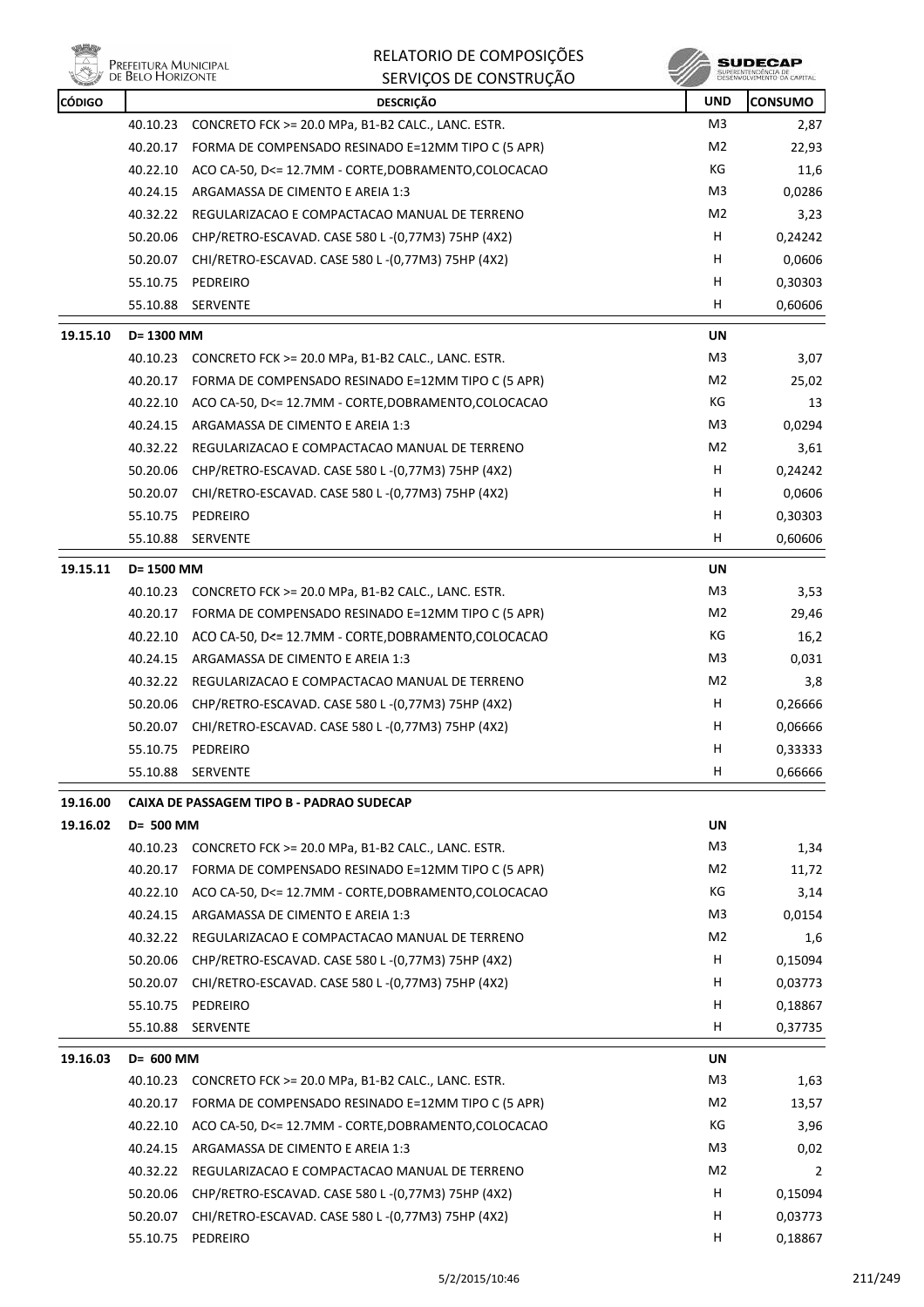| CÓDIGO | | DESCRIÇÃO | UND | CONSUMO |
|---|---|---|---|---|
| | 40.10.23 | CONCRETO FCK >= 20.0 MPa, B1-B2 CALC., LANC. ESTR. | M3 | 2,87 |
| | 40.20.17 | FORMA DE COMPENSADO RESINADO E=12MM TIPO C (5 APR) | M2 | 22,93 |
| | 40.22.10 | ACO CA-50, D<= 12.7MM - CORTE,DOBRAMENTO,COLOCACAO | KG | 11,6 |
| | 40.24.15 | ARGAMASSA DE CIMENTO E AREIA 1:3 | M3 | 0,0286 |
| | 40.32.22 | REGULARIZACAO E COMPACTACAO MANUAL DE TERRENO | M2 | 3,23 |
| | 50.20.06 | CHP/RETRO-ESCAVAD. CASE 580 L -(0,77M3) 75HP (4X2) | H | 0,24242 |
| | 50.20.07 | CHI/RETRO-ESCAVAD. CASE 580 L -(0,77M3) 75HP (4X2) | H | 0,0606 |
| | 55.10.75 | PEDREIRO | H | 0,30303 |
| | 55.10.88 | SERVENTE | H | 0,60606 |
| 19.15.10 | D= 1300 MM | | UN | |
| | 40.10.23 | CONCRETO FCK >= 20.0 MPa, B1-B2 CALC., LANC. ESTR. | M3 | 3,07 |
| | 40.20.17 | FORMA DE COMPENSADO RESINADO E=12MM TIPO C (5 APR) | M2 | 25,02 |
| | 40.22.10 | ACO CA-50, D<= 12.7MM - CORTE,DOBRAMENTO,COLOCACAO | KG | 13 |
| | 40.24.15 | ARGAMASSA DE CIMENTO E AREIA 1:3 | M3 | 0,0294 |
| | 40.32.22 | REGULARIZACAO E COMPACTACAO MANUAL DE TERRENO | M2 | 3,61 |
| | 50.20.06 | CHP/RETRO-ESCAVAD. CASE 580 L -(0,77M3) 75HP (4X2) | H | 0,24242 |
| | 50.20.07 | CHI/RETRO-ESCAVAD. CASE 580 L -(0,77M3) 75HP (4X2) | H | 0,0606 |
| | 55.10.75 | PEDREIRO | H | 0,30303 |
| | 55.10.88 | SERVENTE | H | 0,60606 |
| 19.15.11 | D= 1500 MM | | UN | |
| | 40.10.23 | CONCRETO FCK >= 20.0 MPa, B1-B2 CALC., LANC. ESTR. | M3 | 3,53 |
| | 40.20.17 | FORMA DE COMPENSADO RESINADO E=12MM TIPO C (5 APR) | M2 | 29,46 |
| | 40.22.10 | ACO CA-50, D<= 12.7MM - CORTE,DOBRAMENTO,COLOCACAO | KG | 16,2 |
| | 40.24.15 | ARGAMASSA DE CIMENTO E AREIA 1:3 | M3 | 0,031 |
| | 40.32.22 | REGULARIZACAO E COMPACTACAO MANUAL DE TERRENO | M2 | 3,8 |
| | 50.20.06 | CHP/RETRO-ESCAVAD. CASE 580 L -(0,77M3) 75HP (4X2) | H | 0,26666 |
| | 50.20.07 | CHI/RETRO-ESCAVAD. CASE 580 L -(0,77M3) 75HP (4X2) | H | 0,06666 |
| | 55.10.75 | PEDREIRO | H | 0,33333 |
| | 55.10.88 | SERVENTE | H | 0,66666 |
| 19.16.00 | **CAIXA DE PASSAGEM TIPO B - PADRAO SUDECAP** | | | |
| 19.16.02 | D= 500 MM | | UN | |
| | 40.10.23 | CONCRETO FCK >= 20.0 MPa, B1-B2 CALC., LANC. ESTR. | M3 | 1,34 |
| | 40.20.17 | FORMA DE COMPENSADO RESINADO E=12MM TIPO C (5 APR) | M2 | 11,72 |
| | 40.22.10 | ACO CA-50, D<= 12.7MM - CORTE,DOBRAMENTO,COLOCACAO | KG | 3,14 |
| | 40.24.15 | ARGAMASSA DE CIMENTO E AREIA 1:3 | M3 | 0,0154 |
| | 40.32.22 | REGULARIZACAO E COMPACTACAO MANUAL DE TERRENO | M2 | 1,6 |
| | 50.20.06 | CHP/RETRO-ESCAVAD. CASE 580 L -(0,77M3) 75HP (4X2) | H | 0,15094 |
| | 50.20.07 | CHI/RETRO-ESCAVAD. CASE 580 L -(0,77M3) 75HP (4X2) | H | 0,03773 |
| | 55.10.75 | PEDREIRO | H | 0,18867 |
| | 55.10.88 | SERVENTE | H | 0,37735 |
| 19.16.03 | D= 600 MM | | UN | |
| | 40.10.23 | CONCRETO FCK >= 20.0 MPa, B1-B2 CALC., LANC. ESTR. | M3 | 1,63 |
| | 40.20.17 | FORMA DE COMPENSADO RESINADO E=12MM TIPO C (5 APR) | M2 | 13,57 |
| | 40.22.10 | ACO CA-50, D<= 12.7MM - CORTE,DOBRAMENTO,COLOCACAO | KG | 3,96 |
| | 40.24.15 | ARGAMASSA DE CIMENTO E AREIA 1:3 | M3 | 0,02 |
| | 40.32.22 | REGULARIZACAO E COMPACTACAO MANUAL DE TERRENO | M2 | 2 |
| | 50.20.06 | CHP/RETRO-ESCAVAD. CASE 580 L -(0,77M3) 75HP (4X2) | H | 0,15094 |
| | 50.20.07 | CHI/RETRO-ESCAVAD. CASE 580 L -(0,77M3) 75HP (4X2) | H | 0,03773 |
| | 55.10.75 | PEDREIRO | H | 0,18867 |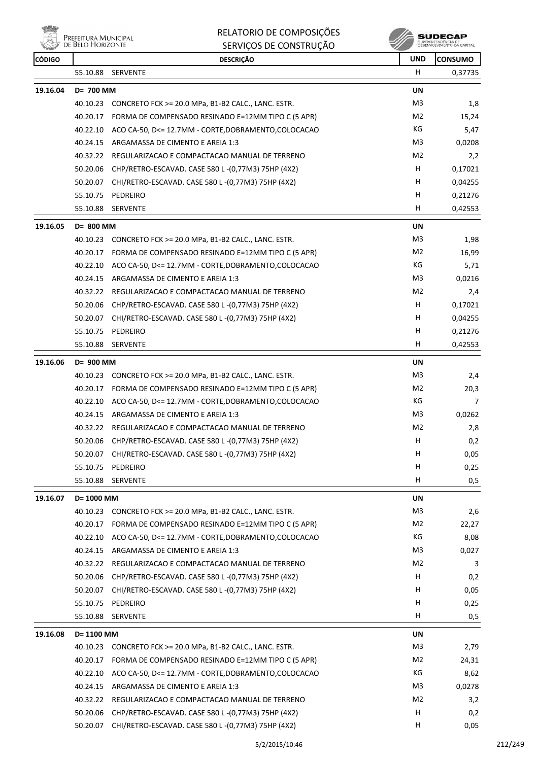| CÓDIGO | | DESCRIÇÃO | UND | CONSUMO |
|---|---|---|---|---|
| | 55.10.88 | SERVENTE | H | 0,37735 |
| **19.16.04** | **D= 700 MM** | | **UN** | |
| | 40.10.23 | CONCRETO FCK >= 20.0 MPa, B1-B2 CALC., LANC. ESTR. | M3 | 1,8 |
| | 40.20.17 | FORMA DE COMPENSADO RESINADO E=12MM TIPO C (5 APR) | M2 | 15,24 |
| | 40.22.10 | ACO CA-50, D<= 12.7MM - CORTE,DOBRAMENTO,COLOCACAO | KG | 5,47 |
| | 40.24.15 | ARGAMASSA DE CIMENTO E AREIA 1:3 | M3 | 0,0208 |
| | 40.32.22 | REGULARIZACAO E COMPACTACAO MANUAL DE TERRENO | M2 | 2,2 |
| | 50.20.06 | CHP/RETRO-ESCAVAD. CASE 580 L -(0,77M3) 75HP (4X2) | H | 0,17021 |
| | 50.20.07 | CHI/RETRO-ESCAVAD. CASE 580 L -(0,77M3) 75HP (4X2) | H | 0,04255 |
| | 55.10.75 | PEDREIRO | H | 0,21276 |
| | 55.10.88 | SERVENTE | H | 0,42553 |
| **19.16.05** | **D= 800 MM** | | **UN** | |
| | 40.10.23 | CONCRETO FCK >= 20.0 MPa, B1-B2 CALC., LANC. ESTR. | M3 | 1,98 |
| | 40.20.17 | FORMA DE COMPENSADO RESINADO E=12MM TIPO C (5 APR) | M2 | 16,99 |
| | 40.22.10 | ACO CA-50, D<= 12.7MM - CORTE,DOBRAMENTO,COLOCACAO | KG | 5,71 |
| | 40.24.15 | ARGAMASSA DE CIMENTO E AREIA 1:3 | M3 | 0,0216 |
| | 40.32.22 | REGULARIZACAO E COMPACTACAO MANUAL DE TERRENO | M2 | 2,4 |
| | 50.20.06 | CHP/RETRO-ESCAVAD. CASE 580 L -(0,77M3) 75HP (4X2) | H | 0,17021 |
| | 50.20.07 | CHI/RETRO-ESCAVAD. CASE 580 L -(0,77M3) 75HP (4X2) | H | 0,04255 |
| | 55.10.75 | PEDREIRO | H | 0,21276 |
| | 55.10.88 | SERVENTE | H | 0,42553 |
| **19.16.06** | **D= 900 MM** | | **UN** | |
| | 40.10.23 | CONCRETO FCK >= 20.0 MPa, B1-B2 CALC., LANC. ESTR. | M3 | 2,4 |
| | 40.20.17 | FORMA DE COMPENSADO RESINADO E=12MM TIPO C (5 APR) | M2 | 20,3 |
| | 40.22.10 | ACO CA-50, D<= 12.7MM - CORTE,DOBRAMENTO,COLOCACAO | KG | 7 |
| | 40.24.15 | ARGAMASSA DE CIMENTO E AREIA 1:3 | M3 | 0,0262 |
| | 40.32.22 | REGULARIZACAO E COMPACTACAO MANUAL DE TERRENO | M2 | 2,8 |
| | 50.20.06 | CHP/RETRO-ESCAVAD. CASE 580 L -(0,77M3) 75HP (4X2) | H | 0,2 |
| | 50.20.07 | CHI/RETRO-ESCAVAD. CASE 580 L -(0,77M3) 75HP (4X2) | H | 0,05 |
| | 55.10.75 | PEDREIRO | H | 0,25 |
| | 55.10.88 | SERVENTE | H | 0,5 |
| **19.16.07** | **D= 1000 MM** | | **UN** | |
| | 40.10.23 | CONCRETO FCK >= 20.0 MPa, B1-B2 CALC., LANC. ESTR. | M3 | 2,6 |
| | 40.20.17 | FORMA DE COMPENSADO RESINADO E=12MM TIPO C (5 APR) | M2 | 22,27 |
| | 40.22.10 | ACO CA-50, D<= 12.7MM - CORTE,DOBRAMENTO,COLOCACAO | KG | 8,08 |
| | 40.24.15 | ARGAMASSA DE CIMENTO E AREIA 1:3 | M3 | 0,027 |
| | 40.32.22 | REGULARIZACAO E COMPACTACAO MANUAL DE TERRENO | M2 | 3 |
| | 50.20.06 | CHP/RETRO-ESCAVAD. CASE 580 L -(0,77M3) 75HP (4X2) | H | 0,2 |
| | 50.20.07 | CHI/RETRO-ESCAVAD. CASE 580 L -(0,77M3) 75HP (4X2) | H | 0,05 |
| | 55.10.75 | PEDREIRO | H | 0,25 |
| | 55.10.88 | SERVENTE | H | 0,5 |
| **19.16.08** | **D= 1100 MM** | | **UN** | |
| | 40.10.23 | CONCRETO FCK >= 20.0 MPa, B1-B2 CALC., LANC. ESTR. | M3 | 2,79 |
| | 40.20.17 | FORMA DE COMPENSADO RESINADO E=12MM TIPO C (5 APR) | M2 | 24,31 |
| | 40.22.10 | ACO CA-50, D<= 12.7MM - CORTE,DOBRAMENTO,COLOCACAO | KG | 8,62 |
| | 40.24.15 | ARGAMASSA DE CIMENTO E AREIA 1:3 | M3 | 0,0278 |
| | 40.32.22 | REGULARIZACAO E COMPACTACAO MANUAL DE TERRENO | M2 | 3,2 |
| | 50.20.06 | CHP/RETRO-ESCAVAD. CASE 580 L -(0,77M3) 75HP (4X2) | H | 0,2 |
| | 50.20.07 | CHI/RETRO-ESCAVAD. CASE 580 L -(0,77M3) 75HP (4X2) | H | 0,05 |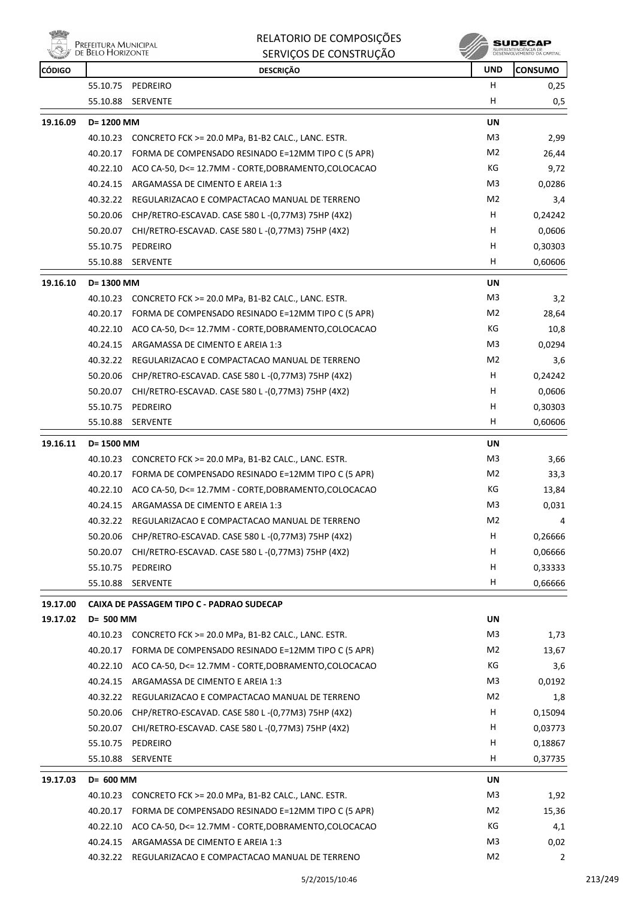| CÓDIGO | DESCRIÇÃO | | UND | CONSUMO |
|---|---|---|---|---|
| | 55.10.75 | PEDREIRO | H | 0,25 |
| | 55.10.88 | SERVENTE | H | 0,5 |
| **19.16.09** | **D= 1200 MM** | | **UN** | |
| | 40.10.23 | CONCRETO FCK >= 20.0 MPa, B1-B2 CALC., LANC. ESTR. | M3 | 2,99 |
| | 40.20.17 | FORMA DE COMPENSADO RESINADO E=12MM TIPO C (5 APR) | M2 | 26,44 |
| | 40.22.10 | ACO CA-50, D<= 12.7MM - CORTE,DOBRAMENTO,COLOCACAO | KG | 9,72 |
| | 40.24.15 | ARGAMASSA DE CIMENTO E AREIA 1:3 | M3 | 0,0286 |
| | 40.32.22 | REGULARIZACAO E COMPACTACAO MANUAL DE TERRENO | M2 | 3,4 |
| | 50.20.06 | CHP/RETRO-ESCAVAD. CASE 580 L -(0,77M3) 75HP (4X2) | H | 0,24242 |
| | 50.20.07 | CHI/RETRO-ESCAVAD. CASE 580 L -(0,77M3) 75HP (4X2) | H | 0,0606 |
| | 55.10.75 | PEDREIRO | H | 0,30303 |
| | 55.10.88 | SERVENTE | H | 0,60606 |
| **19.16.10** | **D= 1300 MM** | | **UN** | |
| | 40.10.23 | CONCRETO FCK >= 20.0 MPa, B1-B2 CALC., LANC. ESTR. | M3 | 3,2 |
| | 40.20.17 | FORMA DE COMPENSADO RESINADO E=12MM TIPO C (5 APR) | M2 | 28,64 |
| | 40.22.10 | ACO CA-50, D<= 12.7MM - CORTE,DOBRAMENTO,COLOCACAO | KG | 10,8 |
| | 40.24.15 | ARGAMASSA DE CIMENTO E AREIA 1:3 | M3 | 0,0294 |
| | 40.32.22 | REGULARIZACAO E COMPACTACAO MANUAL DE TERRENO | M2 | 3,6 |
| | 50.20.06 | CHP/RETRO-ESCAVAD. CASE 580 L -(0,77M3) 75HP (4X2) | H | 0,24242 |
| | 50.20.07 | CHI/RETRO-ESCAVAD. CASE 580 L -(0,77M3) 75HP (4X2) | H | 0,0606 |
| | 55.10.75 | PEDREIRO | H | 0,30303 |
| | 55.10.88 | SERVENTE | H | 0,60606 |
| **19.16.11** | **D= 1500 MM** | | **UN** | |
| | 40.10.23 | CONCRETO FCK >= 20.0 MPa, B1-B2 CALC., LANC. ESTR. | M3 | 3,66 |
| | 40.20.17 | FORMA DE COMPENSADO RESINADO E=12MM TIPO C (5 APR) | M2 | 33,3 |
| | 40.22.10 | ACO CA-50, D<= 12.7MM - CORTE,DOBRAMENTO,COLOCACAO | KG | 13,84 |
| | 40.24.15 | ARGAMASSA DE CIMENTO E AREIA 1:3 | M3 | 0,031 |
| | 40.32.22 | REGULARIZACAO E COMPACTACAO MANUAL DE TERRENO | M2 | 4 |
| | 50.20.06 | CHP/RETRO-ESCAVAD. CASE 580 L -(0,77M3) 75HP (4X2) | H | 0,26666 |
| | 50.20.07 | CHI/RETRO-ESCAVAD. CASE 580 L -(0,77M3) 75HP (4X2) | H | 0,06666 |
| | 55.10.75 | PEDREIRO | H | 0,33333 |
| | 55.10.88 | SERVENTE | H | 0,66666 |
| **19.17.00** | **CAIXA DE PASSAGEM TIPO C - PADRAO SUDECAP** | | | |
| **19.17.02** | **D= 500 MM** | | **UN** | |
| | 40.10.23 | CONCRETO FCK >= 20.0 MPa, B1-B2 CALC., LANC. ESTR. | M3 | 1,73 |
| | 40.20.17 | FORMA DE COMPENSADO RESINADO E=12MM TIPO C (5 APR) | M2 | 13,67 |
| | 40.22.10 | ACO CA-50, D<= 12.7MM - CORTE,DOBRAMENTO,COLOCACAO | KG | 3,6 |
| | 40.24.15 | ARGAMASSA DE CIMENTO E AREIA 1:3 | M3 | 0,0192 |
| | 40.32.22 | REGULARIZACAO E COMPACTACAO MANUAL DE TERRENO | M2 | 1,8 |
| | 50.20.06 | CHP/RETRO-ESCAVAD. CASE 580 L -(0,77M3) 75HP (4X2) | H | 0,15094 |
| | 50.20.07 | CHI/RETRO-ESCAVAD. CASE 580 L -(0,77M3) 75HP (4X2) | H | 0,03773 |
| | 55.10.75 | PEDREIRO | H | 0,18867 |
| | 55.10.88 | SERVENTE | H | 0,37735 |
| **19.17.03** | **D= 600 MM** | | **UN** | |
| | 40.10.23 | CONCRETO FCK >= 20.0 MPa, B1-B2 CALC., LANC. ESTR. | M3 | 1,92 |
| | 40.20.17 | FORMA DE COMPENSADO RESINADO E=12MM TIPO C (5 APR) | M2 | 15,36 |
| | 40.22.10 | ACO CA-50, D<= 12.7MM - CORTE,DOBRAMENTO,COLOCACAO | KG | 4,1 |
| | 40.24.15 | ARGAMASSA DE CIMENTO E AREIA 1:3 | M3 | 0,02 |
| | 40.32.22 | REGULARIZACAO E COMPACTACAO MANUAL DE TERRENO | M2 | 2 |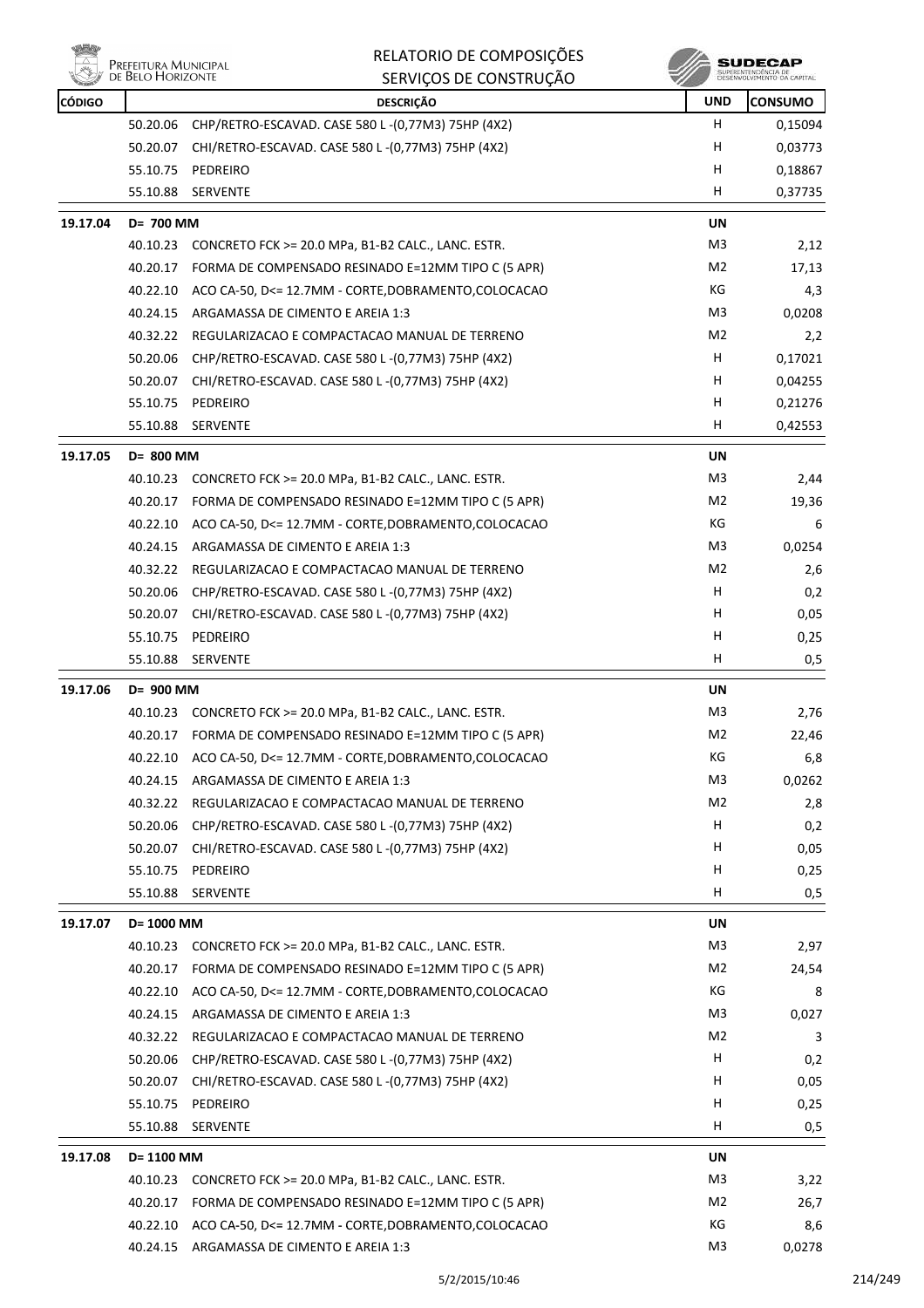| CÓDIGO | DESCRIÇÃO | | UND | CONSUMO |
|---|---|---|---|---|
| | 50.20.06 | CHP/RETRO-ESCAVAD. CASE 580 L -(0,77M3) 75HP (4X2) | H | 0,15094 |
| | 50.20.07 | CHI/RETRO-ESCAVAD. CASE 580 L -(0,77M3) 75HP (4X2) | H | 0,03773 |
| | 55.10.75 | PEDREIRO | H | 0,18867 |
| | 55.10.88 | SERVENTE | H | 0,37735 |
| 19.17.04 | D= 700 MM | | UN | |
| | 40.10.23 | CONCRETO FCK >= 20.0 MPa, B1-B2 CALC., LANC. ESTR. | M3 | 2,12 |
| | 40.20.17 | FORMA DE COMPENSADO RESINADO E=12MM TIPO C (5 APR) | M2 | 17,13 |
| | 40.22.10 | ACO CA-50, D<= 12.7MM - CORTE,DOBRAMENTO,COLOCACAO | KG | 4,3 |
| | 40.24.15 | ARGAMASSA DE CIMENTO E AREIA 1:3 | M3 | 0,0208 |
| | 40.32.22 | REGULARIZACAO E COMPACTACAO MANUAL DE TERRENO | M2 | 2,2 |
| | 50.20.06 | CHP/RETRO-ESCAVAD. CASE 580 L -(0,77M3) 75HP (4X2) | H | 0,17021 |
| | 50.20.07 | CHI/RETRO-ESCAVAD. CASE 580 L -(0,77M3) 75HP (4X2) | H | 0,04255 |
| | 55.10.75 | PEDREIRO | H | 0,21276 |
| | 55.10.88 | SERVENTE | H | 0,42553 |
| 19.17.05 | D= 800 MM | | UN | |
| | 40.10.23 | CONCRETO FCK >= 20.0 MPa, B1-B2 CALC., LANC. ESTR. | M3 | 2,44 |
| | 40.20.17 | FORMA DE COMPENSADO RESINADO E=12MM TIPO C (5 APR) | M2 | 19,36 |
| | 40.22.10 | ACO CA-50, D<= 12.7MM - CORTE,DOBRAMENTO,COLOCACAO | KG | 6 |
| | 40.24.15 | ARGAMASSA DE CIMENTO E AREIA 1:3 | M3 | 0,0254 |
| | 40.32.22 | REGULARIZACAO E COMPACTACAO MANUAL DE TERRENO | M2 | 2,6 |
| | 50.20.06 | CHP/RETRO-ESCAVAD. CASE 580 L -(0,77M3) 75HP (4X2) | H | 0,2 |
| | 50.20.07 | CHI/RETRO-ESCAVAD. CASE 580 L -(0,77M3) 75HP (4X2) | H | 0,05 |
| | 55.10.75 | PEDREIRO | H | 0,25 |
| | 55.10.88 | SERVENTE | H | 0,5 |
| 19.17.06 | D= 900 MM | | UN | |
| | 40.10.23 | CONCRETO FCK >= 20.0 MPa, B1-B2 CALC., LANC. ESTR. | M3 | 2,76 |
| | 40.20.17 | FORMA DE COMPENSADO RESINADO E=12MM TIPO C (5 APR) | M2 | 22,46 |
| | 40.22.10 | ACO CA-50, D<= 12.7MM - CORTE,DOBRAMENTO,COLOCACAO | KG | 6,8 |
| | 40.24.15 | ARGAMASSA DE CIMENTO E AREIA 1:3 | M3 | 0,0262 |
| | 40.32.22 | REGULARIZACAO E COMPACTACAO MANUAL DE TERRENO | M2 | 2,8 |
| | 50.20.06 | CHP/RETRO-ESCAVAD. CASE 580 L -(0,77M3) 75HP (4X2) | H | 0,2 |
| | 50.20.07 | CHI/RETRO-ESCAVAD. CASE 580 L -(0,77M3) 75HP (4X2) | H | 0,05 |
| | 55.10.75 | PEDREIRO | H | 0,25 |
| | 55.10.88 | SERVENTE | H | 0,5 |
| 19.17.07 | D= 1000 MM | | UN | |
| | 40.10.23 | CONCRETO FCK >= 20.0 MPa, B1-B2 CALC., LANC. ESTR. | M3 | 2,97 |
| | 40.20.17 | FORMA DE COMPENSADO RESINADO E=12MM TIPO C (5 APR) | M2 | 24,54 |
| | 40.22.10 | ACO CA-50, D<= 12.7MM - CORTE,DOBRAMENTO,COLOCACAO | KG | 8 |
| | 40.24.15 | ARGAMASSA DE CIMENTO E AREIA 1:3 | M3 | 0,027 |
| | 40.32.22 | REGULARIZACAO E COMPACTACAO MANUAL DE TERRENO | M2 | 3 |
| | 50.20.06 | CHP/RETRO-ESCAVAD. CASE 580 L -(0,77M3) 75HP (4X2) | H | 0,2 |
| | 50.20.07 | CHI/RETRO-ESCAVAD. CASE 580 L -(0,77M3) 75HP (4X2) | H | 0,05 |
| | 55.10.75 | PEDREIRO | H | 0,25 |
| | 55.10.88 | SERVENTE | H | 0,5 |
| 19.17.08 | D= 1100 MM | | UN | |
| | 40.10.23 | CONCRETO FCK >= 20.0 MPa, B1-B2 CALC., LANC. ESTR. | M3 | 3,22 |
| | 40.20.17 | FORMA DE COMPENSADO RESINADO E=12MM TIPO C (5 APR) | M2 | 26,7 |
| | 40.22.10 | ACO CA-50, D<= 12.7MM - CORTE,DOBRAMENTO,COLOCACAO | KG | 8,6 |
| | 40.24.15 | ARGAMASSA DE CIMENTO E AREIA 1:3 | M3 | 0,0278 |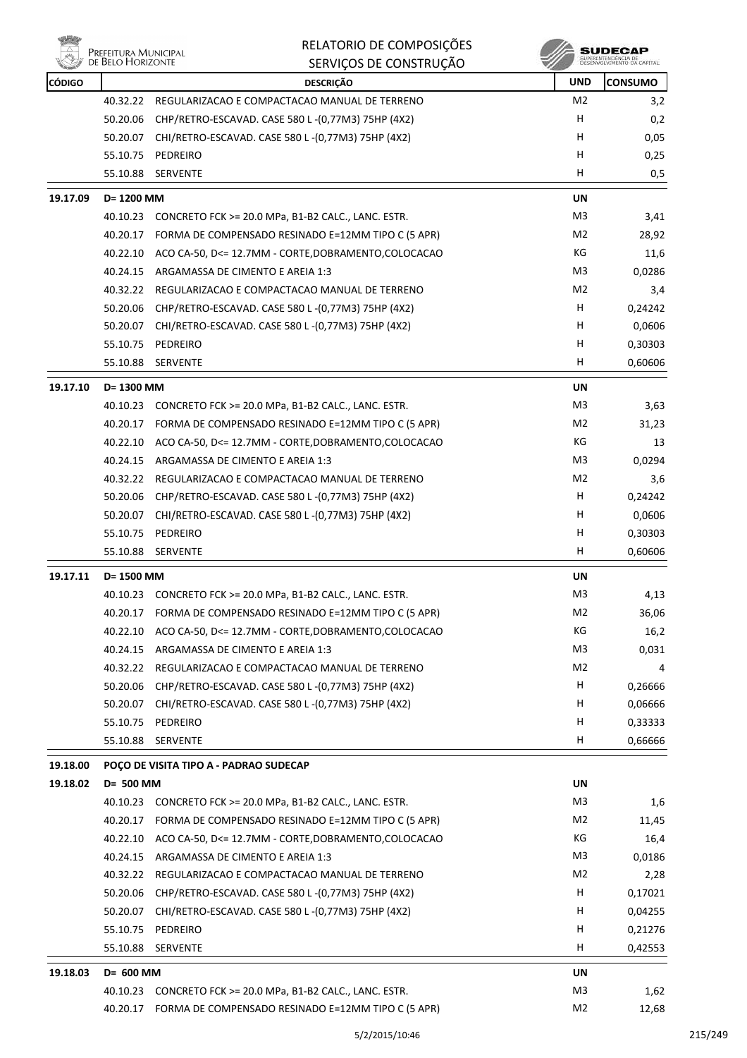| CÓDIGO | | DESCRIÇÃO | UND | CONSUMO |
|---|---|---|---|---|
| | 40.32.22 | REGULARIZACAO E COMPACTACAO MANUAL DE TERRENO | M2 | 3,2 |
| | 50.20.06 | CHP/RETRO-ESCAVAD. CASE 580 L -(0,77M3) 75HP (4X2) | H | 0,2 |
| | 50.20.07 | CHI/RETRO-ESCAVAD. CASE 580 L -(0,77M3) 75HP (4X2) | H | 0,05 |
| | 55.10.75 | PEDREIRO | H | 0,25 |
| | 55.10.88 | SERVENTE | H | 0,5 |
| **19.17.09** | **D= 1200 MM** | | **UN** | |
| | 40.10.23 | CONCRETO FCK >= 20.0 MPa, B1-B2 CALC., LANC. ESTR. | M3 | 3,41 |
| | 40.20.17 | FORMA DE COMPENSADO RESINADO E=12MM TIPO C (5 APR) | M2 | 28,92 |
| | 40.22.10 | ACO CA-50, D<= 12.7MM - CORTE,DOBRAMENTO,COLOCACAO | KG | 11,6 |
| | 40.24.15 | ARGAMASSA DE CIMENTO E AREIA 1:3 | M3 | 0,0286 |
| | 40.32.22 | REGULARIZACAO E COMPACTACAO MANUAL DE TERRENO | M2 | 3,4 |
| | 50.20.06 | CHP/RETRO-ESCAVAD. CASE 580 L -(0,77M3) 75HP (4X2) | H | 0,24242 |
| | 50.20.07 | CHI/RETRO-ESCAVAD. CASE 580 L -(0,77M3) 75HP (4X2) | H | 0,0606 |
| | 55.10.75 | PEDREIRO | H | 0,30303 |
| | 55.10.88 | SERVENTE | H | 0,60606 |
| **19.17.10** | **D= 1300 MM** | | **UN** | |
| | 40.10.23 | CONCRETO FCK >= 20.0 MPa, B1-B2 CALC., LANC. ESTR. | M3 | 3,63 |
| | 40.20.17 | FORMA DE COMPENSADO RESINADO E=12MM TIPO C (5 APR) | M2 | 31,23 |
| | 40.22.10 | ACO CA-50, D<= 12.7MM - CORTE,DOBRAMENTO,COLOCACAO | KG | 13 |
| | 40.24.15 | ARGAMASSA DE CIMENTO E AREIA 1:3 | M3 | 0,0294 |
| | 40.32.22 | REGULARIZACAO E COMPACTACAO MANUAL DE TERRENO | M2 | 3,6 |
| | 50.20.06 | CHP/RETRO-ESCAVAD. CASE 580 L -(0,77M3) 75HP (4X2) | H | 0,24242 |
| | 50.20.07 | CHI/RETRO-ESCAVAD. CASE 580 L -(0,77M3) 75HP (4X2) | H | 0,0606 |
| | 55.10.75 | PEDREIRO | H | 0,30303 |
| | 55.10.88 | SERVENTE | H | 0,60606 |
| **19.17.11** | **D= 1500 MM** | | **UN** | |
| | 40.10.23 | CONCRETO FCK >= 20.0 MPa, B1-B2 CALC., LANC. ESTR. | M3 | 4,13 |
| | 40.20.17 | FORMA DE COMPENSADO RESINADO E=12MM TIPO C (5 APR) | M2 | 36,06 |
| | 40.22.10 | ACO CA-50, D<= 12.7MM - CORTE,DOBRAMENTO,COLOCACAO | KG | 16,2 |
| | 40.24.15 | ARGAMASSA DE CIMENTO E AREIA 1:3 | M3 | 0,031 |
| | 40.32.22 | REGULARIZACAO E COMPACTACAO MANUAL DE TERRENO | M2 | 4 |
| | 50.20.06 | CHP/RETRO-ESCAVAD. CASE 580 L -(0,77M3) 75HP (4X2) | H | 0,26666 |
| | 50.20.07 | CHI/RETRO-ESCAVAD. CASE 580 L -(0,77M3) 75HP (4X2) | H | 0,06666 |
| | 55.10.75 | PEDREIRO | H | 0,33333 |
| | 55.10.88 | SERVENTE | H | 0,66666 |
| **19.18.00** | **POÇO DE VISITA TIPO A - PADRAO SUDECAP** | | | |
| **19.18.02** | **D= 500 MM** | | **UN** | |
| | 40.10.23 | CONCRETO FCK >= 20.0 MPa, B1-B2 CALC., LANC. ESTR. | M3 | 1,6 |
| | 40.20.17 | FORMA DE COMPENSADO RESINADO E=12MM TIPO C (5 APR) | M2 | 11,45 |
| | 40.22.10 | ACO CA-50, D<= 12.7MM - CORTE,DOBRAMENTO,COLOCACAO | KG | 16,4 |
| | 40.24.15 | ARGAMASSA DE CIMENTO E AREIA 1:3 | M3 | 0,0186 |
| | 40.32.22 | REGULARIZACAO E COMPACTACAO MANUAL DE TERRENO | M2 | 2,28 |
| | 50.20.06 | CHP/RETRO-ESCAVAD. CASE 580 L -(0,77M3) 75HP (4X2) | H | 0,17021 |
| | 50.20.07 | CHI/RETRO-ESCAVAD. CASE 580 L -(0,77M3) 75HP (4X2) | H | 0,04255 |
| | 55.10.75 | PEDREIRO | H | 0,21276 |
| | 55.10.88 | SERVENTE | H | 0,42553 |
| **19.18.03** | **D= 600 MM** | | **UN** | |
| | 40.10.23 | CONCRETO FCK >= 20.0 MPa, B1-B2 CALC., LANC. ESTR. | M3 | 1,62 |
| | 40.20.17 | FORMA DE COMPENSADO RESINADO E=12MM TIPO C (5 APR) | M2 | 12,68 |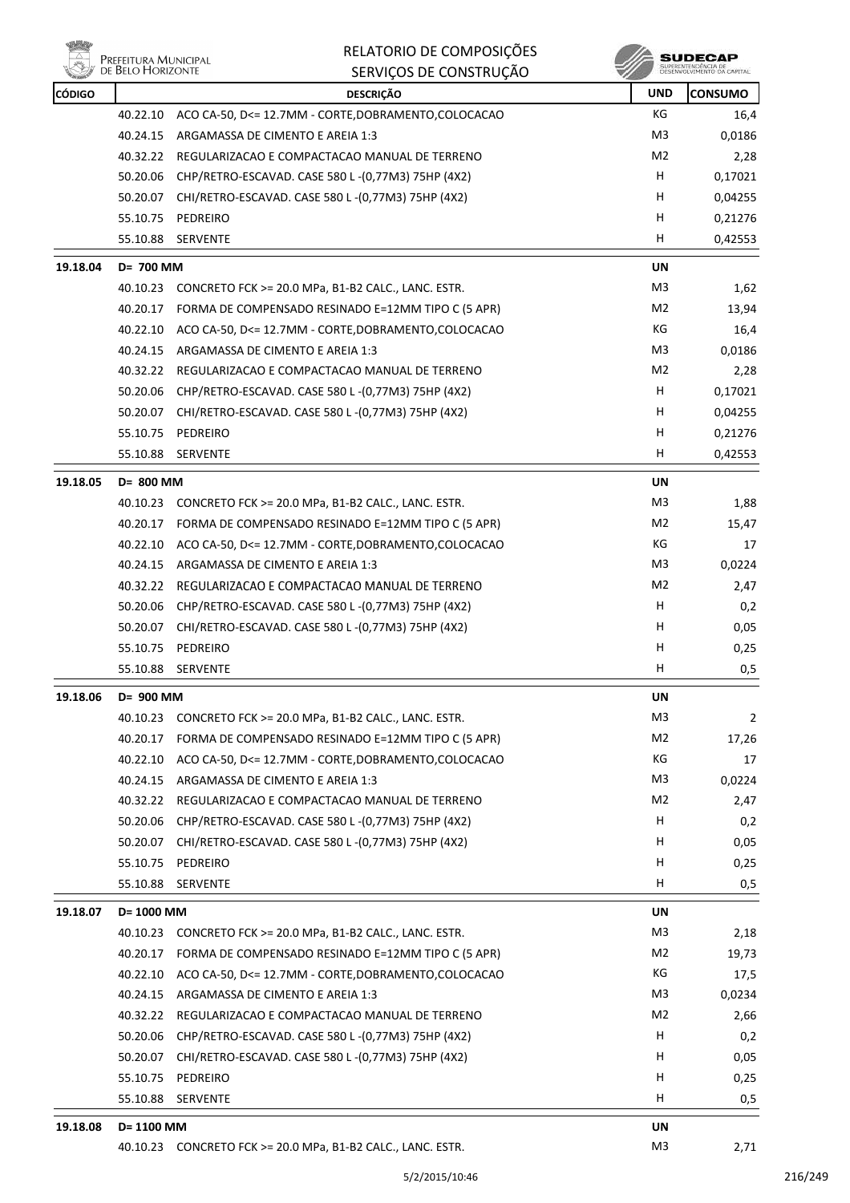| CÓDIGO | | DESCRIÇÃO | UND | CONSUMO |
|---|---|---|---|---|
| | 40.22.10 | ACO CA-50, D<= 12.7MM - CORTE,DOBRAMENTO,COLOCACAO | KG | 16,4 |
| | 40.24.15 | ARGAMASSA DE CIMENTO E AREIA 1:3 | M3 | 0,0186 |
| | 40.32.22 | REGULARIZACAO E COMPACTACAO MANUAL DE TERRENO | M2 | 2,28 |
| | 50.20.06 | CHP/RETRO-ESCAVAD. CASE 580 L -(0,77M3) 75HP (4X2) | H | 0,17021 |
| | 50.20.07 | CHI/RETRO-ESCAVAD. CASE 580 L -(0,77M3) 75HP (4X2) | H | 0,04255 |
| | 55.10.75 | PEDREIRO | H | 0,21276 |
| | 55.10.88 | SERVENTE | H | 0,42553 |
| **19.18.04** | **D= 700 MM** | | **UN** | |
| | 40.10.23 | CONCRETO FCK >= 20.0 MPa, B1-B2 CALC., LANC. ESTR. | M3 | 1,62 |
| | 40.20.17 | FORMA DE COMPENSADO RESINADO E=12MM TIPO C (5 APR) | M2 | 13,94 |
| | 40.22.10 | ACO CA-50, D<= 12.7MM - CORTE,DOBRAMENTO,COLOCACAO | KG | 16,4 |
| | 40.24.15 | ARGAMASSA DE CIMENTO E AREIA 1:3 | M3 | 0,0186 |
| | 40.32.22 | REGULARIZACAO E COMPACTACAO MANUAL DE TERRENO | M2 | 2,28 |
| | 50.20.06 | CHP/RETRO-ESCAVAD. CASE 580 L -(0,77M3) 75HP (4X2) | H | 0,17021 |
| | 50.20.07 | CHI/RETRO-ESCAVAD. CASE 580 L -(0,77M3) 75HP (4X2) | H | 0,04255 |
| | 55.10.75 | PEDREIRO | H | 0,21276 |
| | 55.10.88 | SERVENTE | H | 0,42553 |
| **19.18.05** | **D= 800 MM** | | **UN** | |
| | 40.10.23 | CONCRETO FCK >= 20.0 MPa, B1-B2 CALC., LANC. ESTR. | M3 | 1,88 |
| | 40.20.17 | FORMA DE COMPENSADO RESINADO E=12MM TIPO C (5 APR) | M2 | 15,47 |
| | 40.22.10 | ACO CA-50, D<= 12.7MM - CORTE,DOBRAMENTO,COLOCACAO | KG | 17 |
| | 40.24.15 | ARGAMASSA DE CIMENTO E AREIA 1:3 | M3 | 0,0224 |
| | 40.32.22 | REGULARIZACAO E COMPACTACAO MANUAL DE TERRENO | M2 | 2,47 |
| | 50.20.06 | CHP/RETRO-ESCAVAD. CASE 580 L -(0,77M3) 75HP (4X2) | H | 0,2 |
| | 50.20.07 | CHI/RETRO-ESCAVAD. CASE 580 L -(0,77M3) 75HP (4X2) | H | 0,05 |
| | 55.10.75 | PEDREIRO | H | 0,25 |
| | 55.10.88 | SERVENTE | H | 0,5 |
| **19.18.06** | **D= 900 MM** | | **UN** | |
| | 40.10.23 | CONCRETO FCK >= 20.0 MPa, B1-B2 CALC., LANC. ESTR. | M3 | 2 |
| | 40.20.17 | FORMA DE COMPENSADO RESINADO E=12MM TIPO C (5 APR) | M2 | 17,26 |
| | 40.22.10 | ACO CA-50, D<= 12.7MM - CORTE,DOBRAMENTO,COLOCACAO | KG | 17 |
| | 40.24.15 | ARGAMASSA DE CIMENTO E AREIA 1:3 | M3 | 0,0224 |
| | 40.32.22 | REGULARIZACAO E COMPACTACAO MANUAL DE TERRENO | M2 | 2,47 |
| | 50.20.06 | CHP/RETRO-ESCAVAD. CASE 580 L -(0,77M3) 75HP (4X2) | H | 0,2 |
| | 50.20.07 | CHI/RETRO-ESCAVAD. CASE 580 L -(0,77M3) 75HP (4X2) | H | 0,05 |
| | 55.10.75 | PEDREIRO | H | 0,25 |
| | 55.10.88 | SERVENTE | H | 0,5 |
| **19.18.07** | **D= 1000 MM** | | **UN** | |
| | 40.10.23 | CONCRETO FCK >= 20.0 MPa, B1-B2 CALC., LANC. ESTR. | M3 | 2,18 |
| | 40.20.17 | FORMA DE COMPENSADO RESINADO E=12MM TIPO C (5 APR) | M2 | 19,73 |
| | 40.22.10 | ACO CA-50, D<= 12.7MM - CORTE,DOBRAMENTO,COLOCACAO | KG | 17,5 |
| | 40.24.15 | ARGAMASSA DE CIMENTO E AREIA 1:3 | M3 | 0,0234 |
| | 40.32.22 | REGULARIZACAO E COMPACTACAO MANUAL DE TERRENO | M2 | 2,66 |
| | 50.20.06 | CHP/RETRO-ESCAVAD. CASE 580 L -(0,77M3) 75HP (4X2) | H | 0,2 |
| | 50.20.07 | CHI/RETRO-ESCAVAD. CASE 580 L -(0,77M3) 75HP (4X2) | H | 0,05 |
| | 55.10.75 | PEDREIRO | H | 0,25 |
| | 55.10.88 | SERVENTE | H | 0,5 |
| **19.18.08** | **D= 1100 MM** | | **UN** | |
| | 40.10.23 | CONCRETO FCK >= 20.0 MPa, B1-B2 CALC., LANC. ESTR. | M3 | 2,71 |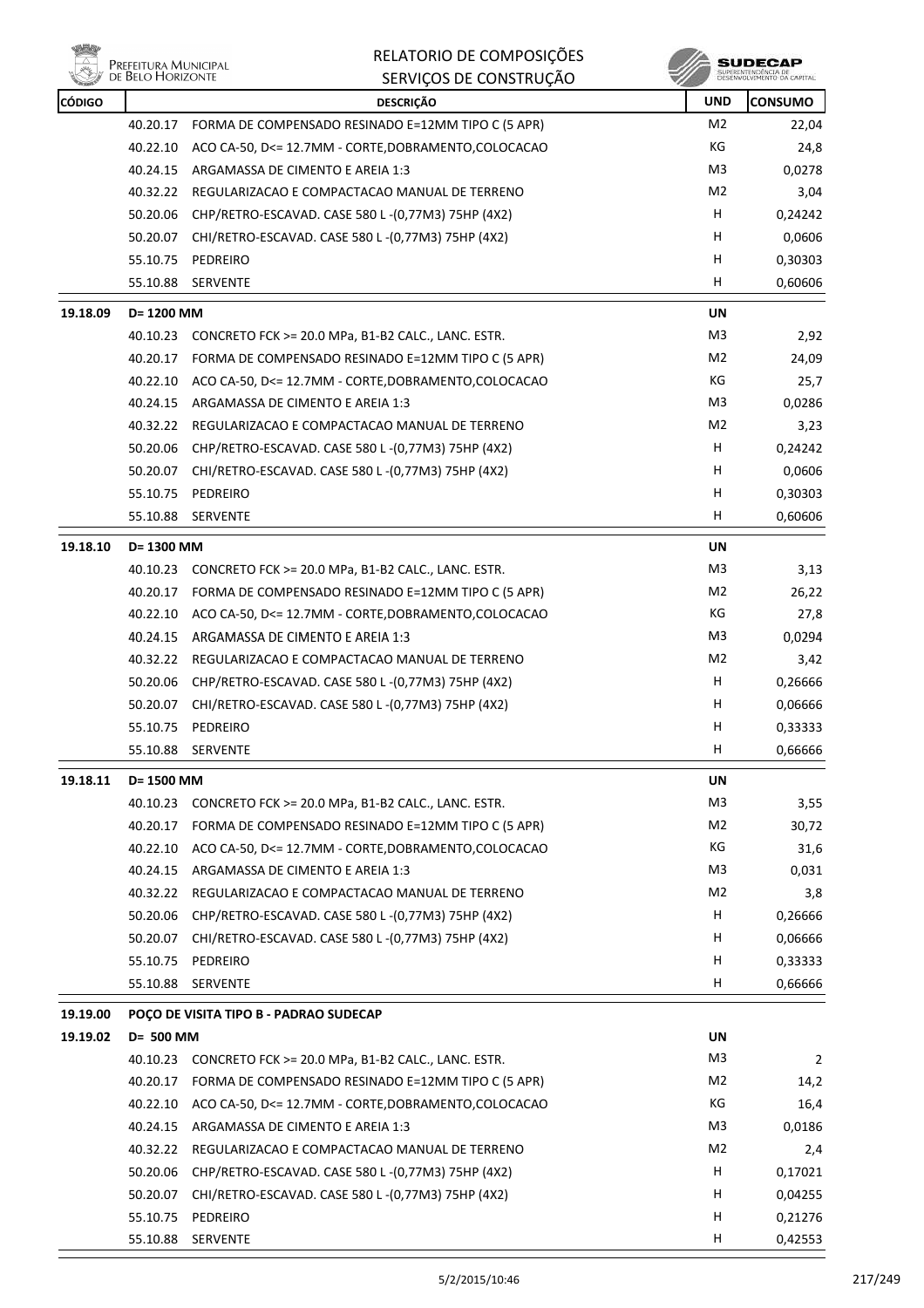| CÓDIGO | | DESCRIÇÃO | UND | CONSUMO |
|---|---|---|---|---|
| | 40.20.17 | FORMA DE COMPENSADO RESINADO E=12MM TIPO C (5 APR) | M2 | 22,04 |
| | 40.22.10 | ACO CA-50, D<= 12.7MM - CORTE,DOBRAMENTO,COLOCACAO | KG | 24,8 |
| | 40.24.15 | ARGAMASSA DE CIMENTO E AREIA 1:3 | M3 | 0,0278 |
| | 40.32.22 | REGULARIZACAO E COMPACTACAO MANUAL DE TERRENO | M2 | 3,04 |
| | 50.20.06 | CHP/RETRO-ESCAVAD. CASE 580 L -(0,77M3) 75HP (4X2) | H | 0,24242 |
| | 50.20.07 | CHI/RETRO-ESCAVAD. CASE 580 L -(0,77M3) 75HP (4X2) | H | 0,0606 |
| | 55.10.75 | PEDREIRO | H | 0,30303 |
| | 55.10.88 | SERVENTE | H | 0,60606 |
| **19.18.09** | **D= 1200 MM** | | **UN** | |
| | 40.10.23 | CONCRETO FCK >= 20.0 MPa, B1-B2 CALC., LANC. ESTR. | M3 | 2,92 |
| | 40.20.17 | FORMA DE COMPENSADO RESINADO E=12MM TIPO C (5 APR) | M2 | 24,09 |
| | 40.22.10 | ACO CA-50, D<= 12.7MM - CORTE,DOBRAMENTO,COLOCACAO | KG | 25,7 |
| | 40.24.15 | ARGAMASSA DE CIMENTO E AREIA 1:3 | M3 | 0,0286 |
| | 40.32.22 | REGULARIZACAO E COMPACTACAO MANUAL DE TERRENO | M2 | 3,23 |
| | 50.20.06 | CHP/RETRO-ESCAVAD. CASE 580 L -(0,77M3) 75HP (4X2) | H | 0,24242 |
| | 50.20.07 | CHI/RETRO-ESCAVAD. CASE 580 L -(0,77M3) 75HP (4X2) | H | 0,0606 |
| | 55.10.75 | PEDREIRO | H | 0,30303 |
| | 55.10.88 | SERVENTE | H | 0,60606 |
| **19.18.10** | **D= 1300 MM** | | **UN** | |
| | 40.10.23 | CONCRETO FCK >= 20.0 MPa, B1-B2 CALC., LANC. ESTR. | M3 | 3,13 |
| | 40.20.17 | FORMA DE COMPENSADO RESINADO E=12MM TIPO C (5 APR) | M2 | 26,22 |
| | 40.22.10 | ACO CA-50, D<= 12.7MM - CORTE,DOBRAMENTO,COLOCACAO | KG | 27,8 |
| | 40.24.15 | ARGAMASSA DE CIMENTO E AREIA 1:3 | M3 | 0,0294 |
| | 40.32.22 | REGULARIZACAO E COMPACTACAO MANUAL DE TERRENO | M2 | 3,42 |
| | 50.20.06 | CHP/RETRO-ESCAVAD. CASE 580 L -(0,77M3) 75HP (4X2) | H | 0,26666 |
| | 50.20.07 | CHI/RETRO-ESCAVAD. CASE 580 L -(0,77M3) 75HP (4X2) | H | 0,06666 |
| | 55.10.75 | PEDREIRO | H | 0,33333 |
| | 55.10.88 | SERVENTE | H | 0,66666 |
| **19.18.11** | **D= 1500 MM** | | **UN** | |
| | 40.10.23 | CONCRETO FCK >= 20.0 MPa, B1-B2 CALC., LANC. ESTR. | M3 | 3,55 |
| | 40.20.17 | FORMA DE COMPENSADO RESINADO E=12MM TIPO C (5 APR) | M2 | 30,72 |
| | 40.22.10 | ACO CA-50, D<= 12.7MM - CORTE,DOBRAMENTO,COLOCACAO | KG | 31,6 |
| | 40.24.15 | ARGAMASSA DE CIMENTO E AREIA 1:3 | M3 | 0,031 |
| | 40.32.22 | REGULARIZACAO E COMPACTACAO MANUAL DE TERRENO | M2 | 3,8 |
| | 50.20.06 | CHP/RETRO-ESCAVAD. CASE 580 L -(0,77M3) 75HP (4X2) | H | 0,26666 |
| | 50.20.07 | CHI/RETRO-ESCAVAD. CASE 580 L -(0,77M3) 75HP (4X2) | H | 0,06666 |
| | 55.10.75 | PEDREIRO | H | 0,33333 |
| | 55.10.88 | SERVENTE | H | 0,66666 |
| **19.19.00** | **POÇO DE VISITA TIPO B - PADRAO SUDECAP** | | | |
| **19.19.02** | **D= 500 MM** | | **UN** | |
| | 40.10.23 | CONCRETO FCK >= 20.0 MPa, B1-B2 CALC., LANC. ESTR. | M3 | 2 |
| | 40.20.17 | FORMA DE COMPENSADO RESINADO E=12MM TIPO C (5 APR) | M2 | 14,2 |
| | 40.22.10 | ACO CA-50, D<= 12.7MM - CORTE,DOBRAMENTO,COLOCACAO | KG | 16,4 |
| | 40.24.15 | ARGAMASSA DE CIMENTO E AREIA 1:3 | M3 | 0,0186 |
| | 40.32.22 | REGULARIZACAO E COMPACTACAO MANUAL DE TERRENO | M2 | 2,4 |
| | 50.20.06 | CHP/RETRO-ESCAVAD. CASE 580 L -(0,77M3) 75HP (4X2) | H | 0,17021 |
| | 50.20.07 | CHI/RETRO-ESCAVAD. CASE 580 L -(0,77M3) 75HP (4X2) | H | 0,04255 |
| | 55.10.75 | PEDREIRO | H | 0,21276 |
| | 55.10.88 | SERVENTE | H | 0,42553 |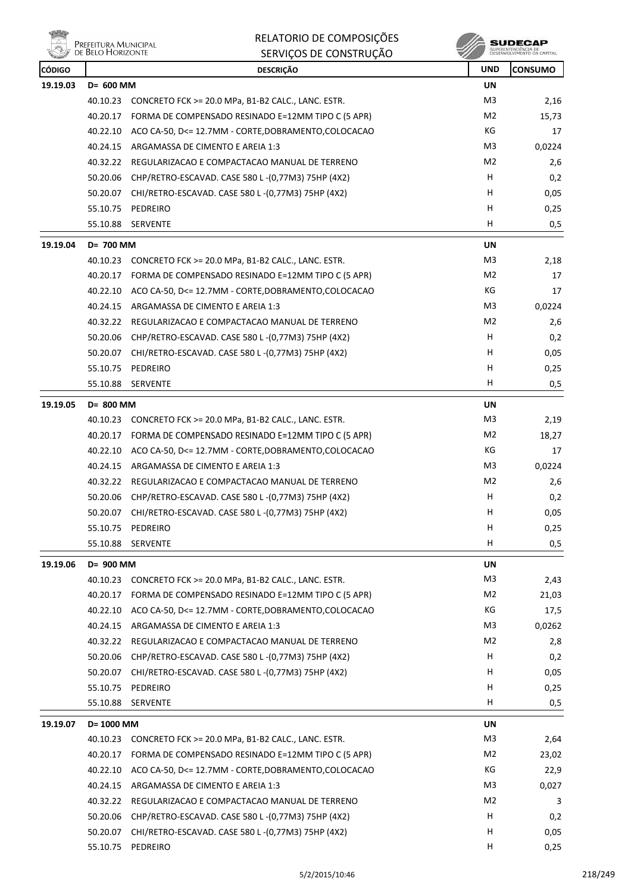# RELATORIO DE COMPOSIÇÕES
## SERVIÇOS DE CONSTRUÇÃO

| CÓDIGO | DESCRIÇÃO | | UND | CONSUMO |
|---|---|---|---|---|
| 19.19.03 | D= 600 MM | | UN | |
| | 40.10.23 | CONCRETO FCK >= 20.0 MPa, B1-B2 CALC., LANC. ESTR. | M3 | 2,16 |
| | 40.20.17 | FORMA DE COMPENSADO RESINADO E=12MM TIPO C (5 APR) | M2 | 15,73 |
| | 40.22.10 | ACO CA-50, D<= 12.7MM - CORTE,DOBRAMENTO,COLOCACAO | KG | 17 |
| | 40.24.15 | ARGAMASSA DE CIMENTO E AREIA 1:3 | M3 | 0,0224 |
| | 40.32.22 | REGULARIZACAO E COMPACTACAO MANUAL DE TERRENO | M2 | 2,6 |
| | 50.20.06 | CHP/RETRO-ESCAVAD. CASE 580 L -(0,77M3) 75HP (4X2) | H | 0,2 |
| | 50.20.07 | CHI/RETRO-ESCAVAD. CASE 580 L -(0,77M3) 75HP (4X2) | H | 0,05 |
| | 55.10.75 | PEDREIRO | H | 0,25 |
| | 55.10.88 | SERVENTE | H | 0,5 |
| 19.19.04 | D= 700 MM | | UN | |
| | 40.10.23 | CONCRETO FCK >= 20.0 MPa, B1-B2 CALC., LANC. ESTR. | M3 | 2,18 |
| | 40.20.17 | FORMA DE COMPENSADO RESINADO E=12MM TIPO C (5 APR) | M2 | 17 |
| | 40.22.10 | ACO CA-50, D<= 12.7MM - CORTE,DOBRAMENTO,COLOCACAO | KG | 17 |
| | 40.24.15 | ARGAMASSA DE CIMENTO E AREIA 1:3 | M3 | 0,0224 |
| | 40.32.22 | REGULARIZACAO E COMPACTACAO MANUAL DE TERRENO | M2 | 2,6 |
| | 50.20.06 | CHP/RETRO-ESCAVAD. CASE 580 L -(0,77M3) 75HP (4X2) | H | 0,2 |
| | 50.20.07 | CHI/RETRO-ESCAVAD. CASE 580 L -(0,77M3) 75HP (4X2) | H | 0,05 |
| | 55.10.75 | PEDREIRO | H | 0,25 |
| | 55.10.88 | SERVENTE | H | 0,5 |
| 19.19.05 | D= 800 MM | | UN | |
| | 40.10.23 | CONCRETO FCK >= 20.0 MPa, B1-B2 CALC., LANC. ESTR. | M3 | 2,19 |
| | 40.20.17 | FORMA DE COMPENSADO RESINADO E=12MM TIPO C (5 APR) | M2 | 18,27 |
| | 40.22.10 | ACO CA-50, D<= 12.7MM - CORTE,DOBRAMENTO,COLOCACAO | KG | 17 |
| | 40.24.15 | ARGAMASSA DE CIMENTO E AREIA 1:3 | M3 | 0,0224 |
| | 40.32.22 | REGULARIZACAO E COMPACTACAO MANUAL DE TERRENO | M2 | 2,6 |
| | 50.20.06 | CHP/RETRO-ESCAVAD. CASE 580 L -(0,77M3) 75HP (4X2) | H | 0,2 |
| | 50.20.07 | CHI/RETRO-ESCAVAD. CASE 580 L -(0,77M3) 75HP (4X2) | H | 0,05 |
| | 55.10.75 | PEDREIRO | H | 0,25 |
| | 55.10.88 | SERVENTE | H | 0,5 |
| 19.19.06 | D= 900 MM | | UN | |
| | 40.10.23 | CONCRETO FCK >= 20.0 MPa, B1-B2 CALC., LANC. ESTR. | M3 | 2,43 |
| | 40.20.17 | FORMA DE COMPENSADO RESINADO E=12MM TIPO C (5 APR) | M2 | 21,03 |
| | 40.22.10 | ACO CA-50, D<= 12.7MM - CORTE,DOBRAMENTO,COLOCACAO | KG | 17,5 |
| | 40.24.15 | ARGAMASSA DE CIMENTO E AREIA 1:3 | M3 | 0,0262 |
| | 40.32.22 | REGULARIZACAO E COMPACTACAO MANUAL DE TERRENO | M2 | 2,8 |
| | 50.20.06 | CHP/RETRO-ESCAVAD. CASE 580 L -(0,77M3) 75HP (4X2) | H | 0,2 |
| | 50.20.07 | CHI/RETRO-ESCAVAD. CASE 580 L -(0,77M3) 75HP (4X2) | H | 0,05 |
| | 55.10.75 | PEDREIRO | H | 0,25 |
| | 55.10.88 | SERVENTE | H | 0,5 |
| 19.19.07 | D= 1000 MM | | UN | |
| | 40.10.23 | CONCRETO FCK >= 20.0 MPa, B1-B2 CALC., LANC. ESTR. | M3 | 2,64 |
| | 40.20.17 | FORMA DE COMPENSADO RESINADO E=12MM TIPO C (5 APR) | M2 | 23,02 |
| | 40.22.10 | ACO CA-50, D<= 12.7MM - CORTE,DOBRAMENTO,COLOCACAO | KG | 22,9 |
| | 40.24.15 | ARGAMASSA DE CIMENTO E AREIA 1:3 | M3 | 0,027 |
| | 40.32.22 | REGULARIZACAO E COMPACTACAO MANUAL DE TERRENO | M2 | 3 |
| | 50.20.06 | CHP/RETRO-ESCAVAD. CASE 580 L -(0,77M3) 75HP (4X2) | H | 0,2 |
| | 50.20.07 | CHI/RETRO-ESCAVAD. CASE 580 L -(0,77M3) 75HP (4X2) | H | 0,05 |
| | 55.10.75 | PEDREIRO | H | 0,25 |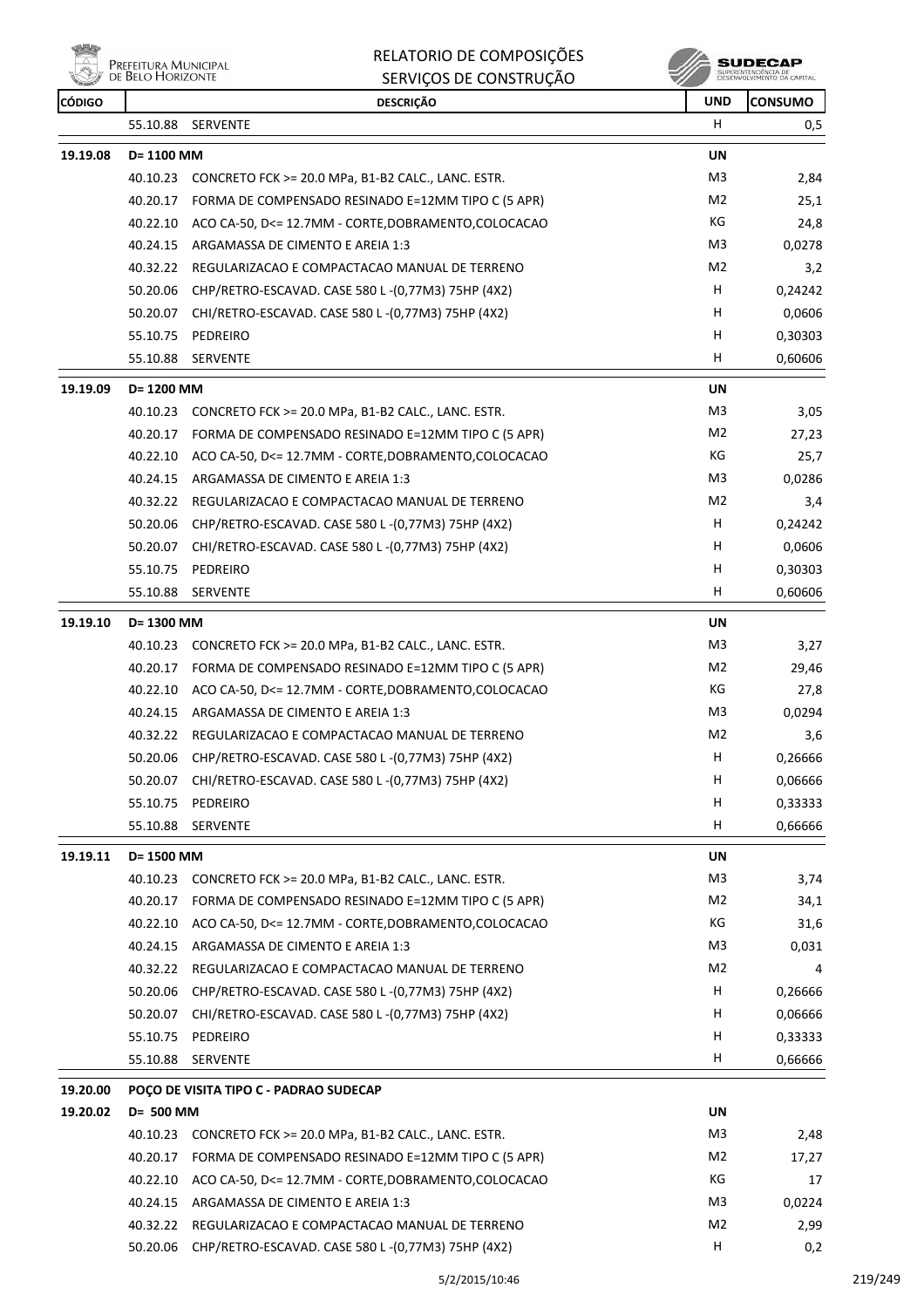| CÓDIGO | DESCRIÇÃO | | UND | CONSUMO |
|---|---|---|---|---|
| | 55.10.88 | SERVENTE | H | 0,5 |
| 19.19.08 | D= 1100 MM | | UN | |
| | 40.10.23 | CONCRETO FCK >= 20.0 MPa, B1-B2 CALC., LANC. ESTR. | M3 | 2,84 |
| | 40.20.17 | FORMA DE COMPENSADO RESINADO E=12MM TIPO C (5 APR) | M2 | 25,1 |
| | 40.22.10 | ACO CA-50, D<= 12.7MM - CORTE,DOBRAMENTO,COLOCACAO | KG | 24,8 |
| | 40.24.15 | ARGAMASSA DE CIMENTO E AREIA 1:3 | M3 | 0,0278 |
| | 40.32.22 | REGULARIZACAO E COMPACTACAO MANUAL DE TERRENO | M2 | 3,2 |
| | 50.20.06 | CHP/RETRO-ESCAVAD. CASE 580 L -(0,77M3) 75HP (4X2) | H | 0,24242 |
| | 50.20.07 | CHI/RETRO-ESCAVAD. CASE 580 L -(0,77M3) 75HP (4X2) | H | 0,0606 |
| | 55.10.75 | PEDREIRO | H | 0,30303 |
| | 55.10.88 | SERVENTE | H | 0,60606 |
| 19.19.09 | D= 1200 MM | | UN | |
| | 40.10.23 | CONCRETO FCK >= 20.0 MPa, B1-B2 CALC., LANC. ESTR. | M3 | 3,05 |
| | 40.20.17 | FORMA DE COMPENSADO RESINADO E=12MM TIPO C (5 APR) | M2 | 27,23 |
| | 40.22.10 | ACO CA-50, D<= 12.7MM - CORTE,DOBRAMENTO,COLOCACAO | KG | 25,7 |
| | 40.24.15 | ARGAMASSA DE CIMENTO E AREIA 1:3 | M3 | 0,0286 |
| | 40.32.22 | REGULARIZACAO E COMPACTACAO MANUAL DE TERRENO | M2 | 3,4 |
| | 50.20.06 | CHP/RETRO-ESCAVAD. CASE 580 L -(0,77M3) 75HP (4X2) | H | 0,24242 |
| | 50.20.07 | CHI/RETRO-ESCAVAD. CASE 580 L -(0,77M3) 75HP (4X2) | H | 0,0606 |
| | 55.10.75 | PEDREIRO | H | 0,30303 |
| | 55.10.88 | SERVENTE | H | 0,60606 |
| 19.19.10 | D= 1300 MM | | UN | |
| | 40.10.23 | CONCRETO FCK >= 20.0 MPa, B1-B2 CALC., LANC. ESTR. | M3 | 3,27 |
| | 40.20.17 | FORMA DE COMPENSADO RESINADO E=12MM TIPO C (5 APR) | M2 | 29,46 |
| | 40.22.10 | ACO CA-50, D<= 12.7MM - CORTE,DOBRAMENTO,COLOCACAO | KG | 27,8 |
| | 40.24.15 | ARGAMASSA DE CIMENTO E AREIA 1:3 | M3 | 0,0294 |
| | 40.32.22 | REGULARIZACAO E COMPACTACAO MANUAL DE TERRENO | M2 | 3,6 |
| | 50.20.06 | CHP/RETRO-ESCAVAD. CASE 580 L -(0,77M3) 75HP (4X2) | H | 0,26666 |
| | 50.20.07 | CHI/RETRO-ESCAVAD. CASE 580 L -(0,77M3) 75HP (4X2) | H | 0,06666 |
| | 55.10.75 | PEDREIRO | H | 0,33333 |
| | 55.10.88 | SERVENTE | H | 0,66666 |
| 19.19.11 | D= 1500 MM | | UN | |
| | 40.10.23 | CONCRETO FCK >= 20.0 MPa, B1-B2 CALC., LANC. ESTR. | M3 | 3,74 |
| | 40.20.17 | FORMA DE COMPENSADO RESINADO E=12MM TIPO C (5 APR) | M2 | 34,1 |
| | 40.22.10 | ACO CA-50, D<= 12.7MM - CORTE,DOBRAMENTO,COLOCACAO | KG | 31,6 |
| | 40.24.15 | ARGAMASSA DE CIMENTO E AREIA 1:3 | M3 | 0,031 |
| | 40.32.22 | REGULARIZACAO E COMPACTACAO MANUAL DE TERRENO | M2 | 4 |
| | 50.20.06 | CHP/RETRO-ESCAVAD. CASE 580 L -(0,77M3) 75HP (4X2) | H | 0,26666 |
| | 50.20.07 | CHI/RETRO-ESCAVAD. CASE 580 L -(0,77M3) 75HP (4X2) | H | 0,06666 |
| | 55.10.75 | PEDREIRO | H | 0,33333 |
| | 55.10.88 | SERVENTE | H | 0,66666 |
| 19.20.00 | POÇO DE VISITA TIPO C - PADRAO SUDECAP | | | |
| 19.20.02 | D= 500 MM | | UN | |
| | 40.10.23 | CONCRETO FCK >= 20.0 MPa, B1-B2 CALC., LANC. ESTR. | M3 | 2,48 |
| | 40.20.17 | FORMA DE COMPENSADO RESINADO E=12MM TIPO C (5 APR) | M2 | 17,27 |
| | 40.22.10 | ACO CA-50, D<= 12.7MM - CORTE,DOBRAMENTO,COLOCACAO | KG | 17 |
| | 40.24.15 | ARGAMASSA DE CIMENTO E AREIA 1:3 | M3 | 0,0224 |
| | 40.32.22 | REGULARIZACAO E COMPACTACAO MANUAL DE TERRENO | M2 | 2,99 |
| | 50.20.06 | CHP/RETRO-ESCAVAD. CASE 580 L -(0,77M3) 75HP (4X2) | H | 0,2 |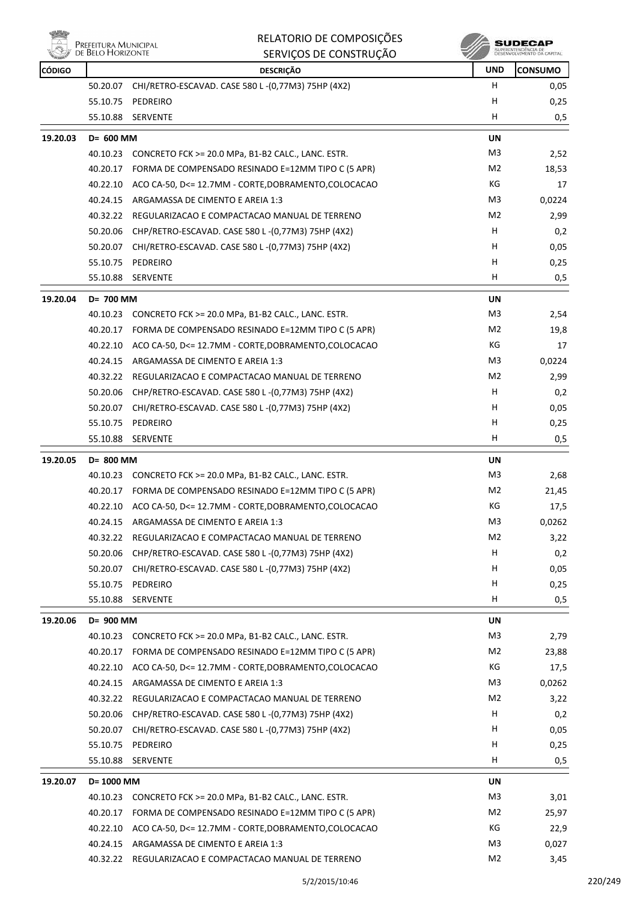| CÓDIGO | DESCRIÇÃO | | UND | CONSUMO |
|---|---|---|---|---|
| | 50.20.07 | CHI/RETRO-ESCAVAD. CASE 580 L -(0,77M3) 75HP (4X2) | H | 0,05 |
| | 55.10.75 | PEDREIRO | H | 0,25 |
| | 55.10.88 | SERVENTE | H | 0,5 |
| **19.20.03** | **D= 600 MM** | | **UN** | |
| | 40.10.23 | CONCRETO FCK >= 20.0 MPa, B1-B2 CALC., LANC. ESTR. | M3 | 2,52 |
| | 40.20.17 | FORMA DE COMPENSADO RESINADO E=12MM TIPO C (5 APR) | M2 | 18,53 |
| | 40.22.10 | ACO CA-50, D<= 12.7MM - CORTE,DOBRAMENTO,COLOCACAO | KG | 17 |
| | 40.24.15 | ARGAMASSA DE CIMENTO E AREIA 1:3 | M3 | 0,0224 |
| | 40.32.22 | REGULARIZACAO E COMPACTACAO MANUAL DE TERRENO | M2 | 2,99 |
| | 50.20.06 | CHP/RETRO-ESCAVAD. CASE 580 L -(0,77M3) 75HP (4X2) | H | 0,2 |
| | 50.20.07 | CHI/RETRO-ESCAVAD. CASE 580 L -(0,77M3) 75HP (4X2) | H | 0,05 |
| | 55.10.75 | PEDREIRO | H | 0,25 |
| | 55.10.88 | SERVENTE | H | 0,5 |
| **19.20.04** | **D= 700 MM** | | **UN** | |
| | 40.10.23 | CONCRETO FCK >= 20.0 MPa, B1-B2 CALC., LANC. ESTR. | M3 | 2,54 |
| | 40.20.17 | FORMA DE COMPENSADO RESINADO E=12MM TIPO C (5 APR) | M2 | 19,8 |
| | 40.22.10 | ACO CA-50, D<= 12.7MM - CORTE,DOBRAMENTO,COLOCACAO | KG | 17 |
| | 40.24.15 | ARGAMASSA DE CIMENTO E AREIA 1:3 | M3 | 0,0224 |
| | 40.32.22 | REGULARIZACAO E COMPACTACAO MANUAL DE TERRENO | M2 | 2,99 |
| | 50.20.06 | CHP/RETRO-ESCAVAD. CASE 580 L -(0,77M3) 75HP (4X2) | H | 0,2 |
| | 50.20.07 | CHI/RETRO-ESCAVAD. CASE 580 L -(0,77M3) 75HP (4X2) | H | 0,05 |
| | 55.10.75 | PEDREIRO | H | 0,25 |
| | 55.10.88 | SERVENTE | H | 0,5 |
| **19.20.05** | **D= 800 MM** | | **UN** | |
| | 40.10.23 | CONCRETO FCK >= 20.0 MPa, B1-B2 CALC., LANC. ESTR. | M3 | 2,68 |
| | 40.20.17 | FORMA DE COMPENSADO RESINADO E=12MM TIPO C (5 APR) | M2 | 21,45 |
| | 40.22.10 | ACO CA-50, D<= 12.7MM - CORTE,DOBRAMENTO,COLOCACAO | KG | 17,5 |
| | 40.24.15 | ARGAMASSA DE CIMENTO E AREIA 1:3 | M3 | 0,0262 |
| | 40.32.22 | REGULARIZACAO E COMPACTACAO MANUAL DE TERRENO | M2 | 3,22 |
| | 50.20.06 | CHP/RETRO-ESCAVAD. CASE 580 L -(0,77M3) 75HP (4X2) | H | 0,2 |
| | 50.20.07 | CHI/RETRO-ESCAVAD. CASE 580 L -(0,77M3) 75HP (4X2) | H | 0,05 |
| | 55.10.75 | PEDREIRO | H | 0,25 |
| | 55.10.88 | SERVENTE | H | 0,5 |
| **19.20.06** | **D= 900 MM** | | **UN** | |
| | 40.10.23 | CONCRETO FCK >= 20.0 MPa, B1-B2 CALC., LANC. ESTR. | M3 | 2,79 |
| | 40.20.17 | FORMA DE COMPENSADO RESINADO E=12MM TIPO C (5 APR) | M2 | 23,88 |
| | 40.22.10 | ACO CA-50, D<= 12.7MM - CORTE,DOBRAMENTO,COLOCACAO | KG | 17,5 |
| | 40.24.15 | ARGAMASSA DE CIMENTO E AREIA 1:3 | M3 | 0,0262 |
| | 40.32.22 | REGULARIZACAO E COMPACTACAO MANUAL DE TERRENO | M2 | 3,22 |
| | 50.20.06 | CHP/RETRO-ESCAVAD. CASE 580 L -(0,77M3) 75HP (4X2) | H | 0,2 |
| | 50.20.07 | CHI/RETRO-ESCAVAD. CASE 580 L -(0,77M3) 75HP (4X2) | H | 0,05 |
| | 55.10.75 | PEDREIRO | H | 0,25 |
| | 55.10.88 | SERVENTE | H | 0,5 |
| **19.20.07** | **D= 1000 MM** | | **UN** | |
| | 40.10.23 | CONCRETO FCK >= 20.0 MPa, B1-B2 CALC., LANC. ESTR. | M3 | 3,01 |
| | 40.20.17 | FORMA DE COMPENSADO RESINADO E=12MM TIPO C (5 APR) | M2 | 25,97 |
| | 40.22.10 | ACO CA-50, D<= 12.7MM - CORTE,DOBRAMENTO,COLOCACAO | KG | 22,9 |
| | 40.24.15 | ARGAMASSA DE CIMENTO E AREIA 1:3 | M3 | 0,027 |
| | 40.32.22 | REGULARIZACAO E COMPACTACAO MANUAL DE TERRENO | M2 | 3,45 |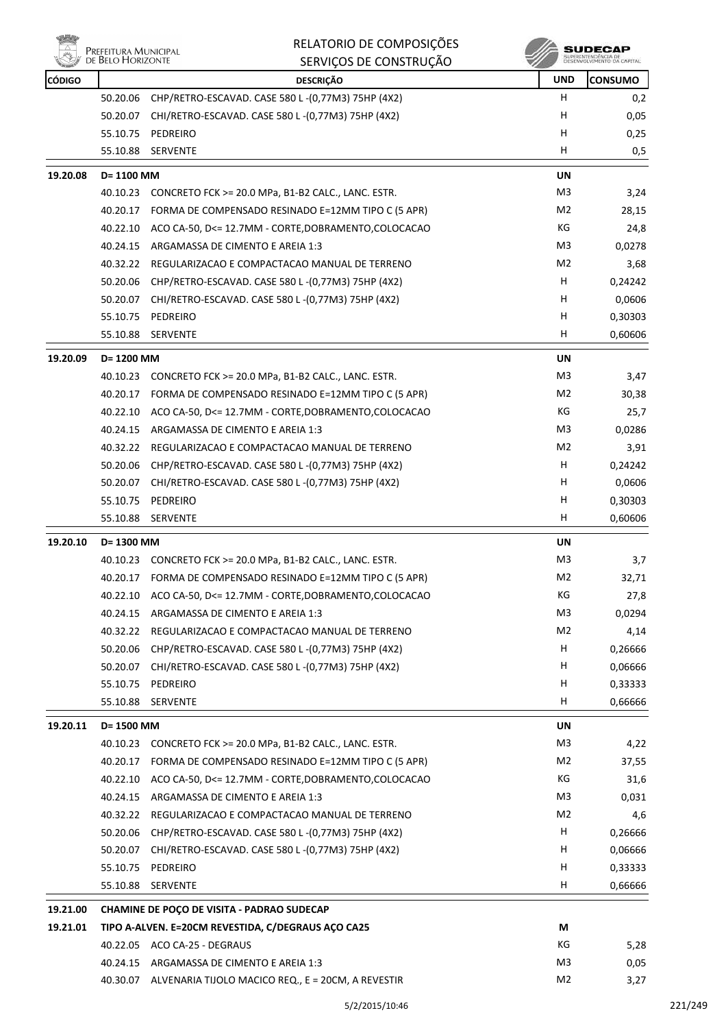| CÓDIGO | DESCRIÇÃO | UND | CONSUMO |
|---|---|---|---|
| | 50.20.06 CHP/RETRO-ESCAVAD. CASE 580 L -(0,77M3) 75HP (4X2) | H | 0,2 |
| | 50.20.07 CHI/RETRO-ESCAVAD. CASE 580 L -(0,77M3) 75HP (4X2) | H | 0,05 |
| | 55.10.75 PEDREIRO | H | 0,25 |
| | 55.10.88 SERVENTE | H | 0,5 |
| **19.20.08** | **D= 1100 MM** | **UN** | |
| | 40.10.23 CONCRETO FCK >= 20.0 MPa, B1-B2 CALC., LANC. ESTR. | M3 | 3,24 |
| | 40.20.17 FORMA DE COMPENSADO RESINADO E=12MM TIPO C (5 APR) | M2 | 28,15 |
| | 40.22.10 ACO CA-50, D<= 12.7MM - CORTE,DOBRAMENTO,COLOCACAO | KG | 24,8 |
| | 40.24.15 ARGAMASSA DE CIMENTO E AREIA 1:3 | M3 | 0,0278 |
| | 40.32.22 REGULARIZACAO E COMPACTACAO MANUAL DE TERRENO | M2 | 3,68 |
| | 50.20.06 CHP/RETRO-ESCAVAD. CASE 580 L -(0,77M3) 75HP (4X2) | H | 0,24242 |
| | 50.20.07 CHI/RETRO-ESCAVAD. CASE 580 L -(0,77M3) 75HP (4X2) | H | 0,0606 |
| | 55.10.75 PEDREIRO | H | 0,30303 |
| | 55.10.88 SERVENTE | H | 0,60606 |
| **19.20.09** | **D= 1200 MM** | **UN** | |
| | 40.10.23 CONCRETO FCK >= 20.0 MPa, B1-B2 CALC., LANC. ESTR. | M3 | 3,47 |
| | 40.20.17 FORMA DE COMPENSADO RESINADO E=12MM TIPO C (5 APR) | M2 | 30,38 |
| | 40.22.10 ACO CA-50, D<= 12.7MM - CORTE,DOBRAMENTO,COLOCACAO | KG | 25,7 |
| | 40.24.15 ARGAMASSA DE CIMENTO E AREIA 1:3 | M3 | 0,0286 |
| | 40.32.22 REGULARIZACAO E COMPACTACAO MANUAL DE TERRENO | M2 | 3,91 |
| | 50.20.06 CHP/RETRO-ESCAVAD. CASE 580 L -(0,77M3) 75HP (4X2) | H | 0,24242 |
| | 50.20.07 CHI/RETRO-ESCAVAD. CASE 580 L -(0,77M3) 75HP (4X2) | H | 0,0606 |
| | 55.10.75 PEDREIRO | H | 0,30303 |
| | 55.10.88 SERVENTE | H | 0,60606 |
| **19.20.10** | **D= 1300 MM** | **UN** | |
| | 40.10.23 CONCRETO FCK >= 20.0 MPa, B1-B2 CALC., LANC. ESTR. | M3 | 3,7 |
| | 40.20.17 FORMA DE COMPENSADO RESINADO E=12MM TIPO C (5 APR) | M2 | 32,71 |
| | 40.22.10 ACO CA-50, D<= 12.7MM - CORTE,DOBRAMENTO,COLOCACAO | KG | 27,8 |
| | 40.24.15 ARGAMASSA DE CIMENTO E AREIA 1:3 | M3 | 0,0294 |
| | 40.32.22 REGULARIZACAO E COMPACTACAO MANUAL DE TERRENO | M2 | 4,14 |
| | 50.20.06 CHP/RETRO-ESCAVAD. CASE 580 L -(0,77M3) 75HP (4X2) | H | 0,26666 |
| | 50.20.07 CHI/RETRO-ESCAVAD. CASE 580 L -(0,77M3) 75HP (4X2) | H | 0,06666 |
| | 55.10.75 PEDREIRO | H | 0,33333 |
| | 55.10.88 SERVENTE | H | 0,66666 |
| **19.20.11** | **D= 1500 MM** | **UN** | |
| | 40.10.23 CONCRETO FCK >= 20.0 MPa, B1-B2 CALC., LANC. ESTR. | M3 | 4,22 |
| | 40.20.17 FORMA DE COMPENSADO RESINADO E=12MM TIPO C (5 APR) | M2 | 37,55 |
| | 40.22.10 ACO CA-50, D<= 12.7MM - CORTE,DOBRAMENTO,COLOCACAO | KG | 31,6 |
| | 40.24.15 ARGAMASSA DE CIMENTO E AREIA 1:3 | M3 | 0,031 |
| | 40.32.22 REGULARIZACAO E COMPACTACAO MANUAL DE TERRENO | M2 | 4,6 |
| | 50.20.06 CHP/RETRO-ESCAVAD. CASE 580 L -(0,77M3) 75HP (4X2) | H | 0,26666 |
| | 50.20.07 CHI/RETRO-ESCAVAD. CASE 580 L -(0,77M3) 75HP (4X2) | H | 0,06666 |
| | 55.10.75 PEDREIRO | H | 0,33333 |
| | 55.10.88 SERVENTE | H | 0,66666 |
| **19.21.00** | **CHAMINE DE POÇO DE VISITA - PADRAO SUDECAP** | | |
| **19.21.01** | **TIPO A-ALVEN. E=20CM REVESTIDA, C/DEGRAUS AÇO CA25** | **M** | |
| | 40.22.05 ACO CA-25 - DEGRAUS | KG | 5,28 |
| | 40.24.15 ARGAMASSA DE CIMENTO E AREIA 1:3 | M3 | 0,05 |
| | 40.30.07 ALVENARIA TIJOLO MACICO REQ., E = 20CM, A REVESTIR | M2 | 3,27 |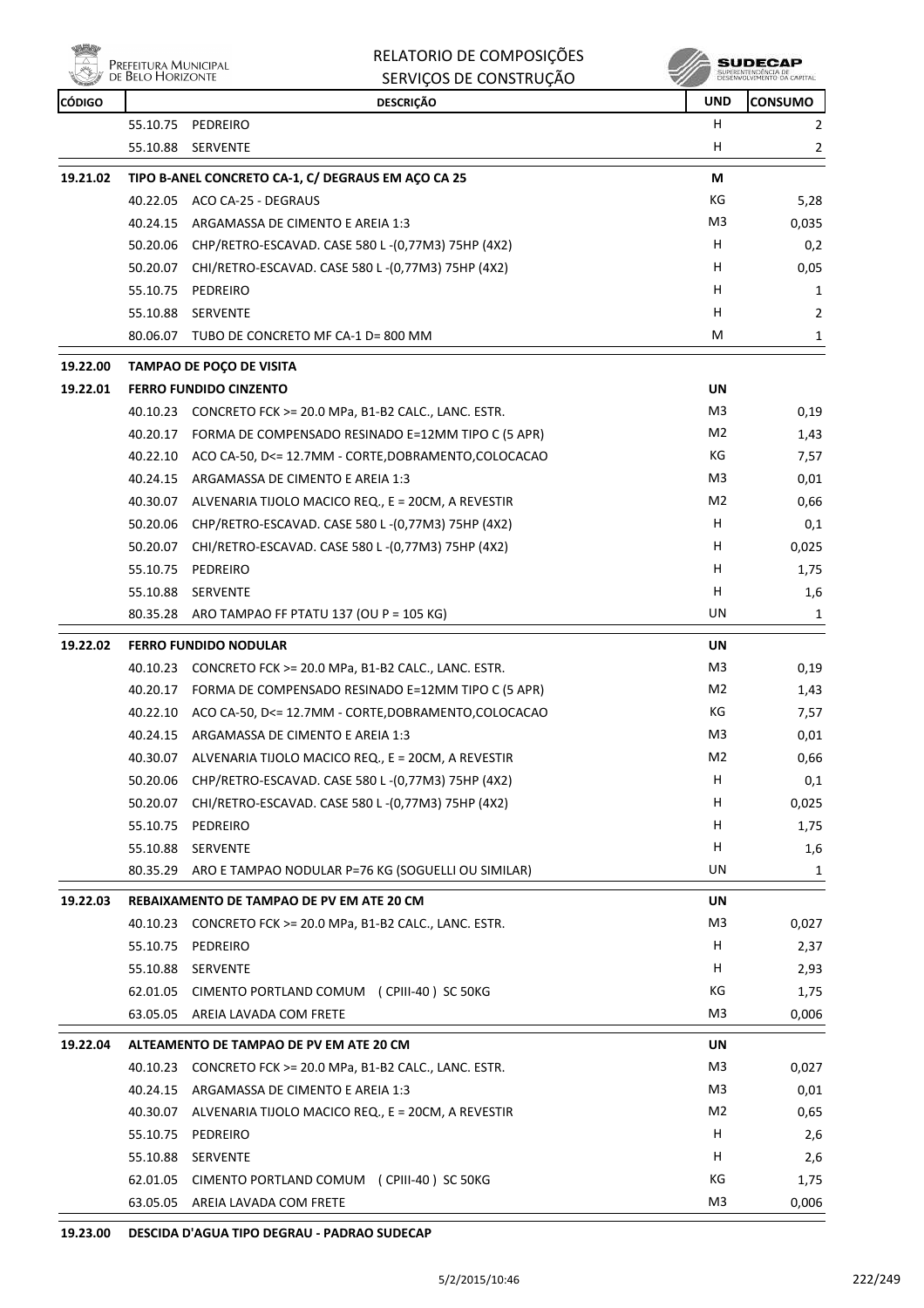| CÓDIGO | | DESCRIÇÃO | UND | CONSUMO |
|---|---|---|---|---|
| | 55.10.75 | PEDREIRO | H | 2 |
| | 55.10.88 | SERVENTE | H | 2 |
| **19.21.02** | | **TIPO B-ANEL CONCRETO CA-1, C/ DEGRAUS EM AÇO CA 25** | **M** | |
| | 40.22.05 | ACO CA-25 - DEGRAUS | KG | 5,28 |
| | 40.24.15 | ARGAMASSA DE CIMENTO E AREIA 1:3 | M3 | 0,035 |
| | 50.20.06 | CHP/RETRO-ESCAVAD. CASE 580 L -(0,77M3) 75HP (4X2) | H | 0,2 |
| | 50.20.07 | CHI/RETRO-ESCAVAD. CASE 580 L -(0,77M3) 75HP (4X2) | H | 0,05 |
| | 55.10.75 | PEDREIRO | H | 1 |
| | 55.10.88 | SERVENTE | H | 2 |
| | 80.06.07 | TUBO DE CONCRETO MF CA-1 D= 800 MM | M | 1 |
| **19.22.00** | | **TAMPAO DE POÇO DE VISITA** | | |
| **19.22.01** | | **FERRO FUNDIDO CINZENTO** | **UN** | |
| | 40.10.23 | CONCRETO FCK >= 20.0 MPa, B1-B2 CALC., LANC. ESTR. | M3 | 0,19 |
| | 40.20.17 | FORMA DE COMPENSADO RESINADO E=12MM TIPO C (5 APR) | M2 | 1,43 |
| | 40.22.10 | ACO CA-50, D<= 12.7MM - CORTE,DOBRAMENTO,COLOCACAO | KG | 7,57 |
| | 40.24.15 | ARGAMASSA DE CIMENTO E AREIA 1:3 | M3 | 0,01 |
| | 40.30.07 | ALVENARIA TIJOLO MACICO REQ., E = 20CM, A REVESTIR | M2 | 0,66 |
| | 50.20.06 | CHP/RETRO-ESCAVAD. CASE 580 L -(0,77M3) 75HP (4X2) | H | 0,1 |
| | 50.20.07 | CHI/RETRO-ESCAVAD. CASE 580 L -(0,77M3) 75HP (4X2) | H | 0,025 |
| | 55.10.75 | PEDREIRO | H | 1,75 |
| | 55.10.88 | SERVENTE | H | 1,6 |
| | 80.35.28 | ARO TAMPAO FF PTATU 137 (OU P = 105 KG) | UN | 1 |
| **19.22.02** | | **FERRO FUNDIDO NODULAR** | **UN** | |
| | 40.10.23 | CONCRETO FCK >= 20.0 MPa, B1-B2 CALC., LANC. ESTR. | M3 | 0,19 |
| | 40.20.17 | FORMA DE COMPENSADO RESINADO E=12MM TIPO C (5 APR) | M2 | 1,43 |
| | 40.22.10 | ACO CA-50, D<= 12.7MM - CORTE,DOBRAMENTO,COLOCACAO | KG | 7,57 |
| | 40.24.15 | ARGAMASSA DE CIMENTO E AREIA 1:3 | M3 | 0,01 |
| | 40.30.07 | ALVENARIA TIJOLO MACICO REQ., E = 20CM, A REVESTIR | M2 | 0,66 |
| | 50.20.06 | CHP/RETRO-ESCAVAD. CASE 580 L -(0,77M3) 75HP (4X2) | H | 0,1 |
| | 50.20.07 | CHI/RETRO-ESCAVAD. CASE 580 L -(0,77M3) 75HP (4X2) | H | 0,025 |
| | 55.10.75 | PEDREIRO | H | 1,75 |
| | 55.10.88 | SERVENTE | H | 1,6 |
| | 80.35.29 | ARO E TAMPAO NODULAR P=76 KG (SOGUELLI OU SIMILAR) | UN | 1 |
| **19.22.03** | | **REBAIXAMENTO DE TAMPAO DE PV EM ATE 20 CM** | **UN** | |
| | 40.10.23 | CONCRETO FCK >= 20.0 MPa, B1-B2 CALC., LANC. ESTR. | M3 | 0,027 |
| | 55.10.75 | PEDREIRO | H | 2,37 |
| | 55.10.88 | SERVENTE | H | 2,93 |
| | 62.01.05 | CIMENTO PORTLAND COMUM ( CPIII-40 ) SC 50KG | KG | 1,75 |
| | 63.05.05 | AREIA LAVADA COM FRETE | M3 | 0,006 |
| **19.22.04** | | **ALTEAMENTO DE TAMPAO DE PV EM ATE 20 CM** | **UN** | |
| | 40.10.23 | CONCRETO FCK >= 20.0 MPa, B1-B2 CALC., LANC. ESTR. | M3 | 0,027 |
| | 40.24.15 | ARGAMASSA DE CIMENTO E AREIA 1:3 | M3 | 0,01 |
| | 40.30.07 | ALVENARIA TIJOLO MACICO REQ., E = 20CM, A REVESTIR | M2 | 0,65 |
| | 55.10.75 | PEDREIRO | H | 2,6 |
| | 55.10.88 | SERVENTE | H | 2,6 |
| | 62.01.05 | CIMENTO PORTLAND COMUM ( CPIII-40 ) SC 50KG | KG | 1,75 |
| | 63.05.05 | AREIA LAVADA COM FRETE | M3 | 0,006 |
| **19.23.00** | | **DESCIDA D'AGUA TIPO DEGRAU - PADRAO SUDECAP** | | |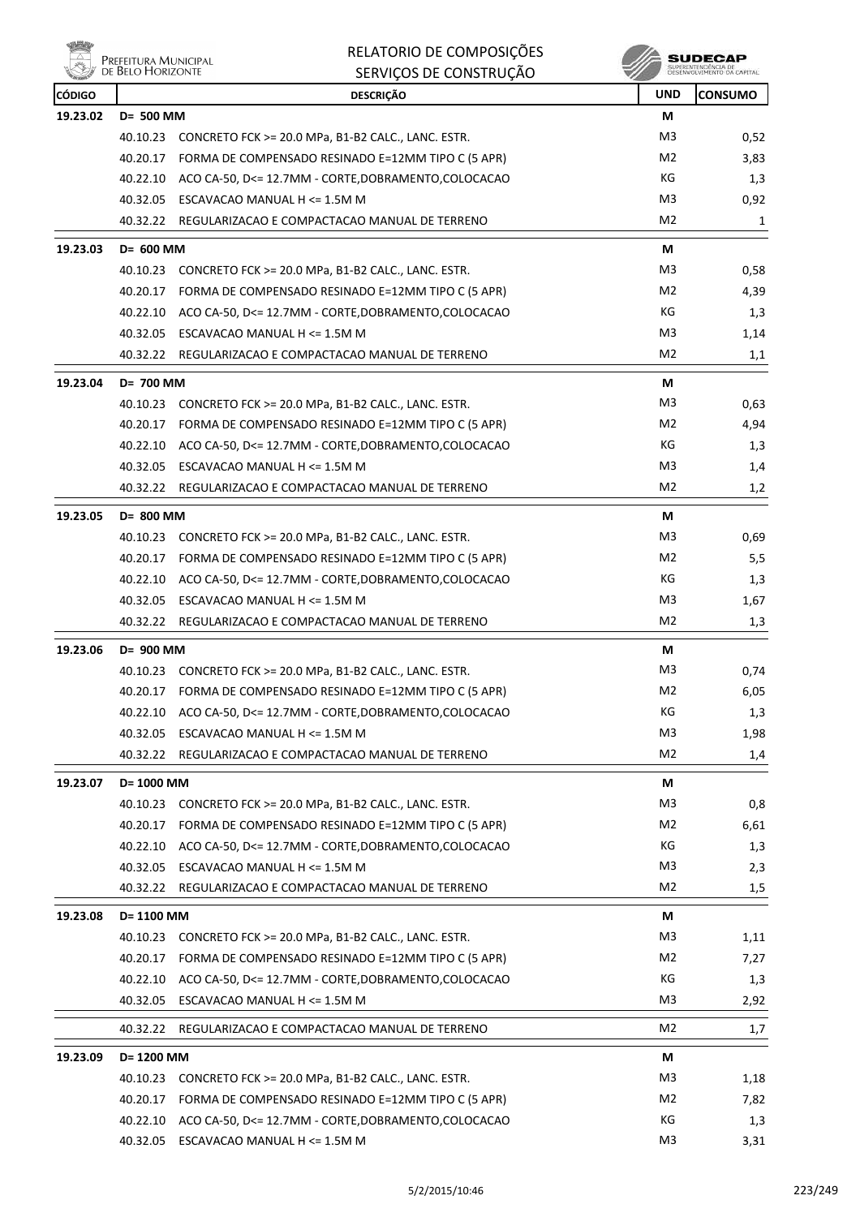# RELATORIO DE COMPOSIÇÕES
## SERVIÇOS DE CONSTRUÇÃO

| CÓDIGO | DESCRIÇÃO | UND | CONSUMO |
|---|---|---|---|
| 19.23.02 | D= 500 MM | M | |
| | 40.10.23 CONCRETO FCK >= 20.0 MPa, B1-B2 CALC., LANC. ESTR. | M3 | 0,52 |
| | 40.20.17 FORMA DE COMPENSADO RESINADO E=12MM TIPO C (5 APR) | M2 | 3,83 |
| | 40.22.10 ACO CA-50, D<= 12.7MM - CORTE,DOBRAMENTO,COLOCACAO | KG | 1,3 |
| | 40.32.05 ESCAVACAO MANUAL H <= 1.5M M | M3 | 0,92 |
| | 40.32.22 REGULARIZACAO E COMPACTACAO MANUAL DE TERRENO | M2 | 1 |
| 19.23.03 | D= 600 MM | M | |
| | 40.10.23 CONCRETO FCK >= 20.0 MPa, B1-B2 CALC., LANC. ESTR. | M3 | 0,58 |
| | 40.20.17 FORMA DE COMPENSADO RESINADO E=12MM TIPO C (5 APR) | M2 | 4,39 |
| | 40.22.10 ACO CA-50, D<= 12.7MM - CORTE,DOBRAMENTO,COLOCACAO | KG | 1,3 |
| | 40.32.05 ESCAVACAO MANUAL H <= 1.5M M | M3 | 1,14 |
| | 40.32.22 REGULARIZACAO E COMPACTACAO MANUAL DE TERRENO | M2 | 1,1 |
| 19.23.04 | D= 700 MM | M | |
| | 40.10.23 CONCRETO FCK >= 20.0 MPa, B1-B2 CALC., LANC. ESTR. | M3 | 0,63 |
| | 40.20.17 FORMA DE COMPENSADO RESINADO E=12MM TIPO C (5 APR) | M2 | 4,94 |
| | 40.22.10 ACO CA-50, D<= 12.7MM - CORTE,DOBRAMENTO,COLOCACAO | KG | 1,3 |
| | 40.32.05 ESCAVACAO MANUAL H <= 1.5M M | M3 | 1,4 |
| | 40.32.22 REGULARIZACAO E COMPACTACAO MANUAL DE TERRENO | M2 | 1,2 |
| 19.23.05 | D= 800 MM | M | |
| | 40.10.23 CONCRETO FCK >= 20.0 MPa, B1-B2 CALC., LANC. ESTR. | M3 | 0,69 |
| | 40.20.17 FORMA DE COMPENSADO RESINADO E=12MM TIPO C (5 APR) | M2 | 5,5 |
| | 40.22.10 ACO CA-50, D<= 12.7MM - CORTE,DOBRAMENTO,COLOCACAO | KG | 1,3 |
| | 40.32.05 ESCAVACAO MANUAL H <= 1.5M M | M3 | 1,67 |
| | 40.32.22 REGULARIZACAO E COMPACTACAO MANUAL DE TERRENO | M2 | 1,3 |
| 19.23.06 | D= 900 MM | M | |
| | 40.10.23 CONCRETO FCK >= 20.0 MPa, B1-B2 CALC., LANC. ESTR. | M3 | 0,74 |
| | 40.20.17 FORMA DE COMPENSADO RESINADO E=12MM TIPO C (5 APR) | M2 | 6,05 |
| | 40.22.10 ACO CA-50, D<= 12.7MM - CORTE,DOBRAMENTO,COLOCACAO | KG | 1,3 |
| | 40.32.05 ESCAVACAO MANUAL H <= 1.5M M | M3 | 1,98 |
| | 40.32.22 REGULARIZACAO E COMPACTACAO MANUAL DE TERRENO | M2 | 1,4 |
| 19.23.07 | D= 1000 MM | M | |
| | 40.10.23 CONCRETO FCK >= 20.0 MPa, B1-B2 CALC., LANC. ESTR. | M3 | 0,8 |
| | 40.20.17 FORMA DE COMPENSADO RESINADO E=12MM TIPO C (5 APR) | M2 | 6,61 |
| | 40.22.10 ACO CA-50, D<= 12.7MM - CORTE,DOBRAMENTO,COLOCACAO | KG | 1,3 |
| | 40.32.05 ESCAVACAO MANUAL H <= 1.5M M | M3 | 2,3 |
| | 40.32.22 REGULARIZACAO E COMPACTACAO MANUAL DE TERRENO | M2 | 1,5 |
| 19.23.08 | D= 1100 MM | M | |
| | 40.10.23 CONCRETO FCK >= 20.0 MPa, B1-B2 CALC., LANC. ESTR. | M3 | 1,11 |
| | 40.20.17 FORMA DE COMPENSADO RESINADO E=12MM TIPO C (5 APR) | M2 | 7,27 |
| | 40.22.10 ACO CA-50, D<= 12.7MM - CORTE,DOBRAMENTO,COLOCACAO | KG | 1,3 |
| | 40.32.05 ESCAVACAO MANUAL H <= 1.5M M | M3 | 2,92 |
| | 40.32.22 REGULARIZACAO E COMPACTACAO MANUAL DE TERRENO | M2 | 1,7 |
| 19.23.09 | D= 1200 MM | M | |
| | 40.10.23 CONCRETO FCK >= 20.0 MPa, B1-B2 CALC., LANC. ESTR. | M3 | 1,18 |
| | 40.20.17 FORMA DE COMPENSADO RESINADO E=12MM TIPO C (5 APR) | M2 | 7,82 |
| | 40.22.10 ACO CA-50, D<= 12.7MM - CORTE,DOBRAMENTO,COLOCACAO | KG | 1,3 |
| | 40.32.05 ESCAVACAO MANUAL H <= 1.5M M | M3 | 3,31 |

5/2/2015/10:46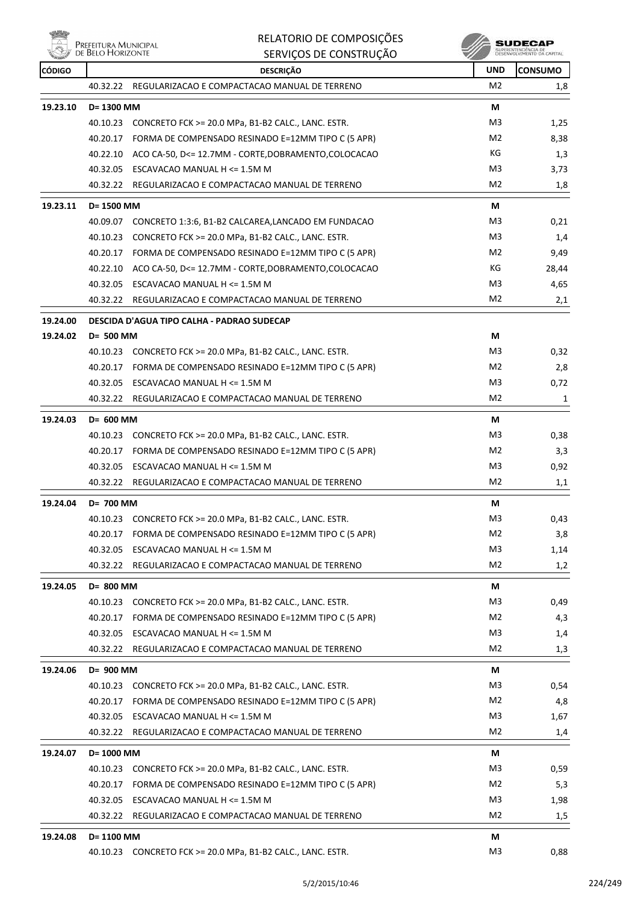| CÓDIGO | DESCRIÇÃO | | UND | CONSUMO |
|---|---|---|---|---|
| | 40.32.22 | REGULARIZACAO E COMPACTACAO MANUAL DE TERRENO | M2 | 1,8 |
| **19.23.10** | **D= 1300 MM** | | **M** | |
| | 40.10.23 | CONCRETO FCK >= 20.0 MPa, B1-B2 CALC., LANC. ESTR. | M3 | 1,25 |
| | 40.20.17 | FORMA DE COMPENSADO RESINADO E=12MM TIPO C (5 APR) | M2 | 8,38 |
| | 40.22.10 | ACO CA-50, D<= 12.7MM - CORTE,DOBRAMENTO,COLOCACAO | KG | 1,3 |
| | 40.32.05 | ESCAVACAO MANUAL H <= 1.5M M | M3 | 3,73 |
| | 40.32.22 | REGULARIZACAO E COMPACTACAO MANUAL DE TERRENO | M2 | 1,8 |
| **19.23.11** | **D= 1500 MM** | | **M** | |
| | 40.09.07 | CONCRETO 1:3:6, B1-B2 CALCAREA,LANCADO EM FUNDACAO | M3 | 0,21 |
| | 40.10.23 | CONCRETO FCK >= 20.0 MPa, B1-B2 CALC., LANC. ESTR. | M3 | 1,4 |
| | 40.20.17 | FORMA DE COMPENSADO RESINADO E=12MM TIPO C (5 APR) | M2 | 9,49 |
| | 40.22.10 | ACO CA-50, D<= 12.7MM - CORTE,DOBRAMENTO,COLOCACAO | KG | 28,44 |
| | 40.32.05 | ESCAVACAO MANUAL H <= 1.5M M | M3 | 4,65 |
| | 40.32.22 | REGULARIZACAO E COMPACTACAO MANUAL DE TERRENO | M2 | 2,1 |
| **19.24.00** | **DESCIDA D'AGUA TIPO CALHA - PADRAO SUDECAP** | | | |
| **19.24.02** | **D= 500 MM** | | **M** | |
| | 40.10.23 | CONCRETO FCK >= 20.0 MPa, B1-B2 CALC., LANC. ESTR. | M3 | 0,32 |
| | 40.20.17 | FORMA DE COMPENSADO RESINADO E=12MM TIPO C (5 APR) | M2 | 2,8 |
| | 40.32.05 | ESCAVACAO MANUAL H <= 1.5M M | M3 | 0,72 |
| | 40.32.22 | REGULARIZACAO E COMPACTACAO MANUAL DE TERRENO | M2 | 1 |
| **19.24.03** | **D= 600 MM** | | **M** | |
| | 40.10.23 | CONCRETO FCK >= 20.0 MPa, B1-B2 CALC., LANC. ESTR. | M3 | 0,38 |
| | 40.20.17 | FORMA DE COMPENSADO RESINADO E=12MM TIPO C (5 APR) | M2 | 3,3 |
| | 40.32.05 | ESCAVACAO MANUAL H <= 1.5M M | M3 | 0,92 |
| | 40.32.22 | REGULARIZACAO E COMPACTACAO MANUAL DE TERRENO | M2 | 1,1 |
| **19.24.04** | **D= 700 MM** | | **M** | |
| | 40.10.23 | CONCRETO FCK >= 20.0 MPa, B1-B2 CALC., LANC. ESTR. | M3 | 0,43 |
| | 40.20.17 | FORMA DE COMPENSADO RESINADO E=12MM TIPO C (5 APR) | M2 | 3,8 |
| | 40.32.05 | ESCAVACAO MANUAL H <= 1.5M M | M3 | 1,14 |
| | 40.32.22 | REGULARIZACAO E COMPACTACAO MANUAL DE TERRENO | M2 | 1,2 |
| **19.24.05** | **D= 800 MM** | | **M** | |
| | 40.10.23 | CONCRETO FCK >= 20.0 MPa, B1-B2 CALC., LANC. ESTR. | M3 | 0,49 |
| | 40.20.17 | FORMA DE COMPENSADO RESINADO E=12MM TIPO C (5 APR) | M2 | 4,3 |
| | 40.32.05 | ESCAVACAO MANUAL H <= 1.5M M | M3 | 1,4 |
| | 40.32.22 | REGULARIZACAO E COMPACTACAO MANUAL DE TERRENO | M2 | 1,3 |
| **19.24.06** | **D= 900 MM** | | **M** | |
| | 40.10.23 | CONCRETO FCK >= 20.0 MPa, B1-B2 CALC., LANC. ESTR. | M3 | 0,54 |
| | 40.20.17 | FORMA DE COMPENSADO RESINADO E=12MM TIPO C (5 APR) | M2 | 4,8 |
| | 40.32.05 | ESCAVACAO MANUAL H <= 1.5M M | M3 | 1,67 |
| | 40.32.22 | REGULARIZACAO E COMPACTACAO MANUAL DE TERRENO | M2 | 1,4 |
| **19.24.07** | **D= 1000 MM** | | **M** | |
| | 40.10.23 | CONCRETO FCK >= 20.0 MPa, B1-B2 CALC., LANC. ESTR. | M3 | 0,59 |
| | 40.20.17 | FORMA DE COMPENSADO RESINADO E=12MM TIPO C (5 APR) | M2 | 5,3 |
| | 40.32.05 | ESCAVACAO MANUAL H <= 1.5M M | M3 | 1,98 |
| | 40.32.22 | REGULARIZACAO E COMPACTACAO MANUAL DE TERRENO | M2 | 1,5 |
| **19.24.08** | **D= 1100 MM** | | **M** | |
| | 40.10.23 | CONCRETO FCK >= 20.0 MPa, B1-B2 CALC., LANC. ESTR. | M3 | 0,88 |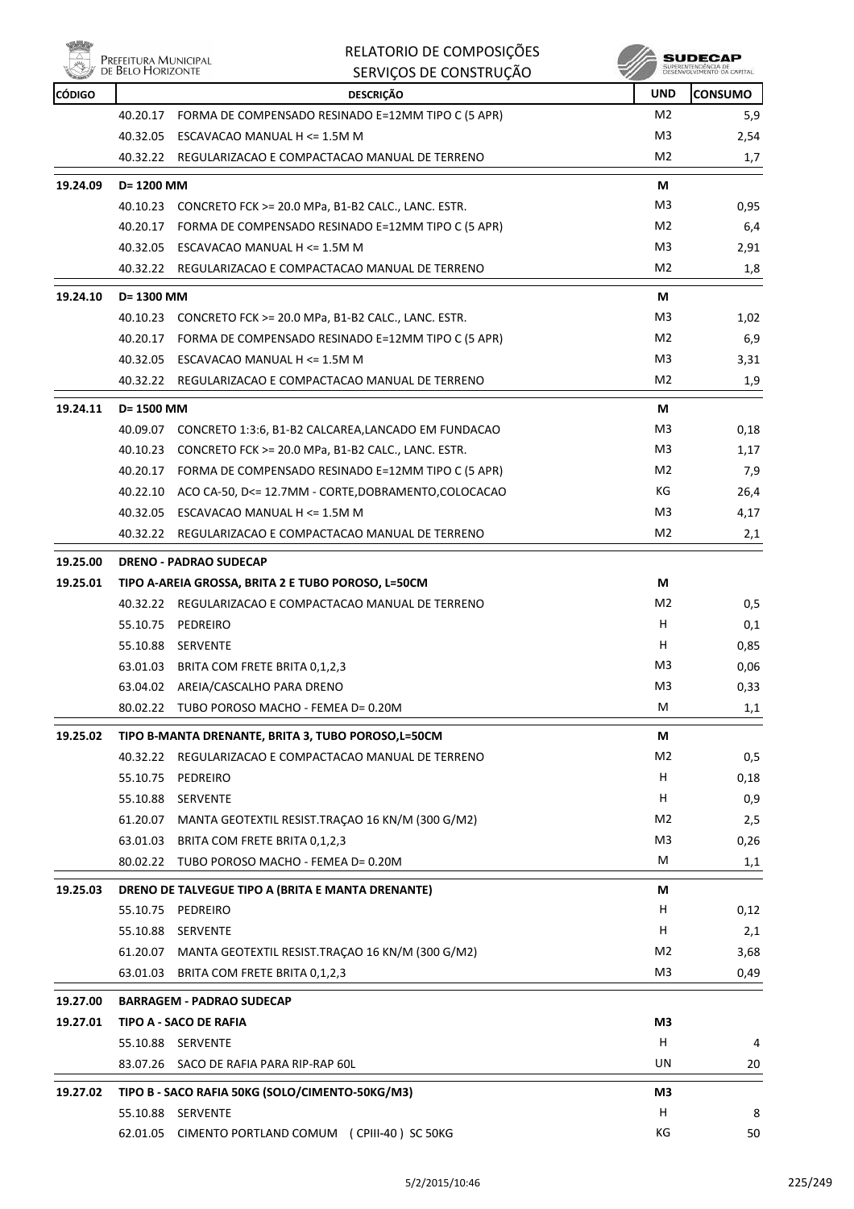| CÓDIGO | DESCRIÇÃO | UND | CONSUMO |
|---|---|---|---|
| | 40.20.17 FORMA DE COMPENSADO RESINADO E=12MM TIPO C (5 APR) | M2 | 5,9 |
| | 40.32.05 ESCAVACAO MANUAL H <= 1.5M M | M3 | 2,54 |
| | 40.32.22 REGULARIZACAO E COMPACTACAO MANUAL DE TERRENO | M2 | 1,7 |
| **19.24.09** | **D= 1200 MM** | **M** | |
| | 40.10.23 CONCRETO FCK >= 20.0 MPa, B1-B2 CALC., LANC. ESTR. | M3 | 0,95 |
| | 40.20.17 FORMA DE COMPENSADO RESINADO E=12MM TIPO C (5 APR) | M2 | 6,4 |
| | 40.32.05 ESCAVACAO MANUAL H <= 1.5M M | M3 | 2,91 |
| | 40.32.22 REGULARIZACAO E COMPACTACAO MANUAL DE TERRENO | M2 | 1,8 |
| **19.24.10** | **D= 1300 MM** | **M** | |
| | 40.10.23 CONCRETO FCK >= 20.0 MPa, B1-B2 CALC., LANC. ESTR. | M3 | 1,02 |
| | 40.20.17 FORMA DE COMPENSADO RESINADO E=12MM TIPO C (5 APR) | M2 | 6,9 |
| | 40.32.05 ESCAVACAO MANUAL H <= 1.5M M | M3 | 3,31 |
| | 40.32.22 REGULARIZACAO E COMPACTACAO MANUAL DE TERRENO | M2 | 1,9 |
| **19.24.11** | **D= 1500 MM** | **M** | |
| | 40.09.07 CONCRETO 1:3:6, B1-B2 CALCAREA,LANCADO EM FUNDACAO | M3 | 0,18 |
| | 40.10.23 CONCRETO FCK >= 20.0 MPa, B1-B2 CALC., LANC. ESTR. | M3 | 1,17 |
| | 40.20.17 FORMA DE COMPENSADO RESINADO E=12MM TIPO C (5 APR) | M2 | 7,9 |
| | 40.22.10 ACO CA-50, D<= 12.7MM - CORTE,DOBRAMENTO,COLOCACAO | KG | 26,4 |
| | 40.32.05 ESCAVACAO MANUAL H <= 1.5M M | M3 | 4,17 |
| | 40.32.22 REGULARIZACAO E COMPACTACAO MANUAL DE TERRENO | M2 | 2,1 |
| **19.25.00** | **DRENO - PADRAO SUDECAP** | | |
| **19.25.01** | **TIPO A-AREIA GROSSA, BRITA 2 E TUBO POROSO, L=50CM** | **M** | |
| | 40.32.22 REGULARIZACAO E COMPACTACAO MANUAL DE TERRENO | M2 | 0,5 |
| | 55.10.75 PEDREIRO | H | 0,1 |
| | 55.10.88 SERVENTE | H | 0,85 |
| | 63.01.03 BRITA COM FRETE BRITA 0,1,2,3 | M3 | 0,06 |
| | 63.04.02 AREIA/CASCALHO PARA DRENO | M3 | 0,33 |
| | 80.02.22 TUBO POROSO MACHO - FEMEA D= 0.20M | M | 1,1 |
| **19.25.02** | **TIPO B-MANTA DRENANTE, BRITA 3, TUBO POROSO,L=50CM** | **M** | |
| | 40.32.22 REGULARIZACAO E COMPACTACAO MANUAL DE TERRENO | M2 | 0,5 |
| | 55.10.75 PEDREIRO | H | 0,18 |
| | 55.10.88 SERVENTE | H | 0,9 |
| | 61.20.07 MANTA GEOTEXTIL RESIST.TRAÇAO 16 KN/M (300 G/M2) | M2 | 2,5 |
| | 63.01.03 BRITA COM FRETE BRITA 0,1,2,3 | M3 | 0,26 |
| | 80.02.22 TUBO POROSO MACHO - FEMEA D= 0.20M | M | 1,1 |
| **19.25.03** | **DRENO DE TALVEGUE TIPO A (BRITA E MANTA DRENANTE)** | **M** | |
| | 55.10.75 PEDREIRO | H | 0,12 |
| | 55.10.88 SERVENTE | H | 2,1 |
| | 61.20.07 MANTA GEOTEXTIL RESIST.TRAÇAO 16 KN/M (300 G/M2) | M2 | 3,68 |
| | 63.01.03 BRITA COM FRETE BRITA 0,1,2,3 | M3 | 0,49 |
| **19.27.00** | **BARRAGEM - PADRAO SUDECAP** | | |
| **19.27.01** | **TIPO A - SACO DE RAFIA** | **M3** | |
| | 55.10.88 SERVENTE | H | 4 |
| | 83.07.26 SACO DE RAFIA PARA RIP-RAP 60L | UN | 20 |
| **19.27.02** | **TIPO B - SACO RAFIA 50KG (SOLO/CIMENTO-50KG/M3)** | **M3** | |
| | 55.10.88 SERVENTE | H | 8 |
| | 62.01.05 CIMENTO PORTLAND COMUM ( CPIII-40 ) SC 50KG | KG | 50 |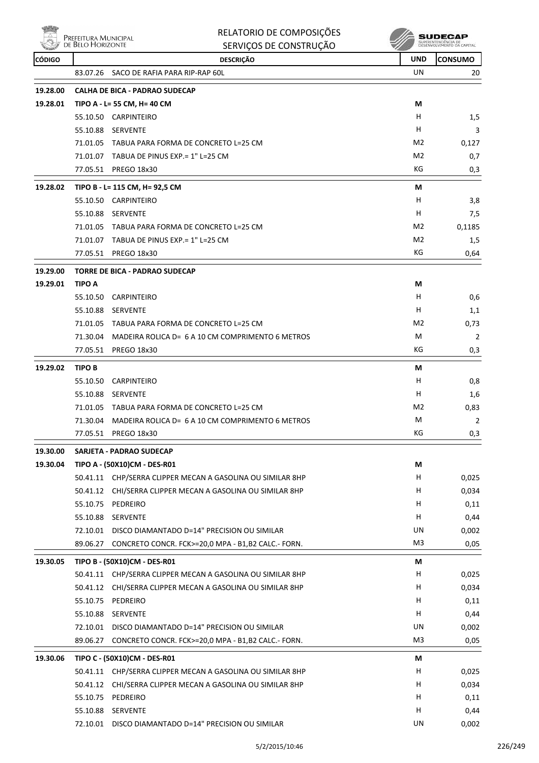| CÓDIGO | DESCRIÇÃO | UND | CONSUMO |
|---|---|---|---|
| | 83.07.26 SACO DE RAFIA PARA RIP-RAP 60L | UN | 20 |
| **19.28.00** | **CALHA DE BICA - PADRAO SUDECAP** | | |
| **19.28.01** | **TIPO A - L= 55 CM, H= 40 CM** | **M** | |
| | 55.10.50 CARPINTEIRO | H | 1,5 |
| | 55.10.88 SERVENTE | H | 3 |
| | 71.01.05 TABUA PARA FORMA DE CONCRETO L=25 CM | M2 | 0,127 |
| | 71.01.07 TABUA DE PINUS EXP.= 1" L=25 CM | M2 | 0,7 |
| | 77.05.51 PREGO 18x30 | KG | 0,3 |
| **19.28.02** | **TIPO B - L= 115 CM, H= 92,5 CM** | **M** | |
| | 55.10.50 CARPINTEIRO | H | 3,8 |
| | 55.10.88 SERVENTE | H | 7,5 |
| | 71.01.05 TABUA PARA FORMA DE CONCRETO L=25 CM | M2 | 0,1185 |
| | 71.01.07 TABUA DE PINUS EXP.= 1" L=25 CM | M2 | 1,5 |
| | 77.05.51 PREGO 18x30 | KG | 0,64 |
| **19.29.00** | **TORRE DE BICA - PADRAO SUDECAP** | | |
| **19.29.01** | **TIPO A** | **M** | |
| | 55.10.50 CARPINTEIRO | H | 0,6 |
| | 55.10.88 SERVENTE | H | 1,1 |
| | 71.01.05 TABUA PARA FORMA DE CONCRETO L=25 CM | M2 | 0,73 |
| | 71.30.04 MADEIRA ROLICA D= 6 A 10 CM COMPRIMENTO 6 METROS | M | 2 |
| | 77.05.51 PREGO 18x30 | KG | 0,3 |
| **19.29.02** | **TIPO B** | **M** | |
| | 55.10.50 CARPINTEIRO | H | 0,8 |
| | 55.10.88 SERVENTE | H | 1,6 |
| | 71.01.05 TABUA PARA FORMA DE CONCRETO L=25 CM | M2 | 0,83 |
| | 71.30.04 MADEIRA ROLICA D= 6 A 10 CM COMPRIMENTO 6 METROS | M | 2 |
| | 77.05.51 PREGO 18x30 | KG | 0,3 |
| **19.30.00** | **SARJETA - PADRAO SUDECAP** | | |
| **19.30.04** | **TIPO A - (50X10)CM - DES-R01** | **M** | |
| | 50.41.11 CHP/SERRA CLIPPER MECAN A GASOLINA OU SIMILAR 8HP | H | 0,025 |
| | 50.41.12 CHI/SERRA CLIPPER MECAN A GASOLINA OU SIMILAR 8HP | H | 0,034 |
| | 55.10.75 PEDREIRO | H | 0,11 |
| | 55.10.88 SERVENTE | H | 0,44 |
| | 72.10.01 DISCO DIAMANTADO D=14" PRECISION OU SIMILAR | UN | 0,002 |
| | 89.06.27 CONCRETO CONCR. FCK>=20,0 MPA - B1,B2 CALC.- FORN. | M3 | 0,05 |
| **19.30.05** | **TIPO B - (50X10)CM - DES-R01** | **M** | |
| | 50.41.11 CHP/SERRA CLIPPER MECAN A GASOLINA OU SIMILAR 8HP | H | 0,025 |
| | 50.41.12 CHI/SERRA CLIPPER MECAN A GASOLINA OU SIMILAR 8HP | H | 0,034 |
| | 55.10.75 PEDREIRO | H | 0,11 |
| | 55.10.88 SERVENTE | H | 0,44 |
| | 72.10.01 DISCO DIAMANTADO D=14" PRECISION OU SIMILAR | UN | 0,002 |
| | 89.06.27 CONCRETO CONCR. FCK>=20,0 MPA - B1,B2 CALC.- FORN. | M3 | 0,05 |
| **19.30.06** | **TIPO C - (50X10)CM - DES-R01** | **M** | |
| | 50.41.11 CHP/SERRA CLIPPER MECAN A GASOLINA OU SIMILAR 8HP | H | 0,025 |
| | 50.41.12 CHI/SERRA CLIPPER MECAN A GASOLINA OU SIMILAR 8HP | H | 0,034 |
| | 55.10.75 PEDREIRO | H | 0,11 |
| | 55.10.88 SERVENTE | H | 0,44 |
| | 72.10.01 DISCO DIAMANTADO D=14" PRECISION OU SIMILAR | UN | 0,002 |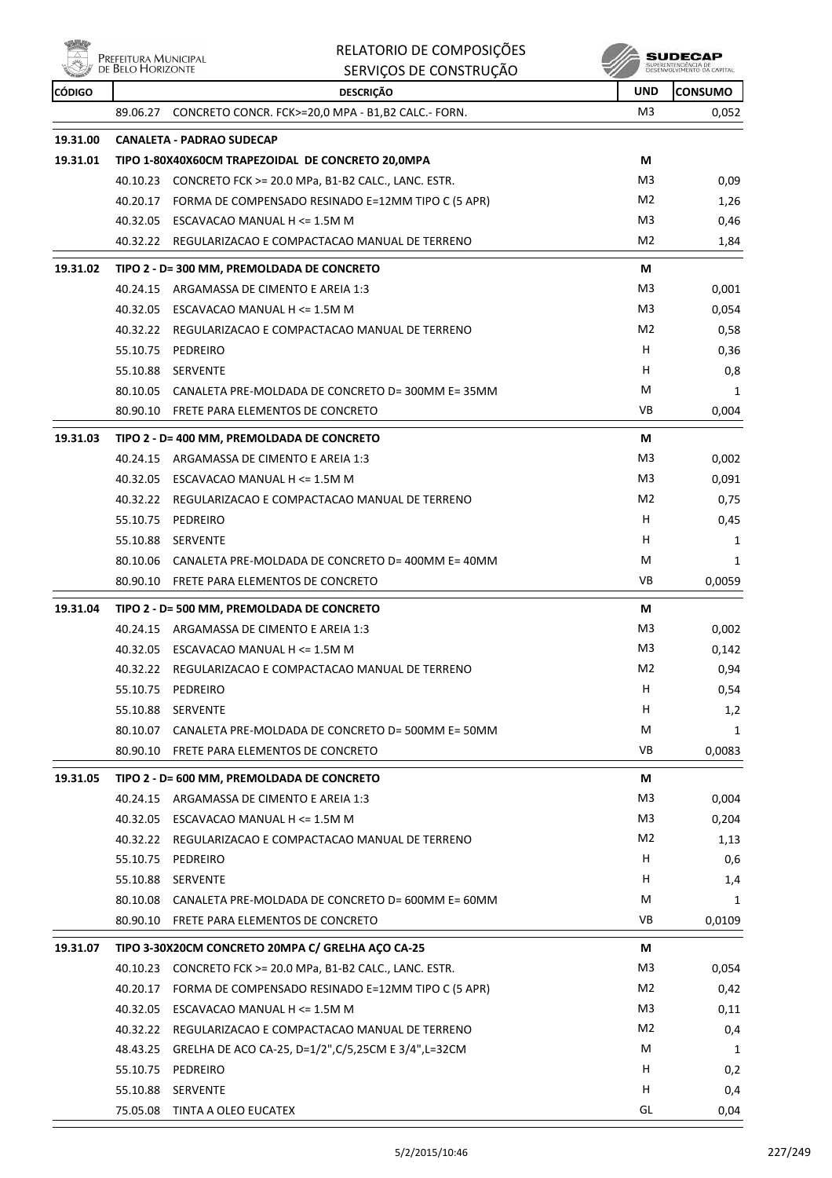| CÓDIGO | | DESCRIÇÃO | UND | CONSUMO |
|---|---|---|---|---|
| | 89.06.27 | CONCRETO CONCR. FCK>=20,0 MPA - B1,B2 CALC.- FORN. | M3 | 0,052 |
| **19.31.00** | | **CANALETA - PADRAO SUDECAP** | | |
| **19.31.01** | | **TIPO 1-80X40X60CM TRAPEZOIDAL DE CONCRETO 20,0MPA** | **M** | |
| | 40.10.23 | CONCRETO FCK >= 20.0 MPa, B1-B2 CALC., LANC. ESTR. | M3 | 0,09 |
| | 40.20.17 | FORMA DE COMPENSADO RESINADO E=12MM TIPO C (5 APR) | M2 | 1,26 |
| | 40.32.05 | ESCAVACAO MANUAL H <= 1.5M M | M3 | 0,46 |
| | 40.32.22 | REGULARIZACAO E COMPACTACAO MANUAL DE TERRENO | M2 | 1,84 |
| **19.31.02** | | **TIPO 2 - D= 300 MM, PREMOLDADA DE CONCRETO** | **M** | |
| | 40.24.15 | ARGAMASSA DE CIMENTO E AREIA 1:3 | M3 | 0,001 |
| | 40.32.05 | ESCAVACAO MANUAL H <= 1.5M M | M3 | 0,054 |
| | 40.32.22 | REGULARIZACAO E COMPACTACAO MANUAL DE TERRENO | M2 | 0,58 |
| | 55.10.75 | PEDREIRO | H | 0,36 |
| | 55.10.88 | SERVENTE | H | 0,8 |
| | 80.10.05 | CANALETA PRE-MOLDADA DE CONCRETO D= 300MM E= 35MM | M | 1 |
| | 80.90.10 | FRETE PARA ELEMENTOS DE CONCRETO | VB | 0,004 |
| **19.31.03** | | **TIPO 2 - D= 400 MM, PREMOLDADA DE CONCRETO** | **M** | |
| | 40.24.15 | ARGAMASSA DE CIMENTO E AREIA 1:3 | M3 | 0,002 |
| | 40.32.05 | ESCAVACAO MANUAL H <= 1.5M M | M3 | 0,091 |
| | 40.32.22 | REGULARIZACAO E COMPACTACAO MANUAL DE TERRENO | M2 | 0,75 |
| | 55.10.75 | PEDREIRO | H | 0,45 |
| | 55.10.88 | SERVENTE | H | 1 |
| | 80.10.06 | CANALETA PRE-MOLDADA DE CONCRETO D= 400MM E= 40MM | M | 1 |
| | 80.90.10 | FRETE PARA ELEMENTOS DE CONCRETO | VB | 0,0059 |
| **19.31.04** | | **TIPO 2 - D= 500 MM, PREMOLDADA DE CONCRETO** | **M** | |
| | 40.24.15 | ARGAMASSA DE CIMENTO E AREIA 1:3 | M3 | 0,002 |
| | 40.32.05 | ESCAVACAO MANUAL H <= 1.5M M | M3 | 0,142 |
| | 40.32.22 | REGULARIZACAO E COMPACTACAO MANUAL DE TERRENO | M2 | 0,94 |
| | 55.10.75 | PEDREIRO | H | 0,54 |
| | 55.10.88 | SERVENTE | H | 1,2 |
| | 80.10.07 | CANALETA PRE-MOLDADA DE CONCRETO D= 500MM E= 50MM | M | 1 |
| | 80.90.10 | FRETE PARA ELEMENTOS DE CONCRETO | VB | 0,0083 |
| **19.31.05** | | **TIPO 2 - D= 600 MM, PREMOLDADA DE CONCRETO** | **M** | |
| | 40.24.15 | ARGAMASSA DE CIMENTO E AREIA 1:3 | M3 | 0,004 |
| | 40.32.05 | ESCAVACAO MANUAL H <= 1.5M M | M3 | 0,204 |
| | 40.32.22 | REGULARIZACAO E COMPACTACAO MANUAL DE TERRENO | M2 | 1,13 |
| | 55.10.75 | PEDREIRO | H | 0,6 |
| | 55.10.88 | SERVENTE | H | 1,4 |
| | 80.10.08 | CANALETA PRE-MOLDADA DE CONCRETO D= 600MM E= 60MM | M | 1 |
| | 80.90.10 | FRETE PARA ELEMENTOS DE CONCRETO | VB | 0,0109 |
| **19.31.07** | | **TIPO 3-30X20CM CONCRETO 20MPA C/ GRELHA AÇO CA-25** | **M** | |
| | 40.10.23 | CONCRETO FCK >= 20.0 MPa, B1-B2 CALC., LANC. ESTR. | M3 | 0,054 |
| | 40.20.17 | FORMA DE COMPENSADO RESINADO E=12MM TIPO C (5 APR) | M2 | 0,42 |
| | 40.32.05 | ESCAVACAO MANUAL H <= 1.5M M | M3 | 0,11 |
| | 40.32.22 | REGULARIZACAO E COMPACTACAO MANUAL DE TERRENO | M2 | 0,4 |
| | 48.43.25 | GRELHA DE ACO CA-25, D=1/2",C/5,25CM E 3/4",L=32CM | M | 1 |
| | 55.10.75 | PEDREIRO | H | 0,2 |
| | 55.10.88 | SERVENTE | H | 0,4 |
| | 75.05.08 | TINTA A OLEO EUCATEX | GL | 0,04 |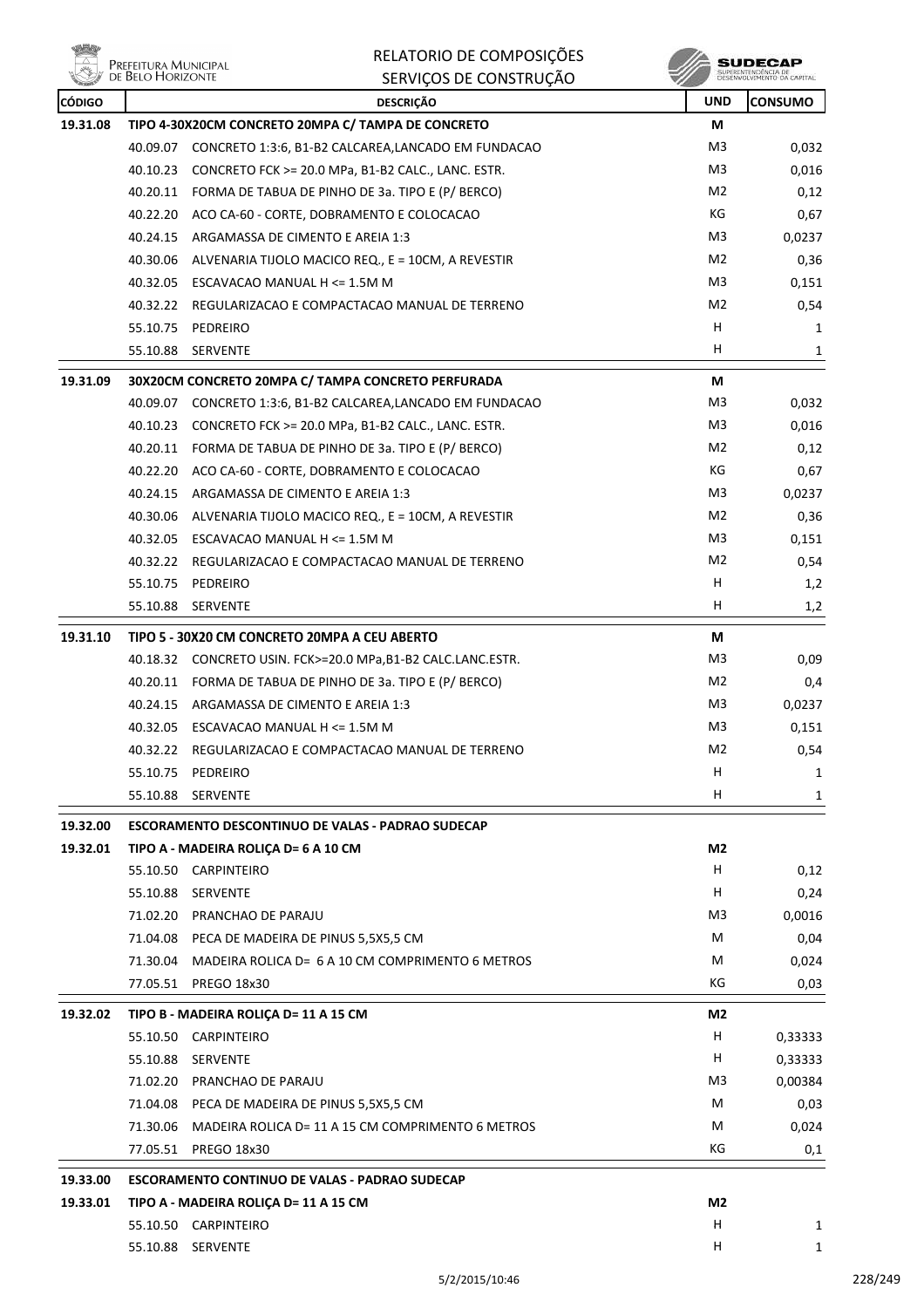# RELATORIO DE COMPOSIÇÕES
## SERVIÇOS DE CONSTRUÇÃO

| CÓDIGO | | DESCRIÇÃO | UND | CONSUMO |
|---|---|---|---|---|
| 19.31.08 | | TIPO 4-30X20CM CONCRETO 20MPA C/ TAMPA DE CONCRETO | M | |
| | 40.09.07 | CONCRETO 1:3:6, B1-B2 CALCAREA,LANCADO EM FUNDACAO | M3 | 0,032 |
| | 40.10.23 | CONCRETO FCK >= 20.0 MPa, B1-B2 CALC., LANC. ESTR. | M3 | 0,016 |
| | 40.20.11 | FORMA DE TABUA DE PINHO DE 3a. TIPO E (P/ BERCO) | M2 | 0,12 |
| | 40.22.20 | ACO CA-60 - CORTE, DOBRAMENTO E COLOCACAO | KG | 0,67 |
| | 40.24.15 | ARGAMASSA DE CIMENTO E AREIA 1:3 | M3 | 0,0237 |
| | 40.30.06 | ALVENARIA TIJOLO MACICO REQ., E = 10CM, A REVESTIR | M2 | 0,36 |
| | 40.32.05 | ESCAVACAO MANUAL H <= 1.5M M | M3 | 0,151 |
| | 40.32.22 | REGULARIZACAO E COMPACTACAO MANUAL DE TERRENO | M2 | 0,54 |
| | 55.10.75 | PEDREIRO | H | 1 |
| | 55.10.88 | SERVENTE | H | 1 |
| 19.31.09 | | 30X20CM CONCRETO 20MPA C/ TAMPA CONCRETO PERFURADA | M | |
| | 40.09.07 | CONCRETO 1:3:6, B1-B2 CALCAREA,LANCADO EM FUNDACAO | M3 | 0,032 |
| | 40.10.23 | CONCRETO FCK >= 20.0 MPa, B1-B2 CALC., LANC. ESTR. | M3 | 0,016 |
| | 40.20.11 | FORMA DE TABUA DE PINHO DE 3a. TIPO E (P/ BERCO) | M2 | 0,12 |
| | 40.22.20 | ACO CA-60 - CORTE, DOBRAMENTO E COLOCACAO | KG | 0,67 |
| | 40.24.15 | ARGAMASSA DE CIMENTO E AREIA 1:3 | M3 | 0,0237 |
| | 40.30.06 | ALVENARIA TIJOLO MACICO REQ., E = 10CM, A REVESTIR | M2 | 0,36 |
| | 40.32.05 | ESCAVACAO MANUAL H <= 1.5M M | M3 | 0,151 |
| | 40.32.22 | REGULARIZACAO E COMPACTACAO MANUAL DE TERRENO | M2 | 0,54 |
| | 55.10.75 | PEDREIRO | H | 1,2 |
| | 55.10.88 | SERVENTE | H | 1,2 |
| 19.31.10 | | TIPO 5 - 30X20 CM CONCRETO 20MPA A CEU ABERTO | M | |
| | 40.18.32 | CONCRETO USIN. FCK>=20.0 MPa,B1-B2 CALC.LANC.ESTR. | M3 | 0,09 |
| | 40.20.11 | FORMA DE TABUA DE PINHO DE 3a. TIPO E (P/ BERCO) | M2 | 0,4 |
| | 40.24.15 | ARGAMASSA DE CIMENTO E AREIA 1:3 | M3 | 0,0237 |
| | 40.32.05 | ESCAVACAO MANUAL H <= 1.5M M | M3 | 0,151 |
| | 40.32.22 | REGULARIZACAO E COMPACTACAO MANUAL DE TERRENO | M2 | 0,54 |
| | 55.10.75 | PEDREIRO | H | 1 |
| | 55.10.88 | SERVENTE | H | 1 |
| 19.32.00 | | ESCORAMENTO DESCONTINUO DE VALAS - PADRAO SUDECAP | | |
| 19.32.01 | | TIPO A - MADEIRA ROLIÇA D= 6 A 10 CM | M2 | |
| | 55.10.50 | CARPINTEIRO | H | 0,12 |
| | 55.10.88 | SERVENTE | H | 0,24 |
| | 71.02.20 | PRANCHAO DE PARAJU | M3 | 0,0016 |
| | 71.04.08 | PECA DE MADEIRA DE PINUS 5,5X5,5 CM | M | 0,04 |
| | 71.30.04 | MADEIRA ROLICA D= 6 A 10 CM COMPRIMENTO 6 METROS | M | 0,024 |
| | 77.05.51 | PREGO 18x30 | KG | 0,03 |
| 19.32.02 | | TIPO B - MADEIRA ROLIÇA D= 11 A 15 CM | M2 | |
| | 55.10.50 | CARPINTEIRO | H | 0,33333 |
| | 55.10.88 | SERVENTE | H | 0,33333 |
| | 71.02.20 | PRANCHAO DE PARAJU | M3 | 0,00384 |
| | 71.04.08 | PECA DE MADEIRA DE PINUS 5,5X5,5 CM | M | 0,03 |
| | 71.30.06 | MADEIRA ROLICA D= 11 A 15 CM COMPRIMENTO 6 METROS | M | 0,024 |
| | 77.05.51 | PREGO 18x30 | KG | 0,1 |
| 19.33.00 | | ESCORAMENTO CONTINUO DE VALAS - PADRAO SUDECAP | | |
| 19.33.01 | | TIPO A - MADEIRA ROLIÇA D= 11 A 15 CM | M2 | |
| | 55.10.50 | CARPINTEIRO | H | 1 |
| | 55.10.88 | SERVENTE | H | 1 |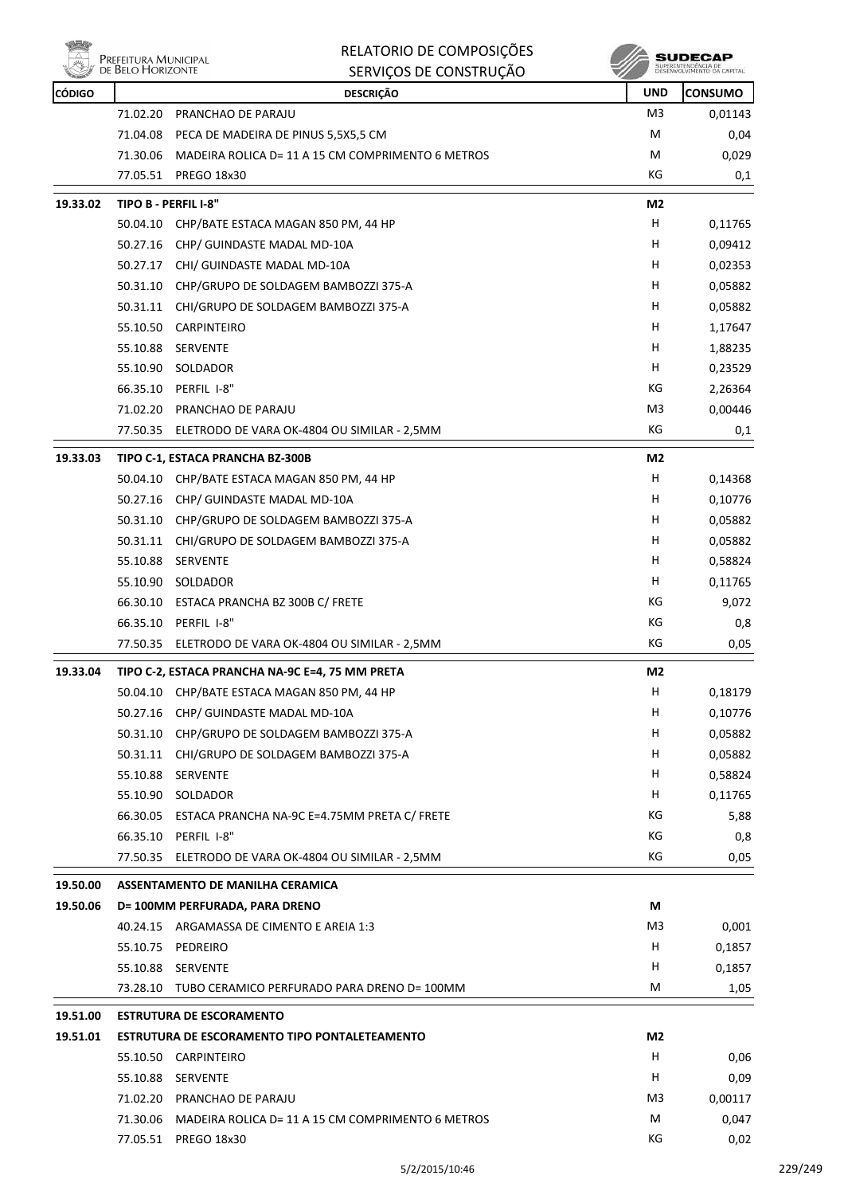| CÓDIGO | | DESCRIÇÃO | UND | CONSUMO |
|---|---|---|---|---|
| | 71.02.20 | PRANCHAO DE PARAJU | M3 | 0,01143 |
| | 71.04.08 | PECA DE MADEIRA DE PINUS 5,5X5,5 CM | M | 0,04 |
| | 71.30.06 | MADEIRA ROLICA D= 11 A 15 CM COMPRIMENTO 6 METROS | M | 0,029 |
| | 77.05.51 | PREGO 18x30 | KG | 0,1 |
| **19.33.02** | **TIPO B - PERFIL I-8"** | | **M2** | |
| | 50.04.10 | CHP/BATE ESTACA MAGAN 850 PM, 44 HP | H | 0,11765 |
| | 50.27.16 | CHP/ GUINDASTE MADAL MD-10A | H | 0,09412 |
| | 50.27.17 | CHI/ GUINDASTE MADAL MD-10A | H | 0,02353 |
| | 50.31.10 | CHP/GRUPO DE SOLDAGEM BAMBOZZI 375-A | H | 0,05882 |
| | 50.31.11 | CHI/GRUPO DE SOLDAGEM BAMBOZZI 375-A | H | 0,05882 |
| | 55.10.50 | CARPINTEIRO | H | 1,17647 |
| | 55.10.88 | SERVENTE | H | 1,88235 |
| | 55.10.90 | SOLDADOR | H | 0,23529 |
| | 66.35.10 | PERFIL I-8" | KG | 2,26364 |
| | 71.02.20 | PRANCHAO DE PARAJU | M3 | 0,00446 |
| | 77.50.35 | ELETRODO DE VARA OK-4804 OU SIMILAR - 2,5MM | KG | 0,1 |
| **19.33.03** | **TIPO C-1, ESTACA PRANCHA BZ-300B** | | **M2** | |
| | 50.04.10 | CHP/BATE ESTACA MAGAN 850 PM, 44 HP | H | 0,14368 |
| | 50.27.16 | CHP/ GUINDASTE MADAL MD-10A | H | 0,10776 |
| | 50.31.10 | CHP/GRUPO DE SOLDAGEM BAMBOZZI 375-A | H | 0,05882 |
| | 50.31.11 | CHI/GRUPO DE SOLDAGEM BAMBOZZI 375-A | H | 0,05882 |
| | 55.10.88 | SERVENTE | H | 0,58824 |
| | 55.10.90 | SOLDADOR | H | 0,11765 |
| | 66.30.10 | ESTACA PRANCHA BZ 300B C/ FRETE | KG | 9,072 |
| | 66.35.10 | PERFIL I-8" | KG | 0,8 |
| | 77.50.35 | ELETRODO DE VARA OK-4804 OU SIMILAR - 2,5MM | KG | 0,05 |
| **19.33.04** | **TIPO C-2, ESTACA PRANCHA NA-9C E=4, 75 MM PRETA** | | **M2** | |
| | 50.04.10 | CHP/BATE ESTACA MAGAN 850 PM, 44 HP | H | 0,18179 |
| | 50.27.16 | CHP/ GUINDASTE MADAL MD-10A | H | 0,10776 |
| | 50.31.10 | CHP/GRUPO DE SOLDAGEM BAMBOZZI 375-A | H | 0,05882 |
| | 50.31.11 | CHI/GRUPO DE SOLDAGEM BAMBOZZI 375-A | H | 0,05882 |
| | 55.10.88 | SERVENTE | H | 0,58824 |
| | 55.10.90 | SOLDADOR | H | 0,11765 |
| | 66.30.05 | ESTACA PRANCHA NA-9C E=4.75MM PRETA C/ FRETE | KG | 5,88 |
| | 66.35.10 | PERFIL I-8" | KG | 0,8 |
| | 77.50.35 | ELETRODO DE VARA OK-4804 OU SIMILAR - 2,5MM | KG | 0,05 |
| **19.50.00** | **ASSENTAMENTO DE MANILHA CERAMICA** | | | |
| **19.50.06** | **D= 100MM PERFURADA, PARA DRENO** | | **M** | |
| | 40.24.15 | ARGAMASSA DE CIMENTO E AREIA 1:3 | M3 | 0,001 |
| | 55.10.75 | PEDREIRO | H | 0,1857 |
| | 55.10.88 | SERVENTE | H | 0,1857 |
| | 73.28.10 | TUBO CERAMICO PERFURADO PARA DRENO D= 100MM | M | 1,05 |
| **19.51.00** | **ESTRUTURA DE ESCORAMENTO** | | | |
| **19.51.01** | **ESTRUTURA DE ESCORAMENTO TIPO PONTALETEAMENTO** | | **M2** | |
| | 55.10.50 | CARPINTEIRO | H | 0,06 |
| | 55.10.88 | SERVENTE | H | 0,09 |
| | 71.02.20 | PRANCHAO DE PARAJU | M3 | 0,00117 |
| | 71.30.06 | MADEIRA ROLICA D= 11 A 15 CM COMPRIMENTO 6 METROS | M | 0,047 |
| | 77.05.51 | PREGO 18x30 | KG | 0,02 |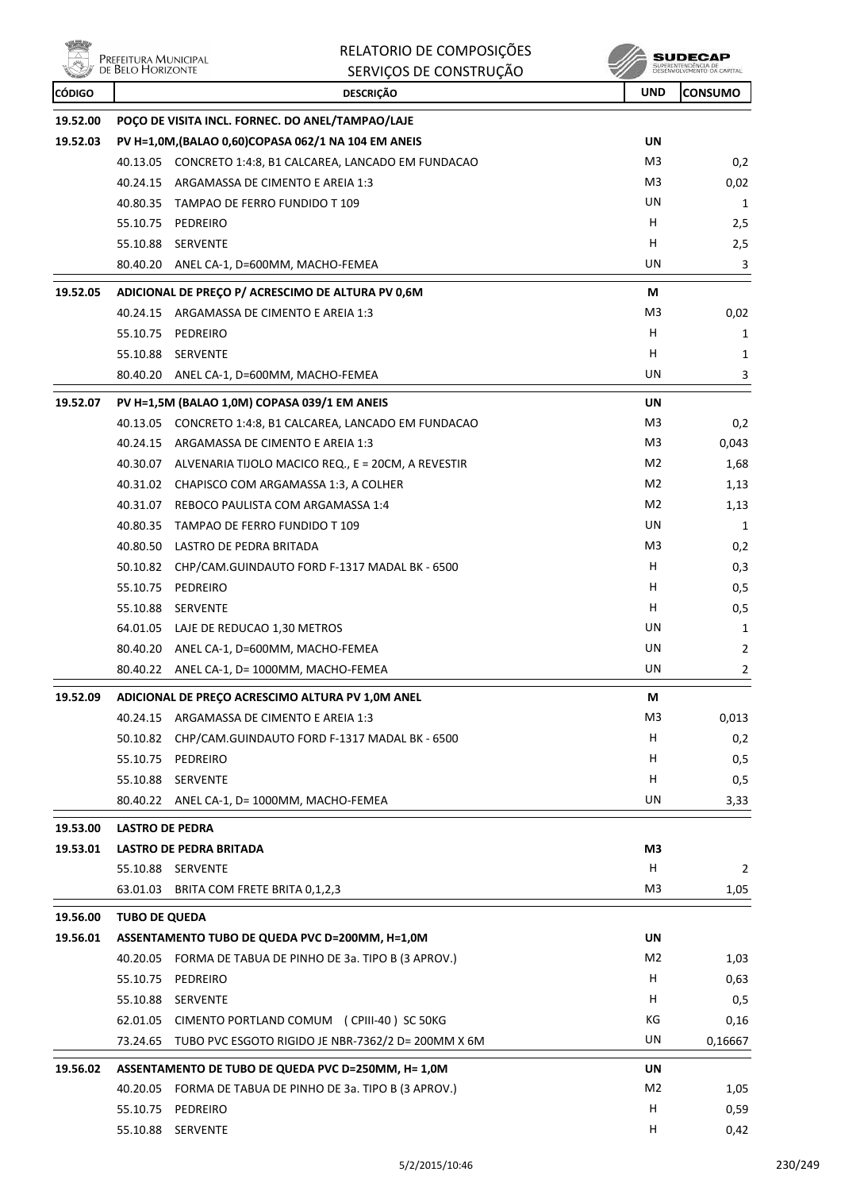| CÓDIGO | DESCRIÇÃO | UND | CONSUMO |
|---|---|---|---|
| 19.52.00 | **POÇO DE VISITA INCL. FORNEC. DO ANEL/TAMPAO/LAJE** | | |
| 19.52.03 | **PV H=1,0M,(BALAO 0,60)COPASA 062/1 NA 104 EM ANEIS** | **UN** | |
| | 40.13.05 CONCRETO 1:4:8, B1 CALCAREA, LANCADO EM FUNDACAO | M3 | 0,2 |
| | 40.24.15 ARGAMASSA DE CIMENTO E AREIA 1:3 | M3 | 0,02 |
| | 40.80.35 TAMPAO DE FERRO FUNDIDO T 109 | UN | 1 |
| | 55.10.75 PEDREIRO | H | 2,5 |
| | 55.10.88 SERVENTE | H | 2,5 |
| | 80.40.20 ANEL CA-1, D=600MM, MACHO-FEMEA | UN | 3 |
| 19.52.05 | **ADICIONAL DE PREÇO P/ ACRESCIMO DE ALTURA PV 0,6M** | **M** | |
| | 40.24.15 ARGAMASSA DE CIMENTO E AREIA 1:3 | M3 | 0,02 |
| | 55.10.75 PEDREIRO | H | 1 |
| | 55.10.88 SERVENTE | H | 1 |
| | 80.40.20 ANEL CA-1, D=600MM, MACHO-FEMEA | UN | 3 |
| 19.52.07 | **PV H=1,5M (BALAO 1,0M) COPASA 039/1 EM ANEIS** | **UN** | |
| | 40.13.05 CONCRETO 1:4:8, B1 CALCAREA, LANCADO EM FUNDACAO | M3 | 0,2 |
| | 40.24.15 ARGAMASSA DE CIMENTO E AREIA 1:3 | M3 | 0,043 |
| | 40.30.07 ALVENARIA TIJOLO MACICO REQ., E = 20CM, A REVESTIR | M2 | 1,68 |
| | 40.31.02 CHAPISCO COM ARGAMASSA 1:3, A COLHER | M2 | 1,13 |
| | 40.31.07 REBOCO PAULISTA COM ARGAMASSA 1:4 | M2 | 1,13 |
| | 40.80.35 TAMPAO DE FERRO FUNDIDO T 109 | UN | 1 |
| | 40.80.50 LASTRO DE PEDRA BRITADA | M3 | 0,2 |
| | 50.10.82 CHP/CAM.GUINDAUTO FORD F-1317 MADAL BK - 6500 | H | 0,3 |
| | 55.10.75 PEDREIRO | H | 0,5 |
| | 55.10.88 SERVENTE | H | 0,5 |
| | 64.01.05 LAJE DE REDUCAO 1,30 METROS | UN | 1 |
| | 80.40.20 ANEL CA-1, D=600MM, MACHO-FEMEA | UN | 2 |
| | 80.40.22 ANEL CA-1, D= 1000MM, MACHO-FEMEA | UN | 2 |
| 19.52.09 | **ADICIONAL DE PREÇO ACRESCIMO ALTURA PV 1,0M ANEL** | **M** | |
| | 40.24.15 ARGAMASSA DE CIMENTO E AREIA 1:3 | M3 | 0,013 |
| | 50.10.82 CHP/CAM.GUINDAUTO FORD F-1317 MADAL BK - 6500 | H | 0,2 |
| | 55.10.75 PEDREIRO | H | 0,5 |
| | 55.10.88 SERVENTE | H | 0,5 |
| | 80.40.22 ANEL CA-1, D= 1000MM, MACHO-FEMEA | UN | 3,33 |
| 19.53.00 | **LASTRO DE PEDRA** | | |
| 19.53.01 | **LASTRO DE PEDRA BRITADA** | **M3** | |
| | 55.10.88 SERVENTE | H | 2 |
| | 63.01.03 BRITA COM FRETE BRITA 0,1,2,3 | M3 | 1,05 |
| 19.56.00 | **TUBO DE QUEDA** | | |
| 19.56.01 | **ASSENTAMENTO TUBO DE QUEDA PVC D=200MM, H=1,0M** | **UN** | |
| | 40.20.05 FORMA DE TABUA DE PINHO DE 3a. TIPO B (3 APROV.) | M2 | 1,03 |
| | 55.10.75 PEDREIRO | H | 0,63 |
| | 55.10.88 SERVENTE | H | 0,5 |
| | 62.01.05 CIMENTO PORTLAND COMUM (CPIII-40 ) SC 50KG | KG | 0,16 |
| | 73.24.65 TUBO PVC ESGOTO RIGIDO JE NBR-7362/2 D= 200MM X 6M | UN | 0,16667 |
| 19.56.02 | **ASSENTAMENTO DE TUBO DE QUEDA PVC D=250MM, H= 1,0M** | **UN** | |
| | 40.20.05 FORMA DE TABUA DE PINHO DE 3a. TIPO B (3 APROV.) | M2 | 1,05 |
| | 55.10.75 PEDREIRO | H | 0,59 |
| | 55.10.88 SERVENTE | H | 0,42 |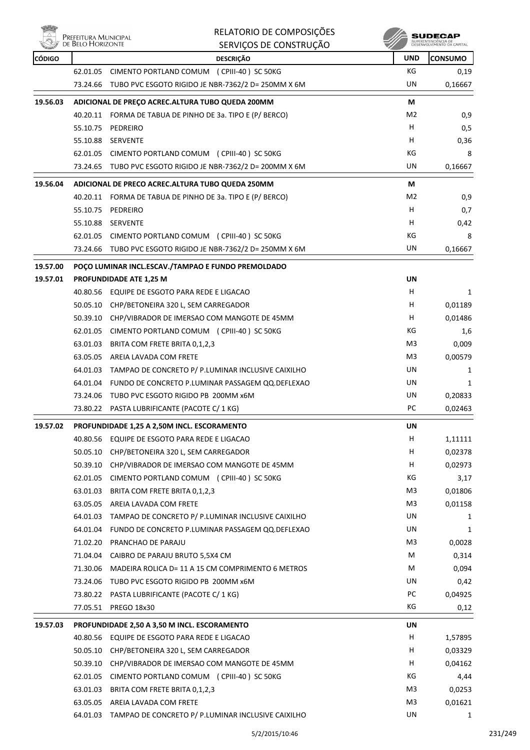| CÓDIGO | | DESCRIÇÃO | UND | CONSUMO |
|---|---|---|---|---|
| | 62.01.05 | CIMENTO PORTLAND COMUM ( CPIII-40 ) SC 50KG | KG | 0,19 |
| | 73.24.66 | TUBO PVC ESGOTO RIGIDO JE NBR-7362/2 D= 250MM X 6M | UN | 0,16667 |
| **19.56.03** | | **ADICIONAL DE PREÇO ACREC.ALTURA TUBO QUEDA 200MM** | **M** | |
| | 40.20.11 | FORMA DE TABUA DE PINHO DE 3a. TIPO E (P/ BERCO) | M2 | 0,9 |
| | 55.10.75 | PEDREIRO | H | 0,5 |
| | 55.10.88 | SERVENTE | H | 0,36 |
| | 62.01.05 | CIMENTO PORTLAND COMUM ( CPIII-40 ) SC 50KG | KG | 8 |
| | 73.24.65 | TUBO PVC ESGOTO RIGIDO JE NBR-7362/2 D= 200MM X 6M | UN | 0,16667 |
| **19.56.04** | | **ADICIONAL DE PRECO ACREC.ALTURA TUBO QUEDA 250MM** | **M** | |
| | 40.20.11 | FORMA DE TABUA DE PINHO DE 3a. TIPO E (P/ BERCO) | M2 | 0,9 |
| | 55.10.75 | PEDREIRO | H | 0,7 |
| | 55.10.88 | SERVENTE | H | 0,42 |
| | 62.01.05 | CIMENTO PORTLAND COMUM ( CPIII-40 ) SC 50KG | KG | 8 |
| | 73.24.66 | TUBO PVC ESGOTO RIGIDO JE NBR-7362/2 D= 250MM X 6M | UN | 0,16667 |
| **19.57.00** | | **POÇO LUMINAR INCL.ESCAV./TAMPAO E FUNDO PREMOLDADO** | | |
| **19.57.01** | | **PROFUNDIDADE ATE 1,25 M** | **UN** | |
| | 40.80.56 | EQUIPE DE ESGOTO PARA REDE E LIGACAO | H | 1 |
| | 50.05.10 | CHP/BETONEIRA 320 L, SEM CARREGADOR | H | 0,01189 |
| | 50.39.10 | CHP/VIBRADOR DE IMERSAO COM MANGOTE DE 45MM | H | 0,01486 |
| | 62.01.05 | CIMENTO PORTLAND COMUM ( CPIII-40 ) SC 50KG | KG | 1,6 |
| | 63.01.03 | BRITA COM FRETE BRITA 0,1,2,3 | M3 | 0,009 |
| | 63.05.05 | AREIA LAVADA COM FRETE | M3 | 0,00579 |
| | 64.01.03 | TAMPAO DE CONCRETO P/ P.LUMINAR INCLUSIVE CAIXILHO | UN | 1 |
| | 64.01.04 | FUNDO DE CONCRETO P.LUMINAR PASSAGEM QQ.DEFLEXAO | UN | 1 |
| | 73.24.06 | TUBO PVC ESGOTO RIGIDO PB 200MM x6M | UN | 0,20833 |
| | 73.80.22 | PASTA LUBRIFICANTE (PACOTE C/ 1 KG) | PC | 0,02463 |
| **19.57.02** | | **PROFUNDIDADE 1,25 A 2,50M INCL. ESCORAMENTO** | **UN** | |
| | 40.80.56 | EQUIPE DE ESGOTO PARA REDE E LIGACAO | H | 1,11111 |
| | 50.05.10 | CHP/BETONEIRA 320 L, SEM CARREGADOR | H | 0,02378 |
| | 50.39.10 | CHP/VIBRADOR DE IMERSAO COM MANGOTE DE 45MM | H | 0,02973 |
| | 62.01.05 | CIMENTO PORTLAND COMUM ( CPIII-40 ) SC 50KG | KG | 3,17 |
| | 63.01.03 | BRITA COM FRETE BRITA 0,1,2,3 | M3 | 0,01806 |
| | 63.05.05 | AREIA LAVADA COM FRETE | M3 | 0,01158 |
| | 64.01.03 | TAMPAO DE CONCRETO P/ P.LUMINAR INCLUSIVE CAIXILHO | UN | 1 |
| | 64.01.04 | FUNDO DE CONCRETO P.LUMINAR PASSAGEM QQ.DEFLEXAO | UN | 1 |
| | 71.02.20 | PRANCHAO DE PARAJU | M3 | 0,0028 |
| | 71.04.04 | CAIBRO DE PARAJU BRUTO 5,5X4 CM | M | 0,314 |
| | 71.30.06 | MADEIRA ROLICA D= 11 A 15 CM COMPRIMENTO 6 METROS | M | 0,094 |
| | 73.24.06 | TUBO PVC ESGOTO RIGIDO PB 200MM x6M | UN | 0,42 |
| | 73.80.22 | PASTA LUBRIFICANTE (PACOTE C/ 1 KG) | PC | 0,04925 |
| | 77.05.51 | PREGO 18x30 | KG | 0,12 |
| **19.57.03** | | **PROFUNDIDADE 2,50 A 3,50 M INCL. ESCORAMENTO** | **UN** | |
| | 40.80.56 | EQUIPE DE ESGOTO PARA REDE E LIGACAO | H | 1,57895 |
| | 50.05.10 | CHP/BETONEIRA 320 L, SEM CARREGADOR | H | 0,03329 |
| | 50.39.10 | CHP/VIBRADOR DE IMERSAO COM MANGOTE DE 45MM | H | 0,04162 |
| | 62.01.05 | CIMENTO PORTLAND COMUM ( CPIII-40 ) SC 50KG | KG | 4,44 |
| | 63.01.03 | BRITA COM FRETE BRITA 0,1,2,3 | M3 | 0,0253 |
| | 63.05.05 | AREIA LAVADA COM FRETE | M3 | 0,01621 |
| | 64.01.03 | TAMPAO DE CONCRETO P/ P.LUMINAR INCLUSIVE CAIXILHO | UN | 1 |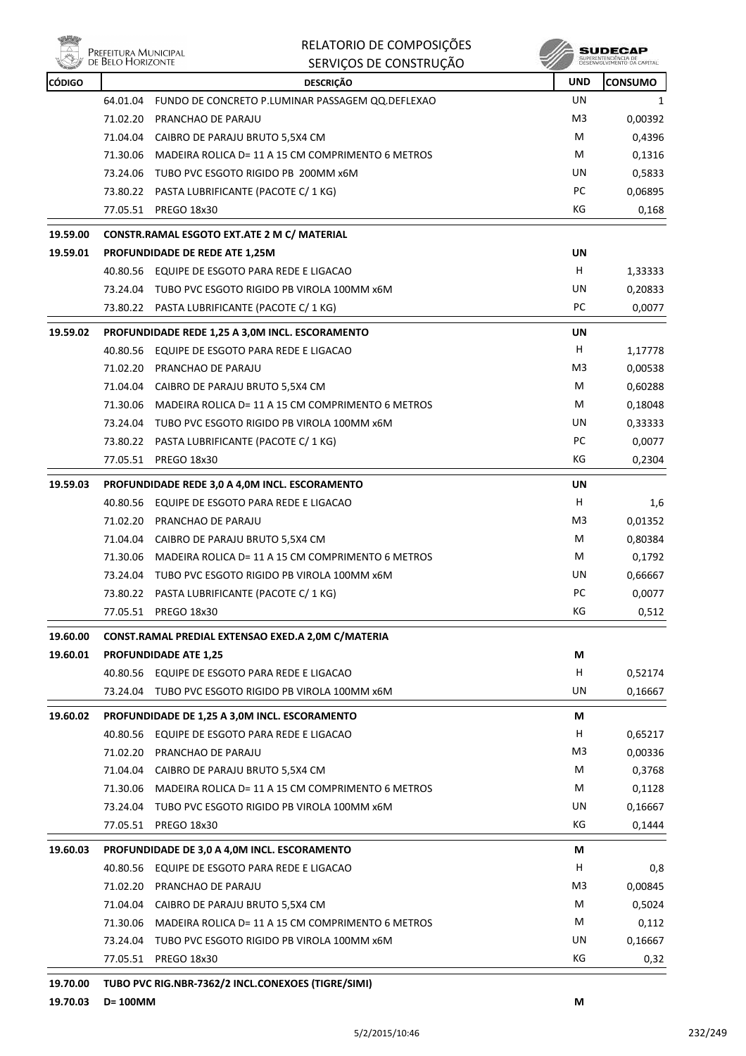| CÓDIGO | DESCRIÇÃO | UND | CONSUMO |
|---|---|---|---|
| | 64.01.04 FUNDO DE CONCRETO P.LUMINAR PASSAGEM QQ.DEFLEXAO | UN | 1 |
| | 71.02.20 PRANCHAO DE PARAJU | M3 | 0,00392 |
| | 71.04.04 CAIBRO DE PARAJU BRUTO 5,5X4 CM | M | 0,4396 |
| | 71.30.06 MADEIRA ROLICA D= 11 A 15 CM COMPRIMENTO 6 METROS | M | 0,1316 |
| | 73.24.06 TUBO PVC ESGOTO RIGIDO PB 200MM x6M | UN | 0,5833 |
| | 73.80.22 PASTA LUBRIFICANTE (PACOTE C/ 1 KG) | PC | 0,06895 |
| | 77.05.51 PREGO 18x30 | KG | 0,168 |
| **19.59.00** | **CONSTR.RAMAL ESGOTO EXT.ATE 2 M C/ MATERIAL** | | |
| **19.59.01** | **PROFUNDIDADE DE REDE ATE 1,25M** | **UN** | |
| | 40.80.56 EQUIPE DE ESGOTO PARA REDE E LIGACAO | H | 1,33333 |
| | 73.24.04 TUBO PVC ESGOTO RIGIDO PB VIROLA 100MM x6M | UN | 0,20833 |
| | 73.80.22 PASTA LUBRIFICANTE (PACOTE C/ 1 KG) | PC | 0,0077 |
| **19.59.02** | **PROFUNDIDADE REDE 1,25 A 3,0M INCL. ESCORAMENTO** | **UN** | |
| | 40.80.56 EQUIPE DE ESGOTO PARA REDE E LIGACAO | H | 1,17778 |
| | 71.02.20 PRANCHAO DE PARAJU | M3 | 0,00538 |
| | 71.04.04 CAIBRO DE PARAJU BRUTO 5,5X4 CM | M | 0,60288 |
| | 71.30.06 MADEIRA ROLICA D= 11 A 15 CM COMPRIMENTO 6 METROS | M | 0,18048 |
| | 73.24.04 TUBO PVC ESGOTO RIGIDO PB VIROLA 100MM x6M | UN | 0,33333 |
| | 73.80.22 PASTA LUBRIFICANTE (PACOTE C/ 1 KG) | PC | 0,0077 |
| | 77.05.51 PREGO 18x30 | KG | 0,2304 |
| **19.59.03** | **PROFUNDIDADE REDE 3,0 A 4,0M INCL. ESCORAMENTO** | **UN** | |
| | 40.80.56 EQUIPE DE ESGOTO PARA REDE E LIGACAO | H | 1,6 |
| | 71.02.20 PRANCHAO DE PARAJU | M3 | 0,01352 |
| | 71.04.04 CAIBRO DE PARAJU BRUTO 5,5X4 CM | M | 0,80384 |
| | 71.30.06 MADEIRA ROLICA D= 11 A 15 CM COMPRIMENTO 6 METROS | M | 0,1792 |
| | 73.24.04 TUBO PVC ESGOTO RIGIDO PB VIROLA 100MM x6M | UN | 0,66667 |
| | 73.80.22 PASTA LUBRIFICANTE (PACOTE C/ 1 KG) | PC | 0,0077 |
| | 77.05.51 PREGO 18x30 | KG | 0,512 |
| **19.60.00** | **CONST.RAMAL PREDIAL EXTENSAO EXED.A 2,0M C/MATERIA** | | |
| **19.60.01** | **PROFUNDIDADE ATE 1,25** | **M** | |
| | 40.80.56 EQUIPE DE ESGOTO PARA REDE E LIGACAO | H | 0,52174 |
| | 73.24.04 TUBO PVC ESGOTO RIGIDO PB VIROLA 100MM x6M | UN | 0,16667 |
| **19.60.02** | **PROFUNDIDADE DE 1,25 A 3,0M INCL. ESCORAMENTO** | **M** | |
| | 40.80.56 EQUIPE DE ESGOTO PARA REDE E LIGACAO | H | 0,65217 |
| | 71.02.20 PRANCHAO DE PARAJU | M3 | 0,00336 |
| | 71.04.04 CAIBRO DE PARAJU BRUTO 5,5X4 CM | M | 0,3768 |
| | 71.30.06 MADEIRA ROLICA D= 11 A 15 CM COMPRIMENTO 6 METROS | M | 0,1128 |
| | 73.24.04 TUBO PVC ESGOTO RIGIDO PB VIROLA 100MM x6M | UN | 0,16667 |
| | 77.05.51 PREGO 18x30 | KG | 0,1444 |
| **19.60.03** | **PROFUNDIDADE DE 3,0 A 4,0M INCL. ESCORAMENTO** | **M** | |
| | 40.80.56 EQUIPE DE ESGOTO PARA REDE E LIGACAO | H | 0,8 |
| | 71.02.20 PRANCHAO DE PARAJU | M3 | 0,00845 |
| | 71.04.04 CAIBRO DE PARAJU BRUTO 5,5X4 CM | M | 0,5024 |
| | 71.30.06 MADEIRA ROLICA D= 11 A 15 CM COMPRIMENTO 6 METROS | M | 0,112 |
| | 73.24.04 TUBO PVC ESGOTO RIGIDO PB VIROLA 100MM x6M | UN | 0,16667 |
| | 77.05.51 PREGO 18x30 | KG | 0,32 |
| **19.70.00** | **TUBO PVC RIG.NBR-7362/2 INCL.CONEXOES (TIGRE/SIMI)** | | |
| **19.70.03** | **D= 100MM** | **M** | |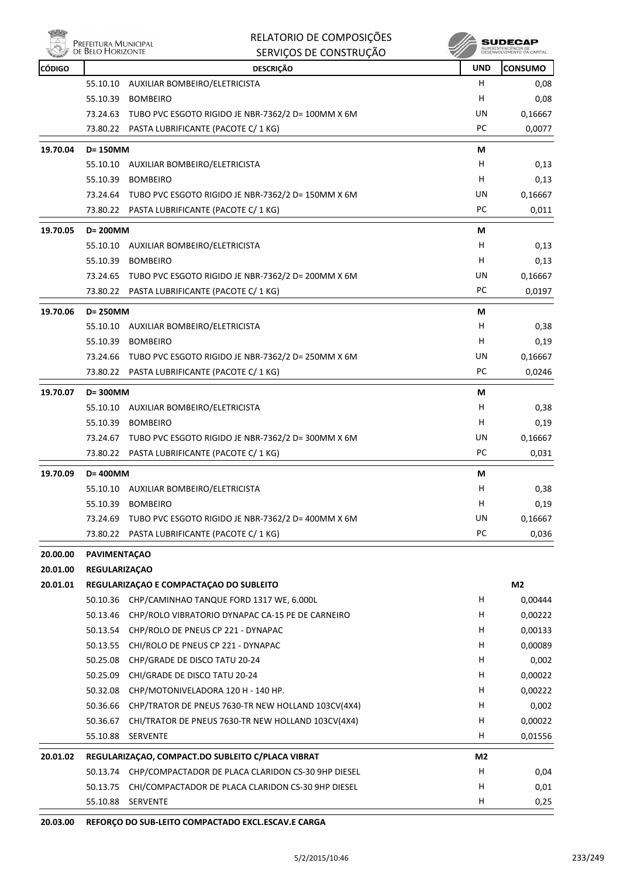| CÓDIGO | DESCRIÇÃO | UND | CONSUMO |
|---|---|---|---|
| | 55.10.10 AUXILIAR BOMBEIRO/ELETRICISTA | H | 0,08 |
| | 55.10.39 BOMBEIRO | H | 0,08 |
| | 73.24.63 TUBO PVC ESGOTO RIGIDO JE NBR-7362/2 D= 100MM X 6M | UN | 0,16667 |
| | 73.80.22 PASTA LUBRIFICANTE (PACOTE C/ 1 KG) | PC | 0,0077 |
| **19.70.04** | **D= 150MM** | **M** | |
| | 55.10.10 AUXILIAR BOMBEIRO/ELETRICISTA | H | 0,13 |
| | 55.10.39 BOMBEIRO | H | 0,13 |
| | 73.24.64 TUBO PVC ESGOTO RIGIDO JE NBR-7362/2 D= 150MM X 6M | UN | 0,16667 |
| | 73.80.22 PASTA LUBRIFICANTE (PACOTE C/ 1 KG) | PC | 0,011 |
| **19.70.05** | **D= 200MM** | **M** | |
| | 55.10.10 AUXILIAR BOMBEIRO/ELETRICISTA | H | 0,13 |
| | 55.10.39 BOMBEIRO | H | 0,13 |
| | 73.24.65 TUBO PVC ESGOTO RIGIDO JE NBR-7362/2 D= 200MM X 6M | UN | 0,16667 |
| | 73.80.22 PASTA LUBRIFICANTE (PACOTE C/ 1 KG) | PC | 0,0197 |
| **19.70.06** | **D= 250MM** | **M** | |
| | 55.10.10 AUXILIAR BOMBEIRO/ELETRICISTA | H | 0,38 |
| | 55.10.39 BOMBEIRO | H | 0,19 |
| | 73.24.66 TUBO PVC ESGOTO RIGIDO JE NBR-7362/2 D= 250MM X 6M | UN | 0,16667 |
| | 73.80.22 PASTA LUBRIFICANTE (PACOTE C/ 1 KG) | PC | 0,0246 |
| **19.70.07** | **D= 300MM** | **M** | |
| | 55.10.10 AUXILIAR BOMBEIRO/ELETRICISTA | H | 0,38 |
| | 55.10.39 BOMBEIRO | H | 0,19 |
| | 73.24.67 TUBO PVC ESGOTO RIGIDO JE NBR-7362/2 D= 300MM X 6M | UN | 0,16667 |
| | 73.80.22 PASTA LUBRIFICANTE (PACOTE C/ 1 KG) | PC | 0,031 |
| **19.70.09** | **D= 400MM** | **M** | |
| | 55.10.10 AUXILIAR BOMBEIRO/ELETRICISTA | H | 0,38 |
| | 55.10.39 BOMBEIRO | H | 0,19 |
| | 73.24.69 TUBO PVC ESGOTO RIGIDO JE NBR-7362/2 D= 400MM X 6M | UN | 0,16667 |
| | 73.80.22 PASTA LUBRIFICANTE (PACOTE C/ 1 KG) | PC | 0,036 |
| **20.00.00** | **PAVIMENTAÇAO** | | |
| **20.01.00** | **REGULARIZAÇAO** | | |
| **20.01.01** | **REGULARIZAÇAO E COMPACTAÇAO DO SUBLEITO** | | **M2** |
| | 50.10.36 CHP/CAMINHAO TANQUE FORD 1317 WE, 6.000L | H | 0,00444 |
| | 50.13.46 CHP/ROLO VIBRATORIO DYNAPAC CA-15 PE DE CARNEIRO | H | 0,00222 |
| | 50.13.54 CHP/ROLO DE PNEUS CP 221 - DYNAPAC | H | 0,00133 |
| | 50.13.55 CHI/ROLO DE PNEUS CP 221 - DYNAPAC | H | 0,00089 |
| | 50.25.08 CHP/GRADE DE DISCO TATU 20-24 | H | 0,002 |
| | 50.25.09 CHI/GRADE DE DISCO TATU 20-24 | H | 0,00022 |
| | 50.32.08 CHP/MOTONIVELADORA 120 H - 140 HP. | H | 0,00222 |
| | 50.36.66 CHP/TRATOR DE PNEUS 7630-TR NEW HOLLAND 103CV(4X4) | H | 0,002 |
| | 50.36.67 CHI/TRATOR DE PNEUS 7630-TR NEW HOLLAND 103CV(4X4) | H | 0,00022 |
| | 55.10.88 SERVENTE | H | 0,01556 |
| **20.01.02** | **REGULARIZAÇAO, COMPACT.DO SUBLEITO C/PLACA VIBRAT** | **M2** | |
| | 50.13.74 CHP/COMPACTADOR DE PLACA CLARIDON CS-30 9HP DIESEL | H | 0,04 |
| | 50.13.75 CHI/COMPACTADOR DE PLACA CLARIDON CS-30 9HP DIESEL | H | 0,01 |
| | 55.10.88 SERVENTE | H | 0,25 |
| **20.03.00** | **REFORÇO DO SUB-LEITO COMPACTADO EXCL.ESCAV.E CARGA** | | |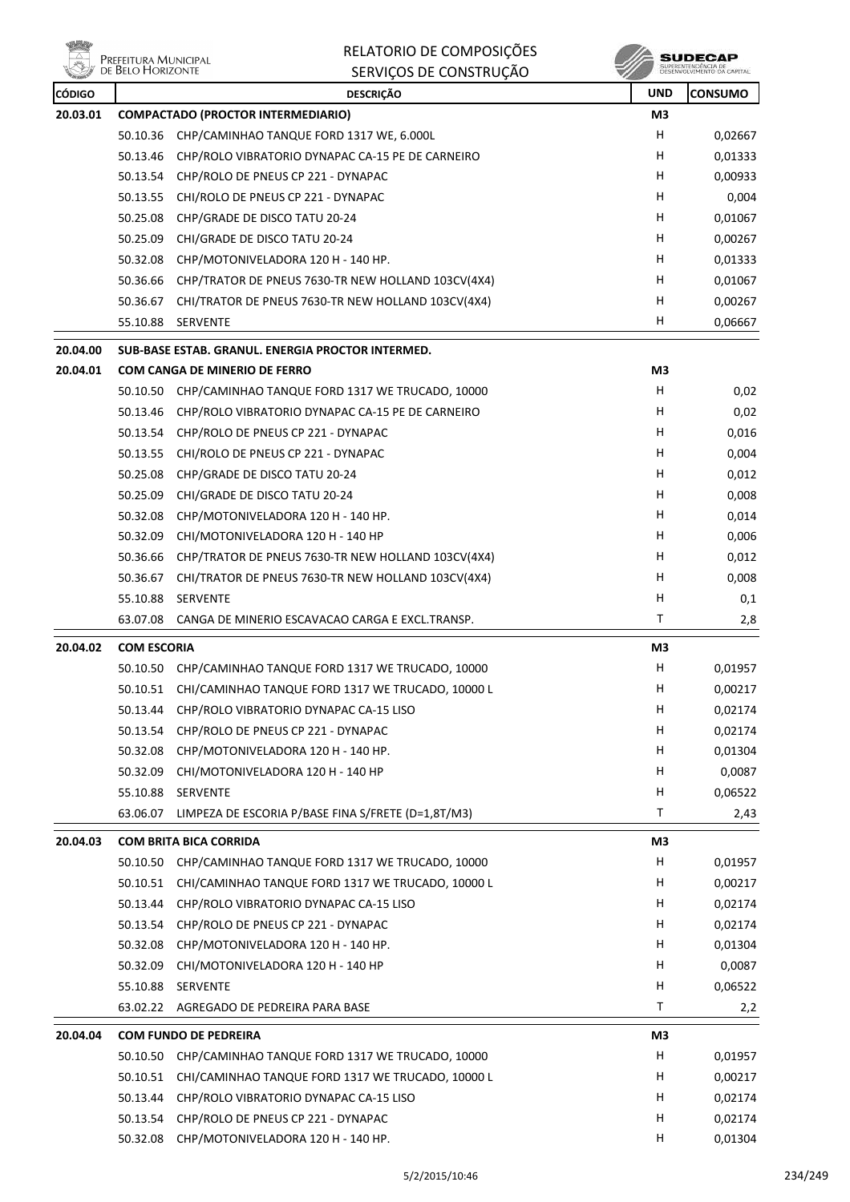| CÓDIGO | | DESCRIÇÃO | UND | CONSUMO |
|---|---|---|---|---|
| 20.03.01 | | **COMPACTADO (PROCTOR INTERMEDIARIO)** | M3 | |
| | 50.10.36 | CHP/CAMINHAO TANQUE FORD 1317 WE, 6.000L | H | 0,02667 |
| | 50.13.46 | CHP/ROLO VIBRATORIO DYNAPAC CA-15 PE DE CARNEIRO | H | 0,01333 |
| | 50.13.54 | CHP/ROLO DE PNEUS CP 221 - DYNAPAC | H | 0,00933 |
| | 50.13.55 | CHI/ROLO DE PNEUS CP 221 - DYNAPAC | H | 0,004 |
| | 50.25.08 | CHP/GRADE DE DISCO TATU 20-24 | H | 0,01067 |
| | 50.25.09 | CHI/GRADE DE DISCO TATU 20-24 | H | 0,00267 |
| | 50.32.08 | CHP/MOTONIVELADORA 120 H - 140 HP. | H | 0,01333 |
| | 50.36.66 | CHP/TRATOR DE PNEUS 7630-TR NEW HOLLAND 103CV(4X4) | H | 0,01067 |
| | 50.36.67 | CHI/TRATOR DE PNEUS 7630-TR NEW HOLLAND 103CV(4X4) | H | 0,00267 |
| | 55.10.88 | SERVENTE | H | 0,06667 |
| 20.04.00 | | **SUB-BASE ESTAB. GRANUL. ENERGIA PROCTOR INTERMED.** | | |
| 20.04.01 | | **COM CANGA DE MINERIO DE FERRO** | M3 | |
| | 50.10.50 | CHP/CAMINHAO TANQUE FORD 1317 WE TRUCADO, 10000 | H | 0,02 |
| | 50.13.46 | CHP/ROLO VIBRATORIO DYNAPAC CA-15 PE DE CARNEIRO | H | 0,02 |
| | 50.13.54 | CHP/ROLO DE PNEUS CP 221 - DYNAPAC | H | 0,016 |
| | 50.13.55 | CHI/ROLO DE PNEUS CP 221 - DYNAPAC | H | 0,004 |
| | 50.25.08 | CHP/GRADE DE DISCO TATU 20-24 | H | 0,012 |
| | 50.25.09 | CHI/GRADE DE DISCO TATU 20-24 | H | 0,008 |
| | 50.32.08 | CHP/MOTONIVELADORA 120 H - 140 HP. | H | 0,014 |
| | 50.32.09 | CHI/MOTONIVELADORA 120 H - 140 HP | H | 0,006 |
| | 50.36.66 | CHP/TRATOR DE PNEUS 7630-TR NEW HOLLAND 103CV(4X4) | H | 0,012 |
| | 50.36.67 | CHI/TRATOR DE PNEUS 7630-TR NEW HOLLAND 103CV(4X4) | H | 0,008 |
| | 55.10.88 | SERVENTE | H | 0,1 |
| | 63.07.08 | CANGA DE MINERIO ESCAVACAO CARGA E EXCL.TRANSP. | T | 2,8 |
| 20.04.02 | | **COM ESCORIA** | M3 | |
| | 50.10.50 | CHP/CAMINHAO TANQUE FORD 1317 WE TRUCADO, 10000 | H | 0,01957 |
| | 50.10.51 | CHI/CAMINHAO TANQUE FORD 1317 WE TRUCADO, 10000 L | H | 0,00217 |
| | 50.13.44 | CHP/ROLO VIBRATORIO DYNAPAC CA-15 LISO | H | 0,02174 |
| | 50.13.54 | CHP/ROLO DE PNEUS CP 221 - DYNAPAC | H | 0,02174 |
| | 50.32.08 | CHP/MOTONIVELADORA 120 H - 140 HP. | H | 0,01304 |
| | 50.32.09 | CHI/MOTONIVELADORA 120 H - 140 HP | H | 0,0087 |
| | 55.10.88 | SERVENTE | H | 0,06522 |
| | 63.06.07 | LIMPEZA DE ESCORIA P/BASE FINA S/FRETE (D=1,8T/M3) | T | 2,43 |
| 20.04.03 | | **COM BRITA BICA CORRIDA** | M3 | |
| | 50.10.50 | CHP/CAMINHAO TANQUE FORD 1317 WE TRUCADO, 10000 | H | 0,01957 |
| | 50.10.51 | CHI/CAMINHAO TANQUE FORD 1317 WE TRUCADO, 10000 L | H | 0,00217 |
| | 50.13.44 | CHP/ROLO VIBRATORIO DYNAPAC CA-15 LISO | H | 0,02174 |
| | 50.13.54 | CHP/ROLO DE PNEUS CP 221 - DYNAPAC | H | 0,02174 |
| | 50.32.08 | CHP/MOTONIVELADORA 120 H - 140 HP. | H | 0,01304 |
| | 50.32.09 | CHI/MOTONIVELADORA 120 H - 140 HP | H | 0,0087 |
| | 55.10.88 | SERVENTE | H | 0,06522 |
| | 63.02.22 | AGREGADO DE PEDREIRA PARA BASE | T | 2,2 |
| 20.04.04 | | **COM FUNDO DE PEDREIRA** | M3 | |
| | 50.10.50 | CHP/CAMINHAO TANQUE FORD 1317 WE TRUCADO, 10000 | H | 0,01957 |
| | 50.10.51 | CHI/CAMINHAO TANQUE FORD 1317 WE TRUCADO, 10000 L | H | 0,00217 |
| | 50.13.44 | CHP/ROLO VIBRATORIO DYNAPAC CA-15 LISO | H | 0,02174 |
| | 50.13.54 | CHP/ROLO DE PNEUS CP 221 - DYNAPAC | H | 0,02174 |
| | 50.32.08 | CHP/MOTONIVELADORA 120 H - 140 HP. | H | 0,01304 |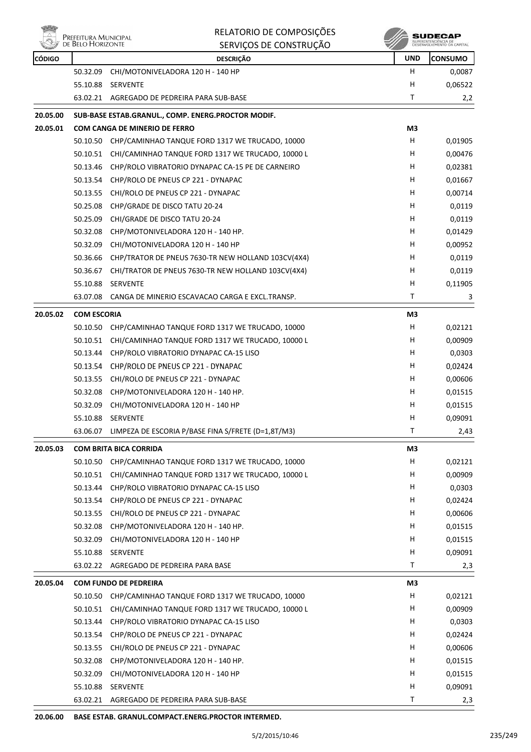| CÓDIGO | | DESCRIÇÃO | UND | CONSUMO |
|---|---|---|---|---|
| | 50.32.09 | CHI/MOTONIVELADORA 120 H - 140 HP | H | 0,0087 |
| | 55.10.88 | SERVENTE | H | 0,06522 |
| | 63.02.21 | AGREGADO DE PEDREIRA PARA SUB-BASE | T | 2,2 |
| 20.05.00 | | SUB-BASE ESTAB.GRANUL., COMP. ENERG.PROCTOR MODIF. | | |
| 20.05.01 | | COM CANGA DE MINERIO DE FERRO | M3 | |
| | 50.10.50 | CHP/CAMINHAO TANQUE FORD 1317 WE TRUCADO, 10000 | H | 0,01905 |
| | 50.10.51 | CHI/CAMINHAO TANQUE FORD 1317 WE TRUCADO, 10000 L | H | 0,00476 |
| | 50.13.46 | CHP/ROLO VIBRATORIO DYNAPAC CA-15 PE DE CARNEIRO | H | 0,02381 |
| | 50.13.54 | CHP/ROLO DE PNEUS CP 221 - DYNAPAC | H | 0,01667 |
| | 50.13.55 | CHI/ROLO DE PNEUS CP 221 - DYNAPAC | H | 0,00714 |
| | 50.25.08 | CHP/GRADE DE DISCO TATU 20-24 | H | 0,0119 |
| | 50.25.09 | CHI/GRADE DE DISCO TATU 20-24 | H | 0,0119 |
| | 50.32.08 | CHP/MOTONIVELADORA 120 H - 140 HP. | H | 0,01429 |
| | 50.32.09 | CHI/MOTONIVELADORA 120 H - 140 HP | H | 0,00952 |
| | 50.36.66 | CHP/TRATOR DE PNEUS 7630-TR NEW HOLLAND 103CV(4X4) | H | 0,0119 |
| | 50.36.67 | CHI/TRATOR DE PNEUS 7630-TR NEW HOLLAND 103CV(4X4) | H | 0,0119 |
| | 55.10.88 | SERVENTE | H | 0,11905 |
| | 63.07.08 | CANGA DE MINERIO ESCAVACAO CARGA E EXCL.TRANSP. | T | 3 |
| 20.05.02 | | COM ESCORIA | M3 | |
| | 50.10.50 | CHP/CAMINHAO TANQUE FORD 1317 WE TRUCADO, 10000 | H | 0,02121 |
| | 50.10.51 | CHI/CAMINHAO TANQUE FORD 1317 WE TRUCADO, 10000 L | H | 0,00909 |
| | 50.13.44 | CHP/ROLO VIBRATORIO DYNAPAC CA-15 LISO | H | 0,0303 |
| | 50.13.54 | CHP/ROLO DE PNEUS CP 221 - DYNAPAC | H | 0,02424 |
| | 50.13.55 | CHI/ROLO DE PNEUS CP 221 - DYNAPAC | H | 0,00606 |
| | 50.32.08 | CHP/MOTONIVELADORA 120 H - 140 HP. | H | 0,01515 |
| | 50.32.09 | CHI/MOTONIVELADORA 120 H - 140 HP | H | 0,01515 |
| | 55.10.88 | SERVENTE | H | 0,09091 |
| | 63.06.07 | LIMPEZA DE ESCORIA P/BASE FINA S/FRETE (D=1,8T/M3) | T | 2,43 |
| 20.05.03 | | COM BRITA BICA CORRIDA | M3 | |
| | 50.10.50 | CHP/CAMINHAO TANQUE FORD 1317 WE TRUCADO, 10000 | H | 0,02121 |
| | 50.10.51 | CHI/CAMINHAO TANQUE FORD 1317 WE TRUCADO, 10000 L | H | 0,00909 |
| | 50.13.44 | CHP/ROLO VIBRATORIO DYNAPAC CA-15 LISO | H | 0,0303 |
| | 50.13.54 | CHP/ROLO DE PNEUS CP 221 - DYNAPAC | H | 0,02424 |
| | 50.13.55 | CHI/ROLO DE PNEUS CP 221 - DYNAPAC | H | 0,00606 |
| | 50.32.08 | CHP/MOTONIVELADORA 120 H - 140 HP. | H | 0,01515 |
| | 50.32.09 | CHI/MOTONIVELADORA 120 H - 140 HP | H | 0,01515 |
| | 55.10.88 | SERVENTE | H | 0,09091 |
| | 63.02.22 | AGREGADO DE PEDREIRA PARA BASE | T | 2,3 |
| 20.05.04 | | COM FUNDO DE PEDREIRA | M3 | |
| | 50.10.50 | CHP/CAMINHAO TANQUE FORD 1317 WE TRUCADO, 10000 | H | 0,02121 |
| | 50.10.51 | CHI/CAMINHAO TANQUE FORD 1317 WE TRUCADO, 10000 L | H | 0,00909 |
| | 50.13.44 | CHP/ROLO VIBRATORIO DYNAPAC CA-15 LISO | H | 0,0303 |
| | 50.13.54 | CHP/ROLO DE PNEUS CP 221 - DYNAPAC | H | 0,02424 |
| | 50.13.55 | CHI/ROLO DE PNEUS CP 221 - DYNAPAC | H | 0,00606 |
| | 50.32.08 | CHP/MOTONIVELADORA 120 H - 140 HP. | H | 0,01515 |
| | 50.32.09 | CHI/MOTONIVELADORA 120 H - 140 HP | H | 0,01515 |
| | 55.10.88 | SERVENTE | H | 0,09091 |
| | 63.02.21 | AGREGADO DE PEDREIRA PARA SUB-BASE | T | 2,3 |
| 20.06.00 | | BASE ESTAB. GRANUL.COMPACT.ENERG.PROCTOR INTERMED. | | |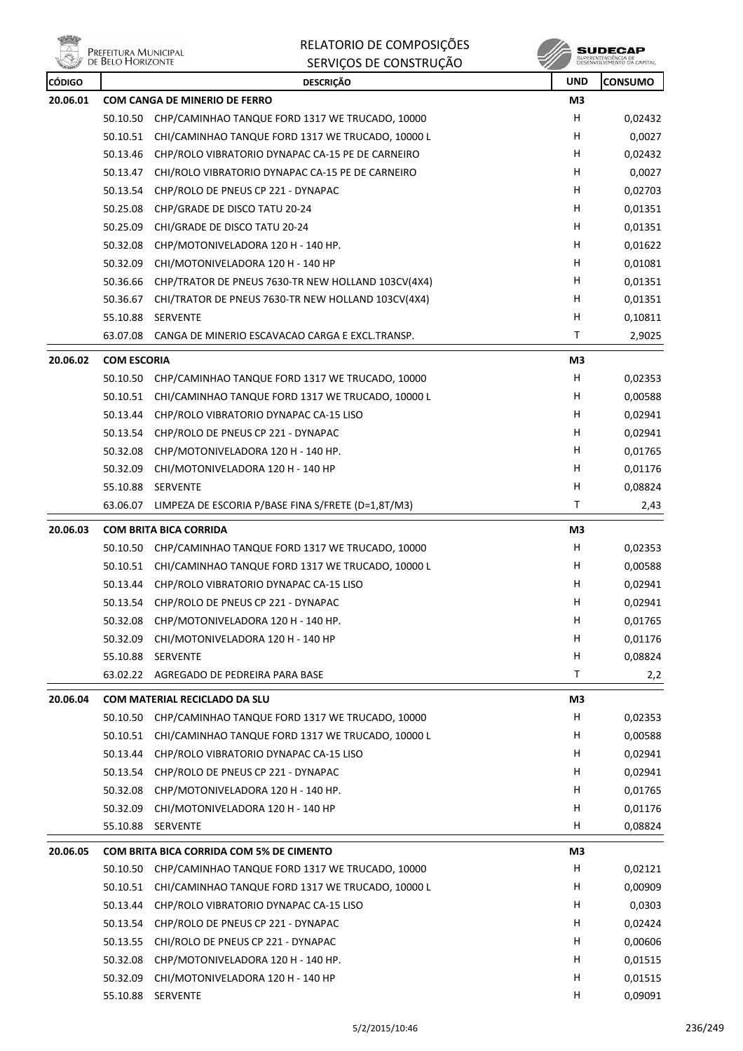| CÓDIGO | DESCRIÇÃO | | UND | CONSUMO |
|---|---|---|---|---|
| 20.06.01 | **COM CANGA DE MINERIO DE FERRO** | | M3 | |
| | 50.10.50 | CHP/CAMINHAO TANQUE FORD 1317 WE TRUCADO, 10000 | H | 0,02432 |
| | 50.10.51 | CHI/CAMINHAO TANQUE FORD 1317 WE TRUCADO, 10000 L | H | 0,0027 |
| | 50.13.46 | CHP/ROLO VIBRATORIO DYNAPAC CA-15 PE DE CARNEIRO | H | 0,02432 |
| | 50.13.47 | CHI/ROLO VIBRATORIO DYNAPAC CA-15 PE DE CARNEIRO | H | 0,0027 |
| | 50.13.54 | CHP/ROLO DE PNEUS CP 221 - DYNAPAC | H | 0,02703 |
| | 50.25.08 | CHP/GRADE DE DISCO TATU 20-24 | H | 0,01351 |
| | 50.25.09 | CHI/GRADE DE DISCO TATU 20-24 | H | 0,01351 |
| | 50.32.08 | CHP/MOTONIVELADORA 120 H - 140 HP. | H | 0,01622 |
| | 50.32.09 | CHI/MOTONIVELADORA 120 H - 140 HP | H | 0,01081 |
| | 50.36.66 | CHP/TRATOR DE PNEUS 7630-TR NEW HOLLAND 103CV(4X4) | H | 0,01351 |
| | 50.36.67 | CHI/TRATOR DE PNEUS 7630-TR NEW HOLLAND 103CV(4X4) | H | 0,01351 |
| | 55.10.88 | SERVENTE | H | 0,10811 |
| | 63.07.08 | CANGA DE MINERIO ESCAVACAO CARGA E EXCL.TRANSP. | T | 2,9025 |
| 20.06.02 | **COM ESCORIA** | | M3 | |
| | 50.10.50 | CHP/CAMINHAO TANQUE FORD 1317 WE TRUCADO, 10000 | H | 0,02353 |
| | 50.10.51 | CHI/CAMINHAO TANQUE FORD 1317 WE TRUCADO, 10000 L | H | 0,00588 |
| | 50.13.44 | CHP/ROLO VIBRATORIO DYNAPAC CA-15 LISO | H | 0,02941 |
| | 50.13.54 | CHP/ROLO DE PNEUS CP 221 - DYNAPAC | H | 0,02941 |
| | 50.32.08 | CHP/MOTONIVELADORA 120 H - 140 HP. | H | 0,01765 |
| | 50.32.09 | CHI/MOTONIVELADORA 120 H - 140 HP | H | 0,01176 |
| | 55.10.88 | SERVENTE | H | 0,08824 |
| | 63.06.07 | LIMPEZA DE ESCORIA P/BASE FINA S/FRETE (D=1,8T/M3) | T | 2,43 |
| 20.06.03 | **COM BRITA BICA CORRIDA** | | M3 | |
| | 50.10.50 | CHP/CAMINHAO TANQUE FORD 1317 WE TRUCADO, 10000 | H | 0,02353 |
| | 50.10.51 | CHI/CAMINHAO TANQUE FORD 1317 WE TRUCADO, 10000 L | H | 0,00588 |
| | 50.13.44 | CHP/ROLO VIBRATORIO DYNAPAC CA-15 LISO | H | 0,02941 |
| | 50.13.54 | CHP/ROLO DE PNEUS CP 221 - DYNAPAC | H | 0,02941 |
| | 50.32.08 | CHP/MOTONIVELADORA 120 H - 140 HP. | H | 0,01765 |
| | 50.32.09 | CHI/MOTONIVELADORA 120 H - 140 HP | H | 0,01176 |
| | 55.10.88 | SERVENTE | H | 0,08824 |
| | 63.02.22 | AGREGADO DE PEDREIRA PARA BASE | T | 2,2 |
| 20.06.04 | **COM MATERIAL RECICLADO DA SLU** | | M3 | |
| | 50.10.50 | CHP/CAMINHAO TANQUE FORD 1317 WE TRUCADO, 10000 | H | 0,02353 |
| | 50.10.51 | CHI/CAMINHAO TANQUE FORD 1317 WE TRUCADO, 10000 L | H | 0,00588 |
| | 50.13.44 | CHP/ROLO VIBRATORIO DYNAPAC CA-15 LISO | H | 0,02941 |
| | 50.13.54 | CHP/ROLO DE PNEUS CP 221 - DYNAPAC | H | 0,02941 |
| | 50.32.08 | CHP/MOTONIVELADORA 120 H - 140 HP. | H | 0,01765 |
| | 50.32.09 | CHI/MOTONIVELADORA 120 H - 140 HP | H | 0,01176 |
| | 55.10.88 | SERVENTE | H | 0,08824 |
| 20.06.05 | **COM BRITA BICA CORRIDA COM 5% DE CIMENTO** | | M3 | |
| | 50.10.50 | CHP/CAMINHAO TANQUE FORD 1317 WE TRUCADO, 10000 | H | 0,02121 |
| | 50.10.51 | CHI/CAMINHAO TANQUE FORD 1317 WE TRUCADO, 10000 L | H | 0,00909 |
| | 50.13.44 | CHP/ROLO VIBRATORIO DYNAPAC CA-15 LISO | H | 0,0303 |
| | 50.13.54 | CHP/ROLO DE PNEUS CP 221 - DYNAPAC | H | 0,02424 |
| | 50.13.55 | CHI/ROLO DE PNEUS CP 221 - DYNAPAC | H | 0,00606 |
| | 50.32.08 | CHP/MOTONIVELADORA 120 H - 140 HP. | H | 0,01515 |
| | 50.32.09 | CHI/MOTONIVELADORA 120 H - 140 HP | H | 0,01515 |
| | 55.10.88 | SERVENTE | H | 0,09091 |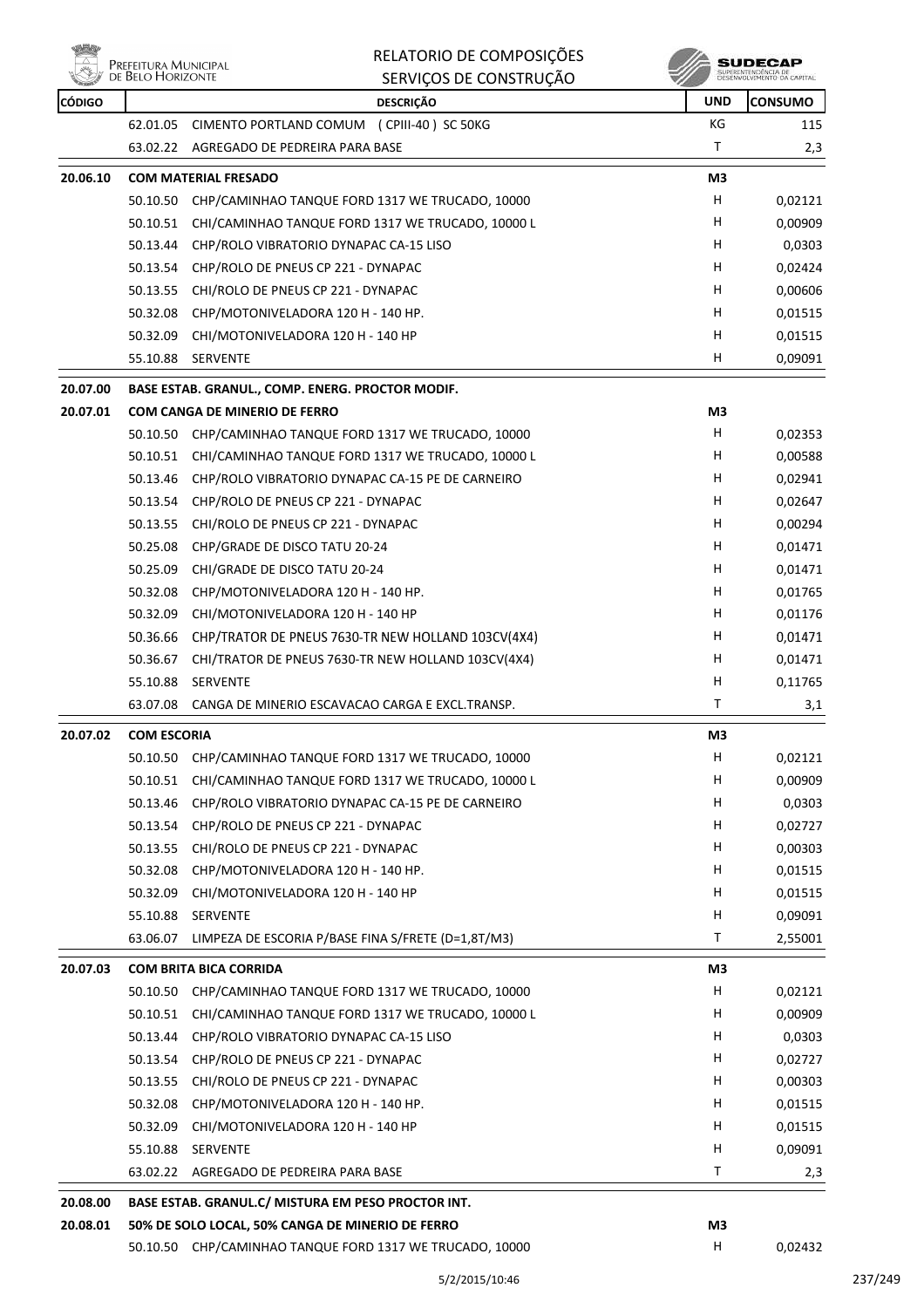| CÓDIGO | | DESCRIÇÃO | UND | CONSUMO |
|---|---|---|---|---|
| | 62.01.05 | CIMENTO PORTLAND COMUM (CPIII-40) SC 50KG | KG | 115 |
| | 63.02.22 | AGREGADO DE PEDREIRA PARA BASE | T | 2,3 |
| 20.06.10 | | **COM MATERIAL FRESADO** | M3 | |
| | 50.10.50 | CHP/CAMINHAO TANQUE FORD 1317 WE TRUCADO, 10000 | H | 0,02121 |
| | 50.10.51 | CHI/CAMINHAO TANQUE FORD 1317 WE TRUCADO, 10000 L | H | 0,00909 |
| | 50.13.44 | CHP/ROLO VIBRATORIO DYNAPAC CA-15 LISO | H | 0,0303 |
| | 50.13.54 | CHP/ROLO DE PNEUS CP 221 - DYNAPAC | H | 0,02424 |
| | 50.13.55 | CHI/ROLO DE PNEUS CP 221 - DYNAPAC | H | 0,00606 |
| | 50.32.08 | CHP/MOTONIVELADORA 120 H - 140 HP. | H | 0,01515 |
| | 50.32.09 | CHI/MOTONIVELADORA 120 H - 140 HP | H | 0,01515 |
| | 55.10.88 | SERVENTE | H | 0,09091 |
| 20.07.00 | | **BASE ESTAB. GRANUL., COMP. ENERG. PROCTOR MODIF.** | | |
| 20.07.01 | | **COM CANGA DE MINERIO DE FERRO** | M3 | |
| | 50.10.50 | CHP/CAMINHAO TANQUE FORD 1317 WE TRUCADO, 10000 | H | 0,02353 |
| | 50.10.51 | CHI/CAMINHAO TANQUE FORD 1317 WE TRUCADO, 10000 L | H | 0,00588 |
| | 50.13.46 | CHP/ROLO VIBRATORIO DYNAPAC CA-15 PE DE CARNEIRO | H | 0,02941 |
| | 50.13.54 | CHP/ROLO DE PNEUS CP 221 - DYNAPAC | H | 0,02647 |
| | 50.13.55 | CHI/ROLO DE PNEUS CP 221 - DYNAPAC | H | 0,00294 |
| | 50.25.08 | CHP/GRADE DE DISCO TATU 20-24 | H | 0,01471 |
| | 50.25.09 | CHI/GRADE DE DISCO TATU 20-24 | H | 0,01471 |
| | 50.32.08 | CHP/MOTONIVELADORA 120 H - 140 HP. | H | 0,01765 |
| | 50.32.09 | CHI/MOTONIVELADORA 120 H - 140 HP | H | 0,01176 |
| | 50.36.66 | CHP/TRATOR DE PNEUS 7630-TR NEW HOLLAND 103CV(4X4) | H | 0,01471 |
| | 50.36.67 | CHI/TRATOR DE PNEUS 7630-TR NEW HOLLAND 103CV(4X4) | H | 0,01471 |
| | 55.10.88 | SERVENTE | H | 0,11765 |
| | 63.07.08 | CANGA DE MINERIO ESCAVACAO CARGA E EXCL.TRANSP. | T | 3,1 |
| 20.07.02 | | **COM ESCORIA** | M3 | |
| | 50.10.50 | CHP/CAMINHAO TANQUE FORD 1317 WE TRUCADO, 10000 | H | 0,02121 |
| | 50.10.51 | CHI/CAMINHAO TANQUE FORD 1317 WE TRUCADO, 10000 L | H | 0,00909 |
| | 50.13.46 | CHP/ROLO VIBRATORIO DYNAPAC CA-15 PE DE CARNEIRO | H | 0,0303 |
| | 50.13.54 | CHP/ROLO DE PNEUS CP 221 - DYNAPAC | H | 0,02727 |
| | 50.13.55 | CHI/ROLO DE PNEUS CP 221 - DYNAPAC | H | 0,00303 |
| | 50.32.08 | CHP/MOTONIVELADORA 120 H - 140 HP. | H | 0,01515 |
| | 50.32.09 | CHI/MOTONIVELADORA 120 H - 140 HP | H | 0,01515 |
| | 55.10.88 | SERVENTE | H | 0,09091 |
| | 63.06.07 | LIMPEZA DE ESCORIA P/BASE FINA S/FRETE (D=1,8T/M3) | T | 2,55001 |
| 20.07.03 | | **COM BRITA BICA CORRIDA** | M3 | |
| | 50.10.50 | CHP/CAMINHAO TANQUE FORD 1317 WE TRUCADO, 10000 | H | 0,02121 |
| | 50.10.51 | CHI/CAMINHAO TANQUE FORD 1317 WE TRUCADO, 10000 L | H | 0,00909 |
| | 50.13.44 | CHP/ROLO VIBRATORIO DYNAPAC CA-15 LISO | H | 0,0303 |
| | 50.13.54 | CHP/ROLO DE PNEUS CP 221 - DYNAPAC | H | 0,02727 |
| | 50.13.55 | CHI/ROLO DE PNEUS CP 221 - DYNAPAC | H | 0,00303 |
| | 50.32.08 | CHP/MOTONIVELADORA 120 H - 140 HP. | H | 0,01515 |
| | 50.32.09 | CHI/MOTONIVELADORA 120 H - 140 HP | H | 0,01515 |
| | 55.10.88 | SERVENTE | H | 0,09091 |
| | 63.02.22 | AGREGADO DE PEDREIRA PARA BASE | T | 2,3 |
| 20.08.00 | | **BASE ESTAB. GRANUL.C/ MISTURA EM PESO PROCTOR INT.** | | |
| 20.08.01 | | **50% DE SOLO LOCAL, 50% CANGA DE MINERIO DE FERRO** | M3 | |
| | 50.10.50 | CHP/CAMINHAO TANQUE FORD 1317 WE TRUCADO, 10000 | H | 0,02432 |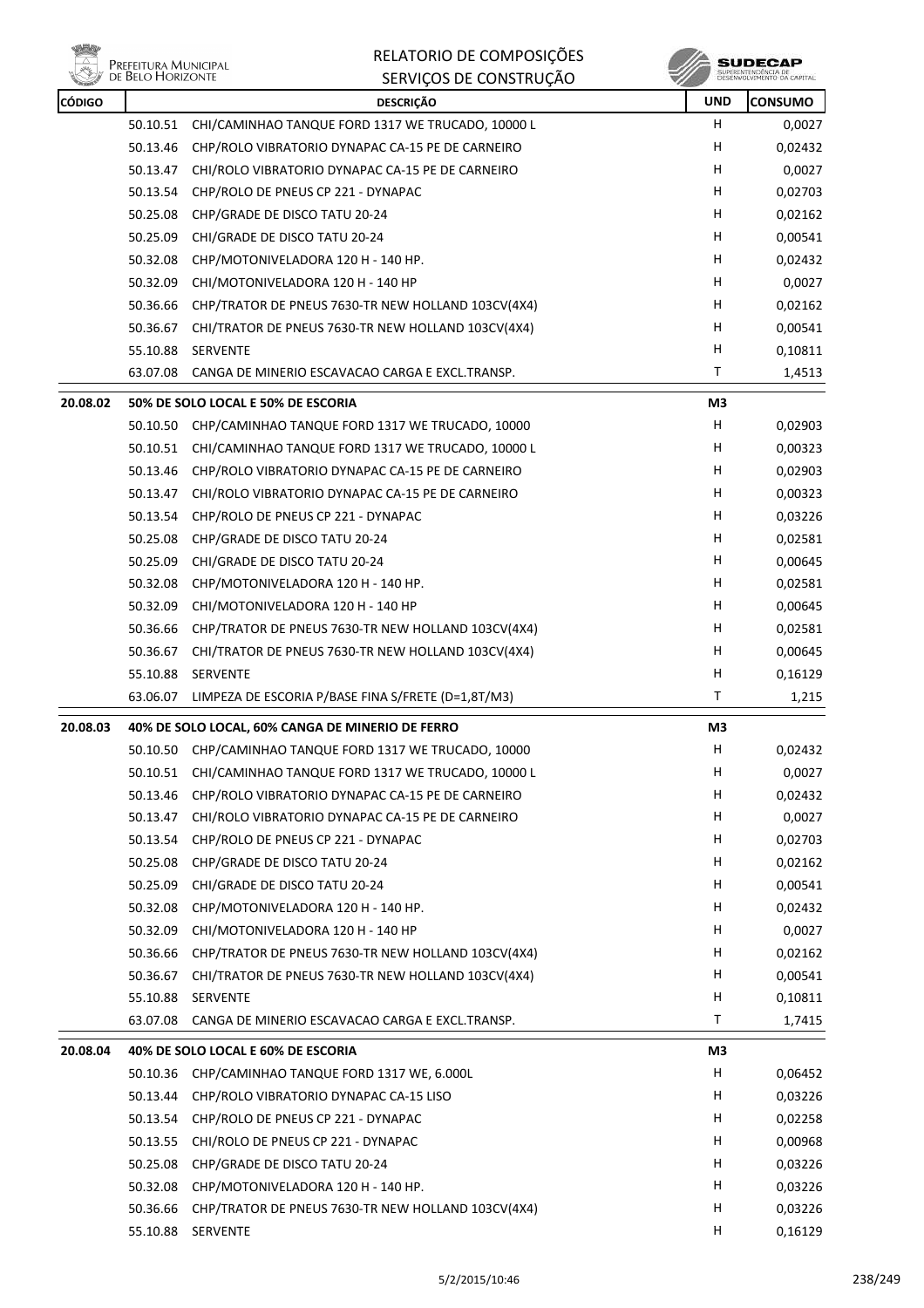| CÓDIGO | | DESCRIÇÃO | UND | CONSUMO |
|---|---|---|---|---|
| | 50.10.51 | CHI/CAMINHAO TANQUE FORD 1317 WE TRUCADO, 10000 L | H | 0,0027 |
| | 50.13.46 | CHP/ROLO VIBRATORIO DYNAPAC CA-15 PE DE CARNEIRO | H | 0,02432 |
| | 50.13.47 | CHI/ROLO VIBRATORIO DYNAPAC CA-15 PE DE CARNEIRO | H | 0,0027 |
| | 50.13.54 | CHP/ROLO DE PNEUS CP 221 - DYNAPAC | H | 0,02703 |
| | 50.25.08 | CHP/GRADE DE DISCO TATU 20-24 | H | 0,02162 |
| | 50.25.09 | CHI/GRADE DE DISCO TATU 20-24 | H | 0,00541 |
| | 50.32.08 | CHP/MOTONIVELADORA 120 H - 140 HP. | H | 0,02432 |
| | 50.32.09 | CHI/MOTONIVELADORA 120 H - 140 HP | H | 0,0027 |
| | 50.36.66 | CHP/TRATOR DE PNEUS 7630-TR NEW HOLLAND 103CV(4X4) | H | 0,02162 |
| | 50.36.67 | CHI/TRATOR DE PNEUS 7630-TR NEW HOLLAND 103CV(4X4) | H | 0,00541 |
| | 55.10.88 | SERVENTE | H | 0,10811 |
| | 63.07.08 | CANGA DE MINERIO ESCAVACAO CARGA E EXCL.TRANSP. | T | 1,4513 |
| **20.08.02** | | **50% DE SOLO LOCAL E 50% DE ESCORIA** | **M3** | |
| | 50.10.50 | CHP/CAMINHAO TANQUE FORD 1317 WE TRUCADO, 10000 | H | 0,02903 |
| | 50.10.51 | CHI/CAMINHAO TANQUE FORD 1317 WE TRUCADO, 10000 L | H | 0,00323 |
| | 50.13.46 | CHP/ROLO VIBRATORIO DYNAPAC CA-15 PE DE CARNEIRO | H | 0,02903 |
| | 50.13.47 | CHI/ROLO VIBRATORIO DYNAPAC CA-15 PE DE CARNEIRO | H | 0,00323 |
| | 50.13.54 | CHP/ROLO DE PNEUS CP 221 - DYNAPAC | H | 0,03226 |
| | 50.25.08 | CHP/GRADE DE DISCO TATU 20-24 | H | 0,02581 |
| | 50.25.09 | CHI/GRADE DE DISCO TATU 20-24 | H | 0,00645 |
| | 50.32.08 | CHP/MOTONIVELADORA 120 H - 140 HP. | H | 0,02581 |
| | 50.32.09 | CHI/MOTONIVELADORA 120 H - 140 HP | H | 0,00645 |
| | 50.36.66 | CHP/TRATOR DE PNEUS 7630-TR NEW HOLLAND 103CV(4X4) | H | 0,02581 |
| | 50.36.67 | CHI/TRATOR DE PNEUS 7630-TR NEW HOLLAND 103CV(4X4) | H | 0,00645 |
| | 55.10.88 | SERVENTE | H | 0,16129 |
| | 63.06.07 | LIMPEZA DE ESCORIA P/BASE FINA S/FRETE (D=1,8T/M3) | T | 1,215 |
| **20.08.03** | | **40% DE SOLO LOCAL, 60% CANGA DE MINERIO DE FERRO** | **M3** | |
| | 50.10.50 | CHP/CAMINHAO TANQUE FORD 1317 WE TRUCADO, 10000 | H | 0,02432 |
| | 50.10.51 | CHI/CAMINHAO TANQUE FORD 1317 WE TRUCADO, 10000 L | H | 0,0027 |
| | 50.13.46 | CHP/ROLO VIBRATORIO DYNAPAC CA-15 PE DE CARNEIRO | H | 0,02432 |
| | 50.13.47 | CHI/ROLO VIBRATORIO DYNAPAC CA-15 PE DE CARNEIRO | H | 0,0027 |
| | 50.13.54 | CHP/ROLO DE PNEUS CP 221 - DYNAPAC | H | 0,02703 |
| | 50.25.08 | CHP/GRADE DE DISCO TATU 20-24 | H | 0,02162 |
| | 50.25.09 | CHI/GRADE DE DISCO TATU 20-24 | H | 0,00541 |
| | 50.32.08 | CHP/MOTONIVELADORA 120 H - 140 HP. | H | 0,02432 |
| | 50.32.09 | CHI/MOTONIVELADORA 120 H - 140 HP | H | 0,0027 |
| | 50.36.66 | CHP/TRATOR DE PNEUS 7630-TR NEW HOLLAND 103CV(4X4) | H | 0,02162 |
| | 50.36.67 | CHI/TRATOR DE PNEUS 7630-TR NEW HOLLAND 103CV(4X4) | H | 0,00541 |
| | 55.10.88 | SERVENTE | H | 0,10811 |
| | 63.07.08 | CANGA DE MINERIO ESCAVACAO CARGA E EXCL.TRANSP. | T | 1,7415 |
| **20.08.04** | | **40% DE SOLO LOCAL E 60% DE ESCORIA** | **M3** | |
| | 50.10.36 | CHP/CAMINHAO TANQUE FORD 1317 WE, 6.000L | H | 0,06452 |
| | 50.13.44 | CHP/ROLO VIBRATORIO DYNAPAC CA-15 LISO | H | 0,03226 |
| | 50.13.54 | CHP/ROLO DE PNEUS CP 221 - DYNAPAC | H | 0,02258 |
| | 50.13.55 | CHI/ROLO DE PNEUS CP 221 - DYNAPAC | H | 0,00968 |
| | 50.25.08 | CHP/GRADE DE DISCO TATU 20-24 | H | 0,03226 |
| | 50.32.08 | CHP/MOTONIVELADORA 120 H - 140 HP. | H | 0,03226 |
| | 50.36.66 | CHP/TRATOR DE PNEUS 7630-TR NEW HOLLAND 103CV(4X4) | H | 0,03226 |
| | 55.10.88 | SERVENTE | H | 0,16129 |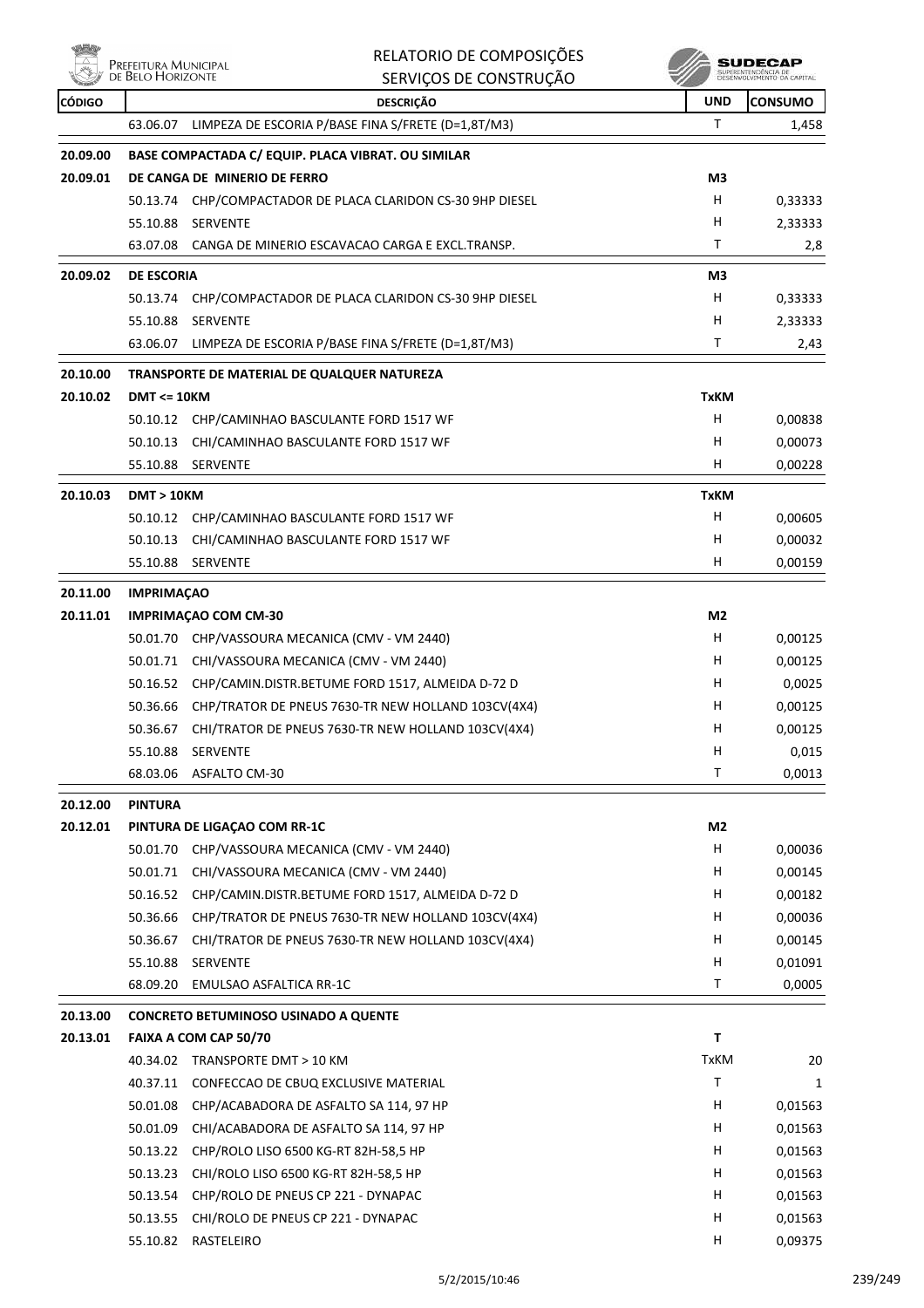| CÓDIGO | DESCRIÇÃO | UND | CONSUMO |
|---|---|---|---|
| | 63.06.07 LIMPEZA DE ESCORIA P/BASE FINA S/FRETE (D=1,8T/M3) | T | 1,458 |
| **20.09.00** | **BASE COMPACTADA C/ EQUIP. PLACA VIBRAT. OU SIMILAR** | | |
| **20.09.01** | **DE CANGA DE MINERIO DE FERRO** | **M3** | |
| | 50.13.74 CHP/COMPACTADOR DE PLACA CLARIDON CS-30 9HP DIESEL | H | 0,33333 |
| | 55.10.88 SERVENTE | H | 2,33333 |
| | 63.07.08 CANGA DE MINERIO ESCAVACAO CARGA E EXCL.TRANSP. | T | 2,8 |
| **20.09.02** | **DE ESCORIA** | **M3** | |
| | 50.13.74 CHP/COMPACTADOR DE PLACA CLARIDON CS-30 9HP DIESEL | H | 0,33333 |
| | 55.10.88 SERVENTE | H | 2,33333 |
| | 63.06.07 LIMPEZA DE ESCORIA P/BASE FINA S/FRETE (D=1,8T/M3) | T | 2,43 |
| **20.10.00** | **TRANSPORTE DE MATERIAL DE QUALQUER NATUREZA** | | |
| **20.10.02** | **DMT <= 10KM** | **TxKM** | |
| | 50.10.12 CHP/CAMINHAO BASCULANTE FORD 1517 WF | H | 0,00838 |
| | 50.10.13 CHI/CAMINHAO BASCULANTE FORD 1517 WF | H | 0,00073 |
| | 55.10.88 SERVENTE | H | 0,00228 |
| **20.10.03** | **DMT > 10KM** | **TxKM** | |
| | 50.10.12 CHP/CAMINHAO BASCULANTE FORD 1517 WF | H | 0,00605 |
| | 50.10.13 CHI/CAMINHAO BASCULANTE FORD 1517 WF | H | 0,00032 |
| | 55.10.88 SERVENTE | H | 0,00159 |
| **20.11.00** | **IMPRIMAÇAO** | | |
| **20.11.01** | **IMPRIMAÇAO COM CM-30** | **M2** | |
| | 50.01.70 CHP/VASSOURA MECANICA (CMV - VM 2440) | H | 0,00125 |
| | 50.01.71 CHI/VASSOURA MECANICA (CMV - VM 2440) | H | 0,00125 |
| | 50.16.52 CHP/CAMIN.DISTR.BETUME FORD 1517, ALMEIDA D-72 D | H | 0,0025 |
| | 50.36.66 CHP/TRATOR DE PNEUS 7630-TR NEW HOLLAND 103CV(4X4) | H | 0,00125 |
| | 50.36.67 CHI/TRATOR DE PNEUS 7630-TR NEW HOLLAND 103CV(4X4) | H | 0,00125 |
| | 55.10.88 SERVENTE | H | 0,015 |
| | 68.03.06 ASFALTO CM-30 | T | 0,0013 |
| **20.12.00** | **PINTURA** | | |
| **20.12.01** | **PINTURA DE LIGAÇAO COM RR-1C** | **M2** | |
| | 50.01.70 CHP/VASSOURA MECANICA (CMV - VM 2440) | H | 0,00036 |
| | 50.01.71 CHI/VASSOURA MECANICA (CMV - VM 2440) | H | 0,00145 |
| | 50.16.52 CHP/CAMIN.DISTR.BETUME FORD 1517, ALMEIDA D-72 D | H | 0,00182 |
| | 50.36.66 CHP/TRATOR DE PNEUS 7630-TR NEW HOLLAND 103CV(4X4) | H | 0,00036 |
| | 50.36.67 CHI/TRATOR DE PNEUS 7630-TR NEW HOLLAND 103CV(4X4) | H | 0,00145 |
| | 55.10.88 SERVENTE | H | 0,01091 |
| | 68.09.20 EMULSAO ASFALTICA RR-1C | T | 0,0005 |
| **20.13.00** | **CONCRETO BETUMINOSO USINADO A QUENTE** | | |
| **20.13.01** | **FAIXA A COM CAP 50/70** | **T** | |
| | 40.34.02 TRANSPORTE DMT > 10 KM | TxKM | 20 |
| | 40.37.11 CONFECCAO DE CBUQ EXCLUSIVE MATERIAL | T | 1 |
| | 50.01.08 CHP/ACABADORA DE ASFALTO SA 114, 97 HP | H | 0,01563 |
| | 50.01.09 CHI/ACABADORA DE ASFALTO SA 114, 97 HP | H | 0,01563 |
| | 50.13.22 CHP/ROLO LISO 6500 KG-RT 82H-58,5 HP | H | 0,01563 |
| | 50.13.23 CHI/ROLO LISO 6500 KG-RT 82H-58,5 HP | H | 0,01563 |
| | 50.13.54 CHP/ROLO DE PNEUS CP 221 - DYNAPAC | H | 0,01563 |
| | 50.13.55 CHI/ROLO DE PNEUS CP 221 - DYNAPAC | H | 0,01563 |
| | 55.10.82 RASTELEIRO | H | 0,09375 |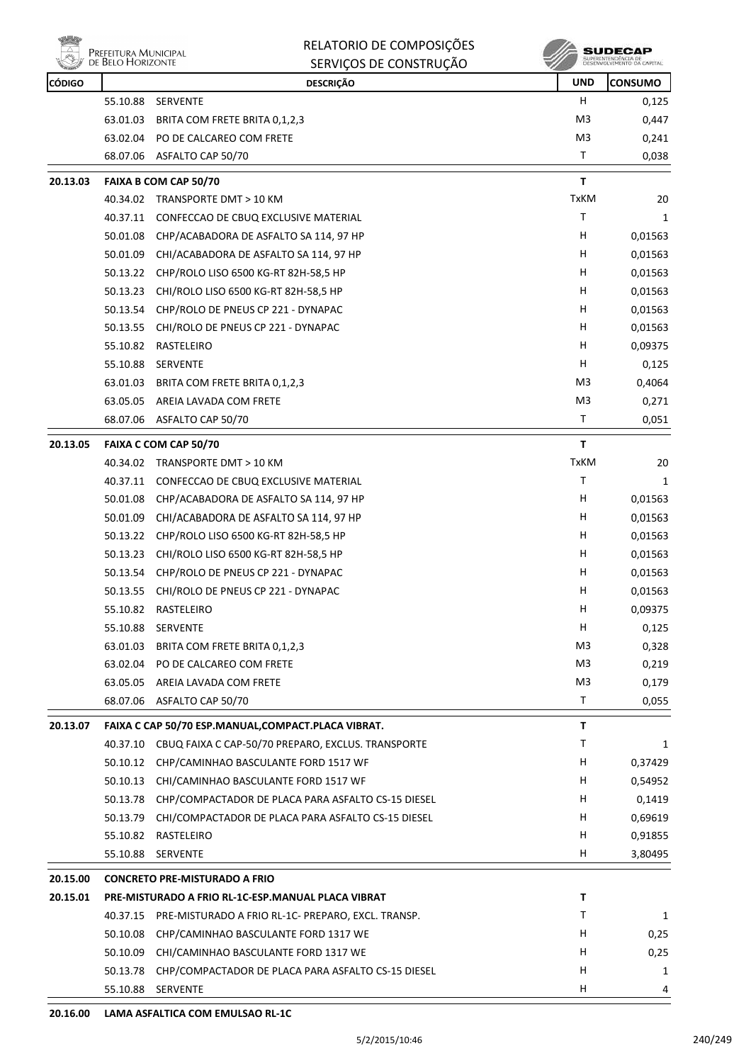| CÓDIGO | | DESCRIÇÃO | UND | CONSUMO |
|---|---|---|---|---|
| | 55.10.88 | SERVENTE | H | 0,125 |
| | 63.01.03 | BRITA COM FRETE BRITA 0,1,2,3 | M3 | 0,447 |
| | 63.02.04 | PO DE CALCAREO COM FRETE | M3 | 0,241 |
| | 68.07.06 | ASFALTO CAP 50/70 | T | 0,038 |
| **20.13.03** | **FAIXA B COM CAP 50/70** | | **T** | |
| | 40.34.02 | TRANSPORTE DMT > 10 KM | TxKM | 20 |
| | 40.37.11 | CONFECCAO DE CBUQ EXCLUSIVE MATERIAL | T | 1 |
| | 50.01.08 | CHP/ACABADORA DE ASFALTO SA 114, 97 HP | H | 0,01563 |
| | 50.01.09 | CHI/ACABADORA DE ASFALTO SA 114, 97 HP | H | 0,01563 |
| | 50.13.22 | CHP/ROLO LISO 6500 KG-RT 82H-58,5 HP | H | 0,01563 |
| | 50.13.23 | CHI/ROLO LISO 6500 KG-RT 82H-58,5 HP | H | 0,01563 |
| | 50.13.54 | CHP/ROLO DE PNEUS CP 221 - DYNAPAC | H | 0,01563 |
| | 50.13.55 | CHI/ROLO DE PNEUS CP 221 - DYNAPAC | H | 0,01563 |
| | 55.10.82 | RASTELEIRO | H | 0,09375 |
| | 55.10.88 | SERVENTE | H | 0,125 |
| | 63.01.03 | BRITA COM FRETE BRITA 0,1,2,3 | M3 | 0,4064 |
| | 63.05.05 | AREIA LAVADA COM FRETE | M3 | 0,271 |
| | 68.07.06 | ASFALTO CAP 50/70 | T | 0,051 |
| **20.13.05** | **FAIXA C COM CAP 50/70** | | **T** | |
| | 40.34.02 | TRANSPORTE DMT > 10 KM | TxKM | 20 |
| | 40.37.11 | CONFECCAO DE CBUQ EXCLUSIVE MATERIAL | T | 1 |
| | 50.01.08 | CHP/ACABADORA DE ASFALTO SA 114, 97 HP | H | 0,01563 |
| | 50.01.09 | CHI/ACABADORA DE ASFALTO SA 114, 97 HP | H | 0,01563 |
| | 50.13.22 | CHP/ROLO LISO 6500 KG-RT 82H-58,5 HP | H | 0,01563 |
| | 50.13.23 | CHI/ROLO LISO 6500 KG-RT 82H-58,5 HP | H | 0,01563 |
| | 50.13.54 | CHP/ROLO DE PNEUS CP 221 - DYNAPAC | H | 0,01563 |
| | 50.13.55 | CHI/ROLO DE PNEUS CP 221 - DYNAPAC | H | 0,01563 |
| | 55.10.82 | RASTELEIRO | H | 0,09375 |
| | 55.10.88 | SERVENTE | H | 0,125 |
| | 63.01.03 | BRITA COM FRETE BRITA 0,1,2,3 | M3 | 0,328 |
| | 63.02.04 | PO DE CALCAREO COM FRETE | M3 | 0,219 |
| | 63.05.05 | AREIA LAVADA COM FRETE | M3 | 0,179 |
| | 68.07.06 | ASFALTO CAP 50/70 | T | 0,055 |
| **20.13.07** | **FAIXA C CAP 50/70 ESP.MANUAL,COMPACT.PLACA VIBRAT.** | | **T** | |
| | 40.37.10 | CBUQ FAIXA C CAP-50/70 PREPARO, EXCLUS. TRANSPORTE | T | 1 |
| | 50.10.12 | CHP/CAMINHAO BASCULANTE FORD 1517 WF | H | 0,37429 |
| | 50.10.13 | CHI/CAMINHAO BASCULANTE FORD 1517 WF | H | 0,54952 |
| | 50.13.78 | CHP/COMPACTADOR DE PLACA PARA ASFALTO CS-15 DIESEL | H | 0,1419 |
| | 50.13.79 | CHI/COMPACTADOR DE PLACA PARA ASFALTO CS-15 DIESEL | H | 0,69619 |
| | 55.10.82 | RASTELEIRO | H | 0,91855 |
| | 55.10.88 | SERVENTE | H | 3,80495 |
| **20.15.00** | **CONCRETO PRE-MISTURADO A FRIO** | | | |
| **20.15.01** | **PRE-MISTURADO A FRIO RL-1C-ESP.MANUAL PLACA VIBRAT** | | **T** | |
| | 40.37.15 | PRE-MISTURADO A FRIO RL-1C- PREPARO, EXCL. TRANSP. | T | 1 |
| | 50.10.08 | CHP/CAMINHAO BASCULANTE FORD 1317 WE | H | 0,25 |
| | 50.10.09 | CHI/CAMINHAO BASCULANTE FORD 1317 WE | H | 0,25 |
| | 50.13.78 | CHP/COMPACTADOR DE PLACA PARA ASFALTO CS-15 DIESEL | H | 1 |
| | 55.10.88 | SERVENTE | H | 4 |
| **20.16.00** | **LAMA ASFALTICA COM EMULSAO RL-1C** | | | |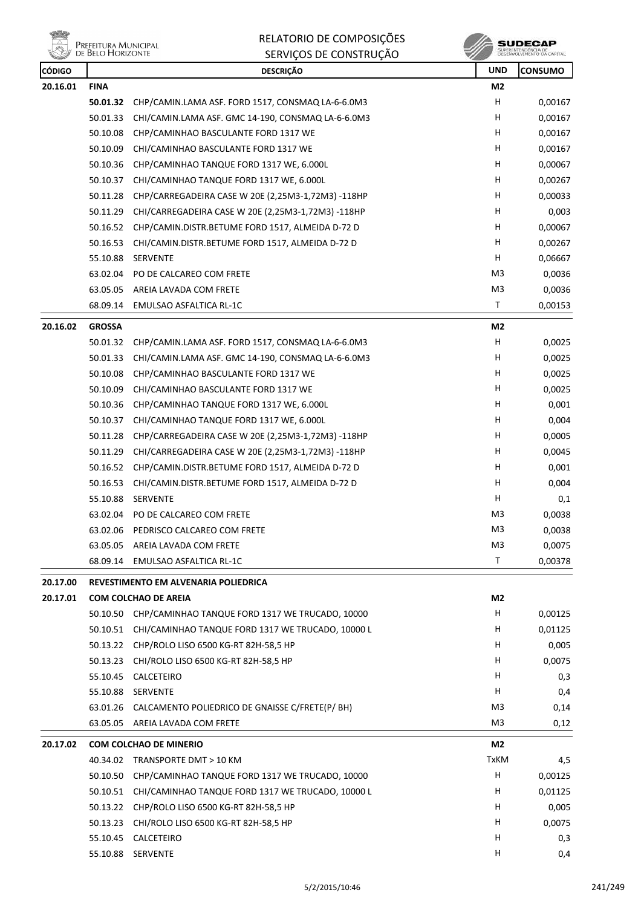| CÓDIGO | | DESCRIÇÃO | UND | CONSUMO |
|---|---|---|---|---|
| 20.16.01 | **FINA** | | M2 | |
| | **50.01.32** | CHP/CAMIN.LAMA ASF. FORD 1517, CONSMAQ LA-6-6.0M3 | H | 0,00167 |
| | 50.01.33 | CHI/CAMIN.LAMA ASF. GMC 14-190, CONSMAQ LA-6-6.0M3 | H | 0,00167 |
| | 50.10.08 | CHP/CAMINHAO BASCULANTE FORD 1317 WE | H | 0,00167 |
| | 50.10.09 | CHI/CAMINHAO BASCULANTE FORD 1317 WE | H | 0,00167 |
| | 50.10.36 | CHP/CAMINHAO TANQUE FORD 1317 WE, 6.000L | H | 0,00067 |
| | 50.10.37 | CHI/CAMINHAO TANQUE FORD 1317 WE, 6.000L | H | 0,00267 |
| | 50.11.28 | CHP/CARREGADEIRA CASE W 20E (2,25M3-1,72M3) -118HP | H | 0,00033 |
| | 50.11.29 | CHI/CARREGADEIRA CASE W 20E (2,25M3-1,72M3) -118HP | H | 0,003 |
| | 50.16.52 | CHP/CAMIN.DISTR.BETUME FORD 1517, ALMEIDA D-72 D | H | 0,00067 |
| | 50.16.53 | CHI/CAMIN.DISTR.BETUME FORD 1517, ALMEIDA D-72 D | H | 0,00267 |
| | 55.10.88 | SERVENTE | H | 0,06667 |
| | 63.02.04 | PO DE CALCAREO COM FRETE | M3 | 0,0036 |
| | 63.05.05 | AREIA LAVADA COM FRETE | M3 | 0,0036 |
| | 68.09.14 | EMULSAO ASFALTICA RL-1C | T | 0,00153 |
| 20.16.02 | **GROSSA** | | M2 | |
| | 50.01.32 | CHP/CAMIN.LAMA ASF. FORD 1517, CONSMAQ LA-6-6.0M3 | H | 0,0025 |
| | 50.01.33 | CHI/CAMIN.LAMA ASF. GMC 14-190, CONSMAQ LA-6-6.0M3 | H | 0,0025 |
| | 50.10.08 | CHP/CAMINHAO BASCULANTE FORD 1317 WE | H | 0,0025 |
| | 50.10.09 | CHI/CAMINHAO BASCULANTE FORD 1317 WE | H | 0,0025 |
| | 50.10.36 | CHP/CAMINHAO TANQUE FORD 1317 WE, 6.000L | H | 0,001 |
| | 50.10.37 | CHI/CAMINHAO TANQUE FORD 1317 WE, 6.000L | H | 0,004 |
| | 50.11.28 | CHP/CARREGADEIRA CASE W 20E (2,25M3-1,72M3) -118HP | H | 0,0005 |
| | 50.11.29 | CHI/CARREGADEIRA CASE W 20E (2,25M3-1,72M3) -118HP | H | 0,0045 |
| | 50.16.52 | CHP/CAMIN.DISTR.BETUME FORD 1517, ALMEIDA D-72 D | H | 0,001 |
| | 50.16.53 | CHI/CAMIN.DISTR.BETUME FORD 1517, ALMEIDA D-72 D | H | 0,004 |
| | 55.10.88 | SERVENTE | H | 0,1 |
| | 63.02.04 | PO DE CALCAREO COM FRETE | M3 | 0,0038 |
| | 63.02.06 | PEDRISCO CALCAREO COM FRETE | M3 | 0,0038 |
| | 63.05.05 | AREIA LAVADA COM FRETE | M3 | 0,0075 |
| | 68.09.14 | EMULSAO ASFALTICA RL-1C | T | 0,00378 |
| 20.17.00 | **REVESTIMENTO EM ALVENARIA POLIEDRICA** | | | |
| 20.17.01 | **COM COLCHAO DE AREIA** | | M2 | |
| | 50.10.50 | CHP/CAMINHAO TANQUE FORD 1317 WE TRUCADO, 10000 | H | 0,00125 |
| | 50.10.51 | CHI/CAMINHAO TANQUE FORD 1317 WE TRUCADO, 10000 L | H | 0,01125 |
| | 50.13.22 | CHP/ROLO LISO 6500 KG-RT 82H-58,5 HP | H | 0,005 |
| | 50.13.23 | CHI/ROLO LISO 6500 KG-RT 82H-58,5 HP | H | 0,0075 |
| | 55.10.45 | CALCETEIRO | H | 0,3 |
| | 55.10.88 | SERVENTE | H | 0,4 |
| | 63.01.26 | CALCAMENTO POLIEDRICO DE GNAISSE C/FRETE(P/ BH) | M3 | 0,14 |
| | 63.05.05 | AREIA LAVADA COM FRETE | M3 | 0,12 |
| 20.17.02 | **COM COLCHAO DE MINERIO** | | M2 | |
| | 40.34.02 | TRANSPORTE DMT > 10 KM | TxKM | 4,5 |
| | 50.10.50 | CHP/CAMINHAO TANQUE FORD 1317 WE TRUCADO, 10000 | H | 0,00125 |
| | 50.10.51 | CHI/CAMINHAO TANQUE FORD 1317 WE TRUCADO, 10000 L | H | 0,01125 |
| | 50.13.22 | CHP/ROLO LISO 6500 KG-RT 82H-58,5 HP | H | 0,005 |
| | 50.13.23 | CHI/ROLO LISO 6500 KG-RT 82H-58,5 HP | H | 0,0075 |
| | 55.10.45 | CALCETEIRO | H | 0,3 |
| | 55.10.88 | SERVENTE | H | 0,4 |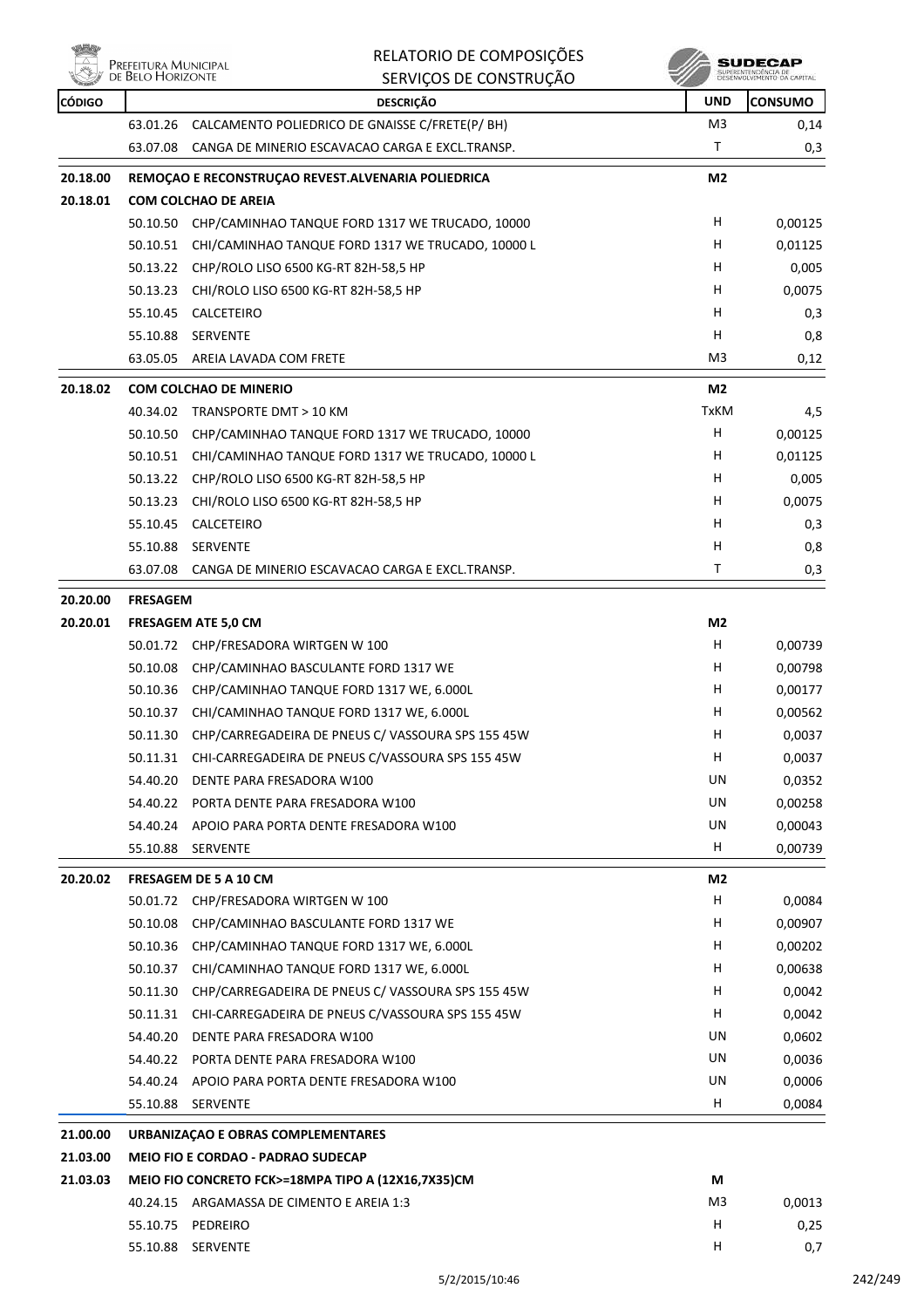| CÓDIGO | | DESCRIÇÃO | UND | CONSUMO |
|---|---|---|---|---|
| | 63.01.26 | CALCAMENTO POLIEDRICO DE GNAISSE C/FRETE(P/ BH) | M3 | 0,14 |
| | 63.07.08 | CANGA DE MINERIO ESCAVACAO CARGA E EXCL.TRANSP. | T | 0,3 |
| **20.18.00** | | **REMOÇAO E RECONSTRUÇAO REVEST.ALVENARIA POLIEDRICA** | **M2** | |
| **20.18.01** | | **COM COLCHAO DE AREIA** | | |
| | 50.10.50 | CHP/CAMINHAO TANQUE FORD 1317 WE TRUCADO, 10000 | H | 0,00125 |
| | 50.10.51 | CHI/CAMINHAO TANQUE FORD 1317 WE TRUCADO, 10000 L | H | 0,01125 |
| | 50.13.22 | CHP/ROLO LISO 6500 KG-RT 82H-58,5 HP | H | 0,005 |
| | 50.13.23 | CHI/ROLO LISO 6500 KG-RT 82H-58,5 HP | H | 0,0075 |
| | 55.10.45 | CALCETEIRO | H | 0,3 |
| | 55.10.88 | SERVENTE | H | 0,8 |
| | 63.05.05 | AREIA LAVADA COM FRETE | M3 | 0,12 |
| **20.18.02** | | **COM COLCHAO DE MINERIO** | **M2** | |
| | 40.34.02 | TRANSPORTE DMT > 10 KM | TxKM | 4,5 |
| | 50.10.50 | CHP/CAMINHAO TANQUE FORD 1317 WE TRUCADO, 10000 | H | 0,00125 |
| | 50.10.51 | CHI/CAMINHAO TANQUE FORD 1317 WE TRUCADO, 10000 L | H | 0,01125 |
| | 50.13.22 | CHP/ROLO LISO 6500 KG-RT 82H-58,5 HP | H | 0,005 |
| | 50.13.23 | CHI/ROLO LISO 6500 KG-RT 82H-58,5 HP | H | 0,0075 |
| | 55.10.45 | CALCETEIRO | H | 0,3 |
| | 55.10.88 | SERVENTE | H | 0,8 |
| | 63.07.08 | CANGA DE MINERIO ESCAVACAO CARGA E EXCL.TRANSP. | T | 0,3 |
| **20.20.00** | | **FRESAGEM** | | |
| **20.20.01** | | **FRESAGEM ATE 5,0 CM** | **M2** | |
| | 50.01.72 | CHP/FRESADORA WIRTGEN W 100 | H | 0,00739 |
| | 50.10.08 | CHP/CAMINHAO BASCULANTE FORD 1317 WE | H | 0,00798 |
| | 50.10.36 | CHP/CAMINHAO TANQUE FORD 1317 WE, 6.000L | H | 0,00177 |
| | 50.10.37 | CHI/CAMINHAO TANQUE FORD 1317 WE, 6.000L | H | 0,00562 |
| | 50.11.30 | CHP/CARREGADEIRA DE PNEUS C/ VASSOURA SPS 155 45W | H | 0,0037 |
| | 50.11.31 | CHI-CARREGADEIRA DE PNEUS C/VASSOURA SPS 155 45W | H | 0,0037 |
| | 54.40.20 | DENTE PARA FRESADORA W100 | UN | 0,0352 |
| | 54.40.22 | PORTA DENTE PARA FRESADORA W100 | UN | 0,00258 |
| | 54.40.24 | APOIO PARA PORTA DENTE FRESADORA W100 | UN | 0,00043 |
| | 55.10.88 | SERVENTE | H | 0,00739 |
| **20.20.02** | | **FRESAGEM DE 5 A 10 CM** | **M2** | |
| | 50.01.72 | CHP/FRESADORA WIRTGEN W 100 | H | 0,0084 |
| | 50.10.08 | CHP/CAMINHAO BASCULANTE FORD 1317 WE | H | 0,00907 |
| | 50.10.36 | CHP/CAMINHAO TANQUE FORD 1317 WE, 6.000L | H | 0,00202 |
| | 50.10.37 | CHI/CAMINHAO TANQUE FORD 1317 WE, 6.000L | H | 0,00638 |
| | 50.11.30 | CHP/CARREGADEIRA DE PNEUS C/ VASSOURA SPS 155 45W | H | 0,0042 |
| | 50.11.31 | CHI-CARREGADEIRA DE PNEUS C/VASSOURA SPS 155 45W | H | 0,0042 |
| | 54.40.20 | DENTE PARA FRESADORA W100 | UN | 0,0602 |
| | 54.40.22 | PORTA DENTE PARA FRESADORA W100 | UN | 0,0036 |
| | 54.40.24 | APOIO PARA PORTA DENTE FRESADORA W100 | UN | 0,0006 |
| | 55.10.88 | SERVENTE | H | 0,0084 |
| **21.00.00** | | **URBANIZAÇAO E OBRAS COMPLEMENTARES** | | |
| **21.03.00** | | **MEIO FIO E CORDAO - PADRAO SUDECAP** | | |
| **21.03.03** | | **MEIO FIO CONCRETO FCK>=18MPA TIPO A (12X16,7X35)CM** | **M** | |
| | 40.24.15 | ARGAMASSA DE CIMENTO E AREIA 1:3 | M3 | 0,0013 |
| | 55.10.75 | PEDREIRO | H | 0,25 |
| | 55.10.88 | SERVENTE | H | 0,7 |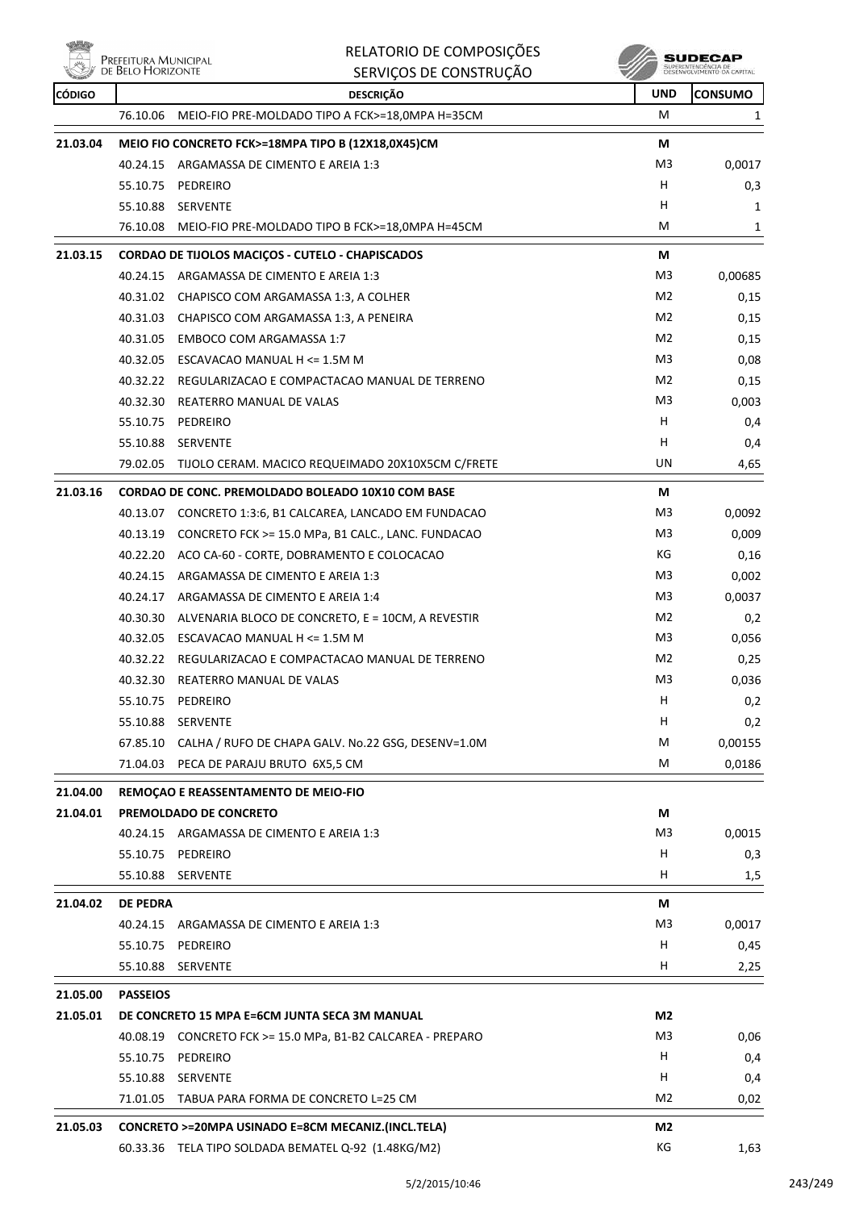| CÓDIGO | DESCRIÇÃO | UND | CONSUMO |
|---|---|---|---|
| | 76.10.06 MEIO-FIO PRE-MOLDADO TIPO A FCK>=18,0MPA H=35CM | M | 1 |
| **21.03.04** | **MEIO FIO CONCRETO FCK>=18MPA TIPO B (12X18,0X45)CM** | **M** | |
| | 40.24.15 ARGAMASSA DE CIMENTO E AREIA 1:3 | M3 | 0,0017 |
| | 55.10.75 PEDREIRO | H | 0,3 |
| | 55.10.88 SERVENTE | H | 1 |
| | 76.10.08 MEIO-FIO PRE-MOLDADO TIPO B FCK>=18,0MPA H=45CM | M | 1 |
| **21.03.15** | **CORDAO DE TIJOLOS MACIÇOS - CUTELO - CHAPISCADOS** | **M** | |
| | 40.24.15 ARGAMASSA DE CIMENTO E AREIA 1:3 | M3 | 0,00685 |
| | 40.31.02 CHAPISCO COM ARGAMASSA 1:3, A COLHER | M2 | 0,15 |
| | 40.31.03 CHAPISCO COM ARGAMASSA 1:3, A PENEIRA | M2 | 0,15 |
| | 40.31.05 EMBOCO COM ARGAMASSA 1:7 | M2 | 0,15 |
| | 40.32.05 ESCAVACAO MANUAL H <= 1.5M M | M3 | 0,08 |
| | 40.32.22 REGULARIZACAO E COMPACTACAO MANUAL DE TERRENO | M2 | 0,15 |
| | 40.32.30 REATERRO MANUAL DE VALAS | M3 | 0,003 |
| | 55.10.75 PEDREIRO | H | 0,4 |
| | 55.10.88 SERVENTE | H | 0,4 |
| | 79.02.05 TIJOLO CERAM. MACICO REQUEIMADO 20X10X5CM C/FRETE | UN | 4,65 |
| **21.03.16** | **CORDAO DE CONC. PREMOLDADO BOLEADO 10X10 COM BASE** | **M** | |
| | 40.13.07 CONCRETO 1:3:6, B1 CALCAREA, LANCADO EM FUNDACAO | M3 | 0,0092 |
| | 40.13.19 CONCRETO FCK >= 15.0 MPa, B1 CALC., LANC. FUNDACAO | M3 | 0,009 |
| | 40.22.20 ACO CA-60 - CORTE, DOBRAMENTO E COLOCACAO | KG | 0,16 |
| | 40.24.15 ARGAMASSA DE CIMENTO E AREIA 1:3 | M3 | 0,002 |
| | 40.24.17 ARGAMASSA DE CIMENTO E AREIA 1:4 | M3 | 0,0037 |
| | 40.30.30 ALVENARIA BLOCO DE CONCRETO, E = 10CM, A REVESTIR | M2 | 0,2 |
| | 40.32.05 ESCAVACAO MANUAL H <= 1.5M M | M3 | 0,056 |
| | 40.32.22 REGULARIZACAO E COMPACTACAO MANUAL DE TERRENO | M2 | 0,25 |
| | 40.32.30 REATERRO MANUAL DE VALAS | M3 | 0,036 |
| | 55.10.75 PEDREIRO | H | 0,2 |
| | 55.10.88 SERVENTE | H | 0,2 |
| | 67.85.10 CALHA / RUFO DE CHAPA GALV. No.22 GSG, DESENV=1.0M | M | 0,00155 |
| | 71.04.03 PECA DE PARAJU BRUTO 6X5,5 CM | M | 0,0186 |
| **21.04.00** | **REMOÇAO E REASSENTAMENTO DE MEIO-FIO** | | |
| **21.04.01** | **PREMOLDADO DE CONCRETO** | **M** | |
| | 40.24.15 ARGAMASSA DE CIMENTO E AREIA 1:3 | M3 | 0,0015 |
| | 55.10.75 PEDREIRO | H | 0,3 |
| | 55.10.88 SERVENTE | H | 1,5 |
| **21.04.02** | **DE PEDRA** | **M** | |
| | 40.24.15 ARGAMASSA DE CIMENTO E AREIA 1:3 | M3 | 0,0017 |
| | 55.10.75 PEDREIRO | H | 0,45 |
| | 55.10.88 SERVENTE | H | 2,25 |
| **21.05.00** | **PASSEIOS** | | |
| **21.05.01** | **DE CONCRETO 15 MPA E=6CM JUNTA SECA 3M MANUAL** | **M2** | |
| | 40.08.19 CONCRETO FCK >= 15.0 MPa, B1-B2 CALCAREA - PREPARO | M3 | 0,06 |
| | 55.10.75 PEDREIRO | H | 0,4 |
| | 55.10.88 SERVENTE | H | 0,4 |
| | 71.01.05 TABUA PARA FORMA DE CONCRETO L=25 CM | M2 | 0,02 |
| **21.05.03** | **CONCRETO >=20MPA USINADO E=8CM MECANIZ.(INCL.TELA)** | **M2** | |
| | 60.33.36 TELA TIPO SOLDADA BEMATEL Q-92 (1.48KG/M2) | KG | 1,63 |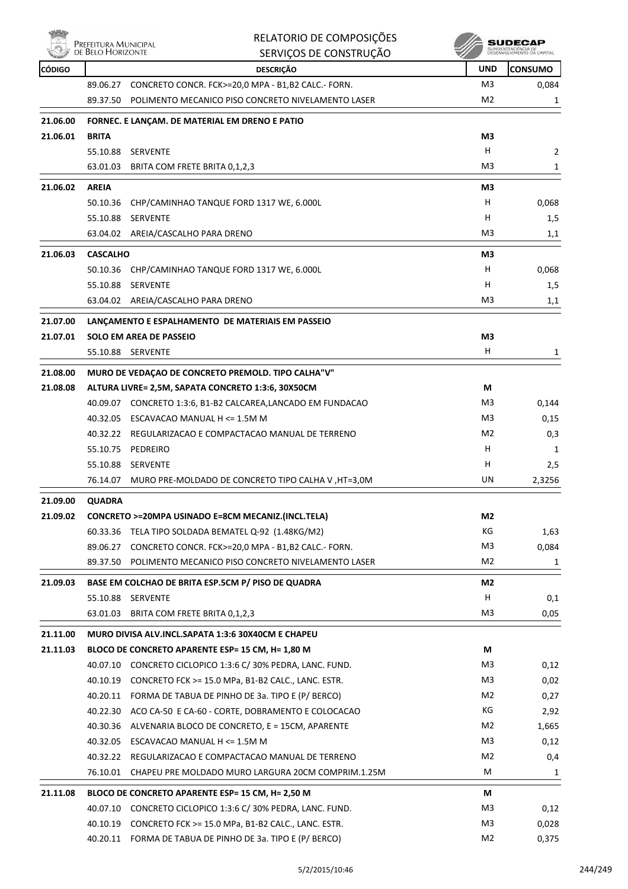| CÓDIGO | DESCRIÇÃO | UND | CONSUMO |
|---|---|---|---|
| | 89.06.27 CONCRETO CONCR. FCK>=20,0 MPA - B1,B2 CALC.- FORN. | M3 | 0,084 |
| | 89.37.50 POLIMENTO MECANICO PISO CONCRETO NIVELAMENTO LASER | M2 | 1 |
| **21.06.00** | **FORNEC. E LANÇAM. DE MATERIAL EM DRENO E PATIO** | | |
| **21.06.01** | **BRITA** | **M3** | |
| | 55.10.88 SERVENTE | H | 2 |
| | 63.01.03 BRITA COM FRETE BRITA 0,1,2,3 | M3 | 1 |
| **21.06.02** | **AREIA** | **M3** | |
| | 50.10.36 CHP/CAMINHAO TANQUE FORD 1317 WE, 6.000L | H | 0,068 |
| | 55.10.88 SERVENTE | H | 1,5 |
| | 63.04.02 AREIA/CASCALHO PARA DRENO | M3 | 1,1 |
| **21.06.03** | **CASCALHO** | **M3** | |
| | 50.10.36 CHP/CAMINHAO TANQUE FORD 1317 WE, 6.000L | H | 0,068 |
| | 55.10.88 SERVENTE | H | 1,5 |
| | 63.04.02 AREIA/CASCALHO PARA DRENO | M3 | 1,1 |
| **21.07.00** | **LANÇAMENTO E ESPALHAMENTO DE MATERIAIS EM PASSEIO** | | |
| **21.07.01** | **SOLO EM AREA DE PASSEIO** | **M3** | |
| | 55.10.88 SERVENTE | H | 1 |
| **21.08.00** | **MURO DE VEDAÇAO DE CONCRETO PREMOLD. TIPO CALHA"V"** | | |
| **21.08.08** | **ALTURA LIVRE= 2,5M, SAPATA CONCRETO 1:3:6, 30X50CM** | **M** | |
| | 40.09.07 CONCRETO 1:3:6, B1-B2 CALCAREA,LANCADO EM FUNDACAO | M3 | 0,144 |
| | 40.32.05 ESCAVACAO MANUAL H <= 1.5M M | M3 | 0,15 |
| | 40.32.22 REGULARIZACAO E COMPACTACAO MANUAL DE TERRENO | M2 | 0,3 |
| | 55.10.75 PEDREIRO | H | 1 |
| | 55.10.88 SERVENTE | H | 2,5 |
| | 76.14.07 MURO PRE-MOLDADO DE CONCRETO TIPO CALHA V ,HT=3,0M | UN | 2,3256 |
| **21.09.00** | **QUADRA** | | |
| **21.09.02** | **CONCRETO >=20MPA USINADO E=8CM MECANIZ.(INCL.TELA)** | **M2** | |
| | 60.33.36 TELA TIPO SOLDADA BEMATEL Q-92 (1.48KG/M2) | KG | 1,63 |
| | 89.06.27 CONCRETO CONCR. FCK>=20,0 MPA - B1,B2 CALC.- FORN. | M3 | 0,084 |
| | 89.37.50 POLIMENTO MECANICO PISO CONCRETO NIVELAMENTO LASER | M2 | 1 |
| **21.09.03** | **BASE EM COLCHAO DE BRITA ESP.5CM P/ PISO DE QUADRA** | **M2** | |
| | 55.10.88 SERVENTE | H | 0,1 |
| | 63.01.03 BRITA COM FRETE BRITA 0,1,2,3 | M3 | 0,05 |
| **21.11.00** | **MURO DIVISA ALV.INCL.SAPATA 1:3:6 30X40CM E CHAPEU** | | |
| **21.11.03** | **BLOCO DE CONCRETO APARENTE ESP= 15 CM, H= 1,80 M** | **M** | |
| | 40.07.10 CONCRETO CICLOPICO 1:3:6 C/ 30% PEDRA, LANC. FUND. | M3 | 0,12 |
| | 40.10.19 CONCRETO FCK >= 15.0 MPa, B1-B2 CALC., LANC. ESTR. | M3 | 0,02 |
| | 40.20.11 FORMA DE TABUA DE PINHO DE 3a. TIPO E (P/ BERCO) | M2 | 0,27 |
| | 40.22.30 ACO CA-50 E CA-60 - CORTE, DOBRAMENTO E COLOCACAO | KG | 2,92 |
| | 40.30.36 ALVENARIA BLOCO DE CONCRETO, E = 15CM, APARENTE | M2 | 1,665 |
| | 40.32.05 ESCAVACAO MANUAL H <= 1.5M M | M3 | 0,12 |
| | 40.32.22 REGULARIZACAO E COMPACTACAO MANUAL DE TERRENO | M2 | 0,4 |
| | 76.10.01 CHAPEU PRE MOLDADO MURO LARGURA 20CM COMPRIM.1.25M | M | 1 |
| **21.11.08** | **BLOCO DE CONCRETO APARENTE ESP= 15 CM, H= 2,50 M** | **M** | |
| | 40.07.10 CONCRETO CICLOPICO 1:3:6 C/ 30% PEDRA, LANC. FUND. | M3 | 0,12 |
| | 40.10.19 CONCRETO FCK >= 15.0 MPa, B1-B2 CALC., LANC. ESTR. | M3 | 0,028 |
| | 40.20.11 FORMA DE TABUA DE PINHO DE 3a. TIPO E (P/ BERCO) | M2 | 0,375 |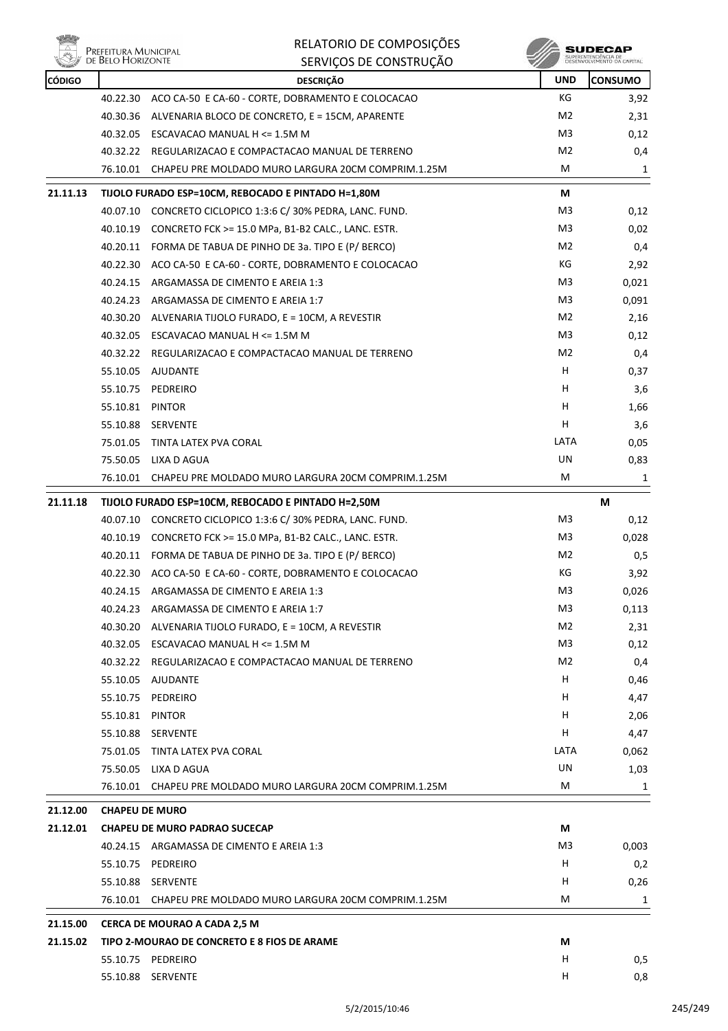| CÓDIGO | | DESCRIÇÃO | UND | CONSUMO |
|---|---|---|---|---|
| | 40.22.30 | ACO CA-50 E CA-60 - CORTE, DOBRAMENTO E COLOCACAO | KG | 3,92 |
| | 40.30.36 | ALVENARIA BLOCO DE CONCRETO, E = 15CM, APARENTE | M2 | 2,31 |
| | 40.32.05 | ESCAVACAO MANUAL H <= 1.5M M | M3 | 0,12 |
| | 40.32.22 | REGULARIZACAO E COMPACTACAO MANUAL DE TERRENO | M2 | 0,4 |
| | 76.10.01 | CHAPEU PRE MOLDADO MURO LARGURA 20CM COMPRIM.1.25M | M | 1 |
| **21.11.13** | | **TIJOLO FURADO ESP=10CM, REBOCADO E PINTADO H=1,80M** | **M** | |
| | 40.07.10 | CONCRETO CICLOPICO 1:3:6 C/ 30% PEDRA, LANC. FUND. | M3 | 0,12 |
| | 40.10.19 | CONCRETO FCK >= 15.0 MPa, B1-B2 CALC., LANC. ESTR. | M3 | 0,02 |
| | 40.20.11 | FORMA DE TABUA DE PINHO DE 3a. TIPO E (P/ BERCO) | M2 | 0,4 |
| | 40.22.30 | ACO CA-50 E CA-60 - CORTE, DOBRAMENTO E COLOCACAO | KG | 2,92 |
| | 40.24.15 | ARGAMASSA DE CIMENTO E AREIA 1:3 | M3 | 0,021 |
| | 40.24.23 | ARGAMASSA DE CIMENTO E AREIA 1:7 | M3 | 0,091 |
| | 40.30.20 | ALVENARIA TIJOLO FURADO, E = 10CM, A REVESTIR | M2 | 2,16 |
| | 40.32.05 | ESCAVACAO MANUAL H <= 1.5M M | M3 | 0,12 |
| | 40.32.22 | REGULARIZACAO E COMPACTACAO MANUAL DE TERRENO | M2 | 0,4 |
| | 55.10.05 | AJUDANTE | H | 0,37 |
| | 55.10.75 | PEDREIRO | H | 3,6 |
| | 55.10.81 | PINTOR | H | 1,66 |
| | 55.10.88 | SERVENTE | H | 3,6 |
| | 75.01.05 | TINTA LATEX PVA CORAL | LATA | 0,05 |
| | 75.50.05 | LIXA D AGUA | UN | 0,83 |
| | 76.10.01 | CHAPEU PRE MOLDADO MURO LARGURA 20CM COMPRIM.1.25M | M | 1 |
| **21.11.18** | | **TIJOLO FURADO ESP=10CM, REBOCADO E PINTADO H=2,50M** | | **M** |
| | 40.07.10 | CONCRETO CICLOPICO 1:3:6 C/ 30% PEDRA, LANC. FUND. | M3 | 0,12 |
| | 40.10.19 | CONCRETO FCK >= 15.0 MPa, B1-B2 CALC., LANC. ESTR. | M3 | 0,028 |
| | 40.20.11 | FORMA DE TABUA DE PINHO DE 3a. TIPO E (P/ BERCO) | M2 | 0,5 |
| | 40.22.30 | ACO CA-50 E CA-60 - CORTE, DOBRAMENTO E COLOCACAO | KG | 3,92 |
| | 40.24.15 | ARGAMASSA DE CIMENTO E AREIA 1:3 | M3 | 0,026 |
| | 40.24.23 | ARGAMASSA DE CIMENTO E AREIA 1:7 | M3 | 0,113 |
| | 40.30.20 | ALVENARIA TIJOLO FURADO, E = 10CM, A REVESTIR | M2 | 2,31 |
| | 40.32.05 | ESCAVACAO MANUAL H <= 1.5M M | M3 | 0,12 |
| | 40.32.22 | REGULARIZACAO E COMPACTACAO MANUAL DE TERRENO | M2 | 0,4 |
| | 55.10.05 | AJUDANTE | H | 0,46 |
| | 55.10.75 | PEDREIRO | H | 4,47 |
| | 55.10.81 | PINTOR | H | 2,06 |
| | 55.10.88 | SERVENTE | H | 4,47 |
| | 75.01.05 | TINTA LATEX PVA CORAL | LATA | 0,062 |
| | 75.50.05 | LIXA D AGUA | UN | 1,03 |
| | 76.10.01 | CHAPEU PRE MOLDADO MURO LARGURA 20CM COMPRIM.1.25M | M | 1 |
| **21.12.00** | | **CHAPEU DE MURO** | | |
| **21.12.01** | | **CHAPEU DE MURO PADRAO SUCECAP** | **M** | |
| | 40.24.15 | ARGAMASSA DE CIMENTO E AREIA 1:3 | M3 | 0,003 |
| | 55.10.75 | PEDREIRO | H | 0,2 |
| | 55.10.88 | SERVENTE | H | 0,26 |
| | 76.10.01 | CHAPEU PRE MOLDADO MURO LARGURA 20CM COMPRIM.1.25M | M | 1 |
| **21.15.00** | | **CERCA DE MOURAO A CADA 2,5 M** | | |
| **21.15.02** | | **TIPO 2-MOURAO DE CONCRETO E 8 FIOS DE ARAME** | **M** | |
| | 55.10.75 | PEDREIRO | H | 0,5 |
| | 55.10.88 | SERVENTE | H | 0,8 |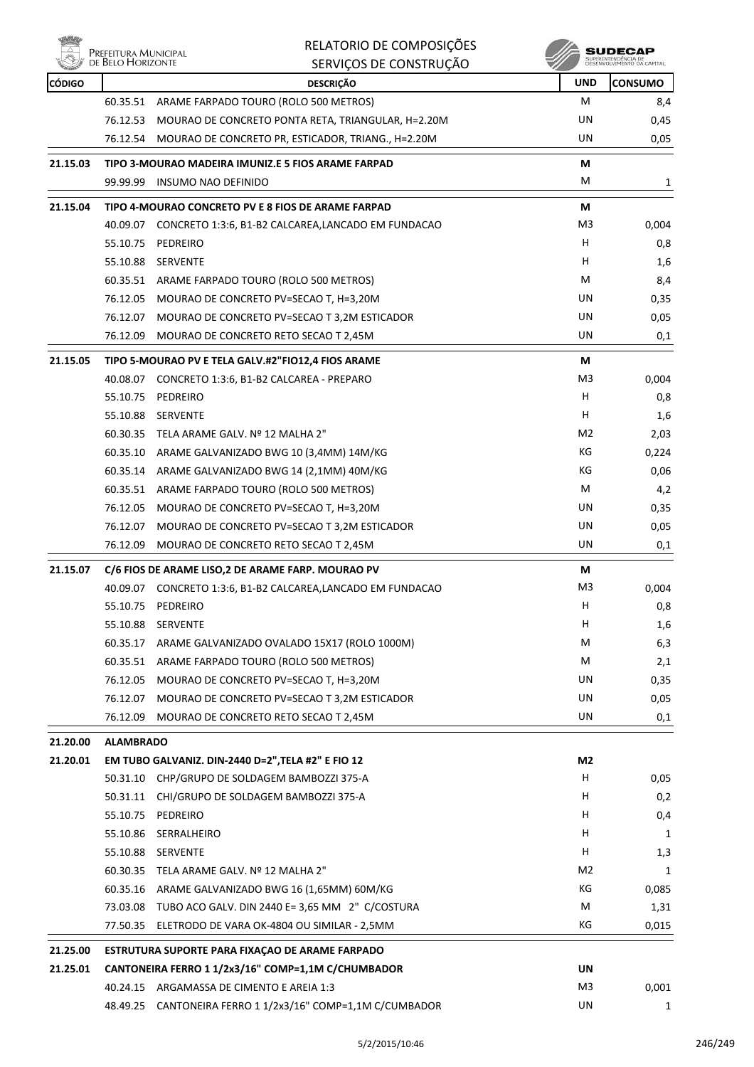| CÓDIGO | | DESCRIÇÃO | UND | CONSUMO |
|---|---|---|---|---|
| | 60.35.51 | ARAME FARPADO TOURO (ROLO 500 METROS) | M | 8,4 |
| | 76.12.53 | MOURAO DE CONCRETO PONTA RETA, TRIANGULAR, H=2.20M | UN | 0,45 |
| | 76.12.54 | MOURAO DE CONCRETO PR, ESTICADOR, TRIANG., H=2.20M | UN | 0,05 |
| 21.15.03 | | TIPO 3-MOURAO MADEIRA IMUNIZ.E 5 FIOS ARAME FARPAD | M | |
| | 99.99.99 | INSUMO NAO DEFINIDO | M | 1 |
| 21.15.04 | | TIPO 4-MOURAO CONCRETO PV E 8 FIOS DE ARAME FARPAD | M | |
| | 40.09.07 | CONCRETO 1:3:6, B1-B2 CALCAREA,LANCADO EM FUNDACAO | M3 | 0,004 |
| | 55.10.75 | PEDREIRO | H | 0,8 |
| | 55.10.88 | SERVENTE | H | 1,6 |
| | 60.35.51 | ARAME FARPADO TOURO (ROLO 500 METROS) | M | 8,4 |
| | 76.12.05 | MOURAO DE CONCRETO PV=SECAO T, H=3,20M | UN | 0,35 |
| | 76.12.07 | MOURAO DE CONCRETO PV=SECAO T 3,2M ESTICADOR | UN | 0,05 |
| | 76.12.09 | MOURAO DE CONCRETO RETO SECAO T 2,45M | UN | 0,1 |
| 21.15.05 | | TIPO 5-MOURAO PV E TELA GALV.#2"FIO12,4 FIOS ARAME | M | |
| | 40.08.07 | CONCRETO 1:3:6, B1-B2 CALCAREA - PREPARO | M3 | 0,004 |
| | 55.10.75 | PEDREIRO | H | 0,8 |
| | 55.10.88 | SERVENTE | H | 1,6 |
| | 60.30.35 | TELA ARAME GALV. Nº 12 MALHA 2" | M2 | 2,03 |
| | 60.35.10 | ARAME GALVANIZADO BWG 10 (3,4MM) 14M/KG | KG | 0,224 |
| | 60.35.14 | ARAME GALVANIZADO BWG 14 (2,1MM) 40M/KG | KG | 0,06 |
| | 60.35.51 | ARAME FARPADO TOURO (ROLO 500 METROS) | M | 4,2 |
| | 76.12.05 | MOURAO DE CONCRETO PV=SECAO T, H=3,20M | UN | 0,35 |
| | 76.12.07 | MOURAO DE CONCRETO PV=SECAO T 3,2M ESTICADOR | UN | 0,05 |
| | 76.12.09 | MOURAO DE CONCRETO RETO SECAO T 2,45M | UN | 0,1 |
| 21.15.07 | | C/6 FIOS DE ARAME LISO,2 DE ARAME FARP. MOURAO PV | M | |
| | 40.09.07 | CONCRETO 1:3:6, B1-B2 CALCAREA,LANCADO EM FUNDACAO | M3 | 0,004 |
| | 55.10.75 | PEDREIRO | H | 0,8 |
| | 55.10.88 | SERVENTE | H | 1,6 |
| | 60.35.17 | ARAME GALVANIZADO OVALADO 15X17 (ROLO 1000M) | M | 6,3 |
| | 60.35.51 | ARAME FARPADO TOURO (ROLO 500 METROS) | M | 2,1 |
| | 76.12.05 | MOURAO DE CONCRETO PV=SECAO T, H=3,20M | UN | 0,35 |
| | 76.12.07 | MOURAO DE CONCRETO PV=SECAO T 3,2M ESTICADOR | UN | 0,05 |
| | 76.12.09 | MOURAO DE CONCRETO RETO SECAO T 2,45M | UN | 0,1 |
| 21.20.00 | ALAMBRADO | | | |
| 21.20.01 | | EM TUBO GALVANIZ. DIN-2440 D=2",TELA #2" E FIO 12 | M2 | |
| | 50.31.10 | CHP/GRUPO DE SOLDAGEM BAMBOZZI 375-A | H | 0,05 |
| | 50.31.11 | CHI/GRUPO DE SOLDAGEM BAMBOZZI 375-A | H | 0,2 |
| | 55.10.75 | PEDREIRO | H | 0,4 |
| | 55.10.86 | SERRALHEIRO | H | 1 |
| | 55.10.88 | SERVENTE | H | 1,3 |
| | 60.30.35 | TELA ARAME GALV. Nº 12 MALHA 2" | M2 | 1 |
| | 60.35.16 | ARAME GALVANIZADO BWG 16 (1,65MM) 60M/KG | KG | 0,085 |
| | 73.03.08 | TUBO ACO GALV. DIN 2440 E= 3,65 MM 2" C/COSTURA | M | 1,31 |
| | 77.50.35 | ELETRODO DE VARA OK-4804 OU SIMILAR - 2,5MM | KG | 0,015 |
| 21.25.00 | | ESTRUTURA SUPORTE PARA FIXAÇAO DE ARAME FARPADO | | |
| 21.25.01 | | CANTONEIRA FERRO 1 1/2x3/16" COMP=1,1M C/CHUMBADOR | UN | |
| | 40.24.15 | ARGAMASSA DE CIMENTO E AREIA 1:3 | M3 | 0,001 |
| | 48.49.25 | CANTONEIRA FERRO 1 1/2x3/16" COMP=1,1M C/CUMBADOR | UN | 1 |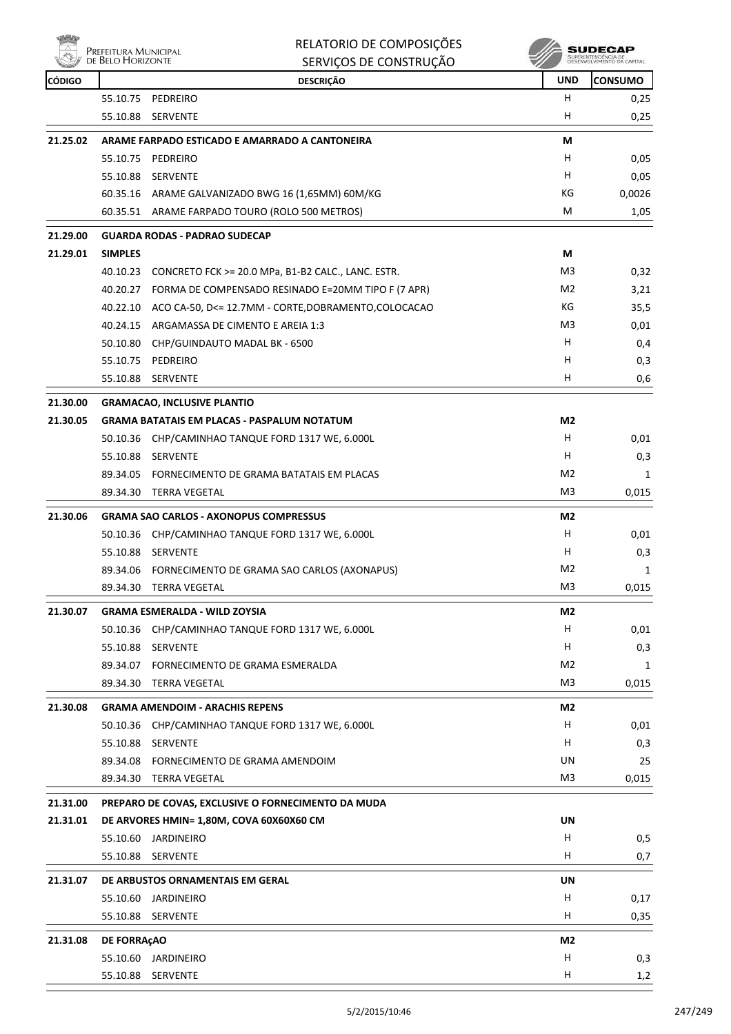| CÓDIGO | DESCRIÇÃO | UND | CONSUMO |
|---|---|---|---|
| | 55.10.75 PEDREIRO | H | 0,25 |
| | 55.10.88 SERVENTE | H | 0,25 |
| **21.25.02** | **ARAME FARPADO ESTICADO E AMARRADO A CANTONEIRA** | **M** | |
| | 55.10.75 PEDREIRO | H | 0,05 |
| | 55.10.88 SERVENTE | H | 0,05 |
| | 60.35.16 ARAME GALVANIZADO BWG 16 (1,65MM) 60M/KG | KG | 0,0026 |
| | 60.35.51 ARAME FARPADO TOURO (ROLO 500 METROS) | M | 1,05 |
| **21.29.00** | **GUARDA RODAS - PADRAO SUDECAP** | | |
| **21.29.01** | **SIMPLES** | **M** | |
| | 40.10.23 CONCRETO FCK >= 20.0 MPa, B1-B2 CALC., LANC. ESTR. | M3 | 0,32 |
| | 40.20.27 FORMA DE COMPENSADO RESINADO E=20MM TIPO F (7 APR) | M2 | 3,21 |
| | 40.22.10 ACO CA-50, D<= 12.7MM - CORTE,DOBRAMENTO,COLOCACAO | KG | 35,5 |
| | 40.24.15 ARGAMASSA DE CIMENTO E AREIA 1:3 | M3 | 0,01 |
| | 50.10.80 CHP/GUINDAUTO MADAL BK - 6500 | H | 0,4 |
| | 55.10.75 PEDREIRO | H | 0,3 |
| | 55.10.88 SERVENTE | H | 0,6 |
| **21.30.00** | **GRAMACAO, INCLUSIVE PLANTIO** | | |
| **21.30.05** | **GRAMA BATATAIS EM PLACAS - PASPALUM NOTATUM** | **M2** | |
| | 50.10.36 CHP/CAMINHAO TANQUE FORD 1317 WE, 6.000L | H | 0,01 |
| | 55.10.88 SERVENTE | H | 0,3 |
| | 89.34.05 FORNECIMENTO DE GRAMA BATATAIS EM PLACAS | M2 | 1 |
| | 89.34.30 TERRA VEGETAL | M3 | 0,015 |
| **21.30.06** | **GRAMA SAO CARLOS - AXONOPUS COMPRESSUS** | **M2** | |
| | 50.10.36 CHP/CAMINHAO TANQUE FORD 1317 WE, 6.000L | H | 0,01 |
| | 55.10.88 SERVENTE | H | 0,3 |
| | 89.34.06 FORNECIMENTO DE GRAMA SAO CARLOS (AXONAPUS) | M2 | 1 |
| | 89.34.30 TERRA VEGETAL | M3 | 0,015 |
| **21.30.07** | **GRAMA ESMERALDA - WILD ZOYSIA** | **M2** | |
| | 50.10.36 CHP/CAMINHAO TANQUE FORD 1317 WE, 6.000L | H | 0,01 |
| | 55.10.88 SERVENTE | H | 0,3 |
| | 89.34.07 FORNECIMENTO DE GRAMA ESMERALDA | M2 | 1 |
| | 89.34.30 TERRA VEGETAL | M3 | 0,015 |
| **21.30.08** | **GRAMA AMENDOIM - ARACHIS REPENS** | **M2** | |
| | 50.10.36 CHP/CAMINHAO TANQUE FORD 1317 WE, 6.000L | H | 0,01 |
| | 55.10.88 SERVENTE | H | 0,3 |
| | 89.34.08 FORNECIMENTO DE GRAMA AMENDOIM | UN | 25 |
| | 89.34.30 TERRA VEGETAL | M3 | 0,015 |
| **21.31.00** | **PREPARO DE COVAS, EXCLUSIVE O FORNECIMENTO DA MUDA** | | |
| **21.31.01** | **DE ARVORES HMIN= 1,80M, COVA 60X60X60 CM** | **UN** | |
| | 55.10.60 JARDINEIRO | H | 0,5 |
| | 55.10.88 SERVENTE | H | 0,7 |
| **21.31.07** | **DE ARBUSTOS ORNAMENTAIS EM GERAL** | **UN** | |
| | 55.10.60 JARDINEIRO | H | 0,17 |
| | 55.10.88 SERVENTE | H | 0,35 |
| **21.31.08** | **DE FORRAçAO** | **M2** | |
| | 55.10.60 JARDINEIRO | H | 0,3 |
| | 55.10.88 SERVENTE | H | 1,2 |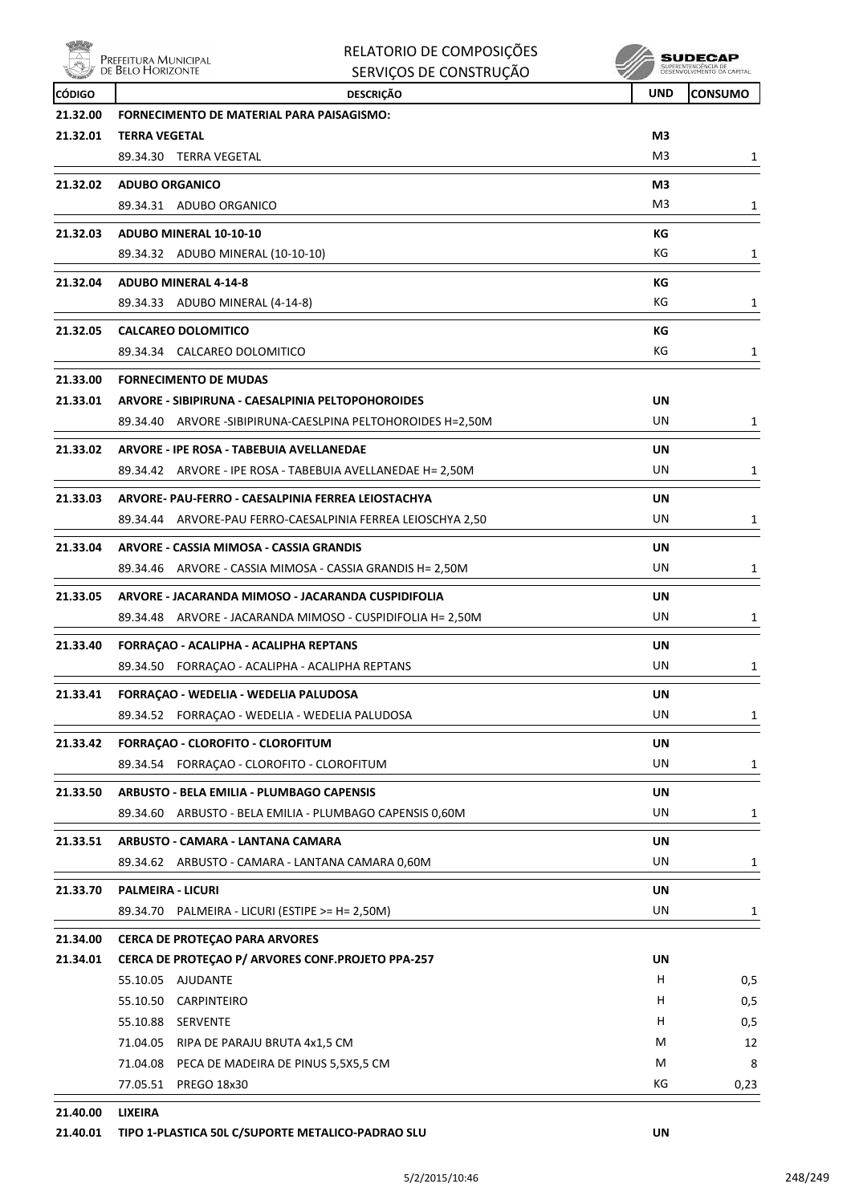| CÓDIGO | DESCRIÇÃO | UND | CONSUMO |
|---|---|---|---|
| 21.32.00 | **FORNECIMENTO DE MATERIAL PARA PAISAGISMO:** | | |
| 21.32.01 | **TERRA VEGETAL** | **M3** | |
| | 89.34.30 TERRA VEGETAL | M3 | 1 |
| 21.32.02 | **ADUBO ORGANICO** | **M3** | |
| | 89.34.31 ADUBO ORGANICO | M3 | 1 |
| 21.32.03 | **ADUBO MINERAL 10-10-10** | **KG** | |
| | 89.34.32 ADUBO MINERAL (10-10-10) | KG | 1 |
| 21.32.04 | **ADUBO MINERAL 4-14-8** | **KG** | |
| | 89.34.33 ADUBO MINERAL (4-14-8) | KG | 1 |
| 21.32.05 | **CALCAREO DOLOMITICO** | **KG** | |
| | 89.34.34 CALCAREO DOLOMITICO | KG | 1 |
| 21.33.00 | **FORNECIMENTO DE MUDAS** | | |
| 21.33.01 | **ARVORE - SIBIPIRUNA - CAESALPINIA PELTOPOHOROIDES** | **UN** | |
| | 89.34.40 ARVORE -SIBIPIRUNA-CAESLPINA PELTOHOROIDES H=2,50M | UN | 1 |
| 21.33.02 | **ARVORE - IPE ROSA - TABEBUIA AVELLANEDAE** | **UN** | |
| | 89.34.42 ARVORE - IPE ROSA - TABEBUIA AVELLANEDAE H= 2,50M | UN | 1 |
| 21.33.03 | **ARVORE- PAU-FERRO - CAESALPINIA FERREA LEIOSTACHYA** | **UN** | |
| | 89.34.44 ARVORE-PAU FERRO-CAESALPINIA FERREA LEIOSCHYA 2,50 | UN | 1 |
| 21.33.04 | **ARVORE - CASSIA MIMOSA - CASSIA GRANDIS** | **UN** | |
| | 89.34.46 ARVORE - CASSIA MIMOSA - CASSIA GRANDIS H= 2,50M | UN | 1 |
| 21.33.05 | **ARVORE - JACARANDA MIMOSO - JACARANDA CUSPIDIFOLIA** | **UN** | |
| | 89.34.48 ARVORE - JACARANDA MIMOSO - CUSPIDIFOLIA H= 2,50M | UN | 1 |
| 21.33.40 | **FORRAÇAO - ACALIPHA - ACALIPHA REPTANS** | **UN** | |
| | 89.34.50 FORRAÇAO - ACALIPHA - ACALIPHA REPTANS | UN | 1 |
| 21.33.41 | **FORRAÇAO - WEDELIA - WEDELIA PALUDOSA** | **UN** | |
| | 89.34.52 FORRAÇAO - WEDELIA - WEDELIA PALUDOSA | UN | 1 |
| 21.33.42 | **FORRAÇAO - CLOROFITO - CLOROFITUM** | **UN** | |
| | 89.34.54 FORRAÇAO - CLOROFITO - CLOROFITUM | UN | 1 |
| 21.33.50 | **ARBUSTO - BELA EMILIA - PLUMBAGO CAPENSIS** | **UN** | |
| | 89.34.60 ARBUSTO - BELA EMILIA - PLUMBAGO CAPENSIS 0,60M | UN | 1 |
| 21.33.51 | **ARBUSTO - CAMARA - LANTANA CAMARA** | **UN** | |
| | 89.34.62 ARBUSTO - CAMARA - LANTANA CAMARA 0,60M | UN | 1 |
| 21.33.70 | **PALMEIRA - LICURI** | **UN** | |
| | 89.34.70 PALMEIRA - LICURI (ESTIPE >= H= 2,50M) | UN | 1 |
| 21.34.00 | **CERCA DE PROTEÇAO PARA ARVORES** | | |
| 21.34.01 | **CERCA DE PROTEÇAO P/ ARVORES CONF.PROJETO PPA-257** | **UN** | |
| | 55.10.05 AJUDANTE | H | 0,5 |
| | 55.10.50 CARPINTEIRO | H | 0,5 |
| | 55.10.88 SERVENTE | H | 0,5 |
| | 71.04.05 RIPA DE PARAJU BRUTA 4x1,5 CM | M | 12 |
| | 71.04.08 PECA DE MADEIRA DE PINUS 5,5X5,5 CM | M | 8 |
| | 77.05.51 PREGO 18x30 | KG | 0,23 |
| 21.40.00 | **LIXEIRA** | | |
| 21.40.01 | **TIPO 1-PLASTICA 50L C/SUPORTE METALICO-PADRAO SLU** | **UN** | |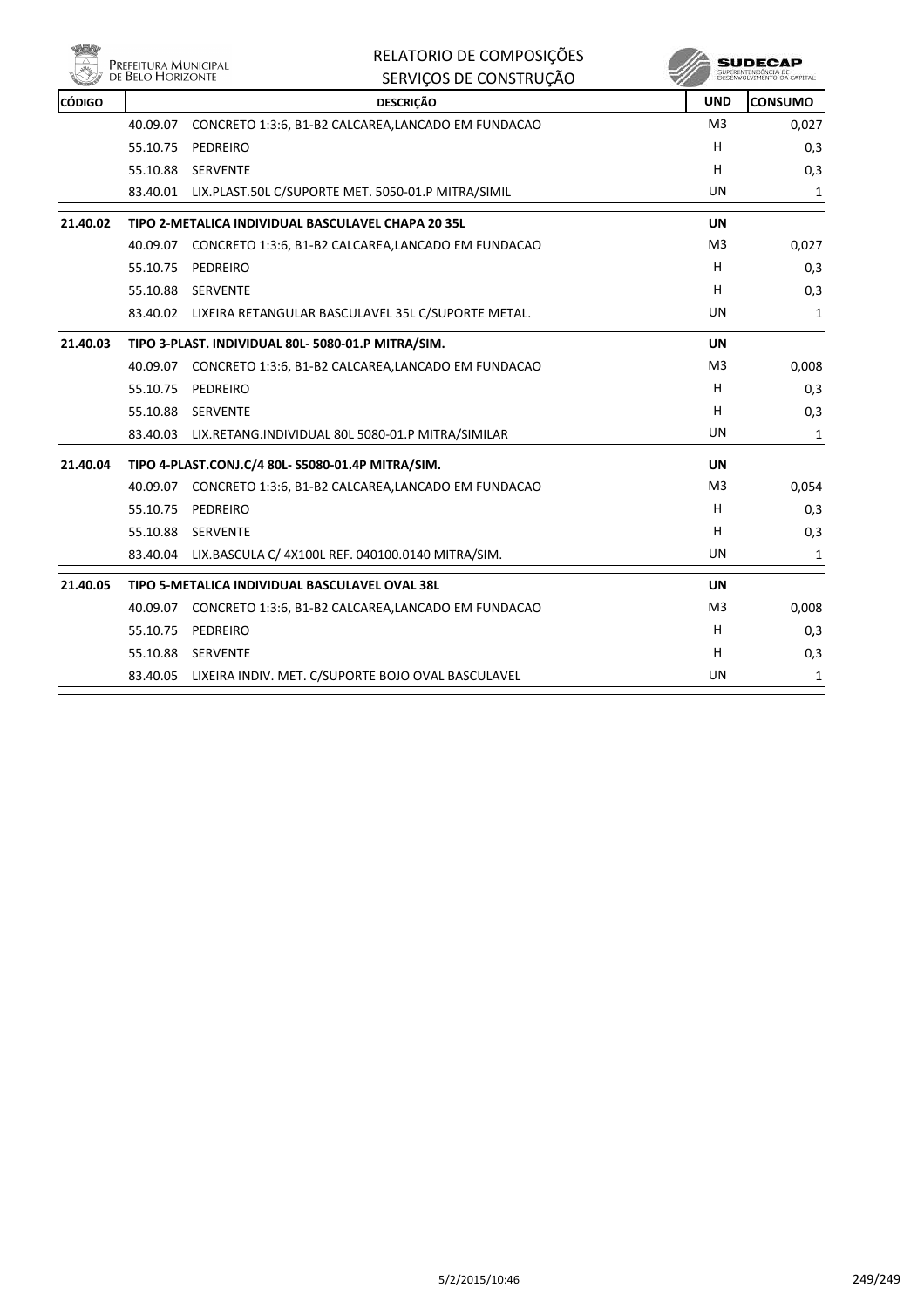| CÓDIGO | | DESCRIÇÃO | UND | CONSUMO |
|---|---|---|---|---|
| | 40.09.07 | CONCRETO 1:3:6, B1-B2 CALCAREA,LANCADO EM FUNDACAO | M3 | 0,027 |
| | 55.10.75 | PEDREIRO | H | 0,3 |
| | 55.10.88 | SERVENTE | H | 0,3 |
| | 83.40.01 | LIX.PLAST.50L C/SUPORTE MET. 5050-01.P MITRA/SIMIL | UN | 1 |
| **21.40.02** | **TIPO 2-METALICA INDIVIDUAL BASCULAVEL CHAPA 20 35L** | | **UN** | |
| | 40.09.07 | CONCRETO 1:3:6, B1-B2 CALCAREA,LANCADO EM FUNDACAO | M3 | 0,027 |
| | 55.10.75 | PEDREIRO | H | 0,3 |
| | 55.10.88 | SERVENTE | H | 0,3 |
| | 83.40.02 | LIXEIRA RETANGULAR BASCULAVEL 35L C/SUPORTE METAL. | UN | 1 |
| **21.40.03** | **TIPO 3-PLAST. INDIVIDUAL 80L- 5080-01.P MITRA/SIM.** | | **UN** | |
| | 40.09.07 | CONCRETO 1:3:6, B1-B2 CALCAREA,LANCADO EM FUNDACAO | M3 | 0,008 |
| | 55.10.75 | PEDREIRO | H | 0,3 |
| | 55.10.88 | SERVENTE | H | 0,3 |
| | 83.40.03 | LIX.RETANG.INDIVIDUAL 80L 5080-01.P MITRA/SIMILAR | UN | 1 |
| **21.40.04** | **TIPO 4-PLAST.CONJ.C/4 80L- S5080-01.4P MITRA/SIM.** | | **UN** | |
| | 40.09.07 | CONCRETO 1:3:6, B1-B2 CALCAREA,LANCADO EM FUNDACAO | M3 | 0,054 |
| | 55.10.75 | PEDREIRO | H | 0,3 |
| | 55.10.88 | SERVENTE | H | 0,3 |
| | 83.40.04 | LIX.BASCULA C/ 4X100L REF. 040100.0140 MITRA/SIM. | UN | 1 |
| **21.40.05** | **TIPO 5-METALICA INDIVIDUAL BASCULAVEL OVAL 38L** | | **UN** | |
| | 40.09.07 | CONCRETO 1:3:6, B1-B2 CALCAREA,LANCADO EM FUNDACAO | M3 | 0,008 |
| | 55.10.75 | PEDREIRO | H | 0,3 |
| | 55.10.88 | SERVENTE | H | 0,3 |
| | 83.40.05 | LIXEIRA INDIV. MET. C/SUPORTE BOJO OVAL BASCULAVEL | UN | 1 |

5/2/2015/10:46